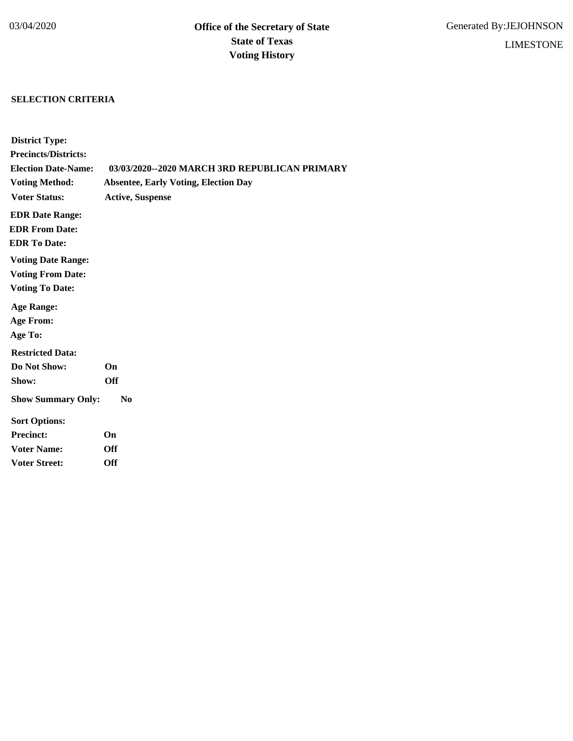03/04/2020

**Office of the Secretary of State**
**State of Texas**
**Voting History**

Generated By:JEJOHNSON

LIMESTONE

**SELECTION CRITERIA**

**District Type:**
**Precincts/Districts:**
**Election Date-Name:** **03/03/2020--2020 MARCH 3RD REPUBLICAN PRIMARY**
**Voting Method:** **Absentee, Early Voting, Election Day**
**Voter Status:** **Active, Suspense**

**EDR Date Range:**
**EDR From Date:**
**EDR To Date:**

**Voting Date Range:**
**Voting From Date:**
**Voting To Date:**

**Age Range:**
**Age From:**
**Age To:**

**Restricted Data:**
**Do Not Show:** **On**
**Show:** **Off**

**Show Summary Only:** **No**

**Sort Options:**
**Precinct:** **On**
**Voter Name:** **Off**
**Voter Street:** **Off**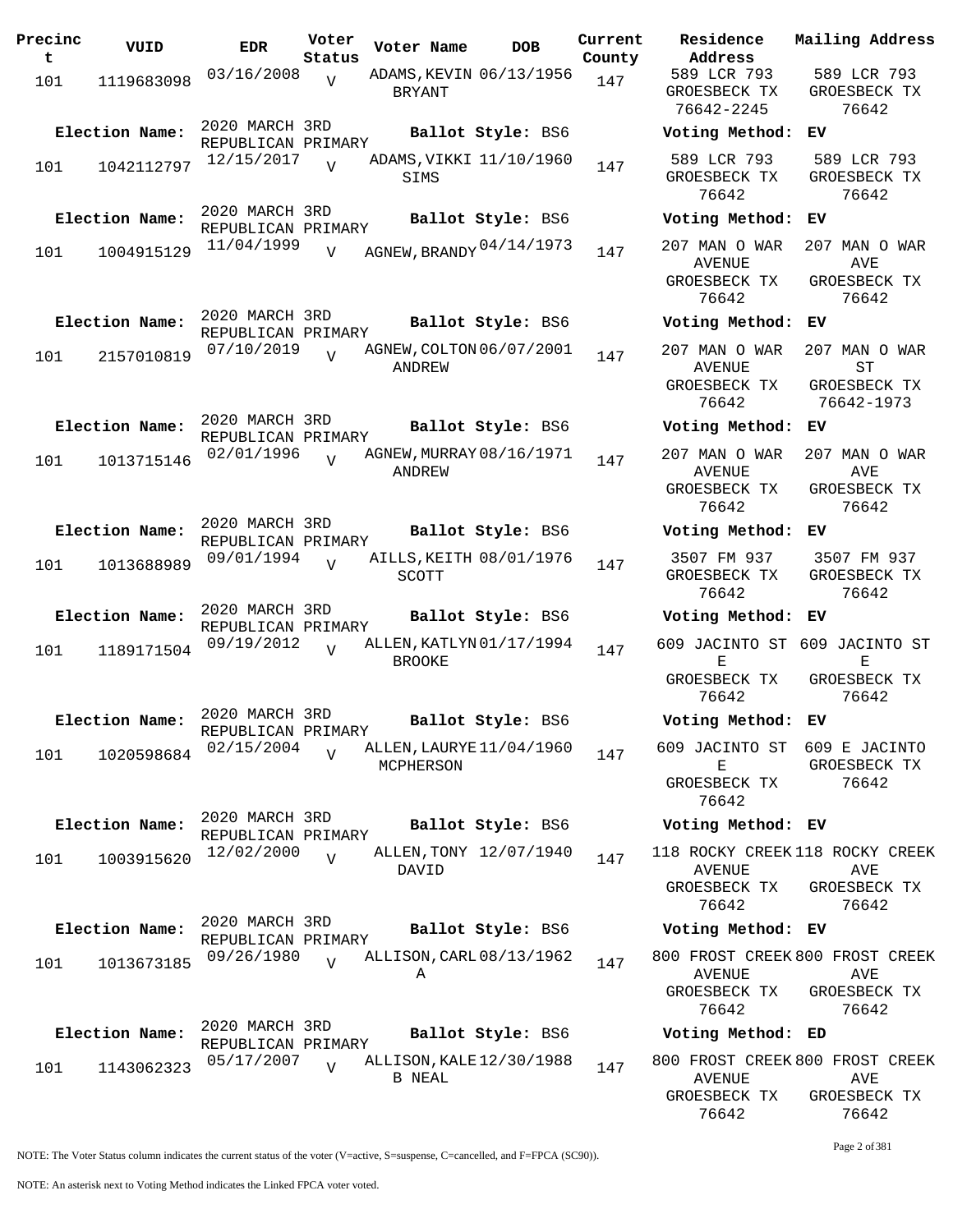| Precinct | VUID | EDR | Voter Status | Voter Name | DOB | Current County | Residence Address | Mailing Address |
|---|---|---|---|---|---|---|---|---|
| 101 | 1119683098 | 03/16/2008 | V | ADAMS, KEVIN BRYANT | 06/13/1956 | 147 | 589 LCR 793 GROESBECK TX 76642-2245 | 589 LCR 793 GROESBECK TX 76642 |
| Election Name: | 2020 MARCH 3RD REPUBLICAN PRIMARY | | | Ballot Style: BS6 | | | Voting Method: EV | |
| 101 | 1042112797 | 12/15/2017 | V | ADAMS, VIKKI SIMS | 11/10/1960 | 147 | 589 LCR 793 GROESBECK TX 76642 | 589 LCR 793 GROESBECK TX 76642 |
| Election Name: | 2020 MARCH 3RD REPUBLICAN PRIMARY | | | Ballot Style: BS6 | | | Voting Method: EV | |
| 101 | 1004915129 | 11/04/1999 | V | AGNEW, BRANDY | 04/14/1973 | 147 | 207 MAN O WAR AVENUE GROESBECK TX 76642 | 207 MAN O WAR AVE GROESBECK TX 76642 |
| Election Name: | 2020 MARCH 3RD REPUBLICAN PRIMARY | | | Ballot Style: BS6 | | | Voting Method: EV | |
| 101 | 2157010819 | 07/10/2019 | V | AGNEW, COLTON ANDREW | 06/07/2001 | 147 | 207 MAN O WAR AVENUE GROESBECK TX 76642 | 207 MAN O WAR ST GROESBECK TX 76642-1973 |
| Election Name: | 2020 MARCH 3RD REPUBLICAN PRIMARY | | | Ballot Style: BS6 | | | Voting Method: EV | |
| 101 | 1013715146 | 02/01/1996 | V | AGNEW, MURRAY ANDREW | 08/16/1971 | 147 | 207 MAN O WAR AVENUE GROESBECK TX 76642 | 207 MAN O WAR AVE GROESBECK TX 76642 |
| Election Name: | 2020 MARCH 3RD REPUBLICAN PRIMARY | | | Ballot Style: BS6 | | | Voting Method: EV | |
| 101 | 1013688989 | 09/01/1994 | V | AILLS, KEITH SCOTT | 08/01/1976 | 147 | 3507 FM 937 GROESBECK TX 76642 | 3507 FM 937 GROESBECK TX 76642 |
| Election Name: | 2020 MARCH 3RD REPUBLICAN PRIMARY | | | Ballot Style: BS6 | | | Voting Method: EV | |
| 101 | 1189171504 | 09/19/2012 | V | ALLEN, KATLYN BROOKE | 01/17/1994 | 147 | 609 JACINTO ST E GROESBECK TX 76642 | 609 JACINTO ST E GROESBECK TX 76642 |
| Election Name: | 2020 MARCH 3RD REPUBLICAN PRIMARY | | | Ballot Style: BS6 | | | Voting Method: EV | |
| 101 | 1020598684 | 02/15/2004 | V | ALLEN, LAURYE MCPHERSON | 11/04/1960 | 147 | 609 JACINTO ST E GROESBECK TX 76642 | 609 E JACINTO GROESBECK TX 76642 |
| Election Name: | 2020 MARCH 3RD REPUBLICAN PRIMARY | | | Ballot Style: BS6 | | | Voting Method: EV | |
| 101 | 1003915620 | 12/02/2000 | V | ALLEN, TONY DAVID | 12/07/1940 | 147 | 118 ROCKY CREEK AVENUE GROESBECK TX 76642 | 118 ROCKY CREEK AVE GROESBECK TX 76642 |
| Election Name: | 2020 MARCH 3RD REPUBLICAN PRIMARY | | | Ballot Style: BS6 | | | Voting Method: EV | |
| 101 | 1013673185 | 09/26/1980 | V | ALLISON, CARL A | 08/13/1962 | 147 | 800 FROST CREEK AVENUE GROESBECK TX 76642 | 800 FROST CREEK AVE GROESBECK TX 76642 |
| Election Name: | 2020 MARCH 3RD REPUBLICAN PRIMARY | | | Ballot Style: BS6 | | | Voting Method: ED | |
| 101 | 1143062323 | 05/17/2007 | V | ALLISON, KALE B NEAL | 12/30/1988 | 147 | 800 FROST CREEK AVENUE GROESBECK TX 76642 | 800 FROST CREEK AVE GROESBECK TX 76642 |

NOTE: The Voter Status column indicates the current status of the voter (V=active, S=suspense, C=cancelled, and F=FPCA (SC90)).

NOTE: An asterisk next to Voting Method indicates the Linked FPCA voter voted.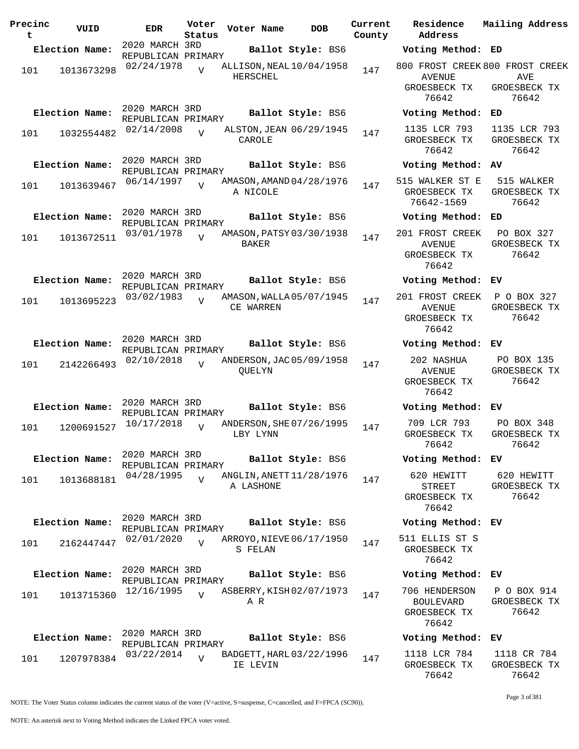| Precinct | VUID | EDR | Voter Status | Voter Name | DOB | Current County | Residence Address | Mailing Address |
|---|---|---|---|---|---|---|---|---|
| **Election Name:** | | 2020 MARCH 3RD REPUBLICAN PRIMARY | | **Ballot Style:** BS6 | | | **Voting Method:** ED | |
| 101 | 1013673298 | 02/24/1978 | V | ALLISON, NEAL HERSCHEL | 10/04/1958 | 147 | 800 FROST CREEK AVENUE GROESBECK TX 76642 | 800 FROST CREEK AVE GROESBECK TX 76642 |
| **Election Name:** | | 2020 MARCH 3RD REPUBLICAN PRIMARY | | **Ballot Style:** BS6 | | | **Voting Method:** ED | |
| 101 | 1032554482 | 02/14/2008 | V | ALSTON, JEAN CAROLE | 06/29/1945 | 147 | 1135 LCR 793 GROESBECK TX 76642 | 1135 LCR 793 GROESBECK TX 76642 |
| **Election Name:** | | 2020 MARCH 3RD REPUBLICAN PRIMARY | | **Ballot Style:** BS6 | | | **Voting Method:** AV | |
| 101 | 1013639467 | 06/14/1997 | V | AMASON, AMANDA NICOLE | 04/28/1976 | 147 | 515 WALKER ST E GROESBECK TX 76642-1569 | 515 WALKER GROESBECK TX 76642 |
| **Election Name:** | | 2020 MARCH 3RD REPUBLICAN PRIMARY | | **Ballot Style:** BS6 | | | **Voting Method:** ED | |
| 101 | 1013672511 | 03/01/1978 | V | AMASON, PATSY BAKER | 03/30/1938 | 147 | 201 FROST CREEK AVENUE GROESBECK TX 76642 | PO BOX 327 GROESBECK TX 76642 |
| **Election Name:** | | 2020 MARCH 3RD REPUBLICAN PRIMARY | | **Ballot Style:** BS6 | | | **Voting Method:** EV | |
| 101 | 1013695223 | 03/02/1983 | V | AMASON, WALLACE WARREN | 05/07/1945 | 147 | 201 FROST CREEK AVENUE GROESBECK TX 76642 | P O BOX 327 GROESBECK TX 76642 |
| **Election Name:** | | 2020 MARCH 3RD REPUBLICAN PRIMARY | | **Ballot Style:** BS6 | | | **Voting Method:** EV | |
| 101 | 2142266493 | 02/10/2018 | V | ANDERSON, JACQUELYN | 05/09/1958 | 147 | 202 NASHUA AVENUE GROESBECK TX 76642 | PO BOX 135 GROESBECK TX 76642 |
| **Election Name:** | | 2020 MARCH 3RD REPUBLICAN PRIMARY | | **Ballot Style:** BS6 | | | **Voting Method:** EV | |
| 101 | 1200691527 | 10/17/2018 | V | ANDERSON, SHELBY LYNN | 07/26/1995 | 147 | 709 LCR 793 GROESBECK TX 76642 | PO BOX 348 GROESBECK TX 76642 |
| **Election Name:** | | 2020 MARCH 3RD REPUBLICAN PRIMARY | | **Ballot Style:** BS6 | | | **Voting Method:** EV | |
| 101 | 1013688181 | 04/28/1995 | V | ANGLIN, ANETTA LASHONE | 11/28/1976 | 147 | 620 HEWITT STREET GROESBECK TX 76642 | 620 HEWITT GROESBECK TX 76642 |
| **Election Name:** | | 2020 MARCH 3RD REPUBLICAN PRIMARY | | **Ballot Style:** BS6 | | | **Voting Method:** EV | |
| 101 | 2162447447 | 02/01/2020 | V | ARROYO, NIEVES FELAN | 06/17/1950 | 147 | 511 ELLIS ST S GROESBECK TX 76642 | |
| **Election Name:** | | 2020 MARCH 3RD REPUBLICAN PRIMARY | | **Ballot Style:** BS6 | | | **Voting Method:** EV | |
| 101 | 1013715360 | 12/16/1995 | V | ASBERRY, KISHA R | 02/07/1973 | 147 | 706 HENDERSON BOULEVARD GROESBECK TX 76642 | P O BOX 914 GROESBECK TX 76642 |
| **Election Name:** | | 2020 MARCH 3RD REPUBLICAN PRIMARY | | **Ballot Style:** BS6 | | | **Voting Method:** EV | |
| 101 | 1207978384 | 03/22/2014 | V | BADGETT, HARLIE LEVIN | 03/22/1996 | 147 | 1118 LCR 784 GROESBECK TX 76642 | 1118 CR 784 GROESBECK TX 76642 |

NOTE: The Voter Status column indicates the current status of the voter (V=active, S=suspense, C=cancelled, and F=FPCA (SC90)).

NOTE: An asterisk next to Voting Method indicates the Linked FPCA voter voted.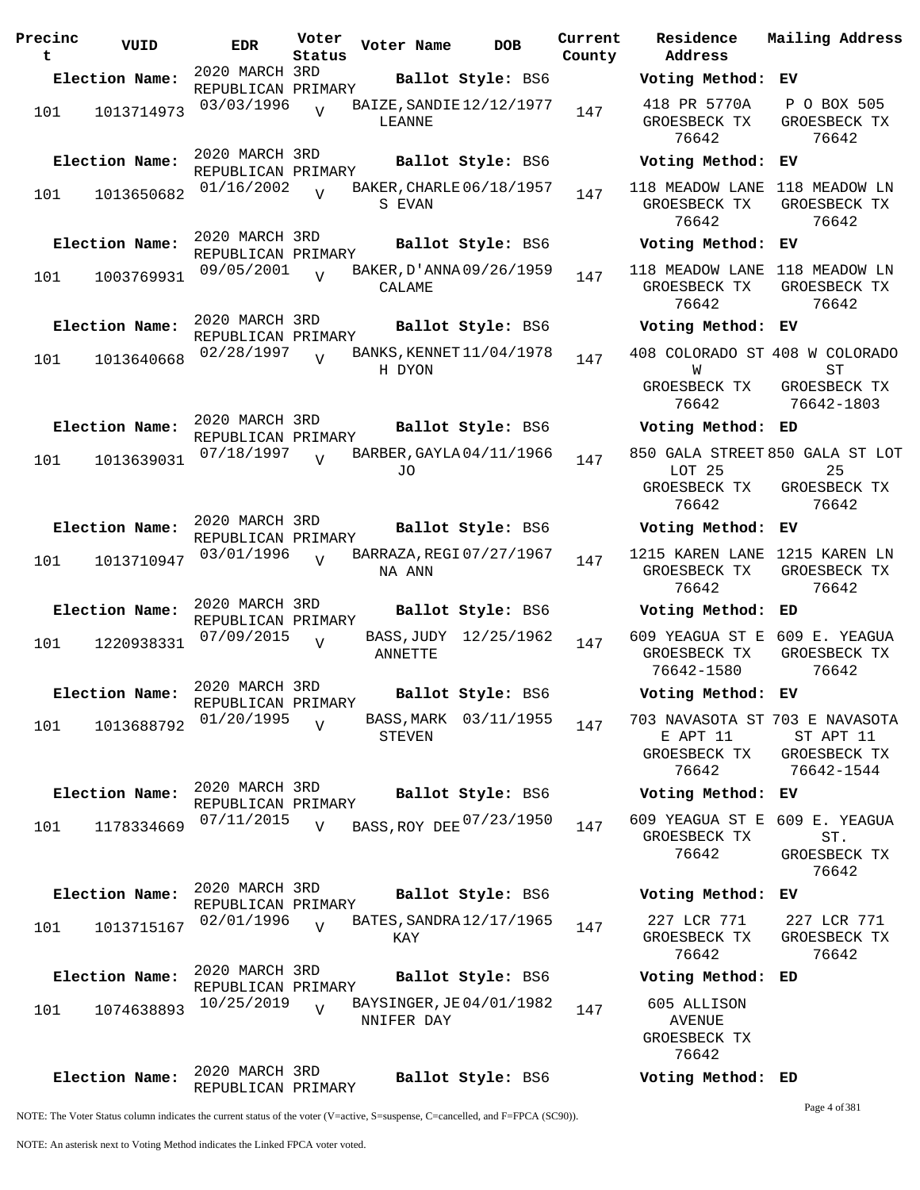| Precinct | VUID | EDR | Voter Status | Voter Name | DOB | Current County | Residence Address | Mailing Address |
|---|---|---|---|---|---|---|---|---|
| **Election Name:** | | 2020 MARCH 3RD REPUBLICAN PRIMARY | | **Ballot Style:** BS6 | | | **Voting Method:** EV | |
| 101 | 1013714973 | 03/03/1996 | V | BAIZE,SANDIE LEANNE | 12/12/1977 | 147 | 418 PR 5770A GROESBECK TX 76642 | P O BOX 505 GROESBECK TX 76642 |
| **Election Name:** | | 2020 MARCH 3RD REPUBLICAN PRIMARY | | **Ballot Style:** BS6 | | | **Voting Method:** EV | |
| 101 | 1013650682 | 01/16/2002 | V | BAKER,CHARLES EVAN | 06/18/1957 | 147 | 118 MEADOW LANE GROESBECK TX 76642 | 118 MEADOW LN GROESBECK TX 76642 |
| **Election Name:** | | 2020 MARCH 3RD REPUBLICAN PRIMARY | | **Ballot Style:** BS6 | | | **Voting Method:** EV | |
| 101 | 1003769931 | 09/05/2001 | V | BAKER,D'ANNA CALAME | 09/26/1959 | 147 | 118 MEADOW LANE GROESBECK TX 76642 | 118 MEADOW LN GROESBECK TX 76642 |
| **Election Name:** | | 2020 MARCH 3RD REPUBLICAN PRIMARY | | **Ballot Style:** BS6 | | | **Voting Method:** EV | |
| 101 | 1013640668 | 02/28/1997 | V | BANKS,KENNETH DYON | 11/04/1978 | 147 | 408 COLORADO ST W GROESBECK TX 76642 | 408 W COLORADO ST GROESBECK TX 76642-1803 |
| **Election Name:** | | 2020 MARCH 3RD REPUBLICAN PRIMARY | | **Ballot Style:** BS6 | | | **Voting Method:** ED | |
| 101 | 1013639031 | 07/18/1997 | V | BARBER,GAYLA JO | 04/11/1966 | 147 | 850 GALA STREET LOT 25 GROESBECK TX 76642 | 850 GALA ST LOT 25 GROESBECK TX 76642 |
| **Election Name:** | | 2020 MARCH 3RD REPUBLICAN PRIMARY | | **Ballot Style:** BS6 | | | **Voting Method:** EV | |
| 101 | 1013710947 | 03/01/1996 | V | BARRAZA,REGINA ANN | 07/27/1967 | 147 | 1215 KAREN LANE GROESBECK TX 76642 | 1215 KAREN LN GROESBECK TX 76642 |
| **Election Name:** | | 2020 MARCH 3RD REPUBLICAN PRIMARY | | **Ballot Style:** BS6 | | | **Voting Method:** ED | |
| 101 | 1220938331 | 07/09/2015 | V | BASS,JUDY ANNETTE | 12/25/1962 | 147 | 609 YEAGUA ST E GROESBECK TX 76642-1580 | 609 E. YEAGUA GROESBECK TX 76642 |
| **Election Name:** | | 2020 MARCH 3RD REPUBLICAN PRIMARY | | **Ballot Style:** BS6 | | | **Voting Method:** EV | |
| 101 | 1013688792 | 01/20/1995 | V | BASS,MARK STEVEN | 03/11/1955 | 147 | 703 NAVASOTA ST E APT 11 GROESBECK TX 76642 | 703 E NAVASOTA ST APT 11 GROESBECK TX 76642-1544 |
| **Election Name:** | | 2020 MARCH 3RD REPUBLICAN PRIMARY | | **Ballot Style:** BS6 | | | **Voting Method:** EV | |
| 101 | 1178334669 | 07/11/2015 | V | BASS,ROY DEE | 07/23/1950 | 147 | 609 YEAGUA ST E GROESBECK TX 76642 | 609 E. YEAGUA ST. GROESBECK TX 76642 |
| **Election Name:** | | 2020 MARCH 3RD REPUBLICAN PRIMARY | | **Ballot Style:** BS6 | | | **Voting Method:** EV | |
| 101 | 1013715167 | 02/01/1996 | V | BATES,SANDRA KAY | 12/17/1965 | 147 | 227 LCR 771 GROESBECK TX 76642 | 227 LCR 771 GROESBECK TX 76642 |
| **Election Name:** | | 2020 MARCH 3RD REPUBLICAN PRIMARY | | **Ballot Style:** BS6 | | | **Voting Method:** ED | |
| 101 | 1074638893 | 10/25/2019 | V | BAYSINGER,JENNIFER DAY | 04/01/1982 | 147 | 605 ALLISON AVENUE GROESBECK TX 76642 | |
| **Election Name:** | | 2020 MARCH 3RD REPUBLICAN PRIMARY | | **Ballot Style:** BS6 | | | **Voting Method:** ED | |

NOTE: The Voter Status column indicates the current status of the voter (V=active, S=suspense, C=cancelled, and F=FPCA (SC90)).

NOTE: An asterisk next to Voting Method indicates the Linked FPCA voter voted.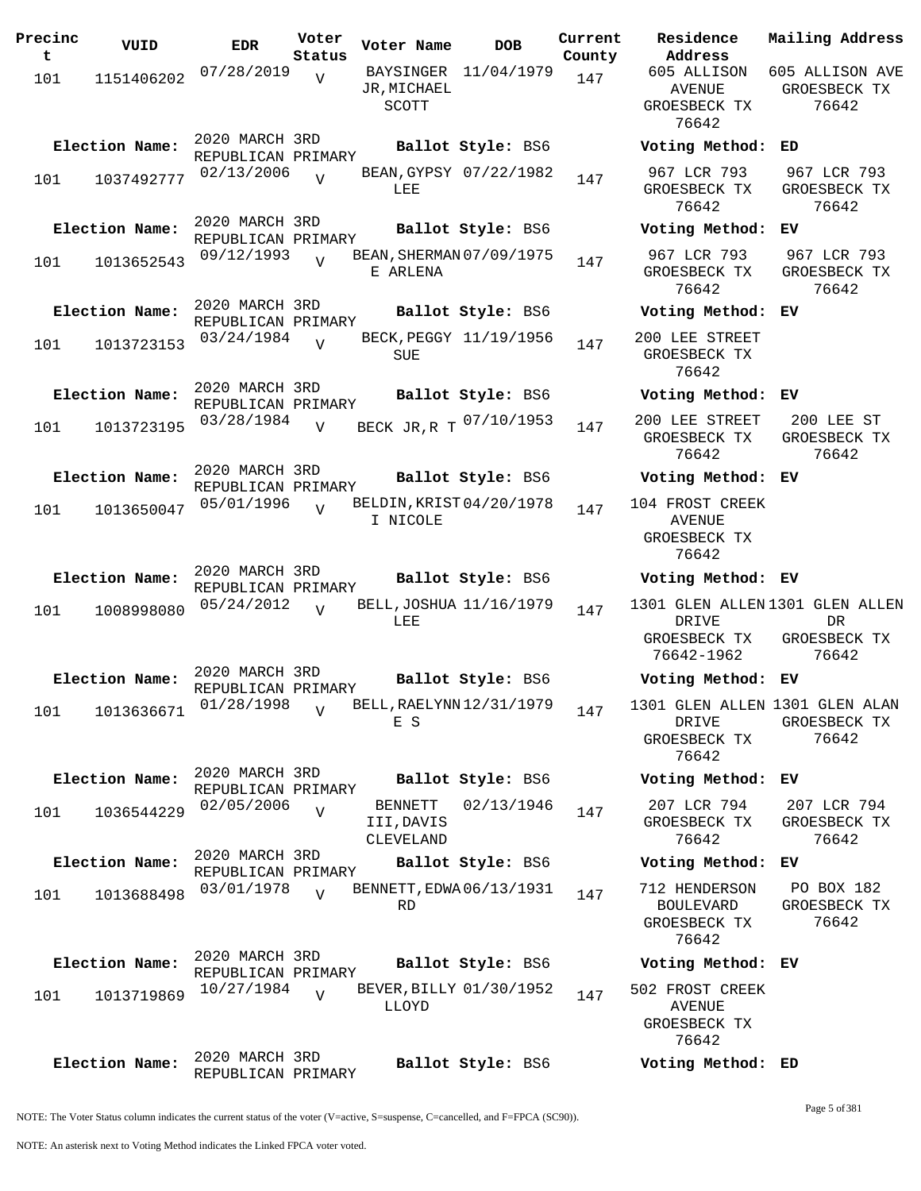| Precinct | VUID | EDR | Voter Status | Voter Name | DOB | Current County | Residence Address | Mailing Address |
|---|---|---|---|---|---|---|---|---|
| 101 | 1151406202 | 07/28/2019 | V | BAYSINGER JR,MICHAEL SCOTT | 11/04/1979 | 147 | 605 ALLISON AVENUE GROESBECK TX 76642 | 605 ALLISON AVE GROESBECK TX 76642 |
| Election Name: | 2020 MARCH 3RD REPUBLICAN PRIMARY | | | Ballot Style: BS6 | | | Voting Method: ED | |
| 101 | 1037492777 | 02/13/2006 | V | BEAN,GYPSY LEE | 07/22/1982 | 147 | 967 LCR 793 GROESBECK TX 76642 | 967 LCR 793 GROESBECK TX 76642 |
| Election Name: | 2020 MARCH 3RD REPUBLICAN PRIMARY | | | Ballot Style: BS6 | | | Voting Method: EV | |
| 101 | 1013652543 | 09/12/1993 | V | BEAN,SHERMAN E ARLENA | 07/09/1975 | 147 | 967 LCR 793 GROESBECK TX 76642 | 967 LCR 793 GROESBECK TX 76642 |
| Election Name: | 2020 MARCH 3RD REPUBLICAN PRIMARY | | | Ballot Style: BS6 | | | Voting Method: EV | |
| 101 | 1013723153 | 03/24/1984 | V | BECK,PEGGY SUE | 11/19/1956 | 147 | 200 LEE STREET GROESBECK TX 76642 | |
| Election Name: | 2020 MARCH 3RD REPUBLICAN PRIMARY | | | Ballot Style: BS6 | | | Voting Method: EV | |
| 101 | 1013723195 | 03/28/1984 | V | BECK JR,R T | 07/10/1953 | 147 | 200 LEE STREET GROESBECK TX 76642 | 200 LEE ST GROESBECK TX 76642 |
| Election Name: | 2020 MARCH 3RD REPUBLICAN PRIMARY | | | Ballot Style: BS6 | | | Voting Method: EV | |
| 101 | 1013650047 | 05/01/1996 | V | BELDIN,KRISTI NICOLE | 04/20/1978 | 147 | 104 FROST CREEK AVENUE GROESBECK TX 76642 | |
| Election Name: | 2020 MARCH 3RD REPUBLICAN PRIMARY | | | Ballot Style: BS6 | | | Voting Method: EV | |
| 101 | 1008998080 | 05/24/2012 | V | BELL,JOSHUA LEE | 11/16/1979 | 147 | 1301 GLEN ALLEN DRIVE GROESBECK TX 76642-1962 | 1301 GLEN ALLEN DR GROESBECK TX 76642 |
| Election Name: | 2020 MARCH 3RD REPUBLICAN PRIMARY | | | Ballot Style: BS6 | | | Voting Method: EV | |
| 101 | 1013636671 | 01/28/1998 | V | BELL,RAELYNNE S | 12/31/1979 | 147 | 1301 GLEN ALLEN DRIVE GROESBECK TX 76642 | 1301 GLEN ALAN GROESBECK TX 76642 |
| Election Name: | 2020 MARCH 3RD REPUBLICAN PRIMARY | | | Ballot Style: BS6 | | | Voting Method: EV | |
| 101 | 1036544229 | 02/05/2006 | V | BENNETT III,DAVIS CLEVELAND | 02/13/1946 | 147 | 207 LCR 794 GROESBECK TX 76642 | 207 LCR 794 GROESBECK TX 76642 |
| Election Name: | 2020 MARCH 3RD REPUBLICAN PRIMARY | | | Ballot Style: BS6 | | | Voting Method: EV | |
| 101 | 1013688498 | 03/01/1978 | V | BENNETT,EDWARD | 06/13/1931 | 147 | 712 HENDERSON BOULEVARD GROESBECK TX 76642 | PO BOX 182 GROESBECK TX 76642 |
| Election Name: | 2020 MARCH 3RD REPUBLICAN PRIMARY | | | Ballot Style: BS6 | | | Voting Method: EV | |
| 101 | 1013719869 | 10/27/1984 | V | BEVER,BILLY LLOYD | 01/30/1952 | 147 | 502 FROST CREEK AVENUE GROESBECK TX 76642 | |
| Election Name: | 2020 MARCH 3RD REPUBLICAN PRIMARY | | | Ballot Style: BS6 | | | Voting Method: ED | |

NOTE: The Voter Status column indicates the current status of the voter (V=active, S=suspense, C=cancelled, and F=FPCA (SC90)).

NOTE: An asterisk next to Voting Method indicates the Linked FPCA voter voted.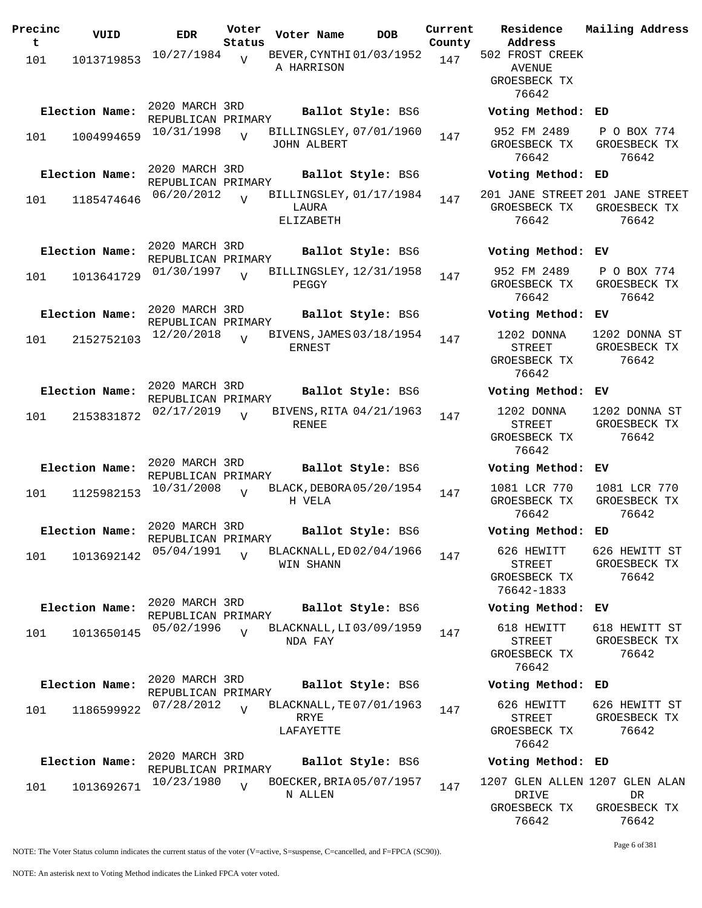| Precinct | VUID | EDR | Voter Status | Voter Name | DOB | Current County | Residence Address | Mailing Address |
|---|---|---|---|---|---|---|---|---|
| 101 | 1013719853 | 10/27/1984 | V | BEVER,CYNTHIA HARRISON | 01/03/1952 | 147 | 502 FROST CREEK AVENUE GROESBECK TX 76642 | |
| **Election Name:** | | 2020 MARCH 3RD REPUBLICAN PRIMARY | | **Ballot Style:** BS6 | | | **Voting Method:** ED | |
| 101 | 1004994659 | 10/31/1998 | V | BILLINGSLEY, JOHN ALBERT | 07/01/1960 | 147 | 952 FM 2489 GROESBECK TX 76642 | P O BOX 774 GROESBECK TX 76642 |
| **Election Name:** | | 2020 MARCH 3RD REPUBLICAN PRIMARY | | **Ballot Style:** BS6 | | | **Voting Method:** ED | |
| 101 | 1185474646 | 06/20/2012 | V | BILLINGSLEY, LAURA ELIZABETH | 01/17/1984 | 147 | 201 JANE STREET GROESBECK TX 76642 | 201 JANE STREET GROESBECK TX 76642 |
| **Election Name:** | | 2020 MARCH 3RD REPUBLICAN PRIMARY | | **Ballot Style:** BS6 | | | **Voting Method:** EV | |
| 101 | 1013641729 | 01/30/1997 | V | BILLINGSLEY, PEGGY | 12/31/1958 | 147 | 952 FM 2489 GROESBECK TX 76642 | P O BOX 774 GROESBECK TX 76642 |
| **Election Name:** | | 2020 MARCH 3RD REPUBLICAN PRIMARY | | **Ballot Style:** BS6 | | | **Voting Method:** EV | |
| 101 | 2152752103 | 12/20/2018 | V | BIVENS,JAMES ERNEST | 03/18/1954 | 147 | 1202 DONNA STREET GROESBECK TX 76642 | 1202 DONNA ST GROESBECK TX 76642 |
| **Election Name:** | | 2020 MARCH 3RD REPUBLICAN PRIMARY | | **Ballot Style:** BS6 | | | **Voting Method:** EV | |
| 101 | 2153831872 | 02/17/2019 | V | BIVENS,RITA RENEE | 04/21/1963 | 147 | 1202 DONNA STREET GROESBECK TX 76642 | 1202 DONNA ST GROESBECK TX 76642 |
| **Election Name:** | | 2020 MARCH 3RD REPUBLICAN PRIMARY | | **Ballot Style:** BS6 | | | **Voting Method:** EV | |
| 101 | 1125982153 | 10/31/2008 | V | BLACK,DEBORAH VELA | 05/20/1954 | 147 | 1081 LCR 770 GROESBECK TX 76642 | 1081 LCR 770 GROESBECK TX 76642 |
| **Election Name:** | | 2020 MARCH 3RD REPUBLICAN PRIMARY | | **Ballot Style:** BS6 | | | **Voting Method:** ED | |
| 101 | 1013692142 | 05/04/1991 | V | BLACKNALL,EDWIN SHANN | 02/04/1966 | 147 | 626 HEWITT STREET GROESBECK TX 76642-1833 | 626 HEWITT ST GROESBECK TX 76642 |
| **Election Name:** | | 2020 MARCH 3RD REPUBLICAN PRIMARY | | **Ballot Style:** BS6 | | | **Voting Method:** EV | |
| 101 | 1013650145 | 05/02/1996 | V | BLACKNALL,LINDA FAY | 03/09/1959 | 147 | 618 HEWITT STREET GROESBECK TX 76642 | 618 HEWITT ST GROESBECK TX 76642 |
| **Election Name:** | | 2020 MARCH 3RD REPUBLICAN PRIMARY | | **Ballot Style:** BS6 | | | **Voting Method:** ED | |
| 101 | 1186599922 | 07/28/2012 | V | BLACKNALL,TERRYE LAFAYETTE | 07/01/1963 | 147 | 626 HEWITT STREET GROESBECK TX 76642 | 626 HEWITT ST GROESBECK TX 76642 |
| **Election Name:** | | 2020 MARCH 3RD REPUBLICAN PRIMARY | | **Ballot Style:** BS6 | | | **Voting Method:** ED | |
| 101 | 1013692671 | 10/23/1980 | V | BOECKER,BRIAN ALLEN | 05/07/1957 | 147 | 1207 GLEN ALLEN DRIVE GROESBECK TX 76642 | 1207 GLEN ALAN DR GROESBECK TX 76642 |

NOTE: The Voter Status column indicates the current status of the voter (V=active, S=suspense, C=cancelled, and F=FPCA (SC90)).

NOTE: An asterisk next to Voting Method indicates the Linked FPCA voter voted.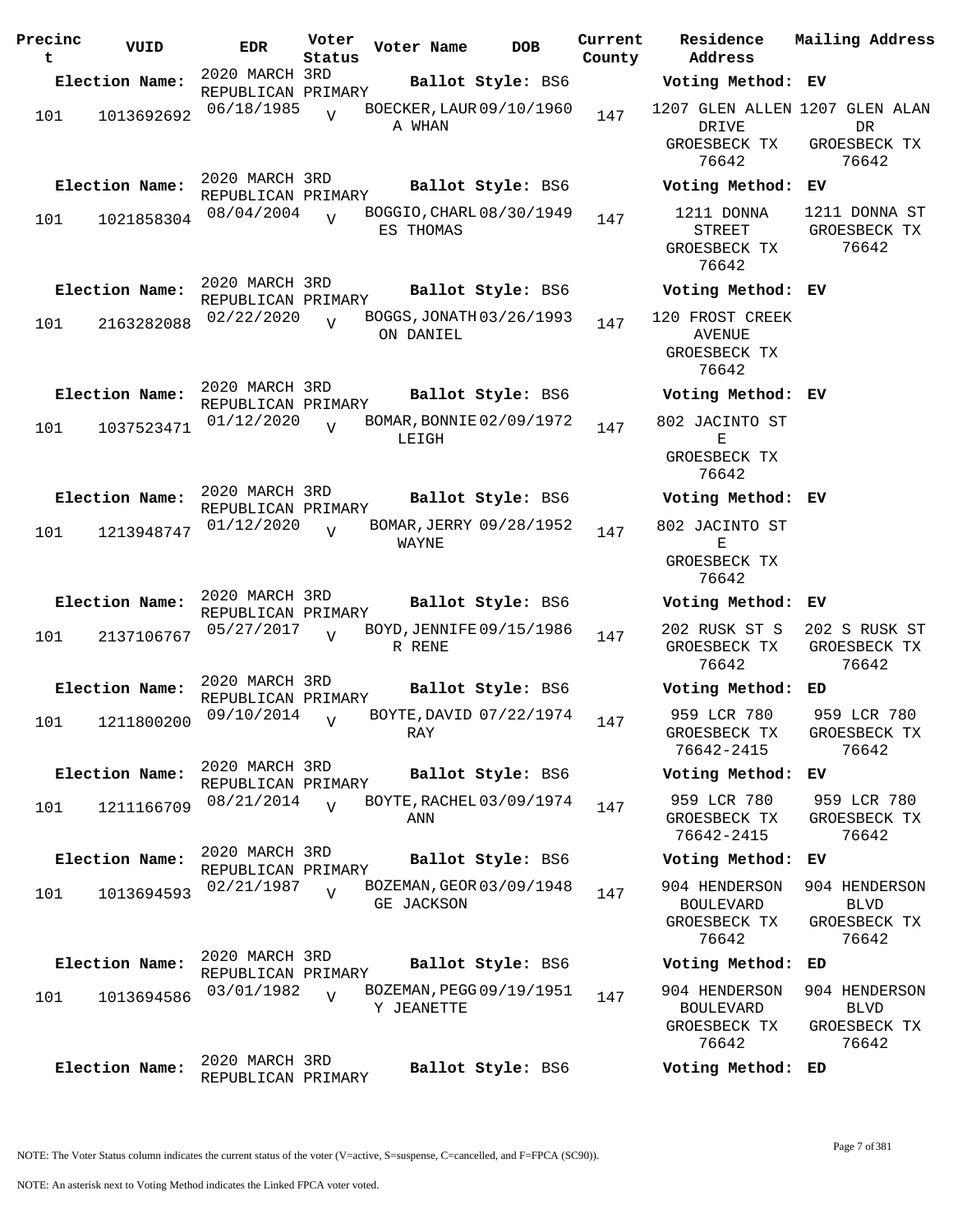| Precinct | VUID | EDR | Voter Status | Voter Name | DOB | Current County | Residence Address | Mailing Address |
|---|---|---|---|---|---|---|---|---|
| **Election Name:** | | 2020 MARCH 3RD REPUBLICAN PRIMARY | | **Ballot Style:** BS6 | | | **Voting Method:** EV | |
| 101 | 1013692692 | 06/18/1985 | V | BOECKER, LAURA WHAN | 09/10/1960 | 147 | 1207 GLEN ALLEN DRIVE GROESBECK TX 76642 | 1207 GLEN ALAN DR GROESBECK TX 76642 |
| **Election Name:** | | 2020 MARCH 3RD REPUBLICAN PRIMARY | | **Ballot Style:** BS6 | | | **Voting Method:** EV | |
| 101 | 1021858304 | 08/04/2004 | V | BOGGIO, CHARLES THOMAS | 08/30/1949 | 147 | 1211 DONNA STREET GROESBECK TX 76642 | 1211 DONNA ST GROESBECK TX 76642 |
| **Election Name:** | | 2020 MARCH 3RD REPUBLICAN PRIMARY | | **Ballot Style:** BS6 | | | **Voting Method:** EV | |
| 101 | 2163282088 | 02/22/2020 | V | BOGGS, JONATHON DANIEL | 03/26/1993 | 147 | 120 FROST CREEK AVENUE GROESBECK TX 76642 | |
| **Election Name:** | | 2020 MARCH 3RD REPUBLICAN PRIMARY | | **Ballot Style:** BS6 | | | **Voting Method:** EV | |
| 101 | 1037523471 | 01/12/2020 | V | BOMAR, BONNIE LEIGH | 02/09/1972 | 147 | 802 JACINTO ST E GROESBECK TX 76642 | |
| **Election Name:** | | 2020 MARCH 3RD REPUBLICAN PRIMARY | | **Ballot Style:** BS6 | | | **Voting Method:** EV | |
| 101 | 1213948747 | 01/12/2020 | V | BOMAR, JERRY WAYNE | 09/28/1952 | 147 | 802 JACINTO ST E GROESBECK TX 76642 | |
| **Election Name:** | | 2020 MARCH 3RD REPUBLICAN PRIMARY | | **Ballot Style:** BS6 | | | **Voting Method:** EV | |
| 101 | 2137106767 | 05/27/2017 | V | BOYD, JENNIFER RENE | 09/15/1986 | 147 | 202 RUSK ST S GROESBECK TX 76642 | 202 S RUSK ST GROESBECK TX 76642 |
| **Election Name:** | | 2020 MARCH 3RD REPUBLICAN PRIMARY | | **Ballot Style:** BS6 | | | **Voting Method:** ED | |
| 101 | 1211800200 | 09/10/2014 | V | BOYTE, DAVID RAY | 07/22/1974 | 147 | 959 LCR 780 GROESBECK TX 76642-2415 | 959 LCR 780 GROESBECK TX 76642 |
| **Election Name:** | | 2020 MARCH 3RD REPUBLICAN PRIMARY | | **Ballot Style:** BS6 | | | **Voting Method:** EV | |
| 101 | 1211166709 | 08/21/2014 | V | BOYTE, RACHEL ANN | 03/09/1974 | 147 | 959 LCR 780 GROESBECK TX 76642-2415 | 959 LCR 780 GROESBECK TX 76642 |
| **Election Name:** | | 2020 MARCH 3RD REPUBLICAN PRIMARY | | **Ballot Style:** BS6 | | | **Voting Method:** EV | |
| 101 | 1013694593 | 02/21/1987 | V | BOZEMAN, GEORGE JACKSON | 03/09/1948 | 147 | 904 HENDERSON BOULEVARD GROESBECK TX 76642 | 904 HENDERSON BLVD GROESBECK TX 76642 |
| **Election Name:** | | 2020 MARCH 3RD REPUBLICAN PRIMARY | | **Ballot Style:** BS6 | | | **Voting Method:** ED | |
| 101 | 1013694586 | 03/01/1982 | V | BOZEMAN, PEGGY JEANETTE | 09/19/1951 | 147 | 904 HENDERSON BOULEVARD GROESBECK TX 76642 | 904 HENDERSON BLVD GROESBECK TX 76642 |
| **Election Name:** | | 2020 MARCH 3RD REPUBLICAN PRIMARY | | **Ballot Style:** BS6 | | | **Voting Method:** ED | |

NOTE: The Voter Status column indicates the current status of the voter (V=active, S=suspense, C=cancelled, and F=FPCA (SC90)).

NOTE: An asterisk next to Voting Method indicates the Linked FPCA voter voted.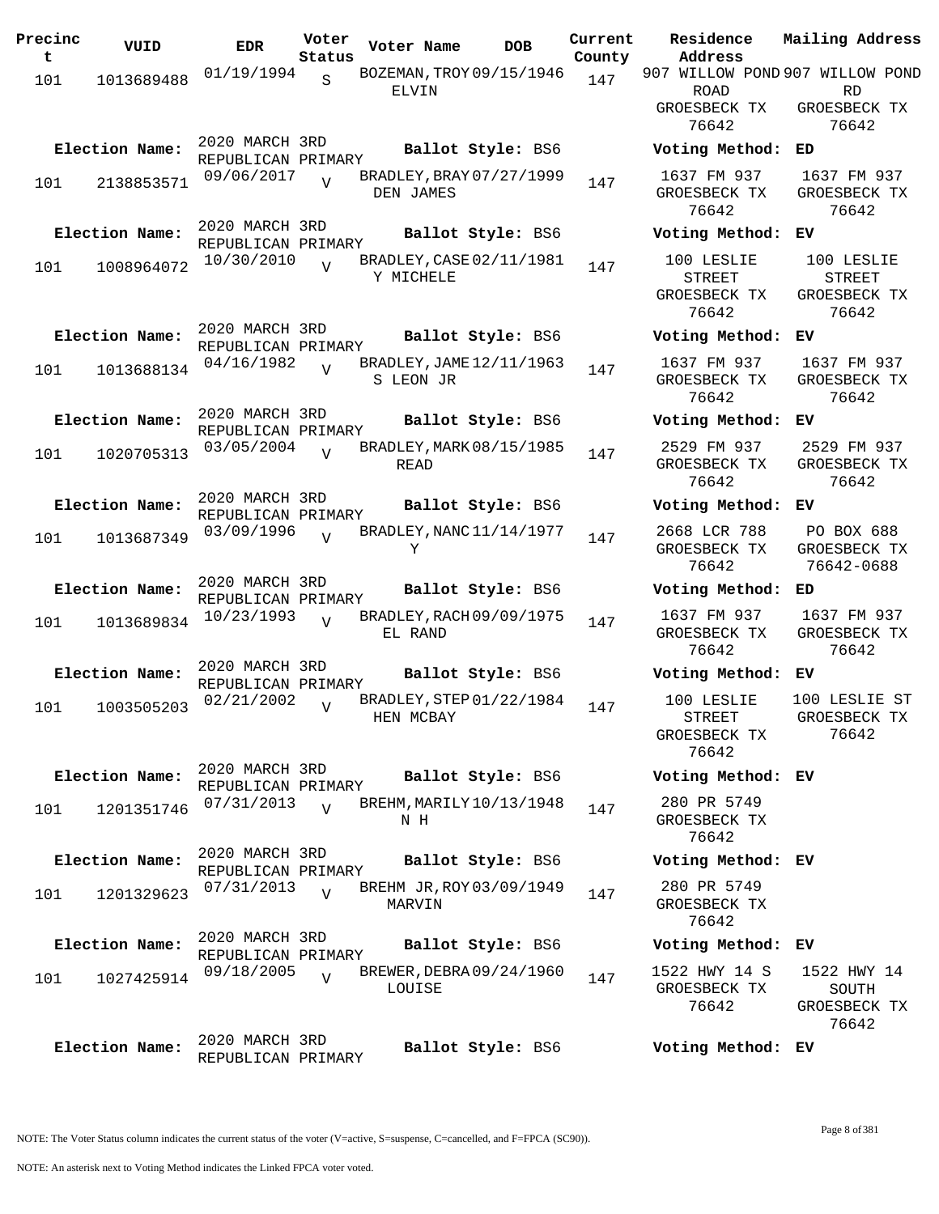| Precinct | VUID | EDR | Voter Status | Voter Name | DOB | Current County | Residence Address | Mailing Address |
|---|---|---|---|---|---|---|---|---|
| 101 | 1013689488 | 01/19/1994 | S | BOZEMAN,TROY ELVIN | 09/15/1946 | 147 | 907 WILLOW POND ROAD GROESBECK TX 76642 | 907 WILLOW POND RD GROESBECK TX 76642 |
| Election Name: | | 2020 MARCH 3RD REPUBLICAN PRIMARY | | Ballot Style: BS6 | | | Voting Method: ED | |
| 101 | 2138853571 | 09/06/2017 | V | BRADLEY,BRAYDEN JAMES | 07/27/1999 | 147 | 1637 FM 937 GROESBECK TX 76642 | 1637 FM 937 GROESBECK TX 76642 |
| Election Name: | | 2020 MARCH 3RD REPUBLICAN PRIMARY | | Ballot Style: BS6 | | | Voting Method: EV | |
| 101 | 1008964072 | 10/30/2010 | V | BRADLEY,CASEY MICHELE | 02/11/1981 | 147 | 100 LESLIE STREET GROESBECK TX 76642 | 100 LESLIE STREET GROESBECK TX 76642 |
| Election Name: | | 2020 MARCH 3RD REPUBLICAN PRIMARY | | Ballot Style: BS6 | | | Voting Method: EV | |
| 101 | 1013688134 | 04/16/1982 | V | BRADLEY,JAMES LEON JR | 12/11/1963 | 147 | 1637 FM 937 GROESBECK TX 76642 | 1637 FM 937 GROESBECK TX 76642 |
| Election Name: | | 2020 MARCH 3RD REPUBLICAN PRIMARY | | Ballot Style: BS6 | | | Voting Method: EV | |
| 101 | 1020705313 | 03/05/2004 | V | BRADLEY,MARK READ | 08/15/1985 | 147 | 2529 FM 937 GROESBECK TX 76642 | 2529 FM 937 GROESBECK TX 76642 |
| Election Name: | | 2020 MARCH 3RD REPUBLICAN PRIMARY | | Ballot Style: BS6 | | | Voting Method: EV | |
| 101 | 1013687349 | 03/09/1996 | V | BRADLEY,NANCY | 11/14/1977 | 147 | 2668 LCR 788 GROESBECK TX 76642 | PO BOX 688 GROESBECK TX 76642-0688 |
| Election Name: | | 2020 MARCH 3RD REPUBLICAN PRIMARY | | Ballot Style: BS6 | | | Voting Method: ED | |
| 101 | 1013689834 | 10/23/1993 | V | BRADLEY,RACHEL RAND | 09/09/1975 | 147 | 1637 FM 937 GROESBECK TX 76642 | 1637 FM 937 GROESBECK TX 76642 |
| Election Name: | | 2020 MARCH 3RD REPUBLICAN PRIMARY | | Ballot Style: BS6 | | | Voting Method: EV | |
| 101 | 1003505203 | 02/21/2002 | V | BRADLEY,STEPHEN MCBAY | 01/22/1984 | 147 | 100 LESLIE STREET GROESBECK TX 76642 | 100 LESLIE ST GROESBECK TX 76642 |
| Election Name: | | 2020 MARCH 3RD REPUBLICAN PRIMARY | | Ballot Style: BS6 | | | Voting Method: EV | |
| 101 | 1201351746 | 07/31/2013 | V | BREHM,MARILYN H | 10/13/1948 | 147 | 280 PR 5749 GROESBECK TX 76642 | |
| Election Name: | | 2020 MARCH 3RD REPUBLICAN PRIMARY | | Ballot Style: BS6 | | | Voting Method: EV | |
| 101 | 1201329623 | 07/31/2013 | V | BREHM JR,ROY MARVIN | 03/09/1949 | 147 | 280 PR 5749 GROESBECK TX 76642 | |
| Election Name: | | 2020 MARCH 3RD REPUBLICAN PRIMARY | | Ballot Style: BS6 | | | Voting Method: EV | |
| 101 | 1027425914 | 09/18/2005 | V | BREWER,DEBRA LOUISE | 09/24/1960 | 147 | 1522 HWY 14 S GROESBECK TX 76642 | 1522 HWY 14 SOUTH GROESBECK TX 76642 |
| Election Name: | | 2020 MARCH 3RD REPUBLICAN PRIMARY | | Ballot Style: BS6 | | | Voting Method: EV | |

NOTE: The Voter Status column indicates the current status of the voter (V=active, S=suspense, C=cancelled, and F=FPCA (SC90)).

NOTE: An asterisk next to Voting Method indicates the Linked FPCA voter voted.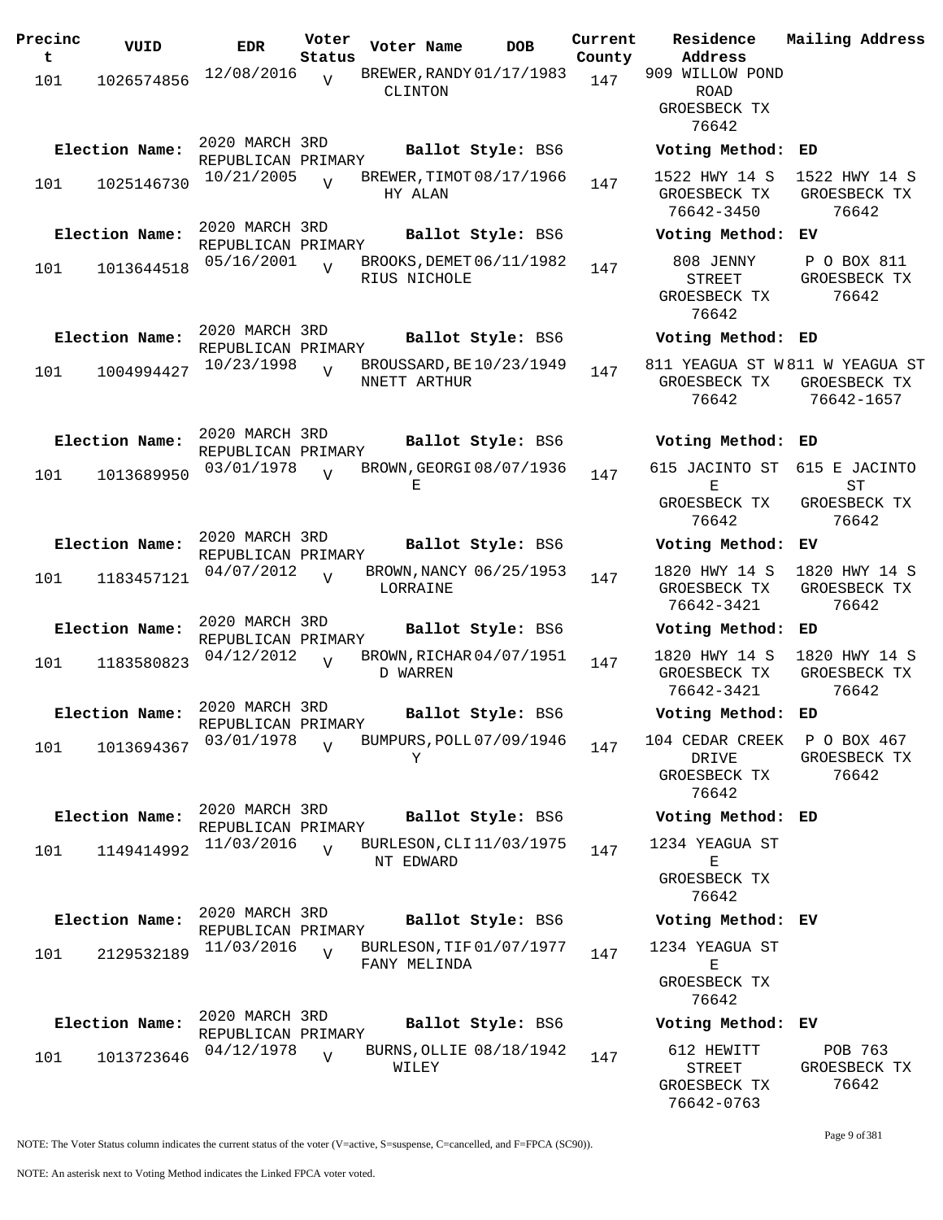| Precinct | VUID | EDR | Voter Status | Voter Name | DOB | Current County | Residence Address | Mailing Address |
|---|---|---|---|---|---|---|---|---|
| 101 | 1026574856 | 12/08/2016 | V | BREWER, RANDY CLINTON | 01/17/1983 | 147 | 909 WILLOW POND ROAD GROESBECK TX 76642 | |
| **Election Name:** | | 2020 MARCH 3RD REPUBLICAN PRIMARY | | **Ballot Style:** BS6 | | | **Voting Method:** ED | |
| 101 | 1025146730 | 10/21/2005 | V | BREWER, TIMOTHY ALAN | 08/17/1966 | 147 | 1522 HWY 14 S GROESBECK TX 76642-3450 | 1522 HWY 14 S GROESBECK TX 76642 |
| **Election Name:** | | 2020 MARCH 3RD REPUBLICAN PRIMARY | | **Ballot Style:** BS6 | | | **Voting Method:** EV | |
| 101 | 1013644518 | 05/16/2001 | V | BROOKS, DEMETRIUS NICHOLE | 06/11/1982 | 147 | 808 JENNY STREET GROESBECK TX 76642 | P O BOX 811 GROESBECK TX 76642 |
| **Election Name:** | | 2020 MARCH 3RD REPUBLICAN PRIMARY | | **Ballot Style:** BS6 | | | **Voting Method:** ED | |
| 101 | 1004994427 | 10/23/1998 | V | BROUSSARD, BENNETT ARTHUR | 10/23/1949 | 147 | 811 YEAGUA ST W GROESBECK TX 76642 | 811 W YEAGUA ST GROESBECK TX 76642-1657 |
| **Election Name:** | | 2020 MARCH 3RD REPUBLICAN PRIMARY | | **Ballot Style:** BS6 | | | **Voting Method:** ED | |
| 101 | 1013689950 | 03/01/1978 | V | BROWN, GEORGIE | 08/07/1936 | 147 | 615 JACINTO ST E GROESBECK TX 76642 | 615 E JACINTO ST GROESBECK TX 76642 |
| **Election Name:** | | 2020 MARCH 3RD REPUBLICAN PRIMARY | | **Ballot Style:** BS6 | | | **Voting Method:** EV | |
| 101 | 1183457121 | 04/07/2012 | V | BROWN, NANCY LORRAINE | 06/25/1953 | 147 | 1820 HWY 14 S GROESBECK TX 76642-3421 | 1820 HWY 14 S GROESBECK TX 76642 |
| **Election Name:** | | 2020 MARCH 3RD REPUBLICAN PRIMARY | | **Ballot Style:** BS6 | | | **Voting Method:** ED | |
| 101 | 1183580823 | 04/12/2012 | V | BROWN, RICHARD WARREN | 04/07/1951 | 147 | 1820 HWY 14 S GROESBECK TX 76642-3421 | 1820 HWY 14 S GROESBECK TX 76642 |
| **Election Name:** | | 2020 MARCH 3RD REPUBLICAN PRIMARY | | **Ballot Style:** BS6 | | | **Voting Method:** ED | |
| 101 | 1013694367 | 03/01/1978 | V | BUMPURS, POLLY | 07/09/1946 | 147 | 104 CEDAR CREEK DRIVE GROESBECK TX 76642 | P O BOX 467 GROESBECK TX 76642 |
| **Election Name:** | | 2020 MARCH 3RD REPUBLICAN PRIMARY | | **Ballot Style:** BS6 | | | **Voting Method:** ED | |
| 101 | 1149414992 | 11/03/2016 | V | BURLESON, CLINT EDWARD | 11/03/1975 | 147 | 1234 YEAGUA ST E GROESBECK TX 76642 | |
| **Election Name:** | | 2020 MARCH 3RD REPUBLICAN PRIMARY | | **Ballot Style:** BS6 | | | **Voting Method:** EV | |
| 101 | 2129532189 | 11/03/2016 | V | BURLESON, TIFFANY MELINDA | 01/07/1977 | 147 | 1234 YEAGUA ST E GROESBECK TX 76642 | |
| **Election Name:** | | 2020 MARCH 3RD REPUBLICAN PRIMARY | | **Ballot Style:** BS6 | | | **Voting Method:** EV | |
| 101 | 1013723646 | 04/12/1978 | V | BURNS, OLLIE WILEY | 08/18/1942 | 147 | 612 HEWITT STREET GROESBECK TX 76642-0763 | POB 763 GROESBECK TX 76642 |

NOTE: The Voter Status column indicates the current status of the voter (V=active, S=suspense, C=cancelled, and F=FPCA (SC90)).

NOTE: An asterisk next to Voting Method indicates the Linked FPCA voter voted.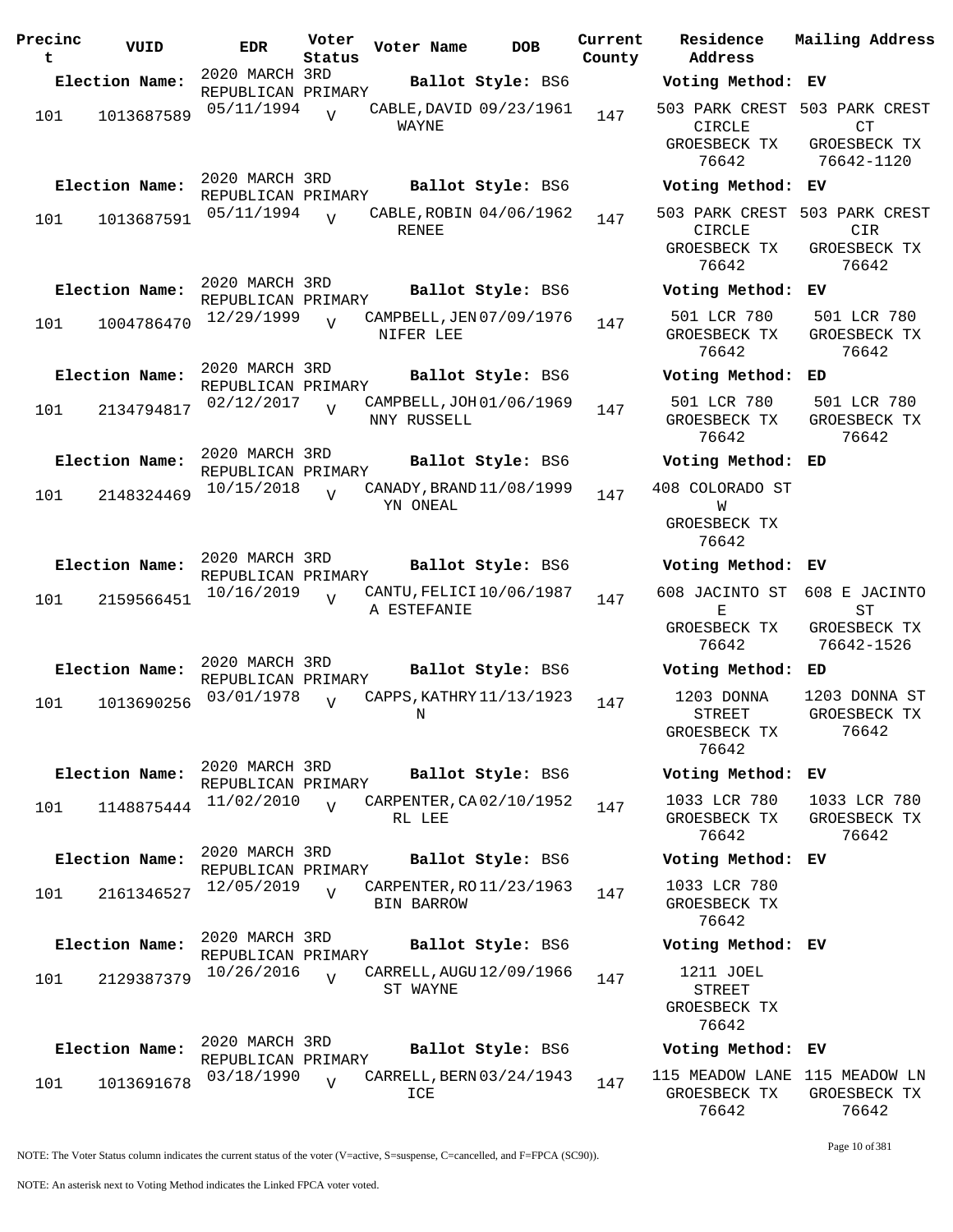| Precinct | VUID | EDR | Voter Status | Voter Name | DOB | Current County | Residence Address | Mailing Address |
|---|---|---|---|---|---|---|---|---|
| **Election Name:** | | 2020 MARCH 3RD REPUBLICAN PRIMARY | | **Ballot Style:** BS6 | | | **Voting Method:** EV | |
| 101 | 1013687589 | 05/11/1994 | V | CABLE,DAVID WAYNE | 09/23/1961 | 147 | 503 PARK CREST CIRCLE GROESBECK TX 76642 | 503 PARK CREST CT GROESBECK TX 76642-1120 |
| **Election Name:** | | 2020 MARCH 3RD REPUBLICAN PRIMARY | | **Ballot Style:** BS6 | | | **Voting Method:** EV | |
| 101 | 1013687591 | 05/11/1994 | V | CABLE,ROBIN RENEE | 04/06/1962 | 147 | 503 PARK CREST CIRCLE GROESBECK TX 76642 | 503 PARK CREST CIR GROESBECK TX 76642 |
| **Election Name:** | | 2020 MARCH 3RD REPUBLICAN PRIMARY | | **Ballot Style:** BS6 | | | **Voting Method:** EV | |
| 101 | 1004786470 | 12/29/1999 | V | CAMPBELL,JENNIFER LEE | 07/09/1976 | 147 | 501 LCR 780 GROESBECK TX 76642 | 501 LCR 780 GROESBECK TX 76642 |
| **Election Name:** | | 2020 MARCH 3RD REPUBLICAN PRIMARY | | **Ballot Style:** BS6 | | | **Voting Method:** ED | |
| 101 | 2134794817 | 02/12/2017 | V | CAMPBELL,JOHNNY RUSSELL | 01/06/1969 | 147 | 501 LCR 780 GROESBECK TX 76642 | 501 LCR 780 GROESBECK TX 76642 |
| **Election Name:** | | 2020 MARCH 3RD REPUBLICAN PRIMARY | | **Ballot Style:** BS6 | | | **Voting Method:** ED | |
| 101 | 2148324469 | 10/15/2018 | V | CANADY,BRANDYN ONEAL | 11/08/1999 | 147 | 408 COLORADO ST W GROESBECK TX 76642 | |
| **Election Name:** | | 2020 MARCH 3RD REPUBLICAN PRIMARY | | **Ballot Style:** BS6 | | | **Voting Method:** EV | |
| 101 | 2159566451 | 10/16/2019 | V | CANTU,FELICIA ESTEFANIE | 10/06/1987 | 147 | 608 JACINTO ST E GROESBECK TX 76642 | 608 E JACINTO ST GROESBECK TX 76642-1526 |
| **Election Name:** | | 2020 MARCH 3RD REPUBLICAN PRIMARY | | **Ballot Style:** BS6 | | | **Voting Method:** ED | |
| 101 | 1013690256 | 03/01/1978 | V | CAPPS,KATHRYN | 11/13/1923 | 147 | 1203 DONNA STREET GROESBECK TX 76642 | 1203 DONNA ST GROESBECK TX 76642 |
| **Election Name:** | | 2020 MARCH 3RD REPUBLICAN PRIMARY | | **Ballot Style:** BS6 | | | **Voting Method:** EV | |
| 101 | 1148875444 | 11/02/2010 | V | CARPENTER,CARL LEE | 02/10/1952 | 147 | 1033 LCR 780 GROESBECK TX 76642 | 1033 LCR 780 GROESBECK TX 76642 |
| **Election Name:** | | 2020 MARCH 3RD REPUBLICAN PRIMARY | | **Ballot Style:** BS6 | | | **Voting Method:** EV | |
| 101 | 2161346527 | 12/05/2019 | V | CARPENTER,ROBIN BARROW | 11/23/1963 | 147 | 1033 LCR 780 GROESBECK TX 76642 | |
| **Election Name:** | | 2020 MARCH 3RD REPUBLICAN PRIMARY | | **Ballot Style:** BS6 | | | **Voting Method:** EV | |
| 101 | 2129387379 | 10/26/2016 | V | CARRELL,AUGUST WAYNE | 12/09/1966 | 147 | 1211 JOEL STREET GROESBECK TX 76642 | |
| **Election Name:** | | 2020 MARCH 3RD REPUBLICAN PRIMARY | | **Ballot Style:** BS6 | | | **Voting Method:** EV | |
| 101 | 1013691678 | 03/18/1990 | V | CARRELL,BERNICE | 03/24/1943 | 147 | 115 MEADOW LANE GROESBECK TX 76642 | 115 MEADOW LN GROESBECK TX 76642 |

NOTE: The Voter Status column indicates the current status of the voter (V=active, S=suspense, C=cancelled, and F=FPCA (SC90)).

NOTE: An asterisk next to Voting Method indicates the Linked FPCA voter voted.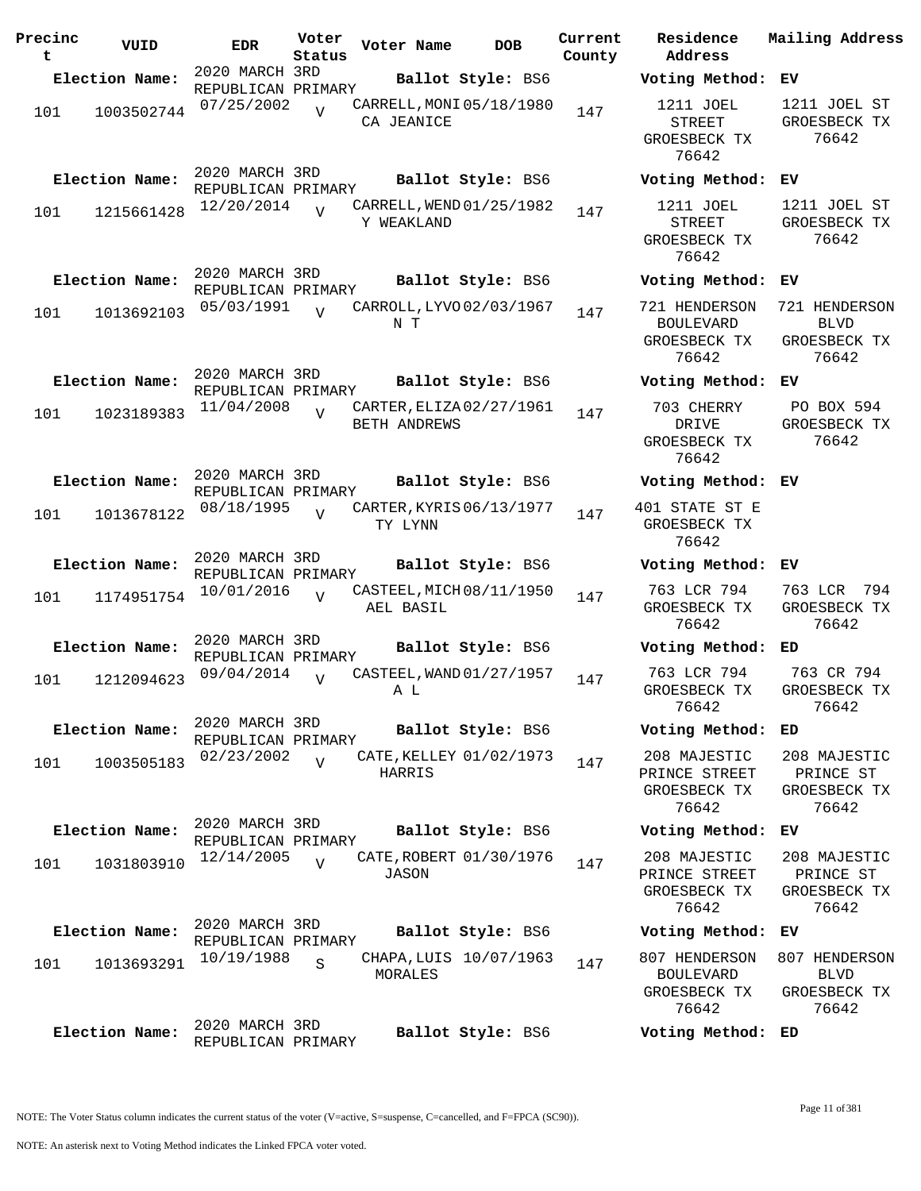| Precinct | VUID | EDR | Voter Status | Voter Name | DOB | Current County | Residence Address | Mailing Address |
|---|---|---|---|---|---|---|---|---|
| **Election Name:** | | 2020 MARCH 3RD REPUBLICAN PRIMARY | | **Ballot Style:** BS6 | | | **Voting Method:** | EV |
| 101 | 1003502744 | 07/25/2002 | V | CARRELL, MONICA JEANICE | 05/18/1980 | 147 | 1211 JOEL STREET GROESBECK TX 76642 | 1211 JOEL ST GROESBECK TX 76642 |
| **Election Name:** | | 2020 MARCH 3RD REPUBLICAN PRIMARY | | **Ballot Style:** BS6 | | | **Voting Method:** | EV |
| 101 | 1215661428 | 12/20/2014 | V | CARRELL, WENDY WEAKLAND | 01/25/1982 | 147 | 1211 JOEL STREET GROESBECK TX 76642 | 1211 JOEL ST GROESBECK TX 76642 |
| **Election Name:** | | 2020 MARCH 3RD REPUBLICAN PRIMARY | | **Ballot Style:** BS6 | | | **Voting Method:** | EV |
| 101 | 1013692103 | 05/03/1991 | V | CARROLL, LYVON T | 02/03/1967 | 147 | 721 HENDERSON BOULEVARD GROESBECK TX 76642 | 721 HENDERSON BLVD GROESBECK TX 76642 |
| **Election Name:** | | 2020 MARCH 3RD REPUBLICAN PRIMARY | | **Ballot Style:** BS6 | | | **Voting Method:** | EV |
| 101 | 1023189383 | 11/04/2008 | V | CARTER, ELIZABETH ANDREWS | 02/27/1961 | 147 | 703 CHERRY DRIVE GROESBECK TX 76642 | PO BOX 594 GROESBECK TX 76642 |
| **Election Name:** | | 2020 MARCH 3RD REPUBLICAN PRIMARY | | **Ballot Style:** BS6 | | | **Voting Method:** | EV |
| 101 | 1013678122 | 08/18/1995 | V | CARTER, KYRISTY LYNN | 06/13/1977 | 147 | 401 STATE ST E GROESBECK TX 76642 | |
| **Election Name:** | | 2020 MARCH 3RD REPUBLICAN PRIMARY | | **Ballot Style:** BS6 | | | **Voting Method:** | EV |
| 101 | 1174951754 | 10/01/2016 | V | CASTEEL, MICHAEL BASIL | 08/11/1950 | 147 | 763 LCR 794 GROESBECK TX 76642 | 763 LCR 794 GROESBECK TX 76642 |
| **Election Name:** | | 2020 MARCH 3RD REPUBLICAN PRIMARY | | **Ballot Style:** BS6 | | | **Voting Method:** | ED |
| 101 | 1212094623 | 09/04/2014 | V | CASTEEL, WANDA L | 01/27/1957 | 147 | 763 LCR 794 GROESBECK TX 76642 | 763 CR 794 GROESBECK TX 76642 |
| **Election Name:** | | 2020 MARCH 3RD REPUBLICAN PRIMARY | | **Ballot Style:** BS6 | | | **Voting Method:** | ED |
| 101 | 1003505183 | 02/23/2002 | V | CATE, KELLEY HARRIS | 01/02/1973 | 147 | 208 MAJESTIC PRINCE STREET GROESBECK TX 76642 | 208 MAJESTIC PRINCE ST GROESBECK TX 76642 |
| **Election Name:** | | 2020 MARCH 3RD REPUBLICAN PRIMARY | | **Ballot Style:** BS6 | | | **Voting Method:** | EV |
| 101 | 1031803910 | 12/14/2005 | V | CATE, ROBERT JASON | 01/30/1976 | 147 | 208 MAJESTIC PRINCE STREET GROESBECK TX 76642 | 208 MAJESTIC PRINCE ST GROESBECK TX 76642 |
| **Election Name:** | | 2020 MARCH 3RD REPUBLICAN PRIMARY | | **Ballot Style:** BS6 | | | **Voting Method:** | EV |
| 101 | 1013693291 | 10/19/1988 | S | CHAPA, LUIS MORALES | 10/07/1963 | 147 | 807 HENDERSON BOULEVARD GROESBECK TX 76642 | 807 HENDERSON BLVD GROESBECK TX 76642 |
| **Election Name:** | | 2020 MARCH 3RD REPUBLICAN PRIMARY | | **Ballot Style:** BS6 | | | **Voting Method:** | ED |

NOTE: The Voter Status column indicates the current status of the voter (V=active, S=suspense, C=cancelled, and F=FPCA (SC90)).

NOTE: An asterisk next to Voting Method indicates the Linked FPCA voter voted.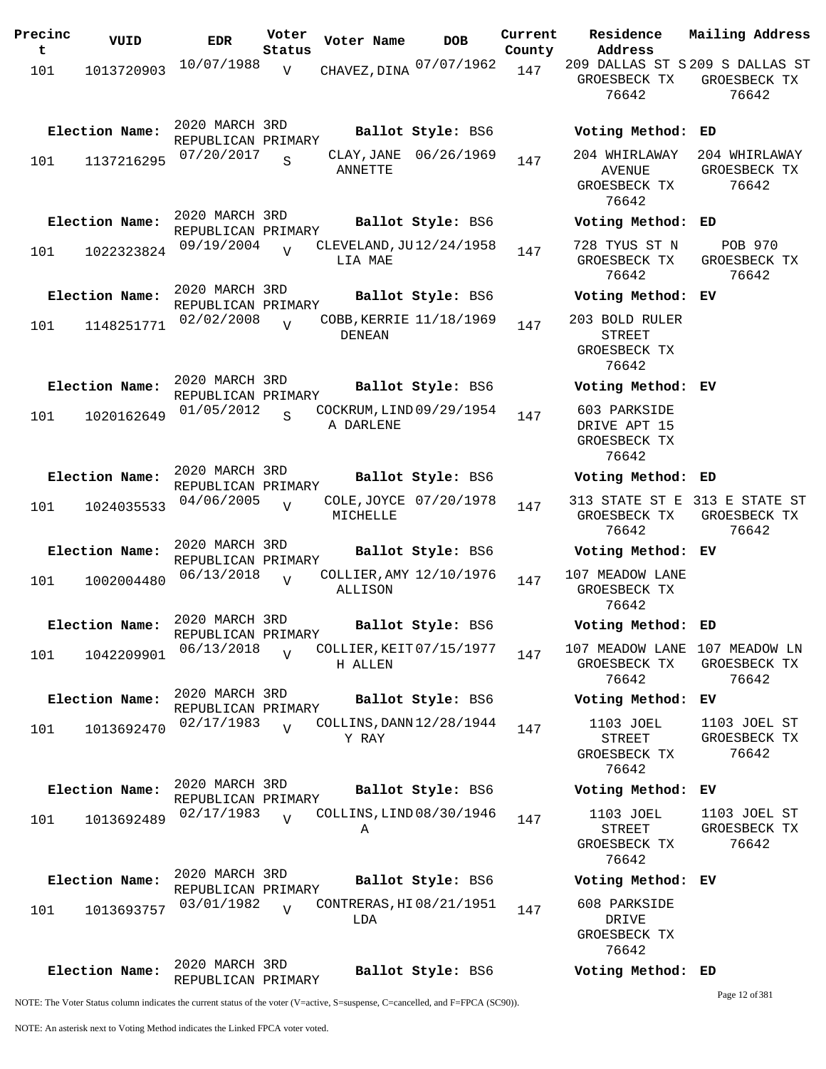| Precinct | VUID | EDR | Voter Status | Voter Name | DOB | Current County | Residence Address | Mailing Address |
|---|---|---|---|---|---|---|---|---|
| 101 | 1013720903 | 10/07/1988 | V | CHAVEZ, DINA | 07/07/1962 | 147 | 209 DALLAS ST S GROESBECK TX 76642 | 209 S DALLAS ST GROESBECK TX 76642 |
| **Election Name:** | 2020 MARCH 3RD REPUBLICAN PRIMARY | | | **Ballot Style:** BS6 | | | **Voting Method:** ED | |
| 101 | 1137216295 | 07/20/2017 | S | CLAY, JANE ANNETTE | 06/26/1969 | 147 | 204 WHIRLAWAY AVENUE GROESBECK TX 76642 | 204 WHIRLAWAY GROESBECK TX 76642 |
| **Election Name:** | 2020 MARCH 3RD REPUBLICAN PRIMARY | | | **Ballot Style:** BS6 | | | **Voting Method:** ED | |
| 101 | 1022323824 | 09/19/2004 | V | CLEVELAND, JULIA MAE | 12/24/1958 | 147 | 728 TYUS ST N GROESBECK TX 76642 | POB 970 GROESBECK TX 76642 |
| **Election Name:** | 2020 MARCH 3RD REPUBLICAN PRIMARY | | | **Ballot Style:** BS6 | | | **Voting Method:** EV | |
| 101 | 1148251771 | 02/02/2008 | V | COBB, KERRIE DENEAN | 11/18/1969 | 147 | 203 BOLD RULER STREET GROESBECK TX 76642 | |
| **Election Name:** | 2020 MARCH 3RD REPUBLICAN PRIMARY | | | **Ballot Style:** BS6 | | | **Voting Method:** EV | |
| 101 | 1020162649 | 01/05/2012 | S | COCKRUM, LINDA DARLENE | 09/29/1954 | 147 | 603 PARKSIDE DRIVE APT 15 GROESBECK TX 76642 | |
| **Election Name:** | 2020 MARCH 3RD REPUBLICAN PRIMARY | | | **Ballot Style:** BS6 | | | **Voting Method:** ED | |
| 101 | 1024035533 | 04/06/2005 | V | COLE, JOYCE MICHELLE | 07/20/1978 | 147 | 313 STATE ST E GROESBECK TX 76642 | 313 E STATE ST GROESBECK TX 76642 |
| **Election Name:** | 2020 MARCH 3RD REPUBLICAN PRIMARY | | | **Ballot Style:** BS6 | | | **Voting Method:** EV | |
| 101 | 1002004480 | 06/13/2018 | V | COLLIER, AMY ALLISON | 12/10/1976 | 147 | 107 MEADOW LANE GROESBECK TX 76642 | |
| **Election Name:** | 2020 MARCH 3RD REPUBLICAN PRIMARY | | | **Ballot Style:** BS6 | | | **Voting Method:** ED | |
| 101 | 1042209901 | 06/13/2018 | V | COLLIER, KEITH ALLEN | 07/15/1977 | 147 | 107 MEADOW LANE GROESBECK TX 76642 | 107 MEADOW LN GROESBECK TX 76642 |
| **Election Name:** | 2020 MARCH 3RD REPUBLICAN PRIMARY | | | **Ballot Style:** BS6 | | | **Voting Method:** EV | |
| 101 | 1013692470 | 02/17/1983 | V | COLLINS, DANNY RAY | 12/28/1944 | 147 | 1103 JOEL STREET GROESBECK TX 76642 | 1103 JOEL ST GROESBECK TX 76642 |
| **Election Name:** | 2020 MARCH 3RD REPUBLICAN PRIMARY | | | **Ballot Style:** BS6 | | | **Voting Method:** EV | |
| 101 | 1013692489 | 02/17/1983 | V | COLLINS, LINDA | 08/30/1946 | 147 | 1103 JOEL STREET GROESBECK TX 76642 | 1103 JOEL ST GROESBECK TX 76642 |
| **Election Name:** | 2020 MARCH 3RD REPUBLICAN PRIMARY | | | **Ballot Style:** BS6 | | | **Voting Method:** EV | |
| 101 | 1013693757 | 03/01/1982 | V | CONTRERAS, HILDA | 08/21/1951 | 147 | 608 PARKSIDE DRIVE GROESBECK TX 76642 | |
| **Election Name:** | 2020 MARCH 3RD REPUBLICAN PRIMARY | | | **Ballot Style:** BS6 | | | **Voting Method:** ED | |

NOTE: The Voter Status column indicates the current status of the voter (V=active, S=suspense, C=cancelled, and F=FPCA (SC90)).

NOTE: An asterisk next to Voting Method indicates the Linked FPCA voter voted.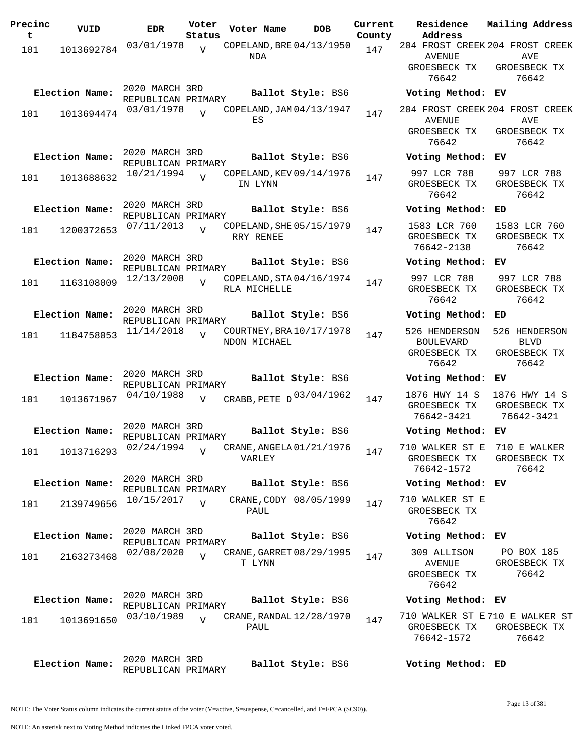| Precinct | VUID | EDR | Voter Status | Voter Name | DOB | Current County | Residence Address | Mailing Address |
|---|---|---|---|---|---|---|---|---|
| 101 | 1013692784 | 03/01/1978 | V | COPELAND, BRENDA | 04/13/1950 | 147 | 204 FROST CREEK AVENUE GROESBECK TX 76642 | 204 FROST CREEK AVE GROESBECK TX 76642 |
| Election Name: | | 2020 MARCH 3RD REPUBLICAN PRIMARY | | Ballot Style: BS6 | | | Voting Method: EV | |
| 101 | 1013694474 | 03/01/1978 | V | COPELAND, JAMES | 04/13/1947 | 147 | 204 FROST CREEK AVENUE GROESBECK TX 76642 | 204 FROST CREEK AVE GROESBECK TX 76642 |
| Election Name: | | 2020 MARCH 3RD REPUBLICAN PRIMARY | | Ballot Style: BS6 | | | Voting Method: EV | |
| 101 | 1013688632 | 10/21/1994 | V | COPELAND, KEVIN LYNN | 09/14/1976 | 147 | 997 LCR 788 GROESBECK TX 76642 | 997 LCR 788 GROESBECK TX 76642 |
| Election Name: | | 2020 MARCH 3RD REPUBLICAN PRIMARY | | Ballot Style: BS6 | | | Voting Method: ED | |
| 101 | 1200372653 | 07/11/2013 | V | COPELAND, SHERRY RENEE | 05/15/1979 | 147 | 1583 LCR 760 GROESBECK TX 76642-2138 | 1583 LCR 760 GROESBECK TX 76642 |
| Election Name: | | 2020 MARCH 3RD REPUBLICAN PRIMARY | | Ballot Style: BS6 | | | Voting Method: EV | |
| 101 | 1163108009 | 12/13/2008 | V | COPELAND, STARLA MICHELLE | 04/16/1974 | 147 | 997 LCR 788 GROESBECK TX 76642 | 997 LCR 788 GROESBECK TX 76642 |
| Election Name: | | 2020 MARCH 3RD REPUBLICAN PRIMARY | | Ballot Style: BS6 | | | Voting Method: ED | |
| 101 | 1184758053 | 11/14/2018 | V | COURTNEY, BRANDON MICHAEL | 10/17/1978 | 147 | 526 HENDERSON BOULEVARD GROESBECK TX 76642 | 526 HENDERSON BLVD GROESBECK TX 76642 |
| Election Name: | | 2020 MARCH 3RD REPUBLICAN PRIMARY | | Ballot Style: BS6 | | | Voting Method: EV | |
| 101 | 1013671967 | 04/10/1988 | V | CRABB, PETE D | 03/04/1962 | 147 | 1876 HWY 14 S GROESBECK TX 76642-3421 | 1876 HWY 14 S GROESBECK TX 76642-3421 |
| Election Name: | | 2020 MARCH 3RD REPUBLICAN PRIMARY | | Ballot Style: BS6 | | | Voting Method: EV | |
| 101 | 1013716293 | 02/24/1994 | V | CRANE, ANGELA VARLEY | 01/21/1976 | 147 | 710 WALKER ST E GROESBECK TX 76642-1572 | 710 E WALKER GROESBECK TX 76642 |
| Election Name: | | 2020 MARCH 3RD REPUBLICAN PRIMARY | | Ballot Style: BS6 | | | Voting Method: EV | |
| 101 | 2139749656 | 10/15/2017 | V | CRANE, CODY PAUL | 08/05/1999 | 147 | 710 WALKER ST E GROESBECK TX 76642 | |
| Election Name: | | 2020 MARCH 3RD REPUBLICAN PRIMARY | | Ballot Style: BS6 | | | Voting Method: EV | |
| 101 | 2163273468 | 02/08/2020 | V | CRANE, GARRETT LYNN | 08/29/1995 | 147 | 309 ALLISON AVENUE GROESBECK TX 76642 | PO BOX 185 GROESBECK TX 76642 |
| Election Name: | | 2020 MARCH 3RD REPUBLICAN PRIMARY | | Ballot Style: BS6 | | | Voting Method: EV | |
| 101 | 1013691650 | 03/10/1989 | V | CRANE, RANDAL PAUL | 12/28/1970 | 147 | 710 WALKER ST E GROESBECK TX 76642-1572 | 710 E WALKER ST GROESBECK TX 76642 |
| Election Name: | | 2020 MARCH 3RD REPUBLICAN PRIMARY | | Ballot Style: BS6 | | | Voting Method: ED | |

NOTE: The Voter Status column indicates the current status of the voter (V=active, S=suspense, C=cancelled, and F=FPCA (SC90)).

NOTE: An asterisk next to Voting Method indicates the Linked FPCA voter voted.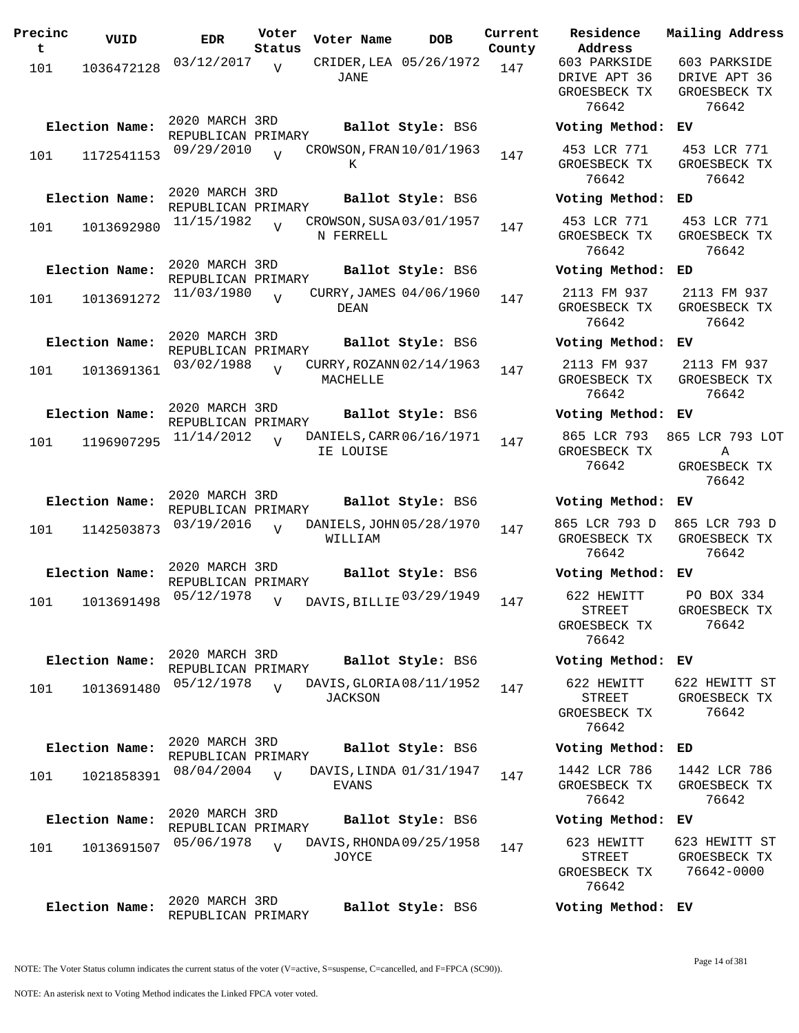| Precinct | VUID | EDR | Voter Status | Voter Name | DOB | Current County | Residence Address | Mailing Address |
|---|---|---|---|---|---|---|---|---|
| 101 | 1036472128 | 03/12/2017 | V | CRIDER, LEA JANE | 05/26/1972 | 147 | 603 PARKSIDE DRIVE APT 36 GROESBECK TX 76642 | 603 PARKSIDE DRIVE APT 36 GROESBECK TX 76642 |
| Election Name: | 2020 MARCH 3RD REPUBLICAN PRIMARY | | | Ballot Style: BS6 | | | Voting Method: EV | |
| 101 | 1172541153 | 09/29/2010 | V | CROWSON, FRANK | 10/01/1963 | 147 | 453 LCR 771 GROESBECK TX 76642 | 453 LCR 771 GROESBECK TX 76642 |
| Election Name: | 2020 MARCH 3RD REPUBLICAN PRIMARY | | | Ballot Style: BS6 | | | Voting Method: ED | |
| 101 | 1013692980 | 11/15/1982 | V | CROWSON, SUSAN FERRELL | 03/01/1957 | 147 | 453 LCR 771 GROESBECK TX 76642 | 453 LCR 771 GROESBECK TX 76642 |
| Election Name: | 2020 MARCH 3RD REPUBLICAN PRIMARY | | | Ballot Style: BS6 | | | Voting Method: ED | |
| 101 | 1013691272 | 11/03/1980 | V | CURRY, JAMES DEAN | 04/06/1960 | 147 | 2113 FM 937 GROESBECK TX 76642 | 2113 FM 937 GROESBECK TX 76642 |
| Election Name: | 2020 MARCH 3RD REPUBLICAN PRIMARY | | | Ballot Style: BS6 | | | Voting Method: EV | |
| 101 | 1013691361 | 03/02/1988 | V | CURRY, ROZANN MACHELLE | 02/14/1963 | 147 | 2113 FM 937 GROESBECK TX 76642 | 2113 FM 937 GROESBECK TX 76642 |
| Election Name: | 2020 MARCH 3RD REPUBLICAN PRIMARY | | | Ballot Style: BS6 | | | Voting Method: EV | |
| 101 | 1196907295 | 11/14/2012 | V | DANIELS, CARRIE LOUISE | 06/16/1971 | 147 | 865 LCR 793 GROESBECK TX 76642 | 865 LCR 793 LOT A GROESBECK TX 76642 |
| Election Name: | 2020 MARCH 3RD REPUBLICAN PRIMARY | | | Ballot Style: BS6 | | | Voting Method: EV | |
| 101 | 1142503873 | 03/19/2016 | V | DANIELS, JOHN WILLIAM | 05/28/1970 | 147 | 865 LCR 793 D GROESBECK TX 76642 | 865 LCR 793 D GROESBECK TX 76642 |
| Election Name: | 2020 MARCH 3RD REPUBLICAN PRIMARY | | | Ballot Style: BS6 | | | Voting Method: EV | |
| 101 | 1013691498 | 05/12/1978 | V | DAVIS, BILLIE | 03/29/1949 | 147 | 622 HEWITT STREET GROESBECK TX 76642 | PO BOX 334 GROESBECK TX 76642 |
| Election Name: | 2020 MARCH 3RD REPUBLICAN PRIMARY | | | Ballot Style: BS6 | | | Voting Method: EV | |
| 101 | 1013691480 | 05/12/1978 | V | DAVIS, GLORIA JACKSON | 08/11/1952 | 147 | 622 HEWITT STREET GROESBECK TX 76642 | 622 HEWITT ST GROESBECK TX 76642 |
| Election Name: | 2020 MARCH 3RD REPUBLICAN PRIMARY | | | Ballot Style: BS6 | | | Voting Method: ED | |
| 101 | 1021858391 | 08/04/2004 | V | DAVIS, LINDA EVANS | 01/31/1947 | 147 | 1442 LCR 786 GROESBECK TX 76642 | 1442 LCR 786 GROESBECK TX 76642 |
| Election Name: | 2020 MARCH 3RD REPUBLICAN PRIMARY | | | Ballot Style: BS6 | | | Voting Method: EV | |
| 101 | 1013691507 | 05/06/1978 | V | DAVIS, RHONDA JOYCE | 09/25/1958 | 147 | 623 HEWITT STREET GROESBECK TX 76642 | 623 HEWITT ST GROESBECK TX 76642-0000 |
| Election Name: | 2020 MARCH 3RD REPUBLICAN PRIMARY | | | Ballot Style: BS6 | | | Voting Method: EV | |

NOTE: The Voter Status column indicates the current status of the voter (V=active, S=suspense, C=cancelled, and F=FPCA (SC90)).

NOTE: An asterisk next to Voting Method indicates the Linked FPCA voter voted.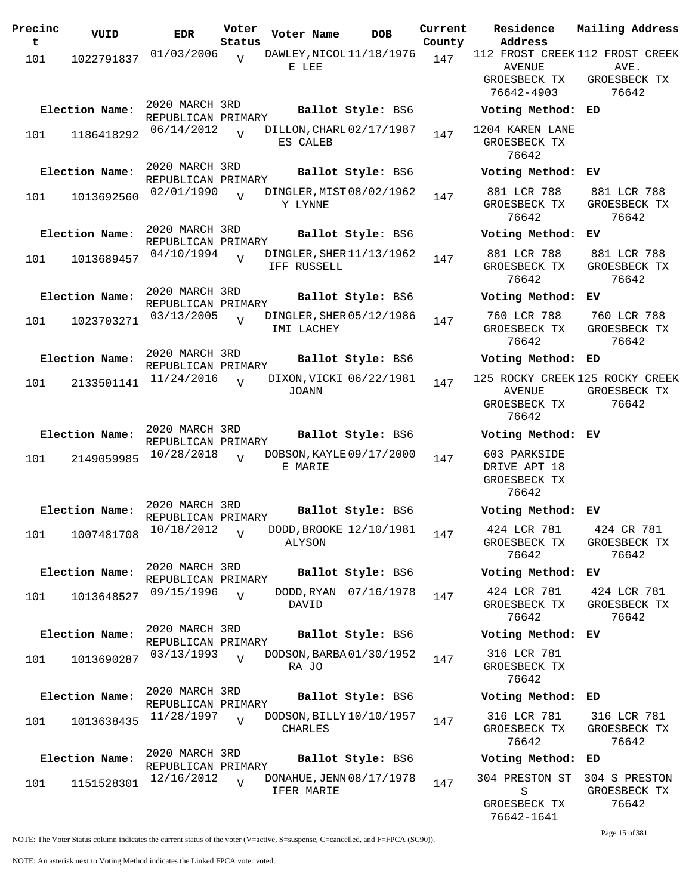| Precinct | VUID | EDR | Voter Status | Voter Name | DOB | Current County | Residence Address | Mailing Address |
|---|---|---|---|---|---|---|---|---|
| 101 | 1022791837 | 01/03/2006 | V | DAWLEY,NICOLE LEE | 11/18/1976 | 147 | 112 FROST CREEK AVENUE GROESBECK TX 76642-4903 | 112 FROST CREEK AVE. GROESBECK TX 76642 |
| **Election Name:** | | 2020 MARCH 3RD REPUBLICAN PRIMARY | | **Ballot Style:** BS6 | | | **Voting Method:** | ED |
| 101 | 1186418292 | 06/14/2012 | V | DILLON,CHARLES CALEB | 02/17/1987 | 147 | 1204 KAREN LANE GROESBECK TX 76642 | |
| **Election Name:** | | 2020 MARCH 3RD REPUBLICAN PRIMARY | | **Ballot Style:** BS6 | | | **Voting Method:** | EV |
| 101 | 1013692560 | 02/01/1990 | V | DINGLER,MISTY LYNNE | 08/02/1962 | 147 | 881 LCR 788 GROESBECK TX 76642 | 881 LCR 788 GROESBECK TX 76642 |
| **Election Name:** | | 2020 MARCH 3RD REPUBLICAN PRIMARY | | **Ballot Style:** BS6 | | | **Voting Method:** | EV |
| 101 | 1013689457 | 04/10/1994 | V | DINGLER,SHERIFF RUSSELL | 11/13/1962 | 147 | 881 LCR 788 GROESBECK TX 76642 | 881 LCR 788 GROESBECK TX 76642 |
| **Election Name:** | | 2020 MARCH 3RD REPUBLICAN PRIMARY | | **Ballot Style:** BS6 | | | **Voting Method:** | EV |
| 101 | 1023703271 | 03/13/2005 | V | DINGLER,SHERIMI LACHEY | 05/12/1986 | 147 | 760 LCR 788 GROESBECK TX 76642 | 760 LCR 788 GROESBECK TX 76642 |
| **Election Name:** | | 2020 MARCH 3RD REPUBLICAN PRIMARY | | **Ballot Style:** BS6 | | | **Voting Method:** | ED |
| 101 | 2133501141 | 11/24/2016 | V | DIXON,VICKI JOANN | 06/22/1981 | 147 | 125 ROCKY CREEK AVENUE GROESBECK TX 76642 | 125 ROCKY CREEK GROESBECK TX 76642 |
| **Election Name:** | | 2020 MARCH 3RD REPUBLICAN PRIMARY | | **Ballot Style:** BS6 | | | **Voting Method:** | EV |
| 101 | 2149059985 | 10/28/2018 | V | DOBSON,KAYLEE MARIE | 09/17/2000 | 147 | 603 PARKSIDE DRIVE APT 18 GROESBECK TX 76642 | |
| **Election Name:** | | 2020 MARCH 3RD REPUBLICAN PRIMARY | | **Ballot Style:** BS6 | | | **Voting Method:** | EV |
| 101 | 1007481708 | 10/18/2012 | V | DODD,BROOKE ALYSON | 12/10/1981 | 147 | 424 LCR 781 GROESBECK TX 76642 | 424 CR 781 GROESBECK TX 76642 |
| **Election Name:** | | 2020 MARCH 3RD REPUBLICAN PRIMARY | | **Ballot Style:** BS6 | | | **Voting Method:** | EV |
| 101 | 1013648527 | 09/15/1996 | V | DODD,RYAN DAVID | 07/16/1978 | 147 | 424 LCR 781 GROESBECK TX 76642 | 424 LCR 781 GROESBECK TX 76642 |
| **Election Name:** | | 2020 MARCH 3RD REPUBLICAN PRIMARY | | **Ballot Style:** BS6 | | | **Voting Method:** | EV |
| 101 | 1013690287 | 03/13/1993 | V | DODSON,BARBARA JO | 01/30/1952 | 147 | 316 LCR 781 GROESBECK TX 76642 | |
| **Election Name:** | | 2020 MARCH 3RD REPUBLICAN PRIMARY | | **Ballot Style:** BS6 | | | **Voting Method:** | ED |
| 101 | 1013638435 | 11/28/1997 | V | DODSON,BILLY CHARLES | 10/10/1957 | 147 | 316 LCR 781 GROESBECK TX 76642 | 316 LCR 781 GROESBECK TX 76642 |
| **Election Name:** | | 2020 MARCH 3RD REPUBLICAN PRIMARY | | **Ballot Style:** BS6 | | | **Voting Method:** | ED |
| 101 | 1151528301 | 12/16/2012 | V | DONAHUE,JENNIFER MARIE | 08/17/1978 | 147 | 304 PRESTON ST S GROESBECK TX 76642-1641 | 304 S PRESTON GROESBECK TX 76642 |

NOTE: The Voter Status column indicates the current status of the voter (V=active, S=suspense, C=cancelled, and F=FPCA (SC90)).

NOTE: An asterisk next to Voting Method indicates the Linked FPCA voter voted.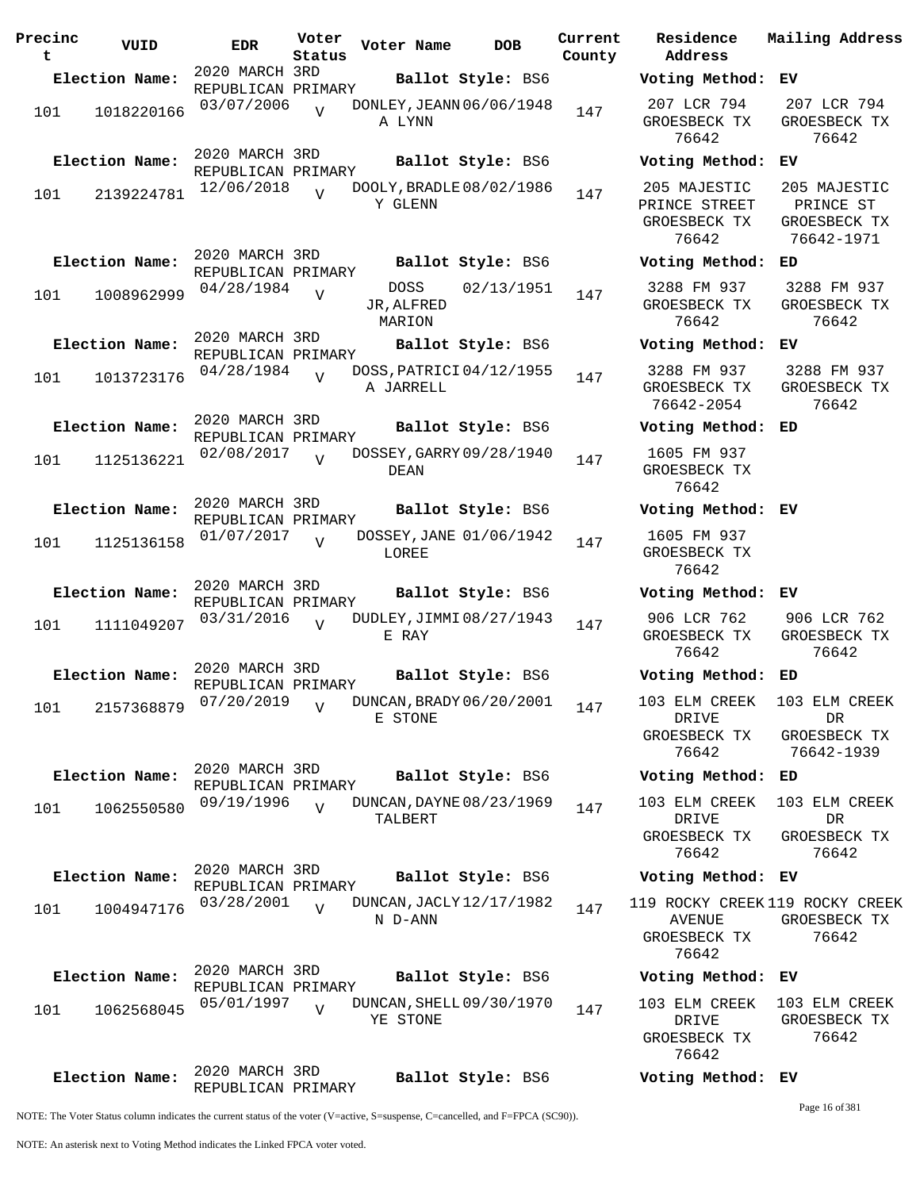| Precinct | VUID | EDR | Voter Status | Voter Name | DOB | Current County | Residence Address | Mailing Address |
|---|---|---|---|---|---|---|---|---|
| Election Name: | | 2020 MARCH 3RD REPUBLICAN PRIMARY | | Ballot Style: BS6 | | | Voting Method: EV | |
| 101 | 1018220166 | 03/07/2006 | V | DONLEY,JEANNA LYNN | 06/06/1948 | 147 | 207 LCR 794 GROESBECK TX 76642 | 207 LCR 794 GROESBECK TX 76642 |
| Election Name: | | 2020 MARCH 3RD REPUBLICAN PRIMARY | | Ballot Style: BS6 | | | Voting Method: EV | |
| 101 | 2139224781 | 12/06/2018 | V | DOOLY,BRADLEY GLENN | 08/02/1986 | 147 | 205 MAJESTIC PRINCE STREET GROESBECK TX 76642 | 205 MAJESTIC PRINCE ST GROESBECK TX 76642-1971 |
| Election Name: | | 2020 MARCH 3RD REPUBLICAN PRIMARY | | Ballot Style: BS6 | | | Voting Method: ED | |
| 101 | 1008962999 | 04/28/1984 | V | DOSS JR,ALFRED MARION | 02/13/1951 | 147 | 3288 FM 937 GROESBECK TX 76642 | 3288 FM 937 GROESBECK TX 76642 |
| Election Name: | | 2020 MARCH 3RD REPUBLICAN PRIMARY | | Ballot Style: BS6 | | | Voting Method: EV | |
| 101 | 1013723176 | 04/28/1984 | V | DOSS,PATRICIA JARRELL | 04/12/1955 | 147 | 3288 FM 937 GROESBECK TX 76642-2054 | 3288 FM 937 GROESBECK TX 76642 |
| Election Name: | | 2020 MARCH 3RD REPUBLICAN PRIMARY | | Ballot Style: BS6 | | | Voting Method: ED | |
| 101 | 1125136221 | 02/08/2017 | V | DOSSEY,GARRY DEAN | 09/28/1940 | 147 | 1605 FM 937 GROESBECK TX 76642 | |
| Election Name: | | 2020 MARCH 3RD REPUBLICAN PRIMARY | | Ballot Style: BS6 | | | Voting Method: EV | |
| 101 | 1125136158 | 01/07/2017 | V | DOSSEY,JANE LOREE | 01/06/1942 | 147 | 1605 FM 937 GROESBECK TX 76642 | |
| Election Name: | | 2020 MARCH 3RD REPUBLICAN PRIMARY | | Ballot Style: BS6 | | | Voting Method: EV | |
| 101 | 1111049207 | 03/31/2016 | V | DUDLEY,JIMMIE RAY | 08/27/1943 | 147 | 906 LCR 762 GROESBECK TX 76642 | 906 LCR 762 GROESBECK TX 76642 |
| Election Name: | | 2020 MARCH 3RD REPUBLICAN PRIMARY | | Ballot Style: BS6 | | | Voting Method: ED | |
| 101 | 2157368879 | 07/20/2019 | V | DUNCAN,BRADYE STONE | 06/20/2001 | 147 | 103 ELM CREEK DRIVE GROESBECK TX 76642 | 103 ELM CREEK DR GROESBECK TX 76642-1939 |
| Election Name: | | 2020 MARCH 3RD REPUBLICAN PRIMARY | | Ballot Style: BS6 | | | Voting Method: ED | |
| 101 | 1062550580 | 09/19/1996 | V | DUNCAN,DAYNE TALBERT | 08/23/1969 | 147 | 103 ELM CREEK DRIVE GROESBECK TX 76642 | 103 ELM CREEK DR GROESBECK TX 76642 |
| Election Name: | | 2020 MARCH 3RD REPUBLICAN PRIMARY | | Ballot Style: BS6 | | | Voting Method: EV | |
| 101 | 1004947176 | 03/28/2001 | V | DUNCAN,JACLYN D-ANN | 12/17/1982 | 147 | 119 ROCKY CREEK AVENUE GROESBECK TX 76642 | 119 ROCKY CREEK GROESBECK TX 76642 |
| Election Name: | | 2020 MARCH 3RD REPUBLICAN PRIMARY | | Ballot Style: BS6 | | | Voting Method: EV | |
| 101 | 1062568045 | 05/01/1997 | V | DUNCAN,SHELLYE STONE | 09/30/1970 | 147 | 103 ELM CREEK DRIVE GROESBECK TX 76642 | 103 ELM CREEK GROESBECK TX 76642 |
| Election Name: | | 2020 MARCH 3RD REPUBLICAN PRIMARY | | Ballot Style: BS6 | | | Voting Method: EV | |

NOTE: The Voter Status column indicates the current status of the voter (V=active, S=suspense, C=cancelled, and F=FPCA (SC90)).

NOTE: An asterisk next to Voting Method indicates the Linked FPCA voter voted.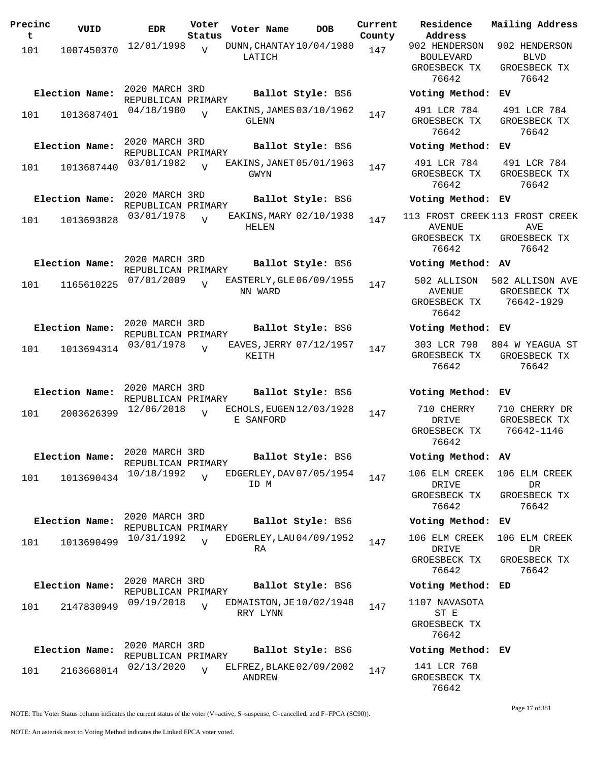| Precinct | VUID | EDR | Voter Status | Voter Name | DOB | Current County | Residence Address | Mailing Address |
|---|---|---|---|---|---|---|---|---|
| 101 | 1007450370 | 12/01/1998 | V | DUNN, CHANTAY LATICH | 10/04/1980 | 147 | 902 HENDERSON BOULEVARD GROESBECK TX 76642 | 902 HENDERSON BLVD GROESBECK TX 76642 |
| Election Name: | 2020 MARCH 3RD REPUBLICAN PRIMARY | | | Ballot Style: BS6 | | | Voting Method: EV | |
| 101 | 1013687401 | 04/18/1980 | V | EAKINS, JAMES GLENN | 03/10/1962 | 147 | 491 LCR 784 GROESBECK TX 76642 | 491 LCR 784 GROESBECK TX 76642 |
| Election Name: | 2020 MARCH 3RD REPUBLICAN PRIMARY | | | Ballot Style: BS6 | | | Voting Method: EV | |
| 101 | 1013687440 | 03/01/1982 | V | EAKINS, JANET GWYN | 05/01/1963 | 147 | 491 LCR 784 GROESBECK TX 76642 | 491 LCR 784 GROESBECK TX 76642 |
| Election Name: | 2020 MARCH 3RD REPUBLICAN PRIMARY | | | Ballot Style: BS6 | | | Voting Method: EV | |
| 101 | 1013693828 | 03/01/1978 | V | EAKINS, MARY HELEN | 02/10/1938 | 147 | 113 FROST CREEK AVENUE GROESBECK TX 76642 | 113 FROST CREEK AVE GROESBECK TX 76642 |
| Election Name: | 2020 MARCH 3RD REPUBLICAN PRIMARY | | | Ballot Style: BS6 | | | Voting Method: AV | |
| 101 | 1165610225 | 07/01/2009 | V | EASTERLY, GLENN WARD | 06/09/1955 | 147 | 502 ALLISON AVENUE GROESBECK TX 76642 | 502 ALLISON AVE GROESBECK TX 76642-1929 |
| Election Name: | 2020 MARCH 3RD REPUBLICAN PRIMARY | | | Ballot Style: BS6 | | | Voting Method: EV | |
| 101 | 1013694314 | 03/01/1978 | V | EAVES, JERRY KEITH | 07/12/1957 | 147 | 303 LCR 790 GROESBECK TX 76642 | 804 W YEAGUA ST GROESBECK TX 76642 |
| Election Name: | 2020 MARCH 3RD REPUBLICAN PRIMARY | | | Ballot Style: BS6 | | | Voting Method: EV | |
| 101 | 2003626399 | 12/06/2018 | V | ECHOLS, EUGENE SANFORD | 12/03/1928 | 147 | 710 CHERRY DRIVE GROESBECK TX 76642 | 710 CHERRY DR GROESBECK TX 76642-1146 |
| Election Name: | 2020 MARCH 3RD REPUBLICAN PRIMARY | | | Ballot Style: BS6 | | | Voting Method: AV | |
| 101 | 1013690434 | 10/18/1992 | V | EDGERLEY, DAVID M | 07/05/1954 | 147 | 106 ELM CREEK DRIVE GROESBECK TX 76642 | 106 ELM CREEK DR GROESBECK TX 76642 |
| Election Name: | 2020 MARCH 3RD REPUBLICAN PRIMARY | | | Ballot Style: BS6 | | | Voting Method: EV | |
| 101 | 1013690499 | 10/31/1992 | V | EDGERLEY, LAURA | 04/09/1952 | 147 | 106 ELM CREEK DRIVE GROESBECK TX 76642 | 106 ELM CREEK DR GROESBECK TX 76642 |
| Election Name: | 2020 MARCH 3RD REPUBLICAN PRIMARY | | | Ballot Style: BS6 | | | Voting Method: ED | |
| 101 | 2147830949 | 09/19/2018 | V | EDMAISTON, JERRY LYNN | 10/02/1948 | 147 | 1107 NAVASOTA ST E GROESBECK TX 76642 | |
| Election Name: | 2020 MARCH 3RD REPUBLICAN PRIMARY | | | Ballot Style: BS6 | | | Voting Method: EV | |
| 101 | 2163668014 | 02/13/2020 | V | ELFREZ, BLAKE ANDREW | 02/09/2002 | 147 | 141 LCR 760 GROESBECK TX 76642 | |

NOTE: The Voter Status column indicates the current status of the voter (V=active, S=suspense, C=cancelled, and F=FPCA (SC90)).

NOTE: An asterisk next to Voting Method indicates the Linked FPCA voter voted.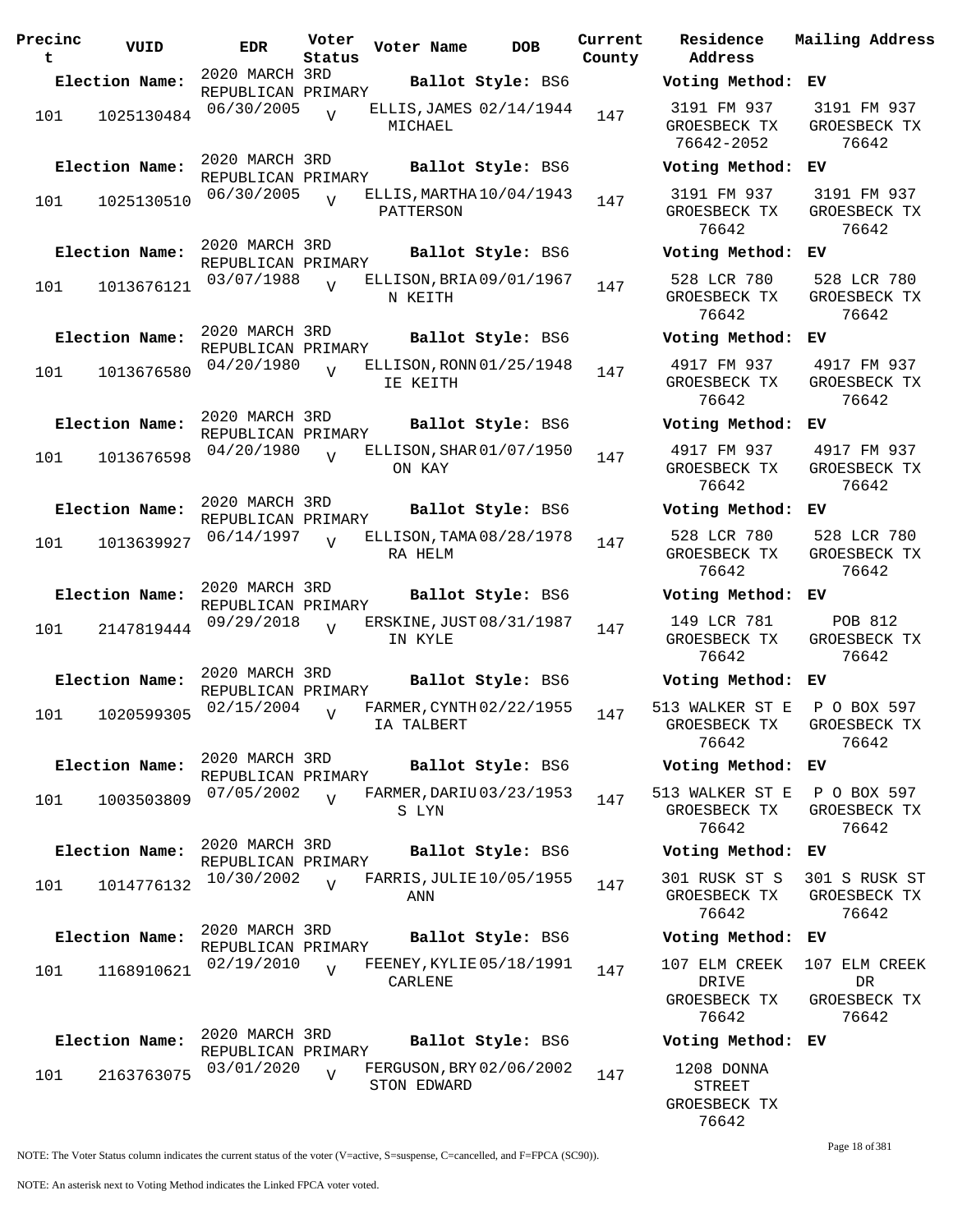| Precinct | VUID | EDR | Voter Status | Voter Name | DOB | Current County | Residence Address | Mailing Address |
|---|---|---|---|---|---|---|---|---|
| **Election Name:** | | 2020 MARCH 3RD REPUBLICAN PRIMARY | | **Ballot Style:** BS6 | | | **Voting Method:** | EV |
| 101 | 1025130484 | 06/30/2005 | V | ELLIS, JAMES MICHAEL | 02/14/1944 | 147 | 3191 FM 937 GROESBECK TX 76642-2052 | 3191 FM 937 GROESBECK TX 76642 |
| **Election Name:** | | 2020 MARCH 3RD REPUBLICAN PRIMARY | | **Ballot Style:** BS6 | | | **Voting Method:** | EV |
| 101 | 1025130510 | 06/30/2005 | V | ELLIS, MARTHA PATTERSON | 10/04/1943 | 147 | 3191 FM 937 GROESBECK TX 76642 | 3191 FM 937 GROESBECK TX 76642 |
| **Election Name:** | | 2020 MARCH 3RD REPUBLICAN PRIMARY | | **Ballot Style:** BS6 | | | **Voting Method:** | EV |
| 101 | 1013676121 | 03/07/1988 | V | ELLISON, BRIAN KEITH | 09/01/1967 | 147 | 528 LCR 780 GROESBECK TX 76642 | 528 LCR 780 GROESBECK TX 76642 |
| **Election Name:** | | 2020 MARCH 3RD REPUBLICAN PRIMARY | | **Ballot Style:** BS6 | | | **Voting Method:** | EV |
| 101 | 1013676580 | 04/20/1980 | V | ELLISON, RONNIE KEITH | 01/25/1948 | 147 | 4917 FM 937 GROESBECK TX 76642 | 4917 FM 937 GROESBECK TX 76642 |
| **Election Name:** | | 2020 MARCH 3RD REPUBLICAN PRIMARY | | **Ballot Style:** BS6 | | | **Voting Method:** | EV |
| 101 | 1013676598 | 04/20/1980 | V | ELLISON, SHARON KAY | 01/07/1950 | 147 | 4917 FM 937 GROESBECK TX 76642 | 4917 FM 937 GROESBECK TX 76642 |
| **Election Name:** | | 2020 MARCH 3RD REPUBLICAN PRIMARY | | **Ballot Style:** BS6 | | | **Voting Method:** | EV |
| 101 | 1013639927 | 06/14/1997 | V | ELLISON, TAMARA HELM | 08/28/1978 | 147 | 528 LCR 780 GROESBECK TX 76642 | 528 LCR 780 GROESBECK TX 76642 |
| **Election Name:** | | 2020 MARCH 3RD REPUBLICAN PRIMARY | | **Ballot Style:** BS6 | | | **Voting Method:** | EV |
| 101 | 2147819444 | 09/29/2018 | V | ERSKINE, JUSTIN KYLE | 08/31/1987 | 147 | 149 LCR 781 GROESBECK TX 76642 | POB 812 GROESBECK TX 76642 |
| **Election Name:** | | 2020 MARCH 3RD REPUBLICAN PRIMARY | | **Ballot Style:** BS6 | | | **Voting Method:** | EV |
| 101 | 1020599305 | 02/15/2004 | V | FARMER, CYNTHIA TALBERT | 02/22/1955 | 147 | 513 WALKER ST E GROESBECK TX 76642 | P O BOX 597 GROESBECK TX 76642 |
| **Election Name:** | | 2020 MARCH 3RD REPUBLICAN PRIMARY | | **Ballot Style:** BS6 | | | **Voting Method:** | EV |
| 101 | 1003503809 | 07/05/2002 | V | FARMER, DARIUS LYN | 03/23/1953 | 147 | 513 WALKER ST E GROESBECK TX 76642 | P O BOX 597 GROESBECK TX 76642 |
| **Election Name:** | | 2020 MARCH 3RD REPUBLICAN PRIMARY | | **Ballot Style:** BS6 | | | **Voting Method:** | EV |
| 101 | 1014776132 | 10/30/2002 | V | FARRIS, JULIE ANN | 10/05/1955 | 147 | 301 RUSK ST S GROESBECK TX 76642 | 301 S RUSK ST GROESBECK TX 76642 |
| **Election Name:** | | 2020 MARCH 3RD REPUBLICAN PRIMARY | | **Ballot Style:** BS6 | | | **Voting Method:** | EV |
| 101 | 1168910621 | 02/19/2010 | V | FEENEY, KYLIE CARLENE | 05/18/1991 | 147 | 107 ELM CREEK DRIVE GROESBECK TX 76642 | 107 ELM CREEK DR GROESBECK TX 76642 |
| **Election Name:** | | 2020 MARCH 3RD REPUBLICAN PRIMARY | | **Ballot Style:** BS6 | | | **Voting Method:** | EV |
| 101 | 2163763075 | 03/01/2020 | V | FERGUSON, BRYSTON EDWARD | 02/06/2002 | 147 | 1208 DONNA STREET GROESBECK TX 76642 | |

NOTE: The Voter Status column indicates the current status of the voter (V=active, S=suspense, C=cancelled, and F=FPCA (SC90)).

NOTE: An asterisk next to Voting Method indicates the Linked FPCA voter voted.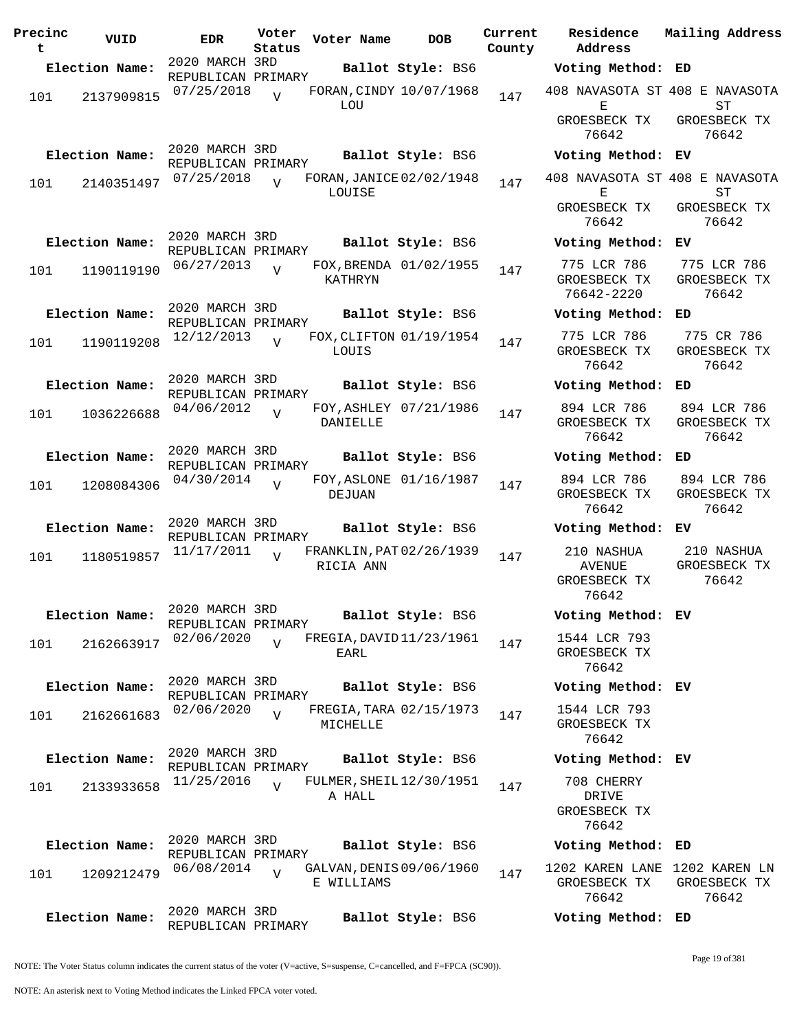| Precinct | VUID | EDR | Voter Status | Voter Name | DOB | Current County | Residence Address | Mailing Address |
|---|---|---|---|---|---|---|---|---|
| **Election Name:** | | 2020 MARCH 3RD REPUBLICAN PRIMARY | | **Ballot Style:** BS6 | | | **Voting Method:** ED | |
| 101 | 2137909815 | 07/25/2018 | V | FORAN,CINDY LOU | 10/07/1968 | 147 | 408 NAVASOTA ST E GROESBECK TX 76642 | 408 E NAVASOTA ST GROESBECK TX 76642 |
| **Election Name:** | | 2020 MARCH 3RD REPUBLICAN PRIMARY | | **Ballot Style:** BS6 | | | **Voting Method:** EV | |
| 101 | 2140351497 | 07/25/2018 | V | FORAN,JANICE LOUISE | 02/02/1948 | 147 | 408 NAVASOTA ST E GROESBECK TX 76642 | 408 E NAVASOTA ST GROESBECK TX 76642 |
| **Election Name:** | | 2020 MARCH 3RD REPUBLICAN PRIMARY | | **Ballot Style:** BS6 | | | **Voting Method:** EV | |
| 101 | 1190119190 | 06/27/2013 | V | FOX,BRENDA KATHRYN | 01/02/1955 | 147 | 775 LCR 786 GROESBECK TX 76642-2220 | 775 LCR 786 GROESBECK TX 76642 |
| **Election Name:** | | 2020 MARCH 3RD REPUBLICAN PRIMARY | | **Ballot Style:** BS6 | | | **Voting Method:** ED | |
| 101 | 1190119208 | 12/12/2013 | V | FOX,CLIFTON LOUIS | 01/19/1954 | 147 | 775 LCR 786 GROESBECK TX 76642 | 775 CR 786 GROESBECK TX 76642 |
| **Election Name:** | | 2020 MARCH 3RD REPUBLICAN PRIMARY | | **Ballot Style:** BS6 | | | **Voting Method:** ED | |
| 101 | 1036226688 | 04/06/2012 | V | FOY,ASHLEY DANIELLE | 07/21/1986 | 147 | 894 LCR 786 GROESBECK TX 76642 | 894 LCR 786 GROESBECK TX 76642 |
| **Election Name:** | | 2020 MARCH 3RD REPUBLICAN PRIMARY | | **Ballot Style:** BS6 | | | **Voting Method:** ED | |
| 101 | 1208084306 | 04/30/2014 | V | FOY,ASLONE DEJUAN | 01/16/1987 | 147 | 894 LCR 786 GROESBECK TX 76642 | 894 LCR 786 GROESBECK TX 76642 |
| **Election Name:** | | 2020 MARCH 3RD REPUBLICAN PRIMARY | | **Ballot Style:** BS6 | | | **Voting Method:** EV | |
| 101 | 1180519857 | 11/17/2011 | V | FRANKLIN,PATRICIA ANN | 02/26/1939 | 147 | 210 NASHUA AVENUE GROESBECK TX 76642 | 210 NASHUA GROESBECK TX 76642 |
| **Election Name:** | | 2020 MARCH 3RD REPUBLICAN PRIMARY | | **Ballot Style:** BS6 | | | **Voting Method:** EV | |
| 101 | 2162663917 | 02/06/2020 | V | FREGIA,DAVID EARL | 11/23/1961 | 147 | 1544 LCR 793 GROESBECK TX 76642 | |
| **Election Name:** | | 2020 MARCH 3RD REPUBLICAN PRIMARY | | **Ballot Style:** BS6 | | | **Voting Method:** EV | |
| 101 | 2162661683 | 02/06/2020 | V | FREGIA,TARA MICHELLE | 02/15/1973 | 147 | 1544 LCR 793 GROESBECK TX 76642 | |
| **Election Name:** | | 2020 MARCH 3RD REPUBLICAN PRIMARY | | **Ballot Style:** BS6 | | | **Voting Method:** EV | |
| 101 | 2133933658 | 11/25/2016 | V | FULMER,SHEILA HALL | 12/30/1951 | 147 | 708 CHERRY DRIVE GROESBECK TX 76642 | |
| **Election Name:** | | 2020 MARCH 3RD REPUBLICAN PRIMARY | | **Ballot Style:** BS6 | | | **Voting Method:** ED | |
| 101 | 1209212479 | 06/08/2014 | V | GALVAN,DENISE WILLIAMS | 09/06/1960 | 147 | 1202 KAREN LANE GROESBECK TX 76642 | 1202 KAREN LN GROESBECK TX 76642 |
| **Election Name:** | | 2020 MARCH 3RD REPUBLICAN PRIMARY | | **Ballot Style:** BS6 | | | **Voting Method:** ED | |

NOTE: The Voter Status column indicates the current status of the voter (V=active, S=suspense, C=cancelled, and F=FPCA (SC90)).

NOTE: An asterisk next to Voting Method indicates the Linked FPCA voter voted.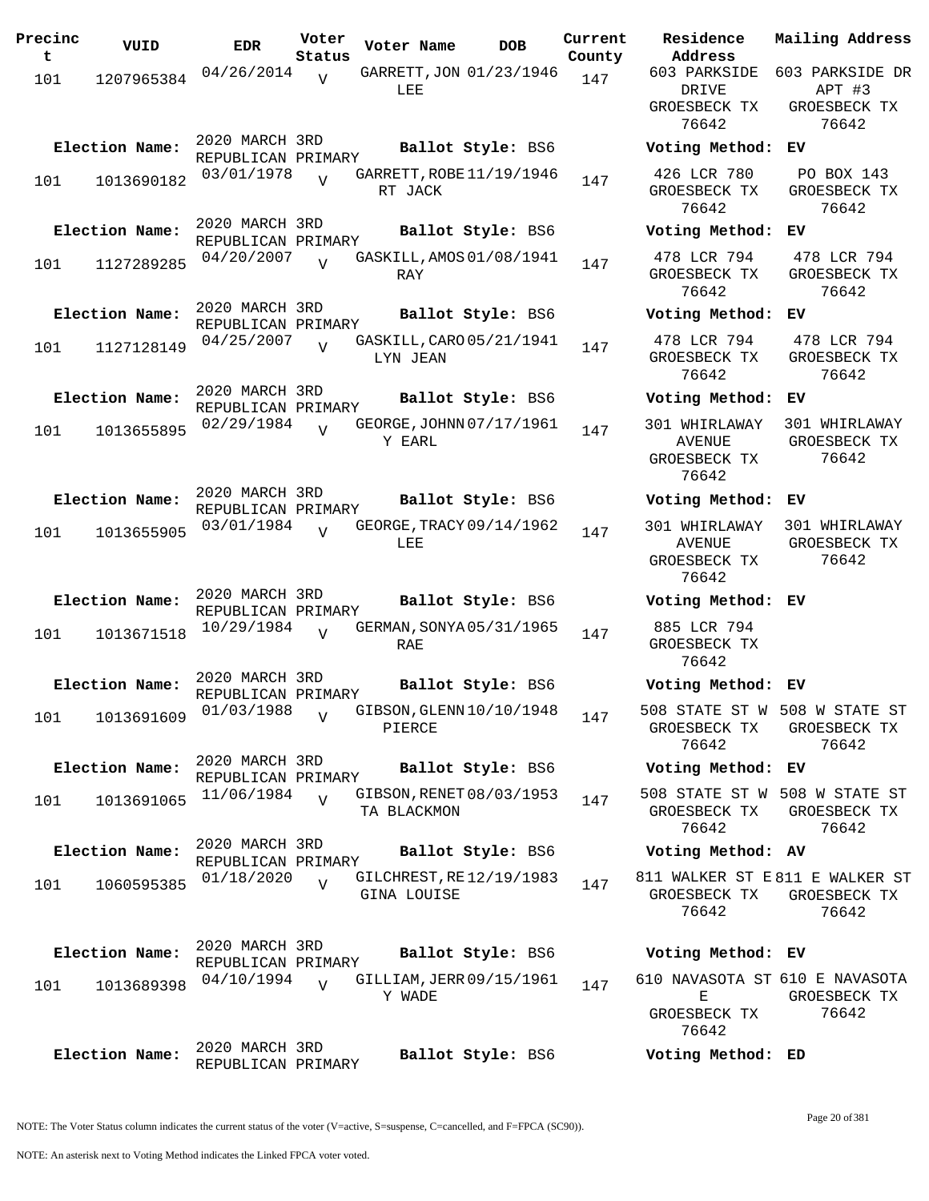| Precinct | VUID | EDR | Voter Status | Voter Name | DOB | Current County | Residence Address | Mailing Address |
|---|---|---|---|---|---|---|---|---|
| 101 | 1207965384 | 04/26/2014 | V | GARRETT, JON LEE | 01/23/1946 | 147 | 603 PARKSIDE DRIVE GROESBECK TX 76642 | 603 PARKSIDE DR APT #3 GROESBECK TX 76642 |
| Election Name: | 2020 MARCH 3RD REPUBLICAN PRIMARY | | | Ballot Style: BS6 | | | Voting Method: EV | |
| 101 | 1013690182 | 03/01/1978 | V | GARRETT, ROBERT JACK | 11/19/1946 | 147 | 426 LCR 780 GROESBECK TX 76642 | PO BOX 143 GROESBECK TX 76642 |
| Election Name: | 2020 MARCH 3RD REPUBLICAN PRIMARY | | | Ballot Style: BS6 | | | Voting Method: EV | |
| 101 | 1127289285 | 04/20/2007 | V | GASKILL, AMOS RAY | 01/08/1941 | 147 | 478 LCR 794 GROESBECK TX 76642 | 478 LCR 794 GROESBECK TX 76642 |
| Election Name: | 2020 MARCH 3RD REPUBLICAN PRIMARY | | | Ballot Style: BS6 | | | Voting Method: EV | |
| 101 | 1127128149 | 04/25/2007 | V | GASKILL, CAROLYN JEAN | 05/21/1941 | 147 | 478 LCR 794 GROESBECK TX 76642 | 478 LCR 794 GROESBECK TX 76642 |
| Election Name: | 2020 MARCH 3RD REPUBLICAN PRIMARY | | | Ballot Style: BS6 | | | Voting Method: EV | |
| 101 | 1013655895 | 02/29/1984 | V | GEORGE, JOHNNY EARL | 07/17/1961 | 147 | 301 WHIRLAWAY AVENUE GROESBECK TX 76642 | 301 WHIRLAWAY GROESBECK TX 76642 |
| Election Name: | 2020 MARCH 3RD REPUBLICAN PRIMARY | | | Ballot Style: BS6 | | | Voting Method: EV | |
| 101 | 1013655905 | 03/01/1984 | V | GEORGE, TRACY LEE | 09/14/1962 | 147 | 301 WHIRLAWAY AVENUE GROESBECK TX 76642 | 301 WHIRLAWAY GROESBECK TX 76642 |
| Election Name: | 2020 MARCH 3RD REPUBLICAN PRIMARY | | | Ballot Style: BS6 | | | Voting Method: EV | |
| 101 | 1013671518 | 10/29/1984 | V | GERMAN, SONYA RAE | 05/31/1965 | 147 | 885 LCR 794 GROESBECK TX 76642 | |
| Election Name: | 2020 MARCH 3RD REPUBLICAN PRIMARY | | | Ballot Style: BS6 | | | Voting Method: EV | |
| 101 | 1013691609 | 01/03/1988 | V | GIBSON, GLENN PIERCE | 10/10/1948 | 147 | 508 STATE ST W GROESBECK TX 76642 | 508 W STATE ST GROESBECK TX 76642 |
| Election Name: | 2020 MARCH 3RD REPUBLICAN PRIMARY | | | Ballot Style: BS6 | | | Voting Method: EV | |
| 101 | 1013691065 | 11/06/1984 | V | GIBSON, RENETTA BLACKMON | 08/03/1953 | 147 | 508 STATE ST W GROESBECK TX 76642 | 508 W STATE ST GROESBECK TX 76642 |
| Election Name: | 2020 MARCH 3RD REPUBLICAN PRIMARY | | | Ballot Style: BS6 | | | Voting Method: AV | |
| 101 | 1060595385 | 01/18/2020 | V | GILCHREST, REGINA LOUISE | 12/19/1983 | 147 | 811 WALKER ST E GROESBECK TX 76642 | 811 E WALKER ST GROESBECK TX 76642 |
| Election Name: | 2020 MARCH 3RD REPUBLICAN PRIMARY | | | Ballot Style: BS6 | | | Voting Method: EV | |
| 101 | 1013689398 | 04/10/1994 | V | GILLIAM, JERRY WADE | 09/15/1961 | 147 | 610 NAVASOTA ST E GROESBECK TX 76642 | 610 E NAVASOTA GROESBECK TX 76642 |
| Election Name: | 2020 MARCH 3RD REPUBLICAN PRIMARY | | | Ballot Style: BS6 | | | Voting Method: ED | |

NOTE: The Voter Status column indicates the current status of the voter (V=active, S=suspense, C=cancelled, and F=FPCA (SC90)).

NOTE: An asterisk next to Voting Method indicates the Linked FPCA voter voted.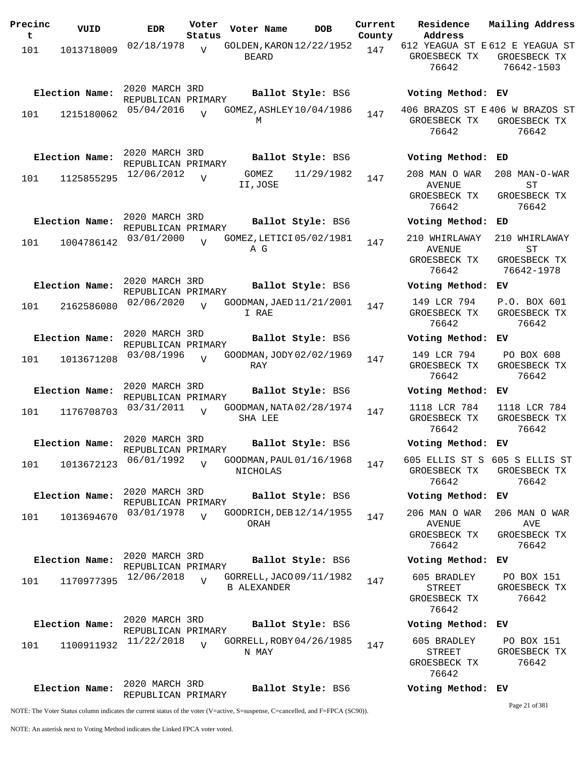| Precinct | VUID | EDR | Voter Status | Voter Name | DOB | Current County | Residence Address | Mailing Address |
|---|---|---|---|---|---|---|---|---|
| 101 | 1013718009 | 02/18/1978 | V | GOLDEN, KARON BEARD | 12/22/1952 | 147 | 612 YEAGUA ST E GROESBECK TX 76642 | 612 E YEAGUA ST GROESBECK TX 76642-1503 |
| Election Name: | 2020 MARCH 3RD REPUBLICAN PRIMARY | | | Ballot Style: BS6 | | | Voting Method: EV | |
| 101 | 1215180062 | 05/04/2016 | V | GOMEZ, ASHLEY M | 10/04/1986 | 147 | 406 BRAZOS ST E GROESBECK TX 76642 | 406 W BRAZOS ST GROESBECK TX 76642 |
| Election Name: | 2020 MARCH 3RD REPUBLICAN PRIMARY | | | Ballot Style: BS6 | | | Voting Method: ED | |
| 101 | 1125855295 | 12/06/2012 | V | GOMEZ II, JOSE | 11/29/1982 | 147 | 208 MAN O WAR AVENUE GROESBECK TX 76642 | 208 MAN-O-WAR ST GROESBECK TX 76642 |
| Election Name: | 2020 MARCH 3RD REPUBLICAN PRIMARY | | | Ballot Style: BS6 | | | Voting Method: ED | |
| 101 | 1004786142 | 03/01/2000 | V | GOMEZ, LETICIA G | 05/02/1981 | 147 | 210 WHIRLAWAY AVENUE GROESBECK TX 76642 | 210 WHIRLAWAY ST GROESBECK TX 76642-1978 |
| Election Name: | 2020 MARCH 3RD REPUBLICAN PRIMARY | | | Ballot Style: BS6 | | | Voting Method: EV | |
| 101 | 2162586080 | 02/06/2020 | V | GOODMAN, JAEDI RAE | 11/21/2001 | 147 | 149 LCR 794 GROESBECK TX 76642 | P.O. BOX 601 GROESBECK TX 76642 |
| Election Name: | 2020 MARCH 3RD REPUBLICAN PRIMARY | | | Ballot Style: BS6 | | | Voting Method: EV | |
| 101 | 1013671208 | 03/08/1996 | V | GOODMAN, JODY RAY | 02/02/1969 | 147 | 149 LCR 794 GROESBECK TX 76642 | PO BOX 608 GROESBECK TX 76642 |
| Election Name: | 2020 MARCH 3RD REPUBLICAN PRIMARY | | | Ballot Style: BS6 | | | Voting Method: EV | |
| 101 | 1176708703 | 03/31/2011 | V | GOODMAN, NATASHA LEE | 02/28/1974 | 147 | 1118 LCR 784 GROESBECK TX 76642 | 1118 LCR 784 GROESBECK TX 76642 |
| Election Name: | 2020 MARCH 3RD REPUBLICAN PRIMARY | | | Ballot Style: BS6 | | | Voting Method: EV | |
| 101 | 1013672123 | 06/01/1992 | V | GOODMAN, PAUL NICHOLAS | 01/16/1968 | 147 | 605 ELLIS ST S GROESBECK TX 76642 | 605 S ELLIS ST GROESBECK TX 76642 |
| Election Name: | 2020 MARCH 3RD REPUBLICAN PRIMARY | | | Ballot Style: BS6 | | | Voting Method: EV | |
| 101 | 1013694670 | 03/01/1978 | V | GOODRICH, DEBORAH | 12/14/1955 | 147 | 206 MAN O WAR AVENUE GROESBECK TX 76642 | 206 MAN O WAR AVE GROESBECK TX 76642 |
| Election Name: | 2020 MARCH 3RD REPUBLICAN PRIMARY | | | Ballot Style: BS6 | | | Voting Method: EV | |
| 101 | 1170977395 | 12/06/2018 | V | GORRELL, JACOB ALEXANDER | 09/11/1982 | 147 | 605 BRADLEY STREET GROESBECK TX 76642 | PO BOX 151 GROESBECK TX 76642 |
| Election Name: | 2020 MARCH 3RD REPUBLICAN PRIMARY | | | Ballot Style: BS6 | | | Voting Method: EV | |
| 101 | 1100911932 | 11/22/2018 | V | GORRELL, ROBYN MAY | 04/26/1985 | 147 | 605 BRADLEY STREET GROESBECK TX 76642 | PO BOX 151 GROESBECK TX 76642 |
| Election Name: | 2020 MARCH 3RD REPUBLICAN PRIMARY | | | Ballot Style: BS6 | | | Voting Method: EV | |

NOTE: The Voter Status column indicates the current status of the voter (V=active, S=suspense, C=cancelled, and F=FPCA (SC90)).

NOTE: An asterisk next to Voting Method indicates the Linked FPCA voter voted.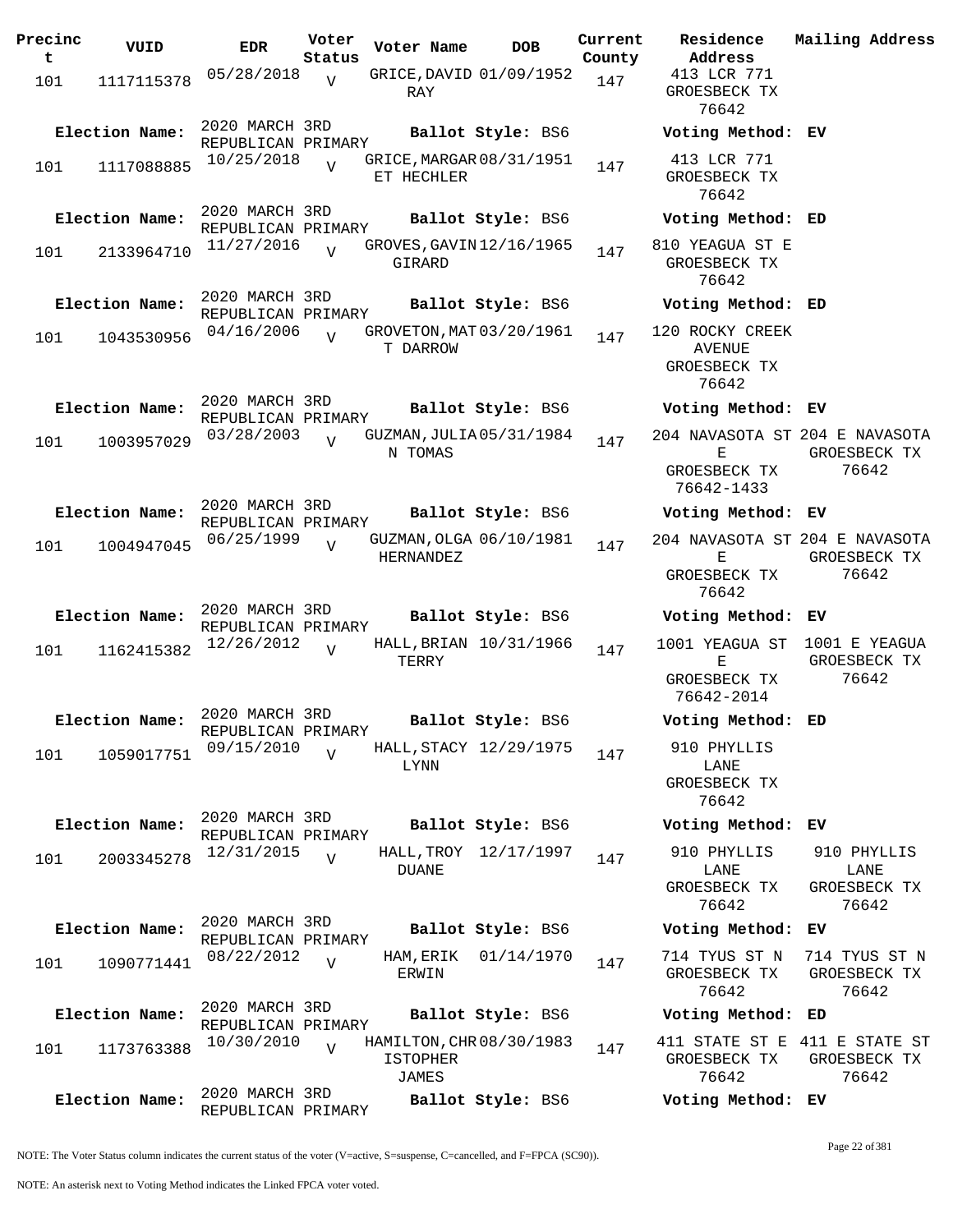| Precinct | VUID | EDR | Voter Status | Voter Name | DOB | Current County | Residence Address | Mailing Address |
|---|---|---|---|---|---|---|---|---|
| 101 | 1117115378 | 05/28/2018 | V | GRICE,DAVID RAY | 01/09/1952 | 147 | 413 LCR 771 GROESBECK TX 76642 | |
| **Election Name:** | | 2020 MARCH 3RD REPUBLICAN PRIMARY | | **Ballot Style:** BS6 | | | **Voting Method:** EV | |
| 101 | 1117088885 | 10/25/2018 | V | GRICE,MARGARET HECHLER | 08/31/1951 | 147 | 413 LCR 771 GROESBECK TX 76642 | |
| **Election Name:** | | 2020 MARCH 3RD REPUBLICAN PRIMARY | | **Ballot Style:** BS6 | | | **Voting Method:** ED | |
| 101 | 2133964710 | 11/27/2016 | V | GROVES,GAVIN GIRARD | 12/16/1965 | 147 | 810 YEAGUA ST E GROESBECK TX 76642 | |
| **Election Name:** | | 2020 MARCH 3RD REPUBLICAN PRIMARY | | **Ballot Style:** BS6 | | | **Voting Method:** ED | |
| 101 | 1043530956 | 04/16/2006 | V | GROVETON,MATT DARROW | 03/20/1961 | 147 | 120 ROCKY CREEK AVENUE GROESBECK TX 76642 | |
| **Election Name:** | | 2020 MARCH 3RD REPUBLICAN PRIMARY | | **Ballot Style:** BS6 | | | **Voting Method:** EV | |
| 101 | 1003957029 | 03/28/2003 | V | GUZMAN,JULIAN TOMAS | 05/31/1984 | 147 | 204 NAVASOTA ST E GROESBECK TX 76642-1433 | 204 E NAVASOTA GROESBECK TX 76642 |
| **Election Name:** | | 2020 MARCH 3RD REPUBLICAN PRIMARY | | **Ballot Style:** BS6 | | | **Voting Method:** EV | |
| 101 | 1004947045 | 06/25/1999 | V | GUZMAN,OLGA HERNANDEZ | 06/10/1981 | 147 | 204 NAVASOTA ST E GROESBECK TX 76642 | 204 E NAVASOTA GROESBECK TX 76642 |
| **Election Name:** | | 2020 MARCH 3RD REPUBLICAN PRIMARY | | **Ballot Style:** BS6 | | | **Voting Method:** EV | |
| 101 | 1162415382 | 12/26/2012 | V | HALL,BRIAN TERRY | 10/31/1966 | 147 | 1001 YEAGUA ST E GROESBECK TX 76642-2014 | 1001 E YEAGUA GROESBECK TX 76642 |
| **Election Name:** | | 2020 MARCH 3RD REPUBLICAN PRIMARY | | **Ballot Style:** BS6 | | | **Voting Method:** ED | |
| 101 | 1059017751 | 09/15/2010 | V | HALL,STACY LYNN | 12/29/1975 | 147 | 910 PHYLLIS LANE GROESBECK TX 76642 | |
| **Election Name:** | | 2020 MARCH 3RD REPUBLICAN PRIMARY | | **Ballot Style:** BS6 | | | **Voting Method:** EV | |
| 101 | 2003345278 | 12/31/2015 | V | HALL,TROY DUANE | 12/17/1997 | 147 | 910 PHYLLIS LANE GROESBECK TX 76642 | 910 PHYLLIS LANE GROESBECK TX 76642 |
| **Election Name:** | | 2020 MARCH 3RD REPUBLICAN PRIMARY | | **Ballot Style:** BS6 | | | **Voting Method:** EV | |
| 101 | 1090771441 | 08/22/2012 | V | HAM,ERIK ERWIN | 01/14/1970 | 147 | 714 TYUS ST N GROESBECK TX 76642 | 714 TYUS ST N GROESBECK TX 76642 |
| **Election Name:** | | 2020 MARCH 3RD REPUBLICAN PRIMARY | | **Ballot Style:** BS6 | | | **Voting Method:** ED | |
| 101 | 1173763388 | 10/30/2010 | V | HAMILTON,CHRISTOPHER JAMES | 08/30/1983 | 147 | 411 STATE ST E GROESBECK TX 76642 | 411 E STATE ST GROESBECK TX 76642 |
| **Election Name:** | | 2020 MARCH 3RD REPUBLICAN PRIMARY | | **Ballot Style:** BS6 | | | **Voting Method:** EV | |

NOTE: The Voter Status column indicates the current status of the voter (V=active, S=suspense, C=cancelled, and F=FPCA (SC90)).

NOTE: An asterisk next to Voting Method indicates the Linked FPCA voter voted.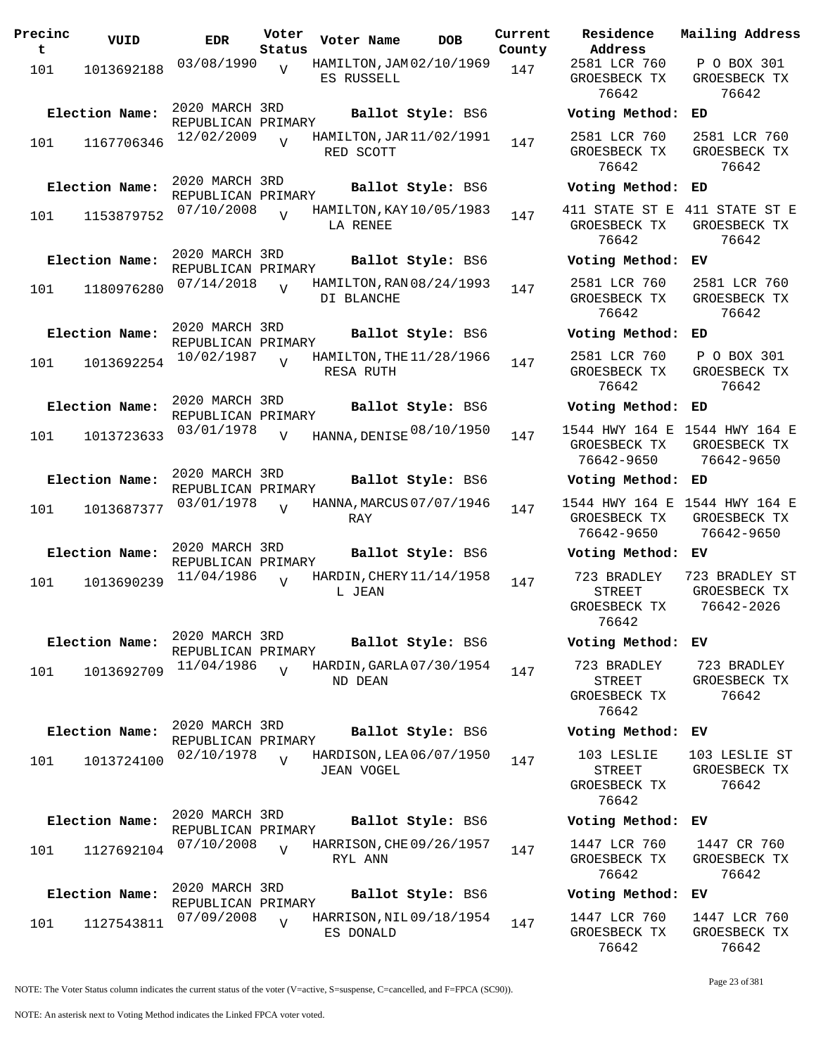| Precinct | VUID | EDR | Voter Status | Voter Name | DOB | Current County | Residence Address | Mailing Address |
|---|---|---|---|---|---|---|---|---|
| 101 | 1013692188 | 03/08/1990 | V | HAMILTON, JAMES RUSSELL | 02/10/1969 | 147 | 2581 LCR 760 GROESBECK TX 76642 | P O BOX 301 GROESBECK TX 76642 |
| Election Name: | 2020 MARCH 3RD REPUBLICAN PRIMARY | | | Ballot Style: BS6 | | | Voting Method: | ED |
| 101 | 1167706346 | 12/02/2009 | V | HAMILTON, JARRED SCOTT | 11/02/1991 | 147 | 2581 LCR 760 GROESBECK TX 76642 | 2581 LCR 760 GROESBECK TX 76642 |
| Election Name: | 2020 MARCH 3RD REPUBLICAN PRIMARY | | | Ballot Style: BS6 | | | Voting Method: | ED |
| 101 | 1153879752 | 07/10/2008 | V | HAMILTON, KAYLA RENEE | 10/05/1983 | 147 | 411 STATE ST E GROESBECK TX 76642 | 411 STATE ST E GROESBECK TX 76642 |
| Election Name: | 2020 MARCH 3RD REPUBLICAN PRIMARY | | | Ballot Style: BS6 | | | Voting Method: | EV |
| 101 | 1180976280 | 07/14/2018 | V | HAMILTON, RANDI BLANCHE | 08/24/1993 | 147 | 2581 LCR 760 GROESBECK TX 76642 | 2581 LCR 760 GROESBECK TX 76642 |
| Election Name: | 2020 MARCH 3RD REPUBLICAN PRIMARY | | | Ballot Style: BS6 | | | Voting Method: | ED |
| 101 | 1013692254 | 10/02/1987 | V | HAMILTON, THERESA RUTH | 11/28/1966 | 147 | 2581 LCR 760 GROESBECK TX 76642 | P O BOX 301 GROESBECK TX 76642 |
| Election Name: | 2020 MARCH 3RD REPUBLICAN PRIMARY | | | Ballot Style: BS6 | | | Voting Method: | ED |
| 101 | 1013723633 | 03/01/1978 | V | HANNA, DENISE | 08/10/1950 | 147 | 1544 HWY 164 E GROESBECK TX 76642-9650 | 1544 HWY 164 E GROESBECK TX 76642-9650 |
| Election Name: | 2020 MARCH 3RD REPUBLICAN PRIMARY | | | Ballot Style: BS6 | | | Voting Method: | ED |
| 101 | 1013687377 | 03/01/1978 | V | HANNA, MARCUS RAY | 07/07/1946 | 147 | 1544 HWY 164 E GROESBECK TX 76642-9650 | 1544 HWY 164 E GROESBECK TX 76642-9650 |
| Election Name: | 2020 MARCH 3RD REPUBLICAN PRIMARY | | | Ballot Style: BS6 | | | Voting Method: | EV |
| 101 | 1013690239 | 11/04/1986 | V | HARDIN, CHERYL JEAN | 11/14/1958 | 147 | 723 BRADLEY STREET GROESBECK TX 76642 | 723 BRADLEY ST GROESBECK TX 76642-2026 |
| Election Name: | 2020 MARCH 3RD REPUBLICAN PRIMARY | | | Ballot Style: BS6 | | | Voting Method: | EV |
| 101 | 1013692709 | 11/04/1986 | V | HARDIN, GARLAND DEAN | 07/30/1954 | 147 | 723 BRADLEY STREET GROESBECK TX 76642 | 723 BRADLEY GROESBECK TX 76642 |
| Election Name: | 2020 MARCH 3RD REPUBLICAN PRIMARY | | | Ballot Style: BS6 | | | Voting Method: | EV |
| 101 | 1013724100 | 02/10/1978 | V | HARDISON, LEA JEAN VOGEL | 06/07/1950 | 147 | 103 LESLIE STREET GROESBECK TX 76642 | 103 LESLIE ST GROESBECK TX 76642 |
| Election Name: | 2020 MARCH 3RD REPUBLICAN PRIMARY | | | Ballot Style: BS6 | | | Voting Method: | EV |
| 101 | 1127692104 | 07/10/2008 | V | HARRISON, CHERYL ANN | 09/26/1957 | 147 | 1447 LCR 760 GROESBECK TX 76642 | 1447 CR 760 GROESBECK TX 76642 |
| Election Name: | 2020 MARCH 3RD REPUBLICAN PRIMARY | | | Ballot Style: BS6 | | | Voting Method: | EV |
| 101 | 1127543811 | 07/09/2008 | V | HARRISON, NILES DONALD | 09/18/1954 | 147 | 1447 LCR 760 GROESBECK TX 76642 | 1447 LCR 760 GROESBECK TX 76642 |

NOTE: The Voter Status column indicates the current status of the voter (V=active, S=suspense, C=cancelled, and F=FPCA (SC90)).

NOTE: An asterisk next to Voting Method indicates the Linked FPCA voter voted.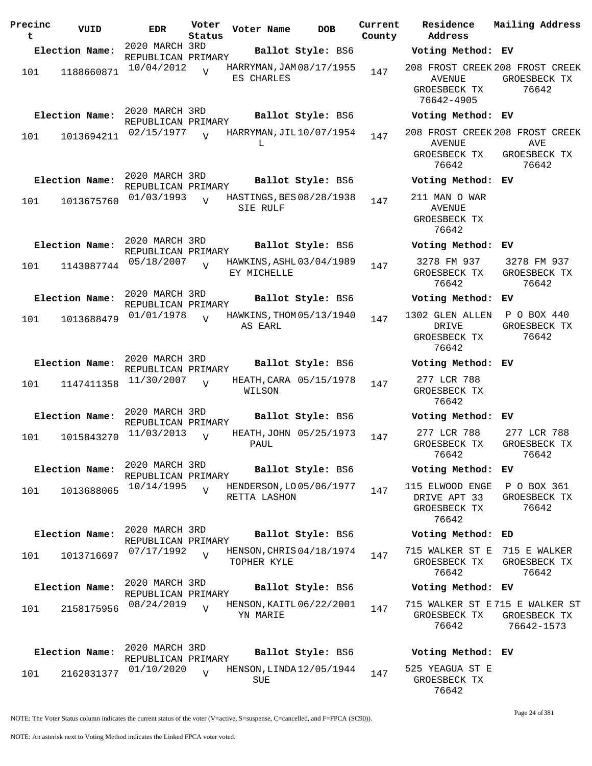| Precinct | VUID | EDR | Voter Status | Voter Name | DOB | Current County | Residence Address | Mailing Address |
|---|---|---|---|---|---|---|---|---|
| **Election Name:** | | 2020 MARCH 3RD REPUBLICAN PRIMARY | | **Ballot Style:** BS6 | | | **Voting Method:** EV | |
| 101 | 1188660871 | 10/04/2012 | V | HARRYMAN, JAMES CHARLES | 08/17/1955 | 147 | 208 FROST CREEK AVENUE GROESBECK TX 76642-4905 | 208 FROST CREEK GROESBECK TX 76642 |
| **Election Name:** | | 2020 MARCH 3RD REPUBLICAN PRIMARY | | **Ballot Style:** BS6 | | | **Voting Method:** EV | |
| 101 | 1013694211 | 02/15/1977 | V | HARRYMAN, JILL | 10/07/1954 | 147 | 208 FROST CREEK AVENUE GROESBECK TX 76642 | 208 FROST CREEK AVE GROESBECK TX 76642 |
| **Election Name:** | | 2020 MARCH 3RD REPUBLICAN PRIMARY | | **Ballot Style:** BS6 | | | **Voting Method:** EV | |
| 101 | 1013675760 | 01/03/1993 | V | HASTINGS, BESSIE RULF | 08/28/1938 | 147 | 211 MAN O WAR AVENUE GROESBECK TX 76642 | |
| **Election Name:** | | 2020 MARCH 3RD REPUBLICAN PRIMARY | | **Ballot Style:** BS6 | | | **Voting Method:** EV | |
| 101 | 1143087744 | 05/18/2007 | V | HAWKINS, ASHLEY MICHELLE | 03/04/1989 | 147 | 3278 FM 937 GROESBECK TX 76642 | 3278 FM 937 GROESBECK TX 76642 |
| **Election Name:** | | 2020 MARCH 3RD REPUBLICAN PRIMARY | | **Ballot Style:** BS6 | | | **Voting Method:** EV | |
| 101 | 1013688479 | 01/01/1978 | V | HAWKINS, THOMAS EARL | 05/13/1940 | 147 | 1302 GLEN ALLEN DRIVE GROESBECK TX 76642 | P O BOX 440 GROESBECK TX 76642 |
| **Election Name:** | | 2020 MARCH 3RD REPUBLICAN PRIMARY | | **Ballot Style:** BS6 | | | **Voting Method:** EV | |
| 101 | 1147411358 | 11/30/2007 | V | HEATH, CARA WILSON | 05/15/1978 | 147 | 277 LCR 788 GROESBECK TX 76642 | |
| **Election Name:** | | 2020 MARCH 3RD REPUBLICAN PRIMARY | | **Ballot Style:** BS6 | | | **Voting Method:** EV | |
| 101 | 1015843270 | 11/03/2013 | V | HEATH, JOHN PAUL | 05/25/1973 | 147 | 277 LCR 788 GROESBECK TX 76642 | 277 LCR 788 GROESBECK TX 76642 |
| **Election Name:** | | 2020 MARCH 3RD REPUBLICAN PRIMARY | | **Ballot Style:** BS6 | | | **Voting Method:** EV | |
| 101 | 1013688065 | 10/14/1995 | V | HENDERSON, LORETTA LASHON | 05/06/1977 | 147 | 115 ELWOOD ENGE DRIVE APT 33 GROESBECK TX 76642 | P O BOX 361 GROESBECK TX 76642 |
| **Election Name:** | | 2020 MARCH 3RD REPUBLICAN PRIMARY | | **Ballot Style:** BS6 | | | **Voting Method:** ED | |
| 101 | 1013716697 | 07/17/1992 | V | HENSON, CHRISTOPHER KYLE | 04/18/1974 | 147 | 715 WALKER ST E GROESBECK TX 76642 | 715 E WALKER GROESBECK TX 76642 |
| **Election Name:** | | 2020 MARCH 3RD REPUBLICAN PRIMARY | | **Ballot Style:** BS6 | | | **Voting Method:** EV | |
| 101 | 2158175956 | 08/24/2019 | V | HENSON, KAITLYN MARIE | 06/22/2001 | 147 | 715 WALKER ST E GROESBECK TX 76642 | 715 E WALKER ST GROESBECK TX 76642-1573 |
| **Election Name:** | | 2020 MARCH 3RD REPUBLICAN PRIMARY | | **Ballot Style:** BS6 | | | **Voting Method:** EV | |
| 101 | 2162031377 | 01/10/2020 | V | HENSON, LINDA SUE | 12/05/1944 | 147 | 525 YEAGUA ST E GROESBECK TX 76642 | |

NOTE: The Voter Status column indicates the current status of the voter (V=active, S=suspense, C=cancelled, and F=FPCA (SC90)).

NOTE: An asterisk next to Voting Method indicates the Linked FPCA voter voted.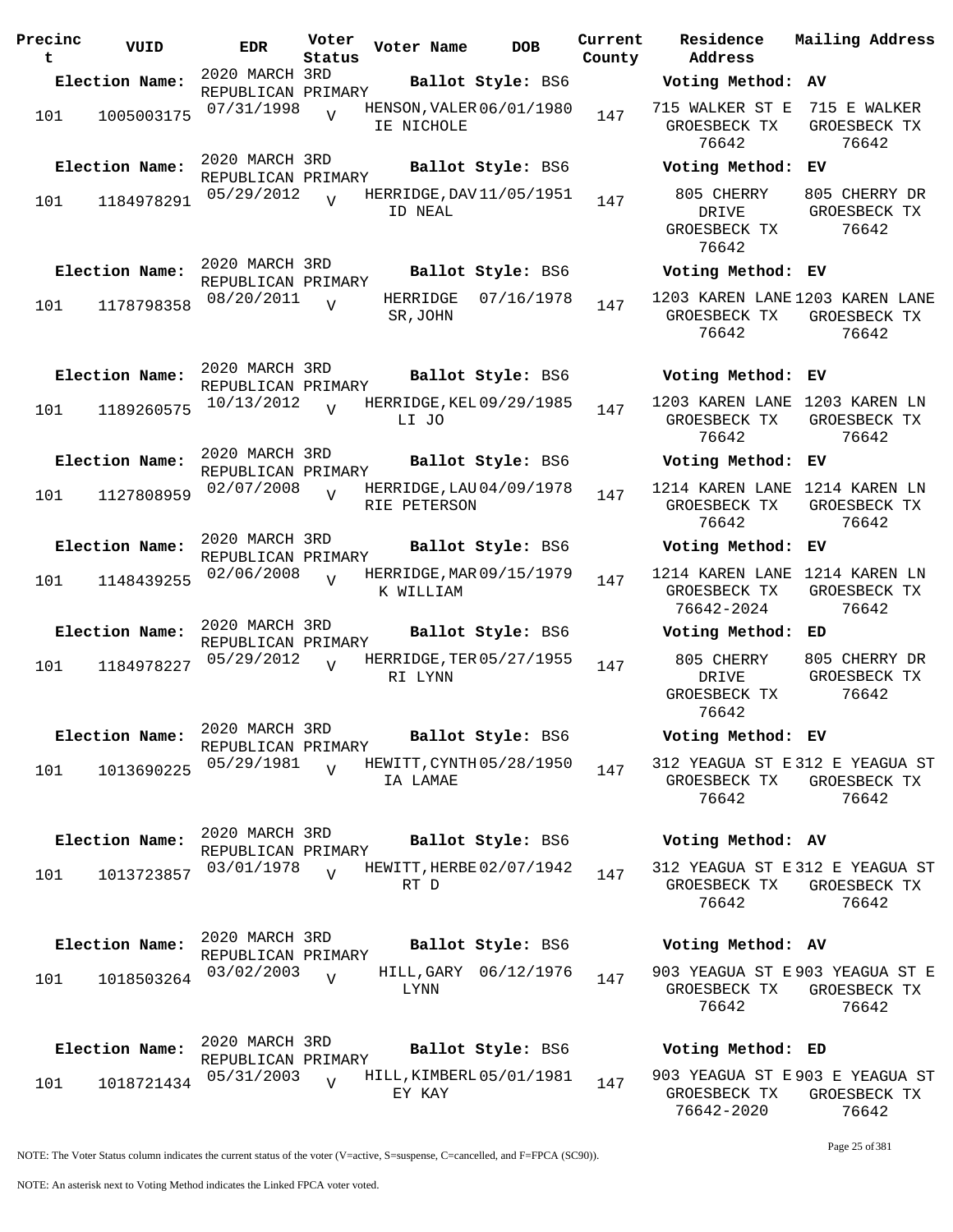| Precinct | VUID | EDR | Voter Status | Voter Name | DOB | Current County | Residence Address | Mailing Address |
|---|---|---|---|---|---|---|---|---|
| **Election Name:** | | 2020 MARCH 3RD REPUBLICAN PRIMARY | | **Ballot Style:** BS6 | | | **Voting Method:** AV | |
| 101 | 1005003175 | 07/31/1998 | V | HENSON, VALERIE NICHOLE | 06/01/1980 | 147 | 715 WALKER ST E GROESBECK TX 76642 | 715 E WALKER GROESBECK TX 76642 |
| **Election Name:** | | 2020 MARCH 3RD REPUBLICAN PRIMARY | | **Ballot Style:** BS6 | | | **Voting Method:** EV | |
| 101 | 1184978291 | 05/29/2012 | V | HERRIDGE, DAVID NEAL | 11/05/1951 | 147 | 805 CHERRY DRIVE GROESBECK TX 76642 | 805 CHERRY DR GROESBECK TX 76642 |
| **Election Name:** | | 2020 MARCH 3RD REPUBLICAN PRIMARY | | **Ballot Style:** BS6 | | | **Voting Method:** EV | |
| 101 | 1178798358 | 08/20/2011 | V | HERRIDGE SR, JOHN | 07/16/1978 | 147 | 1203 KAREN LANE GROESBECK TX 76642 | 1203 KAREN LANE GROESBECK TX 76642 |
| **Election Name:** | | 2020 MARCH 3RD REPUBLICAN PRIMARY | | **Ballot Style:** BS6 | | | **Voting Method:** EV | |
| 101 | 1189260575 | 10/13/2012 | V | HERRIDGE, KELLI JO | 09/29/1985 | 147 | 1203 KAREN LANE GROESBECK TX 76642 | 1203 KAREN LN GROESBECK TX 76642 |
| **Election Name:** | | 2020 MARCH 3RD REPUBLICAN PRIMARY | | **Ballot Style:** BS6 | | | **Voting Method:** EV | |
| 101 | 1127808959 | 02/07/2008 | V | HERRIDGE, LAURIE PETERSON | 04/09/1978 | 147 | 1214 KAREN LANE GROESBECK TX 76642 | 1214 KAREN LN GROESBECK TX 76642 |
| **Election Name:** | | 2020 MARCH 3RD REPUBLICAN PRIMARY | | **Ballot Style:** BS6 | | | **Voting Method:** EV | |
| 101 | 1148439255 | 02/06/2008 | V | HERRIDGE, MARK WILLIAM | 09/15/1979 | 147 | 1214 KAREN LANE GROESBECK TX 76642-2024 | 1214 KAREN LN GROESBECK TX 76642 |
| **Election Name:** | | 2020 MARCH 3RD REPUBLICAN PRIMARY | | **Ballot Style:** BS6 | | | **Voting Method:** ED | |
| 101 | 1184978227 | 05/29/2012 | V | HERRIDGE, TERRI LYNN | 05/27/1955 | 147 | 805 CHERRY DRIVE GROESBECK TX 76642 | 805 CHERRY DR GROESBECK TX 76642 |
| **Election Name:** | | 2020 MARCH 3RD REPUBLICAN PRIMARY | | **Ballot Style:** BS6 | | | **Voting Method:** EV | |
| 101 | 1013690225 | 05/29/1981 | V | HEWITT, CYNTHIA LAMAE | 05/28/1950 | 147 | 312 YEAGUA ST E GROESBECK TX 76642 | 312 E YEAGUA ST GROESBECK TX 76642 |
| **Election Name:** | | 2020 MARCH 3RD REPUBLICAN PRIMARY | | **Ballot Style:** BS6 | | | **Voting Method:** AV | |
| 101 | 1013723857 | 03/01/1978 | V | HEWITT, HERBERT D | 02/07/1942 | 147 | 312 YEAGUA ST E GROESBECK TX 76642 | 312 E YEAGUA ST GROESBECK TX 76642 |
| **Election Name:** | | 2020 MARCH 3RD REPUBLICAN PRIMARY | | **Ballot Style:** BS6 | | | **Voting Method:** AV | |
| 101 | 1018503264 | 03/02/2003 | V | HILL, GARY LYNN | 06/12/1976 | 147 | 903 YEAGUA ST E GROESBECK TX 76642 | 903 YEAGUA ST E GROESBECK TX 76642 |
| **Election Name:** | | 2020 MARCH 3RD REPUBLICAN PRIMARY | | **Ballot Style:** BS6 | | | **Voting Method:** ED | |
| 101 | 1018721434 | 05/31/2003 | V | HILL, KIMBERLEY KAY | 05/01/1981 | 147 | 903 YEAGUA ST E GROESBECK TX 76642-2020 | 903 E YEAGUA ST GROESBECK TX 76642 |

NOTE: The Voter Status column indicates the current status of the voter (V=active, S=suspense, C=cancelled, and F=FPCA (SC90)).

NOTE: An asterisk next to Voting Method indicates the Linked FPCA voter voted.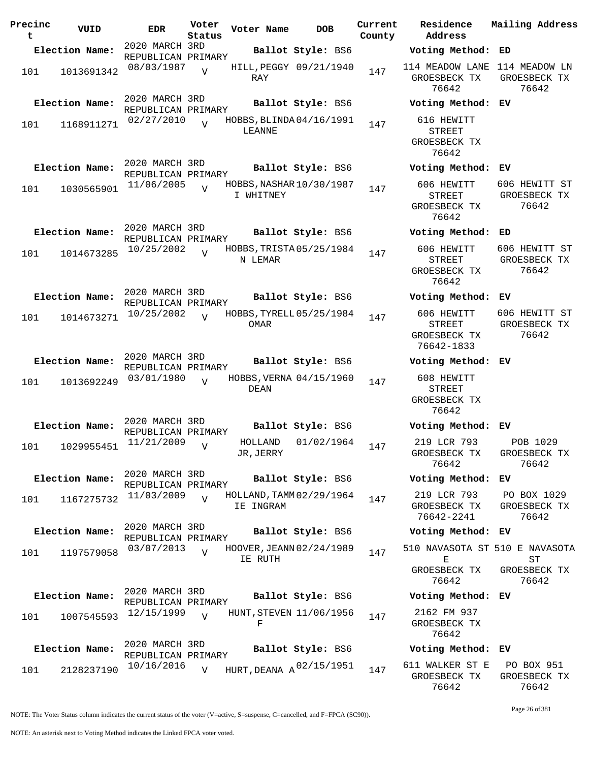| Precinct | VUID | EDR | Voter Status | Voter Name | DOB | Current County | Residence Address | Mailing Address |
|---|---|---|---|---|---|---|---|---|
| **Election Name:** | | 2020 MARCH 3RD REPUBLICAN PRIMARY | | **Ballot Style:** BS6 | | | **Voting Method:** ED | |
| 101 | 1013691342 | 08/03/1987 | V | HILL,PEGGY RAY | 09/21/1940 | 147 | 114 MEADOW LANE GROESBECK TX 76642 | 114 MEADOW LN GROESBECK TX 76642 |
| **Election Name:** | | 2020 MARCH 3RD REPUBLICAN PRIMARY | | **Ballot Style:** BS6 | | | **Voting Method:** EV | |
| 101 | 1168911271 | 02/27/2010 | V | HOBBS,BLINDA LEANNE | 04/16/1991 | 147 | 616 HEWITT STREET GROESBECK TX 76642 | |
| **Election Name:** | | 2020 MARCH 3RD REPUBLICAN PRIMARY | | **Ballot Style:** BS6 | | | **Voting Method:** EV | |
| 101 | 1030565901 | 11/06/2005 | V | HOBBS,NASHARI WHITNEY | 10/30/1987 | 147 | 606 HEWITT STREET GROESBECK TX 76642 | 606 HEWITT ST GROESBECK TX 76642 |
| **Election Name:** | | 2020 MARCH 3RD REPUBLICAN PRIMARY | | **Ballot Style:** BS6 | | | **Voting Method:** ED | |
| 101 | 1014673285 | 10/25/2002 | V | HOBBS,TRISTAN LEMAR | 05/25/1984 | 147 | 606 HEWITT STREET GROESBECK TX 76642 | 606 HEWITT ST GROESBECK TX 76642 |
| **Election Name:** | | 2020 MARCH 3RD REPUBLICAN PRIMARY | | **Ballot Style:** BS6 | | | **Voting Method:** EV | |
| 101 | 1014673271 | 10/25/2002 | V | HOBBS,TYRELL OMAR | 05/25/1984 | 147 | 606 HEWITT STREET GROESBECK TX 76642-1833 | 606 HEWITT ST GROESBECK TX 76642 |
| **Election Name:** | | 2020 MARCH 3RD REPUBLICAN PRIMARY | | **Ballot Style:** BS6 | | | **Voting Method:** EV | |
| 101 | 1013692249 | 03/01/1980 | V | HOBBS,VERNA DEAN | 04/15/1960 | 147 | 608 HEWITT STREET GROESBECK TX 76642 | |
| **Election Name:** | | 2020 MARCH 3RD REPUBLICAN PRIMARY | | **Ballot Style:** BS6 | | | **Voting Method:** EV | |
| 101 | 1029955451 | 11/21/2009 | V | HOLLAND JR,JERRY | 01/02/1964 | 147 | 219 LCR 793 GROESBECK TX 76642 | POB 1029 GROESBECK TX 76642 |
| **Election Name:** | | 2020 MARCH 3RD REPUBLICAN PRIMARY | | **Ballot Style:** BS6 | | | **Voting Method:** EV | |
| 101 | 1167275732 | 11/03/2009 | V | HOLLAND,TAMMIE INGRAM | 02/29/1964 | 147 | 219 LCR 793 GROESBECK TX 76642-2241 | PO BOX 1029 GROESBECK TX 76642 |
| **Election Name:** | | 2020 MARCH 3RD REPUBLICAN PRIMARY | | **Ballot Style:** BS6 | | | **Voting Method:** EV | |
| 101 | 1197579058 | 03/07/2013 | V | HOOVER,JEANNIE RUTH | 02/24/1989 | 147 | 510 NAVASOTA ST E GROESBECK TX 76642 | 510 E NAVASOTA ST GROESBECK TX 76642 |
| **Election Name:** | | 2020 MARCH 3RD REPUBLICAN PRIMARY | | **Ballot Style:** BS6 | | | **Voting Method:** EV | |
| 101 | 1007545593 | 12/15/1999 | V | HUNT,STEVEN F | 11/06/1956 | 147 | 2162 FM 937 GROESBECK TX 76642 | |
| **Election Name:** | | 2020 MARCH 3RD REPUBLICAN PRIMARY | | **Ballot Style:** BS6 | | | **Voting Method:** EV | |
| 101 | 2128237190 | 10/16/2016 | V | HURT,DEANA A | 02/15/1951 | 147 | 611 WALKER ST E GROESBECK TX 76642 | PO BOX 951 GROESBECK TX 76642 |

NOTE: The Voter Status column indicates the current status of the voter (V=active, S=suspense, C=cancelled, and F=FPCA (SC90)).

NOTE: An asterisk next to Voting Method indicates the Linked FPCA voter voted.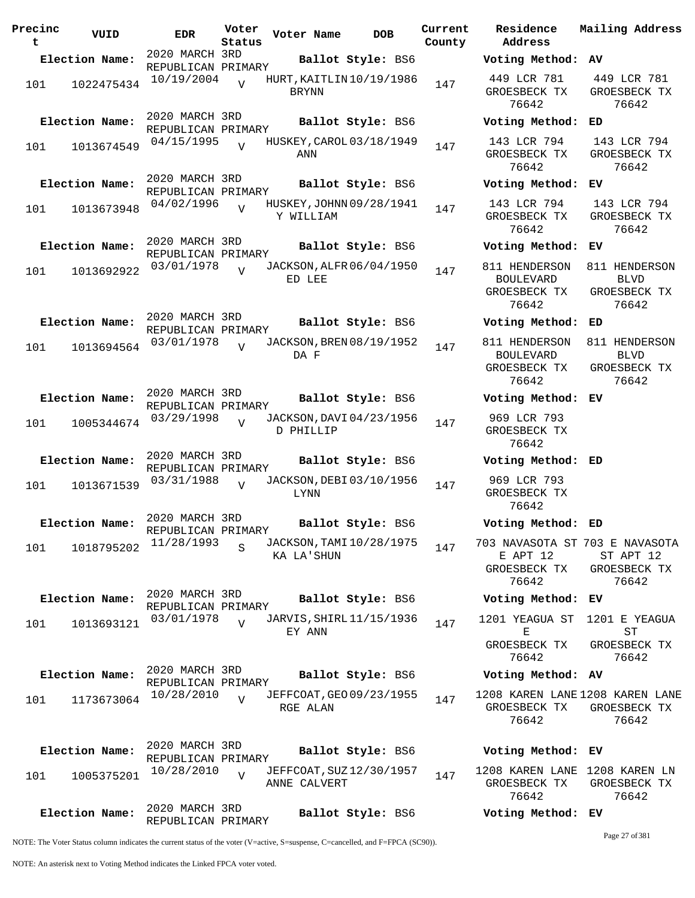| Precinct | VUID | EDR | Voter Status | Voter Name | DOB | Current County | Residence Address | Mailing Address |
|---|---|---|---|---|---|---|---|---|
| **Election Name:** | | 2020 MARCH 3RD REPUBLICAN PRIMARY | | **Ballot Style:** BS6 | | | **Voting Method:** AV | |
| 101 | 1022475434 | 10/19/2004 | V | HURT,KAITLIN BRYNN | 10/19/1986 | 147 | 449 LCR 781 GROESBECK TX 76642 | 449 LCR 781 GROESBECK TX 76642 |
| **Election Name:** | | 2020 MARCH 3RD REPUBLICAN PRIMARY | | **Ballot Style:** BS6 | | | **Voting Method:** ED | |
| 101 | 1013674549 | 04/15/1995 | V | HUSKEY,CAROL ANN | 03/18/1949 | 147 | 143 LCR 794 GROESBECK TX 76642 | 143 LCR 794 GROESBECK TX 76642 |
| **Election Name:** | | 2020 MARCH 3RD REPUBLICAN PRIMARY | | **Ballot Style:** BS6 | | | **Voting Method:** EV | |
| 101 | 1013673948 | 04/02/1996 | V | HUSKEY,JOHNNY WILLIAM | 09/28/1941 | 147 | 143 LCR 794 GROESBECK TX 76642 | 143 LCR 794 GROESBECK TX 76642 |
| **Election Name:** | | 2020 MARCH 3RD REPUBLICAN PRIMARY | | **Ballot Style:** BS6 | | | **Voting Method:** EV | |
| 101 | 1013692922 | 03/01/1978 | V | JACKSON,ALFRED LEE | 06/04/1950 | 147 | 811 HENDERSON BOULEVARD GROESBECK TX 76642 | 811 HENDERSON BLVD GROESBECK TX 76642 |
| **Election Name:** | | 2020 MARCH 3RD REPUBLICAN PRIMARY | | **Ballot Style:** BS6 | | | **Voting Method:** ED | |
| 101 | 1013694564 | 03/01/1978 | V | JACKSON,BRENDA F | 08/19/1952 | 147 | 811 HENDERSON BOULEVARD GROESBECK TX 76642 | 811 HENDERSON BLVD GROESBECK TX 76642 |
| **Election Name:** | | 2020 MARCH 3RD REPUBLICAN PRIMARY | | **Ballot Style:** BS6 | | | **Voting Method:** EV | |
| 101 | 1005344674 | 03/29/1998 | V | JACKSON,DAVID PHILLIP | 04/23/1956 | 147 | 969 LCR 793 GROESBECK TX 76642 | |
| **Election Name:** | | 2020 MARCH 3RD REPUBLICAN PRIMARY | | **Ballot Style:** BS6 | | | **Voting Method:** ED | |
| 101 | 1013671539 | 03/31/1988 | V | JACKSON,DEBI LYNN | 03/10/1956 | 147 | 969 LCR 793 GROESBECK TX 76642 | |
| **Election Name:** | | 2020 MARCH 3RD REPUBLICAN PRIMARY | | **Ballot Style:** BS6 | | | **Voting Method:** ED | |
| 101 | 1018795202 | 11/28/1993 | S | JACKSON,TAMIKA LA'SHUN | 10/28/1975 | 147 | 703 NAVASOTA ST E APT 12 GROESBECK TX 76642 | 703 E NAVASOTA ST APT 12 GROESBECK TX 76642 |
| **Election Name:** | | 2020 MARCH 3RD REPUBLICAN PRIMARY | | **Ballot Style:** BS6 | | | **Voting Method:** EV | |
| 101 | 1013693121 | 03/01/1978 | V | JARVIS,SHIRLEY ANN | 11/15/1936 | 147 | 1201 YEAGUA ST E GROESBECK TX 76642 | 1201 E YEAGUA ST GROESBECK TX 76642 |
| **Election Name:** | | 2020 MARCH 3RD REPUBLICAN PRIMARY | | **Ballot Style:** BS6 | | | **Voting Method:** AV | |
| 101 | 1173673064 | 10/28/2010 | V | JEFFCOAT,GEORGE ALAN | 09/23/1955 | 147 | 1208 KAREN LANE GROESBECK TX 76642 | 1208 KAREN LANE GROESBECK TX 76642 |
| **Election Name:** | | 2020 MARCH 3RD REPUBLICAN PRIMARY | | **Ballot Style:** BS6 | | | **Voting Method:** EV | |
| 101 | 1005375201 | 10/28/2010 | V | JEFFCOAT,SUZANNE CALVERT | 12/30/1957 | 147 | 1208 KAREN LANE GROESBECK TX 76642 | 1208 KAREN LN GROESBECK TX 76642 |
| **Election Name:** | | 2020 MARCH 3RD REPUBLICAN PRIMARY | | **Ballot Style:** BS6 | | | **Voting Method:** EV | |

NOTE: The Voter Status column indicates the current status of the voter (V=active, S=suspense, C=cancelled, and F=FPCA (SC90)).

NOTE: An asterisk next to Voting Method indicates the Linked FPCA voter voted.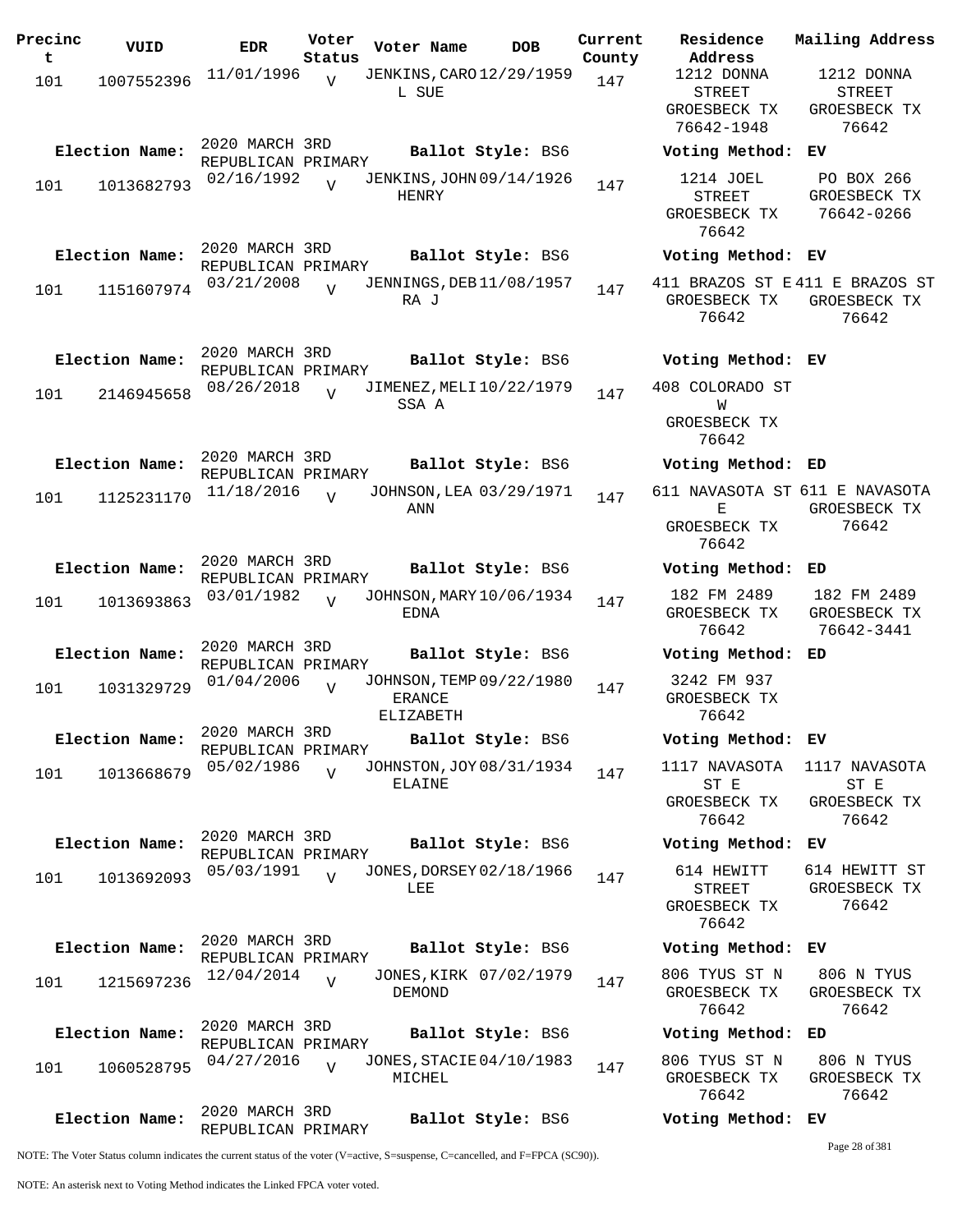| Precinct | VUID | EDR | Voter Status | Voter Name | DOB | Current County | Residence Address | Mailing Address |
|---|---|---|---|---|---|---|---|---|
| 101 | 1007552396 | 11/01/1996 | V | JENKINS,CAROL SUE | 12/29/1959 | 147 | 1212 DONNA STREET GROESBECK TX 76642-1948 | 1212 DONNA STREET GROESBECK TX 76642 |
| **Election Name:** | | 2020 MARCH 3RD REPUBLICAN PRIMARY | | **Ballot Style:** BS6 | | | **Voting Method:** EV | |
| 101 | 1013682793 | 02/16/1992 | V | JENKINS,JOHN HENRY | 09/14/1926 | 147 | 1214 JOEL STREET GROESBECK TX 76642 | PO BOX 266 GROESBECK TX 76642-0266 |
| **Election Name:** | | 2020 MARCH 3RD REPUBLICAN PRIMARY | | **Ballot Style:** BS6 | | | **Voting Method:** EV | |
| 101 | 1151607974 | 03/21/2008 | V | JENNINGS,DEBRA J | 11/08/1957 | 147 | 411 BRAZOS ST E GROESBECK TX 76642 | 411 E BRAZOS ST GROESBECK TX 76642 |
| **Election Name:** | | 2020 MARCH 3RD REPUBLICAN PRIMARY | | **Ballot Style:** BS6 | | | **Voting Method:** EV | |
| 101 | 2146945658 | 08/26/2018 | V | JIMENEZ,MELISSA A | 10/22/1979 | 147 | 408 COLORADO ST W GROESBECK TX 76642 | |
| **Election Name:** | | 2020 MARCH 3RD REPUBLICAN PRIMARY | | **Ballot Style:** BS6 | | | **Voting Method:** ED | |
| 101 | 1125231170 | 11/18/2016 | V | JOHNSON,LEA ANN | 03/29/1971 | 147 | 611 NAVASOTA ST E GROESBECK TX 76642 | 611 E NAVASOTA GROESBECK TX 76642 |
| **Election Name:** | | 2020 MARCH 3RD REPUBLICAN PRIMARY | | **Ballot Style:** BS6 | | | **Voting Method:** ED | |
| 101 | 1013693863 | 03/01/1982 | V | JOHNSON,MARY EDNA | 10/06/1934 | 147 | 182 FM 2489 GROESBECK TX 76642 | 182 FM 2489 GROESBECK TX 76642-3441 |
| **Election Name:** | | 2020 MARCH 3RD REPUBLICAN PRIMARY | | **Ballot Style:** BS6 | | | **Voting Method:** ED | |
| 101 | 1031329729 | 01/04/2006 | V | JOHNSON,TEMPERANCE ELIZABETH | 09/22/1980 | 147 | 3242 FM 937 GROESBECK TX 76642 | |
| **Election Name:** | | 2020 MARCH 3RD REPUBLICAN PRIMARY | | **Ballot Style:** BS6 | | | **Voting Method:** EV | |
| 101 | 1013668679 | 05/02/1986 | V | JOHNSTON,JOY ELAINE | 08/31/1934 | 147 | 1117 NAVASOTA ST E GROESBECK TX 76642 | 1117 NAVASOTA ST E GROESBECK TX 76642 |
| **Election Name:** | | 2020 MARCH 3RD REPUBLICAN PRIMARY | | **Ballot Style:** BS6 | | | **Voting Method:** EV | |
| 101 | 1013692093 | 05/03/1991 | V | JONES,DORSEY LEE | 02/18/1966 | 147 | 614 HEWITT STREET GROESBECK TX 76642 | 614 HEWITT ST GROESBECK TX 76642 |
| **Election Name:** | | 2020 MARCH 3RD REPUBLICAN PRIMARY | | **Ballot Style:** BS6 | | | **Voting Method:** EV | |
| 101 | 1215697236 | 12/04/2014 | V | JONES,KIRK DEMOND | 07/02/1979 | 147 | 806 TYUS ST N GROESBECK TX 76642 | 806 N TYUS GROESBECK TX 76642 |
| **Election Name:** | | 2020 MARCH 3RD REPUBLICAN PRIMARY | | **Ballot Style:** BS6 | | | **Voting Method:** ED | |
| 101 | 1060528795 | 04/27/2016 | V | JONES,STACIE MICHEL | 04/10/1983 | 147 | 806 TYUS ST N GROESBECK TX 76642 | 806 N TYUS GROESBECK TX 76642 |
| **Election Name:** | | 2020 MARCH 3RD REPUBLICAN PRIMARY | | **Ballot Style:** BS6 | | | **Voting Method:** EV | |

NOTE: The Voter Status column indicates the current status of the voter (V=active, S=suspense, C=cancelled, and F=FPCA (SC90)).

NOTE: An asterisk next to Voting Method indicates the Linked FPCA voter voted.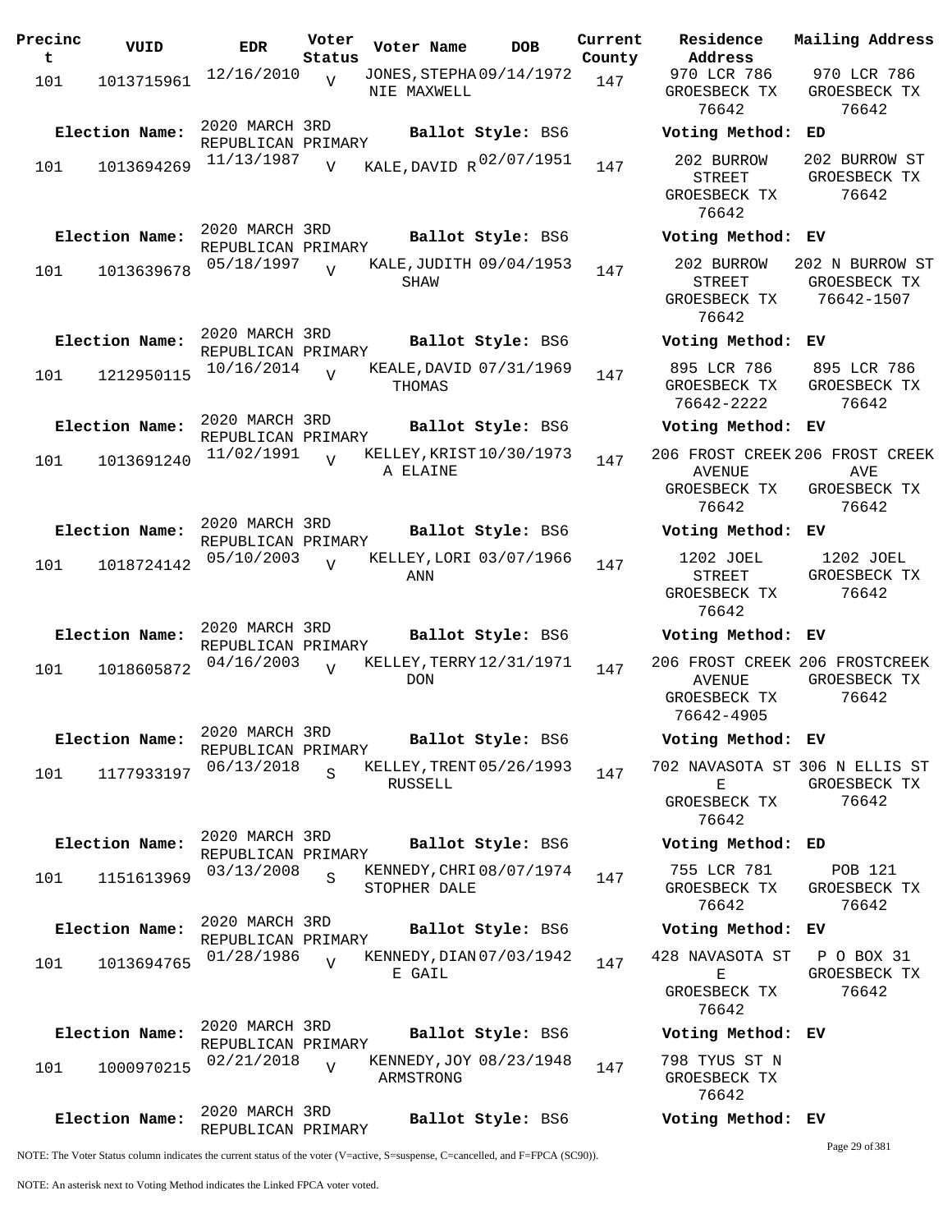| Precinct | VUID | EDR | Voter Status | Voter Name | DOB | Current County | Residence Address | Mailing Address |
|---|---|---|---|---|---|---|---|---|
| 101 | 1013715961 | 12/16/2010 | V | JONES, STEPHANIE MAXWELL | 09/14/1972 | 147 | 970 LCR 786 GROESBECK TX 76642 | 970 LCR 786 GROESBECK TX 76642 |
| Election Name: | 2020 MARCH 3RD REPUBLICAN PRIMARY | | | Ballot Style: BS6 | | | Voting Method: ED | |
| 101 | 1013694269 | 11/13/1987 | V | KALE, DAVID R | 02/07/1951 | 147 | 202 BURROW STREET GROESBECK TX 76642 | 202 BURROW ST GROESBECK TX 76642 |
| Election Name: | 2020 MARCH 3RD REPUBLICAN PRIMARY | | | Ballot Style: BS6 | | | Voting Method: EV | |
| 101 | 1013639678 | 05/18/1997 | V | KALE, JUDITH SHAW | 09/04/1953 | 147 | 202 BURROW STREET GROESBECK TX 76642 | 202 N BURROW ST GROESBECK TX 76642-1507 |
| Election Name: | 2020 MARCH 3RD REPUBLICAN PRIMARY | | | Ballot Style: BS6 | | | Voting Method: EV | |
| 101 | 1212950115 | 10/16/2014 | V | KEALE, DAVID THOMAS | 07/31/1969 | 147 | 895 LCR 786 GROESBECK TX 76642-2222 | 895 LCR 786 GROESBECK TX 76642 |
| Election Name: | 2020 MARCH 3RD REPUBLICAN PRIMARY | | | Ballot Style: BS6 | | | Voting Method: EV | |
| 101 | 1013691240 | 11/02/1991 | V | KELLEY, KRISTA ELAINE | 10/30/1973 | 147 | 206 FROST CREEK AVENUE GROESBECK TX 76642 | 206 FROST CREEK AVE GROESBECK TX 76642 |
| Election Name: | 2020 MARCH 3RD REPUBLICAN PRIMARY | | | Ballot Style: BS6 | | | Voting Method: EV | |
| 101 | 1018724142 | 05/10/2003 | V | KELLEY, LORI ANN | 03/07/1966 | 147 | 1202 JOEL STREET GROESBECK TX 76642 | 1202 JOEL GROESBECK TX 76642 |
| Election Name: | 2020 MARCH 3RD REPUBLICAN PRIMARY | | | Ballot Style: BS6 | | | Voting Method: EV | |
| 101 | 1018605872 | 04/16/2003 | V | KELLEY, TERRY DON | 12/31/1971 | 147 | 206 FROST CREEK AVENUE GROESBECK TX 76642-4905 | 206 FROSTCREEK GROESBECK TX 76642 |
| Election Name: | 2020 MARCH 3RD REPUBLICAN PRIMARY | | | Ballot Style: BS6 | | | Voting Method: EV | |
| 101 | 1177933197 | 06/13/2018 | S | KELLEY, TRENT RUSSELL | 05/26/1993 | 147 | 702 NAVASOTA ST E GROESBECK TX 76642 | 306 N ELLIS ST GROESBECK TX 76642 |
| Election Name: | 2020 MARCH 3RD REPUBLICAN PRIMARY | | | Ballot Style: BS6 | | | Voting Method: ED | |
| 101 | 1151613969 | 03/13/2008 | S | KENNEDY, CHRISTOPHER DALE | 08/07/1974 | 147 | 755 LCR 781 GROESBECK TX 76642 | POB 121 GROESBECK TX 76642 |
| Election Name: | 2020 MARCH 3RD REPUBLICAN PRIMARY | | | Ballot Style: BS6 | | | Voting Method: EV | |
| 101 | 1013694765 | 01/28/1986 | V | KENNEDY, DIANE GAIL | 07/03/1942 | 147 | 428 NAVASOTA ST E GROESBECK TX 76642 | P O BOX 31 GROESBECK TX 76642 |
| Election Name: | 2020 MARCH 3RD REPUBLICAN PRIMARY | | | Ballot Style: BS6 | | | Voting Method: EV | |
| 101 | 1000970215 | 02/21/2018 | V | KENNEDY, JOY ARMSTRONG | 08/23/1948 | 147 | 798 TYUS ST N GROESBECK TX 76642 | |
| Election Name: | 2020 MARCH 3RD REPUBLICAN PRIMARY | | | Ballot Style: BS6 | | | Voting Method: EV | |

NOTE: The Voter Status column indicates the current status of the voter (V=active, S=suspense, C=cancelled, and F=FPCA (SC90)).

NOTE: An asterisk next to Voting Method indicates the Linked FPCA voter voted.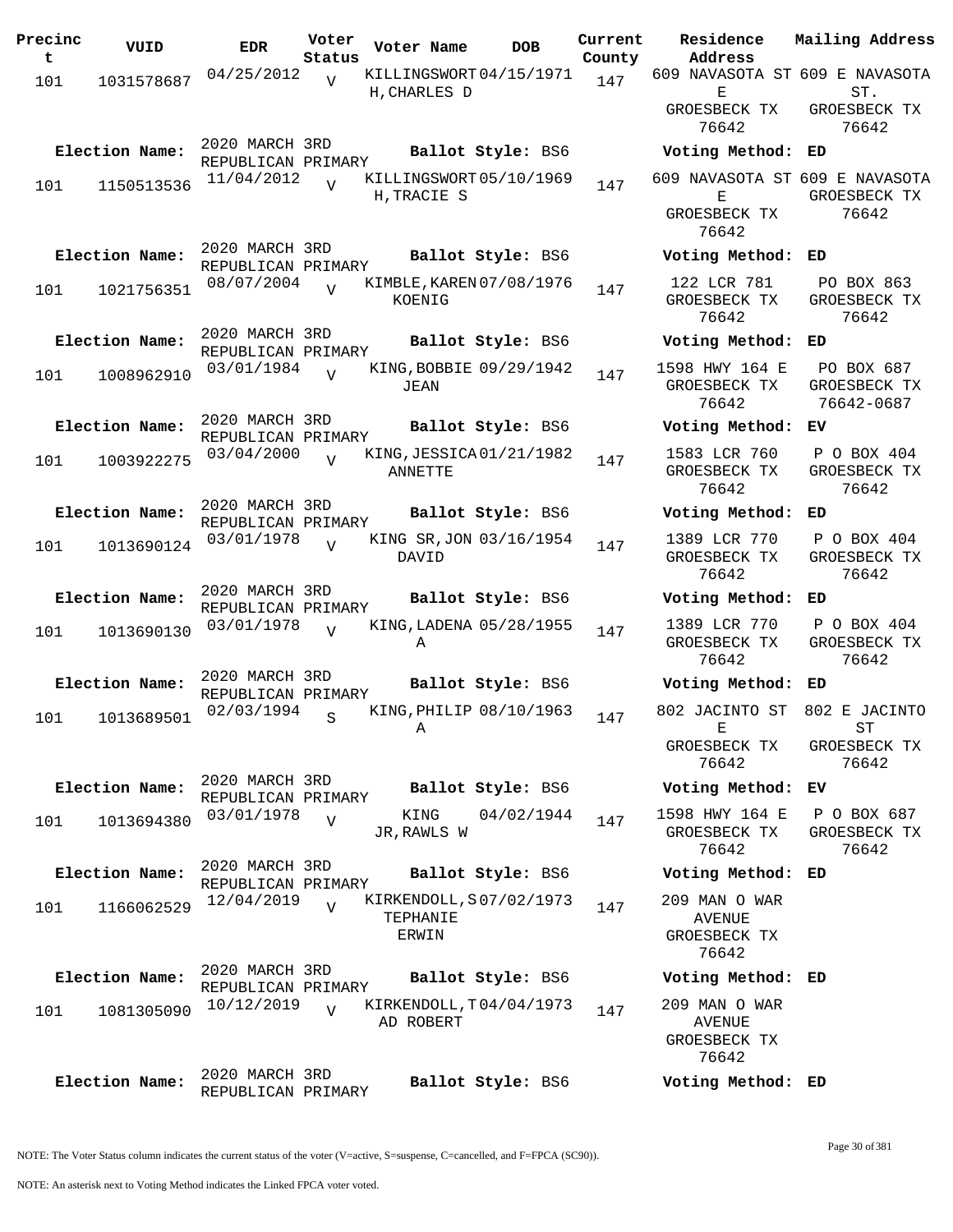| Precinct | VUID | EDR | Voter Status | Voter Name | DOB | Current County | Residence Address | Mailing Address |
|---|---|---|---|---|---|---|---|---|
| 101 | 1031578687 | 04/25/2012 | V | KILLINGSWORTH,CHARLES D | 04/15/1971 | 147 | 609 NAVASOTA ST E GROESBECK TX 76642 | 609 E NAVASOTA ST. GROESBECK TX 76642 |
| Election Name: | 2020 MARCH 3RD REPUBLICAN PRIMARY | | | Ballot Style: BS6 | | | Voting Method: ED | |
| 101 | 1150513536 | 11/04/2012 | V | KILLINGSWORTH,TRACIE S | 05/10/1969 | 147 | 609 NAVASOTA ST E GROESBECK TX 76642 | 609 E NAVASOTA GROESBECK TX 76642 |
| Election Name: | 2020 MARCH 3RD REPUBLICAN PRIMARY | | | Ballot Style: BS6 | | | Voting Method: ED | |
| 101 | 1021756351 | 08/07/2004 | V | KIMBLE,KAREN KOENIG | 07/08/1976 | 147 | 122 LCR 781 GROESBECK TX 76642 | PO BOX 863 GROESBECK TX 76642 |
| Election Name: | 2020 MARCH 3RD REPUBLICAN PRIMARY | | | Ballot Style: BS6 | | | Voting Method: ED | |
| 101 | 1008962910 | 03/01/1984 | V | KING,BOBBIE JEAN | 09/29/1942 | 147 | 1598 HWY 164 E GROESBECK TX 76642 | PO BOX 687 GROESBECK TX 76642-0687 |
| Election Name: | 2020 MARCH 3RD REPUBLICAN PRIMARY | | | Ballot Style: BS6 | | | Voting Method: EV | |
| 101 | 1003922275 | 03/04/2000 | V | KING,JESSICA ANNETTE | 01/21/1982 | 147 | 1583 LCR 760 GROESBECK TX 76642 | P O BOX 404 GROESBECK TX 76642 |
| Election Name: | 2020 MARCH 3RD REPUBLICAN PRIMARY | | | Ballot Style: BS6 | | | Voting Method: ED | |
| 101 | 1013690124 | 03/01/1978 | V | KING SR,JON DAVID | 03/16/1954 | 147 | 1389 LCR 770 GROESBECK TX 76642 | P O BOX 404 GROESBECK TX 76642 |
| Election Name: | 2020 MARCH 3RD REPUBLICAN PRIMARY | | | Ballot Style: BS6 | | | Voting Method: ED | |
| 101 | 1013690130 | 03/01/1978 | V | KING,LADENA A | 05/28/1955 | 147 | 1389 LCR 770 GROESBECK TX 76642 | P O BOX 404 GROESBECK TX 76642 |
| Election Name: | 2020 MARCH 3RD REPUBLICAN PRIMARY | | | Ballot Style: BS6 | | | Voting Method: ED | |
| 101 | 1013689501 | 02/03/1994 | S | KING,PHILIP A | 08/10/1963 | 147 | 802 JACINTO ST E GROESBECK TX 76642 | 802 E JACINTO ST GROESBECK TX 76642 |
| Election Name: | 2020 MARCH 3RD REPUBLICAN PRIMARY | | | Ballot Style: BS6 | | | Voting Method: EV | |
| 101 | 1013694380 | 03/01/1978 | V | KING JR,RAWLS W | 04/02/1944 | 147 | 1598 HWY 164 E GROESBECK TX 76642 | P O BOX 687 GROESBECK TX 76642 |
| Election Name: | 2020 MARCH 3RD REPUBLICAN PRIMARY | | | Ballot Style: BS6 | | | Voting Method: ED | |
| 101 | 1166062529 | 12/04/2019 | V | KIRKENDOLL,STEPHANIE ERWIN | 07/02/1973 | 147 | 209 MAN O WAR AVENUE GROESBECK TX 76642 | |
| Election Name: | 2020 MARCH 3RD REPUBLICAN PRIMARY | | | Ballot Style: BS6 | | | Voting Method: ED | |
| 101 | 1081305090 | 10/12/2019 | V | KIRKENDOLL,TAD ROBERT | 04/04/1973 | 147 | 209 MAN O WAR AVENUE GROESBECK TX 76642 | |
| Election Name: | 2020 MARCH 3RD REPUBLICAN PRIMARY | | | Ballot Style: BS6 | | | Voting Method: ED | |

NOTE: The Voter Status column indicates the current status of the voter (V=active, S=suspense, C=cancelled, and F=FPCA (SC90)).

NOTE: An asterisk next to Voting Method indicates the Linked FPCA voter voted.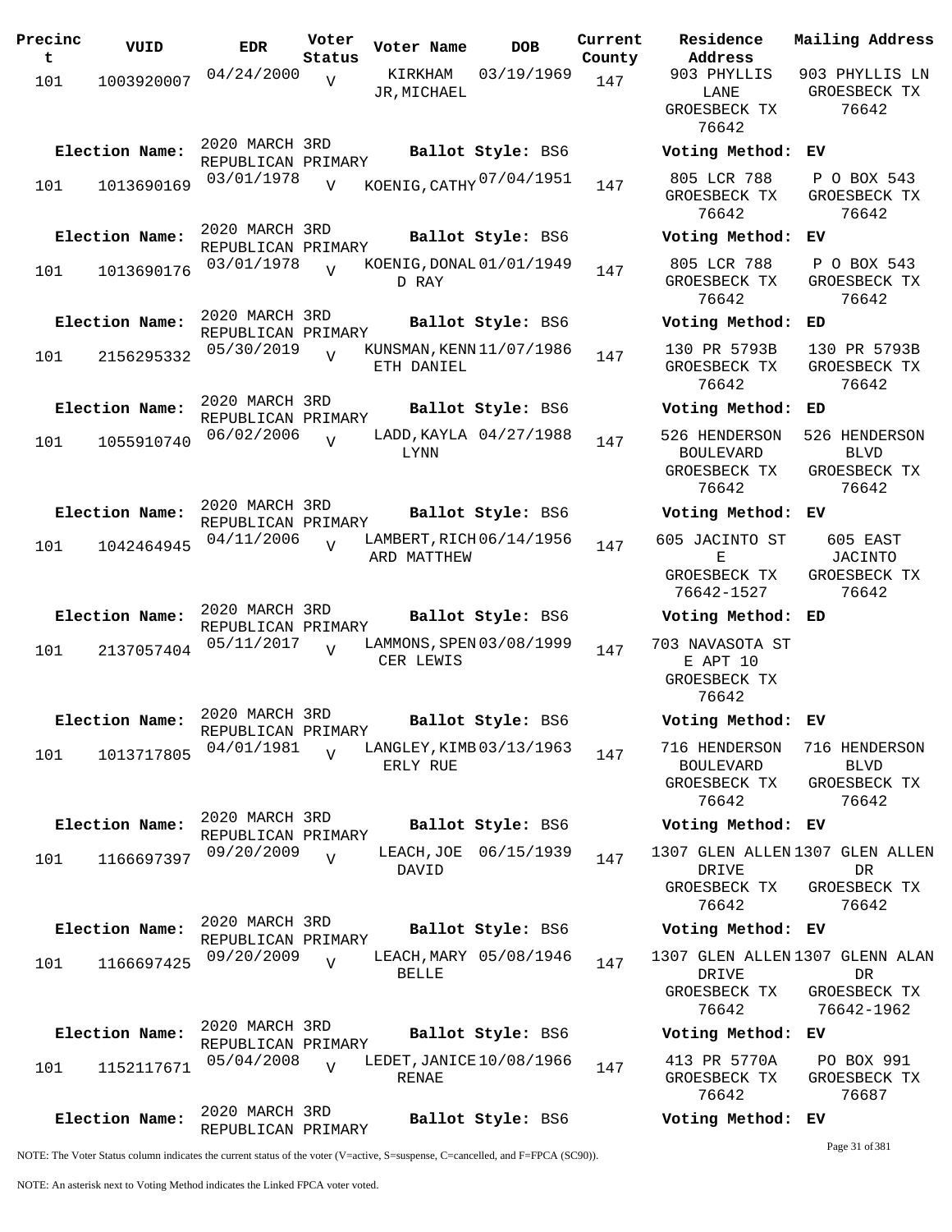| Precinct | VUID | EDR | Voter Status | Voter Name | DOB | Current County | Residence Address | Mailing Address |
|---|---|---|---|---|---|---|---|---|
| 101 | 1003920007 | 04/24/2000 | V | KIRKHAM JR,MICHAEL | 03/19/1969 | 147 | 903 PHYLLIS LANE GROESBECK TX 76642 | 903 PHYLLIS LN GROESBECK TX 76642 |
| Election Name: | 2020 MARCH 3RD REPUBLICAN PRIMARY | | | Ballot Style: BS6 | | | Voting Method: EV | |
| 101 | 1013690169 | 03/01/1978 | V | KOENIG,CATHY | 07/04/1951 | 147 | 805 LCR 788 GROESBECK TX 76642 | P O BOX 543 GROESBECK TX 76642 |
| Election Name: | 2020 MARCH 3RD REPUBLICAN PRIMARY | | | Ballot Style: BS6 | | | Voting Method: EV | |
| 101 | 1013690176 | 03/01/1978 | V | KOENIG,DONALD RAY | 01/01/1949 | 147 | 805 LCR 788 GROESBECK TX 76642 | P O BOX 543 GROESBECK TX 76642 |
| Election Name: | 2020 MARCH 3RD REPUBLICAN PRIMARY | | | Ballot Style: BS6 | | | Voting Method: ED | |
| 101 | 2156295332 | 05/30/2019 | V | KUNSMAN,KENNETH DANIEL | 11/07/1986 | 147 | 130 PR 5793B GROESBECK TX 76642 | 130 PR 5793B GROESBECK TX 76642 |
| Election Name: | 2020 MARCH 3RD REPUBLICAN PRIMARY | | | Ballot Style: BS6 | | | Voting Method: ED | |
| 101 | 1055910740 | 06/02/2006 | V | LADD,KAYLA LYNN | 04/27/1988 | 147 | 526 HENDERSON BOULEVARD GROESBECK TX 76642 | 526 HENDERSON BLVD GROESBECK TX 76642 |
| Election Name: | 2020 MARCH 3RD REPUBLICAN PRIMARY | | | Ballot Style: BS6 | | | Voting Method: EV | |
| 101 | 1042464945 | 04/11/2006 | V | LAMBERT,RICHARD MATTHEW | 06/14/1956 | 147 | 605 JACINTO ST E GROESBECK TX 76642-1527 | 605 EAST JACINTO GROESBECK TX 76642 |
| Election Name: | 2020 MARCH 3RD REPUBLICAN PRIMARY | | | Ballot Style: BS6 | | | Voting Method: ED | |
| 101 | 2137057404 | 05/11/2017 | V | LAMMONS,SPENCER LEWIS | 03/08/1999 | 147 | 703 NAVASOTA ST E APT 10 GROESBECK TX 76642 | |
| Election Name: | 2020 MARCH 3RD REPUBLICAN PRIMARY | | | Ballot Style: BS6 | | | Voting Method: EV | |
| 101 | 1013717805 | 04/01/1981 | V | LANGLEY,KIMBERLY RUE | 03/13/1963 | 147 | 716 HENDERSON BOULEVARD GROESBECK TX 76642 | 716 HENDERSON BLVD GROESBECK TX 76642 |
| Election Name: | 2020 MARCH 3RD REPUBLICAN PRIMARY | | | Ballot Style: BS6 | | | Voting Method: EV | |
| 101 | 1166697397 | 09/20/2009 | V | LEACH,JOE DAVID | 06/15/1939 | 147 | 1307 GLEN ALLEN DRIVE GROESBECK TX 76642 | 1307 GLEN ALLEN DR GROESBECK TX 76642 |
| Election Name: | 2020 MARCH 3RD REPUBLICAN PRIMARY | | | Ballot Style: BS6 | | | Voting Method: EV | |
| 101 | 1166697425 | 09/20/2009 | V | LEACH,MARY BELLE | 05/08/1946 | 147 | 1307 GLEN ALLEN DRIVE GROESBECK TX 76642 | 1307 GLENN ALAN DR GROESBECK TX 76642-1962 |
| Election Name: | 2020 MARCH 3RD REPUBLICAN PRIMARY | | | Ballot Style: BS6 | | | Voting Method: EV | |
| 101 | 1152117671 | 05/04/2008 | V | LEDET,JANICE RENAE | 10/08/1966 | 147 | 413 PR 5770A GROESBECK TX 76642 | PO BOX 991 GROESBECK TX 76687 |
| Election Name: | 2020 MARCH 3RD REPUBLICAN PRIMARY | | | Ballot Style: BS6 | | | Voting Method: EV | |

NOTE: The Voter Status column indicates the current status of the voter (V=active, S=suspense, C=cancelled, and F=FPCA (SC90)).

NOTE: An asterisk next to Voting Method indicates the Linked FPCA voter voted.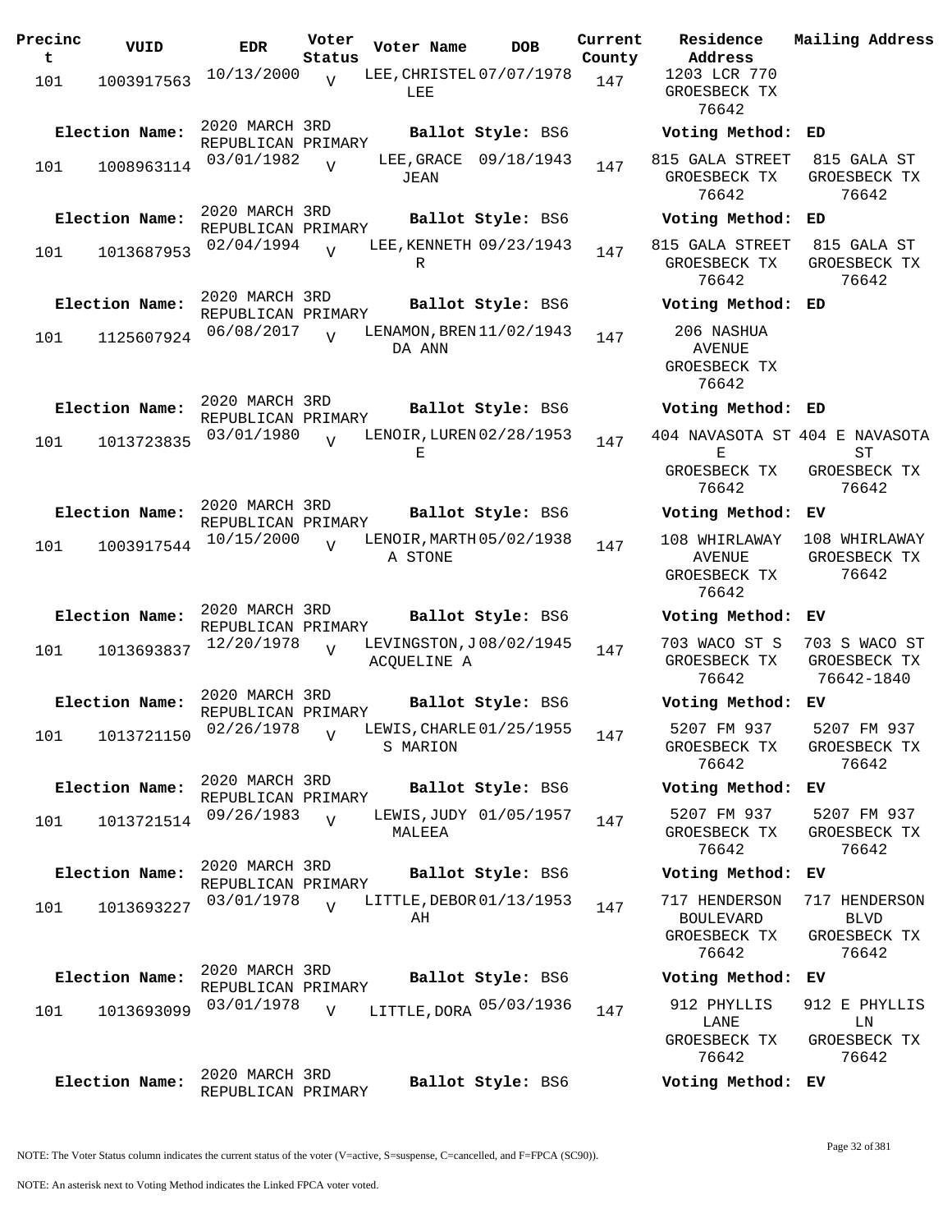| Precinct | VUID | EDR | Voter Status | Voter Name | DOB | Current County | Residence Address | Mailing Address |
|---|---|---|---|---|---|---|---|---|
| 101 | 1003917563 | 10/13/2000 | V | LEE, CHRISTEL LEE | 07/07/1978 | 147 | 1203 LCR 770 GROESBECK TX 76642 | |
| **Election Name:** | 2020 MARCH 3RD REPUBLICAN PRIMARY | | | **Ballot Style:** BS6 | | | **Voting Method:** ED | |
| 101 | 1008963114 | 03/01/1982 | V | LEE, GRACE JEAN | 09/18/1943 | 147 | 815 GALA STREET GROESBECK TX 76642 | 815 GALA ST GROESBECK TX 76642 |
| **Election Name:** | 2020 MARCH 3RD REPUBLICAN PRIMARY | | | **Ballot Style:** BS6 | | | **Voting Method:** ED | |
| 101 | 1013687953 | 02/04/1994 | V | LEE, KENNETH R | 09/23/1943 | 147 | 815 GALA STREET GROESBECK TX 76642 | 815 GALA ST GROESBECK TX 76642 |
| **Election Name:** | 2020 MARCH 3RD REPUBLICAN PRIMARY | | | **Ballot Style:** BS6 | | | **Voting Method:** ED | |
| 101 | 1125607924 | 06/08/2017 | V | LENAMON, BRENDA ANN | 11/02/1943 | 147 | 206 NASHUA AVENUE GROESBECK TX 76642 | |
| **Election Name:** | 2020 MARCH 3RD REPUBLICAN PRIMARY | | | **Ballot Style:** BS6 | | | **Voting Method:** ED | |
| 101 | 1013723835 | 03/01/1980 | V | LENOIR, LURENE | 02/28/1953 | 147 | 404 NAVASOTA ST E GROESBECK TX 76642 | 404 E NAVASOTA ST GROESBECK TX 76642 |
| **Election Name:** | 2020 MARCH 3RD REPUBLICAN PRIMARY | | | **Ballot Style:** BS6 | | | **Voting Method:** EV | |
| 101 | 1003917544 | 10/15/2000 | V | LENOIR, MARTHA STONE | 05/02/1938 | 147 | 108 WHIRLAWAY AVENUE GROESBECK TX 76642 | 108 WHIRLAWAY GROESBECK TX 76642 |
| **Election Name:** | 2020 MARCH 3RD REPUBLICAN PRIMARY | | | **Ballot Style:** BS6 | | | **Voting Method:** EV | |
| 101 | 1013693837 | 12/20/1978 | V | LEVINGSTON, JACQUELINE A | 08/02/1945 | 147 | 703 WACO ST S GROESBECK TX 76642 | 703 S WACO ST GROESBECK TX 76642-1840 |
| **Election Name:** | 2020 MARCH 3RD REPUBLICAN PRIMARY | | | **Ballot Style:** BS6 | | | **Voting Method:** EV | |
| 101 | 1013721150 | 02/26/1978 | V | LEWIS, CHARLES MARION | 01/25/1955 | 147 | 5207 FM 937 GROESBECK TX 76642 | 5207 FM 937 GROESBECK TX 76642 |
| **Election Name:** | 2020 MARCH 3RD REPUBLICAN PRIMARY | | | **Ballot Style:** BS6 | | | **Voting Method:** EV | |
| 101 | 1013721514 | 09/26/1983 | V | LEWIS, JUDY MALEEA | 01/05/1957 | 147 | 5207 FM 937 GROESBECK TX 76642 | 5207 FM 937 GROESBECK TX 76642 |
| **Election Name:** | 2020 MARCH 3RD REPUBLICAN PRIMARY | | | **Ballot Style:** BS6 | | | **Voting Method:** EV | |
| 101 | 1013693227 | 03/01/1978 | V | LITTLE, DEBORAH | 01/13/1953 | 147 | 717 HENDERSON BOULEVARD GROESBECK TX 76642 | 717 HENDERSON BLVD GROESBECK TX 76642 |
| **Election Name:** | 2020 MARCH 3RD REPUBLICAN PRIMARY | | | **Ballot Style:** BS6 | | | **Voting Method:** EV | |
| 101 | 1013693099 | 03/01/1978 | V | LITTLE, DORA | 05/03/1936 | 147 | 912 PHYLLIS LANE GROESBECK TX 76642 | 912 E PHYLLIS LN GROESBECK TX 76642 |
| **Election Name:** | 2020 MARCH 3RD REPUBLICAN PRIMARY | | | **Ballot Style:** BS6 | | | **Voting Method:** EV | |

NOTE: The Voter Status column indicates the current status of the voter (V=active, S=suspense, C=cancelled, and F=FPCA (SC90)).

NOTE: An asterisk next to Voting Method indicates the Linked FPCA voter voted.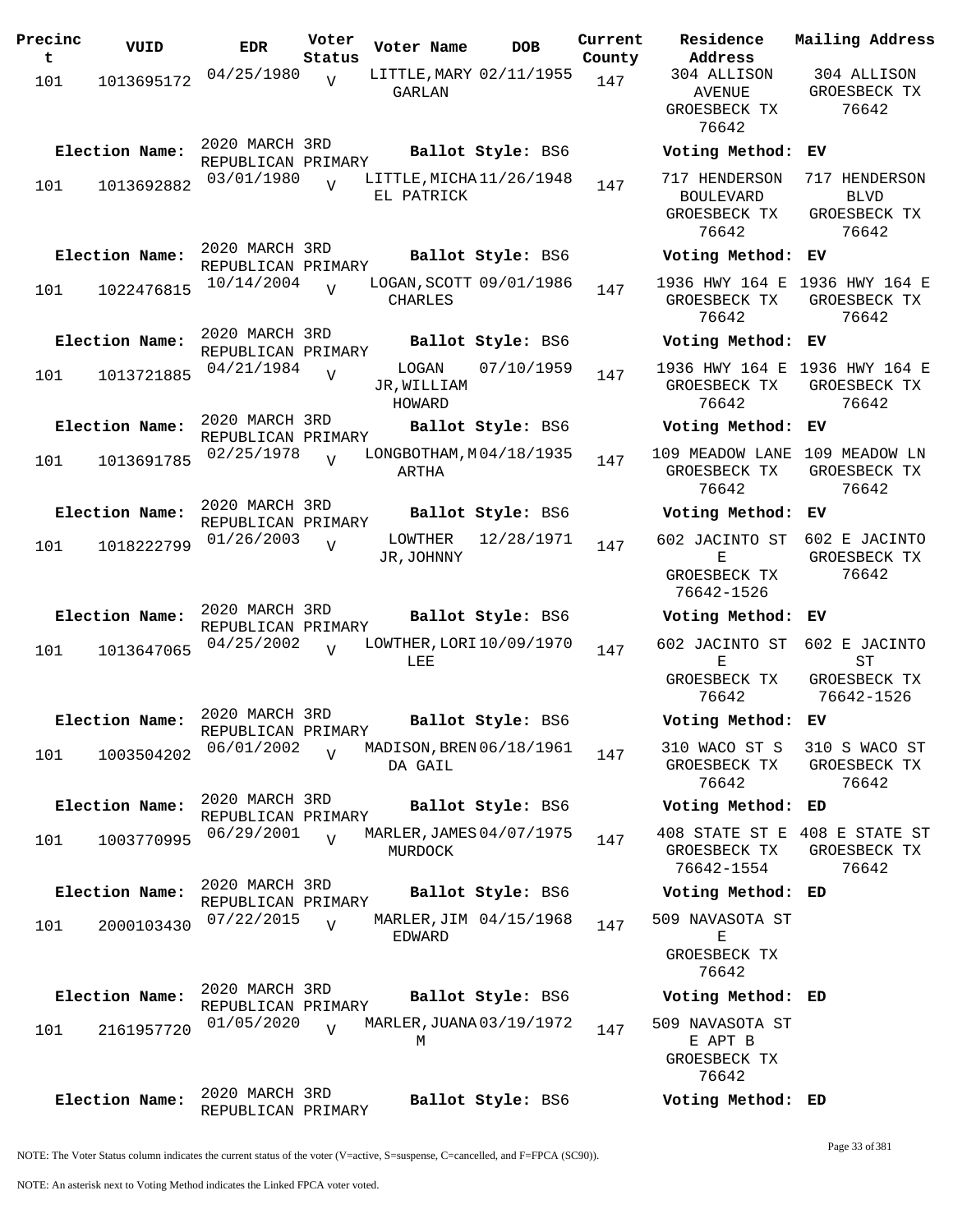| Precinct | VUID | EDR | Voter Status | Voter Name | DOB | Current County | Residence Address | Mailing Address |
|---|---|---|---|---|---|---|---|---|
| 101 | 1013695172 | 04/25/1980 | V | LITTLE, MARY GARLAN | 02/11/1955 | 147 | 304 ALLISON AVENUE GROESBECK TX 76642 | 304 ALLISON GROESBECK TX 76642 |
| Election Name: | 2020 MARCH 3RD REPUBLICAN PRIMARY | | | Ballot Style: BS6 | | | Voting Method: EV | |
| 101 | 1013692882 | 03/01/1980 | V | LITTLE, MICHAEL PATRICK | 11/26/1948 | 147 | 717 HENDERSON BOULEVARD GROESBECK TX 76642 | 717 HENDERSON BLVD GROESBECK TX 76642 |
| Election Name: | 2020 MARCH 3RD REPUBLICAN PRIMARY | | | Ballot Style: BS6 | | | Voting Method: EV | |
| 101 | 1022476815 | 10/14/2004 | V | LOGAN, SCOTT CHARLES | 09/01/1986 | 147 | 1936 HWY 164 E GROESBECK TX 76642 | 1936 HWY 164 E GROESBECK TX 76642 |
| Election Name: | 2020 MARCH 3RD REPUBLICAN PRIMARY | | | Ballot Style: BS6 | | | Voting Method: EV | |
| 101 | 1013721885 | 04/21/1984 | V | LOGAN JR, WILLIAM HOWARD | 07/10/1959 | 147 | 1936 HWY 164 E GROESBECK TX 76642 | 1936 HWY 164 E GROESBECK TX 76642 |
| Election Name: | 2020 MARCH 3RD REPUBLICAN PRIMARY | | | Ballot Style: BS6 | | | Voting Method: EV | |
| 101 | 1013691785 | 02/25/1978 | V | LONGBOTHAM, MARTHA | 04/18/1935 | 147 | 109 MEADOW LANE GROESBECK TX 76642 | 109 MEADOW LN GROESBECK TX 76642 |
| Election Name: | 2020 MARCH 3RD REPUBLICAN PRIMARY | | | Ballot Style: BS6 | | | Voting Method: EV | |
| 101 | 1018222799 | 01/26/2003 | V | LOWTHER JR, JOHNNY | 12/28/1971 | 147 | 602 JACINTO ST E GROESBECK TX 76642-1526 | 602 E JACINTO GROESBECK TX 76642 |
| Election Name: | 2020 MARCH 3RD REPUBLICAN PRIMARY | | | Ballot Style: BS6 | | | Voting Method: EV | |
| 101 | 1013647065 | 04/25/2002 | V | LOWTHER, LORI LEE | 10/09/1970 | 147 | 602 JACINTO ST E GROESBECK TX 76642 | 602 E JACINTO ST GROESBECK TX 76642-1526 |
| Election Name: | 2020 MARCH 3RD REPUBLICAN PRIMARY | | | Ballot Style: BS6 | | | Voting Method: EV | |
| 101 | 1003504202 | 06/01/2002 | V | MADISON, BRENDA GAIL | 06/18/1961 | 147 | 310 WACO ST S GROESBECK TX 76642 | 310 S WACO ST GROESBECK TX 76642 |
| Election Name: | 2020 MARCH 3RD REPUBLICAN PRIMARY | | | Ballot Style: BS6 | | | Voting Method: ED | |
| 101 | 1003770995 | 06/29/2001 | V | MARLER, JAMES MURDOCK | 04/07/1975 | 147 | 408 STATE ST E GROESBECK TX 76642-1554 | 408 E STATE ST GROESBECK TX 76642 |
| Election Name: | 2020 MARCH 3RD REPUBLICAN PRIMARY | | | Ballot Style: BS6 | | | Voting Method: ED | |
| 101 | 2000103430 | 07/22/2015 | V | MARLER, JIM EDWARD | 04/15/1968 | 147 | 509 NAVASOTA ST E GROESBECK TX 76642 | |
| Election Name: | 2020 MARCH 3RD REPUBLICAN PRIMARY | | | Ballot Style: BS6 | | | Voting Method: ED | |
| 101 | 2161957720 | 01/05/2020 | V | MARLER, JUANA M | 03/19/1972 | 147 | 509 NAVASOTA ST E APT B GROESBECK TX 76642 | |
| Election Name: | 2020 MARCH 3RD REPUBLICAN PRIMARY | | | Ballot Style: BS6 | | | Voting Method: ED | |

NOTE: The Voter Status column indicates the current status of the voter (V=active, S=suspense, C=cancelled, and F=FPCA (SC90)).

NOTE: An asterisk next to Voting Method indicates the Linked FPCA voter voted.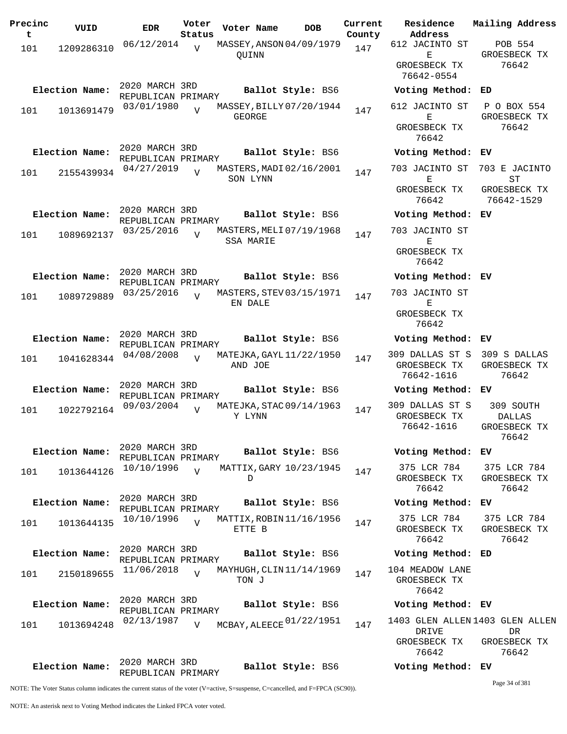| Precinct | VUID | EDR | Voter Status | Voter Name | DOB | Current County | Residence Address | Mailing Address |
|---|---|---|---|---|---|---|---|---|
| 101 | 1209286310 | 06/12/2014 | V | MASSEY,ANSON QUINN | 04/09/1979 | 147 | 612 JACINTO ST E GROESBECK TX 76642-0554 | POB 554 GROESBECK TX 76642 |
| **Election Name:** | | 2020 MARCH 3RD REPUBLICAN PRIMARY | | **Ballot Style:** BS6 | | | **Voting Method:** ED | |
| 101 | 1013691479 | 03/01/1980 | V | MASSEY,BILLY GEORGE | 07/20/1944 | 147 | 612 JACINTO ST E GROESBECK TX 76642 | P O BOX 554 GROESBECK TX 76642 |
| **Election Name:** | | 2020 MARCH 3RD REPUBLICAN PRIMARY | | **Ballot Style:** BS6 | | | **Voting Method:** EV | |
| 101 | 2155439934 | 04/27/2019 | V | MASTERS,MADISON LYNN | 02/16/2001 | 147 | 703 JACINTO ST E GROESBECK TX 76642 | 703 E JACINTO ST GROESBECK TX 76642-1529 |
| **Election Name:** | | 2020 MARCH 3RD REPUBLICAN PRIMARY | | **Ballot Style:** BS6 | | | **Voting Method:** EV | |
| 101 | 1089692137 | 03/25/2016 | V | MASTERS,MELISSA MARIE | 07/19/1968 | 147 | 703 JACINTO ST E GROESBECK TX 76642 | |
| **Election Name:** | | 2020 MARCH 3RD REPUBLICAN PRIMARY | | **Ballot Style:** BS6 | | | **Voting Method:** EV | |
| 101 | 1089729889 | 03/25/2016 | V | MASTERS,STEVEN DALE | 03/15/1971 | 147 | 703 JACINTO ST E GROESBECK TX 76642 | |
| **Election Name:** | | 2020 MARCH 3RD REPUBLICAN PRIMARY | | **Ballot Style:** BS6 | | | **Voting Method:** EV | |
| 101 | 1041628344 | 04/08/2008 | V | MATEJKA,GAYLAND JOE | 11/22/1950 | 147 | 309 DALLAS ST S GROESBECK TX 76642-1616 | 309 S DALLAS GROESBECK TX 76642 |
| **Election Name:** | | 2020 MARCH 3RD REPUBLICAN PRIMARY | | **Ballot Style:** BS6 | | | **Voting Method:** EV | |
| 101 | 1022792164 | 09/03/2004 | V | MATEJKA,STACY LYNN | 09/14/1963 | 147 | 309 DALLAS ST S GROESBECK TX 76642-1616 | 309 SOUTH DALLAS GROESBECK TX 76642 |
| **Election Name:** | | 2020 MARCH 3RD REPUBLICAN PRIMARY | | **Ballot Style:** BS6 | | | **Voting Method:** EV | |
| 101 | 1013644126 | 10/10/1996 | V | MATTIX,GARY D | 10/23/1945 | 147 | 375 LCR 784 GROESBECK TX 76642 | 375 LCR 784 GROESBECK TX 76642 |
| **Election Name:** | | 2020 MARCH 3RD REPUBLICAN PRIMARY | | **Ballot Style:** BS6 | | | **Voting Method:** EV | |
| 101 | 1013644135 | 10/10/1996 | V | MATTIX,ROBINETTE B | 11/16/1956 | 147 | 375 LCR 784 GROESBECK TX 76642 | 375 LCR 784 GROESBECK TX 76642 |
| **Election Name:** | | 2020 MARCH 3RD REPUBLICAN PRIMARY | | **Ballot Style:** BS6 | | | **Voting Method:** ED | |
| 101 | 2150189655 | 11/06/2018 | V | MAYHUGH,CLINTON J | 11/14/1969 | 147 | 104 MEADOW LANE GROESBECK TX 76642 | |
| **Election Name:** | | 2020 MARCH 3RD REPUBLICAN PRIMARY | | **Ballot Style:** BS6 | | | **Voting Method:** EV | |
| 101 | 1013694248 | 02/13/1987 | V | MCBAY,ALEECE | 01/22/1951 | 147 | 1403 GLEN ALLEN DRIVE GROESBECK TX 76642 | 1403 GLEN ALLEN DR GROESBECK TX 76642 |
| **Election Name:** | | 2020 MARCH 3RD REPUBLICAN PRIMARY | | **Ballot Style:** BS6 | | | **Voting Method:** EV | |

NOTE: The Voter Status column indicates the current status of the voter (V=active, S=suspense, C=cancelled, and F=FPCA (SC90)).

NOTE: An asterisk next to Voting Method indicates the Linked FPCA voter voted.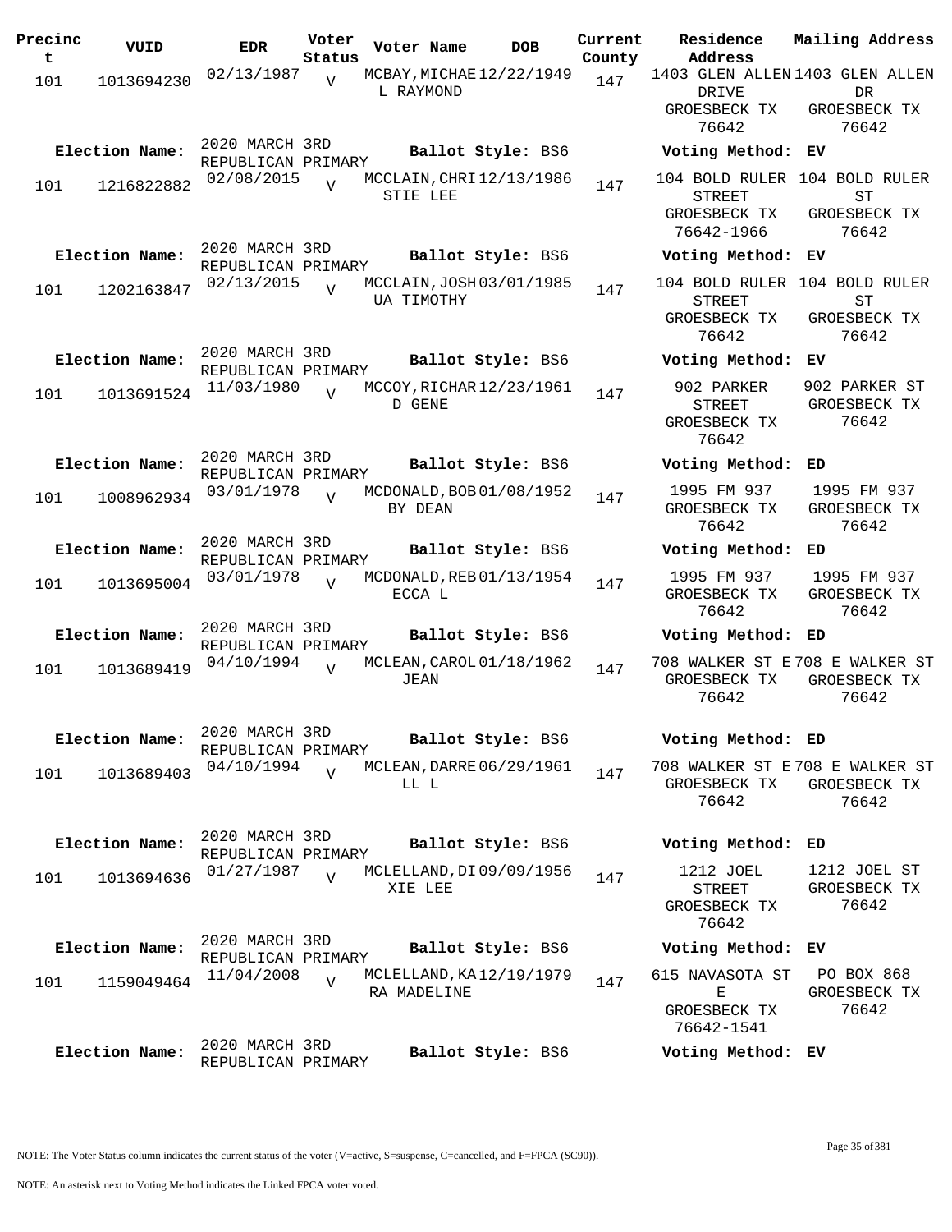| Precinct | VUID | EDR | Voter Status | Voter Name | DOB | Current County | Residence Address | Mailing Address |
|---|---|---|---|---|---|---|---|---|
| 101 | 1013694230 | 02/13/1987 | V | MCBAY,MICHAEL RAYMOND | 12/22/1949 | 147 | 1403 GLEN ALLEN DRIVE GROESBECK TX 76642 | 1403 GLEN ALLEN DR GROESBECK TX 76642 |
| **Election Name:** | | 2020 MARCH 3RD REPUBLICAN PRIMARY | | **Ballot Style:** BS6 | | | **Voting Method:** EV | |
| 101 | 1216822882 | 02/08/2015 | V | MCCLAIN,CHRISTIE LEE | 12/13/1986 | 147 | 104 BOLD RULER STREET GROESBECK TX 76642-1966 | 104 BOLD RULER ST GROESBECK TX 76642 |
| **Election Name:** | | 2020 MARCH 3RD REPUBLICAN PRIMARY | | **Ballot Style:** BS6 | | | **Voting Method:** EV | |
| 101 | 1202163847 | 02/13/2015 | V | MCCLAIN,JOSHUA TIMOTHY | 03/01/1985 | 147 | 104 BOLD RULER STREET GROESBECK TX 76642 | 104 BOLD RULER ST GROESBECK TX 76642 |
| **Election Name:** | | 2020 MARCH 3RD REPUBLICAN PRIMARY | | **Ballot Style:** BS6 | | | **Voting Method:** EV | |
| 101 | 1013691524 | 11/03/1980 | V | MCCOY,RICHARD GENE | 12/23/1961 | 147 | 902 PARKER STREET GROESBECK TX 76642 | 902 PARKER ST GROESBECK TX 76642 |
| **Election Name:** | | 2020 MARCH 3RD REPUBLICAN PRIMARY | | **Ballot Style:** BS6 | | | **Voting Method:** ED | |
| 101 | 1008962934 | 03/01/1978 | V | MCDONALD,BOBBY DEAN | 01/08/1952 | 147 | 1995 FM 937 GROESBECK TX 76642 | 1995 FM 937 GROESBECK TX 76642 |
| **Election Name:** | | 2020 MARCH 3RD REPUBLICAN PRIMARY | | **Ballot Style:** BS6 | | | **Voting Method:** ED | |
| 101 | 1013695004 | 03/01/1978 | V | MCDONALD,REBECCA L | 01/13/1954 | 147 | 1995 FM 937 GROESBECK TX 76642 | 1995 FM 937 GROESBECK TX 76642 |
| **Election Name:** | | 2020 MARCH 3RD REPUBLICAN PRIMARY | | **Ballot Style:** BS6 | | | **Voting Method:** ED | |
| 101 | 1013689419 | 04/10/1994 | V | MCLEAN,CAROL JEAN | 01/18/1962 | 147 | 708 WALKER ST E GROESBECK TX 76642 | 708 E WALKER ST GROESBECK TX 76642 |
| **Election Name:** | | 2020 MARCH 3RD REPUBLICAN PRIMARY | | **Ballot Style:** BS6 | | | **Voting Method:** ED | |
| 101 | 1013689403 | 04/10/1994 | V | MCLEAN,DARRELL L | 06/29/1961 | 147 | 708 WALKER ST E GROESBECK TX 76642 | 708 E WALKER ST GROESBECK TX 76642 |
| **Election Name:** | | 2020 MARCH 3RD REPUBLICAN PRIMARY | | **Ballot Style:** BS6 | | | **Voting Method:** ED | |
| 101 | 1013694636 | 01/27/1987 | V | MCLELLAND,DIXIE LEE | 09/09/1956 | 147 | 1212 JOEL STREET GROESBECK TX 76642 | 1212 JOEL ST GROESBECK TX 76642 |
| **Election Name:** | | 2020 MARCH 3RD REPUBLICAN PRIMARY | | **Ballot Style:** BS6 | | | **Voting Method:** EV | |
| 101 | 1159049464 | 11/04/2008 | V | MCLELLAND,KARA MADELINE | 12/19/1979 | 147 | 615 NAVASOTA ST E GROESBECK TX 76642-1541 | PO BOX 868 GROESBECK TX 76642 |
| **Election Name:** | | 2020 MARCH 3RD REPUBLICAN PRIMARY | | **Ballot Style:** BS6 | | | **Voting Method:** EV | |

NOTE: The Voter Status column indicates the current status of the voter (V=active, S=suspense, C=cancelled, and F=FPCA (SC90)).

NOTE: An asterisk next to Voting Method indicates the Linked FPCA voter voted.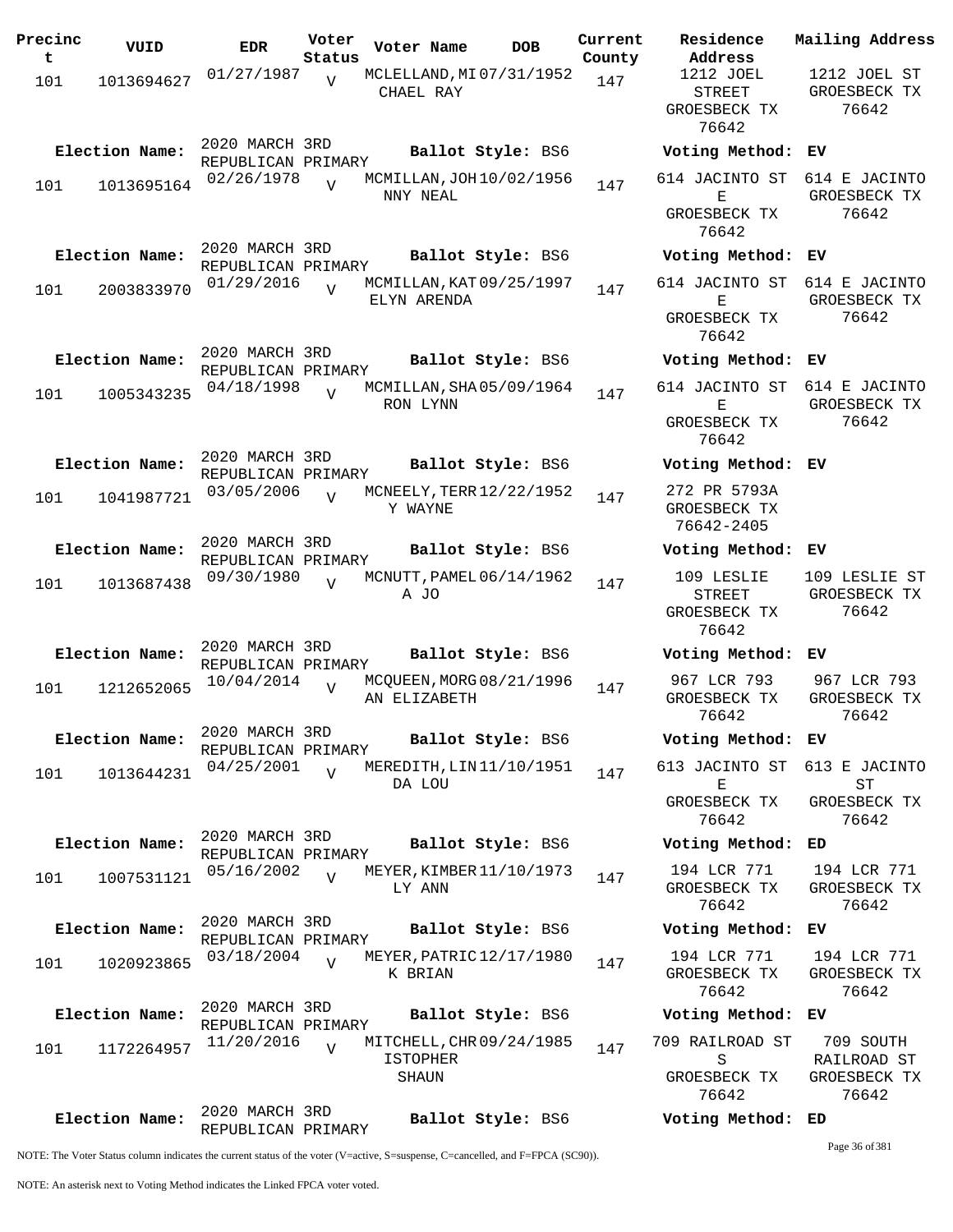| Precinct | VUID | EDR | Voter Status | Voter Name | DOB | Current County | Residence Address | Mailing Address |
|---|---|---|---|---|---|---|---|---|
| 101 | 1013694627 | 01/27/1987 | V | MCLELLAND,MICHAEL RAY | 07/31/1952 | 147 | 1212 JOEL STREET GROESBECK TX 76642 | 1212 JOEL ST GROESBECK TX 76642 |
| **Election Name:** | 2020 MARCH 3RD REPUBLICAN PRIMARY | | | **Ballot Style:** BS6 | | | **Voting Method:** EV | |
| 101 | 1013695164 | 02/26/1978 | V | MCMILLAN,JOHNNY NEAL | 10/02/1956 | 147 | 614 JACINTO ST E GROESBECK TX 76642 | 614 E JACINTO GROESBECK TX 76642 |
| **Election Name:** | 2020 MARCH 3RD REPUBLICAN PRIMARY | | | **Ballot Style:** BS6 | | | **Voting Method:** EV | |
| 101 | 2003833970 | 01/29/2016 | V | MCMILLAN,KATELYN ARENDA | 09/25/1997 | 147 | 614 JACINTO ST E GROESBECK TX 76642 | 614 E JACINTO GROESBECK TX 76642 |
| **Election Name:** | 2020 MARCH 3RD REPUBLICAN PRIMARY | | | **Ballot Style:** BS6 | | | **Voting Method:** EV | |
| 101 | 1005343235 | 04/18/1998 | V | MCMILLAN,SHARON LYNN | 05/09/1964 | 147 | 614 JACINTO ST E GROESBECK TX 76642 | 614 E JACINTO GROESBECK TX 76642 |
| **Election Name:** | 2020 MARCH 3RD REPUBLICAN PRIMARY | | | **Ballot Style:** BS6 | | | **Voting Method:** EV | |
| 101 | 1041987721 | 03/05/2006 | V | MCNEELY,TERRY WAYNE | 12/22/1952 | 147 | 272 PR 5793A GROESBECK TX 76642-2405 | |
| **Election Name:** | 2020 MARCH 3RD REPUBLICAN PRIMARY | | | **Ballot Style:** BS6 | | | **Voting Method:** EV | |
| 101 | 1013687438 | 09/30/1980 | V | MCNUTT,PAMELA JO | 06/14/1962 | 147 | 109 LESLIE STREET GROESBECK TX 76642 | 109 LESLIE ST GROESBECK TX 76642 |
| **Election Name:** | 2020 MARCH 3RD REPUBLICAN PRIMARY | | | **Ballot Style:** BS6 | | | **Voting Method:** EV | |
| 101 | 1212652065 | 10/04/2014 | V | MCQUEEN,MORGAN ELIZABETH | 08/21/1996 | 147 | 967 LCR 793 GROESBECK TX 76642 | 967 LCR 793 GROESBECK TX 76642 |
| **Election Name:** | 2020 MARCH 3RD REPUBLICAN PRIMARY | | | **Ballot Style:** BS6 | | | **Voting Method:** EV | |
| 101 | 1013644231 | 04/25/2001 | V | MEREDITH,LINDA LOU | 11/10/1951 | 147 | 613 JACINTO ST E GROESBECK TX 76642 | 613 E JACINTO ST GROESBECK TX 76642 |
| **Election Name:** | 2020 MARCH 3RD REPUBLICAN PRIMARY | | | **Ballot Style:** BS6 | | | **Voting Method:** ED | |
| 101 | 1007531121 | 05/16/2002 | V | MEYER,KIMBERLY ANN | 11/10/1973 | 147 | 194 LCR 771 GROESBECK TX 76642 | 194 LCR 771 GROESBECK TX 76642 |
| **Election Name:** | 2020 MARCH 3RD REPUBLICAN PRIMARY | | | **Ballot Style:** BS6 | | | **Voting Method:** EV | |
| 101 | 1020923865 | 03/18/2004 | V | MEYER,PATRICK BRIAN | 12/17/1980 | 147 | 194 LCR 771 GROESBECK TX 76642 | 194 LCR 771 GROESBECK TX 76642 |
| **Election Name:** | 2020 MARCH 3RD REPUBLICAN PRIMARY | | | **Ballot Style:** BS6 | | | **Voting Method:** EV | |
| 101 | 1172264957 | 11/20/2016 | V | MITCHELL,CHRISTOPHER SHAUN | 09/24/1985 | 147 | 709 RAILROAD ST S GROESBECK TX 76642 | 709 SOUTH RAILROAD ST GROESBECK TX 76642 |
| **Election Name:** | 2020 MARCH 3RD REPUBLICAN PRIMARY | | | **Ballot Style:** BS6 | | | **Voting Method:** ED | |

NOTE: The Voter Status column indicates the current status of the voter (V=active, S=suspense, C=cancelled, and F=FPCA (SC90)).

NOTE: An asterisk next to Voting Method indicates the Linked FPCA voter voted.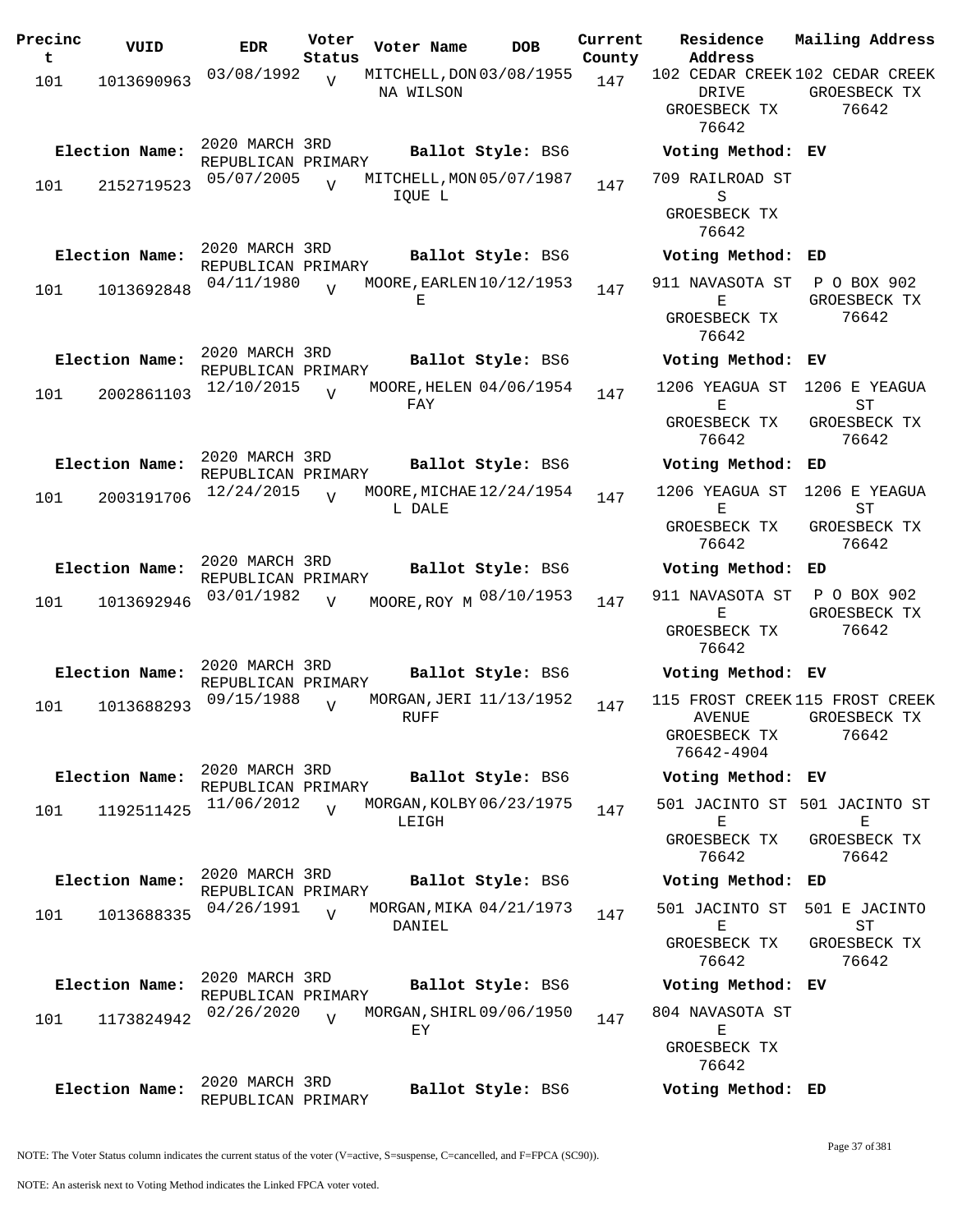| Precinct | VUID | EDR | Voter Status | Voter Name | DOB | Current County | Residence Address | Mailing Address |
|---|---|---|---|---|---|---|---|---|
| 101 | 1013690963 | 03/08/1992 | V | MITCHELL,DONNA WILSON | 03/08/1955 | 147 | 102 CEDAR CREEK DRIVE GROESBECK TX 76642 | 102 CEDAR CREEK GROESBECK TX 76642 |
| Election Name: | | 2020 MARCH 3RD REPUBLICAN PRIMARY | | Ballot Style: BS6 | | | Voting Method: EV | |
| 101 | 2152719523 | 05/07/2005 | V | MITCHELL,MONIQUE L | 05/07/1987 | 147 | 709 RAILROAD ST S GROESBECK TX 76642 | |
| Election Name: | | 2020 MARCH 3RD REPUBLICAN PRIMARY | | Ballot Style: BS6 | | | Voting Method: ED | |
| 101 | 1013692848 | 04/11/1980 | V | MOORE,EARLENE | 10/12/1953 | 147 | 911 NAVASOTA ST E GROESBECK TX 76642 | P O BOX 902 GROESBECK TX 76642 |
| Election Name: | | 2020 MARCH 3RD REPUBLICAN PRIMARY | | Ballot Style: BS6 | | | Voting Method: EV | |
| 101 | 2002861103 | 12/10/2015 | V | MOORE,HELEN FAY | 04/06/1954 | 147 | 1206 YEAGUA ST E GROESBECK TX 76642 | 1206 E YEAGUA ST GROESBECK TX 76642 |
| Election Name: | | 2020 MARCH 3RD REPUBLICAN PRIMARY | | Ballot Style: BS6 | | | Voting Method: ED | |
| 101 | 2003191706 | 12/24/2015 | V | MOORE,MICHAEL DALE | 12/24/1954 | 147 | 1206 YEAGUA ST E GROESBECK TX 76642 | 1206 E YEAGUA ST GROESBECK TX 76642 |
| Election Name: | | 2020 MARCH 3RD REPUBLICAN PRIMARY | | Ballot Style: BS6 | | | Voting Method: ED | |
| 101 | 1013692946 | 03/01/1982 | V | MOORE,ROY M | 08/10/1953 | 147 | 911 NAVASOTA ST E GROESBECK TX 76642 | P O BOX 902 GROESBECK TX 76642 |
| Election Name: | | 2020 MARCH 3RD REPUBLICAN PRIMARY | | Ballot Style: BS6 | | | Voting Method: EV | |
| 101 | 1013688293 | 09/15/1988 | V | MORGAN,JERI RUFF | 11/13/1952 | 147 | 115 FROST CREEK AVENUE GROESBECK TX 76642-4904 | 115 FROST CREEK GROESBECK TX 76642 |
| Election Name: | | 2020 MARCH 3RD REPUBLICAN PRIMARY | | Ballot Style: BS6 | | | Voting Method: EV | |
| 101 | 1192511425 | 11/06/2012 | V | MORGAN,KOLBY LEIGH | 06/23/1975 | 147 | 501 JACINTO ST E GROESBECK TX 76642 | 501 JACINTO ST E GROESBECK TX 76642 |
| Election Name: | | 2020 MARCH 3RD REPUBLICAN PRIMARY | | Ballot Style: BS6 | | | Voting Method: ED | |
| 101 | 1013688335 | 04/26/1991 | V | MORGAN,MIKA DANIEL | 04/21/1973 | 147 | 501 JACINTO ST E GROESBECK TX 76642 | 501 E JACINTO ST GROESBECK TX 76642 |
| Election Name: | | 2020 MARCH 3RD REPUBLICAN PRIMARY | | Ballot Style: BS6 | | | Voting Method: EV | |
| 101 | 1173824942 | 02/26/2020 | V | MORGAN,SHIRLEY | 09/06/1950 | 147 | 804 NAVASOTA ST E GROESBECK TX 76642 | |
| Election Name: | | 2020 MARCH 3RD REPUBLICAN PRIMARY | | Ballot Style: BS6 | | | Voting Method: ED | |

NOTE: The Voter Status column indicates the current status of the voter (V=active, S=suspense, C=cancelled, and F=FPCA (SC90)).

NOTE: An asterisk next to Voting Method indicates the Linked FPCA voter voted.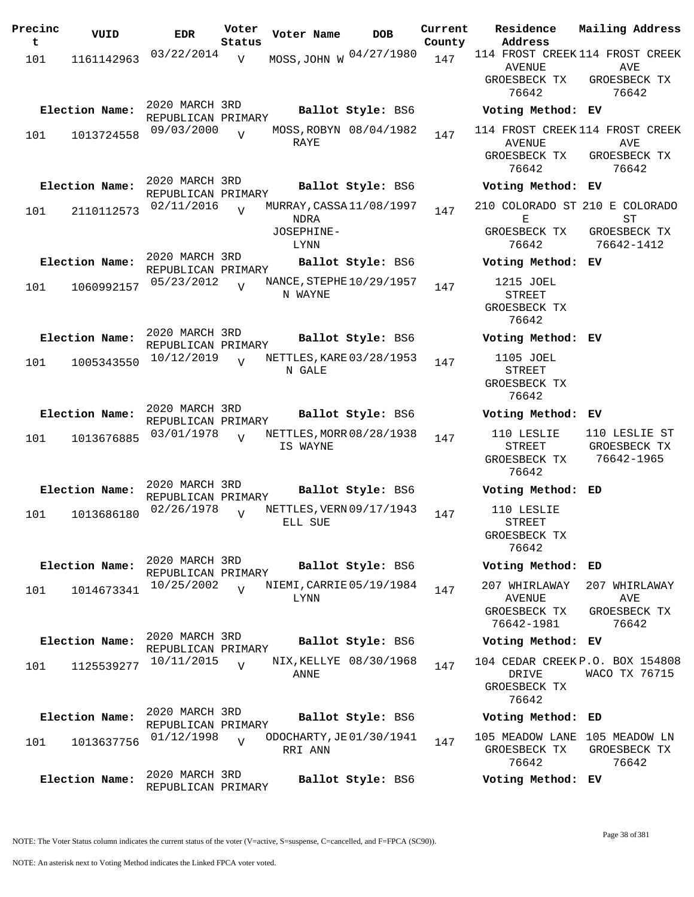| Precinct | VUID | EDR | Voter Status | Voter Name | DOB | Current County | Residence Address | Mailing Address |
|---|---|---|---|---|---|---|---|---|
| 101 | 1161142963 | 03/22/2014 | V | MOSS, JOHN W | 04/27/1980 | 147 | 114 FROST CREEK AVENUE GROESBECK TX 76642 | 114 FROST CREEK AVE GROESBECK TX 76642 |
| **Election Name:** | | 2020 MARCH 3RD REPUBLICAN PRIMARY | | **Ballot Style:** BS6 | | | **Voting Method:** EV | |
| 101 | 1013724558 | 09/03/2000 | V | MOSS, ROBYN RAYE | 08/04/1982 | 147 | 114 FROST CREEK AVENUE GROESBECK TX 76642 | 114 FROST CREEK AVE GROESBECK TX 76642 |
| **Election Name:** | | 2020 MARCH 3RD REPUBLICAN PRIMARY | | **Ballot Style:** BS6 | | | **Voting Method:** EV | |
| 101 | 2110112573 | 02/11/2016 | V | MURRAY, CASSANDRA JOSEPHINE-LYNN | 11/08/1997 | 147 | 210 COLORADO ST E GROESBECK TX 76642 | 210 E COLORADO ST GROESBECK TX 76642-1412 |
| **Election Name:** | | 2020 MARCH 3RD REPUBLICAN PRIMARY | | **Ballot Style:** BS6 | | | **Voting Method:** EV | |
| 101 | 1060992157 | 05/23/2012 | V | NANCE, STEPHEN WAYNE | 10/29/1957 | 147 | 1215 JOEL STREET GROESBECK TX 76642 | |
| **Election Name:** | | 2020 MARCH 3RD REPUBLICAN PRIMARY | | **Ballot Style:** BS6 | | | **Voting Method:** EV | |
| 101 | 1005343550 | 10/12/2019 | V | NETTLES, KAREN GALE | 03/28/1953 | 147 | 1105 JOEL STREET GROESBECK TX 76642 | |
| **Election Name:** | | 2020 MARCH 3RD REPUBLICAN PRIMARY | | **Ballot Style:** BS6 | | | **Voting Method:** EV | |
| 101 | 1013676885 | 03/01/1978 | V | NETTLES, MORRIS WAYNE | 08/28/1938 | 147 | 110 LESLIE STREET GROESBECK TX 76642 | 110 LESLIE ST GROESBECK TX 76642-1965 |
| **Election Name:** | | 2020 MARCH 3RD REPUBLICAN PRIMARY | | **Ballot Style:** BS6 | | | **Voting Method:** ED | |
| 101 | 1013686180 | 02/26/1978 | V | NETTLES, VERNELL SUE | 09/17/1943 | 147 | 110 LESLIE STREET GROESBECK TX 76642 | |
| **Election Name:** | | 2020 MARCH 3RD REPUBLICAN PRIMARY | | **Ballot Style:** BS6 | | | **Voting Method:** ED | |
| 101 | 1014673341 | 10/25/2002 | V | NIEMI, CARRIE LYNN | 05/19/1984 | 147 | 207 WHIRLAWAY AVENUE GROESBECK TX 76642-1981 | 207 WHIRLAWAY AVE GROESBECK TX 76642 |
| **Election Name:** | | 2020 MARCH 3RD REPUBLICAN PRIMARY | | **Ballot Style:** BS6 | | | **Voting Method:** EV | |
| 101 | 1125539277 | 10/11/2015 | V | NIX, KELLYE ANNE | 08/30/1968 | 147 | 104 CEDAR CREEK DRIVE GROESBECK TX 76642 | P.O. BOX 154808 WACO TX 76715 |
| **Election Name:** | | 2020 MARCH 3RD REPUBLICAN PRIMARY | | **Ballot Style:** BS6 | | | **Voting Method:** ED | |
| 101 | 1013637756 | 01/12/1998 | V | ODOCHARTY, JERRI ANN | 01/30/1941 | 147 | 105 MEADOW LANE GROESBECK TX 76642 | 105 MEADOW LN GROESBECK TX 76642 |
| **Election Name:** | | 2020 MARCH 3RD REPUBLICAN PRIMARY | | **Ballot Style:** BS6 | | | **Voting Method:** EV | |

NOTE: The Voter Status column indicates the current status of the voter (V=active, S=suspense, C=cancelled, and F=FPCA (SC90)).

NOTE: An asterisk next to Voting Method indicates the Linked FPCA voter voted.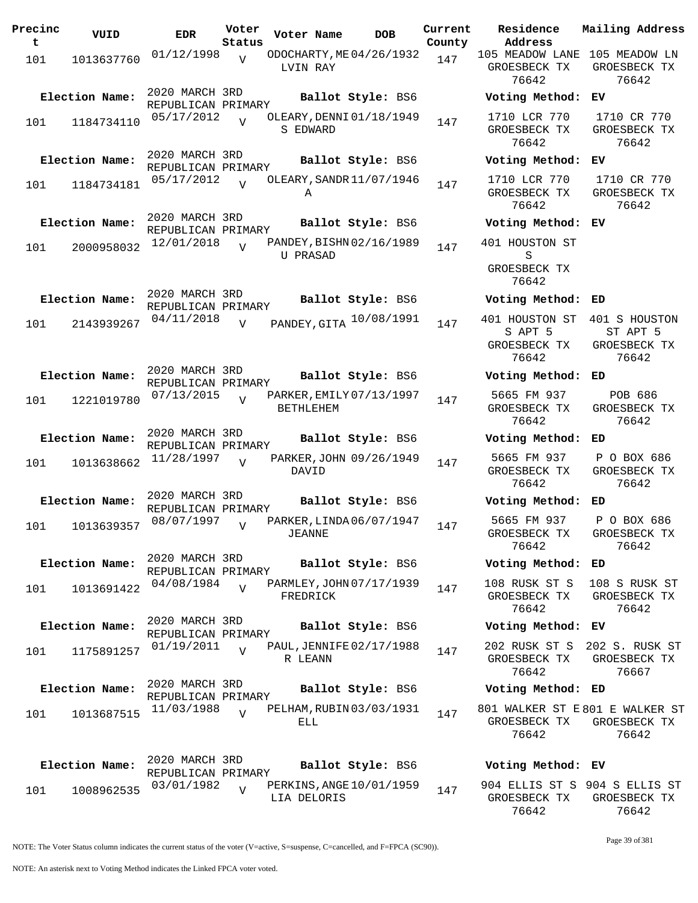| Precinct | VUID | EDR | Voter Status | Voter Name | DOB | Current County | Residence Address | Mailing Address |
|---|---|---|---|---|---|---|---|---|
| 101 | 1013637760 | 01/12/1998 | V | ODOCHARTY,MELVIN RAY | 04/26/1932 | 147 | 105 MEADOW LANE GROESBECK TX 76642 | 105 MEADOW LN GROESBECK TX 76642 |
| Election Name: | 2020 MARCH 3RD REPUBLICAN PRIMARY | | | Ballot Style: BS6 | | | Voting Method: | EV |
| 101 | 1184734110 | 05/17/2012 | V | OLEARY,DENNIS EDWARD | 01/18/1949 | 147 | 1710 LCR 770 GROESBECK TX 76642 | 1710 CR 770 GROESBECK TX 76642 |
| Election Name: | 2020 MARCH 3RD REPUBLICAN PRIMARY | | | Ballot Style: BS6 | | | Voting Method: | EV |
| 101 | 1184734181 | 05/17/2012 | V | OLEARY,SANDRA | 11/07/1946 | 147 | 1710 LCR 770 GROESBECK TX 76642 | 1710 CR 770 GROESBECK TX 76642 |
| Election Name: | 2020 MARCH 3RD REPUBLICAN PRIMARY | | | Ballot Style: BS6 | | | Voting Method: | EV |
| 101 | 2000958032 | 12/01/2018 | V | PANDEY,BISHNU PRASAD | 02/16/1989 | 147 | 401 HOUSTON ST S GROESBECK TX 76642 | |
| Election Name: | 2020 MARCH 3RD REPUBLICAN PRIMARY | | | Ballot Style: BS6 | | | Voting Method: | ED |
| 101 | 2143939267 | 04/11/2018 | V | PANDEY,GITA | 10/08/1991 | 147 | 401 HOUSTON ST S APT 5 GROESBECK TX 76642 | 401 S HOUSTON ST APT 5 GROESBECK TX 76642 |
| Election Name: | 2020 MARCH 3RD REPUBLICAN PRIMARY | | | Ballot Style: BS6 | | | Voting Method: | ED |
| 101 | 1221019780 | 07/13/2015 | V | PARKER,EMILY BETHLEHEM | 07/13/1997 | 147 | 5665 FM 937 GROESBECK TX 76642 | POB 686 GROESBECK TX 76642 |
| Election Name: | 2020 MARCH 3RD REPUBLICAN PRIMARY | | | Ballot Style: BS6 | | | Voting Method: | ED |
| 101 | 1013638662 | 11/28/1997 | V | PARKER,JOHN DAVID | 09/26/1949 | 147 | 5665 FM 937 GROESBECK TX 76642 | P O BOX 686 GROESBECK TX 76642 |
| Election Name: | 2020 MARCH 3RD REPUBLICAN PRIMARY | | | Ballot Style: BS6 | | | Voting Method: | ED |
| 101 | 1013639357 | 08/07/1997 | V | PARKER,LINDA JEANNE | 06/07/1947 | 147 | 5665 FM 937 GROESBECK TX 76642 | P O BOX 686 GROESBECK TX 76642 |
| Election Name: | 2020 MARCH 3RD REPUBLICAN PRIMARY | | | Ballot Style: BS6 | | | Voting Method: | ED |
| 101 | 1013691422 | 04/08/1984 | V | PARMLEY,JOHN FREDRICK | 07/17/1939 | 147 | 108 RUSK ST S GROESBECK TX 76642 | 108 S RUSK ST GROESBECK TX 76642 |
| Election Name: | 2020 MARCH 3RD REPUBLICAN PRIMARY | | | Ballot Style: BS6 | | | Voting Method: | EV |
| 101 | 1175891257 | 01/19/2011 | V | PAUL,JENNIFER LEANN | 02/17/1988 | 147 | 202 RUSK ST S GROESBECK TX 76642 | 202 S. RUSK ST GROESBECK TX 76667 |
| Election Name: | 2020 MARCH 3RD REPUBLICAN PRIMARY | | | Ballot Style: BS6 | | | Voting Method: | ED |
| 101 | 1013687515 | 11/03/1988 | V | PELHAM,RUBINELL | 03/03/1931 | 147 | 801 WALKER ST E GROESBECK TX 76642 | 801 E WALKER ST GROESBECK TX 76642 |
| Election Name: | 2020 MARCH 3RD REPUBLICAN PRIMARY | | | Ballot Style: BS6 | | | Voting Method: | EV |
| 101 | 1008962535 | 03/01/1982 | V | PERKINS,ANGELIA DELORIS | 10/01/1959 | 147 | 904 ELLIS ST S GROESBECK TX 76642 | 904 S ELLIS ST GROESBECK TX 76642 |

NOTE: The Voter Status column indicates the current status of the voter (V=active, S=suspense, C=cancelled, and F=FPCA (SC90)).

NOTE: An asterisk next to Voting Method indicates the Linked FPCA voter voted.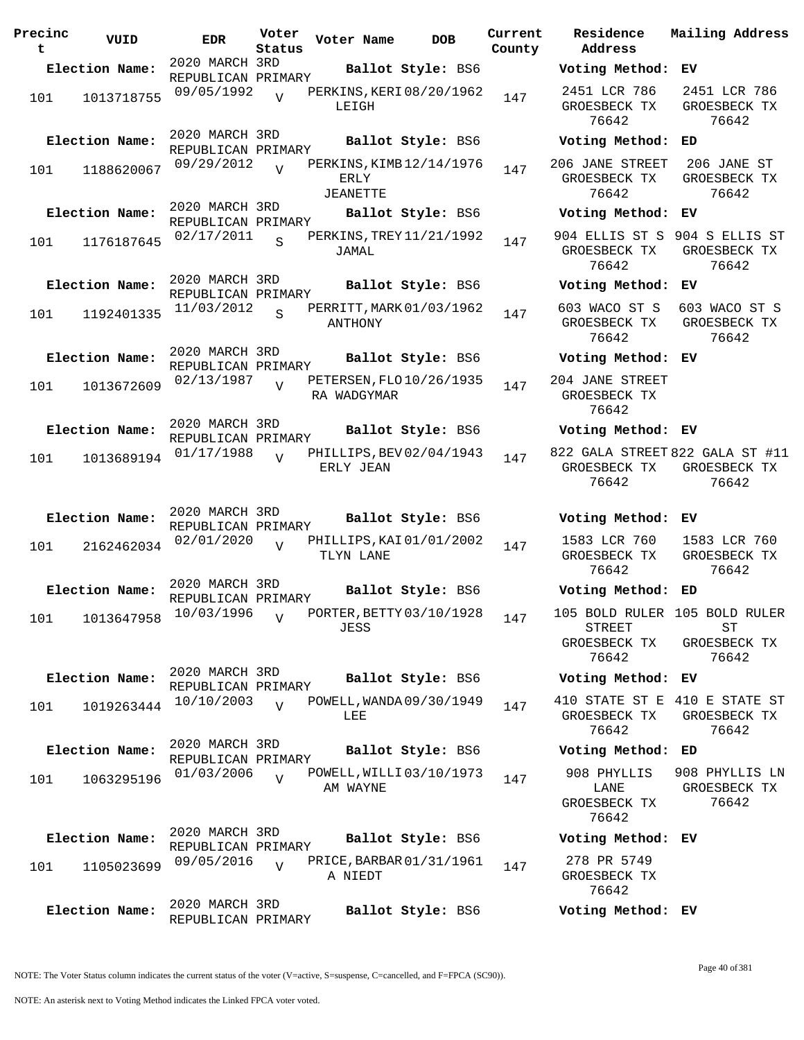| Precinct | VUID | EDR | Voter Status | Voter Name | DOB | Current County | Residence Address | Mailing Address |
|---|---|---|---|---|---|---|---|---|
| **Election Name:** | | 2020 MARCH 3RD REPUBLICAN PRIMARY | | **Ballot Style:** BS6 | | | **Voting Method:** EV | |
| 101 | 1013718755 | 09/05/1992 | V | PERKINS, KERI LEIGH | 08/20/1962 | 147 | 2451 LCR 786 GROESBECK TX 76642 | 2451 LCR 786 GROESBECK TX 76642 |
| **Election Name:** | | 2020 MARCH 3RD REPUBLICAN PRIMARY | | **Ballot Style:** BS6 | | | **Voting Method:** ED | |
| 101 | 1188620067 | 09/29/2012 | V | PERKINS, KIMBERLY JEANETTE | 12/14/1976 | 147 | 206 JANE STREET GROESBECK TX 76642 | 206 JANE ST GROESBECK TX 76642 |
| **Election Name:** | | 2020 MARCH 3RD REPUBLICAN PRIMARY | | **Ballot Style:** BS6 | | | **Voting Method:** EV | |
| 101 | 1176187645 | 02/17/2011 | S | PERKINS, TREY JAMAL | 11/21/1992 | 147 | 904 ELLIS ST S GROESBECK TX 76642 | 904 S ELLIS ST GROESBECK TX 76642 |
| **Election Name:** | | 2020 MARCH 3RD REPUBLICAN PRIMARY | | **Ballot Style:** BS6 | | | **Voting Method:** EV | |
| 101 | 1192401335 | 11/03/2012 | S | PERRITT, MARK ANTHONY | 01/03/1962 | 147 | 603 WACO ST S GROESBECK TX 76642 | 603 WACO ST S GROESBECK TX 76642 |
| **Election Name:** | | 2020 MARCH 3RD REPUBLICAN PRIMARY | | **Ballot Style:** BS6 | | | **Voting Method:** EV | |
| 101 | 1013672609 | 02/13/1987 | V | PETERSEN, FLORA WADGYMAR | 10/26/1935 | 147 | 204 JANE STREET GROESBECK TX 76642 | |
| **Election Name:** | | 2020 MARCH 3RD REPUBLICAN PRIMARY | | **Ballot Style:** BS6 | | | **Voting Method:** EV | |
| 101 | 1013689194 | 01/17/1988 | V | PHILLIPS, BEVERLY JEAN | 02/04/1943 | 147 | 822 GALA STREET GROESBECK TX 76642 | 822 GALA ST #11 GROESBECK TX 76642 |
| **Election Name:** | | 2020 MARCH 3RD REPUBLICAN PRIMARY | | **Ballot Style:** BS6 | | | **Voting Method:** EV | |
| 101 | 2162462034 | 02/01/2020 | V | PHILLIPS, KAITLYN LANE | 01/01/2002 | 147 | 1583 LCR 760 GROESBECK TX 76642 | 1583 LCR 760 GROESBECK TX 76642 |
| **Election Name:** | | 2020 MARCH 3RD REPUBLICAN PRIMARY | | **Ballot Style:** BS6 | | | **Voting Method:** ED | |
| 101 | 1013647958 | 10/03/1996 | V | PORTER, BETTY JESS | 03/10/1928 | 147 | 105 BOLD RULER STREET GROESBECK TX 76642 | 105 BOLD RULER ST GROESBECK TX 76642 |
| **Election Name:** | | 2020 MARCH 3RD REPUBLICAN PRIMARY | | **Ballot Style:** BS6 | | | **Voting Method:** EV | |
| 101 | 1019263444 | 10/10/2003 | V | POWELL, WANDA LEE | 09/30/1949 | 147 | 410 STATE ST E GROESBECK TX 76642 | 410 E STATE ST GROESBECK TX 76642 |
| **Election Name:** | | 2020 MARCH 3RD REPUBLICAN PRIMARY | | **Ballot Style:** BS6 | | | **Voting Method:** ED | |
| 101 | 1063295196 | 01/03/2006 | V | POWELL, WILLIAM WAYNE | 03/10/1973 | 147 | 908 PHYLLIS LANE GROESBECK TX 76642 | 908 PHYLLIS LN GROESBECK TX 76642 |
| **Election Name:** | | 2020 MARCH 3RD REPUBLICAN PRIMARY | | **Ballot Style:** BS6 | | | **Voting Method:** EV | |
| 101 | 1105023699 | 09/05/2016 | V | PRICE, BARBARA NIEDT | 01/31/1961 | 147 | 278 PR 5749 GROESBECK TX 76642 | |
| **Election Name:** | | 2020 MARCH 3RD REPUBLICAN PRIMARY | | **Ballot Style:** BS6 | | | **Voting Method:** EV | |

NOTE: The Voter Status column indicates the current status of the voter (V=active, S=suspense, C=cancelled, and F=FPCA (SC90)).

NOTE: An asterisk next to Voting Method indicates the Linked FPCA voter voted.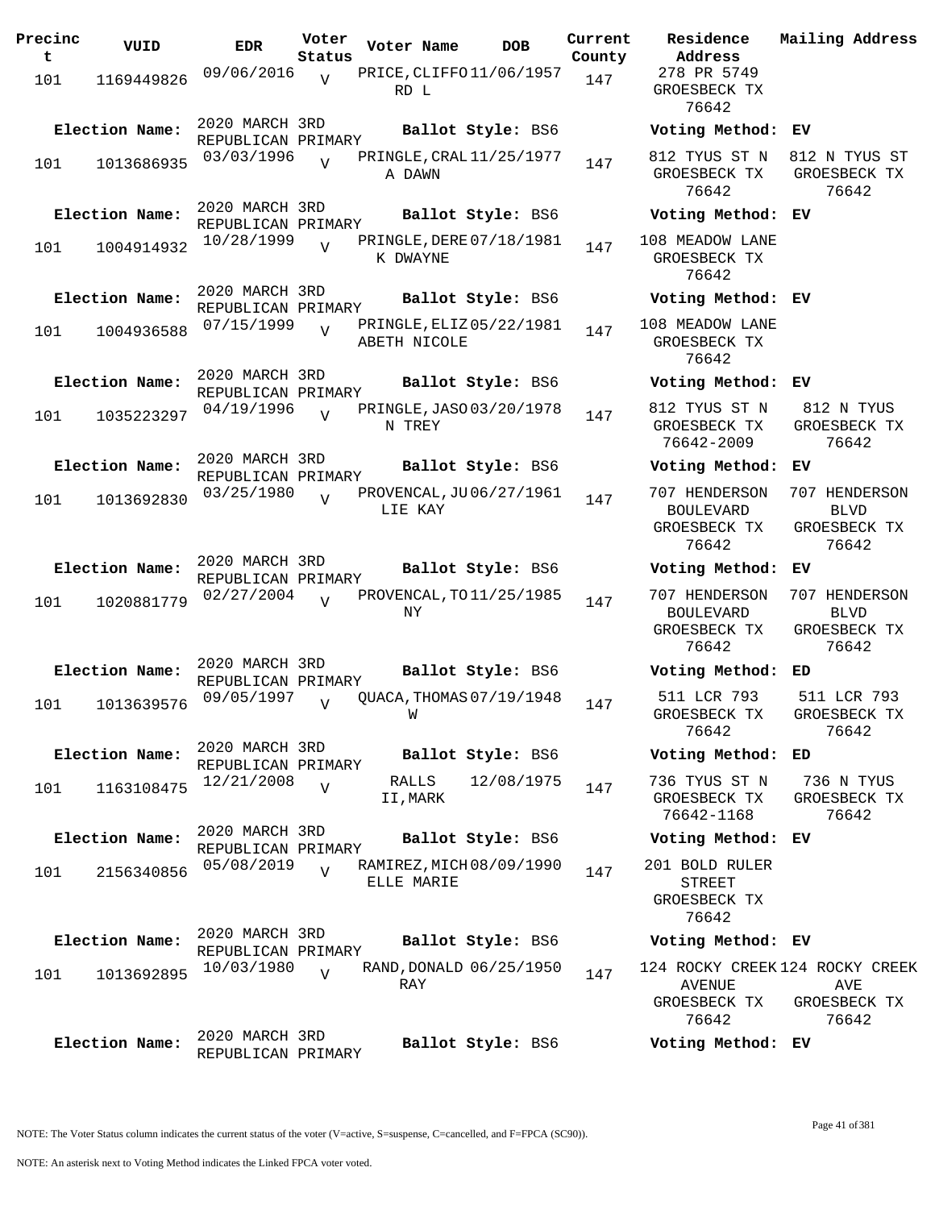| Precinct | VUID | EDR | Voter Status | Voter Name | DOB | Current County | Residence Address | Mailing Address |
|---|---|---|---|---|---|---|---|---|
| 101 | 1169449826 | 09/06/2016 | V | PRICE,CLIFFORD L | 11/06/1957 | 147 | 278 PR 5749 GROESBECK TX 76642 | |
| **Election Name:** | 2020 MARCH 3RD REPUBLICAN PRIMARY | | | **Ballot Style:** BS6 | | | **Voting Method:** EV | |
| 101 | 1013686935 | 03/03/1996 | V | PRINGLE,CRALA DAWN | 11/25/1977 | 147 | 812 TYUS ST N GROESBECK TX 76642 | 812 N TYUS ST GROESBECK TX 76642 |
| **Election Name:** | 2020 MARCH 3RD REPUBLICAN PRIMARY | | | **Ballot Style:** BS6 | | | **Voting Method:** EV | |
| 101 | 1004914932 | 10/28/1999 | V | PRINGLE,DEREK DWAYNE | 07/18/1981 | 147 | 108 MEADOW LANE GROESBECK TX 76642 | |
| **Election Name:** | 2020 MARCH 3RD REPUBLICAN PRIMARY | | | **Ballot Style:** BS6 | | | **Voting Method:** EV | |
| 101 | 1004936588 | 07/15/1999 | V | PRINGLE,ELIZABETH NICOLE | 05/22/1981 | 147 | 108 MEADOW LANE GROESBECK TX 76642 | |
| **Election Name:** | 2020 MARCH 3RD REPUBLICAN PRIMARY | | | **Ballot Style:** BS6 | | | **Voting Method:** EV | |
| 101 | 1035223297 | 04/19/1996 | V | PRINGLE,JASON TREY | 03/20/1978 | 147 | 812 TYUS ST N GROESBECK TX 76642-2009 | 812 N TYUS GROESBECK TX 76642 |
| **Election Name:** | 2020 MARCH 3RD REPUBLICAN PRIMARY | | | **Ballot Style:** BS6 | | | **Voting Method:** EV | |
| 101 | 1013692830 | 03/25/1980 | V | PROVENCAL,JULIE KAY | 06/27/1961 | 147 | 707 HENDERSON BOULEVARD GROESBECK TX 76642 | 707 HENDERSON BLVD GROESBECK TX 76642 |
| **Election Name:** | 2020 MARCH 3RD REPUBLICAN PRIMARY | | | **Ballot Style:** BS6 | | | **Voting Method:** EV | |
| 101 | 1020881779 | 02/27/2004 | V | PROVENCAL,TONY | 11/25/1985 | 147 | 707 HENDERSON BOULEVARD GROESBECK TX 76642 | 707 HENDERSON BLVD GROESBECK TX 76642 |
| **Election Name:** | 2020 MARCH 3RD REPUBLICAN PRIMARY | | | **Ballot Style:** BS6 | | | **Voting Method:** ED | |
| 101 | 1013639576 | 09/05/1997 | V | QUACA,THOMAS W | 07/19/1948 | 147 | 511 LCR 793 GROESBECK TX 76642 | 511 LCR 793 GROESBECK TX 76642 |
| **Election Name:** | 2020 MARCH 3RD REPUBLICAN PRIMARY | | | **Ballot Style:** BS6 | | | **Voting Method:** ED | |
| 101 | 1163108475 | 12/21/2008 | V | RALLS II,MARK | 12/08/1975 | 147 | 736 TYUS ST N GROESBECK TX 76642-1168 | 736 N TYUS GROESBECK TX 76642 |
| **Election Name:** | 2020 MARCH 3RD REPUBLICAN PRIMARY | | | **Ballot Style:** BS6 | | | **Voting Method:** EV | |
| 101 | 2156340856 | 05/08/2019 | V | RAMIREZ,MICHELLE MARIE | 08/09/1990 | 147 | 201 BOLD RULER STREET GROESBECK TX 76642 | |
| **Election Name:** | 2020 MARCH 3RD REPUBLICAN PRIMARY | | | **Ballot Style:** BS6 | | | **Voting Method:** EV | |
| 101 | 1013692895 | 10/03/1980 | V | RAND,DONALD RAY | 06/25/1950 | 147 | 124 ROCKY CREEK AVENUE GROESBECK TX 76642 | 124 ROCKY CREEK AVE GROESBECK TX 76642 |
| **Election Name:** | 2020 MARCH 3RD REPUBLICAN PRIMARY | | | **Ballot Style:** BS6 | | | **Voting Method:** EV | |

NOTE: The Voter Status column indicates the current status of the voter (V=active, S=suspense, C=cancelled, and F=FPCA (SC90)).

NOTE: An asterisk next to Voting Method indicates the Linked FPCA voter voted.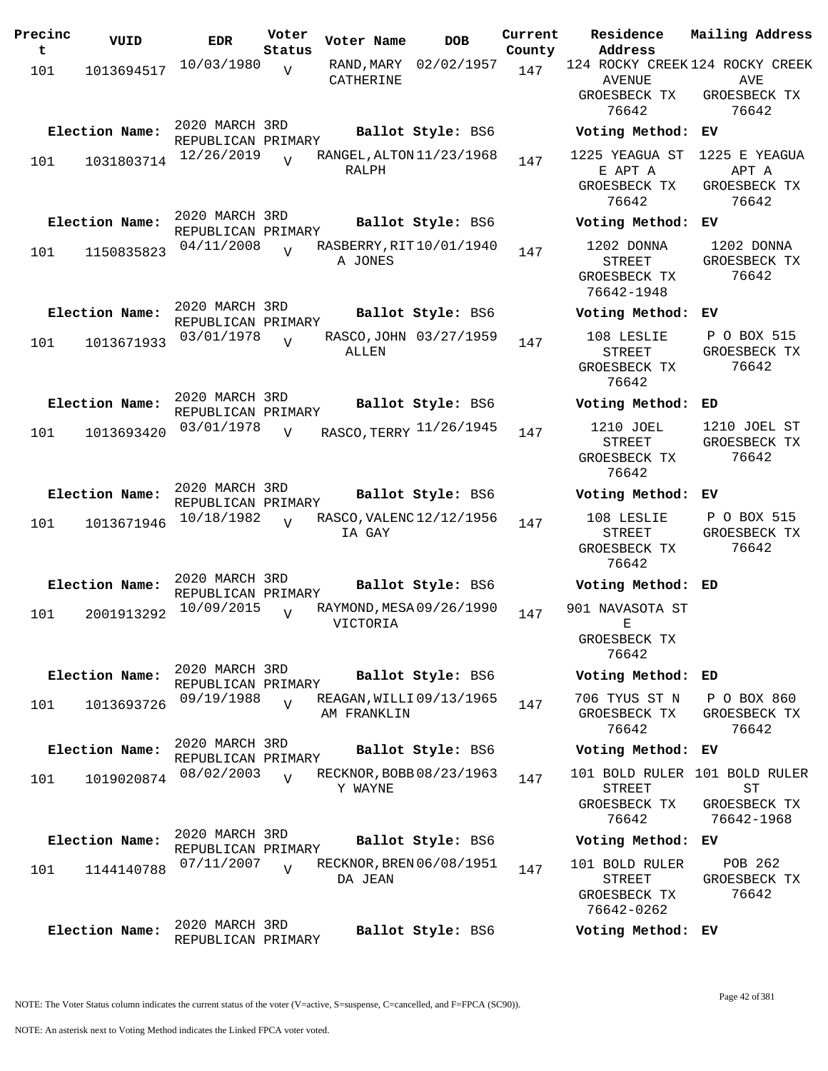| Precinct | VUID | EDR | Voter Status | Voter Name | DOB | Current County | Residence Address | Mailing Address |
|---|---|---|---|---|---|---|---|---|
| 101 | 1013694517 | 10/03/1980 | V | RAND,MARY CATHERINE | 02/02/1957 | 147 | 124 ROCKY CREEK AVENUE GROESBECK TX 76642 | 124 ROCKY CREEK AVE GROESBECK TX 76642 |
| Election Name: | | 2020 MARCH 3RD REPUBLICAN PRIMARY | | Ballot Style: BS6 | | | Voting Method: | EV |
| 101 | 1031803714 | 12/26/2019 | V | RANGEL,ALTON RALPH | 11/23/1968 | 147 | 1225 YEAGUA ST E APT A GROESBECK TX 76642 | 1225 E YEAGUA APT A GROESBECK TX 76642 |
| Election Name: | | 2020 MARCH 3RD REPUBLICAN PRIMARY | | Ballot Style: BS6 | | | Voting Method: | EV |
| 101 | 1150835823 | 04/11/2008 | V | RASBERRY,RITA JONES | 10/01/1940 | 147 | 1202 DONNA STREET GROESBECK TX 76642-1948 | 1202 DONNA GROESBECK TX 76642 |
| Election Name: | | 2020 MARCH 3RD REPUBLICAN PRIMARY | | Ballot Style: BS6 | | | Voting Method: | EV |
| 101 | 1013671933 | 03/01/1978 | V | RASCO,JOHN ALLEN | 03/27/1959 | 147 | 108 LESLIE STREET GROESBECK TX 76642 | P O BOX 515 GROESBECK TX 76642 |
| Election Name: | | 2020 MARCH 3RD REPUBLICAN PRIMARY | | Ballot Style: BS6 | | | Voting Method: | ED |
| 101 | 1013693420 | 03/01/1978 | V | RASCO,TERRY | 11/26/1945 | 147 | 1210 JOEL STREET GROESBECK TX 76642 | 1210 JOEL ST GROESBECK TX 76642 |
| Election Name: | | 2020 MARCH 3RD REPUBLICAN PRIMARY | | Ballot Style: BS6 | | | Voting Method: | EV |
| 101 | 1013671946 | 10/18/1982 | V | RASCO,VALENCIA GAY | 12/12/1956 | 147 | 108 LESLIE STREET GROESBECK TX 76642 | P O BOX 515 GROESBECK TX 76642 |
| Election Name: | | 2020 MARCH 3RD REPUBLICAN PRIMARY | | Ballot Style: BS6 | | | Voting Method: | ED |
| 101 | 2001913292 | 10/09/2015 | V | RAYMOND,MESA VICTORIA | 09/26/1990 | 147 | 901 NAVASOTA ST E GROESBECK TX 76642 | |
| Election Name: | | 2020 MARCH 3RD REPUBLICAN PRIMARY | | Ballot Style: BS6 | | | Voting Method: | ED |
| 101 | 1013693726 | 09/19/1988 | V | REAGAN,WILLIAM FRANKLIN | 09/13/1965 | 147 | 706 TYUS ST N GROESBECK TX 76642 | P O BOX 860 GROESBECK TX 76642 |
| Election Name: | | 2020 MARCH 3RD REPUBLICAN PRIMARY | | Ballot Style: BS6 | | | Voting Method: | EV |
| 101 | 1019020874 | 08/02/2003 | V | RECKNOR,BOBBY WAYNE | 08/23/1963 | 147 | 101 BOLD RULER STREET GROESBECK TX 76642 | 101 BOLD RULER ST GROESBECK TX 76642-1968 |
| Election Name: | | 2020 MARCH 3RD REPUBLICAN PRIMARY | | Ballot Style: BS6 | | | Voting Method: | EV |
| 101 | 1144140788 | 07/11/2007 | V | RECKNOR,BRENDA JEAN | 06/08/1951 | 147 | 101 BOLD RULER STREET GROESBECK TX 76642-0262 | POB 262 GROESBECK TX 76642 |
| Election Name: | | 2020 MARCH 3RD REPUBLICAN PRIMARY | | Ballot Style: BS6 | | | Voting Method: | EV |

NOTE: The Voter Status column indicates the current status of the voter (V=active, S=suspense, C=cancelled, and F=FPCA (SC90)).

NOTE: An asterisk next to Voting Method indicates the Linked FPCA voter voted.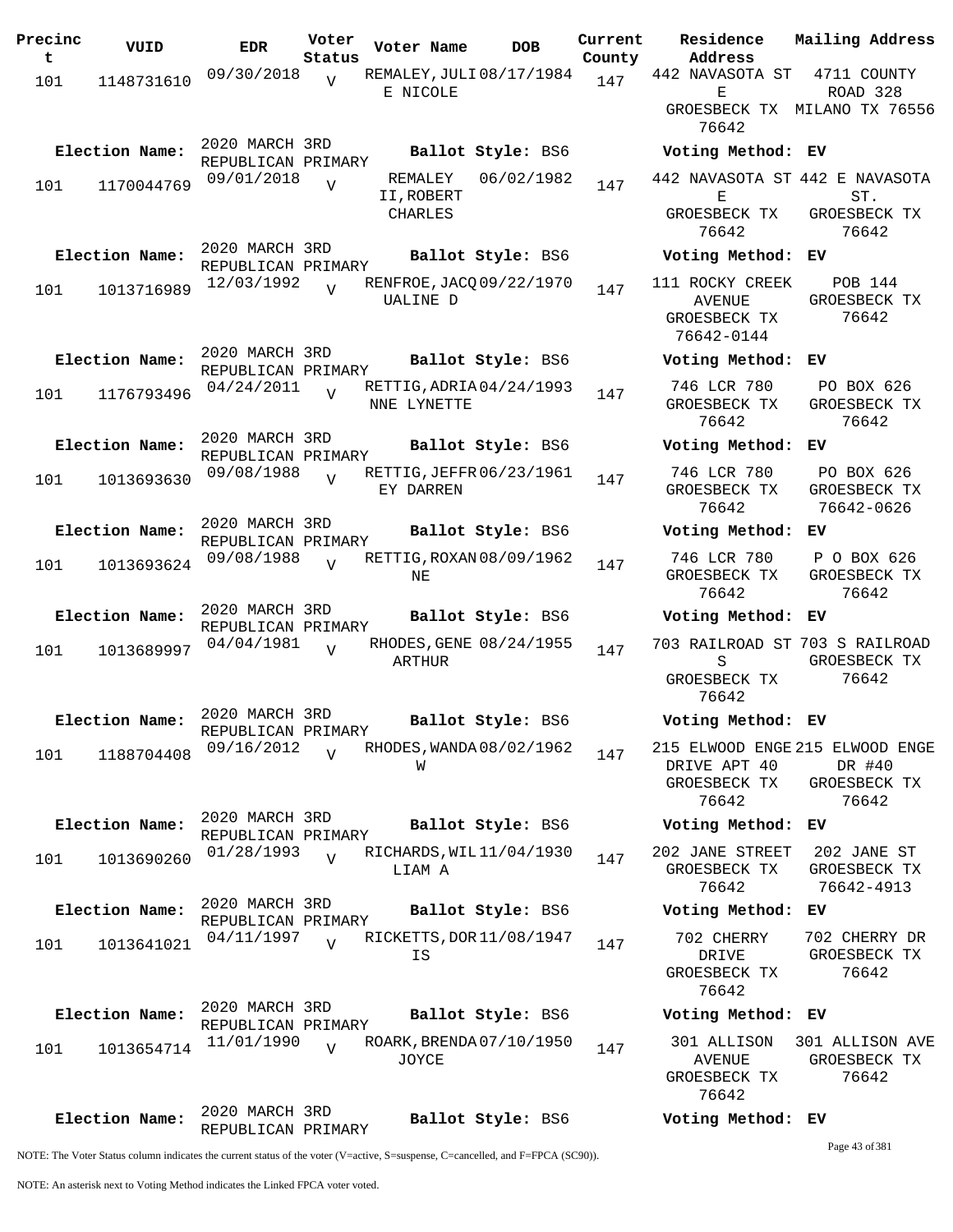| Precinct | VUID | EDR | Voter Status | Voter Name | DOB | Current County | Residence Address | Mailing Address |
|---|---|---|---|---|---|---|---|---|
| 101 | 1148731610 | 09/30/2018 | V | REMALEY, JULIE NICOLE | 08/17/1984 | 147 | 442 NAVASOTA ST E GROESBECK TX 76642 | 4711 COUNTY ROAD 328 MILANO TX 76556 |
| Election Name: | | 2020 MARCH 3RD REPUBLICAN PRIMARY | | Ballot Style: BS6 | | | Voting Method: EV | |
| 101 | 1170044769 | 09/01/2018 | V | REMALEY II, ROBERT CHARLES | 06/02/1982 | 147 | 442 NAVASOTA ST E GROESBECK TX 76642 | 442 E NAVASOTA ST. GROESBECK TX 76642 |
| Election Name: | | 2020 MARCH 3RD REPUBLICAN PRIMARY | | Ballot Style: BS6 | | | Voting Method: EV | |
| 101 | 1013716989 | 12/03/1992 | V | RENFROE, JACQUALINE D | 09/22/1970 | 147 | 111 ROCKY CREEK AVENUE GROESBECK TX 76642-0144 | POB 144 GROESBECK TX 76642 |
| Election Name: | | 2020 MARCH 3RD REPUBLICAN PRIMARY | | Ballot Style: BS6 | | | Voting Method: EV | |
| 101 | 1176793496 | 04/24/2011 | V | RETTIG, ADRIANNE LYNETTE | 04/24/1993 | 147 | 746 LCR 780 GROESBECK TX 76642 | PO BOX 626 GROESBECK TX 76642 |
| Election Name: | | 2020 MARCH 3RD REPUBLICAN PRIMARY | | Ballot Style: BS6 | | | Voting Method: EV | |
| 101 | 1013693630 | 09/08/1988 | V | RETTIG, JEFFREY DARREN | 06/23/1961 | 147 | 746 LCR 780 GROESBECK TX 76642 | PO BOX 626 GROESBECK TX 76642-0626 |
| Election Name: | | 2020 MARCH 3RD REPUBLICAN PRIMARY | | Ballot Style: BS6 | | | Voting Method: EV | |
| 101 | 1013693624 | 09/08/1988 | V | RETTIG, ROXANNE | 08/09/1962 | 147 | 746 LCR 780 GROESBECK TX 76642 | P O BOX 626 GROESBECK TX 76642 |
| Election Name: | | 2020 MARCH 3RD REPUBLICAN PRIMARY | | Ballot Style: BS6 | | | Voting Method: EV | |
| 101 | 1013689997 | 04/04/1981 | V | RHODES, GENE ARTHUR | 08/24/1955 | 147 | 703 RAILROAD ST S GROESBECK TX 76642 | 703 S RAILROAD GROESBECK TX 76642 |
| Election Name: | | 2020 MARCH 3RD REPUBLICAN PRIMARY | | Ballot Style: BS6 | | | Voting Method: EV | |
| 101 | 1188704408 | 09/16/2012 | V | RHODES, WANDA W | 08/02/1962 | 147 | 215 ELWOOD ENGE DRIVE APT 40 GROESBECK TX 76642 | 215 ELWOOD ENGE DR #40 GROESBECK TX 76642 |
| Election Name: | | 2020 MARCH 3RD REPUBLICAN PRIMARY | | Ballot Style: BS6 | | | Voting Method: EV | |
| 101 | 1013690260 | 01/28/1993 | V | RICHARDS, WILLIAM A | 11/04/1930 | 147 | 202 JANE STREET GROESBECK TX 76642 | 202 JANE ST GROESBECK TX 76642-4913 |
| Election Name: | | 2020 MARCH 3RD REPUBLICAN PRIMARY | | Ballot Style: BS6 | | | Voting Method: EV | |
| 101 | 1013641021 | 04/11/1997 | V | RICKETTS, DORIS | 11/08/1947 | 147 | 702 CHERRY DRIVE GROESBECK TX 76642 | 702 CHERRY DR GROESBECK TX 76642 |
| Election Name: | | 2020 MARCH 3RD REPUBLICAN PRIMARY | | Ballot Style: BS6 | | | Voting Method: EV | |
| 101 | 1013654714 | 11/01/1990 | V | ROARK, BRENDA JOYCE | 07/10/1950 | 147 | 301 ALLISON AVENUE GROESBECK TX 76642 | 301 ALLISON AVE GROESBECK TX 76642 |
| Election Name: | | 2020 MARCH 3RD REPUBLICAN PRIMARY | | Ballot Style: BS6 | | | Voting Method: EV | |

NOTE: The Voter Status column indicates the current status of the voter (V=active, S=suspense, C=cancelled, and F=FPCA (SC90)).

NOTE: An asterisk next to Voting Method indicates the Linked FPCA voter voted.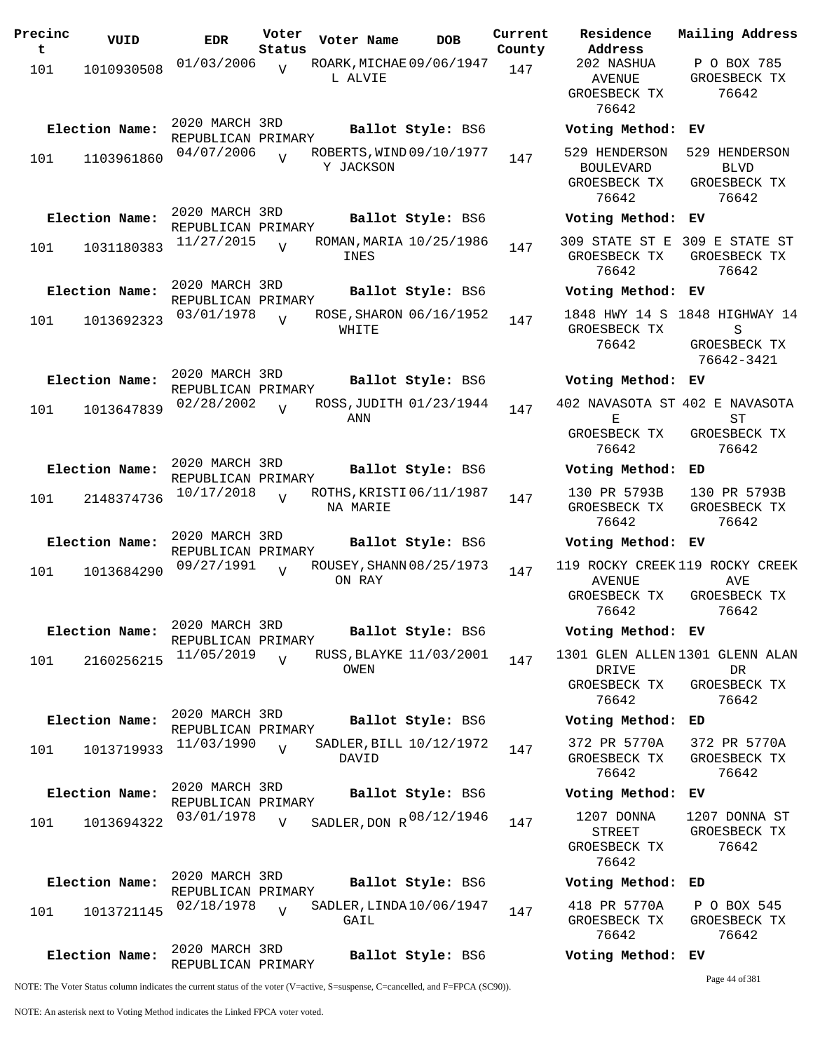| Precinct | VUID | EDR | Voter Status | Voter Name | DOB | Current County | Residence Address | Mailing Address |
|---|---|---|---|---|---|---|---|---|
| 101 | 1010930508 | 01/03/2006 | V | ROARK, MICHAEL ALVIE | 09/06/1947 | 147 | 202 NASHUA AVENUE GROESBECK TX 76642 | P O BOX 785 GROESBECK TX 76642 |
| **Election Name:** | | 2020 MARCH 3RD REPUBLICAN PRIMARY | | **Ballot Style:** BS6 | | | **Voting Method:** | EV |
| 101 | 1103961860 | 04/07/2006 | V | ROBERTS, WINDY JACKSON | 09/10/1977 | 147 | 529 HENDERSON BOULEVARD GROESBECK TX 76642 | 529 HENDERSON BLVD GROESBECK TX 76642 |
| **Election Name:** | | 2020 MARCH 3RD REPUBLICAN PRIMARY | | **Ballot Style:** BS6 | | | **Voting Method:** | EV |
| 101 | 1031180383 | 11/27/2015 | V | ROMAN, MARIA INES | 10/25/1986 | 147 | 309 STATE ST E GROESBECK TX 76642 | 309 E STATE ST GROESBECK TX 76642 |
| **Election Name:** | | 2020 MARCH 3RD REPUBLICAN PRIMARY | | **Ballot Style:** BS6 | | | **Voting Method:** | EV |
| 101 | 1013692323 | 03/01/1978 | V | ROSE, SHARON WHITE | 06/16/1952 | 147 | 1848 HWY 14 S GROESBECK TX 76642 | 1848 HIGHWAY 14 S GROESBECK TX 76642-3421 |
| **Election Name:** | | 2020 MARCH 3RD REPUBLICAN PRIMARY | | **Ballot Style:** BS6 | | | **Voting Method:** | EV |
| 101 | 1013647839 | 02/28/2002 | V | ROSS, JUDITH ANN | 01/23/1944 | 147 | 402 NAVASOTA ST E GROESBECK TX 76642 | 402 E NAVASOTA ST GROESBECK TX 76642 |
| **Election Name:** | | 2020 MARCH 3RD REPUBLICAN PRIMARY | | **Ballot Style:** BS6 | | | **Voting Method:** | ED |
| 101 | 2148374736 | 10/17/2018 | V | ROTHS, KRISTINA MARIE | 06/11/1987 | 147 | 130 PR 5793B GROESBECK TX 76642 | 130 PR 5793B GROESBECK TX 76642 |
| **Election Name:** | | 2020 MARCH 3RD REPUBLICAN PRIMARY | | **Ballot Style:** BS6 | | | **Voting Method:** | EV |
| 101 | 1013684290 | 09/27/1991 | V | ROUSEY, SHANNON RAY | 08/25/1973 | 147 | 119 ROCKY CREEK AVENUE GROESBECK TX 76642 | 119 ROCKY CREEK AVE GROESBECK TX 76642 |
| **Election Name:** | | 2020 MARCH 3RD REPUBLICAN PRIMARY | | **Ballot Style:** BS6 | | | **Voting Method:** | EV |
| 101 | 2160256215 | 11/05/2019 | V | RUSS, BLAYKE OWEN | 11/03/2001 | 147 | 1301 GLEN ALLEN DRIVE GROESBECK TX 76642 | 1301 GLENN ALAN DR GROESBECK TX 76642 |
| **Election Name:** | | 2020 MARCH 3RD REPUBLICAN PRIMARY | | **Ballot Style:** BS6 | | | **Voting Method:** | ED |
| 101 | 1013719933 | 11/03/1990 | V | SADLER, BILL DAVID | 10/12/1972 | 147 | 372 PR 5770A GROESBECK TX 76642 | 372 PR 5770A GROESBECK TX 76642 |
| **Election Name:** | | 2020 MARCH 3RD REPUBLICAN PRIMARY | | **Ballot Style:** BS6 | | | **Voting Method:** | EV |
| 101 | 1013694322 | 03/01/1978 | V | SADLER, DON R | 08/12/1946 | 147 | 1207 DONNA STREET GROESBECK TX 76642 | 1207 DONNA ST GROESBECK TX 76642 |
| **Election Name:** | | 2020 MARCH 3RD REPUBLICAN PRIMARY | | **Ballot Style:** BS6 | | | **Voting Method:** | ED |
| 101 | 1013721145 | 02/18/1978 | V | SADLER, LINDA GAIL | 10/06/1947 | 147 | 418 PR 5770A GROESBECK TX 76642 | P O BOX 545 GROESBECK TX 76642 |
| **Election Name:** | | 2020 MARCH 3RD REPUBLICAN PRIMARY | | **Ballot Style:** BS6 | | | **Voting Method:** | EV |

NOTE: The Voter Status column indicates the current status of the voter (V=active, S=suspense, C=cancelled, and F=FPCA (SC90)).

NOTE: An asterisk next to Voting Method indicates the Linked FPCA voter voted.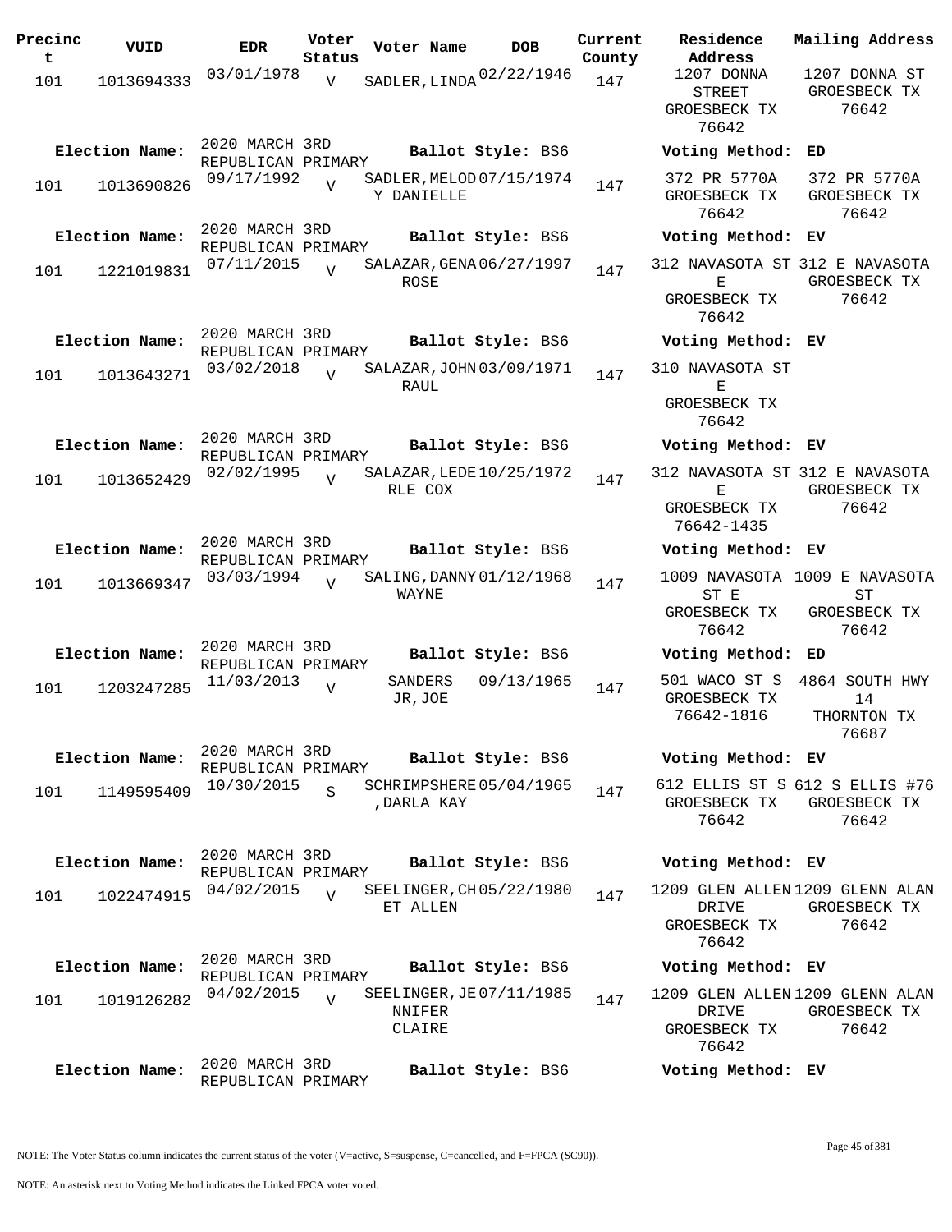| Precinct | VUID | EDR | Voter Status | Voter Name | DOB | Current County | Residence Address | Mailing Address |
|---|---|---|---|---|---|---|---|---|
| 101 | 1013694333 | 03/01/1978 | V | SADLER,LINDA | 02/22/1946 | 147 | 1207 DONNA STREET GROESBECK TX 76642 | 1207 DONNA ST GROESBECK TX 76642 |
| **Election Name:** | 2020 MARCH 3RD REPUBLICAN PRIMARY | | | **Ballot Style:** BS6 | | | **Voting Method:** ED | |
| 101 | 1013690826 | 09/17/1992 | V | SADLER,MELODY DANIELLE | 07/15/1974 | 147 | 372 PR 5770A GROESBECK TX 76642 | 372 PR 5770A GROESBECK TX 76642 |
| **Election Name:** | 2020 MARCH 3RD REPUBLICAN PRIMARY | | | **Ballot Style:** BS6 | | | **Voting Method:** EV | |
| 101 | 1221019831 | 07/11/2015 | V | SALAZAR,GENA ROSE | 06/27/1997 | 147 | 312 NAVASOTA ST E GROESBECK TX 76642 | 312 E NAVASOTA GROESBECK TX 76642 |
| **Election Name:** | 2020 MARCH 3RD REPUBLICAN PRIMARY | | | **Ballot Style:** BS6 | | | **Voting Method:** EV | |
| 101 | 1013643271 | 03/02/2018 | V | SALAZAR,JOHN RAUL | 03/09/1971 | 147 | 310 NAVASOTA ST E GROESBECK TX 76642 | |
| **Election Name:** | 2020 MARCH 3RD REPUBLICAN PRIMARY | | | **Ballot Style:** BS6 | | | **Voting Method:** EV | |
| 101 | 1013652429 | 02/02/1995 | V | SALAZAR,LEDERLE COX | 10/25/1972 | 147 | 312 NAVASOTA ST E GROESBECK TX 76642-1435 | 312 E NAVASOTA GROESBECK TX 76642 |
| **Election Name:** | 2020 MARCH 3RD REPUBLICAN PRIMARY | | | **Ballot Style:** BS6 | | | **Voting Method:** EV | |
| 101 | 1013669347 | 03/03/1994 | V | SALING,DANNY WAYNE | 01/12/1968 | 147 | 1009 NAVASOTA ST E GROESBECK TX 76642 | 1009 E NAVASOTA ST GROESBECK TX 76642 |
| **Election Name:** | 2020 MARCH 3RD REPUBLICAN PRIMARY | | | **Ballot Style:** BS6 | | | **Voting Method:** ED | |
| 101 | 1203247285 | 11/03/2013 | V | SANDERS JR,JOE | 09/13/1965 | 147 | 501 WACO ST S GROESBECK TX 76642-1816 | 4864 SOUTH HWY 14 THORNTON TX 76687 |
| **Election Name:** | 2020 MARCH 3RD REPUBLICAN PRIMARY | | | **Ballot Style:** BS6 | | | **Voting Method:** EV | |
| 101 | 1149595409 | 10/30/2015 | S | SCHRIMPSHERE,DARLA KAY | 05/04/1965 | 147 | 612 ELLIS ST S GROESBECK TX 76642 | 612 S ELLIS #76 GROESBECK TX 76642 |
| **Election Name:** | 2020 MARCH 3RD REPUBLICAN PRIMARY | | | **Ballot Style:** BS6 | | | **Voting Method:** EV | |
| 101 | 1022474915 | 04/02/2015 | V | SEELINGER,CHET ALLEN | 05/22/1980 | 147 | 1209 GLEN ALLEN DRIVE GROESBECK TX 76642 | 1209 GLENN ALAN GROESBECK TX 76642 |
| **Election Name:** | 2020 MARCH 3RD REPUBLICAN PRIMARY | | | **Ballot Style:** BS6 | | | **Voting Method:** EV | |
| 101 | 1019126282 | 04/02/2015 | V | SEELINGER,JENNIFER CLAIRE | 07/11/1985 | 147 | 1209 GLEN ALLEN DRIVE GROESBECK TX 76642 | 1209 GLENN ALAN GROESBECK TX 76642 |
| **Election Name:** | 2020 MARCH 3RD REPUBLICAN PRIMARY | | | **Ballot Style:** BS6 | | | **Voting Method:** EV | |

NOTE: The Voter Status column indicates the current status of the voter (V=active, S=suspense, C=cancelled, and F=FPCA (SC90)).

NOTE: An asterisk next to Voting Method indicates the Linked FPCA voter voted.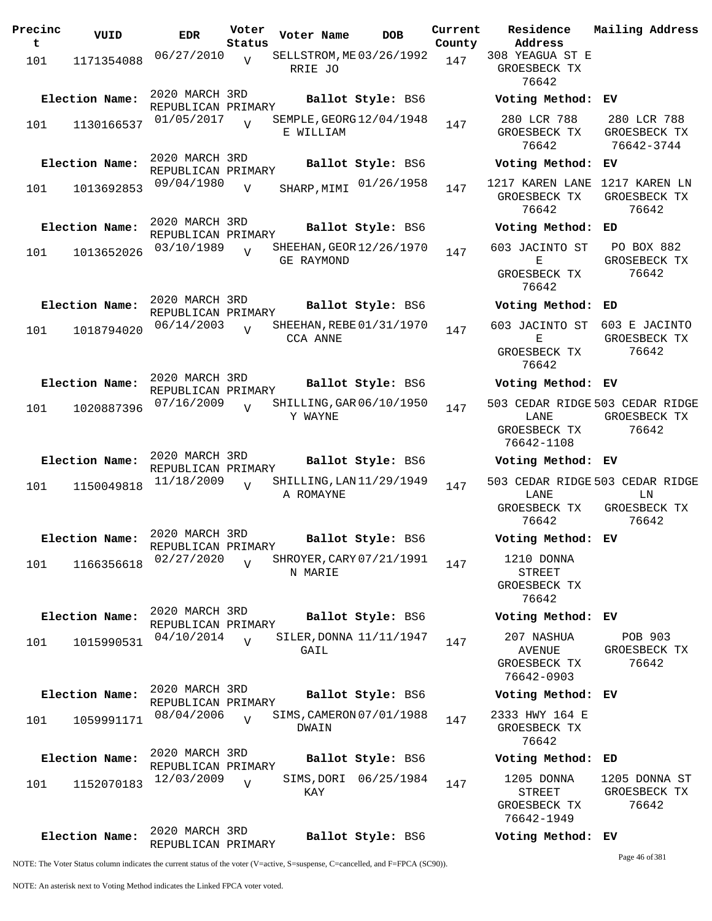| Precinct | VUID | EDR | Voter Status | Voter Name | DOB | Current County | Residence Address | Mailing Address |
|---|---|---|---|---|---|---|---|---|
| 101 | 1171354088 | 06/27/2010 | V | SELLSTROM,MERRIE JO | 03/26/1992 | 147 | 308 YEAGUA ST E GROESBECK TX 76642 | |
| **Election Name:** | | 2020 MARCH 3RD REPUBLICAN PRIMARY | | **Ballot Style:** BS6 | | | **Voting Method:** EV | |
| 101 | 1130166537 | 01/05/2017 | V | SEMPLE,GEORGE WILLIAM | 12/04/1948 | 147 | 280 LCR 788 GROESBECK TX 76642 | 280 LCR 788 GROESBECK TX 76642-3744 |
| **Election Name:** | | 2020 MARCH 3RD REPUBLICAN PRIMARY | | **Ballot Style:** BS6 | | | **Voting Method:** EV | |
| 101 | 1013692853 | 09/04/1980 | V | SHARP,MIMI | 01/26/1958 | 147 | 1217 KAREN LANE GROESBECK TX 76642 | 1217 KAREN LN GROESBECK TX 76642 |
| **Election Name:** | | 2020 MARCH 3RD REPUBLICAN PRIMARY | | **Ballot Style:** BS6 | | | **Voting Method:** ED | |
| 101 | 1013652026 | 03/10/1989 | V | SHEEHAN,GEORGE RAYMOND | 12/26/1970 | 147 | 603 JACINTO ST E GROESBECK TX 76642 | PO BOX 882 GROSEBECK TX 76642 |
| **Election Name:** | | 2020 MARCH 3RD REPUBLICAN PRIMARY | | **Ballot Style:** BS6 | | | **Voting Method:** ED | |
| 101 | 1018794020 | 06/14/2003 | V | SHEEHAN,REBECCA ANNE | 01/31/1970 | 147 | 603 JACINTO ST E GROESBECK TX 76642 | 603 E JACINTO GROESBECK TX 76642 |
| **Election Name:** | | 2020 MARCH 3RD REPUBLICAN PRIMARY | | **Ballot Style:** BS6 | | | **Voting Method:** EV | |
| 101 | 1020887396 | 07/16/2009 | V | SHILLING,GARY WAYNE | 06/10/1950 | 147 | 503 CEDAR RIDGE LANE GROESBECK TX 76642-1108 | 503 CEDAR RIDGE GROESBECK TX 76642 |
| **Election Name:** | | 2020 MARCH 3RD REPUBLICAN PRIMARY | | **Ballot Style:** BS6 | | | **Voting Method:** EV | |
| 101 | 1150049818 | 11/18/2009 | V | SHILLING,LANA ROMAYNE | 11/29/1949 | 147 | 503 CEDAR RIDGE LANE GROESBECK TX 76642 | 503 CEDAR RIDGE LN GROESBECK TX 76642 |
| **Election Name:** | | 2020 MARCH 3RD REPUBLICAN PRIMARY | | **Ballot Style:** BS6 | | | **Voting Method:** EV | |
| 101 | 1166356618 | 02/27/2020 | V | SHROYER,CARYN MARIE | 07/21/1991 | 147 | 1210 DONNA STREET GROESBECK TX 76642 | |
| **Election Name:** | | 2020 MARCH 3RD REPUBLICAN PRIMARY | | **Ballot Style:** BS6 | | | **Voting Method:** EV | |
| 101 | 1015990531 | 04/10/2014 | V | SILER,DONNA GAIL | 11/11/1947 | 147 | 207 NASHUA AVENUE GROESBECK TX 76642-0903 | POB 903 GROESBECK TX 76642 |
| **Election Name:** | | 2020 MARCH 3RD REPUBLICAN PRIMARY | | **Ballot Style:** BS6 | | | **Voting Method:** EV | |
| 101 | 1059991171 | 08/04/2006 | V | SIMS,CAMERON DWAIN | 07/01/1988 | 147 | 2333 HWY 164 E GROESBECK TX 76642 | |
| **Election Name:** | | 2020 MARCH 3RD REPUBLICAN PRIMARY | | **Ballot Style:** BS6 | | | **Voting Method:** ED | |
| 101 | 1152070183 | 12/03/2009 | V | SIMS,DORI KAY | 06/25/1984 | 147 | 1205 DONNA STREET GROESBECK TX 76642-1949 | 1205 DONNA ST GROESBECK TX 76642 |
| **Election Name:** | | 2020 MARCH 3RD REPUBLICAN PRIMARY | | **Ballot Style:** BS6 | | | **Voting Method:** EV | |

NOTE: The Voter Status column indicates the current status of the voter (V=active, S=suspense, C=cancelled, and F=FPCA (SC90)).

NOTE: An asterisk next to Voting Method indicates the Linked FPCA voter voted.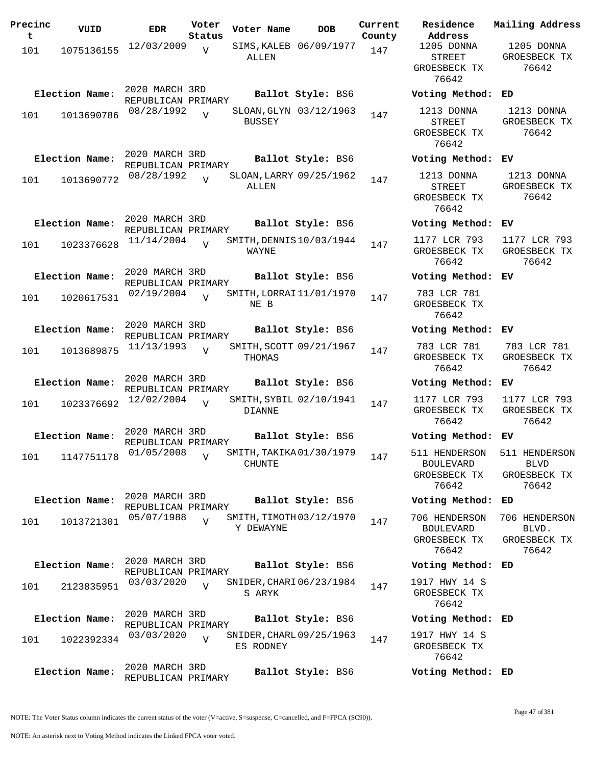| Precinct | VUID | EDR | Voter Status | Voter Name | DOB | Current County | Residence Address | Mailing Address |
|---|---|---|---|---|---|---|---|---|
| 101 | 1075136155 | 12/03/2009 | V | SIMS,KALEB ALLEN | 06/09/1977 | 147 | 1205 DONNA STREET GROESBECK TX 76642 | 1205 DONNA GROESBECK TX 76642 |
| **Election Name:** | | 2020 MARCH 3RD REPUBLICAN PRIMARY | | **Ballot Style:** BS6 | | | **Voting Method:** ED | |
| 101 | 1013690786 | 08/28/1992 | V | SLOAN,GLYN BUSSEY | 03/12/1963 | 147 | 1213 DONNA STREET GROESBECK TX 76642 | 1213 DONNA GROESBECK TX 76642 |
| **Election Name:** | | 2020 MARCH 3RD REPUBLICAN PRIMARY | | **Ballot Style:** BS6 | | | **Voting Method:** EV | |
| 101 | 1013690772 | 08/28/1992 | V | SLOAN,LARRY ALLEN | 09/25/1962 | 147 | 1213 DONNA STREET GROESBECK TX 76642 | 1213 DONNA GROESBECK TX 76642 |
| **Election Name:** | | 2020 MARCH 3RD REPUBLICAN PRIMARY | | **Ballot Style:** BS6 | | | **Voting Method:** EV | |
| 101 | 1023376628 | 11/14/2004 | V | SMITH,DENNIS WAYNE | 10/03/1944 | 147 | 1177 LCR 793 GROESBECK TX 76642 | 1177 LCR 793 GROESBECK TX 76642 |
| **Election Name:** | | 2020 MARCH 3RD REPUBLICAN PRIMARY | | **Ballot Style:** BS6 | | | **Voting Method:** EV | |
| 101 | 1020617531 | 02/19/2004 | V | SMITH,LORRAINE B | 11/01/1970 | 147 | 783 LCR 781 GROESBECK TX 76642 | |
| **Election Name:** | | 2020 MARCH 3RD REPUBLICAN PRIMARY | | **Ballot Style:** BS6 | | | **Voting Method:** EV | |
| 101 | 1013689875 | 11/13/1993 | V | SMITH,SCOTT THOMAS | 09/21/1967 | 147 | 783 LCR 781 GROESBECK TX 76642 | 783 LCR 781 GROESBECK TX 76642 |
| **Election Name:** | | 2020 MARCH 3RD REPUBLICAN PRIMARY | | **Ballot Style:** BS6 | | | **Voting Method:** EV | |
| 101 | 1023376692 | 12/02/2004 | V | SMITH,SYBIL DIANNE | 02/10/1941 | 147 | 1177 LCR 793 GROESBECK TX 76642 | 1177 LCR 793 GROESBECK TX 76642 |
| **Election Name:** | | 2020 MARCH 3RD REPUBLICAN PRIMARY | | **Ballot Style:** BS6 | | | **Voting Method:** EV | |
| 101 | 1147751178 | 01/05/2008 | V | SMITH,TAKIKA CHUNTE | 01/30/1979 | 147 | 511 HENDERSON BOULEVARD GROESBECK TX 76642 | 511 HENDERSON BLVD GROESBECK TX 76642 |
| **Election Name:** | | 2020 MARCH 3RD REPUBLICAN PRIMARY | | **Ballot Style:** BS6 | | | **Voting Method:** ED | |
| 101 | 1013721301 | 05/07/1988 | V | SMITH,TIMOTHY DEWAYNE | 03/12/1970 | 147 | 706 HENDERSON BOULEVARD GROESBECK TX 76642 | 706 HENDERSON BLVD. GROESBECK TX 76642 |
| **Election Name:** | | 2020 MARCH 3RD REPUBLICAN PRIMARY | | **Ballot Style:** BS6 | | | **Voting Method:** ED | |
| 101 | 2123835951 | 03/03/2020 | V | SNIDER,CHARIS ARYK | 06/23/1984 | 147 | 1917 HWY 14 S GROESBECK TX 76642 | |
| **Election Name:** | | 2020 MARCH 3RD REPUBLICAN PRIMARY | | **Ballot Style:** BS6 | | | **Voting Method:** ED | |
| 101 | 1022392334 | 03/03/2020 | V | SNIDER,CHARLES RODNEY | 09/25/1963 | 147 | 1917 HWY 14 S GROESBECK TX 76642 | |
| **Election Name:** | | 2020 MARCH 3RD REPUBLICAN PRIMARY | | **Ballot Style:** BS6 | | | **Voting Method:** ED | |

NOTE: The Voter Status column indicates the current status of the voter (V=active, S=suspense, C=cancelled, and F=FPCA (SC90)).

NOTE: An asterisk next to Voting Method indicates the Linked FPCA voter voted.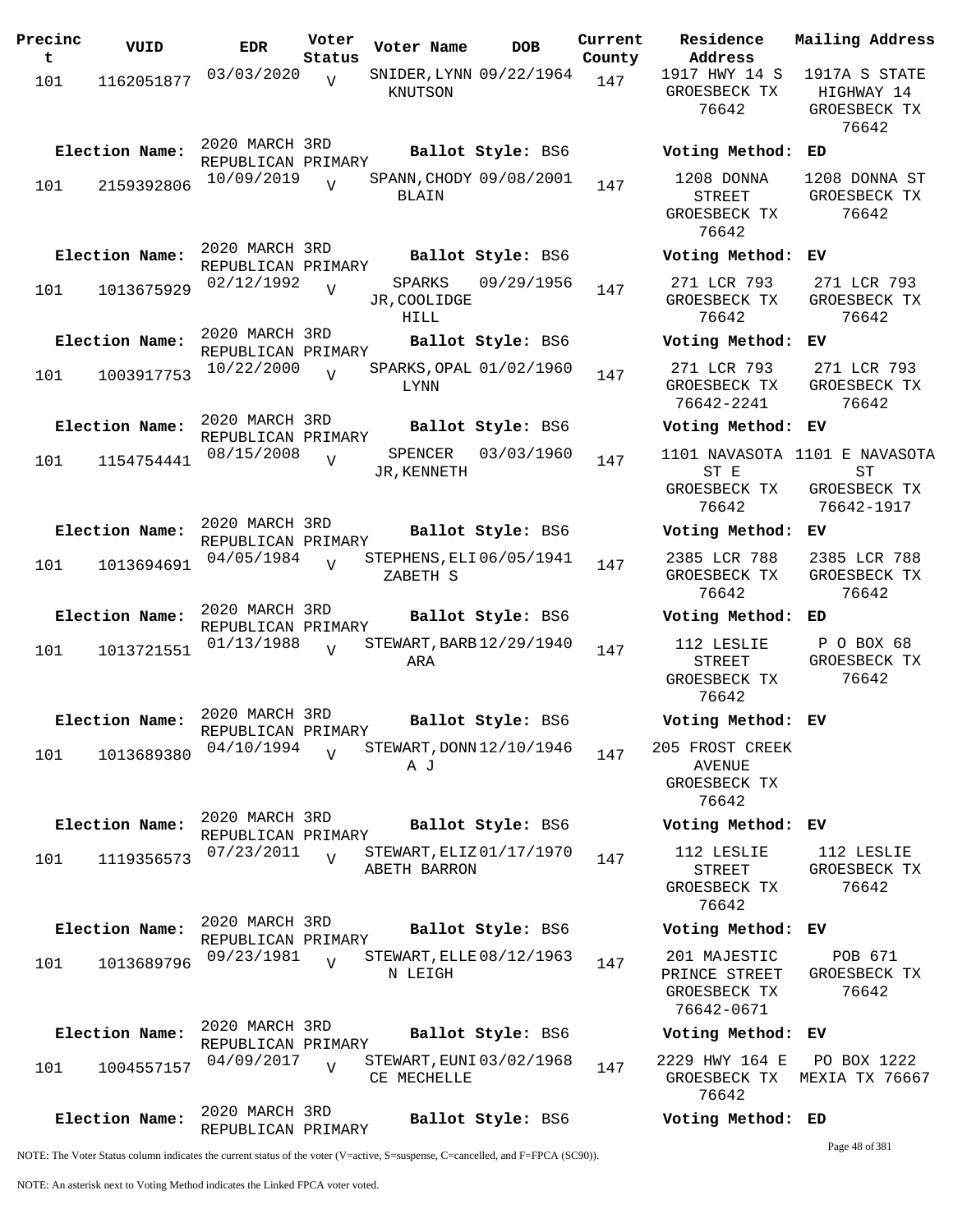| Precinct | VUID | EDR | Voter Status | Voter Name | DOB | Current County | Residence Address | Mailing Address |
|---|---|---|---|---|---|---|---|---|
| 101 | 1162051877 | 03/03/2020 | V | SNIDER,LYNN KNUTSON | 09/22/1964 | 147 | 1917 HWY 14 S GROESBECK TX 76642 | 1917A S STATE HIGHWAY 14 GROESBECK TX 76642 |
| Election Name: | | 2020 MARCH 3RD REPUBLICAN PRIMARY | | Ballot Style: BS6 | | | Voting Method: ED | |
| 101 | 2159392806 | 10/09/2019 | V | SPANN,CHODY BLAIN | 09/08/2001 | 147 | 1208 DONNA STREET GROESBECK TX 76642 | 1208 DONNA ST GROESBECK TX 76642 |
| Election Name: | | 2020 MARCH 3RD REPUBLICAN PRIMARY | | Ballot Style: BS6 | | | Voting Method: EV | |
| 101 | 1013675929 | 02/12/1992 | V | SPARKS JR,COOLIDGE HILL | 09/29/1956 | 147 | 271 LCR 793 GROESBECK TX 76642 | 271 LCR 793 GROESBECK TX 76642 |
| Election Name: | | 2020 MARCH 3RD REPUBLICAN PRIMARY | | Ballot Style: BS6 | | | Voting Method: EV | |
| 101 | 1003917753 | 10/22/2000 | V | SPARKS,OPAL LYNN | 01/02/1960 | 147 | 271 LCR 793 GROESBECK TX 76642-2241 | 271 LCR 793 GROESBECK TX 76642 |
| Election Name: | | 2020 MARCH 3RD REPUBLICAN PRIMARY | | Ballot Style: BS6 | | | Voting Method: EV | |
| 101 | 1154754441 | 08/15/2008 | V | SPENCER JR,KENNETH | 03/03/1960 | 147 | 1101 NAVASOTA ST E GROESBECK TX 76642 | 1101 E NAVASOTA ST GROESBECK TX 76642-1917 |
| Election Name: | | 2020 MARCH 3RD REPUBLICAN PRIMARY | | Ballot Style: BS6 | | | Voting Method: EV | |
| 101 | 1013694691 | 04/05/1984 | V | STEPHENS,ELIZABETH S | 06/05/1941 | 147 | 2385 LCR 788 GROESBECK TX 76642 | 2385 LCR 788 GROESBECK TX 76642 |
| Election Name: | | 2020 MARCH 3RD REPUBLICAN PRIMARY | | Ballot Style: BS6 | | | Voting Method: ED | |
| 101 | 1013721551 | 01/13/1988 | V | STEWART,BARBARA | 12/29/1940 | 147 | 112 LESLIE STREET GROESBECK TX 76642 | P O BOX 68 GROESBECK TX 76642 |
| Election Name: | | 2020 MARCH 3RD REPUBLICAN PRIMARY | | Ballot Style: BS6 | | | Voting Method: EV | |
| 101 | 1013689380 | 04/10/1994 | V | STEWART,DONNA J | 12/10/1946 | 147 | 205 FROST CREEK AVENUE GROESBECK TX 76642 | |
| Election Name: | | 2020 MARCH 3RD REPUBLICAN PRIMARY | | Ballot Style: BS6 | | | Voting Method: EV | |
| 101 | 1119356573 | 07/23/2011 | V | STEWART,ELIZABETH BARRON | 01/17/1970 | 147 | 112 LESLIE STREET GROESBECK TX 76642 | 112 LESLIE GROESBECK TX 76642 |
| Election Name: | | 2020 MARCH 3RD REPUBLICAN PRIMARY | | Ballot Style: BS6 | | | Voting Method: EV | |
| 101 | 1013689796 | 09/23/1981 | V | STEWART,ELLEN LEIGH | 08/12/1963 | 147 | 201 MAJESTIC PRINCE STREET GROESBECK TX 76642-0671 | POB 671 GROESBECK TX 76642 |
| Election Name: | | 2020 MARCH 3RD REPUBLICAN PRIMARY | | Ballot Style: BS6 | | | Voting Method: EV | |
| 101 | 1004557157 | 04/09/2017 | V | STEWART,EUNICE MECHELLE | 03/02/1968 | 147 | 2229 HWY 164 E GROESBECK TX 76642 | PO BOX 1222 MEXIA TX 76667 |
| Election Name: | | 2020 MARCH 3RD REPUBLICAN PRIMARY | | Ballot Style: BS6 | | | Voting Method: ED | |

NOTE: The Voter Status column indicates the current status of the voter (V=active, S=suspense, C=cancelled, and F=FPCA (SC90)).

NOTE: An asterisk next to Voting Method indicates the Linked FPCA voter voted.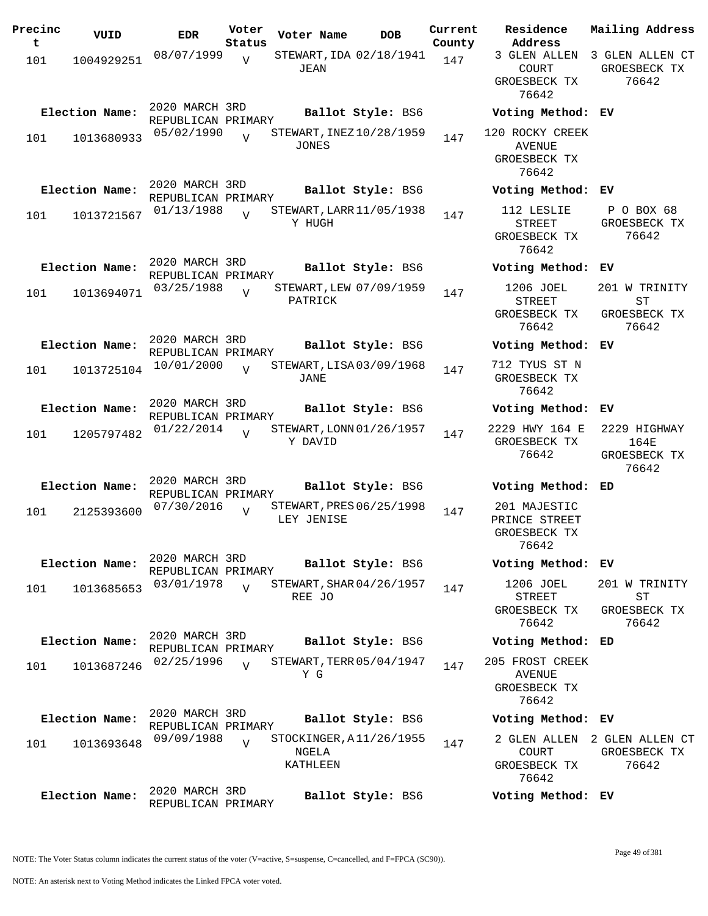| Precinct | VUID | EDR | Voter Status | Voter Name | DOB | Current County | Residence Address | Mailing Address |
|---|---|---|---|---|---|---|---|---|
| 101 | 1004929251 | 08/07/1999 | V | STEWART, IDA JEAN | 02/18/1941 | 147 | 3 GLEN ALLEN COURT GROESBECK TX 76642 | 3 GLEN ALLEN CT GROESBECK TX 76642 |
| **Election Name:** | | 2020 MARCH 3RD REPUBLICAN PRIMARY | | **Ballot Style:** BS6 | | | **Voting Method:** EV | |
| 101 | 1013680933 | 05/02/1990 | V | STEWART, INEZ JONES | 10/28/1959 | 147 | 120 ROCKY CREEK AVENUE GROESBECK TX 76642 | |
| **Election Name:** | | 2020 MARCH 3RD REPUBLICAN PRIMARY | | **Ballot Style:** BS6 | | | **Voting Method:** EV | |
| 101 | 1013721567 | 01/13/1988 | V | STEWART, LARRY HUGH | 11/05/1938 | 147 | 112 LESLIE STREET GROESBECK TX 76642 | P O BOX 68 GROESBECK TX 76642 |
| **Election Name:** | | 2020 MARCH 3RD REPUBLICAN PRIMARY | | **Ballot Style:** BS6 | | | **Voting Method:** EV | |
| 101 | 1013694071 | 03/25/1988 | V | STEWART, LEW PATRICK | 07/09/1959 | 147 | 1206 JOEL STREET GROESBECK TX 76642 | 201 W TRINITY ST GROESBECK TX 76642 |
| **Election Name:** | | 2020 MARCH 3RD REPUBLICAN PRIMARY | | **Ballot Style:** BS6 | | | **Voting Method:** EV | |
| 101 | 1013725104 | 10/01/2000 | V | STEWART, LISA JANE | 03/09/1968 | 147 | 712 TYUS ST N GROESBECK TX 76642 | |
| **Election Name:** | | 2020 MARCH 3RD REPUBLICAN PRIMARY | | **Ballot Style:** BS6 | | | **Voting Method:** EV | |
| 101 | 1205797482 | 01/22/2014 | V | STEWART, LONNY DAVID | 01/26/1957 | 147 | 2229 HWY 164 E GROESBECK TX 76642 | 2229 HIGHWAY 164E GROESBECK TX 76642 |
| **Election Name:** | | 2020 MARCH 3RD REPUBLICAN PRIMARY | | **Ballot Style:** BS6 | | | **Voting Method:** ED | |
| 101 | 2125393600 | 07/30/2016 | V | STEWART, PRESLEY JENISE | 06/25/1998 | 147 | 201 MAJESTIC PRINCE STREET GROESBECK TX 76642 | |
| **Election Name:** | | 2020 MARCH 3RD REPUBLICAN PRIMARY | | **Ballot Style:** BS6 | | | **Voting Method:** EV | |
| 101 | 1013685653 | 03/01/1978 | V | STEWART, SHARREE JO | 04/26/1957 | 147 | 1206 JOEL STREET GROESBECK TX 76642 | 201 W TRINITY ST GROESBECK TX 76642 |
| **Election Name:** | | 2020 MARCH 3RD REPUBLICAN PRIMARY | | **Ballot Style:** BS6 | | | **Voting Method:** ED | |
| 101 | 1013687246 | 02/25/1996 | V | STEWART, TERRY G | 05/04/1947 | 147 | 205 FROST CREEK AVENUE GROESBECK TX 76642 | |
| **Election Name:** | | 2020 MARCH 3RD REPUBLICAN PRIMARY | | **Ballot Style:** BS6 | | | **Voting Method:** EV | |
| 101 | 1013693648 | 09/09/1988 | V | STOCKINGER, ANGELA KATHLEEN | 11/26/1955 | 147 | 2 GLEN ALLEN COURT GROESBECK TX 76642 | 2 GLEN ALLEN CT GROESBECK TX 76642 |
| **Election Name:** | | 2020 MARCH 3RD REPUBLICAN PRIMARY | | **Ballot Style:** BS6 | | | **Voting Method:** EV | |

NOTE: The Voter Status column indicates the current status of the voter (V=active, S=suspense, C=cancelled, and F=FPCA (SC90)).

NOTE: An asterisk next to Voting Method indicates the Linked FPCA voter voted.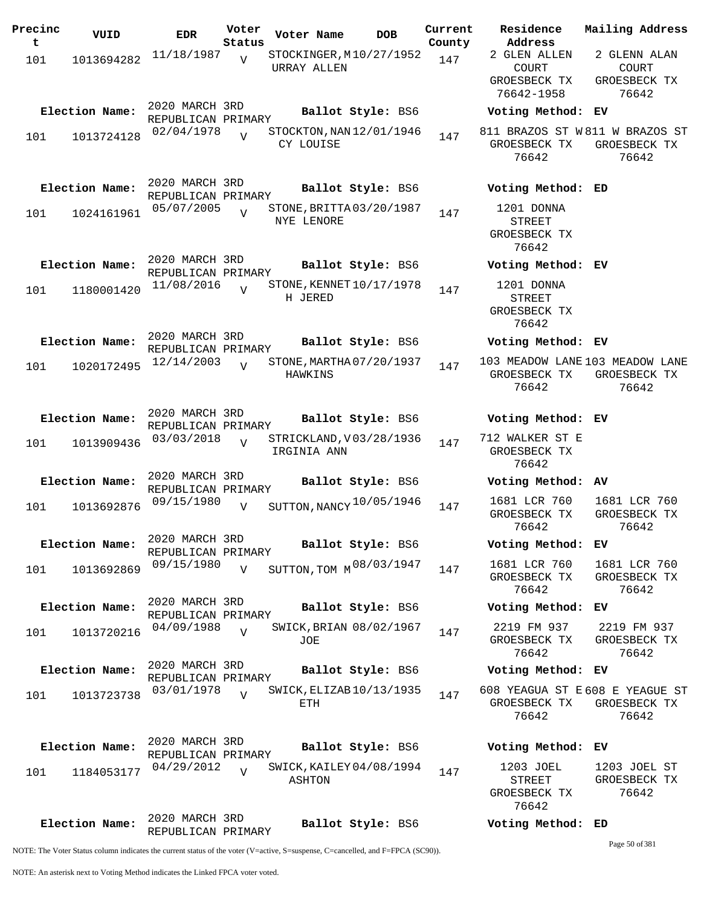| Precinct | VUID | EDR | Voter Status | Voter Name | DOB | Current County | Residence Address | Mailing Address |
|---|---|---|---|---|---|---|---|---|
| 101 | 1013694282 | 11/18/1987 | V | STOCKINGER, MURRAY ALLEN | 10/27/1952 | 147 | 2 GLEN ALLEN COURT GROESBECK TX 76642-1958 | 2 GLENN ALAN COURT GROESBECK TX 76642 |
| **Election Name:** | | 2020 MARCH 3RD REPUBLICAN PRIMARY | | **Ballot Style:** BS6 | | | **Voting Method:** EV | |
| 101 | 1013724128 | 02/04/1978 | V | STOCKTON, NANCY LOUISE | 12/01/1946 | 147 | 811 BRAZOS ST W GROESBECK TX 76642 | 811 W BRAZOS ST GROESBECK TX 76642 |
| **Election Name:** | | 2020 MARCH 3RD REPUBLICAN PRIMARY | | **Ballot Style:** BS6 | | | **Voting Method:** ED | |
| 101 | 1024161961 | 05/07/2005 | V | STONE, BRITTANYE LENORE | 03/20/1987 | 147 | 1201 DONNA STREET GROESBECK TX 76642 | |
| **Election Name:** | | 2020 MARCH 3RD REPUBLICAN PRIMARY | | **Ballot Style:** BS6 | | | **Voting Method:** EV | |
| 101 | 1180001420 | 11/08/2016 | V | STONE, KENNETH JERED | 10/17/1978 | 147 | 1201 DONNA STREET GROESBECK TX 76642 | |
| **Election Name:** | | 2020 MARCH 3RD REPUBLICAN PRIMARY | | **Ballot Style:** BS6 | | | **Voting Method:** EV | |
| 101 | 1020172495 | 12/14/2003 | V | STONE, MARTHA HAWKINS | 07/20/1937 | 147 | 103 MEADOW LANE GROESBECK TX 76642 | 103 MEADOW LANE GROESBECK TX 76642 |
| **Election Name:** | | 2020 MARCH 3RD REPUBLICAN PRIMARY | | **Ballot Style:** BS6 | | | **Voting Method:** EV | |
| 101 | 1013909436 | 03/03/2018 | V | STRICKLAND, VIRGINIA ANN | 03/28/1936 | 147 | 712 WALKER ST E GROESBECK TX 76642 | |
| **Election Name:** | | 2020 MARCH 3RD REPUBLICAN PRIMARY | | **Ballot Style:** BS6 | | | **Voting Method:** AV | |
| 101 | 1013692876 | 09/15/1980 | V | SUTTON, NANCY | 10/05/1946 | 147 | 1681 LCR 760 GROESBECK TX 76642 | 1681 LCR 760 GROESBECK TX 76642 |
| **Election Name:** | | 2020 MARCH 3RD REPUBLICAN PRIMARY | | **Ballot Style:** BS6 | | | **Voting Method:** EV | |
| 101 | 1013692869 | 09/15/1980 | V | SUTTON, TOM M | 08/03/1947 | 147 | 1681 LCR 760 GROESBECK TX 76642 | 1681 LCR 760 GROESBECK TX 76642 |
| **Election Name:** | | 2020 MARCH 3RD REPUBLICAN PRIMARY | | **Ballot Style:** BS6 | | | **Voting Method:** EV | |
| 101 | 1013720216 | 04/09/1988 | V | SWICK, BRIAN JOE | 08/02/1967 | 147 | 2219 FM 937 GROESBECK TX 76642 | 2219 FM 937 GROESBECK TX 76642 |
| **Election Name:** | | 2020 MARCH 3RD REPUBLICAN PRIMARY | | **Ballot Style:** BS6 | | | **Voting Method:** EV | |
| 101 | 1013723738 | 03/01/1978 | V | SWICK, ELIZABETH | 10/13/1935 | 147 | 608 YEAGUA ST E GROESBECK TX 76642 | 608 E YEAGUE ST GROESBECK TX 76642 |
| **Election Name:** | | 2020 MARCH 3RD REPUBLICAN PRIMARY | | **Ballot Style:** BS6 | | | **Voting Method:** EV | |
| 101 | 1184053177 | 04/29/2012 | V | SWICK, KAILEY ASHTON | 04/08/1994 | 147 | 1203 JOEL STREET GROESBECK TX 76642 | 1203 JOEL ST GROESBECK TX 76642 |
| **Election Name:** | | 2020 MARCH 3RD REPUBLICAN PRIMARY | | **Ballot Style:** BS6 | | | **Voting Method:** ED | |

NOTE: The Voter Status column indicates the current status of the voter (V=active, S=suspense, C=cancelled, and F=FPCA (SC90)).

NOTE: An asterisk next to Voting Method indicates the Linked FPCA voter voted.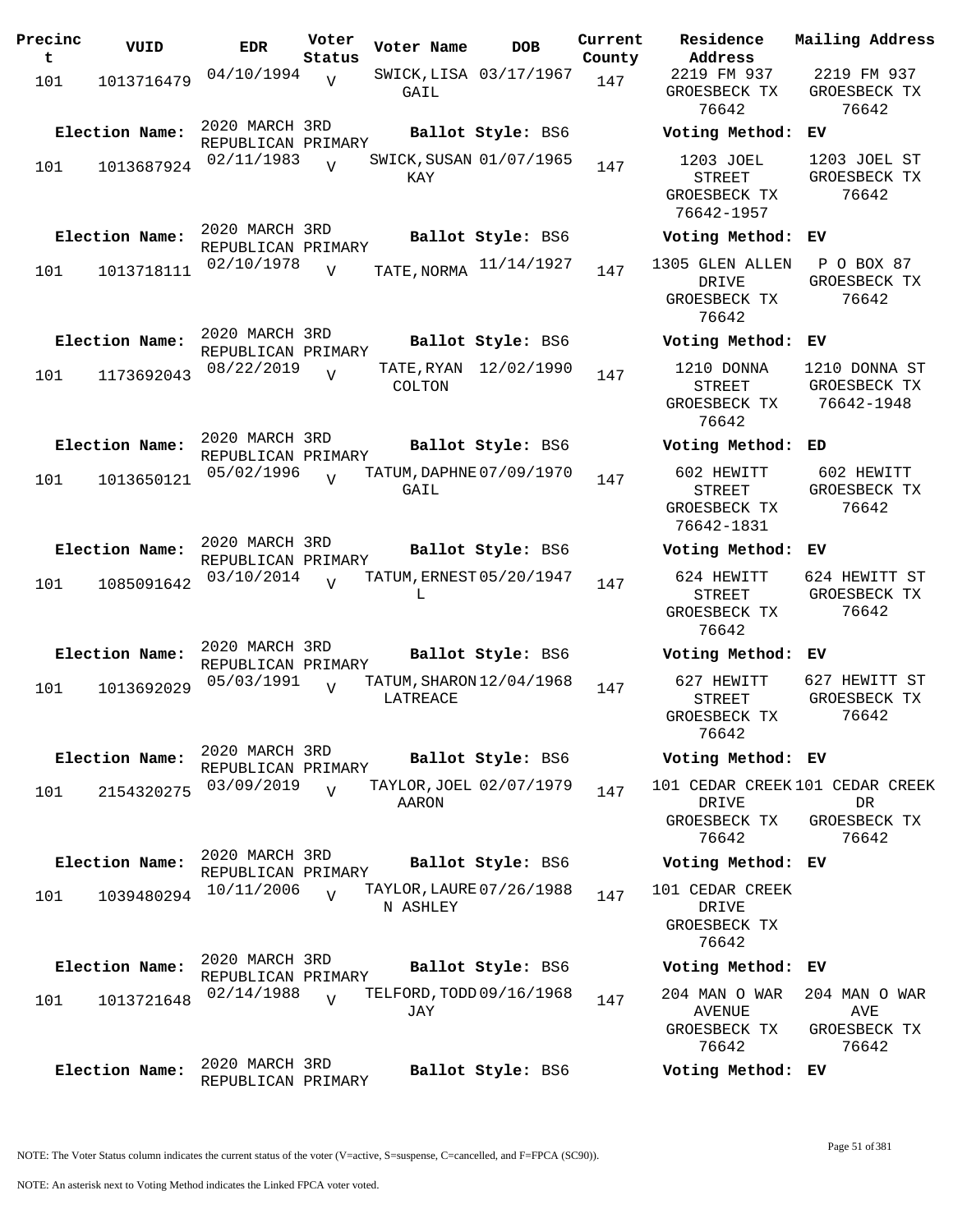| Precinct | VUID | EDR | Voter Status | Voter Name | DOB | Current County | Residence Address | Mailing Address |
|---|---|---|---|---|---|---|---|---|
| 101 | 1013716479 | 04/10/1994 | V | SWICK,LISA GAIL | 03/17/1967 | 147 | 2219 FM 937 GROESBECK TX 76642 | 2219 FM 937 GROESBECK TX 76642 |
| **Election Name:** | 2020 MARCH 3RD REPUBLICAN PRIMARY | | | **Ballot Style:** BS6 | | | **Voting Method:** EV | |
| 101 | 1013687924 | 02/11/1983 | V | SWICK,SUSAN KAY | 01/07/1965 | 147 | 1203 JOEL STREET GROESBECK TX 76642-1957 | 1203 JOEL ST GROESBECK TX 76642 |
| **Election Name:** | 2020 MARCH 3RD REPUBLICAN PRIMARY | | | **Ballot Style:** BS6 | | | **Voting Method:** EV | |
| 101 | 1013718111 | 02/10/1978 | V | TATE,NORMA | 11/14/1927 | 147 | 1305 GLEN ALLEN DRIVE GROESBECK TX 76642 | P O BOX 87 GROESBECK TX 76642 |
| **Election Name:** | 2020 MARCH 3RD REPUBLICAN PRIMARY | | | **Ballot Style:** BS6 | | | **Voting Method:** EV | |
| 101 | 1173692043 | 08/22/2019 | V | TATE,RYAN COLTON | 12/02/1990 | 147 | 1210 DONNA STREET GROESBECK TX 76642 | 1210 DONNA ST GROESBECK TX 76642-1948 |
| **Election Name:** | 2020 MARCH 3RD REPUBLICAN PRIMARY | | | **Ballot Style:** BS6 | | | **Voting Method:** ED | |
| 101 | 1013650121 | 05/02/1996 | V | TATUM,DAPHNE GAIL | 07/09/1970 | 147 | 602 HEWITT STREET GROESBECK TX 76642-1831 | 602 HEWITT GROESBECK TX 76642 |
| **Election Name:** | 2020 MARCH 3RD REPUBLICAN PRIMARY | | | **Ballot Style:** BS6 | | | **Voting Method:** EV | |
| 101 | 1085091642 | 03/10/2014 | V | TATUM,ERNEST L | 05/20/1947 | 147 | 624 HEWITT STREET GROESBECK TX 76642 | 624 HEWITT ST GROESBECK TX 76642 |
| **Election Name:** | 2020 MARCH 3RD REPUBLICAN PRIMARY | | | **Ballot Style:** BS6 | | | **Voting Method:** EV | |
| 101 | 1013692029 | 05/03/1991 | V | TATUM,SHARON LATREACE | 12/04/1968 | 147 | 627 HEWITT STREET GROESBECK TX 76642 | 627 HEWITT ST GROESBECK TX 76642 |
| **Election Name:** | 2020 MARCH 3RD REPUBLICAN PRIMARY | | | **Ballot Style:** BS6 | | | **Voting Method:** EV | |
| 101 | 2154320275 | 03/09/2019 | V | TAYLOR,JOEL AARON | 02/07/1979 | 147 | 101 CEDAR CREEK DRIVE GROESBECK TX 76642 | 101 CEDAR CREEK DR GROESBECK TX 76642 |
| **Election Name:** | 2020 MARCH 3RD REPUBLICAN PRIMARY | | | **Ballot Style:** BS6 | | | **Voting Method:** EV | |
| 101 | 1039480294 | 10/11/2006 | V | TAYLOR,LAUREN ASHLEY | 07/26/1988 | 147 | 101 CEDAR CREEK DRIVE GROESBECK TX 76642 | |
| **Election Name:** | 2020 MARCH 3RD REPUBLICAN PRIMARY | | | **Ballot Style:** BS6 | | | **Voting Method:** EV | |
| 101 | 1013721648 | 02/14/1988 | V | TELFORD,TODD JAY | 09/16/1968 | 147 | 204 MAN O WAR AVENUE GROESBECK TX 76642 | 204 MAN O WAR AVE GROESBECK TX 76642 |
| **Election Name:** | 2020 MARCH 3RD REPUBLICAN PRIMARY | | | **Ballot Style:** BS6 | | | **Voting Method:** EV | |

NOTE: The Voter Status column indicates the current status of the voter (V=active, S=suspense, C=cancelled, and F=FPCA (SC90)).

NOTE: An asterisk next to Voting Method indicates the Linked FPCA voter voted.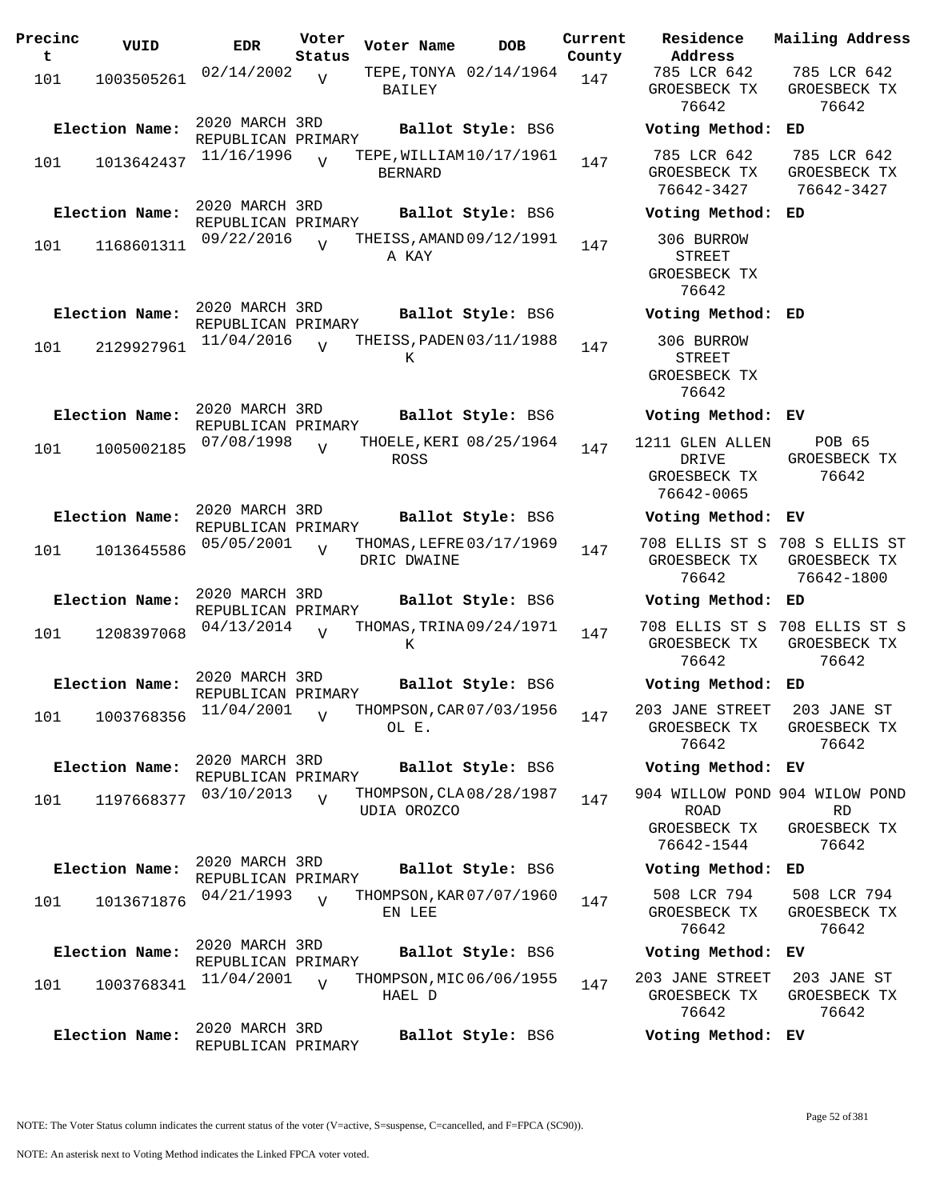| Precinct | VUID | EDR | Voter Status | Voter Name | DOB | Current County | Residence Address | Mailing Address |
|---|---|---|---|---|---|---|---|---|
| 101 | 1003505261 | 02/14/2002 | V | TEPE, TONYA BAILEY | 02/14/1964 | 147 | 785 LCR 642 GROESBECK TX 76642 | 785 LCR 642 GROESBECK TX 76642 |
| **Election Name:** | | 2020 MARCH 3RD REPUBLICAN PRIMARY | | **Ballot Style:** BS6 | | | **Voting Method:** ED | |
| 101 | 1013642437 | 11/16/1996 | V | TEPE, WILLIAM BERNARD | 10/17/1961 | 147 | 785 LCR 642 GROESBECK TX 76642-3427 | 785 LCR 642 GROESBECK TX 76642-3427 |
| **Election Name:** | | 2020 MARCH 3RD REPUBLICAN PRIMARY | | **Ballot Style:** BS6 | | | **Voting Method:** ED | |
| 101 | 1168601311 | 09/22/2016 | V | THEISS, AMANDA KAY | 09/12/1991 | 147 | 306 BURROW STREET GROESBECK TX 76642 | |
| **Election Name:** | | 2020 MARCH 3RD REPUBLICAN PRIMARY | | **Ballot Style:** BS6 | | | **Voting Method:** ED | |
| 101 | 2129927961 | 11/04/2016 | V | THEISS, PADEN K | 03/11/1988 | 147 | 306 BURROW STREET GROESBECK TX 76642 | |
| **Election Name:** | | 2020 MARCH 3RD REPUBLICAN PRIMARY | | **Ballot Style:** BS6 | | | **Voting Method:** EV | |
| 101 | 1005002185 | 07/08/1998 | V | THOELE, KERI ROSS | 08/25/1964 | 147 | 1211 GLEN ALLEN DRIVE GROESBECK TX 76642-0065 | POB 65 GROESBECK TX 76642 |
| **Election Name:** | | 2020 MARCH 3RD REPUBLICAN PRIMARY | | **Ballot Style:** BS6 | | | **Voting Method:** EV | |
| 101 | 1013645586 | 05/05/2001 | V | THOMAS, LEFREDRIC DWAINE | 03/17/1969 | 147 | 708 ELLIS ST S GROESBECK TX 76642 | 708 S ELLIS ST GROESBECK TX 76642-1800 |
| **Election Name:** | | 2020 MARCH 3RD REPUBLICAN PRIMARY | | **Ballot Style:** BS6 | | | **Voting Method:** ED | |
| 101 | 1208397068 | 04/13/2014 | V | THOMAS, TRINA K | 09/24/1971 | 147 | 708 ELLIS ST S GROESBECK TX 76642 | 708 ELLIS ST S GROESBECK TX 76642 |
| **Election Name:** | | 2020 MARCH 3RD REPUBLICAN PRIMARY | | **Ballot Style:** BS6 | | | **Voting Method:** ED | |
| 101 | 1003768356 | 11/04/2001 | V | THOMPSON, CAROL E. | 07/03/1956 | 147 | 203 JANE STREET GROESBECK TX 76642 | 203 JANE ST GROESBECK TX 76642 |
| **Election Name:** | | 2020 MARCH 3RD REPUBLICAN PRIMARY | | **Ballot Style:** BS6 | | | **Voting Method:** EV | |
| 101 | 1197668377 | 03/10/2013 | V | THOMPSON, CLAUDIA OROZCO | 08/28/1987 | 147 | 904 WILLOW POND ROAD GROESBECK TX 76642-1544 | 904 WILOW POND RD GROESBECK TX 76642 |
| **Election Name:** | | 2020 MARCH 3RD REPUBLICAN PRIMARY | | **Ballot Style:** BS6 | | | **Voting Method:** ED | |
| 101 | 1013671876 | 04/21/1993 | V | THOMPSON, KAREN LEE | 07/07/1960 | 147 | 508 LCR 794 GROESBECK TX 76642 | 508 LCR 794 GROESBECK TX 76642 |
| **Election Name:** | | 2020 MARCH 3RD REPUBLICAN PRIMARY | | **Ballot Style:** BS6 | | | **Voting Method:** EV | |
| 101 | 1003768341 | 11/04/2001 | V | THOMPSON, MICHAEL D | 06/06/1955 | 147 | 203 JANE STREET GROESBECK TX 76642 | 203 JANE ST GROESBECK TX 76642 |
| **Election Name:** | | 2020 MARCH 3RD REPUBLICAN PRIMARY | | **Ballot Style:** BS6 | | | **Voting Method:** EV | |

NOTE: The Voter Status column indicates the current status of the voter (V=active, S=suspense, C=cancelled, and F=FPCA (SC90)).

NOTE: An asterisk next to Voting Method indicates the Linked FPCA voter voted.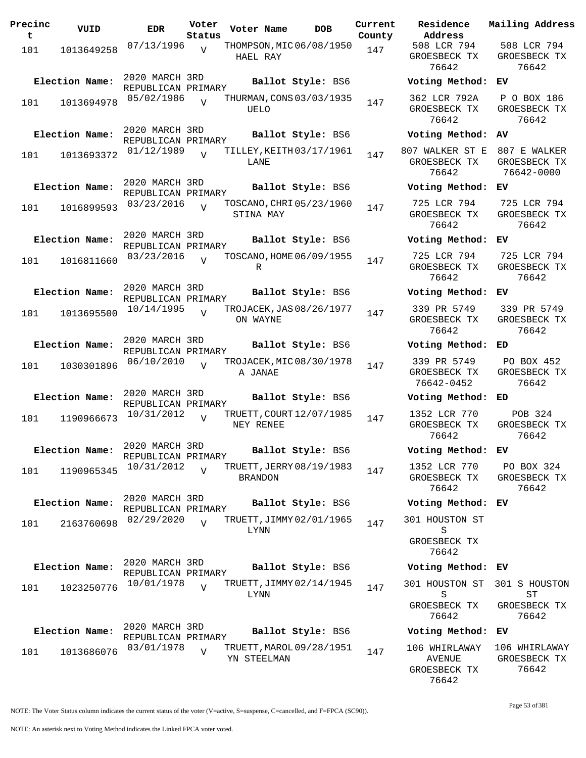| Precinct | VUID | EDR | Voter Status | Voter Name | DOB | Current County | Residence Address | Mailing Address |
|---|---|---|---|---|---|---|---|---|
| 101 | 1013649258 | 07/13/1996 | V | THOMPSON, MICHAEL RAY | 06/08/1950 | 147 | 508 LCR 794 GROESBECK TX 76642 | 508 LCR 794 GROESBECK TX 76642 |
| Election Name: | | 2020 MARCH 3RD REPUBLICAN PRIMARY | | Ballot Style: BS6 | | | Voting Method: | EV |
| 101 | 1013694978 | 05/02/1986 | V | THURMAN, CONSUELO | 03/03/1935 | 147 | 362 LCR 792A GROESBECK TX 76642 | P O BOX 186 GROESBECK TX 76642 |
| Election Name: | | 2020 MARCH 3RD REPUBLICAN PRIMARY | | Ballot Style: BS6 | | | Voting Method: | AV |
| 101 | 1013693372 | 01/12/1989 | V | TILLEY, KEITH LANE | 03/17/1961 | 147 | 807 WALKER ST E GROESBECK TX 76642 | 807 E WALKER GROESBECK TX 76642-0000 |
| Election Name: | | 2020 MARCH 3RD REPUBLICAN PRIMARY | | Ballot Style: BS6 | | | Voting Method: | EV |
| 101 | 1016899593 | 03/23/2016 | V | TOSCANO, CHRISTINA MAY | 05/23/1960 | 147 | 725 LCR 794 GROESBECK TX 76642 | 725 LCR 794 GROESBECK TX 76642 |
| Election Name: | | 2020 MARCH 3RD REPUBLICAN PRIMARY | | Ballot Style: BS6 | | | Voting Method: | EV |
| 101 | 1016811660 | 03/23/2016 | V | TOSCANO, HOMER | 06/09/1955 | 147 | 725 LCR 794 GROESBECK TX 76642 | 725 LCR 794 GROESBECK TX 76642 |
| Election Name: | | 2020 MARCH 3RD REPUBLICAN PRIMARY | | Ballot Style: BS6 | | | Voting Method: | EV |
| 101 | 1013695500 | 10/14/1995 | V | TROJACEK, JASON WAYNE | 08/26/1977 | 147 | 339 PR 5749 GROESBECK TX 76642 | 339 PR 5749 GROESBECK TX 76642 |
| Election Name: | | 2020 MARCH 3RD REPUBLICAN PRIMARY | | Ballot Style: BS6 | | | Voting Method: | ED |
| 101 | 1030301896 | 06/10/2010 | V | TROJACEK, MICA JANAE | 08/30/1978 | 147 | 339 PR 5749 GROESBECK TX 76642-0452 | PO BOX 452 GROESBECK TX 76642 |
| Election Name: | | 2020 MARCH 3RD REPUBLICAN PRIMARY | | Ballot Style: BS6 | | | Voting Method: | ED |
| 101 | 1190966673 | 10/31/2012 | V | TRUETT, COURTNEY RENEE | 12/07/1985 | 147 | 1352 LCR 770 GROESBECK TX 76642 | POB 324 GROESBECK TX 76642 |
| Election Name: | | 2020 MARCH 3RD REPUBLICAN PRIMARY | | Ballot Style: BS6 | | | Voting Method: | EV |
| 101 | 1190965345 | 10/31/2012 | V | TRUETT, JERRY BRANDON | 08/19/1983 | 147 | 1352 LCR 770 GROESBECK TX 76642 | PO BOX 324 GROESBECK TX 76642 |
| Election Name: | | 2020 MARCH 3RD REPUBLICAN PRIMARY | | Ballot Style: BS6 | | | Voting Method: | EV |
| 101 | 2163760698 | 02/29/2020 | V | TRUETT, JIMMY LYNN | 02/01/1965 | 147 | 301 HOUSTON ST S GROESBECK TX 76642 | |
| Election Name: | | 2020 MARCH 3RD REPUBLICAN PRIMARY | | Ballot Style: BS6 | | | Voting Method: | EV |
| 101 | 1023250776 | 10/01/1978 | V | TRUETT, JIMMY LYNN | 02/14/1945 | 147 | 301 HOUSTON ST S GROESBECK TX 76642 | 301 S HOUSTON ST GROESBECK TX 76642 |
| Election Name: | | 2020 MARCH 3RD REPUBLICAN PRIMARY | | Ballot Style: BS6 | | | Voting Method: | EV |
| 101 | 1013686076 | 03/01/1978 | V | TRUETT, MAROLYN STEELMAN | 09/28/1951 | 147 | 106 WHIRLAWAY AVENUE GROESBECK TX 76642 | 106 WHIRLAWAY GROESBECK TX 76642 |

NOTE: The Voter Status column indicates the current status of the voter (V=active, S=suspense, C=cancelled, and F=FPCA (SC90)).

NOTE: An asterisk next to Voting Method indicates the Linked FPCA voter voted.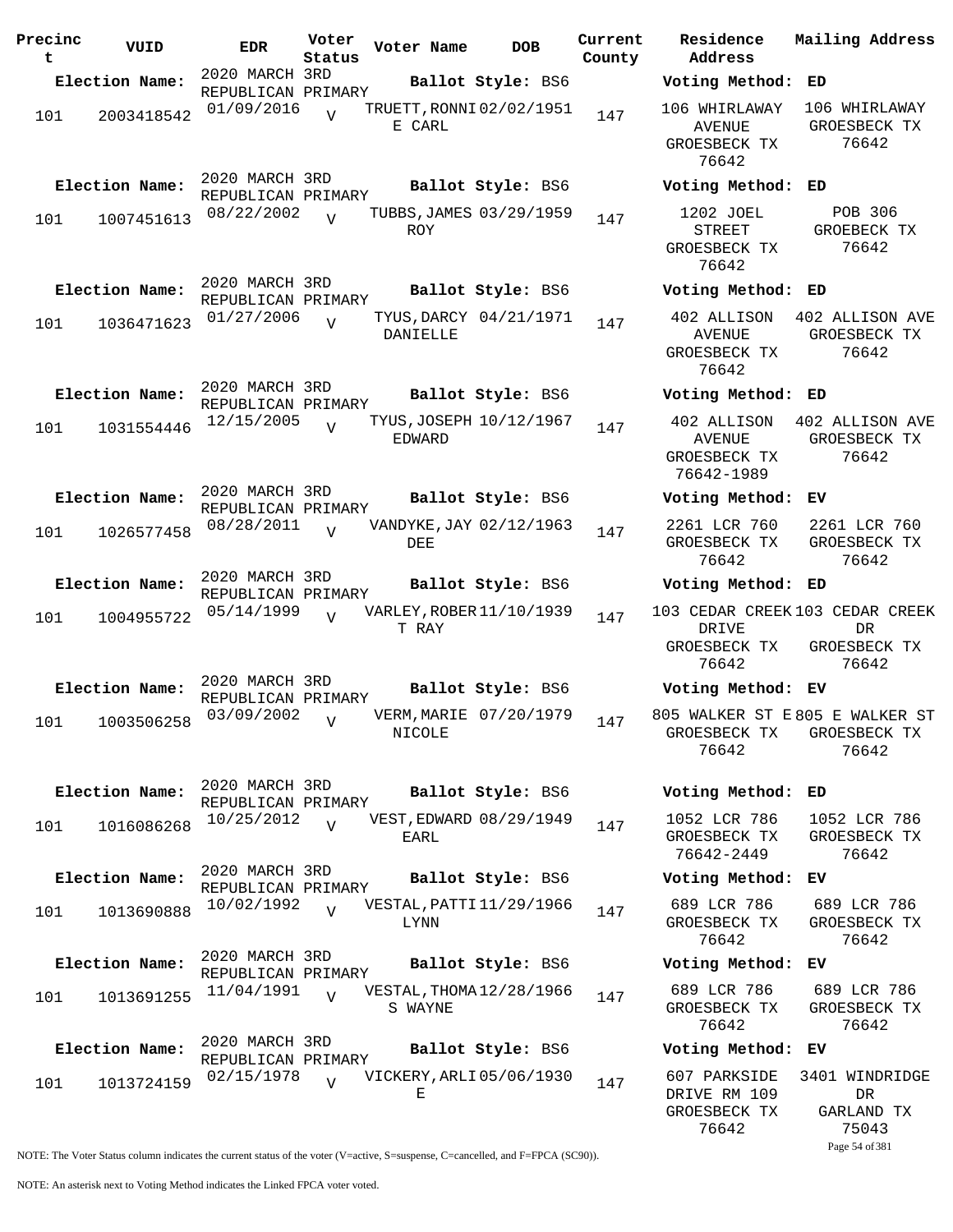| Precinct | VUID | EDR | Voter Status | Voter Name | DOB | Current County | Residence Address | Mailing Address |
|---|---|---|---|---|---|---|---|---|
| **Election Name:** | | 2020 MARCH 3RD REPUBLICAN PRIMARY | | **Ballot Style:** BS6 | | | **Voting Method:** ED | |
| 101 | 2003418542 | 01/09/2016 | V | TRUETT,RONNIE CARL | 02/02/1951 | 147 | 106 WHIRLAWAY AVENUE GROESBECK TX 76642 | 106 WHIRLAWAY GROESBECK TX 76642 |
| **Election Name:** | | 2020 MARCH 3RD REPUBLICAN PRIMARY | | **Ballot Style:** BS6 | | | **Voting Method:** ED | |
| 101 | 1007451613 | 08/22/2002 | V | TUBBS,JAMES ROY | 03/29/1959 | 147 | 1202 JOEL STREET GROESBECK TX 76642 | POB 306 GROEBECK TX 76642 |
| **Election Name:** | | 2020 MARCH 3RD REPUBLICAN PRIMARY | | **Ballot Style:** BS6 | | | **Voting Method:** ED | |
| 101 | 1036471623 | 01/27/2006 | V | TYUS,DARCY DANIELLE | 04/21/1971 | 147 | 402 ALLISON AVENUE GROESBECK TX 76642 | 402 ALLISON AVE GROESBECK TX 76642 |
| **Election Name:** | | 2020 MARCH 3RD REPUBLICAN PRIMARY | | **Ballot Style:** BS6 | | | **Voting Method:** ED | |
| 101 | 1031554446 | 12/15/2005 | V | TYUS,JOSEPH EDWARD | 10/12/1967 | 147 | 402 ALLISON AVENUE GROESBECK TX 76642-1989 | 402 ALLISON AVE GROESBECK TX 76642 |
| **Election Name:** | | 2020 MARCH 3RD REPUBLICAN PRIMARY | | **Ballot Style:** BS6 | | | **Voting Method:** EV | |
| 101 | 1026577458 | 08/28/2011 | V | VANDYKE,JAY DEE | 02/12/1963 | 147 | 2261 LCR 760 GROESBECK TX 76642 | 2261 LCR 760 GROESBECK TX 76642 |
| **Election Name:** | | 2020 MARCH 3RD REPUBLICAN PRIMARY | | **Ballot Style:** BS6 | | | **Voting Method:** ED | |
| 101 | 1004955722 | 05/14/1999 | V | VARLEY,ROBERT RAY | 11/10/1939 | 147 | 103 CEDAR CREEK DRIVE GROESBECK TX 76642 | 103 CEDAR CREEK DR GROESBECK TX 76642 |
| **Election Name:** | | 2020 MARCH 3RD REPUBLICAN PRIMARY | | **Ballot Style:** BS6 | | | **Voting Method:** EV | |
| 101 | 1003506258 | 03/09/2002 | V | VERM,MARIE NICOLE | 07/20/1979 | 147 | 805 WALKER ST E GROESBECK TX 76642 | 805 E WALKER ST GROESBECK TX 76642 |
| **Election Name:** | | 2020 MARCH 3RD REPUBLICAN PRIMARY | | **Ballot Style:** BS6 | | | **Voting Method:** ED | |
| 101 | 1016086268 | 10/25/2012 | V | VEST,EDWARD EARL | 08/29/1949 | 147 | 1052 LCR 786 GROESBECK TX 76642-2449 | 1052 LCR 786 GROESBECK TX 76642 |
| **Election Name:** | | 2020 MARCH 3RD REPUBLICAN PRIMARY | | **Ballot Style:** BS6 | | | **Voting Method:** EV | |
| 101 | 1013690888 | 10/02/1992 | V | VESTAL,PATTI LYNN | 11/29/1966 | 147 | 689 LCR 786 GROESBECK TX 76642 | 689 LCR 786 GROESBECK TX 76642 |
| **Election Name:** | | 2020 MARCH 3RD REPUBLICAN PRIMARY | | **Ballot Style:** BS6 | | | **Voting Method:** EV | |
| 101 | 1013691255 | 11/04/1991 | V | VESTAL,THOMAS WAYNE | 12/28/1966 | 147 | 689 LCR 786 GROESBECK TX 76642 | 689 LCR 786 GROESBECK TX 76642 |
| **Election Name:** | | 2020 MARCH 3RD REPUBLICAN PRIMARY | | **Ballot Style:** BS6 | | | **Voting Method:** EV | |
| 101 | 1013724159 | 02/15/1978 | V | VICKERY,ARLIE | 05/06/1930 | 147 | 607 PARKSIDE DRIVE RM 109 GROESBECK TX 76642 | 3401 WINDRIDGE DR GARLAND TX 75043 |

NOTE: The Voter Status column indicates the current status of the voter (V=active, S=suspense, C=cancelled, and F=FPCA (SC90)).

NOTE: An asterisk next to Voting Method indicates the Linked FPCA voter voted.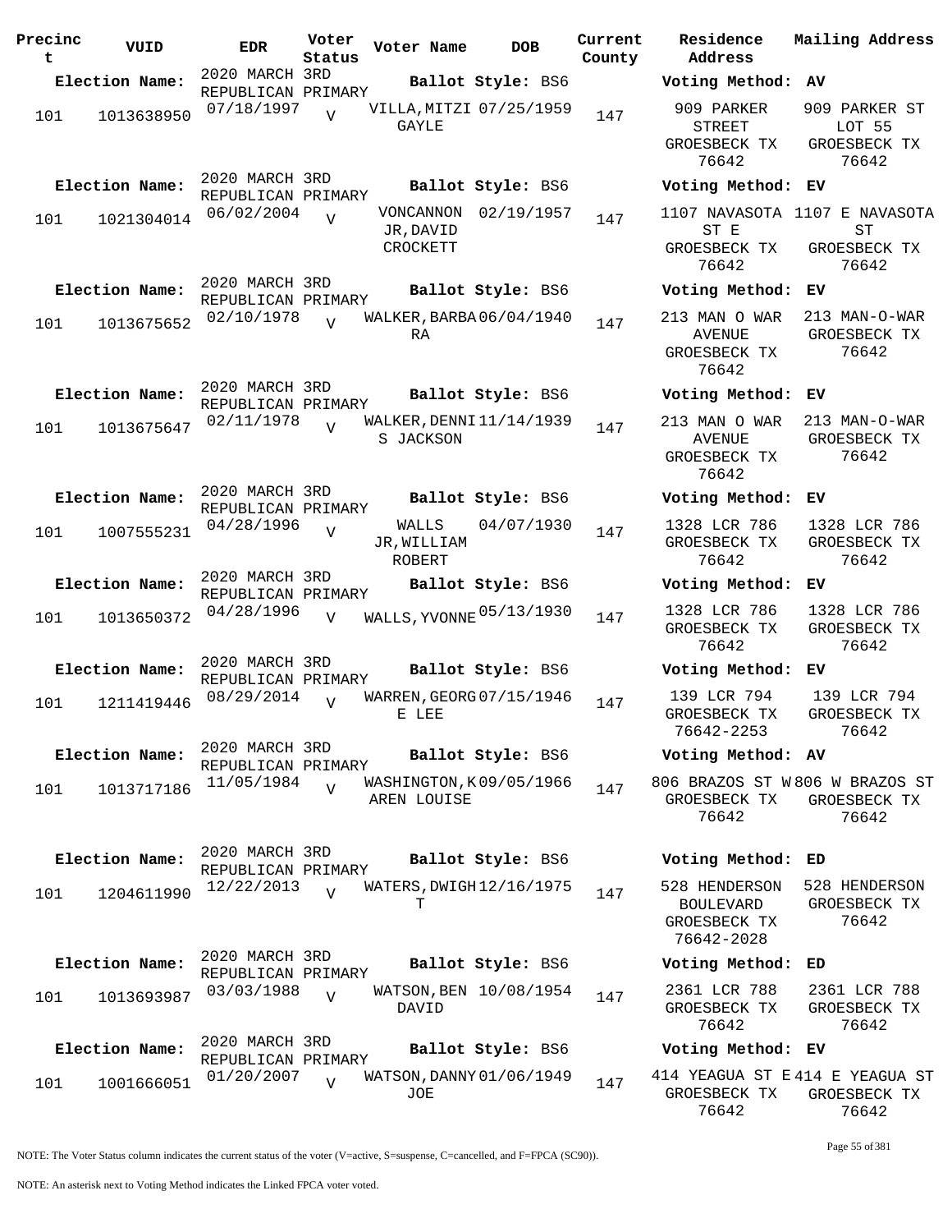| Precinct | VUID | EDR | Voter Status | Voter Name | DOB | Current County | Residence Address | Mailing Address |
|---|---|---|---|---|---|---|---|---|
| **Election Name:** | | 2020 MARCH 3RD REPUBLICAN PRIMARY | | **Ballot Style:** BS6 | | | **Voting Method:** AV | |
| 101 | 1013638950 | 07/18/1997 | V | VILLA,MITZI GAYLE | 07/25/1959 | 147 | 909 PARKER STREET GROESBECK TX 76642 | 909 PARKER ST LOT 55 GROESBECK TX 76642 |
| **Election Name:** | | 2020 MARCH 3RD REPUBLICAN PRIMARY | | **Ballot Style:** BS6 | | | **Voting Method:** EV | |
| 101 | 1021304014 | 06/02/2004 | V | VONCANNON JR,DAVID CROCKETT | 02/19/1957 | 147 | 1107 NAVASOTA ST E GROESBECK TX 76642 | 1107 E NAVASOTA ST GROESBECK TX 76642 |
| **Election Name:** | | 2020 MARCH 3RD REPUBLICAN PRIMARY | | **Ballot Style:** BS6 | | | **Voting Method:** EV | |
| 101 | 1013675652 | 02/10/1978 | V | WALKER,BARBARA | 06/04/1940 | 147 | 213 MAN O WAR AVENUE GROESBECK TX 76642 | 213 MAN-O-WAR GROESBECK TX 76642 |
| **Election Name:** | | 2020 MARCH 3RD REPUBLICAN PRIMARY | | **Ballot Style:** BS6 | | | **Voting Method:** EV | |
| 101 | 1013675647 | 02/11/1978 | V | WALKER,DENNIS JACKSON | 11/14/1939 | 147 | 213 MAN O WAR AVENUE GROESBECK TX 76642 | 213 MAN-O-WAR GROESBECK TX 76642 |
| **Election Name:** | | 2020 MARCH 3RD REPUBLICAN PRIMARY | | **Ballot Style:** BS6 | | | **Voting Method:** EV | |
| 101 | 1007555231 | 04/28/1996 | V | WALLS JR,WILLIAM ROBERT | 04/07/1930 | 147 | 1328 LCR 786 GROESBECK TX 76642 | 1328 LCR 786 GROESBECK TX 76642 |
| **Election Name:** | | 2020 MARCH 3RD REPUBLICAN PRIMARY | | **Ballot Style:** BS6 | | | **Voting Method:** EV | |
| 101 | 1013650372 | 04/28/1996 | V | WALLS,YVONNE | 05/13/1930 | 147 | 1328 LCR 786 GROESBECK TX 76642 | 1328 LCR 786 GROESBECK TX 76642 |
| **Election Name:** | | 2020 MARCH 3RD REPUBLICAN PRIMARY | | **Ballot Style:** BS6 | | | **Voting Method:** EV | |
| 101 | 1211419446 | 08/29/2014 | V | WARREN,GEORGE LEE | 07/15/1946 | 147 | 139 LCR 794 GROESBECK TX 76642-2253 | 139 LCR 794 GROESBECK TX 76642 |
| **Election Name:** | | 2020 MARCH 3RD REPUBLICAN PRIMARY | | **Ballot Style:** BS6 | | | **Voting Method:** AV | |
| 101 | 1013717186 | 11/05/1984 | V | WASHINGTON,KAREN LOUISE | 09/05/1966 | 147 | 806 BRAZOS ST W GROESBECK TX 76642 | 806 W BRAZOS ST GROESBECK TX 76642 |
| **Election Name:** | | 2020 MARCH 3RD REPUBLICAN PRIMARY | | **Ballot Style:** BS6 | | | **Voting Method:** ED | |
| 101 | 1204611990 | 12/22/2013 | V | WATERS,DWIGHT | 12/16/1975 | 147 | 528 HENDERSON BOULEVARD GROESBECK TX 76642-2028 | 528 HENDERSON GROESBECK TX 76642 |
| **Election Name:** | | 2020 MARCH 3RD REPUBLICAN PRIMARY | | **Ballot Style:** BS6 | | | **Voting Method:** ED | |
| 101 | 1013693987 | 03/03/1988 | V | WATSON,BEN DAVID | 10/08/1954 | 147 | 2361 LCR 788 GROESBECK TX 76642 | 2361 LCR 788 GROESBECK TX 76642 |
| **Election Name:** | | 2020 MARCH 3RD REPUBLICAN PRIMARY | | **Ballot Style:** BS6 | | | **Voting Method:** EV | |
| 101 | 1001666051 | 01/20/2007 | V | WATSON,DANNY JOE | 01/06/1949 | 147 | 414 YEAGUA ST E GROESBECK TX 76642 | 414 E YEAGUA ST GROESBECK TX 76642 |

NOTE: The Voter Status column indicates the current status of the voter (V=active, S=suspense, C=cancelled, and F=FPCA (SC90)).

NOTE: An asterisk next to Voting Method indicates the Linked FPCA voter voted.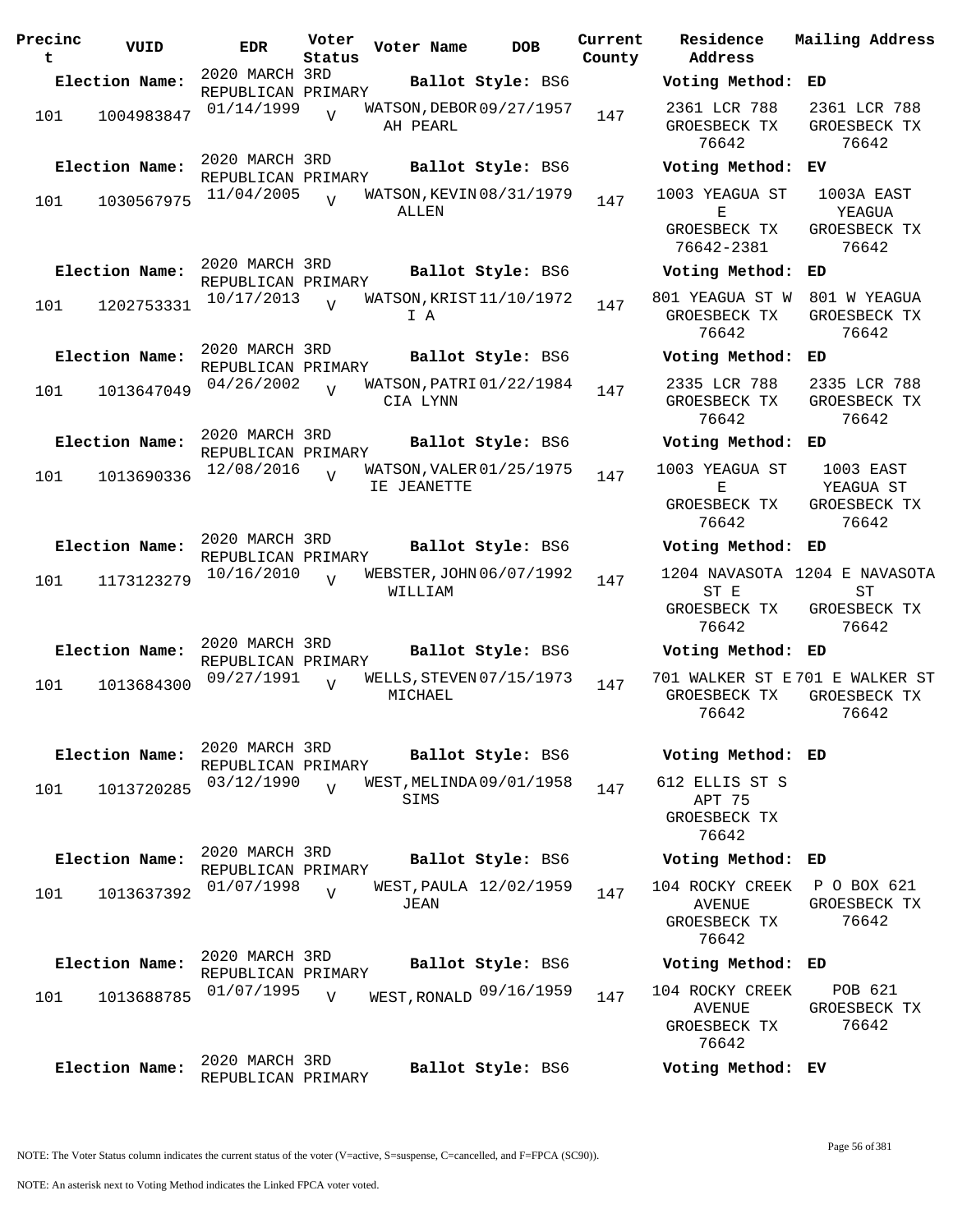| Precinct | VUID | EDR | Voter Status | Voter Name | DOB | Current County | Residence Address | Mailing Address |
|---|---|---|---|---|---|---|---|---|
| **Election Name:** | | 2020 MARCH 3RD REPUBLICAN PRIMARY | | **Ballot Style:** BS6 | | | **Voting Method:** ED | |
| 101 | 1004983847 | 01/14/1999 | V | WATSON, DEBORAH PEARL | 09/27/1957 | 147 | 2361 LCR 788 GROESBECK TX 76642 | 2361 LCR 788 GROESBECK TX 76642 |
| **Election Name:** | | 2020 MARCH 3RD REPUBLICAN PRIMARY | | **Ballot Style:** BS6 | | | **Voting Method:** EV | |
| 101 | 1030567975 | 11/04/2005 | V | WATSON, KEVIN ALLEN | 08/31/1979 | 147 | 1003 YEAGUA ST E GROESBECK TX 76642-2381 | 1003A EAST YEAGUA GROESBECK TX 76642 |
| **Election Name:** | | 2020 MARCH 3RD REPUBLICAN PRIMARY | | **Ballot Style:** BS6 | | | **Voting Method:** ED | |
| 101 | 1202753331 | 10/17/2013 | V | WATSON, KRISTI A | 11/10/1972 | 147 | 801 YEAGUA ST W GROESBECK TX 76642 | 801 W YEAGUA GROESBECK TX 76642 |
| **Election Name:** | | 2020 MARCH 3RD REPUBLICAN PRIMARY | | **Ballot Style:** BS6 | | | **Voting Method:** ED | |
| 101 | 1013647049 | 04/26/2002 | V | WATSON, PATRICIA LYNN | 01/22/1984 | 147 | 2335 LCR 788 GROESBECK TX 76642 | 2335 LCR 788 GROESBECK TX 76642 |
| **Election Name:** | | 2020 MARCH 3RD REPUBLICAN PRIMARY | | **Ballot Style:** BS6 | | | **Voting Method:** ED | |
| 101 | 1013690336 | 12/08/2016 | V | WATSON, VALERIE JEANETTE | 01/25/1975 | 147 | 1003 YEAGUA ST E GROESBECK TX 76642 | 1003 EAST YEAGUA ST GROESBECK TX 76642 |
| **Election Name:** | | 2020 MARCH 3RD REPUBLICAN PRIMARY | | **Ballot Style:** BS6 | | | **Voting Method:** ED | |
| 101 | 1173123279 | 10/16/2010 | V | WEBSTER, JOHN WILLIAM | 06/07/1992 | 147 | 1204 NAVASOTA ST E GROESBECK TX 76642 | 1204 E NAVASOTA ST GROESBECK TX 76642 |
| **Election Name:** | | 2020 MARCH 3RD REPUBLICAN PRIMARY | | **Ballot Style:** BS6 | | | **Voting Method:** ED | |
| 101 | 1013684300 | 09/27/1991 | V | WELLS, STEVEN MICHAEL | 07/15/1973 | 147 | 701 WALKER ST E GROESBECK TX 76642 | 701 E WALKER ST GROESBECK TX 76642 |
| **Election Name:** | | 2020 MARCH 3RD REPUBLICAN PRIMARY | | **Ballot Style:** BS6 | | | **Voting Method:** ED | |
| 101 | 1013720285 | 03/12/1990 | V | WEST, MELINDA SIMS | 09/01/1958 | 147 | 612 ELLIS ST S APT 75 GROESBECK TX 76642 | |
| **Election Name:** | | 2020 MARCH 3RD REPUBLICAN PRIMARY | | **Ballot Style:** BS6 | | | **Voting Method:** ED | |
| 101 | 1013637392 | 01/07/1998 | V | WEST, PAULA JEAN | 12/02/1959 | 147 | 104 ROCKY CREEK AVENUE GROESBECK TX 76642 | P O BOX 621 GROESBECK TX 76642 |
| **Election Name:** | | 2020 MARCH 3RD REPUBLICAN PRIMARY | | **Ballot Style:** BS6 | | | **Voting Method:** ED | |
| 101 | 1013688785 | 01/07/1995 | V | WEST, RONALD | 09/16/1959 | 147 | 104 ROCKY CREEK AVENUE GROESBECK TX 76642 | POB 621 GROESBECK TX 76642 |
| **Election Name:** | | 2020 MARCH 3RD REPUBLICAN PRIMARY | | **Ballot Style:** BS6 | | | **Voting Method:** EV | |

NOTE: The Voter Status column indicates the current status of the voter (V=active, S=suspense, C=cancelled, and F=FPCA (SC90)).

NOTE: An asterisk next to Voting Method indicates the Linked FPCA voter voted.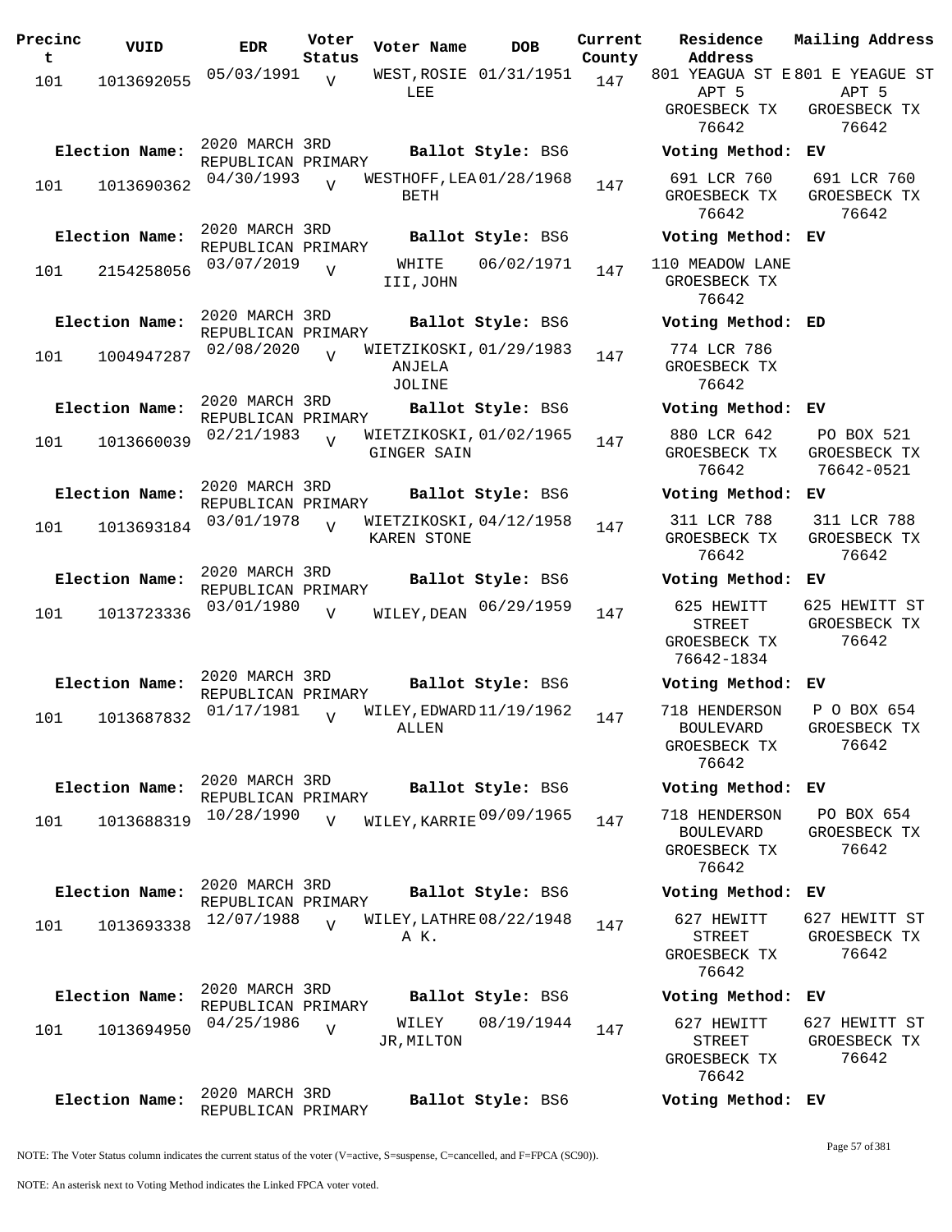| Precinct | VUID | EDR | Voter Status | Voter Name | DOB | Current County | Residence Address | Mailing Address |
|---|---|---|---|---|---|---|---|---|
| 101 | 1013692055 | 05/03/1991 | V | WEST,ROSIE LEE | 01/31/1951 | 147 | 801 YEAGUA ST E APT 5 GROESBECK TX 76642 | 801 E YEAGUE ST APT 5 GROESBECK TX 76642 |
| Election Name: | 2020 MARCH 3RD REPUBLICAN PRIMARY | | | Ballot Style: BS6 | | | Voting Method: EV | |
| 101 | 1013690362 | 04/30/1993 | V | WESTHOFF,LEA BETH | 01/28/1968 | 147 | 691 LCR 760 GROESBECK TX 76642 | 691 LCR 760 GROESBECK TX 76642 |
| Election Name: | 2020 MARCH 3RD REPUBLICAN PRIMARY | | | Ballot Style: BS6 | | | Voting Method: EV | |
| 101 | 2154258056 | 03/07/2019 | V | WHITE III,JOHN | 06/02/1971 | 147 | 110 MEADOW LANE GROESBECK TX 76642 | |
| Election Name: | 2020 MARCH 3RD REPUBLICAN PRIMARY | | | Ballot Style: BS6 | | | Voting Method: ED | |
| 101 | 1004947287 | 02/08/2020 | V | WIETZIKOSKI, ANJELA JOLINE | 01/29/1983 | 147 | 774 LCR 786 GROESBECK TX 76642 | |
| Election Name: | 2020 MARCH 3RD REPUBLICAN PRIMARY | | | Ballot Style: BS6 | | | Voting Method: EV | |
| 101 | 1013660039 | 02/21/1983 | V | WIETZIKOSKI, GINGER SAIN | 01/02/1965 | 147 | 880 LCR 642 GROESBECK TX 76642 | PO BOX 521 GROESBECK TX 76642-0521 |
| Election Name: | 2020 MARCH 3RD REPUBLICAN PRIMARY | | | Ballot Style: BS6 | | | Voting Method: EV | |
| 101 | 1013693184 | 03/01/1978 | V | WIETZIKOSKI, KAREN STONE | 04/12/1958 | 147 | 311 LCR 788 GROESBECK TX 76642 | 311 LCR 788 GROESBECK TX 76642 |
| Election Name: | 2020 MARCH 3RD REPUBLICAN PRIMARY | | | Ballot Style: BS6 | | | Voting Method: EV | |
| 101 | 1013723336 | 03/01/1980 | V | WILEY,DEAN | 06/29/1959 | 147 | 625 HEWITT STREET GROESBECK TX 76642-1834 | 625 HEWITT ST GROESBECK TX 76642 |
| Election Name: | 2020 MARCH 3RD REPUBLICAN PRIMARY | | | Ballot Style: BS6 | | | Voting Method: EV | |
| 101 | 1013687832 | 01/17/1981 | V | WILEY,EDWARD ALLEN | 11/19/1962 | 147 | 718 HENDERSON BOULEVARD GROESBECK TX 76642 | P O BOX 654 GROESBECK TX 76642 |
| Election Name: | 2020 MARCH 3RD REPUBLICAN PRIMARY | | | Ballot Style: BS6 | | | Voting Method: EV | |
| 101 | 1013688319 | 10/28/1990 | V | WILEY,KARRIE | 09/09/1965 | 147 | 718 HENDERSON BOULEVARD GROESBECK TX 76642 | PO BOX 654 GROESBECK TX 76642 |
| Election Name: | 2020 MARCH 3RD REPUBLICAN PRIMARY | | | Ballot Style: BS6 | | | Voting Method: EV | |
| 101 | 1013693338 | 12/07/1988 | V | WILEY,LATHREA K. | 08/22/1948 | 147 | 627 HEWITT STREET GROESBECK TX 76642 | 627 HEWITT ST GROESBECK TX 76642 |
| Election Name: | 2020 MARCH 3RD REPUBLICAN PRIMARY | | | Ballot Style: BS6 | | | Voting Method: EV | |
| 101 | 1013694950 | 04/25/1986 | V | WILEY JR,MILTON | 08/19/1944 | 147 | 627 HEWITT STREET GROESBECK TX 76642 | 627 HEWITT ST GROESBECK TX 76642 |
| Election Name: | 2020 MARCH 3RD REPUBLICAN PRIMARY | | | Ballot Style: BS6 | | | Voting Method: EV | |

NOTE: The Voter Status column indicates the current status of the voter (V=active, S=suspense, C=cancelled, and F=FPCA (SC90)).

NOTE: An asterisk next to Voting Method indicates the Linked FPCA voter voted.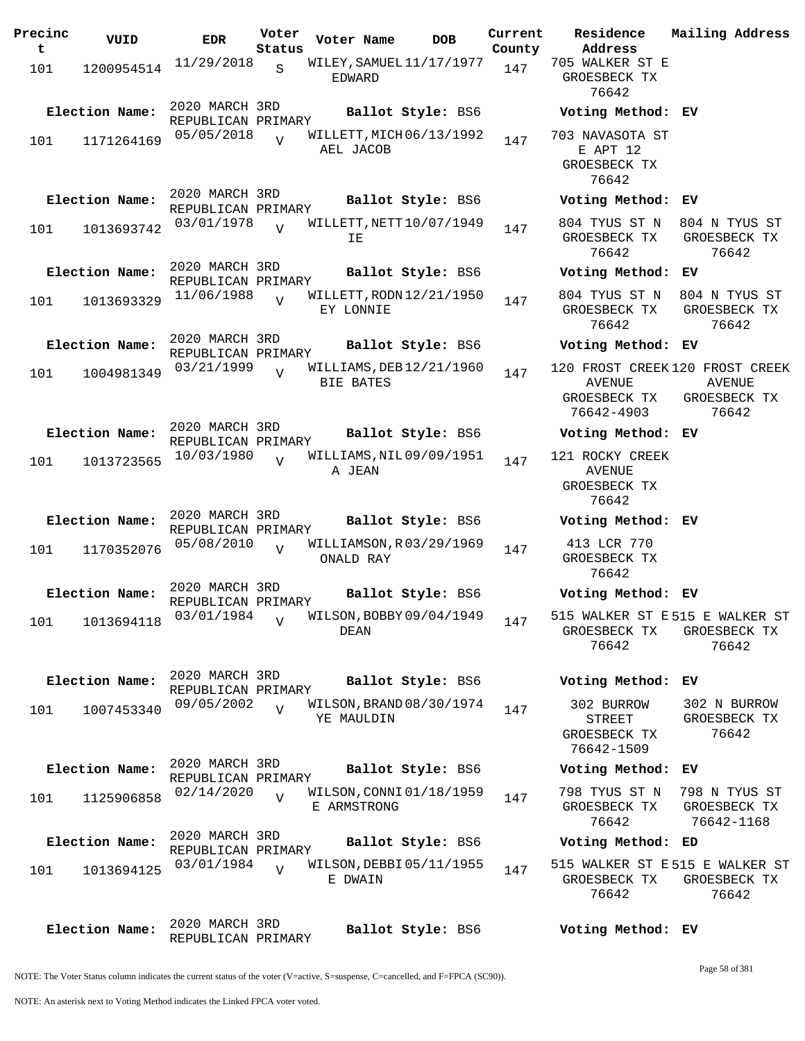| Precinct | VUID | EDR | Voter Status | Voter Name | DOB | Current County | Residence Address | Mailing Address |
|---|---|---|---|---|---|---|---|---|
| 101 | 1200954514 | 11/29/2018 | S | WILEY, SAMUEL EDWARD | 11/17/1977 | 147 | 705 WALKER ST E GROESBECK TX 76642 | |
| **Election Name:** | 2020 MARCH 3RD REPUBLICAN PRIMARY | | | **Ballot Style:** BS6 | | | **Voting Method:** EV | |
| 101 | 1171264169 | 05/05/2018 | V | WILLETT, MICHAEL JACOB | 06/13/1992 | 147 | 703 NAVASOTA ST E APT 12 GROESBECK TX 76642 | |
| **Election Name:** | 2020 MARCH 3RD REPUBLICAN PRIMARY | | | **Ballot Style:** BS6 | | | **Voting Method:** EV | |
| 101 | 1013693742 | 03/01/1978 | V | WILLETT, NETTIE | 10/07/1949 | 147 | 804 TYUS ST N GROESBECK TX 76642 | 804 N TYUS ST GROESBECK TX 76642 |
| **Election Name:** | 2020 MARCH 3RD REPUBLICAN PRIMARY | | | **Ballot Style:** BS6 | | | **Voting Method:** EV | |
| 101 | 1013693329 | 11/06/1988 | V | WILLETT, RODNEY LONNIE | 12/21/1950 | 147 | 804 TYUS ST N GROESBECK TX 76642 | 804 N TYUS ST GROESBECK TX 76642 |
| **Election Name:** | 2020 MARCH 3RD REPUBLICAN PRIMARY | | | **Ballot Style:** BS6 | | | **Voting Method:** EV | |
| 101 | 1004981349 | 03/21/1999 | V | WILLIAMS, DEBBIE BATES | 12/21/1960 | 147 | 120 FROST CREEK AVENUE GROESBECK TX 76642-4903 | 120 FROST CREEK AVENUE GROESBECK TX 76642 |
| **Election Name:** | 2020 MARCH 3RD REPUBLICAN PRIMARY | | | **Ballot Style:** BS6 | | | **Voting Method:** EV | |
| 101 | 1013723565 | 10/03/1980 | V | WILLIAMS, NILA JEAN | 09/09/1951 | 147 | 121 ROCKY CREEK AVENUE GROESBECK TX 76642 | |
| **Election Name:** | 2020 MARCH 3RD REPUBLICAN PRIMARY | | | **Ballot Style:** BS6 | | | **Voting Method:** EV | |
| 101 | 1170352076 | 05/08/2010 | V | WILLIAMSON, RONALD RAY | 03/29/1969 | 147 | 413 LCR 770 GROESBECK TX 76642 | |
| **Election Name:** | 2020 MARCH 3RD REPUBLICAN PRIMARY | | | **Ballot Style:** BS6 | | | **Voting Method:** EV | |
| 101 | 1013694118 | 03/01/1984 | V | WILSON, BOBBY DEAN | 09/04/1949 | 147 | 515 WALKER ST E GROESBECK TX 76642 | 515 E WALKER ST GROESBECK TX 76642 |
| **Election Name:** | 2020 MARCH 3RD REPUBLICAN PRIMARY | | | **Ballot Style:** BS6 | | | **Voting Method:** EV | |
| 101 | 1007453340 | 09/05/2002 | V | WILSON, BRANDYE MAULDIN | 08/30/1974 | 147 | 302 BURROW STREET GROESBECK TX 76642-1509 | 302 N BURROW GROESBECK TX 76642 |
| **Election Name:** | 2020 MARCH 3RD REPUBLICAN PRIMARY | | | **Ballot Style:** BS6 | | | **Voting Method:** EV | |
| 101 | 1125906858 | 02/14/2020 | V | WILSON, CONNIE ARMSTRONG | 01/18/1959 | 147 | 798 TYUS ST N GROESBECK TX 76642 | 798 N TYUS ST GROESBECK TX 76642-1168 |
| **Election Name:** | 2020 MARCH 3RD REPUBLICAN PRIMARY | | | **Ballot Style:** BS6 | | | **Voting Method:** ED | |
| 101 | 1013694125 | 03/01/1984 | V | WILSON, DEBBIE DWAIN | 05/11/1955 | 147 | 515 WALKER ST E GROESBECK TX 76642 | 515 E WALKER ST GROESBECK TX 76642 |
| **Election Name:** | 2020 MARCH 3RD REPUBLICAN PRIMARY | | | **Ballot Style:** BS6 | | | **Voting Method:** EV | |

NOTE: The Voter Status column indicates the current status of the voter (V=active, S=suspense, C=cancelled, and F=FPCA (SC90)).

NOTE: An asterisk next to Voting Method indicates the Linked FPCA voter voted.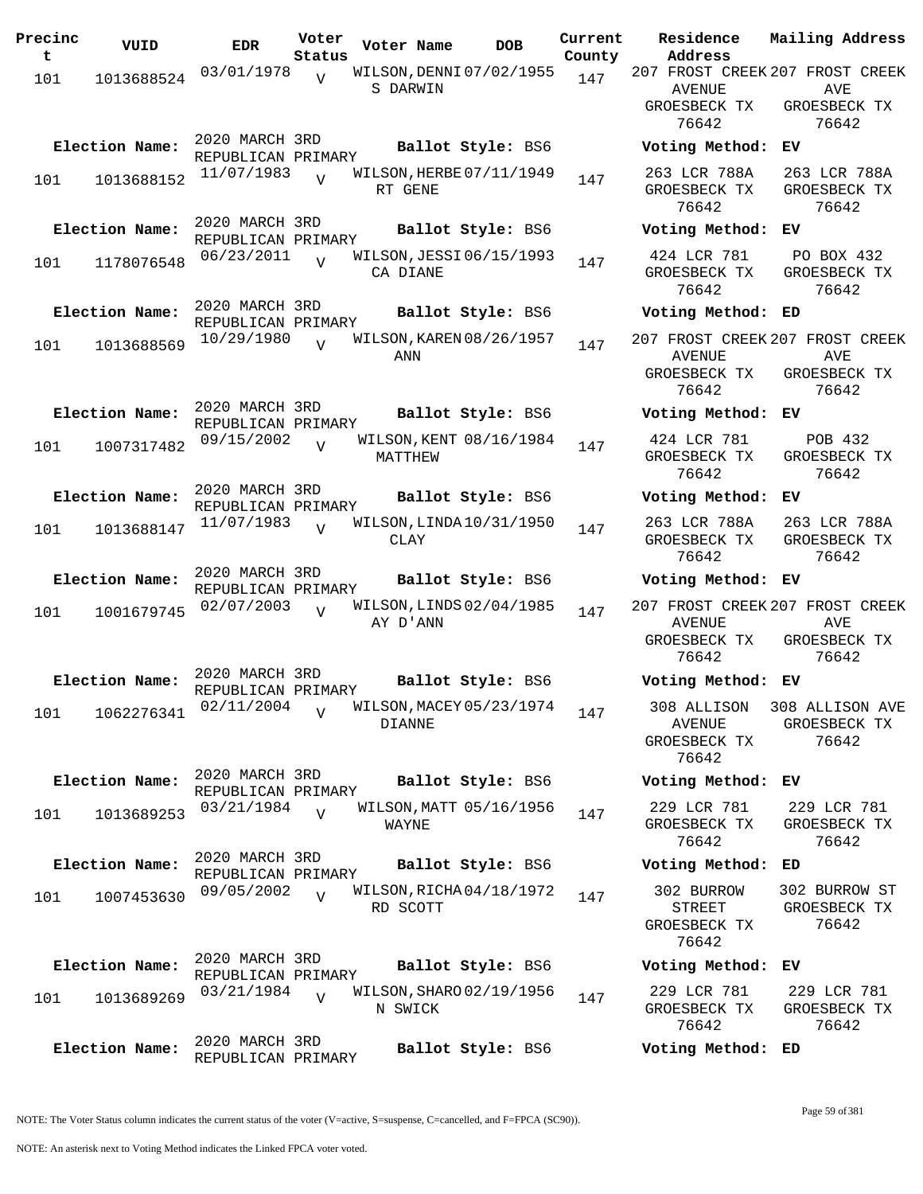| Precinct | VUID | EDR | Voter Status | Voter Name | DOB | Current County | Residence Address | Mailing Address |
|---|---|---|---|---|---|---|---|---|
| 101 | 1013688524 | 03/01/1978 | V | WILSON,DENNIS DARWIN | 07/02/1955 | 147 | 207 FROST CREEK AVENUE GROESBECK TX 76642 | 207 FROST CREEK AVE GROESBECK TX 76642 |
| Election Name: | 2020 MARCH 3RD REPUBLICAN PRIMARY | | | Ballot Style: BS6 | | | Voting Method: EV | |
| 101 | 1013688152 | 11/07/1983 | V | WILSON,HERBERT GENE | 07/11/1949 | 147 | 263 LCR 788A GROESBECK TX 76642 | 263 LCR 788A GROESBECK TX 76642 |
| Election Name: | 2020 MARCH 3RD REPUBLICAN PRIMARY | | | Ballot Style: BS6 | | | Voting Method: EV | |
| 101 | 1178076548 | 06/23/2011 | V | WILSON,JESSICA DIANE | 06/15/1993 | 147 | 424 LCR 781 GROESBECK TX 76642 | PO BOX 432 GROESBECK TX 76642 |
| Election Name: | 2020 MARCH 3RD REPUBLICAN PRIMARY | | | Ballot Style: BS6 | | | Voting Method: ED | |
| 101 | 1013688569 | 10/29/1980 | V | WILSON,KAREN ANN | 08/26/1957 | 147 | 207 FROST CREEK AVENUE GROESBECK TX 76642 | 207 FROST CREEK AVE GROESBECK TX 76642 |
| Election Name: | 2020 MARCH 3RD REPUBLICAN PRIMARY | | | Ballot Style: BS6 | | | Voting Method: EV | |
| 101 | 1007317482 | 09/15/2002 | V | WILSON,KENT MATTHEW | 08/16/1984 | 147 | 424 LCR 781 GROESBECK TX 76642 | POB 432 GROESBECK TX 76642 |
| Election Name: | 2020 MARCH 3RD REPUBLICAN PRIMARY | | | Ballot Style: BS6 | | | Voting Method: EV | |
| 101 | 1013688147 | 11/07/1983 | V | WILSON,LINDA CLAY | 10/31/1950 | 147 | 263 LCR 788A GROESBECK TX 76642 | 263 LCR 788A GROESBECK TX 76642 |
| Election Name: | 2020 MARCH 3RD REPUBLICAN PRIMARY | | | Ballot Style: BS6 | | | Voting Method: EV | |
| 101 | 1001679745 | 02/07/2003 | V | WILSON,LINDSAY D'ANN | 02/04/1985 | 147 | 207 FROST CREEK AVENUE GROESBECK TX 76642 | 207 FROST CREEK AVE GROESBECK TX 76642 |
| Election Name: | 2020 MARCH 3RD REPUBLICAN PRIMARY | | | Ballot Style: BS6 | | | Voting Method: EV | |
| 101 | 1062276341 | 02/11/2004 | V | WILSON,MACEY DIANNE | 05/23/1974 | 147 | 308 ALLISON AVENUE GROESBECK TX 76642 | 308 ALLISON AVE GROESBECK TX 76642 |
| Election Name: | 2020 MARCH 3RD REPUBLICAN PRIMARY | | | Ballot Style: BS6 | | | Voting Method: EV | |
| 101 | 1013689253 | 03/21/1984 | V | WILSON,MATT WAYNE | 05/16/1956 | 147 | 229 LCR 781 GROESBECK TX 76642 | 229 LCR 781 GROESBECK TX 76642 |
| Election Name: | 2020 MARCH 3RD REPUBLICAN PRIMARY | | | Ballot Style: BS6 | | | Voting Method: ED | |
| 101 | 1007453630 | 09/05/2002 | V | WILSON,RICHARD SCOTT | 04/18/1972 | 147 | 302 BURROW STREET GROESBECK TX 76642 | 302 BURROW ST GROESBECK TX 76642 |
| Election Name: | 2020 MARCH 3RD REPUBLICAN PRIMARY | | | Ballot Style: BS6 | | | Voting Method: EV | |
| 101 | 1013689269 | 03/21/1984 | V | WILSON,SHARON SWICK | 02/19/1956 | 147 | 229 LCR 781 GROESBECK TX 76642 | 229 LCR 781 GROESBECK TX 76642 |
| Election Name: | 2020 MARCH 3RD REPUBLICAN PRIMARY | | | Ballot Style: BS6 | | | Voting Method: ED | |

NOTE: The Voter Status column indicates the current status of the voter (V=active, S=suspense, C=cancelled, and F=FPCA (SC90)).

NOTE: An asterisk next to Voting Method indicates the Linked FPCA voter voted.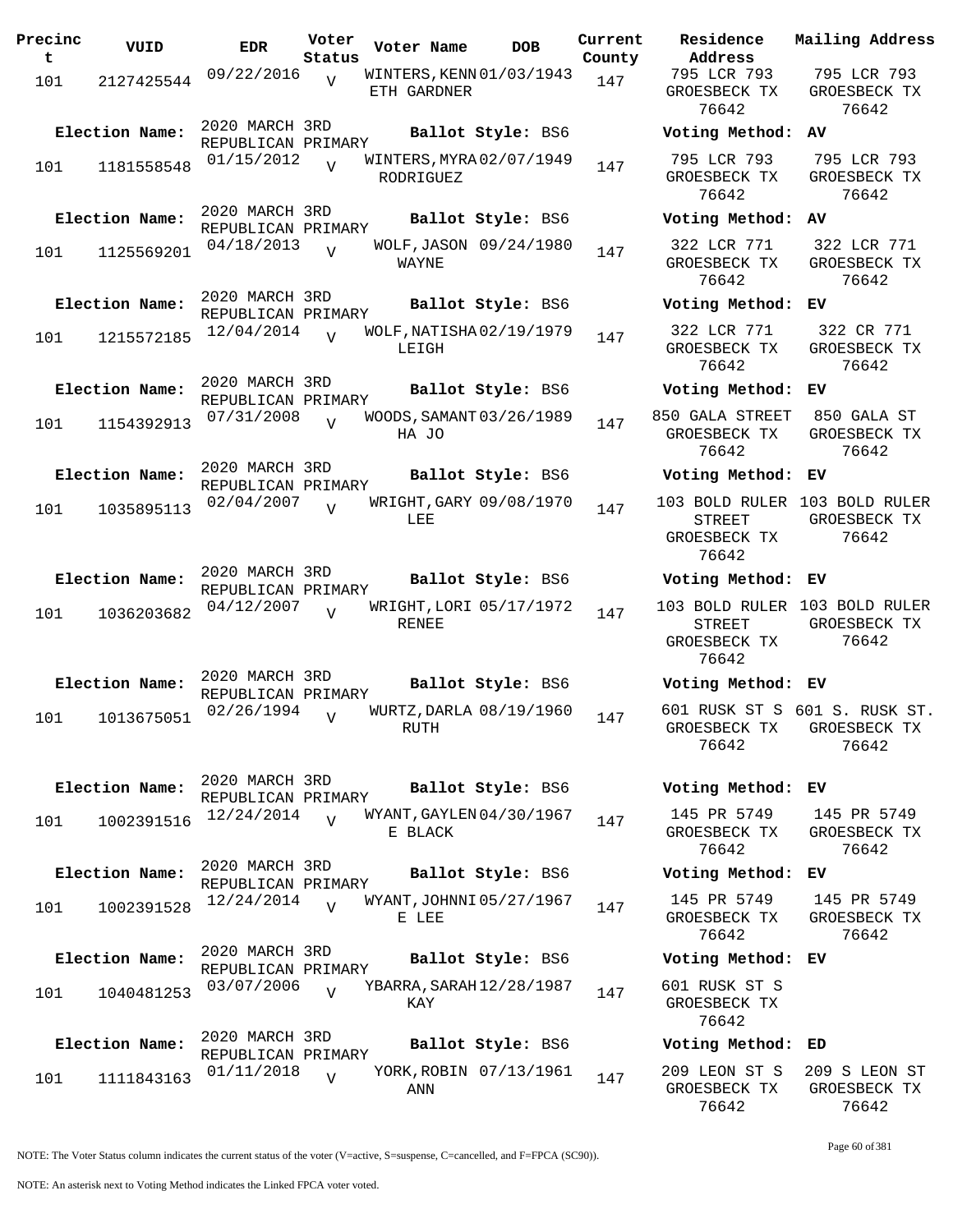| Precinct | VUID | EDR | Voter Status | Voter Name | DOB | Current County | Residence Address | Mailing Address |
|---|---|---|---|---|---|---|---|---|
| 101 | 2127425544 | 09/22/2016 | V | WINTERS, KENNETH GARDNER | 01/03/1943 | 147 | 795 LCR 793 GROESBECK TX 76642 | 795 LCR 793 GROESBECK TX 76642 |
| **Election Name:** | 2020 MARCH 3RD REPUBLICAN PRIMARY | | | **Ballot Style:** BS6 | | | **Voting Method:** AV | |
| 101 | 1181558548 | 01/15/2012 | V | WINTERS, MYRA RODRIGUEZ | 02/07/1949 | 147 | 795 LCR 793 GROESBECK TX 76642 | 795 LCR 793 GROESBECK TX 76642 |
| **Election Name:** | 2020 MARCH 3RD REPUBLICAN PRIMARY | | | **Ballot Style:** BS6 | | | **Voting Method:** AV | |
| 101 | 1125569201 | 04/18/2013 | V | WOLF, JASON WAYNE | 09/24/1980 | 147 | 322 LCR 771 GROESBECK TX 76642 | 322 LCR 771 GROESBECK TX 76642 |
| **Election Name:** | 2020 MARCH 3RD REPUBLICAN PRIMARY | | | **Ballot Style:** BS6 | | | **Voting Method:** EV | |
| 101 | 1215572185 | 12/04/2014 | V | WOLF, NATISHA LEIGH | 02/19/1979 | 147 | 322 LCR 771 GROESBECK TX 76642 | 322 CR 771 GROESBECK TX 76642 |
| **Election Name:** | 2020 MARCH 3RD REPUBLICAN PRIMARY | | | **Ballot Style:** BS6 | | | **Voting Method:** EV | |
| 101 | 1154392913 | 07/31/2008 | V | WOODS, SAMANTHA JO | 03/26/1989 | 147 | 850 GALA STREET GROESBECK TX 76642 | 850 GALA ST GROESBECK TX 76642 |
| **Election Name:** | 2020 MARCH 3RD REPUBLICAN PRIMARY | | | **Ballot Style:** BS6 | | | **Voting Method:** EV | |
| 101 | 1035895113 | 02/04/2007 | V | WRIGHT, GARY LEE | 09/08/1970 | 147 | 103 BOLD RULER STREET GROESBECK TX 76642 | 103 BOLD RULER GROESBECK TX 76642 |
| **Election Name:** | 2020 MARCH 3RD REPUBLICAN PRIMARY | | | **Ballot Style:** BS6 | | | **Voting Method:** EV | |
| 101 | 1036203682 | 04/12/2007 | V | WRIGHT, LORI RENEE | 05/17/1972 | 147 | 103 BOLD RULER STREET GROESBECK TX 76642 | 103 BOLD RULER GROESBECK TX 76642 |
| **Election Name:** | 2020 MARCH 3RD REPUBLICAN PRIMARY | | | **Ballot Style:** BS6 | | | **Voting Method:** EV | |
| 101 | 1013675051 | 02/26/1994 | V | WURTZ, DARLA RUTH | 08/19/1960 | 147 | 601 RUSK ST S GROESBECK TX 76642 | 601 S. RUSK ST. GROESBECK TX 76642 |
| **Election Name:** | 2020 MARCH 3RD REPUBLICAN PRIMARY | | | **Ballot Style:** BS6 | | | **Voting Method:** EV | |
| 101 | 1002391516 | 12/24/2014 | V | WYANT, GAYLENE BLACK | 04/30/1967 | 147 | 145 PR 5749 GROESBECK TX 76642 | 145 PR 5749 GROESBECK TX 76642 |
| **Election Name:** | 2020 MARCH 3RD REPUBLICAN PRIMARY | | | **Ballot Style:** BS6 | | | **Voting Method:** EV | |
| 101 | 1002391528 | 12/24/2014 | V | WYANT, JOHNNIE LEE | 05/27/1967 | 147 | 145 PR 5749 GROESBECK TX 76642 | 145 PR 5749 GROESBECK TX 76642 |
| **Election Name:** | 2020 MARCH 3RD REPUBLICAN PRIMARY | | | **Ballot Style:** BS6 | | | **Voting Method:** EV | |
| 101 | 1040481253 | 03/07/2006 | V | YBARRA, SARAH KAY | 12/28/1987 | 147 | 601 RUSK ST S GROESBECK TX 76642 | |
| **Election Name:** | 2020 MARCH 3RD REPUBLICAN PRIMARY | | | **Ballot Style:** BS6 | | | **Voting Method:** ED | |
| 101 | 1111843163 | 01/11/2018 | V | YORK, ROBIN ANN | 07/13/1961 | 147 | 209 LEON ST S GROESBECK TX 76642 | 209 S LEON ST GROESBECK TX 76642 |

NOTE: The Voter Status column indicates the current status of the voter (V=active, S=suspense, C=cancelled, and F=FPCA (SC90)).

NOTE: An asterisk next to Voting Method indicates the Linked FPCA voter voted.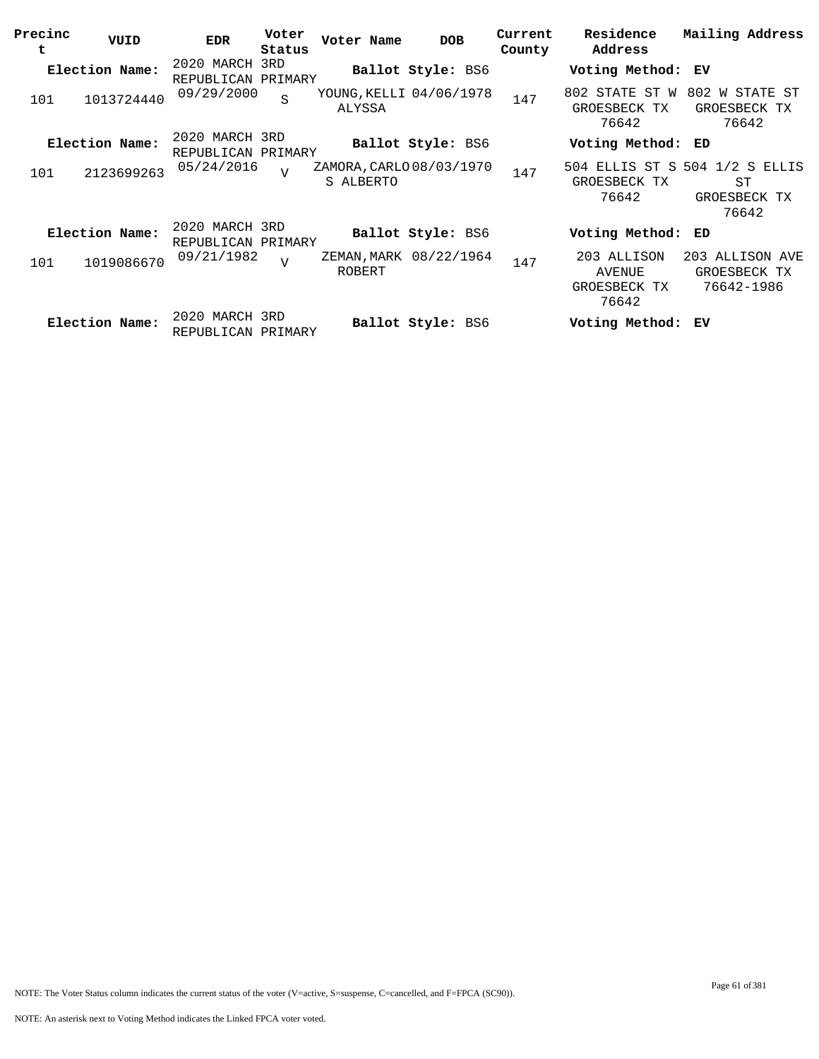| Precinct | VUID | EDR | Voter Status | Voter Name | DOB | Current County | Residence Address | Mailing Address |
|---|---|---|---|---|---|---|---|---|
| **Election Name:** | | 2020 MARCH 3RD REPUBLICAN PRIMARY | | **Ballot Style:** BS6 | | | **Voting Method:** EV | |
| 101 | 1013724440 | 09/29/2000 | S | YOUNG,KELLI ALYSSA | 04/06/1978 | 147 | 802 STATE ST W GROESBECK TX 76642 | 802 W STATE ST GROESBECK TX 76642 |
| **Election Name:** | | 2020 MARCH 3RD REPUBLICAN PRIMARY | | **Ballot Style:** BS6 | | | **Voting Method:** ED | |
| 101 | 2123699263 | 05/24/2016 | V | ZAMORA,CARLOS ALBERTO | 08/03/1970 | 147 | 504 ELLIS ST S GROESBECK TX 76642 | 504 1/2 S ELLIS ST GROESBECK TX 76642 |
| **Election Name:** | | 2020 MARCH 3RD REPUBLICAN PRIMARY | | **Ballot Style:** BS6 | | | **Voting Method:** ED | |
| 101 | 1019086670 | 09/21/1982 | V | ZEMAN,MARK ROBERT | 08/22/1964 | 147 | 203 ALLISON AVENUE GROESBECK TX 76642 | 203 ALLISON AVE GROESBECK TX 76642-1986 |
| **Election Name:** | | 2020 MARCH 3RD REPUBLICAN PRIMARY | | **Ballot Style:** BS6 | | | **Voting Method:** EV | |

NOTE: The Voter Status column indicates the current status of the voter (V=active, S=suspense, C=cancelled, and F=FPCA (SC90)).

NOTE: An asterisk next to Voting Method indicates the Linked FPCA voter voted.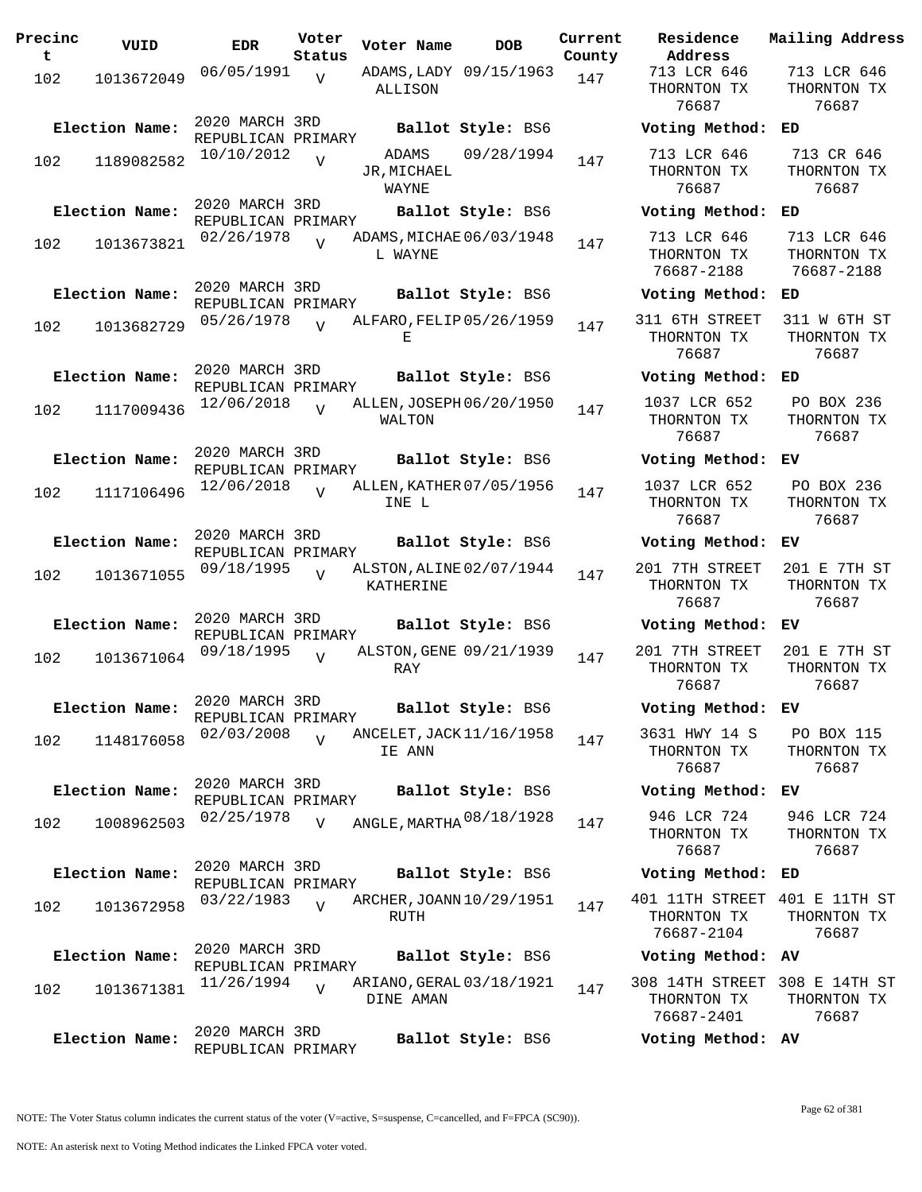| Precinct | VUID | EDR | Voter Status | Voter Name | DOB | Current County | Residence Address | Mailing Address |
|---|---|---|---|---|---|---|---|---|
| 102 | 1013672049 | 06/05/1991 | V | ADAMS,LADY ALLISON | 09/15/1963 | 147 | 713 LCR 646 THORNTON TX 76687 | 713 LCR 646 THORNTON TX 76687 |
| Election Name: | 2020 MARCH 3RD REPUBLICAN PRIMARY | | | Ballot Style: BS6 | | | Voting Method: | ED |
| 102 | 1189082582 | 10/10/2012 | V | ADAMS JR,MICHAEL WAYNE | 09/28/1994 | 147 | 713 LCR 646 THORNTON TX 76687 | 713 CR 646 THORNTON TX 76687 |
| Election Name: | 2020 MARCH 3RD REPUBLICAN PRIMARY | | | Ballot Style: BS6 | | | Voting Method: | ED |
| 102 | 1013673821 | 02/26/1978 | V | ADAMS,MICHAEL WAYNE | 06/03/1948 | 147 | 713 LCR 646 THORNTON TX 76687-2188 | 713 LCR 646 THORNTON TX 76687-2188 |
| Election Name: | 2020 MARCH 3RD REPUBLICAN PRIMARY | | | Ballot Style: BS6 | | | Voting Method: | ED |
| 102 | 1013682729 | 05/26/1978 | V | ALFARO,FELIPE | 05/26/1959 | 147 | 311 6TH STREET THORNTON TX 76687 | 311 W 6TH ST THORNTON TX 76687 |
| Election Name: | 2020 MARCH 3RD REPUBLICAN PRIMARY | | | Ballot Style: BS6 | | | Voting Method: | ED |
| 102 | 1117009436 | 12/06/2018 | V | ALLEN,JOSEPH WALTON | 06/20/1950 | 147 | 1037 LCR 652 THORNTON TX 76687 | PO BOX 236 THORNTON TX 76687 |
| Election Name: | 2020 MARCH 3RD REPUBLICAN PRIMARY | | | Ballot Style: BS6 | | | Voting Method: | EV |
| 102 | 1117106496 | 12/06/2018 | V | ALLEN,KATHERINE L | 07/05/1956 | 147 | 1037 LCR 652 THORNTON TX 76687 | PO BOX 236 THORNTON TX 76687 |
| Election Name: | 2020 MARCH 3RD REPUBLICAN PRIMARY | | | Ballot Style: BS6 | | | Voting Method: | EV |
| 102 | 1013671055 | 09/18/1995 | V | ALSTON,ALINE KATHERINE | 02/07/1944 | 147 | 201 7TH STREET THORNTON TX 76687 | 201 E 7TH ST THORNTON TX 76687 |
| Election Name: | 2020 MARCH 3RD REPUBLICAN PRIMARY | | | Ballot Style: BS6 | | | Voting Method: | EV |
| 102 | 1013671064 | 09/18/1995 | V | ALSTON,GENE RAY | 09/21/1939 | 147 | 201 7TH STREET THORNTON TX 76687 | 201 E 7TH ST THORNTON TX 76687 |
| Election Name: | 2020 MARCH 3RD REPUBLICAN PRIMARY | | | Ballot Style: BS6 | | | Voting Method: | EV |
| 102 | 1148176058 | 02/03/2008 | V | ANCELET,JACKIE ANN | 11/16/1958 | 147 | 3631 HWY 14 S THORNTON TX 76687 | PO BOX 115 THORNTON TX 76687 |
| Election Name: | 2020 MARCH 3RD REPUBLICAN PRIMARY | | | Ballot Style: BS6 | | | Voting Method: | EV |
| 102 | 1008962503 | 02/25/1978 | V | ANGLE,MARTHA | 08/18/1928 | 147 | 946 LCR 724 THORNTON TX 76687 | 946 LCR 724 THORNTON TX 76687 |
| Election Name: | 2020 MARCH 3RD REPUBLICAN PRIMARY | | | Ballot Style: BS6 | | | Voting Method: | ED |
| 102 | 1013672958 | 03/22/1983 | V | ARCHER,JOANN RUTH | 10/29/1951 | 147 | 401 11TH STREET THORNTON TX 76687-2104 | 401 E 11TH ST THORNTON TX 76687 |
| Election Name: | 2020 MARCH 3RD REPUBLICAN PRIMARY | | | Ballot Style: BS6 | | | Voting Method: | AV |
| 102 | 1013671381 | 11/26/1994 | V | ARIANO,GERALDINE AMAN | 03/18/1921 | 147 | 308 14TH STREET THORNTON TX 76687-2401 | 308 E 14TH ST THORNTON TX 76687 |
| Election Name: | 2020 MARCH 3RD REPUBLICAN PRIMARY | | | Ballot Style: BS6 | | | Voting Method: | AV |

NOTE: The Voter Status column indicates the current status of the voter (V=active, S=suspense, C=cancelled, and F=FPCA (SC90)).

NOTE: An asterisk next to Voting Method indicates the Linked FPCA voter voted.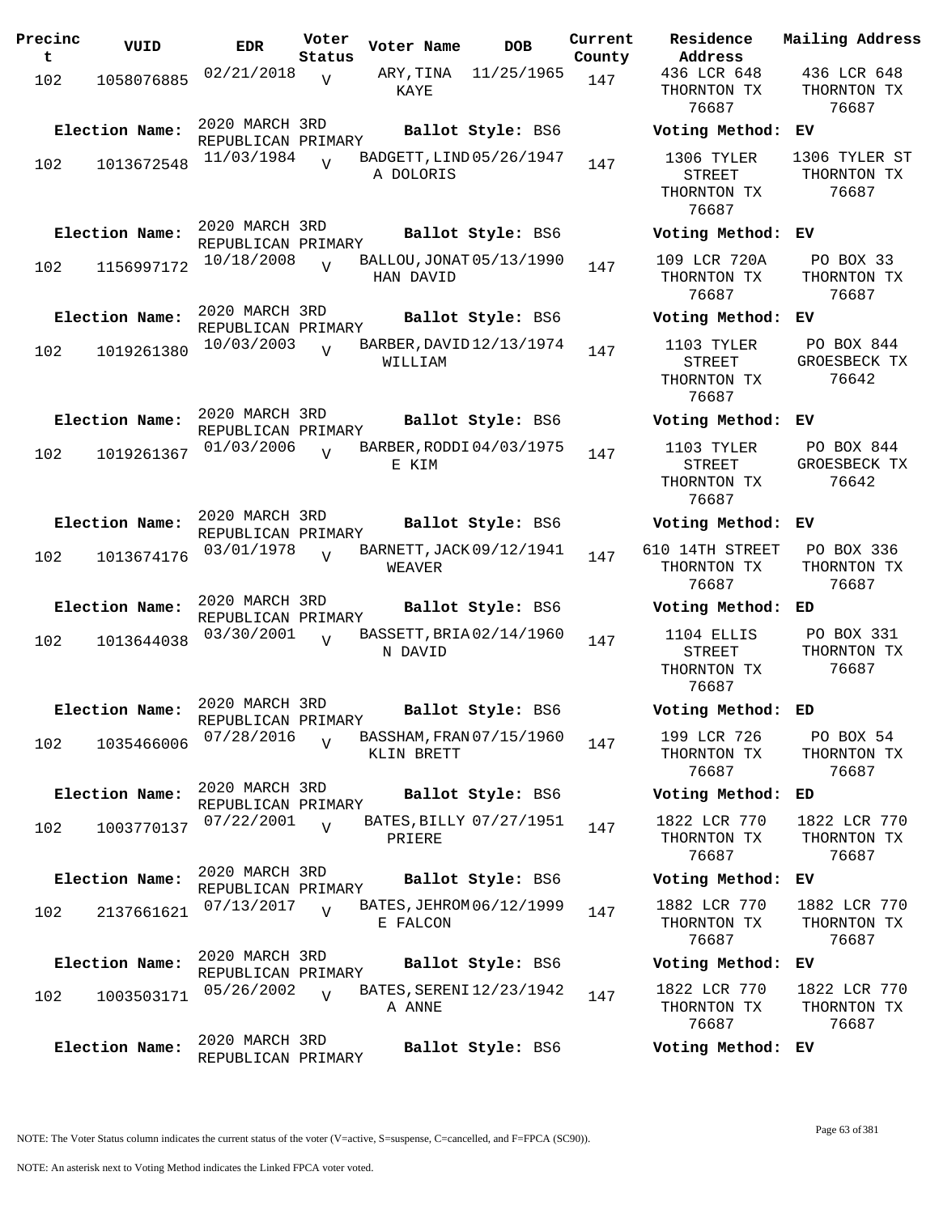| Precinct | VUID | EDR | Voter Status | Voter Name | DOB | Current County | Residence Address | Mailing Address |
|---|---|---|---|---|---|---|---|---|
| 102 | 1058076885 | 02/21/2018 | V | ARY,TINA KAYE | 11/25/1965 | 147 | 436 LCR 648 THORNTON TX 76687 | 436 LCR 648 THORNTON TX 76687 |
| **Election Name:** | 2020 MARCH 3RD REPUBLICAN PRIMARY | | | **Ballot Style:** BS6 | | | **Voting Method:** EV | |
| 102 | 1013672548 | 11/03/1984 | V | BADGETT,LINDA DOLORIS | 05/26/1947 | 147 | 1306 TYLER STREET THORNTON TX 76687 | 1306 TYLER ST THORNTON TX 76687 |
| **Election Name:** | 2020 MARCH 3RD REPUBLICAN PRIMARY | | | **Ballot Style:** BS6 | | | **Voting Method:** EV | |
| 102 | 1156997172 | 10/18/2008 | V | BALLOU,JONATHAN DAVID | 05/13/1990 | 147 | 109 LCR 720A THORNTON TX 76687 | PO BOX 33 THORNTON TX 76687 |
| **Election Name:** | 2020 MARCH 3RD REPUBLICAN PRIMARY | | | **Ballot Style:** BS6 | | | **Voting Method:** EV | |
| 102 | 1019261380 | 10/03/2003 | V | BARBER,DAVID WILLIAM | 12/13/1974 | 147 | 1103 TYLER STREET THORNTON TX 76687 | PO BOX 844 GROESBECK TX 76642 |
| **Election Name:** | 2020 MARCH 3RD REPUBLICAN PRIMARY | | | **Ballot Style:** BS6 | | | **Voting Method:** EV | |
| 102 | 1019261367 | 01/03/2006 | V | BARBER,RODDIE KIM | 04/03/1975 | 147 | 1103 TYLER STREET THORNTON TX 76687 | PO BOX 844 GROESBECK TX 76642 |
| **Election Name:** | 2020 MARCH 3RD REPUBLICAN PRIMARY | | | **Ballot Style:** BS6 | | | **Voting Method:** EV | |
| 102 | 1013674176 | 03/01/1978 | V | BARNETT,JACK WEAVER | 09/12/1941 | 147 | 610 14TH STREET THORNTON TX 76687 | PO BOX 336 THORNTON TX 76687 |
| **Election Name:** | 2020 MARCH 3RD REPUBLICAN PRIMARY | | | **Ballot Style:** BS6 | | | **Voting Method:** ED | |
| 102 | 1013644038 | 03/30/2001 | V | BASSETT,BRIAN DAVID | 02/14/1960 | 147 | 1104 ELLIS STREET THORNTON TX 76687 | PO BOX 331 THORNTON TX 76687 |
| **Election Name:** | 2020 MARCH 3RD REPUBLICAN PRIMARY | | | **Ballot Style:** BS6 | | | **Voting Method:** ED | |
| 102 | 1035466006 | 07/28/2016 | V | BASSHAM,FRANKLIN BRETT | 07/15/1960 | 147 | 199 LCR 726 THORNTON TX 76687 | PO BOX 54 THORNTON TX 76687 |
| **Election Name:** | 2020 MARCH 3RD REPUBLICAN PRIMARY | | | **Ballot Style:** BS6 | | | **Voting Method:** ED | |
| 102 | 1003770137 | 07/22/2001 | V | BATES,BILLY PRIERE | 07/27/1951 | 147 | 1822 LCR 770 THORNTON TX 76687 | 1822 LCR 770 THORNTON TX 76687 |
| **Election Name:** | 2020 MARCH 3RD REPUBLICAN PRIMARY | | | **Ballot Style:** BS6 | | | **Voting Method:** EV | |
| 102 | 2137661621 | 07/13/2017 | V | BATES,JEHROME FALCON | 06/12/1999 | 147 | 1882 LCR 770 THORNTON TX 76687 | 1882 LCR 770 THORNTON TX 76687 |
| **Election Name:** | 2020 MARCH 3RD REPUBLICAN PRIMARY | | | **Ballot Style:** BS6 | | | **Voting Method:** EV | |
| 102 | 1003503171 | 05/26/2002 | V | BATES,SERENIA ANNE | 12/23/1942 | 147 | 1822 LCR 770 THORNTON TX 76687 | 1822 LCR 770 THORNTON TX 76687 |
| **Election Name:** | 2020 MARCH 3RD REPUBLICAN PRIMARY | | | **Ballot Style:** BS6 | | | **Voting Method:** EV | |

NOTE: The Voter Status column indicates the current status of the voter (V=active, S=suspense, C=cancelled, and F=FPCA (SC90)).

NOTE: An asterisk next to Voting Method indicates the Linked FPCA voter voted.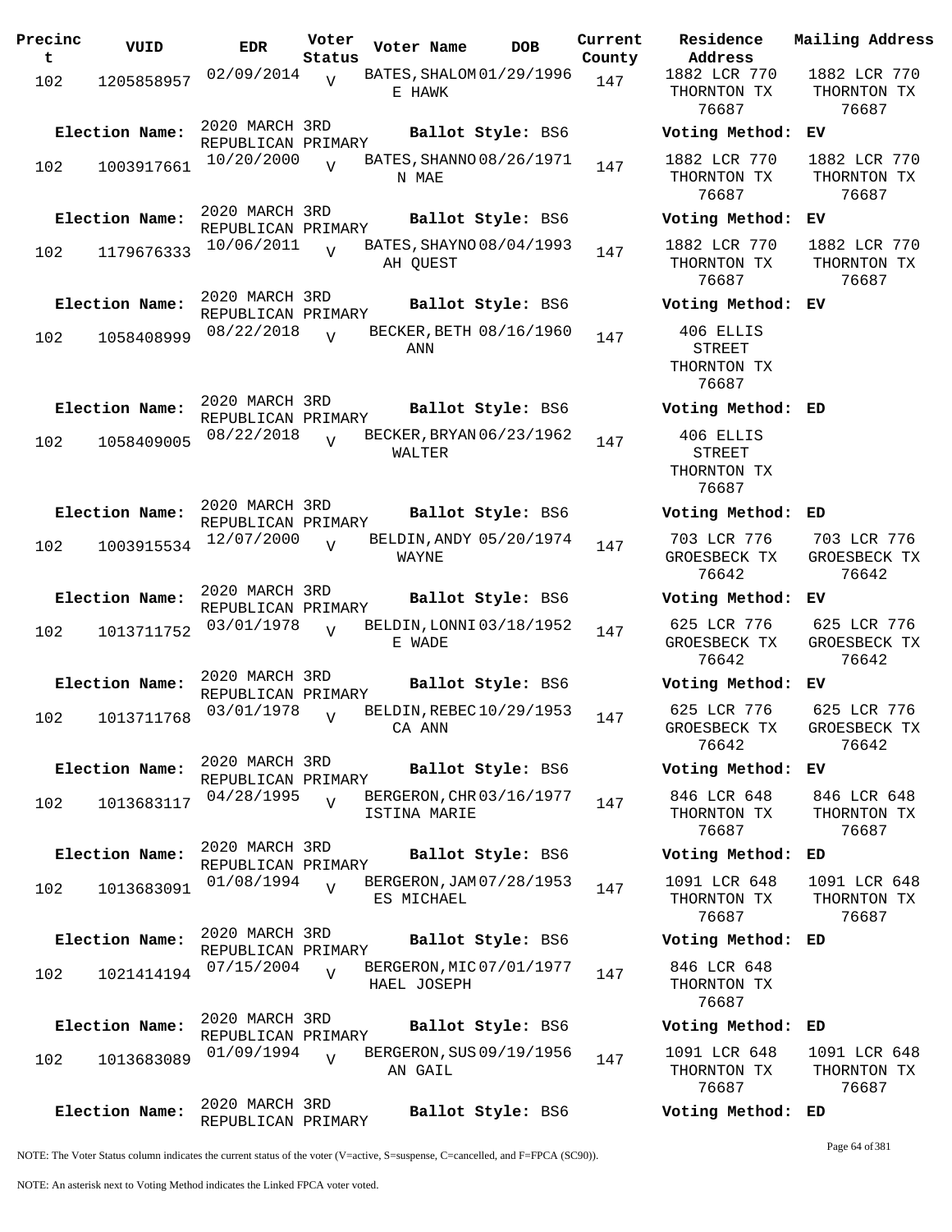| Precinct | VUID | EDR | Voter Status | Voter Name | DOB | Current County | Residence Address | Mailing Address |
|---|---|---|---|---|---|---|---|---|
| 102 | 1205858957 | 02/09/2014 | V | BATES, SHALOM E HAWK | 01/29/1996 | 147 | 1882 LCR 770 THORNTON TX 76687 | 1882 LCR 770 THORNTON TX 76687 |
| **Election Name:** | | 2020 MARCH 3RD REPUBLICAN PRIMARY | | **Ballot Style:** BS6 | | | **Voting Method:** EV | |
| 102 | 1003917661 | 10/20/2000 | V | BATES, SHANNON MAE | 08/26/1971 | 147 | 1882 LCR 770 THORNTON TX 76687 | 1882 LCR 770 THORNTON TX 76687 |
| **Election Name:** | | 2020 MARCH 3RD REPUBLICAN PRIMARY | | **Ballot Style:** BS6 | | | **Voting Method:** EV | |
| 102 | 1179676333 | 10/06/2011 | V | BATES, SHAYNOAH QUEST | 08/04/1993 | 147 | 1882 LCR 770 THORNTON TX 76687 | 1882 LCR 770 THORNTON TX 76687 |
| **Election Name:** | | 2020 MARCH 3RD REPUBLICAN PRIMARY | | **Ballot Style:** BS6 | | | **Voting Method:** EV | |
| 102 | 1058408999 | 08/22/2018 | V | BECKER, BETH ANN | 08/16/1960 | 147 | 406 ELLIS STREET THORNTON TX 76687 | |
| **Election Name:** | | 2020 MARCH 3RD REPUBLICAN PRIMARY | | **Ballot Style:** BS6 | | | **Voting Method:** ED | |
| 102 | 1058409005 | 08/22/2018 | V | BECKER, BRYAN WALTER | 06/23/1962 | 147 | 406 ELLIS STREET THORNTON TX 76687 | |
| **Election Name:** | | 2020 MARCH 3RD REPUBLICAN PRIMARY | | **Ballot Style:** BS6 | | | **Voting Method:** ED | |
| 102 | 1003915534 | 12/07/2000 | V | BELDIN, ANDY WAYNE | 05/20/1974 | 147 | 703 LCR 776 GROESBECK TX 76642 | 703 LCR 776 GROESBECK TX 76642 |
| **Election Name:** | | 2020 MARCH 3RD REPUBLICAN PRIMARY | | **Ballot Style:** BS6 | | | **Voting Method:** EV | |
| 102 | 1013711752 | 03/01/1978 | V | BELDIN, LONNIE WADE | 03/18/1952 | 147 | 625 LCR 776 GROESBECK TX 76642 | 625 LCR 776 GROESBECK TX 76642 |
| **Election Name:** | | 2020 MARCH 3RD REPUBLICAN PRIMARY | | **Ballot Style:** BS6 | | | **Voting Method:** EV | |
| 102 | 1013711768 | 03/01/1978 | V | BELDIN, REBECCA ANN | 10/29/1953 | 147 | 625 LCR 776 GROESBECK TX 76642 | 625 LCR 776 GROESBECK TX 76642 |
| **Election Name:** | | 2020 MARCH 3RD REPUBLICAN PRIMARY | | **Ballot Style:** BS6 | | | **Voting Method:** EV | |
| 102 | 1013683117 | 04/28/1995 | V | BERGERON, CHRISTINA MARIE | 03/16/1977 | 147 | 846 LCR 648 THORNTON TX 76687 | 846 LCR 648 THORNTON TX 76687 |
| **Election Name:** | | 2020 MARCH 3RD REPUBLICAN PRIMARY | | **Ballot Style:** BS6 | | | **Voting Method:** ED | |
| 102 | 1013683091 | 01/08/1994 | V | BERGERON, JAMES MICHAEL | 07/28/1953 | 147 | 1091 LCR 648 THORNTON TX 76687 | 1091 LCR 648 THORNTON TX 76687 |
| **Election Name:** | | 2020 MARCH 3RD REPUBLICAN PRIMARY | | **Ballot Style:** BS6 | | | **Voting Method:** ED | |
| 102 | 1021414194 | 07/15/2004 | V | BERGERON, MICHAEL JOSEPH | 07/01/1977 | 147 | 846 LCR 648 THORNTON TX 76687 | |
| **Election Name:** | | 2020 MARCH 3RD REPUBLICAN PRIMARY | | **Ballot Style:** BS6 | | | **Voting Method:** ED | |
| 102 | 1013683089 | 01/09/1994 | V | BERGERON, SUSAN GAIL | 09/19/1956 | 147 | 1091 LCR 648 THORNTON TX 76687 | 1091 LCR 648 THORNTON TX 76687 |
| **Election Name:** | | 2020 MARCH 3RD REPUBLICAN PRIMARY | | **Ballot Style:** BS6 | | | **Voting Method:** ED | |

NOTE: The Voter Status column indicates the current status of the voter (V=active, S=suspense, C=cancelled, and F=FPCA (SC90)).

NOTE: An asterisk next to Voting Method indicates the Linked FPCA voter voted.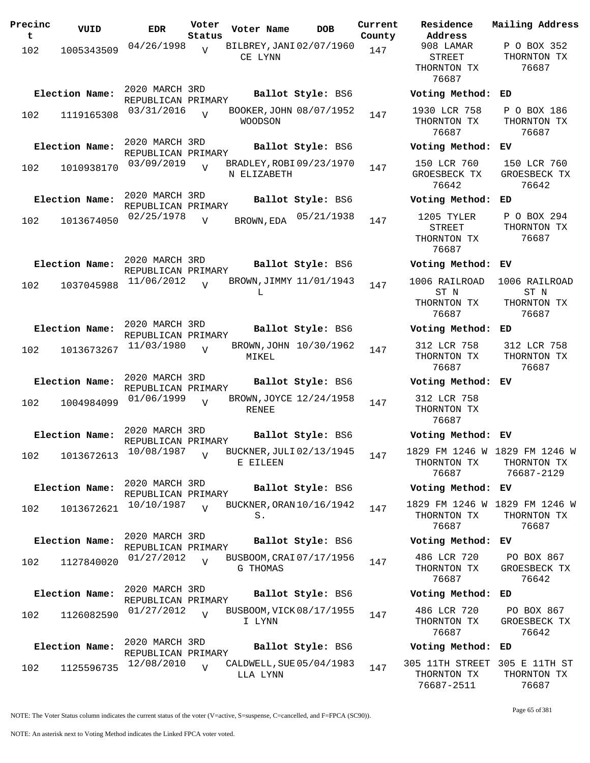| Precinct | VUID | EDR | Voter Status | Voter Name | DOB | Current County | Residence Address | Mailing Address |
|---|---|---|---|---|---|---|---|---|
| 102 | 1005343509 | 04/26/1998 | V | BILBREY, JANICE LYNN | 02/07/1960 | 147 | 908 LAMAR STREET THORNTON TX 76687 | P O BOX 352 THORNTON TX 76687 |
| Election Name: | | 2020 MARCH 3RD REPUBLICAN PRIMARY | | Ballot Style: BS6 | | | Voting Method: | ED |
| 102 | 1119165308 | 03/31/2016 | V | BOOKER, JOHN WOODSON | 08/07/1952 | 147 | 1930 LCR 758 THORNTON TX 76687 | P O BOX 186 THORNTON TX 76687 |
| Election Name: | | 2020 MARCH 3RD REPUBLICAN PRIMARY | | Ballot Style: BS6 | | | Voting Method: | EV |
| 102 | 1010938170 | 03/09/2019 | V | BRADLEY, ROBIN ELIZABETH | 09/23/1970 | 147 | 150 LCR 760 GROESBECK TX 76642 | 150 LCR 760 GROESBECK TX 76642 |
| Election Name: | | 2020 MARCH 3RD REPUBLICAN PRIMARY | | Ballot Style: BS6 | | | Voting Method: | ED |
| 102 | 1013674050 | 02/25/1978 | V | BROWN, EDA | 05/21/1938 | 147 | 1205 TYLER STREET THORNTON TX 76687 | P O BOX 294 THORNTON TX 76687 |
| Election Name: | | 2020 MARCH 3RD REPUBLICAN PRIMARY | | Ballot Style: BS6 | | | Voting Method: | EV |
| 102 | 1037045988 | 11/06/2012 | V | BROWN, JIMMY L | 11/01/1943 | 147 | 1006 RAILROAD ST N THORNTON TX 76687 | 1006 RAILROAD ST N THORNTON TX 76687 |
| Election Name: | | 2020 MARCH 3RD REPUBLICAN PRIMARY | | Ballot Style: BS6 | | | Voting Method: | ED |
| 102 | 1013673267 | 11/03/1980 | V | BROWN, JOHN MIKEL | 10/30/1962 | 147 | 312 LCR 758 THORNTON TX 76687 | 312 LCR 758 THORNTON TX 76687 |
| Election Name: | | 2020 MARCH 3RD REPUBLICAN PRIMARY | | Ballot Style: BS6 | | | Voting Method: | EV |
| 102 | 1004984099 | 01/06/1999 | V | BROWN, JOYCE RENEE | 12/24/1958 | 147 | 312 LCR 758 THORNTON TX 76687 | |
| Election Name: | | 2020 MARCH 3RD REPUBLICAN PRIMARY | | Ballot Style: BS6 | | | Voting Method: | EV |
| 102 | 1013672613 | 10/08/1987 | V | BUCKNER, JULIE EILEEN | 02/13/1945 | 147 | 1829 FM 1246 W THORNTON TX 76687 | 1829 FM 1246 W THORNTON TX 76687-2129 |
| Election Name: | | 2020 MARCH 3RD REPUBLICAN PRIMARY | | Ballot Style: BS6 | | | Voting Method: | EV |
| 102 | 1013672621 | 10/10/1987 | V | BUCKNER, ORAN S. | 10/16/1942 | 147 | 1829 FM 1246 W THORNTON TX 76687 | 1829 FM 1246 W THORNTON TX 76687 |
| Election Name: | | 2020 MARCH 3RD REPUBLICAN PRIMARY | | Ballot Style: BS6 | | | Voting Method: | EV |
| 102 | 1127840020 | 01/27/2012 | V | BUSBOOM, CRAIG THOMAS | 07/17/1956 | 147 | 486 LCR 720 THORNTON TX 76687 | PO BOX 867 GROESBECK TX 76642 |
| Election Name: | | 2020 MARCH 3RD REPUBLICAN PRIMARY | | Ballot Style: BS6 | | | Voting Method: | ED |
| 102 | 1126082590 | 01/27/2012 | V | BUSBOOM, VICKI LYNN | 08/17/1955 | 147 | 486 LCR 720 THORNTON TX 76687 | PO BOX 867 GROESBECK TX 76642 |
| Election Name: | | 2020 MARCH 3RD REPUBLICAN PRIMARY | | Ballot Style: BS6 | | | Voting Method: | ED |
| 102 | 1125596735 | 12/08/2010 | V | CALDWELL, SUELLA LYNN | 05/04/1983 | 147 | 305 11TH STREET THORNTON TX 76687-2511 | 305 E 11TH ST THORNTON TX 76687 |

NOTE: The Voter Status column indicates the current status of the voter (V=active, S=suspense, C=cancelled, and F=FPCA (SC90)).

NOTE: An asterisk next to Voting Method indicates the Linked FPCA voter voted.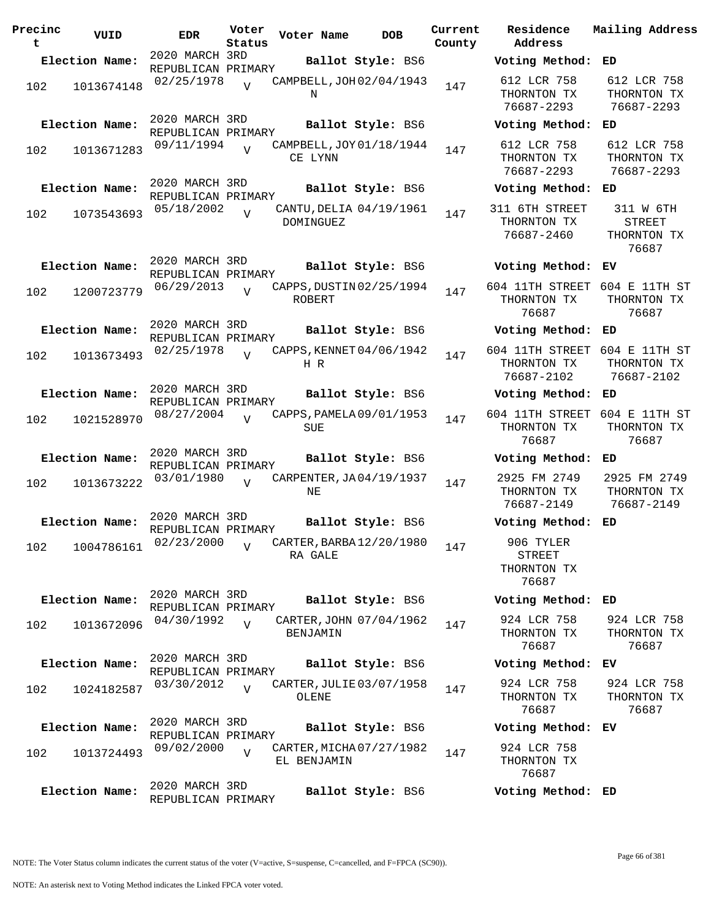| Precinct | VUID | EDR | Voter Status | Voter Name | DOB | Current County | Residence Address | Mailing Address |
|---|---|---|---|---|---|---|---|---|
| **Election Name:** | | 2020 MARCH 3RD REPUBLICAN PRIMARY | | **Ballot Style:** BS6 | | | **Voting Method:** | ED |
| 102 | 1013674148 | 02/25/1978 | V | CAMPBELL,JOHN | 02/04/1943 | 147 | 612 LCR 758 THORNTON TX 76687-2293 | 612 LCR 758 THORNTON TX 76687-2293 |
| **Election Name:** | | 2020 MARCH 3RD REPUBLICAN PRIMARY | | **Ballot Style:** BS6 | | | **Voting Method:** | ED |
| 102 | 1013671283 | 09/11/1994 | V | CAMPBELL,JOYCE LYNN | 01/18/1944 | 147 | 612 LCR 758 THORNTON TX 76687-2293 | 612 LCR 758 THORNTON TX 76687-2293 |
| **Election Name:** | | 2020 MARCH 3RD REPUBLICAN PRIMARY | | **Ballot Style:** BS6 | | | **Voting Method:** | ED |
| 102 | 1073543693 | 05/18/2002 | V | CANTU,DELIA DOMINGUEZ | 04/19/1961 | 147 | 311 6TH STREET THORNTON TX 76687-2460 | 311 W 6TH STREET THORNTON TX 76687 |
| **Election Name:** | | 2020 MARCH 3RD REPUBLICAN PRIMARY | | **Ballot Style:** BS6 | | | **Voting Method:** | EV |
| 102 | 1200723779 | 06/29/2013 | V | CAPPS,DUSTIN ROBERT | 02/25/1994 | 147 | 604 11TH STREET THORNTON TX 76687 | 604 E 11TH ST THORNTON TX 76687 |
| **Election Name:** | | 2020 MARCH 3RD REPUBLICAN PRIMARY | | **Ballot Style:** BS6 | | | **Voting Method:** | ED |
| 102 | 1013673493 | 02/25/1978 | V | CAPPS,KENNETH R | 04/06/1942 | 147 | 604 11TH STREET THORNTON TX 76687-2102 | 604 E 11TH ST THORNTON TX 76687-2102 |
| **Election Name:** | | 2020 MARCH 3RD REPUBLICAN PRIMARY | | **Ballot Style:** BS6 | | | **Voting Method:** | ED |
| 102 | 1021528970 | 08/27/2004 | V | CAPPS,PAMELA SUE | 09/01/1953 | 147 | 604 11TH STREET THORNTON TX 76687 | 604 E 11TH ST THORNTON TX 76687 |
| **Election Name:** | | 2020 MARCH 3RD REPUBLICAN PRIMARY | | **Ballot Style:** BS6 | | | **Voting Method:** | ED |
| 102 | 1013673222 | 03/01/1980 | V | CARPENTER,JANE | 04/19/1937 | 147 | 2925 FM 2749 THORNTON TX 76687-2149 | 2925 FM 2749 THORNTON TX 76687-2149 |
| **Election Name:** | | 2020 MARCH 3RD REPUBLICAN PRIMARY | | **Ballot Style:** BS6 | | | **Voting Method:** | ED |
| 102 | 1004786161 | 02/23/2000 | V | CARTER,BARBARA GALE | 12/20/1980 | 147 | 906 TYLER STREET THORNTON TX 76687 | |
| **Election Name:** | | 2020 MARCH 3RD REPUBLICAN PRIMARY | | **Ballot Style:** BS6 | | | **Voting Method:** | ED |
| 102 | 1013672096 | 04/30/1992 | V | CARTER,JOHN BENJAMIN | 07/04/1962 | 147 | 924 LCR 758 THORNTON TX 76687 | 924 LCR 758 THORNTON TX 76687 |
| **Election Name:** | | 2020 MARCH 3RD REPUBLICAN PRIMARY | | **Ballot Style:** BS6 | | | **Voting Method:** | EV |
| 102 | 1024182587 | 03/30/2012 | V | CARTER,JULIE OLENE | 03/07/1958 | 147 | 924 LCR 758 THORNTON TX 76687 | 924 LCR 758 THORNTON TX 76687 |
| **Election Name:** | | 2020 MARCH 3RD REPUBLICAN PRIMARY | | **Ballot Style:** BS6 | | | **Voting Method:** | EV |
| 102 | 1013724493 | 09/02/2000 | V | CARTER,MICHAEL BENJAMIN | 07/27/1982 | 147 | 924 LCR 758 THORNTON TX 76687 | |
| **Election Name:** | | 2020 MARCH 3RD REPUBLICAN PRIMARY | | **Ballot Style:** BS6 | | | **Voting Method:** | ED |

NOTE: The Voter Status column indicates the current status of the voter (V=active, S=suspense, C=cancelled, and F=FPCA (SC90)).

NOTE: An asterisk next to Voting Method indicates the Linked FPCA voter voted.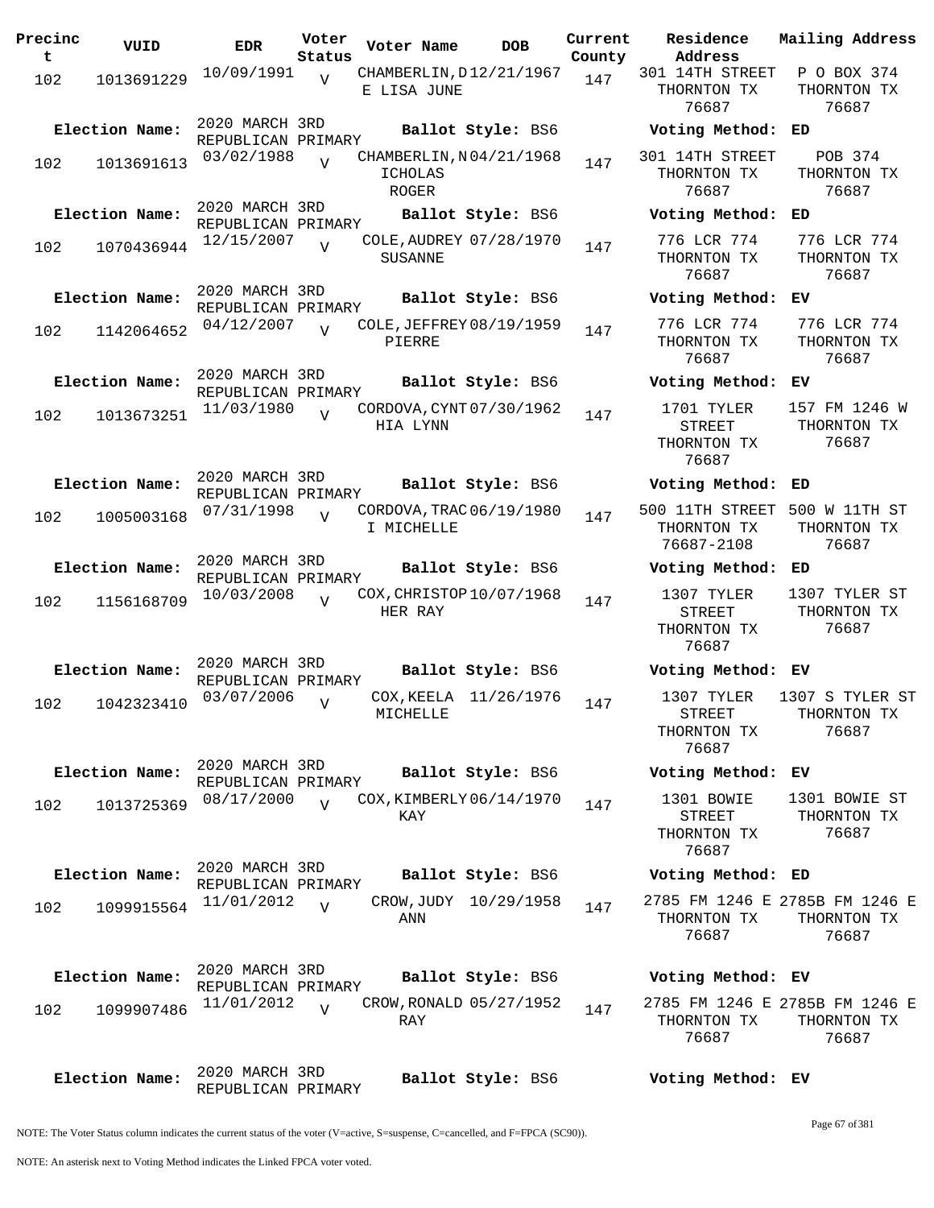| Precinct | VUID | EDR | Voter Status | Voter Name | DOB | Current County | Residence Address | Mailing Address |
|---|---|---|---|---|---|---|---|---|
| 102 | 1013691229 | 10/09/1991 | V | CHAMBERLIN,DE LISA JUNE | 12/21/1967 | 147 | 301 14TH STREET THORNTON TX 76687 | P O BOX 374 THORNTON TX 76687 |
| Election Name: | 2020 MARCH 3RD REPUBLICAN PRIMARY | | | Ballot Style: BS6 | | | Voting Method: ED | |
| 102 | 1013691613 | 03/02/1988 | V | CHAMBERLIN,NICHOLAS ROGER | 04/21/1968 | 147 | 301 14TH STREET THORNTON TX 76687 | POB 374 THORNTON TX 76687 |
| Election Name: | 2020 MARCH 3RD REPUBLICAN PRIMARY | | | Ballot Style: BS6 | | | Voting Method: ED | |
| 102 | 1070436944 | 12/15/2007 | V | COLE,AUDREY SUSANNE | 07/28/1970 | 147 | 776 LCR 774 THORNTON TX 76687 | 776 LCR 774 THORNTON TX 76687 |
| Election Name: | 2020 MARCH 3RD REPUBLICAN PRIMARY | | | Ballot Style: BS6 | | | Voting Method: EV | |
| 102 | 1142064652 | 04/12/2007 | V | COLE,JEFFREY PIERRE | 08/19/1959 | 147 | 776 LCR 774 THORNTON TX 76687 | 776 LCR 774 THORNTON TX 76687 |
| Election Name: | 2020 MARCH 3RD REPUBLICAN PRIMARY | | | Ballot Style: BS6 | | | Voting Method: EV | |
| 102 | 1013673251 | 11/03/1980 | V | CORDOVA,CYNTHIA LYNN | 07/30/1962 | 147 | 1701 TYLER STREET THORNTON TX 76687 | 157 FM 1246 W THORNTON TX 76687 |
| Election Name: | 2020 MARCH 3RD REPUBLICAN PRIMARY | | | Ballot Style: BS6 | | | Voting Method: ED | |
| 102 | 1005003168 | 07/31/1998 | V | CORDOVA,TRACI MICHELLE | 06/19/1980 | 147 | 500 11TH STREET THORNTON TX 76687-2108 | 500 W 11TH ST THORNTON TX 76687 |
| Election Name: | 2020 MARCH 3RD REPUBLICAN PRIMARY | | | Ballot Style: BS6 | | | Voting Method: ED | |
| 102 | 1156168709 | 10/03/2008 | V | COX,CHRISTOPHER RAY | 10/07/1968 | 147 | 1307 TYLER STREET THORNTON TX 76687 | 1307 TYLER ST THORNTON TX 76687 |
| Election Name: | 2020 MARCH 3RD REPUBLICAN PRIMARY | | | Ballot Style: BS6 | | | Voting Method: EV | |
| 102 | 1042323410 | 03/07/2006 | V | COX,KEELA MICHELLE | 11/26/1976 | 147 | 1307 TYLER STREET THORNTON TX 76687 | 1307 S TYLER ST THORNTON TX 76687 |
| Election Name: | 2020 MARCH 3RD REPUBLICAN PRIMARY | | | Ballot Style: BS6 | | | Voting Method: EV | |
| 102 | 1013725369 | 08/17/2000 | V | COX,KIMBERLY KAY | 06/14/1970 | 147 | 1301 BOWIE STREET THORNTON TX 76687 | 1301 BOWIE ST THORNTON TX 76687 |
| Election Name: | 2020 MARCH 3RD REPUBLICAN PRIMARY | | | Ballot Style: BS6 | | | Voting Method: ED | |
| 102 | 1099915564 | 11/01/2012 | V | CROW,JUDY ANN | 10/29/1958 | 147 | 2785 FM 1246 E THORNTON TX 76687 | 2785B FM 1246 E THORNTON TX 76687 |
| Election Name: | 2020 MARCH 3RD REPUBLICAN PRIMARY | | | Ballot Style: BS6 | | | Voting Method: EV | |
| 102 | 1099907486 | 11/01/2012 | V | CROW,RONALD RAY | 05/27/1952 | 147 | 2785 FM 1246 E THORNTON TX 76687 | 2785B FM 1246 E THORNTON TX 76687 |
| Election Name: | 2020 MARCH 3RD REPUBLICAN PRIMARY | | | Ballot Style: BS6 | | | Voting Method: EV | |

NOTE: The Voter Status column indicates the current status of the voter (V=active, S=suspense, C=cancelled, and F=FPCA (SC90)).

NOTE: An asterisk next to Voting Method indicates the Linked FPCA voter voted.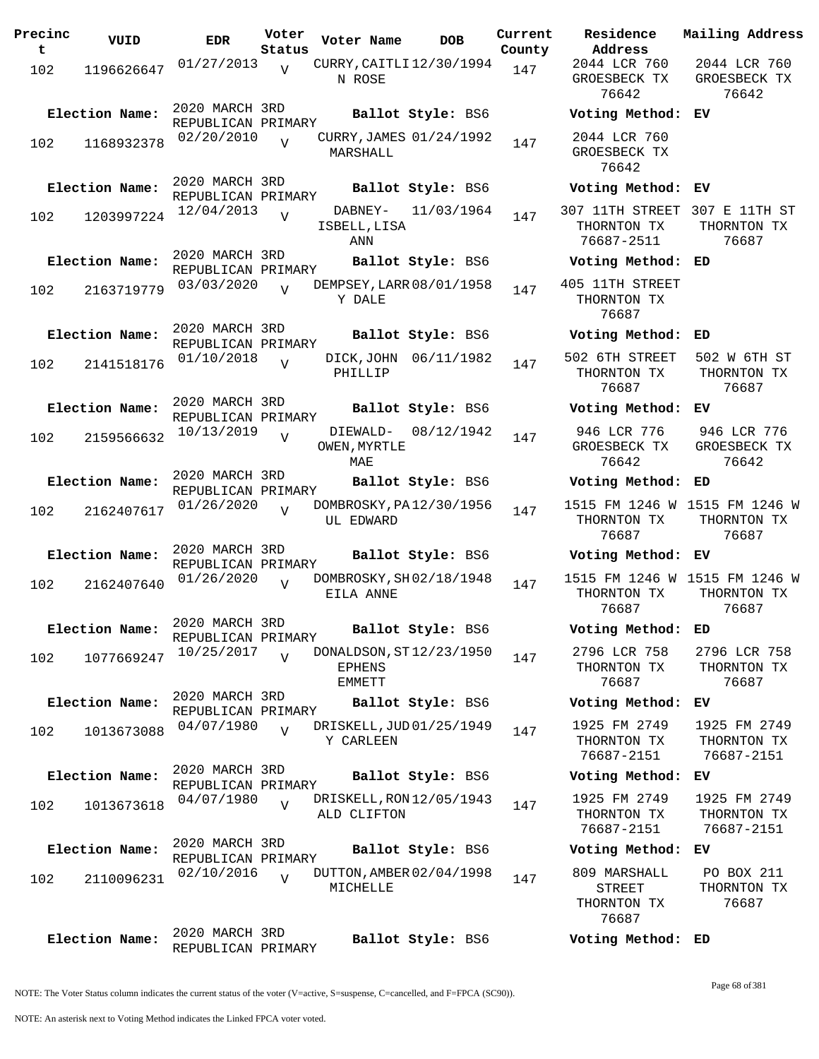| Precinct | VUID | EDR | Voter Status | Voter Name | DOB | Current County | Residence Address | Mailing Address |
|---|---|---|---|---|---|---|---|---|
| 102 | 1196626647 | 01/27/2013 | V | CURRY, CAITLIN ROSE | 12/30/1994 | 147 | 2044 LCR 760 GROESBECK TX 76642 | 2044 LCR 760 GROESBECK TX 76642 |
| Election Name: | 2020 MARCH 3RD REPUBLICAN PRIMARY | | | Ballot Style: BS6 | | | Voting Method: EV | |
| 102 | 1168932378 | 02/20/2010 | V | CURRY, JAMES MARSHALL | 01/24/1992 | 147 | 2044 LCR 760 GROESBECK TX 76642 | |
| Election Name: | 2020 MARCH 3RD REPUBLICAN PRIMARY | | | Ballot Style: BS6 | | | Voting Method: EV | |
| 102 | 1203997224 | 12/04/2013 | V | DABNEY-ISBELL, LISA ANN | 11/03/1964 | 147 | 307 11TH STREET THORNTON TX 76687-2511 | 307 E 11TH ST THORNTON TX 76687 |
| Election Name: | 2020 MARCH 3RD REPUBLICAN PRIMARY | | | Ballot Style: BS6 | | | Voting Method: ED | |
| 102 | 2163719779 | 03/03/2020 | V | DEMPSEY, LARRY DALE | 08/01/1958 | 147 | 405 11TH STREET THORNTON TX 76687 | |
| Election Name: | 2020 MARCH 3RD REPUBLICAN PRIMARY | | | Ballot Style: BS6 | | | Voting Method: ED | |
| 102 | 2141518176 | 01/10/2018 | V | DICK, JOHN PHILLIP | 06/11/1982 | 147 | 502 6TH STREET THORNTON TX 76687 | 502 W 6TH ST THORNTON TX 76687 |
| Election Name: | 2020 MARCH 3RD REPUBLICAN PRIMARY | | | Ballot Style: BS6 | | | Voting Method: EV | |
| 102 | 2159566632 | 10/13/2019 | V | DIEWALD-OWEN, MYRTLE MAE | 08/12/1942 | 147 | 946 LCR 776 GROESBECK TX 76642 | 946 LCR 776 GROESBECK TX 76642 |
| Election Name: | 2020 MARCH 3RD REPUBLICAN PRIMARY | | | Ballot Style: BS6 | | | Voting Method: ED | |
| 102 | 2162407617 | 01/26/2020 | V | DOMBROSKY, PAUL EDWARD | 12/30/1956 | 147 | 1515 FM 1246 W THORNTON TX 76687 | 1515 FM 1246 W THORNTON TX 76687 |
| Election Name: | 2020 MARCH 3RD REPUBLICAN PRIMARY | | | Ballot Style: BS6 | | | Voting Method: EV | |
| 102 | 2162407640 | 01/26/2020 | V | DOMBROSKY, SHEILA ANNE | 02/18/1948 | 147 | 1515 FM 1246 W THORNTON TX 76687 | 1515 FM 1246 W THORNTON TX 76687 |
| Election Name: | 2020 MARCH 3RD REPUBLICAN PRIMARY | | | Ballot Style: BS6 | | | Voting Method: ED | |
| 102 | 1077669247 | 10/25/2017 | V | DONALDSON, STEPHENS EMMETT | 12/23/1950 | 147 | 2796 LCR 758 THORNTON TX 76687 | 2796 LCR 758 THORNTON TX 76687 |
| Election Name: | 2020 MARCH 3RD REPUBLICAN PRIMARY | | | Ballot Style: BS6 | | | Voting Method: EV | |
| 102 | 1013673088 | 04/07/1980 | V | DRISKELL, JUDY CARLEEN | 01/25/1949 | 147 | 1925 FM 2749 THORNTON TX 76687-2151 | 1925 FM 2749 THORNTON TX 76687-2151 |
| Election Name: | 2020 MARCH 3RD REPUBLICAN PRIMARY | | | Ballot Style: BS6 | | | Voting Method: EV | |
| 102 | 1013673618 | 04/07/1980 | V | DRISKELL, RONALD CLIFTON | 12/05/1943 | 147 | 1925 FM 2749 THORNTON TX 76687-2151 | 1925 FM 2749 THORNTON TX 76687-2151 |
| Election Name: | 2020 MARCH 3RD REPUBLICAN PRIMARY | | | Ballot Style: BS6 | | | Voting Method: EV | |
| 102 | 2110096231 | 02/10/2016 | V | DUTTON, AMBER MICHELLE | 02/04/1998 | 147 | 809 MARSHALL STREET THORNTON TX 76687 | PO BOX 211 THORNTON TX 76687 |
| Election Name: | 2020 MARCH 3RD REPUBLICAN PRIMARY | | | Ballot Style: BS6 | | | Voting Method: ED | |

NOTE: The Voter Status column indicates the current status of the voter (V=active, S=suspense, C=cancelled, and F=FPCA (SC90)).

NOTE: An asterisk next to Voting Method indicates the Linked FPCA voter voted.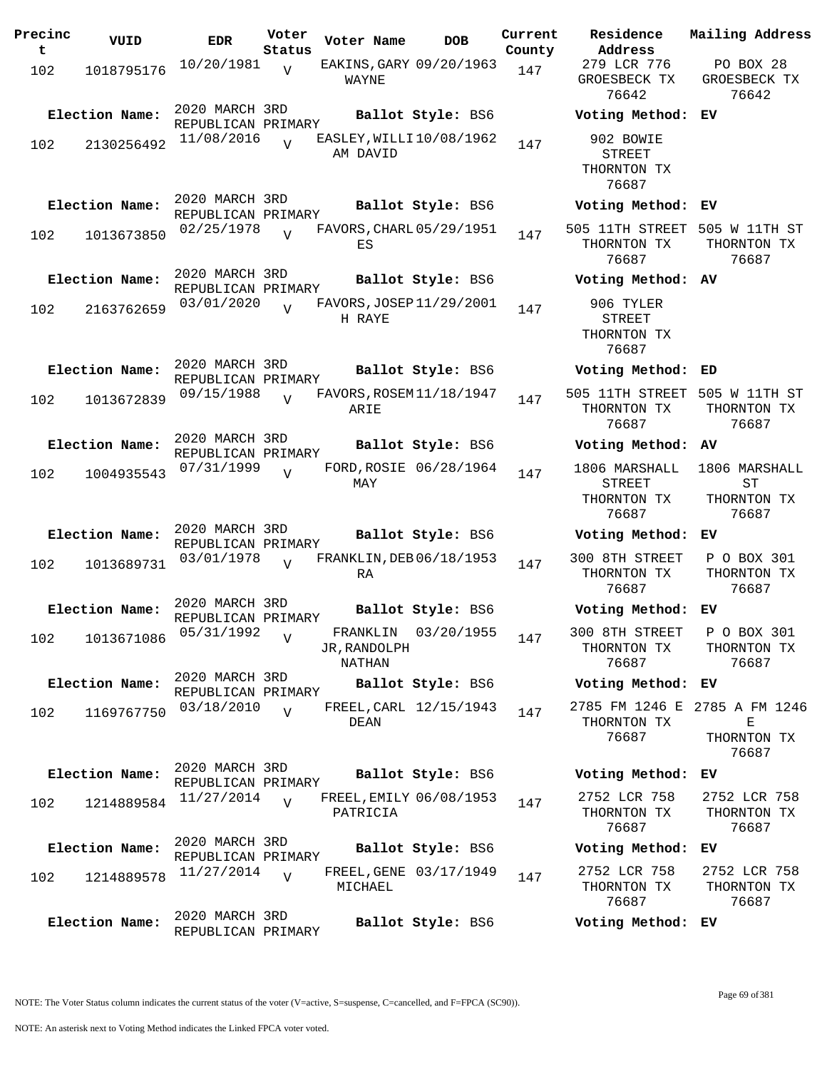| Precinct | VUID | EDR | Voter Status | Voter Name | DOB | Current County | Residence Address | Mailing Address |
|---|---|---|---|---|---|---|---|---|
| 102 | 1018795176 | 10/20/1981 | V | EAKINS, GARY WAYNE | 09/20/1963 | 147 | 279 LCR 776 GROESBECK TX 76642 | PO BOX 28 GROESBECK TX 76642 |
| **Election Name:** | 2020 MARCH 3RD REPUBLICAN PRIMARY | | | **Ballot Style:** BS6 | | | **Voting Method:** EV | |
| 102 | 2130256492 | 11/08/2016 | V | EASLEY, WILLIAM DAVID | 10/08/1962 | 147 | 902 BOWIE STREET THORNTON TX 76687 | |
| **Election Name:** | 2020 MARCH 3RD REPUBLICAN PRIMARY | | | **Ballot Style:** BS6 | | | **Voting Method:** EV | |
| 102 | 1013673850 | 02/25/1978 | V | FAVORS, CHARLES | 05/29/1951 | 147 | 505 11TH STREET THORNTON TX 76687 | 505 W 11TH ST THORNTON TX 76687 |
| **Election Name:** | 2020 MARCH 3RD REPUBLICAN PRIMARY | | | **Ballot Style:** BS6 | | | **Voting Method:** AV | |
| 102 | 2163762659 | 03/01/2020 | V | FAVORS, JOSEPH RAYE | 11/29/2001 | 147 | 906 TYLER STREET THORNTON TX 76687 | |
| **Election Name:** | 2020 MARCH 3RD REPUBLICAN PRIMARY | | | **Ballot Style:** BS6 | | | **Voting Method:** ED | |
| 102 | 1013672839 | 09/15/1988 | V | FAVORS, ROSEMARIE | 11/18/1947 | 147 | 505 11TH STREET THORNTON TX 76687 | 505 W 11TH ST THORNTON TX 76687 |
| **Election Name:** | 2020 MARCH 3RD REPUBLICAN PRIMARY | | | **Ballot Style:** BS6 | | | **Voting Method:** AV | |
| 102 | 1004935543 | 07/31/1999 | V | FORD, ROSIE MAY | 06/28/1964 | 147 | 1806 MARSHALL STREET THORNTON TX 76687 | 1806 MARSHALL ST THORNTON TX 76687 |
| **Election Name:** | 2020 MARCH 3RD REPUBLICAN PRIMARY | | | **Ballot Style:** BS6 | | | **Voting Method:** EV | |
| 102 | 1013689731 | 03/01/1978 | V | FRANKLIN, DEBRA | 06/18/1953 | 147 | 300 8TH STREET THORNTON TX 76687 | P O BOX 301 THORNTON TX 76687 |
| **Election Name:** | 2020 MARCH 3RD REPUBLICAN PRIMARY | | | **Ballot Style:** BS6 | | | **Voting Method:** EV | |
| 102 | 1013671086 | 05/31/1992 | V | FRANKLIN JR, RANDOLPH NATHAN | 03/20/1955 | 147 | 300 8TH STREET THORNTON TX 76687 | P O BOX 301 THORNTON TX 76687 |
| **Election Name:** | 2020 MARCH 3RD REPUBLICAN PRIMARY | | | **Ballot Style:** BS6 | | | **Voting Method:** EV | |
| 102 | 1169767750 | 03/18/2010 | V | FREEL, CARL DEAN | 12/15/1943 | 147 | 2785 FM 1246 E THORNTON TX 76687 | 2785 A FM 1246 E THORNTON TX 76687 |
| **Election Name:** | 2020 MARCH 3RD REPUBLICAN PRIMARY | | | **Ballot Style:** BS6 | | | **Voting Method:** EV | |
| 102 | 1214889584 | 11/27/2014 | V | FREEL, EMILY PATRICIA | 06/08/1953 | 147 | 2752 LCR 758 THORNTON TX 76687 | 2752 LCR 758 THORNTON TX 76687 |
| **Election Name:** | 2020 MARCH 3RD REPUBLICAN PRIMARY | | | **Ballot Style:** BS6 | | | **Voting Method:** EV | |
| 102 | 1214889578 | 11/27/2014 | V | FREEL, GENE MICHAEL | 03/17/1949 | 147 | 2752 LCR 758 THORNTON TX 76687 | 2752 LCR 758 THORNTON TX 76687 |
| **Election Name:** | 2020 MARCH 3RD REPUBLICAN PRIMARY | | | **Ballot Style:** BS6 | | | **Voting Method:** EV | |

NOTE: The Voter Status column indicates the current status of the voter (V=active, S=suspense, C=cancelled, and F=FPCA (SC90)).

NOTE: An asterisk next to Voting Method indicates the Linked FPCA voter voted.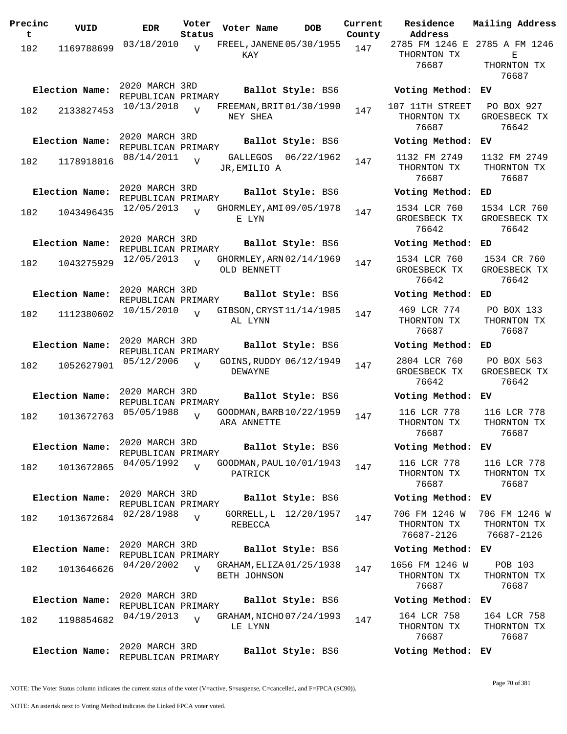| Precinct | VUID | EDR | Voter Status | Voter Name | DOB | Current County | Residence Address | Mailing Address |
|---|---|---|---|---|---|---|---|---|
| 102 | 1169788699 | 03/18/2010 | V | FREEL,JANENE KAY | 05/30/1955 | 147 | 2785 FM 1246 E THORNTON TX 76687 | 2785 A FM 1246 E THORNTON TX 76687 |
| Election Name: | | 2020 MARCH 3RD REPUBLICAN PRIMARY | | Ballot Style: BS6 | | | Voting Method: EV | |
| 102 | 2133827453 | 10/13/2018 | V | FREEMAN,BRITNEY SHEA | 01/30/1990 | 147 | 107 11TH STREET THORNTON TX 76687 | PO BOX 927 GROESBECK TX 76642 |
| Election Name: | | 2020 MARCH 3RD REPUBLICAN PRIMARY | | Ballot Style: BS6 | | | Voting Method: EV | |
| 102 | 1178918016 | 08/14/2011 | V | GALLEGOS JR,EMILIO A | 06/22/1962 | 147 | 1132 FM 2749 THORNTON TX 76687 | 1132 FM 2749 THORNTON TX 76687 |
| Election Name: | | 2020 MARCH 3RD REPUBLICAN PRIMARY | | Ballot Style: BS6 | | | Voting Method: ED | |
| 102 | 1043496435 | 12/05/2013 | V | GHORMLEY,AMIE LYN | 09/05/1978 | 147 | 1534 LCR 760 GROESBECK TX 76642 | 1534 LCR 760 GROESBECK TX 76642 |
| Election Name: | | 2020 MARCH 3RD REPUBLICAN PRIMARY | | Ballot Style: BS6 | | | Voting Method: ED | |
| 102 | 1043275929 | 12/05/2013 | V | GHORMLEY,ARNOLD BENNETT | 02/14/1969 | 147 | 1534 LCR 760 GROESBECK TX 76642 | 1534 CR 760 GROESBECK TX 76642 |
| Election Name: | | 2020 MARCH 3RD REPUBLICAN PRIMARY | | Ballot Style: BS6 | | | Voting Method: ED | |
| 102 | 1112380602 | 10/15/2010 | V | GIBSON,CRYSTAL LYNN | 11/14/1985 | 147 | 469 LCR 774 THORNTON TX 76687 | PO BOX 133 THORNTON TX 76687 |
| Election Name: | | 2020 MARCH 3RD REPUBLICAN PRIMARY | | Ballot Style: BS6 | | | Voting Method: ED | |
| 102 | 1052627901 | 05/12/2006 | V | GOINS,RUDDY DEWAYNE | 06/12/1949 | 147 | 2804 LCR 760 GROESBECK TX 76642 | PO BOX 563 GROESBECK TX 76642 |
| Election Name: | | 2020 MARCH 3RD REPUBLICAN PRIMARY | | Ballot Style: BS6 | | | Voting Method: EV | |
| 102 | 1013672763 | 05/05/1988 | V | GOODMAN,BARBARA ANNETTE | 10/22/1959 | 147 | 116 LCR 778 THORNTON TX 76687 | 116 LCR 778 THORNTON TX 76687 |
| Election Name: | | 2020 MARCH 3RD REPUBLICAN PRIMARY | | Ballot Style: BS6 | | | Voting Method: EV | |
| 102 | 1013672065 | 04/05/1992 | V | GOODMAN,PAUL PATRICK | 10/01/1943 | 147 | 116 LCR 778 THORNTON TX 76687 | 116 LCR 778 THORNTON TX 76687 |
| Election Name: | | 2020 MARCH 3RD REPUBLICAN PRIMARY | | Ballot Style: BS6 | | | Voting Method: EV | |
| 102 | 1013672684 | 02/28/1988 | V | GORRELL,L REBECCA | 12/20/1957 | 147 | 706 FM 1246 W THORNTON TX 76687-2126 | 706 FM 1246 W THORNTON TX 76687-2126 |
| Election Name: | | 2020 MARCH 3RD REPUBLICAN PRIMARY | | Ballot Style: BS6 | | | Voting Method: EV | |
| 102 | 1013646626 | 04/20/2002 | V | GRAHAM,ELIZABETH JOHNSON | 01/25/1938 | 147 | 1656 FM 1246 W THORNTON TX 76687 | POB 103 THORNTON TX 76687 |
| Election Name: | | 2020 MARCH 3RD REPUBLICAN PRIMARY | | Ballot Style: BS6 | | | Voting Method: EV | |
| 102 | 1198854682 | 04/19/2013 | V | GRAHAM,NICHOLE LYNN | 07/24/1993 | 147 | 164 LCR 758 THORNTON TX 76687 | 164 LCR 758 THORNTON TX 76687 |
| Election Name: | | 2020 MARCH 3RD REPUBLICAN PRIMARY | | Ballot Style: BS6 | | | Voting Method: EV | |

NOTE: The Voter Status column indicates the current status of the voter (V=active, S=suspense, C=cancelled, and F=FPCA (SC90)).

NOTE: An asterisk next to Voting Method indicates the Linked FPCA voter voted.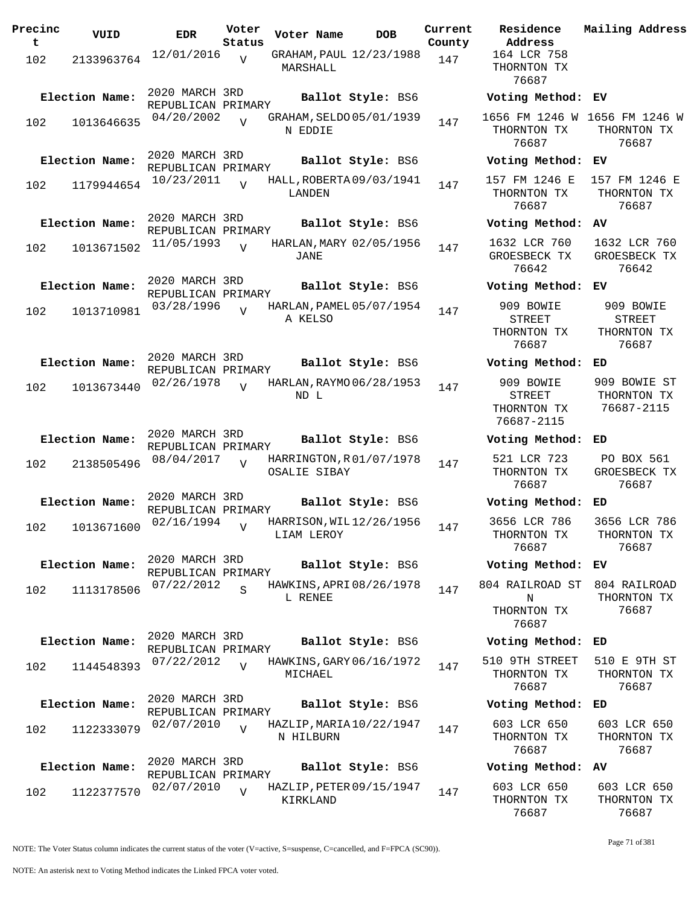| Precinct | VUID | EDR | Voter Status | Voter Name | DOB | Current County | Residence Address | Mailing Address |
|---|---|---|---|---|---|---|---|---|
| 102 | 2133963764 | 12/01/2016 | V | GRAHAM, PAUL MARSHALL | 12/23/1988 | 147 | 164 LCR 758 THORNTON TX 76687 | |
| **Election Name:** | 2020 MARCH 3RD REPUBLICAN PRIMARY | | | **Ballot Style:** BS6 | | | **Voting Method:** EV | |
| 102 | 1013646635 | 04/20/2002 | V | GRAHAM, SELDON EDDIE | 05/01/1939 | 147 | 1656 FM 1246 W THORNTON TX 76687 | 1656 FM 1246 W THORNTON TX 76687 |
| **Election Name:** | 2020 MARCH 3RD REPUBLICAN PRIMARY | | | **Ballot Style:** BS6 | | | **Voting Method:** EV | |
| 102 | 1179944654 | 10/23/2011 | V | HALL, ROBERTA LANDEN | 09/03/1941 | 147 | 157 FM 1246 E THORNTON TX 76687 | 157 FM 1246 E THORNTON TX 76687 |
| **Election Name:** | 2020 MARCH 3RD REPUBLICAN PRIMARY | | | **Ballot Style:** BS6 | | | **Voting Method:** AV | |
| 102 | 1013671502 | 11/05/1993 | V | HARLAN, MARY JANE | 02/05/1956 | 147 | 1632 LCR 760 GROESBECK TX 76642 | 1632 LCR 760 GROESBECK TX 76642 |
| **Election Name:** | 2020 MARCH 3RD REPUBLICAN PRIMARY | | | **Ballot Style:** BS6 | | | **Voting Method:** EV | |
| 102 | 1013710981 | 03/28/1996 | V | HARLAN, PAMELA KELSO | 05/07/1954 | 147 | 909 BOWIE STREET THORNTON TX 76687 | 909 BOWIE STREET THORNTON TX 76687 |
| **Election Name:** | 2020 MARCH 3RD REPUBLICAN PRIMARY | | | **Ballot Style:** BS6 | | | **Voting Method:** ED | |
| 102 | 1013673440 | 02/26/1978 | V | HARLAN, RAYMOND L | 06/28/1953 | 147 | 909 BOWIE STREET THORNTON TX 76687-2115 | 909 BOWIE ST THORNTON TX 76687-2115 |
| **Election Name:** | 2020 MARCH 3RD REPUBLICAN PRIMARY | | | **Ballot Style:** BS6 | | | **Voting Method:** ED | |
| 102 | 2138505496 | 08/04/2017 | V | HARRINGTON, ROSALIE SIBAY | 01/07/1978 | 147 | 521 LCR 723 THORNTON TX 76687 | PO BOX 561 GROESBECK TX 76687 |
| **Election Name:** | 2020 MARCH 3RD REPUBLICAN PRIMARY | | | **Ballot Style:** BS6 | | | **Voting Method:** ED | |
| 102 | 1013671600 | 02/16/1994 | V | HARRISON, WILLIAM LEROY | 12/26/1956 | 147 | 3656 LCR 786 THORNTON TX 76687 | 3656 LCR 786 THORNTON TX 76687 |
| **Election Name:** | 2020 MARCH 3RD REPUBLICAN PRIMARY | | | **Ballot Style:** BS6 | | | **Voting Method:** EV | |
| 102 | 1113178506 | 07/22/2012 | S | HAWKINS, APRIL RENEE | 08/26/1978 | 147 | 804 RAILROAD ST N THORNTON TX 76687 | 804 RAILROAD THORNTON TX 76687 |
| **Election Name:** | 2020 MARCH 3RD REPUBLICAN PRIMARY | | | **Ballot Style:** BS6 | | | **Voting Method:** ED | |
| 102 | 1144548393 | 07/22/2012 | V | HAWKINS, GARY MICHAEL | 06/16/1972 | 147 | 510 9TH STREET THORNTON TX 76687 | 510 E 9TH ST THORNTON TX 76687 |
| **Election Name:** | 2020 MARCH 3RD REPUBLICAN PRIMARY | | | **Ballot Style:** BS6 | | | **Voting Method:** ED | |
| 102 | 1122333079 | 02/07/2010 | V | HAZLIP, MARIAN HILBURN | 10/22/1947 | 147 | 603 LCR 650 THORNTON TX 76687 | 603 LCR 650 THORNTON TX 76687 |
| **Election Name:** | 2020 MARCH 3RD REPUBLICAN PRIMARY | | | **Ballot Style:** BS6 | | | **Voting Method:** AV | |
| 102 | 1122377570 | 02/07/2010 | V | HAZLIP, PETER KIRKLAND | 09/15/1947 | 147 | 603 LCR 650 THORNTON TX 76687 | 603 LCR 650 THORNTON TX 76687 |

NOTE: The Voter Status column indicates the current status of the voter (V=active, S=suspense, C=cancelled, and F=FPCA (SC90)).

NOTE: An asterisk next to Voting Method indicates the Linked FPCA voter voted.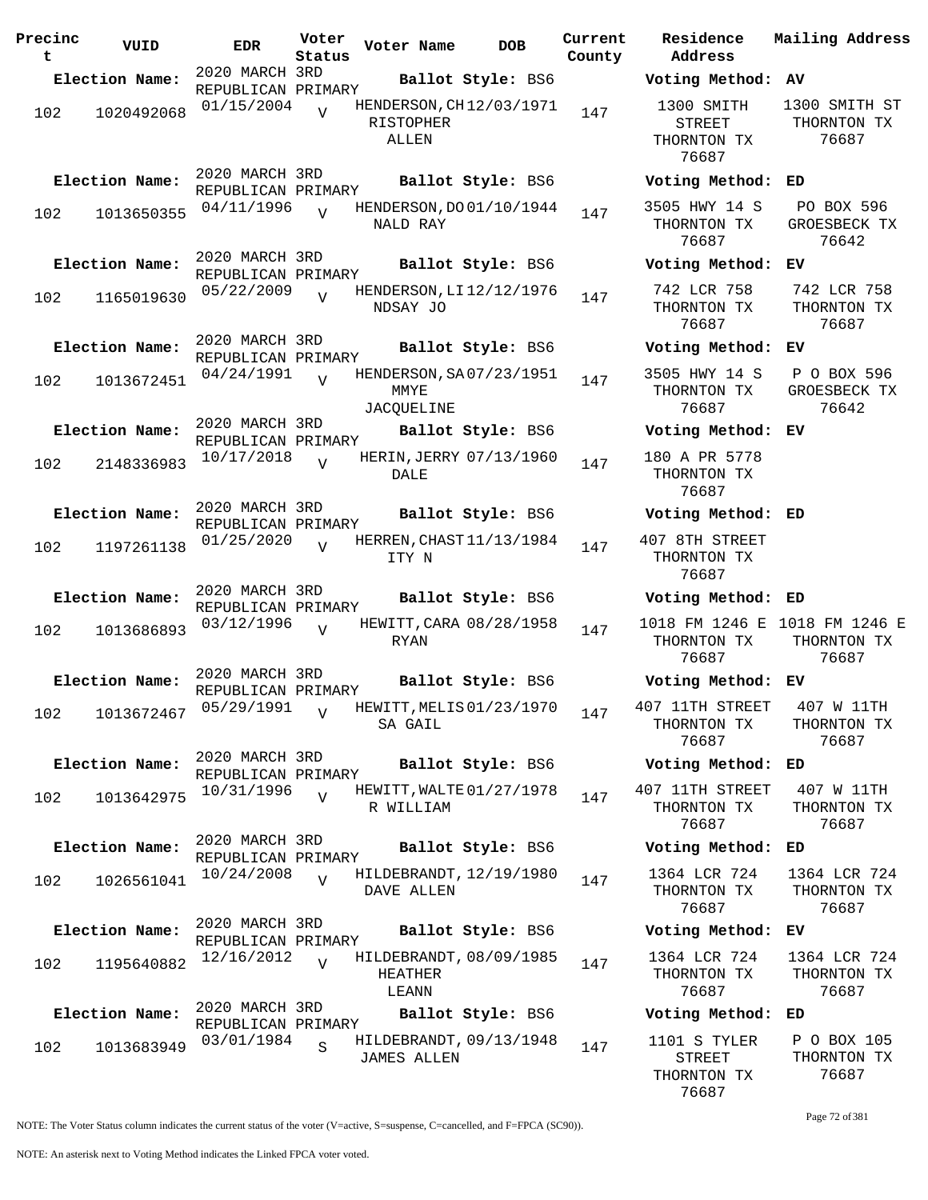| Precinct | VUID | EDR | Voter Status | Voter Name | DOB | Current County | Residence Address | Mailing Address |
|---|---|---|---|---|---|---|---|---|
| **Election Name:** | | 2020 MARCH 3RD REPUBLICAN PRIMARY | | **Ballot Style:** BS6 | | | **Voting Method:** AV | |
| 102 | 1020492068 | 01/15/2004 | V | HENDERSON,CHRISTOPHER ALLEN | 12/03/1971 | 147 | 1300 SMITH STREET THORNTON TX 76687 | 1300 SMITH ST THORNTON TX 76687 |
| **Election Name:** | | 2020 MARCH 3RD REPUBLICAN PRIMARY | | **Ballot Style:** BS6 | | | **Voting Method:** ED | |
| 102 | 1013650355 | 04/11/1996 | V | HENDERSON,DONALD RAY | 01/10/1944 | 147 | 3505 HWY 14 S THORNTON TX 76687 | PO BOX 596 GROESBECK TX 76642 |
| **Election Name:** | | 2020 MARCH 3RD REPUBLICAN PRIMARY | | **Ballot Style:** BS6 | | | **Voting Method:** EV | |
| 102 | 1165019630 | 05/22/2009 | V | HENDERSON,LINDSAY JO | 12/12/1976 | 147 | 742 LCR 758 THORNTON TX 76687 | 742 LCR 758 THORNTON TX 76687 |
| **Election Name:** | | 2020 MARCH 3RD REPUBLICAN PRIMARY | | **Ballot Style:** BS6 | | | **Voting Method:** EV | |
| 102 | 1013672451 | 04/24/1991 | V | HENDERSON,SAMMYE JACQUELINE | 07/23/1951 | 147 | 3505 HWY 14 S THORNTON TX 76687 | P O BOX 596 GROESBECK TX 76642 |
| **Election Name:** | | 2020 MARCH 3RD REPUBLICAN PRIMARY | | **Ballot Style:** BS6 | | | **Voting Method:** EV | |
| 102 | 2148336983 | 10/17/2018 | V | HERIN,JERRY DALE | 07/13/1960 | 147 | 180 A PR 5778 THORNTON TX 76687 | |
| **Election Name:** | | 2020 MARCH 3RD REPUBLICAN PRIMARY | | **Ballot Style:** BS6 | | | **Voting Method:** ED | |
| 102 | 1197261138 | 01/25/2020 | V | HERREN,CHASTITY N | 11/13/1984 | 147 | 407 8TH STREET THORNTON TX 76687 | |
| **Election Name:** | | 2020 MARCH 3RD REPUBLICAN PRIMARY | | **Ballot Style:** BS6 | | | **Voting Method:** ED | |
| 102 | 1013686893 | 03/12/1996 | V | HEWITT,CARA RYAN | 08/28/1958 | 147 | 1018 FM 1246 E THORNTON TX 76687 | 1018 FM 1246 E THORNTON TX 76687 |
| **Election Name:** | | 2020 MARCH 3RD REPUBLICAN PRIMARY | | **Ballot Style:** BS6 | | | **Voting Method:** EV | |
| 102 | 1013672467 | 05/29/1991 | V | HEWITT,MELISSA GAIL | 01/23/1970 | 147 | 407 11TH STREET THORNTON TX 76687 | 407 W 11TH THORNTON TX 76687 |
| **Election Name:** | | 2020 MARCH 3RD REPUBLICAN PRIMARY | | **Ballot Style:** BS6 | | | **Voting Method:** ED | |
| 102 | 1013642975 | 10/31/1996 | V | HEWITT,WALTER WILLIAM | 01/27/1978 | 147 | 407 11TH STREET THORNTON TX 76687 | 407 W 11TH THORNTON TX 76687 |
| **Election Name:** | | 2020 MARCH 3RD REPUBLICAN PRIMARY | | **Ballot Style:** BS6 | | | **Voting Method:** ED | |
| 102 | 1026561041 | 10/24/2008 | V | HILDEBRANDT,DAVE ALLEN | 12/19/1980 | 147 | 1364 LCR 724 THORNTON TX 76687 | 1364 LCR 724 THORNTON TX 76687 |
| **Election Name:** | | 2020 MARCH 3RD REPUBLICAN PRIMARY | | **Ballot Style:** BS6 | | | **Voting Method:** EV | |
| 102 | 1195640882 | 12/16/2012 | V | HILDEBRANDT,HEATHER LEANN | 08/09/1985 | 147 | 1364 LCR 724 THORNTON TX 76687 | 1364 LCR 724 THORNTON TX 76687 |
| **Election Name:** | | 2020 MARCH 3RD REPUBLICAN PRIMARY | | **Ballot Style:** BS6 | | | **Voting Method:** ED | |
| 102 | 1013683949 | 03/01/1984 | S | HILDEBRANDT,JAMES ALLEN | 09/13/1948 | 147 | 1101 S TYLER STREET THORNTON TX 76687 | P O BOX 105 THORNTON TX 76687 |

NOTE: The Voter Status column indicates the current status of the voter (V=active, S=suspense, C=cancelled, and F=FPCA (SC90)).

NOTE: An asterisk next to Voting Method indicates the Linked FPCA voter voted.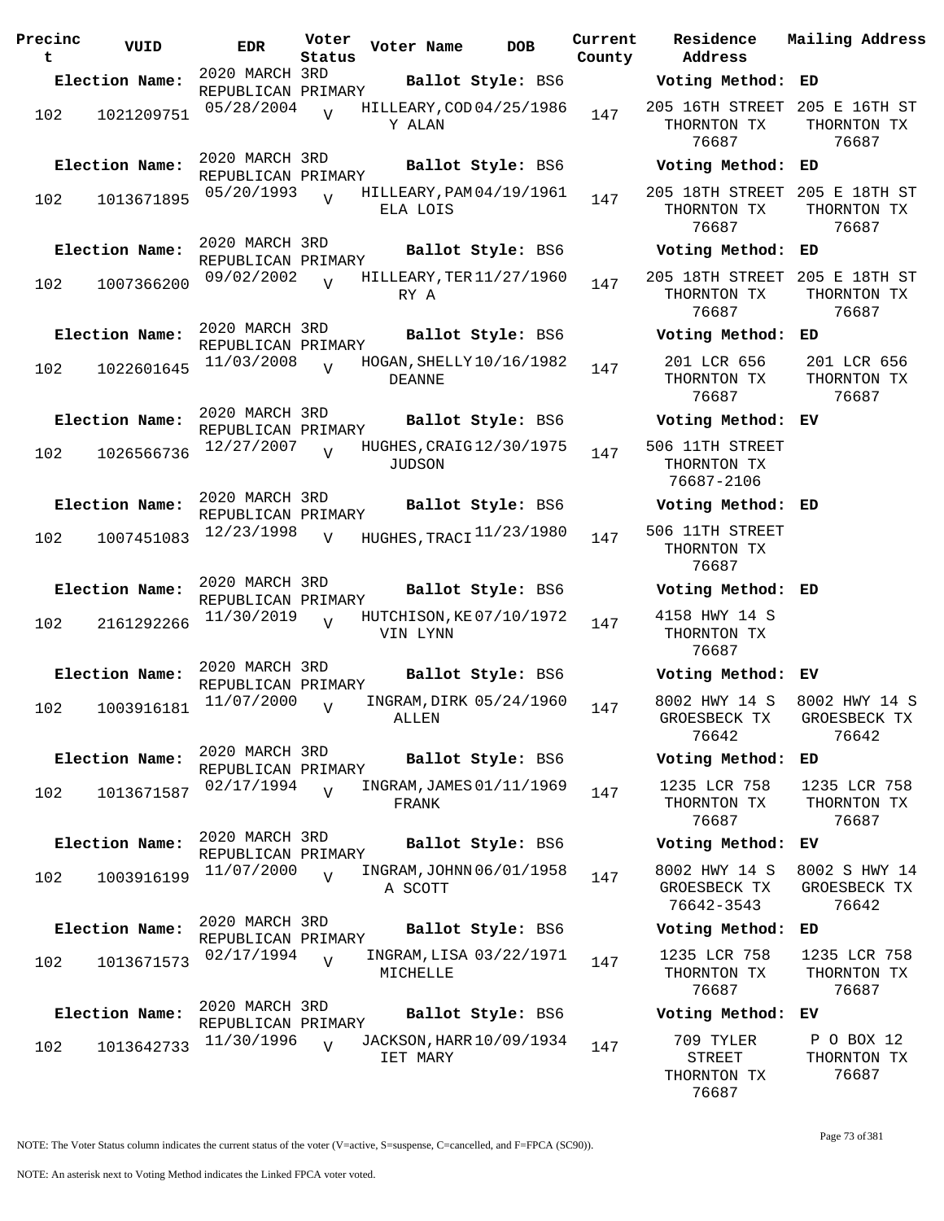| Precinct | VUID | EDR | Voter Status | Voter Name | DOB | Current County | Residence Address | Mailing Address |
|---|---|---|---|---|---|---|---|---|
| **Election Name:** | | 2020 MARCH 3RD REPUBLICAN PRIMARY | | **Ballot Style:** BS6 | | | **Voting Method:** ED | |
| 102 | 1021209751 | 05/28/2004 | V | HILLEARY,CODY ALAN | 04/25/1986 | 147 | 205 16TH STREET THORNTON TX 76687 | 205 E 16TH ST THORNTON TX 76687 |
| **Election Name:** | | 2020 MARCH 3RD REPUBLICAN PRIMARY | | **Ballot Style:** BS6 | | | **Voting Method:** ED | |
| 102 | 1013671895 | 05/20/1993 | V | HILLEARY,PAMELA LOIS | 04/19/1961 | 147 | 205 18TH STREET THORNTON TX 76687 | 205 E 18TH ST THORNTON TX 76687 |
| **Election Name:** | | 2020 MARCH 3RD REPUBLICAN PRIMARY | | **Ballot Style:** BS6 | | | **Voting Method:** ED | |
| 102 | 1007366200 | 09/02/2002 | V | HILLEARY,TERRY A | 11/27/1960 | 147 | 205 18TH STREET THORNTON TX 76687 | 205 E 18TH ST THORNTON TX 76687 |
| **Election Name:** | | 2020 MARCH 3RD REPUBLICAN PRIMARY | | **Ballot Style:** BS6 | | | **Voting Method:** ED | |
| 102 | 1022601645 | 11/03/2008 | V | HOGAN,SHELLY DEANNE | 10/16/1982 | 147 | 201 LCR 656 THORNTON TX 76687 | 201 LCR 656 THORNTON TX 76687 |
| **Election Name:** | | 2020 MARCH 3RD REPUBLICAN PRIMARY | | **Ballot Style:** BS6 | | | **Voting Method:** EV | |
| 102 | 1026566736 | 12/27/2007 | V | HUGHES,CRAIG JUDSON | 12/30/1975 | 147 | 506 11TH STREET THORNTON TX 76687-2106 | |
| **Election Name:** | | 2020 MARCH 3RD REPUBLICAN PRIMARY | | **Ballot Style:** BS6 | | | **Voting Method:** ED | |
| 102 | 1007451083 | 12/23/1998 | V | HUGHES,TRACI | 11/23/1980 | 147 | 506 11TH STREET THORNTON TX 76687 | |
| **Election Name:** | | 2020 MARCH 3RD REPUBLICAN PRIMARY | | **Ballot Style:** BS6 | | | **Voting Method:** ED | |
| 102 | 2161292266 | 11/30/2019 | V | HUTCHISON,KEVIN LYNN | 07/10/1972 | 147 | 4158 HWY 14 S THORNTON TX 76687 | |
| **Election Name:** | | 2020 MARCH 3RD REPUBLICAN PRIMARY | | **Ballot Style:** BS6 | | | **Voting Method:** EV | |
| 102 | 1003916181 | 11/07/2000 | V | INGRAM,DIRK ALLEN | 05/24/1960 | 147 | 8002 HWY 14 S GROESBECK TX 76642 | 8002 HWY 14 S GROESBECK TX 76642 |
| **Election Name:** | | 2020 MARCH 3RD REPUBLICAN PRIMARY | | **Ballot Style:** BS6 | | | **Voting Method:** ED | |
| 102 | 1013671587 | 02/17/1994 | V | INGRAM,JAMES FRANK | 01/11/1969 | 147 | 1235 LCR 758 THORNTON TX 76687 | 1235 LCR 758 THORNTON TX 76687 |
| **Election Name:** | | 2020 MARCH 3RD REPUBLICAN PRIMARY | | **Ballot Style:** BS6 | | | **Voting Method:** EV | |
| 102 | 1003916199 | 11/07/2000 | V | INGRAM,JOHNNA SCOTT | 06/01/1958 | 147 | 8002 HWY 14 S GROESBECK TX 76642-3543 | 8002 S HWY 14 GROESBECK TX 76642 |
| **Election Name:** | | 2020 MARCH 3RD REPUBLICAN PRIMARY | | **Ballot Style:** BS6 | | | **Voting Method:** ED | |
| 102 | 1013671573 | 02/17/1994 | V | INGRAM,LISA MICHELLE | 03/22/1971 | 147 | 1235 LCR 758 THORNTON TX 76687 | 1235 LCR 758 THORNTON TX 76687 |
| **Election Name:** | | 2020 MARCH 3RD REPUBLICAN PRIMARY | | **Ballot Style:** BS6 | | | **Voting Method:** EV | |
| 102 | 1013642733 | 11/30/1996 | V | JACKSON,HARRIET MARY | 10/09/1934 | 147 | 709 TYLER STREET THORNTON TX 76687 | P O BOX 12 THORNTON TX 76687 |

NOTE: The Voter Status column indicates the current status of the voter (V=active, S=suspense, C=cancelled, and F=FPCA (SC90)).

NOTE: An asterisk next to Voting Method indicates the Linked FPCA voter voted.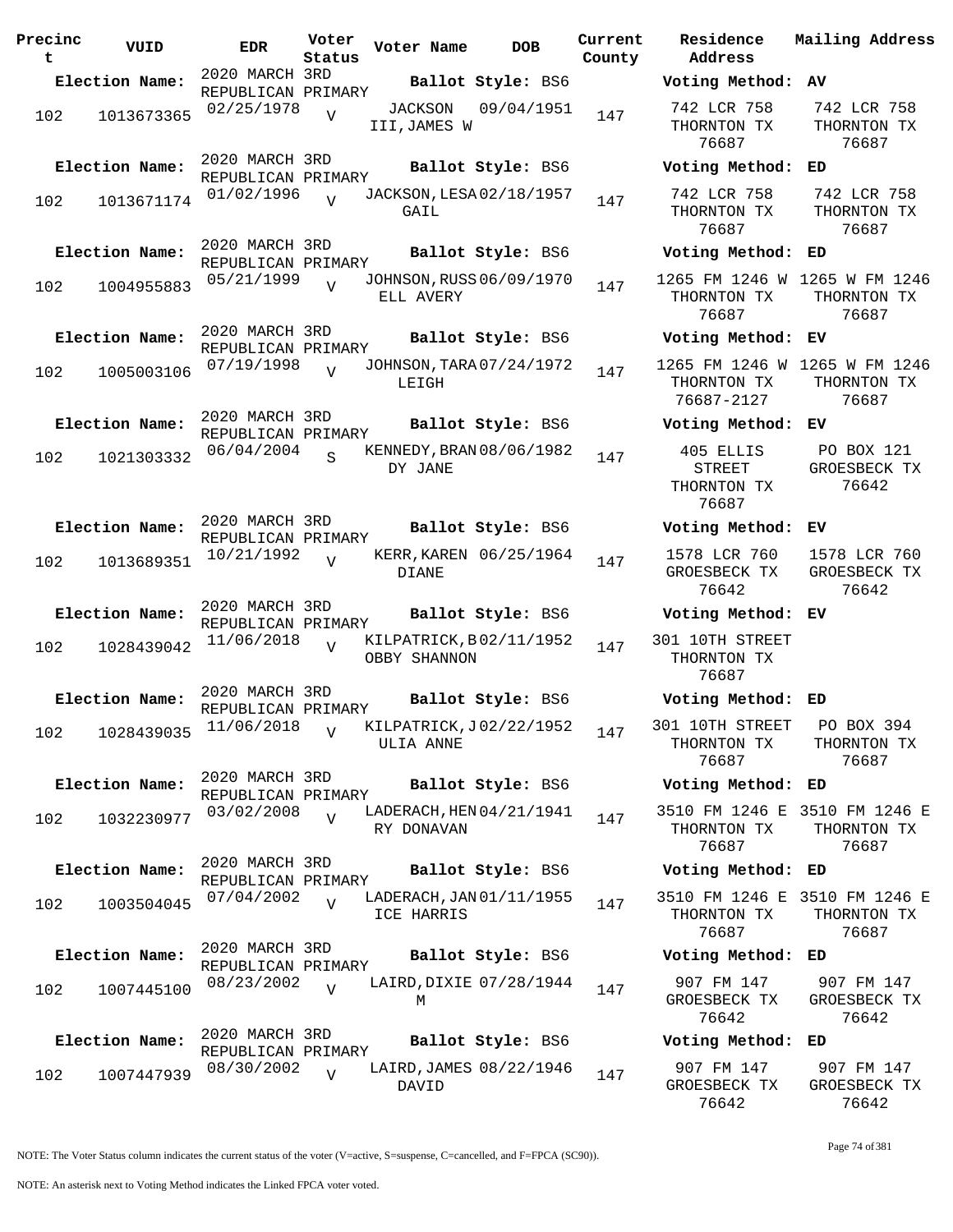| Precinct | VUID | EDR | Voter Status | Voter Name | DOB | Current County | Residence Address | Mailing Address |
|---|---|---|---|---|---|---|---|---|
| **Election Name:** | | 2020 MARCH 3RD REPUBLICAN PRIMARY | | **Ballot Style:** BS6 | | | **Voting Method:** AV | |
| 102 | 1013673365 | 02/25/1978 | V | JACKSON III,JAMES W | 09/04/1951 | 147 | 742 LCR 758 THORNTON TX 76687 | 742 LCR 758 THORNTON TX 76687 |
| **Election Name:** | | 2020 MARCH 3RD REPUBLICAN PRIMARY | | **Ballot Style:** BS6 | | | **Voting Method:** ED | |
| 102 | 1013671174 | 01/02/1996 | V | JACKSON,LESA GAIL | 02/18/1957 | 147 | 742 LCR 758 THORNTON TX 76687 | 742 LCR 758 THORNTON TX 76687 |
| **Election Name:** | | 2020 MARCH 3RD REPUBLICAN PRIMARY | | **Ballot Style:** BS6 | | | **Voting Method:** ED | |
| 102 | 1004955883 | 05/21/1999 | V | JOHNSON,RUSSELL AVERY | 06/09/1970 | 147 | 1265 FM 1246 W THORNTON TX 76687 | 1265 W FM 1246 THORNTON TX 76687 |
| **Election Name:** | | 2020 MARCH 3RD REPUBLICAN PRIMARY | | **Ballot Style:** BS6 | | | **Voting Method:** EV | |
| 102 | 1005003106 | 07/19/1998 | V | JOHNSON,TARA LEIGH | 07/24/1972 | 147 | 1265 FM 1246 W THORNTON TX 76687-2127 | 1265 W FM 1246 THORNTON TX 76687 |
| **Election Name:** | | 2020 MARCH 3RD REPUBLICAN PRIMARY | | **Ballot Style:** BS6 | | | **Voting Method:** EV | |
| 102 | 1021303332 | 06/04/2004 | S | KENNEDY,BRANDY JANE | 08/06/1982 | 147 | 405 ELLIS STREET THORNTON TX 76687 | PO BOX 121 GROESBECK TX 76642 |
| **Election Name:** | | 2020 MARCH 3RD REPUBLICAN PRIMARY | | **Ballot Style:** BS6 | | | **Voting Method:** EV | |
| 102 | 1013689351 | 10/21/1992 | V | KERR,KAREN DIANE | 06/25/1964 | 147 | 1578 LCR 760 GROESBECK TX 76642 | 1578 LCR 760 GROESBECK TX 76642 |
| **Election Name:** | | 2020 MARCH 3RD REPUBLICAN PRIMARY | | **Ballot Style:** BS6 | | | **Voting Method:** EV | |
| 102 | 1028439042 | 11/06/2018 | V | KILPATRICK,BOBBY SHANNON | 02/11/1952 | 147 | 301 10TH STREET THORNTON TX 76687 | |
| **Election Name:** | | 2020 MARCH 3RD REPUBLICAN PRIMARY | | **Ballot Style:** BS6 | | | **Voting Method:** ED | |
| 102 | 1028439035 | 11/06/2018 | V | KILPATRICK,JULIA ANNE | 02/22/1952 | 147 | 301 10TH STREET THORNTON TX 76687 | PO BOX 394 THORNTON TX 76687 |
| **Election Name:** | | 2020 MARCH 3RD REPUBLICAN PRIMARY | | **Ballot Style:** BS6 | | | **Voting Method:** ED | |
| 102 | 1032230977 | 03/02/2008 | V | LADERACH,HENRY DONAVAN | 04/21/1941 | 147 | 3510 FM 1246 E THORNTON TX 76687 | 3510 FM 1246 E THORNTON TX 76687 |
| **Election Name:** | | 2020 MARCH 3RD REPUBLICAN PRIMARY | | **Ballot Style:** BS6 | | | **Voting Method:** ED | |
| 102 | 1003504045 | 07/04/2002 | V | LADERACH,JANICE HARRIS | 01/11/1955 | 147 | 3510 FM 1246 E THORNTON TX 76687 | 3510 FM 1246 E THORNTON TX 76687 |
| **Election Name:** | | 2020 MARCH 3RD REPUBLICAN PRIMARY | | **Ballot Style:** BS6 | | | **Voting Method:** ED | |
| 102 | 1007445100 | 08/23/2002 | V | LAIRD,DIXIE M | 07/28/1944 | 147 | 907 FM 147 GROESBECK TX 76642 | 907 FM 147 GROESBECK TX 76642 |
| **Election Name:** | | 2020 MARCH 3RD REPUBLICAN PRIMARY | | **Ballot Style:** BS6 | | | **Voting Method:** ED | |
| 102 | 1007447939 | 08/30/2002 | V | LAIRD,JAMES DAVID | 08/22/1946 | 147 | 907 FM 147 GROESBECK TX 76642 | 907 FM 147 GROESBECK TX 76642 |

NOTE: The Voter Status column indicates the current status of the voter (V=active, S=suspense, C=cancelled, and F=FPCA (SC90)).

NOTE: An asterisk next to Voting Method indicates the Linked FPCA voter voted.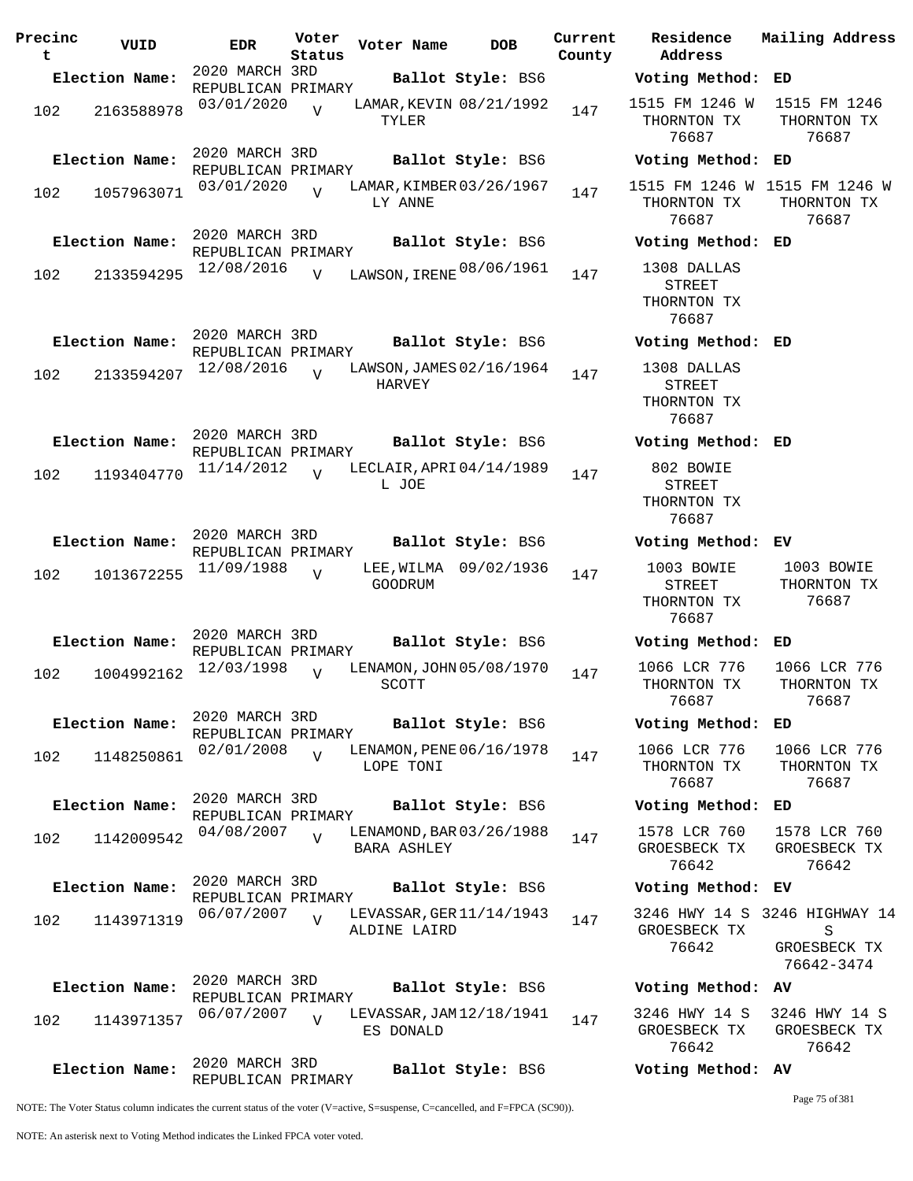| Precinct | VUID | EDR | Voter Status | Voter Name | DOB | Current County | Residence Address | Mailing Address |
|---|---|---|---|---|---|---|---|---|
| **Election Name:** | | 2020 MARCH 3RD REPUBLICAN PRIMARY | | **Ballot Style:** BS6 | | | **Voting Method:** ED | |
| 102 | 2163588978 | 03/01/2020 | V | LAMAR,KEVIN TYLER | 08/21/1992 | 147 | 1515 FM 1246 W THORNTON TX 76687 | 1515 FM 1246 THORNTON TX 76687 |
| **Election Name:** | | 2020 MARCH 3RD REPUBLICAN PRIMARY | | **Ballot Style:** BS6 | | | **Voting Method:** ED | |
| 102 | 1057963071 | 03/01/2020 | V | LAMAR,KIMBERLY ANNE | 03/26/1967 | 147 | 1515 FM 1246 W THORNTON TX 76687 | 1515 FM 1246 W THORNTON TX 76687 |
| **Election Name:** | | 2020 MARCH 3RD REPUBLICAN PRIMARY | | **Ballot Style:** BS6 | | | **Voting Method:** ED | |
| 102 | 2133594295 | 12/08/2016 | V | LAWSON,IRENE | 08/06/1961 | 147 | 1308 DALLAS STREET THORNTON TX 76687 | |
| **Election Name:** | | 2020 MARCH 3RD REPUBLICAN PRIMARY | | **Ballot Style:** BS6 | | | **Voting Method:** ED | |
| 102 | 2133594207 | 12/08/2016 | V | LAWSON,JAMES HARVEY | 02/16/1964 | 147 | 1308 DALLAS STREET THORNTON TX 76687 | |
| **Election Name:** | | 2020 MARCH 3RD REPUBLICAN PRIMARY | | **Ballot Style:** BS6 | | | **Voting Method:** ED | |
| 102 | 1193404770 | 11/14/2012 | V | LECLAIR,APRIL JOE | 04/14/1989 | 147 | 802 BOWIE STREET THORNTON TX 76687 | |
| **Election Name:** | | 2020 MARCH 3RD REPUBLICAN PRIMARY | | **Ballot Style:** BS6 | | | **Voting Method:** EV | |
| 102 | 1013672255 | 11/09/1988 | V | LEE,WILMA GOODRUM | 09/02/1936 | 147 | 1003 BOWIE STREET THORNTON TX 76687 | 1003 BOWIE THORNTON TX 76687 |
| **Election Name:** | | 2020 MARCH 3RD REPUBLICAN PRIMARY | | **Ballot Style:** BS6 | | | **Voting Method:** ED | |
| 102 | 1004992162 | 12/03/1998 | V | LENAMON,JOHN SCOTT | 05/08/1970 | 147 | 1066 LCR 776 THORNTON TX 76687 | 1066 LCR 776 THORNTON TX 76687 |
| **Election Name:** | | 2020 MARCH 3RD REPUBLICAN PRIMARY | | **Ballot Style:** BS6 | | | **Voting Method:** ED | |
| 102 | 1148250861 | 02/01/2008 | V | LENAMON,PENELOPE TONI | 06/16/1978 | 147 | 1066 LCR 776 THORNTON TX 76687 | 1066 LCR 776 THORNTON TX 76687 |
| **Election Name:** | | 2020 MARCH 3RD REPUBLICAN PRIMARY | | **Ballot Style:** BS6 | | | **Voting Method:** ED | |
| 102 | 1142009542 | 04/08/2007 | V | LENAMOND,BARBARA ASHLEY | 03/26/1988 | 147 | 1578 LCR 760 GROESBECK TX 76642 | 1578 LCR 760 GROESBECK TX 76642 |
| **Election Name:** | | 2020 MARCH 3RD REPUBLICAN PRIMARY | | **Ballot Style:** BS6 | | | **Voting Method:** EV | |
| 102 | 1143971319 | 06/07/2007 | V | LEVASSAR,GERALDINE LAIRD | 11/14/1943 | 147 | 3246 HWY 14 S GROESBECK TX 76642 | 3246 HIGHWAY 14 S GROESBECK TX 76642-3474 |
| **Election Name:** | | 2020 MARCH 3RD REPUBLICAN PRIMARY | | **Ballot Style:** BS6 | | | **Voting Method:** AV | |
| 102 | 1143971357 | 06/07/2007 | V | LEVASSAR,JAMES DONALD | 12/18/1941 | 147 | 3246 HWY 14 S GROESBECK TX 76642 | 3246 HWY 14 S GROESBECK TX 76642 |
| **Election Name:** | | 2020 MARCH 3RD REPUBLICAN PRIMARY | | **Ballot Style:** BS6 | | | **Voting Method:** AV | |

NOTE: The Voter Status column indicates the current status of the voter (V=active, S=suspense, C=cancelled, and F=FPCA (SC90)).

NOTE: An asterisk next to Voting Method indicates the Linked FPCA voter voted.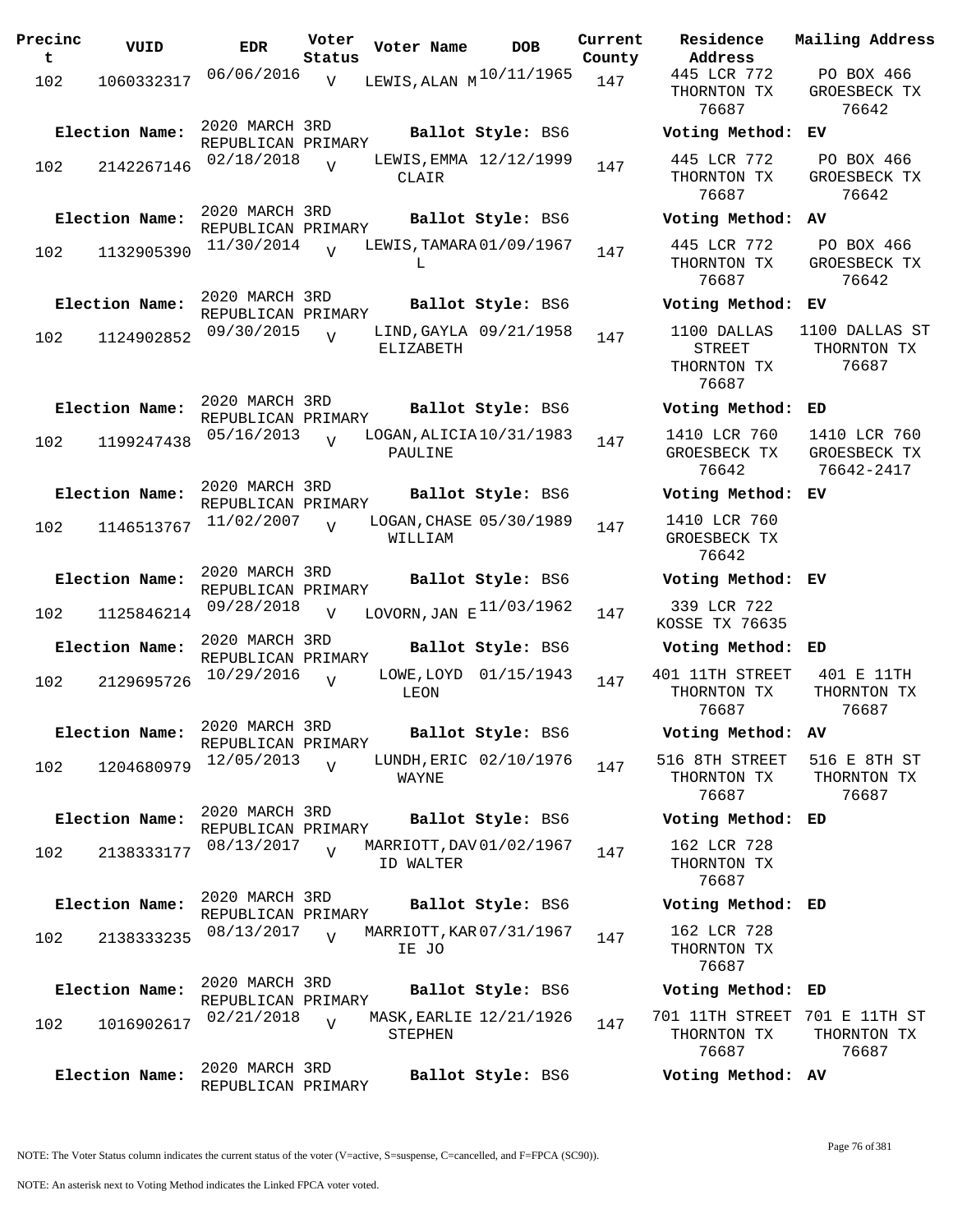| Precinct | VUID | EDR | Voter Status | Voter Name | DOB | Current County | Residence Address | Mailing Address |
|---|---|---|---|---|---|---|---|---|
| 102 | 1060332317 | 06/06/2016 | V | LEWIS,ALAN M | 10/11/1965 | 147 | 445 LCR 772 THORNTON TX 76687 | PO BOX 466 GROESBECK TX 76642 |
| Election Name: | 2020 MARCH 3RD REPUBLICAN PRIMARY | | | Ballot Style: BS6 | | | Voting Method: EV | |
| 102 | 2142267146 | 02/18/2018 | V | LEWIS,EMMA CLAIR | 12/12/1999 | 147 | 445 LCR 772 THORNTON TX 76687 | PO BOX 466 GROESBECK TX 76642 |
| Election Name: | 2020 MARCH 3RD REPUBLICAN PRIMARY | | | Ballot Style: BS6 | | | Voting Method: AV | |
| 102 | 1132905390 | 11/30/2014 | V | LEWIS,TAMARA L | 01/09/1967 | 147 | 445 LCR 772 THORNTON TX 76687 | PO BOX 466 GROESBECK TX 76642 |
| Election Name: | 2020 MARCH 3RD REPUBLICAN PRIMARY | | | Ballot Style: BS6 | | | Voting Method: EV | |
| 102 | 1124902852 | 09/30/2015 | V | LIND,GAYLA ELIZABETH | 09/21/1958 | 147 | 1100 DALLAS STREET THORNTON TX 76687 | 1100 DALLAS ST THORNTON TX 76687 |
| Election Name: | 2020 MARCH 3RD REPUBLICAN PRIMARY | | | Ballot Style: BS6 | | | Voting Method: ED | |
| 102 | 1199247438 | 05/16/2013 | V | LOGAN,ALICIA PAULINE | 10/31/1983 | 147 | 1410 LCR 760 GROESBECK TX 76642 | 1410 LCR 760 GROESBECK TX 76642-2417 |
| Election Name: | 2020 MARCH 3RD REPUBLICAN PRIMARY | | | Ballot Style: BS6 | | | Voting Method: EV | |
| 102 | 1146513767 | 11/02/2007 | V | LOGAN,CHASE WILLIAM | 05/30/1989 | 147 | 1410 LCR 760 GROESBECK TX 76642 | |
| Election Name: | 2020 MARCH 3RD REPUBLICAN PRIMARY | | | Ballot Style: BS6 | | | Voting Method: EV | |
| 102 | 1125846214 | 09/28/2018 | V | LOVORN,JAN E | 11/03/1962 | 147 | 339 LCR 722 KOSSE TX 76635 | |
| Election Name: | 2020 MARCH 3RD REPUBLICAN PRIMARY | | | Ballot Style: BS6 | | | Voting Method: ED | |
| 102 | 2129695726 | 10/29/2016 | V | LOWE,LOYD LEON | 01/15/1943 | 147 | 401 11TH STREET THORNTON TX 76687 | 401 E 11TH THORNTON TX 76687 |
| Election Name: | 2020 MARCH 3RD REPUBLICAN PRIMARY | | | Ballot Style: BS6 | | | Voting Method: AV | |
| 102 | 1204680979 | 12/05/2013 | V | LUNDH,ERIC WAYNE | 02/10/1976 | 147 | 516 8TH STREET THORNTON TX 76687 | 516 E 8TH ST THORNTON TX 76687 |
| Election Name: | 2020 MARCH 3RD REPUBLICAN PRIMARY | | | Ballot Style: BS6 | | | Voting Method: ED | |
| 102 | 2138333177 | 08/13/2017 | V | MARRIOTT,DAVID WALTER | 01/02/1967 | 147 | 162 LCR 728 THORNTON TX 76687 | |
| Election Name: | 2020 MARCH 3RD REPUBLICAN PRIMARY | | | Ballot Style: BS6 | | | Voting Method: ED | |
| 102 | 2138333235 | 08/13/2017 | V | MARRIOTT,KARIE JO | 07/31/1967 | 147 | 162 LCR 728 THORNTON TX 76687 | |
| Election Name: | 2020 MARCH 3RD REPUBLICAN PRIMARY | | | Ballot Style: BS6 | | | Voting Method: ED | |
| 102 | 1016902617 | 02/21/2018 | V | MASK,EARLIE STEPHEN | 12/21/1926 | 147 | 701 11TH STREET THORNTON TX 76687 | 701 E 11TH ST THORNTON TX 76687 |
| Election Name: | 2020 MARCH 3RD REPUBLICAN PRIMARY | | | Ballot Style: BS6 | | | Voting Method: AV | |

NOTE: The Voter Status column indicates the current status of the voter (V=active, S=suspense, C=cancelled, and F=FPCA (SC90)).

NOTE: An asterisk next to Voting Method indicates the Linked FPCA voter voted.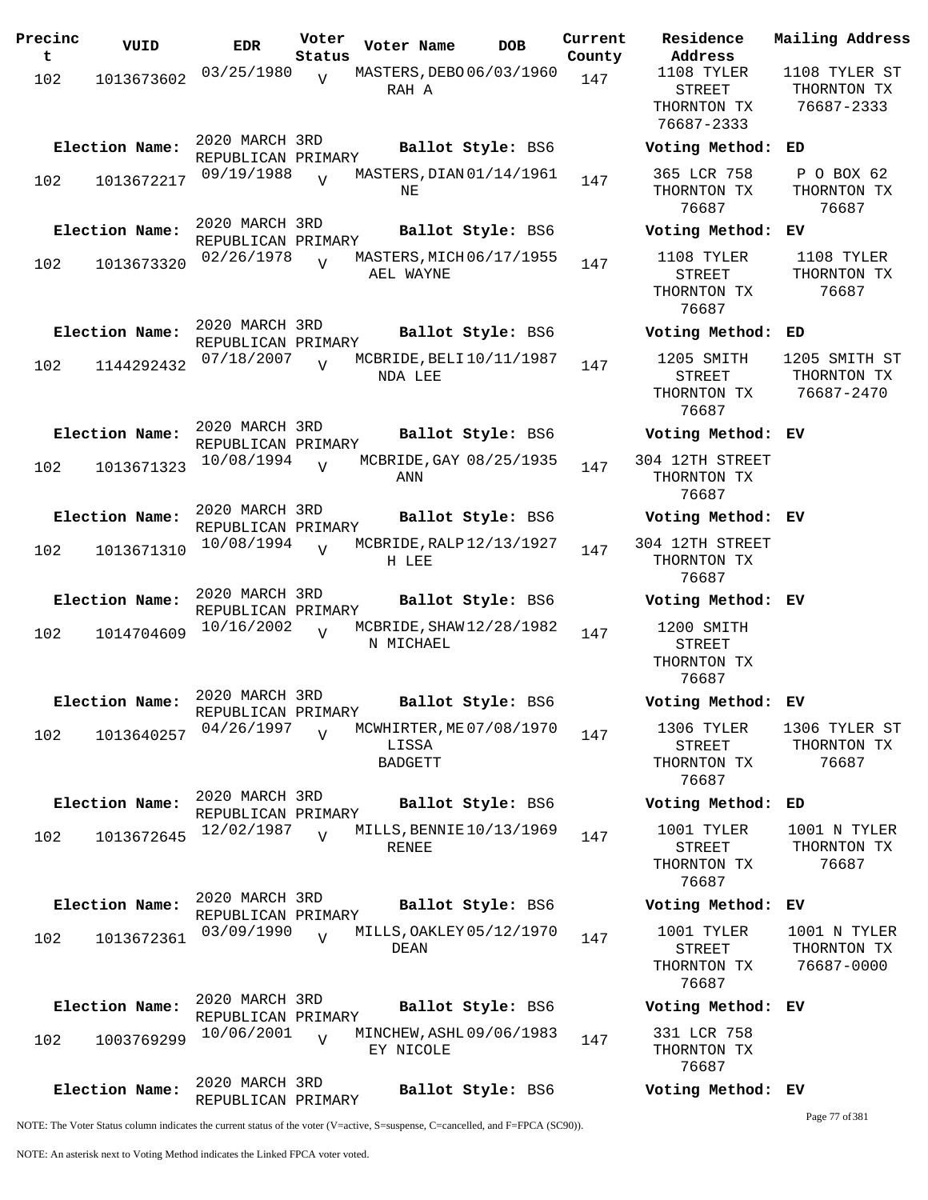| Precinct | VUID | EDR | Voter Status | Voter Name | DOB | Current County | Residence Address | Mailing Address |
|---|---|---|---|---|---|---|---|---|
| 102 | 1013673602 | 03/25/1980 | V | MASTERS, DEBORAH A | 06/03/1960 | 147 | 1108 TYLER STREET THORNTON TX 76687-2333 | 1108 TYLER ST THORNTON TX 76687-2333 |
| **Election Name:** | | 2020 MARCH 3RD REPUBLICAN PRIMARY | | **Ballot Style:** BS6 | | | **Voting Method:** ED | |
| 102 | 1013672217 | 09/19/1988 | V | MASTERS, DIANNE | 01/14/1961 | 147 | 365 LCR 758 THORNTON TX 76687 | P O BOX 62 THORNTON TX 76687 |
| **Election Name:** | | 2020 MARCH 3RD REPUBLICAN PRIMARY | | **Ballot Style:** BS6 | | | **Voting Method:** EV | |
| 102 | 1013673320 | 02/26/1978 | V | MASTERS, MICHAEL WAYNE | 06/17/1955 | 147 | 1108 TYLER STREET THORNTON TX 76687 | 1108 TYLER THORNTON TX 76687 |
| **Election Name:** | | 2020 MARCH 3RD REPUBLICAN PRIMARY | | **Ballot Style:** BS6 | | | **Voting Method:** ED | |
| 102 | 1144292432 | 07/18/2007 | V | MCBRIDE, BELINDA LEE | 10/11/1987 | 147 | 1205 SMITH STREET THORNTON TX 76687 | 1205 SMITH ST THORNTON TX 76687-2470 |
| **Election Name:** | | 2020 MARCH 3RD REPUBLICAN PRIMARY | | **Ballot Style:** BS6 | | | **Voting Method:** EV | |
| 102 | 1013671323 | 10/08/1994 | V | MCBRIDE, GAY ANN | 08/25/1935 | 147 | 304 12TH STREET THORNTON TX 76687 | |
| **Election Name:** | | 2020 MARCH 3RD REPUBLICAN PRIMARY | | **Ballot Style:** BS6 | | | **Voting Method:** EV | |
| 102 | 1013671310 | 10/08/1994 | V | MCBRIDE, RALPH LEE | 12/13/1927 | 147 | 304 12TH STREET THORNTON TX 76687 | |
| **Election Name:** | | 2020 MARCH 3RD REPUBLICAN PRIMARY | | **Ballot Style:** BS6 | | | **Voting Method:** EV | |
| 102 | 1014704609 | 10/16/2002 | V | MCBRIDE, SHAWN MICHAEL | 12/28/1982 | 147 | 1200 SMITH STREET THORNTON TX 76687 | |
| **Election Name:** | | 2020 MARCH 3RD REPUBLICAN PRIMARY | | **Ballot Style:** BS6 | | | **Voting Method:** EV | |
| 102 | 1013640257 | 04/26/1997 | V | MCWHIRTER, MELISSA BADGETT | 07/08/1970 | 147 | 1306 TYLER STREET THORNTON TX 76687 | 1306 TYLER ST THORNTON TX 76687 |
| **Election Name:** | | 2020 MARCH 3RD REPUBLICAN PRIMARY | | **Ballot Style:** BS6 | | | **Voting Method:** ED | |
| 102 | 1013672645 | 12/02/1987 | V | MILLS, BENNIE RENEE | 10/13/1969 | 147 | 1001 TYLER STREET THORNTON TX 76687 | 1001 N TYLER THORNTON TX 76687 |
| **Election Name:** | | 2020 MARCH 3RD REPUBLICAN PRIMARY | | **Ballot Style:** BS6 | | | **Voting Method:** EV | |
| 102 | 1013672361 | 03/09/1990 | V | MILLS, OAKLEY DEAN | 05/12/1970 | 147 | 1001 TYLER STREET THORNTON TX 76687 | 1001 N TYLER THORNTON TX 76687-0000 |
| **Election Name:** | | 2020 MARCH 3RD REPUBLICAN PRIMARY | | **Ballot Style:** BS6 | | | **Voting Method:** EV | |
| 102 | 1003769299 | 10/06/2001 | V | MINCHEW, ASHLEY NICOLE | 09/06/1983 | 147 | 331 LCR 758 THORNTON TX 76687 | |
| **Election Name:** | | 2020 MARCH 3RD REPUBLICAN PRIMARY | | **Ballot Style:** BS6 | | | **Voting Method:** EV | |

NOTE: The Voter Status column indicates the current status of the voter (V=active, S=suspense, C=cancelled, and F=FPCA (SC90)).

NOTE: An asterisk next to Voting Method indicates the Linked FPCA voter voted.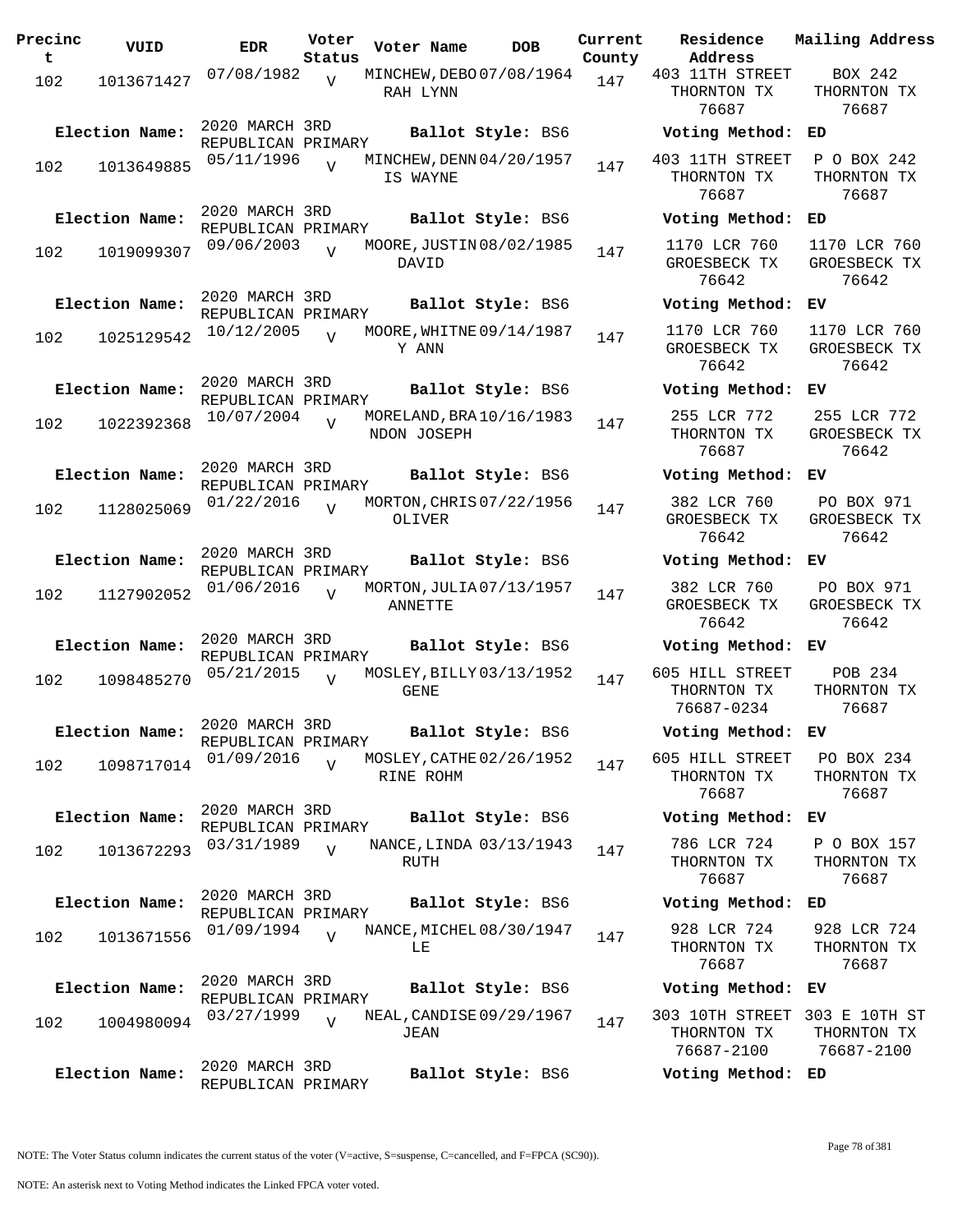| Precinct | VUID | EDR | Voter Status | Voter Name | DOB | Current County | Residence Address | Mailing Address |
|---|---|---|---|---|---|---|---|---|
| 102 | 1013671427 | 07/08/1982 | V | MINCHEW,DEBORAH LYNN | 07/08/1964 | 147 | 403 11TH STREET THORNTON TX 76687 | BOX 242 THORNTON TX 76687 |
| **Election Name:** | 2020 MARCH 3RD REPUBLICAN PRIMARY | | | **Ballot Style:** BS6 | | | **Voting Method:** | ED |
| 102 | 1013649885 | 05/11/1996 | V | MINCHEW,DENNIS WAYNE | 04/20/1957 | 147 | 403 11TH STREET THORNTON TX 76687 | P O BOX 242 THORNTON TX 76687 |
| **Election Name:** | 2020 MARCH 3RD REPUBLICAN PRIMARY | | | **Ballot Style:** BS6 | | | **Voting Method:** | ED |
| 102 | 1019099307 | 09/06/2003 | V | MOORE,JUSTIN DAVID | 08/02/1985 | 147 | 1170 LCR 760 GROESBECK TX 76642 | 1170 LCR 760 GROESBECK TX 76642 |
| **Election Name:** | 2020 MARCH 3RD REPUBLICAN PRIMARY | | | **Ballot Style:** BS6 | | | **Voting Method:** | EV |
| 102 | 1025129542 | 10/12/2005 | V | MOORE,WHITNEY ANN | 09/14/1987 | 147 | 1170 LCR 760 GROESBECK TX 76642 | 1170 LCR 760 GROESBECK TX 76642 |
| **Election Name:** | 2020 MARCH 3RD REPUBLICAN PRIMARY | | | **Ballot Style:** BS6 | | | **Voting Method:** | EV |
| 102 | 1022392368 | 10/07/2004 | V | MORELAND,BRANDON JOSEPH | 10/16/1983 | 147 | 255 LCR 772 THORNTON TX 76687 | 255 LCR 772 GROESBECK TX 76642 |
| **Election Name:** | 2020 MARCH 3RD REPUBLICAN PRIMARY | | | **Ballot Style:** BS6 | | | **Voting Method:** | EV |
| 102 | 1128025069 | 01/22/2016 | V | MORTON,CHRIS OLIVER | 07/22/1956 | 147 | 382 LCR 760 GROESBECK TX 76642 | PO BOX 971 GROESBECK TX 76642 |
| **Election Name:** | 2020 MARCH 3RD REPUBLICAN PRIMARY | | | **Ballot Style:** BS6 | | | **Voting Method:** | EV |
| 102 | 1127902052 | 01/06/2016 | V | MORTON,JULIA ANNETTE | 07/13/1957 | 147 | 382 LCR 760 GROESBECK TX 76642 | PO BOX 971 GROESBECK TX 76642 |
| **Election Name:** | 2020 MARCH 3RD REPUBLICAN PRIMARY | | | **Ballot Style:** BS6 | | | **Voting Method:** | EV |
| 102 | 1098485270 | 05/21/2015 | V | MOSLEY,BILLY GENE | 03/13/1952 | 147 | 605 HILL STREET THORNTON TX 76687-0234 | POB 234 THORNTON TX 76687 |
| **Election Name:** | 2020 MARCH 3RD REPUBLICAN PRIMARY | | | **Ballot Style:** BS6 | | | **Voting Method:** | EV |
| 102 | 1098717014 | 01/09/2016 | V | MOSLEY,CATHERINE ROHM | 02/26/1952 | 147 | 605 HILL STREET THORNTON TX 76687 | PO BOX 234 THORNTON TX 76687 |
| **Election Name:** | 2020 MARCH 3RD REPUBLICAN PRIMARY | | | **Ballot Style:** BS6 | | | **Voting Method:** | EV |
| 102 | 1013672293 | 03/31/1989 | V | NANCE,LINDA RUTH | 03/13/1943 | 147 | 786 LCR 724 THORNTON TX 76687 | P O BOX 157 THORNTON TX 76687 |
| **Election Name:** | 2020 MARCH 3RD REPUBLICAN PRIMARY | | | **Ballot Style:** BS6 | | | **Voting Method:** | ED |
| 102 | 1013671556 | 01/09/1994 | V | NANCE,MICHELLE | 08/30/1947 | 147 | 928 LCR 724 THORNTON TX 76687 | 928 LCR 724 THORNTON TX 76687 |
| **Election Name:** | 2020 MARCH 3RD REPUBLICAN PRIMARY | | | **Ballot Style:** BS6 | | | **Voting Method:** | EV |
| 102 | 1004980094 | 03/27/1999 | V | NEAL,CANDISE JEAN | 09/29/1967 | 147 | 303 10TH STREET THORNTON TX 76687-2100 | 303 E 10TH ST THORNTON TX 76687-2100 |
| **Election Name:** | 2020 MARCH 3RD REPUBLICAN PRIMARY | | | **Ballot Style:** BS6 | | | **Voting Method:** | ED |

NOTE: The Voter Status column indicates the current status of the voter (V=active, S=suspense, C=cancelled, and F=FPCA (SC90)).

NOTE: An asterisk next to Voting Method indicates the Linked FPCA voter voted.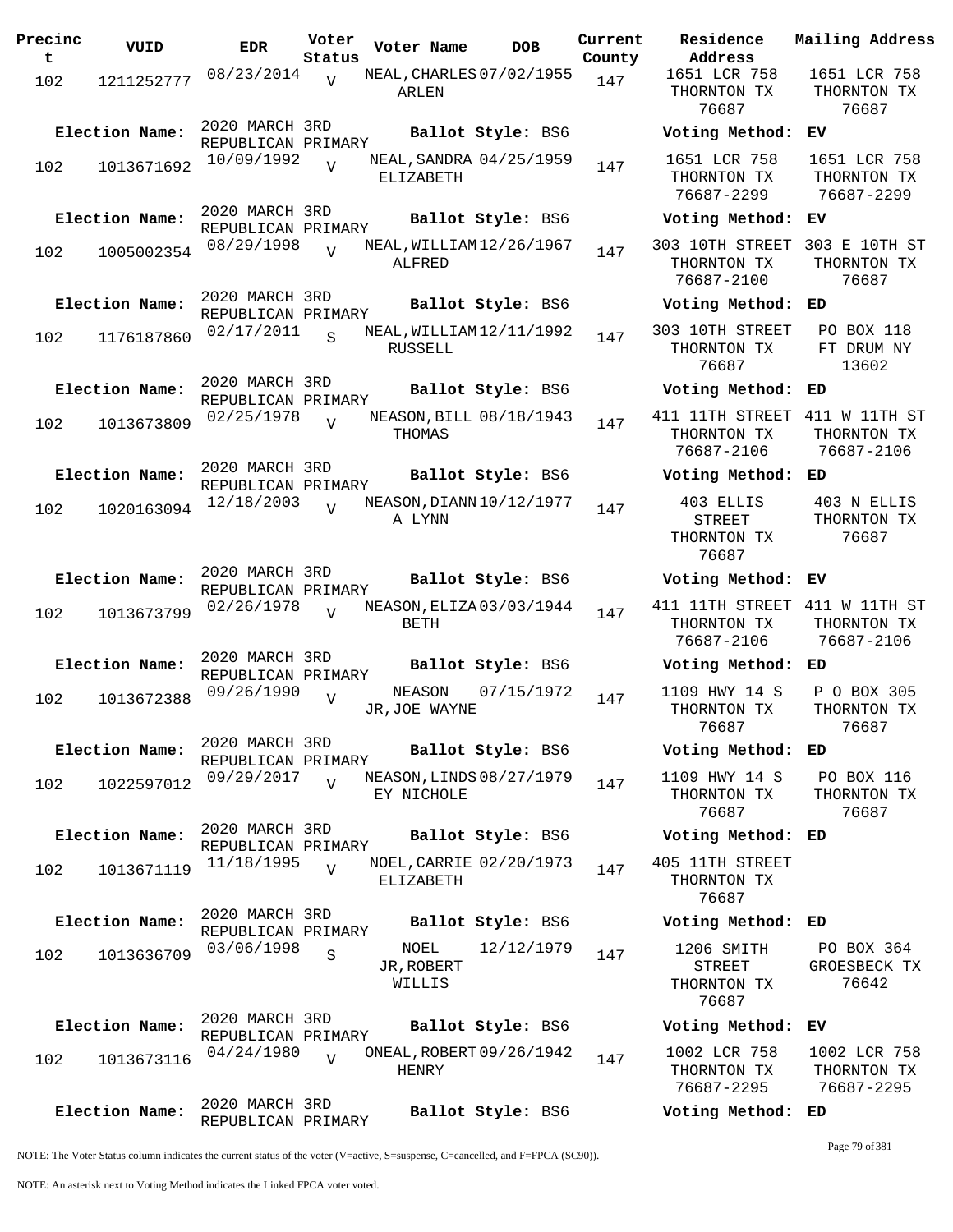| Precinct | VUID | EDR | Voter Status | Voter Name | DOB | Current County | Residence Address | Mailing Address |
|---|---|---|---|---|---|---|---|---|
| 102 | 1211252777 | 08/23/2014 | V | NEAL, CHARLES ARLEN | 07/02/1955 | 147 | 1651 LCR 758 THORNTON TX 76687 | 1651 LCR 758 THORNTON TX 76687 |
| **Election Name:** | 2020 MARCH 3RD REPUBLICAN PRIMARY | | | **Ballot Style:** BS6 | | | **Voting Method:** EV | |
| 102 | 1013671692 | 10/09/1992 | V | NEAL, SANDRA ELIZABETH | 04/25/1959 | 147 | 1651 LCR 758 THORNTON TX 76687-2299 | 1651 LCR 758 THORNTON TX 76687-2299 |
| **Election Name:** | 2020 MARCH 3RD REPUBLICAN PRIMARY | | | **Ballot Style:** BS6 | | | **Voting Method:** EV | |
| 102 | 1005002354 | 08/29/1998 | V | NEAL, WILLIAM ALFRED | 12/26/1967 | 147 | 303 10TH STREET THORNTON TX 76687-2100 | 303 E 10TH ST THORNTON TX 76687 |
| **Election Name:** | 2020 MARCH 3RD REPUBLICAN PRIMARY | | | **Ballot Style:** BS6 | | | **Voting Method:** ED | |
| 102 | 1176187860 | 02/17/2011 | S | NEAL, WILLIAM RUSSELL | 12/11/1992 | 147 | 303 10TH STREET THORNTON TX 76687 | PO BOX 118 FT DRUM NY 13602 |
| **Election Name:** | 2020 MARCH 3RD REPUBLICAN PRIMARY | | | **Ballot Style:** BS6 | | | **Voting Method:** ED | |
| 102 | 1013673809 | 02/25/1978 | V | NEASON, BILL THOMAS | 08/18/1943 | 147 | 411 11TH STREET THORNTON TX 76687-2106 | 411 W 11TH ST THORNTON TX 76687-2106 |
| **Election Name:** | 2020 MARCH 3RD REPUBLICAN PRIMARY | | | **Ballot Style:** BS6 | | | **Voting Method:** ED | |
| 102 | 1020163094 | 12/18/2003 | V | NEASON, DIANNA LYNN | 10/12/1977 | 147 | 403 ELLIS STREET THORNTON TX 76687 | 403 N ELLIS THORNTON TX 76687 |
| **Election Name:** | 2020 MARCH 3RD REPUBLICAN PRIMARY | | | **Ballot Style:** BS6 | | | **Voting Method:** EV | |
| 102 | 1013673799 | 02/26/1978 | V | NEASON, ELIZABETH | 03/03/1944 | 147 | 411 11TH STREET THORNTON TX 76687-2106 | 411 W 11TH ST THORNTON TX 76687-2106 |
| **Election Name:** | 2020 MARCH 3RD REPUBLICAN PRIMARY | | | **Ballot Style:** BS6 | | | **Voting Method:** ED | |
| 102 | 1013672388 | 09/26/1990 | V | NEASON JR, JOE WAYNE | 07/15/1972 | 147 | 1109 HWY 14 S THORNTON TX 76687 | P O BOX 305 THORNTON TX 76687 |
| **Election Name:** | 2020 MARCH 3RD REPUBLICAN PRIMARY | | | **Ballot Style:** BS6 | | | **Voting Method:** ED | |
| 102 | 1022597012 | 09/29/2017 | V | NEASON, LINDSEY NICHOLE | 08/27/1979 | 147 | 1109 HWY 14 S THORNTON TX 76687 | PO BOX 116 THORNTON TX 76687 |
| **Election Name:** | 2020 MARCH 3RD REPUBLICAN PRIMARY | | | **Ballot Style:** BS6 | | | **Voting Method:** ED | |
| 102 | 1013671119 | 11/18/1995 | V | NOEL, CARRIE ELIZABETH | 02/20/1973 | 147 | 405 11TH STREET THORNTON TX 76687 | |
| **Election Name:** | 2020 MARCH 3RD REPUBLICAN PRIMARY | | | **Ballot Style:** BS6 | | | **Voting Method:** ED | |
| 102 | 1013636709 | 03/06/1998 | S | NOEL JR, ROBERT WILLIS | 12/12/1979 | 147 | 1206 SMITH STREET THORNTON TX 76687 | PO BOX 364 GROESBECK TX 76642 |
| **Election Name:** | 2020 MARCH 3RD REPUBLICAN PRIMARY | | | **Ballot Style:** BS6 | | | **Voting Method:** EV | |
| 102 | 1013673116 | 04/24/1980 | V | ONEAL, ROBERT HENRY | 09/26/1942 | 147 | 1002 LCR 758 THORNTON TX 76687-2295 | 1002 LCR 758 THORNTON TX 76687-2295 |
| **Election Name:** | 2020 MARCH 3RD REPUBLICAN PRIMARY | | | **Ballot Style:** BS6 | | | **Voting Method:** ED | |

NOTE: The Voter Status column indicates the current status of the voter (V=active, S=suspense, C=cancelled, and F=FPCA (SC90)).

NOTE: An asterisk next to Voting Method indicates the Linked FPCA voter voted.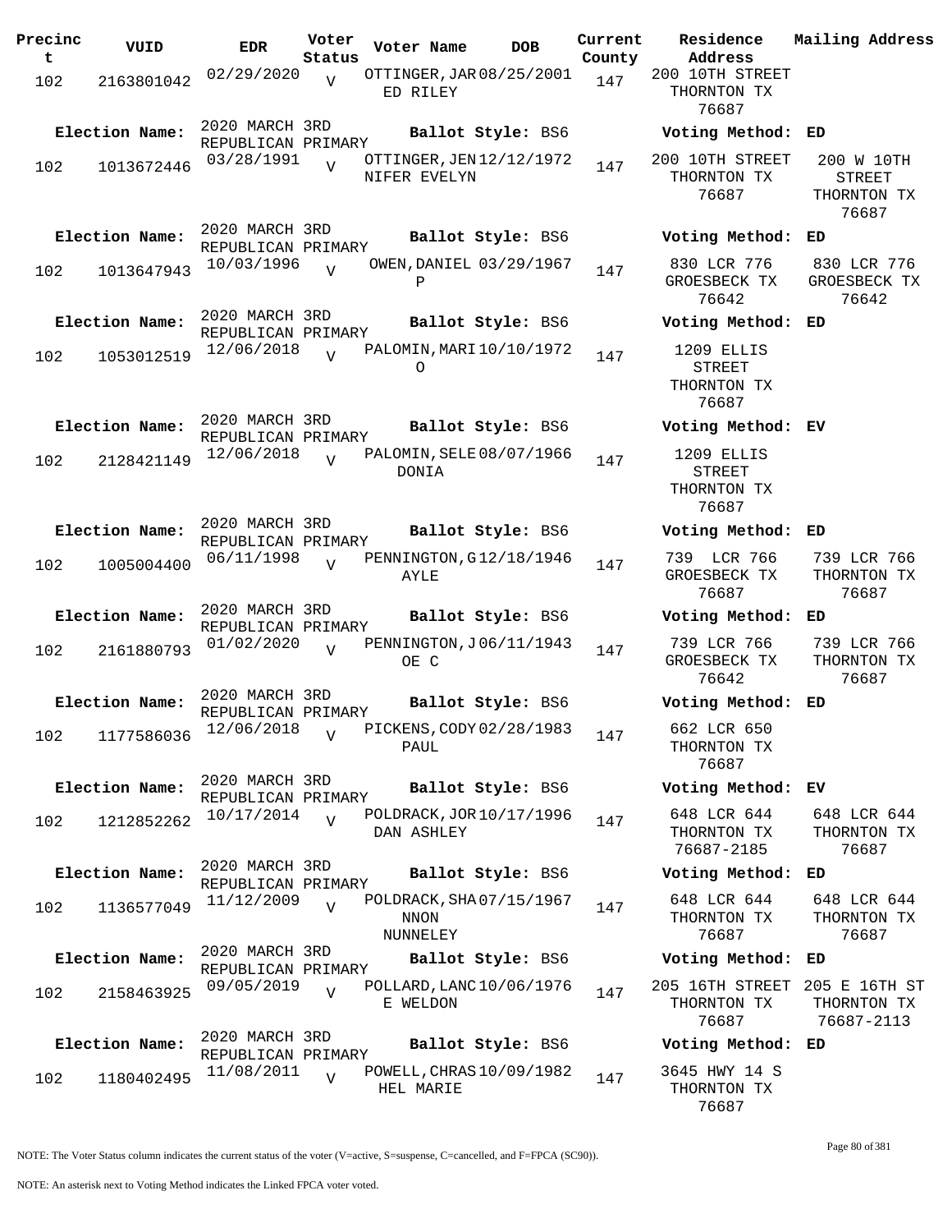| Precinct | VUID | EDR | Voter Status | Voter Name | DOB | Current County | Residence Address | Mailing Address |
|---|---|---|---|---|---|---|---|---|
| 102 | 2163801042 | 02/29/2020 | V | OTTINGER, JARED RILEY | 08/25/2001 | 147 | 200 10TH STREET THORNTON TX 76687 | |
| **Election Name:** | 2020 MARCH 3RD REPUBLICAN PRIMARY | | | **Ballot Style:** BS6 | | | **Voting Method:** ED | |
| 102 | 1013672446 | 03/28/1991 | V | OTTINGER, JENNIFER EVELYN | 12/12/1972 | 147 | 200 10TH STREET THORNTON TX 76687 | 200 W 10TH STREET THORNTON TX 76687 |
| **Election Name:** | 2020 MARCH 3RD REPUBLICAN PRIMARY | | | **Ballot Style:** BS6 | | | **Voting Method:** ED | |
| 102 | 1013647943 | 10/03/1996 | V | OWEN, DANIEL P | 03/29/1967 | 147 | 830 LCR 776 GROESBECK TX 76642 | 830 LCR 776 GROESBECK TX 76642 |
| **Election Name:** | 2020 MARCH 3RD REPUBLICAN PRIMARY | | | **Ballot Style:** BS6 | | | **Voting Method:** ED | |
| 102 | 1053012519 | 12/06/2018 | V | PALOMIN, MARIO | 10/10/1972 | 147 | 1209 ELLIS STREET THORNTON TX 76687 | |
| **Election Name:** | 2020 MARCH 3RD REPUBLICAN PRIMARY | | | **Ballot Style:** BS6 | | | **Voting Method:** EV | |
| 102 | 2128421149 | 12/06/2018 | V | PALOMIN, SELEDONIA | 08/07/1966 | 147 | 1209 ELLIS STREET THORNTON TX 76687 | |
| **Election Name:** | 2020 MARCH 3RD REPUBLICAN PRIMARY | | | **Ballot Style:** BS6 | | | **Voting Method:** ED | |
| 102 | 1005004400 | 06/11/1998 | V | PENNINGTON, GAYLE | 12/18/1946 | 147 | 739 LCR 766 GROESBECK TX 76687 | 739 LCR 766 THORNTON TX 76687 |
| **Election Name:** | 2020 MARCH 3RD REPUBLICAN PRIMARY | | | **Ballot Style:** BS6 | | | **Voting Method:** ED | |
| 102 | 2161880793 | 01/02/2020 | V | PENNINGTON, JOE C | 06/11/1943 | 147 | 739 LCR 766 GROESBECK TX 76642 | 739 LCR 766 THORNTON TX 76687 |
| **Election Name:** | 2020 MARCH 3RD REPUBLICAN PRIMARY | | | **Ballot Style:** BS6 | | | **Voting Method:** ED | |
| 102 | 1177586036 | 12/06/2018 | V | PICKENS, CODY PAUL | 02/28/1983 | 147 | 662 LCR 650 THORNTON TX 76687 | |
| **Election Name:** | 2020 MARCH 3RD REPUBLICAN PRIMARY | | | **Ballot Style:** BS6 | | | **Voting Method:** EV | |
| 102 | 1212852262 | 10/17/2014 | V | POLDRACK, JORDAN ASHLEY | 10/17/1996 | 147 | 648 LCR 644 THORNTON TX 76687-2185 | 648 LCR 644 THORNTON TX 76687 |
| **Election Name:** | 2020 MARCH 3RD REPUBLICAN PRIMARY | | | **Ballot Style:** BS6 | | | **Voting Method:** ED | |
| 102 | 1136577049 | 11/12/2009 | V | POLDRACK, SHANNON NUNNELEY | 07/15/1967 | 147 | 648 LCR 644 THORNTON TX 76687 | 648 LCR 644 THORNTON TX 76687 |
| **Election Name:** | 2020 MARCH 3RD REPUBLICAN PRIMARY | | | **Ballot Style:** BS6 | | | **Voting Method:** ED | |
| 102 | 2158463925 | 09/05/2019 | V | POLLARD, LANCE WELDON | 10/06/1976 | 147 | 205 16TH STREET THORNTON TX 76687 | 205 E 16TH ST THORNTON TX 76687-2113 |
| **Election Name:** | 2020 MARCH 3RD REPUBLICAN PRIMARY | | | **Ballot Style:** BS6 | | | **Voting Method:** ED | |
| 102 | 1180402495 | 11/08/2011 | V | POWELL, CHRASHEL MARIE | 10/09/1982 | 147 | 3645 HWY 14 S THORNTON TX 76687 | |

NOTE: The Voter Status column indicates the current status of the voter (V=active, S=suspense, C=cancelled, and F=FPCA (SC90)).

NOTE: An asterisk next to Voting Method indicates the Linked FPCA voter voted.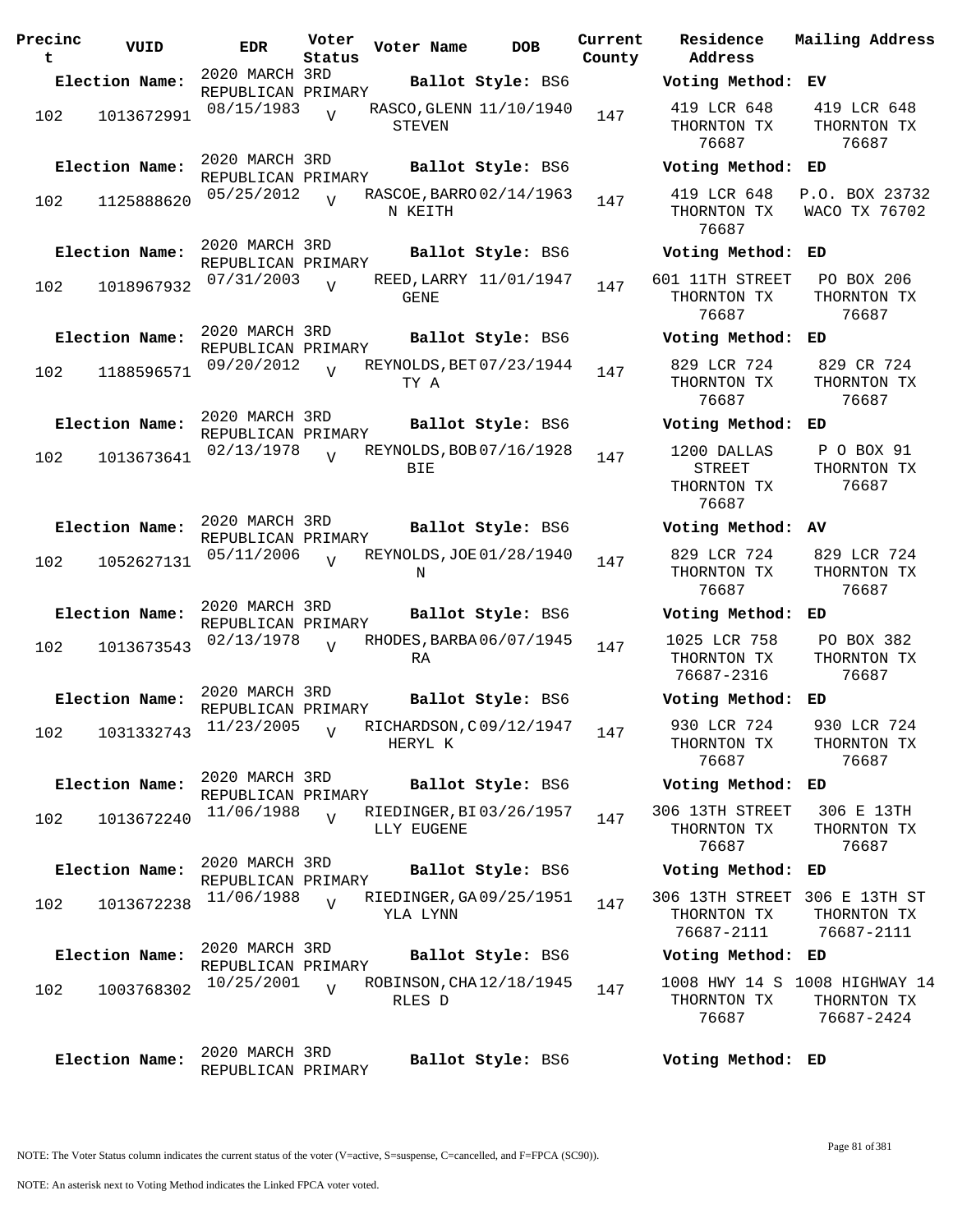| Precinct | VUID | EDR | Voter Status | Voter Name | DOB | Current County | Residence Address | Mailing Address |
|---|---|---|---|---|---|---|---|---|
| **Election Name:** | | 2020 MARCH 3RD REPUBLICAN PRIMARY | | **Ballot Style:** BS6 | | | **Voting Method:** EV | |
| 102 | 1013672991 | 08/15/1983 | V | RASCO, GLENN STEVEN | 11/10/1940 | 147 | 419 LCR 648 THORNTON TX 76687 | 419 LCR 648 THORNTON TX 76687 |
| **Election Name:** | | 2020 MARCH 3RD REPUBLICAN PRIMARY | | **Ballot Style:** BS6 | | | **Voting Method:** ED | |
| 102 | 1125888620 | 05/25/2012 | V | RASCOE, BARRON KEITH | 02/14/1963 | 147 | 419 LCR 648 THORNTON TX 76687 | P.O. BOX 23732 WACO TX 76702 |
| **Election Name:** | | 2020 MARCH 3RD REPUBLICAN PRIMARY | | **Ballot Style:** BS6 | | | **Voting Method:** ED | |
| 102 | 1018967932 | 07/31/2003 | V | REED, LARRY GENE | 11/01/1947 | 147 | 601 11TH STREET THORNTON TX 76687 | PO BOX 206 THORNTON TX 76687 |
| **Election Name:** | | 2020 MARCH 3RD REPUBLICAN PRIMARY | | **Ballot Style:** BS6 | | | **Voting Method:** ED | |
| 102 | 1188596571 | 09/20/2012 | V | REYNOLDS, BETTY A | 07/23/1944 | 147 | 829 LCR 724 THORNTON TX 76687 | 829 CR 724 THORNTON TX 76687 |
| **Election Name:** | | 2020 MARCH 3RD REPUBLICAN PRIMARY | | **Ballot Style:** BS6 | | | **Voting Method:** ED | |
| 102 | 1013673641 | 02/13/1978 | V | REYNOLDS, BOBBIE | 07/16/1928 | 147 | 1200 DALLAS STREET THORNTON TX 76687 | P O BOX 91 THORNTON TX 76687 |
| **Election Name:** | | 2020 MARCH 3RD REPUBLICAN PRIMARY | | **Ballot Style:** BS6 | | | **Voting Method:** AV | |
| 102 | 1052627131 | 05/11/2006 | V | REYNOLDS, JOE N | 01/28/1940 | 147 | 829 LCR 724 THORNTON TX 76687 | 829 LCR 724 THORNTON TX 76687 |
| **Election Name:** | | 2020 MARCH 3RD REPUBLICAN PRIMARY | | **Ballot Style:** BS6 | | | **Voting Method:** ED | |
| 102 | 1013673543 | 02/13/1978 | V | RHODES, BARBARA | 06/07/1945 | 147 | 1025 LCR 758 THORNTON TX 76687-2316 | PO BOX 382 THORNTON TX 76687 |
| **Election Name:** | | 2020 MARCH 3RD REPUBLICAN PRIMARY | | **Ballot Style:** BS6 | | | **Voting Method:** ED | |
| 102 | 1031332743 | 11/23/2005 | V | RICHARDSON, CHERYL K | 09/12/1947 | 147 | 930 LCR 724 THORNTON TX 76687 | 930 LCR 724 THORNTON TX 76687 |
| **Election Name:** | | 2020 MARCH 3RD REPUBLICAN PRIMARY | | **Ballot Style:** BS6 | | | **Voting Method:** ED | |
| 102 | 1013672240 | 11/06/1988 | V | RIEDINGER, BILLY EUGENE | 03/26/1957 | 147 | 306 13TH STREET THORNTON TX 76687 | 306 E 13TH THORNTON TX 76687 |
| **Election Name:** | | 2020 MARCH 3RD REPUBLICAN PRIMARY | | **Ballot Style:** BS6 | | | **Voting Method:** ED | |
| 102 | 1013672238 | 11/06/1988 | V | RIEDINGER, GAYLA LYNN | 09/25/1951 | 147 | 306 13TH STREET THORNTON TX 76687-2111 | 306 E 13TH ST THORNTON TX 76687-2111 |
| **Election Name:** | | 2020 MARCH 3RD REPUBLICAN PRIMARY | | **Ballot Style:** BS6 | | | **Voting Method:** ED | |
| 102 | 1003768302 | 10/25/2001 | V | ROBINSON, CHARLES D | 12/18/1945 | 147 | 1008 HWY 14 S THORNTON TX 76687 | 1008 HIGHWAY 14 THORNTON TX 76687-2424 |
| **Election Name:** | | 2020 MARCH 3RD REPUBLICAN PRIMARY | | **Ballot Style:** BS6 | | | **Voting Method:** ED | |

NOTE: The Voter Status column indicates the current status of the voter (V=active, S=suspense, C=cancelled, and F=FPCA (SC90)).

NOTE: An asterisk next to Voting Method indicates the Linked FPCA voter voted.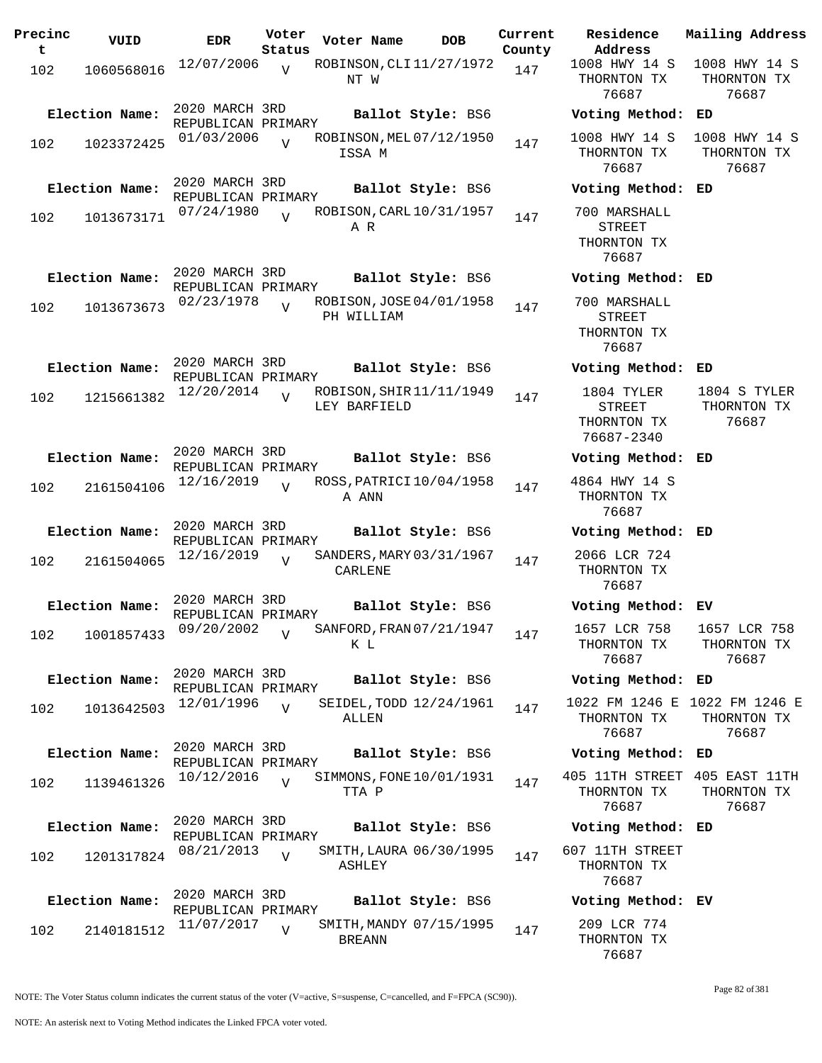| Precinct | VUID | EDR | Voter Status | Voter Name | DOB | Current County | Residence Address | Mailing Address |
|---|---|---|---|---|---|---|---|---|
| 102 | 1060568016 | 12/07/2006 | V | ROBINSON,CLINT W | 11/27/1972 | 147 | 1008 HWY 14 S THORNTON TX 76687 | 1008 HWY 14 S THORNTON TX 76687 |
| Election Name: | 2020 MARCH 3RD REPUBLICAN PRIMARY | | | Ballot Style: BS6 | | | Voting Method: ED | |
| 102 | 1023372425 | 01/03/2006 | V | ROBINSON,MELISSA M | 07/12/1950 | 147 | 1008 HWY 14 S THORNTON TX 76687 | 1008 HWY 14 S THORNTON TX 76687 |
| Election Name: | 2020 MARCH 3RD REPUBLICAN PRIMARY | | | Ballot Style: BS6 | | | Voting Method: ED | |
| 102 | 1013673171 | 07/24/1980 | V | ROBISON,CARL A R | 10/31/1957 | 147 | 700 MARSHALL STREET THORNTON TX 76687 | |
| Election Name: | 2020 MARCH 3RD REPUBLICAN PRIMARY | | | Ballot Style: BS6 | | | Voting Method: ED | |
| 102 | 1013673673 | 02/23/1978 | V | ROBISON,JOSEPH WILLIAM | 04/01/1958 | 147 | 700 MARSHALL STREET THORNTON TX 76687 | |
| Election Name: | 2020 MARCH 3RD REPUBLICAN PRIMARY | | | Ballot Style: BS6 | | | Voting Method: ED | |
| 102 | 1215661382 | 12/20/2014 | V | ROBISON,SHIRLEY BARFIELD | 11/11/1949 | 147 | 1804 TYLER STREET THORNTON TX 76687-2340 | 1804 S TYLER THORNTON TX 76687 |
| Election Name: | 2020 MARCH 3RD REPUBLICAN PRIMARY | | | Ballot Style: BS6 | | | Voting Method: ED | |
| 102 | 2161504106 | 12/16/2019 | V | ROSS,PATRICIA ANN | 10/04/1958 | 147 | 4864 HWY 14 S THORNTON TX 76687 | |
| Election Name: | 2020 MARCH 3RD REPUBLICAN PRIMARY | | | Ballot Style: BS6 | | | Voting Method: ED | |
| 102 | 2161504065 | 12/16/2019 | V | SANDERS,MARY CARLENE | 03/31/1967 | 147 | 2066 LCR 724 THORNTON TX 76687 | |
| Election Name: | 2020 MARCH 3RD REPUBLICAN PRIMARY | | | Ballot Style: BS6 | | | Voting Method: EV | |
| 102 | 1001857433 | 09/20/2002 | V | SANFORD,FRANK L | 07/21/1947 | 147 | 1657 LCR 758 THORNTON TX 76687 | 1657 LCR 758 THORNTON TX 76687 |
| Election Name: | 2020 MARCH 3RD REPUBLICAN PRIMARY | | | Ballot Style: BS6 | | | Voting Method: ED | |
| 102 | 1013642503 | 12/01/1996 | V | SEIDEL,TODD ALLEN | 12/24/1961 | 147 | 1022 FM 1246 E THORNTON TX 76687 | 1022 FM 1246 E THORNTON TX 76687 |
| Election Name: | 2020 MARCH 3RD REPUBLICAN PRIMARY | | | Ballot Style: BS6 | | | Voting Method: ED | |
| 102 | 1139461326 | 10/12/2016 | V | SIMMONS,FONETTA P | 10/01/1931 | 147 | 405 11TH STREET THORNTON TX 76687 | 405 EAST 11TH THORNTON TX 76687 |
| Election Name: | 2020 MARCH 3RD REPUBLICAN PRIMARY | | | Ballot Style: BS6 | | | Voting Method: ED | |
| 102 | 1201317824 | 08/21/2013 | V | SMITH,LAURA ASHLEY | 06/30/1995 | 147 | 607 11TH STREET THORNTON TX 76687 | |
| Election Name: | 2020 MARCH 3RD REPUBLICAN PRIMARY | | | Ballot Style: BS6 | | | Voting Method: EV | |
| 102 | 2140181512 | 11/07/2017 | V | SMITH,MANDY BREANN | 07/15/1995 | 147 | 209 LCR 774 THORNTON TX 76687 | |

NOTE: The Voter Status column indicates the current status of the voter (V=active, S=suspense, C=cancelled, and F=FPCA (SC90)).

NOTE: An asterisk next to Voting Method indicates the Linked FPCA voter voted.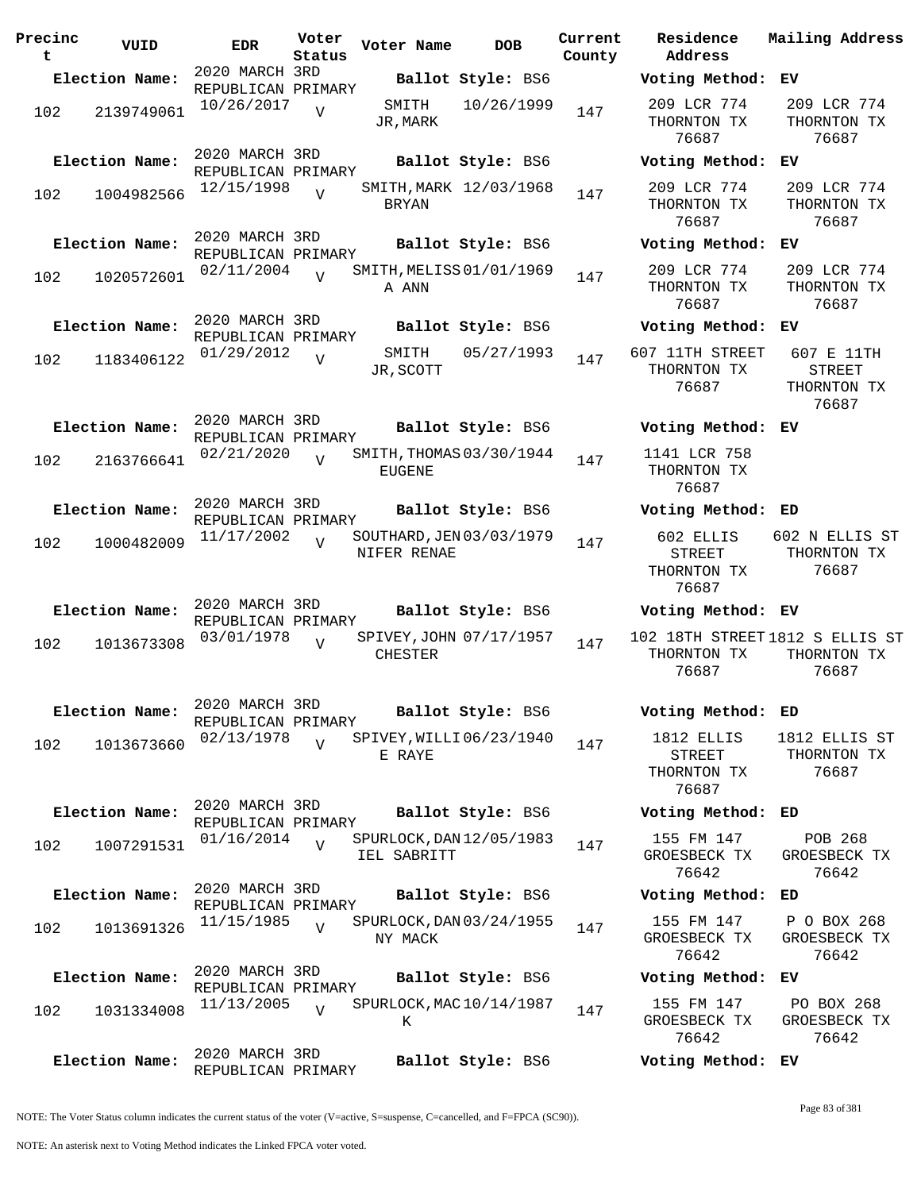| Precinct | VUID | EDR | Voter Status | Voter Name | DOB | Current County | Residence Address | Mailing Address |
|---|---|---|---|---|---|---|---|---|
| **Election Name:** | | 2020 MARCH 3RD REPUBLICAN PRIMARY | | **Ballot Style:** BS6 | | | **Voting Method:** EV | |
| 102 | 2139749061 | 10/26/2017 | V | SMITH JR,MARK | 10/26/1999 | 147 | 209 LCR 774 THORNTON TX 76687 | 209 LCR 774 THORNTON TX 76687 |
| **Election Name:** | | 2020 MARCH 3RD REPUBLICAN PRIMARY | | **Ballot Style:** BS6 | | | **Voting Method:** EV | |
| 102 | 1004982566 | 12/15/1998 | V | SMITH,MARK BRYAN | 12/03/1968 | 147 | 209 LCR 774 THORNTON TX 76687 | 209 LCR 774 THORNTON TX 76687 |
| **Election Name:** | | 2020 MARCH 3RD REPUBLICAN PRIMARY | | **Ballot Style:** BS6 | | | **Voting Method:** EV | |
| 102 | 1020572601 | 02/11/2004 | V | SMITH,MELISSA ANN | 01/01/1969 | 147 | 209 LCR 774 THORNTON TX 76687 | 209 LCR 774 THORNTON TX 76687 |
| **Election Name:** | | 2020 MARCH 3RD REPUBLICAN PRIMARY | | **Ballot Style:** BS6 | | | **Voting Method:** EV | |
| 102 | 1183406122 | 01/29/2012 | V | SMITH JR,SCOTT | 05/27/1993 | 147 | 607 11TH STREET THORNTON TX 76687 | 607 E 11TH STREET THORNTON TX 76687 |
| **Election Name:** | | 2020 MARCH 3RD REPUBLICAN PRIMARY | | **Ballot Style:** BS6 | | | **Voting Method:** EV | |
| 102 | 2163766641 | 02/21/2020 | V | SMITH,THOMAS EUGENE | 03/30/1944 | 147 | 1141 LCR 758 THORNTON TX 76687 | |
| **Election Name:** | | 2020 MARCH 3RD REPUBLICAN PRIMARY | | **Ballot Style:** BS6 | | | **Voting Method:** ED | |
| 102 | 1000482009 | 11/17/2002 | V | SOUTHARD,JENNIFER RENAE | 03/03/1979 | 147 | 602 ELLIS STREET THORNTON TX 76687 | 602 N ELLIS ST THORNTON TX 76687 |
| **Election Name:** | | 2020 MARCH 3RD REPUBLICAN PRIMARY | | **Ballot Style:** BS6 | | | **Voting Method:** EV | |
| 102 | 1013673308 | 03/01/1978 | V | SPIVEY,JOHN CHESTER | 07/17/1957 | 147 | 102 18TH STREET THORNTON TX 76687 | 1812 S ELLIS ST THORNTON TX 76687 |
| **Election Name:** | | 2020 MARCH 3RD REPUBLICAN PRIMARY | | **Ballot Style:** BS6 | | | **Voting Method:** ED | |
| 102 | 1013673660 | 02/13/1978 | V | SPIVEY,WILLIE RAYE | 06/23/1940 | 147 | 1812 ELLIS STREET THORNTON TX 76687 | 1812 ELLIS ST THORNTON TX 76687 |
| **Election Name:** | | 2020 MARCH 3RD REPUBLICAN PRIMARY | | **Ballot Style:** BS6 | | | **Voting Method:** ED | |
| 102 | 1007291531 | 01/16/2014 | V | SPURLOCK,DANIEL SABRITT | 12/05/1983 | 147 | 155 FM 147 GROESBECK TX 76642 | POB 268 GROESBECK TX 76642 |
| **Election Name:** | | 2020 MARCH 3RD REPUBLICAN PRIMARY | | **Ballot Style:** BS6 | | | **Voting Method:** ED | |
| 102 | 1013691326 | 11/15/1985 | V | SPURLOCK,DANNY MACK | 03/24/1955 | 147 | 155 FM 147 GROESBECK TX 76642 | P O BOX 268 GROESBECK TX 76642 |
| **Election Name:** | | 2020 MARCH 3RD REPUBLICAN PRIMARY | | **Ballot Style:** BS6 | | | **Voting Method:** EV | |
| 102 | 1031334008 | 11/13/2005 | V | SPURLOCK,MACK | 10/14/1987 | 147 | 155 FM 147 GROESBECK TX 76642 | PO BOX 268 GROESBECK TX 76642 |
| **Election Name:** | | 2020 MARCH 3RD REPUBLICAN PRIMARY | | **Ballot Style:** BS6 | | | **Voting Method:** EV | |

NOTE: The Voter Status column indicates the current status of the voter (V=active, S=suspense, C=cancelled, and F=FPCA (SC90)).

NOTE: An asterisk next to Voting Method indicates the Linked FPCA voter voted.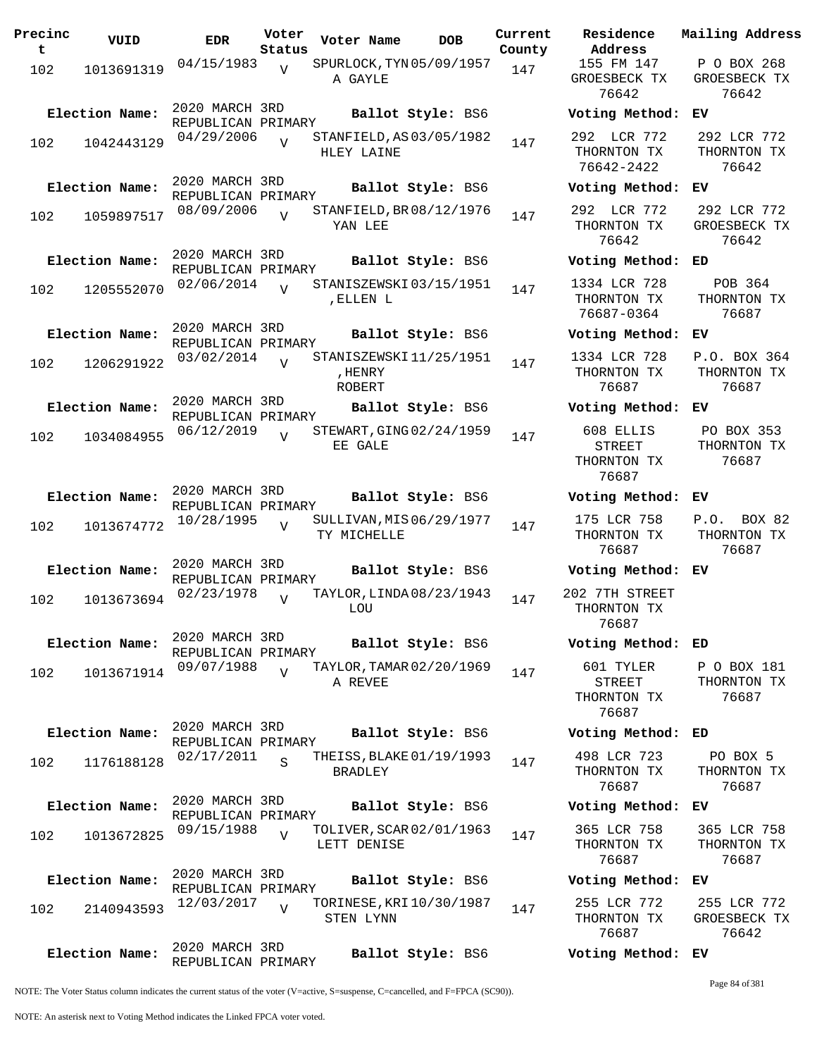| Precinct | VUID | EDR | Voter Status | Voter Name | DOB | Current County | Residence Address | Mailing Address |
|---|---|---|---|---|---|---|---|---|
| 102 | 1013691319 | 04/15/1983 | V | SPURLOCK,TYNA GAYLE | 05/09/1957 | 147 | 155 FM 147 GROESBECK TX 76642 | P O BOX 268 GROESBECK TX 76642 |
| **Election Name:** | 2020 MARCH 3RD REPUBLICAN PRIMARY | | | **Ballot Style:** BS6 | | | **Voting Method:** EV | |
| 102 | 1042443129 | 04/29/2006 | V | STANFIELD,ASHLEY LAINE | 03/05/1982 | 147 | 292 LCR 772 THORNTON TX 76642-2422 | 292 LCR 772 THORNTON TX 76642 |
| **Election Name:** | 2020 MARCH 3RD REPUBLICAN PRIMARY | | | **Ballot Style:** BS6 | | | **Voting Method:** EV | |
| 102 | 1059897517 | 08/09/2006 | V | STANFIELD,BRYAN LEE | 08/12/1976 | 147 | 292 LCR 772 THORNTON TX 76642 | 292 LCR 772 GROESBECK TX 76642 |
| **Election Name:** | 2020 MARCH 3RD REPUBLICAN PRIMARY | | | **Ballot Style:** BS6 | | | **Voting Method:** ED | |
| 102 | 1205552070 | 02/06/2014 | V | STANISZEWSKI,ELLEN L | 03/15/1951 | 147 | 1334 LCR 728 THORNTON TX 76687-0364 | POB 364 THORNTON TX 76687 |
| **Election Name:** | 2020 MARCH 3RD REPUBLICAN PRIMARY | | | **Ballot Style:** BS6 | | | **Voting Method:** EV | |
| 102 | 1206291922 | 03/02/2014 | V | STANISZEWSKI,HENRY ROBERT | 11/25/1951 | 147 | 1334 LCR 728 THORNTON TX 76687 | P.O. BOX 364 THORNTON TX 76687 |
| **Election Name:** | 2020 MARCH 3RD REPUBLICAN PRIMARY | | | **Ballot Style:** BS6 | | | **Voting Method:** EV | |
| 102 | 1034084955 | 06/12/2019 | V | STEWART,GINGEE GALE | 02/24/1959 | 147 | 608 ELLIS STREET THORNTON TX 76687 | PO BOX 353 THORNTON TX 76687 |
| **Election Name:** | 2020 MARCH 3RD REPUBLICAN PRIMARY | | | **Ballot Style:** BS6 | | | **Voting Method:** EV | |
| 102 | 1013674772 | 10/28/1995 | V | SULLIVAN,MISTY MICHELLE | 06/29/1977 | 147 | 175 LCR 758 THORNTON TX 76687 | P.O. BOX 82 THORNTON TX 76687 |
| **Election Name:** | 2020 MARCH 3RD REPUBLICAN PRIMARY | | | **Ballot Style:** BS6 | | | **Voting Method:** EV | |
| 102 | 1013673694 | 02/23/1978 | V | TAYLOR,LINDA LOU | 08/23/1943 | 147 | 202 7TH STREET THORNTON TX 76687 | |
| **Election Name:** | 2020 MARCH 3RD REPUBLICAN PRIMARY | | | **Ballot Style:** BS6 | | | **Voting Method:** ED | |
| 102 | 1013671914 | 09/07/1988 | V | TAYLOR,TAMARA REVEE | 02/20/1969 | 147 | 601 TYLER STREET THORNTON TX 76687 | P O BOX 181 THORNTON TX 76687 |
| **Election Name:** | 2020 MARCH 3RD REPUBLICAN PRIMARY | | | **Ballot Style:** BS6 | | | **Voting Method:** ED | |
| 102 | 1176188128 | 02/17/2011 | S | THEISS,BLAKE BRADLEY | 01/19/1993 | 147 | 498 LCR 723 THORNTON TX 76687 | PO BOX 5 THORNTON TX 76687 |
| **Election Name:** | 2020 MARCH 3RD REPUBLICAN PRIMARY | | | **Ballot Style:** BS6 | | | **Voting Method:** EV | |
| 102 | 1013672825 | 09/15/1988 | V | TOLIVER,SCARLETT DENISE | 02/01/1963 | 147 | 365 LCR 758 THORNTON TX 76687 | 365 LCR 758 THORNTON TX 76687 |
| **Election Name:** | 2020 MARCH 3RD REPUBLICAN PRIMARY | | | **Ballot Style:** BS6 | | | **Voting Method:** EV | |
| 102 | 2140943593 | 12/03/2017 | V | TORINESE,KRISTEN LYNN | 10/30/1987 | 147 | 255 LCR 772 THORNTON TX 76687 | 255 LCR 772 GROESBECK TX 76642 |
| **Election Name:** | 2020 MARCH 3RD REPUBLICAN PRIMARY | | | **Ballot Style:** BS6 | | | **Voting Method:** EV | |

NOTE: The Voter Status column indicates the current status of the voter (V=active, S=suspense, C=cancelled, and F=FPCA (SC90)).

NOTE: An asterisk next to Voting Method indicates the Linked FPCA voter voted.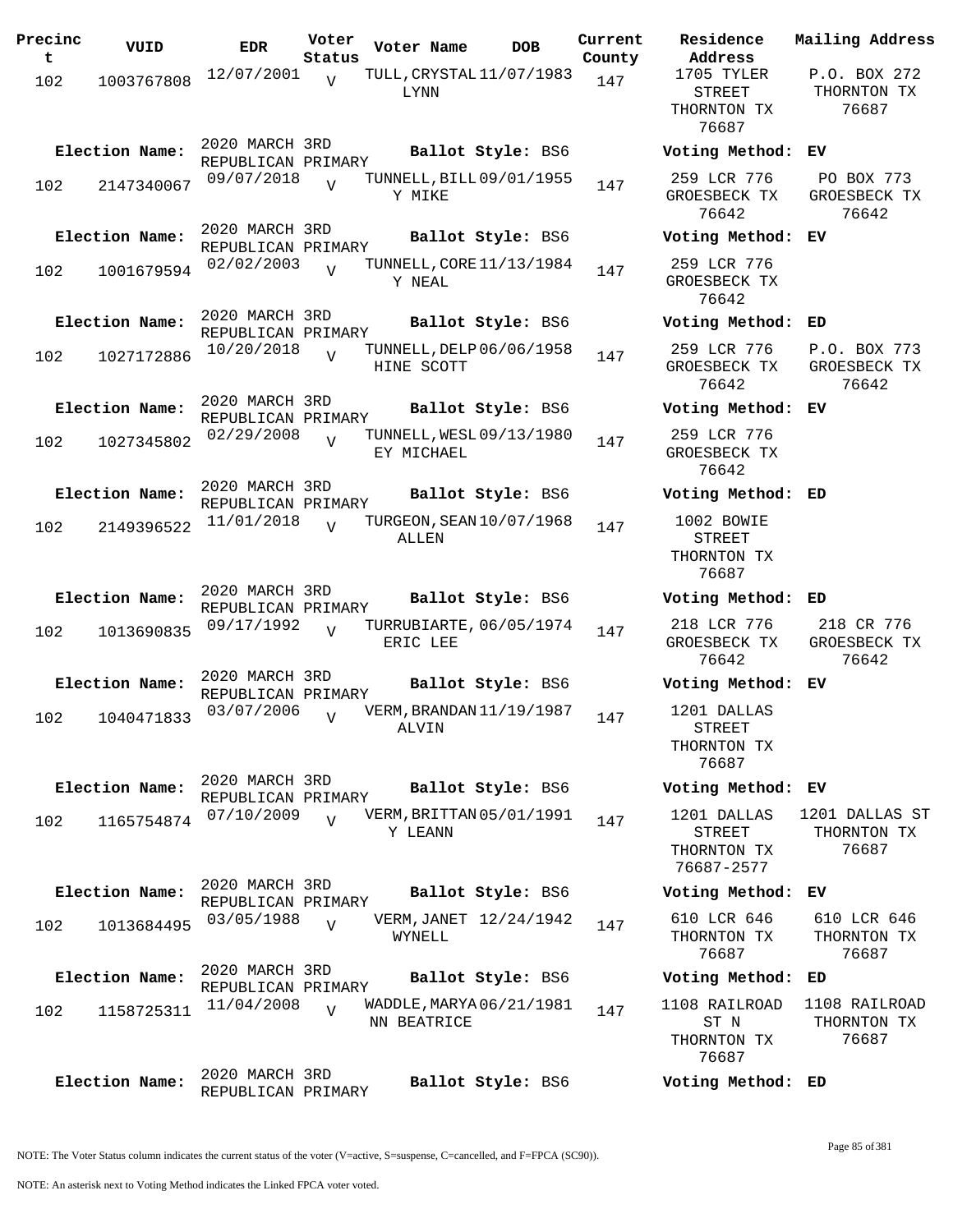| Precinct | VUID | EDR | Voter Status | Voter Name | DOB | Current County | Residence Address | Mailing Address |
|---|---|---|---|---|---|---|---|---|
| 102 | 1003767808 | 12/07/2001 | V | TULL, CRYSTAL LYNN | 11/07/1983 | 147 | 1705 TYLER STREET THORNTON TX 76687 | P.O. BOX 272 THORNTON TX 76687 |
| **Election Name:** | 2020 MARCH 3RD REPUBLICAN PRIMARY | | | **Ballot Style:** BS6 | | | **Voting Method:** EV | |
| 102 | 2147340067 | 09/07/2018 | V | TUNNELL, BILLY MIKE | 09/01/1955 | 147 | 259 LCR 776 GROESBECK TX 76642 | PO BOX 773 GROESBECK TX 76642 |
| **Election Name:** | 2020 MARCH 3RD REPUBLICAN PRIMARY | | | **Ballot Style:** BS6 | | | **Voting Method:** EV | |
| 102 | 1001679594 | 02/02/2003 | V | TUNNELL, COREY NEAL | 11/13/1984 | 147 | 259 LCR 776 GROESBECK TX 76642 | |
| **Election Name:** | 2020 MARCH 3RD REPUBLICAN PRIMARY | | | **Ballot Style:** BS6 | | | **Voting Method:** ED | |
| 102 | 1027172886 | 10/20/2018 | V | TUNNELL, DELPHINE SCOTT | 06/06/1958 | 147 | 259 LCR 776 GROESBECK TX 76642 | P.O. BOX 773 GROESBECK TX 76642 |
| **Election Name:** | 2020 MARCH 3RD REPUBLICAN PRIMARY | | | **Ballot Style:** BS6 | | | **Voting Method:** EV | |
| 102 | 1027345802 | 02/29/2008 | V | TUNNELL, WESLEY MICHAEL | 09/13/1980 | 147 | 259 LCR 776 GROESBECK TX 76642 | |
| **Election Name:** | 2020 MARCH 3RD REPUBLICAN PRIMARY | | | **Ballot Style:** BS6 | | | **Voting Method:** ED | |
| 102 | 2149396522 | 11/01/2018 | V | TURGEON, SEAN ALLEN | 10/07/1968 | 147 | 1002 BOWIE STREET THORNTON TX 76687 | |
| **Election Name:** | 2020 MARCH 3RD REPUBLICAN PRIMARY | | | **Ballot Style:** BS6 | | | **Voting Method:** ED | |
| 102 | 1013690835 | 09/17/1992 | V | TURRUBIARTE, ERIC LEE | 06/05/1974 | 147 | 218 LCR 776 GROESBECK TX 76642 | 218 CR 776 GROESBECK TX 76642 |
| **Election Name:** | 2020 MARCH 3RD REPUBLICAN PRIMARY | | | **Ballot Style:** BS6 | | | **Voting Method:** EV | |
| 102 | 1040471833 | 03/07/2006 | V | VERM, BRANDAN ALVIN | 11/19/1987 | 147 | 1201 DALLAS STREET THORNTON TX 76687 | |
| **Election Name:** | 2020 MARCH 3RD REPUBLICAN PRIMARY | | | **Ballot Style:** BS6 | | | **Voting Method:** EV | |
| 102 | 1165754874 | 07/10/2009 | V | VERM, BRITTANY LEANN | 05/01/1991 | 147 | 1201 DALLAS STREET THORNTON TX 76687-2577 | 1201 DALLAS ST THORNTON TX 76687 |
| **Election Name:** | 2020 MARCH 3RD REPUBLICAN PRIMARY | | | **Ballot Style:** BS6 | | | **Voting Method:** EV | |
| 102 | 1013684495 | 03/05/1988 | V | VERM, JANET WYNELL | 12/24/1942 | 147 | 610 LCR 646 THORNTON TX 76687 | 610 LCR 646 THORNTON TX 76687 |
| **Election Name:** | 2020 MARCH 3RD REPUBLICAN PRIMARY | | | **Ballot Style:** BS6 | | | **Voting Method:** ED | |
| 102 | 1158725311 | 11/04/2008 | V | WADDLE, MARYANN BEATRICE | 06/21/1981 | 147 | 1108 RAILROAD ST N THORNTON TX 76687 | 1108 RAILROAD THORNTON TX 76687 |
| **Election Name:** | 2020 MARCH 3RD REPUBLICAN PRIMARY | | | **Ballot Style:** BS6 | | | **Voting Method:** ED | |

NOTE: The Voter Status column indicates the current status of the voter (V=active, S=suspense, C=cancelled, and F=FPCA (SC90)).

NOTE: An asterisk next to Voting Method indicates the Linked FPCA voter voted.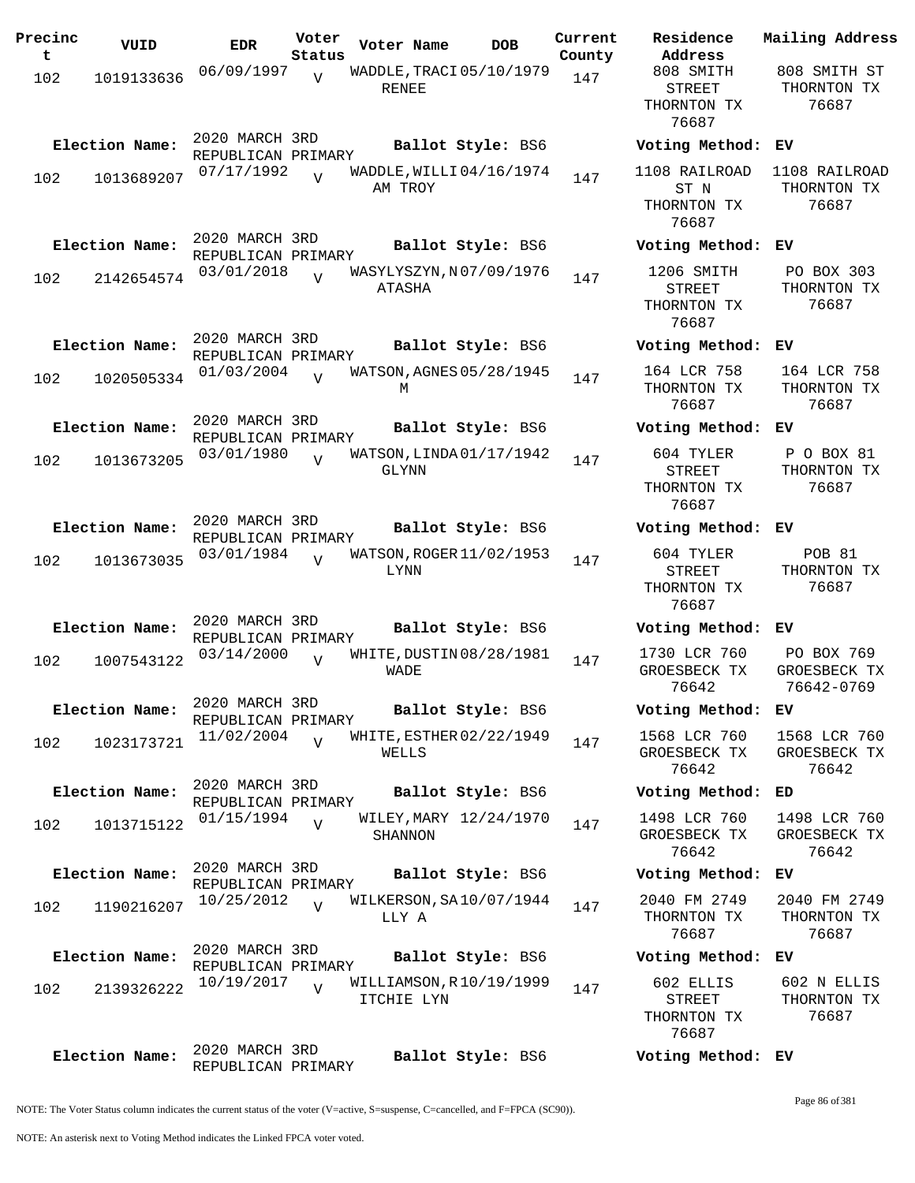| Precinct | VUID | EDR | Voter Status | Voter Name | DOB | Current County | Residence Address | Mailing Address |
|---|---|---|---|---|---|---|---|---|
| 102 | 1019133636 | 06/09/1997 | V | WADDLE, TRACI RENEE | 05/10/1979 | 147 | 808 SMITH STREET THORNTON TX 76687 | 808 SMITH ST THORNTON TX 76687 |
| **Election Name:** | 2020 MARCH 3RD REPUBLICAN PRIMARY | | | **Ballot Style:** BS6 | | | **Voting Method:** | EV |
| 102 | 1013689207 | 07/17/1992 | V | WADDLE, WILLIAM TROY | 04/16/1974 | 147 | 1108 RAILROAD ST N THORNTON TX 76687 | 1108 RAILROAD THORNTON TX 76687 |
| **Election Name:** | 2020 MARCH 3RD REPUBLICAN PRIMARY | | | **Ballot Style:** BS6 | | | **Voting Method:** | EV |
| 102 | 2142654574 | 03/01/2018 | V | WASYLYSZYN, NATASHA | 07/09/1976 | 147 | 1206 SMITH STREET THORNTON TX 76687 | PO BOX 303 THORNTON TX 76687 |
| **Election Name:** | 2020 MARCH 3RD REPUBLICAN PRIMARY | | | **Ballot Style:** BS6 | | | **Voting Method:** | EV |
| 102 | 1020505334 | 01/03/2004 | V | WATSON, AGNES M | 05/28/1945 | 147 | 164 LCR 758 THORNTON TX 76687 | 164 LCR 758 THORNTON TX 76687 |
| **Election Name:** | 2020 MARCH 3RD REPUBLICAN PRIMARY | | | **Ballot Style:** BS6 | | | **Voting Method:** | EV |
| 102 | 1013673205 | 03/01/1980 | V | WATSON, LINDA GLYNN | 01/17/1942 | 147 | 604 TYLER STREET THORNTON TX 76687 | P O BOX 81 THORNTON TX 76687 |
| **Election Name:** | 2020 MARCH 3RD REPUBLICAN PRIMARY | | | **Ballot Style:** BS6 | | | **Voting Method:** | EV |
| 102 | 1013673035 | 03/01/1984 | V | WATSON, ROGER LYNN | 11/02/1953 | 147 | 604 TYLER STREET THORNTON TX 76687 | POB 81 THORNTON TX 76687 |
| **Election Name:** | 2020 MARCH 3RD REPUBLICAN PRIMARY | | | **Ballot Style:** BS6 | | | **Voting Method:** | EV |
| 102 | 1007543122 | 03/14/2000 | V | WHITE, DUSTIN WADE | 08/28/1981 | 147 | 1730 LCR 760 GROESBECK TX 76642 | PO BOX 769 GROESBECK TX 76642-0769 |
| **Election Name:** | 2020 MARCH 3RD REPUBLICAN PRIMARY | | | **Ballot Style:** BS6 | | | **Voting Method:** | EV |
| 102 | 1023173721 | 11/02/2004 | V | WHITE, ESTHER WELLS | 02/22/1949 | 147 | 1568 LCR 760 GROESBECK TX 76642 | 1568 LCR 760 GROESBECK TX 76642 |
| **Election Name:** | 2020 MARCH 3RD REPUBLICAN PRIMARY | | | **Ballot Style:** BS6 | | | **Voting Method:** | ED |
| 102 | 1013715122 | 01/15/1994 | V | WILEY, MARY SHANNON | 12/24/1970 | 147 | 1498 LCR 760 GROESBECK TX 76642 | 1498 LCR 760 GROESBECK TX 76642 |
| **Election Name:** | 2020 MARCH 3RD REPUBLICAN PRIMARY | | | **Ballot Style:** BS6 | | | **Voting Method:** | EV |
| 102 | 1190216207 | 10/25/2012 | V | WILKERSON, SALLY A | 10/07/1944 | 147 | 2040 FM 2749 THORNTON TX 76687 | 2040 FM 2749 THORNTON TX 76687 |
| **Election Name:** | 2020 MARCH 3RD REPUBLICAN PRIMARY | | | **Ballot Style:** BS6 | | | **Voting Method:** | EV |
| 102 | 2139326222 | 10/19/2017 | V | WILLIAMSON, RITCHIE LYN | 10/19/1999 | 147 | 602 ELLIS STREET THORNTON TX 76687 | 602 N ELLIS THORNTON TX 76687 |
| **Election Name:** | 2020 MARCH 3RD REPUBLICAN PRIMARY | | | **Ballot Style:** BS6 | | | **Voting Method:** | EV |

NOTE: The Voter Status column indicates the current status of the voter (V=active, S=suspense, C=cancelled, and F=FPCA (SC90)).

NOTE: An asterisk next to Voting Method indicates the Linked FPCA voter voted.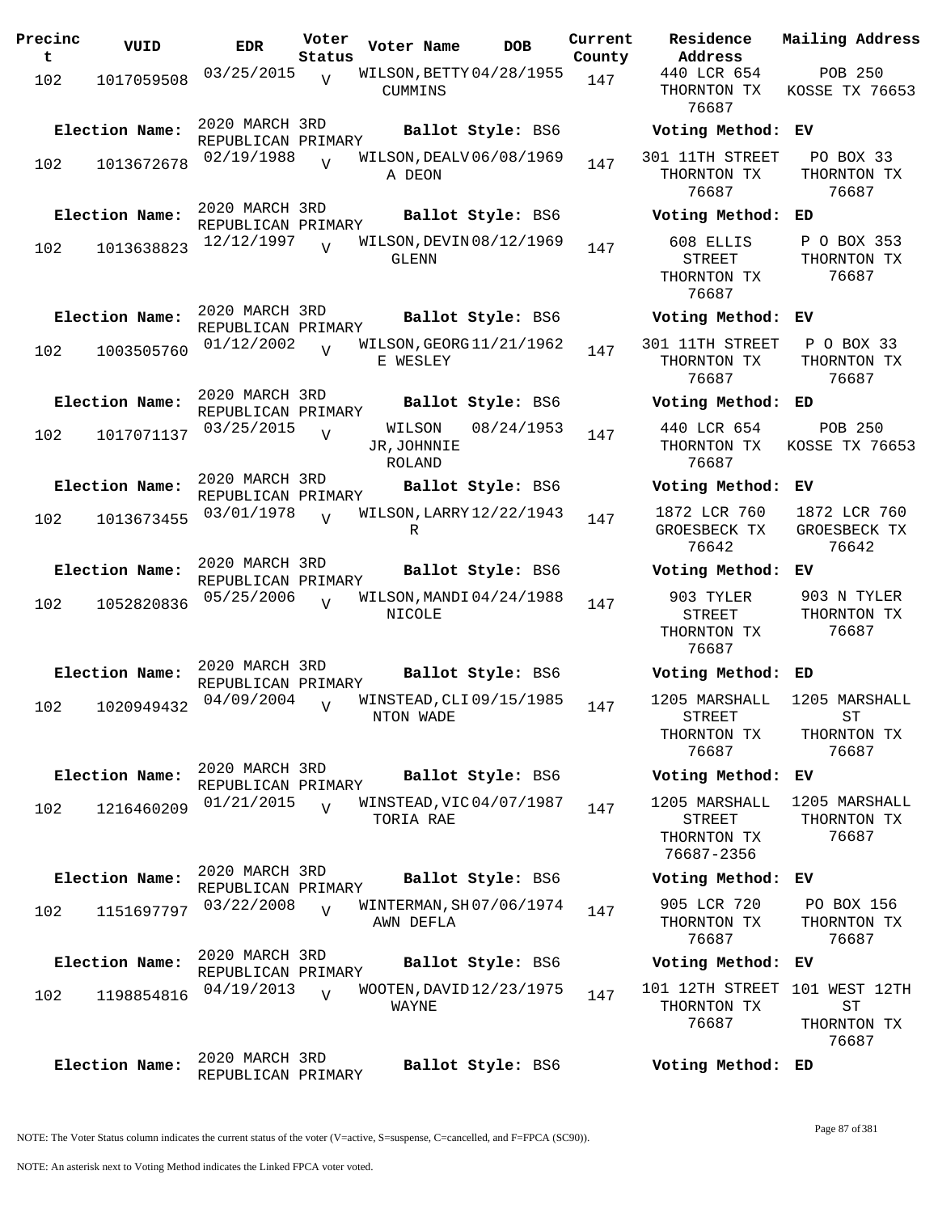| Precinct | VUID | EDR | Voter Status | Voter Name | DOB | Current County | Residence Address | Mailing Address |
|---|---|---|---|---|---|---|---|---|
| 102 | 1017059508 | 03/25/2015 | V | WILSON,BETTY CUMMINS | 04/28/1955 | 147 | 440 LCR 654 THORNTON TX 76687 | POB 250 KOSSE TX 76653 |
| Election Name: | 2020 MARCH 3RD REPUBLICAN PRIMARY | | | Ballot Style: BS6 | | | Voting Method: EV | |
| 102 | 1013672678 | 02/19/1988 | V | WILSON,DEALVA DEON | 06/08/1969 | 147 | 301 11TH STREET THORNTON TX 76687 | PO BOX 33 THORNTON TX 76687 |
| Election Name: | 2020 MARCH 3RD REPUBLICAN PRIMARY | | | Ballot Style: BS6 | | | Voting Method: ED | |
| 102 | 1013638823 | 12/12/1997 | V | WILSON,DEVIN GLENN | 08/12/1969 | 147 | 608 ELLIS STREET THORNTON TX 76687 | P O BOX 353 THORNTON TX 76687 |
| Election Name: | 2020 MARCH 3RD REPUBLICAN PRIMARY | | | Ballot Style: BS6 | | | Voting Method: EV | |
| 102 | 1003505760 | 01/12/2002 | V | WILSON,GEORGE WESLEY | 11/21/1962 | 147 | 301 11TH STREET THORNTON TX 76687 | P O BOX 33 THORNTON TX 76687 |
| Election Name: | 2020 MARCH 3RD REPUBLICAN PRIMARY | | | Ballot Style: BS6 | | | Voting Method: ED | |
| 102 | 1017071137 | 03/25/2015 | V | WILSON JR,JOHNNIE ROLAND | 08/24/1953 | 147 | 440 LCR 654 THORNTON TX 76687 | POB 250 KOSSE TX 76653 |
| Election Name: | 2020 MARCH 3RD REPUBLICAN PRIMARY | | | Ballot Style: BS6 | | | Voting Method: EV | |
| 102 | 1013673455 | 03/01/1978 | V | WILSON,LARRY R | 12/22/1943 | 147 | 1872 LCR 760 GROESBECK TX 76642 | 1872 LCR 760 GROESBECK TX 76642 |
| Election Name: | 2020 MARCH 3RD REPUBLICAN PRIMARY | | | Ballot Style: BS6 | | | Voting Method: EV | |
| 102 | 1052820836 | 05/25/2006 | V | WILSON,MANDI NICOLE | 04/24/1988 | 147 | 903 TYLER STREET THORNTON TX 76687 | 903 N TYLER THORNTON TX 76687 |
| Election Name: | 2020 MARCH 3RD REPUBLICAN PRIMARY | | | Ballot Style: BS6 | | | Voting Method: ED | |
| 102 | 1020949432 | 04/09/2004 | V | WINSTEAD,CLINTON WADE | 09/15/1985 | 147 | 1205 MARSHALL STREET THORNTON TX 76687 | 1205 MARSHALL ST THORNTON TX 76687 |
| Election Name: | 2020 MARCH 3RD REPUBLICAN PRIMARY | | | Ballot Style: BS6 | | | Voting Method: EV | |
| 102 | 1216460209 | 01/21/2015 | V | WINSTEAD,VICTORIA RAE | 04/07/1987 | 147 | 1205 MARSHALL STREET THORNTON TX 76687-2356 | 1205 MARSHALL THORNTON TX 76687 |
| Election Name: | 2020 MARCH 3RD REPUBLICAN PRIMARY | | | Ballot Style: BS6 | | | Voting Method: EV | |
| 102 | 1151697797 | 03/22/2008 | V | WINTERMAN,SHAWN DEFLA | 07/06/1974 | 147 | 905 LCR 720 THORNTON TX 76687 | PO BOX 156 THORNTON TX 76687 |
| Election Name: | 2020 MARCH 3RD REPUBLICAN PRIMARY | | | Ballot Style: BS6 | | | Voting Method: EV | |
| 102 | 1198854816 | 04/19/2013 | V | WOOTEN,DAVID WAYNE | 12/23/1975 | 147 | 101 12TH STREET THORNTON TX 76687 | 101 WEST 12TH ST THORNTON TX 76687 |
| Election Name: | 2020 MARCH 3RD REPUBLICAN PRIMARY | | | Ballot Style: BS6 | | | Voting Method: ED | |

NOTE: The Voter Status column indicates the current status of the voter (V=active, S=suspense, C=cancelled, and F=FPCA (SC90)).

NOTE: An asterisk next to Voting Method indicates the Linked FPCA voter voted.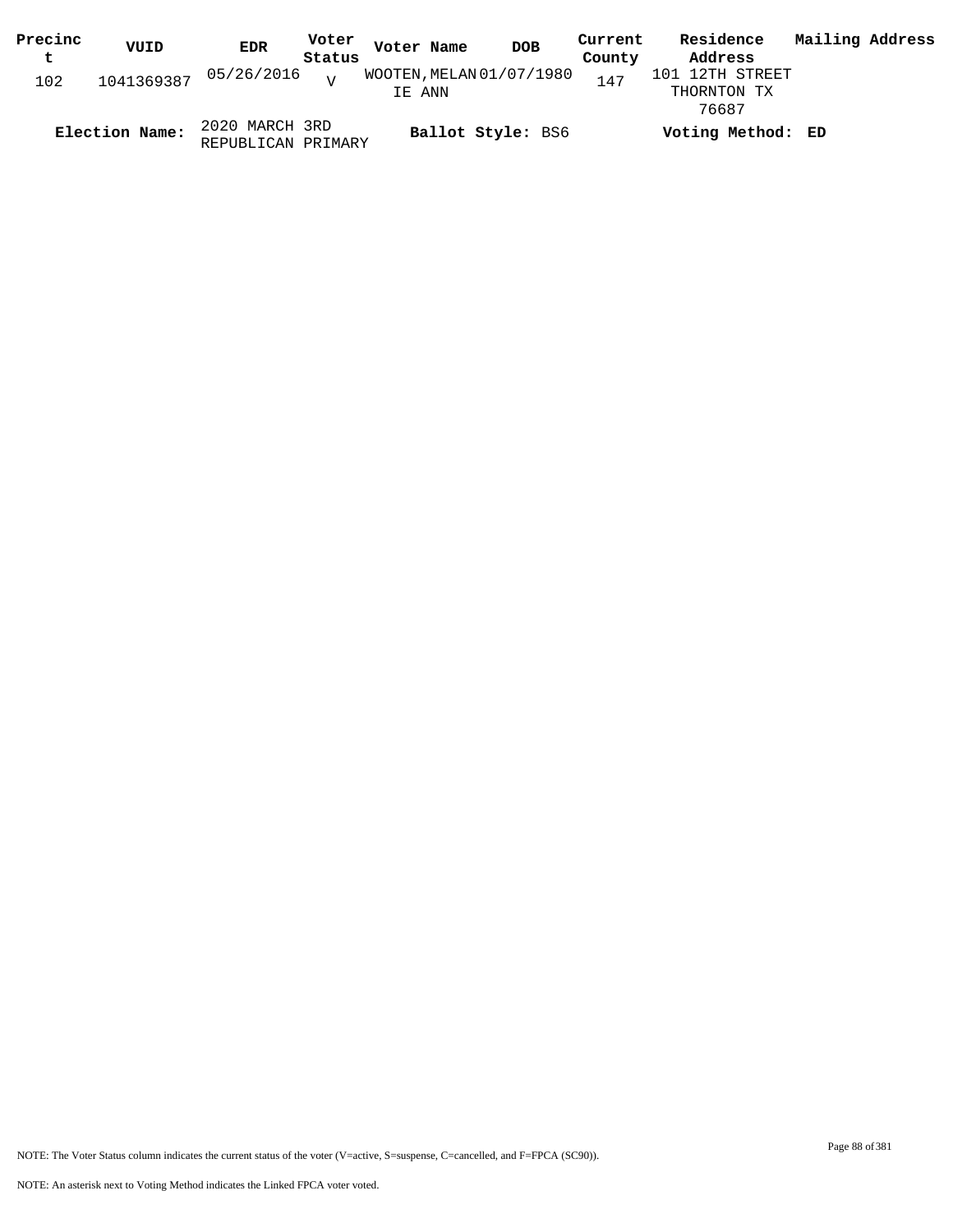| Precinct | VUID | EDR | Voter Status | Voter Name | DOB | Current County | Residence Address | Mailing Address |
|---|---|---|---|---|---|---|---|---|
| 102 | 1041369387 | 05/26/2016 | V | WOOTEN,MELANIE ANN | 01/07/1980 | 147 | 101 12TH STREET THORNTON TX 76687 | |

**Election Name:** 2020 MARCH 3RD REPUBLICAN PRIMARY **Ballot Style:** BS6 **Voting Method:** **ED**

NOTE: The Voter Status column indicates the current status of the voter (V=active, S=suspense, C=cancelled, and F=FPCA (SC90)).

NOTE: An asterisk next to Voting Method indicates the Linked FPCA voter voted.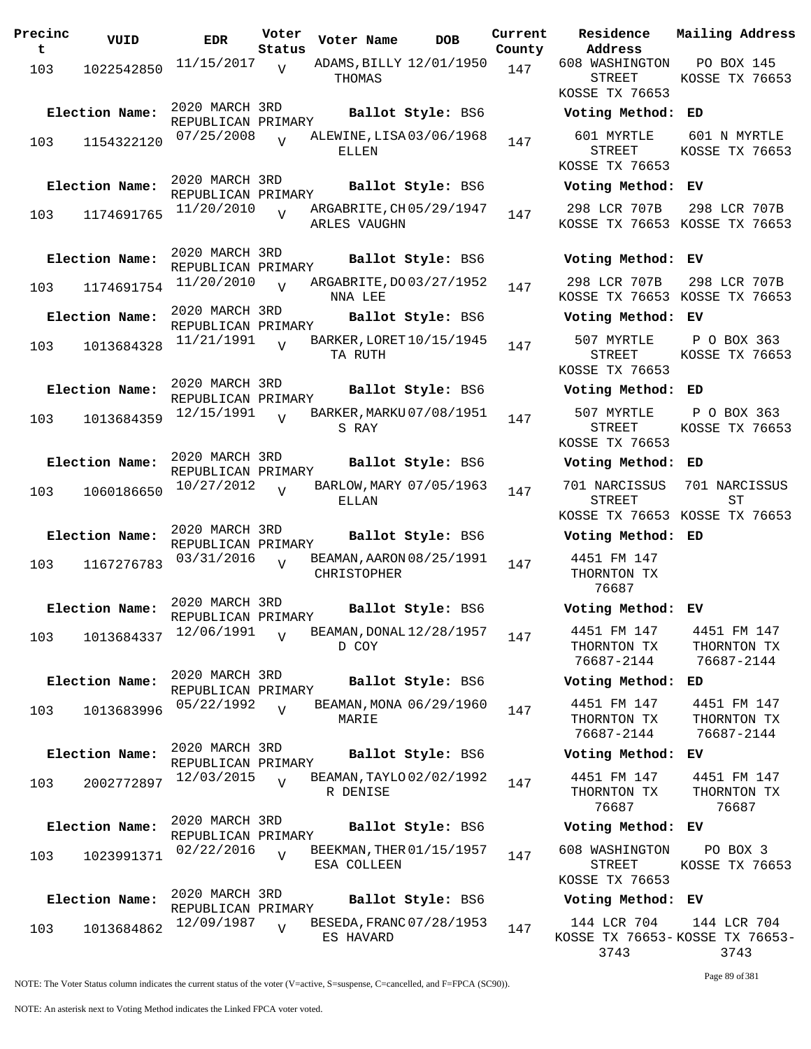| Precinct | VUID | EDR | Voter Status | Voter Name | DOB | Current County | Residence Address | Mailing Address |
|---|---|---|---|---|---|---|---|---|
| 103 | 1022542850 | 11/15/2017 | V | ADAMS, BILLY THOMAS | 12/01/1950 | 147 | 608 WASHINGTON STREET KOSSE TX 76653 | PO BOX 145 KOSSE TX 76653 |
| Election Name: | 2020 MARCH 3RD REPUBLICAN PRIMARY | | | Ballot Style: BS6 | | | Voting Method: ED | |
| 103 | 1154322120 | 07/25/2008 | V | ALEWINE, LISA ELLEN | 03/06/1968 | 147 | 601 MYRTLE STREET KOSSE TX 76653 | 601 N MYRTLE KOSSE TX 76653 |
| Election Name: | 2020 MARCH 3RD REPUBLICAN PRIMARY | | | Ballot Style: BS6 | | | Voting Method: EV | |
| 103 | 1174691765 | 11/20/2010 | V | ARGABRITE, CHARLES VAUGHN | 05/29/1947 | 147 | 298 LCR 707B KOSSE TX 76653 | 298 LCR 707B KOSSE TX 76653 |
| Election Name: | 2020 MARCH 3RD REPUBLICAN PRIMARY | | | Ballot Style: BS6 | | | Voting Method: EV | |
| 103 | 1174691754 | 11/20/2010 | V | ARGABRITE, DONNA LEE | 03/27/1952 | 147 | 298 LCR 707B KOSSE TX 76653 | 298 LCR 707B KOSSE TX 76653 |
| Election Name: | 2020 MARCH 3RD REPUBLICAN PRIMARY | | | Ballot Style: BS6 | | | Voting Method: EV | |
| 103 | 1013684328 | 11/21/1991 | V | BARKER, LORETTA RUTH | 10/15/1945 | 147 | 507 MYRTLE STREET KOSSE TX 76653 | P O BOX 363 KOSSE TX 76653 |
| Election Name: | 2020 MARCH 3RD REPUBLICAN PRIMARY | | | Ballot Style: BS6 | | | Voting Method: ED | |
| 103 | 1013684359 | 12/15/1991 | V | BARKER, MARKUS RAY | 07/08/1951 | 147 | 507 MYRTLE STREET KOSSE TX 76653 | P O BOX 363 KOSSE TX 76653 |
| Election Name: | 2020 MARCH 3RD REPUBLICAN PRIMARY | | | Ballot Style: BS6 | | | Voting Method: ED | |
| 103 | 1060186650 | 10/27/2012 | V | BARLOW, MARY ELLAN | 07/05/1963 | 147 | 701 NARCISSUS STREET KOSSE TX 76653 | 701 NARCISSUS ST KOSSE TX 76653 |
| Election Name: | 2020 MARCH 3RD REPUBLICAN PRIMARY | | | Ballot Style: BS6 | | | Voting Method: ED | |
| 103 | 1167276783 | 03/31/2016 | V | BEAMAN, AARON CHRISTOPHER | 08/25/1991 | 147 | 4451 FM 147 THORNTON TX 76687 | |
| Election Name: | 2020 MARCH 3RD REPUBLICAN PRIMARY | | | Ballot Style: BS6 | | | Voting Method: EV | |
| 103 | 1013684337 | 12/06/1991 | V | BEAMAN, DONALD COY | 12/28/1957 | 147 | 4451 FM 147 THORNTON TX 76687-2144 | 4451 FM 147 THORNTON TX 76687-2144 |
| Election Name: | 2020 MARCH 3RD REPUBLICAN PRIMARY | | | Ballot Style: BS6 | | | Voting Method: ED | |
| 103 | 1013683996 | 05/22/1992 | V | BEAMAN, MONA MARIE | 06/29/1960 | 147 | 4451 FM 147 THORNTON TX 76687-2144 | 4451 FM 147 THORNTON TX 76687-2144 |
| Election Name: | 2020 MARCH 3RD REPUBLICAN PRIMARY | | | Ballot Style: BS6 | | | Voting Method: EV | |
| 103 | 2002772897 | 12/03/2015 | V | BEAMAN, TAYLOR DENISE | 02/02/1992 | 147 | 4451 FM 147 THORNTON TX 76687 | 4451 FM 147 THORNTON TX 76687 |
| Election Name: | 2020 MARCH 3RD REPUBLICAN PRIMARY | | | Ballot Style: BS6 | | | Voting Method: EV | |
| 103 | 1023991371 | 02/22/2016 | V | BEEKMAN, THERESA COLLEEN | 01/15/1957 | 147 | 608 WASHINGTON STREET KOSSE TX 76653 | PO BOX 3 KOSSE TX 76653 |
| Election Name: | 2020 MARCH 3RD REPUBLICAN PRIMARY | | | Ballot Style: BS6 | | | Voting Method: EV | |
| 103 | 1013684862 | 12/09/1987 | V | BESEDA, FRANCES HAVARD | 07/28/1953 | 147 | 144 LCR 704 KOSSE TX 76653-3743 | 144 LCR 704 KOSSE TX 76653-3743 |

NOTE: The Voter Status column indicates the current status of the voter (V=active, S=suspense, C=cancelled, and F=FPCA (SC90)).

NOTE: An asterisk next to Voting Method indicates the Linked FPCA voter voted.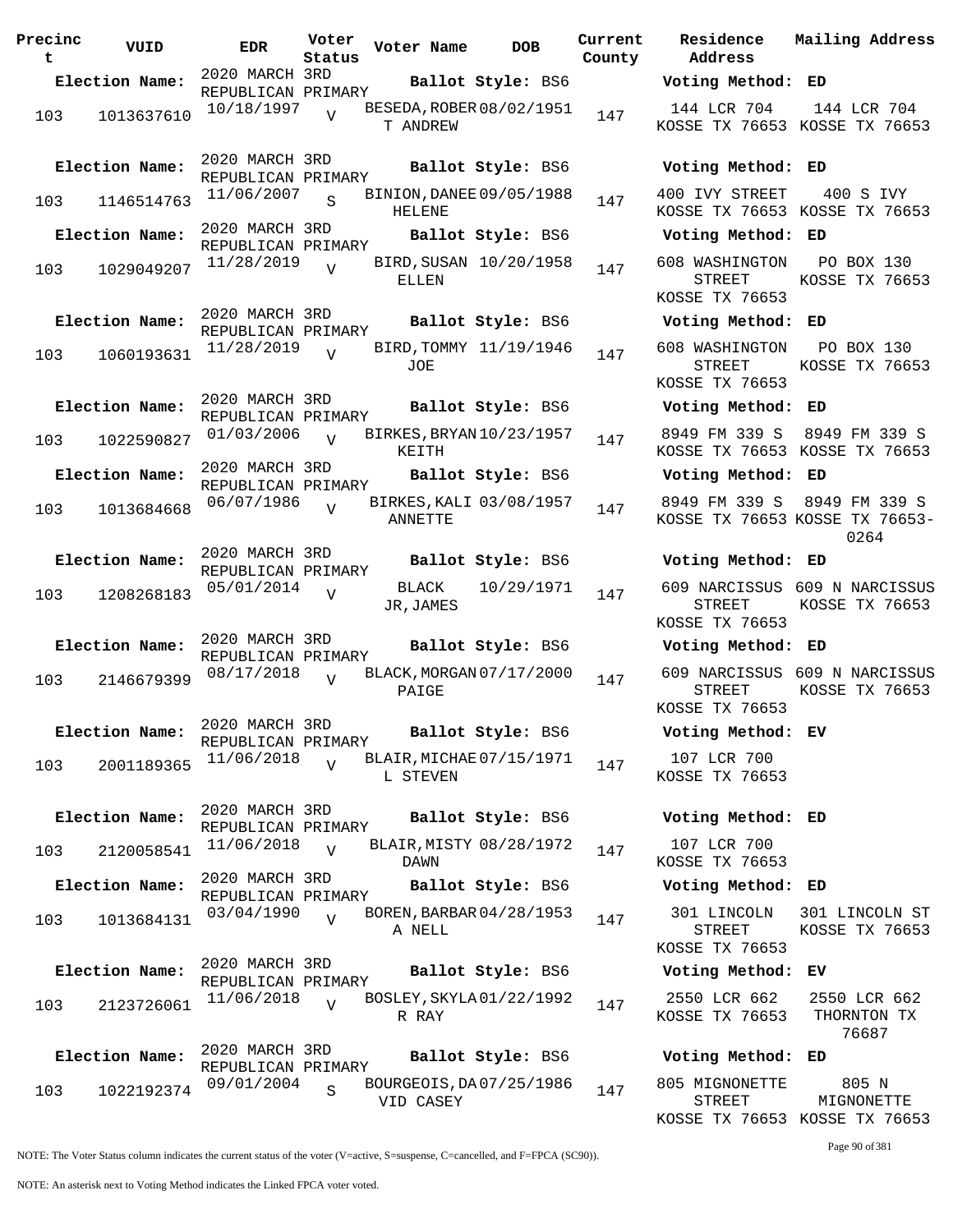| Precinct | VUID | EDR | Voter Status | Voter Name | DOB | Current County | Residence Address | Mailing Address |
|---|---|---|---|---|---|---|---|---|
| **Election Name:** | | 2020 MARCH 3RD REPUBLICAN PRIMARY | | **Ballot Style:** BS6 | | | **Voting Method:** ED | |
| 103 | 1013637610 | 10/18/1997 | V | BESEDA,ROBERT ANDREW | 08/02/1951 | 147 | 144 LCR 704 KOSSE TX 76653 | 144 LCR 704 KOSSE TX 76653 |
| **Election Name:** | | 2020 MARCH 3RD REPUBLICAN PRIMARY | | **Ballot Style:** BS6 | | | **Voting Method:** ED | |
| 103 | 1146514763 | 11/06/2007 | S | BINION,DANEE HELENE | 09/05/1988 | 147 | 400 IVY STREET KOSSE TX 76653 | 400 S IVY KOSSE TX 76653 |
| **Election Name:** | | 2020 MARCH 3RD REPUBLICAN PRIMARY | | **Ballot Style:** BS6 | | | **Voting Method:** ED | |
| 103 | 1029049207 | 11/28/2019 | V | BIRD,SUSAN ELLEN | 10/20/1958 | 147 | 608 WASHINGTON STREET KOSSE TX 76653 | PO BOX 130 KOSSE TX 76653 |
| **Election Name:** | | 2020 MARCH 3RD REPUBLICAN PRIMARY | | **Ballot Style:** BS6 | | | **Voting Method:** ED | |
| 103 | 1060193631 | 11/28/2019 | V | BIRD,TOMMY JOE | 11/19/1946 | 147 | 608 WASHINGTON STREET KOSSE TX 76653 | PO BOX 130 KOSSE TX 76653 |
| **Election Name:** | | 2020 MARCH 3RD REPUBLICAN PRIMARY | | **Ballot Style:** BS6 | | | **Voting Method:** ED | |
| 103 | 1022590827 | 01/03/2006 | V | BIRKES,BRYAN KEITH | 10/23/1957 | 147 | 8949 FM 339 S KOSSE TX 76653 | 8949 FM 339 S KOSSE TX 76653 |
| **Election Name:** | | 2020 MARCH 3RD REPUBLICAN PRIMARY | | **Ballot Style:** BS6 | | | **Voting Method:** ED | |
| 103 | 1013684668 | 06/07/1986 | V | BIRKES,KALI ANNETTE | 03/08/1957 | 147 | 8949 FM 339 S KOSSE TX 76653 | 8949 FM 339 S KOSSE TX 76653-0264 |
| **Election Name:** | | 2020 MARCH 3RD REPUBLICAN PRIMARY | | **Ballot Style:** BS6 | | | **Voting Method:** ED | |
| 103 | 1208268183 | 05/01/2014 | V | BLACK JR,JAMES | 10/29/1971 | 147 | 609 NARCISSUS STREET KOSSE TX 76653 | 609 N NARCISSUS KOSSE TX 76653 |
| **Election Name:** | | 2020 MARCH 3RD REPUBLICAN PRIMARY | | **Ballot Style:** BS6 | | | **Voting Method:** ED | |
| 103 | 2146679399 | 08/17/2018 | V | BLACK,MORGAN PAIGE | 07/17/2000 | 147 | 609 NARCISSUS STREET KOSSE TX 76653 | 609 N NARCISSUS KOSSE TX 76653 |
| **Election Name:** | | 2020 MARCH 3RD REPUBLICAN PRIMARY | | **Ballot Style:** BS6 | | | **Voting Method:** EV | |
| 103 | 2001189365 | 11/06/2018 | V | BLAIR,MICHAEL STEVEN | 07/15/1971 | 147 | 107 LCR 700 KOSSE TX 76653 | |
| **Election Name:** | | 2020 MARCH 3RD REPUBLICAN PRIMARY | | **Ballot Style:** BS6 | | | **Voting Method:** ED | |
| 103 | 2120058541 | 11/06/2018 | V | BLAIR,MISTY DAWN | 08/28/1972 | 147 | 107 LCR 700 KOSSE TX 76653 | |
| **Election Name:** | | 2020 MARCH 3RD REPUBLICAN PRIMARY | | **Ballot Style:** BS6 | | | **Voting Method:** ED | |
| 103 | 1013684131 | 03/04/1990 | V | BOREN,BARBARA NELL | 04/28/1953 | 147 | 301 LINCOLN STREET KOSSE TX 76653 | 301 LINCOLN ST KOSSE TX 76653 |
| **Election Name:** | | 2020 MARCH 3RD REPUBLICAN PRIMARY | | **Ballot Style:** BS6 | | | **Voting Method:** EV | |
| 103 | 2123726061 | 11/06/2018 | V | BOSLEY,SKYLAR RAY | 01/22/1992 | 147 | 2550 LCR 662 KOSSE TX 76653 | 2550 LCR 662 THORNTON TX 76687 |
| **Election Name:** | | 2020 MARCH 3RD REPUBLICAN PRIMARY | | **Ballot Style:** BS6 | | | **Voting Method:** ED | |
| 103 | 1022192374 | 09/01/2004 | S | BOURGEOIS,DAVID CASEY | 07/25/1986 | 147 | 805 MIGNONETTE STREET KOSSE TX 76653 | 805 N MIGNONETTE KOSSE TX 76653 |

NOTE: The Voter Status column indicates the current status of the voter (V=active, S=suspense, C=cancelled, and F=FPCA (SC90)).

NOTE: An asterisk next to Voting Method indicates the Linked FPCA voter voted.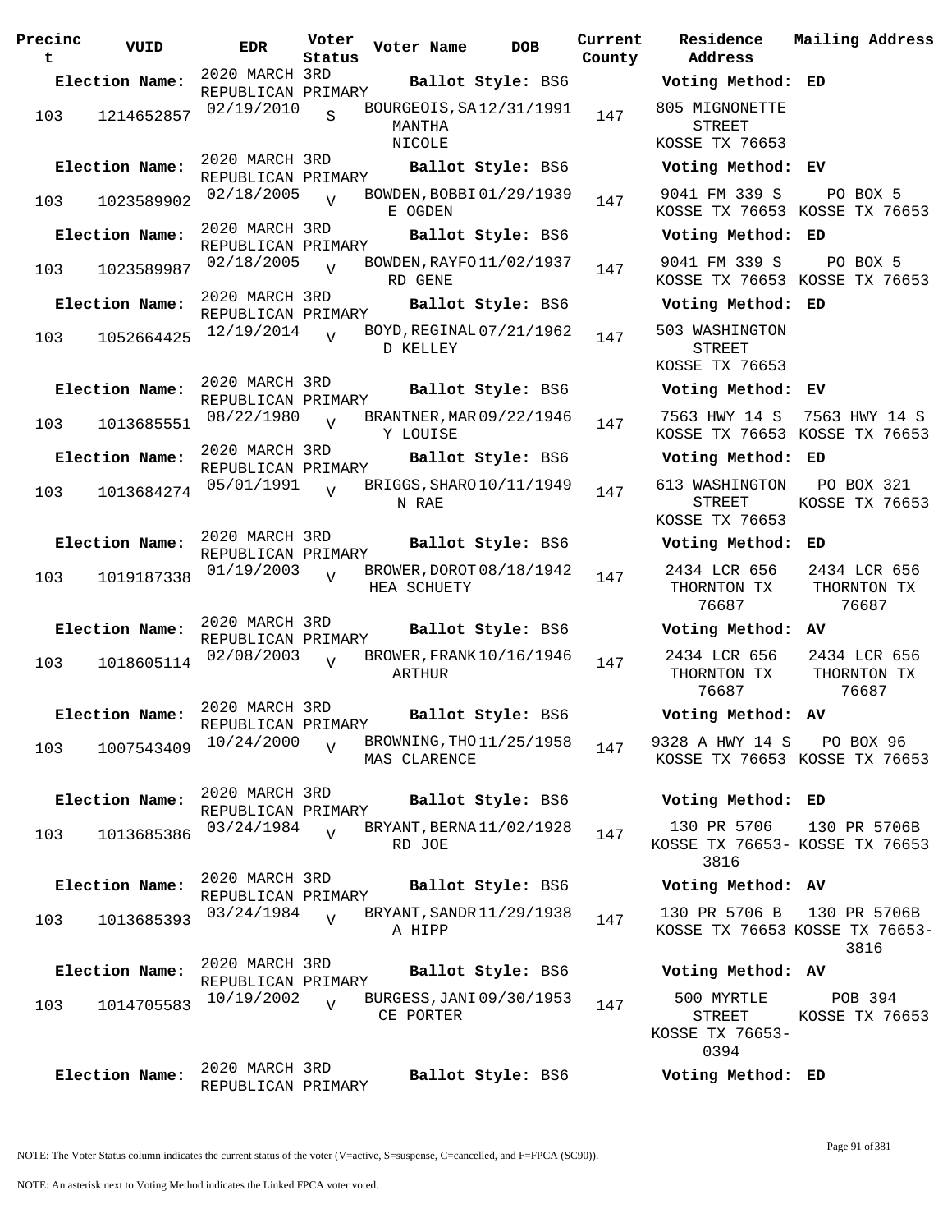| Precinct | VUID | EDR | Voter Status | Voter Name | DOB | Current County | Residence Address | Mailing Address |
|---|---|---|---|---|---|---|---|---|
| **Election Name:** | | 2020 MARCH 3RD REPUBLICAN PRIMARY | | **Ballot Style:** BS6 | | | **Voting Method:** ED | |
| 103 | 1214652857 | 02/19/2010 | S | BOURGEOIS, SAMANTHA NICOLE | 12/31/1991 | 147 | 805 MIGNONETTE STREET KOSSE TX 76653 | |
| **Election Name:** | | 2020 MARCH 3RD REPUBLICAN PRIMARY | | **Ballot Style:** BS6 | | | **Voting Method:** EV | |
| 103 | 1023589902 | 02/18/2005 | V | BOWDEN, BOBBIE OGDEN | 01/29/1939 | 147 | 9041 FM 339 S KOSSE TX 76653 | PO BOX 5 KOSSE TX 76653 |
| **Election Name:** | | 2020 MARCH 3RD REPUBLICAN PRIMARY | | **Ballot Style:** BS6 | | | **Voting Method:** ED | |
| 103 | 1023589987 | 02/18/2005 | V | BOWDEN, RAYFORD GENE | 11/02/1937 | 147 | 9041 FM 339 S KOSSE TX 76653 | PO BOX 5 KOSSE TX 76653 |
| **Election Name:** | | 2020 MARCH 3RD REPUBLICAN PRIMARY | | **Ballot Style:** BS6 | | | **Voting Method:** ED | |
| 103 | 1052664425 | 12/19/2014 | V | BOYD, REGINALD KELLEY | 07/21/1962 | 147 | 503 WASHINGTON STREET KOSSE TX 76653 | |
| **Election Name:** | | 2020 MARCH 3RD REPUBLICAN PRIMARY | | **Ballot Style:** BS6 | | | **Voting Method:** EV | |
| 103 | 1013685551 | 08/22/1980 | V | BRANTNER, MARY LOUISE | 09/22/1946 | 147 | 7563 HWY 14 S KOSSE TX 76653 | 7563 HWY 14 S KOSSE TX 76653 |
| **Election Name:** | | 2020 MARCH 3RD REPUBLICAN PRIMARY | | **Ballot Style:** BS6 | | | **Voting Method:** ED | |
| 103 | 1013684274 | 05/01/1991 | V | BRIGGS, SHARON RAE | 10/11/1949 | 147 | 613 WASHINGTON STREET KOSSE TX 76653 | PO BOX 321 KOSSE TX 76653 |
| **Election Name:** | | 2020 MARCH 3RD REPUBLICAN PRIMARY | | **Ballot Style:** BS6 | | | **Voting Method:** ED | |
| 103 | 1019187338 | 01/19/2003 | V | BROWER, DOROTHEA SCHUETY | 08/18/1942 | 147 | 2434 LCR 656 THORNTON TX 76687 | 2434 LCR 656 THORNTON TX 76687 |
| **Election Name:** | | 2020 MARCH 3RD REPUBLICAN PRIMARY | | **Ballot Style:** BS6 | | | **Voting Method:** AV | |
| 103 | 1018605114 | 02/08/2003 | V | BROWER, FRANK ARTHUR | 10/16/1946 | 147 | 2434 LCR 656 THORNTON TX 76687 | 2434 LCR 656 THORNTON TX 76687 |
| **Election Name:** | | 2020 MARCH 3RD REPUBLICAN PRIMARY | | **Ballot Style:** BS6 | | | **Voting Method:** AV | |
| 103 | 1007543409 | 10/24/2000 | V | BROWNING, THOMAS CLARENCE | 11/25/1958 | 147 | 9328 A HWY 14 S KOSSE TX 76653 | PO BOX 96 KOSSE TX 76653 |
| **Election Name:** | | 2020 MARCH 3RD REPUBLICAN PRIMARY | | **Ballot Style:** BS6 | | | **Voting Method:** ED | |
| 103 | 1013685386 | 03/24/1984 | V | BRYANT, BERNARD JOE | 11/02/1928 | 147 | 130 PR 5706 KOSSE TX 76653-3816 | 130 PR 5706B KOSSE TX 76653 |
| **Election Name:** | | 2020 MARCH 3RD REPUBLICAN PRIMARY | | **Ballot Style:** BS6 | | | **Voting Method:** AV | |
| 103 | 1013685393 | 03/24/1984 | V | BRYANT, SANDRA HIPP | 11/29/1938 | 147 | 130 PR 5706 B KOSSE TX 76653 | 130 PR 5706B KOSSE TX 76653-3816 |
| **Election Name:** | | 2020 MARCH 3RD REPUBLICAN PRIMARY | | **Ballot Style:** BS6 | | | **Voting Method:** AV | |
| 103 | 1014705583 | 10/19/2002 | V | BURGESS, JANICE PORTER | 09/30/1953 | 147 | 500 MYRTLE STREET KOSSE TX 76653-0394 | POB 394 KOSSE TX 76653 |
| **Election Name:** | | 2020 MARCH 3RD REPUBLICAN PRIMARY | | **Ballot Style:** BS6 | | | **Voting Method:** ED | |

NOTE: The Voter Status column indicates the current status of the voter (V=active, S=suspense, C=cancelled, and F=FPCA (SC90)).

NOTE: An asterisk next to Voting Method indicates the Linked FPCA voter voted.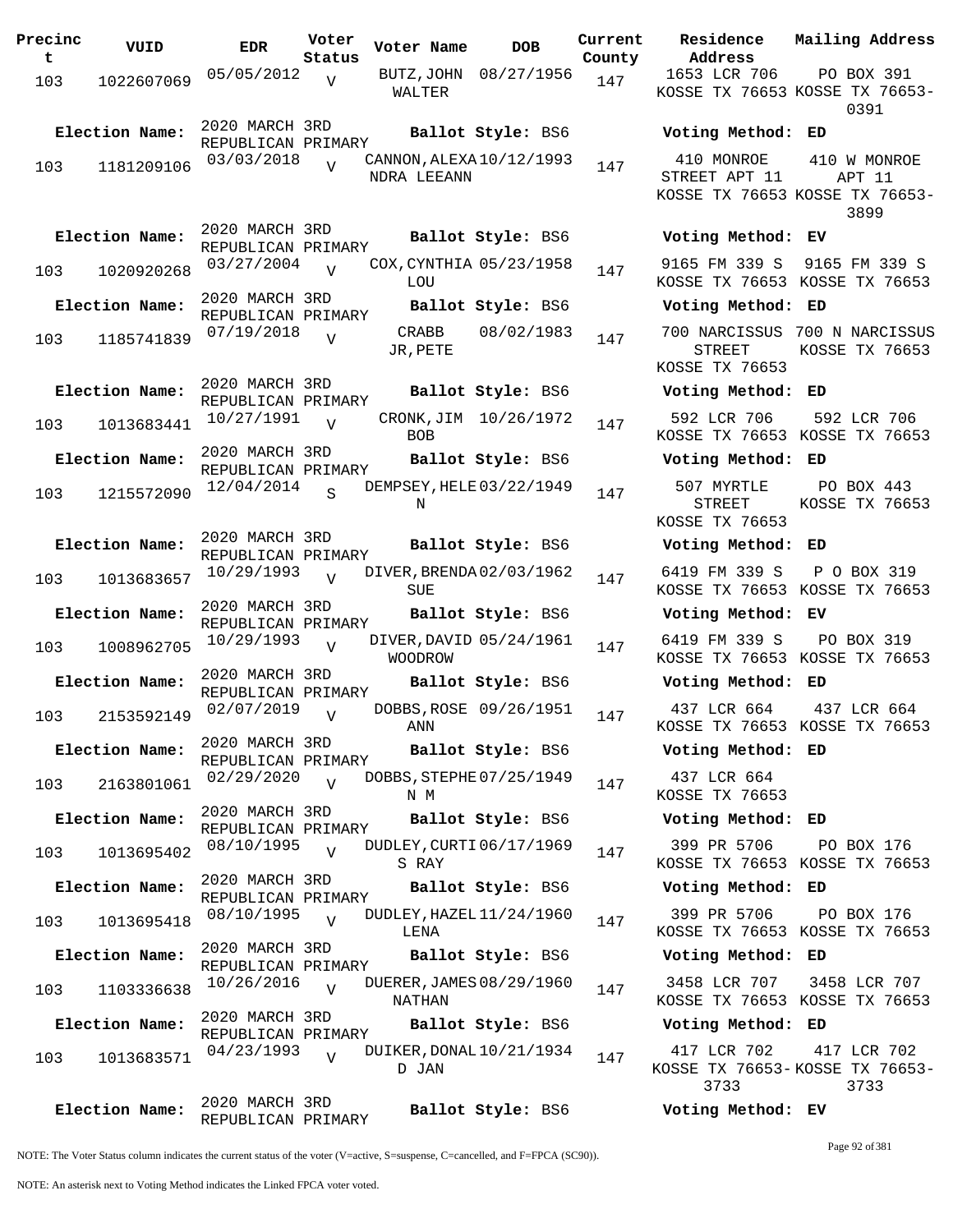| Precinct | VUID | EDR | Voter Status | Voter Name | DOB | Current County | Residence Address | Mailing Address |
|---|---|---|---|---|---|---|---|---|
| 103 | 1022607069 | 05/05/2012 | V | BUTZ, JOHN WALTER | 08/27/1956 | 147 | 1653 LCR 706 KOSSE TX 76653 | PO BOX 391 KOSSE TX 76653-0391 |
| Election Name: | 2020 MARCH 3RD REPUBLICAN PRIMARY | | | Ballot Style: BS6 | | | Voting Method: ED | |
| 103 | 1181209106 | 03/03/2018 | V | CANNON, ALEXANDRA LEEANN | 10/12/1993 | 147 | 410 MONROE STREET APT 11 KOSSE TX 76653 | 410 W MONROE APT 11 KOSSE TX 76653-3899 |
| Election Name: | 2020 MARCH 3RD REPUBLICAN PRIMARY | | | Ballot Style: BS6 | | | Voting Method: EV | |
| 103 | 1020920268 | 03/27/2004 | V | COX, CYNTHIA LOU | 05/23/1958 | 147 | 9165 FM 339 S KOSSE TX 76653 | 9165 FM 339 S KOSSE TX 76653 |
| Election Name: | 2020 MARCH 3RD REPUBLICAN PRIMARY | | | Ballot Style: BS6 | | | Voting Method: ED | |
| 103 | 1185741839 | 07/19/2018 | V | CRABB JR, PETE | 08/02/1983 | 147 | 700 NARCISSUS STREET KOSSE TX 76653 | 700 N NARCISSUS KOSSE TX 76653 |
| Election Name: | 2020 MARCH 3RD REPUBLICAN PRIMARY | | | Ballot Style: BS6 | | | Voting Method: ED | |
| 103 | 1013683441 | 10/27/1991 | V | CRONK, JIM BOB | 10/26/1972 | 147 | 592 LCR 706 KOSSE TX 76653 | 592 LCR 706 KOSSE TX 76653 |
| Election Name: | 2020 MARCH 3RD REPUBLICAN PRIMARY | | | Ballot Style: BS6 | | | Voting Method: ED | |
| 103 | 1215572090 | 12/04/2014 | S | DEMPSEY, HELEN | 03/22/1949 | 147 | 507 MYRTLE STREET KOSSE TX 76653 | PO BOX 443 KOSSE TX 76653 |
| Election Name: | 2020 MARCH 3RD REPUBLICAN PRIMARY | | | Ballot Style: BS6 | | | Voting Method: ED | |
| 103 | 1013683657 | 10/29/1993 | V | DIVER, BRENDA SUE | 02/03/1962 | 147 | 6419 FM 339 S KOSSE TX 76653 | P O BOX 319 KOSSE TX 76653 |
| Election Name: | 2020 MARCH 3RD REPUBLICAN PRIMARY | | | Ballot Style: BS6 | | | Voting Method: EV | |
| 103 | 1008962705 | 10/29/1993 | V | DIVER, DAVID WOODROW | 05/24/1961 | 147 | 6419 FM 339 S KOSSE TX 76653 | PO BOX 319 KOSSE TX 76653 |
| Election Name: | 2020 MARCH 3RD REPUBLICAN PRIMARY | | | Ballot Style: BS6 | | | Voting Method: ED | |
| 103 | 2153592149 | 02/07/2019 | V | DOBBS, ROSE ANN | 09/26/1951 | 147 | 437 LCR 664 KOSSE TX 76653 | 437 LCR 664 KOSSE TX 76653 |
| Election Name: | 2020 MARCH 3RD REPUBLICAN PRIMARY | | | Ballot Style: BS6 | | | Voting Method: ED | |
| 103 | 2163801061 | 02/29/2020 | V | DOBBS, STEPHEN M | 07/25/1949 | 147 | 437 LCR 664 KOSSE TX 76653 | |
| Election Name: | 2020 MARCH 3RD REPUBLICAN PRIMARY | | | Ballot Style: BS6 | | | Voting Method: ED | |
| 103 | 1013695402 | 08/10/1995 | V | DUDLEY, CURTIS RAY | 06/17/1969 | 147 | 399 PR 5706 KOSSE TX 76653 | PO BOX 176 KOSSE TX 76653 |
| Election Name: | 2020 MARCH 3RD REPUBLICAN PRIMARY | | | Ballot Style: BS6 | | | Voting Method: ED | |
| 103 | 1013695418 | 08/10/1995 | V | DUDLEY, HAZEL LENA | 11/24/1960 | 147 | 399 PR 5706 KOSSE TX 76653 | PO BOX 176 KOSSE TX 76653 |
| Election Name: | 2020 MARCH 3RD REPUBLICAN PRIMARY | | | Ballot Style: BS6 | | | Voting Method: ED | |
| 103 | 1103336638 | 10/26/2016 | V | DUERER, JAMES NATHAN | 08/29/1960 | 147 | 3458 LCR 707 KOSSE TX 76653 | 3458 LCR 707 KOSSE TX 76653 |
| Election Name: | 2020 MARCH 3RD REPUBLICAN PRIMARY | | | Ballot Style: BS6 | | | Voting Method: ED | |
| 103 | 1013683571 | 04/23/1993 | V | DUIKER, DONALD JAN | 10/21/1934 | 147 | 417 LCR 702 KOSSE TX 76653-3733 | 417 LCR 702 KOSSE TX 76653-3733 |
| Election Name: | 2020 MARCH 3RD REPUBLICAN PRIMARY | | | Ballot Style: BS6 | | | Voting Method: EV | |

NOTE: The Voter Status column indicates the current status of the voter (V=active, S=suspense, C=cancelled, and F=FPCA (SC90)).

NOTE: An asterisk next to Voting Method indicates the Linked FPCA voter voted.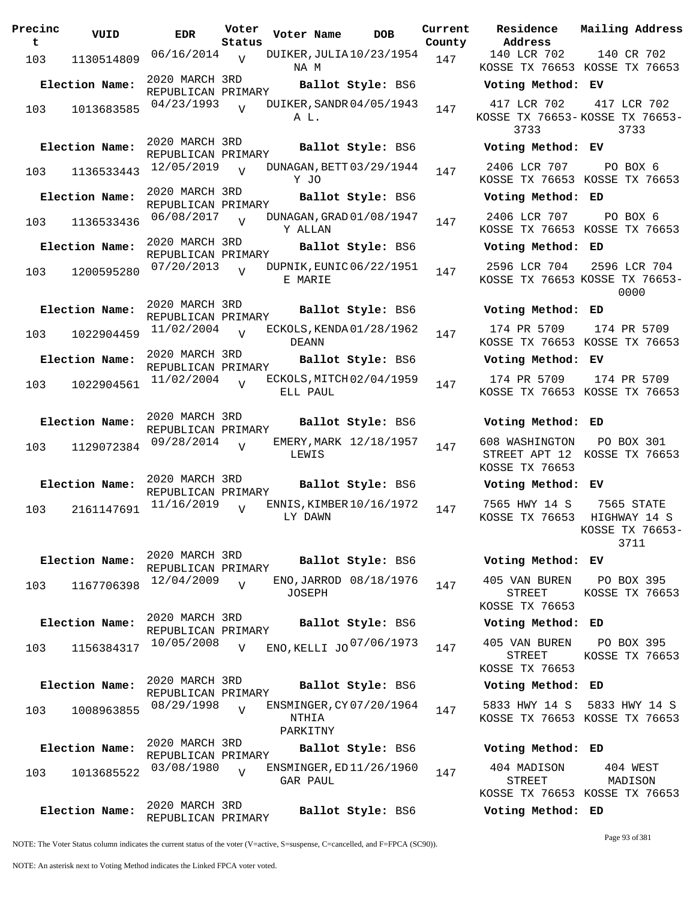| Precinct | VUID | EDR | Voter Status | Voter Name | DOB | Current County | Residence Address | Mailing Address |
|---|---|---|---|---|---|---|---|---|
| 103 | 1130514809 | 06/16/2014 | V | DUIKER, JULIANA M | 10/23/1954 | 147 | 140 LCR 702 KOSSE TX 76653 | 140 CR 702 KOSSE TX 76653 |
| **Election Name:** | 2020 MARCH 3RD REPUBLICAN PRIMARY | | | **Ballot Style:** BS6 | | | **Voting Method:** EV | |
| 103 | 1013683585 | 04/23/1993 | V | DUIKER, SANDRA L. | 04/05/1943 | 147 | 417 LCR 702 KOSSE TX 76653-3733 | 417 LCR 702 KOSSE TX 76653-3733 |
| **Election Name:** | 2020 MARCH 3RD REPUBLICAN PRIMARY | | | **Ballot Style:** BS6 | | | **Voting Method:** EV | |
| 103 | 1136533443 | 12/05/2019 | V | DUNAGAN, BETTY JO | 03/29/1944 | 147 | 2406 LCR 707 KOSSE TX 76653 | PO BOX 6 KOSSE TX 76653 |
| **Election Name:** | 2020 MARCH 3RD REPUBLICAN PRIMARY | | | **Ballot Style:** BS6 | | | **Voting Method:** ED | |
| 103 | 1136533436 | 06/08/2017 | V | DUNAGAN, GRADY ALLAN | 01/08/1947 | 147 | 2406 LCR 707 KOSSE TX 76653 | PO BOX 6 KOSSE TX 76653 |
| **Election Name:** | 2020 MARCH 3RD REPUBLICAN PRIMARY | | | **Ballot Style:** BS6 | | | **Voting Method:** ED | |
| 103 | 1200595280 | 07/20/2013 | V | DUPNIK, EUNICE MARIE | 06/22/1951 | 147 | 2596 LCR 704 KOSSE TX 76653 | 2596 LCR 704 KOSSE TX 76653-0000 |
| **Election Name:** | 2020 MARCH 3RD REPUBLICAN PRIMARY | | | **Ballot Style:** BS6 | | | **Voting Method:** ED | |
| 103 | 1022904459 | 11/02/2004 | V | ECKOLS, KENDA DEANN | 01/28/1962 | 147 | 174 PR 5709 KOSSE TX 76653 | 174 PR 5709 KOSSE TX 76653 |
| **Election Name:** | 2020 MARCH 3RD REPUBLICAN PRIMARY | | | **Ballot Style:** BS6 | | | **Voting Method:** EV | |
| 103 | 1022904561 | 11/02/2004 | V | ECKOLS, MITCHELL PAUL | 02/04/1959 | 147 | 174 PR 5709 KOSSE TX 76653 | 174 PR 5709 KOSSE TX 76653 |
| **Election Name:** | 2020 MARCH 3RD REPUBLICAN PRIMARY | | | **Ballot Style:** BS6 | | | **Voting Method:** ED | |
| 103 | 1129072384 | 09/28/2014 | V | EMERY, MARK LEWIS | 12/18/1957 | 147 | 608 WASHINGTON STREET APT 12 KOSSE TX 76653 | PO BOX 301 KOSSE TX 76653 |
| **Election Name:** | 2020 MARCH 3RD REPUBLICAN PRIMARY | | | **Ballot Style:** BS6 | | | **Voting Method:** EV | |
| 103 | 2161147691 | 11/16/2019 | V | ENNIS, KIMBERLY DAWN | 10/16/1972 | 147 | 7565 HWY 14 S KOSSE TX 76653 | 7565 STATE HIGHWAY 14 S KOSSE TX 76653-3711 |
| **Election Name:** | 2020 MARCH 3RD REPUBLICAN PRIMARY | | | **Ballot Style:** BS6 | | | **Voting Method:** EV | |
| 103 | 1167706398 | 12/04/2009 | V | ENO, JARROD JOSEPH | 08/18/1976 | 147 | 405 VAN BUREN STREET KOSSE TX 76653 | PO BOX 395 KOSSE TX 76653 |
| **Election Name:** | 2020 MARCH 3RD REPUBLICAN PRIMARY | | | **Ballot Style:** BS6 | | | **Voting Method:** ED | |
| 103 | 1156384317 | 10/05/2008 | V | ENO, KELLI JO | 07/06/1973 | 147 | 405 VAN BUREN STREET KOSSE TX 76653 | PO BOX 395 KOSSE TX 76653 |
| **Election Name:** | 2020 MARCH 3RD REPUBLICAN PRIMARY | | | **Ballot Style:** BS6 | | | **Voting Method:** ED | |
| 103 | 1008963855 | 08/29/1998 | V | ENSMINGER, CYNTHIA PARKITNY | 07/20/1964 | 147 | 5833 HWY 14 S KOSSE TX 76653 | 5833 HWY 14 S KOSSE TX 76653 |
| **Election Name:** | 2020 MARCH 3RD REPUBLICAN PRIMARY | | | **Ballot Style:** BS6 | | | **Voting Method:** ED | |
| 103 | 1013685522 | 03/08/1980 | V | ENSMINGER, EDGAR PAUL | 11/26/1960 | 147 | 404 MADISON STREET KOSSE TX 76653 | 404 WEST MADISON KOSSE TX 76653 |
| **Election Name:** | 2020 MARCH 3RD REPUBLICAN PRIMARY | | | **Ballot Style:** BS6 | | | **Voting Method:** ED | |

NOTE: The Voter Status column indicates the current status of the voter (V=active, S=suspense, C=cancelled, and F=FPCA (SC90)).

NOTE: An asterisk next to Voting Method indicates the Linked FPCA voter voted.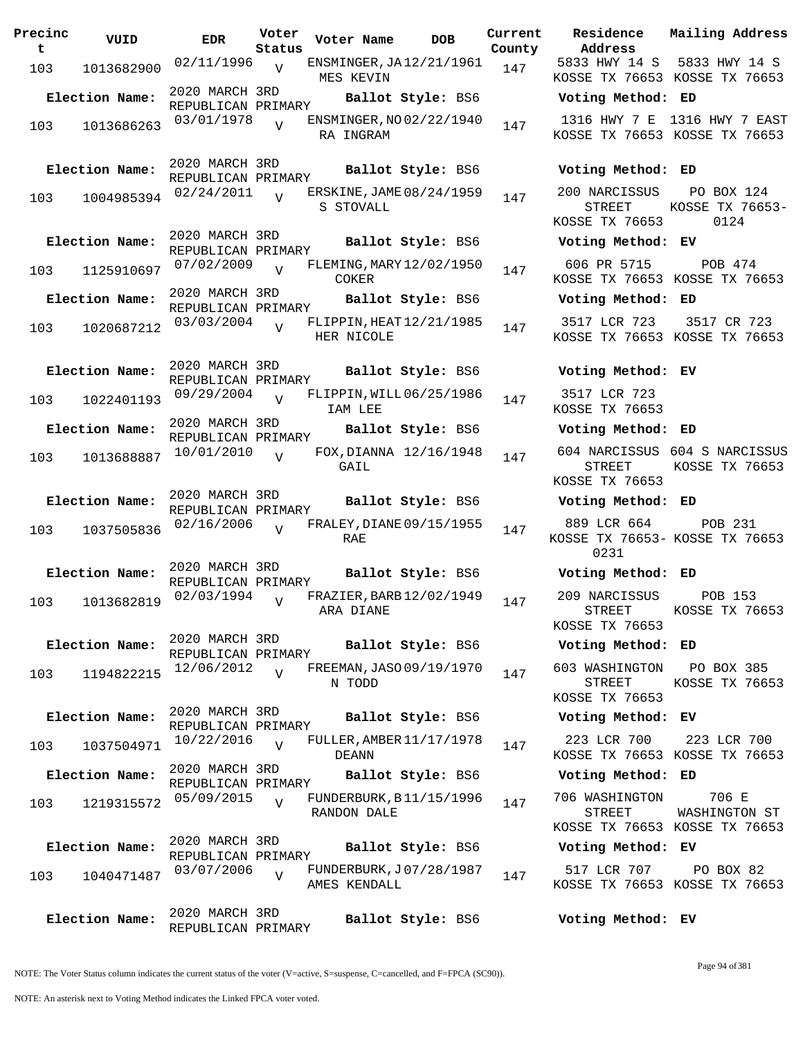| Precinct | VUID | EDR | Voter Status | Voter Name | DOB | Current County | Residence Address | Mailing Address |
|---|---|---|---|---|---|---|---|---|
| 103 | 1013682900 | 02/11/1996 | V | ENSMINGER, JAMES KEVIN | 12/21/1961 | 147 | 5833 HWY 14 S KOSSE TX 76653 | 5833 HWY 14 S KOSSE TX 76653 |
| **Election Name:** | | 2020 MARCH 3RD REPUBLICAN PRIMARY | | **Ballot Style:** BS6 | | | **Voting Method:** ED | |
| 103 | 1013686263 | 03/01/1978 | V | ENSMINGER, NORA INGRAM | 02/22/1940 | 147 | 1316 HWY 7 E KOSSE TX 76653 | 1316 HWY 7 EAST KOSSE TX 76653 |
| **Election Name:** | | 2020 MARCH 3RD REPUBLICAN PRIMARY | | **Ballot Style:** BS6 | | | **Voting Method:** ED | |
| 103 | 1004985394 | 02/24/2011 | V | ERSKINE, JAMES STOVALL | 08/24/1959 | 147 | 200 NARCISSUS STREET KOSSE TX 76653 | PO BOX 124 KOSSE TX 76653-0124 |
| **Election Name:** | | 2020 MARCH 3RD REPUBLICAN PRIMARY | | **Ballot Style:** BS6 | | | **Voting Method:** EV | |
| 103 | 1125910697 | 07/02/2009 | V | FLEMING, MARY COKER | 12/02/1950 | 147 | 606 PR 5715 KOSSE TX 76653 | POB 474 KOSSE TX 76653 |
| **Election Name:** | | 2020 MARCH 3RD REPUBLICAN PRIMARY | | **Ballot Style:** BS6 | | | **Voting Method:** ED | |
| 103 | 1020687212 | 03/03/2004 | V | FLIPPIN, HEATHER NICOLE | 12/21/1985 | 147 | 3517 LCR 723 KOSSE TX 76653 | 3517 CR 723 KOSSE TX 76653 |
| **Election Name:** | | 2020 MARCH 3RD REPUBLICAN PRIMARY | | **Ballot Style:** BS6 | | | **Voting Method:** EV | |
| 103 | 1022401193 | 09/29/2004 | V | FLIPPIN, WILLIAM LEE | 06/25/1986 | 147 | 3517 LCR 723 KOSSE TX 76653 | |
| **Election Name:** | | 2020 MARCH 3RD REPUBLICAN PRIMARY | | **Ballot Style:** BS6 | | | **Voting Method:** ED | |
| 103 | 1013688887 | 10/01/2010 | V | FOX, DIANNA GAIL | 12/16/1948 | 147 | 604 NARCISSUS STREET KOSSE TX 76653 | 604 S NARCISSUS KOSSE TX 76653 |
| **Election Name:** | | 2020 MARCH 3RD REPUBLICAN PRIMARY | | **Ballot Style:** BS6 | | | **Voting Method:** ED | |
| 103 | 1037505836 | 02/16/2006 | V | FRALEY, DIANE RAE | 09/15/1955 | 147 | 889 LCR 664 KOSSE TX 76653-0231 | POB 231 KOSSE TX 76653 |
| **Election Name:** | | 2020 MARCH 3RD REPUBLICAN PRIMARY | | **Ballot Style:** BS6 | | | **Voting Method:** ED | |
| 103 | 1013682819 | 02/03/1994 | V | FRAZIER, BARBARA DIANE | 12/02/1949 | 147 | 209 NARCISSUS STREET KOSSE TX 76653 | POB 153 KOSSE TX 76653 |
| **Election Name:** | | 2020 MARCH 3RD REPUBLICAN PRIMARY | | **Ballot Style:** BS6 | | | **Voting Method:** ED | |
| 103 | 1194822215 | 12/06/2012 | V | FREEMAN, JASON TODD | 09/19/1970 | 147 | 603 WASHINGTON STREET KOSSE TX 76653 | PO BOX 385 KOSSE TX 76653 |
| **Election Name:** | | 2020 MARCH 3RD REPUBLICAN PRIMARY | | **Ballot Style:** BS6 | | | **Voting Method:** EV | |
| 103 | 1037504971 | 10/22/2016 | V | FULLER, AMBER DEANN | 11/17/1978 | 147 | 223 LCR 700 KOSSE TX 76653 | 223 LCR 700 KOSSE TX 76653 |
| **Election Name:** | | 2020 MARCH 3RD REPUBLICAN PRIMARY | | **Ballot Style:** BS6 | | | **Voting Method:** ED | |
| 103 | 1219315572 | 05/09/2015 | V | FUNDERBURK, BRANDON DALE | 11/15/1996 | 147 | 706 WASHINGTON STREET KOSSE TX 76653 | 706 E WASHINGTON ST KOSSE TX 76653 |
| **Election Name:** | | 2020 MARCH 3RD REPUBLICAN PRIMARY | | **Ballot Style:** BS6 | | | **Voting Method:** EV | |
| 103 | 1040471487 | 03/07/2006 | V | FUNDERBURK, JAMES KENDALL | 07/28/1987 | 147 | 517 LCR 707 KOSSE TX 76653 | PO BOX 82 KOSSE TX 76653 |
| **Election Name:** | | 2020 MARCH 3RD REPUBLICAN PRIMARY | | **Ballot Style:** BS6 | | | **Voting Method:** EV | |

NOTE: The Voter Status column indicates the current status of the voter (V=active, S=suspense, C=cancelled, and F=FPCA (SC90)).

NOTE: An asterisk next to Voting Method indicates the Linked FPCA voter voted.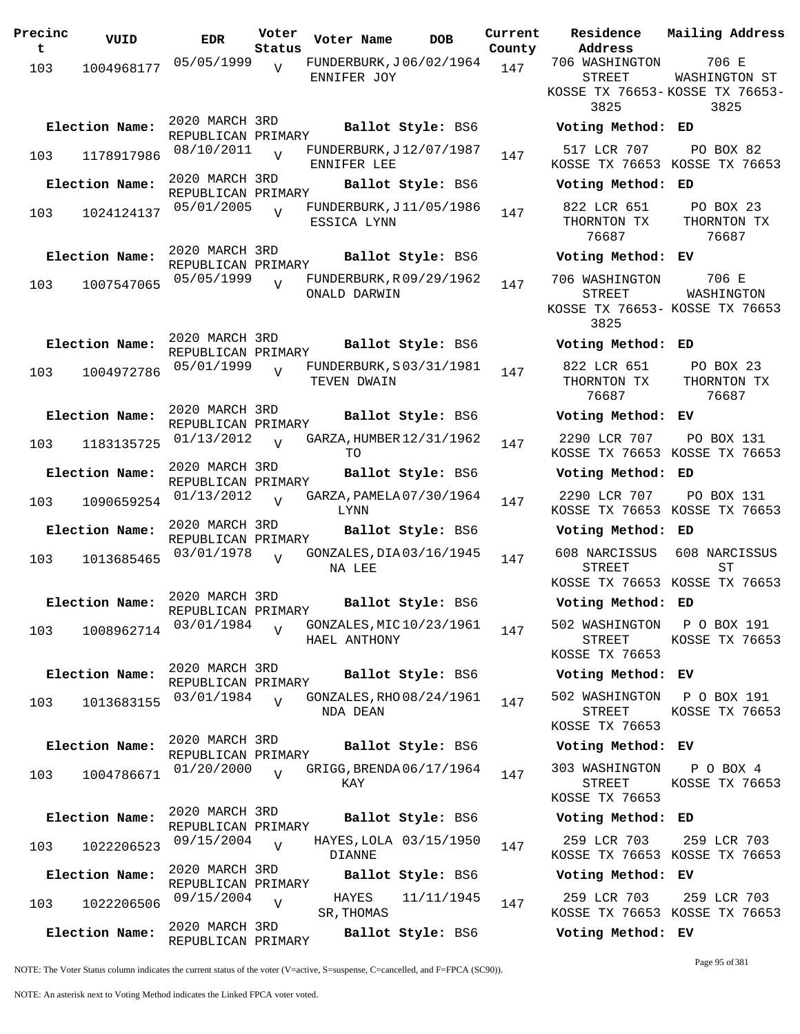| Precinct | VUID | EDR | Voter Status | Voter Name | DOB | Current County | Residence Address | Mailing Address |
|---|---|---|---|---|---|---|---|---|
| 103 | 1004968177 | 05/05/1999 | V | FUNDERBURK,JENNIFER JOY | 06/02/1964 | 147 | 706 WASHINGTON STREET KOSSE TX 76653-3825 | 706 E WASHINGTON ST KOSSE TX 76653-3825 |
| **Election Name:** | | 2020 MARCH 3RD REPUBLICAN PRIMARY | | **Ballot Style:** BS6 | | | **Voting Method:** ED | |
| 103 | 1178917986 | 08/10/2011 | V | FUNDERBURK,JENNIFER LEE | 12/07/1987 | 147 | 517 LCR 707 KOSSE TX 76653 | PO BOX 82 KOSSE TX 76653 |
| **Election Name:** | | 2020 MARCH 3RD REPUBLICAN PRIMARY | | **Ballot Style:** BS6 | | | **Voting Method:** ED | |
| 103 | 1024124137 | 05/01/2005 | V | FUNDERBURK,JESSICA LYNN | 11/05/1986 | 147 | 822 LCR 651 THORNTON TX 76687 | PO BOX 23 THORNTON TX 76687 |
| **Election Name:** | | 2020 MARCH 3RD REPUBLICAN PRIMARY | | **Ballot Style:** BS6 | | | **Voting Method:** EV | |
| 103 | 1007547065 | 05/05/1999 | V | FUNDERBURK,RONALD DARWIN | 09/29/1962 | 147 | 706 WASHINGTON STREET KOSSE TX 76653-3825 | 706 E WASHINGTON KOSSE TX 76653 |
| **Election Name:** | | 2020 MARCH 3RD REPUBLICAN PRIMARY | | **Ballot Style:** BS6 | | | **Voting Method:** ED | |
| 103 | 1004972786 | 05/01/1999 | V | FUNDERBURK,STEVEN DWAIN | 03/31/1981 | 147 | 822 LCR 651 THORNTON TX 76687 | PO BOX 23 THORNTON TX 76687 |
| **Election Name:** | | 2020 MARCH 3RD REPUBLICAN PRIMARY | | **Ballot Style:** BS6 | | | **Voting Method:** EV | |
| 103 | 1183135725 | 01/13/2012 | V | GARZA,HUMBERTO | 12/31/1962 | 147 | 2290 LCR 707 KOSSE TX 76653 | PO BOX 131 KOSSE TX 76653 |
| **Election Name:** | | 2020 MARCH 3RD REPUBLICAN PRIMARY | | **Ballot Style:** BS6 | | | **Voting Method:** ED | |
| 103 | 1090659254 | 01/13/2012 | V | GARZA,PAMELA LYNN | 07/30/1964 | 147 | 2290 LCR 707 KOSSE TX 76653 | PO BOX 131 KOSSE TX 76653 |
| **Election Name:** | | 2020 MARCH 3RD REPUBLICAN PRIMARY | | **Ballot Style:** BS6 | | | **Voting Method:** ED | |
| 103 | 1013685465 | 03/01/1978 | V | GONZALES,DIANA LEE | 03/16/1945 | 147 | 608 NARCISSUS STREET KOSSE TX 76653 | 608 NARCISSUS ST KOSSE TX 76653 |
| **Election Name:** | | 2020 MARCH 3RD REPUBLICAN PRIMARY | | **Ballot Style:** BS6 | | | **Voting Method:** ED | |
| 103 | 1008962714 | 03/01/1984 | V | GONZALES,MICHAEL ANTHONY | 10/23/1961 | 147 | 502 WASHINGTON STREET KOSSE TX 76653 | P O BOX 191 KOSSE TX 76653 |
| **Election Name:** | | 2020 MARCH 3RD REPUBLICAN PRIMARY | | **Ballot Style:** BS6 | | | **Voting Method:** EV | |
| 103 | 1013683155 | 03/01/1984 | V | GONZALES,RHONDA DEAN | 08/24/1961 | 147 | 502 WASHINGTON STREET KOSSE TX 76653 | P O BOX 191 KOSSE TX 76653 |
| **Election Name:** | | 2020 MARCH 3RD REPUBLICAN PRIMARY | | **Ballot Style:** BS6 | | | **Voting Method:** EV | |
| 103 | 1004786671 | 01/20/2000 | V | GRIGG,BRENDA KAY | 06/17/1964 | 147 | 303 WASHINGTON STREET KOSSE TX 76653 | P O BOX 4 KOSSE TX 76653 |
| **Election Name:** | | 2020 MARCH 3RD REPUBLICAN PRIMARY | | **Ballot Style:** BS6 | | | **Voting Method:** ED | |
| 103 | 1022206523 | 09/15/2004 | V | HAYES,LOLA DIANNE | 03/15/1950 | 147 | 259 LCR 703 KOSSE TX 76653 | 259 LCR 703 KOSSE TX 76653 |
| **Election Name:** | | 2020 MARCH 3RD REPUBLICAN PRIMARY | | **Ballot Style:** BS6 | | | **Voting Method:** EV | |
| 103 | 1022206506 | 09/15/2004 | V | HAYES SR,THOMAS | 11/11/1945 | 147 | 259 LCR 703 KOSSE TX 76653 | 259 LCR 703 KOSSE TX 76653 |
| **Election Name:** | | 2020 MARCH 3RD REPUBLICAN PRIMARY | | **Ballot Style:** BS6 | | | **Voting Method:** EV | |

NOTE: The Voter Status column indicates the current status of the voter (V=active, S=suspense, C=cancelled, and F=FPCA (SC90)).

NOTE: An asterisk next to Voting Method indicates the Linked FPCA voter voted.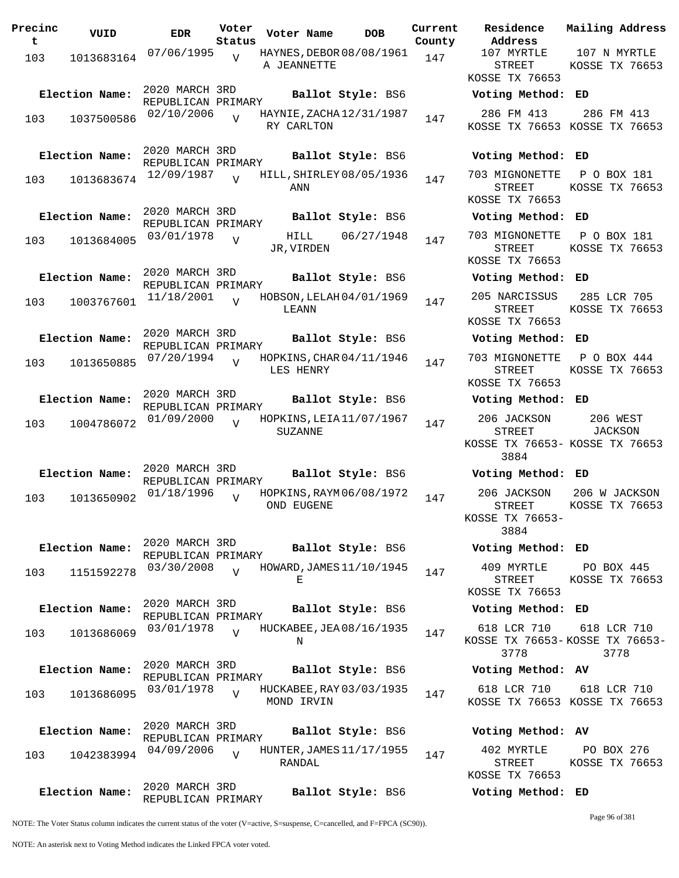| Precinct | VUID | EDR | Voter Status | Voter Name | DOB | Current County | Residence Address | Mailing Address |
|---|---|---|---|---|---|---|---|---|
| 103 | 1013683164 | 07/06/1995 | V | HAYNES, DEBORA JEANNETTE | 08/08/1961 | 147 | 107 MYRTLE STREET KOSSE TX 76653 | 107 N MYRTLE KOSSE TX 76653 |
| **Election Name:** | 2020 MARCH 3RD REPUBLICAN PRIMARY | | | **Ballot Style:** BS6 | | | **Voting Method:** ED | |
| 103 | 1037500586 | 02/10/2006 | V | HAYNIE, ZACHARY CARLTON | 12/31/1987 | 147 | 286 FM 413 KOSSE TX 76653 | 286 FM 413 KOSSE TX 76653 |
| **Election Name:** | 2020 MARCH 3RD REPUBLICAN PRIMARY | | | **Ballot Style:** BS6 | | | **Voting Method:** ED | |
| 103 | 1013683674 | 12/09/1987 | V | HILL, SHIRLEY ANN | 08/05/1936 | 147 | 703 MIGNONETTE STREET KOSSE TX 76653 | P O BOX 181 KOSSE TX 76653 |
| **Election Name:** | 2020 MARCH 3RD REPUBLICAN PRIMARY | | | **Ballot Style:** BS6 | | | **Voting Method:** ED | |
| 103 | 1013684005 | 03/01/1978 | V | HILL JR, VIRDEN | 06/27/1948 | 147 | 703 MIGNONETTE STREET KOSSE TX 76653 | P O BOX 181 KOSSE TX 76653 |
| **Election Name:** | 2020 MARCH 3RD REPUBLICAN PRIMARY | | | **Ballot Style:** BS6 | | | **Voting Method:** ED | |
| 103 | 1003767601 | 11/18/2001 | V | HOBSON, LELAH LEANN | 04/01/1969 | 147 | 205 NARCISSUS STREET KOSSE TX 76653 | 285 LCR 705 KOSSE TX 76653 |
| **Election Name:** | 2020 MARCH 3RD REPUBLICAN PRIMARY | | | **Ballot Style:** BS6 | | | **Voting Method:** ED | |
| 103 | 1013650885 | 07/20/1994 | V | HOPKINS, CHARLES HENRY | 04/11/1946 | 147 | 703 MIGNONETTE STREET KOSSE TX 76653 | P O BOX 444 KOSSE TX 76653 |
| **Election Name:** | 2020 MARCH 3RD REPUBLICAN PRIMARY | | | **Ballot Style:** BS6 | | | **Voting Method:** ED | |
| 103 | 1004786072 | 01/09/2000 | V | HOPKINS, LEIA SUZANNE | 11/07/1967 | 147 | 206 JACKSON STREET KOSSE TX 76653-3884 | 206 WEST JACKSON KOSSE TX 76653 |
| **Election Name:** | 2020 MARCH 3RD REPUBLICAN PRIMARY | | | **Ballot Style:** BS6 | | | **Voting Method:** ED | |
| 103 | 1013650902 | 01/18/1996 | V | HOPKINS, RAYMOND EUGENE | 06/08/1972 | 147 | 206 JACKSON STREET KOSSE TX 76653-3884 | 206 W JACKSON KOSSE TX 76653 |
| **Election Name:** | 2020 MARCH 3RD REPUBLICAN PRIMARY | | | **Ballot Style:** BS6 | | | **Voting Method:** ED | |
| 103 | 1151592278 | 03/30/2008 | V | HOWARD, JAMES E | 11/10/1945 | 147 | 409 MYRTLE STREET KOSSE TX 76653 | PO BOX 445 KOSSE TX 76653 |
| **Election Name:** | 2020 MARCH 3RD REPUBLICAN PRIMARY | | | **Ballot Style:** BS6 | | | **Voting Method:** ED | |
| 103 | 1013686069 | 03/01/1978 | V | HUCKABEE, JEAN | 08/16/1935 | 147 | 618 LCR 710 KOSSE TX 76653-3778 | 618 LCR 710 KOSSE TX 76653-3778 |
| **Election Name:** | 2020 MARCH 3RD REPUBLICAN PRIMARY | | | **Ballot Style:** BS6 | | | **Voting Method:** AV | |
| 103 | 1013686095 | 03/01/1978 | V | HUCKABEE, RAYMOND IRVIN | 03/03/1935 | 147 | 618 LCR 710 KOSSE TX 76653 | 618 LCR 710 KOSSE TX 76653 |
| **Election Name:** | 2020 MARCH 3RD REPUBLICAN PRIMARY | | | **Ballot Style:** BS6 | | | **Voting Method:** AV | |
| 103 | 1042383994 | 04/09/2006 | V | HUNTER, JAMES RANDAL | 11/17/1955 | 147 | 402 MYRTLE STREET KOSSE TX 76653 | PO BOX 276 KOSSE TX 76653 |
| **Election Name:** | 2020 MARCH 3RD REPUBLICAN PRIMARY | | | **Ballot Style:** BS6 | | | **Voting Method:** ED | |

NOTE: The Voter Status column indicates the current status of the voter (V=active, S=suspense, C=cancelled, and F=FPCA (SC90)).

NOTE: An asterisk next to Voting Method indicates the Linked FPCA voter voted.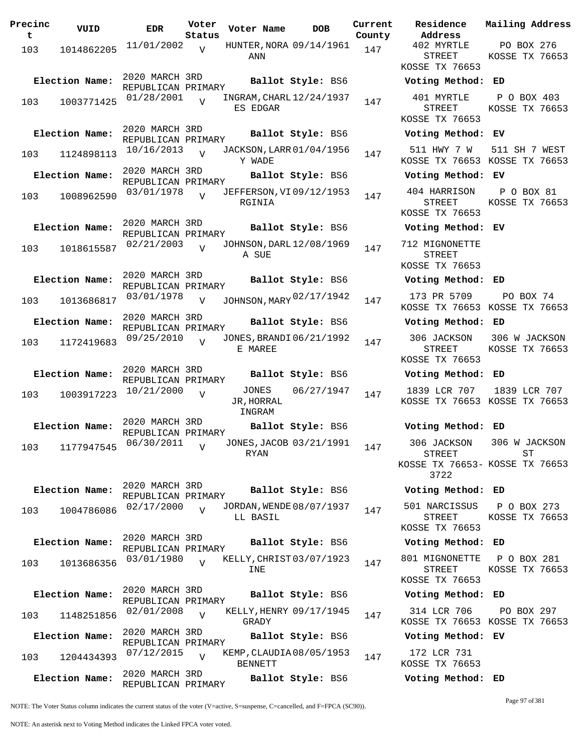| Precinct | VUID | EDR | Voter Status | Voter Name | DOB | Current County | Residence Address | Mailing Address |
|---|---|---|---|---|---|---|---|---|
| 103 | 1014862205 | 11/01/2002 | V | HUNTER,NORA ANN | 09/14/1961 | 147 | 402 MYRTLE STREET KOSSE TX 76653 | PO BOX 276 KOSSE TX 76653 |
| Election Name: | 2020 MARCH 3RD REPUBLICAN PRIMARY | | | Ballot Style: BS6 | | | Voting Method: ED | |
| 103 | 1003771425 | 01/28/2001 | V | INGRAM,CHARLES EDGAR | 12/24/1937 | 147 | 401 MYRTLE STREET KOSSE TX 76653 | P O BOX 403 KOSSE TX 76653 |
| Election Name: | 2020 MARCH 3RD REPUBLICAN PRIMARY | | | Ballot Style: BS6 | | | Voting Method: EV | |
| 103 | 1124898113 | 10/16/2013 | V | JACKSON,LARRY WADE | 01/04/1956 | 147 | 511 HWY 7 W KOSSE TX 76653 | 511 SH 7 WEST KOSSE TX 76653 |
| Election Name: | 2020 MARCH 3RD REPUBLICAN PRIMARY | | | Ballot Style: BS6 | | | Voting Method: EV | |
| 103 | 1008962590 | 03/01/1978 | V | JEFFERSON,VIRGINIA | 09/12/1953 | 147 | 404 HARRISON STREET KOSSE TX 76653 | P O BOX 81 KOSSE TX 76653 |
| Election Name: | 2020 MARCH 3RD REPUBLICAN PRIMARY | | | Ballot Style: BS6 | | | Voting Method: EV | |
| 103 | 1018615587 | 02/21/2003 | V | JOHNSON,DARLA SUE | 12/08/1969 | 147 | 712 MIGNONETTE STREET KOSSE TX 76653 | |
| Election Name: | 2020 MARCH 3RD REPUBLICAN PRIMARY | | | Ballot Style: BS6 | | | Voting Method: ED | |
| 103 | 1013686817 | 03/01/1978 | V | JOHNSON,MARY | 02/17/1942 | 147 | 173 PR 5709 KOSSE TX 76653 | PO BOX 74 KOSSE TX 76653 |
| Election Name: | 2020 MARCH 3RD REPUBLICAN PRIMARY | | | Ballot Style: BS6 | | | Voting Method: ED | |
| 103 | 1172419683 | 09/25/2010 | V | JONES,BRANDIE MAREE | 06/21/1992 | 147 | 306 JACKSON STREET KOSSE TX 76653 | 306 W JACKSON KOSSE TX 76653 |
| Election Name: | 2020 MARCH 3RD REPUBLICAN PRIMARY | | | Ballot Style: BS6 | | | Voting Method: ED | |
| 103 | 1003917223 | 10/21/2000 | V | JONES JR,HORRAL INGRAM | 06/27/1947 | 147 | 1839 LCR 707 KOSSE TX 76653 | 1839 LCR 707 KOSSE TX 76653 |
| Election Name: | 2020 MARCH 3RD REPUBLICAN PRIMARY | | | Ballot Style: BS6 | | | Voting Method: ED | |
| 103 | 1177947545 | 06/30/2011 | V | JONES,JACOB RYAN | 03/21/1991 | 147 | 306 JACKSON STREET KOSSE TX 76653-3722 | 306 W JACKSON ST KOSSE TX 76653 |
| Election Name: | 2020 MARCH 3RD REPUBLICAN PRIMARY | | | Ballot Style: BS6 | | | Voting Method: ED | |
| 103 | 1004786086 | 02/17/2000 | V | JORDAN,WENDELL BASIL | 08/07/1937 | 147 | 501 NARCISSUS STREET KOSSE TX 76653 | P O BOX 273 KOSSE TX 76653 |
| Election Name: | 2020 MARCH 3RD REPUBLICAN PRIMARY | | | Ballot Style: BS6 | | | Voting Method: ED | |
| 103 | 1013686356 | 03/01/1980 | V | KELLY,CHRISTINE | 03/07/1923 | 147 | 801 MIGNONETTE STREET KOSSE TX 76653 | P O BOX 281 KOSSE TX 76653 |
| Election Name: | 2020 MARCH 3RD REPUBLICAN PRIMARY | | | Ballot Style: BS6 | | | Voting Method: ED | |
| 103 | 1148251856 | 02/01/2008 | V | KELLY,HENRY GRADY | 09/17/1945 | 147 | 314 LCR 706 KOSSE TX 76653 | PO BOX 297 KOSSE TX 76653 |
| Election Name: | 2020 MARCH 3RD REPUBLICAN PRIMARY | | | Ballot Style: BS6 | | | Voting Method: EV | |
| 103 | 1204434393 | 07/12/2015 | V | KEMP,CLAUDIA BENNETT | 08/05/1953 | 147 | 172 LCR 731 KOSSE TX 76653 | |
| Election Name: | 2020 MARCH 3RD REPUBLICAN PRIMARY | | | Ballot Style: BS6 | | | Voting Method: ED | |

NOTE: The Voter Status column indicates the current status of the voter (V=active, S=suspense, C=cancelled, and F=FPCA (SC90)).

NOTE: An asterisk next to Voting Method indicates the Linked FPCA voter voted.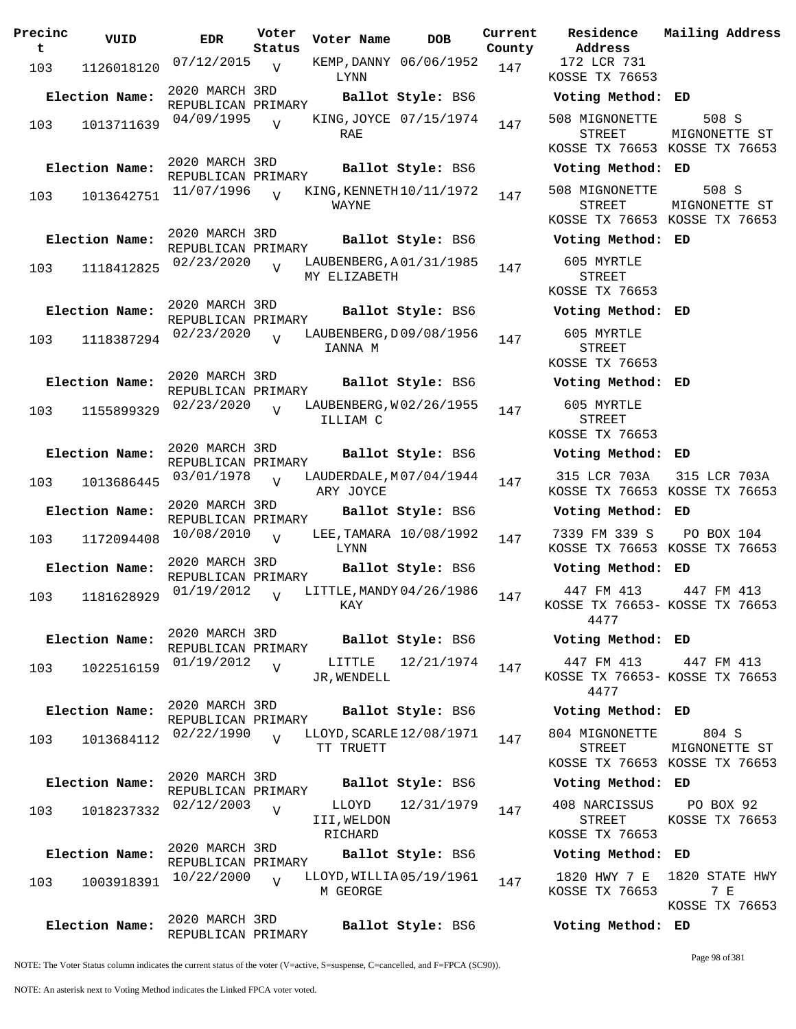| Precinct | VUID | EDR | Voter Status | Voter Name | DOB | Current County | Residence Address | Mailing Address |
|---|---|---|---|---|---|---|---|---|
| 103 | 1126018120 | 07/12/2015 | V | KEMP,DANNY LYNN | 06/06/1952 | 147 | 172 LCR 731 KOSSE TX 76653 | |
| **Election Name:** | 2020 MARCH 3RD REPUBLICAN PRIMARY | | | **Ballot Style:** BS6 | | | **Voting Method:** ED | |
| 103 | 1013711639 | 04/09/1995 | V | KING,JOYCE RAE | 07/15/1974 | 147 | 508 MIGNONETTE STREET KOSSE TX 76653 | 508 S MIGNONETTE ST KOSSE TX 76653 |
| **Election Name:** | 2020 MARCH 3RD REPUBLICAN PRIMARY | | | **Ballot Style:** BS6 | | | **Voting Method:** ED | |
| 103 | 1013642751 | 11/07/1996 | V | KING,KENNETH WAYNE | 10/11/1972 | 147 | 508 MIGNONETTE STREET KOSSE TX 76653 | 508 S MIGNONETTE ST KOSSE TX 76653 |
| **Election Name:** | 2020 MARCH 3RD REPUBLICAN PRIMARY | | | **Ballot Style:** BS6 | | | **Voting Method:** ED | |
| 103 | 1118412825 | 02/23/2020 | V | LAUBENBERG,AMY ELIZABETH | 01/31/1985 | 147 | 605 MYRTLE STREET KOSSE TX 76653 | |
| **Election Name:** | 2020 MARCH 3RD REPUBLICAN PRIMARY | | | **Ballot Style:** BS6 | | | **Voting Method:** ED | |
| 103 | 1118387294 | 02/23/2020 | V | LAUBENBERG,DIANNA M | 09/08/1956 | 147 | 605 MYRTLE STREET KOSSE TX 76653 | |
| **Election Name:** | 2020 MARCH 3RD REPUBLICAN PRIMARY | | | **Ballot Style:** BS6 | | | **Voting Method:** ED | |
| 103 | 1155899329 | 02/23/2020 | V | LAUBENBERG,WILLIAM C | 02/26/1955 | 147 | 605 MYRTLE STREET KOSSE TX 76653 | |
| **Election Name:** | 2020 MARCH 3RD REPUBLICAN PRIMARY | | | **Ballot Style:** BS6 | | | **Voting Method:** ED | |
| 103 | 1013686445 | 03/01/1978 | V | LAUDERDALE,MARY JOYCE | 07/04/1944 | 147 | 315 LCR 703A KOSSE TX 76653 | 315 LCR 703A KOSSE TX 76653 |
| **Election Name:** | 2020 MARCH 3RD REPUBLICAN PRIMARY | | | **Ballot Style:** BS6 | | | **Voting Method:** ED | |
| 103 | 1172094408 | 10/08/2010 | V | LEE,TAMARA LYNN | 10/08/1992 | 147 | 7339 FM 339 S KOSSE TX 76653 | PO BOX 104 KOSSE TX 76653 |
| **Election Name:** | 2020 MARCH 3RD REPUBLICAN PRIMARY | | | **Ballot Style:** BS6 | | | **Voting Method:** ED | |
| 103 | 1181628929 | 01/19/2012 | V | LITTLE,MANDY KAY | 04/26/1986 | 147 | 447 FM 413 KOSSE TX 76653-4477 | 447 FM 413 KOSSE TX 76653 |
| **Election Name:** | 2020 MARCH 3RD REPUBLICAN PRIMARY | | | **Ballot Style:** BS6 | | | **Voting Method:** ED | |
| 103 | 1022516159 | 01/19/2012 | V | LITTLE JR,WENDELL | 12/21/1974 | 147 | 447 FM 413 KOSSE TX 76653-4477 | 447 FM 413 KOSSE TX 76653 |
| **Election Name:** | 2020 MARCH 3RD REPUBLICAN PRIMARY | | | **Ballot Style:** BS6 | | | **Voting Method:** ED | |
| 103 | 1013684112 | 02/22/1990 | V | LLOYD,SCARLETT TRUETT | 12/08/1971 | 147 | 804 MIGNONETTE STREET KOSSE TX 76653 | 804 S MIGNONETTE ST KOSSE TX 76653 |
| **Election Name:** | 2020 MARCH 3RD REPUBLICAN PRIMARY | | | **Ballot Style:** BS6 | | | **Voting Method:** ED | |
| 103 | 1018237332 | 02/12/2003 | V | LLOYD III,WELDON RICHARD | 12/31/1979 | 147 | 408 NARCISSUS STREET KOSSE TX 76653 | PO BOX 92 KOSSE TX 76653 |
| **Election Name:** | 2020 MARCH 3RD REPUBLICAN PRIMARY | | | **Ballot Style:** BS6 | | | **Voting Method:** ED | |
| 103 | 1003918391 | 10/22/2000 | V | LLOYD,WILLIAM GEORGE | 05/19/1961 | 147 | 1820 HWY 7 E KOSSE TX 76653 | 1820 STATE HWY 7 E KOSSE TX 76653 |
| **Election Name:** | 2020 MARCH 3RD REPUBLICAN PRIMARY | | | **Ballot Style:** BS6 | | | **Voting Method:** ED | |

NOTE: The Voter Status column indicates the current status of the voter (V=active, S=suspense, C=cancelled, and F=FPCA (SC90)).

NOTE: An asterisk next to Voting Method indicates the Linked FPCA voter voted.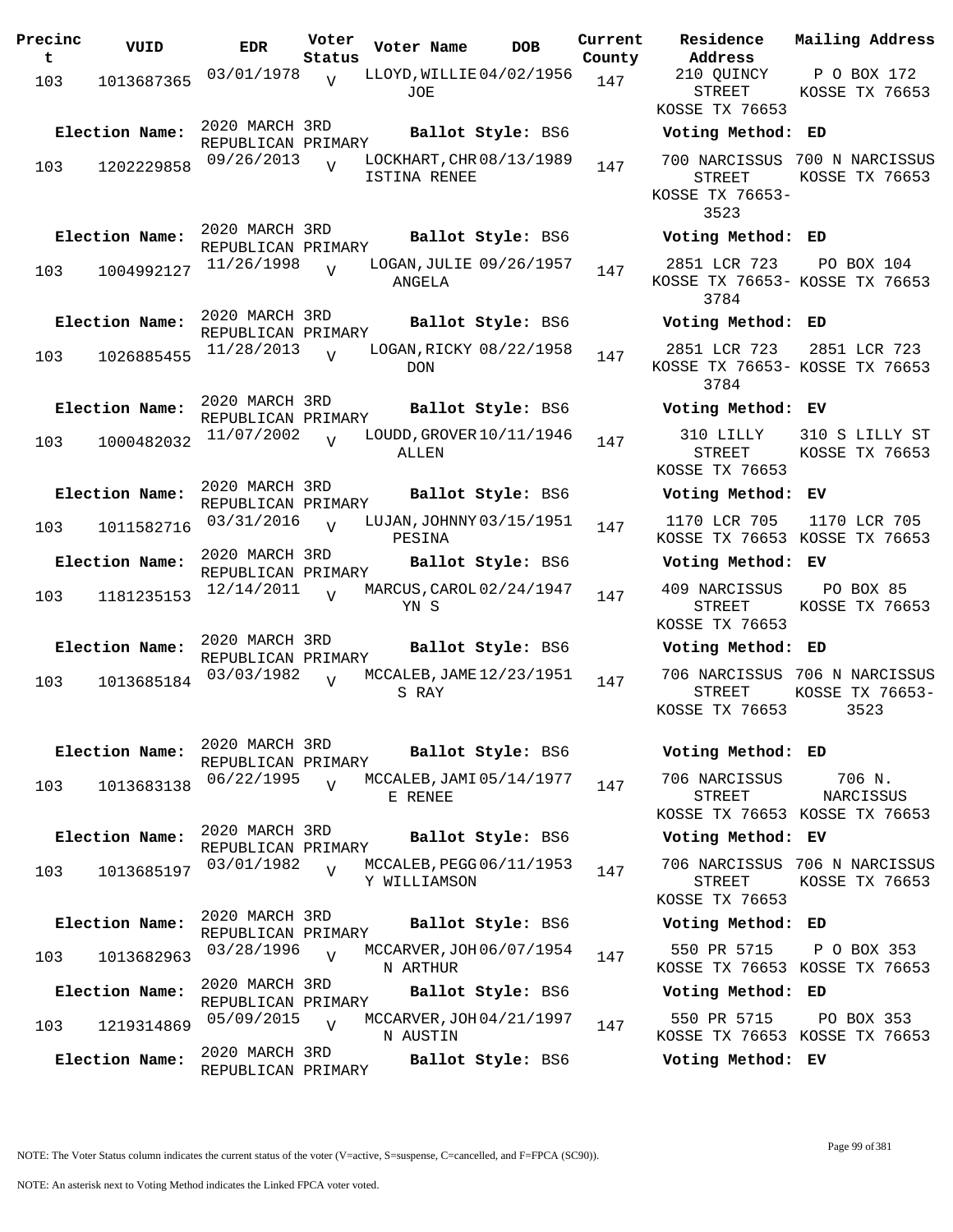| Precinct | VUID | EDR | Voter Status | Voter Name | DOB | Current County | Residence Address | Mailing Address |
|---|---|---|---|---|---|---|---|---|
| 103 | 1013687365 | 03/01/1978 | V | LLOYD, WILLIE JOE | 04/02/1956 | 147 | 210 QUINCY STREET KOSSE TX 76653 | P O BOX 172 KOSSE TX 76653 |
| Election Name: | 2020 MARCH 3RD REPUBLICAN PRIMARY | | | Ballot Style: BS6 | | | Voting Method: ED | |
| 103 | 1202229858 | 09/26/2013 | V | LOCKHART, CHRISTINA RENEE | 08/13/1989 | 147 | 700 NARCISSUS STREET KOSSE TX 76653-3523 | 700 N NARCISSUS KOSSE TX 76653 |
| Election Name: | 2020 MARCH 3RD REPUBLICAN PRIMARY | | | Ballot Style: BS6 | | | Voting Method: ED | |
| 103 | 1004992127 | 11/26/1998 | V | LOGAN, JULIE ANGELA | 09/26/1957 | 147 | 2851 LCR 723 KOSSE TX 76653-3784 | PO BOX 104 KOSSE TX 76653 |
| Election Name: | 2020 MARCH 3RD REPUBLICAN PRIMARY | | | Ballot Style: BS6 | | | Voting Method: ED | |
| 103 | 1026885455 | 11/28/2013 | V | LOGAN, RICKY DON | 08/22/1958 | 147 | 2851 LCR 723 KOSSE TX 76653-3784 | 2851 LCR 723 KOSSE TX 76653 |
| Election Name: | 2020 MARCH 3RD REPUBLICAN PRIMARY | | | Ballot Style: BS6 | | | Voting Method: EV | |
| 103 | 1000482032 | 11/07/2002 | V | LOUDD, GROVER ALLEN | 10/11/1946 | 147 | 310 LILLY STREET KOSSE TX 76653 | 310 S LILLY ST KOSSE TX 76653 |
| Election Name: | 2020 MARCH 3RD REPUBLICAN PRIMARY | | | Ballot Style: BS6 | | | Voting Method: EV | |
| 103 | 1011582716 | 03/31/2016 | V | LUJAN, JOHNNY PESINA | 03/15/1951 | 147 | 1170 LCR 705 KOSSE TX 76653 | 1170 LCR 705 KOSSE TX 76653 |
| Election Name: | 2020 MARCH 3RD REPUBLICAN PRIMARY | | | Ballot Style: BS6 | | | Voting Method: EV | |
| 103 | 1181235153 | 12/14/2011 | V | MARCUS, CAROLYN S | 02/24/1947 | 147 | 409 NARCISSUS STREET KOSSE TX 76653 | PO BOX 85 KOSSE TX 76653 |
| Election Name: | 2020 MARCH 3RD REPUBLICAN PRIMARY | | | Ballot Style: BS6 | | | Voting Method: ED | |
| 103 | 1013685184 | 03/03/1982 | V | MCCALEB, JAMES RAY | 12/23/1951 | 147 | 706 NARCISSUS STREET KOSSE TX 76653 | 706 N NARCISSUS KOSSE TX 76653-3523 |
| Election Name: | 2020 MARCH 3RD REPUBLICAN PRIMARY | | | Ballot Style: BS6 | | | Voting Method: ED | |
| 103 | 1013683138 | 06/22/1995 | V | MCCALEB, JAMIE RENEE | 05/14/1977 | 147 | 706 NARCISSUS STREET KOSSE TX 76653 | 706 N. NARCISSUS KOSSE TX 76653 |
| Election Name: | 2020 MARCH 3RD REPUBLICAN PRIMARY | | | Ballot Style: BS6 | | | Voting Method: EV | |
| 103 | 1013685197 | 03/01/1982 | V | MCCALEB, PEGGY WILLIAMSON | 06/11/1953 | 147 | 706 NARCISSUS STREET KOSSE TX 76653 | 706 N NARCISSUS KOSSE TX 76653 |
| Election Name: | 2020 MARCH 3RD REPUBLICAN PRIMARY | | | Ballot Style: BS6 | | | Voting Method: ED | |
| 103 | 1013682963 | 03/28/1996 | V | MCCARVER, JOHN ARTHUR | 06/07/1954 | 147 | 550 PR 5715 KOSSE TX 76653 | P O BOX 353 KOSSE TX 76653 |
| Election Name: | 2020 MARCH 3RD REPUBLICAN PRIMARY | | | Ballot Style: BS6 | | | Voting Method: ED | |
| 103 | 1219314869 | 05/09/2015 | V | MCCARVER, JOHN AUSTIN | 04/21/1997 | 147 | 550 PR 5715 KOSSE TX 76653 | PO BOX 353 KOSSE TX 76653 |
| Election Name: | 2020 MARCH 3RD REPUBLICAN PRIMARY | | | Ballot Style: BS6 | | | Voting Method: EV | |

NOTE: The Voter Status column indicates the current status of the voter (V=active, S=suspense, C=cancelled, and F=FPCA (SC90)).

NOTE: An asterisk next to Voting Method indicates the Linked FPCA voter voted.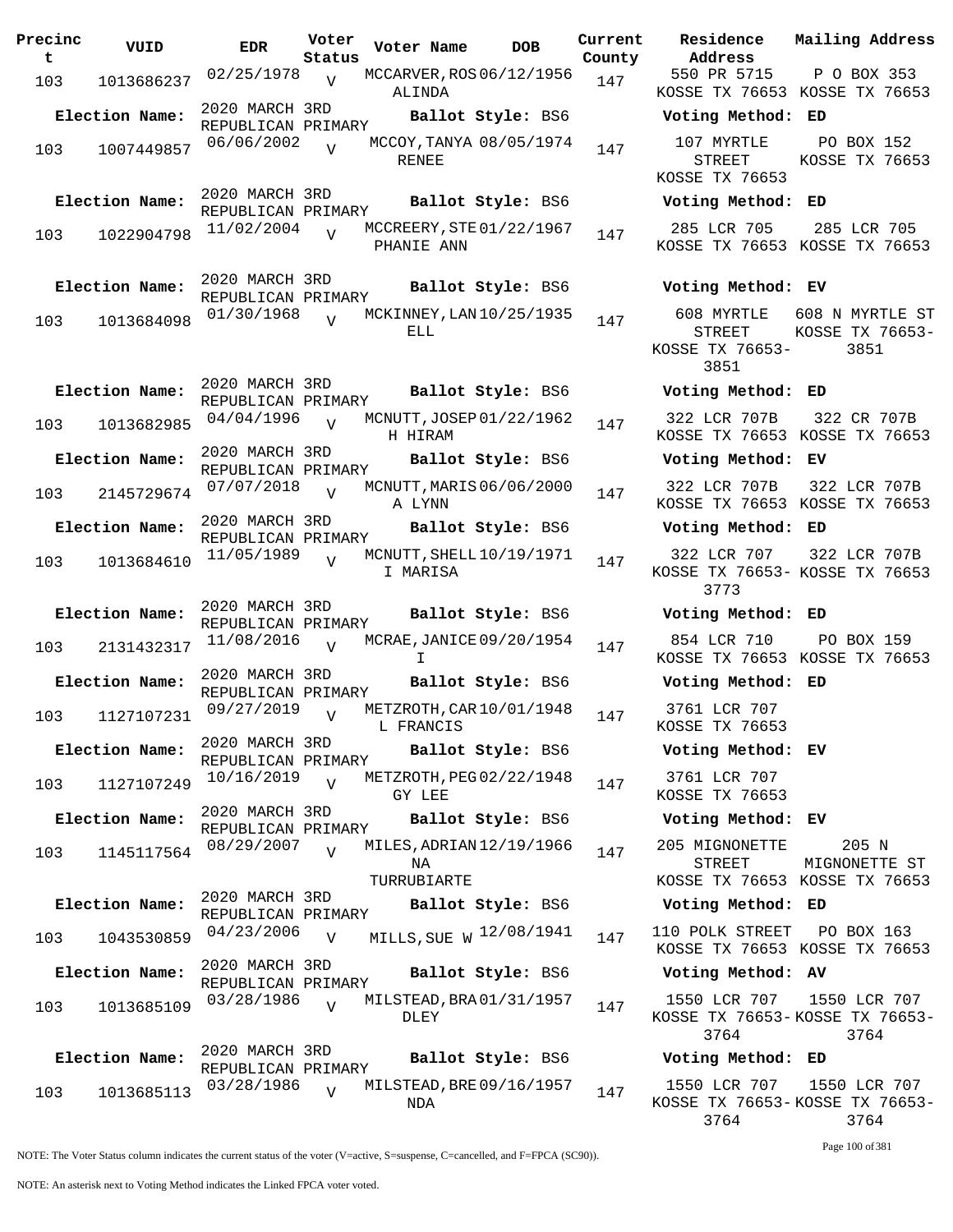| Precinct | VUID | EDR | Voter Status | Voter Name | DOB | Current County | Residence Address | Mailing Address |
|---|---|---|---|---|---|---|---|---|
| 103 | 1013686237 | 02/25/1978 | V | MCCARVER,ROSALINDA | 06/12/1956 | 147 | 550 PR 5715 KOSSE TX 76653 | P O BOX 353 KOSSE TX 76653 |
| Election Name: | 2020 MARCH 3RD REPUBLICAN PRIMARY | | | Ballot Style: BS6 | | | Voting Method: ED | |
| 103 | 1007449857 | 06/06/2002 | V | MCCOY,TANYA RENEE | 08/05/1974 | 147 | 107 MYRTLE STREET KOSSE TX 76653 | PO BOX 152 KOSSE TX 76653 |
| Election Name: | 2020 MARCH 3RD REPUBLICAN PRIMARY | | | Ballot Style: BS6 | | | Voting Method: ED | |
| 103 | 1022904798 | 11/02/2004 | V | MCCREERY,STEPHANIE ANN | 01/22/1967 | 147 | 285 LCR 705 KOSSE TX 76653 | 285 LCR 705 KOSSE TX 76653 |
| Election Name: | 2020 MARCH 3RD REPUBLICAN PRIMARY | | | Ballot Style: BS6 | | | Voting Method: EV | |
| 103 | 1013684098 | 01/30/1968 | V | MCKINNEY,LANELL | 10/25/1935 | 147 | 608 MYRTLE STREET KOSSE TX 76653-3851 | 608 N MYRTLE ST KOSSE TX 76653-3851 |
| Election Name: | 2020 MARCH 3RD REPUBLICAN PRIMARY | | | Ballot Style: BS6 | | | Voting Method: ED | |
| 103 | 1013682985 | 04/04/1996 | V | MCNUTT,JOSEPH HIRAM | 01/22/1962 | 147 | 322 LCR 707B KOSSE TX 76653 | 322 CR 707B KOSSE TX 76653 |
| Election Name: | 2020 MARCH 3RD REPUBLICAN PRIMARY | | | Ballot Style: BS6 | | | Voting Method: EV | |
| 103 | 2145729674 | 07/07/2018 | V | MCNUTT,MARISA LYNN | 06/06/2000 | 147 | 322 LCR 707B KOSSE TX 76653 | 322 LCR 707B KOSSE TX 76653 |
| Election Name: | 2020 MARCH 3RD REPUBLICAN PRIMARY | | | Ballot Style: BS6 | | | Voting Method: ED | |
| 103 | 1013684610 | 11/05/1989 | V | MCNUTT,SHELLI MARISA | 10/19/1971 | 147 | 322 LCR 707 KOSSE TX 76653-3773 | 322 LCR 707B KOSSE TX 76653 |
| Election Name: | 2020 MARCH 3RD REPUBLICAN PRIMARY | | | Ballot Style: BS6 | | | Voting Method: ED | |
| 103 | 2131432317 | 11/08/2016 | V | MCRAE,JANICE I | 09/20/1954 | 147 | 854 LCR 710 KOSSE TX 76653 | PO BOX 159 KOSSE TX 76653 |
| Election Name: | 2020 MARCH 3RD REPUBLICAN PRIMARY | | | Ballot Style: BS6 | | | Voting Method: ED | |
| 103 | 1127107231 | 09/27/2019 | V | METZROTH,CARL FRANCIS | 10/01/1948 | 147 | 3761 LCR 707 KOSSE TX 76653 | |
| Election Name: | 2020 MARCH 3RD REPUBLICAN PRIMARY | | | Ballot Style: BS6 | | | Voting Method: EV | |
| 103 | 1127107249 | 10/16/2019 | V | METZROTH,PEGGY LEE | 02/22/1948 | 147 | 3761 LCR 707 KOSSE TX 76653 | |
| Election Name: | 2020 MARCH 3RD REPUBLICAN PRIMARY | | | Ballot Style: BS6 | | | Voting Method: EV | |
| 103 | 1145117564 | 08/29/2007 | V | MILES,ADRIANNA TURRUBIARTE | 12/19/1966 | 147 | 205 MIGNONETTE STREET KOSSE TX 76653 | 205 N MIGNONETTE ST KOSSE TX 76653 |
| Election Name: | 2020 MARCH 3RD REPUBLICAN PRIMARY | | | Ballot Style: BS6 | | | Voting Method: ED | |
| 103 | 1043530859 | 04/23/2006 | V | MILLS,SUE W | 12/08/1941 | 147 | 110 POLK STREET KOSSE TX 76653 | PO BOX 163 KOSSE TX 76653 |
| Election Name: | 2020 MARCH 3RD REPUBLICAN PRIMARY | | | Ballot Style: BS6 | | | Voting Method: AV | |
| 103 | 1013685109 | 03/28/1986 | V | MILSTEAD,BRADLEY | 01/31/1957 | 147 | 1550 LCR 707 KOSSE TX 76653-3764 | 1550 LCR 707 KOSSE TX 76653-3764 |
| Election Name: | 2020 MARCH 3RD REPUBLICAN PRIMARY | | | Ballot Style: BS6 | | | Voting Method: ED | |
| 103 | 1013685113 | 03/28/1986 | V | MILSTEAD,BRENDA | 09/16/1957 | 147 | 1550 LCR 707 KOSSE TX 76653-3764 | 1550 LCR 707 KOSSE TX 76653-3764 |

NOTE: The Voter Status column indicates the current status of the voter (V=active, S=suspense, C=cancelled, and F=FPCA (SC90)).

NOTE: An asterisk next to Voting Method indicates the Linked FPCA voter voted.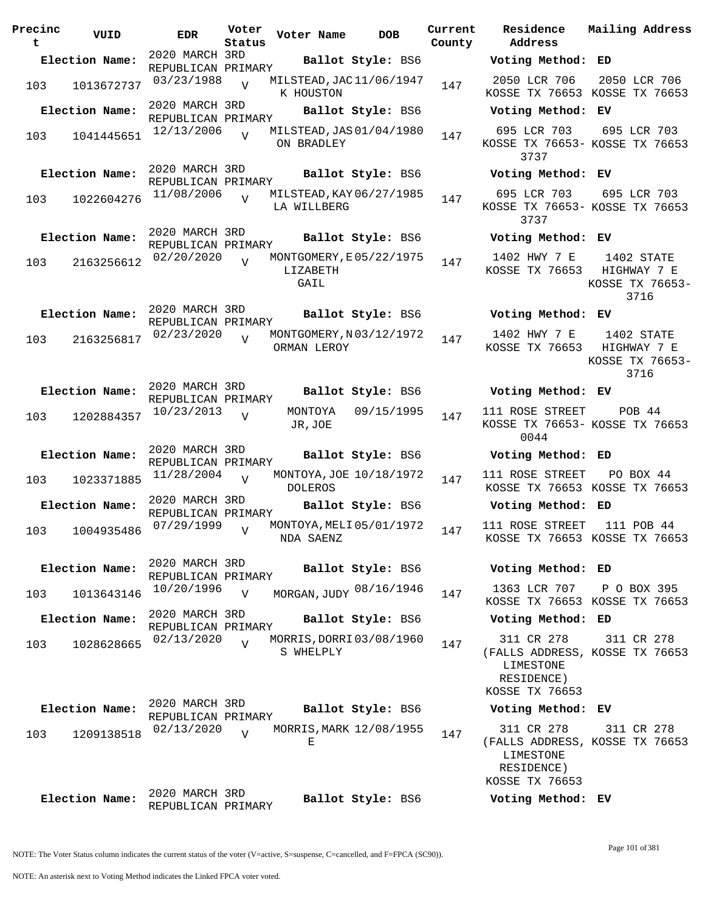| Precinct | VUID | EDR | Voter Status | Voter Name | DOB | Current County | Residence Address | Mailing Address |
|---|---|---|---|---|---|---|---|---|
| **Election Name:** | | 2020 MARCH 3RD REPUBLICAN PRIMARY | | **Ballot Style:** BS6 | | | **Voting Method:** ED | |
| 103 | 1013672737 | 03/23/1988 | V | MILSTEAD, JACK HOUSTON | 11/06/1947 | 147 | 2050 LCR 706 KOSSE TX 76653 | 2050 LCR 706 KOSSE TX 76653 |
| **Election Name:** | | 2020 MARCH 3RD REPUBLICAN PRIMARY | | **Ballot Style:** BS6 | | | **Voting Method:** EV | |
| 103 | 1041445651 | 12/13/2006 | V | MILSTEAD, JASON BRADLEY | 01/04/1980 | 147 | 695 LCR 703 KOSSE TX 76653-3737 | 695 LCR 703 KOSSE TX 76653 |
| **Election Name:** | | 2020 MARCH 3RD REPUBLICAN PRIMARY | | **Ballot Style:** BS6 | | | **Voting Method:** EV | |
| 103 | 1022604276 | 11/08/2006 | V | MILSTEAD, KAYLA WILLBERG | 06/27/1985 | 147 | 695 LCR 703 KOSSE TX 76653-3737 | 695 LCR 703 KOSSE TX 76653 |
| **Election Name:** | | 2020 MARCH 3RD REPUBLICAN PRIMARY | | **Ballot Style:** BS6 | | | **Voting Method:** EV | |
| 103 | 2163256612 | 02/20/2020 | V | MONTGOMERY, ELIZABETH GAIL | 05/22/1975 | 147 | 1402 HWY 7 E KOSSE TX 76653 | 1402 STATE HIGHWAY 7 E KOSSE TX 76653-3716 |
| **Election Name:** | | 2020 MARCH 3RD REPUBLICAN PRIMARY | | **Ballot Style:** BS6 | | | **Voting Method:** EV | |
| 103 | 2163256817 | 02/23/2020 | V | MONTGOMERY, NORMAN LEROY | 03/12/1972 | 147 | 1402 HWY 7 E KOSSE TX 76653 | 1402 STATE HIGHWAY 7 E KOSSE TX 76653-3716 |
| **Election Name:** | | 2020 MARCH 3RD REPUBLICAN PRIMARY | | **Ballot Style:** BS6 | | | **Voting Method:** EV | |
| 103 | 1202884357 | 10/23/2013 | V | MONTOYA JR, JOE | 09/15/1995 | 147 | 111 ROSE STREET KOSSE TX 76653-0044 | POB 44 KOSSE TX 76653 |
| **Election Name:** | | 2020 MARCH 3RD REPUBLICAN PRIMARY | | **Ballot Style:** BS6 | | | **Voting Method:** ED | |
| 103 | 1023371885 | 11/28/2004 | V | MONTOYA, JOE DOLEROS | 10/18/1972 | 147 | 111 ROSE STREET KOSSE TX 76653 | PO BOX 44 KOSSE TX 76653 |
| **Election Name:** | | 2020 MARCH 3RD REPUBLICAN PRIMARY | | **Ballot Style:** BS6 | | | **Voting Method:** ED | |
| 103 | 1004935486 | 07/29/1999 | V | MONTOYA, MELINDA SAENZ | 05/01/1972 | 147 | 111 ROSE STREET KOSSE TX 76653 | 111 POB 44 KOSSE TX 76653 |
| **Election Name:** | | 2020 MARCH 3RD REPUBLICAN PRIMARY | | **Ballot Style:** BS6 | | | **Voting Method:** ED | |
| 103 | 1013643146 | 10/20/1996 | V | MORGAN, JUDY | 08/16/1946 | 147 | 1363 LCR 707 KOSSE TX 76653 | P O BOX 395 KOSSE TX 76653 |
| **Election Name:** | | 2020 MARCH 3RD REPUBLICAN PRIMARY | | **Ballot Style:** BS6 | | | **Voting Method:** ED | |
| 103 | 1028628665 | 02/13/2020 | V | MORRIS, DORRIS WHELPLY | 03/08/1960 | 147 | 311 CR 278 (FALLS ADDRESS, LIMESTONE RESIDENCE) KOSSE TX 76653 | 311 CR 278 KOSSE TX 76653 |
| **Election Name:** | | 2020 MARCH 3RD REPUBLICAN PRIMARY | | **Ballot Style:** BS6 | | | **Voting Method:** EV | |
| 103 | 1209138518 | 02/13/2020 | V | MORRIS, MARK E | 12/08/1955 | 147 | 311 CR 278 (FALLS ADDRESS, LIMESTONE RESIDENCE) KOSSE TX 76653 | 311 CR 278 KOSSE TX 76653 |
| **Election Name:** | | 2020 MARCH 3RD REPUBLICAN PRIMARY | | **Ballot Style:** BS6 | | | **Voting Method:** EV | |

NOTE: The Voter Status column indicates the current status of the voter (V=active, S=suspense, C=cancelled, and F=FPCA (SC90)).

NOTE: An asterisk next to Voting Method indicates the Linked FPCA voter voted.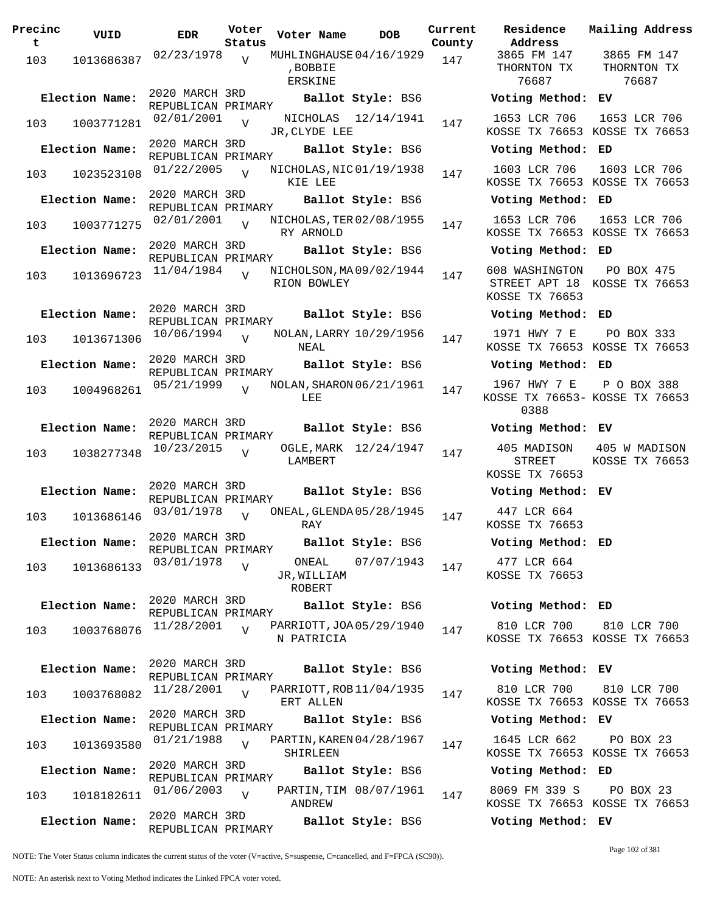| Precinct | VUID | EDR | Voter Status | Voter Name | DOB | Current County | Residence Address | Mailing Address |
|---|---|---|---|---|---|---|---|---|
| 103 | 1013686387 | 02/23/1978 | V | MUHLINGHAUSE ,BOBBIE ERSKINE | 04/16/1929 | 147 | 3865 FM 147 THORNTON TX 76687 | 3865 FM 147 THORNTON TX 76687 |
| **Election Name:** | 2020 MARCH 3RD REPUBLICAN PRIMARY | | | **Ballot Style:** BS6 | | | **Voting Method:** EV | |
| 103 | 1003771281 | 02/01/2001 | V | NICHOLAS JR,CLYDE LEE | 12/14/1941 | 147 | 1653 LCR 706 KOSSE TX 76653 | 1653 LCR 706 KOSSE TX 76653 |
| **Election Name:** | 2020 MARCH 3RD REPUBLICAN PRIMARY | | | **Ballot Style:** BS6 | | | **Voting Method:** ED | |
| 103 | 1023523108 | 01/22/2005 | V | NICHOLAS,NICKIE LEE | 01/19/1938 | 147 | 1603 LCR 706 KOSSE TX 76653 | 1603 LCR 706 KOSSE TX 76653 |
| **Election Name:** | 2020 MARCH 3RD REPUBLICAN PRIMARY | | | **Ballot Style:** BS6 | | | **Voting Method:** ED | |
| 103 | 1003771275 | 02/01/2001 | V | NICHOLAS,TERRY ARNOLD | 02/08/1955 | 147 | 1653 LCR 706 KOSSE TX 76653 | 1653 LCR 706 KOSSE TX 76653 |
| **Election Name:** | 2020 MARCH 3RD REPUBLICAN PRIMARY | | | **Ballot Style:** BS6 | | | **Voting Method:** ED | |
| 103 | 1013696723 | 11/04/1984 | V | NICHOLSON,MARION BOWLEY | 09/02/1944 | 147 | 608 WASHINGTON STREET APT 18 KOSSE TX 76653 | PO BOX 475 KOSSE TX 76653 |
| **Election Name:** | 2020 MARCH 3RD REPUBLICAN PRIMARY | | | **Ballot Style:** BS6 | | | **Voting Method:** ED | |
| 103 | 1013671306 | 10/06/1994 | V | NOLAN,LARRY NEAL | 10/29/1956 | 147 | 1971 HWY 7 E KOSSE TX 76653 | PO BOX 333 KOSSE TX 76653 |
| **Election Name:** | 2020 MARCH 3RD REPUBLICAN PRIMARY | | | **Ballot Style:** BS6 | | | **Voting Method:** ED | |
| 103 | 1004968261 | 05/21/1999 | V | NOLAN,SHARON LEE | 06/21/1961 | 147 | 1967 HWY 7 E KOSSE TX 76653-0388 | P O BOX 388 KOSSE TX 76653 |
| **Election Name:** | 2020 MARCH 3RD REPUBLICAN PRIMARY | | | **Ballot Style:** BS6 | | | **Voting Method:** EV | |
| 103 | 1038277348 | 10/23/2015 | V | OGLE,MARK LAMBERT | 12/24/1947 | 147 | 405 MADISON STREET KOSSE TX 76653 | 405 W MADISON KOSSE TX 76653 |
| **Election Name:** | 2020 MARCH 3RD REPUBLICAN PRIMARY | | | **Ballot Style:** BS6 | | | **Voting Method:** EV | |
| 103 | 1013686146 | 03/01/1978 | V | ONEAL,GLENDA RAY | 05/28/1945 | 147 | 447 LCR 664 KOSSE TX 76653 | |
| **Election Name:** | 2020 MARCH 3RD REPUBLICAN PRIMARY | | | **Ballot Style:** BS6 | | | **Voting Method:** ED | |
| 103 | 1013686133 | 03/01/1978 | V | ONEAL JR,WILLIAM ROBERT | 07/07/1943 | 147 | 477 LCR 664 KOSSE TX 76653 | |
| **Election Name:** | 2020 MARCH 3RD REPUBLICAN PRIMARY | | | **Ballot Style:** BS6 | | | **Voting Method:** ED | |
| 103 | 1003768076 | 11/28/2001 | V | PARRIOTT,JOAN PATRICIA | 05/29/1940 | 147 | 810 LCR 700 KOSSE TX 76653 | 810 LCR 700 KOSSE TX 76653 |
| **Election Name:** | 2020 MARCH 3RD REPUBLICAN PRIMARY | | | **Ballot Style:** BS6 | | | **Voting Method:** EV | |
| 103 | 1003768082 | 11/28/2001 | V | PARRIOTT,ROBERT ALLEN | 11/04/1935 | 147 | 810 LCR 700 KOSSE TX 76653 | 810 LCR 700 KOSSE TX 76653 |
| **Election Name:** | 2020 MARCH 3RD REPUBLICAN PRIMARY | | | **Ballot Style:** BS6 | | | **Voting Method:** EV | |
| 103 | 1013693580 | 01/21/1988 | V | PARTIN,KAREN SHIRLEEN | 04/28/1967 | 147 | 1645 LCR 662 KOSSE TX 76653 | PO BOX 23 KOSSE TX 76653 |
| **Election Name:** | 2020 MARCH 3RD REPUBLICAN PRIMARY | | | **Ballot Style:** BS6 | | | **Voting Method:** ED | |
| 103 | 1018182611 | 01/06/2003 | V | PARTIN,TIM ANDREW | 08/07/1961 | 147 | 8069 FM 339 S KOSSE TX 76653 | PO BOX 23 KOSSE TX 76653 |
| **Election Name:** | 2020 MARCH 3RD REPUBLICAN PRIMARY | | | **Ballot Style:** BS6 | | | **Voting Method:** EV | |

NOTE: The Voter Status column indicates the current status of the voter (V=active, S=suspense, C=cancelled, and F=FPCA (SC90)).

NOTE: An asterisk next to Voting Method indicates the Linked FPCA voter voted.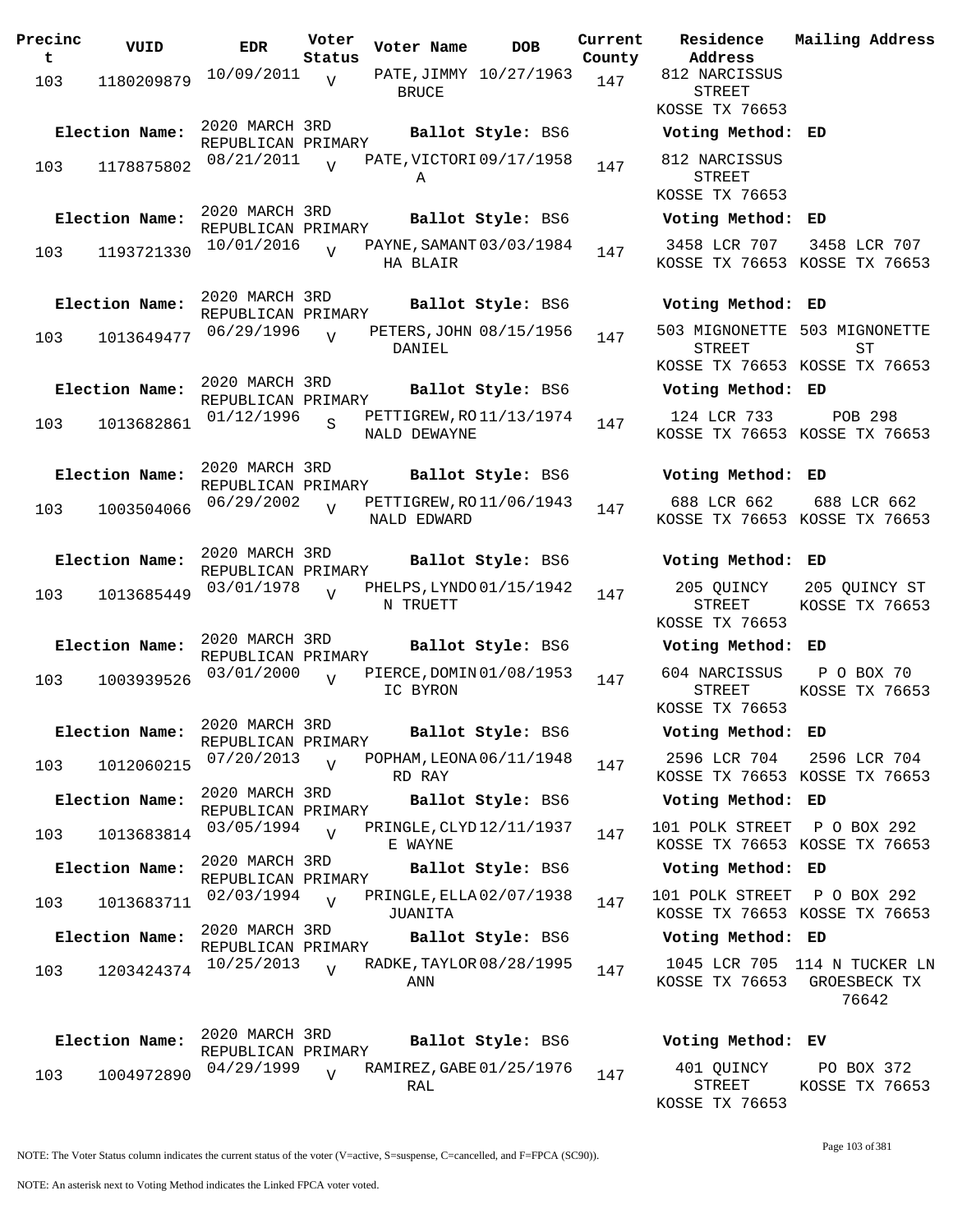| Precinct | VUID | EDR | Voter Status | Voter Name | DOB | Current County | Residence Address | Mailing Address |
|---|---|---|---|---|---|---|---|---|
| 103 | 1180209879 | 10/09/2011 | V | PATE, JIMMY BRUCE | 10/27/1963 | 147 | 812 NARCISSUS STREET KOSSE TX 76653 | |
| **Election Name:** | | 2020 MARCH 3RD REPUBLICAN PRIMARY | | **Ballot Style:** BS6 | | | **Voting Method:** ED | |
| 103 | 1178875802 | 08/21/2011 | V | PATE, VICTORIA | 09/17/1958 | 147 | 812 NARCISSUS STREET KOSSE TX 76653 | |
| **Election Name:** | | 2020 MARCH 3RD REPUBLICAN PRIMARY | | **Ballot Style:** BS6 | | | **Voting Method:** ED | |
| 103 | 1193721330 | 10/01/2016 | V | PAYNE, SAMANTHA BLAIR | 03/03/1984 | 147 | 3458 LCR 707 KOSSE TX 76653 | 3458 LCR 707 KOSSE TX 76653 |
| **Election Name:** | | 2020 MARCH 3RD REPUBLICAN PRIMARY | | **Ballot Style:** BS6 | | | **Voting Method:** ED | |
| 103 | 1013649477 | 06/29/1996 | V | PETERS, JOHN DANIEL | 08/15/1956 | 147 | 503 MIGNONETTE STREET KOSSE TX 76653 | 503 MIGNONETTE ST KOSSE TX 76653 |
| **Election Name:** | | 2020 MARCH 3RD REPUBLICAN PRIMARY | | **Ballot Style:** BS6 | | | **Voting Method:** ED | |
| 103 | 1013682861 | 01/12/1996 | S | PETTIGREW, RONALD DEWAYNE | 11/13/1974 | 147 | 124 LCR 733 KOSSE TX 76653 | POB 298 KOSSE TX 76653 |
| **Election Name:** | | 2020 MARCH 3RD REPUBLICAN PRIMARY | | **Ballot Style:** BS6 | | | **Voting Method:** ED | |
| 103 | 1003504066 | 06/29/2002 | V | PETTIGREW, RONALD EDWARD | 11/06/1943 | 147 | 688 LCR 662 KOSSE TX 76653 | 688 LCR 662 KOSSE TX 76653 |
| **Election Name:** | | 2020 MARCH 3RD REPUBLICAN PRIMARY | | **Ballot Style:** BS6 | | | **Voting Method:** ED | |
| 103 | 1013685449 | 03/01/1978 | V | PHELPS, LYNDON TRUETT | 01/15/1942 | 147 | 205 QUINCY STREET KOSSE TX 76653 | 205 QUINCY ST KOSSE TX 76653 |
| **Election Name:** | | 2020 MARCH 3RD REPUBLICAN PRIMARY | | **Ballot Style:** BS6 | | | **Voting Method:** ED | |
| 103 | 1003939526 | 03/01/2000 | V | PIERCE, DOMINIC BYRON | 01/08/1953 | 147 | 604 NARCISSUS STREET KOSSE TX 76653 | P O BOX 70 KOSSE TX 76653 |
| **Election Name:** | | 2020 MARCH 3RD REPUBLICAN PRIMARY | | **Ballot Style:** BS6 | | | **Voting Method:** ED | |
| 103 | 1012060215 | 07/20/2013 | V | POPHAM, LEONARD RAY | 06/11/1948 | 147 | 2596 LCR 704 KOSSE TX 76653 | 2596 LCR 704 KOSSE TX 76653 |
| **Election Name:** | | 2020 MARCH 3RD REPUBLICAN PRIMARY | | **Ballot Style:** BS6 | | | **Voting Method:** ED | |
| 103 | 1013683814 | 03/05/1994 | V | PRINGLE, CLYDE WAYNE | 12/11/1937 | 147 | 101 POLK STREET KOSSE TX 76653 | P O BOX 292 KOSSE TX 76653 |
| **Election Name:** | | 2020 MARCH 3RD REPUBLICAN PRIMARY | | **Ballot Style:** BS6 | | | **Voting Method:** ED | |
| 103 | 1013683711 | 02/03/1994 | V | PRINGLE, ELLA JUANITA | 02/07/1938 | 147 | 101 POLK STREET KOSSE TX 76653 | P O BOX 292 KOSSE TX 76653 |
| **Election Name:** | | 2020 MARCH 3RD REPUBLICAN PRIMARY | | **Ballot Style:** BS6 | | | **Voting Method:** ED | |
| 103 | 1203424374 | 10/25/2013 | V | RADKE, TAYLOR ANN | 08/28/1995 | 147 | 1045 LCR 705 KOSSE TX 76653 | 114 N TUCKER LN GROESBECK TX 76642 |
| **Election Name:** | | 2020 MARCH 3RD REPUBLICAN PRIMARY | | **Ballot Style:** BS6 | | | **Voting Method:** EV | |
| 103 | 1004972890 | 04/29/1999 | V | RAMIREZ, GABERAL | 01/25/1976 | 147 | 401 QUINCY STREET KOSSE TX 76653 | PO BOX 372 KOSSE TX 76653 |

NOTE: The Voter Status column indicates the current status of the voter (V=active, S=suspense, C=cancelled, and F=FPCA (SC90)).

NOTE: An asterisk next to Voting Method indicates the Linked FPCA voter voted.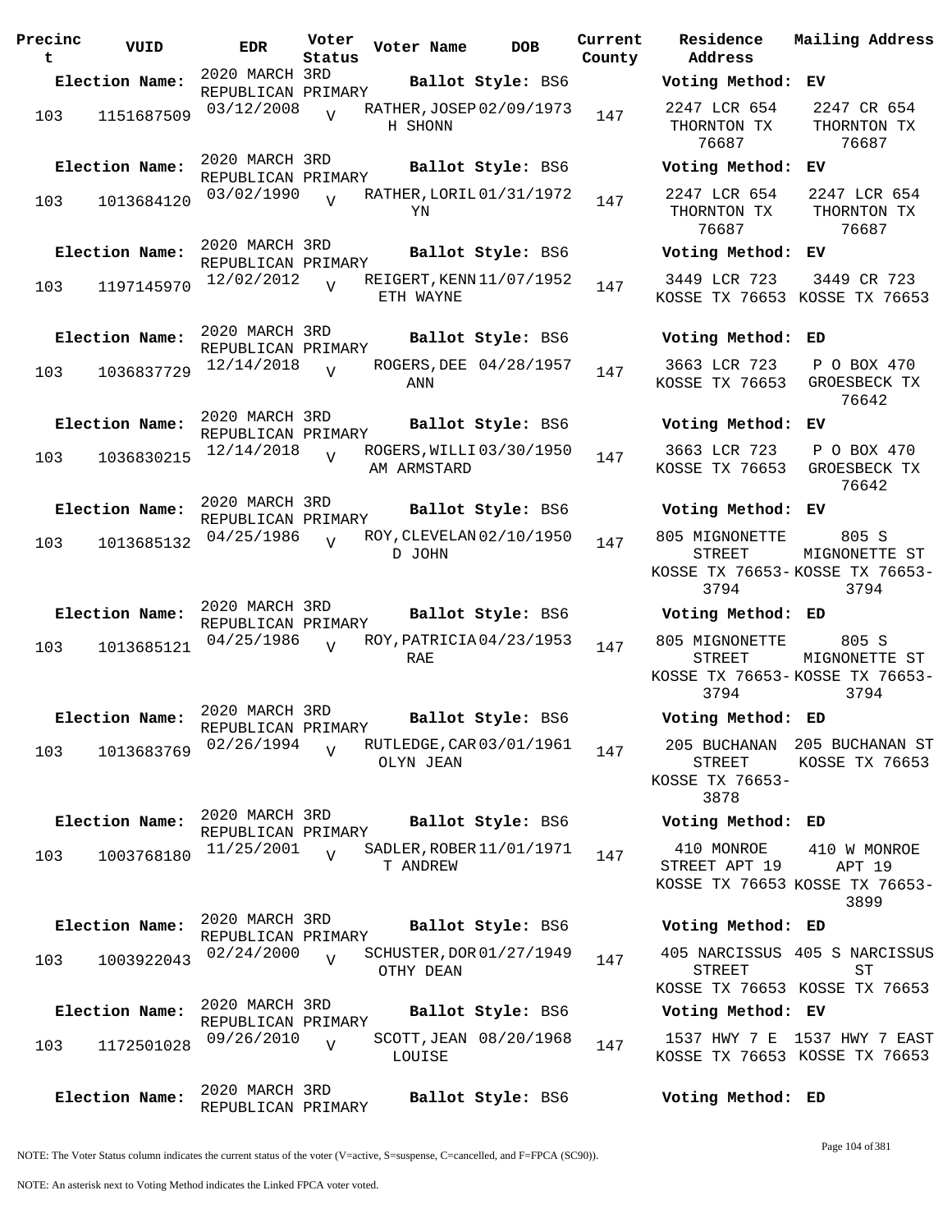| Precinct | VUID | EDR | Voter Status | Voter Name | DOB | Current County | Residence Address | Mailing Address |
|---|---|---|---|---|---|---|---|---|
| **Election Name:** | | 2020 MARCH 3RD REPUBLICAN PRIMARY | | **Ballot Style:** BS6 | | | **Voting Method:** EV | |
| 103 | 1151687509 | 03/12/2008 | V | RATHER,JOSEPH SHONN | 02/09/1973 | 147 | 2247 LCR 654 THORNTON TX 76687 | 2247 CR 654 THORNTON TX 76687 |
| **Election Name:** | | 2020 MARCH 3RD REPUBLICAN PRIMARY | | **Ballot Style:** BS6 | | | **Voting Method:** EV | |
| 103 | 1013684120 | 03/02/1990 | V | RATHER,LORILYN | 01/31/1972 | 147 | 2247 LCR 654 THORNTON TX 76687 | 2247 LCR 654 THORNTON TX 76687 |
| **Election Name:** | | 2020 MARCH 3RD REPUBLICAN PRIMARY | | **Ballot Style:** BS6 | | | **Voting Method:** EV | |
| 103 | 1197145970 | 12/02/2012 | V | REIGERT,KENNETH WAYNE | 11/07/1952 | 147 | 3449 LCR 723 KOSSE TX 76653 | 3449 CR 723 KOSSE TX 76653 |
| **Election Name:** | | 2020 MARCH 3RD REPUBLICAN PRIMARY | | **Ballot Style:** BS6 | | | **Voting Method:** ED | |
| 103 | 1036837729 | 12/14/2018 | V | ROGERS,DEE ANN | 04/28/1957 | 147 | 3663 LCR 723 KOSSE TX 76653 | P O BOX 470 GROESBECK TX 76642 |
| **Election Name:** | | 2020 MARCH 3RD REPUBLICAN PRIMARY | | **Ballot Style:** BS6 | | | **Voting Method:** EV | |
| 103 | 1036830215 | 12/14/2018 | V | ROGERS,WILLIAM ARMSTARD | 03/30/1950 | 147 | 3663 LCR 723 KOSSE TX 76653 | P O BOX 470 GROESBECK TX 76642 |
| **Election Name:** | | 2020 MARCH 3RD REPUBLICAN PRIMARY | | **Ballot Style:** BS6 | | | **Voting Method:** EV | |
| 103 | 1013685132 | 04/25/1986 | V | ROY,CLEVELAND JOHN | 02/10/1950 | 147 | 805 MIGNONETTE STREET KOSSE TX 76653-3794 | 805 S MIGNONETTE ST KOSSE TX 76653-3794 |
| **Election Name:** | | 2020 MARCH 3RD REPUBLICAN PRIMARY | | **Ballot Style:** BS6 | | | **Voting Method:** ED | |
| 103 | 1013685121 | 04/25/1986 | V | ROY,PATRICIA RAE | 04/23/1953 | 147 | 805 MIGNONETTE STREET KOSSE TX 76653-3794 | 805 S MIGNONETTE ST KOSSE TX 76653-3794 |
| **Election Name:** | | 2020 MARCH 3RD REPUBLICAN PRIMARY | | **Ballot Style:** BS6 | | | **Voting Method:** ED | |
| 103 | 1013683769 | 02/26/1994 | V | RUTLEDGE,CAROLYN JEAN | 03/01/1961 | 147 | 205 BUCHANAN STREET KOSSE TX 76653-3878 | 205 BUCHANAN ST KOSSE TX 76653 |
| **Election Name:** | | 2020 MARCH 3RD REPUBLICAN PRIMARY | | **Ballot Style:** BS6 | | | **Voting Method:** ED | |
| 103 | 1003768180 | 11/25/2001 | V | SADLER,ROBERT ANDREW | 11/01/1971 | 147 | 410 MONROE STREET APT 19 KOSSE TX 76653 | 410 W MONROE APT 19 KOSSE TX 76653-3899 |
| **Election Name:** | | 2020 MARCH 3RD REPUBLICAN PRIMARY | | **Ballot Style:** BS6 | | | **Voting Method:** ED | |
| 103 | 1003922043 | 02/24/2000 | V | SCHUSTER,DOROTHY DEAN | 01/27/1949 | 147 | 405 NARCISSUS STREET KOSSE TX 76653 | 405 S NARCISSUS ST KOSSE TX 76653 |
| **Election Name:** | | 2020 MARCH 3RD REPUBLICAN PRIMARY | | **Ballot Style:** BS6 | | | **Voting Method:** EV | |
| 103 | 1172501028 | 09/26/2010 | V | SCOTT,JEAN LOUISE | 08/20/1968 | 147 | 1537 HWY 7 E KOSSE TX 76653 | 1537 HWY 7 EAST KOSSE TX 76653 |
| **Election Name:** | | 2020 MARCH 3RD REPUBLICAN PRIMARY | | **Ballot Style:** BS6 | | | **Voting Method:** ED | |

NOTE: The Voter Status column indicates the current status of the voter (V=active, S=suspense, C=cancelled, and F=FPCA (SC90)).

NOTE: An asterisk next to Voting Method indicates the Linked FPCA voter voted.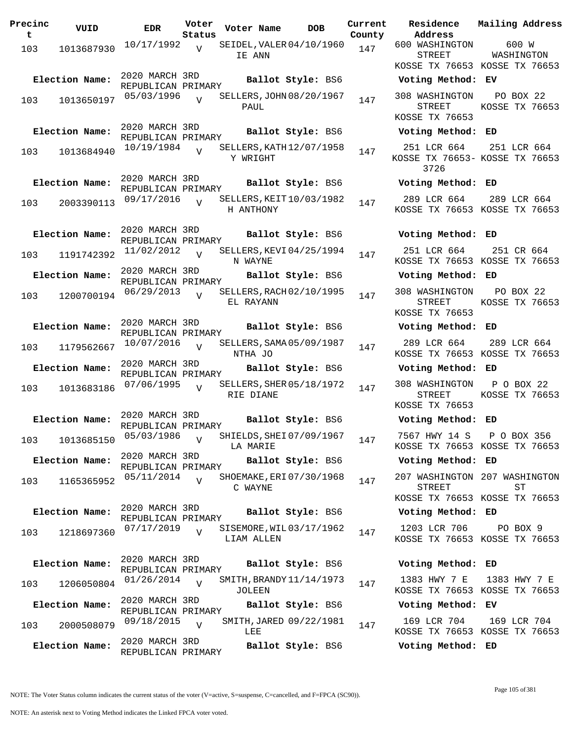| Precinct | VUID | EDR | Voter Status | Voter Name | DOB | Current County | Residence Address | Mailing Address |
|---|---|---|---|---|---|---|---|---|
| 103 | 1013687930 | 10/17/1992 | V | SEIDEL, VALERIE ANN | 04/10/1960 | 147 | 600 WASHINGTON STREET KOSSE TX 76653 | 600 W WASHINGTON KOSSE TX 76653 |
| **Election Name:** | 2020 MARCH 3RD REPUBLICAN PRIMARY | | | **Ballot Style:** BS6 | | | **Voting Method:** EV | |
| 103 | 1013650197 | 05/03/1996 | V | SELLERS, JOHN PAUL | 08/20/1967 | 147 | 308 WASHINGTON STREET KOSSE TX 76653 | PO BOX 22 KOSSE TX 76653 |
| **Election Name:** | 2020 MARCH 3RD REPUBLICAN PRIMARY | | | **Ballot Style:** BS6 | | | **Voting Method:** ED | |
| 103 | 1013684940 | 10/19/1984 | V | SELLERS, KATHY WRIGHT | 12/07/1958 | 147 | 251 LCR 664 KOSSE TX 76653-3726 | 251 LCR 664 KOSSE TX 76653 |
| **Election Name:** | 2020 MARCH 3RD REPUBLICAN PRIMARY | | | **Ballot Style:** BS6 | | | **Voting Method:** ED | |
| 103 | 2003390113 | 09/17/2016 | V | SELLERS, KEITH ANTHONY | 10/03/1982 | 147 | 289 LCR 664 KOSSE TX 76653 | 289 LCR 664 KOSSE TX 76653 |
| **Election Name:** | 2020 MARCH 3RD REPUBLICAN PRIMARY | | | **Ballot Style:** BS6 | | | **Voting Method:** ED | |
| 103 | 1191742392 | 11/02/2012 | V | SELLERS, KEVIN WAYNE | 04/25/1994 | 147 | 251 LCR 664 KOSSE TX 76653 | 251 CR 664 KOSSE TX 76653 |
| **Election Name:** | 2020 MARCH 3RD REPUBLICAN PRIMARY | | | **Ballot Style:** BS6 | | | **Voting Method:** ED | |
| 103 | 1200700194 | 06/29/2013 | V | SELLERS, RACHEL RAYANN | 02/10/1995 | 147 | 308 WASHINGTON STREET KOSSE TX 76653 | PO BOX 22 KOSSE TX 76653 |
| **Election Name:** | 2020 MARCH 3RD REPUBLICAN PRIMARY | | | **Ballot Style:** BS6 | | | **Voting Method:** ED | |
| 103 | 1179562667 | 10/07/2016 | V | SELLERS, SAMANTHA JO | 05/09/1987 | 147 | 289 LCR 664 KOSSE TX 76653 | 289 LCR 664 KOSSE TX 76653 |
| **Election Name:** | 2020 MARCH 3RD REPUBLICAN PRIMARY | | | **Ballot Style:** BS6 | | | **Voting Method:** ED | |
| 103 | 1013683186 | 07/06/1995 | V | SELLERS, SHERRIE DIANE | 05/18/1972 | 147 | 308 WASHINGTON STREET KOSSE TX 76653 | P O BOX 22 KOSSE TX 76653 |
| **Election Name:** | 2020 MARCH 3RD REPUBLICAN PRIMARY | | | **Ballot Style:** BS6 | | | **Voting Method:** ED | |
| 103 | 1013685150 | 05/03/1986 | V | SHIELDS, SHEILA MARIE | 07/09/1967 | 147 | 7567 HWY 14 S KOSSE TX 76653 | P O BOX 356 KOSSE TX 76653 |
| **Election Name:** | 2020 MARCH 3RD REPUBLICAN PRIMARY | | | **Ballot Style:** BS6 | | | **Voting Method:** ED | |
| 103 | 1165365952 | 05/11/2014 | V | SHOEMAKE, ERIC WAYNE | 07/30/1968 | 147 | 207 WASHINGTON STREET KOSSE TX 76653 | 207 WASHINGTON ST KOSSE TX 76653 |
| **Election Name:** | 2020 MARCH 3RD REPUBLICAN PRIMARY | | | **Ballot Style:** BS6 | | | **Voting Method:** ED | |
| 103 | 1218697360 | 07/17/2019 | V | SISEMORE, WILLIAM ALLEN | 03/17/1962 | 147 | 1203 LCR 706 KOSSE TX 76653 | PO BOX 9 KOSSE TX 76653 |
| **Election Name:** | 2020 MARCH 3RD REPUBLICAN PRIMARY | | | **Ballot Style:** BS6 | | | **Voting Method:** ED | |
| 103 | 1206050804 | 01/26/2014 | V | SMITH, BRANDY JOLEEN | 11/14/1973 | 147 | 1383 HWY 7 E KOSSE TX 76653 | 1383 HWY 7 E KOSSE TX 76653 |
| **Election Name:** | 2020 MARCH 3RD REPUBLICAN PRIMARY | | | **Ballot Style:** BS6 | | | **Voting Method:** EV | |
| 103 | 2000508079 | 09/18/2015 | V | SMITH, JARED LEE | 09/22/1981 | 147 | 169 LCR 704 KOSSE TX 76653 | 169 LCR 704 KOSSE TX 76653 |
| **Election Name:** | 2020 MARCH 3RD REPUBLICAN PRIMARY | | | **Ballot Style:** BS6 | | | **Voting Method:** ED | |

NOTE: The Voter Status column indicates the current status of the voter (V=active, S=suspense, C=cancelled, and F=FPCA (SC90)).

NOTE: An asterisk next to Voting Method indicates the Linked FPCA voter voted.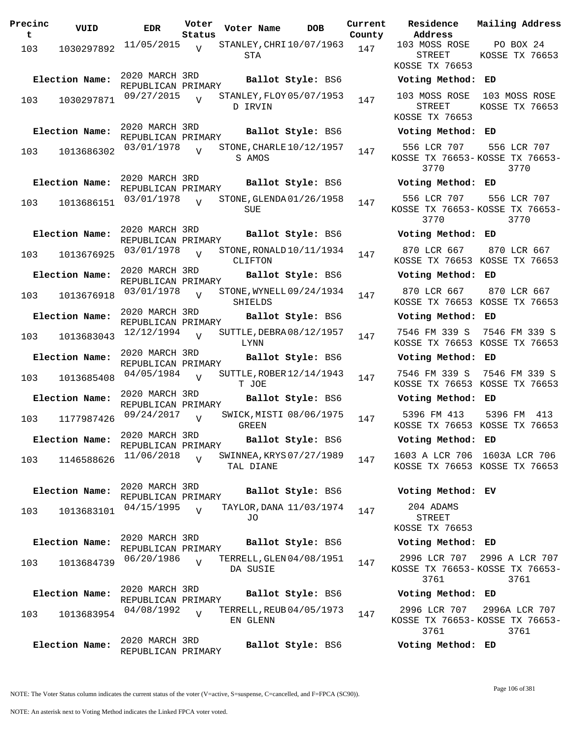| Precinct | VUID | EDR | Voter Status | Voter Name | DOB | Current County | Residence Address | Mailing Address |
|---|---|---|---|---|---|---|---|---|
| 103 | 1030297892 | 11/05/2015 | V | STANLEY, CHRISTA | 10/07/1963 | 147 | 103 MOSS ROSE STREET KOSSE TX 76653 | PO BOX 24 KOSSE TX 76653 |
| Election Name: | 2020 MARCH 3RD REPUBLICAN PRIMARY | | | Ballot Style: BS6 | | | Voting Method: ED | |
| 103 | 1030297871 | 09/27/2015 | V | STANLEY, FLOYD IRVIN | 05/07/1953 | 147 | 103 MOSS ROSE STREET KOSSE TX 76653 | 103 MOSS ROSE KOSSE TX 76653 |
| Election Name: | 2020 MARCH 3RD REPUBLICAN PRIMARY | | | Ballot Style: BS6 | | | Voting Method: ED | |
| 103 | 1013686302 | 03/01/1978 | V | STONE, CHARLES AMOS | 10/12/1957 | 147 | 556 LCR 707 KOSSE TX 76653-3770 | 556 LCR 707 KOSSE TX 76653-3770 |
| Election Name: | 2020 MARCH 3RD REPUBLICAN PRIMARY | | | Ballot Style: BS6 | | | Voting Method: ED | |
| 103 | 1013686151 | 03/01/1978 | V | STONE, GLENDA SUE | 01/26/1958 | 147 | 556 LCR 707 KOSSE TX 76653-3770 | 556 LCR 707 KOSSE TX 76653-3770 |
| Election Name: | 2020 MARCH 3RD REPUBLICAN PRIMARY | | | Ballot Style: BS6 | | | Voting Method: ED | |
| 103 | 1013676925 | 03/01/1978 | V | STONE, RONALD CLIFTON | 10/11/1934 | 147 | 870 LCR 667 KOSSE TX 76653 | 870 LCR 667 KOSSE TX 76653 |
| Election Name: | 2020 MARCH 3RD REPUBLICAN PRIMARY | | | Ballot Style: BS6 | | | Voting Method: ED | |
| 103 | 1013676918 | 03/01/1978 | V | STONE, WYNELL SHIELDS | 09/24/1934 | 147 | 870 LCR 667 KOSSE TX 76653 | 870 LCR 667 KOSSE TX 76653 |
| Election Name: | 2020 MARCH 3RD REPUBLICAN PRIMARY | | | Ballot Style: BS6 | | | Voting Method: ED | |
| 103 | 1013683043 | 12/12/1994 | V | SUTTLE, DEBRA LYNN | 08/12/1957 | 147 | 7546 FM 339 S KOSSE TX 76653 | 7546 FM 339 S KOSSE TX 76653 |
| Election Name: | 2020 MARCH 3RD REPUBLICAN PRIMARY | | | Ballot Style: BS6 | | | Voting Method: ED | |
| 103 | 1013685408 | 04/05/1984 | V | SUTTLE, ROBERT JOE | 12/14/1943 | 147 | 7546 FM 339 S KOSSE TX 76653 | 7546 FM 339 S KOSSE TX 76653 |
| Election Name: | 2020 MARCH 3RD REPUBLICAN PRIMARY | | | Ballot Style: BS6 | | | Voting Method: ED | |
| 103 | 1177987426 | 09/24/2017 | V | SWICK, MISTI GREEN | 08/06/1975 | 147 | 5396 FM 413 KOSSE TX 76653 | 5396 FM 413 KOSSE TX 76653 |
| Election Name: | 2020 MARCH 3RD REPUBLICAN PRIMARY | | | Ballot Style: BS6 | | | Voting Method: ED | |
| 103 | 1146588626 | 11/06/2018 | V | SWINNEA, KRYSTAL DIANE | 07/27/1989 | 147 | 1603 A LCR 706 KOSSE TX 76653 | 1603A LCR 706 KOSSE TX 76653 |
| Election Name: | 2020 MARCH 3RD REPUBLICAN PRIMARY | | | Ballot Style: BS6 | | | Voting Method: EV | |
| 103 | 1013683101 | 04/15/1995 | V | TAYLOR, DANA JO | 11/03/1974 | 147 | 204 ADAMS STREET KOSSE TX 76653 | |
| Election Name: | 2020 MARCH 3RD REPUBLICAN PRIMARY | | | Ballot Style: BS6 | | | Voting Method: ED | |
| 103 | 1013684739 | 06/20/1986 | V | TERRELL, GLENDA SUSIE | 04/08/1951 | 147 | 2996 LCR 707 KOSSE TX 76653-3761 | 2996 A LCR 707 KOSSE TX 76653-3761 |
| Election Name: | 2020 MARCH 3RD REPUBLICAN PRIMARY | | | Ballot Style: BS6 | | | Voting Method: ED | |
| 103 | 1013683954 | 04/08/1992 | V | TERRELL, REUBEN GLENN | 04/05/1973 | 147 | 2996 LCR 707 KOSSE TX 76653-3761 | 2996A LCR 707 KOSSE TX 76653-3761 |
| Election Name: | 2020 MARCH 3RD REPUBLICAN PRIMARY | | | Ballot Style: BS6 | | | Voting Method: ED | |

NOTE: The Voter Status column indicates the current status of the voter (V=active, S=suspense, C=cancelled, and F=FPCA (SC90)).

NOTE: An asterisk next to Voting Method indicates the Linked FPCA voter voted.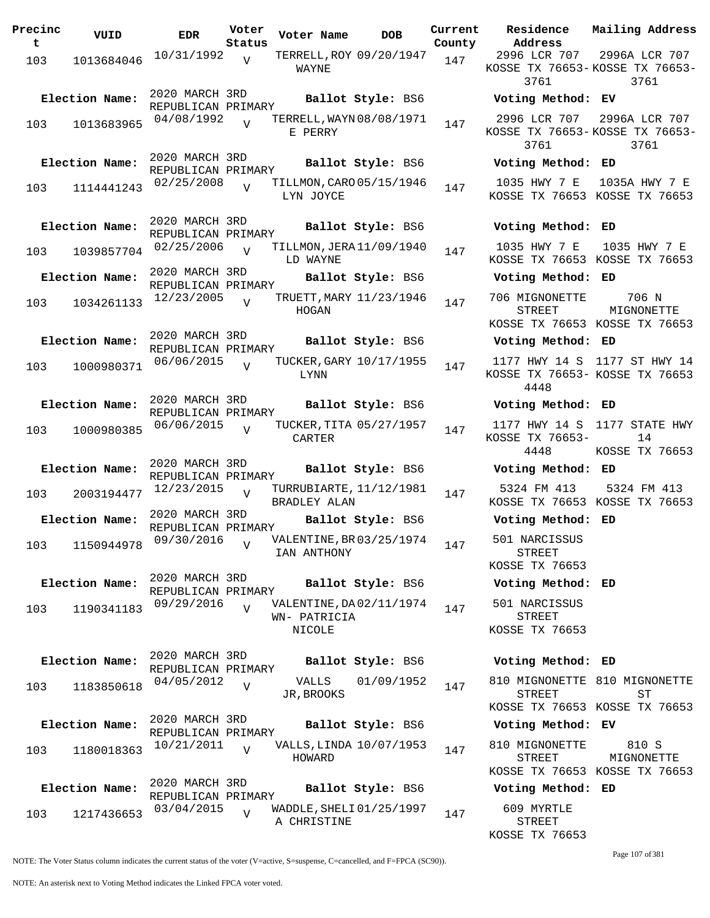| Precinct | VUID | EDR | Voter Status | Voter Name | DOB | Current County | Residence Address | Mailing Address |
|---|---|---|---|---|---|---|---|---|
| 103 | 1013684046 | 10/31/1992 | V | TERRELL,ROY WAYNE | 09/20/1947 | 147 | 2996 LCR 707 KOSSE TX 76653-3761 | 2996A LCR 707 KOSSE TX 76653-3761 |
| Election Name: | 2020 MARCH 3RD REPUBLICAN PRIMARY | | | Ballot Style: BS6 | | | Voting Method: EV | |
| 103 | 1013683965 | 04/08/1992 | V | TERRELL,WAYNE PERRY | 08/08/1971 | 147 | 2996 LCR 707 KOSSE TX 76653-3761 | 2996A LCR 707 KOSSE TX 76653-3761 |
| Election Name: | 2020 MARCH 3RD REPUBLICAN PRIMARY | | | Ballot Style: BS6 | | | Voting Method: ED | |
| 103 | 1114441243 | 02/25/2008 | V | TILLMON,CAROLYN JOYCE | 05/15/1946 | 147 | 1035 HWY 7 E KOSSE TX 76653 | 1035A HWY 7 E KOSSE TX 76653 |
| Election Name: | 2020 MARCH 3RD REPUBLICAN PRIMARY | | | Ballot Style: BS6 | | | Voting Method: ED | |
| 103 | 1039857704 | 02/25/2006 | V | TILLMON,JERALD WAYNE | 11/09/1940 | 147 | 1035 HWY 7 E KOSSE TX 76653 | 1035 HWY 7 E KOSSE TX 76653 |
| Election Name: | 2020 MARCH 3RD REPUBLICAN PRIMARY | | | Ballot Style: BS6 | | | Voting Method: ED | |
| 103 | 1034261133 | 12/23/2005 | V | TRUETT,MARY HOGAN | 11/23/1946 | 147 | 706 MIGNONETTE STREET KOSSE TX 76653 | 706 N MIGNONETTE KOSSE TX 76653 |
| Election Name: | 2020 MARCH 3RD REPUBLICAN PRIMARY | | | Ballot Style: BS6 | | | Voting Method: ED | |
| 103 | 1000980371 | 06/06/2015 | V | TUCKER,GARY LYNN | 10/17/1955 | 147 | 1177 HWY 14 S KOSSE TX 76653-4448 | 1177 ST HWY 14 KOSSE TX 76653 |
| Election Name: | 2020 MARCH 3RD REPUBLICAN PRIMARY | | | Ballot Style: BS6 | | | Voting Method: ED | |
| 103 | 1000980385 | 06/06/2015 | V | TUCKER,TITA CARTER | 05/27/1957 | 147 | 1177 HWY 14 S KOSSE TX 76653-4448 | 1177 STATE HWY 14 KOSSE TX 76653 |
| Election Name: | 2020 MARCH 3RD REPUBLICAN PRIMARY | | | Ballot Style: BS6 | | | Voting Method: ED | |
| 103 | 2003194477 | 12/23/2015 | V | TURRUBIARTE, BRADLEY ALAN | 11/12/1981 | 147 | 5324 FM 413 KOSSE TX 76653 | 5324 FM 413 KOSSE TX 76653 |
| Election Name: | 2020 MARCH 3RD REPUBLICAN PRIMARY | | | Ballot Style: BS6 | | | Voting Method: ED | |
| 103 | 1150944978 | 09/30/2016 | V | VALENTINE,BRIAN ANTHONY | 03/25/1974 | 147 | 501 NARCISSUS STREET KOSSE TX 76653 | |
| Election Name: | 2020 MARCH 3RD REPUBLICAN PRIMARY | | | Ballot Style: BS6 | | | Voting Method: ED | |
| 103 | 1190341183 | 09/29/2016 | V | VALENTINE,DAWN- PATRICIA NICOLE | 02/11/1974 | 147 | 501 NARCISSUS STREET KOSSE TX 76653 | |
| Election Name: | 2020 MARCH 3RD REPUBLICAN PRIMARY | | | Ballot Style: BS6 | | | Voting Method: ED | |
| 103 | 1183850618 | 04/05/2012 | V | VALLS JR,BROOKS | 01/09/1952 | 147 | 810 MIGNONETTE STREET KOSSE TX 76653 | 810 MIGNONETTE ST KOSSE TX 76653 |
| Election Name: | 2020 MARCH 3RD REPUBLICAN PRIMARY | | | Ballot Style: BS6 | | | Voting Method: EV | |
| 103 | 1180018363 | 10/21/2011 | V | VALLS,LINDA HOWARD | 10/07/1953 | 147 | 810 MIGNONETTE STREET KOSSE TX 76653 | 810 S MIGNONETTE KOSSE TX 76653 |
| Election Name: | 2020 MARCH 3RD REPUBLICAN PRIMARY | | | Ballot Style: BS6 | | | Voting Method: ED | |
| 103 | 1217436653 | 03/04/2015 | V | WADDLE,SHELIA CHRISTINE | 01/25/1997 | 147 | 609 MYRTLE STREET KOSSE TX 76653 | |

NOTE: The Voter Status column indicates the current status of the voter (V=active, S=suspense, C=cancelled, and F=FPCA (SC90)).

NOTE: An asterisk next to Voting Method indicates the Linked FPCA voter voted.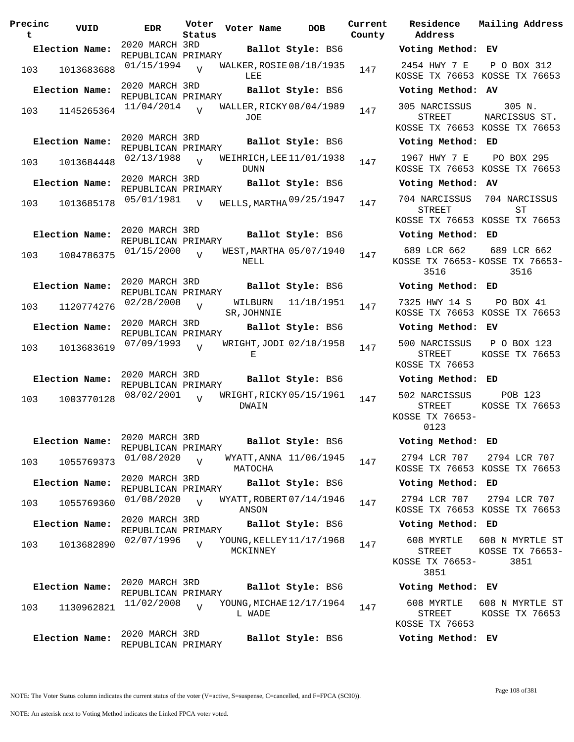| Precinct | VUID | EDR | Voter Status | Voter Name | DOB | Current County | Residence Address | Mailing Address |
|---|---|---|---|---|---|---|---|---|
| **Election Name:** | | 2020 MARCH 3RD REPUBLICAN PRIMARY | | **Ballot Style:** BS6 | | | **Voting Method:** EV | |
| 103 | 1013683688 | 01/15/1994 | V | WALKER,ROSIE LEE | 08/18/1935 | 147 | 2454 HWY 7 E KOSSE TX 76653 | P O BOX 312 KOSSE TX 76653 |
| **Election Name:** | | 2020 MARCH 3RD REPUBLICAN PRIMARY | | **Ballot Style:** BS6 | | | **Voting Method:** AV | |
| 103 | 1145265364 | 11/04/2014 | V | WALLER,RICKY JOE | 08/04/1989 | 147 | 305 NARCISSUS STREET KOSSE TX 76653 | 305 N. NARCISSUS ST. KOSSE TX 76653 |
| **Election Name:** | | 2020 MARCH 3RD REPUBLICAN PRIMARY | | **Ballot Style:** BS6 | | | **Voting Method:** ED | |
| 103 | 1013684448 | 02/13/1988 | V | WEIHRICH,LEE DUNN | 11/01/1938 | 147 | 1967 HWY 7 E KOSSE TX 76653 | PO BOX 295 KOSSE TX 76653 |
| **Election Name:** | | 2020 MARCH 3RD REPUBLICAN PRIMARY | | **Ballot Style:** BS6 | | | **Voting Method:** AV | |
| 103 | 1013685178 | 05/01/1981 | V | WELLS,MARTHA | 09/25/1947 | 147 | 704 NARCISSUS STREET KOSSE TX 76653 | 704 NARCISSUS ST KOSSE TX 76653 |
| **Election Name:** | | 2020 MARCH 3RD REPUBLICAN PRIMARY | | **Ballot Style:** BS6 | | | **Voting Method:** ED | |
| 103 | 1004786375 | 01/15/2000 | V | WEST,MARTHA NELL | 05/07/1940 | 147 | 689 LCR 662 KOSSE TX 76653-3516 | 689 LCR 662 KOSSE TX 76653-3516 |
| **Election Name:** | | 2020 MARCH 3RD REPUBLICAN PRIMARY | | **Ballot Style:** BS6 | | | **Voting Method:** ED | |
| 103 | 1120774276 | 02/28/2008 | V | WILBURN SR,JOHNNIE | 11/18/1951 | 147 | 7325 HWY 14 S KOSSE TX 76653 | PO BOX 41 KOSSE TX 76653 |
| **Election Name:** | | 2020 MARCH 3RD REPUBLICAN PRIMARY | | **Ballot Style:** BS6 | | | **Voting Method:** EV | |
| 103 | 1013683619 | 07/09/1993 | V | WRIGHT,JODI E | 02/10/1958 | 147 | 500 NARCISSUS STREET KOSSE TX 76653 | P O BOX 123 KOSSE TX 76653 |
| **Election Name:** | | 2020 MARCH 3RD REPUBLICAN PRIMARY | | **Ballot Style:** BS6 | | | **Voting Method:** ED | |
| 103 | 1003770128 | 08/02/2001 | V | WRIGHT,RICKY DWAIN | 05/15/1961 | 147 | 502 NARCISSUS STREET KOSSE TX 76653-0123 | POB 123 KOSSE TX 76653 |
| **Election Name:** | | 2020 MARCH 3RD REPUBLICAN PRIMARY | | **Ballot Style:** BS6 | | | **Voting Method:** ED | |
| 103 | 1055769373 | 01/08/2020 | V | WYATT,ANNA MATOCHA | 11/06/1945 | 147 | 2794 LCR 707 KOSSE TX 76653 | 2794 LCR 707 KOSSE TX 76653 |
| **Election Name:** | | 2020 MARCH 3RD REPUBLICAN PRIMARY | | **Ballot Style:** BS6 | | | **Voting Method:** ED | |
| 103 | 1055769360 | 01/08/2020 | V | WYATT,ROBERT ANSON | 07/14/1946 | 147 | 2794 LCR 707 KOSSE TX 76653 | 2794 LCR 707 KOSSE TX 76653 |
| **Election Name:** | | 2020 MARCH 3RD REPUBLICAN PRIMARY | | **Ballot Style:** BS6 | | | **Voting Method:** ED | |
| 103 | 1013682890 | 02/07/1996 | V | YOUNG,KELLEY MCKINNEY | 11/17/1968 | 147 | 608 MYRTLE STREET KOSSE TX 76653-3851 | 608 N MYRTLE ST KOSSE TX 76653-3851 |
| **Election Name:** | | 2020 MARCH 3RD REPUBLICAN PRIMARY | | **Ballot Style:** BS6 | | | **Voting Method:** EV | |
| 103 | 1130962821 | 11/02/2008 | V | YOUNG,MICHAEL WADE | 12/17/1964 | 147 | 608 MYRTLE STREET KOSSE TX 76653 | 608 N MYRTLE ST KOSSE TX 76653 |
| **Election Name:** | | 2020 MARCH 3RD REPUBLICAN PRIMARY | | **Ballot Style:** BS6 | | | **Voting Method:** EV | |

NOTE: The Voter Status column indicates the current status of the voter (V=active, S=suspense, C=cancelled, and F=FPCA (SC90)).

NOTE: An asterisk next to Voting Method indicates the Linked FPCA voter voted.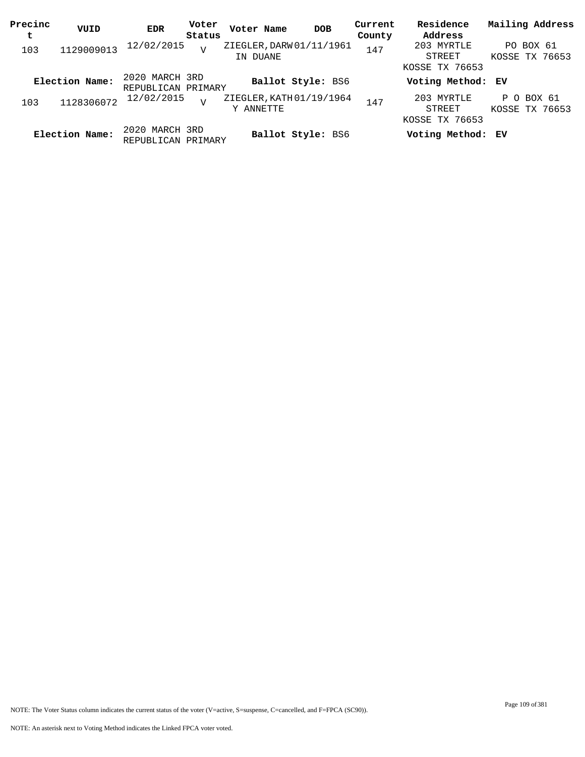| Precinct | VUID | EDR | Voter Status | Voter Name | DOB | Current County | Residence Address | Mailing Address |
|---|---|---|---|---|---|---|---|---|
| 103 | 1129009013 | 12/02/2015 | V | ZIEGLER, DARWIN DUANE | 01/11/1961 | 147 | 203 MYRTLE STREET KOSSE TX 76653 | PO BOX 61 KOSSE TX 76653 |
| **Election Name:** | | 2020 MARCH 3RD REPUBLICAN PRIMARY | | **Ballot Style:** BS6 | | | **Voting Method:** | **EV** |
| 103 | 1128306072 | 12/02/2015 | V | ZIEGLER, KATHY ANNETTE | 01/19/1964 | 147 | 203 MYRTLE STREET KOSSE TX 76653 | P O BOX 61 KOSSE TX 76653 |
| **Election Name:** | | 2020 MARCH 3RD REPUBLICAN PRIMARY | | **Ballot Style:** BS6 | | | **Voting Method:** | **EV** |

NOTE: The Voter Status column indicates the current status of the voter (V=active, S=suspense, C=cancelled, and F=FPCA (SC90)).

NOTE: An asterisk next to Voting Method indicates the Linked FPCA voter voted.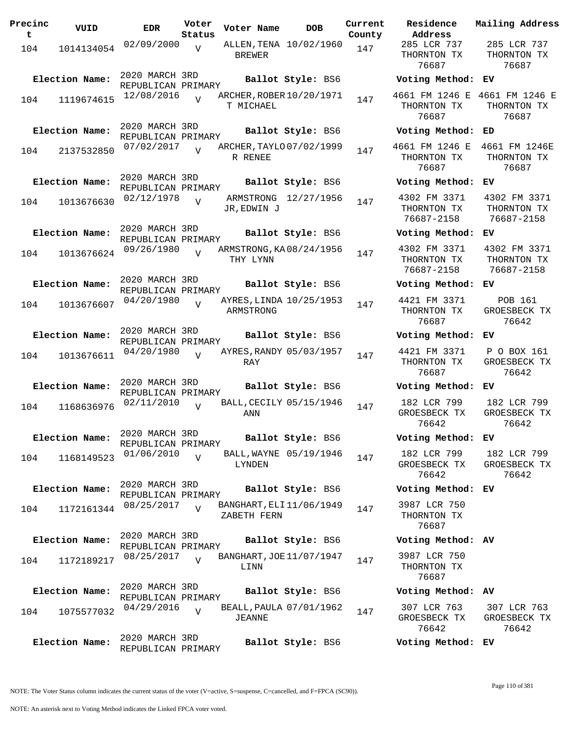| Precinct | VUID | EDR | Voter Status | Voter Name | DOB | Current County | Residence Address | Mailing Address |
|---|---|---|---|---|---|---|---|---|
| 104 | 1014134054 | 02/09/2000 | V | ALLEN,TENA BREWER | 10/02/1960 | 147 | 285 LCR 737 THORNTON TX 76687 | 285 LCR 737 THORNTON TX 76687 |
| Election Name: | 2020 MARCH 3RD REPUBLICAN PRIMARY | | | Ballot Style: BS6 | | | Voting Method: EV | |
| 104 | 1119674615 | 12/08/2016 | V | ARCHER,ROBERT MICHAEL | 10/20/1971 | 147 | 4661 FM 1246 E THORNTON TX 76687 | 4661 FM 1246 E THORNTON TX 76687 |
| Election Name: | 2020 MARCH 3RD REPUBLICAN PRIMARY | | | Ballot Style: BS6 | | | Voting Method: ED | |
| 104 | 2137532850 | 07/02/2017 | V | ARCHER,TAYLOR RENEE | 07/02/1999 | 147 | 4661 FM 1246 E THORNTON TX 76687 | 4661 FM 1246E THORNTON TX 76687 |
| Election Name: | 2020 MARCH 3RD REPUBLICAN PRIMARY | | | Ballot Style: BS6 | | | Voting Method: EV | |
| 104 | 1013676630 | 02/12/1978 | V | ARMSTRONG JR,EDWIN J | 12/27/1956 | 147 | 4302 FM 3371 THORNTON TX 76687-2158 | 4302 FM 3371 THORNTON TX 76687-2158 |
| Election Name: | 2020 MARCH 3RD REPUBLICAN PRIMARY | | | Ballot Style: BS6 | | | Voting Method: EV | |
| 104 | 1013676624 | 09/26/1980 | V | ARMSTRONG,KATHY LYNN | 08/24/1956 | 147 | 4302 FM 3371 THORNTON TX 76687-2158 | 4302 FM 3371 THORNTON TX 76687-2158 |
| Election Name: | 2020 MARCH 3RD REPUBLICAN PRIMARY | | | Ballot Style: BS6 | | | Voting Method: EV | |
| 104 | 1013676607 | 04/20/1980 | V | AYRES,LINDA ARMSTRONG | 10/25/1953 | 147 | 4421 FM 3371 THORNTON TX 76687 | POB 161 GROESBECK TX 76642 |
| Election Name: | 2020 MARCH 3RD REPUBLICAN PRIMARY | | | Ballot Style: BS6 | | | Voting Method: EV | |
| 104 | 1013676611 | 04/20/1980 | V | AYRES,RANDY RAY | 05/03/1957 | 147 | 4421 FM 3371 THORNTON TX 76687 | P O BOX 161 GROESBECK TX 76642 |
| Election Name: | 2020 MARCH 3RD REPUBLICAN PRIMARY | | | Ballot Style: BS6 | | | Voting Method: EV | |
| 104 | 1168636976 | 02/11/2010 | V | BALL,CECILY ANN | 05/15/1946 | 147 | 182 LCR 799 GROESBECK TX 76642 | 182 LCR 799 GROESBECK TX 76642 |
| Election Name: | 2020 MARCH 3RD REPUBLICAN PRIMARY | | | Ballot Style: BS6 | | | Voting Method: EV | |
| 104 | 1168149523 | 01/06/2010 | V | BALL,WAYNE LYNDEN | 05/19/1946 | 147 | 182 LCR 799 GROESBECK TX 76642 | 182 LCR 799 GROESBECK TX 76642 |
| Election Name: | 2020 MARCH 3RD REPUBLICAN PRIMARY | | | Ballot Style: BS6 | | | Voting Method: EV | |
| 104 | 1172161344 | 08/25/2017 | V | BANGHART,ELIZABETH FERN | 11/06/1949 | 147 | 3987 LCR 750 THORNTON TX 76687 | |
| Election Name: | 2020 MARCH 3RD REPUBLICAN PRIMARY | | | Ballot Style: BS6 | | | Voting Method: AV | |
| 104 | 1172189217 | 08/25/2017 | V | BANGHART,JOE LINN | 11/07/1947 | 147 | 3987 LCR 750 THORNTON TX 76687 | |
| Election Name: | 2020 MARCH 3RD REPUBLICAN PRIMARY | | | Ballot Style: BS6 | | | Voting Method: AV | |
| 104 | 1075577032 | 04/29/2016 | V | BEALL,PAULA JEANNE | 07/01/1962 | 147 | 307 LCR 763 GROESBECK TX 76642 | 307 LCR 763 GROESBECK TX 76642 |
| Election Name: | 2020 MARCH 3RD REPUBLICAN PRIMARY | | | Ballot Style: BS6 | | | Voting Method: EV | |

NOTE: The Voter Status column indicates the current status of the voter (V=active, S=suspense, C=cancelled, and F=FPCA (SC90)).

NOTE: An asterisk next to Voting Method indicates the Linked FPCA voter voted.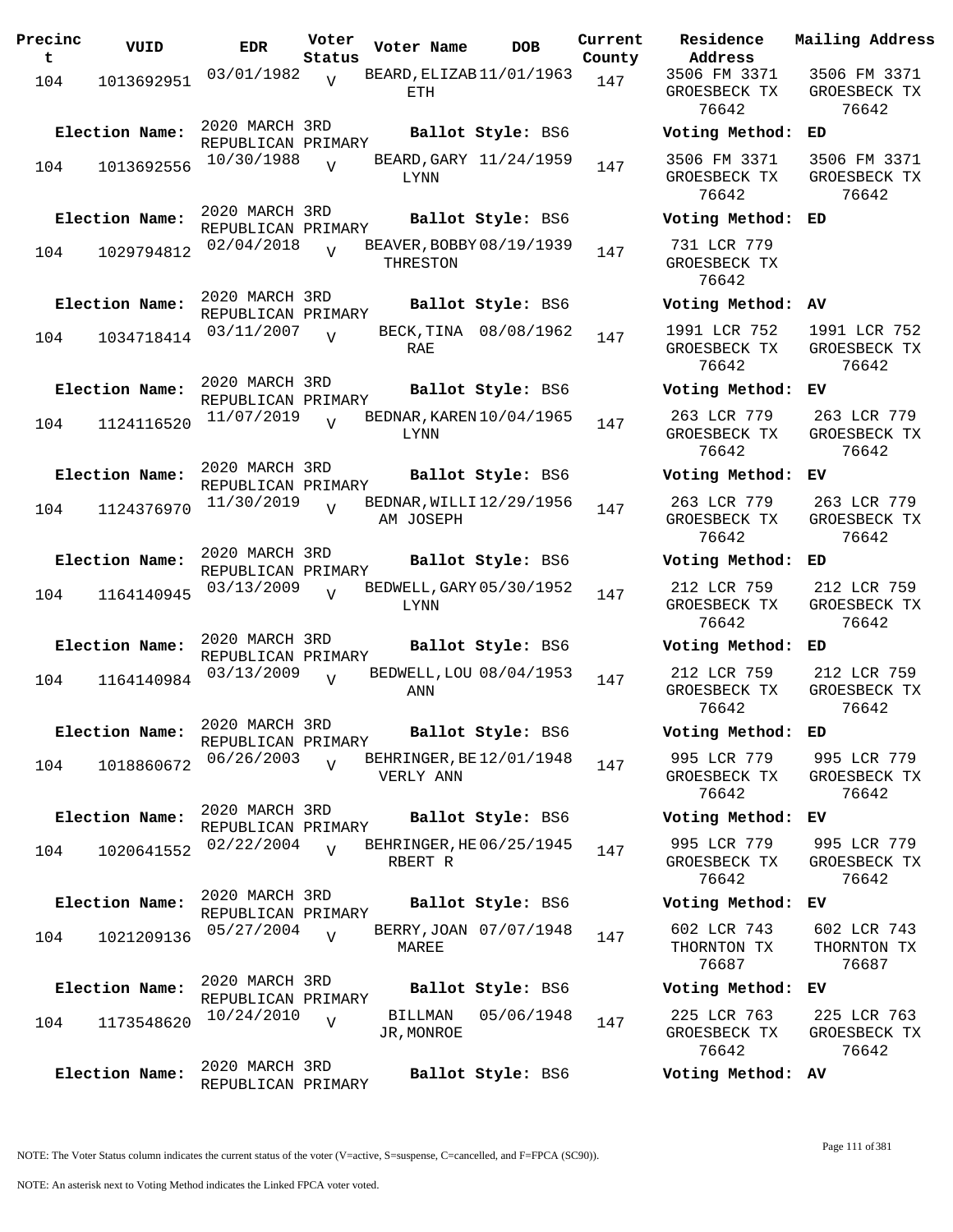| Precinct | VUID | EDR | Voter Status | Voter Name | DOB | Current County | Residence Address | Mailing Address |
|---|---|---|---|---|---|---|---|---|
| 104 | 1013692951 | 03/01/1982 | V | BEARD,ELIZABETH | 11/01/1963 | 147 | 3506 FM 3371 GROESBECK TX 76642 | 3506 FM 3371 GROESBECK TX 76642 |
| Election Name: | 2020 MARCH 3RD REPUBLICAN PRIMARY | | | Ballot Style: BS6 | | | Voting Method: ED | |
| 104 | 1013692556 | 10/30/1988 | V | BEARD,GARY LYNN | 11/24/1959 | 147 | 3506 FM 3371 GROESBECK TX 76642 | 3506 FM 3371 GROESBECK TX 76642 |
| Election Name: | 2020 MARCH 3RD REPUBLICAN PRIMARY | | | Ballot Style: BS6 | | | Voting Method: ED | |
| 104 | 1029794812 | 02/04/2018 | V | BEAVER,BOBBY THRESTON | 08/19/1939 | 147 | 731 LCR 779 GROESBECK TX 76642 | |
| Election Name: | 2020 MARCH 3RD REPUBLICAN PRIMARY | | | Ballot Style: BS6 | | | Voting Method: AV | |
| 104 | 1034718414 | 03/11/2007 | V | BECK,TINA RAE | 08/08/1962 | 147 | 1991 LCR 752 GROESBECK TX 76642 | 1991 LCR 752 GROESBECK TX 76642 |
| Election Name: | 2020 MARCH 3RD REPUBLICAN PRIMARY | | | Ballot Style: BS6 | | | Voting Method: EV | |
| 104 | 1124116520 | 11/07/2019 | V | BEDNAR,KAREN LYNN | 10/04/1965 | 147 | 263 LCR 779 GROESBECK TX 76642 | 263 LCR 779 GROESBECK TX 76642 |
| Election Name: | 2020 MARCH 3RD REPUBLICAN PRIMARY | | | Ballot Style: BS6 | | | Voting Method: EV | |
| 104 | 1124376970 | 11/30/2019 | V | BEDNAR,WILLIAM JOSEPH | 12/29/1956 | 147 | 263 LCR 779 GROESBECK TX 76642 | 263 LCR 779 GROESBECK TX 76642 |
| Election Name: | 2020 MARCH 3RD REPUBLICAN PRIMARY | | | Ballot Style: BS6 | | | Voting Method: ED | |
| 104 | 1164140945 | 03/13/2009 | V | BEDWELL,GARY LYNN | 05/30/1952 | 147 | 212 LCR 759 GROESBECK TX 76642 | 212 LCR 759 GROESBECK TX 76642 |
| Election Name: | 2020 MARCH 3RD REPUBLICAN PRIMARY | | | Ballot Style: BS6 | | | Voting Method: ED | |
| 104 | 1164140984 | 03/13/2009 | V | BEDWELL,LOU ANN | 08/04/1953 | 147 | 212 LCR 759 GROESBECK TX 76642 | 212 LCR 759 GROESBECK TX 76642 |
| Election Name: | 2020 MARCH 3RD REPUBLICAN PRIMARY | | | Ballot Style: BS6 | | | Voting Method: ED | |
| 104 | 1018860672 | 06/26/2003 | V | BEHRINGER,BEVERLY ANN | 12/01/1948 | 147 | 995 LCR 779 GROESBECK TX 76642 | 995 LCR 779 GROESBECK TX 76642 |
| Election Name: | 2020 MARCH 3RD REPUBLICAN PRIMARY | | | Ballot Style: BS6 | | | Voting Method: EV | |
| 104 | 1020641552 | 02/22/2004 | V | BEHRINGER,HERBERT R | 06/25/1945 | 147 | 995 LCR 779 GROESBECK TX 76642 | 995 LCR 779 GROESBECK TX 76642 |
| Election Name: | 2020 MARCH 3RD REPUBLICAN PRIMARY | | | Ballot Style: BS6 | | | Voting Method: EV | |
| 104 | 1021209136 | 05/27/2004 | V | BERRY,JOAN MAREE | 07/07/1948 | 147 | 602 LCR 743 THORNTON TX 76687 | 602 LCR 743 THORNTON TX 76687 |
| Election Name: | 2020 MARCH 3RD REPUBLICAN PRIMARY | | | Ballot Style: BS6 | | | Voting Method: EV | |
| 104 | 1173548620 | 10/24/2010 | V | BILLMAN JR,MONROE | 05/06/1948 | 147 | 225 LCR 763 GROESBECK TX 76642 | 225 LCR 763 GROESBECK TX 76642 |
| Election Name: | 2020 MARCH 3RD REPUBLICAN PRIMARY | | | Ballot Style: BS6 | | | Voting Method: AV | |

NOTE: The Voter Status column indicates the current status of the voter (V=active, S=suspense, C=cancelled, and F=FPCA (SC90)).

NOTE: An asterisk next to Voting Method indicates the Linked FPCA voter voted.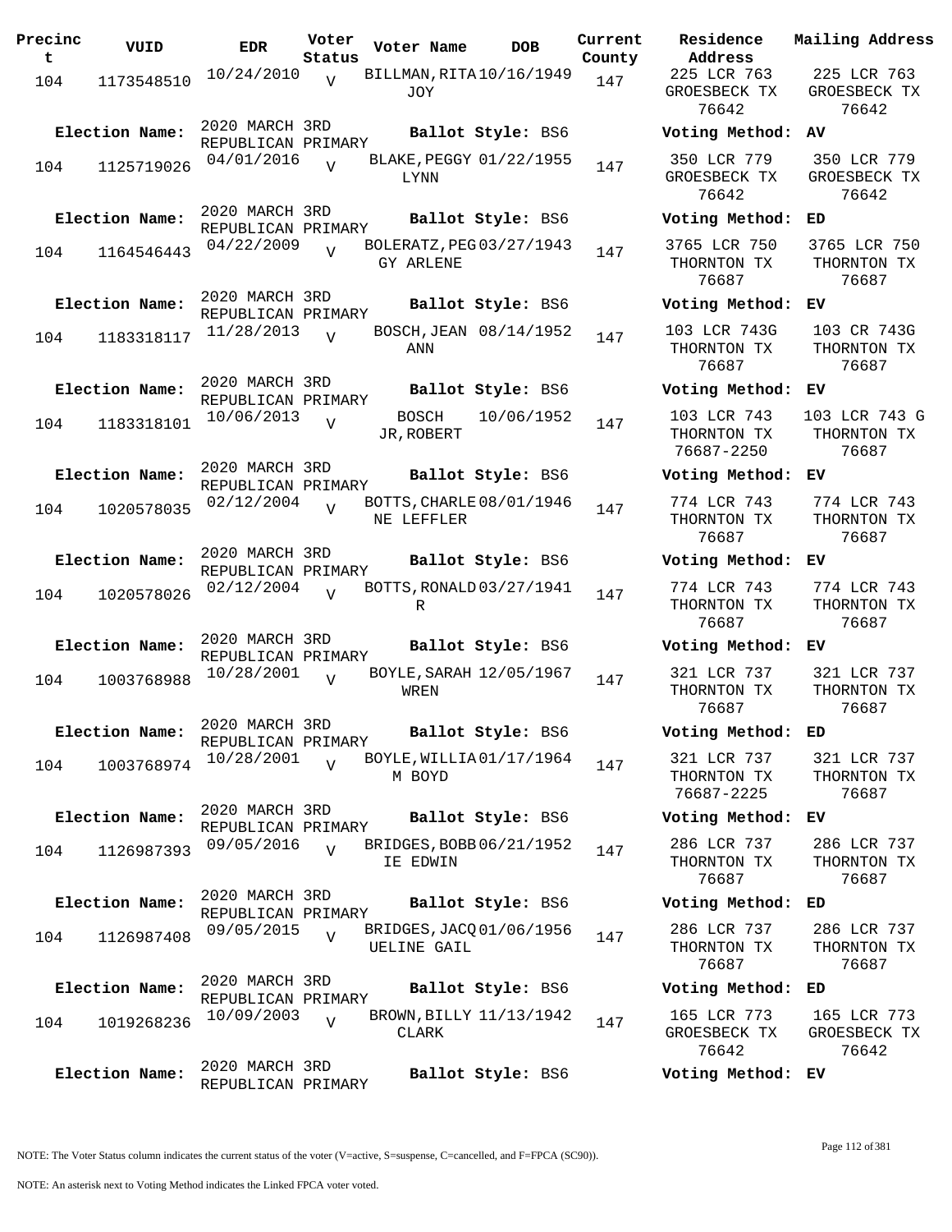| Precinct | VUID | EDR | Voter Status | Voter Name | DOB | Current County | Residence Address | Mailing Address |
|---|---|---|---|---|---|---|---|---|
| 104 | 1173548510 | 10/24/2010 | V | BILLMAN,RITA JOY | 10/16/1949 | 147 | 225 LCR 763 GROESBECK TX 76642 | 225 LCR 763 GROESBECK TX 76642 |
| **Election Name:** | 2020 MARCH 3RD REPUBLICAN PRIMARY | | | **Ballot Style:** BS6 | | | **Voting Method:** AV | |
| 104 | 1125719026 | 04/01/2016 | V | BLAKE,PEGGY LYNN | 01/22/1955 | 147 | 350 LCR 779 GROESBECK TX 76642 | 350 LCR 779 GROESBECK TX 76642 |
| **Election Name:** | 2020 MARCH 3RD REPUBLICAN PRIMARY | | | **Ballot Style:** BS6 | | | **Voting Method:** ED | |
| 104 | 1164546443 | 04/22/2009 | V | BOLERATZ,PEGGY ARLENE | 03/27/1943 | 147 | 3765 LCR 750 THORNTON TX 76687 | 3765 LCR 750 THORNTON TX 76687 |
| **Election Name:** | 2020 MARCH 3RD REPUBLICAN PRIMARY | | | **Ballot Style:** BS6 | | | **Voting Method:** EV | |
| 104 | 1183318117 | 11/28/2013 | V | BOSCH,JEAN ANN | 08/14/1952 | 147 | 103 LCR 743G THORNTON TX 76687 | 103 CR 743G THORNTON TX 76687 |
| **Election Name:** | 2020 MARCH 3RD REPUBLICAN PRIMARY | | | **Ballot Style:** BS6 | | | **Voting Method:** EV | |
| 104 | 1183318101 | 10/06/2013 | V | BOSCH JR,ROBERT | 10/06/1952 | 147 | 103 LCR 743 THORNTON TX 76687-2250 | 103 LCR 743 G THORNTON TX 76687 |
| **Election Name:** | 2020 MARCH 3RD REPUBLICAN PRIMARY | | | **Ballot Style:** BS6 | | | **Voting Method:** EV | |
| 104 | 1020578035 | 02/12/2004 | V | BOTTS,CHARLENE LEFFLER | 08/01/1946 | 147 | 774 LCR 743 THORNTON TX 76687 | 774 LCR 743 THORNTON TX 76687 |
| **Election Name:** | 2020 MARCH 3RD REPUBLICAN PRIMARY | | | **Ballot Style:** BS6 | | | **Voting Method:** EV | |
| 104 | 1020578026 | 02/12/2004 | V | BOTTS,RONALD R | 03/27/1941 | 147 | 774 LCR 743 THORNTON TX 76687 | 774 LCR 743 THORNTON TX 76687 |
| **Election Name:** | 2020 MARCH 3RD REPUBLICAN PRIMARY | | | **Ballot Style:** BS6 | | | **Voting Method:** EV | |
| 104 | 1003768988 | 10/28/2001 | V | BOYLE,SARAH WREN | 12/05/1967 | 147 | 321 LCR 737 THORNTON TX 76687 | 321 LCR 737 THORNTON TX 76687 |
| **Election Name:** | 2020 MARCH 3RD REPUBLICAN PRIMARY | | | **Ballot Style:** BS6 | | | **Voting Method:** ED | |
| 104 | 1003768974 | 10/28/2001 | V | BOYLE,WILLIAM BOYD | 01/17/1964 | 147 | 321 LCR 737 THORNTON TX 76687-2225 | 321 LCR 737 THORNTON TX 76687 |
| **Election Name:** | 2020 MARCH 3RD REPUBLICAN PRIMARY | | | **Ballot Style:** BS6 | | | **Voting Method:** EV | |
| 104 | 1126987393 | 09/05/2016 | V | BRIDGES,BOBBIE EDWIN | 06/21/1952 | 147 | 286 LCR 737 THORNTON TX 76687 | 286 LCR 737 THORNTON TX 76687 |
| **Election Name:** | 2020 MARCH 3RD REPUBLICAN PRIMARY | | | **Ballot Style:** BS6 | | | **Voting Method:** ED | |
| 104 | 1126987408 | 09/05/2015 | V | BRIDGES,JACQUELINE GAIL | 01/06/1956 | 147 | 286 LCR 737 THORNTON TX 76687 | 286 LCR 737 THORNTON TX 76687 |
| **Election Name:** | 2020 MARCH 3RD REPUBLICAN PRIMARY | | | **Ballot Style:** BS6 | | | **Voting Method:** ED | |
| 104 | 1019268236 | 10/09/2003 | V | BROWN,BILLY CLARK | 11/13/1942 | 147 | 165 LCR 773 GROESBECK TX 76642 | 165 LCR 773 GROESBECK TX 76642 |
| **Election Name:** | 2020 MARCH 3RD REPUBLICAN PRIMARY | | | **Ballot Style:** BS6 | | | **Voting Method:** EV | |

NOTE: The Voter Status column indicates the current status of the voter (V=active, S=suspense, C=cancelled, and F=FPCA (SC90)).

NOTE: An asterisk next to Voting Method indicates the Linked FPCA voter voted.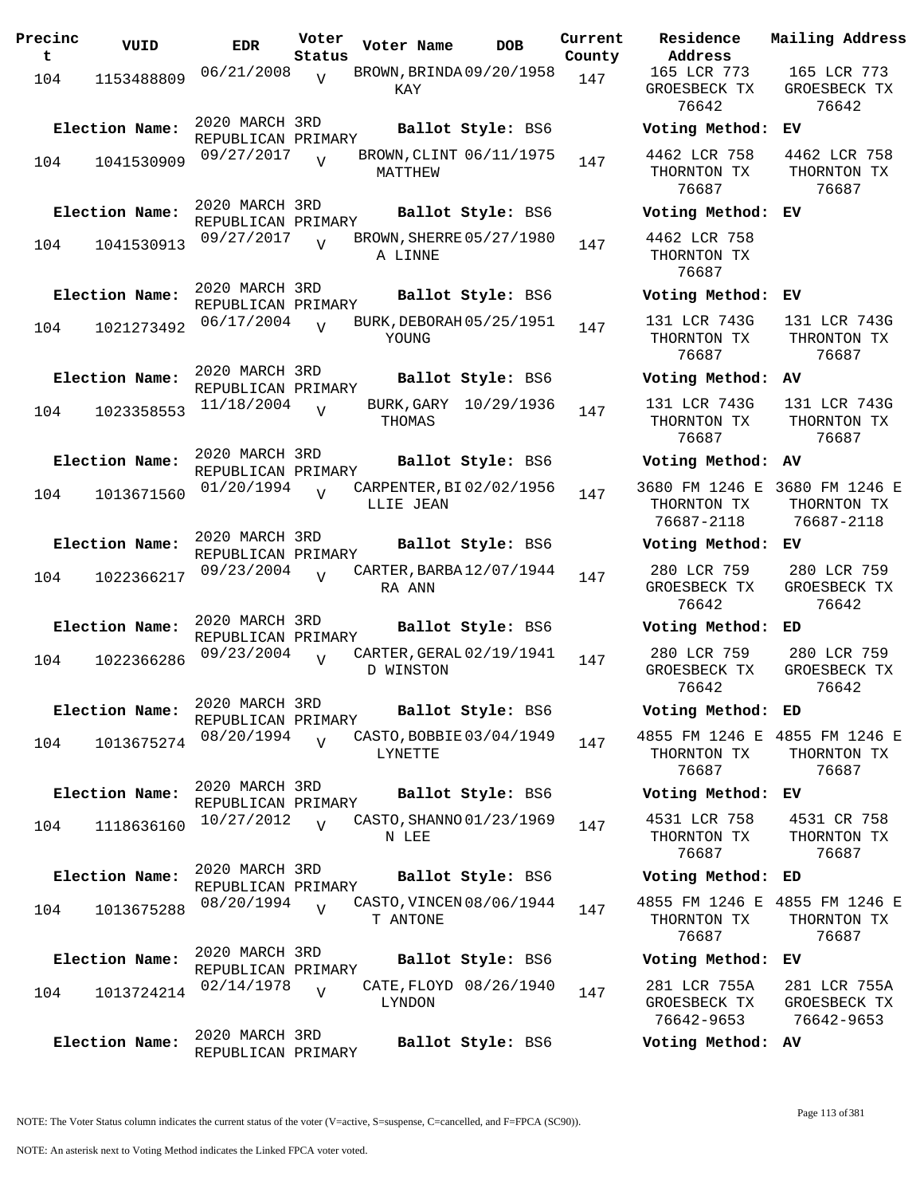| Precinct | VUID | EDR | Voter Status | Voter Name | DOB | Current County | Residence Address | Mailing Address |
|---|---|---|---|---|---|---|---|---|
| 104 | 1153488809 | 06/21/2008 | V | BROWN,BRINDA KAY | 09/20/1958 | 147 | 165 LCR 773 GROESBECK TX 76642 | 165 LCR 773 GROESBECK TX 76642 |
| Election Name: | 2020 MARCH 3RD REPUBLICAN PRIMARY | | | Ballot Style: BS6 | | | Voting Method: EV | |
| 104 | 1041530909 | 09/27/2017 | V | BROWN,CLINT MATTHEW | 06/11/1975 | 147 | 4462 LCR 758 THORNTON TX 76687 | 4462 LCR 758 THORNTON TX 76687 |
| Election Name: | 2020 MARCH 3RD REPUBLICAN PRIMARY | | | Ballot Style: BS6 | | | Voting Method: EV | |
| 104 | 1041530913 | 09/27/2017 | V | BROWN,SHERREA LINNE | 05/27/1980 | 147 | 4462 LCR 758 THORNTON TX 76687 | |
| Election Name: | 2020 MARCH 3RD REPUBLICAN PRIMARY | | | Ballot Style: BS6 | | | Voting Method: EV | |
| 104 | 1021273492 | 06/17/2004 | V | BURK,DEBORAH YOUNG | 05/25/1951 | 147 | 131 LCR 743G THORNTON TX 76687 | 131 LCR 743G THRONTON TX 76687 |
| Election Name: | 2020 MARCH 3RD REPUBLICAN PRIMARY | | | Ballot Style: BS6 | | | Voting Method: AV | |
| 104 | 1023358553 | 11/18/2004 | V | BURK,GARY THOMAS | 10/29/1936 | 147 | 131 LCR 743G THORNTON TX 76687 | 131 LCR 743G THORNTON TX 76687 |
| Election Name: | 2020 MARCH 3RD REPUBLICAN PRIMARY | | | Ballot Style: BS6 | | | Voting Method: AV | |
| 104 | 1013671560 | 01/20/1994 | V | CARPENTER,BILLIE JEAN | 02/02/1956 | 147 | 3680 FM 1246 E THORNTON TX 76687-2118 | 3680 FM 1246 E THORNTON TX 76687-2118 |
| Election Name: | 2020 MARCH 3RD REPUBLICAN PRIMARY | | | Ballot Style: BS6 | | | Voting Method: EV | |
| 104 | 1022366217 | 09/23/2004 | V | CARTER,BARBARA ANN | 12/07/1944 | 147 | 280 LCR 759 GROESBECK TX 76642 | 280 LCR 759 GROESBECK TX 76642 |
| Election Name: | 2020 MARCH 3RD REPUBLICAN PRIMARY | | | Ballot Style: BS6 | | | Voting Method: ED | |
| 104 | 1022366286 | 09/23/2004 | V | CARTER,GERALD WINSTON | 02/19/1941 | 147 | 280 LCR 759 GROESBECK TX 76642 | 280 LCR 759 GROESBECK TX 76642 |
| Election Name: | 2020 MARCH 3RD REPUBLICAN PRIMARY | | | Ballot Style: BS6 | | | Voting Method: ED | |
| 104 | 1013675274 | 08/20/1994 | V | CASTO,BOBBIE LYNETTE | 03/04/1949 | 147 | 4855 FM 1246 E THORNTON TX 76687 | 4855 FM 1246 E THORNTON TX 76687 |
| Election Name: | 2020 MARCH 3RD REPUBLICAN PRIMARY | | | Ballot Style: BS6 | | | Voting Method: EV | |
| 104 | 1118636160 | 10/27/2012 | V | CASTO,SHANNON LEE | 01/23/1969 | 147 | 4531 LCR 758 THORNTON TX 76687 | 4531 CR 758 THORNTON TX 76687 |
| Election Name: | 2020 MARCH 3RD REPUBLICAN PRIMARY | | | Ballot Style: BS6 | | | Voting Method: ED | |
| 104 | 1013675288 | 08/20/1994 | V | CASTO,VINCENT ANTONE | 08/06/1944 | 147 | 4855 FM 1246 E THORNTON TX 76687 | 4855 FM 1246 E THORNTON TX 76687 |
| Election Name: | 2020 MARCH 3RD REPUBLICAN PRIMARY | | | Ballot Style: BS6 | | | Voting Method: EV | |
| 104 | 1013724214 | 02/14/1978 | V | CATE,FLOYD LYNDON | 08/26/1940 | 147 | 281 LCR 755A GROESBECK TX 76642-9653 | 281 LCR 755A GROESBECK TX 76642-9653 |
| Election Name: | 2020 MARCH 3RD REPUBLICAN PRIMARY | | | Ballot Style: BS6 | | | Voting Method: AV | |

NOTE: The Voter Status column indicates the current status of the voter (V=active, S=suspense, C=cancelled, and F=FPCA (SC90)).

NOTE: An asterisk next to Voting Method indicates the Linked FPCA voter voted.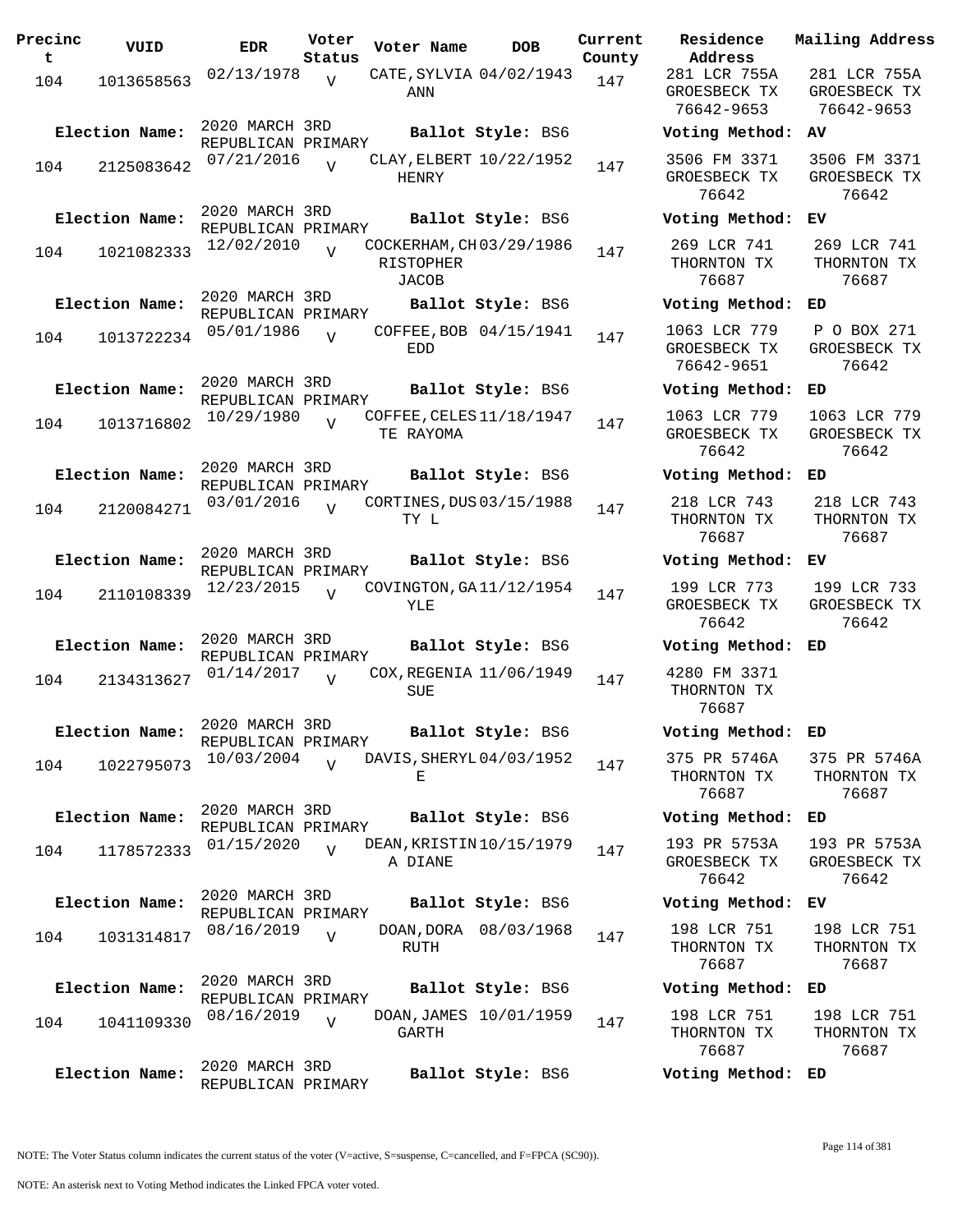| Precinct | VUID | EDR | Voter Status | Voter Name | DOB | Current County | Residence Address | Mailing Address |
|---|---|---|---|---|---|---|---|---|
| 104 | 1013658563 | 02/13/1978 | V | CATE, SYLVIA ANN | 04/02/1943 | 147 | 281 LCR 755A GROESBECK TX 76642-9653 | 281 LCR 755A GROESBECK TX 76642-9653 |
| Election Name: | 2020 MARCH 3RD REPUBLICAN PRIMARY | | | Ballot Style: BS6 | | | Voting Method: AV | |
| 104 | 2125083642 | 07/21/2016 | V | CLAY, ELBERT HENRY | 10/22/1952 | 147 | 3506 FM 3371 GROESBECK TX 76642 | 3506 FM 3371 GROESBECK TX 76642 |
| Election Name: | 2020 MARCH 3RD REPUBLICAN PRIMARY | | | Ballot Style: BS6 | | | Voting Method: EV | |
| 104 | 1021082333 | 12/02/2010 | V | COCKERHAM, CHRISTOPHER JACOB | 03/29/1986 | 147 | 269 LCR 741 THORNTON TX 76687 | 269 LCR 741 THORNTON TX 76687 |
| Election Name: | 2020 MARCH 3RD REPUBLICAN PRIMARY | | | Ballot Style: BS6 | | | Voting Method: ED | |
| 104 | 1013722234 | 05/01/1986 | V | COFFEE, BOB EDD | 04/15/1941 | 147 | 1063 LCR 779 GROESBECK TX 76642-9651 | P O BOX 271 GROESBECK TX 76642 |
| Election Name: | 2020 MARCH 3RD REPUBLICAN PRIMARY | | | Ballot Style: BS6 | | | Voting Method: ED | |
| 104 | 1013716802 | 10/29/1980 | V | COFFEE, CELESTE RAYOMA | 11/18/1947 | 147 | 1063 LCR 779 GROESBECK TX 76642 | 1063 LCR 779 GROESBECK TX 76642 |
| Election Name: | 2020 MARCH 3RD REPUBLICAN PRIMARY | | | Ballot Style: BS6 | | | Voting Method: ED | |
| 104 | 2120084271 | 03/01/2016 | V | CORTINES, DUSTY L | 03/15/1988 | 147 | 218 LCR 743 THORNTON TX 76687 | 218 LCR 743 THORNTON TX 76687 |
| Election Name: | 2020 MARCH 3RD REPUBLICAN PRIMARY | | | Ballot Style: BS6 | | | Voting Method: EV | |
| 104 | 2110108339 | 12/23/2015 | V | COVINGTON, GAYLE | 11/12/1954 | 147 | 199 LCR 773 GROESBECK TX 76642 | 199 LCR 733 GROESBECK TX 76642 |
| Election Name: | 2020 MARCH 3RD REPUBLICAN PRIMARY | | | Ballot Style: BS6 | | | Voting Method: ED | |
| 104 | 2134313627 | 01/14/2017 | V | COX, REGENIA SUE | 11/06/1949 | 147 | 4280 FM 3371 THORNTON TX 76687 | |
| Election Name: | 2020 MARCH 3RD REPUBLICAN PRIMARY | | | Ballot Style: BS6 | | | Voting Method: ED | |
| 104 | 1022795073 | 10/03/2004 | V | DAVIS, SHERYL E | 04/03/1952 | 147 | 375 PR 5746A THORNTON TX 76687 | 375 PR 5746A THORNTON TX 76687 |
| Election Name: | 2020 MARCH 3RD REPUBLICAN PRIMARY | | | Ballot Style: BS6 | | | Voting Method: ED | |
| 104 | 1178572333 | 01/15/2020 | V | DEAN, KRISTINA DIANE | 10/15/1979 | 147 | 193 PR 5753A GROESBECK TX 76642 | 193 PR 5753A GROESBECK TX 76642 |
| Election Name: | 2020 MARCH 3RD REPUBLICAN PRIMARY | | | Ballot Style: BS6 | | | Voting Method: EV | |
| 104 | 1031314817 | 08/16/2019 | V | DOAN, DORA RUTH | 08/03/1968 | 147 | 198 LCR 751 THORNTON TX 76687 | 198 LCR 751 THORNTON TX 76687 |
| Election Name: | 2020 MARCH 3RD REPUBLICAN PRIMARY | | | Ballot Style: BS6 | | | Voting Method: ED | |
| 104 | 1041109330 | 08/16/2019 | V | DOAN, JAMES GARTH | 10/01/1959 | 147 | 198 LCR 751 THORNTON TX 76687 | 198 LCR 751 THORNTON TX 76687 |
| Election Name: | 2020 MARCH 3RD REPUBLICAN PRIMARY | | | Ballot Style: BS6 | | | Voting Method: ED | |

NOTE: The Voter Status column indicates the current status of the voter (V=active, S=suspense, C=cancelled, and F=FPCA (SC90)).

NOTE: An asterisk next to Voting Method indicates the Linked FPCA voter voted.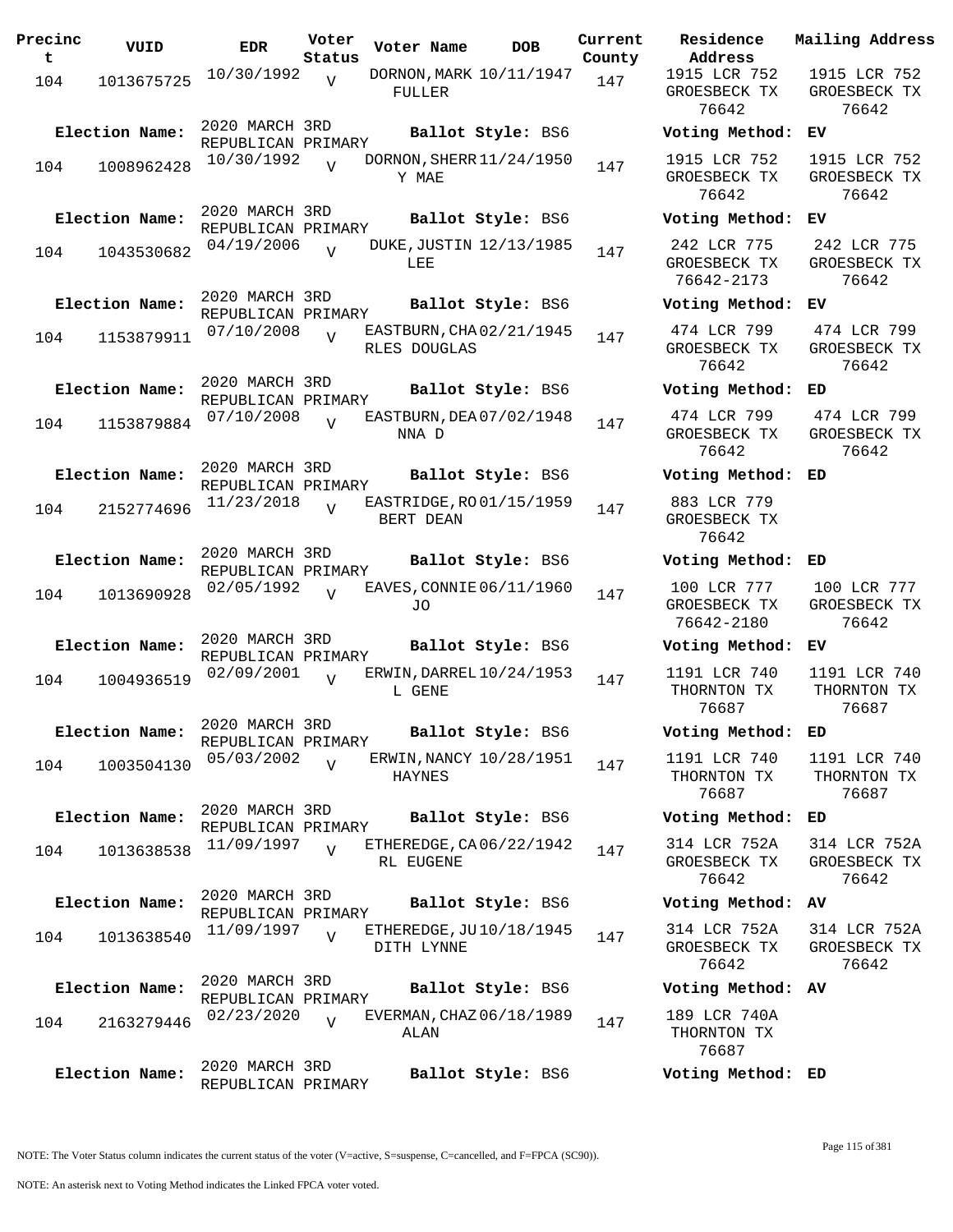| Precinct | VUID | EDR | Voter Status | Voter Name | DOB | Current County | Residence Address | Mailing Address |
|---|---|---|---|---|---|---|---|---|
| 104 | 1013675725 | 10/30/1992 | V | DORNON, MARK FULLER | 10/11/1947 | 147 | 1915 LCR 752 GROESBECK TX 76642 | 1915 LCR 752 GROESBECK TX 76642 |
| **Election Name:** | | 2020 MARCH 3RD REPUBLICAN PRIMARY | | **Ballot Style:** BS6 | | | **Voting Method:** | **EV** |
| 104 | 1008962428 | 10/30/1992 | V | DORNON, SHERRY MAE | 11/24/1950 | 147 | 1915 LCR 752 GROESBECK TX 76642 | 1915 LCR 752 GROESBECK TX 76642 |
| **Election Name:** | | 2020 MARCH 3RD REPUBLICAN PRIMARY | | **Ballot Style:** BS6 | | | **Voting Method:** | **EV** |
| 104 | 1043530682 | 04/19/2006 | V | DUKE, JUSTIN LEE | 12/13/1985 | 147 | 242 LCR 775 GROESBECK TX 76642-2173 | 242 LCR 775 GROESBECK TX 76642 |
| **Election Name:** | | 2020 MARCH 3RD REPUBLICAN PRIMARY | | **Ballot Style:** BS6 | | | **Voting Method:** | **EV** |
| 104 | 1153879911 | 07/10/2008 | V | EASTBURN, CHARLES DOUGLAS | 02/21/1945 | 147 | 474 LCR 799 GROESBECK TX 76642 | 474 LCR 799 GROESBECK TX 76642 |
| **Election Name:** | | 2020 MARCH 3RD REPUBLICAN PRIMARY | | **Ballot Style:** BS6 | | | **Voting Method:** | **ED** |
| 104 | 1153879884 | 07/10/2008 | V | EASTBURN, DEANNA D | 07/02/1948 | 147 | 474 LCR 799 GROESBECK TX 76642 | 474 LCR 799 GROESBECK TX 76642 |
| **Election Name:** | | 2020 MARCH 3RD REPUBLICAN PRIMARY | | **Ballot Style:** BS6 | | | **Voting Method:** | **ED** |
| 104 | 2152774696 | 11/23/2018 | V | EASTRIDGE, ROBERT DEAN | 01/15/1959 | 147 | 883 LCR 779 GROESBECK TX 76642 | |
| **Election Name:** | | 2020 MARCH 3RD REPUBLICAN PRIMARY | | **Ballot Style:** BS6 | | | **Voting Method:** | **ED** |
| 104 | 1013690928 | 02/05/1992 | V | EAVES, CONNIE JO | 06/11/1960 | 147 | 100 LCR 777 GROESBECK TX 76642-2180 | 100 LCR 777 GROESBECK TX 76642 |
| **Election Name:** | | 2020 MARCH 3RD REPUBLICAN PRIMARY | | **Ballot Style:** BS6 | | | **Voting Method:** | **EV** |
| 104 | 1004936519 | 02/09/2001 | V | ERWIN, DARRELL GENE | 10/24/1953 | 147 | 1191 LCR 740 THORNTON TX 76687 | 1191 LCR 740 THORNTON TX 76687 |
| **Election Name:** | | 2020 MARCH 3RD REPUBLICAN PRIMARY | | **Ballot Style:** BS6 | | | **Voting Method:** | **ED** |
| 104 | 1003504130 | 05/03/2002 | V | ERWIN, NANCY HAYNES | 10/28/1951 | 147 | 1191 LCR 740 THORNTON TX 76687 | 1191 LCR 740 THORNTON TX 76687 |
| **Election Name:** | | 2020 MARCH 3RD REPUBLICAN PRIMARY | | **Ballot Style:** BS6 | | | **Voting Method:** | **ED** |
| 104 | 1013638538 | 11/09/1997 | V | ETHEREDGE, CARL EUGENE | 06/22/1942 | 147 | 314 LCR 752A GROESBECK TX 76642 | 314 LCR 752A GROESBECK TX 76642 |
| **Election Name:** | | 2020 MARCH 3RD REPUBLICAN PRIMARY | | **Ballot Style:** BS6 | | | **Voting Method:** | **AV** |
| 104 | 1013638540 | 11/09/1997 | V | ETHEREDGE, JUDITH LYNNE | 10/18/1945 | 147 | 314 LCR 752A GROESBECK TX 76642 | 314 LCR 752A GROESBECK TX 76642 |
| **Election Name:** | | 2020 MARCH 3RD REPUBLICAN PRIMARY | | **Ballot Style:** BS6 | | | **Voting Method:** | **AV** |
| 104 | 2163279446 | 02/23/2020 | V | EVERMAN, CHAZ ALAN | 06/18/1989 | 147 | 189 LCR 740A THORNTON TX 76687 | |
| **Election Name:** | | 2020 MARCH 3RD REPUBLICAN PRIMARY | | **Ballot Style:** BS6 | | | **Voting Method:** | **ED** |

NOTE: The Voter Status column indicates the current status of the voter (V=active, S=suspense, C=cancelled, and F=FPCA (SC90)).

NOTE: An asterisk next to Voting Method indicates the Linked FPCA voter voted.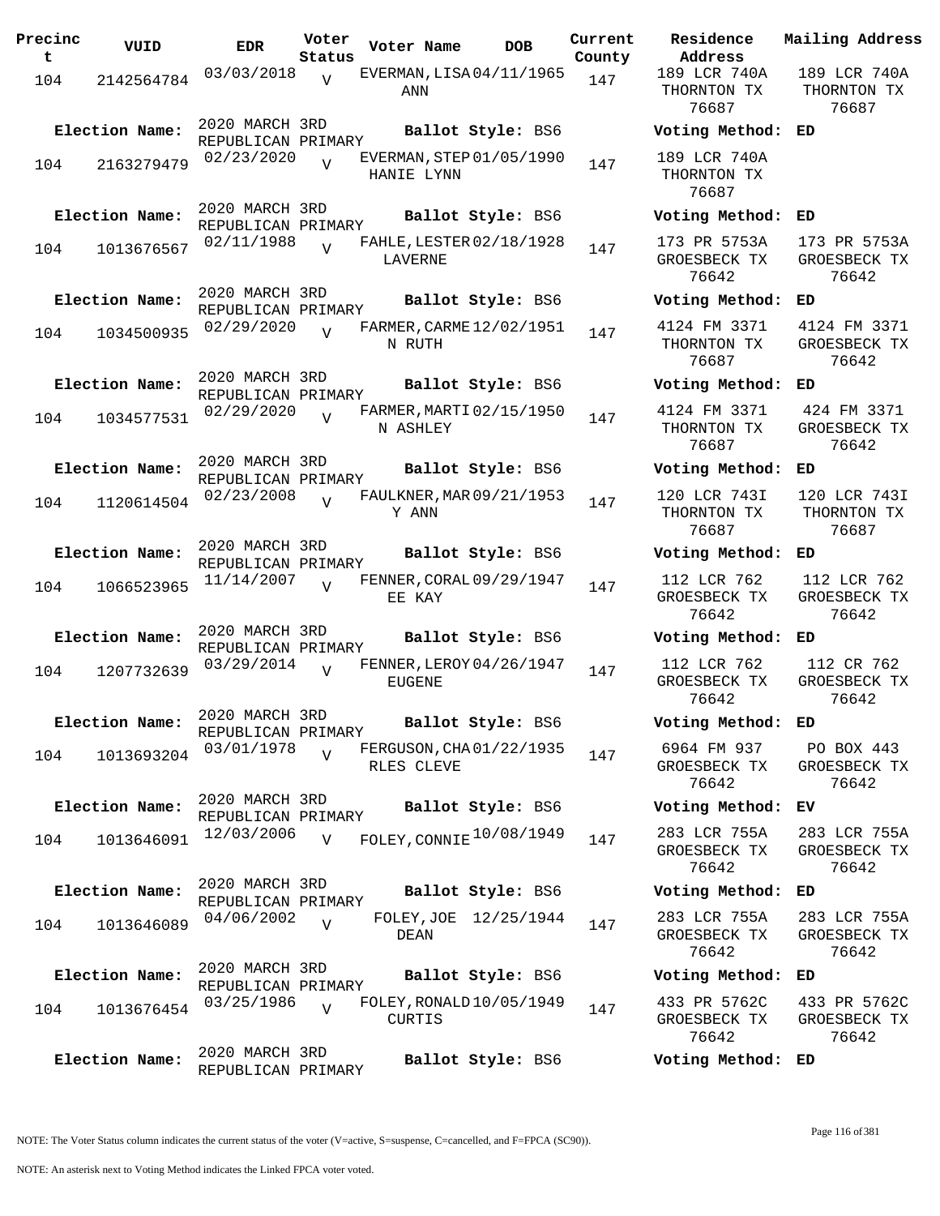| Precinct | VUID | EDR | Voter Status | Voter Name | DOB | Current County | Residence Address | Mailing Address |
|---|---|---|---|---|---|---|---|---|
| 104 | 2142564784 | 03/03/2018 | V | EVERMAN, LISA ANN | 04/11/1965 | 147 | 189 LCR 740A THORNTON TX 76687 | 189 LCR 740A THORNTON TX 76687 |
| **Election Name:** | 2020 MARCH 3RD REPUBLICAN PRIMARY | | | **Ballot Style:** BS6 | | | **Voting Method:** | ED |
| 104 | 2163279479 | 02/23/2020 | V | EVERMAN, STEPHANIE LYNN | 01/05/1990 | 147 | 189 LCR 740A THORNTON TX 76687 | |
| **Election Name:** | 2020 MARCH 3RD REPUBLICAN PRIMARY | | | **Ballot Style:** BS6 | | | **Voting Method:** | ED |
| 104 | 1013676567 | 02/11/1988 | V | FAHLE, LESTER LAVERNE | 02/18/1928 | 147 | 173 PR 5753A GROESBECK TX 76642 | 173 PR 5753A GROESBECK TX 76642 |
| **Election Name:** | 2020 MARCH 3RD REPUBLICAN PRIMARY | | | **Ballot Style:** BS6 | | | **Voting Method:** | ED |
| 104 | 1034500935 | 02/29/2020 | V | FARMER, CARMEN RUTH | 12/02/1951 | 147 | 4124 FM 3371 THORNTON TX 76687 | 4124 FM 3371 GROESBECK TX 76642 |
| **Election Name:** | 2020 MARCH 3RD REPUBLICAN PRIMARY | | | **Ballot Style:** BS6 | | | **Voting Method:** | ED |
| 104 | 1034577531 | 02/29/2020 | V | FARMER, MARTIN ASHLEY | 02/15/1950 | 147 | 4124 FM 3371 THORNTON TX 76687 | 424 FM 3371 GROESBECK TX 76642 |
| **Election Name:** | 2020 MARCH 3RD REPUBLICAN PRIMARY | | | **Ballot Style:** BS6 | | | **Voting Method:** | ED |
| 104 | 1120614504 | 02/23/2008 | V | FAULKNER, MARY ANN | 09/21/1953 | 147 | 120 LCR 743I THORNTON TX 76687 | 120 LCR 743I THORNTON TX 76687 |
| **Election Name:** | 2020 MARCH 3RD REPUBLICAN PRIMARY | | | **Ballot Style:** BS6 | | | **Voting Method:** | ED |
| 104 | 1066523965 | 11/14/2007 | V | FENNER, CORALEE KAY | 09/29/1947 | 147 | 112 LCR 762 GROESBECK TX 76642 | 112 LCR 762 GROESBECK TX 76642 |
| **Election Name:** | 2020 MARCH 3RD REPUBLICAN PRIMARY | | | **Ballot Style:** BS6 | | | **Voting Method:** | ED |
| 104 | 1207732639 | 03/29/2014 | V | FENNER, LEROY EUGENE | 04/26/1947 | 147 | 112 LCR 762 GROESBECK TX 76642 | 112 CR 762 GROESBECK TX 76642 |
| **Election Name:** | 2020 MARCH 3RD REPUBLICAN PRIMARY | | | **Ballot Style:** BS6 | | | **Voting Method:** | ED |
| 104 | 1013693204 | 03/01/1978 | V | FERGUSON, CHARLES CLEVE | 01/22/1935 | 147 | 6964 FM 937 GROESBECK TX 76642 | PO BOX 443 GROESBECK TX 76642 |
| **Election Name:** | 2020 MARCH 3RD REPUBLICAN PRIMARY | | | **Ballot Style:** BS6 | | | **Voting Method:** | EV |
| 104 | 1013646091 | 12/03/2006 | V | FOLEY, CONNIE | 10/08/1949 | 147 | 283 LCR 755A GROESBECK TX 76642 | 283 LCR 755A GROESBECK TX 76642 |
| **Election Name:** | 2020 MARCH 3RD REPUBLICAN PRIMARY | | | **Ballot Style:** BS6 | | | **Voting Method:** | ED |
| 104 | 1013646089 | 04/06/2002 | V | FOLEY, JOE DEAN | 12/25/1944 | 147 | 283 LCR 755A GROESBECK TX 76642 | 283 LCR 755A GROESBECK TX 76642 |
| **Election Name:** | 2020 MARCH 3RD REPUBLICAN PRIMARY | | | **Ballot Style:** BS6 | | | **Voting Method:** | ED |
| 104 | 1013676454 | 03/25/1986 | V | FOLEY, RONALD CURTIS | 10/05/1949 | 147 | 433 PR 5762C GROESBECK TX 76642 | 433 PR 5762C GROESBECK TX 76642 |
| **Election Name:** | 2020 MARCH 3RD REPUBLICAN PRIMARY | | | **Ballot Style:** BS6 | | | **Voting Method:** | ED |

NOTE: The Voter Status column indicates the current status of the voter (V=active, S=suspense, C=cancelled, and F=FPCA (SC90)).

NOTE: An asterisk next to Voting Method indicates the Linked FPCA voter voted.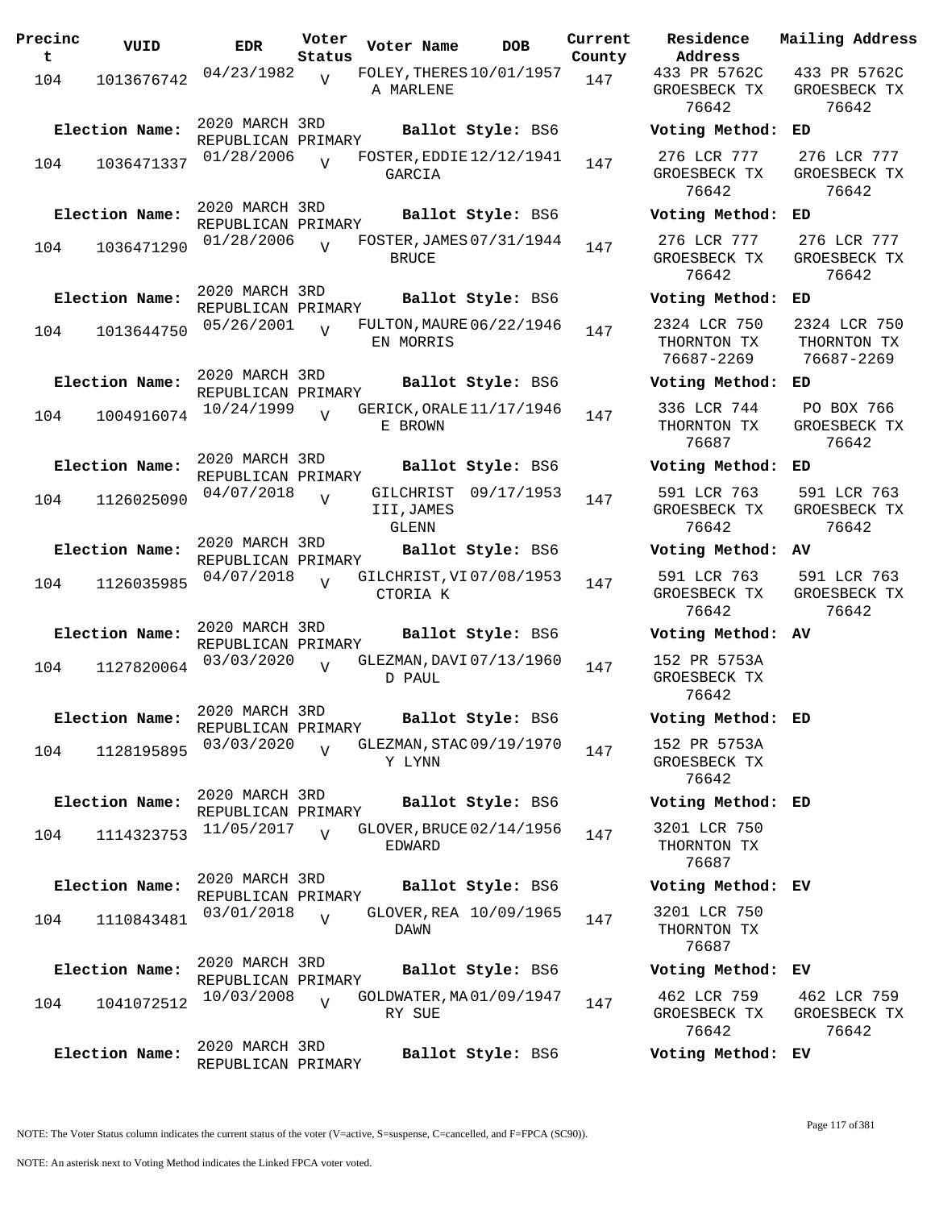| Precinct | VUID | EDR | Voter Status | Voter Name | DOB | Current County | Residence Address | Mailing Address |
|---|---|---|---|---|---|---|---|---|
| 104 | 1013676742 | 04/23/1982 | V | FOLEY, THERESA MARLENE | 10/01/1957 | 147 | 433 PR 5762C GROESBECK TX 76642 | 433 PR 5762C GROESBECK TX 76642 |
| Election Name: | 2020 MARCH 3RD REPUBLICAN PRIMARY | | | Ballot Style: BS6 | | | Voting Method: ED | |
| 104 | 1036471337 | 01/28/2006 | V | FOSTER, EDDIE GARCIA | 12/12/1941 | 147 | 276 LCR 777 GROESBECK TX 76642 | 276 LCR 777 GROESBECK TX 76642 |
| Election Name: | 2020 MARCH 3RD REPUBLICAN PRIMARY | | | Ballot Style: BS6 | | | Voting Method: ED | |
| 104 | 1036471290 | 01/28/2006 | V | FOSTER, JAMES BRUCE | 07/31/1944 | 147 | 276 LCR 777 GROESBECK TX 76642 | 276 LCR 777 GROESBECK TX 76642 |
| Election Name: | 2020 MARCH 3RD REPUBLICAN PRIMARY | | | Ballot Style: BS6 | | | Voting Method: ED | |
| 104 | 1013644750 | 05/26/2001 | V | FULTON, MAUREEN MORRIS | 06/22/1946 | 147 | 2324 LCR 750 THORNTON TX 76687-2269 | 2324 LCR 750 THORNTON TX 76687-2269 |
| Election Name: | 2020 MARCH 3RD REPUBLICAN PRIMARY | | | Ballot Style: BS6 | | | Voting Method: ED | |
| 104 | 1004916074 | 10/24/1999 | V | GERICK, ORALEE BROWN | 11/17/1946 | 147 | 336 LCR 744 THORNTON TX 76687 | PO BOX 766 GROESBECK TX 76642 |
| Election Name: | 2020 MARCH 3RD REPUBLICAN PRIMARY | | | Ballot Style: BS6 | | | Voting Method: ED | |
| 104 | 1126025090 | 04/07/2018 | V | GILCHRIST III, JAMES GLENN | 09/17/1953 | 147 | 591 LCR 763 GROESBECK TX 76642 | 591 LCR 763 GROESBECK TX 76642 |
| Election Name: | 2020 MARCH 3RD REPUBLICAN PRIMARY | | | Ballot Style: BS6 | | | Voting Method: AV | |
| 104 | 1126035985 | 04/07/2018 | V | GILCHRIST, VICTORIA K | 07/08/1953 | 147 | 591 LCR 763 GROESBECK TX 76642 | 591 LCR 763 GROESBECK TX 76642 |
| Election Name: | 2020 MARCH 3RD REPUBLICAN PRIMARY | | | Ballot Style: BS6 | | | Voting Method: AV | |
| 104 | 1127820064 | 03/03/2020 | V | GLEZMAN, DAVID PAUL | 07/13/1960 | 147 | 152 PR 5753A GROESBECK TX 76642 | |
| Election Name: | 2020 MARCH 3RD REPUBLICAN PRIMARY | | | Ballot Style: BS6 | | | Voting Method: ED | |
| 104 | 1128195895 | 03/03/2020 | V | GLEZMAN, STACY LYNN | 09/19/1970 | 147 | 152 PR 5753A GROESBECK TX 76642 | |
| Election Name: | 2020 MARCH 3RD REPUBLICAN PRIMARY | | | Ballot Style: BS6 | | | Voting Method: ED | |
| 104 | 1114323753 | 11/05/2017 | V | GLOVER, BRUCE EDWARD | 02/14/1956 | 147 | 3201 LCR 750 THORNTON TX 76687 | |
| Election Name: | 2020 MARCH 3RD REPUBLICAN PRIMARY | | | Ballot Style: BS6 | | | Voting Method: EV | |
| 104 | 1110843481 | 03/01/2018 | V | GLOVER, REA DAWN | 10/09/1965 | 147 | 3201 LCR 750 THORNTON TX 76687 | |
| Election Name: | 2020 MARCH 3RD REPUBLICAN PRIMARY | | | Ballot Style: BS6 | | | Voting Method: EV | |
| 104 | 1041072512 | 10/03/2008 | V | GOLDWATER, MARY SUE | 01/09/1947 | 147 | 462 LCR 759 GROESBECK TX 76642 | 462 LCR 759 GROESBECK TX 76642 |
| Election Name: | 2020 MARCH 3RD REPUBLICAN PRIMARY | | | Ballot Style: BS6 | | | Voting Method: EV | |

NOTE: The Voter Status column indicates the current status of the voter (V=active, S=suspense, C=cancelled, and F=FPCA (SC90)).

NOTE: An asterisk next to Voting Method indicates the Linked FPCA voter voted.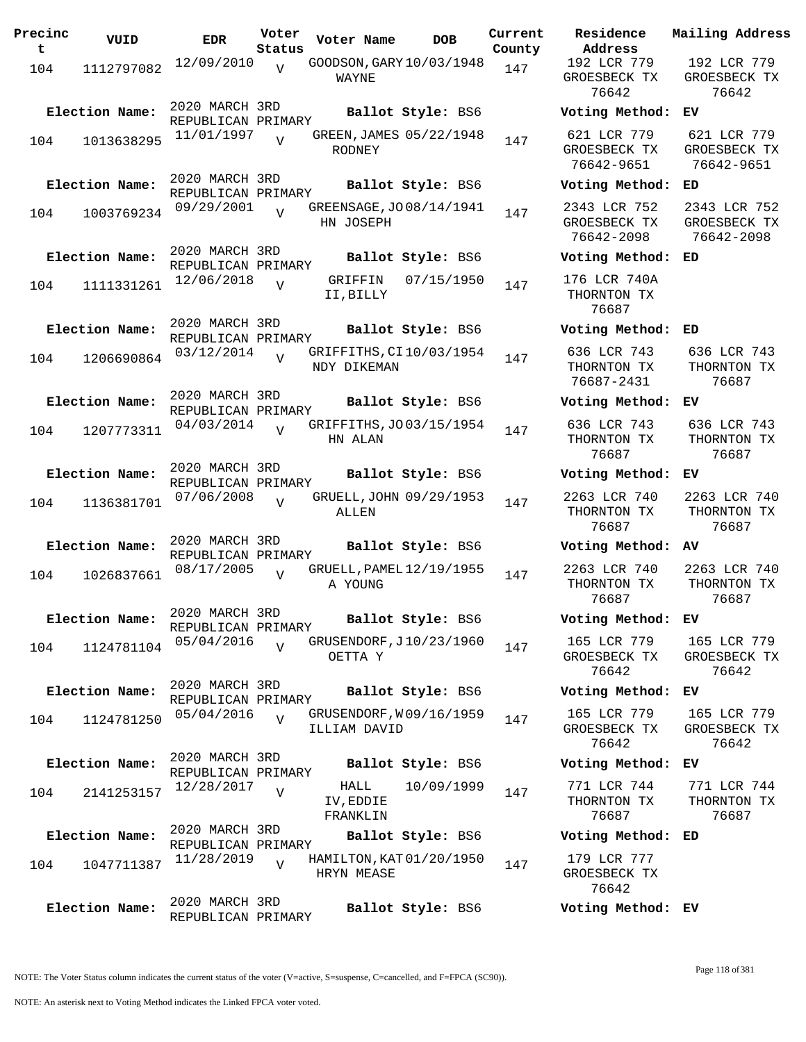| Precinct | VUID | EDR | Voter Status | Voter Name | DOB | Current County | Residence Address | Mailing Address |
|---|---|---|---|---|---|---|---|---|
| 104 | 1112797082 | 12/09/2010 | V | GOODSON,GARY WAYNE | 10/03/1948 | 147 | 192 LCR 779 GROESBECK TX 76642 | 192 LCR 779 GROESBECK TX 76642 |
| Election Name: | 2020 MARCH 3RD REPUBLICAN PRIMARY | | | Ballot Style: BS6 | | | Voting Method: | EV |
| 104 | 1013638295 | 11/01/1997 | V | GREEN,JAMES RODNEY | 05/22/1948 | 147 | 621 LCR 779 GROESBECK TX 76642-9651 | 621 LCR 779 GROESBECK TX 76642-9651 |
| Election Name: | 2020 MARCH 3RD REPUBLICAN PRIMARY | | | Ballot Style: BS6 | | | Voting Method: | ED |
| 104 | 1003769234 | 09/29/2001 | V | GREENSAGE,JOHN JOSEPH | 08/14/1941 | 147 | 2343 LCR 752 GROESBECK TX 76642-2098 | 2343 LCR 752 GROESBECK TX 76642-2098 |
| Election Name: | 2020 MARCH 3RD REPUBLICAN PRIMARY | | | Ballot Style: BS6 | | | Voting Method: | ED |
| 104 | 1111331261 | 12/06/2018 | V | GRIFFIN II,BILLY | 07/15/1950 | 147 | 176 LCR 740A THORNTON TX 76687 | |
| Election Name: | 2020 MARCH 3RD REPUBLICAN PRIMARY | | | Ballot Style: BS6 | | | Voting Method: | ED |
| 104 | 1206690864 | 03/12/2014 | V | GRIFFITHS,CINDY DIKEMAN | 10/03/1954 | 147 | 636 LCR 743 THORNTON TX 76687-2431 | 636 LCR 743 THORNTON TX 76687 |
| Election Name: | 2020 MARCH 3RD REPUBLICAN PRIMARY | | | Ballot Style: BS6 | | | Voting Method: | EV |
| 104 | 1207773311 | 04/03/2014 | V | GRIFFITHS,JOHN ALAN | 03/15/1954 | 147 | 636 LCR 743 THORNTON TX 76687 | 636 LCR 743 THORNTON TX 76687 |
| Election Name: | 2020 MARCH 3RD REPUBLICAN PRIMARY | | | Ballot Style: BS6 | | | Voting Method: | EV |
| 104 | 1136381701 | 07/06/2008 | V | GRUELL,JOHN ALLEN | 09/29/1953 | 147 | 2263 LCR 740 THORNTON TX 76687 | 2263 LCR 740 THORNTON TX 76687 |
| Election Name: | 2020 MARCH 3RD REPUBLICAN PRIMARY | | | Ballot Style: BS6 | | | Voting Method: | AV |
| 104 | 1026837661 | 08/17/2005 | V | GRUELL,PAMELA YOUNG | 12/19/1955 | 147 | 2263 LCR 740 THORNTON TX 76687 | 2263 LCR 740 THORNTON TX 76687 |
| Election Name: | 2020 MARCH 3RD REPUBLICAN PRIMARY | | | Ballot Style: BS6 | | | Voting Method: | EV |
| 104 | 1124781104 | 05/04/2016 | V | GRUSENDORF,JOETTA Y | 10/23/1960 | 147 | 165 LCR 779 GROESBECK TX 76642 | 165 LCR 779 GROESBECK TX 76642 |
| Election Name: | 2020 MARCH 3RD REPUBLICAN PRIMARY | | | Ballot Style: BS6 | | | Voting Method: | EV |
| 104 | 1124781250 | 05/04/2016 | V | GRUSENDORF,WILLIAM DAVID | 09/16/1959 | 147 | 165 LCR 779 GROESBECK TX 76642 | 165 LCR 779 GROESBECK TX 76642 |
| Election Name: | 2020 MARCH 3RD REPUBLICAN PRIMARY | | | Ballot Style: BS6 | | | Voting Method: | EV |
| 104 | 2141253157 | 12/28/2017 | V | HALL IV,EDDIE FRANKLIN | 10/09/1999 | 147 | 771 LCR 744 THORNTON TX 76687 | 771 LCR 744 THORNTON TX 76687 |
| Election Name: | 2020 MARCH 3RD REPUBLICAN PRIMARY | | | Ballot Style: BS6 | | | Voting Method: | ED |
| 104 | 1047711387 | 11/28/2019 | V | HAMILTON,KATHRYN MEASE | 01/20/1950 | 147 | 179 LCR 777 GROESBECK TX 76642 | |
| Election Name: | 2020 MARCH 3RD REPUBLICAN PRIMARY | | | Ballot Style: BS6 | | | Voting Method: | EV |

NOTE: The Voter Status column indicates the current status of the voter (V=active, S=suspense, C=cancelled, and F=FPCA (SC90)).

NOTE: An asterisk next to Voting Method indicates the Linked FPCA voter voted.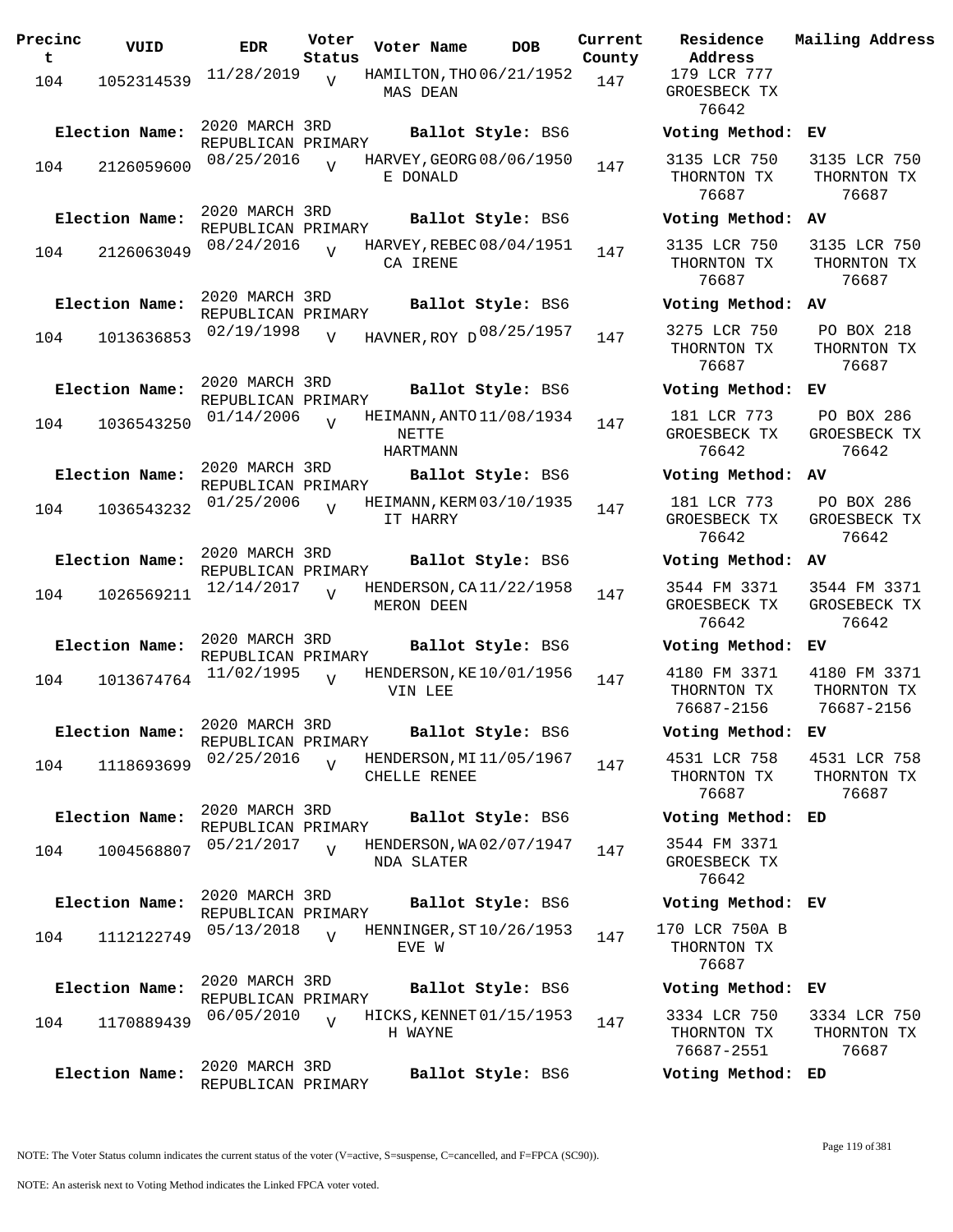| Precinct | VUID | EDR | Voter Status | Voter Name | DOB | Current County | Residence Address | Mailing Address |
|---|---|---|---|---|---|---|---|---|
| 104 | 1052314539 | 11/28/2019 | V | HAMILTON,THOMAS DEAN | 06/21/1952 | 147 | 179 LCR 777 GROESBECK TX 76642 | |
| **Election Name:** | 2020 MARCH 3RD REPUBLICAN PRIMARY | | | **Ballot Style:** BS6 | | | **Voting Method:** EV | |
| 104 | 2126059600 | 08/25/2016 | V | HARVEY,GEORGE DONALD | 08/06/1950 | 147 | 3135 LCR 750 THORNTON TX 76687 | 3135 LCR 750 THORNTON TX 76687 |
| **Election Name:** | 2020 MARCH 3RD REPUBLICAN PRIMARY | | | **Ballot Style:** BS6 | | | **Voting Method:** AV | |
| 104 | 2126063049 | 08/24/2016 | V | HARVEY,REBECCA IRENE | 08/04/1951 | 147 | 3135 LCR 750 THORNTON TX 76687 | 3135 LCR 750 THORNTON TX 76687 |
| **Election Name:** | 2020 MARCH 3RD REPUBLICAN PRIMARY | | | **Ballot Style:** BS6 | | | **Voting Method:** AV | |
| 104 | 1013636853 | 02/19/1998 | V | HAVNER,ROY D | 08/25/1957 | 147 | 3275 LCR 750 THORNTON TX 76687 | PO BOX 218 THORNTON TX 76687 |
| **Election Name:** | 2020 MARCH 3RD REPUBLICAN PRIMARY | | | **Ballot Style:** BS6 | | | **Voting Method:** EV | |
| 104 | 1036543250 | 01/14/2006 | V | HEIMANN,ANTONETTE HARTMANN | 11/08/1934 | 147 | 181 LCR 773 GROESBECK TX 76642 | PO BOX 286 GROESBECK TX 76642 |
| **Election Name:** | 2020 MARCH 3RD REPUBLICAN PRIMARY | | | **Ballot Style:** BS6 | | | **Voting Method:** AV | |
| 104 | 1036543232 | 01/25/2006 | V | HEIMANN,KERMIT HARRY | 03/10/1935 | 147 | 181 LCR 773 GROESBECK TX 76642 | PO BOX 286 GROESBECK TX 76642 |
| **Election Name:** | 2020 MARCH 3RD REPUBLICAN PRIMARY | | | **Ballot Style:** BS6 | | | **Voting Method:** AV | |
| 104 | 1026569211 | 12/14/2017 | V | HENDERSON,CAMERON DEEN | 11/22/1958 | 147 | 3544 FM 3371 GROESBECK TX 76642 | 3544 FM 3371 GROSEBECK TX 76642 |
| **Election Name:** | 2020 MARCH 3RD REPUBLICAN PRIMARY | | | **Ballot Style:** BS6 | | | **Voting Method:** EV | |
| 104 | 1013674764 | 11/02/1995 | V | HENDERSON,KEVIN LEE | 10/01/1956 | 147 | 4180 FM 3371 THORNTON TX 76687-2156 | 4180 FM 3371 THORNTON TX 76687-2156 |
| **Election Name:** | 2020 MARCH 3RD REPUBLICAN PRIMARY | | | **Ballot Style:** BS6 | | | **Voting Method:** EV | |
| 104 | 1118693699 | 02/25/2016 | V | HENDERSON,MICHELLE RENEE | 11/05/1967 | 147 | 4531 LCR 758 THORNTON TX 76687 | 4531 LCR 758 THORNTON TX 76687 |
| **Election Name:** | 2020 MARCH 3RD REPUBLICAN PRIMARY | | | **Ballot Style:** BS6 | | | **Voting Method:** ED | |
| 104 | 1004568807 | 05/21/2017 | V | HENDERSON,WANDA SLATER | 02/07/1947 | 147 | 3544 FM 3371 GROESBECK TX 76642 | |
| **Election Name:** | 2020 MARCH 3RD REPUBLICAN PRIMARY | | | **Ballot Style:** BS6 | | | **Voting Method:** EV | |
| 104 | 1112122749 | 05/13/2018 | V | HENNINGER,STEVE W | 10/26/1953 | 147 | 170 LCR 750A B THORNTON TX 76687 | |
| **Election Name:** | 2020 MARCH 3RD REPUBLICAN PRIMARY | | | **Ballot Style:** BS6 | | | **Voting Method:** EV | |
| 104 | 1170889439 | 06/05/2010 | V | HICKS,KENNETH WAYNE | 01/15/1953 | 147 | 3334 LCR 750 THORNTON TX 76687-2551 | 3334 LCR 750 THORNTON TX 76687 |
| **Election Name:** | 2020 MARCH 3RD REPUBLICAN PRIMARY | | | **Ballot Style:** BS6 | | | **Voting Method:** ED | |

NOTE: The Voter Status column indicates the current status of the voter (V=active, S=suspense, C=cancelled, and F=FPCA (SC90)).

NOTE: An asterisk next to Voting Method indicates the Linked FPCA voter voted.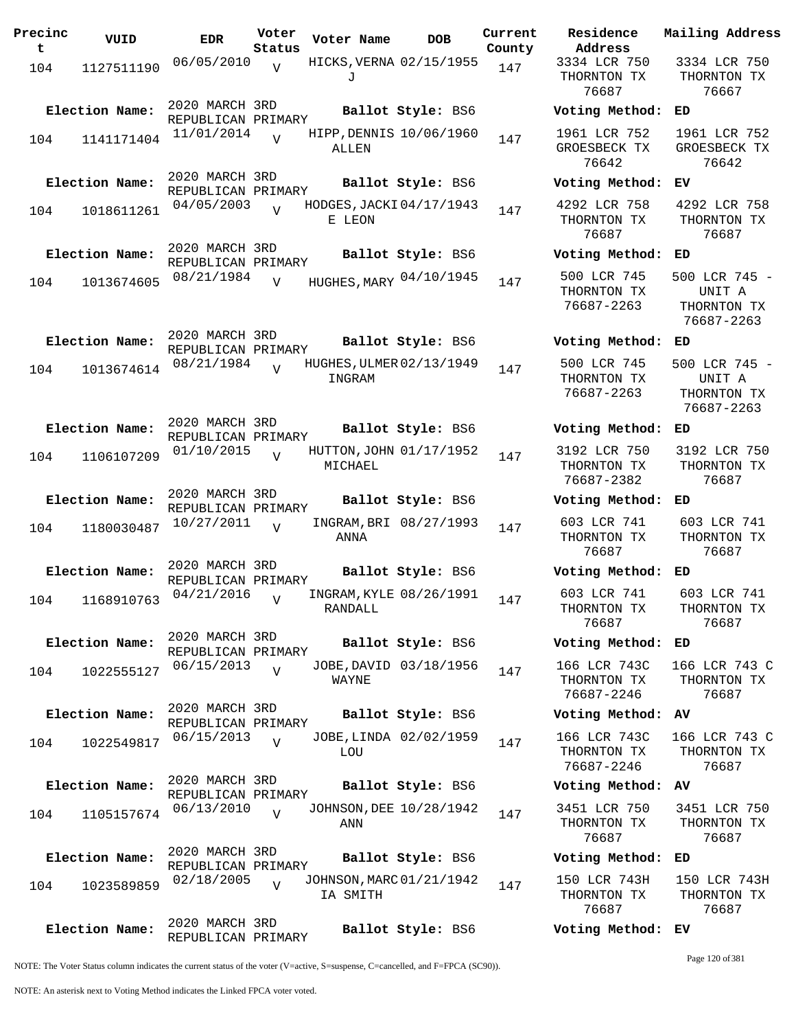| Precinct | VUID | EDR | Voter Status | Voter Name | DOB | Current County | Residence Address | Mailing Address |
|---|---|---|---|---|---|---|---|---|
| 104 | 1127511190 | 06/05/2010 | V | HICKS, VERNA J | 02/15/1955 | 147 | 3334 LCR 750 THORNTON TX 76687 | 3334 LCR 750 THORNTON TX 76667 |
| **Election Name:** | 2020 MARCH 3RD REPUBLICAN PRIMARY | | | **Ballot Style:** BS6 | | | **Voting Method:** | ED |
| 104 | 1141171404 | 11/01/2014 | V | HIPP, DENNIS ALLEN | 10/06/1960 | 147 | 1961 LCR 752 GROESBECK TX 76642 | 1961 LCR 752 GROESBECK TX 76642 |
| **Election Name:** | 2020 MARCH 3RD REPUBLICAN PRIMARY | | | **Ballot Style:** BS6 | | | **Voting Method:** | EV |
| 104 | 1018611261 | 04/05/2003 | V | HODGES, JACKIE LEON | 04/17/1943 | 147 | 4292 LCR 758 THORNTON TX 76687 | 4292 LCR 758 THORNTON TX 76687 |
| **Election Name:** | 2020 MARCH 3RD REPUBLICAN PRIMARY | | | **Ballot Style:** BS6 | | | **Voting Method:** | ED |
| 104 | 1013674605 | 08/21/1984 | V | HUGHES, MARY | 04/10/1945 | 147 | 500 LCR 745 THORNTON TX 76687-2263 | 500 LCR 745 - UNIT A THORNTON TX 76687-2263 |
| **Election Name:** | 2020 MARCH 3RD REPUBLICAN PRIMARY | | | **Ballot Style:** BS6 | | | **Voting Method:** | ED |
| 104 | 1013674614 | 08/21/1984 | V | HUGHES, ULMER INGRAM | 02/13/1949 | 147 | 500 LCR 745 THORNTON TX 76687-2263 | 500 LCR 745 - UNIT A THORNTON TX 76687-2263 |
| **Election Name:** | 2020 MARCH 3RD REPUBLICAN PRIMARY | | | **Ballot Style:** BS6 | | | **Voting Method:** | ED |
| 104 | 1106107209 | 01/10/2015 | V | HUTTON, JOHN MICHAEL | 01/17/1952 | 147 | 3192 LCR 750 THORNTON TX 76687-2382 | 3192 LCR 750 THORNTON TX 76687 |
| **Election Name:** | 2020 MARCH 3RD REPUBLICAN PRIMARY | | | **Ballot Style:** BS6 | | | **Voting Method:** | ED |
| 104 | 1180030487 | 10/27/2011 | V | INGRAM, BRIANNA | 08/27/1993 | 147 | 603 LCR 741 THORNTON TX 76687 | 603 LCR 741 THORNTON TX 76687 |
| **Election Name:** | 2020 MARCH 3RD REPUBLICAN PRIMARY | | | **Ballot Style:** BS6 | | | **Voting Method:** | ED |
| 104 | 1168910763 | 04/21/2016 | V | INGRAM, KYLE RANDALL | 08/26/1991 | 147 | 603 LCR 741 THORNTON TX 76687 | 603 LCR 741 THORNTON TX 76687 |
| **Election Name:** | 2020 MARCH 3RD REPUBLICAN PRIMARY | | | **Ballot Style:** BS6 | | | **Voting Method:** | ED |
| 104 | 1022555127 | 06/15/2013 | V | JOBE, DAVID WAYNE | 03/18/1956 | 147 | 166 LCR 743C THORNTON TX 76687-2246 | 166 LCR 743 C THORNTON TX 76687 |
| **Election Name:** | 2020 MARCH 3RD REPUBLICAN PRIMARY | | | **Ballot Style:** BS6 | | | **Voting Method:** | AV |
| 104 | 1022549817 | 06/15/2013 | V | JOBE, LINDA LOU | 02/02/1959 | 147 | 166 LCR 743C THORNTON TX 76687-2246 | 166 LCR 743 C THORNTON TX 76687 |
| **Election Name:** | 2020 MARCH 3RD REPUBLICAN PRIMARY | | | **Ballot Style:** BS6 | | | **Voting Method:** | AV |
| 104 | 1105157674 | 06/13/2010 | V | JOHNSON, DEE ANN | 10/28/1942 | 147 | 3451 LCR 750 THORNTON TX 76687 | 3451 LCR 750 THORNTON TX 76687 |
| **Election Name:** | 2020 MARCH 3RD REPUBLICAN PRIMARY | | | **Ballot Style:** BS6 | | | **Voting Method:** | ED |
| 104 | 1023589859 | 02/18/2005 | V | JOHNSON, MARCIA SMITH | 01/21/1942 | 147 | 150 LCR 743H THORNTON TX 76687 | 150 LCR 743H THORNTON TX 76687 |
| **Election Name:** | 2020 MARCH 3RD REPUBLICAN PRIMARY | | | **Ballot Style:** BS6 | | | **Voting Method:** | EV |

NOTE: The Voter Status column indicates the current status of the voter (V=active, S=suspense, C=cancelled, and F=FPCA (SC90)).

NOTE: An asterisk next to Voting Method indicates the Linked FPCA voter voted.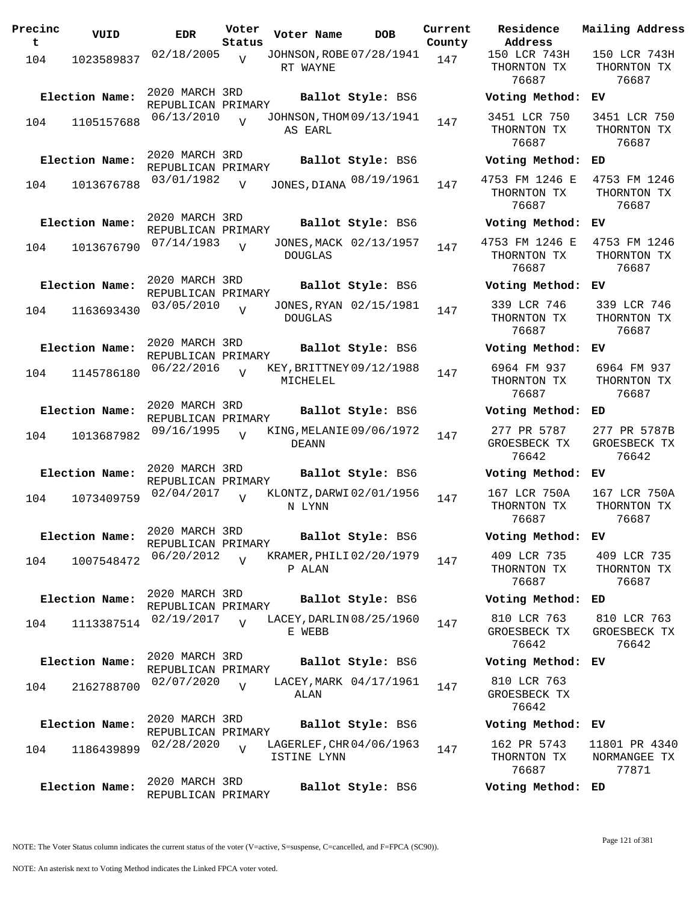| Precinct | VUID | EDR | Voter Status | Voter Name | DOB | Current County | Residence Address | Mailing Address |
|---|---|---|---|---|---|---|---|---|
| 104 | 1023589837 | 02/18/2005 | V | JOHNSON,ROBERT WAYNE | 07/28/1941 | 147 | 150 LCR 743H THORNTON TX 76687 | 150 LCR 743H THORNTON TX 76687 |
| Election Name: | 2020 MARCH 3RD REPUBLICAN PRIMARY | | | Ballot Style: BS6 | | | Voting Method: | EV |
| 104 | 1105157688 | 06/13/2010 | V | JOHNSON,THOMAS EARL | 09/13/1941 | 147 | 3451 LCR 750 THORNTON TX 76687 | 3451 LCR 750 THORNTON TX 76687 |
| Election Name: | 2020 MARCH 3RD REPUBLICAN PRIMARY | | | Ballot Style: BS6 | | | Voting Method: | ED |
| 104 | 1013676788 | 03/01/1982 | V | JONES,DIANA | 08/19/1961 | 147 | 4753 FM 1246 E THORNTON TX 76687 | 4753 FM 1246 THORNTON TX 76687 |
| Election Name: | 2020 MARCH 3RD REPUBLICAN PRIMARY | | | Ballot Style: BS6 | | | Voting Method: | EV |
| 104 | 1013676790 | 07/14/1983 | V | JONES,MACK DOUGLAS | 02/13/1957 | 147 | 4753 FM 1246 E THORNTON TX 76687 | 4753 FM 1246 THORNTON TX 76687 |
| Election Name: | 2020 MARCH 3RD REPUBLICAN PRIMARY | | | Ballot Style: BS6 | | | Voting Method: | EV |
| 104 | 1163693430 | 03/05/2010 | V | JONES,RYAN DOUGLAS | 02/15/1981 | 147 | 339 LCR 746 THORNTON TX 76687 | 339 LCR 746 THORNTON TX 76687 |
| Election Name: | 2020 MARCH 3RD REPUBLICAN PRIMARY | | | Ballot Style: BS6 | | | Voting Method: | EV |
| 104 | 1145786180 | 06/22/2016 | V | KEY,BRITTNEY MICHELEL | 09/12/1988 | 147 | 6964 FM 937 THORNTON TX 76687 | 6964 FM 937 THORNTON TX 76687 |
| Election Name: | 2020 MARCH 3RD REPUBLICAN PRIMARY | | | Ballot Style: BS6 | | | Voting Method: | ED |
| 104 | 1013687982 | 09/16/1995 | V | KING,MELANIE DEANN | 09/06/1972 | 147 | 277 PR 5787 GROESBECK TX 76642 | 277 PR 5787B GROESBECK TX 76642 |
| Election Name: | 2020 MARCH 3RD REPUBLICAN PRIMARY | | | Ballot Style: BS6 | | | Voting Method: | EV |
| 104 | 1073409759 | 02/04/2017 | V | KLONTZ,DARWIN LYNN | 02/01/1956 | 147 | 167 LCR 750A THORNTON TX 76687 | 167 LCR 750A THORNTON TX 76687 |
| Election Name: | 2020 MARCH 3RD REPUBLICAN PRIMARY | | | Ballot Style: BS6 | | | Voting Method: | EV |
| 104 | 1007548472 | 06/20/2012 | V | KRAMER,PHILIP ALAN | 02/20/1979 | 147 | 409 LCR 735 THORNTON TX 76687 | 409 LCR 735 THORNTON TX 76687 |
| Election Name: | 2020 MARCH 3RD REPUBLICAN PRIMARY | | | Ballot Style: BS6 | | | Voting Method: | ED |
| 104 | 1113387514 | 02/19/2017 | V | LACEY,DARLINE WEBB | 08/25/1960 | 147 | 810 LCR 763 GROESBECK TX 76642 | 810 LCR 763 GROESBECK TX 76642 |
| Election Name: | 2020 MARCH 3RD REPUBLICAN PRIMARY | | | Ballot Style: BS6 | | | Voting Method: | EV |
| 104 | 2162788700 | 02/07/2020 | V | LACEY,MARK ALAN | 04/17/1961 | 147 | 810 LCR 763 GROESBECK TX 76642 | |
| Election Name: | 2020 MARCH 3RD REPUBLICAN PRIMARY | | | Ballot Style: BS6 | | | Voting Method: | EV |
| 104 | 1186439899 | 02/28/2020 | V | LAGERLEF,CHRISTINE LYNN | 04/06/1963 | 147 | 162 PR 5743 THORNTON TX 76687 | 11801 PR 4340 NORMANGEE TX 77871 |
| Election Name: | 2020 MARCH 3RD REPUBLICAN PRIMARY | | | Ballot Style: BS6 | | | Voting Method: | ED |

NOTE: The Voter Status column indicates the current status of the voter (V=active, S=suspense, C=cancelled, and F=FPCA (SC90)).

NOTE: An asterisk next to Voting Method indicates the Linked FPCA voter voted.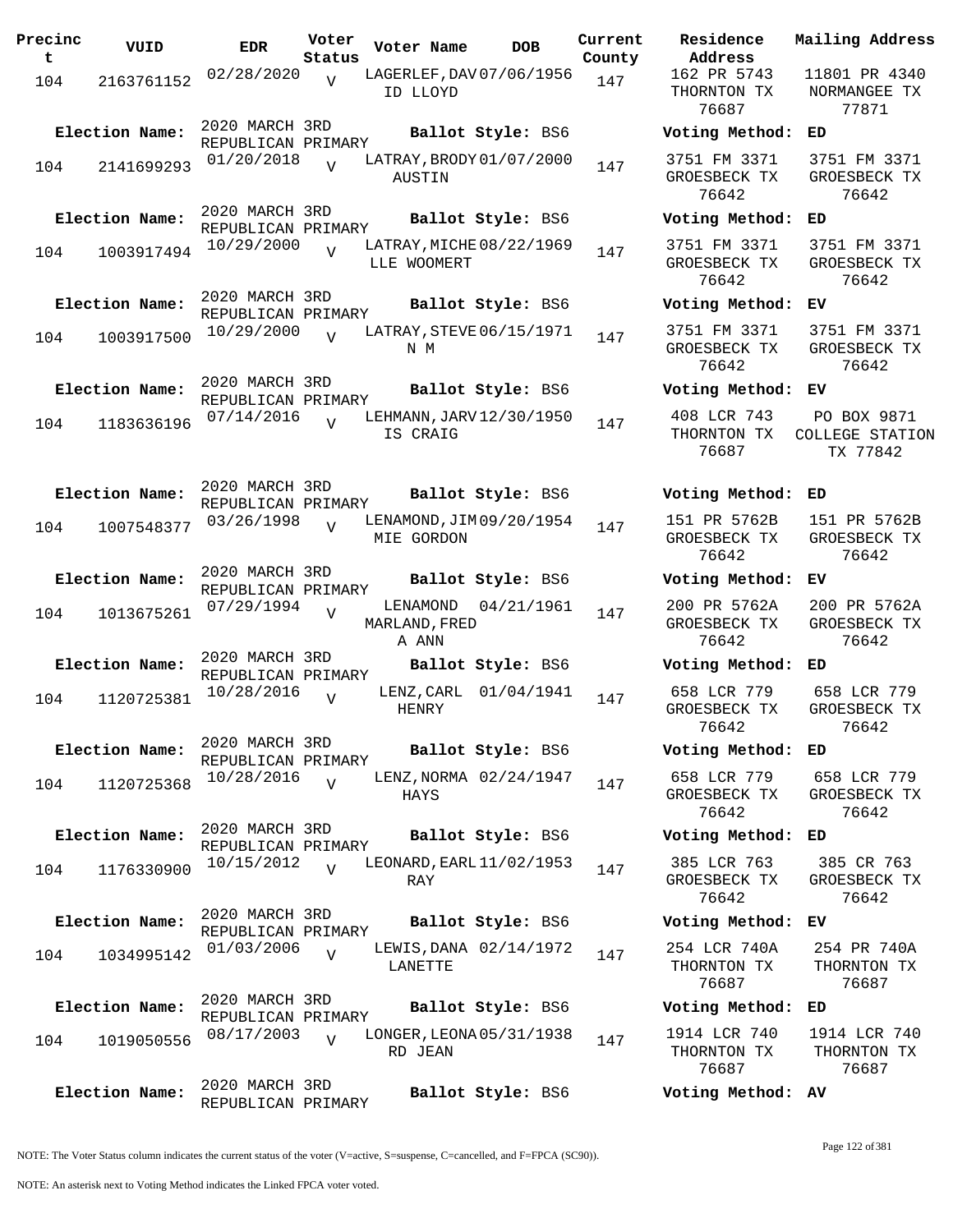| Precinct | VUID | EDR | Voter Status | Voter Name | DOB | Current County | Residence Address | Mailing Address |
|---|---|---|---|---|---|---|---|---|
| 104 | 2163761152 | 02/28/2020 | V | LAGERLEF,DAVID LLOYD | 07/06/1956 | 147 | 162 PR 5743 THORNTON TX 76687 | 11801 PR 4340 NORMANGEE TX 77871 |
| Election Name: | 2020 MARCH 3RD REPUBLICAN PRIMARY | | | Ballot Style: BS6 | | | Voting Method: | ED |
| 104 | 2141699293 | 01/20/2018 | V | LATRAY,BRODY AUSTIN | 01/07/2000 | 147 | 3751 FM 3371 GROESBECK TX 76642 | 3751 FM 3371 GROESBECK TX 76642 |
| Election Name: | 2020 MARCH 3RD REPUBLICAN PRIMARY | | | Ballot Style: BS6 | | | Voting Method: | ED |
| 104 | 1003917494 | 10/29/2000 | V | LATRAY,MICHELLE WOOMERT | 08/22/1969 | 147 | 3751 FM 3371 GROESBECK TX 76642 | 3751 FM 3371 GROESBECK TX 76642 |
| Election Name: | 2020 MARCH 3RD REPUBLICAN PRIMARY | | | Ballot Style: BS6 | | | Voting Method: | EV |
| 104 | 1003917500 | 10/29/2000 | V | LATRAY,STEVEN M | 06/15/1971 | 147 | 3751 FM 3371 GROESBECK TX 76642 | 3751 FM 3371 GROESBECK TX 76642 |
| Election Name: | 2020 MARCH 3RD REPUBLICAN PRIMARY | | | Ballot Style: BS6 | | | Voting Method: | EV |
| 104 | 1183636196 | 07/14/2016 | V | LEHMANN,JARVIS CRAIG | 12/30/1950 | 147 | 408 LCR 743 THORNTON TX 76687 | PO BOX 9871 COLLEGE STATION TX 77842 |
| Election Name: | 2020 MARCH 3RD REPUBLICAN PRIMARY | | | Ballot Style: BS6 | | | Voting Method: | ED |
| 104 | 1007548377 | 03/26/1998 | V | LENAMOND,JIMMIE GORDON | 09/20/1954 | 147 | 151 PR 5762B GROESBECK TX 76642 | 151 PR 5762B GROESBECK TX 76642 |
| Election Name: | 2020 MARCH 3RD REPUBLICAN PRIMARY | | | Ballot Style: BS6 | | | Voting Method: | EV |
| 104 | 1013675261 | 07/29/1994 | V | LENAMOND MARLAND,FREDA ANN | 04/21/1961 | 147 | 200 PR 5762A GROESBECK TX 76642 | 200 PR 5762A GROESBECK TX 76642 |
| Election Name: | 2020 MARCH 3RD REPUBLICAN PRIMARY | | | Ballot Style: BS6 | | | Voting Method: | ED |
| 104 | 1120725381 | 10/28/2016 | V | LENZ,CARL HENRY | 01/04/1941 | 147 | 658 LCR 779 GROESBECK TX 76642 | 658 LCR 779 GROESBECK TX 76642 |
| Election Name: | 2020 MARCH 3RD REPUBLICAN PRIMARY | | | Ballot Style: BS6 | | | Voting Method: | ED |
| 104 | 1120725368 | 10/28/2016 | V | LENZ,NORMA HAYS | 02/24/1947 | 147 | 658 LCR 779 GROESBECK TX 76642 | 658 LCR 779 GROESBECK TX 76642 |
| Election Name: | 2020 MARCH 3RD REPUBLICAN PRIMARY | | | Ballot Style: BS6 | | | Voting Method: | ED |
| 104 | 1176330900 | 10/15/2012 | V | LEONARD,EARL RAY | 11/02/1953 | 147 | 385 LCR 763 GROESBECK TX 76642 | 385 CR 763 GROESBECK TX 76642 |
| Election Name: | 2020 MARCH 3RD REPUBLICAN PRIMARY | | | Ballot Style: BS6 | | | Voting Method: | EV |
| 104 | 1034995142 | 01/03/2006 | V | LEWIS,DANA LANETTE | 02/14/1972 | 147 | 254 LCR 740A THORNTON TX 76687 | 254 PR 740A THORNTON TX 76687 |
| Election Name: | 2020 MARCH 3RD REPUBLICAN PRIMARY | | | Ballot Style: BS6 | | | Voting Method: | ED |
| 104 | 1019050556 | 08/17/2003 | V | LONGER,LEONARD JEAN | 05/31/1938 | 147 | 1914 LCR 740 THORNTON TX 76687 | 1914 LCR 740 THORNTON TX 76687 |
| Election Name: | 2020 MARCH 3RD REPUBLICAN PRIMARY | | | Ballot Style: BS6 | | | Voting Method: | AV |

NOTE: The Voter Status column indicates the current status of the voter (V=active, S=suspense, C=cancelled, and F=FPCA (SC90)).

NOTE: An asterisk next to Voting Method indicates the Linked FPCA voter voted.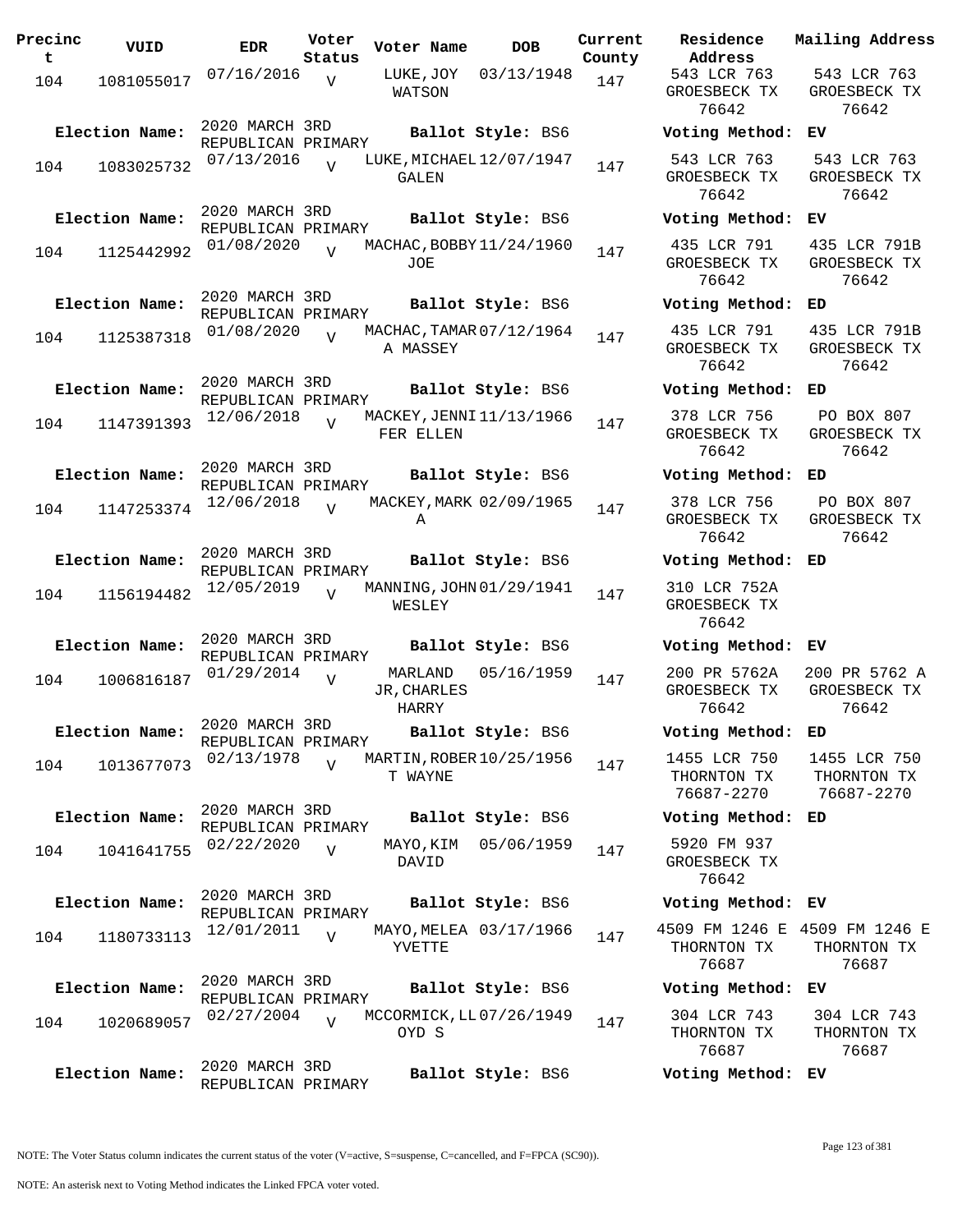| Precinct | VUID | EDR | Voter Status | Voter Name | DOB | Current County | Residence Address | Mailing Address |
|---|---|---|---|---|---|---|---|---|
| 104 | 1081055017 | 07/16/2016 | V | LUKE,JOY WATSON | 03/13/1948 | 147 | 543 LCR 763 GROESBECK TX 76642 | 543 LCR 763 GROESBECK TX 76642 |
| Election Name: | | 2020 MARCH 3RD REPUBLICAN PRIMARY | | Ballot Style: BS6 | | | Voting Method: EV | |
| 104 | 1083025732 | 07/13/2016 | V | LUKE,MICHAEL GALEN | 12/07/1947 | 147 | 543 LCR 763 GROESBECK TX 76642 | 543 LCR 763 GROESBECK TX 76642 |
| Election Name: | | 2020 MARCH 3RD REPUBLICAN PRIMARY | | Ballot Style: BS6 | | | Voting Method: EV | |
| 104 | 1125442992 | 01/08/2020 | V | MACHAC,BOBBY JOE | 11/24/1960 | 147 | 435 LCR 791 GROESBECK TX 76642 | 435 LCR 791B GROESBECK TX 76642 |
| Election Name: | | 2020 MARCH 3RD REPUBLICAN PRIMARY | | Ballot Style: BS6 | | | Voting Method: ED | |
| 104 | 1125387318 | 01/08/2020 | V | MACHAC,TAMARA MASSEY | 07/12/1964 | 147 | 435 LCR 791 GROESBECK TX 76642 | 435 LCR 791B GROESBECK TX 76642 |
| Election Name: | | 2020 MARCH 3RD REPUBLICAN PRIMARY | | Ballot Style: BS6 | | | Voting Method: ED | |
| 104 | 1147391393 | 12/06/2018 | V | MACKEY,JENNIFER ELLEN | 11/13/1966 | 147 | 378 LCR 756 GROESBECK TX 76642 | PO BOX 807 GROESBECK TX 76642 |
| Election Name: | | 2020 MARCH 3RD REPUBLICAN PRIMARY | | Ballot Style: BS6 | | | Voting Method: ED | |
| 104 | 1147253374 | 12/06/2018 | V | MACKEY,MARK A | 02/09/1965 | 147 | 378 LCR 756 GROESBECK TX 76642 | PO BOX 807 GROESBECK TX 76642 |
| Election Name: | | 2020 MARCH 3RD REPUBLICAN PRIMARY | | Ballot Style: BS6 | | | Voting Method: ED | |
| 104 | 1156194482 | 12/05/2019 | V | MANNING,JOHN WESLEY | 01/29/1941 | 147 | 310 LCR 752A GROESBECK TX 76642 | |
| Election Name: | | 2020 MARCH 3RD REPUBLICAN PRIMARY | | Ballot Style: BS6 | | | Voting Method: EV | |
| 104 | 1006816187 | 01/29/2014 | V | MARLAND JR,CHARLES HARRY | 05/16/1959 | 147 | 200 PR 5762A GROESBECK TX 76642 | 200 PR 5762 A GROESBECK TX 76642 |
| Election Name: | | 2020 MARCH 3RD REPUBLICAN PRIMARY | | Ballot Style: BS6 | | | Voting Method: ED | |
| 104 | 1013677073 | 02/13/1978 | V | MARTIN,ROBERT WAYNE | 10/25/1956 | 147 | 1455 LCR 750 THORNTON TX 76687-2270 | 1455 LCR 750 THORNTON TX 76687-2270 |
| Election Name: | | 2020 MARCH 3RD REPUBLICAN PRIMARY | | Ballot Style: BS6 | | | Voting Method: ED | |
| 104 | 1041641755 | 02/22/2020 | V | MAYO,KIM DAVID | 05/06/1959 | 147 | 5920 FM 937 GROESBECK TX 76642 | |
| Election Name: | | 2020 MARCH 3RD REPUBLICAN PRIMARY | | Ballot Style: BS6 | | | Voting Method: EV | |
| 104 | 1180733113 | 12/01/2011 | V | MAYO,MELEA YVETTE | 03/17/1966 | 147 | 4509 FM 1246 E THORNTON TX 76687 | 4509 FM 1246 E THORNTON TX 76687 |
| Election Name: | | 2020 MARCH 3RD REPUBLICAN PRIMARY | | Ballot Style: BS6 | | | Voting Method: EV | |
| 104 | 1020689057 | 02/27/2004 | V | MCCORMICK,LLOYD S | 07/26/1949 | 147 | 304 LCR 743 THORNTON TX 76687 | 304 LCR 743 THORNTON TX 76687 |
| Election Name: | | 2020 MARCH 3RD REPUBLICAN PRIMARY | | Ballot Style: BS6 | | | Voting Method: EV | |

NOTE: The Voter Status column indicates the current status of the voter (V=active, S=suspense, C=cancelled, and F=FPCA (SC90)).

NOTE: An asterisk next to Voting Method indicates the Linked FPCA voter voted.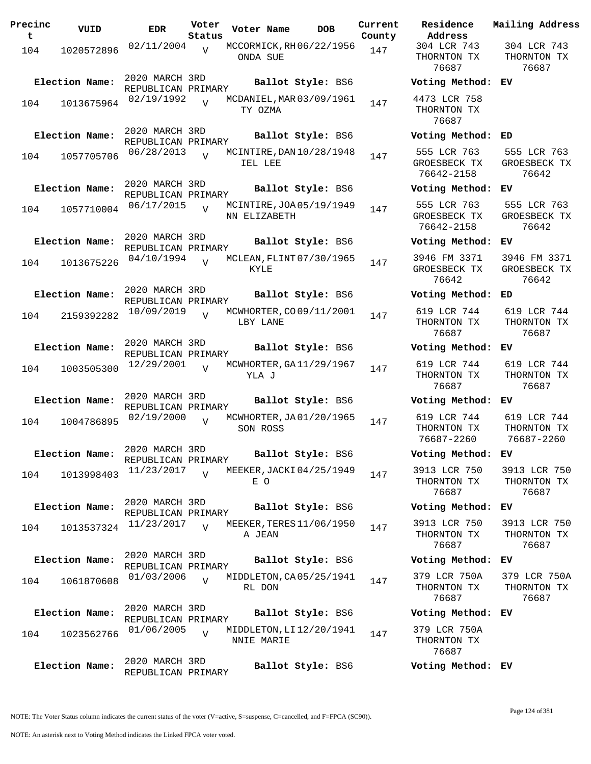| Precinct | VUID | EDR | Voter Status | Voter Name | DOB | Current County | Residence Address | Mailing Address |
|---|---|---|---|---|---|---|---|---|
| 104 | 1020572896 | 02/11/2004 | V | MCCORMICK,RHONDA SUE | 06/22/1956 | 147 | 304 LCR 743 THORNTON TX 76687 | 304 LCR 743 THORNTON TX 76687 |
| **Election Name:** | | 2020 MARCH 3RD REPUBLICAN PRIMARY | | **Ballot Style:** BS6 | | | **Voting Method:** EV | |
| 104 | 1013675964 | 02/19/1992 | V | MCDANIEL,MARTY OZMA | 03/09/1961 | 147 | 4473 LCR 758 THORNTON TX 76687 | |
| **Election Name:** | | 2020 MARCH 3RD REPUBLICAN PRIMARY | | **Ballot Style:** BS6 | | | **Voting Method:** ED | |
| 104 | 1057705706 | 06/28/2013 | V | MCINTIRE,DANIEL LEE | 10/28/1948 | 147 | 555 LCR 763 GROESBECK TX 76642-2158 | 555 LCR 763 GROESBECK TX 76642 |
| **Election Name:** | | 2020 MARCH 3RD REPUBLICAN PRIMARY | | **Ballot Style:** BS6 | | | **Voting Method:** EV | |
| 104 | 1057710004 | 06/17/2015 | V | MCINTIRE,JOANN ELIZABETH | 05/19/1949 | 147 | 555 LCR 763 GROESBECK TX 76642-2158 | 555 LCR 763 GROESBECK TX 76642 |
| **Election Name:** | | 2020 MARCH 3RD REPUBLICAN PRIMARY | | **Ballot Style:** BS6 | | | **Voting Method:** EV | |
| 104 | 1013675226 | 04/10/1994 | V | MCLEAN,FLINT KYLE | 07/30/1965 | 147 | 3946 FM 3371 GROESBECK TX 76642 | 3946 FM 3371 GROESBECK TX 76642 |
| **Election Name:** | | 2020 MARCH 3RD REPUBLICAN PRIMARY | | **Ballot Style:** BS6 | | | **Voting Method:** ED | |
| 104 | 2159392282 | 10/09/2019 | V | MCWHORTER,COLBY LANE | 09/11/2001 | 147 | 619 LCR 744 THORNTON TX 76687 | 619 LCR 744 THORNTON TX 76687 |
| **Election Name:** | | 2020 MARCH 3RD REPUBLICAN PRIMARY | | **Ballot Style:** BS6 | | | **Voting Method:** EV | |
| 104 | 1003505300 | 12/29/2001 | V | MCWHORTER,GAYLA J | 11/29/1967 | 147 | 619 LCR 744 THORNTON TX 76687 | 619 LCR 744 THORNTON TX 76687 |
| **Election Name:** | | 2020 MARCH 3RD REPUBLICAN PRIMARY | | **Ballot Style:** BS6 | | | **Voting Method:** EV | |
| 104 | 1004786895 | 02/19/2000 | V | MCWHORTER,JASON ROSS | 01/20/1965 | 147 | 619 LCR 744 THORNTON TX 76687-2260 | 619 LCR 744 THORNTON TX 76687-2260 |
| **Election Name:** | | 2020 MARCH 3RD REPUBLICAN PRIMARY | | **Ballot Style:** BS6 | | | **Voting Method:** EV | |
| 104 | 1013998403 | 11/23/2017 | V | MEEKER,JACKIE O | 04/25/1949 | 147 | 3913 LCR 750 THORNTON TX 76687 | 3913 LCR 750 THORNTON TX 76687 |
| **Election Name:** | | 2020 MARCH 3RD REPUBLICAN PRIMARY | | **Ballot Style:** BS6 | | | **Voting Method:** EV | |
| 104 | 1013537324 | 11/23/2017 | V | MEEKER,TERESA JEAN | 11/06/1950 | 147 | 3913 LCR 750 THORNTON TX 76687 | 3913 LCR 750 THORNTON TX 76687 |
| **Election Name:** | | 2020 MARCH 3RD REPUBLICAN PRIMARY | | **Ballot Style:** BS6 | | | **Voting Method:** EV | |
| 104 | 1061870608 | 01/03/2006 | V | MIDDLETON,CARL DON | 05/25/1941 | 147 | 379 LCR 750A THORNTON TX 76687 | 379 LCR 750A THORNTON TX 76687 |
| **Election Name:** | | 2020 MARCH 3RD REPUBLICAN PRIMARY | | **Ballot Style:** BS6 | | | **Voting Method:** EV | |
| 104 | 1023562766 | 01/06/2005 | V | MIDDLETON,LINNIE MARIE | 12/20/1941 | 147 | 379 LCR 750A THORNTON TX 76687 | |
| **Election Name:** | | 2020 MARCH 3RD REPUBLICAN PRIMARY | | **Ballot Style:** BS6 | | | **Voting Method:** EV | |

NOTE: The Voter Status column indicates the current status of the voter (V=active, S=suspense, C=cancelled, and F=FPCA (SC90)).

NOTE: An asterisk next to Voting Method indicates the Linked FPCA voter voted.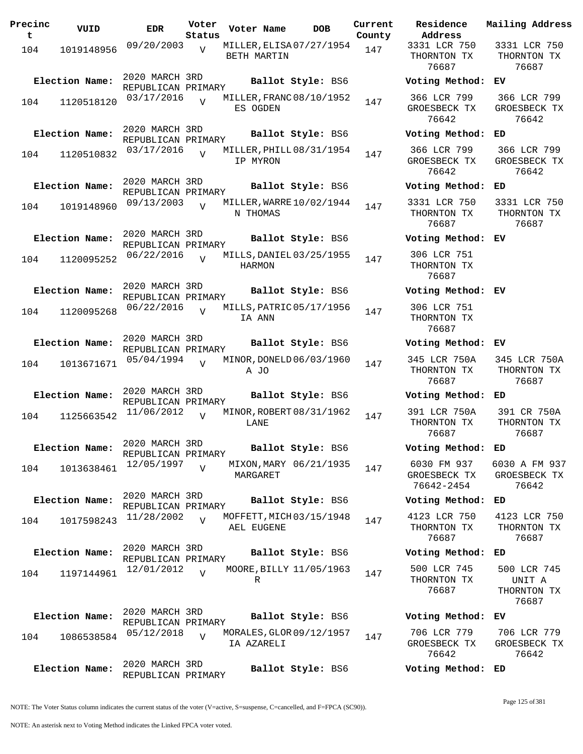| Precinct | VUID | EDR | Voter Status | Voter Name | DOB | Current County | Residence Address | Mailing Address |
|---|---|---|---|---|---|---|---|---|
| 104 | 1019148956 | 09/20/2003 | V | MILLER, ELISABETH MARTIN | 07/27/1954 | 147 | 3331 LCR 750 THORNTON TX 76687 | 3331 LCR 750 THORNTON TX 76687 |
| **Election Name:** | 2020 MARCH 3RD REPUBLICAN PRIMARY | | | **Ballot Style:** BS6 | | | **Voting Method:** | EV |
| 104 | 1120518120 | 03/17/2016 | V | MILLER, FRANCES OGDEN | 08/10/1952 | 147 | 366 LCR 799 GROESBECK TX 76642 | 366 LCR 799 GROESBECK TX 76642 |
| **Election Name:** | 2020 MARCH 3RD REPUBLICAN PRIMARY | | | **Ballot Style:** BS6 | | | **Voting Method:** | ED |
| 104 | 1120510832 | 03/17/2016 | V | MILLER, PHILLIP MYRON | 08/31/1954 | 147 | 366 LCR 799 GROESBECK TX 76642 | 366 LCR 799 GROESBECK TX 76642 |
| **Election Name:** | 2020 MARCH 3RD REPUBLICAN PRIMARY | | | **Ballot Style:** BS6 | | | **Voting Method:** | ED |
| 104 | 1019148960 | 09/13/2003 | V | MILLER, WARREN THOMAS | 10/02/1944 | 147 | 3331 LCR 750 THORNTON TX 76687 | 3331 LCR 750 THORNTON TX 76687 |
| **Election Name:** | 2020 MARCH 3RD REPUBLICAN PRIMARY | | | **Ballot Style:** BS6 | | | **Voting Method:** | EV |
| 104 | 1120095252 | 06/22/2016 | V | MILLS, DANIEL HARMON | 03/25/1955 | 147 | 306 LCR 751 THORNTON TX 76687 | |
| **Election Name:** | 2020 MARCH 3RD REPUBLICAN PRIMARY | | | **Ballot Style:** BS6 | | | **Voting Method:** | EV |
| 104 | 1120095268 | 06/22/2016 | V | MILLS, PATRICIA ANN | 05/17/1956 | 147 | 306 LCR 751 THORNTON TX 76687 | |
| **Election Name:** | 2020 MARCH 3RD REPUBLICAN PRIMARY | | | **Ballot Style:** BS6 | | | **Voting Method:** | EV |
| 104 | 1013671671 | 05/04/1994 | V | MINOR, DONELDA JO | 06/03/1960 | 147 | 345 LCR 750A THORNTON TX 76687 | 345 LCR 750A THORNTON TX 76687 |
| **Election Name:** | 2020 MARCH 3RD REPUBLICAN PRIMARY | | | **Ballot Style:** BS6 | | | **Voting Method:** | ED |
| 104 | 1125663542 | 11/06/2012 | V | MINOR, ROBERT LANE | 08/31/1962 | 147 | 391 LCR 750A THORNTON TX 76687 | 391 CR 750A THORNTON TX 76687 |
| **Election Name:** | 2020 MARCH 3RD REPUBLICAN PRIMARY | | | **Ballot Style:** BS6 | | | **Voting Method:** | ED |
| 104 | 1013638461 | 12/05/1997 | V | MIXON, MARY MARGARET | 06/21/1935 | 147 | 6030 FM 937 GROESBECK TX 76642-2454 | 6030 A FM 937 GROESBECK TX 76642 |
| **Election Name:** | 2020 MARCH 3RD REPUBLICAN PRIMARY | | | **Ballot Style:** BS6 | | | **Voting Method:** | ED |
| 104 | 1017598243 | 11/28/2002 | V | MOFFETT, MICHAEL EUGENE | 03/15/1948 | 147 | 4123 LCR 750 THORNTON TX 76687 | 4123 LCR 750 THORNTON TX 76687 |
| **Election Name:** | 2020 MARCH 3RD REPUBLICAN PRIMARY | | | **Ballot Style:** BS6 | | | **Voting Method:** | ED |
| 104 | 1197144961 | 12/01/2012 | V | MOORE, BILLY R | 11/05/1963 | 147 | 500 LCR 745 THORNTON TX 76687 | 500 LCR 745 UNIT A THORNTON TX 76687 |
| **Election Name:** | 2020 MARCH 3RD REPUBLICAN PRIMARY | | | **Ballot Style:** BS6 | | | **Voting Method:** | EV |
| 104 | 1086538584 | 05/12/2018 | V | MORALES, GLORIA AZARELI | 09/12/1957 | 147 | 706 LCR 779 GROESBECK TX 76642 | 706 LCR 779 GROESBECK TX 76642 |
| **Election Name:** | 2020 MARCH 3RD REPUBLICAN PRIMARY | | | **Ballot Style:** BS6 | | | **Voting Method:** | ED |

NOTE: The Voter Status column indicates the current status of the voter (V=active, S=suspense, C=cancelled, and F=FPCA (SC90)).

NOTE: An asterisk next to Voting Method indicates the Linked FPCA voter voted.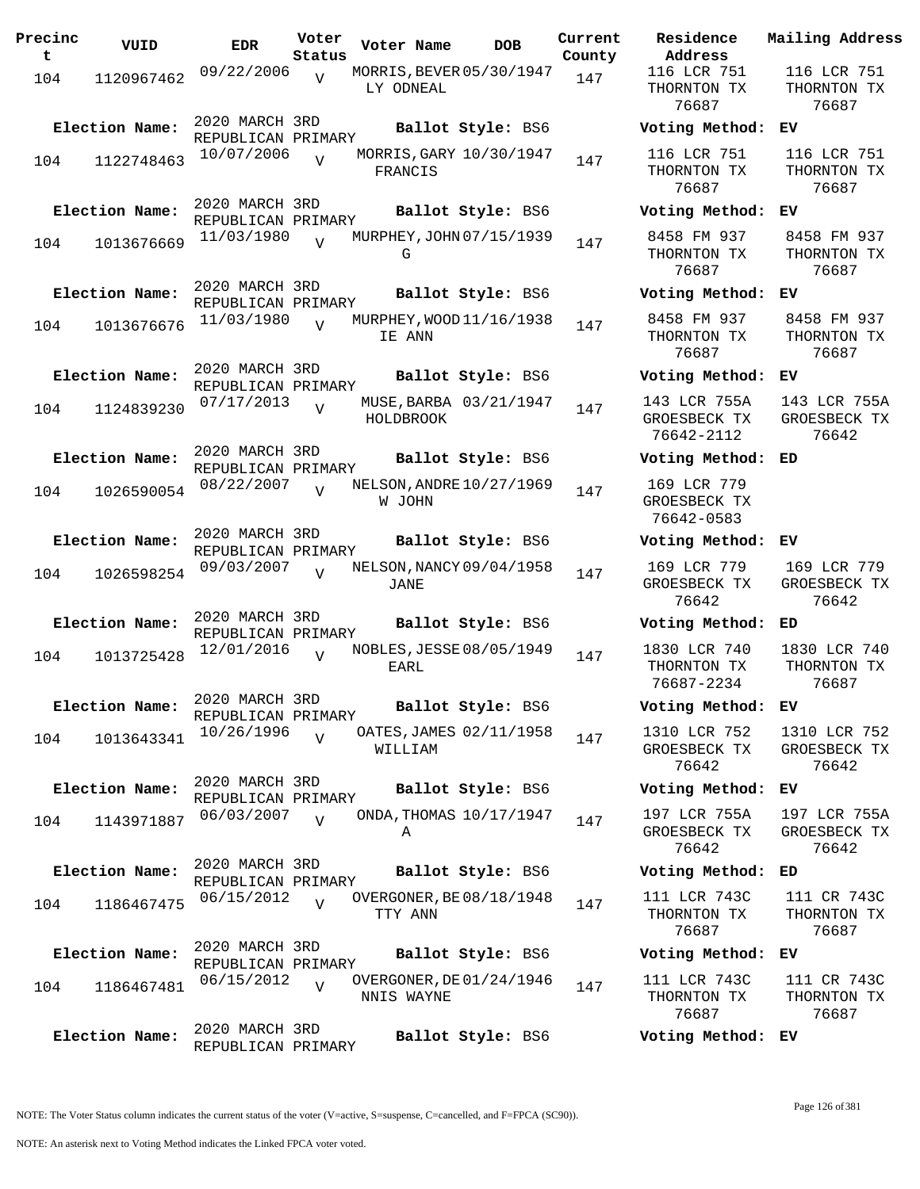| Precinct | VUID | EDR | Voter Status | Voter Name | DOB | Current County | Residence Address | Mailing Address |
|---|---|---|---|---|---|---|---|---|
| 104 | 1120967462 | 09/22/2006 | V | MORRIS, BEVERLY ODNEAL | 05/30/1947 | 147 | 116 LCR 751 THORNTON TX 76687 | 116 LCR 751 THORNTON TX 76687 |
| **Election Name:** | 2020 MARCH 3RD REPUBLICAN PRIMARY | | | **Ballot Style:** BS6 | | | **Voting Method:** | EV |
| 104 | 1122748463 | 10/07/2006 | V | MORRIS, GARY FRANCIS | 10/30/1947 | 147 | 116 LCR 751 THORNTON TX 76687 | 116 LCR 751 THORNTON TX 76687 |
| **Election Name:** | 2020 MARCH 3RD REPUBLICAN PRIMARY | | | **Ballot Style:** BS6 | | | **Voting Method:** | EV |
| 104 | 1013676669 | 11/03/1980 | V | MURPHEY, JOHN G | 07/15/1939 | 147 | 8458 FM 937 THORNTON TX 76687 | 8458 FM 937 THORNTON TX 76687 |
| **Election Name:** | 2020 MARCH 3RD REPUBLICAN PRIMARY | | | **Ballot Style:** BS6 | | | **Voting Method:** | EV |
| 104 | 1013676676 | 11/03/1980 | V | MURPHEY, WOODIE ANN | 11/16/1938 | 147 | 8458 FM 937 THORNTON TX 76687 | 8458 FM 937 THORNTON TX 76687 |
| **Election Name:** | 2020 MARCH 3RD REPUBLICAN PRIMARY | | | **Ballot Style:** BS6 | | | **Voting Method:** | EV |
| 104 | 1124839230 | 07/17/2013 | V | MUSE, BARBA HOLDBROOK | 03/21/1947 | 147 | 143 LCR 755A GROESBECK TX 76642-2112 | 143 LCR 755A GROESBECK TX 76642 |
| **Election Name:** | 2020 MARCH 3RD REPUBLICAN PRIMARY | | | **Ballot Style:** BS6 | | | **Voting Method:** | ED |
| 104 | 1026590054 | 08/22/2007 | V | NELSON, ANDREW JOHN | 10/27/1969 | 147 | 169 LCR 779 GROESBECK TX 76642-0583 | |
| **Election Name:** | 2020 MARCH 3RD REPUBLICAN PRIMARY | | | **Ballot Style:** BS6 | | | **Voting Method:** | EV |
| 104 | 1026598254 | 09/03/2007 | V | NELSON, NANCY JANE | 09/04/1958 | 147 | 169 LCR 779 GROESBECK TX 76642 | 169 LCR 779 GROESBECK TX 76642 |
| **Election Name:** | 2020 MARCH 3RD REPUBLICAN PRIMARY | | | **Ballot Style:** BS6 | | | **Voting Method:** | ED |
| 104 | 1013725428 | 12/01/2016 | V | NOBLES, JESSE EARL | 08/05/1949 | 147 | 1830 LCR 740 THORNTON TX 76687-2234 | 1830 LCR 740 THORNTON TX 76687 |
| **Election Name:** | 2020 MARCH 3RD REPUBLICAN PRIMARY | | | **Ballot Style:** BS6 | | | **Voting Method:** | EV |
| 104 | 1013643341 | 10/26/1996 | V | OATES, JAMES WILLIAM | 02/11/1958 | 147 | 1310 LCR 752 GROESBECK TX 76642 | 1310 LCR 752 GROESBECK TX 76642 |
| **Election Name:** | 2020 MARCH 3RD REPUBLICAN PRIMARY | | | **Ballot Style:** BS6 | | | **Voting Method:** | EV |
| 104 | 1143971887 | 06/03/2007 | V | ONDA, THOMAS A | 10/17/1947 | 147 | 197 LCR 755A GROESBECK TX 76642 | 197 LCR 755A GROESBECK TX 76642 |
| **Election Name:** | 2020 MARCH 3RD REPUBLICAN PRIMARY | | | **Ballot Style:** BS6 | | | **Voting Method:** | ED |
| 104 | 1186467475 | 06/15/2012 | V | OVERGONER, BETTY ANN | 08/18/1948 | 147 | 111 LCR 743C THORNTON TX 76687 | 111 CR 743C THORNTON TX 76687 |
| **Election Name:** | 2020 MARCH 3RD REPUBLICAN PRIMARY | | | **Ballot Style:** BS6 | | | **Voting Method:** | EV |
| 104 | 1186467481 | 06/15/2012 | V | OVERGONER, DENNIS WAYNE | 01/24/1946 | 147 | 111 LCR 743C THORNTON TX 76687 | 111 CR 743C THORNTON TX 76687 |
| **Election Name:** | 2020 MARCH 3RD REPUBLICAN PRIMARY | | | **Ballot Style:** BS6 | | | **Voting Method:** | EV |

NOTE: The Voter Status column indicates the current status of the voter (V=active, S=suspense, C=cancelled, and F=FPCA (SC90)).

NOTE: An asterisk next to Voting Method indicates the Linked FPCA voter voted.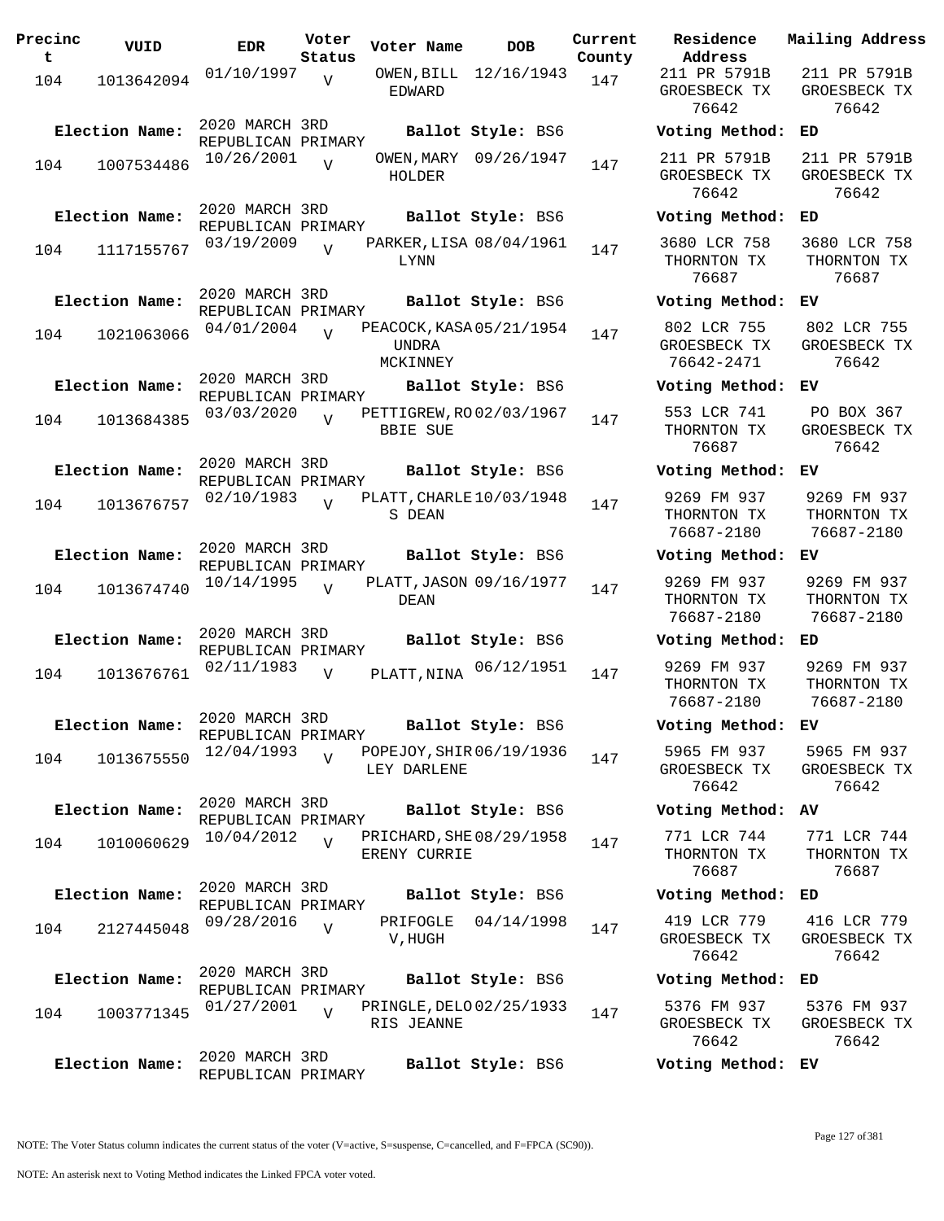| Precinct | VUID | EDR | Voter Status | Voter Name | DOB | Current County | Residence Address | Mailing Address |
|---|---|---|---|---|---|---|---|---|
| 104 | 1013642094 | 01/10/1997 | V | OWEN, BILL EDWARD | 12/16/1943 | 147 | 211 PR 5791B GROESBECK TX 76642 | 211 PR 5791B GROESBECK TX 76642 |
| Election Name: | 2020 MARCH 3RD REPUBLICAN PRIMARY | | | Ballot Style: BS6 | | | Voting Method: | ED |
| 104 | 1007534486 | 10/26/2001 | V | OWEN, MARY HOLDER | 09/26/1947 | 147 | 211 PR 5791B GROESBECK TX 76642 | 211 PR 5791B GROESBECK TX 76642 |
| Election Name: | 2020 MARCH 3RD REPUBLICAN PRIMARY | | | Ballot Style: BS6 | | | Voting Method: | ED |
| 104 | 1117155767 | 03/19/2009 | V | PARKER, LISA LYNN | 08/04/1961 | 147 | 3680 LCR 758 THORNTON TX 76687 | 3680 LCR 758 THORNTON TX 76687 |
| Election Name: | 2020 MARCH 3RD REPUBLICAN PRIMARY | | | Ballot Style: BS6 | | | Voting Method: | EV |
| 104 | 1021063066 | 04/01/2004 | V | PEACOCK, KASAUNDRA MCKINNEY | 05/21/1954 | 147 | 802 LCR 755 GROESBECK TX 76642-2471 | 802 LCR 755 GROESBECK TX 76642 |
| Election Name: | 2020 MARCH 3RD REPUBLICAN PRIMARY | | | Ballot Style: BS6 | | | Voting Method: | EV |
| 104 | 1013684385 | 03/03/2020 | V | PETTIGREW, ROBBIE SUE | 02/03/1967 | 147 | 553 LCR 741 THORNTON TX 76687 | PO BOX 367 GROESBECK TX 76642 |
| Election Name: | 2020 MARCH 3RD REPUBLICAN PRIMARY | | | Ballot Style: BS6 | | | Voting Method: | EV |
| 104 | 1013676757 | 02/10/1983 | V | PLATT, CHARLES DEAN | 10/03/1948 | 147 | 9269 FM 937 THORNTON TX 76687-2180 | 9269 FM 937 THORNTON TX 76687-2180 |
| Election Name: | 2020 MARCH 3RD REPUBLICAN PRIMARY | | | Ballot Style: BS6 | | | Voting Method: | EV |
| 104 | 1013674740 | 10/14/1995 | V | PLATT, JASON DEAN | 09/16/1977 | 147 | 9269 FM 937 THORNTON TX 76687-2180 | 9269 FM 937 THORNTON TX 76687-2180 |
| Election Name: | 2020 MARCH 3RD REPUBLICAN PRIMARY | | | Ballot Style: BS6 | | | Voting Method: | ED |
| 104 | 1013676761 | 02/11/1983 | V | PLATT, NINA | 06/12/1951 | 147 | 9269 FM 937 THORNTON TX 76687-2180 | 9269 FM 937 THORNTON TX 76687-2180 |
| Election Name: | 2020 MARCH 3RD REPUBLICAN PRIMARY | | | Ballot Style: BS6 | | | Voting Method: | EV |
| 104 | 1013675550 | 12/04/1993 | V | POPEJOY, SHIRLEY DARLENE | 06/19/1936 | 147 | 5965 FM 937 GROESBECK TX 76642 | 5965 FM 937 GROESBECK TX 76642 |
| Election Name: | 2020 MARCH 3RD REPUBLICAN PRIMARY | | | Ballot Style: BS6 | | | Voting Method: | AV |
| 104 | 1010060629 | 10/04/2012 | V | PRICHARD, SHEERENY CURRIE | 08/29/1958 | 147 | 771 LCR 744 THORNTON TX 76687 | 771 LCR 744 THORNTON TX 76687 |
| Election Name: | 2020 MARCH 3RD REPUBLICAN PRIMARY | | | Ballot Style: BS6 | | | Voting Method: | ED |
| 104 | 2127445048 | 09/28/2016 | V | PRIFOGLEV, HUGH | 04/14/1998 | 147 | 419 LCR 779 GROESBECK TX 76642 | 416 LCR 779 GROESBECK TX 76642 |
| Election Name: | 2020 MARCH 3RD REPUBLICAN PRIMARY | | | Ballot Style: BS6 | | | Voting Method: | ED |
| 104 | 1003771345 | 01/27/2001 | V | PRINGLE, DELORIS JEANNE | 02/25/1933 | 147 | 5376 FM 937 GROESBECK TX 76642 | 5376 FM 937 GROESBECK TX 76642 |
| Election Name: | 2020 MARCH 3RD REPUBLICAN PRIMARY | | | Ballot Style: BS6 | | | Voting Method: | EV |

NOTE: The Voter Status column indicates the current status of the voter (V=active, S=suspense, C=cancelled, and F=FPCA (SC90)).

NOTE: An asterisk next to Voting Method indicates the Linked FPCA voter voted.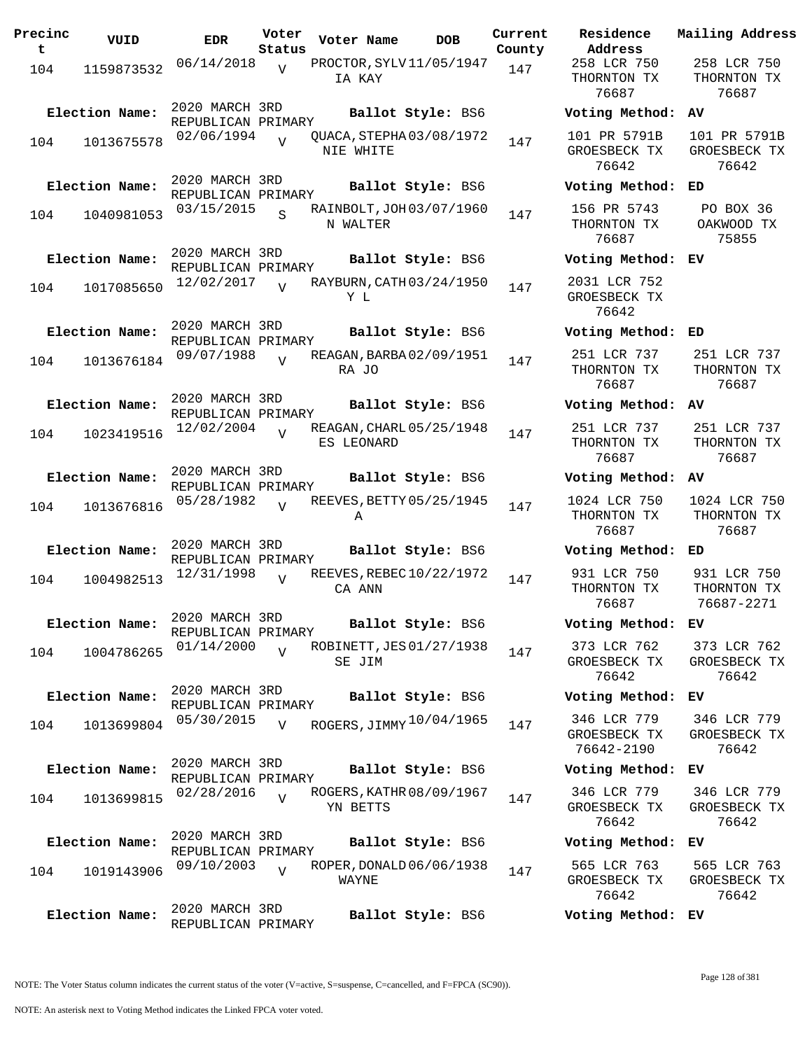| Precinct | VUID | EDR | Voter Status | Voter Name | DOB | Current County | Residence Address | Mailing Address |
|---|---|---|---|---|---|---|---|---|
| 104 | 1159873532 | 06/14/2018 | V | PROCTOR, SYLVIA KAY | 11/05/1947 | 147 | 258 LCR 750 THORNTON TX 76687 | 258 LCR 750 THORNTON TX 76687 |
| Election Name: | 2020 MARCH 3RD REPUBLICAN PRIMARY | | | Ballot Style: BS6 | | | Voting Method: AV | |
| 104 | 1013675578 | 02/06/1994 | V | QUACA, STEPHANIE WHITE | 03/08/1972 | 147 | 101 PR 5791B GROESBECK TX 76642 | 101 PR 5791B GROESBECK TX 76642 |
| Election Name: | 2020 MARCH 3RD REPUBLICAN PRIMARY | | | Ballot Style: BS6 | | | Voting Method: ED | |
| 104 | 1040981053 | 03/15/2015 | S | RAINBOLT, JOHN WALTER | 03/07/1960 | 147 | 156 PR 5743 THORNTON TX 76687 | PO BOX 36 OAKWOOD TX 75855 |
| Election Name: | 2020 MARCH 3RD REPUBLICAN PRIMARY | | | Ballot Style: BS6 | | | Voting Method: EV | |
| 104 | 1017085650 | 12/02/2017 | V | RAYBURN, CATHY L | 03/24/1950 | 147 | 2031 LCR 752 GROESBECK TX 76642 | |
| Election Name: | 2020 MARCH 3RD REPUBLICAN PRIMARY | | | Ballot Style: BS6 | | | Voting Method: ED | |
| 104 | 1013676184 | 09/07/1988 | V | REAGAN, BARBARA JO | 02/09/1951 | 147 | 251 LCR 737 THORNTON TX 76687 | 251 LCR 737 THORNTON TX 76687 |
| Election Name: | 2020 MARCH 3RD REPUBLICAN PRIMARY | | | Ballot Style: BS6 | | | Voting Method: AV | |
| 104 | 1023419516 | 12/02/2004 | V | REAGAN, CHARLES LEONARD | 05/25/1948 | 147 | 251 LCR 737 THORNTON TX 76687 | 251 LCR 737 THORNTON TX 76687 |
| Election Name: | 2020 MARCH 3RD REPUBLICAN PRIMARY | | | Ballot Style: BS6 | | | Voting Method: AV | |
| 104 | 1013676816 | 05/28/1982 | V | REEVES, BETTY A | 05/25/1945 | 147 | 1024 LCR 750 THORNTON TX 76687 | 1024 LCR 750 THORNTON TX 76687 |
| Election Name: | 2020 MARCH 3RD REPUBLICAN PRIMARY | | | Ballot Style: BS6 | | | Voting Method: ED | |
| 104 | 1004982513 | 12/31/1998 | V | REEVES, REBECCA ANN | 10/22/1972 | 147 | 931 LCR 750 THORNTON TX 76687 | 931 LCR 750 THORNTON TX 76687-2271 |
| Election Name: | 2020 MARCH 3RD REPUBLICAN PRIMARY | | | Ballot Style: BS6 | | | Voting Method: EV | |
| 104 | 1004786265 | 01/14/2000 | V | ROBINETT, JESSE JIM | 01/27/1938 | 147 | 373 LCR 762 GROESBECK TX 76642 | 373 LCR 762 GROESBECK TX 76642 |
| Election Name: | 2020 MARCH 3RD REPUBLICAN PRIMARY | | | Ballot Style: BS6 | | | Voting Method: EV | |
| 104 | 1013699804 | 05/30/2015 | V | ROGERS, JIMMY | 10/04/1965 | 147 | 346 LCR 779 GROESBECK TX 76642-2190 | 346 LCR 779 GROESBECK TX 76642 |
| Election Name: | 2020 MARCH 3RD REPUBLICAN PRIMARY | | | Ballot Style: BS6 | | | Voting Method: EV | |
| 104 | 1013699815 | 02/28/2016 | V | ROGERS, KATHRYN BETTS | 08/09/1967 | 147 | 346 LCR 779 GROESBECK TX 76642 | 346 LCR 779 GROESBECK TX 76642 |
| Election Name: | 2020 MARCH 3RD REPUBLICAN PRIMARY | | | Ballot Style: BS6 | | | Voting Method: EV | |
| 104 | 1019143906 | 09/10/2003 | V | ROPER, DONALD WAYNE | 06/06/1938 | 147 | 565 LCR 763 GROESBECK TX 76642 | 565 LCR 763 GROESBECK TX 76642 |
| Election Name: | 2020 MARCH 3RD REPUBLICAN PRIMARY | | | Ballot Style: BS6 | | | Voting Method: EV | |

NOTE: The Voter Status column indicates the current status of the voter (V=active, S=suspense, C=cancelled, and F=FPCA (SC90)).

NOTE: An asterisk next to Voting Method indicates the Linked FPCA voter voted.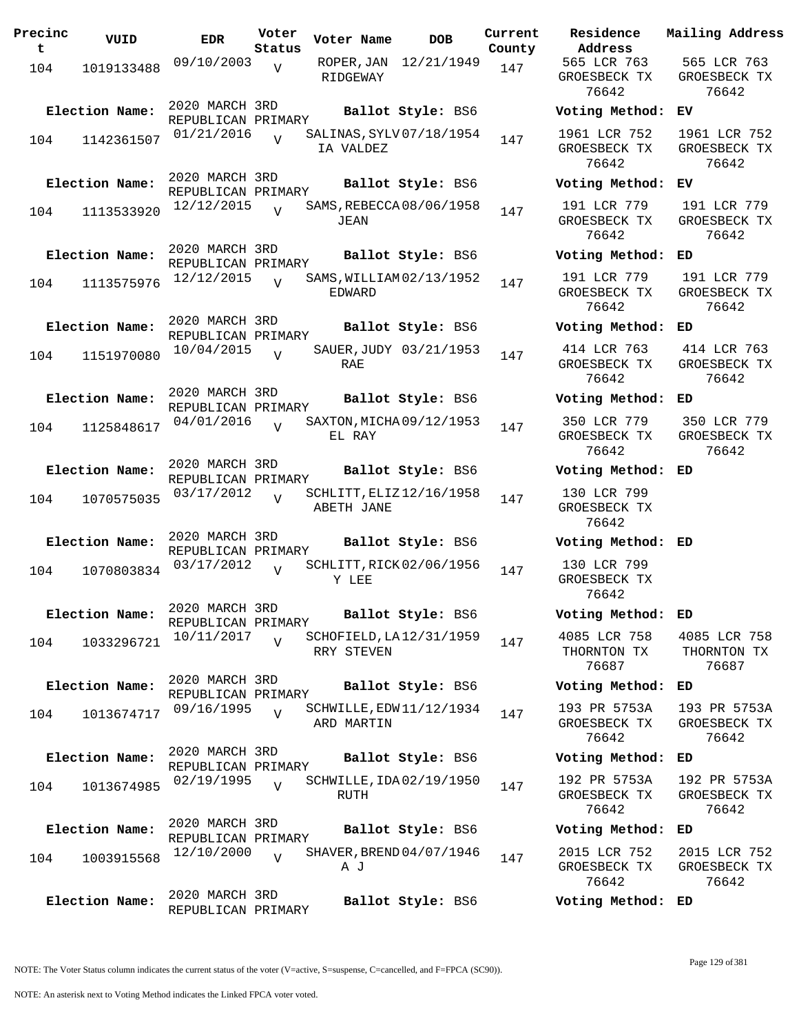| Precinct | VUID | EDR | Voter Status | Voter Name | DOB | Current County | Residence Address | Mailing Address |
|---|---|---|---|---|---|---|---|---|
| 104 | 1019133488 | 09/10/2003 | V | ROPER, JAN RIDGEWAY | 12/21/1949 | 147 | 565 LCR 763 GROESBECK TX 76642 | 565 LCR 763 GROESBECK TX 76642 |
| Election Name: | 2020 MARCH 3RD REPUBLICAN PRIMARY | | | Ballot Style: BS6 | | | Voting Method: EV | |
| 104 | 1142361507 | 01/21/2016 | V | SALINAS, SYLVIA VALDEZ | 07/18/1954 | 147 | 1961 LCR 752 GROESBECK TX 76642 | 1961 LCR 752 GROESBECK TX 76642 |
| Election Name: | 2020 MARCH 3RD REPUBLICAN PRIMARY | | | Ballot Style: BS6 | | | Voting Method: EV | |
| 104 | 1113533920 | 12/12/2015 | V | SAMS, REBECCA JEAN | 08/06/1958 | 147 | 191 LCR 779 GROESBECK TX 76642 | 191 LCR 779 GROESBECK TX 76642 |
| Election Name: | 2020 MARCH 3RD REPUBLICAN PRIMARY | | | Ballot Style: BS6 | | | Voting Method: ED | |
| 104 | 1113575976 | 12/12/2015 | V | SAMS, WILLIAM EDWARD | 02/13/1952 | 147 | 191 LCR 779 GROESBECK TX 76642 | 191 LCR 779 GROESBECK TX 76642 |
| Election Name: | 2020 MARCH 3RD REPUBLICAN PRIMARY | | | Ballot Style: BS6 | | | Voting Method: ED | |
| 104 | 1151970080 | 10/04/2015 | V | SAUER, JUDY RAE | 03/21/1953 | 147 | 414 LCR 763 GROESBECK TX 76642 | 414 LCR 763 GROESBECK TX 76642 |
| Election Name: | 2020 MARCH 3RD REPUBLICAN PRIMARY | | | Ballot Style: BS6 | | | Voting Method: ED | |
| 104 | 1125848617 | 04/01/2016 | V | SAXTON, MICHAEL RAY | 09/12/1953 | 147 | 350 LCR 779 GROESBECK TX 76642 | 350 LCR 779 GROESBECK TX 76642 |
| Election Name: | 2020 MARCH 3RD REPUBLICAN PRIMARY | | | Ballot Style: BS6 | | | Voting Method: ED | |
| 104 | 1070575035 | 03/17/2012 | V | SCHLITT, ELIZABETH JANE | 12/16/1958 | 147 | 130 LCR 799 GROESBECK TX 76642 | |
| Election Name: | 2020 MARCH 3RD REPUBLICAN PRIMARY | | | Ballot Style: BS6 | | | Voting Method: ED | |
| 104 | 1070803834 | 03/17/2012 | V | SCHLITT, RICKY LEE | 02/06/1956 | 147 | 130 LCR 799 GROESBECK TX 76642 | |
| Election Name: | 2020 MARCH 3RD REPUBLICAN PRIMARY | | | Ballot Style: BS6 | | | Voting Method: ED | |
| 104 | 1033296721 | 10/11/2017 | V | SCHOFIELD, LARRY STEVEN | 12/31/1959 | 147 | 4085 LCR 758 THORNTON TX 76687 | 4085 LCR 758 THORNTON TX 76687 |
| Election Name: | 2020 MARCH 3RD REPUBLICAN PRIMARY | | | Ballot Style: BS6 | | | Voting Method: ED | |
| 104 | 1013674717 | 09/16/1995 | V | SCHWILLE, EDWARD MARTIN | 11/12/1934 | 147 | 193 PR 5753A GROESBECK TX 76642 | 193 PR 5753A GROESBECK TX 76642 |
| Election Name: | 2020 MARCH 3RD REPUBLICAN PRIMARY | | | Ballot Style: BS6 | | | Voting Method: ED | |
| 104 | 1013674985 | 02/19/1995 | V | SCHWILLE, IDA RUTH | 02/19/1950 | 147 | 192 PR 5753A GROESBECK TX 76642 | 192 PR 5753A GROESBECK TX 76642 |
| Election Name: | 2020 MARCH 3RD REPUBLICAN PRIMARY | | | Ballot Style: BS6 | | | Voting Method: ED | |
| 104 | 1003915568 | 12/10/2000 | V | SHAVER, BRENDA J | 04/07/1946 | 147 | 2015 LCR 752 GROESBECK TX 76642 | 2015 LCR 752 GROESBECK TX 76642 |
| Election Name: | 2020 MARCH 3RD REPUBLICAN PRIMARY | | | Ballot Style: BS6 | | | Voting Method: ED | |

NOTE: The Voter Status column indicates the current status of the voter (V=active, S=suspense, C=cancelled, and F=FPCA (SC90)).

NOTE: An asterisk next to Voting Method indicates the Linked FPCA voter voted.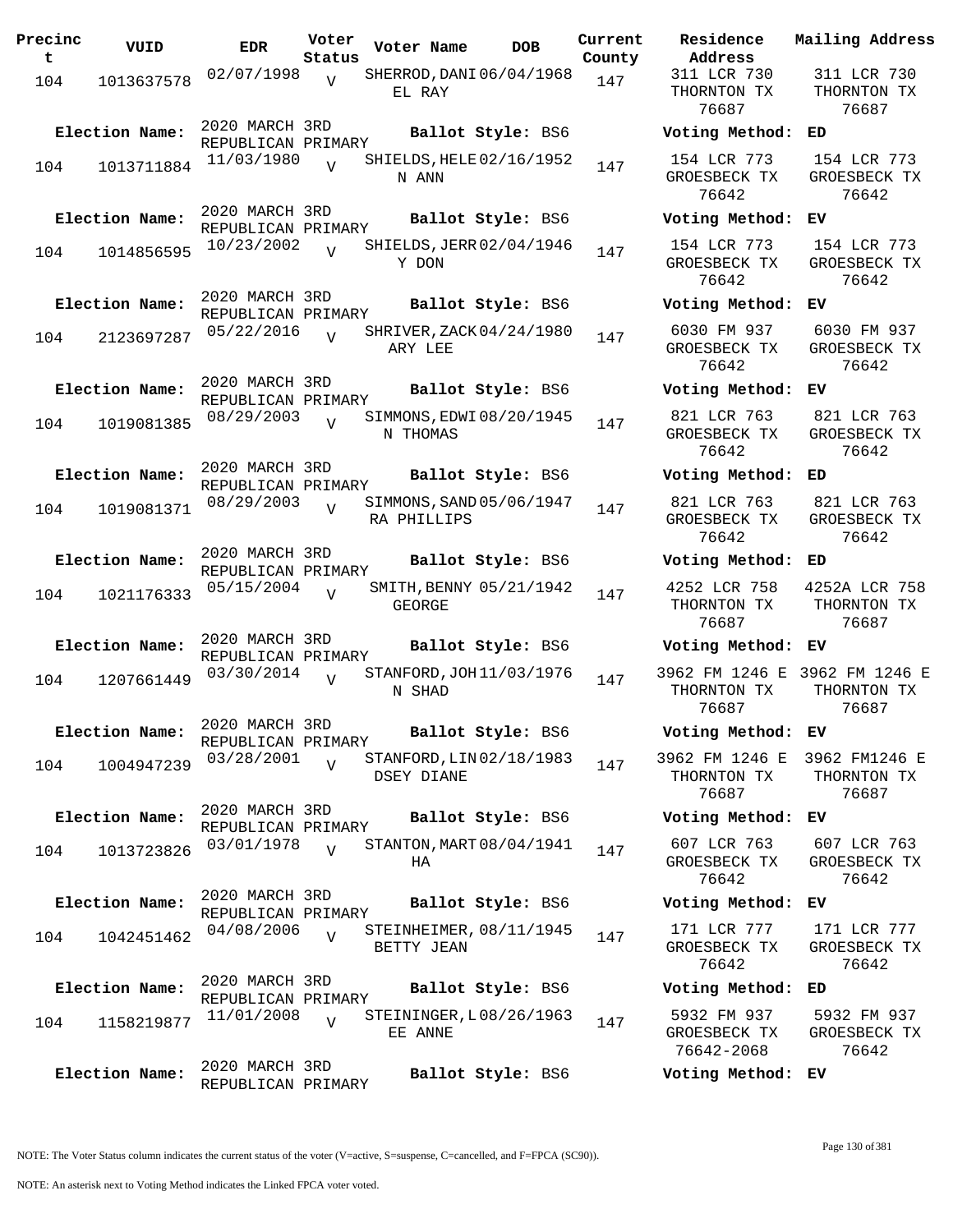| Precinct | VUID | EDR | Voter Status | Voter Name | DOB | Current County | Residence Address | Mailing Address |
|---|---|---|---|---|---|---|---|---|
| 104 | 1013637578 | 02/07/1998 | V | SHERROD,DANIEL RAY | 06/04/1968 | 147 | 311 LCR 730 THORNTON TX 76687 | 311 LCR 730 THORNTON TX 76687 |
| Election Name: | 2020 MARCH 3RD REPUBLICAN PRIMARY | | | Ballot Style: BS6 | | | Voting Method: | ED |
| 104 | 1013711884 | 11/03/1980 | V | SHIELDS,HELEN ANN | 02/16/1952 | 147 | 154 LCR 773 GROESBECK TX 76642 | 154 LCR 773 GROESBECK TX 76642 |
| Election Name: | 2020 MARCH 3RD REPUBLICAN PRIMARY | | | Ballot Style: BS6 | | | Voting Method: | EV |
| 104 | 1014856595 | 10/23/2002 | V | SHIELDS,JERRY DON | 02/04/1946 | 147 | 154 LCR 773 GROESBECK TX 76642 | 154 LCR 773 GROESBECK TX 76642 |
| Election Name: | 2020 MARCH 3RD REPUBLICAN PRIMARY | | | Ballot Style: BS6 | | | Voting Method: | EV |
| 104 | 2123697287 | 05/22/2016 | V | SHRIVER,ZACKARY LEE | 04/24/1980 | 147 | 6030 FM 937 GROESBECK TX 76642 | 6030 FM 937 GROESBECK TX 76642 |
| Election Name: | 2020 MARCH 3RD REPUBLICAN PRIMARY | | | Ballot Style: BS6 | | | Voting Method: | EV |
| 104 | 1019081385 | 08/29/2003 | V | SIMMONS,EDWIN THOMAS | 08/20/1945 | 147 | 821 LCR 763 GROESBECK TX 76642 | 821 LCR 763 GROESBECK TX 76642 |
| Election Name: | 2020 MARCH 3RD REPUBLICAN PRIMARY | | | Ballot Style: BS6 | | | Voting Method: | ED |
| 104 | 1019081371 | 08/29/2003 | V | SIMMONS,SANDRA PHILLIPS | 05/06/1947 | 147 | 821 LCR 763 GROESBECK TX 76642 | 821 LCR 763 GROESBECK TX 76642 |
| Election Name: | 2020 MARCH 3RD REPUBLICAN PRIMARY | | | Ballot Style: BS6 | | | Voting Method: | ED |
| 104 | 1021176333 | 05/15/2004 | V | SMITH,BENNY GEORGE | 05/21/1942 | 147 | 4252 LCR 758 THORNTON TX 76687 | 4252A LCR 758 THORNTON TX 76687 |
| Election Name: | 2020 MARCH 3RD REPUBLICAN PRIMARY | | | Ballot Style: BS6 | | | Voting Method: | EV |
| 104 | 1207661449 | 03/30/2014 | V | STANFORD,JOHN SHAD | 11/03/1976 | 147 | 3962 FM 1246 E THORNTON TX 76687 | 3962 FM 1246 E THORNTON TX 76687 |
| Election Name: | 2020 MARCH 3RD REPUBLICAN PRIMARY | | | Ballot Style: BS6 | | | Voting Method: | EV |
| 104 | 1004947239 | 03/28/2001 | V | STANFORD,LINDSEY DIANE | 02/18/1983 | 147 | 3962 FM 1246 E THORNTON TX 76687 | 3962 FM1246 E THORNTON TX 76687 |
| Election Name: | 2020 MARCH 3RD REPUBLICAN PRIMARY | | | Ballot Style: BS6 | | | Voting Method: | EV |
| 104 | 1013723826 | 03/01/1978 | V | STANTON,MARTHA | 08/04/1941 | 147 | 607 LCR 763 GROESBECK TX 76642 | 607 LCR 763 GROESBECK TX 76642 |
| Election Name: | 2020 MARCH 3RD REPUBLICAN PRIMARY | | | Ballot Style: BS6 | | | Voting Method: | EV |
| 104 | 1042451462 | 04/08/2006 | V | STEINHEIMER, BETTY JEAN | 08/11/1945 | 147 | 171 LCR 777 GROESBECK TX 76642 | 171 LCR 777 GROESBECK TX 76642 |
| Election Name: | 2020 MARCH 3RD REPUBLICAN PRIMARY | | | Ballot Style: BS6 | | | Voting Method: | ED |
| 104 | 1158219877 | 11/01/2008 | V | STEININGER,LEE ANNE | 08/26/1963 | 147 | 5932 FM 937 GROESBECK TX 76642-2068 | 5932 FM 937 GROESBECK TX 76642 |
| Election Name: | 2020 MARCH 3RD REPUBLICAN PRIMARY | | | Ballot Style: BS6 | | | Voting Method: | EV |

NOTE: The Voter Status column indicates the current status of the voter (V=active, S=suspense, C=cancelled, and F=FPCA (SC90)).

NOTE: An asterisk next to Voting Method indicates the Linked FPCA voter voted.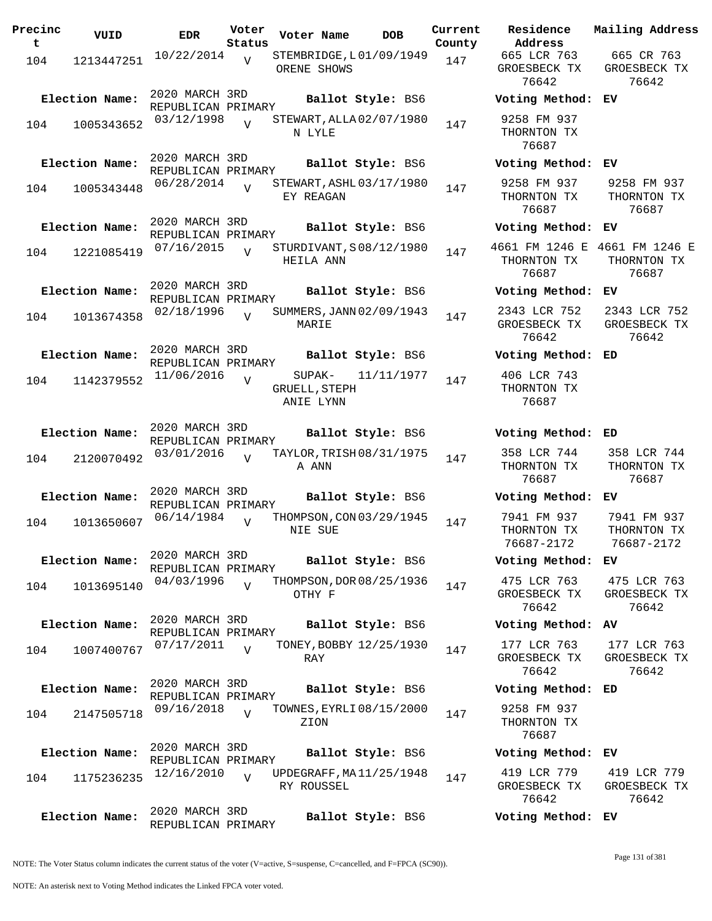| Precinct | VUID | EDR | Voter Status | Voter Name | DOB | Current County | Residence Address | Mailing Address |
|---|---|---|---|---|---|---|---|---|
| 104 | 1213447251 | 10/22/2014 | V | STEMBRIDGE,LORENE SHOWS | 01/09/1949 | 147 | 665 LCR 763 GROESBECK TX 76642 | 665 CR 763 GROESBECK TX 76642 |
| Election Name: | 2020 MARCH 3RD REPUBLICAN PRIMARY | | | Ballot Style: BS6 | | | Voting Method: EV | |
| 104 | 1005343652 | 03/12/1998 | V | STEWART,ALLAN LYLE | 02/07/1980 | 147 | 9258 FM 937 THORNTON TX 76687 | |
| Election Name: | 2020 MARCH 3RD REPUBLICAN PRIMARY | | | Ballot Style: BS6 | | | Voting Method: EV | |
| 104 | 1005343448 | 06/28/2014 | V | STEWART,ASHLEY REAGAN | 03/17/1980 | 147 | 9258 FM 937 THORNTON TX 76687 | 9258 FM 937 THORNTON TX 76687 |
| Election Name: | 2020 MARCH 3RD REPUBLICAN PRIMARY | | | Ballot Style: BS6 | | | Voting Method: EV | |
| 104 | 1221085419 | 07/16/2015 | V | STURDIVANT,SHEILA ANN | 08/12/1980 | 147 | 4661 FM 1246 E THORNTON TX 76687 | 4661 FM 1246 E THORNTON TX 76687 |
| Election Name: | 2020 MARCH 3RD REPUBLICAN PRIMARY | | | Ballot Style: BS6 | | | Voting Method: EV | |
| 104 | 1013674358 | 02/18/1996 | V | SUMMERS,JANN MARIE | 02/09/1943 | 147 | 2343 LCR 752 GROESBECK TX 76642 | 2343 LCR 752 GROESBECK TX 76642 |
| Election Name: | 2020 MARCH 3RD REPUBLICAN PRIMARY | | | Ballot Style: BS6 | | | Voting Method: ED | |
| 104 | 1142379552 | 11/06/2016 | V | SUPAK-GRUELL,STEPHANIE LYNN | 11/11/1977 | 147 | 406 LCR 743 THORNTON TX 76687 | |
| Election Name: | 2020 MARCH 3RD REPUBLICAN PRIMARY | | | Ballot Style: BS6 | | | Voting Method: ED | |
| 104 | 2120070492 | 03/01/2016 | V | TAYLOR,TRISHA ANN | 08/31/1975 | 147 | 358 LCR 744 THORNTON TX 76687 | 358 LCR 744 THORNTON TX 76687 |
| Election Name: | 2020 MARCH 3RD REPUBLICAN PRIMARY | | | Ballot Style: BS6 | | | Voting Method: EV | |
| 104 | 1013650607 | 06/14/1984 | V | THOMPSON,CONNIE SUE | 03/29/1945 | 147 | 7941 FM 937 THORNTON TX 76687-2172 | 7941 FM 937 THORNTON TX 76687-2172 |
| Election Name: | 2020 MARCH 3RD REPUBLICAN PRIMARY | | | Ballot Style: BS6 | | | Voting Method: EV | |
| 104 | 1013695140 | 04/03/1996 | V | THOMPSON,DOROTHY F | 08/25/1936 | 147 | 475 LCR 763 GROESBECK TX 76642 | 475 LCR 763 GROESBECK TX 76642 |
| Election Name: | 2020 MARCH 3RD REPUBLICAN PRIMARY | | | Ballot Style: BS6 | | | Voting Method: AV | |
| 104 | 1007400767 | 07/17/2011 | V | TONEY,BOBBY RAY | 12/25/1930 | 147 | 177 LCR 763 GROESBECK TX 76642 | 177 LCR 763 GROESBECK TX 76642 |
| Election Name: | 2020 MARCH 3RD REPUBLICAN PRIMARY | | | Ballot Style: BS6 | | | Voting Method: ED | |
| 104 | 2147505718 | 09/16/2018 | V | TOWNES,EYRLIZION | 08/15/2000 | 147 | 9258 FM 937 THORNTON TX 76687 | |
| Election Name: | 2020 MARCH 3RD REPUBLICAN PRIMARY | | | Ballot Style: BS6 | | | Voting Method: EV | |
| 104 | 1175236235 | 12/16/2010 | V | UPDEGRAFF,MARY ROUSSEL | 11/25/1948 | 147 | 419 LCR 779 GROESBECK TX 76642 | 419 LCR 779 GROESBECK TX 76642 |
| Election Name: | 2020 MARCH 3RD REPUBLICAN PRIMARY | | | Ballot Style: BS6 | | | Voting Method: EV | |

NOTE: The Voter Status column indicates the current status of the voter (V=active, S=suspense, C=cancelled, and F=FPCA (SC90)).

NOTE: An asterisk next to Voting Method indicates the Linked FPCA voter voted.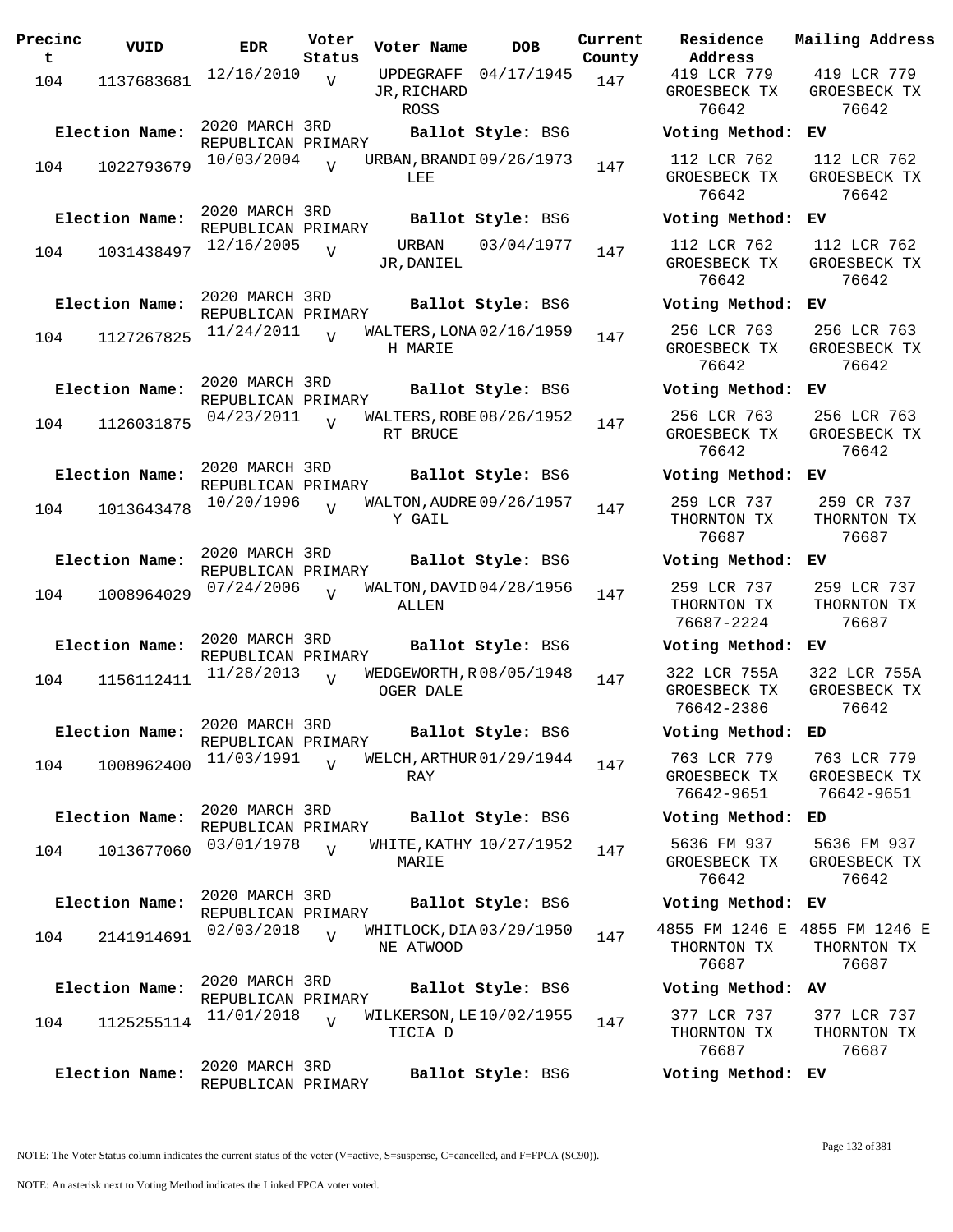| Precinct | VUID | EDR | Voter Status | Voter Name | DOB | Current County | Residence Address | Mailing Address |
|---|---|---|---|---|---|---|---|---|
| 104 | 1137683681 | 12/16/2010 | V | UPDEGRAFF JR,RICHARD ROSS | 04/17/1945 | 147 | 419 LCR 779 GROESBECK TX 76642 | 419 LCR 779 GROESBECK TX 76642 |
| **Election Name:** | | 2020 MARCH 3RD REPUBLICAN PRIMARY | | **Ballot Style:** BS6 | | | **Voting Method:** | EV |
| 104 | 1022793679 | 10/03/2004 | V | URBAN,BRANDI LEE | 09/26/1973 | 147 | 112 LCR 762 GROESBECK TX 76642 | 112 LCR 762 GROESBECK TX 76642 |
| **Election Name:** | | 2020 MARCH 3RD REPUBLICAN PRIMARY | | **Ballot Style:** BS6 | | | **Voting Method:** | EV |
| 104 | 1031438497 | 12/16/2005 | V | URBAN JR,DANIEL | 03/04/1977 | 147 | 112 LCR 762 GROESBECK TX 76642 | 112 LCR 762 GROESBECK TX 76642 |
| **Election Name:** | | 2020 MARCH 3RD REPUBLICAN PRIMARY | | **Ballot Style:** BS6 | | | **Voting Method:** | EV |
| 104 | 1127267825 | 11/24/2011 | V | WALTERS,LONAH MARIE | 02/16/1959 | 147 | 256 LCR 763 GROESBECK TX 76642 | 256 LCR 763 GROESBECK TX 76642 |
| **Election Name:** | | 2020 MARCH 3RD REPUBLICAN PRIMARY | | **Ballot Style:** BS6 | | | **Voting Method:** | EV |
| 104 | 1126031875 | 04/23/2011 | V | WALTERS,ROBERT BRUCE | 08/26/1952 | 147 | 256 LCR 763 GROESBECK TX 76642 | 256 LCR 763 GROESBECK TX 76642 |
| **Election Name:** | | 2020 MARCH 3RD REPUBLICAN PRIMARY | | **Ballot Style:** BS6 | | | **Voting Method:** | EV |
| 104 | 1013643478 | 10/20/1996 | V | WALTON,AUDREY GAIL | 09/26/1957 | 147 | 259 LCR 737 THORNTON TX 76687 | 259 CR 737 THORNTON TX 76687 |
| **Election Name:** | | 2020 MARCH 3RD REPUBLICAN PRIMARY | | **Ballot Style:** BS6 | | | **Voting Method:** | EV |
| 104 | 1008964029 | 07/24/2006 | V | WALTON,DAVID ALLEN | 04/28/1956 | 147 | 259 LCR 737 THORNTON TX 76687-2224 | 259 LCR 737 THORNTON TX 76687 |
| **Election Name:** | | 2020 MARCH 3RD REPUBLICAN PRIMARY | | **Ballot Style:** BS6 | | | **Voting Method:** | EV |
| 104 | 1156112411 | 11/28/2013 | V | WEDGEWORTH,ROGER DALE | 08/05/1948 | 147 | 322 LCR 755A GROESBECK TX 76642-2386 | 322 LCR 755A GROESBECK TX 76642 |
| **Election Name:** | | 2020 MARCH 3RD REPUBLICAN PRIMARY | | **Ballot Style:** BS6 | | | **Voting Method:** | ED |
| 104 | 1008962400 | 11/03/1991 | V | WELCH,ARTHUR RAY | 01/29/1944 | 147 | 763 LCR 779 GROESBECK TX 76642-9651 | 763 LCR 779 GROESBECK TX 76642-9651 |
| **Election Name:** | | 2020 MARCH 3RD REPUBLICAN PRIMARY | | **Ballot Style:** BS6 | | | **Voting Method:** | ED |
| 104 | 1013677060 | 03/01/1978 | V | WHITE,KATHY MARIE | 10/27/1952 | 147 | 5636 FM 937 GROESBECK TX 76642 | 5636 FM 937 GROESBECK TX 76642 |
| **Election Name:** | | 2020 MARCH 3RD REPUBLICAN PRIMARY | | **Ballot Style:** BS6 | | | **Voting Method:** | EV |
| 104 | 2141914691 | 02/03/2018 | V | WHITLOCK,DIANE ATWOOD | 03/29/1950 | 147 | 4855 FM 1246 E THORNTON TX 76687 | 4855 FM 1246 E THORNTON TX 76687 |
| **Election Name:** | | 2020 MARCH 3RD REPUBLICAN PRIMARY | | **Ballot Style:** BS6 | | | **Voting Method:** | AV |
| 104 | 1125255114 | 11/01/2018 | V | WILKERSON,LETICIA D | 10/02/1955 | 147 | 377 LCR 737 THORNTON TX 76687 | 377 LCR 737 THORNTON TX 76687 |
| **Election Name:** | | 2020 MARCH 3RD REPUBLICAN PRIMARY | | **Ballot Style:** BS6 | | | **Voting Method:** | EV |

NOTE: The Voter Status column indicates the current status of the voter (V=active, S=suspense, C=cancelled, and F=FPCA (SC90)).

NOTE: An asterisk next to Voting Method indicates the Linked FPCA voter voted.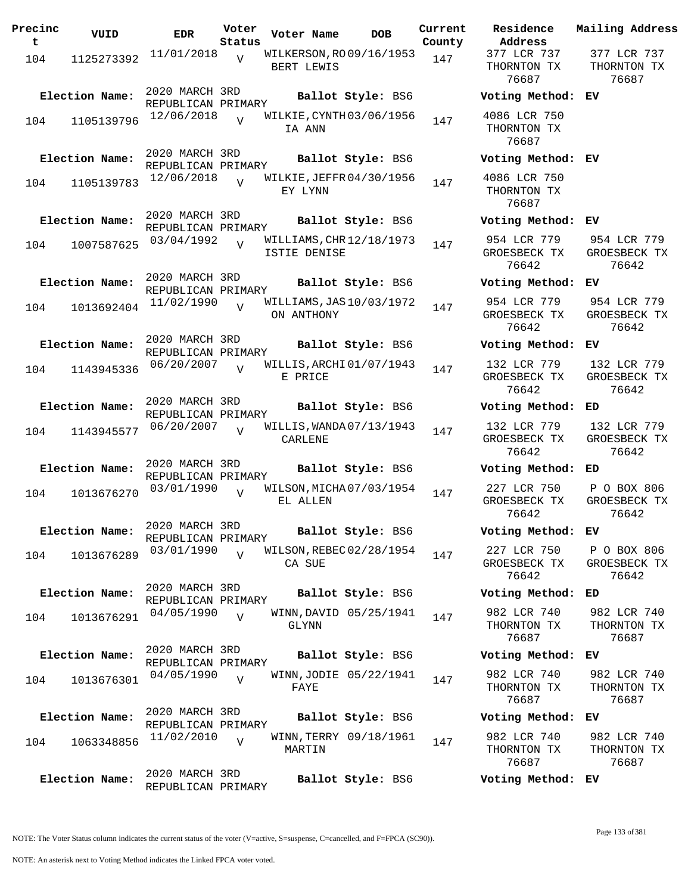| Precinct | VUID | EDR | Voter Status | Voter Name | DOB | Current County | Residence Address | Mailing Address |
|---|---|---|---|---|---|---|---|---|
| 104 | 1125273392 | 11/01/2018 | V | WILKERSON,ROBERT LEWIS | 09/16/1953 | 147 | 377 LCR 737 THORNTON TX 76687 | 377 LCR 737 THORNTON TX 76687 |
| **Election Name:** | 2020 MARCH 3RD REPUBLICAN PRIMARY | | | **Ballot Style:** BS6 | | | **Voting Method:** EV | |
| 104 | 1105139796 | 12/06/2018 | V | WILKIE,CYNTHIA ANN | 03/06/1956 | 147 | 4086 LCR 750 THORNTON TX 76687 | |
| **Election Name:** | 2020 MARCH 3RD REPUBLICAN PRIMARY | | | **Ballot Style:** BS6 | | | **Voting Method:** EV | |
| 104 | 1105139783 | 12/06/2018 | V | WILKIE,JEFFREY LYNN | 04/30/1956 | 147 | 4086 LCR 750 THORNTON TX 76687 | |
| **Election Name:** | 2020 MARCH 3RD REPUBLICAN PRIMARY | | | **Ballot Style:** BS6 | | | **Voting Method:** EV | |
| 104 | 1007587625 | 03/04/1992 | V | WILLIAMS,CHRISTIE DENISE | 12/18/1973 | 147 | 954 LCR 779 GROESBECK TX 76642 | 954 LCR 779 GROESBECK TX 76642 |
| **Election Name:** | 2020 MARCH 3RD REPUBLICAN PRIMARY | | | **Ballot Style:** BS6 | | | **Voting Method:** EV | |
| 104 | 1013692404 | 11/02/1990 | V | WILLIAMS,JASON ANTHONY | 10/03/1972 | 147 | 954 LCR 779 GROESBECK TX 76642 | 954 LCR 779 GROESBECK TX 76642 |
| **Election Name:** | 2020 MARCH 3RD REPUBLICAN PRIMARY | | | **Ballot Style:** BS6 | | | **Voting Method:** EV | |
| 104 | 1143945336 | 06/20/2007 | V | WILLIS,ARCHIE PRICE | 01/07/1943 | 147 | 132 LCR 779 GROESBECK TX 76642 | 132 LCR 779 GROESBECK TX 76642 |
| **Election Name:** | 2020 MARCH 3RD REPUBLICAN PRIMARY | | | **Ballot Style:** BS6 | | | **Voting Method:** ED | |
| 104 | 1143945577 | 06/20/2007 | V | WILLIS,WANDA CARLENE | 07/13/1943 | 147 | 132 LCR 779 GROESBECK TX 76642 | 132 LCR 779 GROESBECK TX 76642 |
| **Election Name:** | 2020 MARCH 3RD REPUBLICAN PRIMARY | | | **Ballot Style:** BS6 | | | **Voting Method:** ED | |
| 104 | 1013676270 | 03/01/1990 | V | WILSON,MICHAEL ALLEN | 07/03/1954 | 147 | 227 LCR 750 GROESBECK TX 76642 | P O BOX 806 GROESBECK TX 76642 |
| **Election Name:** | 2020 MARCH 3RD REPUBLICAN PRIMARY | | | **Ballot Style:** BS6 | | | **Voting Method:** EV | |
| 104 | 1013676289 | 03/01/1990 | V | WILSON,REBECCA SUE | 02/28/1954 | 147 | 227 LCR 750 GROESBECK TX 76642 | P O BOX 806 GROESBECK TX 76642 |
| **Election Name:** | 2020 MARCH 3RD REPUBLICAN PRIMARY | | | **Ballot Style:** BS6 | | | **Voting Method:** ED | |
| 104 | 1013676291 | 04/05/1990 | V | WINN,DAVID GLYNN | 05/25/1941 | 147 | 982 LCR 740 THORNTON TX 76687 | 982 LCR 740 THORNTON TX 76687 |
| **Election Name:** | 2020 MARCH 3RD REPUBLICAN PRIMARY | | | **Ballot Style:** BS6 | | | **Voting Method:** EV | |
| 104 | 1013676301 | 04/05/1990 | V | WINN,JODIE FAYE | 05/22/1941 | 147 | 982 LCR 740 THORNTON TX 76687 | 982 LCR 740 THORNTON TX 76687 |
| **Election Name:** | 2020 MARCH 3RD REPUBLICAN PRIMARY | | | **Ballot Style:** BS6 | | | **Voting Method:** EV | |
| 104 | 1063348856 | 11/02/2010 | V | WINN,TERRY MARTIN | 09/18/1961 | 147 | 982 LCR 740 THORNTON TX 76687 | 982 LCR 740 THORNTON TX 76687 |
| **Election Name:** | 2020 MARCH 3RD REPUBLICAN PRIMARY | | | **Ballot Style:** BS6 | | | **Voting Method:** EV | |

NOTE: The Voter Status column indicates the current status of the voter (V=active, S=suspense, C=cancelled, and F=FPCA (SC90)).

NOTE: An asterisk next to Voting Method indicates the Linked FPCA voter voted.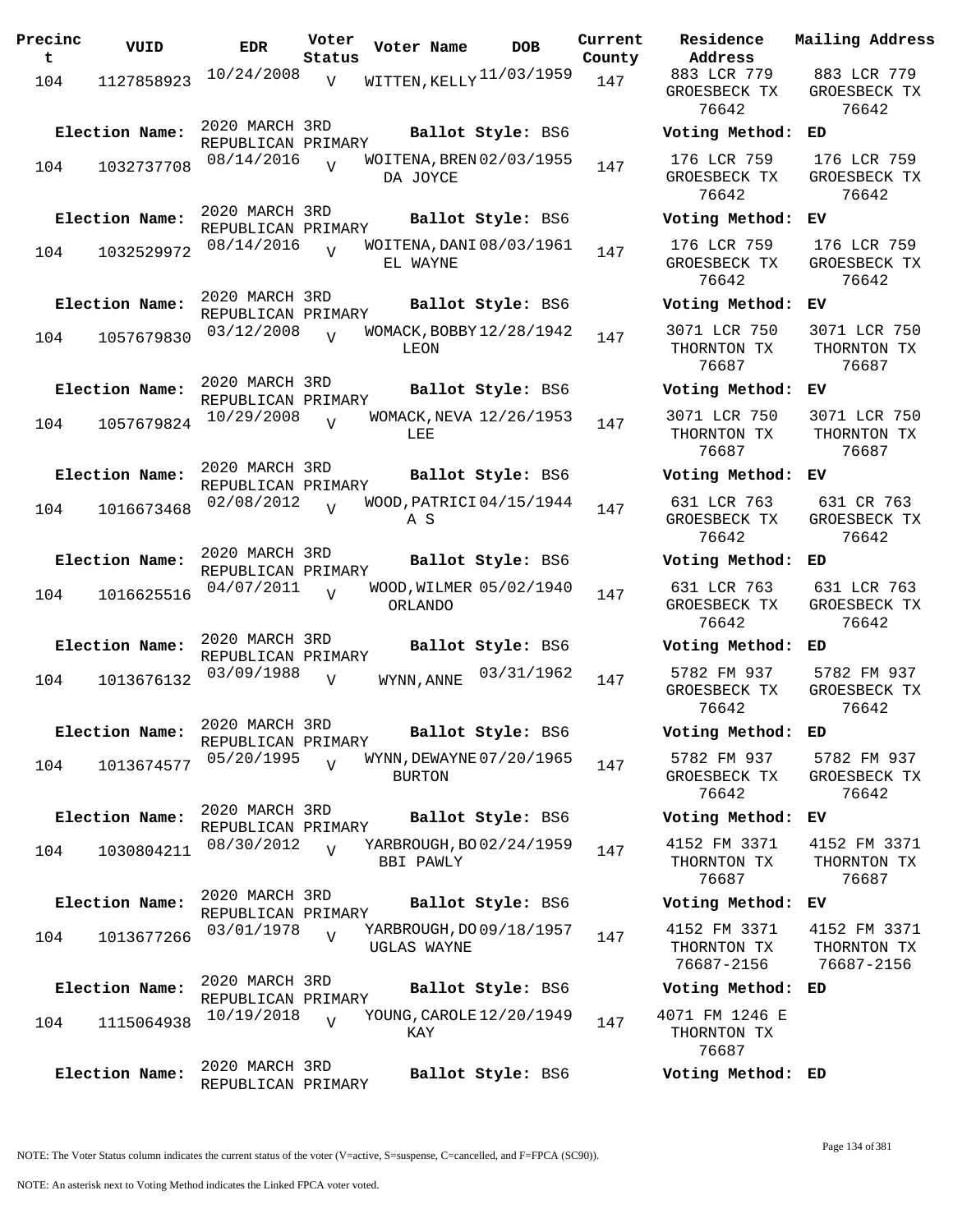| Precinct | VUID | EDR | Voter Status | Voter Name | DOB | Current County | Residence Address | Mailing Address |
|---|---|---|---|---|---|---|---|---|
| 104 | 1127858923 | 10/24/2008 | V | WITTEN,KELLY | 11/03/1959 | 147 | 883 LCR 779 GROESBECK TX 76642 | 883 LCR 779 GROESBECK TX 76642 |
| Election Name: | 2020 MARCH 3RD REPUBLICAN PRIMARY | | | Ballot Style: BS6 | | | Voting Method: | ED |
| 104 | 1032737708 | 08/14/2016 | V | WOITENA,BRENDA JOYCE | 02/03/1955 | 147 | 176 LCR 759 GROESBECK TX 76642 | 176 LCR 759 GROESBECK TX 76642 |
| Election Name: | 2020 MARCH 3RD REPUBLICAN PRIMARY | | | Ballot Style: BS6 | | | Voting Method: | EV |
| 104 | 1032529972 | 08/14/2016 | V | WOITENA,DANIEL WAYNE | 08/03/1961 | 147 | 176 LCR 759 GROESBECK TX 76642 | 176 LCR 759 GROESBECK TX 76642 |
| Election Name: | 2020 MARCH 3RD REPUBLICAN PRIMARY | | | Ballot Style: BS6 | | | Voting Method: | EV |
| 104 | 1057679830 | 03/12/2008 | V | WOMACK,BOBBY LEON | 12/28/1942 | 147 | 3071 LCR 750 THORNTON TX 76687 | 3071 LCR 750 THORNTON TX 76687 |
| Election Name: | 2020 MARCH 3RD REPUBLICAN PRIMARY | | | Ballot Style: BS6 | | | Voting Method: | EV |
| 104 | 1057679824 | 10/29/2008 | V | WOMACK,NEVA LEE | 12/26/1953 | 147 | 3071 LCR 750 THORNTON TX 76687 | 3071 LCR 750 THORNTON TX 76687 |
| Election Name: | 2020 MARCH 3RD REPUBLICAN PRIMARY | | | Ballot Style: BS6 | | | Voting Method: | EV |
| 104 | 1016673468 | 02/08/2012 | V | WOOD,PATRICIA S | 04/15/1944 | 147 | 631 LCR 763 GROESBECK TX 76642 | 631 CR 763 GROESBECK TX 76642 |
| Election Name: | 2020 MARCH 3RD REPUBLICAN PRIMARY | | | Ballot Style: BS6 | | | Voting Method: | ED |
| 104 | 1016625516 | 04/07/2011 | V | WOOD,WILMER ORLANDO | 05/02/1940 | 147 | 631 LCR 763 GROESBECK TX 76642 | 631 LCR 763 GROESBECK TX 76642 |
| Election Name: | 2020 MARCH 3RD REPUBLICAN PRIMARY | | | Ballot Style: BS6 | | | Voting Method: | ED |
| 104 | 1013676132 | 03/09/1988 | V | WYNN,ANNE | 03/31/1962 | 147 | 5782 FM 937 GROESBECK TX 76642 | 5782 FM 937 GROESBECK TX 76642 |
| Election Name: | 2020 MARCH 3RD REPUBLICAN PRIMARY | | | Ballot Style: BS6 | | | Voting Method: | ED |
| 104 | 1013674577 | 05/20/1995 | V | WYNN,DEWAYNE BURTON | 07/20/1965 | 147 | 5782 FM 937 GROESBECK TX 76642 | 5782 FM 937 GROESBECK TX 76642 |
| Election Name: | 2020 MARCH 3RD REPUBLICAN PRIMARY | | | Ballot Style: BS6 | | | Voting Method: | EV |
| 104 | 1030804211 | 08/30/2012 | V | YARBROUGH,BOBBI PAWLY | 02/24/1959 | 147 | 4152 FM 3371 THORNTON TX 76687 | 4152 FM 3371 THORNTON TX 76687 |
| Election Name: | 2020 MARCH 3RD REPUBLICAN PRIMARY | | | Ballot Style: BS6 | | | Voting Method: | EV |
| 104 | 1013677266 | 03/01/1978 | V | YARBROUGH,DOUGLAS WAYNE | 09/18/1957 | 147 | 4152 FM 3371 THORNTON TX 76687-2156 | 4152 FM 3371 THORNTON TX 76687-2156 |
| Election Name: | 2020 MARCH 3RD REPUBLICAN PRIMARY | | | Ballot Style: BS6 | | | Voting Method: | ED |
| 104 | 1115064938 | 10/19/2018 | V | YOUNG,CAROLE KAY | 12/20/1949 | 147 | 4071 FM 1246 E THORNTON TX 76687 | |
| Election Name: | 2020 MARCH 3RD REPUBLICAN PRIMARY | | | Ballot Style: BS6 | | | Voting Method: | ED |

NOTE: The Voter Status column indicates the current status of the voter (V=active, S=suspense, C=cancelled, and F=FPCA (SC90)).

NOTE: An asterisk next to Voting Method indicates the Linked FPCA voter voted.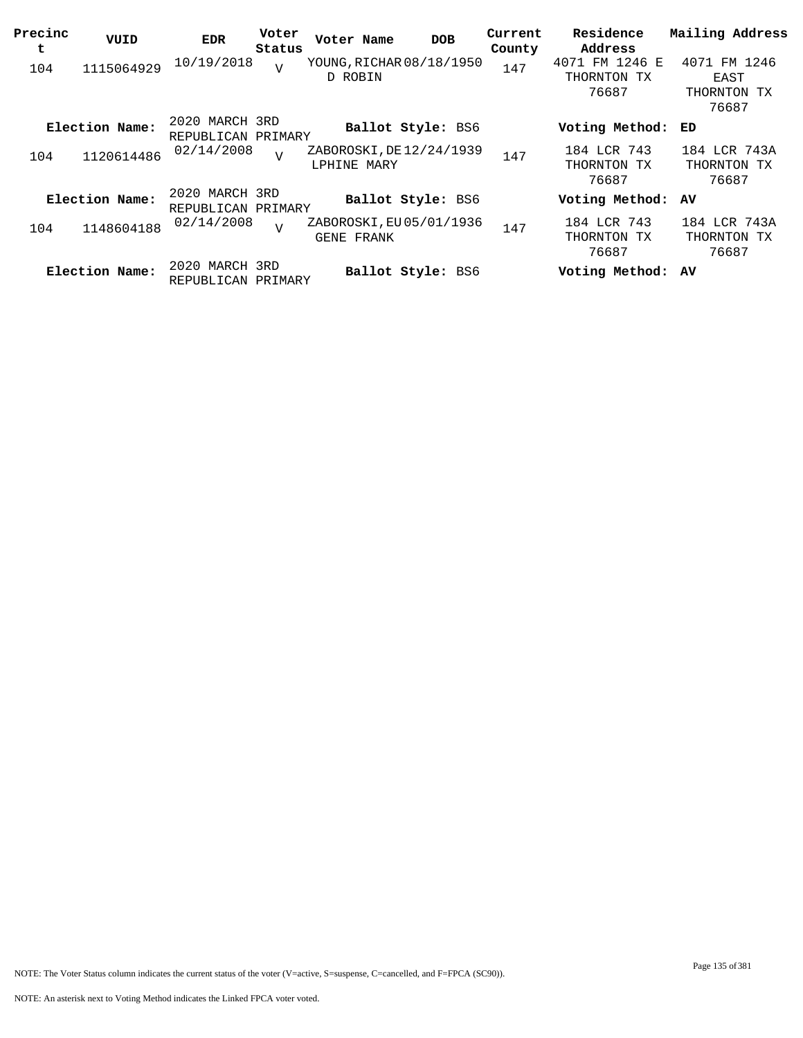| Precinct | VUID | EDR | Voter Status | Voter Name | DOB | Current County | Residence Address | Mailing Address |
|---|---|---|---|---|---|---|---|---|
| 104 | 1115064929 | 10/19/2018 | V | YOUNG,RICHARD ROBIN | 08/18/1950 | 147 | 4071 FM 1246 E THORNTON TX 76687 | 4071 FM 1246 EAST THORNTON TX 76687 |
| **Election Name:** | | 2020 MARCH 3RD REPUBLICAN PRIMARY | | **Ballot Style:** BS6 | | | **Voting Method:** | ED |
| 104 | 1120614486 | 02/14/2008 | V | ZABOROSKI,DELPHINE MARY | 12/24/1939 | 147 | 184 LCR 743 THORNTON TX 76687 | 184 LCR 743A THORNTON TX 76687 |
| **Election Name:** | | 2020 MARCH 3RD REPUBLICAN PRIMARY | | **Ballot Style:** BS6 | | | **Voting Method:** | AV |
| 104 | 1148604188 | 02/14/2008 | V | ZABOROSKI,EUGENE FRANK | 05/01/1936 | 147 | 184 LCR 743 THORNTON TX 76687 | 184 LCR 743A THORNTON TX 76687 |
| **Election Name:** | | 2020 MARCH 3RD REPUBLICAN PRIMARY | | **Ballot Style:** BS6 | | | **Voting Method:** | AV |

NOTE: The Voter Status column indicates the current status of the voter (V=active, S=suspense, C=cancelled, and F=FPCA (SC90)).

NOTE: An asterisk next to Voting Method indicates the Linked FPCA voter voted.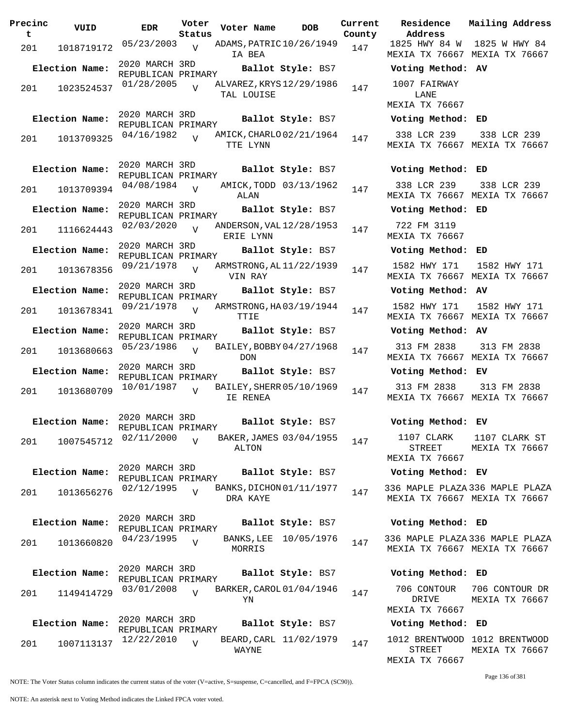| Precinct | VUID | EDR | Voter Status | Voter Name | DOB | Current County | Residence Address | Mailing Address |
|---|---|---|---|---|---|---|---|---|
| 201 | 1018719172 | 05/23/2003 | V | ADAMS, PATRICIA BEA | 10/26/1949 | 147 | 1825 HWY 84 W MEXIA TX 76667 | 1825 W HWY 84 MEXIA TX 76667 |
| Election Name: | 2020 MARCH 3RD REPUBLICAN PRIMARY | | | Ballot Style: BS7 | | | Voting Method: AV | |
| 201 | 1023524537 | 01/28/2005 | V | ALVAREZ, KRYSTAL LOUISE | 12/29/1986 | 147 | 1007 FAIRWAY LANE MEXIA TX 76667 | |
| Election Name: | 2020 MARCH 3RD REPUBLICAN PRIMARY | | | Ballot Style: BS7 | | | Voting Method: ED | |
| 201 | 1013709325 | 04/16/1982 | V | AMICK, CHARLOTTE LYNN | 02/21/1964 | 147 | 338 LCR 239 MEXIA TX 76667 | 338 LCR 239 MEXIA TX 76667 |
| Election Name: | 2020 MARCH 3RD REPUBLICAN PRIMARY | | | Ballot Style: BS7 | | | Voting Method: ED | |
| 201 | 1013709394 | 04/08/1984 | V | AMICK, TODD ALAN | 03/13/1962 | 147 | 338 LCR 239 MEXIA TX 76667 | 338 LCR 239 MEXIA TX 76667 |
| Election Name: | 2020 MARCH 3RD REPUBLICAN PRIMARY | | | Ballot Style: BS7 | | | Voting Method: ED | |
| 201 | 1116624443 | 02/03/2020 | V | ANDERSON, VALERIE LYNN | 12/28/1953 | 147 | 722 FM 3119 MEXIA TX 76667 | |
| Election Name: | 2020 MARCH 3RD REPUBLICAN PRIMARY | | | Ballot Style: BS7 | | | Voting Method: ED | |
| 201 | 1013678356 | 09/21/1978 | V | ARMSTRONG, ALVIN RAY | 11/22/1939 | 147 | 1582 HWY 171 MEXIA TX 76667 | 1582 HWY 171 MEXIA TX 76667 |
| Election Name: | 2020 MARCH 3RD REPUBLICAN PRIMARY | | | Ballot Style: BS7 | | | Voting Method: AV | |
| 201 | 1013678341 | 09/21/1978 | V | ARMSTRONG, HATTIE | 03/19/1944 | 147 | 1582 HWY 171 MEXIA TX 76667 | 1582 HWY 171 MEXIA TX 76667 |
| Election Name: | 2020 MARCH 3RD REPUBLICAN PRIMARY | | | Ballot Style: BS7 | | | Voting Method: AV | |
| 201 | 1013680663 | 05/23/1986 | V | BAILEY, BOBBY DON | 04/27/1968 | 147 | 313 FM 2838 MEXIA TX 76667 | 313 FM 2838 MEXIA TX 76667 |
| Election Name: | 2020 MARCH 3RD REPUBLICAN PRIMARY | | | Ballot Style: BS7 | | | Voting Method: EV | |
| 201 | 1013680709 | 10/01/1987 | V | BAILEY, SHERRIE RENEA | 05/10/1969 | 147 | 313 FM 2838 MEXIA TX 76667 | 313 FM 2838 MEXIA TX 76667 |
| Election Name: | 2020 MARCH 3RD REPUBLICAN PRIMARY | | | Ballot Style: BS7 | | | Voting Method: EV | |
| 201 | 1007545712 | 02/11/2000 | V | BAKER, JAMES ALTON | 03/04/1955 | 147 | 1107 CLARK STREET MEXIA TX 76667 | 1107 CLARK ST MEXIA TX 76667 |
| Election Name: | 2020 MARCH 3RD REPUBLICAN PRIMARY | | | Ballot Style: BS7 | | | Voting Method: EV | |
| 201 | 1013656276 | 02/12/1995 | V | BANKS, DICHONDRA KAYE | 01/11/1977 | 147 | 336 MAPLE PLAZA MEXIA TX 76667 | 336 MAPLE PLAZA MEXIA TX 76667 |
| Election Name: | 2020 MARCH 3RD REPUBLICAN PRIMARY | | | Ballot Style: BS7 | | | Voting Method: ED | |
| 201 | 1013660820 | 04/23/1995 | V | BANKS, LEE MORRIS | 10/05/1976 | 147 | 336 MAPLE PLAZA MEXIA TX 76667 | 336 MAPLE PLAZA MEXIA TX 76667 |
| Election Name: | 2020 MARCH 3RD REPUBLICAN PRIMARY | | | Ballot Style: BS7 | | | Voting Method: ED | |
| 201 | 1149414729 | 03/01/2008 | V | BARKER, CAROLYN | 01/04/1946 | 147 | 706 CONTOUR DRIVE MEXIA TX 76667 | 706 CONTOUR DR MEXIA TX 76667 |
| Election Name: | 2020 MARCH 3RD REPUBLICAN PRIMARY | | | Ballot Style: BS7 | | | Voting Method: ED | |
| 201 | 1007113137 | 12/22/2010 | V | BEARD, CARL WAYNE | 11/02/1979 | 147 | 1012 BRENTWOOD STREET MEXIA TX 76667 | 1012 BRENTWOOD MEXIA TX 76667 |

NOTE: The Voter Status column indicates the current status of the voter (V=active, S=suspense, C=cancelled, and F=FPCA (SC90)).

NOTE: An asterisk next to Voting Method indicates the Linked FPCA voter voted.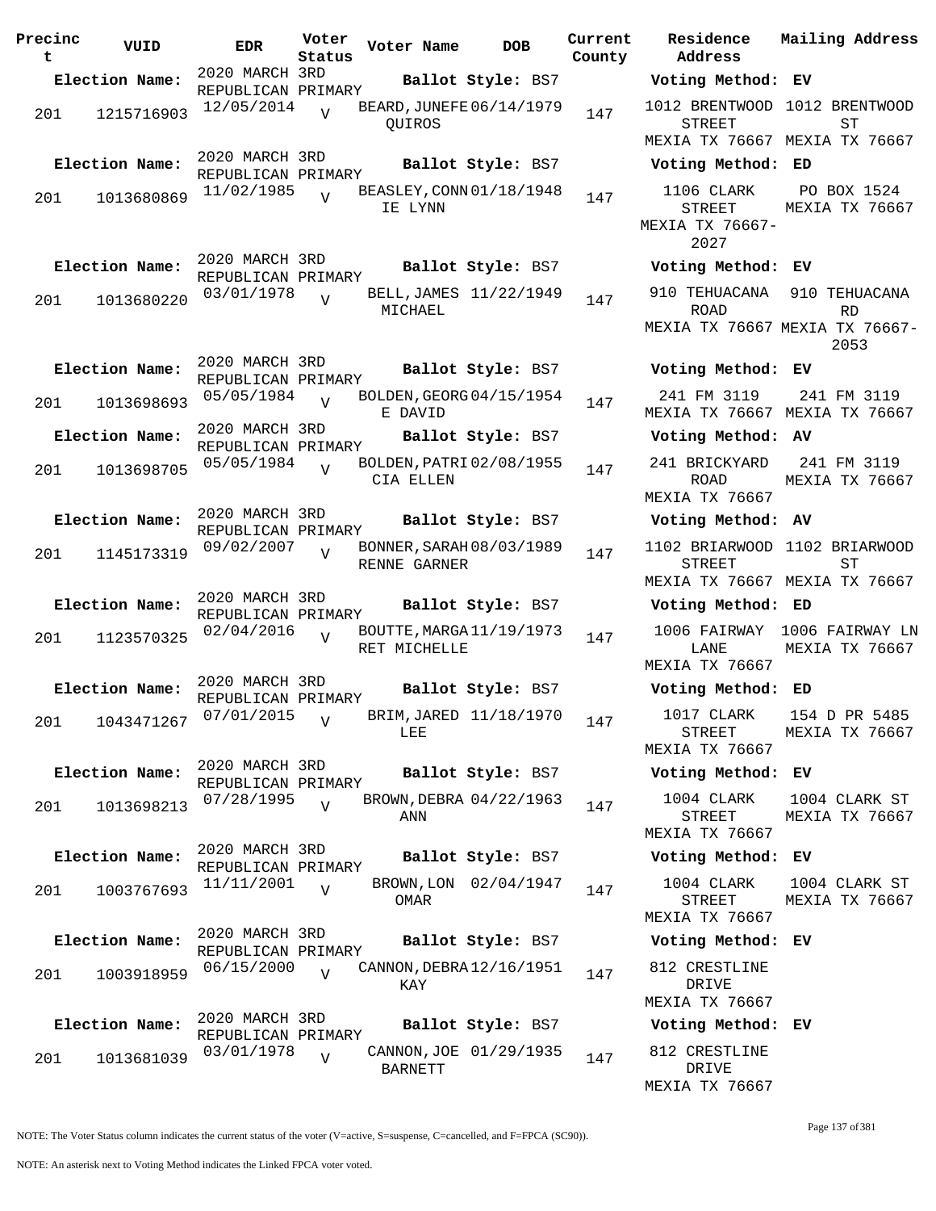| Precinct | VUID | EDR | Voter Status | Voter Name | DOB | Current County | Residence Address | Mailing Address |
|---|---|---|---|---|---|---|---|---|
| **Election Name:** | | 2020 MARCH 3RD REPUBLICAN PRIMARY | | **Ballot Style:** BS7 | | | **Voting Method:** EV | |
| 201 | 1215716903 | 12/05/2014 | V | BEARD, JUNEFE QUIROS | 06/14/1979 | 147 | 1012 BRENTWOOD STREET MEXIA TX 76667 | 1012 BRENTWOOD ST MEXIA TX 76667 |
| **Election Name:** | | 2020 MARCH 3RD REPUBLICAN PRIMARY | | **Ballot Style:** BS7 | | | **Voting Method:** ED | |
| 201 | 1013680869 | 11/02/1985 | V | BEASLEY, CONNIE LYNN | 01/18/1948 | 147 | 1106 CLARK STREET MEXIA TX 76667-2027 | PO BOX 1524 MEXIA TX 76667 |
| **Election Name:** | | 2020 MARCH 3RD REPUBLICAN PRIMARY | | **Ballot Style:** BS7 | | | **Voting Method:** EV | |
| 201 | 1013680220 | 03/01/1978 | V | BELL, JAMES MICHAEL | 11/22/1949 | 147 | 910 TEHUACANA ROAD MEXIA TX 76667 | 910 TEHUACANA RD MEXIA TX 76667-2053 |
| **Election Name:** | | 2020 MARCH 3RD REPUBLICAN PRIMARY | | **Ballot Style:** BS7 | | | **Voting Method:** EV | |
| 201 | 1013698693 | 05/05/1984 | V | BOLDEN, GEORGE DAVID | 04/15/1954 | 147 | 241 FM 3119 MEXIA TX 76667 | 241 FM 3119 MEXIA TX 76667 |
| **Election Name:** | | 2020 MARCH 3RD REPUBLICAN PRIMARY | | **Ballot Style:** BS7 | | | **Voting Method:** AV | |
| 201 | 1013698705 | 05/05/1984 | V | BOLDEN, PATRICIA ELLEN | 02/08/1955 | 147 | 241 BRICKYARD ROAD MEXIA TX 76667 | 241 FM 3119 MEXIA TX 76667 |
| **Election Name:** | | 2020 MARCH 3RD REPUBLICAN PRIMARY | | **Ballot Style:** BS7 | | | **Voting Method:** AV | |
| 201 | 1145173319 | 09/02/2007 | V | BONNER, SARAH RENNE GARNER | 08/03/1989 | 147 | 1102 BRIARWOOD STREET MEXIA TX 76667 | 1102 BRIARWOOD ST MEXIA TX 76667 |
| **Election Name:** | | 2020 MARCH 3RD REPUBLICAN PRIMARY | | **Ballot Style:** BS7 | | | **Voting Method:** ED | |
| 201 | 1123570325 | 02/04/2016 | V | BOUTTE, MARGARET MICHELLE | 11/19/1973 | 147 | 1006 FAIRWAY LANE MEXIA TX 76667 | 1006 FAIRWAY LN MEXIA TX 76667 |
| **Election Name:** | | 2020 MARCH 3RD REPUBLICAN PRIMARY | | **Ballot Style:** BS7 | | | **Voting Method:** ED | |
| 201 | 1043471267 | 07/01/2015 | V | BRIM, JARED LEE | 11/18/1970 | 147 | 1017 CLARK STREET MEXIA TX 76667 | 154 D PR 5485 MEXIA TX 76667 |
| **Election Name:** | | 2020 MARCH 3RD REPUBLICAN PRIMARY | | **Ballot Style:** BS7 | | | **Voting Method:** EV | |
| 201 | 1013698213 | 07/28/1995 | V | BROWN, DEBRA ANN | 04/22/1963 | 147 | 1004 CLARK STREET MEXIA TX 76667 | 1004 CLARK ST MEXIA TX 76667 |
| **Election Name:** | | 2020 MARCH 3RD REPUBLICAN PRIMARY | | **Ballot Style:** BS7 | | | **Voting Method:** EV | |
| 201 | 1003767693 | 11/11/2001 | V | BROWN, LON OMAR | 02/04/1947 | 147 | 1004 CLARK STREET MEXIA TX 76667 | 1004 CLARK ST MEXIA TX 76667 |
| **Election Name:** | | 2020 MARCH 3RD REPUBLICAN PRIMARY | | **Ballot Style:** BS7 | | | **Voting Method:** EV | |
| 201 | 1003918959 | 06/15/2000 | V | CANNON, DEBRA KAY | 12/16/1951 | 147 | 812 CRESTLINE DRIVE MEXIA TX 76667 | |
| **Election Name:** | | 2020 MARCH 3RD REPUBLICAN PRIMARY | | **Ballot Style:** BS7 | | | **Voting Method:** EV | |
| 201 | 1013681039 | 03/01/1978 | V | CANNON, JOE BARNETT | 01/29/1935 | 147 | 812 CRESTLINE DRIVE MEXIA TX 76667 | |

NOTE: The Voter Status column indicates the current status of the voter (V=active, S=suspense, C=cancelled, and F=FPCA (SC90)).

NOTE: An asterisk next to Voting Method indicates the Linked FPCA voter voted.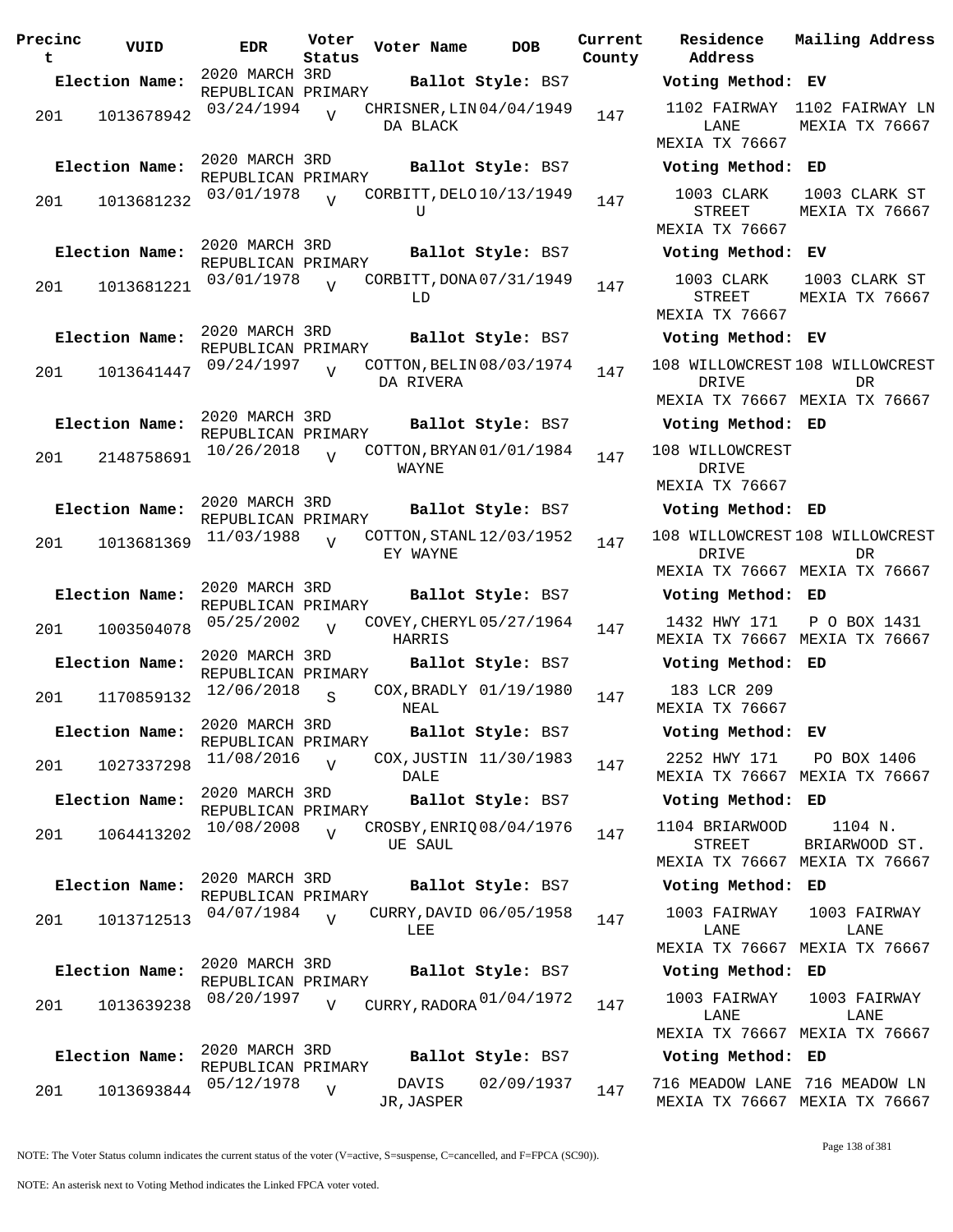| Precinct | VUID | EDR | Voter Status | Voter Name | DOB | Current County | Residence Address | Mailing Address |
|---|---|---|---|---|---|---|---|---|
| **Election Name:** | | 2020 MARCH 3RD REPUBLICAN PRIMARY | | **Ballot Style:** BS7 | | | **Voting Method:** EV | |
| 201 | 1013678942 | 03/24/1994 | V | CHRISNER,LINDA BLACK | 04/04/1949 | 147 | 1102 FAIRWAY LANE MEXIA TX 76667 | 1102 FAIRWAY LN MEXIA TX 76667 |
| **Election Name:** | | 2020 MARCH 3RD REPUBLICAN PRIMARY | | **Ballot Style:** BS7 | | | **Voting Method:** ED | |
| 201 | 1013681232 | 03/01/1978 | V | CORBITT,DELOU | 10/13/1949 | 147 | 1003 CLARK STREET MEXIA TX 76667 | 1003 CLARK ST MEXIA TX 76667 |
| **Election Name:** | | 2020 MARCH 3RD REPUBLICAN PRIMARY | | **Ballot Style:** BS7 | | | **Voting Method:** EV | |
| 201 | 1013681221 | 03/01/1978 | V | CORBITT,DONALD | 07/31/1949 | 147 | 1003 CLARK STREET MEXIA TX 76667 | 1003 CLARK ST MEXIA TX 76667 |
| **Election Name:** | | 2020 MARCH 3RD REPUBLICAN PRIMARY | | **Ballot Style:** BS7 | | | **Voting Method:** EV | |
| 201 | 1013641447 | 09/24/1997 | V | COTTON,BELINDA RIVERA | 08/03/1974 | 147 | 108 WILLOWCREST DRIVE MEXIA TX 76667 | 108 WILLOWCREST DR MEXIA TX 76667 |
| **Election Name:** | | 2020 MARCH 3RD REPUBLICAN PRIMARY | | **Ballot Style:** BS7 | | | **Voting Method:** ED | |
| 201 | 2148758691 | 10/26/2018 | V | COTTON,BRYAN WAYNE | 01/01/1984 | 147 | 108 WILLOWCREST DRIVE MEXIA TX 76667 | |
| **Election Name:** | | 2020 MARCH 3RD REPUBLICAN PRIMARY | | **Ballot Style:** BS7 | | | **Voting Method:** ED | |
| 201 | 1013681369 | 11/03/1988 | V | COTTON,STANLEY WAYNE | 12/03/1952 | 147 | 108 WILLOWCREST DRIVE MEXIA TX 76667 | 108 WILLOWCREST DR MEXIA TX 76667 |
| **Election Name:** | | 2020 MARCH 3RD REPUBLICAN PRIMARY | | **Ballot Style:** BS7 | | | **Voting Method:** ED | |
| 201 | 1003504078 | 05/25/2002 | V | COVEY,CHERYL HARRIS | 05/27/1964 | 147 | 1432 HWY 171 MEXIA TX 76667 | P O BOX 1431 MEXIA TX 76667 |
| **Election Name:** | | 2020 MARCH 3RD REPUBLICAN PRIMARY | | **Ballot Style:** BS7 | | | **Voting Method:** ED | |
| 201 | 1170859132 | 12/06/2018 | S | COX,BRADLY NEAL | 01/19/1980 | 147 | 183 LCR 209 MEXIA TX 76667 | |
| **Election Name:** | | 2020 MARCH 3RD REPUBLICAN PRIMARY | | **Ballot Style:** BS7 | | | **Voting Method:** EV | |
| 201 | 1027337298 | 11/08/2016 | V | COX,JUSTIN DALE | 11/30/1983 | 147 | 2252 HWY 171 MEXIA TX 76667 | PO BOX 1406 MEXIA TX 76667 |
| **Election Name:** | | 2020 MARCH 3RD REPUBLICAN PRIMARY | | **Ballot Style:** BS7 | | | **Voting Method:** ED | |
| 201 | 1064413202 | 10/08/2008 | V | CROSBY,ENRIQUE SAUL | 08/04/1976 | 147 | 1104 BRIARWOOD STREET MEXIA TX 76667 | 1104 N. BRIARWOOD ST. MEXIA TX 76667 |
| **Election Name:** | | 2020 MARCH 3RD REPUBLICAN PRIMARY | | **Ballot Style:** BS7 | | | **Voting Method:** ED | |
| 201 | 1013712513 | 04/07/1984 | V | CURRY,DAVID LEE | 06/05/1958 | 147 | 1003 FAIRWAY LANE MEXIA TX 76667 | 1003 FAIRWAY LANE MEXIA TX 76667 |
| **Election Name:** | | 2020 MARCH 3RD REPUBLICAN PRIMARY | | **Ballot Style:** BS7 | | | **Voting Method:** ED | |
| 201 | 1013639238 | 08/20/1997 | V | CURRY,RADORA | 01/04/1972 | 147 | 1003 FAIRWAY LANE MEXIA TX 76667 | 1003 FAIRWAY LANE MEXIA TX 76667 |
| **Election Name:** | | 2020 MARCH 3RD REPUBLICAN PRIMARY | | **Ballot Style:** BS7 | | | **Voting Method:** ED | |
| 201 | 1013693844 | 05/12/1978 | V | DAVIS JR,JASPER | 02/09/1937 | 147 | 716 MEADOW LANE MEXIA TX 76667 | 716 MEADOW LN MEXIA TX 76667 |

NOTE: The Voter Status column indicates the current status of the voter (V=active, S=suspense, C=cancelled, and F=FPCA (SC90)).

NOTE: An asterisk next to Voting Method indicates the Linked FPCA voter voted.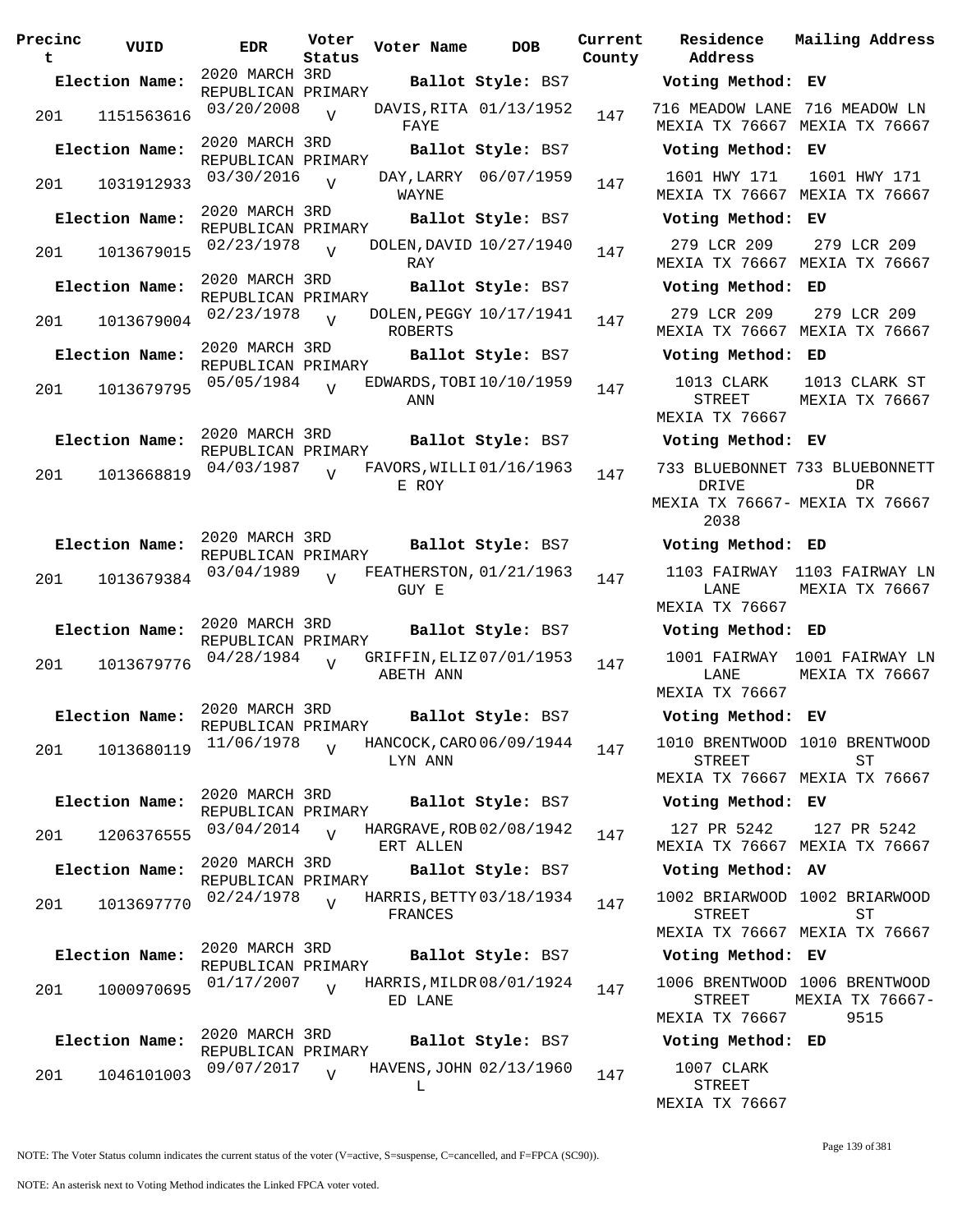| Precinct | VUID | EDR | Voter Status | Voter Name | DOB | Current County | Residence Address | Mailing Address |
|---|---|---|---|---|---|---|---|---|
| **Election Name:** | | 2020 MARCH 3RD REPUBLICAN PRIMARY | | **Ballot Style:** BS7 | | | **Voting Method:** EV | |
| 201 | 1151563616 | 03/20/2008 | V | DAVIS,RITA FAYE | 01/13/1952 | 147 | 716 MEADOW LANE MEXIA TX 76667 | 716 MEADOW LN MEXIA TX 76667 |
| **Election Name:** | | 2020 MARCH 3RD REPUBLICAN PRIMARY | | **Ballot Style:** BS7 | | | **Voting Method:** EV | |
| 201 | 1031912933 | 03/30/2016 | V | DAY,LARRY WAYNE | 06/07/1959 | 147 | 1601 HWY 171 MEXIA TX 76667 | 1601 HWY 171 MEXIA TX 76667 |
| **Election Name:** | | 2020 MARCH 3RD REPUBLICAN PRIMARY | | **Ballot Style:** BS7 | | | **Voting Method:** EV | |
| 201 | 1013679015 | 02/23/1978 | V | DOLEN,DAVID RAY | 10/27/1940 | 147 | 279 LCR 209 MEXIA TX 76667 | 279 LCR 209 MEXIA TX 76667 |
| **Election Name:** | | 2020 MARCH 3RD REPUBLICAN PRIMARY | | **Ballot Style:** BS7 | | | **Voting Method:** ED | |
| 201 | 1013679004 | 02/23/1978 | V | DOLEN,PEGGY ROBERTS | 10/17/1941 | 147 | 279 LCR 209 MEXIA TX 76667 | 279 LCR 209 MEXIA TX 76667 |
| **Election Name:** | | 2020 MARCH 3RD REPUBLICAN PRIMARY | | **Ballot Style:** BS7 | | | **Voting Method:** ED | |
| 201 | 1013679795 | 05/05/1984 | V | EDWARDS,TOBI ANN | 10/10/1959 | 147 | 1013 CLARK STREET MEXIA TX 76667 | 1013 CLARK ST MEXIA TX 76667 |
| **Election Name:** | | 2020 MARCH 3RD REPUBLICAN PRIMARY | | **Ballot Style:** BS7 | | | **Voting Method:** EV | |
| 201 | 1013668819 | 04/03/1987 | V | FAVORS,WILLIE ROY | 01/16/1963 | 147 | 733 BLUEBONNET DRIVE MEXIA TX 76667-2038 | 733 BLUEBONNETT DR MEXIA TX 76667 |
| **Election Name:** | | 2020 MARCH 3RD REPUBLICAN PRIMARY | | **Ballot Style:** BS7 | | | **Voting Method:** ED | |
| 201 | 1013679384 | 03/04/1989 | V | FEATHERSTON, GUY E | 01/21/1963 | 147 | 1103 FAIRWAY LANE MEXIA TX 76667 | 1103 FAIRWAY LN MEXIA TX 76667 |
| **Election Name:** | | 2020 MARCH 3RD REPUBLICAN PRIMARY | | **Ballot Style:** BS7 | | | **Voting Method:** ED | |
| 201 | 1013679776 | 04/28/1984 | V | GRIFFIN,ELIZABETH ANN | 07/01/1953 | 147 | 1001 FAIRWAY LANE MEXIA TX 76667 | 1001 FAIRWAY LN MEXIA TX 76667 |
| **Election Name:** | | 2020 MARCH 3RD REPUBLICAN PRIMARY | | **Ballot Style:** BS7 | | | **Voting Method:** EV | |
| 201 | 1013680119 | 11/06/1978 | V | HANCOCK,CAROLYN ANN | 06/09/1944 | 147 | 1010 BRENTWOOD STREET MEXIA TX 76667 | 1010 BRENTWOOD ST MEXIA TX 76667 |
| **Election Name:** | | 2020 MARCH 3RD REPUBLICAN PRIMARY | | **Ballot Style:** BS7 | | | **Voting Method:** EV | |
| 201 | 1206376555 | 03/04/2014 | V | HARGRAVE,ROBERT ALLEN | 02/08/1942 | 147 | 127 PR 5242 MEXIA TX 76667 | 127 PR 5242 MEXIA TX 76667 |
| **Election Name:** | | 2020 MARCH 3RD REPUBLICAN PRIMARY | | **Ballot Style:** BS7 | | | **Voting Method:** AV | |
| 201 | 1013697770 | 02/24/1978 | V | HARRIS,BETTY FRANCES | 03/18/1934 | 147 | 1002 BRIARWOOD STREET MEXIA TX 76667 | 1002 BRIARWOOD ST MEXIA TX 76667 |
| **Election Name:** | | 2020 MARCH 3RD REPUBLICAN PRIMARY | | **Ballot Style:** BS7 | | | **Voting Method:** EV | |
| 201 | 1000970695 | 01/17/2007 | V | HARRIS,MILDRED LANE | 08/01/1924 | 147 | 1006 BRENTWOOD STREET MEXIA TX 76667 | 1006 BRENTWOOD MEXIA TX 76667-9515 |
| **Election Name:** | | 2020 MARCH 3RD REPUBLICAN PRIMARY | | **Ballot Style:** BS7 | | | **Voting Method:** ED | |
| 201 | 1046101003 | 09/07/2017 | V | HAVENS,JOHN L | 02/13/1960 | 147 | 1007 CLARK STREET MEXIA TX 76667 | |

NOTE: The Voter Status column indicates the current status of the voter (V=active, S=suspense, C=cancelled, and F=FPCA (SC90)).

NOTE: An asterisk next to Voting Method indicates the Linked FPCA voter voted.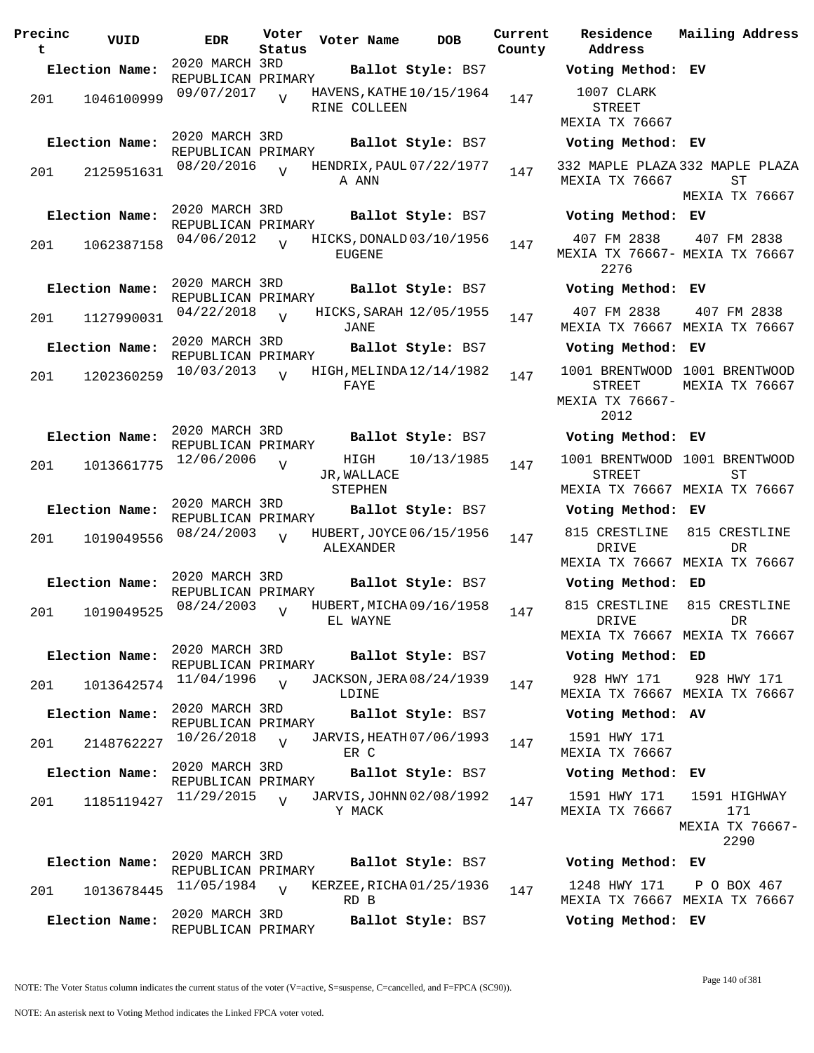| Precinct | VUID | EDR | Voter Status | Voter Name | DOB | Current County | Residence Address | Mailing Address |
|---|---|---|---|---|---|---|---|---|
| **Election Name:** | | 2020 MARCH 3RD REPUBLICAN PRIMARY | | **Ballot Style:** BS7 | | | **Voting Method:** EV | |
| 201 | 1046100999 | 09/07/2017 | V | HAVENS,KATHERINE COLLEEN | 10/15/1964 | 147 | 1007 CLARK STREET MEXIA TX 76667 | |
| **Election Name:** | | 2020 MARCH 3RD REPUBLICAN PRIMARY | | **Ballot Style:** BS7 | | | **Voting Method:** EV | |
| 201 | 2125951631 | 08/20/2016 | V | HENDRIX,PAULA ANN | 07/22/1977 | 147 | 332 MAPLE PLAZA MEXIA TX 76667 | 332 MAPLE PLAZA ST MEXIA TX 76667 |
| **Election Name:** | | 2020 MARCH 3RD REPUBLICAN PRIMARY | | **Ballot Style:** BS7 | | | **Voting Method:** EV | |
| 201 | 1062387158 | 04/06/2012 | V | HICKS,DONALD EUGENE | 03/10/1956 | 147 | 407 FM 2838 MEXIA TX 76667-2276 | 407 FM 2838 MEXIA TX 76667 |
| **Election Name:** | | 2020 MARCH 3RD REPUBLICAN PRIMARY | | **Ballot Style:** BS7 | | | **Voting Method:** EV | |
| 201 | 1127990031 | 04/22/2018 | V | HICKS,SARAH JANE | 12/05/1955 | 147 | 407 FM 2838 MEXIA TX 76667 | 407 FM 2838 MEXIA TX 76667 |
| **Election Name:** | | 2020 MARCH 3RD REPUBLICAN PRIMARY | | **Ballot Style:** BS7 | | | **Voting Method:** EV | |
| 201 | 1202360259 | 10/03/2013 | V | HIGH,MELINDA FAYE | 12/14/1982 | 147 | 1001 BRENTWOOD STREET MEXIA TX 76667-2012 | 1001 BRENTWOOD MEXIA TX 76667 |
| **Election Name:** | | 2020 MARCH 3RD REPUBLICAN PRIMARY | | **Ballot Style:** BS7 | | | **Voting Method:** EV | |
| 201 | 1013661775 | 12/06/2006 | V | HIGH JR,WALLACE STEPHEN | 10/13/1985 | 147 | 1001 BRENTWOOD STREET MEXIA TX 76667 | 1001 BRENTWOOD ST MEXIA TX 76667 |
| **Election Name:** | | 2020 MARCH 3RD REPUBLICAN PRIMARY | | **Ballot Style:** BS7 | | | **Voting Method:** EV | |
| 201 | 1019049556 | 08/24/2003 | V | HUBERT,JOYCE ALEXANDER | 06/15/1956 | 147 | 815 CRESTLINE DRIVE MEXIA TX 76667 | 815 CRESTLINE DR MEXIA TX 76667 |
| **Election Name:** | | 2020 MARCH 3RD REPUBLICAN PRIMARY | | **Ballot Style:** BS7 | | | **Voting Method:** ED | |
| 201 | 1019049525 | 08/24/2003 | V | HUBERT,MICHAEL WAYNE | 09/16/1958 | 147 | 815 CRESTLINE DRIVE MEXIA TX 76667 | 815 CRESTLINE DR MEXIA TX 76667 |
| **Election Name:** | | 2020 MARCH 3RD REPUBLICAN PRIMARY | | **Ballot Style:** BS7 | | | **Voting Method:** ED | |
| 201 | 1013642574 | 11/04/1996 | V | JACKSON,JERALDINE | 08/24/1939 | 147 | 928 HWY 171 MEXIA TX 76667 | 928 HWY 171 MEXIA TX 76667 |
| **Election Name:** | | 2020 MARCH 3RD REPUBLICAN PRIMARY | | **Ballot Style:** BS7 | | | **Voting Method:** AV | |
| 201 | 2148762227 | 10/26/2018 | V | JARVIS,HEATHER C | 07/06/1993 | 147 | 1591 HWY 171 MEXIA TX 76667 | |
| **Election Name:** | | 2020 MARCH 3RD REPUBLICAN PRIMARY | | **Ballot Style:** BS7 | | | **Voting Method:** EV | |
| 201 | 1185119427 | 11/29/2015 | V | JARVIS,JOHNNY MACK | 02/08/1992 | 147 | 1591 HWY 171 MEXIA TX 76667 | 1591 HIGHWAY 171 MEXIA TX 76667-2290 |
| **Election Name:** | | 2020 MARCH 3RD REPUBLICAN PRIMARY | | **Ballot Style:** BS7 | | | **Voting Method:** EV | |
| 201 | 1013678445 | 11/05/1984 | V | KERZEE,RICHARD B | 01/25/1936 | 147 | 1248 HWY 171 MEXIA TX 76667 | P O BOX 467 MEXIA TX 76667 |
| **Election Name:** | | 2020 MARCH 3RD REPUBLICAN PRIMARY | | **Ballot Style:** BS7 | | | **Voting Method:** EV | |

NOTE: The Voter Status column indicates the current status of the voter (V=active, S=suspense, C=cancelled, and F=FPCA (SC90)).

NOTE: An asterisk next to Voting Method indicates the Linked FPCA voter voted.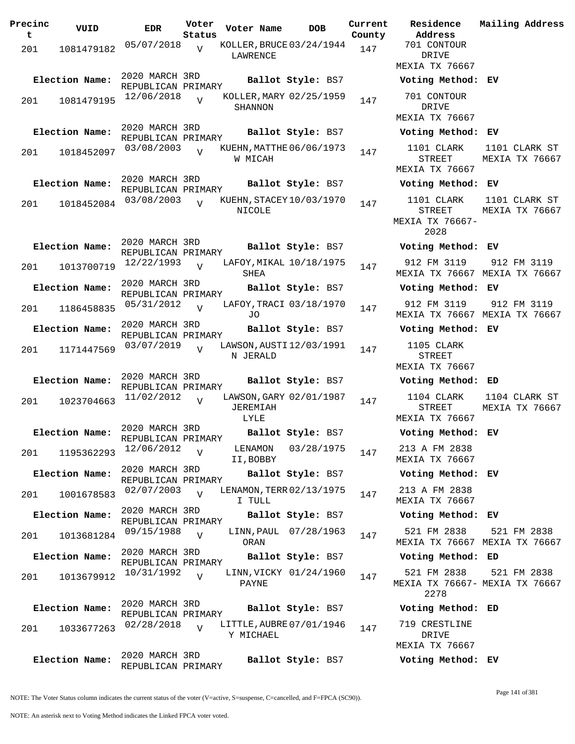| Precinct | VUID | EDR | Voter Status | Voter Name | DOB | Current County | Residence Address | Mailing Address |
|---|---|---|---|---|---|---|---|---|
| 201 | 1081479182 | 05/07/2018 | V | KOLLER, BRUCE LAWRENCE | 03/24/1944 | 147 | 701 CONTOUR DRIVE MEXIA TX 76667 | |
| **Election Name:** | | 2020 MARCH 3RD REPUBLICAN PRIMARY | | **Ballot Style:** BS7 | | | **Voting Method:** EV | |
| 201 | 1081479195 | 12/06/2018 | V | KOLLER, MARY SHANNON | 02/25/1959 | 147 | 701 CONTOUR DRIVE MEXIA TX 76667 | |
| **Election Name:** | | 2020 MARCH 3RD REPUBLICAN PRIMARY | | **Ballot Style:** BS7 | | | **Voting Method:** EV | |
| 201 | 1018452097 | 03/08/2003 | V | KUEHN, MATTHEW MICAH | 06/06/1973 | 147 | 1101 CLARK STREET MEXIA TX 76667 | 1101 CLARK ST MEXIA TX 76667 |
| **Election Name:** | | 2020 MARCH 3RD REPUBLICAN PRIMARY | | **Ballot Style:** BS7 | | | **Voting Method:** EV | |
| 201 | 1018452084 | 03/08/2003 | V | KUEHN, STACEY NICOLE | 10/03/1970 | 147 | 1101 CLARK STREET MEXIA TX 76667-2028 | 1101 CLARK ST MEXIA TX 76667 |
| **Election Name:** | | 2020 MARCH 3RD REPUBLICAN PRIMARY | | **Ballot Style:** BS7 | | | **Voting Method:** EV | |
| 201 | 1013700719 | 12/22/1993 | V | LAFOY, MIKAL SHEA | 10/18/1975 | 147 | 912 FM 3119 MEXIA TX 76667 | 912 FM 3119 MEXIA TX 76667 |
| **Election Name:** | | 2020 MARCH 3RD REPUBLICAN PRIMARY | | **Ballot Style:** BS7 | | | **Voting Method:** EV | |
| 201 | 1186458835 | 05/31/2012 | V | LAFOY, TRACI JO | 03/18/1970 | 147 | 912 FM 3119 MEXIA TX 76667 | 912 FM 3119 MEXIA TX 76667 |
| **Election Name:** | | 2020 MARCH 3RD REPUBLICAN PRIMARY | | **Ballot Style:** BS7 | | | **Voting Method:** EV | |
| 201 | 1171447569 | 03/07/2019 | V | LAWSON, AUSTIN JERALD | 12/03/1991 | 147 | 1105 CLARK STREET MEXIA TX 76667 | |
| **Election Name:** | | 2020 MARCH 3RD REPUBLICAN PRIMARY | | **Ballot Style:** BS7 | | | **Voting Method:** ED | |
| 201 | 1023704663 | 11/02/2012 | V | LAWSON, GARY JEREMIAH LYLE | 02/01/1987 | 147 | 1104 CLARK STREET MEXIA TX 76667 | 1104 CLARK ST MEXIA TX 76667 |
| **Election Name:** | | 2020 MARCH 3RD REPUBLICAN PRIMARY | | **Ballot Style:** BS7 | | | **Voting Method:** EV | |
| 201 | 1195362293 | 12/06/2012 | V | LENAMON II, BOBBY | 03/28/1975 | 147 | 213 A FM 2838 MEXIA TX 76667 | |
| **Election Name:** | | 2020 MARCH 3RD REPUBLICAN PRIMARY | | **Ballot Style:** BS7 | | | **Voting Method:** EV | |
| 201 | 1001678583 | 02/07/2003 | V | LENAMON, TERRI TULL | 02/13/1975 | 147 | 213 A FM 2838 MEXIA TX 76667 | |
| **Election Name:** | | 2020 MARCH 3RD REPUBLICAN PRIMARY | | **Ballot Style:** BS7 | | | **Voting Method:** EV | |
| 201 | 1013681284 | 09/15/1988 | V | LINN, PAUL ORAN | 07/28/1963 | 147 | 521 FM 2838 MEXIA TX 76667 | 521 FM 2838 MEXIA TX 76667 |
| **Election Name:** | | 2020 MARCH 3RD REPUBLICAN PRIMARY | | **Ballot Style:** BS7 | | | **Voting Method:** ED | |
| 201 | 1013679912 | 10/31/1992 | V | LINN, VICKY PAYNE | 01/24/1960 | 147 | 521 FM 2838 MEXIA TX 76667-2278 | 521 FM 2838 MEXIA TX 76667 |
| **Election Name:** | | 2020 MARCH 3RD REPUBLICAN PRIMARY | | **Ballot Style:** BS7 | | | **Voting Method:** ED | |
| 201 | 1033677263 | 02/28/2018 | V | LITTLE, AUBREY MICHAEL | 07/01/1946 | 147 | 719 CRESTLINE DRIVE MEXIA TX 76667 | |
| **Election Name:** | | 2020 MARCH 3RD REPUBLICAN PRIMARY | | **Ballot Style:** BS7 | | | **Voting Method:** EV | |

NOTE: The Voter Status column indicates the current status of the voter (V=active, S=suspense, C=cancelled, and F=FPCA (SC90)).

NOTE: An asterisk next to Voting Method indicates the Linked FPCA voter voted.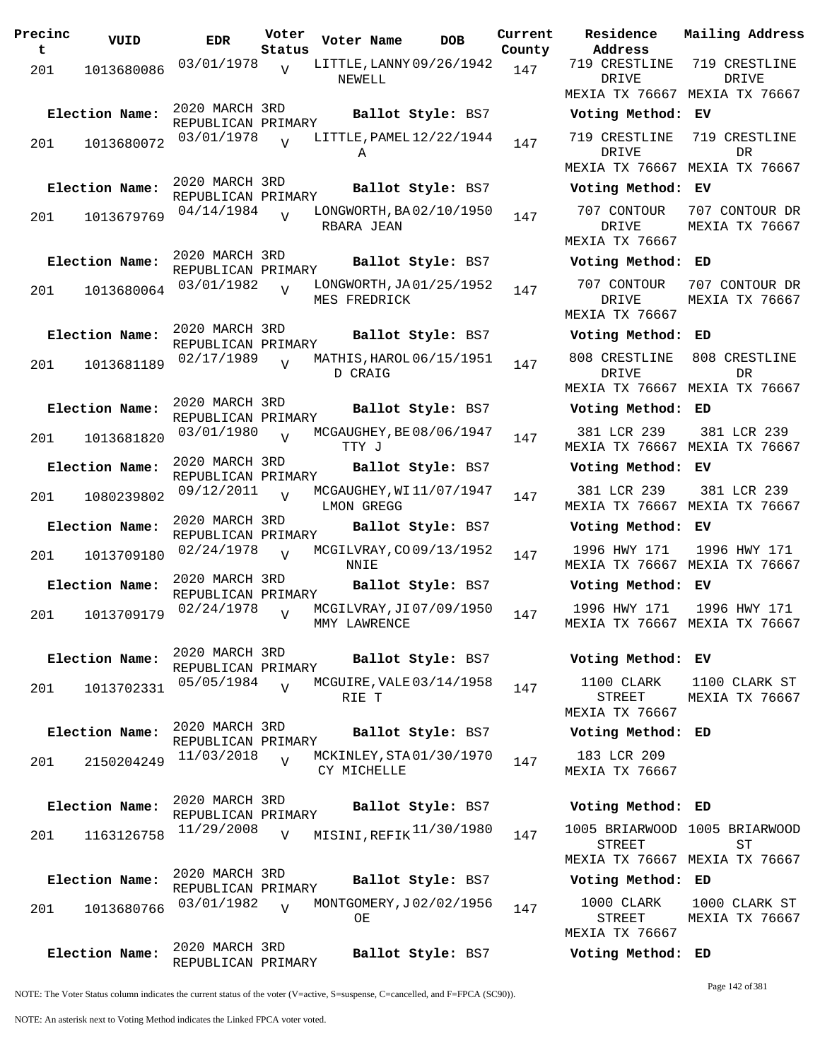| Precinct | VUID | EDR | Voter Status | Voter Name | DOB | Current County | Residence Address | Mailing Address |
|---|---|---|---|---|---|---|---|---|
| 201 | 1013680086 | 03/01/1978 | V | LITTLE, LANNY NEWELL | 09/26/1942 | 147 | 719 CRESTLINE DRIVE MEXIA TX 76667 | 719 CRESTLINE DRIVE MEXIA TX 76667 |
| Election Name: | 2020 MARCH 3RD REPUBLICAN PRIMARY | | | Ballot Style: BS7 | | | Voting Method: EV | |
| 201 | 1013680072 | 03/01/1978 | V | LITTLE, PAMELA | 12/22/1944 | 147 | 719 CRESTLINE DRIVE MEXIA TX 76667 | 719 CRESTLINE DR MEXIA TX 76667 |
| Election Name: | 2020 MARCH 3RD REPUBLICAN PRIMARY | | | Ballot Style: BS7 | | | Voting Method: EV | |
| 201 | 1013679769 | 04/14/1984 | V | LONGWORTH, BARBARA JEAN | 02/10/1950 | 147 | 707 CONTOUR DRIVE MEXIA TX 76667 | 707 CONTOUR DR MEXIA TX 76667 |
| Election Name: | 2020 MARCH 3RD REPUBLICAN PRIMARY | | | Ballot Style: BS7 | | | Voting Method: ED | |
| 201 | 1013680064 | 03/01/1982 | V | LONGWORTH, JAMES FREDRICK | 01/25/1952 | 147 | 707 CONTOUR DRIVE MEXIA TX 76667 | 707 CONTOUR DR MEXIA TX 76667 |
| Election Name: | 2020 MARCH 3RD REPUBLICAN PRIMARY | | | Ballot Style: BS7 | | | Voting Method: ED | |
| 201 | 1013681189 | 02/17/1989 | V | MATHIS, HAROLD CRAIG | 06/15/1951 | 147 | 808 CRESTLINE DRIVE MEXIA TX 76667 | 808 CRESTLINE DR MEXIA TX 76667 |
| Election Name: | 2020 MARCH 3RD REPUBLICAN PRIMARY | | | Ballot Style: BS7 | | | Voting Method: ED | |
| 201 | 1013681820 | 03/01/1980 | V | MCGAUGHEY, BETTY J | 08/06/1947 | 147 | 381 LCR 239 MEXIA TX 76667 | 381 LCR 239 MEXIA TX 76667 |
| Election Name: | 2020 MARCH 3RD REPUBLICAN PRIMARY | | | Ballot Style: BS7 | | | Voting Method: EV | |
| 201 | 1080239802 | 09/12/2011 | V | MCGAUGHEY, WILMON GREGG | 11/07/1947 | 147 | 381 LCR 239 MEXIA TX 76667 | 381 LCR 239 MEXIA TX 76667 |
| Election Name: | 2020 MARCH 3RD REPUBLICAN PRIMARY | | | Ballot Style: BS7 | | | Voting Method: EV | |
| 201 | 1013709180 | 02/24/1978 | V | MCGILVRAY, CONNIE | 09/13/1952 | 147 | 1996 HWY 171 MEXIA TX 76667 | 1996 HWY 171 MEXIA TX 76667 |
| Election Name: | 2020 MARCH 3RD REPUBLICAN PRIMARY | | | Ballot Style: BS7 | | | Voting Method: EV | |
| 201 | 1013709179 | 02/24/1978 | V | MCGILVRAY, JIMMY LAWRENCE | 07/09/1950 | 147 | 1996 HWY 171 MEXIA TX 76667 | 1996 HWY 171 MEXIA TX 76667 |
| Election Name: | 2020 MARCH 3RD REPUBLICAN PRIMARY | | | Ballot Style: BS7 | | | Voting Method: EV | |
| 201 | 1013702331 | 05/05/1984 | V | MCGUIRE, VALERIE T | 03/14/1958 | 147 | 1100 CLARK STREET MEXIA TX 76667 | 1100 CLARK ST MEXIA TX 76667 |
| Election Name: | 2020 MARCH 3RD REPUBLICAN PRIMARY | | | Ballot Style: BS7 | | | Voting Method: ED | |
| 201 | 2150204249 | 11/03/2018 | V | MCKINLEY, STACY MICHELLE | 01/30/1970 | 147 | 183 LCR 209 MEXIA TX 76667 | |
| Election Name: | 2020 MARCH 3RD REPUBLICAN PRIMARY | | | Ballot Style: BS7 | | | Voting Method: ED | |
| 201 | 1163126758 | 11/29/2008 | V | MISINI, REFIK | 11/30/1980 | 147 | 1005 BRIARWOOD STREET MEXIA TX 76667 | 1005 BRIARWOOD ST MEXIA TX 76667 |
| Election Name: | 2020 MARCH 3RD REPUBLICAN PRIMARY | | | Ballot Style: BS7 | | | Voting Method: ED | |
| 201 | 1013680766 | 03/01/1982 | V | MONTGOMERY, JOE | 02/02/1956 | 147 | 1000 CLARK STREET MEXIA TX 76667 | 1000 CLARK ST MEXIA TX 76667 |
| Election Name: | 2020 MARCH 3RD REPUBLICAN PRIMARY | | | Ballot Style: BS7 | | | Voting Method: ED | |

NOTE: The Voter Status column indicates the current status of the voter (V=active, S=suspense, C=cancelled, and F=FPCA (SC90)).

NOTE: An asterisk next to Voting Method indicates the Linked FPCA voter voted.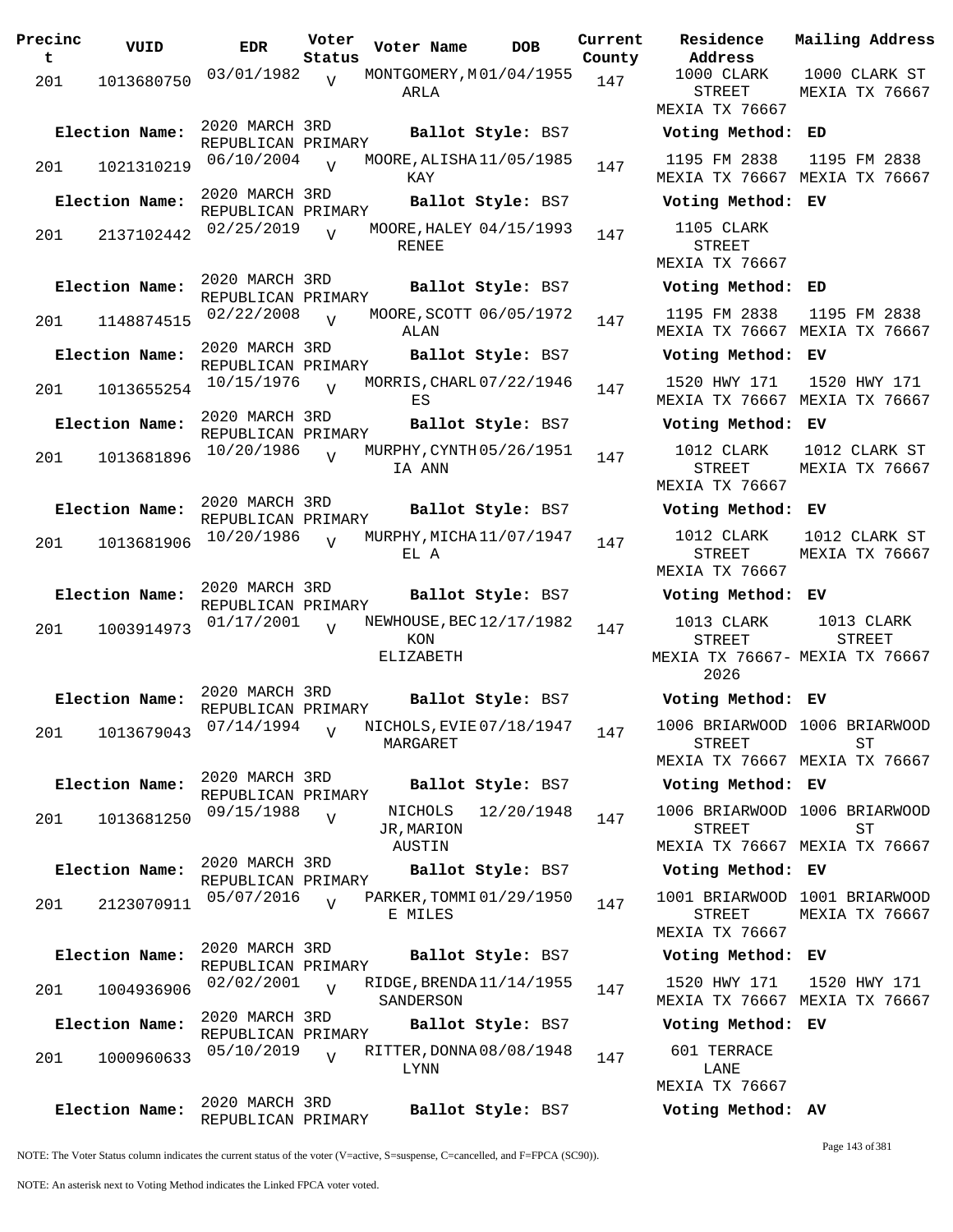| Precinct | VUID | EDR | Voter Status | Voter Name | DOB | Current County | Residence Address | Mailing Address |
|---|---|---|---|---|---|---|---|---|
| 201 | 1013680750 | 03/01/1982 | V | MONTGOMERY, MARLA | 01/04/1955 | 147 | 1000 CLARK STREET MEXIA TX 76667 | 1000 CLARK ST MEXIA TX 76667 |
| **Election Name:** | 2020 MARCH 3RD REPUBLICAN PRIMARY | | | **Ballot Style:** BS7 | | | **Voting Method:** ED | |
| 201 | 1021310219 | 06/10/2004 | V | MOORE, ALISHA KAY | 11/05/1985 | 147 | 1195 FM 2838 MEXIA TX 76667 | 1195 FM 2838 MEXIA TX 76667 |
| **Election Name:** | 2020 MARCH 3RD REPUBLICAN PRIMARY | | | **Ballot Style:** BS7 | | | **Voting Method:** EV | |
| 201 | 2137102442 | 02/25/2019 | V | MOORE, HALEY RENEE | 04/15/1993 | 147 | 1105 CLARK STREET MEXIA TX 76667 | |
| **Election Name:** | 2020 MARCH 3RD REPUBLICAN PRIMARY | | | **Ballot Style:** BS7 | | | **Voting Method:** ED | |
| 201 | 1148874515 | 02/22/2008 | V | MOORE, SCOTT ALAN | 06/05/1972 | 147 | 1195 FM 2838 MEXIA TX 76667 | 1195 FM 2838 MEXIA TX 76667 |
| **Election Name:** | 2020 MARCH 3RD REPUBLICAN PRIMARY | | | **Ballot Style:** BS7 | | | **Voting Method:** EV | |
| 201 | 1013655254 | 10/15/1976 | V | MORRIS, CHARLES | 07/22/1946 | 147 | 1520 HWY 171 MEXIA TX 76667 | 1520 HWY 171 MEXIA TX 76667 |
| **Election Name:** | 2020 MARCH 3RD REPUBLICAN PRIMARY | | | **Ballot Style:** BS7 | | | **Voting Method:** EV | |
| 201 | 1013681896 | 10/20/1986 | V | MURPHY, CYNTHIA ANN | 05/26/1951 | 147 | 1012 CLARK STREET MEXIA TX 76667 | 1012 CLARK ST MEXIA TX 76667 |
| **Election Name:** | 2020 MARCH 3RD REPUBLICAN PRIMARY | | | **Ballot Style:** BS7 | | | **Voting Method:** EV | |
| 201 | 1013681906 | 10/20/1986 | V | MURPHY, MICHAEL A | 11/07/1947 | 147 | 1012 CLARK STREET MEXIA TX 76667 | 1012 CLARK ST MEXIA TX 76667 |
| **Election Name:** | 2020 MARCH 3RD REPUBLICAN PRIMARY | | | **Ballot Style:** BS7 | | | **Voting Method:** EV | |
| 201 | 1003914973 | 01/17/2001 | V | NEWHOUSE, BECKON ELIZABETH | 12/17/1982 | 147 | 1013 CLARK STREET MEXIA TX 76667-2026 | 1013 CLARK STREET MEXIA TX 76667 |
| **Election Name:** | 2020 MARCH 3RD REPUBLICAN PRIMARY | | | **Ballot Style:** BS7 | | | **Voting Method:** EV | |
| 201 | 1013679043 | 07/14/1994 | V | NICHOLS, EVIE MARGARET | 07/18/1947 | 147 | 1006 BRIARWOOD STREET MEXIA TX 76667 | 1006 BRIARWOOD ST MEXIA TX 76667 |
| **Election Name:** | 2020 MARCH 3RD REPUBLICAN PRIMARY | | | **Ballot Style:** BS7 | | | **Voting Method:** EV | |
| 201 | 1013681250 | 09/15/1988 | V | NICHOLS JR, MARION AUSTIN | 12/20/1948 | 147 | 1006 BRIARWOOD STREET MEXIA TX 76667 | 1006 BRIARWOOD ST MEXIA TX 76667 |
| **Election Name:** | 2020 MARCH 3RD REPUBLICAN PRIMARY | | | **Ballot Style:** BS7 | | | **Voting Method:** EV | |
| 201 | 2123070911 | 05/07/2016 | V | PARKER, TOMMIE MILES | 01/29/1950 | 147 | 1001 BRIARWOOD STREET MEXIA TX 76667 | 1001 BRIARWOOD MEXIA TX 76667 |
| **Election Name:** | 2020 MARCH 3RD REPUBLICAN PRIMARY | | | **Ballot Style:** BS7 | | | **Voting Method:** EV | |
| 201 | 1004936906 | 02/02/2001 | V | RIDGE, BRENDA SANDERSON | 11/14/1955 | 147 | 1520 HWY 171 MEXIA TX 76667 | 1520 HWY 171 MEXIA TX 76667 |
| **Election Name:** | 2020 MARCH 3RD REPUBLICAN PRIMARY | | | **Ballot Style:** BS7 | | | **Voting Method:** EV | |
| 201 | 1000960633 | 05/10/2019 | V | RITTER, DONNA LYNN | 08/08/1948 | 147 | 601 TERRACE LANE MEXIA TX 76667 | |
| **Election Name:** | 2020 MARCH 3RD REPUBLICAN PRIMARY | | | **Ballot Style:** BS7 | | | **Voting Method:** AV | |

NOTE: The Voter Status column indicates the current status of the voter (V=active, S=suspense, C=cancelled, and F=FPCA (SC90)).

NOTE: An asterisk next to Voting Method indicates the Linked FPCA voter voted.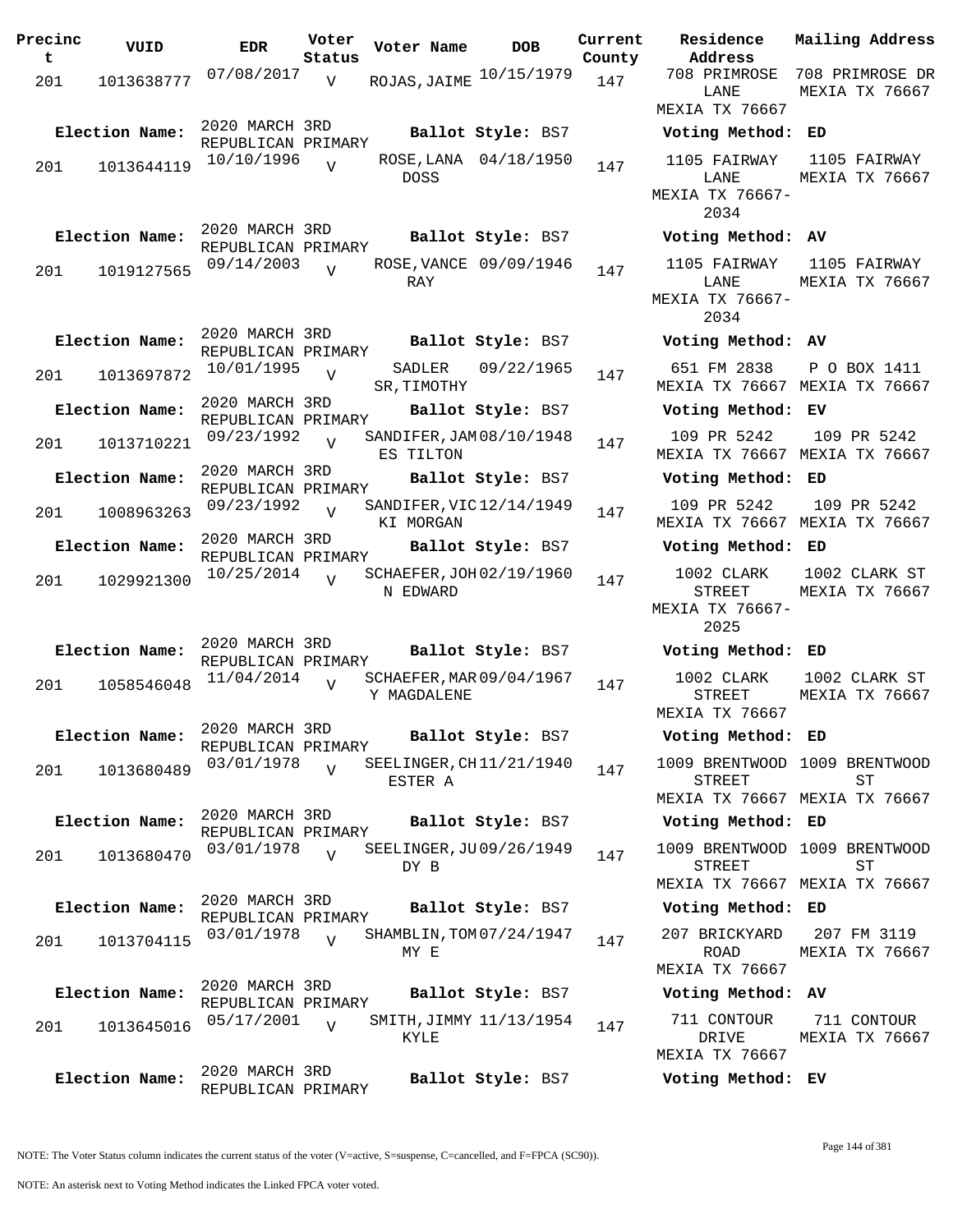| Precinct | VUID | EDR | Voter Status | Voter Name | DOB | Current County | Residence Address | Mailing Address |
|---|---|---|---|---|---|---|---|---|
| 201 | 1013638777 | 07/08/2017 | V | ROJAS, JAIME | 10/15/1979 | 147 | 708 PRIMROSE LANE MEXIA TX 76667 | 708 PRIMROSE DR MEXIA TX 76667 |
| Election Name: | 2020 MARCH 3RD REPUBLICAN PRIMARY | | | Ballot Style: BS7 | | | Voting Method: ED | |
| 201 | 1013644119 | 10/10/1996 | V | ROSE, LANA DOSS | 04/18/1950 | 147 | 1105 FAIRWAY LANE MEXIA TX 76667-2034 | 1105 FAIRWAY MEXIA TX 76667 |
| Election Name: | 2020 MARCH 3RD REPUBLICAN PRIMARY | | | Ballot Style: BS7 | | | Voting Method: AV | |
| 201 | 1019127565 | 09/14/2003 | V | ROSE, VANCE RAY | 09/09/1946 | 147 | 1105 FAIRWAY LANE MEXIA TX 76667-2034 | 1105 FAIRWAY MEXIA TX 76667 |
| Election Name: | 2020 MARCH 3RD REPUBLICAN PRIMARY | | | Ballot Style: BS7 | | | Voting Method: AV | |
| 201 | 1013697872 | 10/01/1995 | V | SADLER SR, TIMOTHY | 09/22/1965 | 147 | 651 FM 2838 MEXIA TX 76667 | P O BOX 1411 MEXIA TX 76667 |
| Election Name: | 2020 MARCH 3RD REPUBLICAN PRIMARY | | | Ballot Style: BS7 | | | Voting Method: EV | |
| 201 | 1013710221 | 09/23/1992 | V | SANDIFER, JAMES TILTON | 08/10/1948 | 147 | 109 PR 5242 MEXIA TX 76667 | 109 PR 5242 MEXIA TX 76667 |
| Election Name: | 2020 MARCH 3RD REPUBLICAN PRIMARY | | | Ballot Style: BS7 | | | Voting Method: ED | |
| 201 | 1008963263 | 09/23/1992 | V | SANDIFER, VICKI MORGAN | 12/14/1949 | 147 | 109 PR 5242 MEXIA TX 76667 | 109 PR 5242 MEXIA TX 76667 |
| Election Name: | 2020 MARCH 3RD REPUBLICAN PRIMARY | | | Ballot Style: BS7 | | | Voting Method: ED | |
| 201 | 1029921300 | 10/25/2014 | V | SCHAEFER, JOHN EDWARD | 02/19/1960 | 147 | 1002 CLARK STREET MEXIA TX 76667-2025 | 1002 CLARK ST MEXIA TX 76667 |
| Election Name: | 2020 MARCH 3RD REPUBLICAN PRIMARY | | | Ballot Style: BS7 | | | Voting Method: ED | |
| 201 | 1058546048 | 11/04/2014 | V | SCHAEFER, MARY MAGDALENE | 09/04/1967 | 147 | 1002 CLARK STREET MEXIA TX 76667 | 1002 CLARK ST MEXIA TX 76667 |
| Election Name: | 2020 MARCH 3RD REPUBLICAN PRIMARY | | | Ballot Style: BS7 | | | Voting Method: ED | |
| 201 | 1013680489 | 03/01/1978 | V | SEELINGER, CHESTER A | 11/21/1940 | 147 | 1009 BRENTWOOD STREET MEXIA TX 76667 | 1009 BRENTWOOD ST MEXIA TX 76667 |
| Election Name: | 2020 MARCH 3RD REPUBLICAN PRIMARY | | | Ballot Style: BS7 | | | Voting Method: ED | |
| 201 | 1013680470 | 03/01/1978 | V | SEELINGER, JUDY B | 09/26/1949 | 147 | 1009 BRENTWOOD STREET MEXIA TX 76667 | 1009 BRENTWOOD ST MEXIA TX 76667 |
| Election Name: | 2020 MARCH 3RD REPUBLICAN PRIMARY | | | Ballot Style: BS7 | | | Voting Method: ED | |
| 201 | 1013704115 | 03/01/1978 | V | SHAMBLIN, TOMMY E | 07/24/1947 | 147 | 207 BRICKYARD ROAD MEXIA TX 76667 | 207 FM 3119 MEXIA TX 76667 |
| Election Name: | 2020 MARCH 3RD REPUBLICAN PRIMARY | | | Ballot Style: BS7 | | | Voting Method: AV | |
| 201 | 1013645016 | 05/17/2001 | V | SMITH, JIMMY KYLE | 11/13/1954 | 147 | 711 CONTOUR DRIVE MEXIA TX 76667 | 711 CONTOUR MEXIA TX 76667 |
| Election Name: | 2020 MARCH 3RD REPUBLICAN PRIMARY | | | Ballot Style: BS7 | | | Voting Method: EV | |

NOTE: The Voter Status column indicates the current status of the voter (V=active, S=suspense, C=cancelled, and F=FPCA (SC90)).

NOTE: An asterisk next to Voting Method indicates the Linked FPCA voter voted.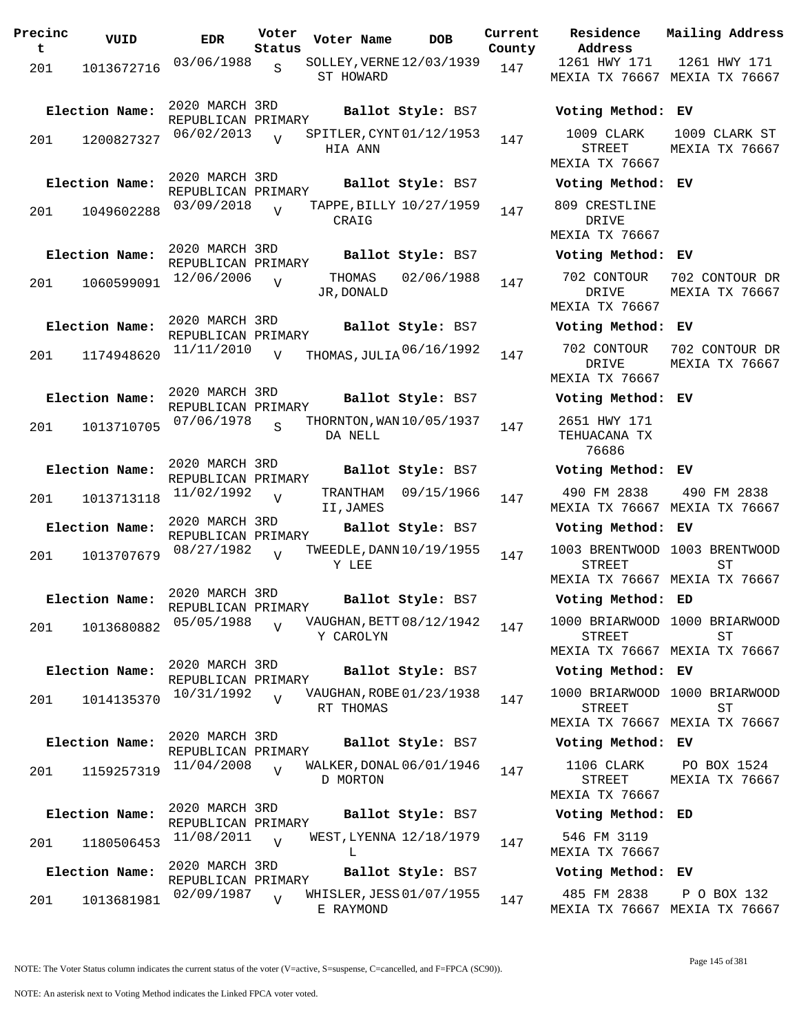| Precinct | VUID | EDR | Voter Status | Voter Name | DOB | Current County | Residence Address | Mailing Address |
|---|---|---|---|---|---|---|---|---|
| 201 | 1013672716 | 03/06/1988 | S | SOLLEY,VERNEST HOWARD | 12/03/1939 | 147 | 1261 HWY 171 MEXIA TX 76667 | 1261 HWY 171 MEXIA TX 76667 |
| Election Name: | 2020 MARCH 3RD REPUBLICAN PRIMARY | | | Ballot Style: BS7 | | | Voting Method: EV | |
| 201 | 1200827327 | 06/02/2013 | V | SPITLER,CYNTHIA ANN | 01/12/1953 | 147 | 1009 CLARK STREET MEXIA TX 76667 | 1009 CLARK ST MEXIA TX 76667 |
| Election Name: | 2020 MARCH 3RD REPUBLICAN PRIMARY | | | Ballot Style: BS7 | | | Voting Method: EV | |
| 201 | 1049602288 | 03/09/2018 | V | TAPPE,BILLY CRAIG | 10/27/1959 | 147 | 809 CRESTLINE DRIVE MEXIA TX 76667 | |
| Election Name: | 2020 MARCH 3RD REPUBLICAN PRIMARY | | | Ballot Style: BS7 | | | Voting Method: EV | |
| 201 | 1060599091 | 12/06/2006 | V | THOMAS JR,DONALD | 02/06/1988 | 147 | 702 CONTOUR DRIVE MEXIA TX 76667 | 702 CONTOUR DR MEXIA TX 76667 |
| Election Name: | 2020 MARCH 3RD REPUBLICAN PRIMARY | | | Ballot Style: BS7 | | | Voting Method: EV | |
| 201 | 1174948620 | 11/11/2010 | V | THOMAS,JULIA | 06/16/1992 | 147 | 702 CONTOUR DRIVE MEXIA TX 76667 | 702 CONTOUR DR MEXIA TX 76667 |
| Election Name: | 2020 MARCH 3RD REPUBLICAN PRIMARY | | | Ballot Style: BS7 | | | Voting Method: EV | |
| 201 | 1013710705 | 07/06/1978 | S | THORNTON,WANDA NELL | 10/05/1937 | 147 | 2651 HWY 171 TEHUACANA TX 76686 | |
| Election Name: | 2020 MARCH 3RD REPUBLICAN PRIMARY | | | Ballot Style: BS7 | | | Voting Method: EV | |
| 201 | 1013713118 | 11/02/1992 | V | TRANTHAM II,JAMES | 09/15/1966 | 147 | 490 FM 2838 MEXIA TX 76667 | 490 FM 2838 MEXIA TX 76667 |
| Election Name: | 2020 MARCH 3RD REPUBLICAN PRIMARY | | | Ballot Style: BS7 | | | Voting Method: EV | |
| 201 | 1013707679 | 08/27/1982 | V | TWEEDLE,DANNY LEE | 10/19/1955 | 147 | 1003 BRENTWOOD STREET MEXIA TX 76667 | 1003 BRENTWOOD ST MEXIA TX 76667 |
| Election Name: | 2020 MARCH 3RD REPUBLICAN PRIMARY | | | Ballot Style: BS7 | | | Voting Method: ED | |
| 201 | 1013680882 | 05/05/1988 | V | VAUGHAN,BETTY CAROLYN | 08/12/1942 | 147 | 1000 BRIARWOOD STREET MEXIA TX 76667 | 1000 BRIARWOOD ST MEXIA TX 76667 |
| Election Name: | 2020 MARCH 3RD REPUBLICAN PRIMARY | | | Ballot Style: BS7 | | | Voting Method: EV | |
| 201 | 1014135370 | 10/31/1992 | V | VAUGHAN,ROBERT THOMAS | 01/23/1938 | 147 | 1000 BRIARWOOD STREET MEXIA TX 76667 | 1000 BRIARWOOD ST MEXIA TX 76667 |
| Election Name: | 2020 MARCH 3RD REPUBLICAN PRIMARY | | | Ballot Style: BS7 | | | Voting Method: EV | |
| 201 | 1159257319 | 11/04/2008 | V | WALKER,DONALD MORTON | 06/01/1946 | 147 | 1106 CLARK STREET MEXIA TX 76667 | PO BOX 1524 MEXIA TX 76667 |
| Election Name: | 2020 MARCH 3RD REPUBLICAN PRIMARY | | | Ballot Style: BS7 | | | Voting Method: ED | |
| 201 | 1180506453 | 11/08/2011 | V | WEST,LYENNA L | 12/18/1979 | 147 | 546 FM 3119 MEXIA TX 76667 | |
| Election Name: | 2020 MARCH 3RD REPUBLICAN PRIMARY | | | Ballot Style: BS7 | | | Voting Method: EV | |
| 201 | 1013681981 | 02/09/1987 | V | WHISLER,JESSE RAYMOND | 01/07/1955 | 147 | 485 FM 2838 MEXIA TX 76667 | P O BOX 132 MEXIA TX 76667 |

NOTE: The Voter Status column indicates the current status of the voter (V=active, S=suspense, C=cancelled, and F=FPCA (SC90)).

NOTE: An asterisk next to Voting Method indicates the Linked FPCA voter voted.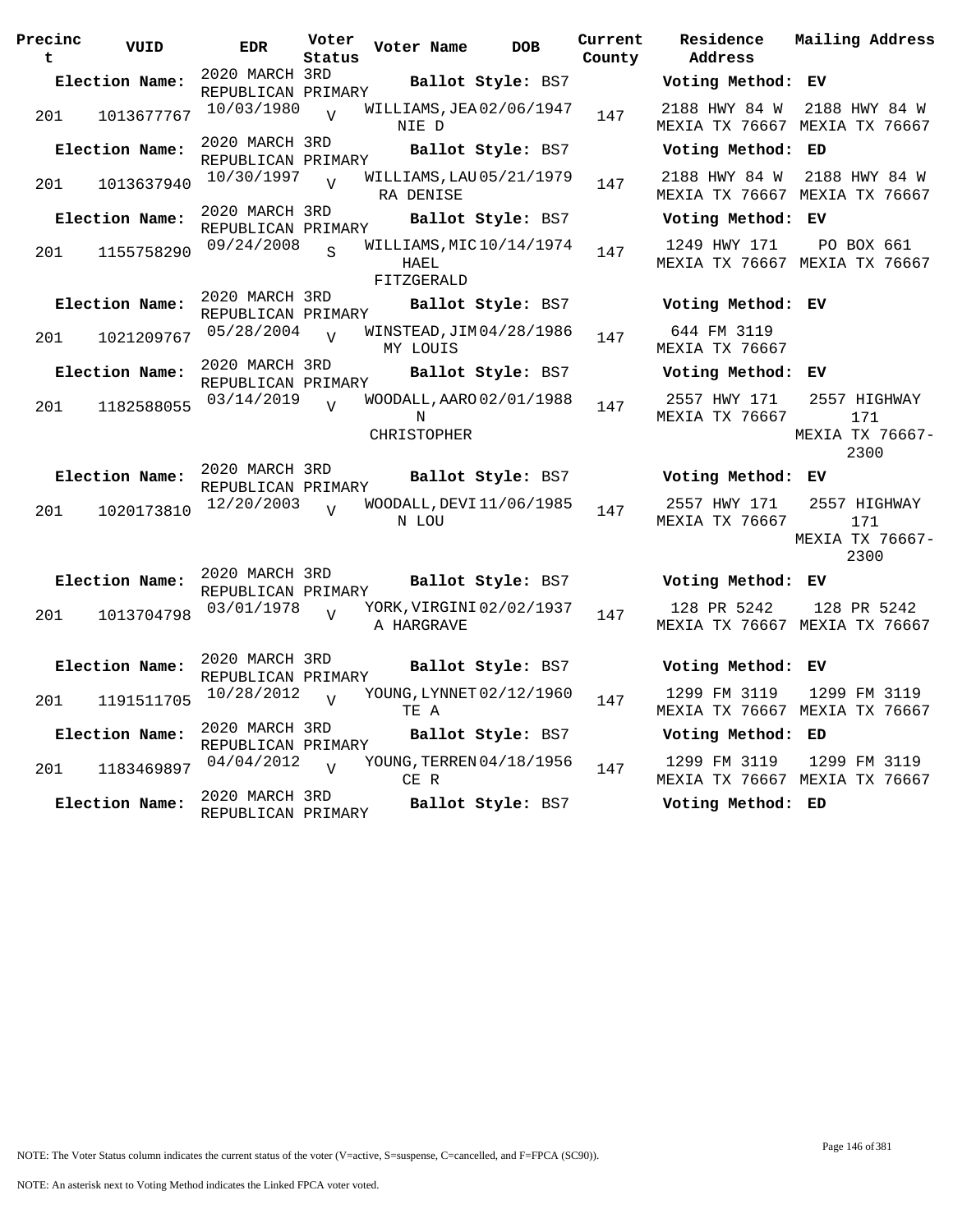| Precinct | VUID | EDR | Voter Status | Voter Name | DOB | Current County | Residence Address | Mailing Address |
|---|---|---|---|---|---|---|---|---|
| **Election Name:** | | 2020 MARCH 3RD REPUBLICAN PRIMARY | | **Ballot Style:** BS7 | | | **Voting Method:** EV | |
| 201 | 1013677767 | 10/03/1980 | V | WILLIAMS,JEANIE D | 02/06/1947 | 147 | 2188 HWY 84 W MEXIA TX 76667 | 2188 HWY 84 W MEXIA TX 76667 |
| **Election Name:** | | 2020 MARCH 3RD REPUBLICAN PRIMARY | | **Ballot Style:** BS7 | | | **Voting Method:** ED | |
| 201 | 1013637940 | 10/30/1997 | V | WILLIAMS,LAURA DENISE | 05/21/1979 | 147 | 2188 HWY 84 W MEXIA TX 76667 | 2188 HWY 84 W MEXIA TX 76667 |
| **Election Name:** | | 2020 MARCH 3RD REPUBLICAN PRIMARY | | **Ballot Style:** BS7 | | | **Voting Method:** EV | |
| 201 | 1155758290 | 09/24/2008 | S | WILLIAMS,MICHAEL FITZGERALD | 10/14/1974 | 147 | 1249 HWY 171 MEXIA TX 76667 | PO BOX 661 MEXIA TX 76667 |
| **Election Name:** | | 2020 MARCH 3RD REPUBLICAN PRIMARY | | **Ballot Style:** BS7 | | | **Voting Method:** EV | |
| 201 | 1021209767 | 05/28/2004 | V | WINSTEAD,JIMMY LOUIS | 04/28/1986 | 147 | 644 FM 3119 MEXIA TX 76667 | |
| **Election Name:** | | 2020 MARCH 3RD REPUBLICAN PRIMARY | | **Ballot Style:** BS7 | | | **Voting Method:** EV | |
| 201 | 1182588055 | 03/14/2019 | V | WOODALL,AARON CHRISTOPHER | 02/01/1988 | 147 | 2557 HWY 171 MEXIA TX 76667 | 2557 HIGHWAY 171 MEXIA TX 76667-2300 |
| **Election Name:** | | 2020 MARCH 3RD REPUBLICAN PRIMARY | | **Ballot Style:** BS7 | | | **Voting Method:** EV | |
| 201 | 1020173810 | 12/20/2003 | V | WOODALL,DEVIN LOU | 11/06/1985 | 147 | 2557 HWY 171 MEXIA TX 76667 | 2557 HIGHWAY 171 MEXIA TX 76667-2300 |
| **Election Name:** | | 2020 MARCH 3RD REPUBLICAN PRIMARY | | **Ballot Style:** BS7 | | | **Voting Method:** EV | |
| 201 | 1013704798 | 03/01/1978 | V | YORK,VIRGINIA HARGRAVE | 02/02/1937 | 147 | 128 PR 5242 MEXIA TX 76667 | 128 PR 5242 MEXIA TX 76667 |
| **Election Name:** | | 2020 MARCH 3RD REPUBLICAN PRIMARY | | **Ballot Style:** BS7 | | | **Voting Method:** EV | |
| 201 | 1191511705 | 10/28/2012 | V | YOUNG,LYNNETTE A | 02/12/1960 | 147 | 1299 FM 3119 MEXIA TX 76667 | 1299 FM 3119 MEXIA TX 76667 |
| **Election Name:** | | 2020 MARCH 3RD REPUBLICAN PRIMARY | | **Ballot Style:** BS7 | | | **Voting Method:** ED | |
| 201 | 1183469897 | 04/04/2012 | V | YOUNG,TERRENCE R | 04/18/1956 | 147 | 1299 FM 3119 MEXIA TX 76667 | 1299 FM 3119 MEXIA TX 76667 |
| **Election Name:** | | 2020 MARCH 3RD REPUBLICAN PRIMARY | | **Ballot Style:** BS7 | | | **Voting Method:** ED | |

NOTE: The Voter Status column indicates the current status of the voter (V=active, S=suspense, C=cancelled, and F=FPCA (SC90)).

NOTE: An asterisk next to Voting Method indicates the Linked FPCA voter voted.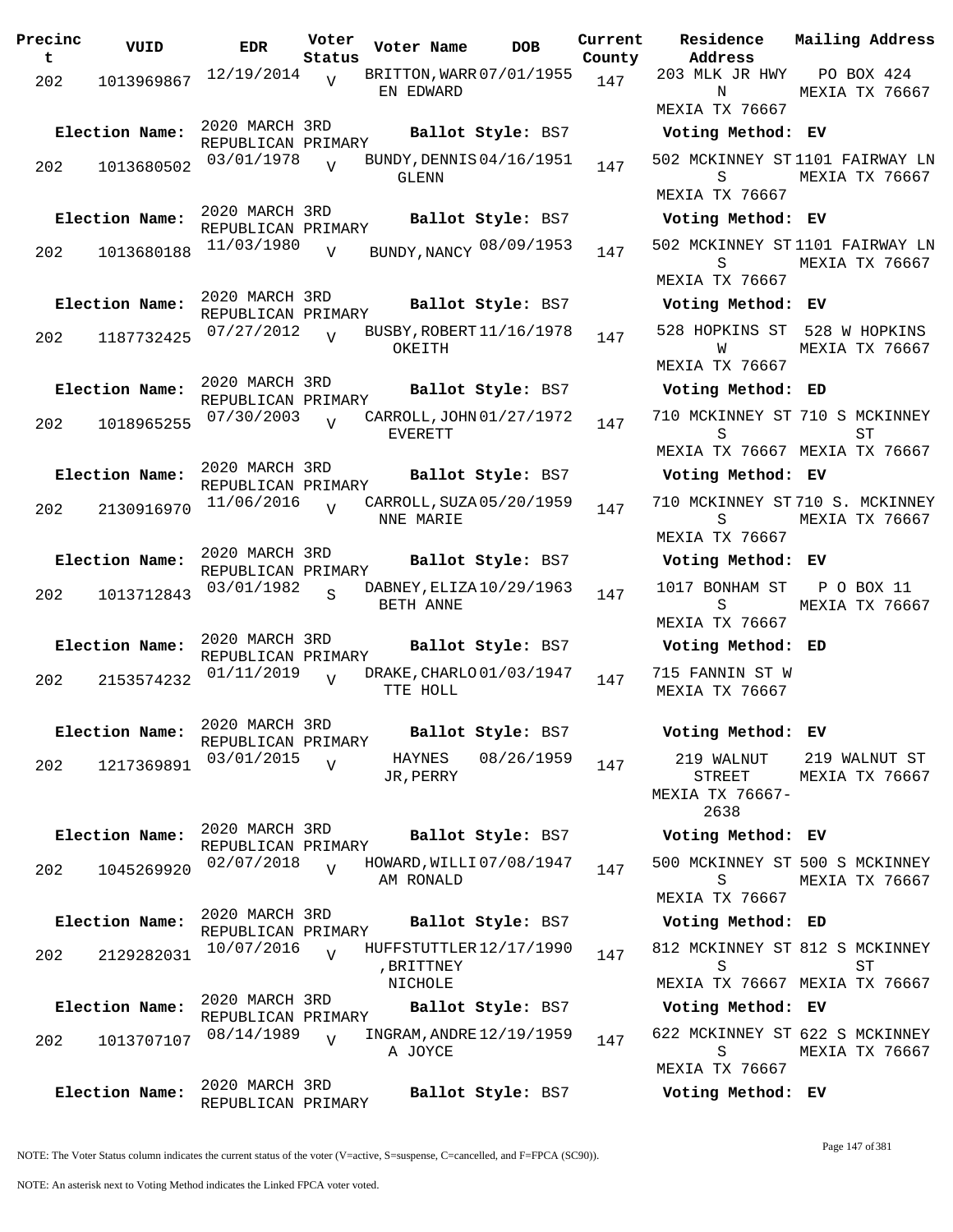| Precinct | VUID | EDR | Voter Status | Voter Name | DOB | Current County | Residence Address | Mailing Address |
|---|---|---|---|---|---|---|---|---|
| 202 | 1013969867 | 12/19/2014 | V | BRITTON,WARREN EDWARD | 07/01/1955 | 147 | 203 MLK JR HWY N MEXIA TX 76667 | PO BOX 424 MEXIA TX 76667 |
| Election Name: | 2020 MARCH 3RD REPUBLICAN PRIMARY | | | Ballot Style: BS7 | | | Voting Method: EV | |
| 202 | 1013680502 | 03/01/1978 | V | BUNDY,DENNIS GLENN | 04/16/1951 | 147 | 502 MCKINNEY ST S MEXIA TX 76667 | 1101 FAIRWAY LN MEXIA TX 76667 |
| Election Name: | 2020 MARCH 3RD REPUBLICAN PRIMARY | | | Ballot Style: BS7 | | | Voting Method: EV | |
| 202 | 1013680188 | 11/03/1980 | V | BUNDY,NANCY | 08/09/1953 | 147 | 502 MCKINNEY ST S MEXIA TX 76667 | 1101 FAIRWAY LN MEXIA TX 76667 |
| Election Name: | 2020 MARCH 3RD REPUBLICAN PRIMARY | | | Ballot Style: BS7 | | | Voting Method: EV | |
| 202 | 1187732425 | 07/27/2012 | V | BUSBY,ROBERT OKEITH | 11/16/1978 | 147 | 528 HOPKINS ST W MEXIA TX 76667 | 528 W HOPKINS MEXIA TX 76667 |
| Election Name: | 2020 MARCH 3RD REPUBLICAN PRIMARY | | | Ballot Style: BS7 | | | Voting Method: ED | |
| 202 | 1018965255 | 07/30/2003 | V | CARROLL,JOHN EVERETT | 01/27/1972 | 147 | 710 MCKINNEY ST S MEXIA TX 76667 | 710 S MCKINNEY ST MEXIA TX 76667 |
| Election Name: | 2020 MARCH 3RD REPUBLICAN PRIMARY | | | Ballot Style: BS7 | | | Voting Method: EV | |
| 202 | 2130916970 | 11/06/2016 | V | CARROLL,SUZANNE MARIE | 05/20/1959 | 147 | 710 MCKINNEY ST S MEXIA TX 76667 | 710 S. MCKINNEY MEXIA TX 76667 |
| Election Name: | 2020 MARCH 3RD REPUBLICAN PRIMARY | | | Ballot Style: BS7 | | | Voting Method: EV | |
| 202 | 1013712843 | 03/01/1982 | S | DABNEY,ELIZABETH ANNE | 10/29/1963 | 147 | 1017 BONHAM ST S MEXIA TX 76667 | P O BOX 11 MEXIA TX 76667 |
| Election Name: | 2020 MARCH 3RD REPUBLICAN PRIMARY | | | Ballot Style: BS7 | | | Voting Method: ED | |
| 202 | 2153574232 | 01/11/2019 | V | DRAKE,CHARLOTTE HOLL | 01/03/1947 | 147 | 715 FANNIN ST W MEXIA TX 76667 | |
| Election Name: | 2020 MARCH 3RD REPUBLICAN PRIMARY | | | Ballot Style: BS7 | | | Voting Method: EV | |
| 202 | 1217369891 | 03/01/2015 | V | HAYNES JR,PERRY | 08/26/1959 | 147 | 219 WALNUT STREET MEXIA TX 76667-2638 | 219 WALNUT ST MEXIA TX 76667 |
| Election Name: | 2020 MARCH 3RD REPUBLICAN PRIMARY | | | Ballot Style: BS7 | | | Voting Method: EV | |
| 202 | 1045269920 | 02/07/2018 | V | HOWARD,WILLIAM RONALD | 07/08/1947 | 147 | 500 MCKINNEY ST S MEXIA TX 76667 | 500 S MCKINNEY MEXIA TX 76667 |
| Election Name: | 2020 MARCH 3RD REPUBLICAN PRIMARY | | | Ballot Style: BS7 | | | Voting Method: ED | |
| 202 | 2129282031 | 10/07/2016 | V | HUFFSTUTTLER,BRITTNEY NICHOLE | 12/17/1990 | 147 | 812 MCKINNEY ST S MEXIA TX 76667 | 812 S MCKINNEY ST MEXIA TX 76667 |
| Election Name: | 2020 MARCH 3RD REPUBLICAN PRIMARY | | | Ballot Style: BS7 | | | Voting Method: EV | |
| 202 | 1013707107 | 08/14/1989 | V | INGRAM,ANDREA JOYCE | 12/19/1959 | 147 | 622 MCKINNEY ST S MEXIA TX 76667 | 622 S MCKINNEY MEXIA TX 76667 |
| Election Name: | 2020 MARCH 3RD REPUBLICAN PRIMARY | | | Ballot Style: BS7 | | | Voting Method: EV | |

NOTE: The Voter Status column indicates the current status of the voter (V=active, S=suspense, C=cancelled, and F=FPCA (SC90)).

NOTE: An asterisk next to Voting Method indicates the Linked FPCA voter voted.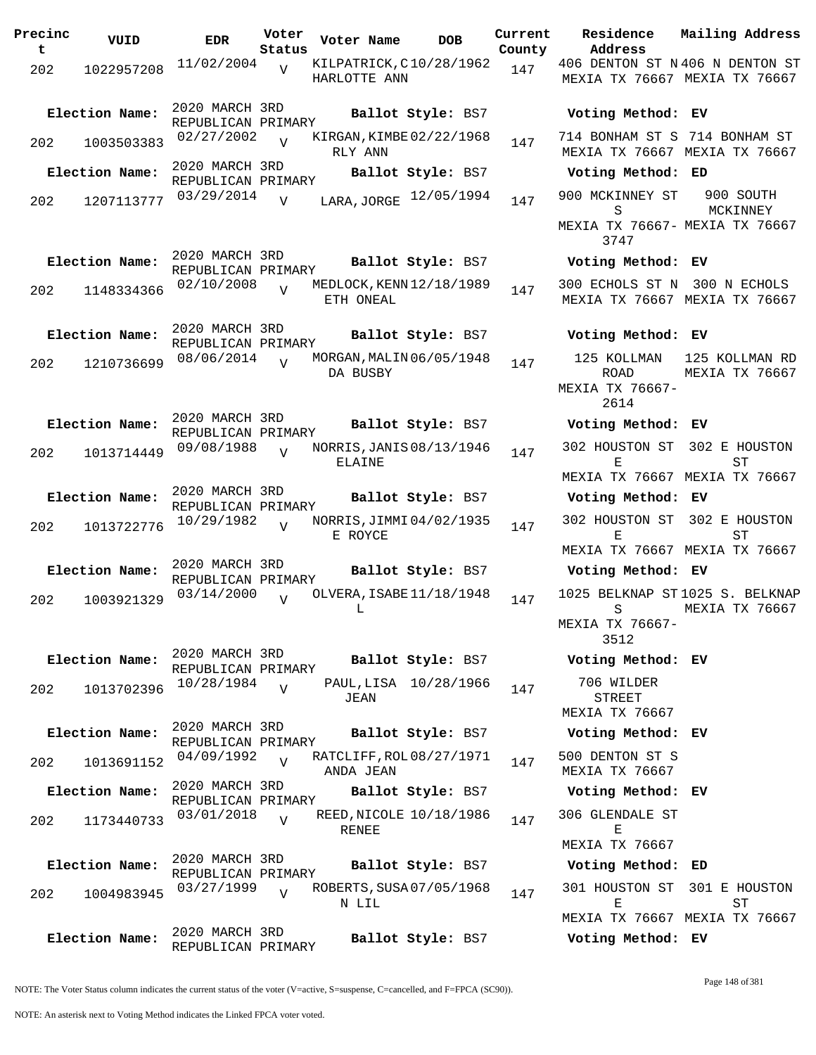| Precinct | VUID | EDR | Voter Status | Voter Name | DOB | Current County | Residence Address | Mailing Address |
|---|---|---|---|---|---|---|---|---|
| 202 | 1022957208 | 11/02/2004 | V | KILPATRICK,CHARLOTTE ANN | 10/28/1962 | 147 | 406 DENTON ST N MEXIA TX 76667 | 406 N DENTON ST MEXIA TX 76667 |
| **Election Name:** | 2020 MARCH 3RD REPUBLICAN PRIMARY | | | **Ballot Style:** BS7 | | | **Voting Method:** EV | |
| 202 | 1003503383 | 02/27/2002 | V | KIRGAN,KIMBERLY ANN | 02/22/1968 | 147 | 714 BONHAM ST S MEXIA TX 76667 | 714 BONHAM ST MEXIA TX 76667 |
| **Election Name:** | 2020 MARCH 3RD REPUBLICAN PRIMARY | | | **Ballot Style:** BS7 | | | **Voting Method:** ED | |
| 202 | 1207113777 | 03/29/2014 | V | LARA,JORGE | 12/05/1994 | 147 | 900 MCKINNEY ST S MEXIA TX 76667-3747 | 900 SOUTH MCKINNEY MEXIA TX 76667 |
| **Election Name:** | 2020 MARCH 3RD REPUBLICAN PRIMARY | | | **Ballot Style:** BS7 | | | **Voting Method:** EV | |
| 202 | 1148334366 | 02/10/2008 | V | MEDLOCK,KENNETH ONEAL | 12/18/1989 | 147 | 300 ECHOLS ST N MEXIA TX 76667 | 300 N ECHOLS MEXIA TX 76667 |
| **Election Name:** | 2020 MARCH 3RD REPUBLICAN PRIMARY | | | **Ballot Style:** BS7 | | | **Voting Method:** EV | |
| 202 | 1210736699 | 08/06/2014 | V | MORGAN,MALINDA BUSBY | 06/05/1948 | 147 | 125 KOLLMAN ROAD MEXIA TX 76667-2614 | 125 KOLLMAN RD MEXIA TX 76667 |
| **Election Name:** | 2020 MARCH 3RD REPUBLICAN PRIMARY | | | **Ballot Style:** BS7 | | | **Voting Method:** EV | |
| 202 | 1013714449 | 09/08/1988 | V | NORRIS,JANIS ELAINE | 08/13/1946 | 147 | 302 HOUSTON ST E MEXIA TX 76667 | 302 E HOUSTON ST MEXIA TX 76667 |
| **Election Name:** | 2020 MARCH 3RD REPUBLICAN PRIMARY | | | **Ballot Style:** BS7 | | | **Voting Method:** EV | |
| 202 | 1013722776 | 10/29/1982 | V | NORRIS,JIMMIE ROYCE | 04/02/1935 | 147 | 302 HOUSTON ST E MEXIA TX 76667 | 302 E HOUSTON ST MEXIA TX 76667 |
| **Election Name:** | 2020 MARCH 3RD REPUBLICAN PRIMARY | | | **Ballot Style:** BS7 | | | **Voting Method:** EV | |
| 202 | 1003921329 | 03/14/2000 | V | OLVERA,ISABEL | 11/18/1948 | 147 | 1025 BELKNAP ST S MEXIA TX 76667-3512 | 1025 S. BELKNAP MEXIA TX 76667 |
| **Election Name:** | 2020 MARCH 3RD REPUBLICAN PRIMARY | | | **Ballot Style:** BS7 | | | **Voting Method:** EV | |
| 202 | 1013702396 | 10/28/1984 | V | PAUL,LISA JEAN | 10/28/1966 | 147 | 706 WILDER STREET MEXIA TX 76667 | |
| **Election Name:** | 2020 MARCH 3RD REPUBLICAN PRIMARY | | | **Ballot Style:** BS7 | | | **Voting Method:** EV | |
| 202 | 1013691152 | 04/09/1992 | V | RATCLIFF,ROLANDA JEAN | 08/27/1971 | 147 | 500 DENTON ST S MEXIA TX 76667 | |
| **Election Name:** | 2020 MARCH 3RD REPUBLICAN PRIMARY | | | **Ballot Style:** BS7 | | | **Voting Method:** EV | |
| 202 | 1173440733 | 03/01/2018 | V | REED,NICOLE RENEE | 10/18/1986 | 147 | 306 GLENDALE ST E MEXIA TX 76667 | |
| **Election Name:** | 2020 MARCH 3RD REPUBLICAN PRIMARY | | | **Ballot Style:** BS7 | | | **Voting Method:** ED | |
| 202 | 1004983945 | 03/27/1999 | V | ROBERTS,SUSAN LIL | 07/05/1968 | 147 | 301 HOUSTON ST E MEXIA TX 76667 | 301 E HOUSTON ST MEXIA TX 76667 |
| **Election Name:** | 2020 MARCH 3RD REPUBLICAN PRIMARY | | | **Ballot Style:** BS7 | | | **Voting Method:** EV | |

NOTE: The Voter Status column indicates the current status of the voter (V=active, S=suspense, C=cancelled, and F=FPCA (SC90)).

NOTE: An asterisk next to Voting Method indicates the Linked FPCA voter voted.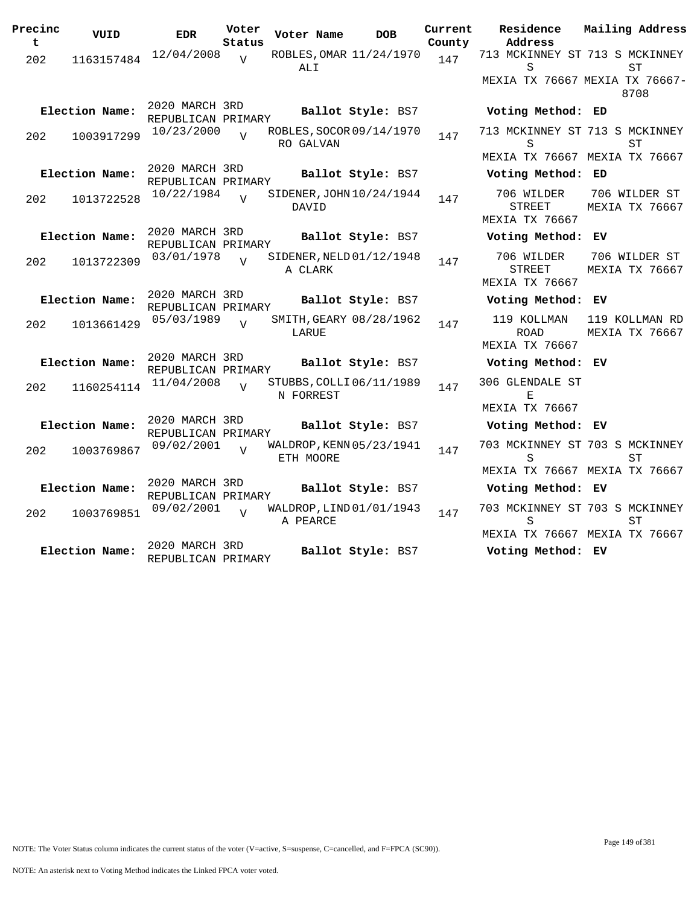| Precinct | VUID | EDR | Voter Status | Voter Name | DOB | Current County | Residence Address | Mailing Address |
|---|---|---|---|---|---|---|---|---|
| 202 | 1163157484 | 12/04/2008 | V | ROBLES, OMAR ALI | 11/24/1970 | 147 | 713 MCKINNEY ST S MEXIA TX 76667 | 713 S MCKINNEY ST MEXIA TX 76667-8708 |
| **Election Name:** | | 2020 MARCH 3RD REPUBLICAN PRIMARY | | **Ballot Style:** BS7 | | | **Voting Method:** ED | |
| 202 | 1003917299 | 10/23/2000 | V | ROBLES, SOCORRO GALVAN | 09/14/1970 | 147 | 713 MCKINNEY ST S MEXIA TX 76667 | 713 S MCKINNEY ST MEXIA TX 76667 |
| **Election Name:** | | 2020 MARCH 3RD REPUBLICAN PRIMARY | | **Ballot Style:** BS7 | | | **Voting Method:** ED | |
| 202 | 1013722528 | 10/22/1984 | V | SIDENER, JOHN DAVID | 10/24/1944 | 147 | 706 WILDER STREET MEXIA TX 76667 | 706 WILDER ST MEXIA TX 76667 |
| **Election Name:** | | 2020 MARCH 3RD REPUBLICAN PRIMARY | | **Ballot Style:** BS7 | | | **Voting Method:** EV | |
| 202 | 1013722309 | 03/01/1978 | V | SIDENER, NELDA CLARK | 01/12/1948 | 147 | 706 WILDER STREET MEXIA TX 76667 | 706 WILDER ST MEXIA TX 76667 |
| **Election Name:** | | 2020 MARCH 3RD REPUBLICAN PRIMARY | | **Ballot Style:** BS7 | | | **Voting Method:** EV | |
| 202 | 1013661429 | 05/03/1989 | V | SMITH, GEARY LARUE | 08/28/1962 | 147 | 119 KOLLMAN ROAD MEXIA TX 76667 | 119 KOLLMAN RD MEXIA TX 76667 |
| **Election Name:** | | 2020 MARCH 3RD REPUBLICAN PRIMARY | | **Ballot Style:** BS7 | | | **Voting Method:** EV | |
| 202 | 1160254114 | 11/04/2008 | V | STUBBS, COLLIN FORREST | 06/11/1989 | 147 | 306 GLENDALE ST E MEXIA TX 76667 | |
| **Election Name:** | | 2020 MARCH 3RD REPUBLICAN PRIMARY | | **Ballot Style:** BS7 | | | **Voting Method:** EV | |
| 202 | 1003769867 | 09/02/2001 | V | WALDROP, KENNETH MOORE | 05/23/1941 | 147 | 703 MCKINNEY ST S MEXIA TX 76667 | 703 S MCKINNEY ST MEXIA TX 76667 |
| **Election Name:** | | 2020 MARCH 3RD REPUBLICAN PRIMARY | | **Ballot Style:** BS7 | | | **Voting Method:** EV | |
| 202 | 1003769851 | 09/02/2001 | V | WALDROP, LINDA PEARCE | 01/01/1943 | 147 | 703 MCKINNEY ST S MEXIA TX 76667 | 703 S MCKINNEY ST MEXIA TX 76667 |
| **Election Name:** | | 2020 MARCH 3RD REPUBLICAN PRIMARY | | **Ballot Style:** BS7 | | | **Voting Method:** EV | |

NOTE: The Voter Status column indicates the current status of the voter (V=active, S=suspense, C=cancelled, and F=FPCA (SC90)).

NOTE: An asterisk next to Voting Method indicates the Linked FPCA voter voted.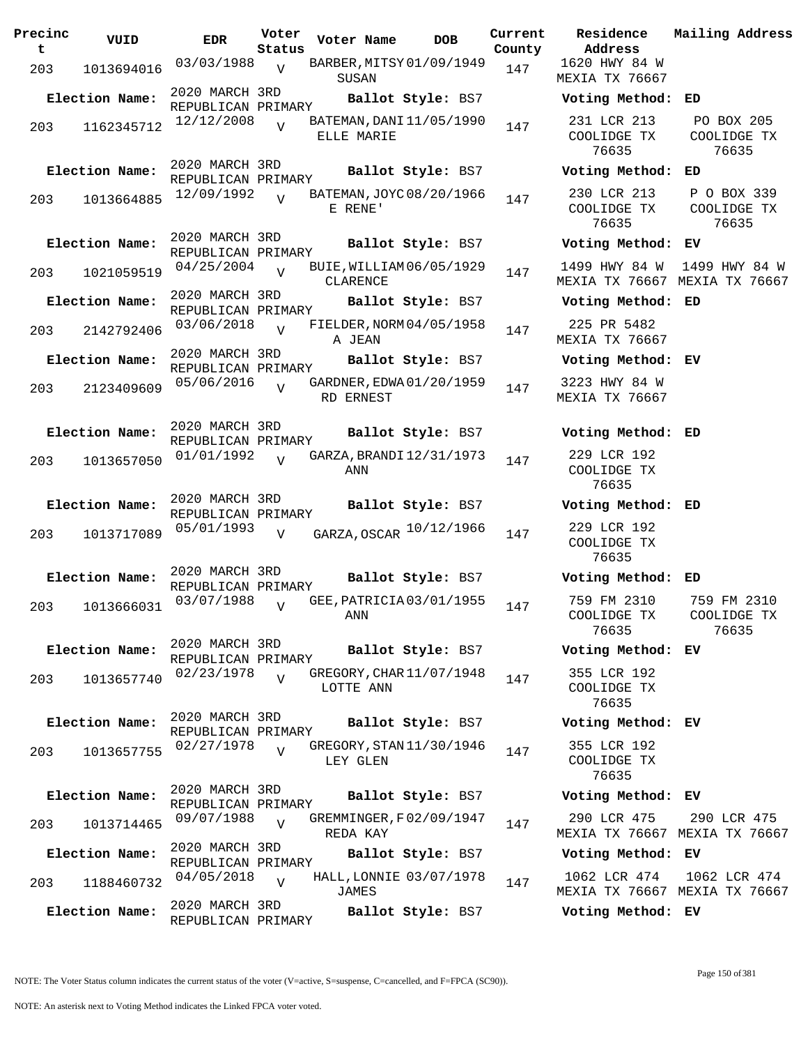| Precinct | VUID | EDR | Voter Status | Voter Name | DOB | Current County | Residence Address | Mailing Address |
|---|---|---|---|---|---|---|---|---|
| 203 | 1013694016 | 03/03/1988 | V | BARBER, MITSY SUSAN | 01/09/1949 | 147 | 1620 HWY 84 W MEXIA TX 76667 | |
| **Election Name:** | | 2020 MARCH 3RD REPUBLICAN PRIMARY | | **Ballot Style:** BS7 | | | **Voting Method:** ED | |
| 203 | 1162345712 | 12/12/2008 | V | BATEMAN, DANIELLE MARIE | 11/05/1990 | 147 | 231 LCR 213 COOLIDGE TX 76635 | PO BOX 205 COOLIDGE TX 76635 |
| **Election Name:** | | 2020 MARCH 3RD REPUBLICAN PRIMARY | | **Ballot Style:** BS7 | | | **Voting Method:** ED | |
| 203 | 1013664885 | 12/09/1992 | V | BATEMAN, JOYCE RENE' | 08/20/1966 | 147 | 230 LCR 213 COOLIDGE TX 76635 | P O BOX 339 COOLIDGE TX 76635 |
| **Election Name:** | | 2020 MARCH 3RD REPUBLICAN PRIMARY | | **Ballot Style:** BS7 | | | **Voting Method:** EV | |
| 203 | 1021059519 | 04/25/2004 | V | BUIE, WILLIAM CLARENCE | 06/05/1929 | 147 | 1499 HWY 84 W MEXIA TX 76667 | 1499 HWY 84 W MEXIA TX 76667 |
| **Election Name:** | | 2020 MARCH 3RD REPUBLICAN PRIMARY | | **Ballot Style:** BS7 | | | **Voting Method:** ED | |
| 203 | 2142792406 | 03/06/2018 | V | FIELDER, NORMA JEAN | 04/05/1958 | 147 | 225 PR 5482 MEXIA TX 76667 | |
| **Election Name:** | | 2020 MARCH 3RD REPUBLICAN PRIMARY | | **Ballot Style:** BS7 | | | **Voting Method:** EV | |
| 203 | 2123409609 | 05/06/2016 | V | GARDNER, EDWARD ERNEST | 01/20/1959 | 147 | 3223 HWY 84 W MEXIA TX 76667 | |
| **Election Name:** | | 2020 MARCH 3RD REPUBLICAN PRIMARY | | **Ballot Style:** BS7 | | | **Voting Method:** ED | |
| 203 | 1013657050 | 01/01/1992 | V | GARZA, BRANDI ANN | 12/31/1973 | 147 | 229 LCR 192 COOLIDGE TX 76635 | |
| **Election Name:** | | 2020 MARCH 3RD REPUBLICAN PRIMARY | | **Ballot Style:** BS7 | | | **Voting Method:** ED | |
| 203 | 1013717089 | 05/01/1993 | V | GARZA, OSCAR | 10/12/1966 | 147 | 229 LCR 192 COOLIDGE TX 76635 | |
| **Election Name:** | | 2020 MARCH 3RD REPUBLICAN PRIMARY | | **Ballot Style:** BS7 | | | **Voting Method:** ED | |
| 203 | 1013666031 | 03/07/1988 | V | GEE, PATRICIA ANN | 03/01/1955 | 147 | 759 FM 2310 COOLIDGE TX 76635 | 759 FM 2310 COOLIDGE TX 76635 |
| **Election Name:** | | 2020 MARCH 3RD REPUBLICAN PRIMARY | | **Ballot Style:** BS7 | | | **Voting Method:** EV | |
| 203 | 1013657740 | 02/23/1978 | V | GREGORY, CHARLOTTE ANN | 11/07/1948 | 147 | 355 LCR 192 COOLIDGE TX 76635 | |
| **Election Name:** | | 2020 MARCH 3RD REPUBLICAN PRIMARY | | **Ballot Style:** BS7 | | | **Voting Method:** EV | |
| 203 | 1013657755 | 02/27/1978 | V | GREGORY, STANLEY GLEN | 11/30/1946 | 147 | 355 LCR 192 COOLIDGE TX 76635 | |
| **Election Name:** | | 2020 MARCH 3RD REPUBLICAN PRIMARY | | **Ballot Style:** BS7 | | | **Voting Method:** EV | |
| 203 | 1013714465 | 09/07/1988 | V | GREMMINGER, FREDA KAY | 02/09/1947 | 147 | 290 LCR 475 MEXIA TX 76667 | 290 LCR 475 MEXIA TX 76667 |
| **Election Name:** | | 2020 MARCH 3RD REPUBLICAN PRIMARY | | **Ballot Style:** BS7 | | | **Voting Method:** EV | |
| 203 | 1188460732 | 04/05/2018 | V | HALL, LONNIE JAMES | 03/07/1978 | 147 | 1062 LCR 474 MEXIA TX 76667 | 1062 LCR 474 MEXIA TX 76667 |
| **Election Name:** | | 2020 MARCH 3RD REPUBLICAN PRIMARY | | **Ballot Style:** BS7 | | | **Voting Method:** EV | |

NOTE: The Voter Status column indicates the current status of the voter (V=active, S=suspense, C=cancelled, and F=FPCA (SC90)).

NOTE: An asterisk next to Voting Method indicates the Linked FPCA voter voted.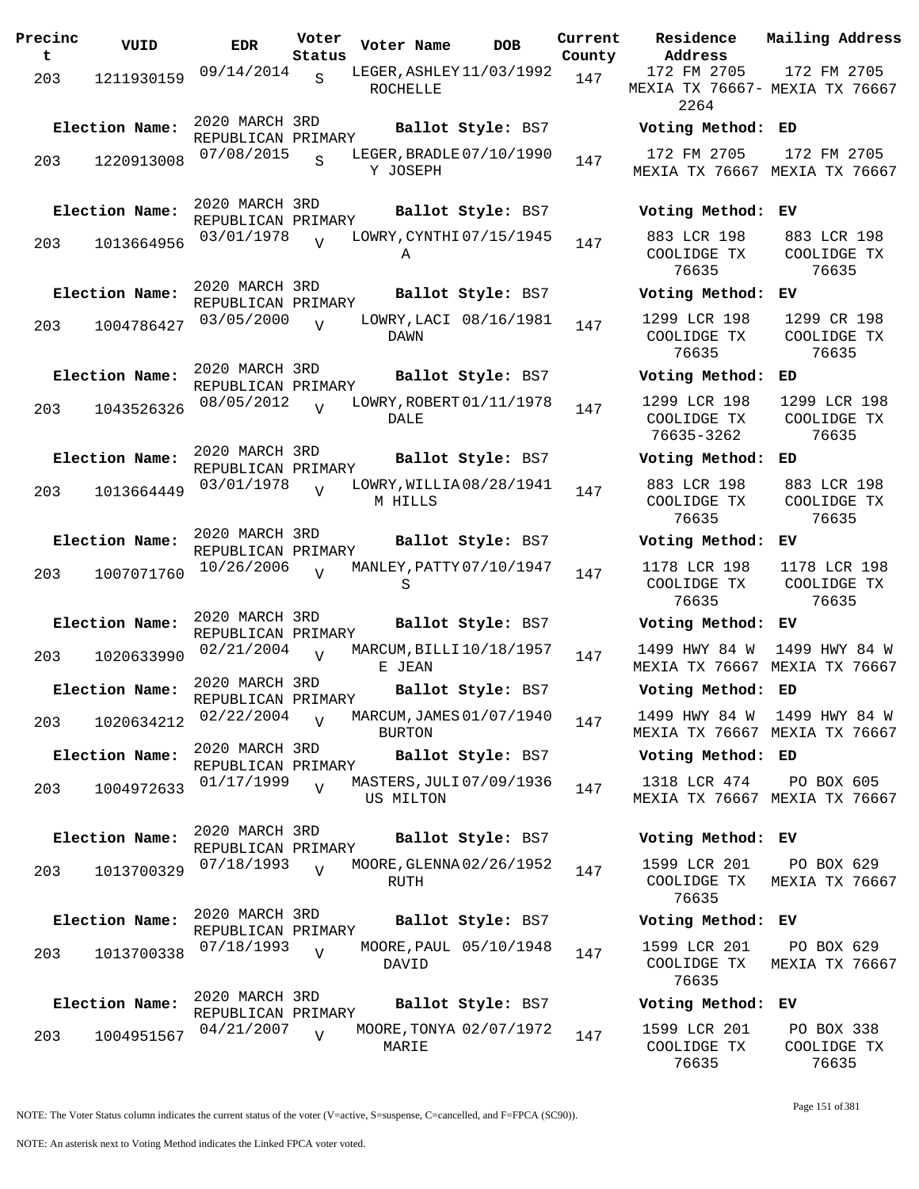| Precinct | VUID | EDR | Voter Status | Voter Name | DOB | Current County | Residence Address | Mailing Address |
|---|---|---|---|---|---|---|---|---|
| 203 | 1211930159 | 09/14/2014 | S | LEGER, ASHLEY ROCHELLE | 11/03/1992 | 147 | 172 FM 2705 MEXIA TX 76667-2264 | 172 FM 2705 MEXIA TX 76667 |
| Election Name: | 2020 MARCH 3RD REPUBLICAN PRIMARY | | | Ballot Style: BS7 | | | Voting Method: ED | |
| 203 | 1220913008 | 07/08/2015 | S | LEGER, BRADLEY JOSEPH | 07/10/1990 | 147 | 172 FM 2705 MEXIA TX 76667 | 172 FM 2705 MEXIA TX 76667 |
| Election Name: | 2020 MARCH 3RD REPUBLICAN PRIMARY | | | Ballot Style: BS7 | | | Voting Method: EV | |
| 203 | 1013664956 | 03/01/1978 | V | LOWRY, CYNTHIA | 07/15/1945 | 147 | 883 LCR 198 COOLIDGE TX 76635 | 883 LCR 198 COOLIDGE TX 76635 |
| Election Name: | 2020 MARCH 3RD REPUBLICAN PRIMARY | | | Ballot Style: BS7 | | | Voting Method: EV | |
| 203 | 1004786427 | 03/05/2000 | V | LOWRY, LACI DAWN | 08/16/1981 | 147 | 1299 LCR 198 COOLIDGE TX 76635 | 1299 CR 198 COOLIDGE TX 76635 |
| Election Name: | 2020 MARCH 3RD REPUBLICAN PRIMARY | | | Ballot Style: BS7 | | | Voting Method: ED | |
| 203 | 1043526326 | 08/05/2012 | V | LOWRY, ROBERT DALE | 01/11/1978 | 147 | 1299 LCR 198 COOLIDGE TX 76635-3262 | 1299 LCR 198 COOLIDGE TX 76635 |
| Election Name: | 2020 MARCH 3RD REPUBLICAN PRIMARY | | | Ballot Style: BS7 | | | Voting Method: ED | |
| 203 | 1013664449 | 03/01/1978 | V | LOWRY, WILLIAM HILLS | 08/28/1941 | 147 | 883 LCR 198 COOLIDGE TX 76635 | 883 LCR 198 COOLIDGE TX 76635 |
| Election Name: | 2020 MARCH 3RD REPUBLICAN PRIMARY | | | Ballot Style: BS7 | | | Voting Method: EV | |
| 203 | 1007071760 | 10/26/2006 | V | MANLEY, PATTY S | 07/10/1947 | 147 | 1178 LCR 198 COOLIDGE TX 76635 | 1178 LCR 198 COOLIDGE TX 76635 |
| Election Name: | 2020 MARCH 3RD REPUBLICAN PRIMARY | | | Ballot Style: BS7 | | | Voting Method: EV | |
| 203 | 1020633990 | 02/21/2004 | V | MARCUM, BILLIE JEAN | 10/18/1957 | 147 | 1499 HWY 84 W MEXIA TX 76667 | 1499 HWY 84 W MEXIA TX 76667 |
| Election Name: | 2020 MARCH 3RD REPUBLICAN PRIMARY | | | Ballot Style: BS7 | | | Voting Method: ED | |
| 203 | 1020634212 | 02/22/2004 | V | MARCUM, JAMES BURTON | 01/07/1940 | 147 | 1499 HWY 84 W MEXIA TX 76667 | 1499 HWY 84 W MEXIA TX 76667 |
| Election Name: | 2020 MARCH 3RD REPUBLICAN PRIMARY | | | Ballot Style: BS7 | | | Voting Method: ED | |
| 203 | 1004972633 | 01/17/1999 | V | MASTERS, JULIUS MILTON | 07/09/1936 | 147 | 1318 LCR 474 MEXIA TX 76667 | PO BOX 605 MEXIA TX 76667 |
| Election Name: | 2020 MARCH 3RD REPUBLICAN PRIMARY | | | Ballot Style: BS7 | | | Voting Method: EV | |
| 203 | 1013700329 | 07/18/1993 | V | MOORE, GLENNA RUTH | 02/26/1952 | 147 | 1599 LCR 201 COOLIDGE TX 76635 | PO BOX 629 MEXIA TX 76667 |
| Election Name: | 2020 MARCH 3RD REPUBLICAN PRIMARY | | | Ballot Style: BS7 | | | Voting Method: EV | |
| 203 | 1013700338 | 07/18/1993 | V | MOORE, PAUL DAVID | 05/10/1948 | 147 | 1599 LCR 201 COOLIDGE TX 76635 | PO BOX 629 MEXIA TX 76667 |
| Election Name: | 2020 MARCH 3RD REPUBLICAN PRIMARY | | | Ballot Style: BS7 | | | Voting Method: EV | |
| 203 | 1004951567 | 04/21/2007 | V | MOORE, TONYA MARIE | 02/07/1972 | 147 | 1599 LCR 201 COOLIDGE TX 76635 | PO BOX 338 COOLIDGE TX 76635 |

NOTE: The Voter Status column indicates the current status of the voter (V=active, S=suspense, C=cancelled, and F=FPCA (SC90)).

NOTE: An asterisk next to Voting Method indicates the Linked FPCA voter voted.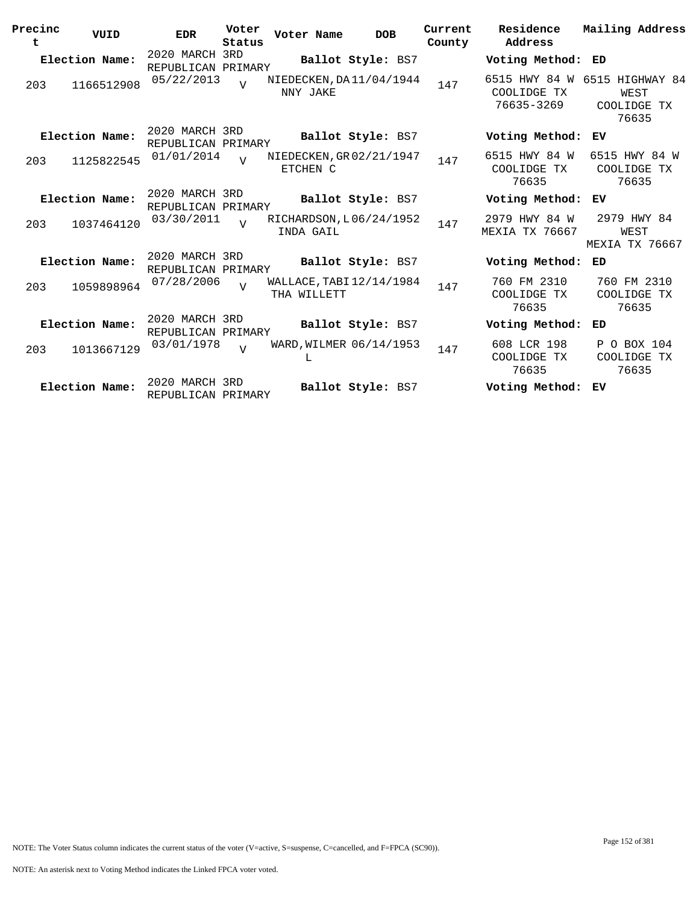| Precinct | VUID | EDR | Voter Status | Voter Name | DOB | Current County | Residence Address | Mailing Address |
|---|---|---|---|---|---|---|---|---|
| **Election Name:** | | 2020 MARCH 3RD REPUBLICAN PRIMARY | | **Ballot Style:** BS7 | | | **Voting Method:** ED | |
| 203 | 1166512908 | 05/22/2013 | V | NIEDECKEN,DANNY JAKE | 11/04/1944 | 147 | 6515 HWY 84 W COOLIDGE TX 76635-3269 | 6515 HIGHWAY 84 WEST COOLIDGE TX 76635 |
| **Election Name:** | | 2020 MARCH 3RD REPUBLICAN PRIMARY | | **Ballot Style:** BS7 | | | **Voting Method:** EV | |
| 203 | 1125822545 | 01/01/2014 | V | NIEDECKEN,GRETCHEN C | 02/21/1947 | 147 | 6515 HWY 84 W COOLIDGE TX 76635 | 6515 HWY 84 W COOLIDGE TX 76635 |
| **Election Name:** | | 2020 MARCH 3RD REPUBLICAN PRIMARY | | **Ballot Style:** BS7 | | | **Voting Method:** EV | |
| 203 | 1037464120 | 03/30/2011 | V | RICHARDSON,LINDA GAIL | 06/24/1952 | 147 | 2979 HWY 84 W MEXIA TX 76667 | 2979 HWY 84 WEST MEXIA TX 76667 |
| **Election Name:** | | 2020 MARCH 3RD REPUBLICAN PRIMARY | | **Ballot Style:** BS7 | | | **Voting Method:** ED | |
| 203 | 1059898964 | 07/28/2006 | V | WALLACE,TABITHA WILLETT | 12/14/1984 | 147 | 760 FM 2310 COOLIDGE TX 76635 | 760 FM 2310 COOLIDGE TX 76635 |
| **Election Name:** | | 2020 MARCH 3RD REPUBLICAN PRIMARY | | **Ballot Style:** BS7 | | | **Voting Method:** ED | |
| 203 | 1013667129 | 03/01/1978 | V | WARD,WILMER L | 06/14/1953 | 147 | 608 LCR 198 COOLIDGE TX 76635 | P O BOX 104 COOLIDGE TX 76635 |
| **Election Name:** | | 2020 MARCH 3RD REPUBLICAN PRIMARY | | **Ballot Style:** BS7 | | | **Voting Method:** EV | |

NOTE: The Voter Status column indicates the current status of the voter (V=active, S=suspense, C=cancelled, and F=FPCA (SC90)).

NOTE: An asterisk next to Voting Method indicates the Linked FPCA voter voted.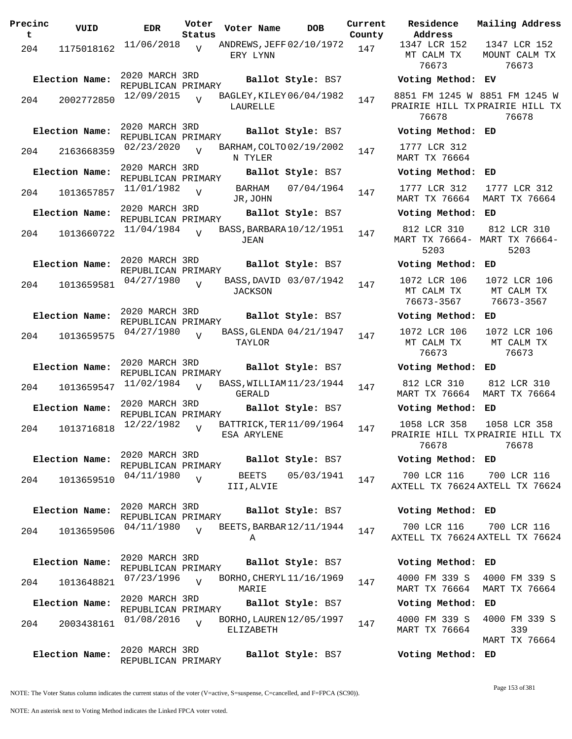| Precinct | VUID | EDR | Voter Status | Voter Name | DOB | Current County | Residence Address | Mailing Address |
|---|---|---|---|---|---|---|---|---|
| 204 | 1175018162 | 11/06/2018 | V | ANDREWS, JEFFERY LYNN | 02/10/1972 | 147 | 1347 LCR 152 MT CALM TX 76673 | 1347 LCR 152 MOUNT CALM TX 76673 |
| **Election Name:** | | 2020 MARCH 3RD REPUBLICAN PRIMARY | | **Ballot Style:** BS7 | | | **Voting Method:** EV | |
| 204 | 2002772850 | 12/09/2015 | V | BAGLEY, KILEY LAURELLE | 06/04/1982 | 147 | 8851 FM 1245 W PRAIRIE HILL TX 76678 | 8851 FM 1245 W PRAIRIE HILL TX 76678 |
| **Election Name:** | | 2020 MARCH 3RD REPUBLICAN PRIMARY | | **Ballot Style:** BS7 | | | **Voting Method:** ED | |
| 204 | 2163668359 | 02/23/2020 | V | BARHAM, COLTON TYLER | 02/19/2002 | 147 | 1777 LCR 312 MART TX 76664 | |
| **Election Name:** | | 2020 MARCH 3RD REPUBLICAN PRIMARY | | **Ballot Style:** BS7 | | | **Voting Method:** ED | |
| 204 | 1013657857 | 11/01/1982 | V | BARHAM JR, JOHN | 07/04/1964 | 147 | 1777 LCR 312 MART TX 76664 | 1777 LCR 312 MART TX 76664 |
| **Election Name:** | | 2020 MARCH 3RD REPUBLICAN PRIMARY | | **Ballot Style:** BS7 | | | **Voting Method:** ED | |
| 204 | 1013660722 | 11/04/1984 | V | BASS, BARBARA JEAN | 10/12/1951 | 147 | 812 LCR 310 MART TX 76664-5203 | 812 LCR 310 MART TX 76664-5203 |
| **Election Name:** | | 2020 MARCH 3RD REPUBLICAN PRIMARY | | **Ballot Style:** BS7 | | | **Voting Method:** ED | |
| 204 | 1013659581 | 04/27/1980 | V | BASS, DAVID JACKSON | 03/07/1942 | 147 | 1072 LCR 106 MT CALM TX 76673-3567 | 1072 LCR 106 MT CALM TX 76673-3567 |
| **Election Name:** | | 2020 MARCH 3RD REPUBLICAN PRIMARY | | **Ballot Style:** BS7 | | | **Voting Method:** ED | |
| 204 | 1013659575 | 04/27/1980 | V | BASS, GLENDA TAYLOR | 04/21/1947 | 147 | 1072 LCR 106 MT CALM TX 76673 | 1072 LCR 106 MT CALM TX 76673 |
| **Election Name:** | | 2020 MARCH 3RD REPUBLICAN PRIMARY | | **Ballot Style:** BS7 | | | **Voting Method:** ED | |
| 204 | 1013659547 | 11/02/1984 | V | BASS, WILLIAM GERALD | 11/23/1944 | 147 | 812 LCR 310 MART TX 76664 | 812 LCR 310 MART TX 76664 |
| **Election Name:** | | 2020 MARCH 3RD REPUBLICAN PRIMARY | | **Ballot Style:** BS7 | | | **Voting Method:** ED | |
| 204 | 1013716818 | 12/22/1982 | V | BATTRICK, TERESA ARYLENE | 11/09/1964 | 147 | 1058 LCR 358 PRAIRIE HILL TX 76678 | 1058 LCR 358 PRAIRIE HILL TX 76678 |
| **Election Name:** | | 2020 MARCH 3RD REPUBLICAN PRIMARY | | **Ballot Style:** BS7 | | | **Voting Method:** ED | |
| 204 | 1013659510 | 04/11/1980 | V | BEETS III, ALVIE | 05/03/1941 | 147 | 700 LCR 116 AXTELL TX 76624 | 700 LCR 116 AXTELL TX 76624 |
| **Election Name:** | | 2020 MARCH 3RD REPUBLICAN PRIMARY | | **Ballot Style:** BS7 | | | **Voting Method:** ED | |
| 204 | 1013659506 | 04/11/1980 | V | BEETS, BARBARA | 12/11/1944 | 147 | 700 LCR 116 AXTELL TX 76624 | 700 LCR 116 AXTELL TX 76624 |
| **Election Name:** | | 2020 MARCH 3RD REPUBLICAN PRIMARY | | **Ballot Style:** BS7 | | | **Voting Method:** ED | |
| 204 | 1013648821 | 07/23/1996 | V | BORHO, CHERYL MARIE | 11/16/1969 | 147 | 4000 FM 339 S MART TX 76664 | 4000 FM 339 S MART TX 76664 |
| **Election Name:** | | 2020 MARCH 3RD REPUBLICAN PRIMARY | | **Ballot Style:** BS7 | | | **Voting Method:** ED | |
| 204 | 2003438161 | 01/08/2016 | V | BORHO, LAUREN ELIZABETH | 12/05/1997 | 147 | 4000 FM 339 S MART TX 76664 | 4000 FM 339 S 339 MART TX 76664 |
| **Election Name:** | | 2020 MARCH 3RD REPUBLICAN PRIMARY | | **Ballot Style:** BS7 | | | **Voting Method:** ED | |

NOTE: The Voter Status column indicates the current status of the voter (V=active, S=suspense, C=cancelled, and F=FPCA (SC90)).

NOTE: An asterisk next to Voting Method indicates the Linked FPCA voter voted.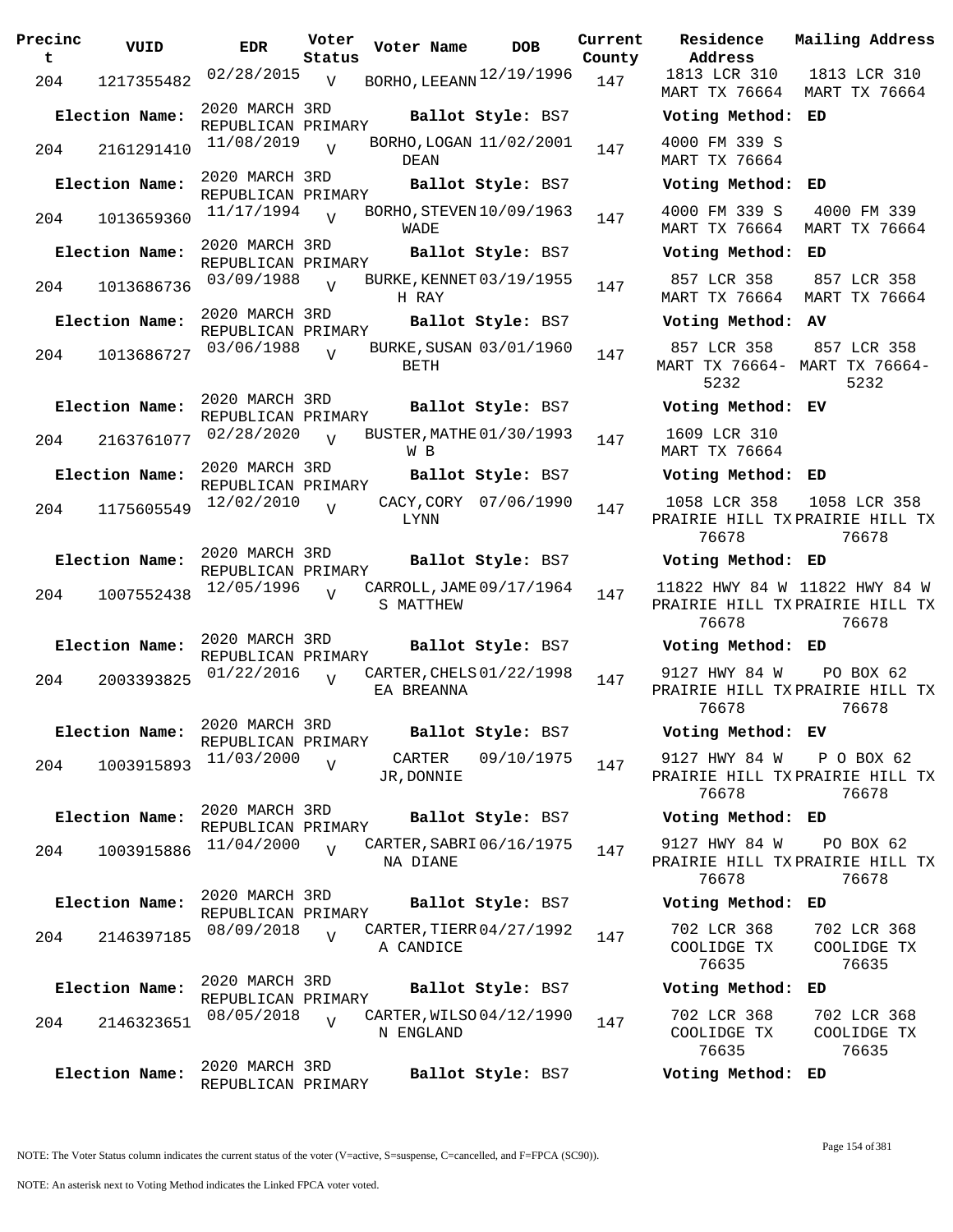| Precinct | VUID | EDR | Voter Status | Voter Name | DOB | Current County | Residence Address | Mailing Address |
|---|---|---|---|---|---|---|---|---|
| 204 | 1217355482 | 02/28/2015 | V | BORHO, LEEANN | 12/19/1996 | 147 | 1813 LCR 310 MART TX 76664 | 1813 LCR 310 MART TX 76664 |
| **Election Name:** | | 2020 MARCH 3RD REPUBLICAN PRIMARY | | **Ballot Style:** BS7 | | | **Voting Method:** ED | |
| 204 | 2161291410 | 11/08/2019 | V | BORHO, LOGAN DEAN | 11/02/2001 | 147 | 4000 FM 339 S MART TX 76664 | |
| **Election Name:** | | 2020 MARCH 3RD REPUBLICAN PRIMARY | | **Ballot Style:** BS7 | | | **Voting Method:** ED | |
| 204 | 1013659360 | 11/17/1994 | V | BORHO, STEVEN WADE | 10/09/1963 | 147 | 4000 FM 339 S MART TX 76664 | 4000 FM 339 MART TX 76664 |
| **Election Name:** | | 2020 MARCH 3RD REPUBLICAN PRIMARY | | **Ballot Style:** BS7 | | | **Voting Method:** ED | |
| 204 | 1013686736 | 03/09/1988 | V | BURKE, KENNETH RAY | 03/19/1955 | 147 | 857 LCR 358 MART TX 76664 | 857 LCR 358 MART TX 76664 |
| **Election Name:** | | 2020 MARCH 3RD REPUBLICAN PRIMARY | | **Ballot Style:** BS7 | | | **Voting Method:** AV | |
| 204 | 1013686727 | 03/06/1988 | V | BURKE, SUSAN BETH | 03/01/1960 | 147 | 857 LCR 358 MART TX 76664-5232 | 857 LCR 358 MART TX 76664-5232 |
| **Election Name:** | | 2020 MARCH 3RD REPUBLICAN PRIMARY | | **Ballot Style:** BS7 | | | **Voting Method:** EV | |
| 204 | 2163761077 | 02/28/2020 | V | BUSTER, MATHEW B | 01/30/1993 | 147 | 1609 LCR 310 MART TX 76664 | |
| **Election Name:** | | 2020 MARCH 3RD REPUBLICAN PRIMARY | | **Ballot Style:** BS7 | | | **Voting Method:** ED | |
| 204 | 1175605549 | 12/02/2010 | V | CACY, CORY LYNN | 07/06/1990 | 147 | 1058 LCR 358 PRAIRIE HILL TX 76678 | 1058 LCR 358 PRAIRIE HILL TX 76678 |
| **Election Name:** | | 2020 MARCH 3RD REPUBLICAN PRIMARY | | **Ballot Style:** BS7 | | | **Voting Method:** ED | |
| 204 | 1007552438 | 12/05/1996 | V | CARROLL, JAMES MATTHEW | 09/17/1964 | 147 | 11822 HWY 84 W PRAIRIE HILL TX 76678 | 11822 HWY 84 W PRAIRIE HILL TX 76678 |
| **Election Name:** | | 2020 MARCH 3RD REPUBLICAN PRIMARY | | **Ballot Style:** BS7 | | | **Voting Method:** ED | |
| 204 | 2003393825 | 01/22/2016 | V | CARTER, CHELSEA BREANNA | 01/22/1998 | 147 | 9127 HWY 84 W PRAIRIE HILL TX 76678 | PO BOX 62 PRAIRIE HILL TX 76678 |
| **Election Name:** | | 2020 MARCH 3RD REPUBLICAN PRIMARY | | **Ballot Style:** BS7 | | | **Voting Method:** EV | |
| 204 | 1003915893 | 11/03/2000 | V | CARTER JR, DONNIE | 09/10/1975 | 147 | 9127 HWY 84 W PRAIRIE HILL TX 76678 | P O BOX 62 PRAIRIE HILL TX 76678 |
| **Election Name:** | | 2020 MARCH 3RD REPUBLICAN PRIMARY | | **Ballot Style:** BS7 | | | **Voting Method:** ED | |
| 204 | 1003915886 | 11/04/2000 | V | CARTER, SABRINA DIANE | 06/16/1975 | 147 | 9127 HWY 84 W PRAIRIE HILL TX 76678 | PO BOX 62 PRAIRIE HILL TX 76678 |
| **Election Name:** | | 2020 MARCH 3RD REPUBLICAN PRIMARY | | **Ballot Style:** BS7 | | | **Voting Method:** ED | |
| 204 | 2146397185 | 08/09/2018 | V | CARTER, TIERRA CANDICE | 04/27/1992 | 147 | 702 LCR 368 COOLIDGE TX 76635 | 702 LCR 368 COOLIDGE TX 76635 |
| **Election Name:** | | 2020 MARCH 3RD REPUBLICAN PRIMARY | | **Ballot Style:** BS7 | | | **Voting Method:** ED | |
| 204 | 2146323651 | 08/05/2018 | V | CARTER, WILSON ENGLAND | 04/12/1990 | 147 | 702 LCR 368 COOLIDGE TX 76635 | 702 LCR 368 COOLIDGE TX 76635 |
| **Election Name:** | | 2020 MARCH 3RD REPUBLICAN PRIMARY | | **Ballot Style:** BS7 | | | **Voting Method:** ED | |

NOTE: The Voter Status column indicates the current status of the voter (V=active, S=suspense, C=cancelled, and F=FPCA (SC90)).

NOTE: An asterisk next to Voting Method indicates the Linked FPCA voter voted.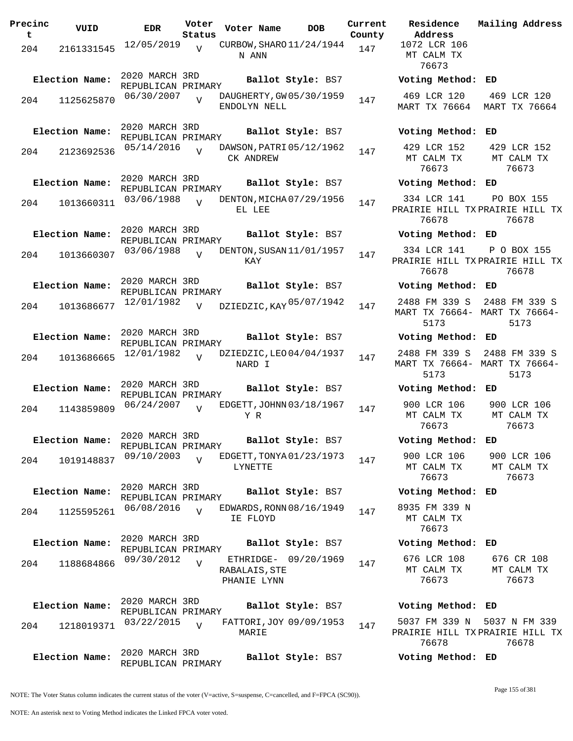| Precinct | VUID | EDR | Voter Status | Voter Name | DOB | Current County | Residence Address | Mailing Address |
|---|---|---|---|---|---|---|---|---|
| 204 | 2161331545 | 12/05/2019 | V | CURBOW, SHARON ANN | 11/24/1944 | 147 | 1072 LCR 106 MT CALM TX 76673 | |
| Election Name: | 2020 MARCH 3RD REPUBLICAN PRIMARY | | | Ballot Style: BS7 | | | Voting Method: ED | |
| 204 | 1125625870 | 06/30/2007 | V | DAUGHERTY, GWENDOLYN NELL | 05/30/1959 | 147 | 469 LCR 120 MART TX 76664 | 469 LCR 120 MART TX 76664 |
| Election Name: | 2020 MARCH 3RD REPUBLICAN PRIMARY | | | Ballot Style: BS7 | | | Voting Method: ED | |
| 204 | 2123692536 | 05/14/2016 | V | DAWSON, PATRICK ANDREW | 05/12/1962 | 147 | 429 LCR 152 MT CALM TX 76673 | 429 LCR 152 MT CALM TX 76673 |
| Election Name: | 2020 MARCH 3RD REPUBLICAN PRIMARY | | | Ballot Style: BS7 | | | Voting Method: ED | |
| 204 | 1013660311 | 03/06/1988 | V | DENTON, MICHAEL LEE | 07/29/1956 | 147 | 334 LCR 141 PRAIRIE HILL TX 76678 | PO BOX 155 PRAIRIE HILL TX 76678 |
| Election Name: | 2020 MARCH 3RD REPUBLICAN PRIMARY | | | Ballot Style: BS7 | | | Voting Method: ED | |
| 204 | 1013660307 | 03/06/1988 | V | DENTON, SUSAN KAY | 11/01/1957 | 147 | 334 LCR 141 PRAIRIE HILL TX 76678 | P O BOX 155 PRAIRIE HILL TX 76678 |
| Election Name: | 2020 MARCH 3RD REPUBLICAN PRIMARY | | | Ballot Style: BS7 | | | Voting Method: ED | |
| 204 | 1013686677 | 12/01/1982 | V | DZIEDZIC, KAY | 05/07/1942 | 147 | 2488 FM 339 S MART TX 76664-5173 | 2488 FM 339 S MART TX 76664-5173 |
| Election Name: | 2020 MARCH 3RD REPUBLICAN PRIMARY | | | Ballot Style: BS7 | | | Voting Method: ED | |
| 204 | 1013686665 | 12/01/1982 | V | DZIEDZIC, LEONARD I | 04/04/1937 | 147 | 2488 FM 339 S MART TX 76664-5173 | 2488 FM 339 S MART TX 76664-5173 |
| Election Name: | 2020 MARCH 3RD REPUBLICAN PRIMARY | | | Ballot Style: BS7 | | | Voting Method: ED | |
| 204 | 1143859809 | 06/24/2007 | V | EDGETT, JOHNNY R | 03/18/1967 | 147 | 900 LCR 106 MT CALM TX 76673 | 900 LCR 106 MT CALM TX 76673 |
| Election Name: | 2020 MARCH 3RD REPUBLICAN PRIMARY | | | Ballot Style: BS7 | | | Voting Method: ED | |
| 204 | 1019148837 | 09/10/2003 | V | EDGETT, TONYA LYNETTE | 01/23/1973 | 147 | 900 LCR 106 MT CALM TX 76673 | 900 LCR 106 MT CALM TX 76673 |
| Election Name: | 2020 MARCH 3RD REPUBLICAN PRIMARY | | | Ballot Style: BS7 | | | Voting Method: ED | |
| 204 | 1125595261 | 06/08/2016 | V | EDWARDS, RONNIE FLOYD | 08/16/1949 | 147 | 8935 FM 339 N MT CALM TX 76673 | |
| Election Name: | 2020 MARCH 3RD REPUBLICAN PRIMARY | | | Ballot Style: BS7 | | | Voting Method: ED | |
| 204 | 1188684866 | 09/30/2012 | V | ETHRIDGE-RABALAIS, STEPHANIE LYNN | 09/20/1969 | 147 | 676 LCR 108 MT CALM TX 76673 | 676 CR 108 MT CALM TX 76673 |
| Election Name: | 2020 MARCH 3RD REPUBLICAN PRIMARY | | | Ballot Style: BS7 | | | Voting Method: ED | |
| 204 | 1218019371 | 03/22/2015 | V | FATTORI, JOY MARIE | 09/09/1953 | 147 | 5037 FM 339 N PRAIRIE HILL TX 76678 | 5037 N FM 339 PRAIRIE HILL TX 76678 |
| Election Name: | 2020 MARCH 3RD REPUBLICAN PRIMARY | | | Ballot Style: BS7 | | | Voting Method: ED | |

NOTE: The Voter Status column indicates the current status of the voter (V=active, S=suspense, C=cancelled, and F=FPCA (SC90)).

NOTE: An asterisk next to Voting Method indicates the Linked FPCA voter voted.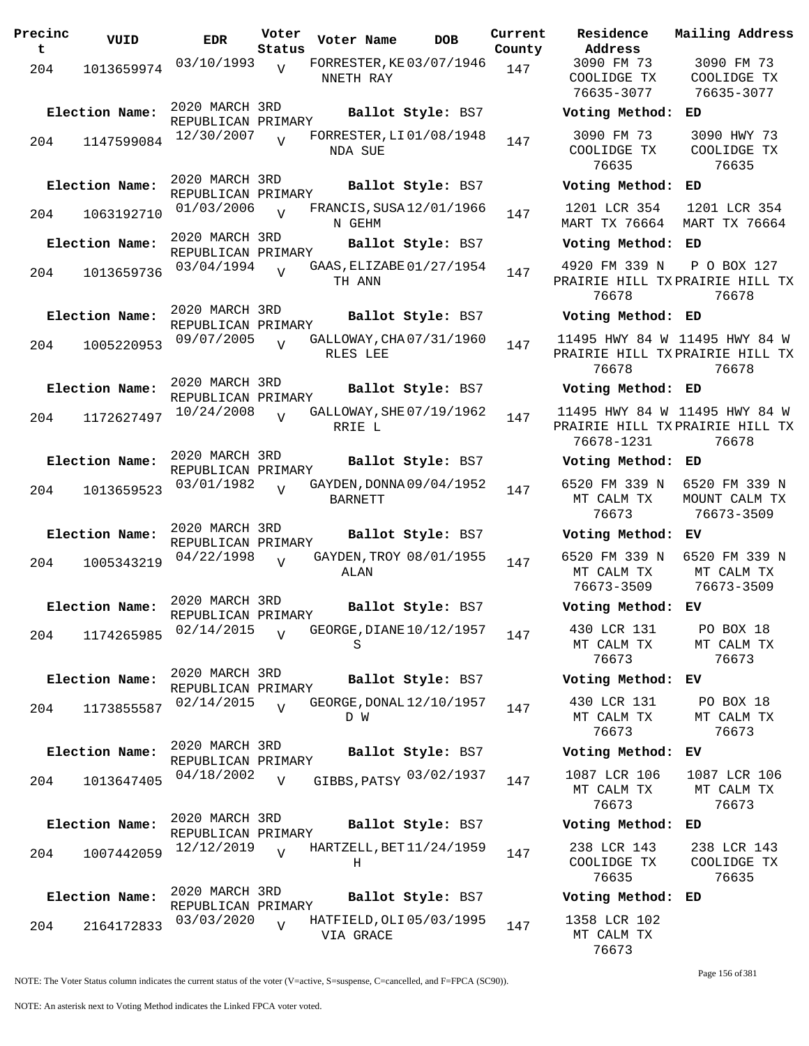| Precinct | VUID | EDR | Voter Status | Voter Name | DOB | Current County | Residence Address | Mailing Address |
|---|---|---|---|---|---|---|---|---|
| 204 | 1013659974 | 03/10/1993 | V | FORRESTER, KENNETH RAY | 03/07/1946 | 147 | 3090 FM 73 COOLIDGE TX 76635-3077 | 3090 FM 73 COOLIDGE TX 76635-3077 |
| Election Name: | 2020 MARCH 3RD REPUBLICAN PRIMARY | | | Ballot Style: BS7 | | | Voting Method: | ED |
| 204 | 1147599084 | 12/30/2007 | V | FORRESTER, LINDA SUE | 01/08/1948 | 147 | 3090 FM 73 COOLIDGE TX 76635 | 3090 HWY 73 COOLIDGE TX 76635 |
| Election Name: | 2020 MARCH 3RD REPUBLICAN PRIMARY | | | Ballot Style: BS7 | | | Voting Method: | ED |
| 204 | 1063192710 | 01/03/2006 | V | FRANCIS, SUSAN GEHM | 12/01/1966 | 147 | 1201 LCR 354 MART TX 76664 | 1201 LCR 354 MART TX 76664 |
| Election Name: | 2020 MARCH 3RD REPUBLICAN PRIMARY | | | Ballot Style: BS7 | | | Voting Method: | ED |
| 204 | 1013659736 | 03/04/1994 | V | GAAS, ELIZABETH ANN | 01/27/1954 | 147 | 4920 FM 339 N PRAIRIE HILL TX 76678 | P O BOX 127 PRAIRIE HILL TX 76678 |
| Election Name: | 2020 MARCH 3RD REPUBLICAN PRIMARY | | | Ballot Style: BS7 | | | Voting Method: | ED |
| 204 | 1005220953 | 09/07/2005 | V | GALLOWAY, CHARLES LEE | 07/31/1960 | 147 | 11495 HWY 84 W PRAIRIE HILL TX 76678 | 11495 HWY 84 W PRAIRIE HILL TX 76678 |
| Election Name: | 2020 MARCH 3RD REPUBLICAN PRIMARY | | | Ballot Style: BS7 | | | Voting Method: | ED |
| 204 | 1172627497 | 10/24/2008 | V | GALLOWAY, SHERRIE L | 07/19/1962 | 147 | 11495 HWY 84 W PRAIRIE HILL TX 76678-1231 | 11495 HWY 84 W PRAIRIE HILL TX 76678 |
| Election Name: | 2020 MARCH 3RD REPUBLICAN PRIMARY | | | Ballot Style: BS7 | | | Voting Method: | ED |
| 204 | 1013659523 | 03/01/1982 | V | GAYDEN, DONNA BARNETT | 09/04/1952 | 147 | 6520 FM 339 N MT CALM TX 76673 | 6520 FM 339 N MOUNT CALM TX 76673-3509 |
| Election Name: | 2020 MARCH 3RD REPUBLICAN PRIMARY | | | Ballot Style: BS7 | | | Voting Method: | EV |
| 204 | 1005343219 | 04/22/1998 | V | GAYDEN, TROY ALAN | 08/01/1955 | 147 | 6520 FM 339 N MT CALM TX 76673-3509 | 6520 FM 339 N MT CALM TX 76673-3509 |
| Election Name: | 2020 MARCH 3RD REPUBLICAN PRIMARY | | | Ballot Style: BS7 | | | Voting Method: | EV |
| 204 | 1174265985 | 02/14/2015 | V | GEORGE, DIANE S | 10/12/1957 | 147 | 430 LCR 131 MT CALM TX 76673 | PO BOX 18 MT CALM TX 76673 |
| Election Name: | 2020 MARCH 3RD REPUBLICAN PRIMARY | | | Ballot Style: BS7 | | | Voting Method: | EV |
| 204 | 1173855587 | 02/14/2015 | V | GEORGE, DONALD W | 12/10/1957 | 147 | 430 LCR 131 MT CALM TX 76673 | PO BOX 18 MT CALM TX 76673 |
| Election Name: | 2020 MARCH 3RD REPUBLICAN PRIMARY | | | Ballot Style: BS7 | | | Voting Method: | EV |
| 204 | 1013647405 | 04/18/2002 | V | GIBBS, PATSY | 03/02/1937 | 147 | 1087 LCR 106 MT CALM TX 76673 | 1087 LCR 106 MT CALM TX 76673 |
| Election Name: | 2020 MARCH 3RD REPUBLICAN PRIMARY | | | Ballot Style: BS7 | | | Voting Method: | ED |
| 204 | 1007442059 | 12/12/2019 | V | HARTZELL, BETH | 11/24/1959 | 147 | 238 LCR 143 COOLIDGE TX 76635 | 238 LCR 143 COOLIDGE TX 76635 |
| Election Name: | 2020 MARCH 3RD REPUBLICAN PRIMARY | | | Ballot Style: BS7 | | | Voting Method: | ED |
| 204 | 2164172833 | 03/03/2020 | V | HATFIELD, OLIVIA GRACE | 05/03/1995 | 147 | 1358 LCR 102 MT CALM TX 76673 | |

NOTE: The Voter Status column indicates the current status of the voter (V=active, S=suspense, C=cancelled, and F=FPCA (SC90)).

NOTE: An asterisk next to Voting Method indicates the Linked FPCA voter voted.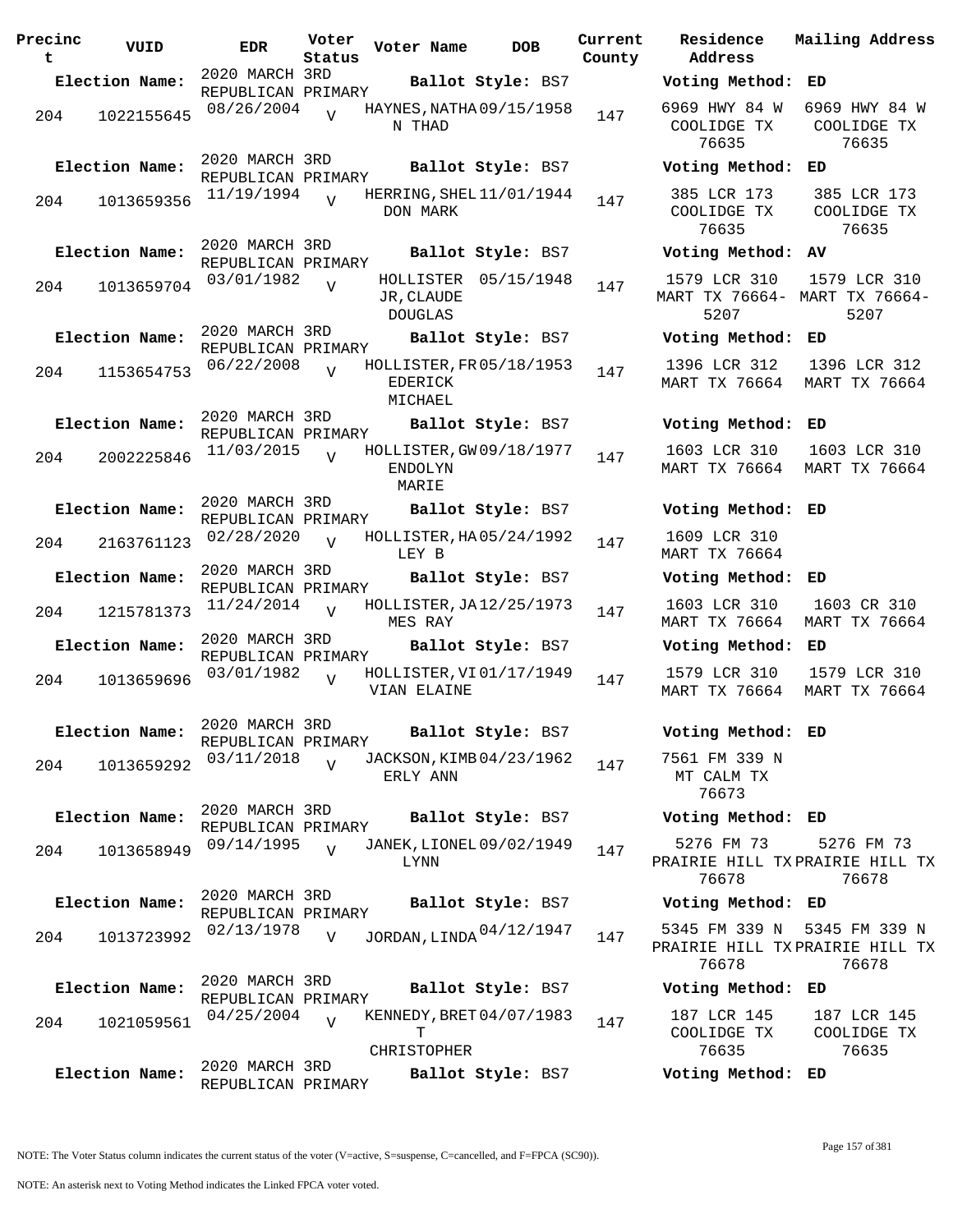| Precinct | VUID | EDR | Voter Status | Voter Name | DOB | Current County | Residence Address | Mailing Address |
|---|---|---|---|---|---|---|---|---|
| **Election Name:** | | 2020 MARCH 3RD REPUBLICAN PRIMARY | | **Ballot Style:** BS7 | | | **Voting Method:** | ED |
| 204 | 1022155645 | 08/26/2004 | V | HAYNES,NATHAN THAD | 09/15/1958 | 147 | 6969 HWY 84 W COOLIDGE TX 76635 | 6969 HWY 84 W COOLIDGE TX 76635 |
| **Election Name:** | | 2020 MARCH 3RD REPUBLICAN PRIMARY | | **Ballot Style:** BS7 | | | **Voting Method:** | ED |
| 204 | 1013659356 | 11/19/1994 | V | HERRING,SHELDON MARK | 11/01/1944 | 147 | 385 LCR 173 COOLIDGE TX 76635 | 385 LCR 173 COOLIDGE TX 76635 |
| **Election Name:** | | 2020 MARCH 3RD REPUBLICAN PRIMARY | | **Ballot Style:** BS7 | | | **Voting Method:** | AV |
| 204 | 1013659704 | 03/01/1982 | V | HOLLISTER JR,CLAUDE DOUGLAS | 05/15/1948 | 147 | 1579 LCR 310 MART TX 76664-5207 | 1579 LCR 310 MART TX 76664-5207 |
| **Election Name:** | | 2020 MARCH 3RD REPUBLICAN PRIMARY | | **Ballot Style:** BS7 | | | **Voting Method:** | ED |
| 204 | 1153654753 | 06/22/2008 | V | HOLLISTER,FREDERICK MICHAEL | 05/18/1953 | 147 | 1396 LCR 312 MART TX 76664 | 1396 LCR 312 MART TX 76664 |
| **Election Name:** | | 2020 MARCH 3RD REPUBLICAN PRIMARY | | **Ballot Style:** BS7 | | | **Voting Method:** | ED |
| 204 | 2002225846 | 11/03/2015 | V | HOLLISTER,GWENDOLYN MARIE | 09/18/1977 | 147 | 1603 LCR 310 MART TX 76664 | 1603 LCR 310 MART TX 76664 |
| **Election Name:** | | 2020 MARCH 3RD REPUBLICAN PRIMARY | | **Ballot Style:** BS7 | | | **Voting Method:** | ED |
| 204 | 2163761123 | 02/28/2020 | V | HOLLISTER,HALEY B | 05/24/1992 | 147 | 1609 LCR 310 MART TX 76664 | |
| **Election Name:** | | 2020 MARCH 3RD REPUBLICAN PRIMARY | | **Ballot Style:** BS7 | | | **Voting Method:** | ED |
| 204 | 1215781373 | 11/24/2014 | V | HOLLISTER,JAMES RAY | 12/25/1973 | 147 | 1603 LCR 310 MART TX 76664 | 1603 CR 310 MART TX 76664 |
| **Election Name:** | | 2020 MARCH 3RD REPUBLICAN PRIMARY | | **Ballot Style:** BS7 | | | **Voting Method:** | ED |
| 204 | 1013659696 | 03/01/1982 | V | HOLLISTER,VIVIAN ELAINE | 01/17/1949 | 147 | 1579 LCR 310 MART TX 76664 | 1579 LCR 310 MART TX 76664 |
| **Election Name:** | | 2020 MARCH 3RD REPUBLICAN PRIMARY | | **Ballot Style:** BS7 | | | **Voting Method:** | ED |
| 204 | 1013659292 | 03/11/2018 | V | JACKSON,KIMBERLY ANN | 04/23/1962 | 147 | 7561 FM 339 N MT CALM TX 76673 | |
| **Election Name:** | | 2020 MARCH 3RD REPUBLICAN PRIMARY | | **Ballot Style:** BS7 | | | **Voting Method:** | ED |
| 204 | 1013658949 | 09/14/1995 | V | JANEK,LIONEL LYNN | 09/02/1949 | 147 | 5276 FM 73 PRAIRIE HILL TX 76678 | 5276 FM 73 PRAIRIE HILL TX 76678 |
| **Election Name:** | | 2020 MARCH 3RD REPUBLICAN PRIMARY | | **Ballot Style:** BS7 | | | **Voting Method:** | ED |
| 204 | 1013723992 | 02/13/1978 | V | JORDAN,LINDA | 04/12/1947 | 147 | 5345 FM 339 N PRAIRIE HILL TX 76678 | 5345 FM 339 N PRAIRIE HILL TX 76678 |
| **Election Name:** | | 2020 MARCH 3RD REPUBLICAN PRIMARY | | **Ballot Style:** BS7 | | | **Voting Method:** | ED |
| 204 | 1021059561 | 04/25/2004 | V | KENNEDY,BRETT CHRISTOPHER | 04/07/1983 | 147 | 187 LCR 145 COOLIDGE TX 76635 | 187 LCR 145 COOLIDGE TX 76635 |
| **Election Name:** | | 2020 MARCH 3RD REPUBLICAN PRIMARY | | **Ballot Style:** BS7 | | | **Voting Method:** | ED |

NOTE: The Voter Status column indicates the current status of the voter (V=active, S=suspense, C=cancelled, and F=FPCA (SC90)).

NOTE: An asterisk next to Voting Method indicates the Linked FPCA voter voted.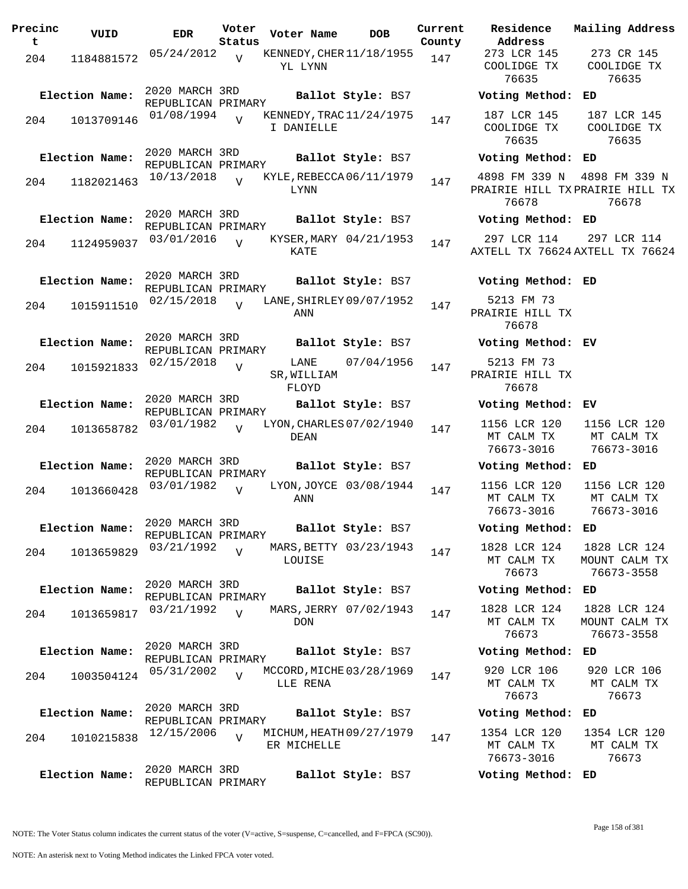| Precinct | VUID | EDR | Voter Status | Voter Name | DOB | Current County | Residence Address | Mailing Address |
|---|---|---|---|---|---|---|---|---|
| 204 | 1184881572 | 05/24/2012 | V | KENNEDY,CHERYL LYNN | 11/18/1955 | 147 | 273 LCR 145 COOLIDGE TX 76635 | 273 CR 145 COOLIDGE TX 76635 |
| **Election Name:** | 2020 MARCH 3RD REPUBLICAN PRIMARY | | | **Ballot Style:** BS7 | | | **Voting Method:** ED | |
| 204 | 1013709146 | 01/08/1994 | V | KENNEDY,TRACI DANIELLE | 11/24/1975 | 147 | 187 LCR 145 COOLIDGE TX 76635 | 187 LCR 145 COOLIDGE TX 76635 |
| **Election Name:** | 2020 MARCH 3RD REPUBLICAN PRIMARY | | | **Ballot Style:** BS7 | | | **Voting Method:** ED | |
| 204 | 1182021463 | 10/13/2018 | V | KYLE,REBECCA LYNN | 06/11/1979 | 147 | 4898 FM 339 N PRAIRIE HILL TX 76678 | 4898 FM 339 N PRAIRIE HILL TX 76678 |
| **Election Name:** | 2020 MARCH 3RD REPUBLICAN PRIMARY | | | **Ballot Style:** BS7 | | | **Voting Method:** ED | |
| 204 | 1124959037 | 03/01/2016 | V | KYSER,MARY KATE | 04/21/1953 | 147 | 297 LCR 114 AXTELL TX 76624 | 297 LCR 114 AXTELL TX 76624 |
| **Election Name:** | 2020 MARCH 3RD REPUBLICAN PRIMARY | | | **Ballot Style:** BS7 | | | **Voting Method:** ED | |
| 204 | 1015911510 | 02/15/2018 | V | LANE,SHIRLEY ANN | 09/07/1952 | 147 | 5213 FM 73 PRAIRIE HILL TX 76678 | |
| **Election Name:** | 2020 MARCH 3RD REPUBLICAN PRIMARY | | | **Ballot Style:** BS7 | | | **Voting Method:** EV | |
| 204 | 1015921833 | 02/15/2018 | V | LANE SR,WILLIAM FLOYD | 07/04/1956 | 147 | 5213 FM 73 PRAIRIE HILL TX 76678 | |
| **Election Name:** | 2020 MARCH 3RD REPUBLICAN PRIMARY | | | **Ballot Style:** BS7 | | | **Voting Method:** EV | |
| 204 | 1013658782 | 03/01/1982 | V | LYON,CHARLES DEAN | 07/02/1940 | 147 | 1156 LCR 120 MT CALM TX 76673-3016 | 1156 LCR 120 MT CALM TX 76673-3016 |
| **Election Name:** | 2020 MARCH 3RD REPUBLICAN PRIMARY | | | **Ballot Style:** BS7 | | | **Voting Method:** ED | |
| 204 | 1013660428 | 03/01/1982 | V | LYON,JOYCE ANN | 03/08/1944 | 147 | 1156 LCR 120 MT CALM TX 76673-3016 | 1156 LCR 120 MT CALM TX 76673-3016 |
| **Election Name:** | 2020 MARCH 3RD REPUBLICAN PRIMARY | | | **Ballot Style:** BS7 | | | **Voting Method:** ED | |
| 204 | 1013659829 | 03/21/1992 | V | MARS,BETTY LOUISE | 03/23/1943 | 147 | 1828 LCR 124 MT CALM TX 76673 | 1828 LCR 124 MOUNT CALM TX 76673-3558 |
| **Election Name:** | 2020 MARCH 3RD REPUBLICAN PRIMARY | | | **Ballot Style:** BS7 | | | **Voting Method:** ED | |
| 204 | 1013659817 | 03/21/1992 | V | MARS,JERRY DON | 07/02/1943 | 147 | 1828 LCR 124 MT CALM TX 76673 | 1828 LCR 124 MOUNT CALM TX 76673-3558 |
| **Election Name:** | 2020 MARCH 3RD REPUBLICAN PRIMARY | | | **Ballot Style:** BS7 | | | **Voting Method:** ED | |
| 204 | 1003504124 | 05/31/2002 | V | MCCORD,MICHELLE RENA | 03/28/1969 | 147 | 920 LCR 106 MT CALM TX 76673 | 920 LCR 106 MT CALM TX 76673 |
| **Election Name:** | 2020 MARCH 3RD REPUBLICAN PRIMARY | | | **Ballot Style:** BS7 | | | **Voting Method:** ED | |
| 204 | 1010215838 | 12/15/2006 | V | MICHUM,HEATHER MICHELLE | 09/27/1979 | 147 | 1354 LCR 120 MT CALM TX 76673-3016 | 1354 LCR 120 MT CALM TX 76673 |
| **Election Name:** | 2020 MARCH 3RD REPUBLICAN PRIMARY | | | **Ballot Style:** BS7 | | | **Voting Method:** ED | |

NOTE: The Voter Status column indicates the current status of the voter (V=active, S=suspense, C=cancelled, and F=FPCA (SC90)).

NOTE: An asterisk next to Voting Method indicates the Linked FPCA voter voted.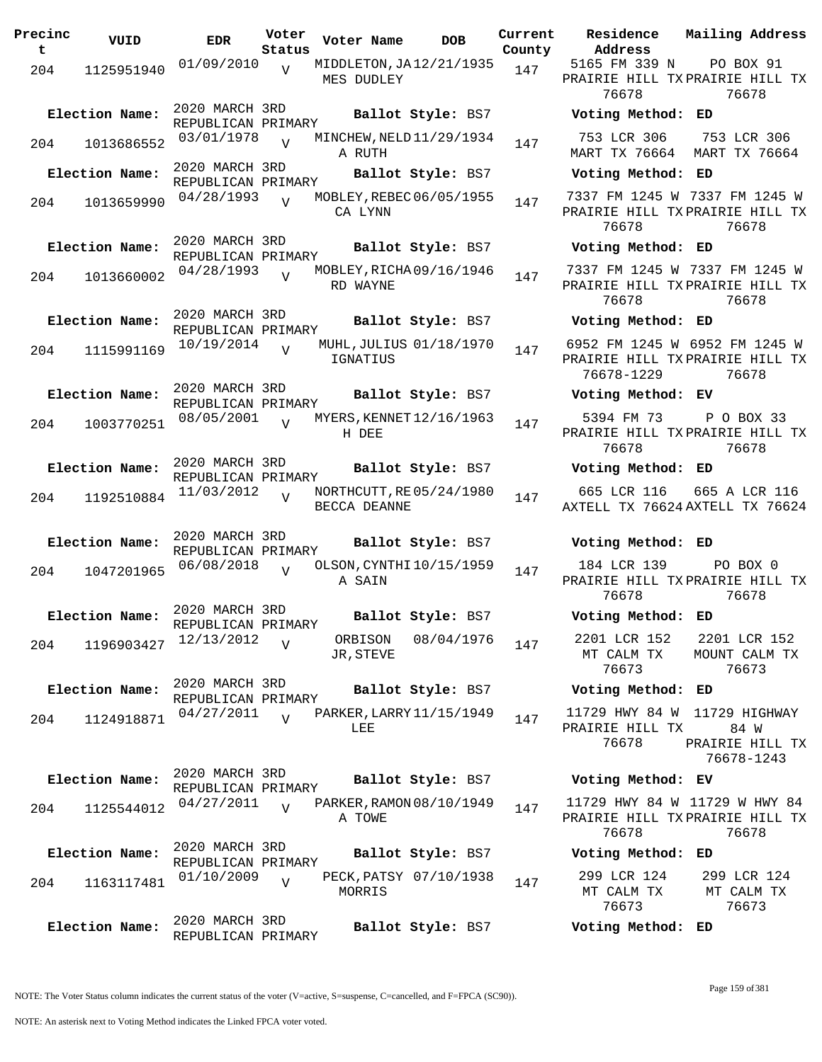| Precinct | VUID | EDR | Voter Status | Voter Name | DOB | Current County | Residence Address | Mailing Address |
|---|---|---|---|---|---|---|---|---|
| 204 | 1125951940 | 01/09/2010 | V | MIDDLETON, JAMES DUDLEY | 12/21/1935 | 147 | 5165 FM 339 N PRAIRIE HILL TX 76678 | PO BOX 91 PRAIRIE HILL TX 76678 |
| **Election Name:** | 2020 MARCH 3RD REPUBLICAN PRIMARY | | | **Ballot Style:** BS7 | | | **Voting Method:** ED | |
| 204 | 1013686552 | 03/01/1978 | V | MINCHEW, NELDA RUTH | 11/29/1934 | 147 | 753 LCR 306 MART TX 76664 | 753 LCR 306 MART TX 76664 |
| **Election Name:** | 2020 MARCH 3RD REPUBLICAN PRIMARY | | | **Ballot Style:** BS7 | | | **Voting Method:** ED | |
| 204 | 1013659990 | 04/28/1993 | V | MOBLEY, REBECCA LYNN | 06/05/1955 | 147 | 7337 FM 1245 W PRAIRIE HILL TX 76678 | 7337 FM 1245 W PRAIRIE HILL TX 76678 |
| **Election Name:** | 2020 MARCH 3RD REPUBLICAN PRIMARY | | | **Ballot Style:** BS7 | | | **Voting Method:** ED | |
| 204 | 1013660002 | 04/28/1993 | V | MOBLEY, RICHARD WAYNE | 09/16/1946 | 147 | 7337 FM 1245 W PRAIRIE HILL TX 76678 | 7337 FM 1245 W PRAIRIE HILL TX 76678 |
| **Election Name:** | 2020 MARCH 3RD REPUBLICAN PRIMARY | | | **Ballot Style:** BS7 | | | **Voting Method:** ED | |
| 204 | 1115991169 | 10/19/2014 | V | MUHL, JULIUS IGNATIUS | 01/18/1970 | 147 | 6952 FM 1245 W PRAIRIE HILL TX 76678-1229 | 6952 FM 1245 W PRAIRIE HILL TX 76678 |
| **Election Name:** | 2020 MARCH 3RD REPUBLICAN PRIMARY | | | **Ballot Style:** BS7 | | | **Voting Method:** EV | |
| 204 | 1003770251 | 08/05/2001 | V | MYERS, KENNETH DEE | 12/16/1963 | 147 | 5394 FM 73 PRAIRIE HILL TX 76678 | P O BOX 33 PRAIRIE HILL TX 76678 |
| **Election Name:** | 2020 MARCH 3RD REPUBLICAN PRIMARY | | | **Ballot Style:** BS7 | | | **Voting Method:** ED | |
| 204 | 1192510884 | 11/03/2012 | V | NORTHCUTT, REBECCA DEANNE | 05/24/1980 | 147 | 665 LCR 116 AXTELL TX 76624 | 665 A LCR 116 AXTELL TX 76624 |
| **Election Name:** | 2020 MARCH 3RD REPUBLICAN PRIMARY | | | **Ballot Style:** BS7 | | | **Voting Method:** ED | |
| 204 | 1047201965 | 06/08/2018 | V | OLSON, CYNTHIA SAIN | 10/15/1959 | 147 | 184 LCR 139 PRAIRIE HILL TX 76678 | PO BOX 0 PRAIRIE HILL TX 76678 |
| **Election Name:** | 2020 MARCH 3RD REPUBLICAN PRIMARY | | | **Ballot Style:** BS7 | | | **Voting Method:** ED | |
| 204 | 1196903427 | 12/13/2012 | V | ORBISON JR, STEVE | 08/04/1976 | 147 | 2201 LCR 152 MT CALM TX 76673 | 2201 LCR 152 MOUNT CALM TX 76673 |
| **Election Name:** | 2020 MARCH 3RD REPUBLICAN PRIMARY | | | **Ballot Style:** BS7 | | | **Voting Method:** ED | |
| 204 | 1124918871 | 04/27/2011 | V | PARKER, LARRY LEE | 11/15/1949 | 147 | 11729 HWY 84 W PRAIRIE HILL TX 76678 | 11729 HIGHWAY 84 W PRAIRIE HILL TX 76678-1243 |
| **Election Name:** | 2020 MARCH 3RD REPUBLICAN PRIMARY | | | **Ballot Style:** BS7 | | | **Voting Method:** EV | |
| 204 | 1125544012 | 04/27/2011 | V | PARKER, RAMONA TOWE | 08/10/1949 | 147 | 11729 HWY 84 W PRAIRIE HILL TX 76678 | 11729 W HWY 84 PRAIRIE HILL TX 76678 |
| **Election Name:** | 2020 MARCH 3RD REPUBLICAN PRIMARY | | | **Ballot Style:** BS7 | | | **Voting Method:** ED | |
| 204 | 1163117481 | 01/10/2009 | V | PECK, PATSY MORRIS | 07/10/1938 | 147 | 299 LCR 124 MT CALM TX 76673 | 299 LCR 124 MT CALM TX 76673 |
| **Election Name:** | 2020 MARCH 3RD REPUBLICAN PRIMARY | | | **Ballot Style:** BS7 | | | **Voting Method:** ED | |

NOTE: The Voter Status column indicates the current status of the voter (V=active, S=suspense, C=cancelled, and F=FPCA (SC90)).

NOTE: An asterisk next to Voting Method indicates the Linked FPCA voter voted.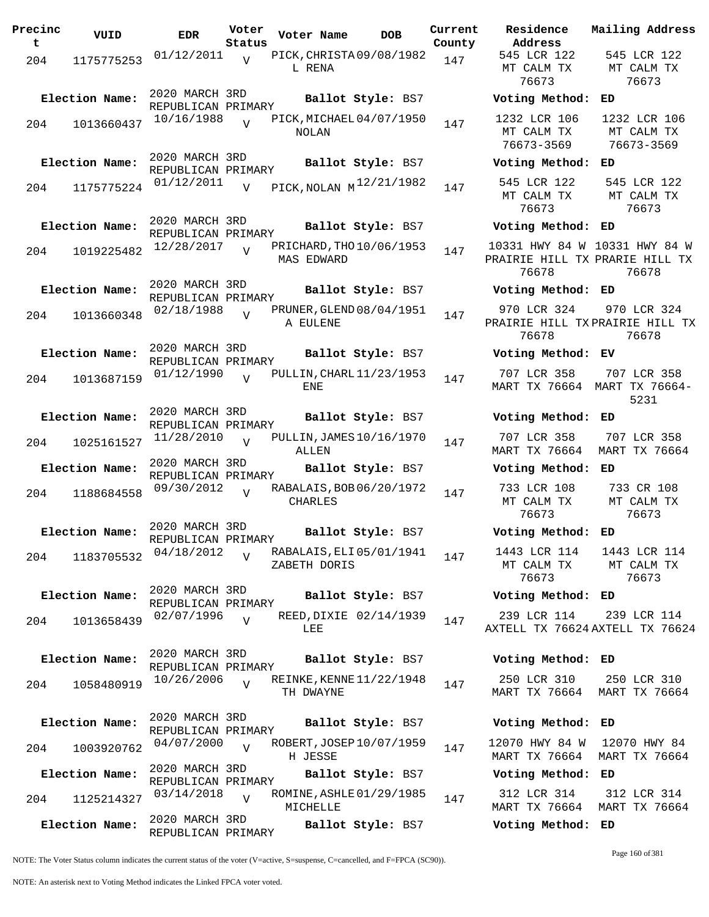| Precinct | VUID | EDR | Voter Status | Voter Name | DOB | Current County | Residence Address | Mailing Address |
|---|---|---|---|---|---|---|---|---|
| 204 | 1175775253 | 01/12/2011 | V | PICK, CHRISTA L RENA | 09/08/1982 | 147 | 545 LCR 122 MT CALM TX 76673 | 545 LCR 122 MT CALM TX 76673 |
| Election Name: | 2020 MARCH 3RD REPUBLICAN PRIMARY | | | Ballot Style: BS7 | | | Voting Method: ED | |
| 204 | 1013660437 | 10/16/1988 | V | PICK, MICHAEL NOLAN | 04/07/1950 | 147 | 1232 LCR 106 MT CALM TX 76673-3569 | 1232 LCR 106 MT CALM TX 76673-3569 |
| Election Name: | 2020 MARCH 3RD REPUBLICAN PRIMARY | | | Ballot Style: BS7 | | | Voting Method: ED | |
| 204 | 1175775224 | 01/12/2011 | V | PICK, NOLAN M | 12/21/1982 | 147 | 545 LCR 122 MT CALM TX 76673 | 545 LCR 122 MT CALM TX 76673 |
| Election Name: | 2020 MARCH 3RD REPUBLICAN PRIMARY | | | Ballot Style: BS7 | | | Voting Method: ED | |
| 204 | 1019225482 | 12/28/2017 | V | PRICHARD, THOMAS EDWARD | 10/06/1953 | 147 | 10331 HWY 84 W PRAIRIE HILL TX 76678 | 10331 HWY 84 W PRARIE HILL TX 76678 |
| Election Name: | 2020 MARCH 3RD REPUBLICAN PRIMARY | | | Ballot Style: BS7 | | | Voting Method: ED | |
| 204 | 1013660348 | 02/18/1988 | V | PRUNER, GLENDA EULENE | 08/04/1951 | 147 | 970 LCR 324 PRAIRIE HILL TX 76678 | 970 LCR 324 PRAIRIE HILL TX 76678 |
| Election Name: | 2020 MARCH 3RD REPUBLICAN PRIMARY | | | Ballot Style: BS7 | | | Voting Method: EV | |
| 204 | 1013687159 | 01/12/1990 | V | PULLIN, CHARLENE | 11/23/1953 | 147 | 707 LCR 358 MART TX 76664 | 707 LCR 358 MART TX 76664-5231 |
| Election Name: | 2020 MARCH 3RD REPUBLICAN PRIMARY | | | Ballot Style: BS7 | | | Voting Method: ED | |
| 204 | 1025161527 | 11/28/2010 | V | PULLIN, JAMES ALLEN | 10/16/1970 | 147 | 707 LCR 358 MART TX 76664 | 707 LCR 358 MART TX 76664 |
| Election Name: | 2020 MARCH 3RD REPUBLICAN PRIMARY | | | Ballot Style: BS7 | | | Voting Method: ED | |
| 204 | 1188684558 | 09/30/2012 | V | RABALAIS, BOB CHARLES | 06/20/1972 | 147 | 733 LCR 108 MT CALM TX 76673 | 733 CR 108 MT CALM TX 76673 |
| Election Name: | 2020 MARCH 3RD REPUBLICAN PRIMARY | | | Ballot Style: BS7 | | | Voting Method: ED | |
| 204 | 1183705532 | 04/18/2012 | V | RABALAIS, ELIZABETH DORIS | 05/01/1941 | 147 | 1443 LCR 114 MT CALM TX 76673 | 1443 LCR 114 MT CALM TX 76673 |
| Election Name: | 2020 MARCH 3RD REPUBLICAN PRIMARY | | | Ballot Style: BS7 | | | Voting Method: ED | |
| 204 | 1013658439 | 02/07/1996 | V | REED, DIXIE LEE | 02/14/1939 | 147 | 239 LCR 114 AXTELL TX 76624 | 239 LCR 114 AXTELL TX 76624 |
| Election Name: | 2020 MARCH 3RD REPUBLICAN PRIMARY | | | Ballot Style: BS7 | | | Voting Method: ED | |
| 204 | 1058480919 | 10/26/2006 | V | REINKE, KENNETH DWAYNE | 11/22/1948 | 147 | 250 LCR 310 MART TX 76664 | 250 LCR 310 MART TX 76664 |
| Election Name: | 2020 MARCH 3RD REPUBLICAN PRIMARY | | | Ballot Style: BS7 | | | Voting Method: ED | |
| 204 | 1003920762 | 04/07/2000 | V | ROBERT, JOSEPH JESSE | 10/07/1959 | 147 | 12070 HWY 84 W MART TX 76664 | 12070 HWY 84 MART TX 76664 |
| Election Name: | 2020 MARCH 3RD REPUBLICAN PRIMARY | | | Ballot Style: BS7 | | | Voting Method: ED | |
| 204 | 1125214327 | 03/14/2018 | V | ROMINE, ASHLE MICHELLE | 01/29/1985 | 147 | 312 LCR 314 MART TX 76664 | 312 LCR 314 MART TX 76664 |
| Election Name: | 2020 MARCH 3RD REPUBLICAN PRIMARY | | | Ballot Style: BS7 | | | Voting Method: ED | |

NOTE: The Voter Status column indicates the current status of the voter (V=active, S=suspense, C=cancelled, and F=FPCA (SC90)).

NOTE: An asterisk next to Voting Method indicates the Linked FPCA voter voted.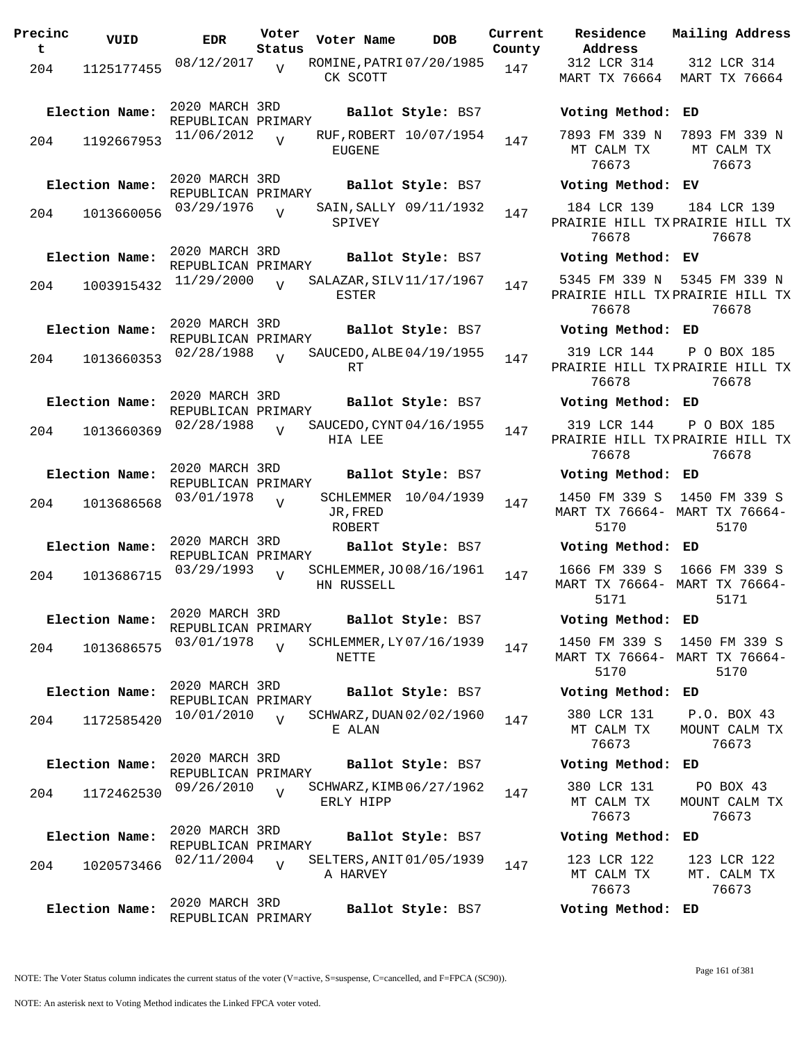| Precinct | VUID | EDR | Voter Status | Voter Name | DOB | Current County | Residence Address | Mailing Address |
|---|---|---|---|---|---|---|---|---|
| 204 | 1125177455 | 08/12/2017 | V | ROMINE,PATRICK SCOTT | 07/20/1985 | 147 | 312 LCR 314 MART TX 76664 | 312 LCR 314 MART TX 76664 |
| Election Name: | 2020 MARCH 3RD REPUBLICAN PRIMARY | | | Ballot Style: BS7 | | | Voting Method: ED | |
| 204 | 1192667953 | 11/06/2012 | V | RUF,ROBERT EUGENE | 10/07/1954 | 147 | 7893 FM 339 N MT CALM TX 76673 | 7893 FM 339 N MT CALM TX 76673 |
| Election Name: | 2020 MARCH 3RD REPUBLICAN PRIMARY | | | Ballot Style: BS7 | | | Voting Method: EV | |
| 204 | 1013660056 | 03/29/1976 | V | SAIN,SALLY SPIVEY | 09/11/1932 | 147 | 184 LCR 139 PRAIRIE HILL TX 76678 | 184 LCR 139 PRAIRIE HILL TX 76678 |
| Election Name: | 2020 MARCH 3RD REPUBLICAN PRIMARY | | | Ballot Style: BS7 | | | Voting Method: EV | |
| 204 | 1003915432 | 11/29/2000 | V | SALAZAR,SILVESTER | 11/17/1967 | 147 | 5345 FM 339 N PRAIRIE HILL TX 76678 | 5345 FM 339 N PRAIRIE HILL TX 76678 |
| Election Name: | 2020 MARCH 3RD REPUBLICAN PRIMARY | | | Ballot Style: BS7 | | | Voting Method: ED | |
| 204 | 1013660353 | 02/28/1988 | V | SAUCEDO,ALBERT | 04/19/1955 | 147 | 319 LCR 144 PRAIRIE HILL TX 76678 | P O BOX 185 PRAIRIE HILL TX 76678 |
| Election Name: | 2020 MARCH 3RD REPUBLICAN PRIMARY | | | Ballot Style: BS7 | | | Voting Method: ED | |
| 204 | 1013660369 | 02/28/1988 | V | SAUCEDO,CYNTHIA LEE | 04/16/1955 | 147 | 319 LCR 144 PRAIRIE HILL TX 76678 | P O BOX 185 PRAIRIE HILL TX 76678 |
| Election Name: | 2020 MARCH 3RD REPUBLICAN PRIMARY | | | Ballot Style: BS7 | | | Voting Method: ED | |
| 204 | 1013686568 | 03/01/1978 | V | SCHLEMMER JR,FRED ROBERT | 10/04/1939 | 147 | 1450 FM 339 S MART TX 76664-5170 | 1450 FM 339 S MART TX 76664-5170 |
| Election Name: | 2020 MARCH 3RD REPUBLICAN PRIMARY | | | Ballot Style: BS7 | | | Voting Method: ED | |
| 204 | 1013686715 | 03/29/1993 | V | SCHLEMMER,JOHN RUSSELL | 08/16/1961 | 147 | 1666 FM 339 S MART TX 76664-5171 | 1666 FM 339 S MART TX 76664-5171 |
| Election Name: | 2020 MARCH 3RD REPUBLICAN PRIMARY | | | Ballot Style: BS7 | | | Voting Method: ED | |
| 204 | 1013686575 | 03/01/1978 | V | SCHLEMMER,LYNETTE | 07/16/1939 | 147 | 1450 FM 339 S MART TX 76664-5170 | 1450 FM 339 S MART TX 76664-5170 |
| Election Name: | 2020 MARCH 3RD REPUBLICAN PRIMARY | | | Ballot Style: BS7 | | | Voting Method: ED | |
| 204 | 1172585420 | 10/01/2010 | V | SCHWARZ,DUANE ALAN | 02/02/1960 | 147 | 380 LCR 131 MT CALM TX 76673 | P.O. BOX 43 MOUNT CALM TX 76673 |
| Election Name: | 2020 MARCH 3RD REPUBLICAN PRIMARY | | | Ballot Style: BS7 | | | Voting Method: ED | |
| 204 | 1172462530 | 09/26/2010 | V | SCHWARZ,KIMBERLY HIPP | 06/27/1962 | 147 | 380 LCR 131 MT CALM TX 76673 | PO BOX 43 MOUNT CALM TX 76673 |
| Election Name: | 2020 MARCH 3RD REPUBLICAN PRIMARY | | | Ballot Style: BS7 | | | Voting Method: ED | |
| 204 | 1020573466 | 02/11/2004 | V | SELTERS,ANITA HARVEY | 01/05/1939 | 147 | 123 LCR 122 MT CALM TX 76673 | 123 LCR 122 MT. CALM TX 76673 |
| Election Name: | 2020 MARCH 3RD REPUBLICAN PRIMARY | | | Ballot Style: BS7 | | | Voting Method: ED | |

NOTE: The Voter Status column indicates the current status of the voter (V=active, S=suspense, C=cancelled, and F=FPCA (SC90)).

NOTE: An asterisk next to Voting Method indicates the Linked FPCA voter voted.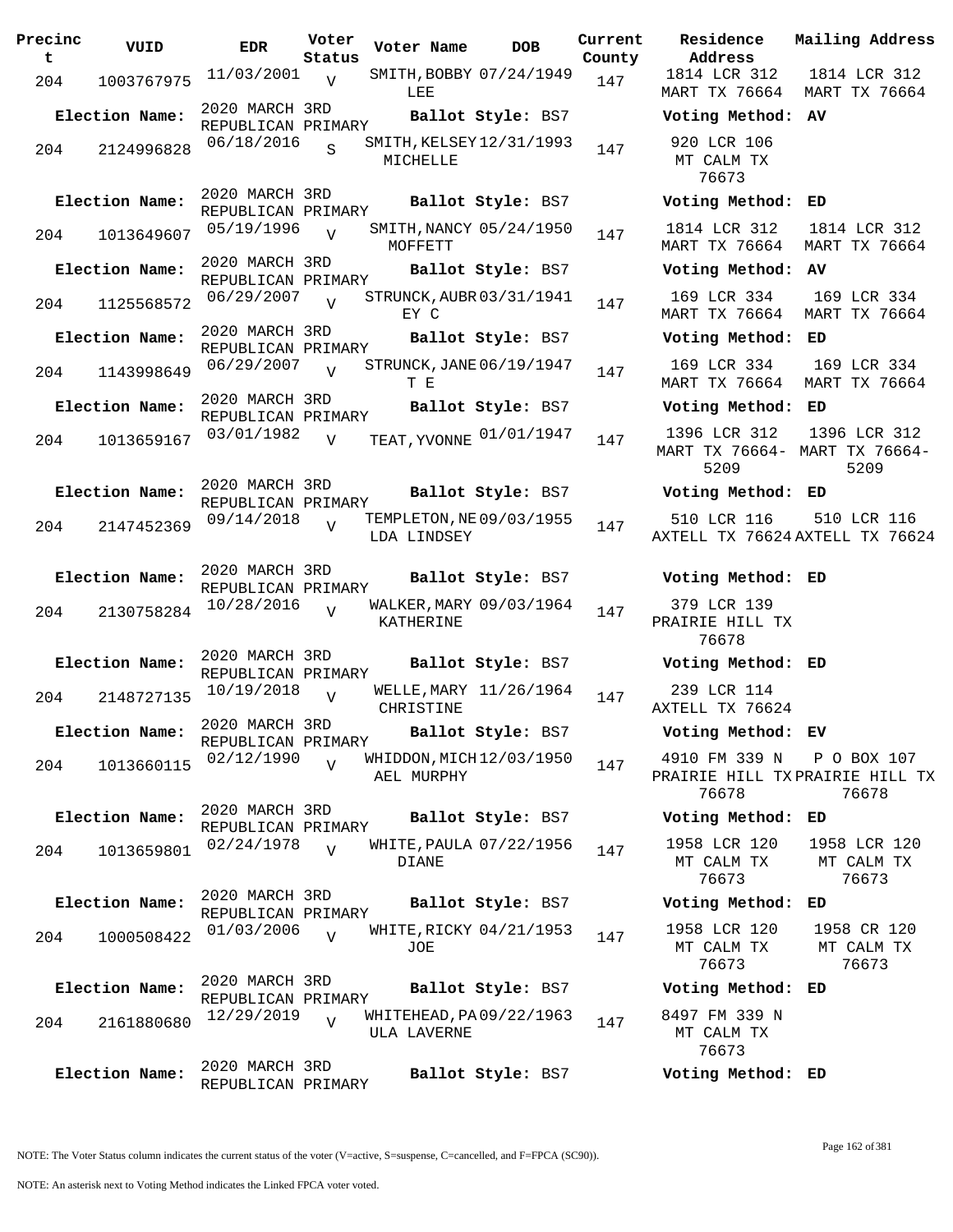| Precinct | VUID | EDR | Voter Status | Voter Name | DOB | Current County | Residence Address | Mailing Address |
|---|---|---|---|---|---|---|---|---|
| 204 | 1003767975 | 11/03/2001 | V | SMITH, BOBBY LEE | 07/24/1949 | 147 | 1814 LCR 312 MART TX 76664 | 1814 LCR 312 MART TX 76664 |
| **Election Name:** | | 2020 MARCH 3RD REPUBLICAN PRIMARY | | **Ballot Style:** BS7 | | | **Voting Method:** AV | |
| 204 | 2124996828 | 06/18/2016 | S | SMITH, KELSEY MICHELLE | 12/31/1993 | 147 | 920 LCR 106 MT CALM TX 76673 | |
| **Election Name:** | | 2020 MARCH 3RD REPUBLICAN PRIMARY | | **Ballot Style:** BS7 | | | **Voting Method:** ED | |
| 204 | 1013649607 | 05/19/1996 | V | SMITH, NANCY MOFFETT | 05/24/1950 | 147 | 1814 LCR 312 MART TX 76664 | 1814 LCR 312 MART TX 76664 |
| **Election Name:** | | 2020 MARCH 3RD REPUBLICAN PRIMARY | | **Ballot Style:** BS7 | | | **Voting Method:** AV | |
| 204 | 1125568572 | 06/29/2007 | V | STRUNCK, AUBREY C | 03/31/1941 | 147 | 169 LCR 334 MART TX 76664 | 169 LCR 334 MART TX 76664 |
| **Election Name:** | | 2020 MARCH 3RD REPUBLICAN PRIMARY | | **Ballot Style:** BS7 | | | **Voting Method:** ED | |
| 204 | 1143998649 | 06/29/2007 | V | STRUNCK, JANE T E | 06/19/1947 | 147 | 169 LCR 334 MART TX 76664 | 169 LCR 334 MART TX 76664 |
| **Election Name:** | | 2020 MARCH 3RD REPUBLICAN PRIMARY | | **Ballot Style:** BS7 | | | **Voting Method:** ED | |
| 204 | 1013659167 | 03/01/1982 | V | TEAT, YVONNE | 01/01/1947 | 147 | 1396 LCR 312 MART TX 76664-5209 | 1396 LCR 312 MART TX 76664-5209 |
| **Election Name:** | | 2020 MARCH 3RD REPUBLICAN PRIMARY | | **Ballot Style:** BS7 | | | **Voting Method:** ED | |
| 204 | 2147452369 | 09/14/2018 | V | TEMPLETON, NELDA LINDSEY | 09/03/1955 | 147 | 510 LCR 116 AXTELL TX 76624 | 510 LCR 116 AXTELL TX 76624 |
| **Election Name:** | | 2020 MARCH 3RD REPUBLICAN PRIMARY | | **Ballot Style:** BS7 | | | **Voting Method:** ED | |
| 204 | 2130758284 | 10/28/2016 | V | WALKER, MARY KATHERINE | 09/03/1964 | 147 | 379 LCR 139 PRAIRIE HILL TX 76678 | |
| **Election Name:** | | 2020 MARCH 3RD REPUBLICAN PRIMARY | | **Ballot Style:** BS7 | | | **Voting Method:** ED | |
| 204 | 2148727135 | 10/19/2018 | V | WELLE, MARY CHRISTINE | 11/26/1964 | 147 | 239 LCR 114 AXTELL TX 76624 | |
| **Election Name:** | | 2020 MARCH 3RD REPUBLICAN PRIMARY | | **Ballot Style:** BS7 | | | **Voting Method:** EV | |
| 204 | 1013660115 | 02/12/1990 | V | WHIDDON, MICHAEL MURPHY | 12/03/1950 | 147 | 4910 FM 339 N PRAIRIE HILL TX 76678 | P O BOX 107 PRAIRIE HILL TX 76678 |
| **Election Name:** | | 2020 MARCH 3RD REPUBLICAN PRIMARY | | **Ballot Style:** BS7 | | | **Voting Method:** ED | |
| 204 | 1013659801 | 02/24/1978 | V | WHITE, PAULA DIANE | 07/22/1956 | 147 | 1958 LCR 120 MT CALM TX 76673 | 1958 LCR 120 MT CALM TX 76673 |
| **Election Name:** | | 2020 MARCH 3RD REPUBLICAN PRIMARY | | **Ballot Style:** BS7 | | | **Voting Method:** ED | |
| 204 | 1000508422 | 01/03/2006 | V | WHITE, RICKY JOE | 04/21/1953 | 147 | 1958 LCR 120 MT CALM TX 76673 | 1958 CR 120 MT CALM TX 76673 |
| **Election Name:** | | 2020 MARCH 3RD REPUBLICAN PRIMARY | | **Ballot Style:** BS7 | | | **Voting Method:** ED | |
| 204 | 2161880680 | 12/29/2019 | V | WHITEHEAD, PAULA LAVERNE | 09/22/1963 | 147 | 8497 FM 339 N MT CALM TX 76673 | |
| **Election Name:** | | 2020 MARCH 3RD REPUBLICAN PRIMARY | | **Ballot Style:** BS7 | | | **Voting Method:** ED | |

NOTE: The Voter Status column indicates the current status of the voter (V=active, S=suspense, C=cancelled, and F=FPCA (SC90)).

NOTE: An asterisk next to Voting Method indicates the Linked FPCA voter voted.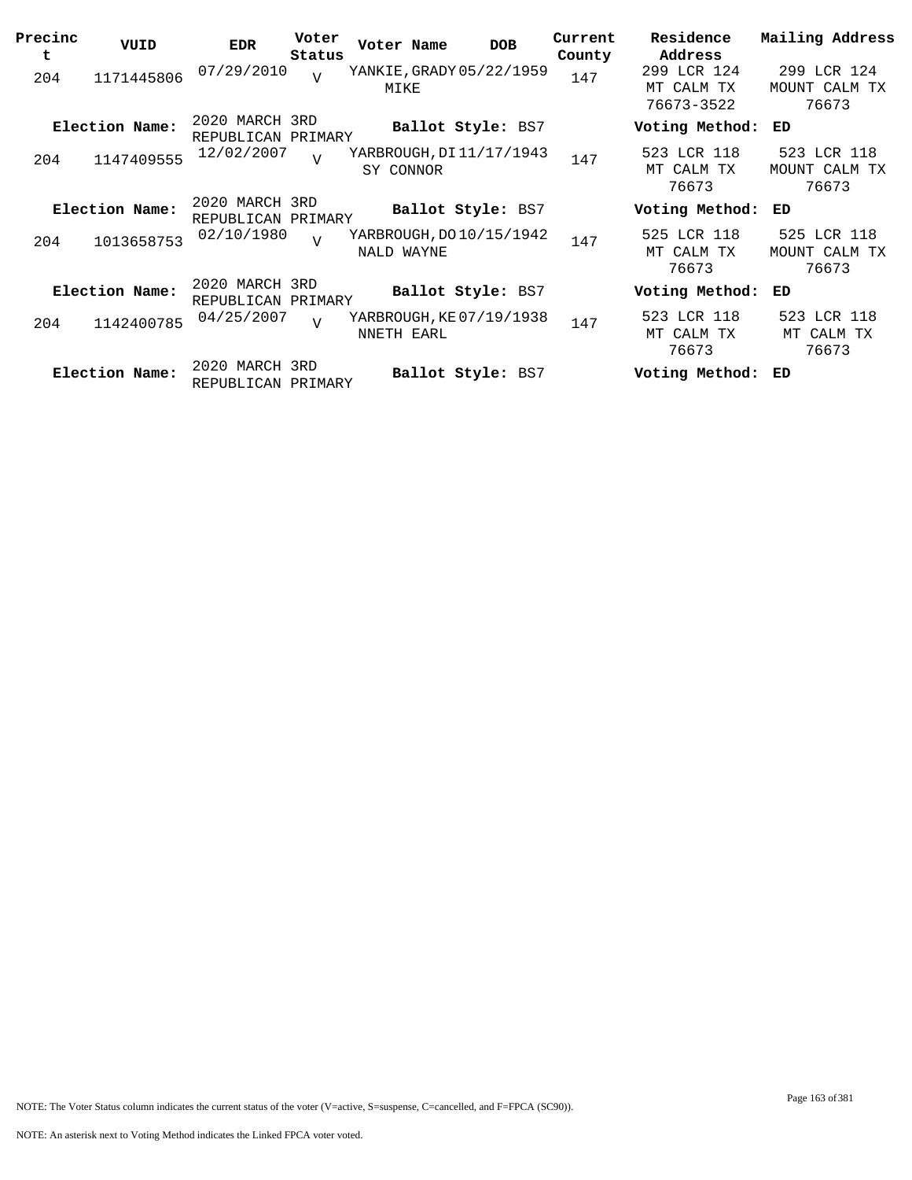| Precinct | VUID | EDR | Voter Status | Voter Name | DOB | Current County | Residence Address | Mailing Address |
|---|---|---|---|---|---|---|---|---|
| 204 | 1171445806 | 07/29/2010 | V | YANKIE, GRADY MIKE | 05/22/1959 | 147 | 299 LCR 124 MT CALM TX 76673-3522 | 299 LCR 124 MOUNT CALM TX 76673 |
| **Election Name:** | | 2020 MARCH 3RD REPUBLICAN PRIMARY | | **Ballot Style:** BS7 | | | **Voting Method:** | ED |
| 204 | 1147409555 | 12/02/2007 | V | YARBROUGH, DISY CONNOR | 11/17/1943 | 147 | 523 LCR 118 MT CALM TX 76673 | 523 LCR 118 MOUNT CALM TX 76673 |
| **Election Name:** | | 2020 MARCH 3RD REPUBLICAN PRIMARY | | **Ballot Style:** BS7 | | | **Voting Method:** | ED |
| 204 | 1013658753 | 02/10/1980 | V | YARBROUGH, DONALD WAYNE | 10/15/1942 | 147 | 525 LCR 118 MT CALM TX 76673 | 525 LCR 118 MOUNT CALM TX 76673 |
| **Election Name:** | | 2020 MARCH 3RD REPUBLICAN PRIMARY | | **Ballot Style:** BS7 | | | **Voting Method:** | ED |
| 204 | 1142400785 | 04/25/2007 | V | YARBROUGH, KENNETH EARL | 07/19/1938 | 147 | 523 LCR 118 MT CALM TX 76673 | 523 LCR 118 MT CALM TX 76673 |
| **Election Name:** | | 2020 MARCH 3RD REPUBLICAN PRIMARY | | **Ballot Style:** BS7 | | | **Voting Method:** | ED |

NOTE: The Voter Status column indicates the current status of the voter (V=active, S=suspense, C=cancelled, and F=FPCA (SC90)).

NOTE: An asterisk next to Voting Method indicates the Linked FPCA voter voted.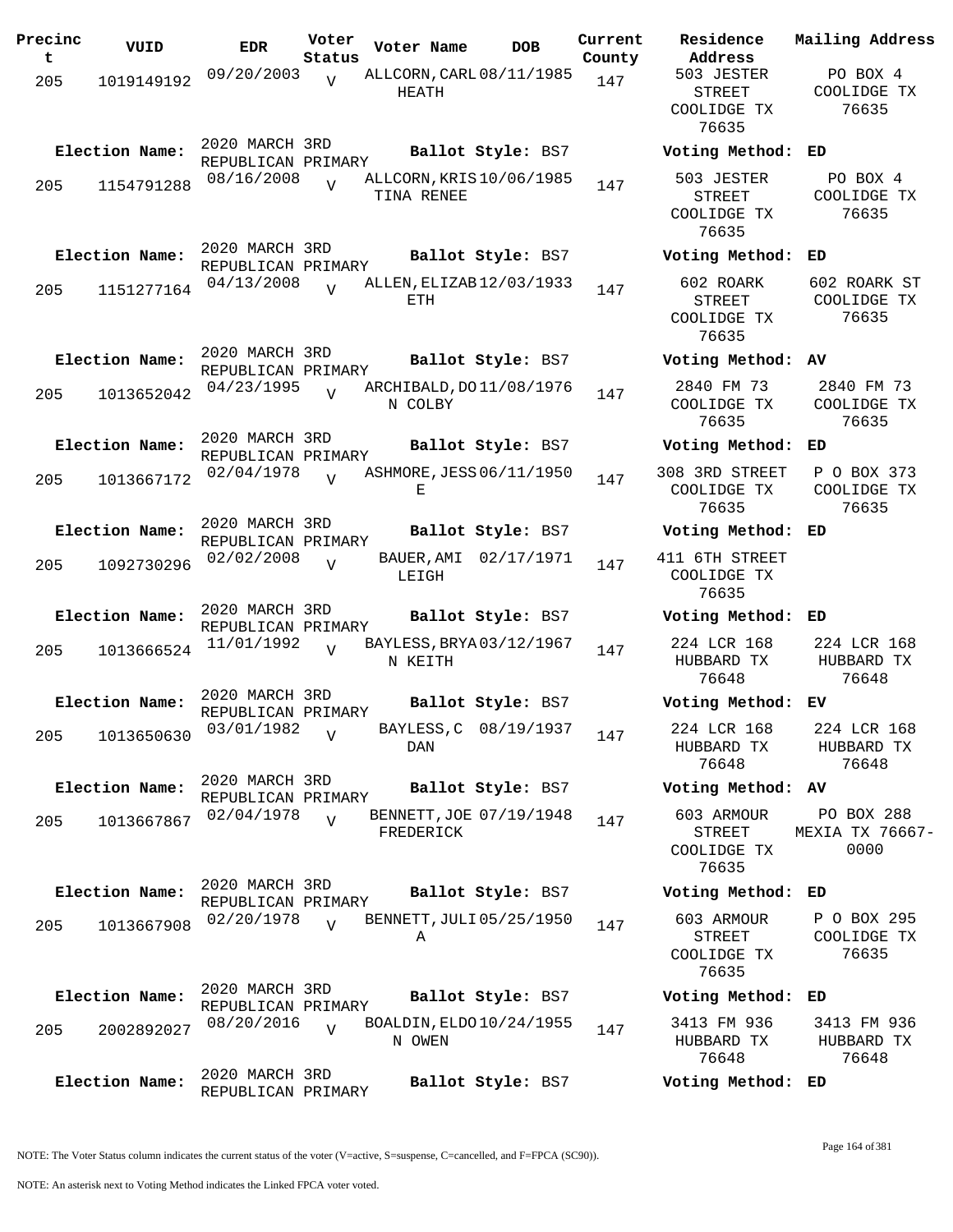| Precinct | VUID | EDR | Voter Status | Voter Name | DOB | Current County | Residence Address | Mailing Address |
|---|---|---|---|---|---|---|---|---|
| 205 | 1019149192 | 09/20/2003 | V | ALLCORN,CARL HEATH | 08/11/1985 | 147 | 503 JESTER STREET COOLIDGE TX 76635 | PO BOX 4 COOLIDGE TX 76635 |
| **Election Name:** | | 2020 MARCH 3RD REPUBLICAN PRIMARY | | **Ballot Style:** BS7 | | | **Voting Method:** ED | |
| 205 | 1154791288 | 08/16/2008 | V | ALLCORN,KRISTINA RENEE | 10/06/1985 | 147 | 503 JESTER STREET COOLIDGE TX 76635 | PO BOX 4 COOLIDGE TX 76635 |
| **Election Name:** | | 2020 MARCH 3RD REPUBLICAN PRIMARY | | **Ballot Style:** BS7 | | | **Voting Method:** ED | |
| 205 | 1151277164 | 04/13/2008 | V | ALLEN,ELIZABETH | 12/03/1933 | 147 | 602 ROARK STREET COOLIDGE TX 76635 | 602 ROARK ST COOLIDGE TX 76635 |
| **Election Name:** | | 2020 MARCH 3RD REPUBLICAN PRIMARY | | **Ballot Style:** BS7 | | | **Voting Method:** AV | |
| 205 | 1013652042 | 04/23/1995 | V | ARCHIBALD,DON COLBY | 11/08/1976 | 147 | 2840 FM 73 COOLIDGE TX 76635 | 2840 FM 73 COOLIDGE TX 76635 |
| **Election Name:** | | 2020 MARCH 3RD REPUBLICAN PRIMARY | | **Ballot Style:** BS7 | | | **Voting Method:** ED | |
| 205 | 1013667172 | 02/04/1978 | V | ASHMORE,JESSE | 06/11/1950 | 147 | 308 3RD STREET COOLIDGE TX 76635 | P O BOX 373 COOLIDGE TX 76635 |
| **Election Name:** | | 2020 MARCH 3RD REPUBLICAN PRIMARY | | **Ballot Style:** BS7 | | | **Voting Method:** ED | |
| 205 | 1092730296 | 02/02/2008 | V | BAUER,AMI LEIGH | 02/17/1971 | 147 | 411 6TH STREET COOLIDGE TX 76635 | |
| **Election Name:** | | 2020 MARCH 3RD REPUBLICAN PRIMARY | | **Ballot Style:** BS7 | | | **Voting Method:** ED | |
| 205 | 1013666524 | 11/01/1992 | V | BAYLESS,BRYAN KEITH | 03/12/1967 | 147 | 224 LCR 168 HUBBARD TX 76648 | 224 LCR 168 HUBBARD TX 76648 |
| **Election Name:** | | 2020 MARCH 3RD REPUBLICAN PRIMARY | | **Ballot Style:** BS7 | | | **Voting Method:** EV | |
| 205 | 1013650630 | 03/01/1982 | V | BAYLESS,C DAN | 08/19/1937 | 147 | 224 LCR 168 HUBBARD TX 76648 | 224 LCR 168 HUBBARD TX 76648 |
| **Election Name:** | | 2020 MARCH 3RD REPUBLICAN PRIMARY | | **Ballot Style:** BS7 | | | **Voting Method:** AV | |
| 205 | 1013667867 | 02/04/1978 | V | BENNETT,JOE FREDERICK | 07/19/1948 | 147 | 603 ARMOUR STREET COOLIDGE TX 76635 | PO BOX 288 MEXIA TX 76667-0000 |
| **Election Name:** | | 2020 MARCH 3RD REPUBLICAN PRIMARY | | **Ballot Style:** BS7 | | | **Voting Method:** ED | |
| 205 | 1013667908 | 02/20/1978 | V | BENNETT,JULIA | 05/25/1950 | 147 | 603 ARMOUR STREET COOLIDGE TX 76635 | P O BOX 295 COOLIDGE TX 76635 |
| **Election Name:** | | 2020 MARCH 3RD REPUBLICAN PRIMARY | | **Ballot Style:** BS7 | | | **Voting Method:** ED | |
| 205 | 2002892027 | 08/20/2016 | V | BOALDIN,ELDON OWEN | 10/24/1955 | 147 | 3413 FM 936 HUBBARD TX 76648 | 3413 FM 936 HUBBARD TX 76648 |
| **Election Name:** | | 2020 MARCH 3RD REPUBLICAN PRIMARY | | **Ballot Style:** BS7 | | | **Voting Method:** ED | |

NOTE: The Voter Status column indicates the current status of the voter (V=active, S=suspense, C=cancelled, and F=FPCA (SC90)).

NOTE: An asterisk next to Voting Method indicates the Linked FPCA voter voted.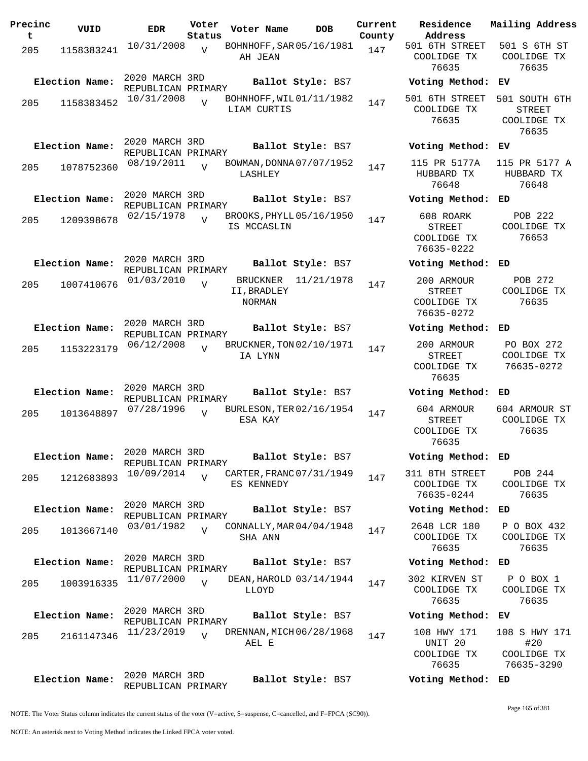| Precinct | VUID | EDR | Voter Status | Voter Name | DOB | Current County | Residence Address | Mailing Address |
|---|---|---|---|---|---|---|---|---|
| 205 | 1158383241 | 10/31/2008 | V | BOHNHOFF,SARAH JEAN | 05/16/1981 | 147 | 501 6TH STREET COOLIDGE TX 76635 | 501 S 6TH ST COOLIDGE TX 76635 |
| Election Name: | 2020 MARCH 3RD REPUBLICAN PRIMARY | | | Ballot Style: BS7 | | | Voting Method: | EV |
| 205 | 1158383452 | 10/31/2008 | V | BOHNHOFF,WILLIAM CURTIS | 01/11/1982 | 147 | 501 6TH STREET COOLIDGE TX 76635 | 501 SOUTH 6TH STREET COOLIDGE TX 76635 |
| Election Name: | 2020 MARCH 3RD REPUBLICAN PRIMARY | | | Ballot Style: BS7 | | | Voting Method: | EV |
| 205 | 1078752360 | 08/19/2011 | V | BOWMAN,DONNA LASHLEY | 07/07/1952 | 147 | 115 PR 5177A HUBBARD TX 76648 | 115 PR 5177 A HUBBARD TX 76648 |
| Election Name: | 2020 MARCH 3RD REPUBLICAN PRIMARY | | | Ballot Style: BS7 | | | Voting Method: | ED |
| 205 | 1209398678 | 02/15/1978 | V | BROOKS,PHYLLIS MCCASLIN | 05/16/1950 | 147 | 608 ROARK STREET COOLIDGE TX 76635-0222 | POB 222 COOLIDGE TX 76653 |
| Election Name: | 2020 MARCH 3RD REPUBLICAN PRIMARY | | | Ballot Style: BS7 | | | Voting Method: | ED |
| 205 | 1007410676 | 01/03/2010 | V | BRUCKNER II,BRADLEY NORMAN | 11/21/1978 | 147 | 200 ARMOUR STREET COOLIDGE TX 76635-0272 | POB 272 COOLIDGE TX 76635 |
| Election Name: | 2020 MARCH 3RD REPUBLICAN PRIMARY | | | Ballot Style: BS7 | | | Voting Method: | ED |
| 205 | 1153223179 | 06/12/2008 | V | BRUCKNER,TONIA LYNN | 02/10/1971 | 147 | 200 ARMOUR STREET COOLIDGE TX 76635 | PO BOX 272 COOLIDGE TX 76635-0272 |
| Election Name: | 2020 MARCH 3RD REPUBLICAN PRIMARY | | | Ballot Style: BS7 | | | Voting Method: | ED |
| 205 | 1013648897 | 07/28/1996 | V | BURLESON,TERESA KAY | 02/16/1954 | 147 | 604 ARMOUR STREET COOLIDGE TX 76635 | 604 ARMOUR ST COOLIDGE TX 76635 |
| Election Name: | 2020 MARCH 3RD REPUBLICAN PRIMARY | | | Ballot Style: BS7 | | | Voting Method: | ED |
| 205 | 1212683893 | 10/09/2014 | V | CARTER,FRANCES KENNEDY | 07/31/1949 | 147 | 311 8TH STREET COOLIDGE TX 76635-0244 | POB 244 COOLIDGE TX 76635 |
| Election Name: | 2020 MARCH 3RD REPUBLICAN PRIMARY | | | Ballot Style: BS7 | | | Voting Method: | ED |
| 205 | 1013667140 | 03/01/1982 | V | CONNALLY,MARSHA ANN | 04/04/1948 | 147 | 2648 LCR 180 COOLIDGE TX 76635 | P O BOX 432 COOLIDGE TX 76635 |
| Election Name: | 2020 MARCH 3RD REPUBLICAN PRIMARY | | | Ballot Style: BS7 | | | Voting Method: | ED |
| 205 | 1003916335 | 11/07/2000 | V | DEAN,HAROLD LLOYD | 03/14/1944 | 147 | 302 KIRVEN ST COOLIDGE TX 76635 | P O BOX 1 COOLIDGE TX 76635 |
| Election Name: | 2020 MARCH 3RD REPUBLICAN PRIMARY | | | Ballot Style: BS7 | | | Voting Method: | EV |
| 205 | 2161147346 | 11/23/2019 | V | DRENNAN,MICHAEL E | 06/28/1968 | 147 | 108 HWY 171 UNIT 20 COOLIDGE TX 76635 | 108 S HWY 171 #20 COOLIDGE TX 76635-3290 |
| Election Name: | 2020 MARCH 3RD REPUBLICAN PRIMARY | | | Ballot Style: BS7 | | | Voting Method: | ED |

NOTE: The Voter Status column indicates the current status of the voter (V=active, S=suspense, C=cancelled, and F=FPCA (SC90)).

NOTE: An asterisk next to Voting Method indicates the Linked FPCA voter voted.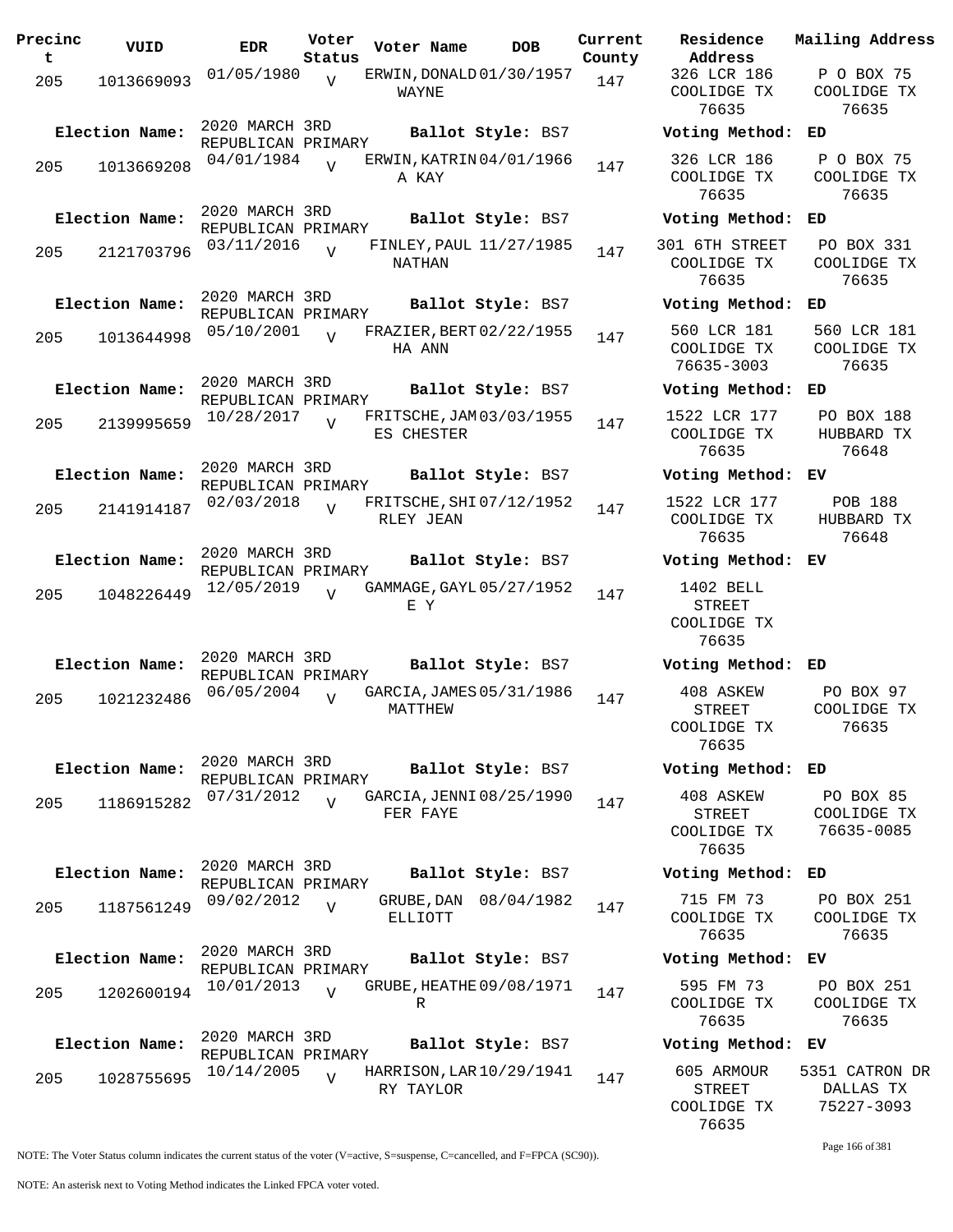| Precinct | VUID | EDR | Voter Status | Voter Name | DOB | Current County | Residence Address | Mailing Address |
|---|---|---|---|---|---|---|---|---|
| 205 | 1013669093 | 01/05/1980 | V | ERWIN, DONALD WAYNE | 01/30/1957 | 147 | 326 LCR 186 COOLIDGE TX 76635 | P O BOX 75 COOLIDGE TX 76635 |
| Election Name: | 2020 MARCH 3RD REPUBLICAN PRIMARY | | | Ballot Style: BS7 | | | Voting Method: | ED |
| 205 | 1013669208 | 04/01/1984 | V | ERWIN, KATRINA KAY | 04/01/1966 | 147 | 326 LCR 186 COOLIDGE TX 76635 | P O BOX 75 COOLIDGE TX 76635 |
| Election Name: | 2020 MARCH 3RD REPUBLICAN PRIMARY | | | Ballot Style: BS7 | | | Voting Method: | ED |
| 205 | 2121703796 | 03/11/2016 | V | FINLEY, PAUL NATHAN | 11/27/1985 | 147 | 301 6TH STREET COOLIDGE TX 76635 | PO BOX 331 COOLIDGE TX 76635 |
| Election Name: | 2020 MARCH 3RD REPUBLICAN PRIMARY | | | Ballot Style: BS7 | | | Voting Method: | ED |
| 205 | 1013644998 | 05/10/2001 | V | FRAZIER, BERTHA ANN | 02/22/1955 | 147 | 560 LCR 181 COOLIDGE TX 76635-3003 | 560 LCR 181 COOLIDGE TX 76635 |
| Election Name: | 2020 MARCH 3RD REPUBLICAN PRIMARY | | | Ballot Style: BS7 | | | Voting Method: | ED |
| 205 | 2139995659 | 10/28/2017 | V | FRITSCHE, JAMES CHESTER | 03/03/1955 | 147 | 1522 LCR 177 COOLIDGE TX 76635 | PO BOX 188 HUBBARD TX 76648 |
| Election Name: | 2020 MARCH 3RD REPUBLICAN PRIMARY | | | Ballot Style: BS7 | | | Voting Method: | EV |
| 205 | 2141914187 | 02/03/2018 | V | FRITSCHE, SHIRLEY JEAN | 07/12/1952 | 147 | 1522 LCR 177 COOLIDGE TX 76635 | POB 188 HUBBARD TX 76648 |
| Election Name: | 2020 MARCH 3RD REPUBLICAN PRIMARY | | | Ballot Style: BS7 | | | Voting Method: | EV |
| 205 | 1048226449 | 12/05/2019 | V | GAMMAGE, GAYLE Y | 05/27/1952 | 147 | 1402 BELL STREET COOLIDGE TX 76635 | |
| Election Name: | 2020 MARCH 3RD REPUBLICAN PRIMARY | | | Ballot Style: BS7 | | | Voting Method: | ED |
| 205 | 1021232486 | 06/05/2004 | V | GARCIA, JAMES MATTHEW | 05/31/1986 | 147 | 408 ASKEW STREET COOLIDGE TX 76635 | PO BOX 97 COOLIDGE TX 76635 |
| Election Name: | 2020 MARCH 3RD REPUBLICAN PRIMARY | | | Ballot Style: BS7 | | | Voting Method: | ED |
| 205 | 1186915282 | 07/31/2012 | V | GARCIA, JENNIFER FAYE | 08/25/1990 | 147 | 408 ASKEW STREET COOLIDGE TX 76635 | PO BOX 85 COOLIDGE TX 76635-0085 |
| Election Name: | 2020 MARCH 3RD REPUBLICAN PRIMARY | | | Ballot Style: BS7 | | | Voting Method: | ED |
| 205 | 1187561249 | 09/02/2012 | V | GRUBE, DAN ELLIOTT | 08/04/1982 | 147 | 715 FM 73 COOLIDGE TX 76635 | PO BOX 251 COOLIDGE TX 76635 |
| Election Name: | 2020 MARCH 3RD REPUBLICAN PRIMARY | | | Ballot Style: BS7 | | | Voting Method: | EV |
| 205 | 1202600194 | 10/01/2013 | V | GRUBE, HEATHER | 09/08/1971 | 147 | 595 FM 73 COOLIDGE TX 76635 | PO BOX 251 COOLIDGE TX 76635 |
| Election Name: | 2020 MARCH 3RD REPUBLICAN PRIMARY | | | Ballot Style: BS7 | | | Voting Method: | EV |
| 205 | 1028755695 | 10/14/2005 | V | HARRISON, LARRY TAYLOR | 10/29/1941 | 147 | 605 ARMOUR STREET COOLIDGE TX 76635 | 5351 CATRON DR DALLAS TX 75227-3093 |

NOTE: The Voter Status column indicates the current status of the voter (V=active, S=suspense, C=cancelled, and F=FPCA (SC90)).

NOTE: An asterisk next to Voting Method indicates the Linked FPCA voter voted.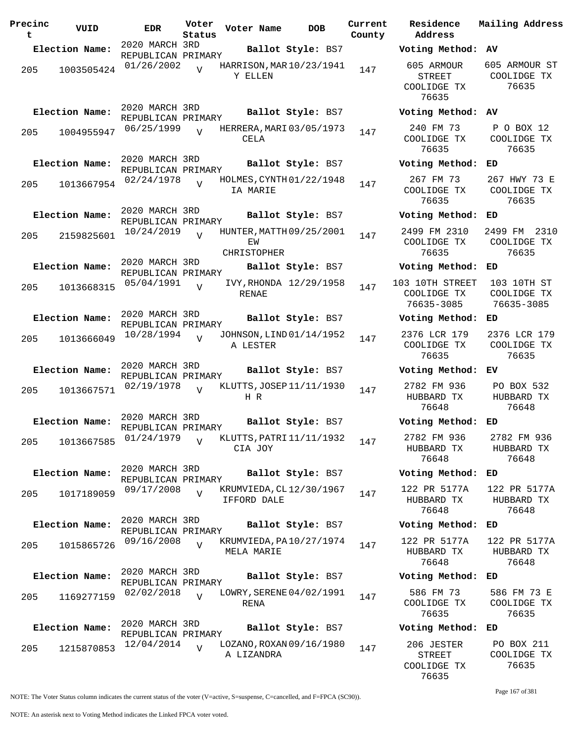| Precinct | VUID | EDR | Voter Status | Voter Name | DOB | Current County | Residence Address | Mailing Address |
|---|---|---|---|---|---|---|---|---|
| **Election Name:** | | 2020 MARCH 3RD REPUBLICAN PRIMARY | | **Ballot Style:** BS7 | | | **Voting Method:** AV | |
| 205 | 1003505424 | 01/26/2002 | V | HARRISON, MARY ELLEN | 10/23/1941 | 147 | 605 ARMOUR STREET COOLIDGE TX 76635 | 605 ARMOUR ST COOLIDGE TX 76635 |
| **Election Name:** | | 2020 MARCH 3RD REPUBLICAN PRIMARY | | **Ballot Style:** BS7 | | | **Voting Method:** AV | |
| 205 | 1004955947 | 06/25/1999 | V | HERRERA, MARICELA | 03/05/1973 | 147 | 240 FM 73 COOLIDGE TX 76635 | P O BOX 12 COOLIDGE TX 76635 |
| **Election Name:** | | 2020 MARCH 3RD REPUBLICAN PRIMARY | | **Ballot Style:** BS7 | | | **Voting Method:** ED | |
| 205 | 1013667954 | 02/24/1978 | V | HOLMES, CYNTHIA MARIE | 01/22/1948 | 147 | 267 FM 73 COOLIDGE TX 76635 | 267 HWY 73 E COOLIDGE TX 76635 |
| **Election Name:** | | 2020 MARCH 3RD REPUBLICAN PRIMARY | | **Ballot Style:** BS7 | | | **Voting Method:** ED | |
| 205 | 2159825601 | 10/24/2019 | V | HUNTER, MATTHEW CHRISTOPHER | 09/25/2001 | 147 | 2499 FM 2310 COOLIDGE TX 76635 | 2499 FM 2310 COOLIDGE TX 76635 |
| **Election Name:** | | 2020 MARCH 3RD REPUBLICAN PRIMARY | | **Ballot Style:** BS7 | | | **Voting Method:** ED | |
| 205 | 1013668315 | 05/04/1991 | V | IVY, RHONDA RENAE | 12/29/1958 | 147 | 103 10TH STREET COOLIDGE TX 76635-3085 | 103 10TH ST COOLIDGE TX 76635-3085 |
| **Election Name:** | | 2020 MARCH 3RD REPUBLICAN PRIMARY | | **Ballot Style:** BS7 | | | **Voting Method:** ED | |
| 205 | 1013666049 | 10/28/1994 | V | JOHNSON, LINDA LESTER | 01/14/1952 | 147 | 2376 LCR 179 COOLIDGE TX 76635 | 2376 LCR 179 COOLIDGE TX 76635 |
| **Election Name:** | | 2020 MARCH 3RD REPUBLICAN PRIMARY | | **Ballot Style:** BS7 | | | **Voting Method:** EV | |
| 205 | 1013667571 | 02/19/1978 | V | KLUTTS, JOSEPH R | 11/11/1930 | 147 | 2782 FM 936 HUBBARD TX 76648 | PO BOX 532 HUBBARD TX 76648 |
| **Election Name:** | | 2020 MARCH 3RD REPUBLICAN PRIMARY | | **Ballot Style:** BS7 | | | **Voting Method:** ED | |
| 205 | 1013667585 | 01/24/1979 | V | KLUTTS, PATRICIA JOY | 11/11/1932 | 147 | 2782 FM 936 HUBBARD TX 76648 | 2782 FM 936 HUBBARD TX 76648 |
| **Election Name:** | | 2020 MARCH 3RD REPUBLICAN PRIMARY | | **Ballot Style:** BS7 | | | **Voting Method:** ED | |
| 205 | 1017189059 | 09/17/2008 | V | KRUMVIEDA, CLIFFORD DALE | 12/30/1967 | 147 | 122 PR 5177A HUBBARD TX 76648 | 122 PR 5177A HUBBARD TX 76648 |
| **Election Name:** | | 2020 MARCH 3RD REPUBLICAN PRIMARY | | **Ballot Style:** BS7 | | | **Voting Method:** ED | |
| 205 | 1015865726 | 09/16/2008 | V | KRUMVIEDA, PAMELA MARIE | 10/27/1974 | 147 | 122 PR 5177A HUBBARD TX 76648 | 122 PR 5177A HUBBARD TX 76648 |
| **Election Name:** | | 2020 MARCH 3RD REPUBLICAN PRIMARY | | **Ballot Style:** BS7 | | | **Voting Method:** ED | |
| 205 | 1169277159 | 02/02/2018 | V | LOWRY, SERENE RENA | 04/02/1991 | 147 | 586 FM 73 COOLIDGE TX 76635 | 586 FM 73 E COOLIDGE TX 76635 |
| **Election Name:** | | 2020 MARCH 3RD REPUBLICAN PRIMARY | | **Ballot Style:** BS7 | | | **Voting Method:** ED | |
| 205 | 1215870853 | 12/04/2014 | V | LOZANO, ROXANA LIZANDRA | 09/16/1980 | 147 | 206 JESTER STREET COOLIDGE TX 76635 | PO BOX 211 COOLIDGE TX 76635 |

NOTE: The Voter Status column indicates the current status of the voter (V=active, S=suspense, C=cancelled, and F=FPCA (SC90)).

NOTE: An asterisk next to Voting Method indicates the Linked FPCA voter voted.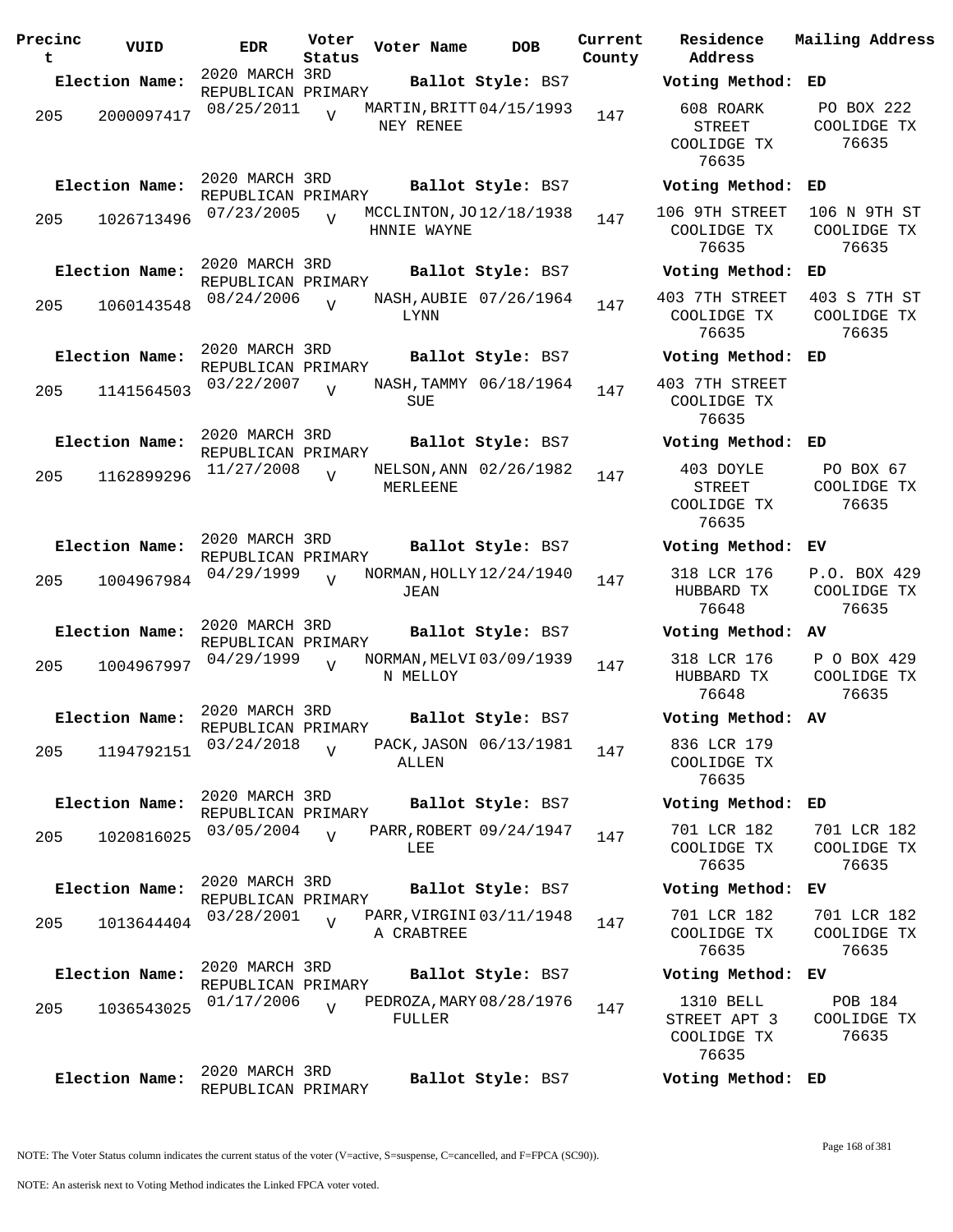| Precinct | VUID | EDR | Voter Status | Voter Name | DOB | Current County | Residence Address | Mailing Address |
|---|---|---|---|---|---|---|---|---|
| **Election Name:** | | 2020 MARCH 3RD REPUBLICAN PRIMARY | | **Ballot Style:** BS7 | | | **Voting Method:** ED | |
| 205 | 2000097417 | 08/25/2011 | V | MARTIN,BRITTNEY RENEE | 04/15/1993 | 147 | 608 ROARK STREET COOLIDGE TX 76635 | PO BOX 222 COOLIDGE TX 76635 |
| **Election Name:** | | 2020 MARCH 3RD REPUBLICAN PRIMARY | | **Ballot Style:** BS7 | | | **Voting Method:** ED | |
| 205 | 1026713496 | 07/23/2005 | V | MCCLINTON,JOHNNIE WAYNE | 12/18/1938 | 147 | 106 9TH STREET COOLIDGE TX 76635 | 106 N 9TH ST COOLIDGE TX 76635 |
| **Election Name:** | | 2020 MARCH 3RD REPUBLICAN PRIMARY | | **Ballot Style:** BS7 | | | **Voting Method:** ED | |
| 205 | 1060143548 | 08/24/2006 | V | NASH,AUBIE LYNN | 07/26/1964 | 147 | 403 7TH STREET COOLIDGE TX 76635 | 403 S 7TH ST COOLIDGE TX 76635 |
| **Election Name:** | | 2020 MARCH 3RD REPUBLICAN PRIMARY | | **Ballot Style:** BS7 | | | **Voting Method:** ED | |
| 205 | 1141564503 | 03/22/2007 | V | NASH,TAMMY SUE | 06/18/1964 | 147 | 403 7TH STREET COOLIDGE TX 76635 | |
| **Election Name:** | | 2020 MARCH 3RD REPUBLICAN PRIMARY | | **Ballot Style:** BS7 | | | **Voting Method:** ED | |
| 205 | 1162899296 | 11/27/2008 | V | NELSON,ANN MERLEENE | 02/26/1982 | 147 | 403 DOYLE STREET COOLIDGE TX 76635 | PO BOX 67 COOLIDGE TX 76635 |
| **Election Name:** | | 2020 MARCH 3RD REPUBLICAN PRIMARY | | **Ballot Style:** BS7 | | | **Voting Method:** EV | |
| 205 | 1004967984 | 04/29/1999 | V | NORMAN,HOLLY JEAN | 12/24/1940 | 147 | 318 LCR 176 HUBBARD TX 76648 | P.O. BOX 429 COOLIDGE TX 76635 |
| **Election Name:** | | 2020 MARCH 3RD REPUBLICAN PRIMARY | | **Ballot Style:** BS7 | | | **Voting Method:** AV | |
| 205 | 1004967997 | 04/29/1999 | V | NORMAN,MELVIN MELLOY | 03/09/1939 | 147 | 318 LCR 176 HUBBARD TX 76648 | P O BOX 429 COOLIDGE TX 76635 |
| **Election Name:** | | 2020 MARCH 3RD REPUBLICAN PRIMARY | | **Ballot Style:** BS7 | | | **Voting Method:** AV | |
| 205 | 1194792151 | 03/24/2018 | V | PACK,JASON ALLEN | 06/13/1981 | 147 | 836 LCR 179 COOLIDGE TX 76635 | |
| **Election Name:** | | 2020 MARCH 3RD REPUBLICAN PRIMARY | | **Ballot Style:** BS7 | | | **Voting Method:** ED | |
| 205 | 1020816025 | 03/05/2004 | V | PARR,ROBERT LEE | 09/24/1947 | 147 | 701 LCR 182 COOLIDGE TX 76635 | 701 LCR 182 COOLIDGE TX 76635 |
| **Election Name:** | | 2020 MARCH 3RD REPUBLICAN PRIMARY | | **Ballot Style:** BS7 | | | **Voting Method:** EV | |
| 205 | 1013644404 | 03/28/2001 | V | PARR,VIRGINIA CRABTREE | 03/11/1948 | 147 | 701 LCR 182 COOLIDGE TX 76635 | 701 LCR 182 COOLIDGE TX 76635 |
| **Election Name:** | | 2020 MARCH 3RD REPUBLICAN PRIMARY | | **Ballot Style:** BS7 | | | **Voting Method:** EV | |
| 205 | 1036543025 | 01/17/2006 | V | PEDROZA,MARY FULLER | 08/28/1976 | 147 | 1310 BELL STREET APT 3 COOLIDGE TX 76635 | POB 184 COOLIDGE TX 76635 |
| **Election Name:** | | 2020 MARCH 3RD REPUBLICAN PRIMARY | | **Ballot Style:** BS7 | | | **Voting Method:** ED | |

NOTE: The Voter Status column indicates the current status of the voter (V=active, S=suspense, C=cancelled, and F=FPCA (SC90)).

NOTE: An asterisk next to Voting Method indicates the Linked FPCA voter voted.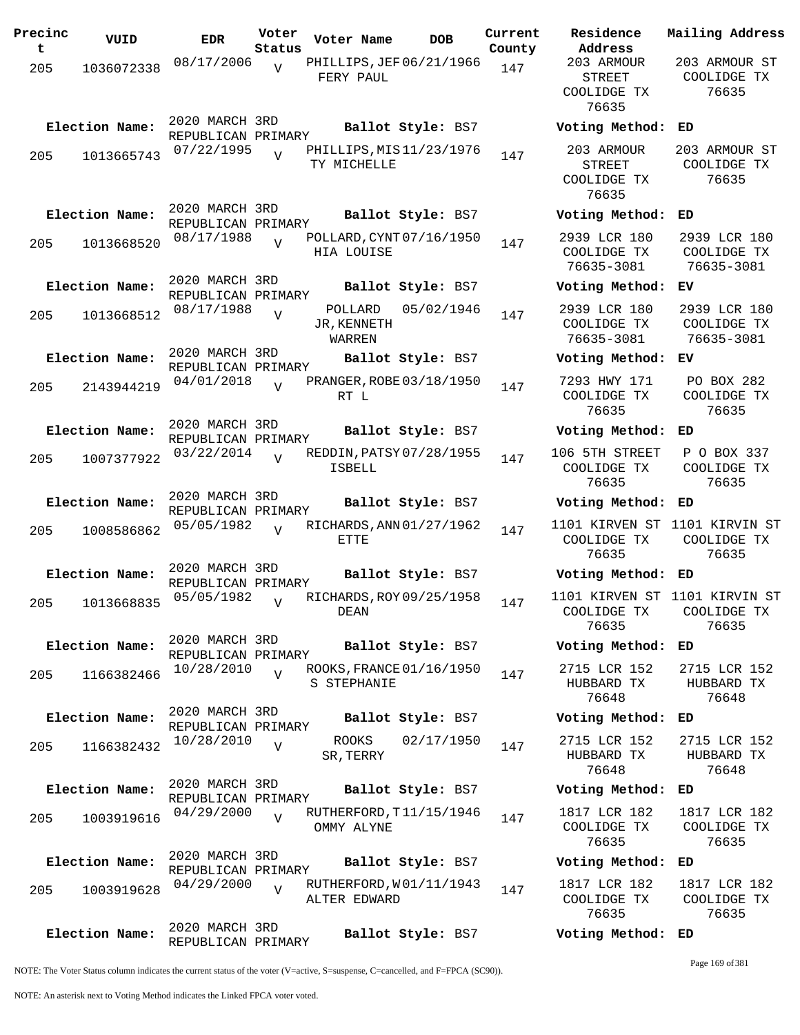| Precinct | VUID | EDR | Voter Status | Voter Name | DOB | Current County | Residence Address | Mailing Address |
|---|---|---|---|---|---|---|---|---|
| 205 | 1036072338 | 08/17/2006 | V | PHILLIPS, JEFFERY PAUL | 06/21/1966 | 147 | 203 ARMOUR STREET COOLIDGE TX 76635 | 203 ARMOUR ST COOLIDGE TX 76635 |
| Election Name: | 2020 MARCH 3RD REPUBLICAN PRIMARY | | | Ballot Style: BS7 | | | Voting Method: | ED |
| 205 | 1013665743 | 07/22/1995 | V | PHILLIPS, MISTY MICHELLE | 11/23/1976 | 147 | 203 ARMOUR STREET COOLIDGE TX 76635 | 203 ARMOUR ST COOLIDGE TX 76635 |
| Election Name: | 2020 MARCH 3RD REPUBLICAN PRIMARY | | | Ballot Style: BS7 | | | Voting Method: | ED |
| 205 | 1013668520 | 08/17/1988 | V | POLLARD, CYNTHIA LOUISE | 07/16/1950 | 147 | 2939 LCR 180 COOLIDGE TX 76635-3081 | 2939 LCR 180 COOLIDGE TX 76635-3081 |
| Election Name: | 2020 MARCH 3RD REPUBLICAN PRIMARY | | | Ballot Style: BS7 | | | Voting Method: | EV |
| 205 | 1013668512 | 08/17/1988 | V | POLLARD JR, KENNETH WARREN | 05/02/1946 | 147 | 2939 LCR 180 COOLIDGE TX 76635-3081 | 2939 LCR 180 COOLIDGE TX 76635-3081 |
| Election Name: | 2020 MARCH 3RD REPUBLICAN PRIMARY | | | Ballot Style: BS7 | | | Voting Method: | EV |
| 205 | 2143944219 | 04/01/2018 | V | PRANGER, ROBERT L | 03/18/1950 | 147 | 7293 HWY 171 COOLIDGE TX 76635 | PO BOX 282 COOLIDGE TX 76635 |
| Election Name: | 2020 MARCH 3RD REPUBLICAN PRIMARY | | | Ballot Style: BS7 | | | Voting Method: | ED |
| 205 | 1007377922 | 03/22/2014 | V | REDDIN, PATSY ISBELL | 07/28/1955 | 147 | 106 5TH STREET COOLIDGE TX 76635 | P O BOX 337 COOLIDGE TX 76635 |
| Election Name: | 2020 MARCH 3RD REPUBLICAN PRIMARY | | | Ballot Style: BS7 | | | Voting Method: | ED |
| 205 | 1008586862 | 05/05/1982 | V | RICHARDS, ANNETTE | 01/27/1962 | 147 | 1101 KIRVEN ST COOLIDGE TX 76635 | 1101 KIRVIN ST COOLIDGE TX 76635 |
| Election Name: | 2020 MARCH 3RD REPUBLICAN PRIMARY | | | Ballot Style: BS7 | | | Voting Method: | ED |
| 205 | 1013668835 | 05/05/1982 | V | RICHARDS, ROY DEAN | 09/25/1958 | 147 | 1101 KIRVEN ST COOLIDGE TX 76635 | 1101 KIRVIN ST COOLIDGE TX 76635 |
| Election Name: | 2020 MARCH 3RD REPUBLICAN PRIMARY | | | Ballot Style: BS7 | | | Voting Method: | ED |
| 205 | 1166382466 | 10/28/2010 | V | ROOKS, FRANCES STEPHANIE | 01/16/1950 | 147 | 2715 LCR 152 HUBBARD TX 76648 | 2715 LCR 152 HUBBARD TX 76648 |
| Election Name: | 2020 MARCH 3RD REPUBLICAN PRIMARY | | | Ballot Style: BS7 | | | Voting Method: | ED |
| 205 | 1166382432 | 10/28/2010 | V | ROOKS SR, TERRY | 02/17/1950 | 147 | 2715 LCR 152 HUBBARD TX 76648 | 2715 LCR 152 HUBBARD TX 76648 |
| Election Name: | 2020 MARCH 3RD REPUBLICAN PRIMARY | | | Ballot Style: BS7 | | | Voting Method: | ED |
| 205 | 1003919616 | 04/29/2000 | V | RUTHERFORD, TOMMY ALYNE | 11/15/1946 | 147 | 1817 LCR 182 COOLIDGE TX 76635 | 1817 LCR 182 COOLIDGE TX 76635 |
| Election Name: | 2020 MARCH 3RD REPUBLICAN PRIMARY | | | Ballot Style: BS7 | | | Voting Method: | ED |
| 205 | 1003919628 | 04/29/2000 | V | RUTHERFORD, WALTER EDWARD | 01/11/1943 | 147 | 1817 LCR 182 COOLIDGE TX 76635 | 1817 LCR 182 COOLIDGE TX 76635 |
| Election Name: | 2020 MARCH 3RD REPUBLICAN PRIMARY | | | Ballot Style: BS7 | | | Voting Method: | ED |

NOTE: The Voter Status column indicates the current status of the voter (V=active, S=suspense, C=cancelled, and F=FPCA (SC90)).

NOTE: An asterisk next to Voting Method indicates the Linked FPCA voter voted.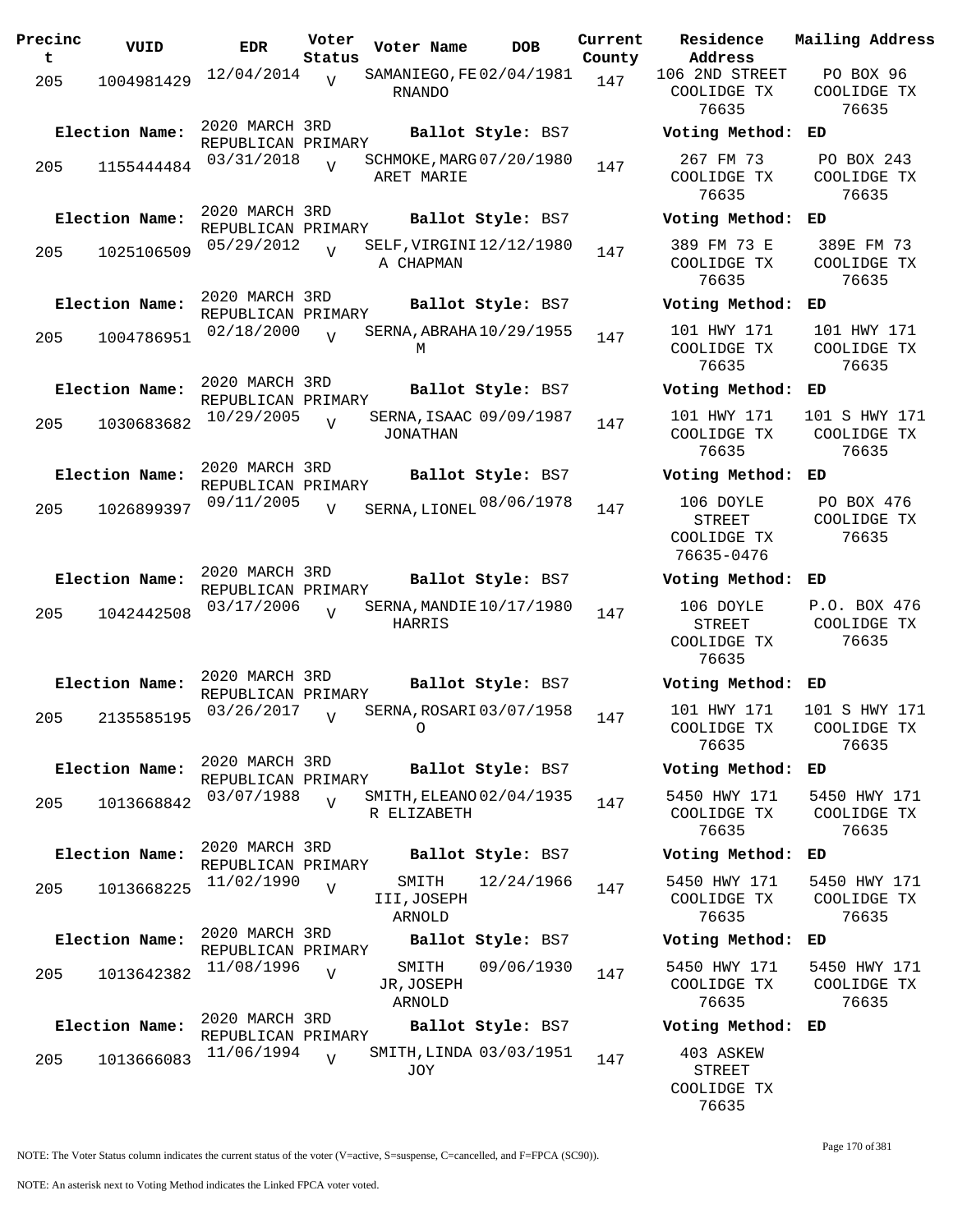| Precinct | VUID | EDR | Voter Status | Voter Name | DOB | Current County | Residence Address | Mailing Address |
|---|---|---|---|---|---|---|---|---|
| 205 | 1004981429 | 12/04/2014 | V | SAMANIEGO,FERNANDO | 02/04/1981 | 147 | 106 2ND STREET COOLIDGE TX 76635 | PO BOX 96 COOLIDGE TX 76635 |
| Election Name: | | 2020 MARCH 3RD REPUBLICAN PRIMARY | | Ballot Style: BS7 | | | Voting Method: | ED |
| 205 | 1155444484 | 03/31/2018 | V | SCHMOKE,MARGARET MARIE | 07/20/1980 | 147 | 267 FM 73 COOLIDGE TX 76635 | PO BOX 243 COOLIDGE TX 76635 |
| Election Name: | | 2020 MARCH 3RD REPUBLICAN PRIMARY | | Ballot Style: BS7 | | | Voting Method: | ED |
| 205 | 1025106509 | 05/29/2012 | V | SELF,VIRGINIA CHAPMAN | 12/12/1980 | 147 | 389 FM 73 E COOLIDGE TX 76635 | 389E FM 73 COOLIDGE TX 76635 |
| Election Name: | | 2020 MARCH 3RD REPUBLICAN PRIMARY | | Ballot Style: BS7 | | | Voting Method: | ED |
| 205 | 1004786951 | 02/18/2000 | V | SERNA,ABRAHAM | 10/29/1955 | 147 | 101 HWY 171 COOLIDGE TX 76635 | 101 HWY 171 COOLIDGE TX 76635 |
| Election Name: | | 2020 MARCH 3RD REPUBLICAN PRIMARY | | Ballot Style: BS7 | | | Voting Method: | ED |
| 205 | 1030683682 | 10/29/2005 | V | SERNA,ISAAC JONATHAN | 09/09/1987 | 147 | 101 HWY 171 COOLIDGE TX 76635 | 101 S HWY 171 COOLIDGE TX 76635 |
| Election Name: | | 2020 MARCH 3RD REPUBLICAN PRIMARY | | Ballot Style: BS7 | | | Voting Method: | ED |
| 205 | 1026899397 | 09/11/2005 | V | SERNA,LIONEL | 08/06/1978 | 147 | 106 DOYLE STREET COOLIDGE TX 76635-0476 | PO BOX 476 COOLIDGE TX 76635 |
| Election Name: | | 2020 MARCH 3RD REPUBLICAN PRIMARY | | Ballot Style: BS7 | | | Voting Method: | ED |
| 205 | 1042442508 | 03/17/2006 | V | SERNA,MANDIE HARRIS | 10/17/1980 | 147 | 106 DOYLE STREET COOLIDGE TX 76635 | P.O. BOX 476 COOLIDGE TX 76635 |
| Election Name: | | 2020 MARCH 3RD REPUBLICAN PRIMARY | | Ballot Style: BS7 | | | Voting Method: | ED |
| 205 | 2135585195 | 03/26/2017 | V | SERNA,ROSARIO | 03/07/1958 | 147 | 101 HWY 171 COOLIDGE TX 76635 | 101 S HWY 171 COOLIDGE TX 76635 |
| Election Name: | | 2020 MARCH 3RD REPUBLICAN PRIMARY | | Ballot Style: BS7 | | | Voting Method: | ED |
| 205 | 1013668842 | 03/07/1988 | V | SMITH,ELEANOR ELIZABETH | 02/04/1935 | 147 | 5450 HWY 171 COOLIDGE TX 76635 | 5450 HWY 171 COOLIDGE TX 76635 |
| Election Name: | | 2020 MARCH 3RD REPUBLICAN PRIMARY | | Ballot Style: BS7 | | | Voting Method: | ED |
| 205 | 1013668225 | 11/02/1990 | V | SMITH III,JOSEPH ARNOLD | 12/24/1966 | 147 | 5450 HWY 171 COOLIDGE TX 76635 | 5450 HWY 171 COOLIDGE TX 76635 |
| Election Name: | | 2020 MARCH 3RD REPUBLICAN PRIMARY | | Ballot Style: BS7 | | | Voting Method: | ED |
| 205 | 1013642382 | 11/08/1996 | V | SMITH JR,JOSEPH ARNOLD | 09/06/1930 | 147 | 5450 HWY 171 COOLIDGE TX 76635 | 5450 HWY 171 COOLIDGE TX 76635 |
| Election Name: | | 2020 MARCH 3RD REPUBLICAN PRIMARY | | Ballot Style: BS7 | | | Voting Method: | ED |
| 205 | 1013666083 | 11/06/1994 | V | SMITH,LINDA JOY | 03/03/1951 | 147 | 403 ASKEW STREET COOLIDGE TX 76635 | |

NOTE: The Voter Status column indicates the current status of the voter (V=active, S=suspense, C=cancelled, and F=FPCA (SC90)).

NOTE: An asterisk next to Voting Method indicates the Linked FPCA voter voted.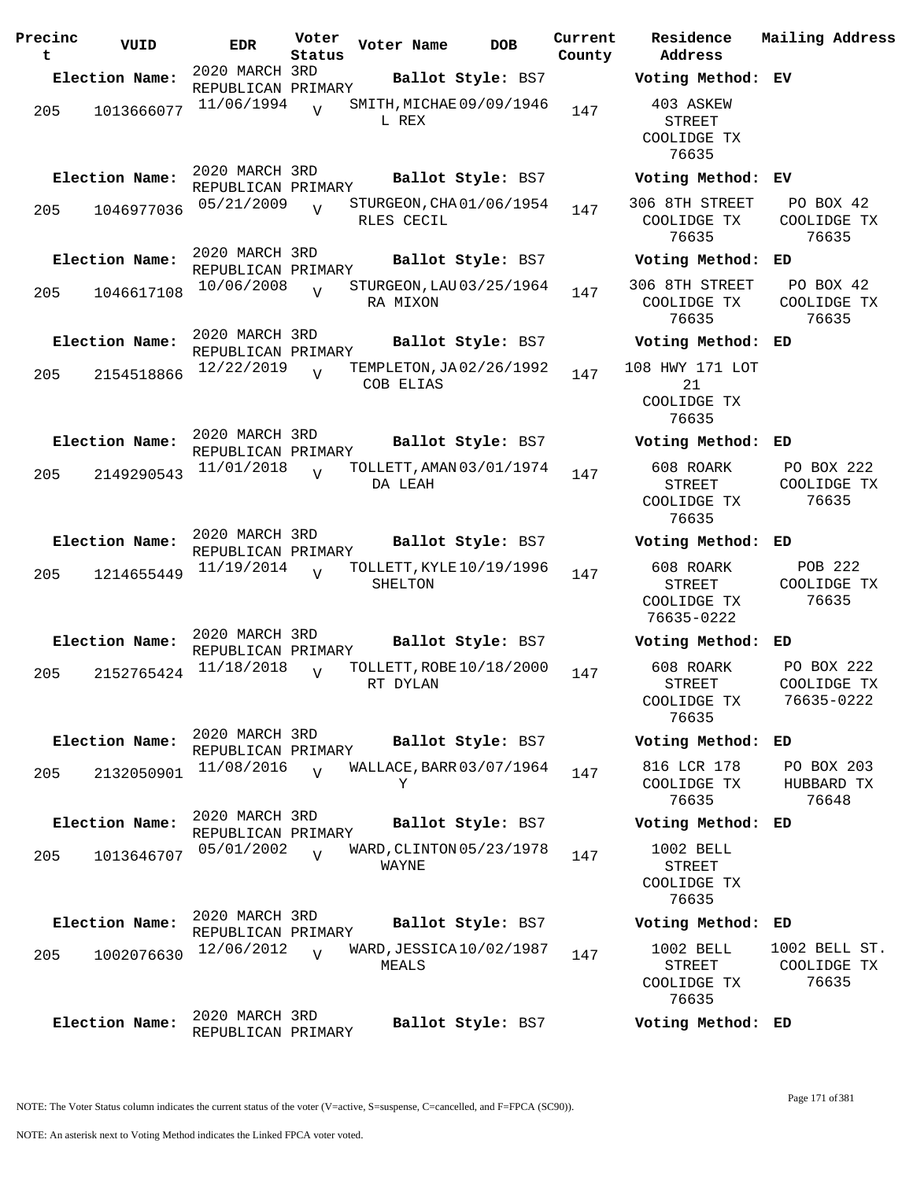| Precinct | VUID | EDR | Voter Status | Voter Name | DOB | Current County | Residence Address | Mailing Address |
|---|---|---|---|---|---|---|---|---|
| **Election Name:** | | 2020 MARCH 3RD REPUBLICAN PRIMARY | | **Ballot Style:** BS7 | | | **Voting Method:** EV | |
| 205 | 1013666077 | 11/06/1994 | V | SMITH, MICHAEL REX | 09/09/1946 | 147 | 403 ASKEW STREET COOLIDGE TX 76635 | |
| **Election Name:** | | 2020 MARCH 3RD REPUBLICAN PRIMARY | | **Ballot Style:** BS7 | | | **Voting Method:** EV | |
| 205 | 1046977036 | 05/21/2009 | V | STURGEON, CHARLES CECIL | 01/06/1954 | 147 | 306 8TH STREET COOLIDGE TX 76635 | PO BOX 42 COOLIDGE TX 76635 |
| **Election Name:** | | 2020 MARCH 3RD REPUBLICAN PRIMARY | | **Ballot Style:** BS7 | | | **Voting Method:** ED | |
| 205 | 1046617108 | 10/06/2008 | V | STURGEON, LAURA MIXON | 03/25/1964 | 147 | 306 8TH STREET COOLIDGE TX 76635 | PO BOX 42 COOLIDGE TX 76635 |
| **Election Name:** | | 2020 MARCH 3RD REPUBLICAN PRIMARY | | **Ballot Style:** BS7 | | | **Voting Method:** ED | |
| 205 | 2154518866 | 12/22/2019 | V | TEMPLETON, JACOB ELIAS | 02/26/1992 | 147 | 108 HWY 171 LOT 21 COOLIDGE TX 76635 | |
| **Election Name:** | | 2020 MARCH 3RD REPUBLICAN PRIMARY | | **Ballot Style:** BS7 | | | **Voting Method:** ED | |
| 205 | 2149290543 | 11/01/2018 | V | TOLLETT, AMANDA LEAH | 03/01/1974 | 147 | 608 ROARK STREET COOLIDGE TX 76635 | PO BOX 222 COOLIDGE TX 76635 |
| **Election Name:** | | 2020 MARCH 3RD REPUBLICAN PRIMARY | | **Ballot Style:** BS7 | | | **Voting Method:** ED | |
| 205 | 1214655449 | 11/19/2014 | V | TOLLETT, KYLE SHELTON | 10/19/1996 | 147 | 608 ROARK STREET COOLIDGE TX 76635-0222 | POB 222 COOLIDGE TX 76635 |
| **Election Name:** | | 2020 MARCH 3RD REPUBLICAN PRIMARY | | **Ballot Style:** BS7 | | | **Voting Method:** ED | |
| 205 | 2152765424 | 11/18/2018 | V | TOLLETT, ROBERT DYLAN | 10/18/2000 | 147 | 608 ROARK STREET COOLIDGE TX 76635 | PO BOX 222 COOLIDGE TX 76635-0222 |
| **Election Name:** | | 2020 MARCH 3RD REPUBLICAN PRIMARY | | **Ballot Style:** BS7 | | | **Voting Method:** ED | |
| 205 | 2132050901 | 11/08/2016 | V | WALLACE, BARRY | 03/07/1964 | 147 | 816 LCR 178 COOLIDGE TX 76635 | PO BOX 203 HUBBARD TX 76648 |
| **Election Name:** | | 2020 MARCH 3RD REPUBLICAN PRIMARY | | **Ballot Style:** BS7 | | | **Voting Method:** ED | |
| 205 | 1013646707 | 05/01/2002 | V | WARD, CLINTON WAYNE | 05/23/1978 | 147 | 1002 BELL STREET COOLIDGE TX 76635 | |
| **Election Name:** | | 2020 MARCH 3RD REPUBLICAN PRIMARY | | **Ballot Style:** BS7 | | | **Voting Method:** ED | |
| 205 | 1002076630 | 12/06/2012 | V | WARD, JESSICA MEALS | 10/02/1987 | 147 | 1002 BELL STREET COOLIDGE TX 76635 | 1002 BELL ST. COOLIDGE TX 76635 |
| **Election Name:** | | 2020 MARCH 3RD REPUBLICAN PRIMARY | | **Ballot Style:** BS7 | | | **Voting Method:** ED | |

NOTE: The Voter Status column indicates the current status of the voter (V=active, S=suspense, C=cancelled, and F=FPCA (SC90)).

NOTE: An asterisk next to Voting Method indicates the Linked FPCA voter voted.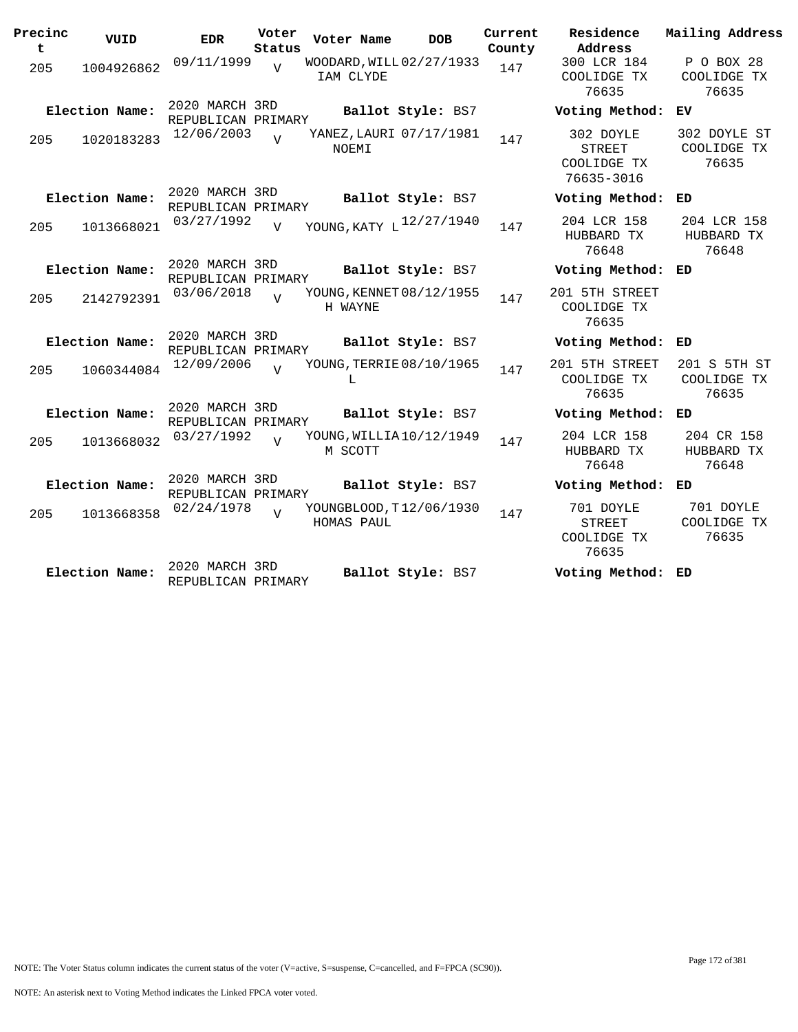| Precinct | VUID | EDR | Voter Status | Voter Name | DOB | Current County | Residence Address | Mailing Address |
|---|---|---|---|---|---|---|---|---|
| 205 | 1004926862 | 09/11/1999 | V | WOODARD, WILLIAM CLYDE | 02/27/1933 | 147 | 300 LCR 184 COOLIDGE TX 76635 | P O BOX 28 COOLIDGE TX 76635 |
| **Election Name:** | 2020 MARCH 3RD REPUBLICAN PRIMARY | | | **Ballot Style:** BS7 | | | **Voting Method:** | **EV** |
| 205 | 1020183283 | 12/06/2003 | V | YANEZ, LAURI NOEMI | 07/17/1981 | 147 | 302 DOYLE STREET COOLIDGE TX 76635-3016 | 302 DOYLE ST COOLIDGE TX 76635 |
| **Election Name:** | 2020 MARCH 3RD REPUBLICAN PRIMARY | | | **Ballot Style:** BS7 | | | **Voting Method:** | **ED** |
| 205 | 1013668021 | 03/27/1992 | V | YOUNG, KATY L | 12/27/1940 | 147 | 204 LCR 158 HUBBARD TX 76648 | 204 LCR 158 HUBBARD TX 76648 |
| **Election Name:** | 2020 MARCH 3RD REPUBLICAN PRIMARY | | | **Ballot Style:** BS7 | | | **Voting Method:** | **ED** |
| 205 | 2142792391 | 03/06/2018 | V | YOUNG, KENNETH WAYNE | 08/12/1955 | 147 | 201 5TH STREET COOLIDGE TX 76635 | |
| **Election Name:** | 2020 MARCH 3RD REPUBLICAN PRIMARY | | | **Ballot Style:** BS7 | | | **Voting Method:** | **ED** |
| 205 | 1060344084 | 12/09/2006 | V | YOUNG, TERRIE L | 08/10/1965 | 147 | 201 5TH STREET COOLIDGE TX 76635 | 201 S 5TH ST COOLIDGE TX 76635 |
| **Election Name:** | 2020 MARCH 3RD REPUBLICAN PRIMARY | | | **Ballot Style:** BS7 | | | **Voting Method:** | **ED** |
| 205 | 1013668032 | 03/27/1992 | V | YOUNG, WILLIAM SCOTT | 10/12/1949 | 147 | 204 LCR 158 HUBBARD TX 76648 | 204 CR 158 HUBBARD TX 76648 |
| **Election Name:** | 2020 MARCH 3RD REPUBLICAN PRIMARY | | | **Ballot Style:** BS7 | | | **Voting Method:** | **ED** |
| 205 | 1013668358 | 02/24/1978 | V | YOUNGBLOOD, THOMAS PAUL | 12/06/1930 | 147 | 701 DOYLE STREET COOLIDGE TX 76635 | 701 DOYLE COOLIDGE TX 76635 |
| **Election Name:** | 2020 MARCH 3RD REPUBLICAN PRIMARY | | | **Ballot Style:** BS7 | | | **Voting Method:** | **ED** |

NOTE: The Voter Status column indicates the current status of the voter (V=active, S=suspense, C=cancelled, and F=FPCA (SC90)).

NOTE: An asterisk next to Voting Method indicates the Linked FPCA voter voted.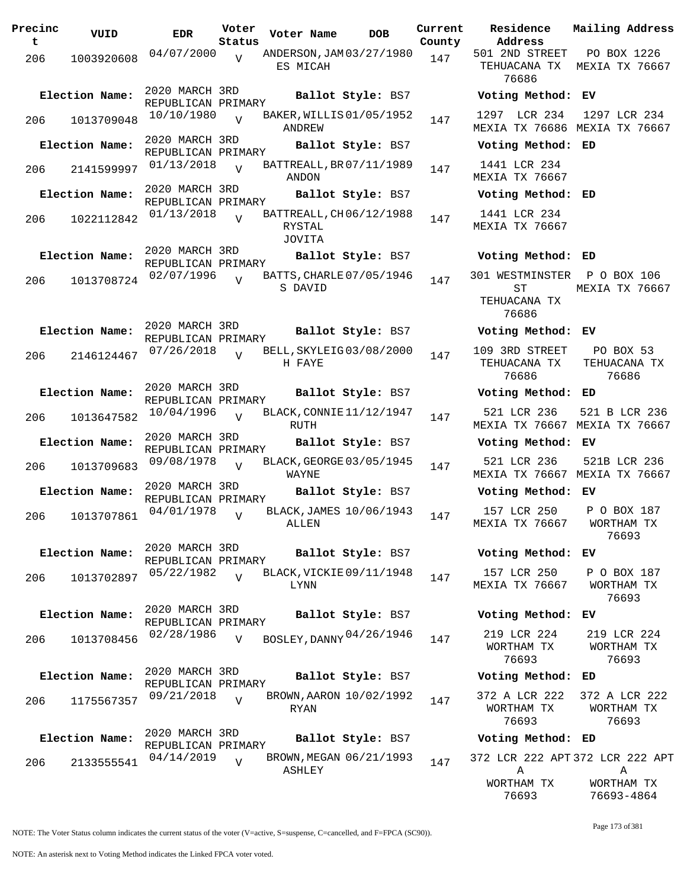| Precinct | VUID | EDR | Voter Status | Voter Name | DOB | Current County | Residence Address | Mailing Address |
|---|---|---|---|---|---|---|---|---|
| 206 | 1003920608 | 04/07/2000 | V | ANDERSON,JAMES MICAH | 03/27/1980 | 147 | 501 2ND STREET TEHUACANA TX 76686 | PO BOX 1226 MEXIA TX 76667 |
| Election Name: | 2020 MARCH 3RD REPUBLICAN PRIMARY | | | Ballot Style: BS7 | | | Voting Method: EV | |
| 206 | 1013709048 | 10/10/1980 | V | BAKER,WILLIS ANDREW | 01/05/1952 | 147 | 1297 LCR 234 MEXIA TX 76686 | 1297 LCR 234 MEXIA TX 76667 |
| Election Name: | 2020 MARCH 3RD REPUBLICAN PRIMARY | | | Ballot Style: BS7 | | | Voting Method: ED | |
| 206 | 2141599997 | 01/13/2018 | V | BATTREALL,BRANDON | 07/11/1989 | 147 | 1441 LCR 234 MEXIA TX 76667 | |
| Election Name: | 2020 MARCH 3RD REPUBLICAN PRIMARY | | | Ballot Style: BS7 | | | Voting Method: ED | |
| 206 | 1022112842 | 01/13/2018 | V | BATTREALL,CHRYSTAL JOVITA | 06/12/1988 | 147 | 1441 LCR 234 MEXIA TX 76667 | |
| Election Name: | 2020 MARCH 3RD REPUBLICAN PRIMARY | | | Ballot Style: BS7 | | | Voting Method: ED | |
| 206 | 1013708724 | 02/07/1996 | V | BATTS,CHARLES DAVID | 07/05/1946 | 147 | 301 WESTMINSTER ST TEHUACANA TX 76686 | P O BOX 106 MEXIA TX 76667 |
| Election Name: | 2020 MARCH 3RD REPUBLICAN PRIMARY | | | Ballot Style: BS7 | | | Voting Method: EV | |
| 206 | 2146124467 | 07/26/2018 | V | BELL,SKYLEIGH FAYE | 03/08/2000 | 147 | 109 3RD STREET TEHUACANA TX 76686 | PO BOX 53 TEHUACANA TX 76686 |
| Election Name: | 2020 MARCH 3RD REPUBLICAN PRIMARY | | | Ballot Style: BS7 | | | Voting Method: ED | |
| 206 | 1013647582 | 10/04/1996 | V | BLACK,CONNIE RUTH | 11/12/1947 | 147 | 521 LCR 236 MEXIA TX 76667 | 521 B LCR 236 MEXIA TX 76667 |
| Election Name: | 2020 MARCH 3RD REPUBLICAN PRIMARY | | | Ballot Style: BS7 | | | Voting Method: EV | |
| 206 | 1013709683 | 09/08/1978 | V | BLACK,GEORGE WAYNE | 03/05/1945 | 147 | 521 LCR 236 MEXIA TX 76667 | 521B LCR 236 MEXIA TX 76667 |
| Election Name: | 2020 MARCH 3RD REPUBLICAN PRIMARY | | | Ballot Style: BS7 | | | Voting Method: EV | |
| 206 | 1013707861 | 04/01/1978 | V | BLACK,JAMES ALLEN | 10/06/1943 | 147 | 157 LCR 250 MEXIA TX 76667 | P O BOX 187 WORTHAM TX 76693 |
| Election Name: | 2020 MARCH 3RD REPUBLICAN PRIMARY | | | Ballot Style: BS7 | | | Voting Method: EV | |
| 206 | 1013702897 | 05/22/1982 | V | BLACK,VICKIE LYNN | 09/11/1948 | 147 | 157 LCR 250 MEXIA TX 76667 | P O BOX 187 WORTHAM TX 76693 |
| Election Name: | 2020 MARCH 3RD REPUBLICAN PRIMARY | | | Ballot Style: BS7 | | | Voting Method: EV | |
| 206 | 1013708456 | 02/28/1986 | V | BOSLEY,DANNY | 04/26/1946 | 147 | 219 LCR 224 WORTHAM TX 76693 | 219 LCR 224 WORTHAM TX 76693 |
| Election Name: | 2020 MARCH 3RD REPUBLICAN PRIMARY | | | Ballot Style: BS7 | | | Voting Method: ED | |
| 206 | 1175567357 | 09/21/2018 | V | BROWN,AARON RYAN | 10/02/1992 | 147 | 372 A LCR 222 WORTHAM TX 76693 | 372 A LCR 222 WORTHAM TX 76693 |
| Election Name: | 2020 MARCH 3RD REPUBLICAN PRIMARY | | | Ballot Style: BS7 | | | Voting Method: ED | |
| 206 | 2133555541 | 04/14/2019 | V | BROWN,MEGAN ASHLEY | 06/21/1993 | 147 | 372 LCR 222 APT A WORTHAM TX 76693 | 372 LCR 222 APT A WORTHAM TX 76693-4864 |

NOTE: The Voter Status column indicates the current status of the voter (V=active, S=suspense, C=cancelled, and F=FPCA (SC90)).

NOTE: An asterisk next to Voting Method indicates the Linked FPCA voter voted.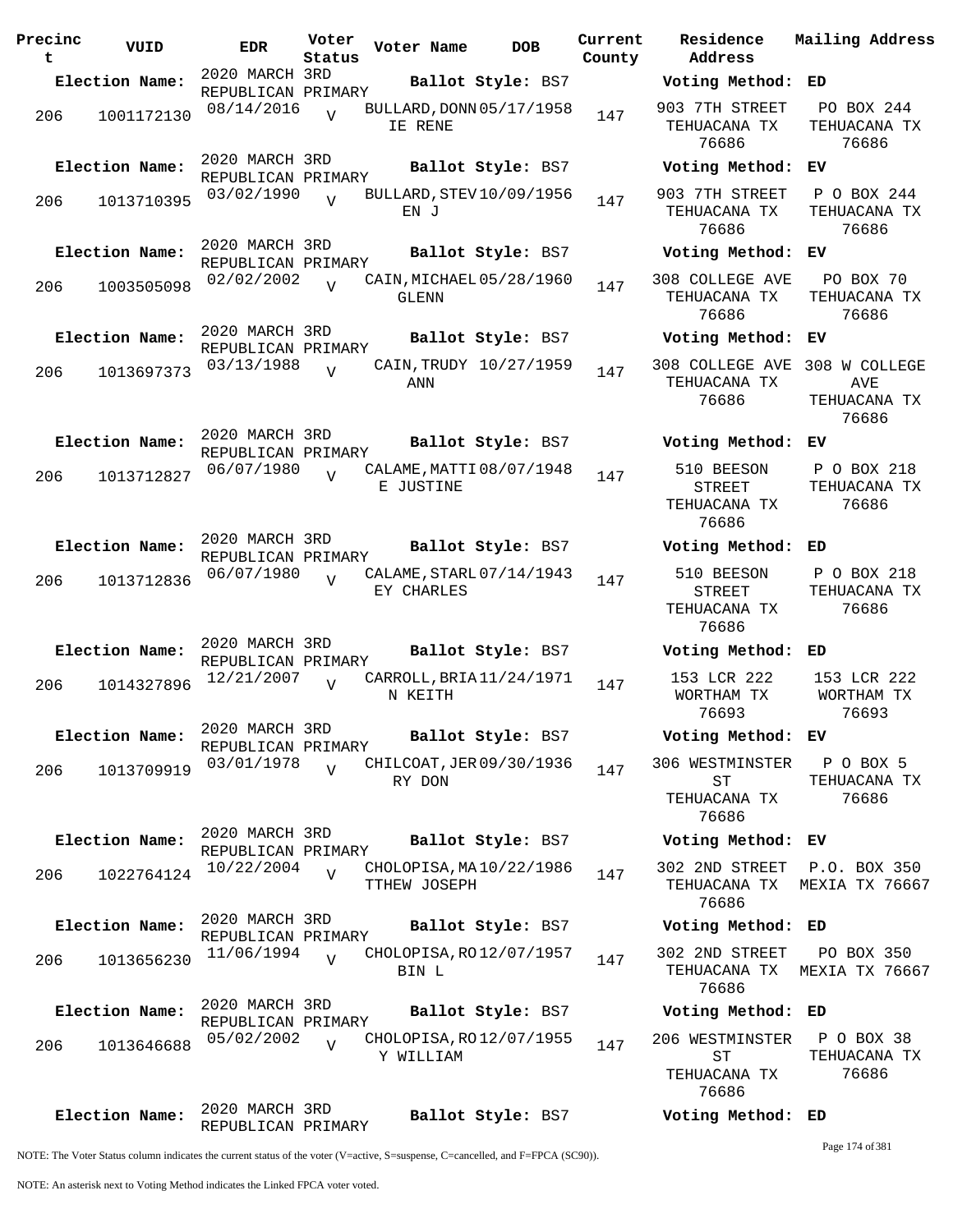| Precinct | VUID | EDR | Voter Status | Voter Name | DOB | Current County | Residence Address | Mailing Address |
|---|---|---|---|---|---|---|---|---|
| **Election Name:** | | 2020 MARCH 3RD REPUBLICAN PRIMARY | | **Ballot Style:** BS7 | | | **Voting Method:** ED | |
| 206 | 1001172130 | 08/14/2016 | V | BULLARD,DONNIE RENE | 05/17/1958 | 147 | 903 7TH STREET TEHUACANA TX 76686 | PO BOX 244 TEHUACANA TX 76686 |
| **Election Name:** | | 2020 MARCH 3RD REPUBLICAN PRIMARY | | **Ballot Style:** BS7 | | | **Voting Method:** EV | |
| 206 | 1013710395 | 03/02/1990 | V | BULLARD,STEVEN J | 10/09/1956 | 147 | 903 7TH STREET TEHUACANA TX 76686 | P O BOX 244 TEHUACANA TX 76686 |
| **Election Name:** | | 2020 MARCH 3RD REPUBLICAN PRIMARY | | **Ballot Style:** BS7 | | | **Voting Method:** EV | |
| 206 | 1003505098 | 02/02/2002 | V | CAIN,MICHAEL GLENN | 05/28/1960 | 147 | 308 COLLEGE AVE TEHUACANA TX 76686 | PO BOX 70 TEHUACANA TX 76686 |
| **Election Name:** | | 2020 MARCH 3RD REPUBLICAN PRIMARY | | **Ballot Style:** BS7 | | | **Voting Method:** EV | |
| 206 | 1013697373 | 03/13/1988 | V | CAIN,TRUDY ANN | 10/27/1959 | 147 | 308 COLLEGE AVE TEHUACANA TX 76686 | 308 W COLLEGE AVE TEHUACANA TX 76686 |
| **Election Name:** | | 2020 MARCH 3RD REPUBLICAN PRIMARY | | **Ballot Style:** BS7 | | | **Voting Method:** EV | |
| 206 | 1013712827 | 06/07/1980 | V | CALAME,MATTIE JUSTINE | 08/07/1948 | 147 | 510 BEESON STREET TEHUACANA TX 76686 | P O BOX 218 TEHUACANA TX 76686 |
| **Election Name:** | | 2020 MARCH 3RD REPUBLICAN PRIMARY | | **Ballot Style:** BS7 | | | **Voting Method:** ED | |
| 206 | 1013712836 | 06/07/1980 | V | CALAME,STARLEY CHARLES | 07/14/1943 | 147 | 510 BEESON STREET TEHUACANA TX 76686 | P O BOX 218 TEHUACANA TX 76686 |
| **Election Name:** | | 2020 MARCH 3RD REPUBLICAN PRIMARY | | **Ballot Style:** BS7 | | | **Voting Method:** ED | |
| 206 | 1014327896 | 12/21/2007 | V | CARROLL,BRIAN KEITH | 11/24/1971 | 147 | 153 LCR 222 WORTHAM TX 76693 | 153 LCR 222 WORTHAM TX 76693 |
| **Election Name:** | | 2020 MARCH 3RD REPUBLICAN PRIMARY | | **Ballot Style:** BS7 | | | **Voting Method:** EV | |
| 206 | 1013709919 | 03/01/1978 | V | CHILCOAT,JERRY DON | 09/30/1936 | 147 | 306 WESTMINSTER ST TEHUACANA TX 76686 | P O BOX 5 TEHUACANA TX 76686 |
| **Election Name:** | | 2020 MARCH 3RD REPUBLICAN PRIMARY | | **Ballot Style:** BS7 | | | **Voting Method:** EV | |
| 206 | 1022764124 | 10/22/2004 | V | CHOLOPISA,MATTHEW JOSEPH | 10/22/1986 | 147 | 302 2ND STREET TEHUACANA TX 76686 | P.O. BOX 350 MEXIA TX 76667 |
| **Election Name:** | | 2020 MARCH 3RD REPUBLICAN PRIMARY | | **Ballot Style:** BS7 | | | **Voting Method:** ED | |
| 206 | 1013656230 | 11/06/1994 | V | CHOLOPISA,ROBIN L | 12/07/1957 | 147 | 302 2ND STREET TEHUACANA TX 76686 | PO BOX 350 MEXIA TX 76667 |
| **Election Name:** | | 2020 MARCH 3RD REPUBLICAN PRIMARY | | **Ballot Style:** BS7 | | | **Voting Method:** ED | |
| 206 | 1013646688 | 05/02/2002 | V | CHOLOPISA,ROY WILLIAM | 12/07/1955 | 147 | 206 WESTMINSTER ST TEHUACANA TX 76686 | P O BOX 38 TEHUACANA TX 76686 |
| **Election Name:** | | 2020 MARCH 3RD REPUBLICAN PRIMARY | | **Ballot Style:** BS7 | | | **Voting Method:** ED | |

NOTE: The Voter Status column indicates the current status of the voter (V=active, S=suspense, C=cancelled, and F=FPCA (SC90)).

NOTE: An asterisk next to Voting Method indicates the Linked FPCA voter voted.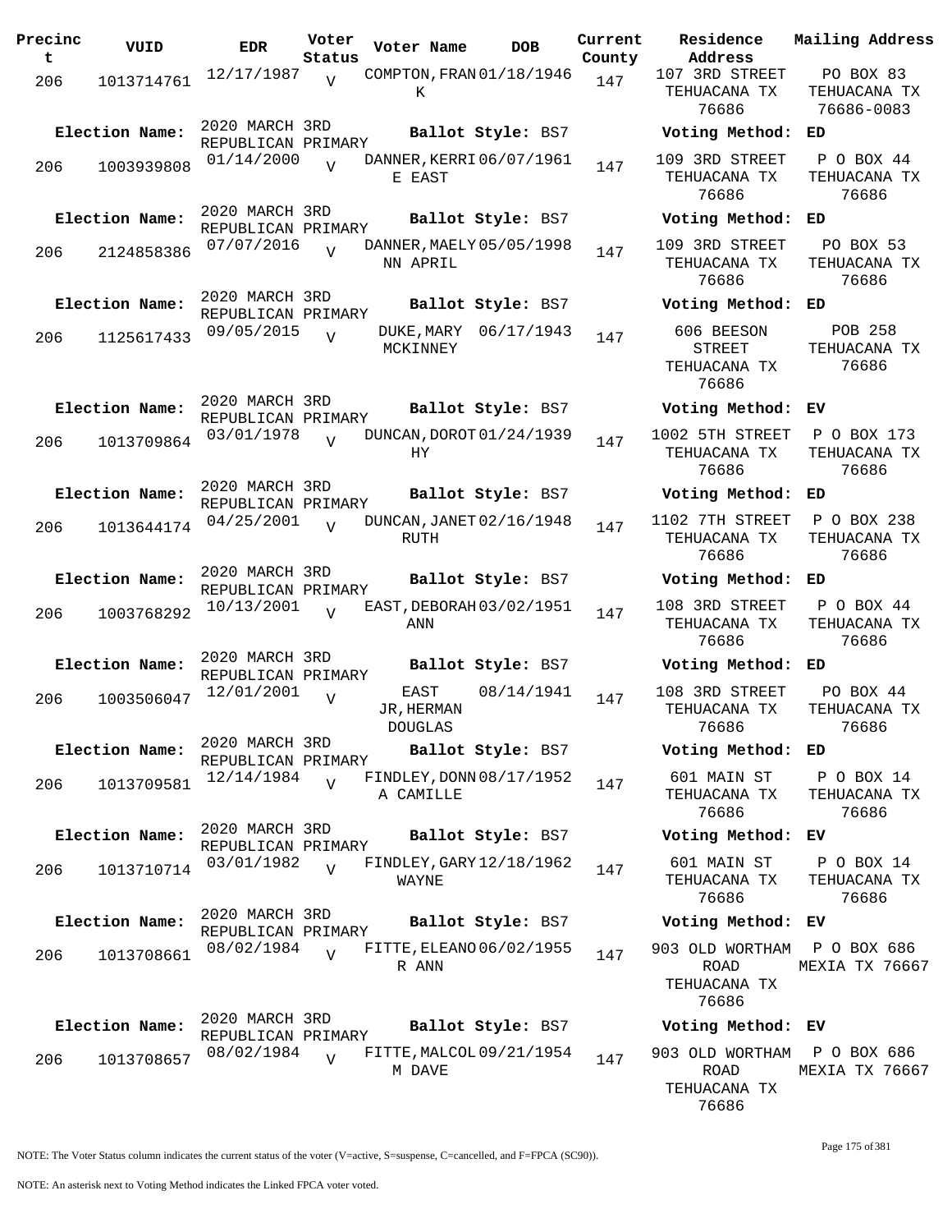| Precinct | VUID | EDR | Voter Status | Voter Name | DOB | Current County | Residence Address | Mailing Address |
|---|---|---|---|---|---|---|---|---|
| 206 | 1013714761 | 12/17/1987 | V | COMPTON, FRANK | 01/18/1946 | 147 | 107 3RD STREET TEHUACANA TX 76686 | PO BOX 83 TEHUACANA TX 76686-0083 |
| Election Name: | 2020 MARCH 3RD REPUBLICAN PRIMARY | | | Ballot Style: BS7 | | | Voting Method: | ED |
| 206 | 1003939808 | 01/14/2000 | V | DANNER, KERRIE EAST | 06/07/1961 | 147 | 109 3RD STREET TEHUACANA TX 76686 | P O BOX 44 TEHUACANA TX 76686 |
| Election Name: | 2020 MARCH 3RD REPUBLICAN PRIMARY | | | Ballot Style: BS7 | | | Voting Method: | ED |
| 206 | 2124858386 | 07/07/2016 | V | DANNER, MAELYNN APRIL | 05/05/1998 | 147 | 109 3RD STREET TEHUACANA TX 76686 | PO BOX 53 TEHUACANA TX 76686 |
| Election Name: | 2020 MARCH 3RD REPUBLICAN PRIMARY | | | Ballot Style: BS7 | | | Voting Method: | ED |
| 206 | 1125617433 | 09/05/2015 | V | DUKE, MARY MCKINNEY | 06/17/1943 | 147 | 606 BEESON STREET TEHUACANA TX 76686 | POB 258 TEHUACANA TX 76686 |
| Election Name: | 2020 MARCH 3RD REPUBLICAN PRIMARY | | | Ballot Style: BS7 | | | Voting Method: | EV |
| 206 | 1013709864 | 03/01/1978 | V | DUNCAN, DOROTHY | 01/24/1939 | 147 | 1002 5TH STREET TEHUACANA TX 76686 | P O BOX 173 TEHUACANA TX 76686 |
| Election Name: | 2020 MARCH 3RD REPUBLICAN PRIMARY | | | Ballot Style: BS7 | | | Voting Method: | ED |
| 206 | 1013644174 | 04/25/2001 | V | DUNCAN, JANET RUTH | 02/16/1948 | 147 | 1102 7TH STREET TEHUACANA TX 76686 | P O BOX 238 TEHUACANA TX 76686 |
| Election Name: | 2020 MARCH 3RD REPUBLICAN PRIMARY | | | Ballot Style: BS7 | | | Voting Method: | ED |
| 206 | 1003768292 | 10/13/2001 | V | EAST, DEBORAH ANN | 03/02/1951 | 147 | 108 3RD STREET TEHUACANA TX 76686 | P O BOX 44 TEHUACANA TX 76686 |
| Election Name: | 2020 MARCH 3RD REPUBLICAN PRIMARY | | | Ballot Style: BS7 | | | Voting Method: | ED |
| 206 | 1003506047 | 12/01/2001 | V | EAST JR, HERMAN DOUGLAS | 08/14/1941 | 147 | 108 3RD STREET TEHUACANA TX 76686 | PO BOX 44 TEHUACANA TX 76686 |
| Election Name: | 2020 MARCH 3RD REPUBLICAN PRIMARY | | | Ballot Style: BS7 | | | Voting Method: | ED |
| 206 | 1013709581 | 12/14/1984 | V | FINDLEY, DONNA CAMILLE | 08/17/1952 | 147 | 601 MAIN ST TEHUACANA TX 76686 | P O BOX 14 TEHUACANA TX 76686 |
| Election Name: | 2020 MARCH 3RD REPUBLICAN PRIMARY | | | Ballot Style: BS7 | | | Voting Method: | EV |
| 206 | 1013710714 | 03/01/1982 | V | FINDLEY, GARY WAYNE | 12/18/1962 | 147 | 601 MAIN ST TEHUACANA TX 76686 | P O BOX 14 TEHUACANA TX 76686 |
| Election Name: | 2020 MARCH 3RD REPUBLICAN PRIMARY | | | Ballot Style: BS7 | | | Voting Method: | EV |
| 206 | 1013708661 | 08/02/1984 | V | FITTE, ELEANOR ANN | 06/02/1955 | 147 | 903 OLD WORTHAM ROAD TEHUACANA TX 76686 | P O BOX 686 MEXIA TX 76667 |
| Election Name: | 2020 MARCH 3RD REPUBLICAN PRIMARY | | | Ballot Style: BS7 | | | Voting Method: | EV |
| 206 | 1013708657 | 08/02/1984 | V | FITTE, MALCOLM DAVE | 09/21/1954 | 147 | 903 OLD WORTHAM ROAD TEHUACANA TX 76686 | P O BOX 686 MEXIA TX 76667 |

NOTE: The Voter Status column indicates the current status of the voter (V=active, S=suspense, C=cancelled, and F=FPCA (SC90)).

NOTE: An asterisk next to Voting Method indicates the Linked FPCA voter voted.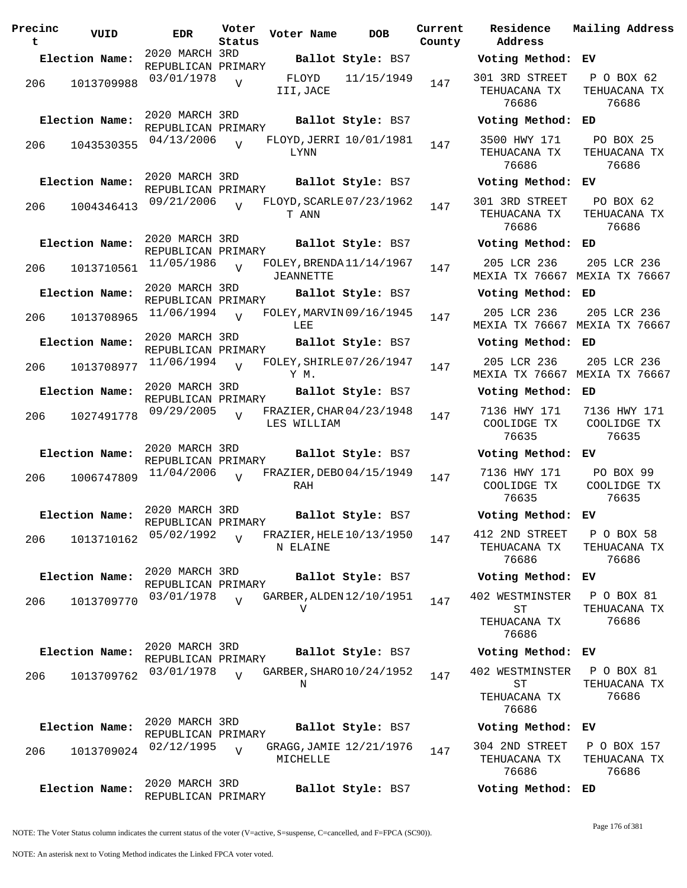| Precinct | VUID | EDR | Voter Status | Voter Name | DOB | Current County | Residence Address | Mailing Address |
|---|---|---|---|---|---|---|---|---|
| **Election Name:** | | 2020 MARCH 3RD REPUBLICAN PRIMARY | | **Ballot Style:** BS7 | | | **Voting Method:** EV | |
| 206 | 1013709988 | 03/01/1978 | V | FLOYD III,JACE | 11/15/1949 | 147 | 301 3RD STREET TEHUACANA TX 76686 | P O BOX 62 TEHUACANA TX 76686 |
| **Election Name:** | | 2020 MARCH 3RD REPUBLICAN PRIMARY | | **Ballot Style:** BS7 | | | **Voting Method:** ED | |
| 206 | 1043530355 | 04/13/2006 | V | FLOYD,JERRI LYNN | 10/01/1981 | 147 | 3500 HWY 171 TEHUACANA TX 76686 | PO BOX 25 TEHUACANA TX 76686 |
| **Election Name:** | | 2020 MARCH 3RD REPUBLICAN PRIMARY | | **Ballot Style:** BS7 | | | **Voting Method:** EV | |
| 206 | 1004346413 | 09/21/2006 | V | FLOYD,SCARLET ANN | 07/23/1962 | 147 | 301 3RD STREET TEHUACANA TX 76686 | PO BOX 62 TEHUACANA TX 76686 |
| **Election Name:** | | 2020 MARCH 3RD REPUBLICAN PRIMARY | | **Ballot Style:** BS7 | | | **Voting Method:** ED | |
| 206 | 1013710561 | 11/05/1986 | V | FOLEY,BRENDA JEANNETTE | 11/14/1967 | 147 | 205 LCR 236 MEXIA TX 76667 | 205 LCR 236 MEXIA TX 76667 |
| **Election Name:** | | 2020 MARCH 3RD REPUBLICAN PRIMARY | | **Ballot Style:** BS7 | | | **Voting Method:** ED | |
| 206 | 1013708965 | 11/06/1994 | V | FOLEY,MARVIN LEE | 09/16/1945 | 147 | 205 LCR 236 MEXIA TX 76667 | 205 LCR 236 MEXIA TX 76667 |
| **Election Name:** | | 2020 MARCH 3RD REPUBLICAN PRIMARY | | **Ballot Style:** BS7 | | | **Voting Method:** ED | |
| 206 | 1013708977 | 11/06/1994 | V | FOLEY,SHIRLEY M. | 07/26/1947 | 147 | 205 LCR 236 MEXIA TX 76667 | 205 LCR 236 MEXIA TX 76667 |
| **Election Name:** | | 2020 MARCH 3RD REPUBLICAN PRIMARY | | **Ballot Style:** BS7 | | | **Voting Method:** ED | |
| 206 | 1027491778 | 09/29/2005 | V | FRAZIER,CHARLES WILLIAM | 04/23/1948 | 147 | 7136 HWY 171 COOLIDGE TX 76635 | 7136 HWY 171 COOLIDGE TX 76635 |
| **Election Name:** | | 2020 MARCH 3RD REPUBLICAN PRIMARY | | **Ballot Style:** BS7 | | | **Voting Method:** EV | |
| 206 | 1006747809 | 11/04/2006 | V | FRAZIER,DEBORAH | 04/15/1949 | 147 | 7136 HWY 171 COOLIDGE TX 76635 | PO BOX 99 COOLIDGE TX 76635 |
| **Election Name:** | | 2020 MARCH 3RD REPUBLICAN PRIMARY | | **Ballot Style:** BS7 | | | **Voting Method:** EV | |
| 206 | 1013710162 | 05/02/1992 | V | FRAZIER,HELEN ELAINE | 10/13/1950 | 147 | 412 2ND STREET TEHUACANA TX 76686 | P O BOX 58 TEHUACANA TX 76686 |
| **Election Name:** | | 2020 MARCH 3RD REPUBLICAN PRIMARY | | **Ballot Style:** BS7 | | | **Voting Method:** EV | |
| 206 | 1013709770 | 03/01/1978 | V | GARBER,ALDEN V | 12/10/1951 | 147 | 402 WESTMINSTER ST TEHUACANA TX 76686 | P O BOX 81 TEHUACANA TX 76686 |
| **Election Name:** | | 2020 MARCH 3RD REPUBLICAN PRIMARY | | **Ballot Style:** BS7 | | | **Voting Method:** EV | |
| 206 | 1013709762 | 03/01/1978 | V | GARBER,SHARON | 10/24/1952 | 147 | 402 WESTMINSTER ST TEHUACANA TX 76686 | P O BOX 81 TEHUACANA TX 76686 |
| **Election Name:** | | 2020 MARCH 3RD REPUBLICAN PRIMARY | | **Ballot Style:** BS7 | | | **Voting Method:** EV | |
| 206 | 1013709024 | 02/12/1995 | V | GRAGG,JAMIE MICHELLE | 12/21/1976 | 147 | 304 2ND STREET TEHUACANA TX 76686 | P O BOX 157 TEHUACANA TX 76686 |
| **Election Name:** | | 2020 MARCH 3RD REPUBLICAN PRIMARY | | **Ballot Style:** BS7 | | | **Voting Method:** ED | |

NOTE: The Voter Status column indicates the current status of the voter (V=active, S=suspense, C=cancelled, and F=FPCA (SC90)).

NOTE: An asterisk next to Voting Method indicates the Linked FPCA voter voted.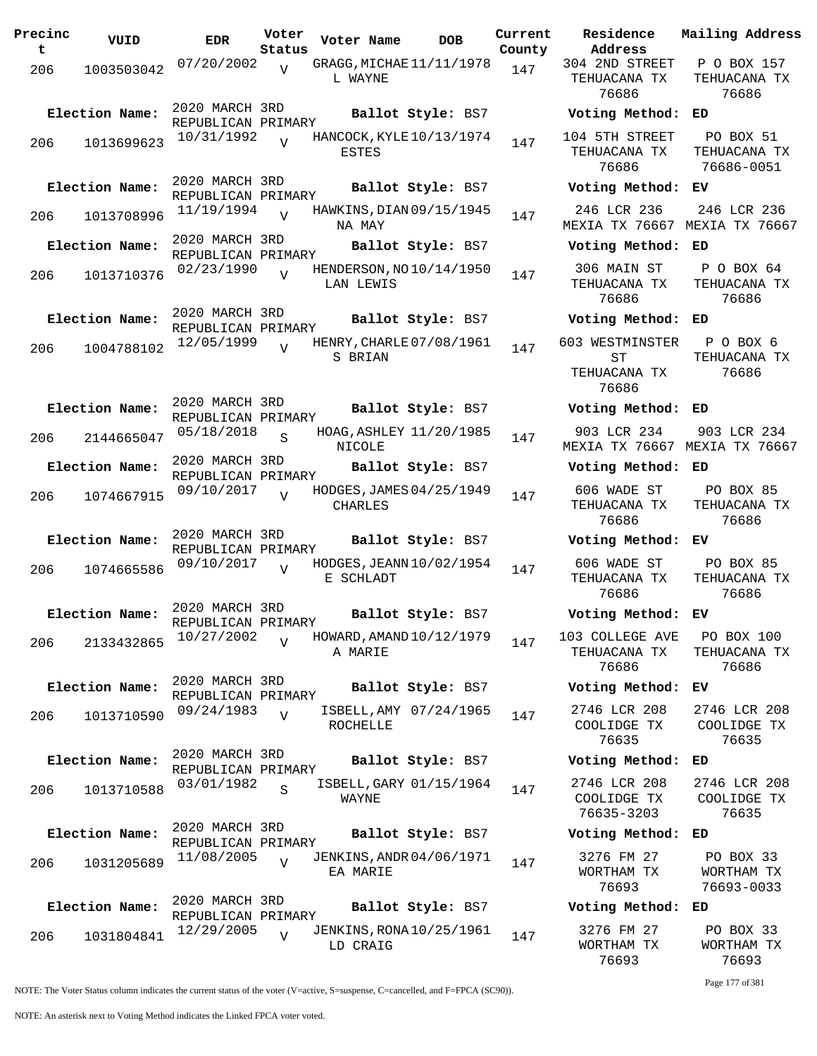| Precinct | VUID | EDR | Voter Status | Voter Name | DOB | Current County | Residence Address | Mailing Address |
|---|---|---|---|---|---|---|---|---|
| 206 | 1003503042 | 07/20/2002 | V | GRAGG,MICHAEL WAYNE | 11/11/1978 | 147 | 304 2ND STREET TEHUACANA TX 76686 | P O BOX 157 TEHUACANA TX 76686 |
| Election Name: | 2020 MARCH 3RD REPUBLICAN PRIMARY | | | Ballot Style: BS7 | | | Voting Method: ED | |
| 206 | 1013699623 | 10/31/1992 | V | HANCOCK,KYLE ESTES | 10/13/1974 | 147 | 104 5TH STREET TEHUACANA TX 76686 | PO BOX 51 TEHUACANA TX 76686-0051 |
| Election Name: | 2020 MARCH 3RD REPUBLICAN PRIMARY | | | Ballot Style: BS7 | | | Voting Method: EV | |
| 206 | 1013708996 | 11/19/1994 | V | HAWKINS,DIANNA MAY | 09/15/1945 | 147 | 246 LCR 236 MEXIA TX 76667 | 246 LCR 236 MEXIA TX 76667 |
| Election Name: | 2020 MARCH 3RD REPUBLICAN PRIMARY | | | Ballot Style: BS7 | | | Voting Method: ED | |
| 206 | 1013710376 | 02/23/1990 | V | HENDERSON,NOLAN LEWIS | 10/14/1950 | 147 | 306 MAIN ST TEHUACANA TX 76686 | P O BOX 64 TEHUACANA TX 76686 |
| Election Name: | 2020 MARCH 3RD REPUBLICAN PRIMARY | | | Ballot Style: BS7 | | | Voting Method: ED | |
| 206 | 1004788102 | 12/05/1999 | V | HENRY,CHARLES BRIAN | 07/08/1961 | 147 | 603 WESTMINSTER ST TEHUACANA TX 76686 | P O BOX 6 TEHUACANA TX 76686 |
| Election Name: | 2020 MARCH 3RD REPUBLICAN PRIMARY | | | Ballot Style: BS7 | | | Voting Method: ED | |
| 206 | 2144665047 | 05/18/2018 | S | HOAG,ASHLEY NICOLE | 11/20/1985 | 147 | 903 LCR 234 MEXIA TX 76667 | 903 LCR 234 MEXIA TX 76667 |
| Election Name: | 2020 MARCH 3RD REPUBLICAN PRIMARY | | | Ballot Style: BS7 | | | Voting Method: ED | |
| 206 | 1074667915 | 09/10/2017 | V | HODGES,JAMES CHARLES | 04/25/1949 | 147 | 606 WADE ST TEHUACANA TX 76686 | PO BOX 85 TEHUACANA TX 76686 |
| Election Name: | 2020 MARCH 3RD REPUBLICAN PRIMARY | | | Ballot Style: BS7 | | | Voting Method: EV | |
| 206 | 1074665586 | 09/10/2017 | V | HODGES,JEANNE SCHLADT | 10/02/1954 | 147 | 606 WADE ST TEHUACANA TX 76686 | PO BOX 85 TEHUACANA TX 76686 |
| Election Name: | 2020 MARCH 3RD REPUBLICAN PRIMARY | | | Ballot Style: BS7 | | | Voting Method: EV | |
| 206 | 2133432865 | 10/27/2002 | V | HOWARD,AMANDA MARIE | 10/12/1979 | 147 | 103 COLLEGE AVE TEHUACANA TX 76686 | PO BOX 100 TEHUACANA TX 76686 |
| Election Name: | 2020 MARCH 3RD REPUBLICAN PRIMARY | | | Ballot Style: BS7 | | | Voting Method: EV | |
| 206 | 1013710590 | 09/24/1983 | V | ISBELL,AMY ROCHELLE | 07/24/1965 | 147 | 2746 LCR 208 COOLIDGE TX 76635 | 2746 LCR 208 COOLIDGE TX 76635 |
| Election Name: | 2020 MARCH 3RD REPUBLICAN PRIMARY | | | Ballot Style: BS7 | | | Voting Method: ED | |
| 206 | 1013710588 | 03/01/1982 | S | ISBELL,GARY WAYNE | 01/15/1964 | 147 | 2746 LCR 208 COOLIDGE TX 76635-3203 | 2746 LCR 208 COOLIDGE TX 76635 |
| Election Name: | 2020 MARCH 3RD REPUBLICAN PRIMARY | | | Ballot Style: BS7 | | | Voting Method: ED | |
| 206 | 1031205689 | 11/08/2005 | V | JENKINS,ANDREA MARIE | 04/06/1971 | 147 | 3276 FM 27 WORTHAM TX 76693 | PO BOX 33 WORTHAM TX 76693-0033 |
| Election Name: | 2020 MARCH 3RD REPUBLICAN PRIMARY | | | Ballot Style: BS7 | | | Voting Method: ED | |
| 206 | 1031804841 | 12/29/2005 | V | JENKINS,RONALD CRAIG | 10/25/1961 | 147 | 3276 FM 27 WORTHAM TX 76693 | PO BOX 33 WORTHAM TX 76693 |

NOTE: The Voter Status column indicates the current status of the voter (V=active, S=suspense, C=cancelled, and F=FPCA (SC90)).

NOTE: An asterisk next to Voting Method indicates the Linked FPCA voter voted.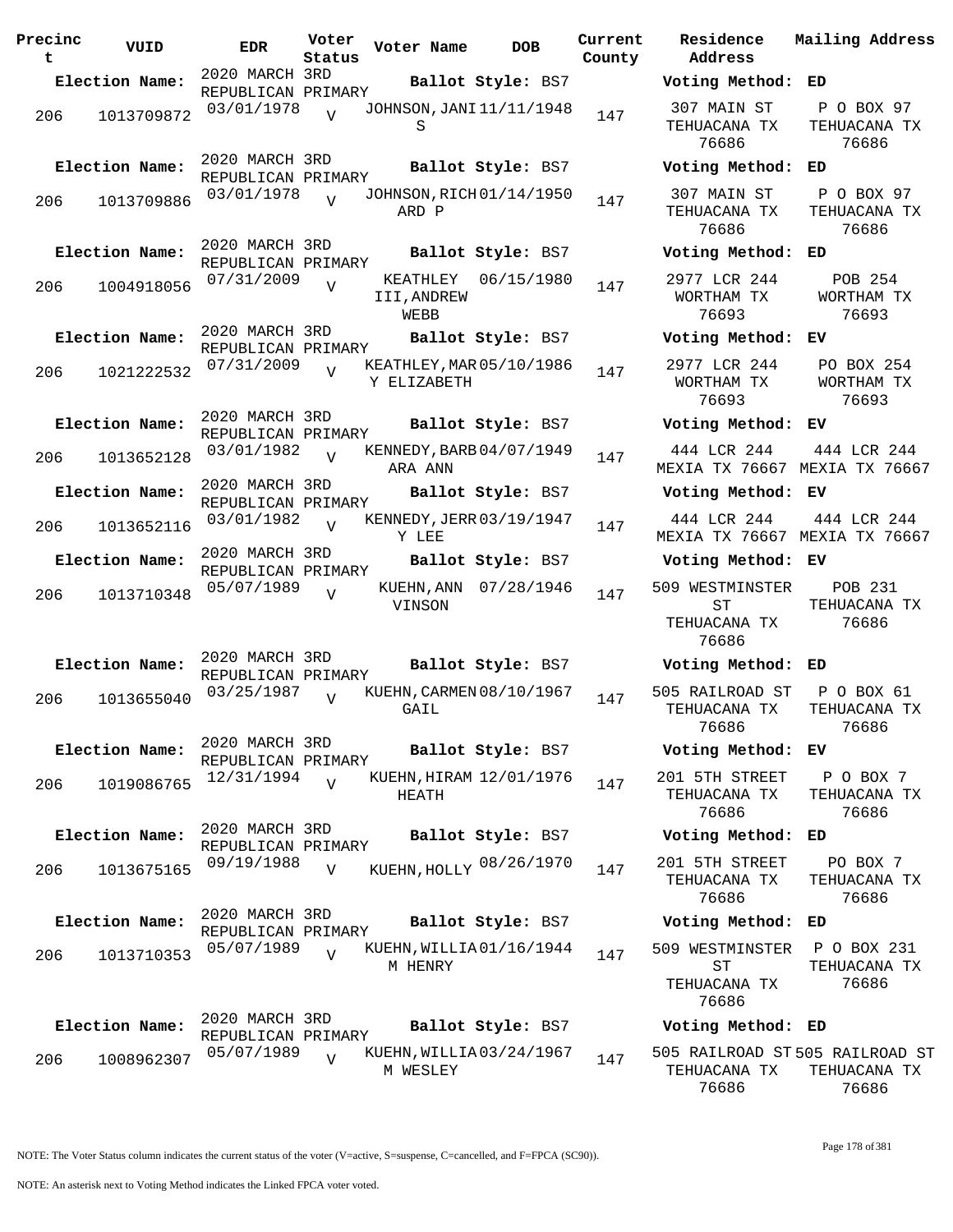| Precinct | VUID | EDR | Voter Status | Voter Name | DOB | Current County | Residence Address | Mailing Address |
|---|---|---|---|---|---|---|---|---|
| **Election Name:** | | 2020 MARCH 3RD REPUBLICAN PRIMARY | | **Ballot Style:** BS7 | | | **Voting Method:** ED | |
| 206 | 1013709872 | 03/01/1978 | V | JOHNSON,JANIS | 11/11/1948 | 147 | 307 MAIN ST TEHUACANA TX 76686 | P O BOX 97 TEHUACANA TX 76686 |
| **Election Name:** | | 2020 MARCH 3RD REPUBLICAN PRIMARY | | **Ballot Style:** BS7 | | | **Voting Method:** ED | |
| 206 | 1013709886 | 03/01/1978 | V | JOHNSON,RICHARD P | 01/14/1950 | 147 | 307 MAIN ST TEHUACANA TX 76686 | P O BOX 97 TEHUACANA TX 76686 |
| **Election Name:** | | 2020 MARCH 3RD REPUBLICAN PRIMARY | | **Ballot Style:** BS7 | | | **Voting Method:** ED | |
| 206 | 1004918056 | 07/31/2009 | V | KEATHLEY III,ANDREW WEBB | 06/15/1980 | 147 | 2977 LCR 244 WORTHAM TX 76693 | POB 254 WORTHAM TX 76693 |
| **Election Name:** | | 2020 MARCH 3RD REPUBLICAN PRIMARY | | **Ballot Style:** BS7 | | | **Voting Method:** EV | |
| 206 | 1021222532 | 07/31/2009 | V | KEATHLEY,MARY ELIZABETH | 05/10/1986 | 147 | 2977 LCR 244 WORTHAM TX 76693 | PO BOX 254 WORTHAM TX 76693 |
| **Election Name:** | | 2020 MARCH 3RD REPUBLICAN PRIMARY | | **Ballot Style:** BS7 | | | **Voting Method:** EV | |
| 206 | 1013652128 | 03/01/1982 | V | KENNEDY,BARBARA ANN | 04/07/1949 | 147 | 444 LCR 244 MEXIA TX 76667 | 444 LCR 244 MEXIA TX 76667 |
| **Election Name:** | | 2020 MARCH 3RD REPUBLICAN PRIMARY | | **Ballot Style:** BS7 | | | **Voting Method:** EV | |
| 206 | 1013652116 | 03/01/1982 | V | KENNEDY,JERRY LEE | 03/19/1947 | 147 | 444 LCR 244 MEXIA TX 76667 | 444 LCR 244 MEXIA TX 76667 |
| **Election Name:** | | 2020 MARCH 3RD REPUBLICAN PRIMARY | | **Ballot Style:** BS7 | | | **Voting Method:** EV | |
| 206 | 1013710348 | 05/07/1989 | V | KUEHN,ANN VINSON | 07/28/1946 | 147 | 509 WESTMINSTER ST TEHUACANA TX 76686 | POB 231 TEHUACANA TX 76686 |
| **Election Name:** | | 2020 MARCH 3RD REPUBLICAN PRIMARY | | **Ballot Style:** BS7 | | | **Voting Method:** ED | |
| 206 | 1013655040 | 03/25/1987 | V | KUEHN,CARMEN GAIL | 08/10/1967 | 147 | 505 RAILROAD ST TEHUACANA TX 76686 | P O BOX 61 TEHUACANA TX 76686 |
| **Election Name:** | | 2020 MARCH 3RD REPUBLICAN PRIMARY | | **Ballot Style:** BS7 | | | **Voting Method:** EV | |
| 206 | 1019086765 | 12/31/1994 | V | KUEHN,HIRAM HEATH | 12/01/1976 | 147 | 201 5TH STREET TEHUACANA TX 76686 | P O BOX 7 TEHUACANA TX 76686 |
| **Election Name:** | | 2020 MARCH 3RD REPUBLICAN PRIMARY | | **Ballot Style:** BS7 | | | **Voting Method:** ED | |
| 206 | 1013675165 | 09/19/1988 | V | KUEHN,HOLLY | 08/26/1970 | 147 | 201 5TH STREET TEHUACANA TX 76686 | PO BOX 7 TEHUACANA TX 76686 |
| **Election Name:** | | 2020 MARCH 3RD REPUBLICAN PRIMARY | | **Ballot Style:** BS7 | | | **Voting Method:** ED | |
| 206 | 1013710353 | 05/07/1989 | V | KUEHN,WILLIAM HENRY | 01/16/1944 | 147 | 509 WESTMINSTER ST TEHUACANA TX 76686 | P O BOX 231 TEHUACANA TX 76686 |
| **Election Name:** | | 2020 MARCH 3RD REPUBLICAN PRIMARY | | **Ballot Style:** BS7 | | | **Voting Method:** ED | |
| 206 | 1008962307 | 05/07/1989 | V | KUEHN,WILLIAM WESLEY | 03/24/1967 | 147 | 505 RAILROAD ST TEHUACANA TX 76686 | 505 RAILROAD ST TEHUACANA TX 76686 |

NOTE: The Voter Status column indicates the current status of the voter (V=active, S=suspense, C=cancelled, and F=FPCA (SC90)).

NOTE: An asterisk next to Voting Method indicates the Linked FPCA voter voted.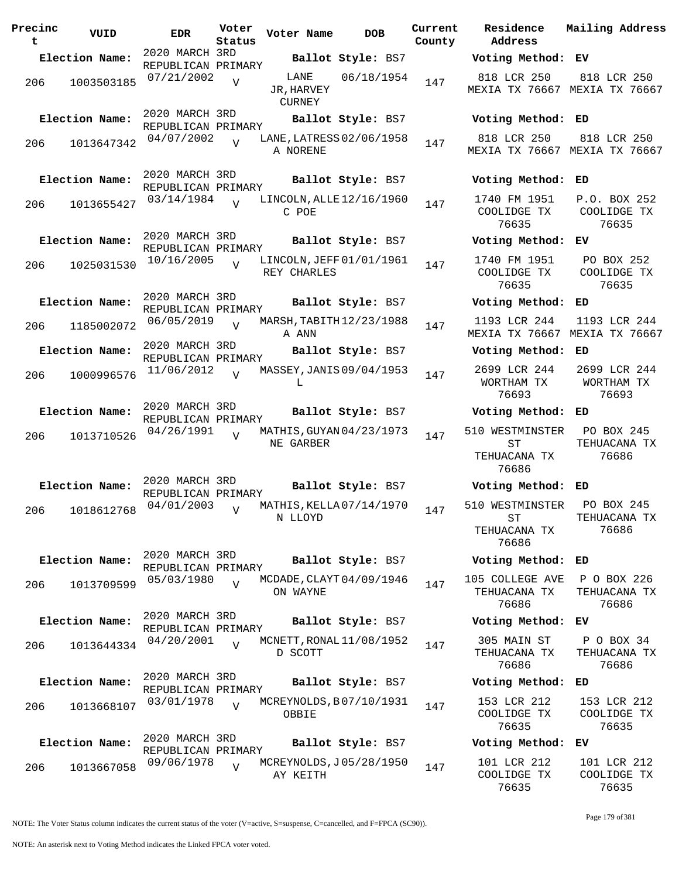| Precinct | VUID | EDR | Voter Status | Voter Name | DOB | Current County | Residence Address | Mailing Address |
|---|---|---|---|---|---|---|---|---|
| **Election Name:** | | 2020 MARCH 3RD REPUBLICAN PRIMARY | | **Ballot Style:** BS7 | | | **Voting Method:** EV | |
| 206 | 1003503185 | 07/21/2002 | V | LANE JR,HARVEY CURNEY | 06/18/1954 | 147 | 818 LCR 250 MEXIA TX 76667 | 818 LCR 250 MEXIA TX 76667 |
| **Election Name:** | | 2020 MARCH 3RD REPUBLICAN PRIMARY | | **Ballot Style:** BS7 | | | **Voting Method:** ED | |
| 206 | 1013647342 | 04/07/2002 | V | LANE,LATRESSA NORENE | 02/06/1958 | 147 | 818 LCR 250 MEXIA TX 76667 | 818 LCR 250 MEXIA TX 76667 |
| **Election Name:** | | 2020 MARCH 3RD REPUBLICAN PRIMARY | | **Ballot Style:** BS7 | | | **Voting Method:** ED | |
| 206 | 1013655427 | 03/14/1984 | V | LINCOLN,ALLEC POE | 12/16/1960 | 147 | 1740 FM 1951 COOLIDGE TX 76635 | P.O. BOX 252 COOLIDGE TX 76635 |
| **Election Name:** | | 2020 MARCH 3RD REPUBLICAN PRIMARY | | **Ballot Style:** BS7 | | | **Voting Method:** EV | |
| 206 | 1025031530 | 10/16/2005 | V | LINCOLN,JEFFREY CHARLES | 01/01/1961 | 147 | 1740 FM 1951 COOLIDGE TX 76635 | PO BOX 252 COOLIDGE TX 76635 |
| **Election Name:** | | 2020 MARCH 3RD REPUBLICAN PRIMARY | | **Ballot Style:** BS7 | | | **Voting Method:** ED | |
| 206 | 1185002072 | 06/05/2019 | V | MARSH,TABITHA ANN | 12/23/1988 | 147 | 1193 LCR 244 MEXIA TX 76667 | 1193 LCR 244 MEXIA TX 76667 |
| **Election Name:** | | 2020 MARCH 3RD REPUBLICAN PRIMARY | | **Ballot Style:** BS7 | | | **Voting Method:** ED | |
| 206 | 1000996576 | 11/06/2012 | V | MASSEY,JANIS L | 09/04/1953 | 147 | 2699 LCR 244 WORTHAM TX 76693 | 2699 LCR 244 WORTHAM TX 76693 |
| **Election Name:** | | 2020 MARCH 3RD REPUBLICAN PRIMARY | | **Ballot Style:** BS7 | | | **Voting Method:** ED | |
| 206 | 1013710526 | 04/26/1991 | V | MATHIS,GUYANNE GARBER | 04/23/1973 | 147 | 510 WESTMINSTER ST TEHUACANA TX 76686 | PO BOX 245 TEHUACANA TX 76686 |
| **Election Name:** | | 2020 MARCH 3RD REPUBLICAN PRIMARY | | **Ballot Style:** BS7 | | | **Voting Method:** ED | |
| 206 | 1018612768 | 04/01/2003 | V | MATHIS,KELLAN LLOYD | 07/14/1970 | 147 | 510 WESTMINSTER ST TEHUACANA TX 76686 | PO BOX 245 TEHUACANA TX 76686 |
| **Election Name:** | | 2020 MARCH 3RD REPUBLICAN PRIMARY | | **Ballot Style:** BS7 | | | **Voting Method:** ED | |
| 206 | 1013709599 | 05/03/1980 | V | MCDADE,CLAYTON WAYNE | 04/09/1946 | 147 | 105 COLLEGE AVE TEHUACANA TX 76686 | P O BOX 226 TEHUACANA TX 76686 |
| **Election Name:** | | 2020 MARCH 3RD REPUBLICAN PRIMARY | | **Ballot Style:** BS7 | | | **Voting Method:** EV | |
| 206 | 1013644334 | 04/20/2001 | V | MCNETT,RONALD SCOTT | 11/08/1952 | 147 | 305 MAIN ST TEHUACANA TX 76686 | P O BOX 34 TEHUACANA TX 76686 |
| **Election Name:** | | 2020 MARCH 3RD REPUBLICAN PRIMARY | | **Ballot Style:** BS7 | | | **Voting Method:** ED | |
| 206 | 1013668107 | 03/01/1978 | V | MCREYNOLDS,BOBBIE | 07/10/1931 | 147 | 153 LCR 212 COOLIDGE TX 76635 | 153 LCR 212 COOLIDGE TX 76635 |
| **Election Name:** | | 2020 MARCH 3RD REPUBLICAN PRIMARY | | **Ballot Style:** BS7 | | | **Voting Method:** EV | |
| 206 | 1013667058 | 09/06/1978 | V | MCREYNOLDS,JAY KEITH | 05/28/1950 | 147 | 101 LCR 212 COOLIDGE TX 76635 | 101 LCR 212 COOLIDGE TX 76635 |

NOTE: The Voter Status column indicates the current status of the voter (V=active, S=suspense, C=cancelled, and F=FPCA (SC90)).

NOTE: An asterisk next to Voting Method indicates the Linked FPCA voter voted.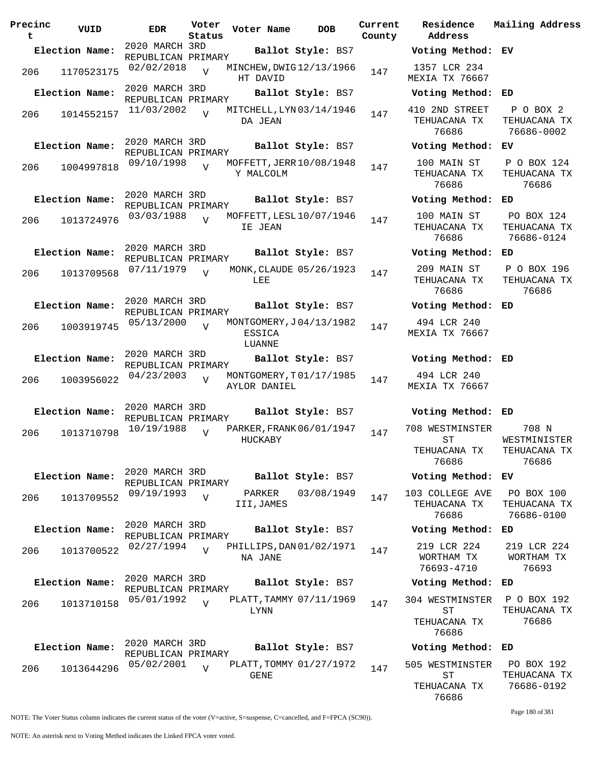| Precinct | VUID | EDR | Voter Status | Voter Name | DOB | Current County | Residence Address | Mailing Address |
|---|---|---|---|---|---|---|---|---|
| **Election Name:** | | 2020 MARCH 3RD REPUBLICAN PRIMARY | | **Ballot Style:** BS7 | | | **Voting Method:** EV | |
| 206 | 1170523175 | 02/02/2018 | V | MINCHEW,DWIGHT DAVID | 12/13/1966 | 147 | 1357 LCR 234 MEXIA TX 76667 | |
| **Election Name:** | | 2020 MARCH 3RD REPUBLICAN PRIMARY | | **Ballot Style:** BS7 | | | **Voting Method:** ED | |
| 206 | 1014552157 | 11/03/2002 | V | MITCHELL,LYNDA JEAN | 03/14/1946 | 147 | 410 2ND STREET TEHUACANA TX 76686 | P O BOX 2 TEHUACANA TX 76686-0002 |
| **Election Name:** | | 2020 MARCH 3RD REPUBLICAN PRIMARY | | **Ballot Style:** BS7 | | | **Voting Method:** EV | |
| 206 | 1004997818 | 09/10/1998 | V | MOFFETT,JERRY MALCOLM | 10/08/1948 | 147 | 100 MAIN ST TEHUACANA TX 76686 | P O BOX 124 TEHUACANA TX 76686 |
| **Election Name:** | | 2020 MARCH 3RD REPUBLICAN PRIMARY | | **Ballot Style:** BS7 | | | **Voting Method:** ED | |
| 206 | 1013724976 | 03/03/1988 | V | MOFFETT,LESLIE JEAN | 10/07/1946 | 147 | 100 MAIN ST TEHUACANA TX 76686 | PO BOX 124 TEHUACANA TX 76686-0124 |
| **Election Name:** | | 2020 MARCH 3RD REPUBLICAN PRIMARY | | **Ballot Style:** BS7 | | | **Voting Method:** ED | |
| 206 | 1013709568 | 07/11/1979 | V | MONK,CLAUDE LEE | 05/26/1923 | 147 | 209 MAIN ST TEHUACANA TX 76686 | P O BOX 196 TEHUACANA TX 76686 |
| **Election Name:** | | 2020 MARCH 3RD REPUBLICAN PRIMARY | | **Ballot Style:** BS7 | | | **Voting Method:** ED | |
| 206 | 1003919745 | 05/13/2000 | V | MONTGOMERY,JESSICA LUANNE | 04/13/1982 | 147 | 494 LCR 240 MEXIA TX 76667 | |
| **Election Name:** | | 2020 MARCH 3RD REPUBLICAN PRIMARY | | **Ballot Style:** BS7 | | | **Voting Method:** ED | |
| 206 | 1003956022 | 04/23/2003 | V | MONTGOMERY,TAYLOR DANIEL | 01/17/1985 | 147 | 494 LCR 240 MEXIA TX 76667 | |
| **Election Name:** | | 2020 MARCH 3RD REPUBLICAN PRIMARY | | **Ballot Style:** BS7 | | | **Voting Method:** ED | |
| 206 | 1013710798 | 10/19/1988 | V | PARKER,FRANK HUCKABY | 06/01/1947 | 147 | 708 WESTMINSTER ST TEHUACANA TX 76686 | 708 N WESTMINSTER TEHUACANA TX 76686 |
| **Election Name:** | | 2020 MARCH 3RD REPUBLICAN PRIMARY | | **Ballot Style:** BS7 | | | **Voting Method:** EV | |
| 206 | 1013709552 | 09/19/1993 | V | PARKER III,JAMES | 03/08/1949 | 147 | 103 COLLEGE AVE TEHUACANA TX 76686 | PO BOX 100 TEHUACANA TX 76686-0100 |
| **Election Name:** | | 2020 MARCH 3RD REPUBLICAN PRIMARY | | **Ballot Style:** BS7 | | | **Voting Method:** ED | |
| 206 | 1013700522 | 02/27/1994 | V | PHILLIPS,DANNA JANE | 01/02/1971 | 147 | 219 LCR 224 WORTHAM TX 76693-4710 | 219 LCR 224 WORTHAM TX 76693 |
| **Election Name:** | | 2020 MARCH 3RD REPUBLICAN PRIMARY | | **Ballot Style:** BS7 | | | **Voting Method:** ED | |
| 206 | 1013710158 | 05/01/1992 | V | PLATT,TAMMY LYNN | 07/11/1969 | 147 | 304 WESTMINSTER ST TEHUACANA TX 76686 | P O BOX 192 TEHUACANA TX 76686 |
| **Election Name:** | | 2020 MARCH 3RD REPUBLICAN PRIMARY | | **Ballot Style:** BS7 | | | **Voting Method:** ED | |
| 206 | 1013644296 | 05/02/2001 | V | PLATT,TOMMY GENE | 01/27/1972 | 147 | 505 WESTMINSTER ST TEHUACANA TX 76686 | PO BOX 192 TEHUACANA TX 76686-0192 |

NOTE: The Voter Status column indicates the current status of the voter (V=active, S=suspense, C=cancelled, and F=FPCA (SC90)).

NOTE: An asterisk next to Voting Method indicates the Linked FPCA voter voted.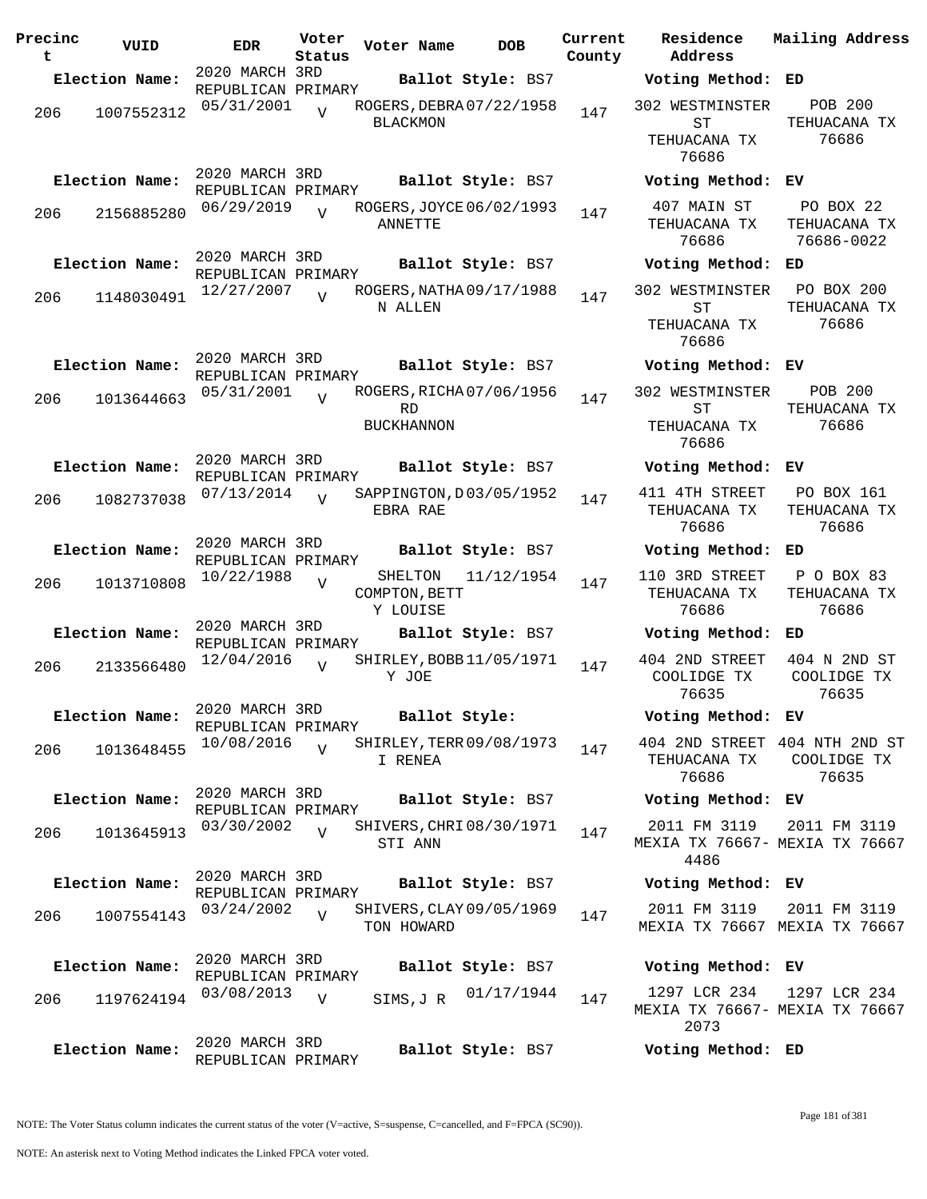| Precinct | VUID | EDR | Voter Status | Voter Name | DOB | Current County | Residence Address | Mailing Address |
|---|---|---|---|---|---|---|---|---|
| **Election Name:** | | 2020 MARCH 3RD REPUBLICAN PRIMARY | | **Ballot Style:** BS7 | | | **Voting Method:** ED | |
| 206 | 1007552312 | 05/31/2001 | V | ROGERS,DEBRA BLACKMON | 07/22/1958 | 147 | 302 WESTMINSTER ST TEHUACANA TX 76686 | POB 200 TEHUACANA TX 76686 |
| **Election Name:** | | 2020 MARCH 3RD REPUBLICAN PRIMARY | | **Ballot Style:** BS7 | | | **Voting Method:** EV | |
| 206 | 2156885280 | 06/29/2019 | V | ROGERS,JOYCE ANNETTE | 06/02/1993 | 147 | 407 MAIN ST TEHUACANA TX 76686 | PO BOX 22 TEHUACANA TX 76686-0022 |
| **Election Name:** | | 2020 MARCH 3RD REPUBLICAN PRIMARY | | **Ballot Style:** BS7 | | | **Voting Method:** ED | |
| 206 | 1148030491 | 12/27/2007 | V | ROGERS,NATHAN ALLEN | 09/17/1988 | 147 | 302 WESTMINSTER ST TEHUACANA TX 76686 | PO BOX 200 TEHUACANA TX 76686 |
| **Election Name:** | | 2020 MARCH 3RD REPUBLICAN PRIMARY | | **Ballot Style:** BS7 | | | **Voting Method:** EV | |
| 206 | 1013644663 | 05/31/2001 | V | ROGERS,RICHARD BUCKHANNON | 07/06/1956 | 147 | 302 WESTMINSTER ST TEHUACANA TX 76686 | POB 200 TEHUACANA TX 76686 |
| **Election Name:** | | 2020 MARCH 3RD REPUBLICAN PRIMARY | | **Ballot Style:** BS7 | | | **Voting Method:** EV | |
| 206 | 1082737038 | 07/13/2014 | V | SAPPINGTON,DEBRA RAE | 03/05/1952 | 147 | 411 4TH STREET TEHUACANA TX 76686 | PO BOX 161 TEHUACANA TX 76686 |
| **Election Name:** | | 2020 MARCH 3RD REPUBLICAN PRIMARY | | **Ballot Style:** BS7 | | | **Voting Method:** ED | |
| 206 | 1013710808 | 10/22/1988 | V | SHELTON COMPTON,BETTY LOUISE | 11/12/1954 | 147 | 110 3RD STREET TEHUACANA TX 76686 | P O BOX 83 TEHUACANA TX 76686 |
| **Election Name:** | | 2020 MARCH 3RD REPUBLICAN PRIMARY | | **Ballot Style:** BS7 | | | **Voting Method:** ED | |
| 206 | 2133566480 | 12/04/2016 | V | SHIRLEY,BOBBY JOE | 11/05/1971 | 147 | 404 2ND STREET COOLIDGE TX 76635 | 404 N 2ND ST COOLIDGE TX 76635 |
| **Election Name:** | | 2020 MARCH 3RD REPUBLICAN PRIMARY | | **Ballot Style:** | | | **Voting Method:** EV | |
| 206 | 1013648455 | 10/08/2016 | V | SHIRLEY,TERRI RENEA | 09/08/1973 | 147 | 404 2ND STREET TEHUACANA TX 76686 | 404 NTH 2ND ST COOLIDGE TX 76635 |
| **Election Name:** | | 2020 MARCH 3RD REPUBLICAN PRIMARY | | **Ballot Style:** BS7 | | | **Voting Method:** EV | |
| 206 | 1013645913 | 03/30/2002 | V | SHIVERS,CHRISTI ANN | 08/30/1971 | 147 | 2011 FM 3119 MEXIA TX 76667-4486 | 2011 FM 3119 MEXIA TX 76667 |
| **Election Name:** | | 2020 MARCH 3RD REPUBLICAN PRIMARY | | **Ballot Style:** BS7 | | | **Voting Method:** EV | |
| 206 | 1007554143 | 03/24/2002 | V | SHIVERS,CLAYTON HOWARD | 09/05/1969 | 147 | 2011 FM 3119 MEXIA TX 76667 | 2011 FM 3119 MEXIA TX 76667 |
| **Election Name:** | | 2020 MARCH 3RD REPUBLICAN PRIMARY | | **Ballot Style:** BS7 | | | **Voting Method:** EV | |
| 206 | 1197624194 | 03/08/2013 | V | SIMS,J R | 01/17/1944 | 147 | 1297 LCR 234 MEXIA TX 76667-2073 | 1297 LCR 234 MEXIA TX 76667 |
| **Election Name:** | | 2020 MARCH 3RD REPUBLICAN PRIMARY | | **Ballot Style:** BS7 | | | **Voting Method:** ED | |

NOTE: The Voter Status column indicates the current status of the voter (V=active, S=suspense, C=cancelled, and F=FPCA (SC90)).

NOTE: An asterisk next to Voting Method indicates the Linked FPCA voter voted.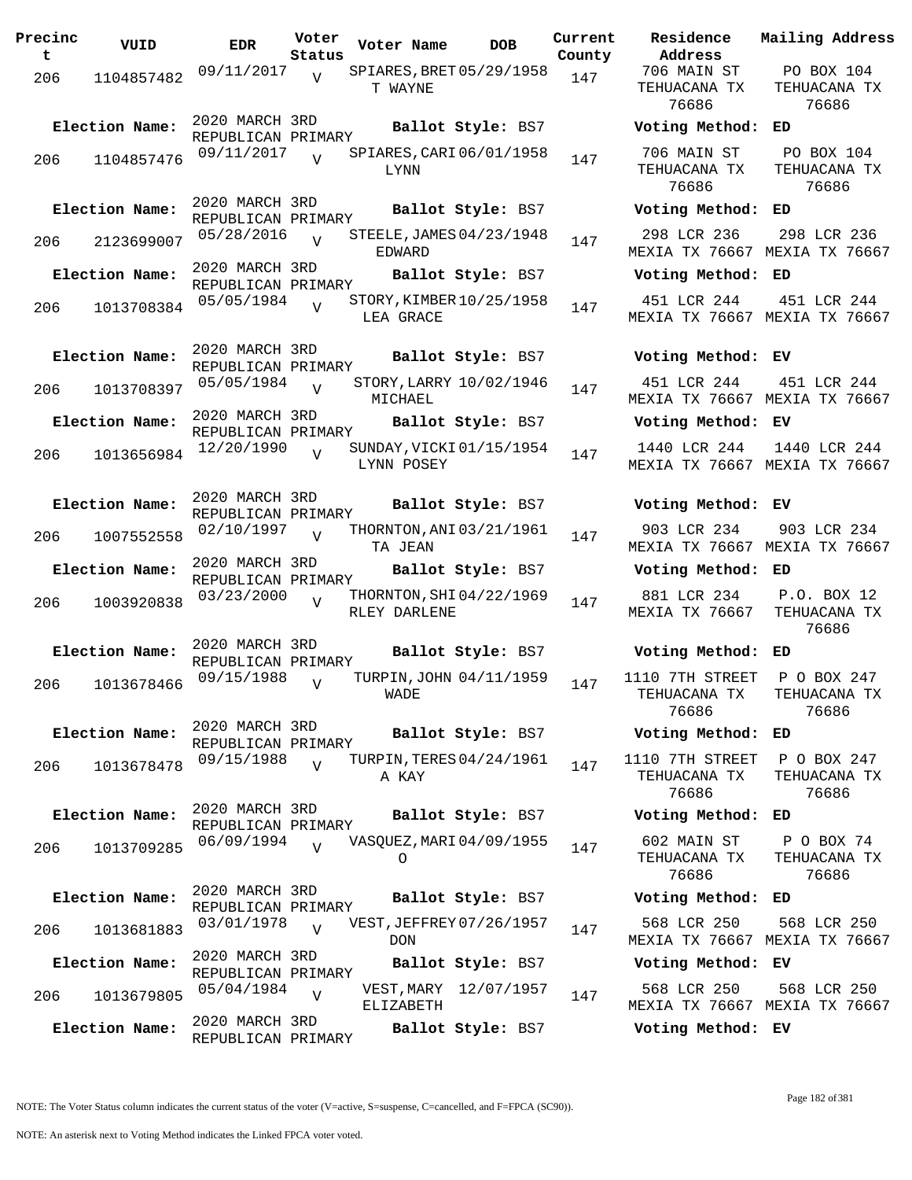| Precinct | VUID | EDR | Voter Status | Voter Name | DOB | Current County | Residence Address | Mailing Address |
|---|---|---|---|---|---|---|---|---|
| 206 | 1104857482 | 09/11/2017 | V | SPIARES, BRETT WAYNE | 05/29/1958 | 147 | 706 MAIN ST TEHUACANA TX 76686 | PO BOX 104 TEHUACANA TX 76686 |
| **Election Name:** | 2020 MARCH 3RD REPUBLICAN PRIMARY | | | **Ballot Style:** BS7 | | | **Voting Method:** ED | |
| 206 | 1104857476 | 09/11/2017 | V | SPIARES, CARI LYNN | 06/01/1958 | 147 | 706 MAIN ST TEHUACANA TX 76686 | PO BOX 104 TEHUACANA TX 76686 |
| **Election Name:** | 2020 MARCH 3RD REPUBLICAN PRIMARY | | | **Ballot Style:** BS7 | | | **Voting Method:** ED | |
| 206 | 2123699007 | 05/28/2016 | V | STEELE, JAMES EDWARD | 04/23/1948 | 147 | 298 LCR 236 MEXIA TX 76667 | 298 LCR 236 MEXIA TX 76667 |
| **Election Name:** | 2020 MARCH 3RD REPUBLICAN PRIMARY | | | **Ballot Style:** BS7 | | | **Voting Method:** ED | |
| 206 | 1013708384 | 05/05/1984 | V | STORY, KIMBERLEA GRACE | 10/25/1958 | 147 | 451 LCR 244 MEXIA TX 76667 | 451 LCR 244 MEXIA TX 76667 |
| **Election Name:** | 2020 MARCH 3RD REPUBLICAN PRIMARY | | | **Ballot Style:** BS7 | | | **Voting Method:** EV | |
| 206 | 1013708397 | 05/05/1984 | V | STORY, LARRY MICHAEL | 10/02/1946 | 147 | 451 LCR 244 MEXIA TX 76667 | 451 LCR 244 MEXIA TX 76667 |
| **Election Name:** | 2020 MARCH 3RD REPUBLICAN PRIMARY | | | **Ballot Style:** BS7 | | | **Voting Method:** EV | |
| 206 | 1013656984 | 12/20/1990 | V | SUNDAY, VICKI LYNN POSEY | 01/15/1954 | 147 | 1440 LCR 244 MEXIA TX 76667 | 1440 LCR 244 MEXIA TX 76667 |
| **Election Name:** | 2020 MARCH 3RD REPUBLICAN PRIMARY | | | **Ballot Style:** BS7 | | | **Voting Method:** EV | |
| 206 | 1007552558 | 02/10/1997 | V | THORNTON, ANITA JEAN | 03/21/1961 | 147 | 903 LCR 234 MEXIA TX 76667 | 903 LCR 234 MEXIA TX 76667 |
| **Election Name:** | 2020 MARCH 3RD REPUBLICAN PRIMARY | | | **Ballot Style:** BS7 | | | **Voting Method:** ED | |
| 206 | 1003920838 | 03/23/2000 | V | THORNTON, SHIRLEY DARLENE | 04/22/1969 | 147 | 881 LCR 234 MEXIA TX 76667 | P.O. BOX 12 TEHUACANA TX 76686 |
| **Election Name:** | 2020 MARCH 3RD REPUBLICAN PRIMARY | | | **Ballot Style:** BS7 | | | **Voting Method:** ED | |
| 206 | 1013678466 | 09/15/1988 | V | TURPIN, JOHN WADE | 04/11/1959 | 147 | 1110 7TH STREET TEHUACANA TX 76686 | P O BOX 247 TEHUACANA TX 76686 |
| **Election Name:** | 2020 MARCH 3RD REPUBLICAN PRIMARY | | | **Ballot Style:** BS7 | | | **Voting Method:** ED | |
| 206 | 1013678478 | 09/15/1988 | V | TURPIN, TERESA KAY | 04/24/1961 | 147 | 1110 7TH STREET TEHUACANA TX 76686 | P O BOX 247 TEHUACANA TX 76686 |
| **Election Name:** | 2020 MARCH 3RD REPUBLICAN PRIMARY | | | **Ballot Style:** BS7 | | | **Voting Method:** ED | |
| 206 | 1013709285 | 06/09/1994 | V | VASQUEZ, MARIO | 04/09/1955 | 147 | 602 MAIN ST TEHUACANA TX 76686 | P O BOX 74 TEHUACANA TX 76686 |
| **Election Name:** | 2020 MARCH 3RD REPUBLICAN PRIMARY | | | **Ballot Style:** BS7 | | | **Voting Method:** ED | |
| 206 | 1013681883 | 03/01/1978 | V | VEST, JEFFREY DON | 07/26/1957 | 147 | 568 LCR 250 MEXIA TX 76667 | 568 LCR 250 MEXIA TX 76667 |
| **Election Name:** | 2020 MARCH 3RD REPUBLICAN PRIMARY | | | **Ballot Style:** BS7 | | | **Voting Method:** EV | |
| 206 | 1013679805 | 05/04/1984 | V | VEST, MARY ELIZABETH | 12/07/1957 | 147 | 568 LCR 250 MEXIA TX 76667 | 568 LCR 250 MEXIA TX 76667 |
| **Election Name:** | 2020 MARCH 3RD REPUBLICAN PRIMARY | | | **Ballot Style:** BS7 | | | **Voting Method:** EV | |

NOTE: The Voter Status column indicates the current status of the voter (V=active, S=suspense, C=cancelled, and F=FPCA (SC90)).

NOTE: An asterisk next to Voting Method indicates the Linked FPCA voter voted.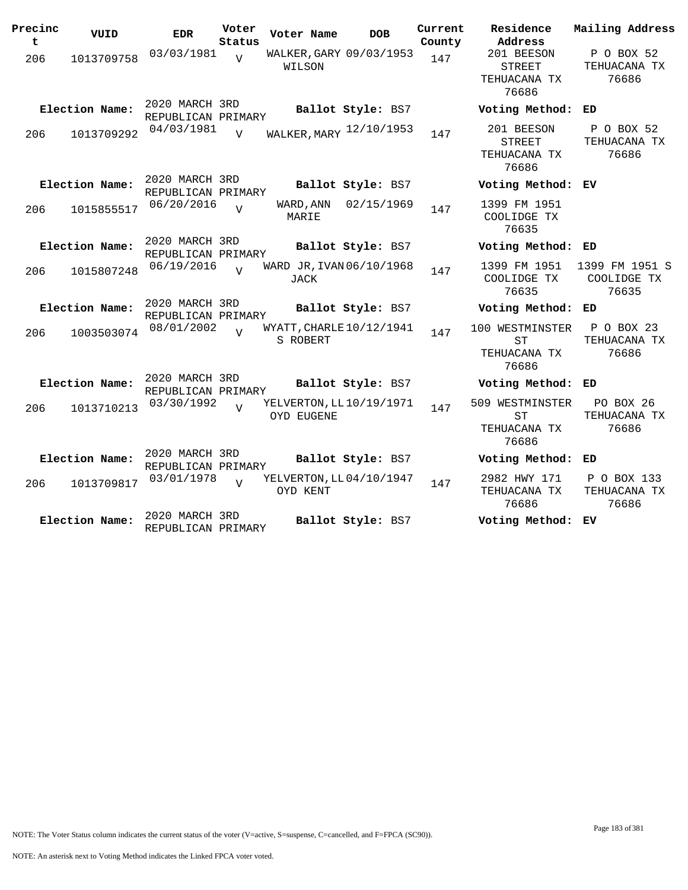| Precinct | VUID | EDR | Voter Status | Voter Name | DOB | Current County | Residence Address | Mailing Address |
|---|---|---|---|---|---|---|---|---|
| 206 | 1013709758 | 03/03/1981 | V | WALKER, GARY WILSON | 09/03/1953 | 147 | 201 BEESON STREET TEHUACANA TX 76686 | P O BOX 52 TEHUACANA TX 76686 |
| **Election Name:** | | 2020 MARCH 3RD REPUBLICAN PRIMARY | | **Ballot Style:** BS7 | | | **Voting Method:** ED | |
| 206 | 1013709292 | 04/03/1981 | V | WALKER, MARY | 12/10/1953 | 147 | 201 BEESON STREET TEHUACANA TX 76686 | P O BOX 52 TEHUACANA TX 76686 |
| **Election Name:** | | 2020 MARCH 3RD REPUBLICAN PRIMARY | | **Ballot Style:** BS7 | | | **Voting Method:** EV | |
| 206 | 1015855517 | 06/20/2016 | V | WARD, ANN MARIE | 02/15/1969 | 147 | 1399 FM 1951 COOLIDGE TX 76635 | |
| **Election Name:** | | 2020 MARCH 3RD REPUBLICAN PRIMARY | | **Ballot Style:** BS7 | | | **Voting Method:** ED | |
| 206 | 1015807248 | 06/19/2016 | V | WARD JR, IVAN JACK | 06/10/1968 | 147 | 1399 FM 1951 COOLIDGE TX 76635 | 1399 FM 1951 S COOLIDGE TX 76635 |
| **Election Name:** | | 2020 MARCH 3RD REPUBLICAN PRIMARY | | **Ballot Style:** BS7 | | | **Voting Method:** ED | |
| 206 | 1003503074 | 08/01/2002 | V | WYATT, CHARLES ROBERT | 10/12/1941 | 147 | 100 WESTMINSTER ST TEHUACANA TX 76686 | P O BOX 23 TEHUACANA TX 76686 |
| **Election Name:** | | 2020 MARCH 3RD REPUBLICAN PRIMARY | | **Ballot Style:** BS7 | | | **Voting Method:** ED | |
| 206 | 1013710213 | 03/30/1992 | V | YELVERTON, LLOYD EUGENE | 10/19/1971 | 147 | 509 WESTMINSTER ST TEHUACANA TX 76686 | PO BOX 26 TEHUACANA TX 76686 |
| **Election Name:** | | 2020 MARCH 3RD REPUBLICAN PRIMARY | | **Ballot Style:** BS7 | | | **Voting Method:** ED | |
| 206 | 1013709817 | 03/01/1978 | V | YELVERTON, LLOYD KENT | 04/10/1947 | 147 | 2982 HWY 171 TEHUACANA TX 76686 | P O BOX 133 TEHUACANA TX 76686 |
| **Election Name:** | | 2020 MARCH 3RD REPUBLICAN PRIMARY | | **Ballot Style:** BS7 | | | **Voting Method:** EV | |

NOTE: The Voter Status column indicates the current status of the voter (V=active, S=suspense, C=cancelled, and F=FPCA (SC90)).

NOTE: An asterisk next to Voting Method indicates the Linked FPCA voter voted.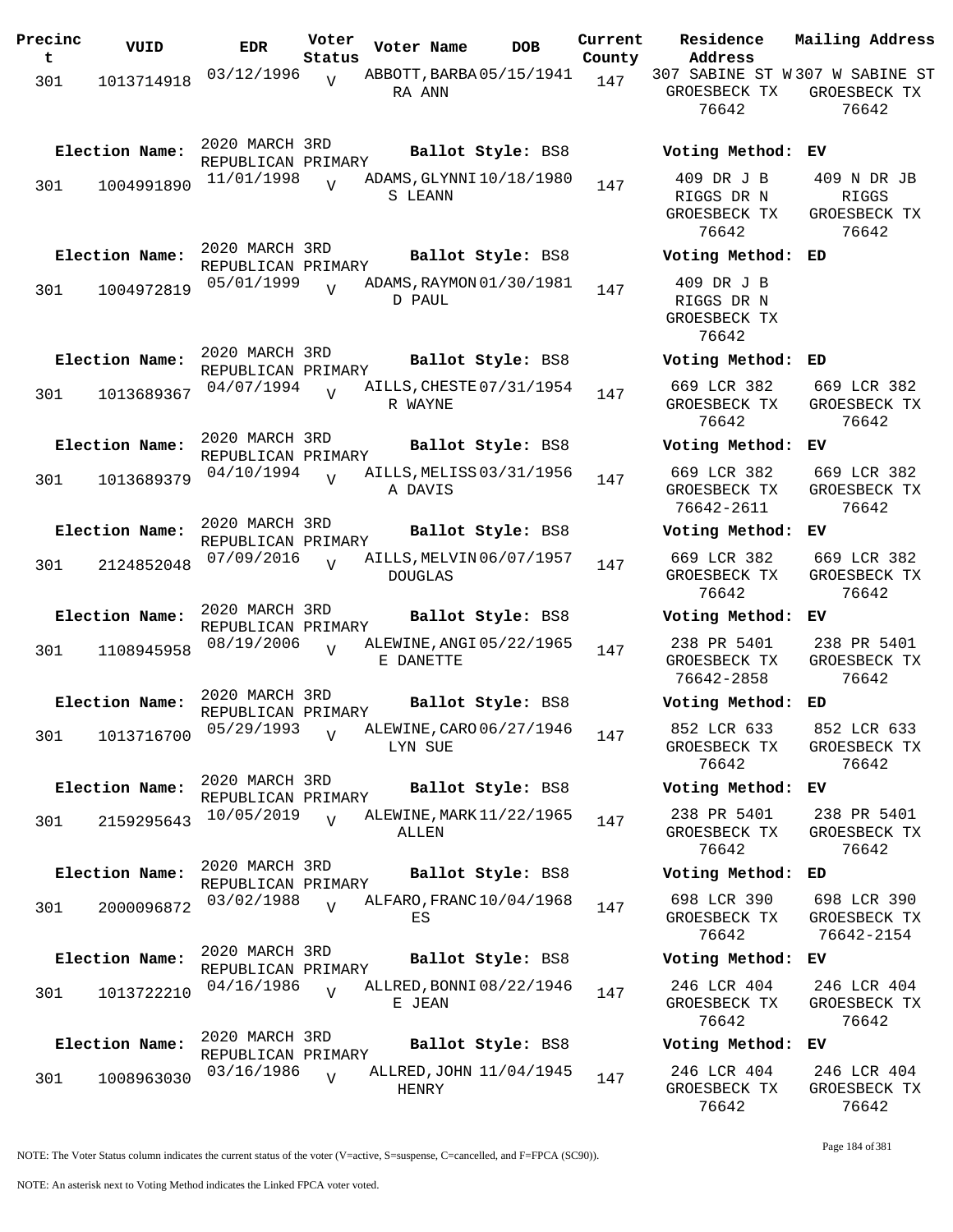| Precinct | VUID | EDR | Voter Status | Voter Name | DOB | Current County | Residence Address | Mailing Address |
|---|---|---|---|---|---|---|---|---|
| 301 | 1013714918 | 03/12/1996 | V | ABBOTT, BARBARA ANN | 05/15/1941 | 147 | 307 SABINE ST W GROESBECK TX 76642 | 307 W SABINE ST GROESBECK TX 76642 |
| Election Name: | 2020 MARCH 3RD REPUBLICAN PRIMARY | | | Ballot Style: BS8 | | | Voting Method: EV | |
| 301 | 1004991890 | 11/01/1998 | V | ADAMS, GLYNNIS LEANN | 10/18/1980 | 147 | 409 DR J B RIGGS DR N GROESBECK TX 76642 | 409 N DR JB RIGGS GROESBECK TX 76642 |
| Election Name: | 2020 MARCH 3RD REPUBLICAN PRIMARY | | | Ballot Style: BS8 | | | Voting Method: ED | |
| 301 | 1004972819 | 05/01/1999 | V | ADAMS, RAYMOND PAUL | 01/30/1981 | 147 | 409 DR J B RIGGS DR N GROESBECK TX 76642 | |
| Election Name: | 2020 MARCH 3RD REPUBLICAN PRIMARY | | | Ballot Style: BS8 | | | Voting Method: ED | |
| 301 | 1013689367 | 04/07/1994 | V | AILLS, CHESTER WAYNE | 07/31/1954 | 147 | 669 LCR 382 GROESBECK TX 76642 | 669 LCR 382 GROESBECK TX 76642 |
| Election Name: | 2020 MARCH 3RD REPUBLICAN PRIMARY | | | Ballot Style: BS8 | | | Voting Method: EV | |
| 301 | 1013689379 | 04/10/1994 | V | AILLS, MELISSA DAVIS | 03/31/1956 | 147 | 669 LCR 382 GROESBECK TX 76642-2611 | 669 LCR 382 GROESBECK TX 76642 |
| Election Name: | 2020 MARCH 3RD REPUBLICAN PRIMARY | | | Ballot Style: BS8 | | | Voting Method: EV | |
| 301 | 2124852048 | 07/09/2016 | V | AILLS, MELVIN DOUGLAS | 06/07/1957 | 147 | 669 LCR 382 GROESBECK TX 76642 | 669 LCR 382 GROESBECK TX 76642 |
| Election Name: | 2020 MARCH 3RD REPUBLICAN PRIMARY | | | Ballot Style: BS8 | | | Voting Method: EV | |
| 301 | 1108945958 | 08/19/2006 | V | ALEWINE, ANGIE DANETTE | 05/22/1965 | 147 | 238 PR 5401 GROESBECK TX 76642-2858 | 238 PR 5401 GROESBECK TX 76642 |
| Election Name: | 2020 MARCH 3RD REPUBLICAN PRIMARY | | | Ballot Style: BS8 | | | Voting Method: ED | |
| 301 | 1013716700 | 05/29/1993 | V | ALEWINE, CAROLYN SUE | 06/27/1946 | 147 | 852 LCR 633 GROESBECK TX 76642 | 852 LCR 633 GROESBECK TX 76642 |
| Election Name: | 2020 MARCH 3RD REPUBLICAN PRIMARY | | | Ballot Style: BS8 | | | Voting Method: EV | |
| 301 | 2159295643 | 10/05/2019 | V | ALEWINE, MARK ALLEN | 11/22/1965 | 147 | 238 PR 5401 GROESBECK TX 76642 | 238 PR 5401 GROESBECK TX 76642 |
| Election Name: | 2020 MARCH 3RD REPUBLICAN PRIMARY | | | Ballot Style: BS8 | | | Voting Method: ED | |
| 301 | 2000096872 | 03/02/1988 | V | ALFARO, FRANCES | 10/04/1968 | 147 | 698 LCR 390 GROESBECK TX 76642 | 698 LCR 390 GROESBECK TX 76642-2154 |
| Election Name: | 2020 MARCH 3RD REPUBLICAN PRIMARY | | | Ballot Style: BS8 | | | Voting Method: EV | |
| 301 | 1013722210 | 04/16/1986 | V | ALLRED, BONNIE JEAN | 08/22/1946 | 147 | 246 LCR 404 GROESBECK TX 76642 | 246 LCR 404 GROESBECK TX 76642 |
| Election Name: | 2020 MARCH 3RD REPUBLICAN PRIMARY | | | Ballot Style: BS8 | | | Voting Method: EV | |
| 301 | 1008963030 | 03/16/1986 | V | ALLRED, JOHN HENRY | 11/04/1945 | 147 | 246 LCR 404 GROESBECK TX 76642 | 246 LCR 404 GROESBECK TX 76642 |

NOTE: The Voter Status column indicates the current status of the voter (V=active, S=suspense, C=cancelled, and F=FPCA (SC90)).

NOTE: An asterisk next to Voting Method indicates the Linked FPCA voter voted.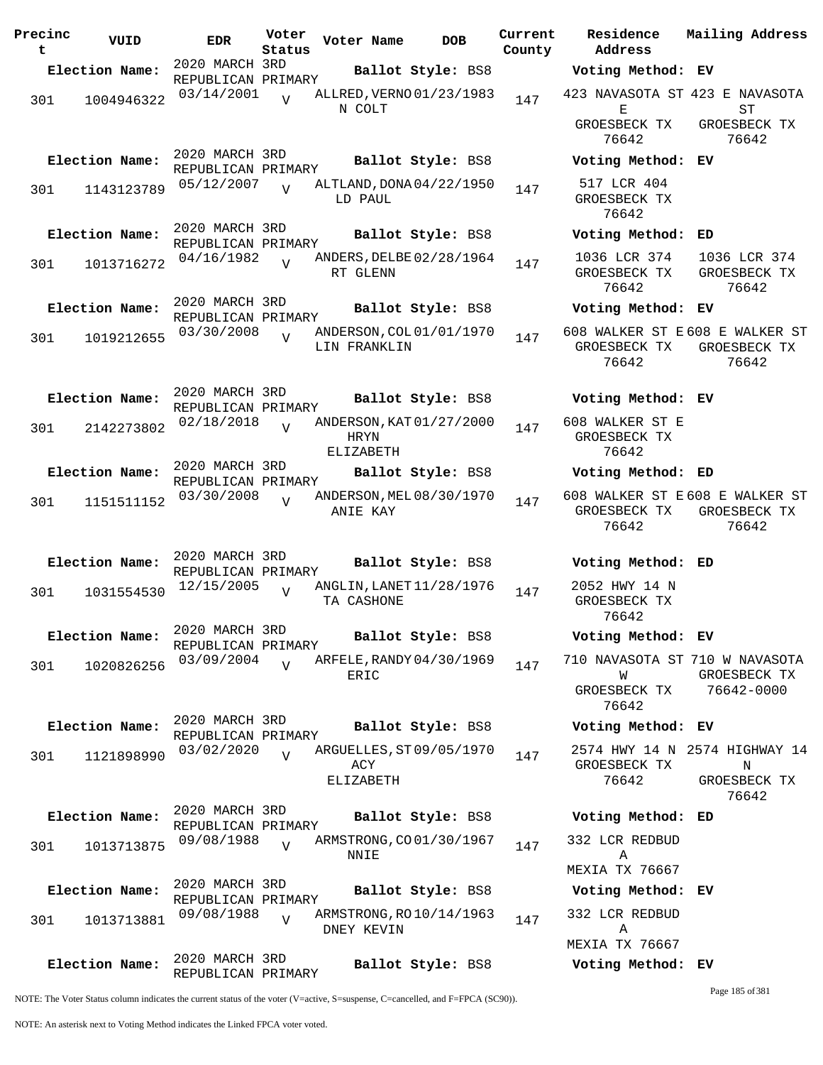| Precinct | VUID | EDR | Voter Status | Voter Name | DOB | Current County | Residence Address | Mailing Address |
|---|---|---|---|---|---|---|---|---|
| **Election Name:** | | 2020 MARCH 3RD REPUBLICAN PRIMARY | | **Ballot Style:** BS8 | | | **Voting Method:** EV | |
| 301 | 1004946322 | 03/14/2001 | V | ALLRED, VERNON COLT | 01/23/1983 | 147 | 423 NAVASOTA ST E GROESBECK TX 76642 | 423 E NAVASOTA ST GROESBECK TX 76642 |
| **Election Name:** | | 2020 MARCH 3RD REPUBLICAN PRIMARY | | **Ballot Style:** BS8 | | | **Voting Method:** EV | |
| 301 | 1143123789 | 05/12/2007 | V | ALTLAND, DONALD PAUL | 04/22/1950 | 147 | 517 LCR 404 GROESBECK TX 76642 | |
| **Election Name:** | | 2020 MARCH 3RD REPUBLICAN PRIMARY | | **Ballot Style:** BS8 | | | **Voting Method:** ED | |
| 301 | 1013716272 | 04/16/1982 | V | ANDERS, DELBERT GLENN | 02/28/1964 | 147 | 1036 LCR 374 GROESBECK TX 76642 | 1036 LCR 374 GROESBECK TX 76642 |
| **Election Name:** | | 2020 MARCH 3RD REPUBLICAN PRIMARY | | **Ballot Style:** BS8 | | | **Voting Method:** EV | |
| 301 | 1019212655 | 03/30/2008 | V | ANDERSON, COLLIN FRANKLIN | 01/01/1970 | 147 | 608 WALKER ST E GROESBECK TX 76642 | 608 E WALKER ST GROESBECK TX 76642 |
| **Election Name:** | | 2020 MARCH 3RD REPUBLICAN PRIMARY | | **Ballot Style:** BS8 | | | **Voting Method:** EV | |
| 301 | 2142273802 | 02/18/2018 | V | ANDERSON, KATHRYN ELIZABETH | 01/27/2000 | 147 | 608 WALKER ST E GROESBECK TX 76642 | |
| **Election Name:** | | 2020 MARCH 3RD REPUBLICAN PRIMARY | | **Ballot Style:** BS8 | | | **Voting Method:** ED | |
| 301 | 1151511152 | 03/30/2008 | V | ANDERSON, MELANIE KAY | 08/30/1970 | 147 | 608 WALKER ST E GROESBECK TX 76642 | 608 E WALKER ST GROESBECK TX 76642 |
| **Election Name:** | | 2020 MARCH 3RD REPUBLICAN PRIMARY | | **Ballot Style:** BS8 | | | **Voting Method:** ED | |
| 301 | 1031554530 | 12/15/2005 | V | ANGLIN, LANETTA CASHONE | 11/28/1976 | 147 | 2052 HWY 14 N GROESBECK TX 76642 | |
| **Election Name:** | | 2020 MARCH 3RD REPUBLICAN PRIMARY | | **Ballot Style:** BS8 | | | **Voting Method:** EV | |
| 301 | 1020826256 | 03/09/2004 | V | ARFELE, RANDY ERIC | 04/30/1969 | 147 | 710 NAVASOTA ST W GROESBECK TX 76642 | 710 W NAVASOTA GROESBECK TX 76642-0000 |
| **Election Name:** | | 2020 MARCH 3RD REPUBLICAN PRIMARY | | **Ballot Style:** BS8 | | | **Voting Method:** EV | |
| 301 | 1121898990 | 03/02/2020 | V | ARGUELLES, STACY ELIZABETH | 09/05/1970 | 147 | 2574 HWY 14 N GROESBECK TX 76642 | 2574 HIGHWAY 14 N GROESBECK TX 76642 |
| **Election Name:** | | 2020 MARCH 3RD REPUBLICAN PRIMARY | | **Ballot Style:** BS8 | | | **Voting Method:** ED | |
| 301 | 1013713875 | 09/08/1988 | V | ARMSTRONG, CONNIE | 01/30/1967 | 147 | 332 LCR REDBUD A MEXIA TX 76667 | |
| **Election Name:** | | 2020 MARCH 3RD REPUBLICAN PRIMARY | | **Ballot Style:** BS8 | | | **Voting Method:** EV | |
| 301 | 1013713881 | 09/08/1988 | V | ARMSTRONG, RODNEY KEVIN | 10/14/1963 | 147 | 332 LCR REDBUD A MEXIA TX 76667 | |
| **Election Name:** | | 2020 MARCH 3RD REPUBLICAN PRIMARY | | **Ballot Style:** BS8 | | | **Voting Method:** EV | |

NOTE: The Voter Status column indicates the current status of the voter (V=active, S=suspense, C=cancelled, and F=FPCA (SC90)).

NOTE: An asterisk next to Voting Method indicates the Linked FPCA voter voted.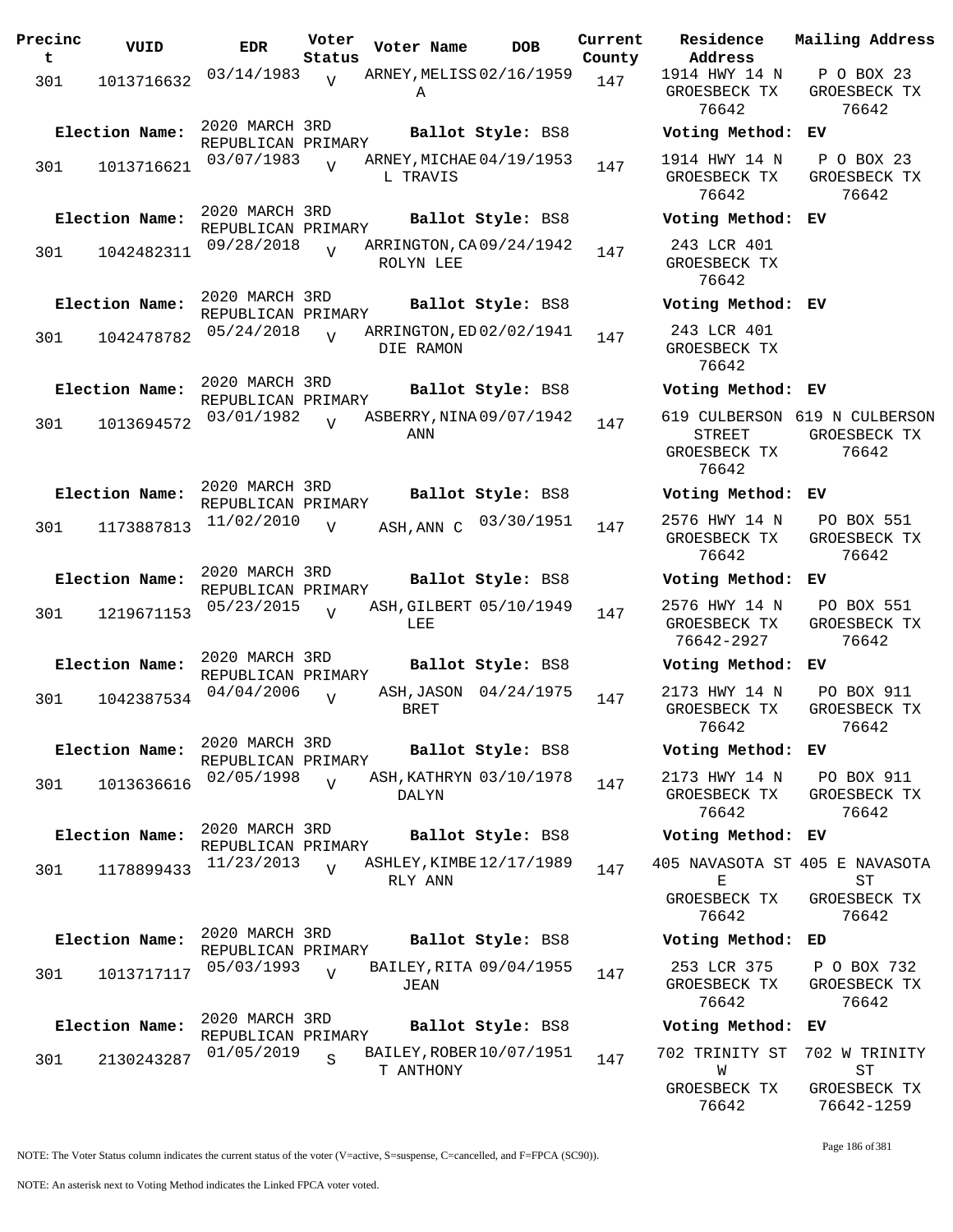| Precinct | VUID | EDR | Voter Status | Voter Name | DOB | Current County | Residence Address | Mailing Address |
|---|---|---|---|---|---|---|---|---|
| 301 | 1013716632 | 03/14/1983 | V | ARNEY, MELISSA | 02/16/1959 | 147 | 1914 HWY 14 N GROESBECK TX 76642 | P O BOX 23 GROESBECK TX 76642 |
| Election Name: | | 2020 MARCH 3RD REPUBLICAN PRIMARY | | Ballot Style: BS8 | | | Voting Method: EV | |
| 301 | 1013716621 | 03/07/1983 | V | ARNEY, MICHAEL TRAVIS | 04/19/1953 | 147 | 1914 HWY 14 N GROESBECK TX 76642 | P O BOX 23 GROESBECK TX 76642 |
| Election Name: | | 2020 MARCH 3RD REPUBLICAN PRIMARY | | Ballot Style: BS8 | | | Voting Method: EV | |
| 301 | 1042482311 | 09/28/2018 | V | ARRINGTON, CAROLYN LEE | 09/24/1942 | 147 | 243 LCR 401 GROESBECK TX 76642 | |
| Election Name: | | 2020 MARCH 3RD REPUBLICAN PRIMARY | | Ballot Style: BS8 | | | Voting Method: EV | |
| 301 | 1042478782 | 05/24/2018 | V | ARRINGTON, EDDIE RAMON | 02/02/1941 | 147 | 243 LCR 401 GROESBECK TX 76642 | |
| Election Name: | | 2020 MARCH 3RD REPUBLICAN PRIMARY | | Ballot Style: BS8 | | | Voting Method: EV | |
| 301 | 1013694572 | 03/01/1982 | V | ASBERRY, NINA ANN | 09/07/1942 | 147 | 619 CULBERSON STREET GROESBECK TX 76642 | 619 N CULBERSON GROESBECK TX 76642 |
| Election Name: | | 2020 MARCH 3RD REPUBLICAN PRIMARY | | Ballot Style: BS8 | | | Voting Method: EV | |
| 301 | 1173887813 | 11/02/2010 | V | ASH, ANN C | 03/30/1951 | 147 | 2576 HWY 14 N GROESBECK TX 76642 | PO BOX 551 GROESBECK TX 76642 |
| Election Name: | | 2020 MARCH 3RD REPUBLICAN PRIMARY | | Ballot Style: BS8 | | | Voting Method: EV | |
| 301 | 1219671153 | 05/23/2015 | V | ASH, GILBERT LEE | 05/10/1949 | 147 | 2576 HWY 14 N GROESBECK TX 76642-2927 | PO BOX 551 GROESBECK TX 76642 |
| Election Name: | | 2020 MARCH 3RD REPUBLICAN PRIMARY | | Ballot Style: BS8 | | | Voting Method: EV | |
| 301 | 1042387534 | 04/04/2006 | V | ASH, JASON BRET | 04/24/1975 | 147 | 2173 HWY 14 N GROESBECK TX 76642 | PO BOX 911 GROESBECK TX 76642 |
| Election Name: | | 2020 MARCH 3RD REPUBLICAN PRIMARY | | Ballot Style: BS8 | | | Voting Method: EV | |
| 301 | 1013636616 | 02/05/1998 | V | ASH, KATHRYN DALYN | 03/10/1978 | 147 | 2173 HWY 14 N GROESBECK TX 76642 | PO BOX 911 GROESBECK TX 76642 |
| Election Name: | | 2020 MARCH 3RD REPUBLICAN PRIMARY | | Ballot Style: BS8 | | | Voting Method: EV | |
| 301 | 1178899433 | 11/23/2013 | V | ASHLEY, KIMBERLY ANN | 12/17/1989 | 147 | 405 NAVASOTA ST E GROESBECK TX 76642 | 405 E NAVASOTA ST GROESBECK TX 76642 |
| Election Name: | | 2020 MARCH 3RD REPUBLICAN PRIMARY | | Ballot Style: BS8 | | | Voting Method: ED | |
| 301 | 1013717117 | 05/03/1993 | V | BAILEY, RITA JEAN | 09/04/1955 | 147 | 253 LCR 375 GROESBECK TX 76642 | P O BOX 732 GROESBECK TX 76642 |
| Election Name: | | 2020 MARCH 3RD REPUBLICAN PRIMARY | | Ballot Style: BS8 | | | Voting Method: EV | |
| 301 | 2130243287 | 01/05/2019 | S | BAILEY, ROBERT ANTHONY | 10/07/1951 | 147 | 702 TRINITY ST W GROESBECK TX 76642 | 702 W TRINITY ST GROESBECK TX 76642-1259 |

NOTE: The Voter Status column indicates the current status of the voter (V=active, S=suspense, C=cancelled, and F=FPCA (SC90)).

NOTE: An asterisk next to Voting Method indicates the Linked FPCA voter voted.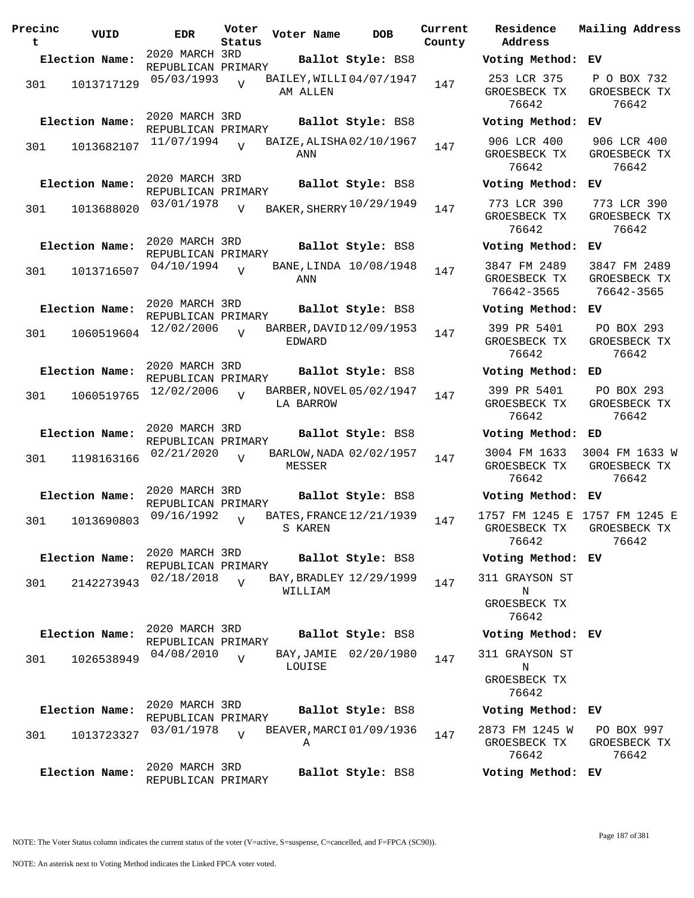| Precinct | VUID | EDR | Voter Status | Voter Name | DOB | Current County | Residence Address | Mailing Address |
|---|---|---|---|---|---|---|---|---|
| **Election Name:** | | 2020 MARCH 3RD REPUBLICAN PRIMARY | | **Ballot Style:** BS8 | | | **Voting Method:** EV | |
| 301 | 1013717129 | 05/03/1993 | V | BAILEY, WILLIAM ALLEN | 04/07/1947 | 147 | 253 LCR 375 GROESBECK TX 76642 | P O BOX 732 GROESBECK TX 76642 |
| **Election Name:** | | 2020 MARCH 3RD REPUBLICAN PRIMARY | | **Ballot Style:** BS8 | | | **Voting Method:** EV | |
| 301 | 1013682107 | 11/07/1994 | V | BAIZE, ALISHA ANN | 02/10/1967 | 147 | 906 LCR 400 GROESBECK TX 76642 | 906 LCR 400 GROESBECK TX 76642 |
| **Election Name:** | | 2020 MARCH 3RD REPUBLICAN PRIMARY | | **Ballot Style:** BS8 | | | **Voting Method:** EV | |
| 301 | 1013688020 | 03/01/1978 | V | BAKER, SHERRY | 10/29/1949 | 147 | 773 LCR 390 GROESBECK TX 76642 | 773 LCR 390 GROESBECK TX 76642 |
| **Election Name:** | | 2020 MARCH 3RD REPUBLICAN PRIMARY | | **Ballot Style:** BS8 | | | **Voting Method:** EV | |
| 301 | 1013716507 | 04/10/1994 | V | BANE, LINDA ANN | 10/08/1948 | 147 | 3847 FM 2489 GROESBECK TX 76642-3565 | 3847 FM 2489 GROESBECK TX 76642-3565 |
| **Election Name:** | | 2020 MARCH 3RD REPUBLICAN PRIMARY | | **Ballot Style:** BS8 | | | **Voting Method:** EV | |
| 301 | 1060519604 | 12/02/2006 | V | BARBER, DAVID EDWARD | 12/09/1953 | 147 | 399 PR 5401 GROESBECK TX 76642 | PO BOX 293 GROESBECK TX 76642 |
| **Election Name:** | | 2020 MARCH 3RD REPUBLICAN PRIMARY | | **Ballot Style:** BS8 | | | **Voting Method:** ED | |
| 301 | 1060519765 | 12/02/2006 | V | BARBER, NOVELLA BARROW | 05/02/1947 | 147 | 399 PR 5401 GROESBECK TX 76642 | PO BOX 293 GROESBECK TX 76642 |
| **Election Name:** | | 2020 MARCH 3RD REPUBLICAN PRIMARY | | **Ballot Style:** BS8 | | | **Voting Method:** ED | |
| 301 | 1198163166 | 02/21/2020 | V | BARLOW, NADA MESSER | 02/02/1957 | 147 | 3004 FM 1633 GROESBECK TX 76642 | 3004 FM 1633 W GROESBECK TX 76642 |
| **Election Name:** | | 2020 MARCH 3RD REPUBLICAN PRIMARY | | **Ballot Style:** BS8 | | | **Voting Method:** EV | |
| 301 | 1013690803 | 09/16/1992 | V | BATES, FRANCES KAREN | 12/21/1939 | 147 | 1757 FM 1245 E GROESBECK TX 76642 | 1757 FM 1245 E GROESBECK TX 76642 |
| **Election Name:** | | 2020 MARCH 3RD REPUBLICAN PRIMARY | | **Ballot Style:** BS8 | | | **Voting Method:** EV | |
| 301 | 2142273943 | 02/18/2018 | V | BAY, BRADLEY WILLIAM | 12/29/1999 | 147 | 311 GRAYSON ST N GROESBECK TX 76642 | |
| **Election Name:** | | 2020 MARCH 3RD REPUBLICAN PRIMARY | | **Ballot Style:** BS8 | | | **Voting Method:** EV | |
| 301 | 1026538949 | 04/08/2010 | V | BAY, JAMIE LOUISE | 02/20/1980 | 147 | 311 GRAYSON ST N GROESBECK TX 76642 | |
| **Election Name:** | | 2020 MARCH 3RD REPUBLICAN PRIMARY | | **Ballot Style:** BS8 | | | **Voting Method:** EV | |
| 301 | 1013723327 | 03/01/1978 | V | BEAVER, MARCIA | 01/09/1936 | 147 | 2873 FM 1245 W GROESBECK TX 76642 | PO BOX 997 GROESBECK TX 76642 |
| **Election Name:** | | 2020 MARCH 3RD REPUBLICAN PRIMARY | | **Ballot Style:** BS8 | | | **Voting Method:** EV | |

NOTE: The Voter Status column indicates the current status of the voter (V=active, S=suspense, C=cancelled, and F=FPCA (SC90)).

NOTE: An asterisk next to Voting Method indicates the Linked FPCA voter voted.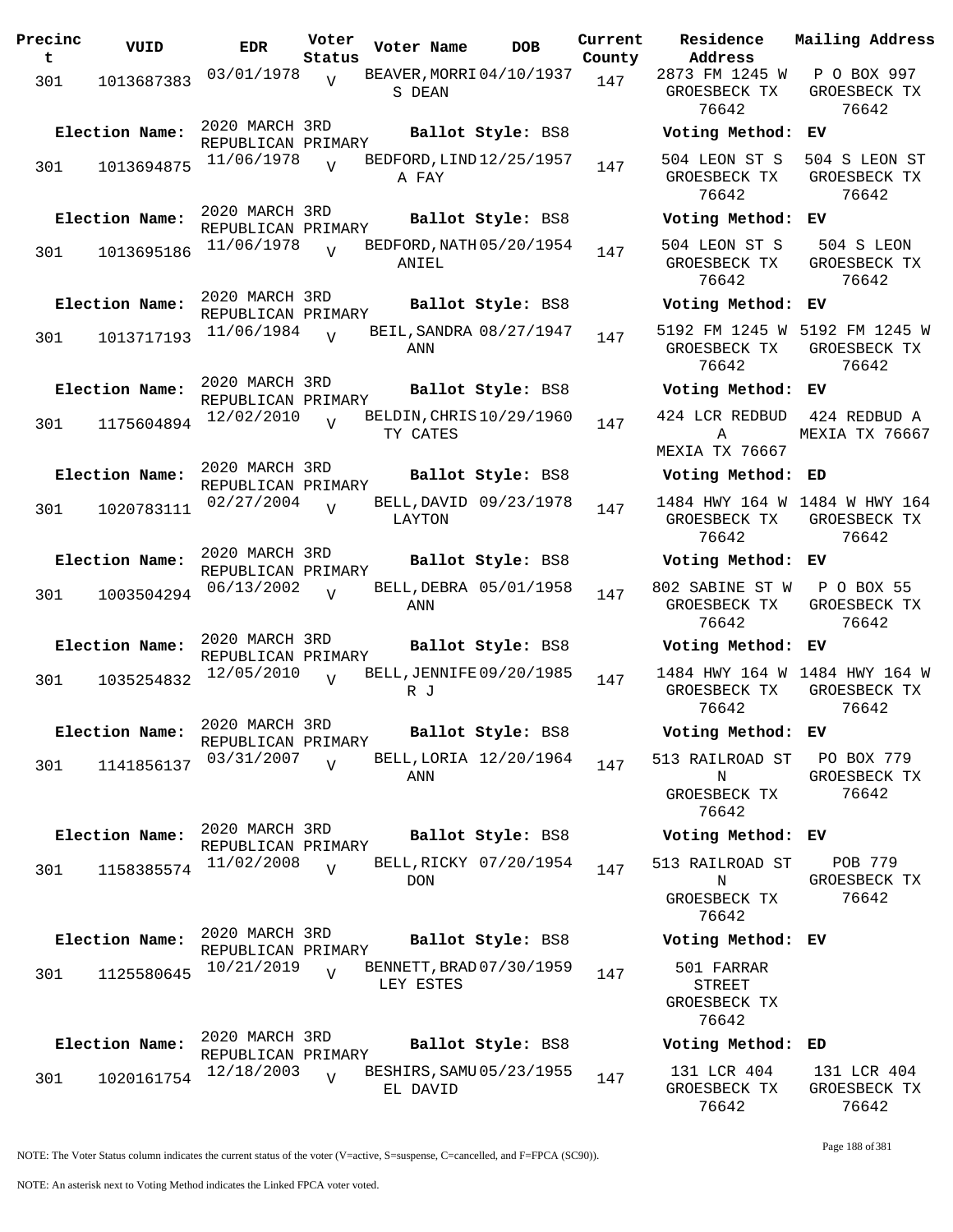| Precinct | VUID | EDR | Voter Status | Voter Name | DOB | Current County | Residence Address | Mailing Address |
|---|---|---|---|---|---|---|---|---|
| 301 | 1013687383 | 03/01/1978 | V | BEAVER,MORRIS DEAN | 04/10/1937 | 147 | 2873 FM 1245 W GROESBECK TX 76642 | P O BOX 997 GROESBECK TX 76642 |
| Election Name: | 2020 MARCH 3RD REPUBLICAN PRIMARY | | | Ballot Style: BS8 | | | Voting Method: EV | |
| 301 | 1013694875 | 11/06/1978 | V | BEDFORD,LINDA FAY | 12/25/1957 | 147 | 504 LEON ST S GROESBECK TX 76642 | 504 S LEON ST GROESBECK TX 76642 |
| Election Name: | 2020 MARCH 3RD REPUBLICAN PRIMARY | | | Ballot Style: BS8 | | | Voting Method: EV | |
| 301 | 1013695186 | 11/06/1978 | V | BEDFORD,NATHANIEL | 05/20/1954 | 147 | 504 LEON ST S GROESBECK TX 76642 | 504 S LEON GROESBECK TX 76642 |
| Election Name: | 2020 MARCH 3RD REPUBLICAN PRIMARY | | | Ballot Style: BS8 | | | Voting Method: EV | |
| 301 | 1013717193 | 11/06/1984 | V | BEIL,SANDRA ANN | 08/27/1947 | 147 | 5192 FM 1245 W GROESBECK TX 76642 | 5192 FM 1245 W GROESBECK TX 76642 |
| Election Name: | 2020 MARCH 3RD REPUBLICAN PRIMARY | | | Ballot Style: BS8 | | | Voting Method: EV | |
| 301 | 1175604894 | 12/02/2010 | V | BELDIN,CHRISTY CATES | 10/29/1960 | 147 | 424 LCR REDBUD A MEXIA TX 76667 | 424 REDBUD A MEXIA TX 76667 |
| Election Name: | 2020 MARCH 3RD REPUBLICAN PRIMARY | | | Ballot Style: BS8 | | | Voting Method: ED | |
| 301 | 1020783111 | 02/27/2004 | V | BELL,DAVID LAYTON | 09/23/1978 | 147 | 1484 HWY 164 W GROESBECK TX 76642 | 1484 W HWY 164 GROESBECK TX 76642 |
| Election Name: | 2020 MARCH 3RD REPUBLICAN PRIMARY | | | Ballot Style: BS8 | | | Voting Method: EV | |
| 301 | 1003504294 | 06/13/2002 | V | BELL,DEBRA ANN | 05/01/1958 | 147 | 802 SABINE ST W GROESBECK TX 76642 | P O BOX 55 GROESBECK TX 76642 |
| Election Name: | 2020 MARCH 3RD REPUBLICAN PRIMARY | | | Ballot Style: BS8 | | | Voting Method: EV | |
| 301 | 1035254832 | 12/05/2010 | V | BELL,JENNIFER J | 09/20/1985 | 147 | 1484 HWY 164 W GROESBECK TX 76642 | 1484 HWY 164 W GROESBECK TX 76642 |
| Election Name: | 2020 MARCH 3RD REPUBLICAN PRIMARY | | | Ballot Style: BS8 | | | Voting Method: EV | |
| 301 | 1141856137 | 03/31/2007 | V | BELL,LORIA ANN | 12/20/1964 | 147 | 513 RAILROAD ST N GROESBECK TX 76642 | PO BOX 779 GROESBECK TX 76642 |
| Election Name: | 2020 MARCH 3RD REPUBLICAN PRIMARY | | | Ballot Style: BS8 | | | Voting Method: EV | |
| 301 | 1158385574 | 11/02/2008 | V | BELL,RICKY DON | 07/20/1954 | 147 | 513 RAILROAD ST N GROESBECK TX 76642 | POB 779 GROESBECK TX 76642 |
| Election Name: | 2020 MARCH 3RD REPUBLICAN PRIMARY | | | Ballot Style: BS8 | | | Voting Method: EV | |
| 301 | 1125580645 | 10/21/2019 | V | BENNETT,BRADLEY ESTES | 07/30/1959 | 147 | 501 FARRAR STREET GROESBECK TX 76642 | |
| Election Name: | 2020 MARCH 3RD REPUBLICAN PRIMARY | | | Ballot Style: BS8 | | | Voting Method: ED | |
| 301 | 1020161754 | 12/18/2003 | V | BESHIRS,SAMUEL DAVID | 05/23/1955 | 147 | 131 LCR 404 GROESBECK TX 76642 | 131 LCR 404 GROESBECK TX 76642 |

NOTE: The Voter Status column indicates the current status of the voter (V=active, S=suspense, C=cancelled, and F=FPCA (SC90)).

NOTE: An asterisk next to Voting Method indicates the Linked FPCA voter voted.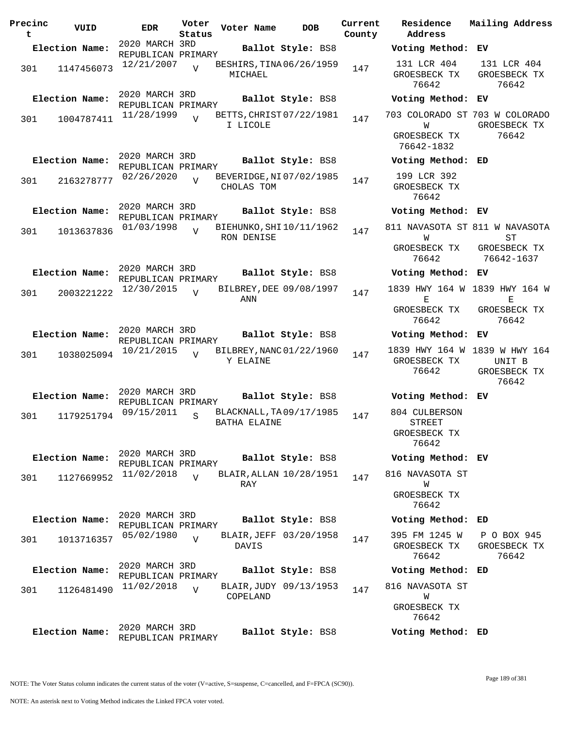| Precinct | VUID | EDR | Voter Status | Voter Name | DOB | Current County | Residence Address | Mailing Address |
|---|---|---|---|---|---|---|---|---|
| **Election Name:** | | 2020 MARCH 3RD REPUBLICAN PRIMARY | | **Ballot Style:** BS8 | | | **Voting Method:** EV | |
| 301 | 1147456073 | 12/21/2007 | V | BESHIRS,TINA MICHAEL | 06/26/1959 | 147 | 131 LCR 404 GROESBECK TX 76642 | 131 LCR 404 GROESBECK TX 76642 |
| **Election Name:** | | 2020 MARCH 3RD REPUBLICAN PRIMARY | | **Ballot Style:** BS8 | | | **Voting Method:** EV | |
| 301 | 1004787411 | 11/28/1999 | V | BETTS,CHRISTI LICOLE | 07/22/1981 | 147 | 703 COLORADO ST W GROESBECK TX 76642-1832 | 703 W COLORADO GROESBECK TX 76642 |
| **Election Name:** | | 2020 MARCH 3RD REPUBLICAN PRIMARY | | **Ballot Style:** BS8 | | | **Voting Method:** ED | |
| 301 | 2163278777 | 02/26/2020 | V | BEVERIDGE,NICHOLAS TOM | 07/02/1985 | 147 | 199 LCR 392 GROESBECK TX 76642 | |
| **Election Name:** | | 2020 MARCH 3RD REPUBLICAN PRIMARY | | **Ballot Style:** BS8 | | | **Voting Method:** EV | |
| 301 | 1013637836 | 01/03/1998 | V | BIEHUNKO,SHIRON DENISE | 10/11/1962 | 147 | 811 NAVASOTA ST W GROESBECK TX 76642 | 811 W NAVASOTA ST GROESBECK TX 76642-1637 |
| **Election Name:** | | 2020 MARCH 3RD REPUBLICAN PRIMARY | | **Ballot Style:** BS8 | | | **Voting Method:** EV | |
| 301 | 2003221222 | 12/30/2015 | V | BILBREY,DEE ANN | 09/08/1997 | 147 | 1839 HWY 164 W E GROESBECK TX 76642 | 1839 HWY 164 W E GROESBECK TX 76642 |
| **Election Name:** | | 2020 MARCH 3RD REPUBLICAN PRIMARY | | **Ballot Style:** BS8 | | | **Voting Method:** EV | |
| 301 | 1038025094 | 10/21/2015 | V | BILBREY,NANCY ELAINE | 01/22/1960 | 147 | 1839 HWY 164 W GROESBECK TX 76642 | 1839 W HWY 164 UNIT B GROESBECK TX 76642 |
| **Election Name:** | | 2020 MARCH 3RD REPUBLICAN PRIMARY | | **Ballot Style:** BS8 | | | **Voting Method:** EV | |
| 301 | 1179251794 | 09/15/2011 | S | BLACKNALL,TABATHA ELAINE | 09/17/1985 | 147 | 804 CULBERSON STREET GROESBECK TX 76642 | |
| **Election Name:** | | 2020 MARCH 3RD REPUBLICAN PRIMARY | | **Ballot Style:** BS8 | | | **Voting Method:** EV | |
| 301 | 1127669952 | 11/02/2018 | V | BLAIR,ALLAN RAY | 10/28/1951 | 147 | 816 NAVASOTA ST W GROESBECK TX 76642 | |
| **Election Name:** | | 2020 MARCH 3RD REPUBLICAN PRIMARY | | **Ballot Style:** BS8 | | | **Voting Method:** ED | |
| 301 | 1013716357 | 05/02/1980 | V | BLAIR,JEFF DAVIS | 03/20/1958 | 147 | 395 FM 1245 W GROESBECK TX 76642 | P O BOX 945 GROESBECK TX 76642 |
| **Election Name:** | | 2020 MARCH 3RD REPUBLICAN PRIMARY | | **Ballot Style:** BS8 | | | **Voting Method:** ED | |
| 301 | 1126481490 | 11/02/2018 | V | BLAIR,JUDY COPELAND | 09/13/1953 | 147 | 816 NAVASOTA ST W GROESBECK TX 76642 | |
| **Election Name:** | | 2020 MARCH 3RD REPUBLICAN PRIMARY | | **Ballot Style:** BS8 | | | **Voting Method:** ED | |

NOTE: The Voter Status column indicates the current status of the voter (V=active, S=suspense, C=cancelled, and F=FPCA (SC90)).

NOTE: An asterisk next to Voting Method indicates the Linked FPCA voter voted.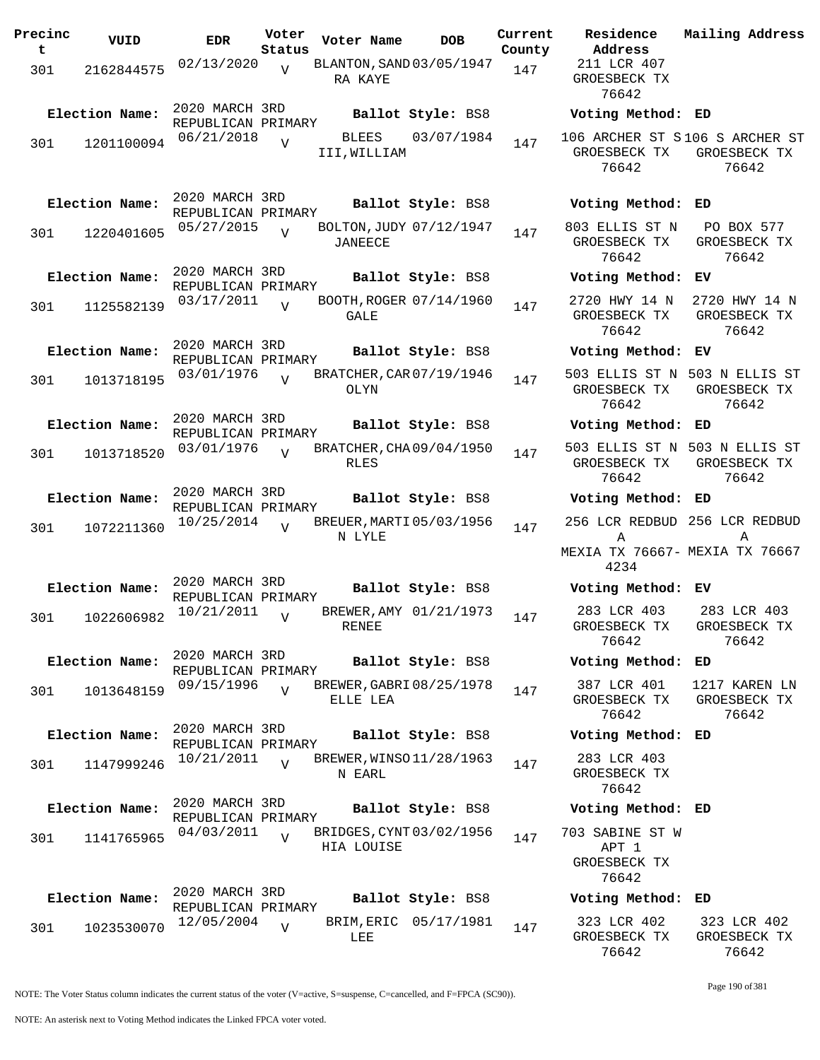| Precinct | VUID | EDR | Voter Status | Voter Name | DOB | Current County | Residence Address | Mailing Address |
|---|---|---|---|---|---|---|---|---|
| 301 | 2162844575 | 02/13/2020 | V | BLANTON, SANDRA KAYE | 03/05/1947 | 147 | 211 LCR 407 GROESBECK TX 76642 | |
| Election Name: | 2020 MARCH 3RD REPUBLICAN PRIMARY | | | Ballot Style: BS8 | | | Voting Method: ED | |
| 301 | 1201100094 | 06/21/2018 | V | BLEES III, WILLIAM | 03/07/1984 | 147 | 106 ARCHER ST S GROESBECK TX 76642 | 106 S ARCHER ST GROESBECK TX 76642 |
| Election Name: | 2020 MARCH 3RD REPUBLICAN PRIMARY | | | Ballot Style: BS8 | | | Voting Method: ED | |
| 301 | 1220401605 | 05/27/2015 | V | BOLTON, JUDY JANEECE | 07/12/1947 | 147 | 803 ELLIS ST N GROESBECK TX 76642 | PO BOX 577 GROESBECK TX 76642 |
| Election Name: | 2020 MARCH 3RD REPUBLICAN PRIMARY | | | Ballot Style: BS8 | | | Voting Method: EV | |
| 301 | 1125582139 | 03/17/2011 | V | BOOTH, ROGER GALE | 07/14/1960 | 147 | 2720 HWY 14 N GROESBECK TX 76642 | 2720 HWY 14 N GROESBECK TX 76642 |
| Election Name: | 2020 MARCH 3RD REPUBLICAN PRIMARY | | | Ballot Style: BS8 | | | Voting Method: EV | |
| 301 | 1013718195 | 03/01/1976 | V | BRATCHER, CAROLYN | 07/19/1946 | 147 | 503 ELLIS ST N GROESBECK TX 76642 | 503 N ELLIS ST GROESBECK TX 76642 |
| Election Name: | 2020 MARCH 3RD REPUBLICAN PRIMARY | | | Ballot Style: BS8 | | | Voting Method: ED | |
| 301 | 1013718520 | 03/01/1976 | V | BRATCHER, CHARLES | 09/04/1950 | 147 | 503 ELLIS ST N GROESBECK TX 76642 | 503 N ELLIS ST GROESBECK TX 76642 |
| Election Name: | 2020 MARCH 3RD REPUBLICAN PRIMARY | | | Ballot Style: BS8 | | | Voting Method: ED | |
| 301 | 1072211360 | 10/25/2014 | V | BREUER, MARTIN LYLE | 05/03/1956 | 147 | 256 LCR REDBUD A MEXIA TX 76667-4234 | 256 LCR REDBUD A MEXIA TX 76667 |
| Election Name: | 2020 MARCH 3RD REPUBLICAN PRIMARY | | | Ballot Style: BS8 | | | Voting Method: EV | |
| 301 | 1022606982 | 10/21/2011 | V | BREWER, AMY RENEE | 01/21/1973 | 147 | 283 LCR 403 GROESBECK TX 76642 | 283 LCR 403 GROESBECK TX 76642 |
| Election Name: | 2020 MARCH 3RD REPUBLICAN PRIMARY | | | Ballot Style: BS8 | | | Voting Method: ED | |
| 301 | 1013648159 | 09/15/1996 | V | BREWER, GABRIELLE LEA | 08/25/1978 | 147 | 387 LCR 401 GROESBECK TX 76642 | 1217 KAREN LN GROESBECK TX 76642 |
| Election Name: | 2020 MARCH 3RD REPUBLICAN PRIMARY | | | Ballot Style: BS8 | | | Voting Method: ED | |
| 301 | 1147999246 | 10/21/2011 | V | BREWER, WINSON EARL | 11/28/1963 | 147 | 283 LCR 403 GROESBECK TX 76642 | |
| Election Name: | 2020 MARCH 3RD REPUBLICAN PRIMARY | | | Ballot Style: BS8 | | | Voting Method: ED | |
| 301 | 1141765965 | 04/03/2011 | V | BRIDGES, CYNTHIA LOUISE | 03/02/1956 | 147 | 703 SABINE ST W APT 1 GROESBECK TX 76642 | |
| Election Name: | 2020 MARCH 3RD REPUBLICAN PRIMARY | | | Ballot Style: BS8 | | | Voting Method: ED | |
| 301 | 1023530070 | 12/05/2004 | V | BRIM, ERIC LEE | 05/17/1981 | 147 | 323 LCR 402 GROESBECK TX 76642 | 323 LCR 402 GROESBECK TX 76642 |

NOTE: The Voter Status column indicates the current status of the voter (V=active, S=suspense, C=cancelled, and F=FPCA (SC90)).

NOTE: An asterisk next to Voting Method indicates the Linked FPCA voter voted.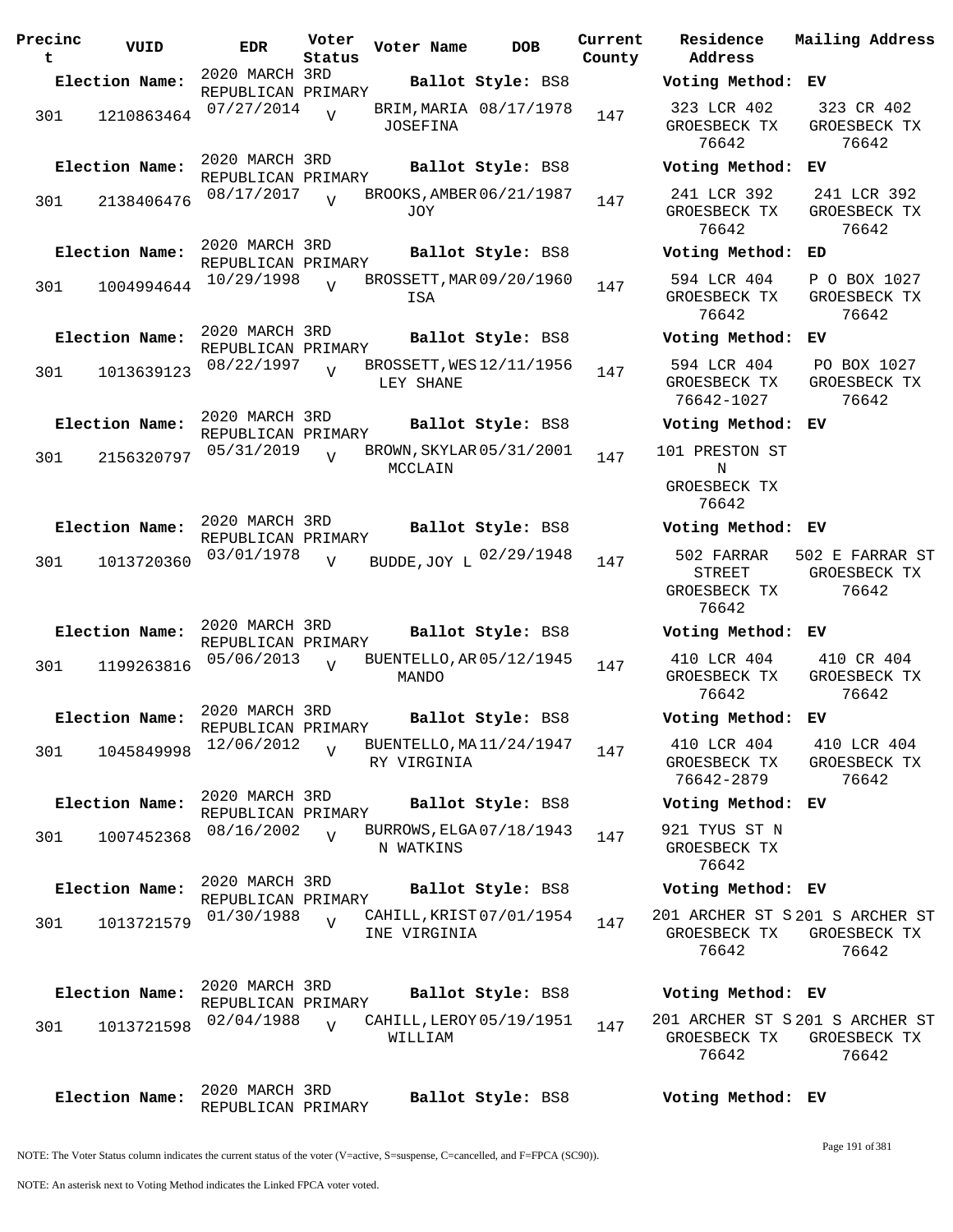| Precinct | VUID | EDR | Voter Status | Voter Name | DOB | Current County | Residence Address | Mailing Address |
|---|---|---|---|---|---|---|---|---|
| **Election Name:** | | 2020 MARCH 3RD REPUBLICAN PRIMARY | | **Ballot Style:** BS8 | | | **Voting Method:** | EV |
| 301 | 1210863464 | 07/27/2014 | V | BRIM,MARIA JOSEFINA | 08/17/1978 | 147 | 323 LCR 402 GROESBECK TX 76642 | 323 CR 402 GROESBECK TX 76642 |
| **Election Name:** | | 2020 MARCH 3RD REPUBLICAN PRIMARY | | **Ballot Style:** BS8 | | | **Voting Method:** | EV |
| 301 | 2138406476 | 08/17/2017 | V | BROOKS,AMBER JOY | 06/21/1987 | 147 | 241 LCR 392 GROESBECK TX 76642 | 241 LCR 392 GROESBECK TX 76642 |
| **Election Name:** | | 2020 MARCH 3RD REPUBLICAN PRIMARY | | **Ballot Style:** BS8 | | | **Voting Method:** | ED |
| 301 | 1004994644 | 10/29/1998 | V | BROSSETT,MARISA | 09/20/1960 | 147 | 594 LCR 404 GROESBECK TX 76642 | P O BOX 1027 GROESBECK TX 76642 |
| **Election Name:** | | 2020 MARCH 3RD REPUBLICAN PRIMARY | | **Ballot Style:** BS8 | | | **Voting Method:** | EV |
| 301 | 1013639123 | 08/22/1997 | V | BROSSETT,WESLEY SHANE | 12/11/1956 | 147 | 594 LCR 404 GROESBECK TX 76642-1027 | PO BOX 1027 GROESBECK TX 76642 |
| **Election Name:** | | 2020 MARCH 3RD REPUBLICAN PRIMARY | | **Ballot Style:** BS8 | | | **Voting Method:** | EV |
| 301 | 2156320797 | 05/31/2019 | V | BROWN,SKYLAR MCCLAIN | 05/31/2001 | 147 | 101 PRESTON ST N GROESBECK TX 76642 | |
| **Election Name:** | | 2020 MARCH 3RD REPUBLICAN PRIMARY | | **Ballot Style:** BS8 | | | **Voting Method:** | EV |
| 301 | 1013720360 | 03/01/1978 | V | BUDDE,JOY L | 02/29/1948 | 147 | 502 FARRAR STREET GROESBECK TX 76642 | 502 E FARRAR ST GROESBECK TX 76642 |
| **Election Name:** | | 2020 MARCH 3RD REPUBLICAN PRIMARY | | **Ballot Style:** BS8 | | | **Voting Method:** | EV |
| 301 | 1199263816 | 05/06/2013 | V | BUENTELLO,ARMANDO | 05/12/1945 | 147 | 410 LCR 404 GROESBECK TX 76642 | 410 CR 404 GROESBECK TX 76642 |
| **Election Name:** | | 2020 MARCH 3RD REPUBLICAN PRIMARY | | **Ballot Style:** BS8 | | | **Voting Method:** | EV |
| 301 | 1045849998 | 12/06/2012 | V | BUENTELLO,MARY VIRGINIA | 11/24/1947 | 147 | 410 LCR 404 GROESBECK TX 76642-2879 | 410 LCR 404 GROESBECK TX 76642 |
| **Election Name:** | | 2020 MARCH 3RD REPUBLICAN PRIMARY | | **Ballot Style:** BS8 | | | **Voting Method:** | EV |
| 301 | 1007452368 | 08/16/2002 | V | BURROWS,ELGAN WATKINS | 07/18/1943 | 147 | 921 TYUS ST N GROESBECK TX 76642 | |
| **Election Name:** | | 2020 MARCH 3RD REPUBLICAN PRIMARY | | **Ballot Style:** BS8 | | | **Voting Method:** | EV |
| 301 | 1013721579 | 01/30/1988 | V | CAHILL,KRISTINE VIRGINIA | 07/01/1954 | 147 | 201 ARCHER ST S GROESBECK TX 76642 | 201 S ARCHER ST GROESBECK TX 76642 |
| **Election Name:** | | 2020 MARCH 3RD REPUBLICAN PRIMARY | | **Ballot Style:** BS8 | | | **Voting Method:** | EV |
| 301 | 1013721598 | 02/04/1988 | V | CAHILL,LEROY WILLIAM | 05/19/1951 | 147 | 201 ARCHER ST S GROESBECK TX 76642 | 201 S ARCHER ST GROESBECK TX 76642 |
| **Election Name:** | | 2020 MARCH 3RD REPUBLICAN PRIMARY | | **Ballot Style:** BS8 | | | **Voting Method:** | EV |

NOTE: The Voter Status column indicates the current status of the voter (V=active, S=suspense, C=cancelled, and F=FPCA (SC90)).

NOTE: An asterisk next to Voting Method indicates the Linked FPCA voter voted.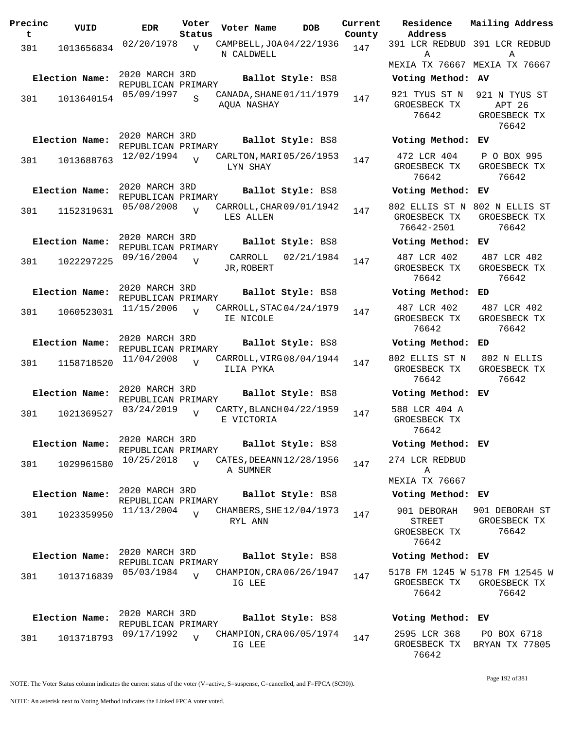| Precinct | VUID | EDR | Voter Status | Voter Name | DOB | Current County | Residence Address | Mailing Address |
|---|---|---|---|---|---|---|---|---|
| 301 | 1013656834 | 02/20/1978 | V | CAMPBELL,JOAN CALDWELL | 04/22/1936 | 147 | 391 LCR REDBUD A MEXIA TX 76667 | 391 LCR REDBUD A MEXIA TX 76667 |
| Election Name: | 2020 MARCH 3RD REPUBLICAN PRIMARY | | | Ballot Style: BS8 | | | Voting Method: AV | |
| 301 | 1013640154 | 05/09/1997 | S | CANADA,SHANE AQUA NASHAY | 01/11/1979 | 147 | 921 TYUS ST N GROESBECK TX 76642 | 921 N TYUS ST APT 26 GROESBECK TX 76642 |
| Election Name: | 2020 MARCH 3RD REPUBLICAN PRIMARY | | | Ballot Style: BS8 | | | Voting Method: EV | |
| 301 | 1013688763 | 12/02/1994 | V | CARLTON,MARILYN SHAY | 05/26/1953 | 147 | 472 LCR 404 GROESBECK TX 76642 | P O BOX 995 GROESBECK TX 76642 |
| Election Name: | 2020 MARCH 3RD REPUBLICAN PRIMARY | | | Ballot Style: BS8 | | | Voting Method: EV | |
| 301 | 1152319631 | 05/08/2008 | V | CARROLL,CHARLES ALLEN | 09/01/1942 | 147 | 802 ELLIS ST N GROESBECK TX 76642-2501 | 802 N ELLIS ST GROESBECK TX 76642 |
| Election Name: | 2020 MARCH 3RD REPUBLICAN PRIMARY | | | Ballot Style: BS8 | | | Voting Method: EV | |
| 301 | 1022297225 | 09/16/2004 | V | CARROLL JR,ROBERT | 02/21/1984 | 147 | 487 LCR 402 GROESBECK TX 76642 | 487 LCR 402 GROESBECK TX 76642 |
| Election Name: | 2020 MARCH 3RD REPUBLICAN PRIMARY | | | Ballot Style: BS8 | | | Voting Method: ED | |
| 301 | 1060523031 | 11/15/2006 | V | CARROLL,STACIE NICOLE | 04/24/1979 | 147 | 487 LCR 402 GROESBECK TX 76642 | 487 LCR 402 GROESBECK TX 76642 |
| Election Name: | 2020 MARCH 3RD REPUBLICAN PRIMARY | | | Ballot Style: BS8 | | | Voting Method: ED | |
| 301 | 1158718520 | 11/04/2008 | V | CARROLL,VIRGILIA PYKA | 08/04/1944 | 147 | 802 ELLIS ST N GROESBECK TX 76642 | 802 N ELLIS GROESBECK TX 76642 |
| Election Name: | 2020 MARCH 3RD REPUBLICAN PRIMARY | | | Ballot Style: BS8 | | | Voting Method: EV | |
| 301 | 1021369527 | 03/24/2019 | V | CARTY,BLANCHE VICTORIA | 04/22/1959 | 147 | 588 LCR 404 A GROESBECK TX 76642 | |
| Election Name: | 2020 MARCH 3RD REPUBLICAN PRIMARY | | | Ballot Style: BS8 | | | Voting Method: EV | |
| 301 | 1029961580 | 10/25/2018 | V | CATES,DEEANNA SUMNER | 12/28/1956 | 147 | 274 LCR REDBUD A MEXIA TX 76667 | |
| Election Name: | 2020 MARCH 3RD REPUBLICAN PRIMARY | | | Ballot Style: BS8 | | | Voting Method: EV | |
| 301 | 1023359950 | 11/13/2004 | V | CHAMBERS,SHERYL ANN | 12/04/1973 | 147 | 901 DEBORAH STREET GROESBECK TX 76642 | 901 DEBORAH ST GROESBECK TX 76642 |
| Election Name: | 2020 MARCH 3RD REPUBLICAN PRIMARY | | | Ballot Style: BS8 | | | Voting Method: EV | |
| 301 | 1013716839 | 05/03/1984 | V | CHAMPION,CRAIG LEE | 06/26/1947 | 147 | 5178 FM 1245 W GROESBECK TX 76642 | 5178 FM 12545 W GROESBECK TX 76642 |
| Election Name: | 2020 MARCH 3RD REPUBLICAN PRIMARY | | | Ballot Style: BS8 | | | Voting Method: EV | |
| 301 | 1013718793 | 09/17/1992 | V | CHAMPION,CRAIG LEE | 06/05/1974 | 147 | 2595 LCR 368 GROESBECK TX 76642 | PO BOX 6718 BRYAN TX 77805 |

NOTE: The Voter Status column indicates the current status of the voter (V=active, S=suspense, C=cancelled, and F=FPCA (SC90)).

NOTE: An asterisk next to Voting Method indicates the Linked FPCA voter voted.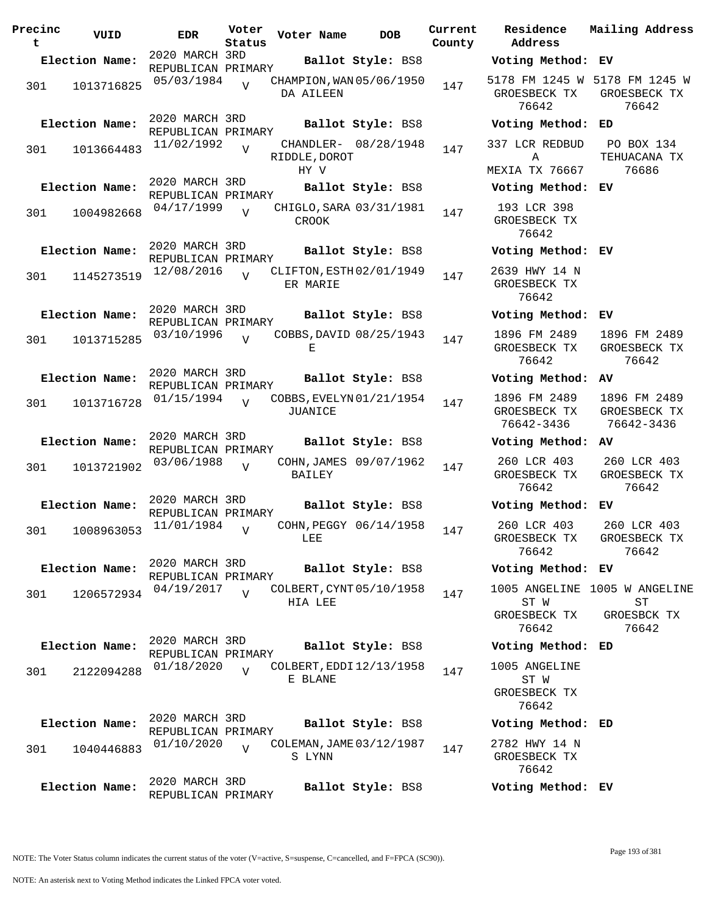| Precinct | VUID | EDR | Voter Status | Voter Name | DOB | Current County | Residence Address | Mailing Address |
|---|---|---|---|---|---|---|---|---|
| **Election Name:** | | 2020 MARCH 3RD REPUBLICAN PRIMARY | | **Ballot Style:** BS8 | | | **Voting Method:** EV | |
| 301 | 1013716825 | 05/03/1984 | V | CHAMPION,WANDA AILEEN | 05/06/1950 | 147 | 5178 FM 1245 W GROESBECK TX 76642 | 5178 FM 1245 W GROESBECK TX 76642 |
| **Election Name:** | | 2020 MARCH 3RD REPUBLICAN PRIMARY | | **Ballot Style:** BS8 | | | **Voting Method:** ED | |
| 301 | 1013664483 | 11/02/1992 | V | CHANDLER-RIDDLE,DOROTHY V | 08/28/1948 | 147 | 337 LCR REDBUD A MEXIA TX 76667 | PO BOX 134 TEHUACANA TX 76686 |
| **Election Name:** | | 2020 MARCH 3RD REPUBLICAN PRIMARY | | **Ballot Style:** BS8 | | | **Voting Method:** EV | |
| 301 | 1004982668 | 04/17/1999 | V | CHIGLO,SARA CROOK | 03/31/1981 | 147 | 193 LCR 398 GROESBECK TX 76642 | |
| **Election Name:** | | 2020 MARCH 3RD REPUBLICAN PRIMARY | | **Ballot Style:** BS8 | | | **Voting Method:** EV | |
| 301 | 1145273519 | 12/08/2016 | V | CLIFTON,ESTHER MARIE | 02/01/1949 | 147 | 2639 HWY 14 N GROESBECK TX 76642 | |
| **Election Name:** | | 2020 MARCH 3RD REPUBLICAN PRIMARY | | **Ballot Style:** BS8 | | | **Voting Method:** EV | |
| 301 | 1013715285 | 03/10/1996 | V | COBBS,DAVID E | 08/25/1943 | 147 | 1896 FM 2489 GROESBECK TX 76642 | 1896 FM 2489 GROESBECK TX 76642 |
| **Election Name:** | | 2020 MARCH 3RD REPUBLICAN PRIMARY | | **Ballot Style:** BS8 | | | **Voting Method:** AV | |
| 301 | 1013716728 | 01/15/1994 | V | COBBS,EVELYN JUANICE | 01/21/1954 | 147 | 1896 FM 2489 GROESBECK TX 76642-3436 | 1896 FM 2489 GROESBECK TX 76642-3436 |
| **Election Name:** | | 2020 MARCH 3RD REPUBLICAN PRIMARY | | **Ballot Style:** BS8 | | | **Voting Method:** AV | |
| 301 | 1013721902 | 03/06/1988 | V | COHN,JAMES BAILEY | 09/07/1962 | 147 | 260 LCR 403 GROESBECK TX 76642 | 260 LCR 403 GROESBECK TX 76642 |
| **Election Name:** | | 2020 MARCH 3RD REPUBLICAN PRIMARY | | **Ballot Style:** BS8 | | | **Voting Method:** EV | |
| 301 | 1008963053 | 11/01/1984 | V | COHN,PEGGY LEE | 06/14/1958 | 147 | 260 LCR 403 GROESBECK TX 76642 | 260 LCR 403 GROESBECK TX 76642 |
| **Election Name:** | | 2020 MARCH 3RD REPUBLICAN PRIMARY | | **Ballot Style:** BS8 | | | **Voting Method:** EV | |
| 301 | 1206572934 | 04/19/2017 | V | COLBERT,CYNTHIA LEE | 05/10/1958 | 147 | 1005 ANGELINE ST W GROESBECK TX 76642 | 1005 W ANGELINE ST GROESBCK TX 76642 |
| **Election Name:** | | 2020 MARCH 3RD REPUBLICAN PRIMARY | | **Ballot Style:** BS8 | | | **Voting Method:** ED | |
| 301 | 2122094288 | 01/18/2020 | V | COLBERT,EDDIE BLANE | 12/13/1958 | 147 | 1005 ANGELINE ST W GROESBECK TX 76642 | |
| **Election Name:** | | 2020 MARCH 3RD REPUBLICAN PRIMARY | | **Ballot Style:** BS8 | | | **Voting Method:** ED | |
| 301 | 1040446883 | 01/10/2020 | V | COLEMAN,JAMES LYNN | 03/12/1987 | 147 | 2782 HWY 14 N GROESBECK TX 76642 | |
| **Election Name:** | | 2020 MARCH 3RD REPUBLICAN PRIMARY | | **Ballot Style:** BS8 | | | **Voting Method:** EV | |

NOTE: The Voter Status column indicates the current status of the voter (V=active, S=suspense, C=cancelled, and F=FPCA (SC90)).

NOTE: An asterisk next to Voting Method indicates the Linked FPCA voter voted.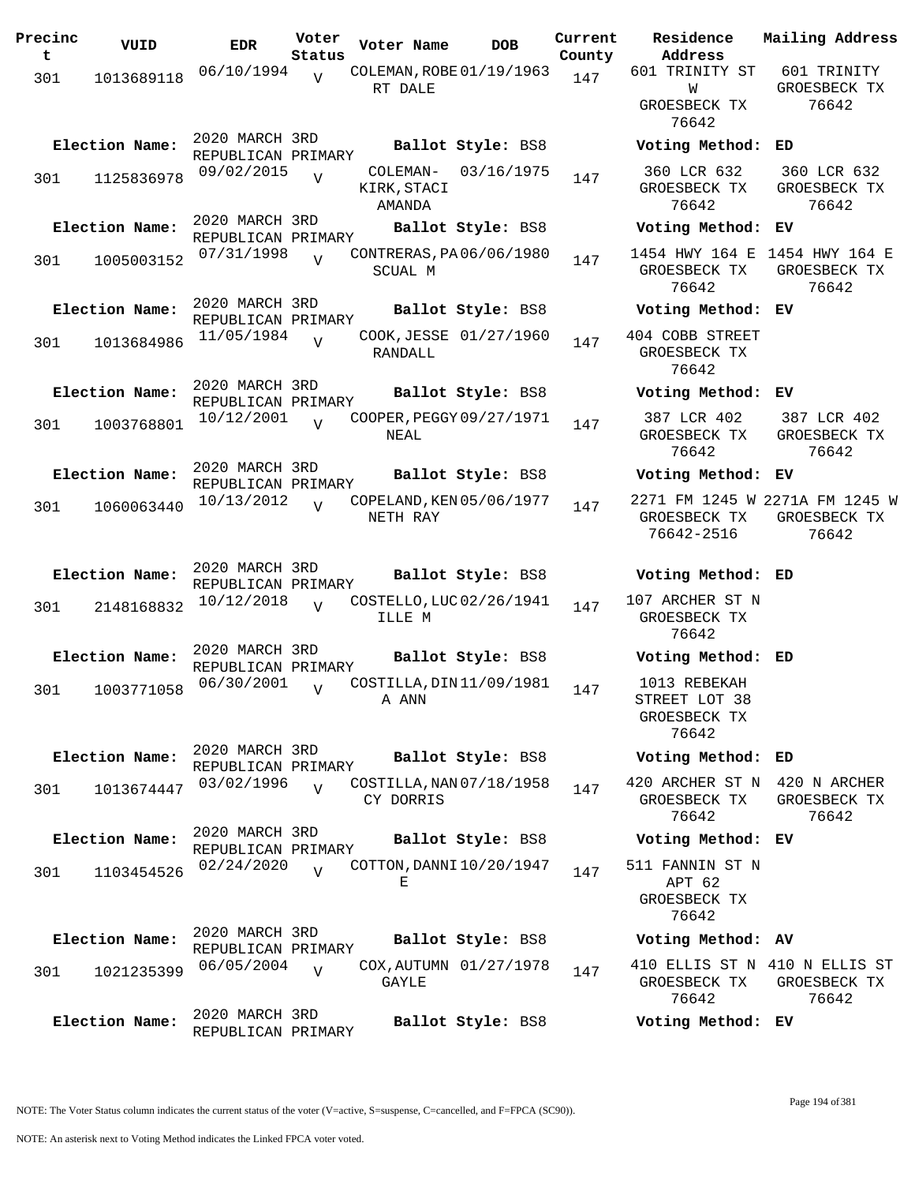| Precinct | VUID | EDR | Voter Status | Voter Name | DOB | Current County | Residence Address | Mailing Address |
|---|---|---|---|---|---|---|---|---|
| 301 | 1013689118 | 06/10/1994 | V | COLEMAN,ROBERT DALE | 01/19/1963 | 147 | 601 TRINITY ST W GROESBECK TX 76642 | 601 TRINITY GROESBECK TX 76642 |
| **Election Name:** | 2020 MARCH 3RD REPUBLICAN PRIMARY | | | **Ballot Style:** BS8 | | | **Voting Method:** ED | |
| 301 | 1125836978 | 09/02/2015 | V | COLEMAN-KIRK,STACI AMANDA | 03/16/1975 | 147 | 360 LCR 632 GROESBECK TX 76642 | 360 LCR 632 GROESBECK TX 76642 |
| **Election Name:** | 2020 MARCH 3RD REPUBLICAN PRIMARY | | | **Ballot Style:** BS8 | | | **Voting Method:** EV | |
| 301 | 1005003152 | 07/31/1998 | V | CONTRERAS,PASCUAL M | 06/06/1980 | 147 | 1454 HWY 164 E GROESBECK TX 76642 | 1454 HWY 164 E GROESBECK TX 76642 |
| **Election Name:** | 2020 MARCH 3RD REPUBLICAN PRIMARY | | | **Ballot Style:** BS8 | | | **Voting Method:** EV | |
| 301 | 1013684986 | 11/05/1984 | V | COOK,JESSE RANDALL | 01/27/1960 | 147 | 404 COBB STREET GROESBECK TX 76642 | |
| **Election Name:** | 2020 MARCH 3RD REPUBLICAN PRIMARY | | | **Ballot Style:** BS8 | | | **Voting Method:** EV | |
| 301 | 1003768801 | 10/12/2001 | V | COOPER,PEGGY NEAL | 09/27/1971 | 147 | 387 LCR 402 GROESBECK TX 76642 | 387 LCR 402 GROESBECK TX 76642 |
| **Election Name:** | 2020 MARCH 3RD REPUBLICAN PRIMARY | | | **Ballot Style:** BS8 | | | **Voting Method:** EV | |
| 301 | 1060063440 | 10/13/2012 | V | COPELAND,KENNETH RAY | 05/06/1977 | 147 | 2271 FM 1245 W GROESBECK TX 76642-2516 | 2271A FM 1245 W GROESBECK TX 76642 |
| **Election Name:** | 2020 MARCH 3RD REPUBLICAN PRIMARY | | | **Ballot Style:** BS8 | | | **Voting Method:** ED | |
| 301 | 2148168832 | 10/12/2018 | V | COSTELLO,LUCILLE M | 02/26/1941 | 147 | 107 ARCHER ST N GROESBECK TX 76642 | |
| **Election Name:** | 2020 MARCH 3RD REPUBLICAN PRIMARY | | | **Ballot Style:** BS8 | | | **Voting Method:** ED | |
| 301 | 1003771058 | 06/30/2001 | V | COSTILLA,DINA ANN | 11/09/1981 | 147 | 1013 REBEKAH STREET LOT 38 GROESBECK TX 76642 | |
| **Election Name:** | 2020 MARCH 3RD REPUBLICAN PRIMARY | | | **Ballot Style:** BS8 | | | **Voting Method:** ED | |
| 301 | 1013674447 | 03/02/1996 | V | COSTILLA,NANCY DORRIS | 07/18/1958 | 147 | 420 ARCHER ST N GROESBECK TX 76642 | 420 N ARCHER GROESBECK TX 76642 |
| **Election Name:** | 2020 MARCH 3RD REPUBLICAN PRIMARY | | | **Ballot Style:** BS8 | | | **Voting Method:** EV | |
| 301 | 1103454526 | 02/24/2020 | V | COTTON,DANNIE | 10/20/1947 | 147 | 511 FANNIN ST N APT 62 GROESBECK TX 76642 | |
| **Election Name:** | 2020 MARCH 3RD REPUBLICAN PRIMARY | | | **Ballot Style:** BS8 | | | **Voting Method:** AV | |
| 301 | 1021235399 | 06/05/2004 | V | COX,AUTUMN GAYLE | 01/27/1978 | 147 | 410 ELLIS ST N GROESBECK TX 76642 | 410 N ELLIS ST GROESBECK TX 76642 |
| **Election Name:** | 2020 MARCH 3RD REPUBLICAN PRIMARY | | | **Ballot Style:** BS8 | | | **Voting Method:** EV | |

NOTE: The Voter Status column indicates the current status of the voter (V=active, S=suspense, C=cancelled, and F=FPCA (SC90)).

NOTE: An asterisk next to Voting Method indicates the Linked FPCA voter voted.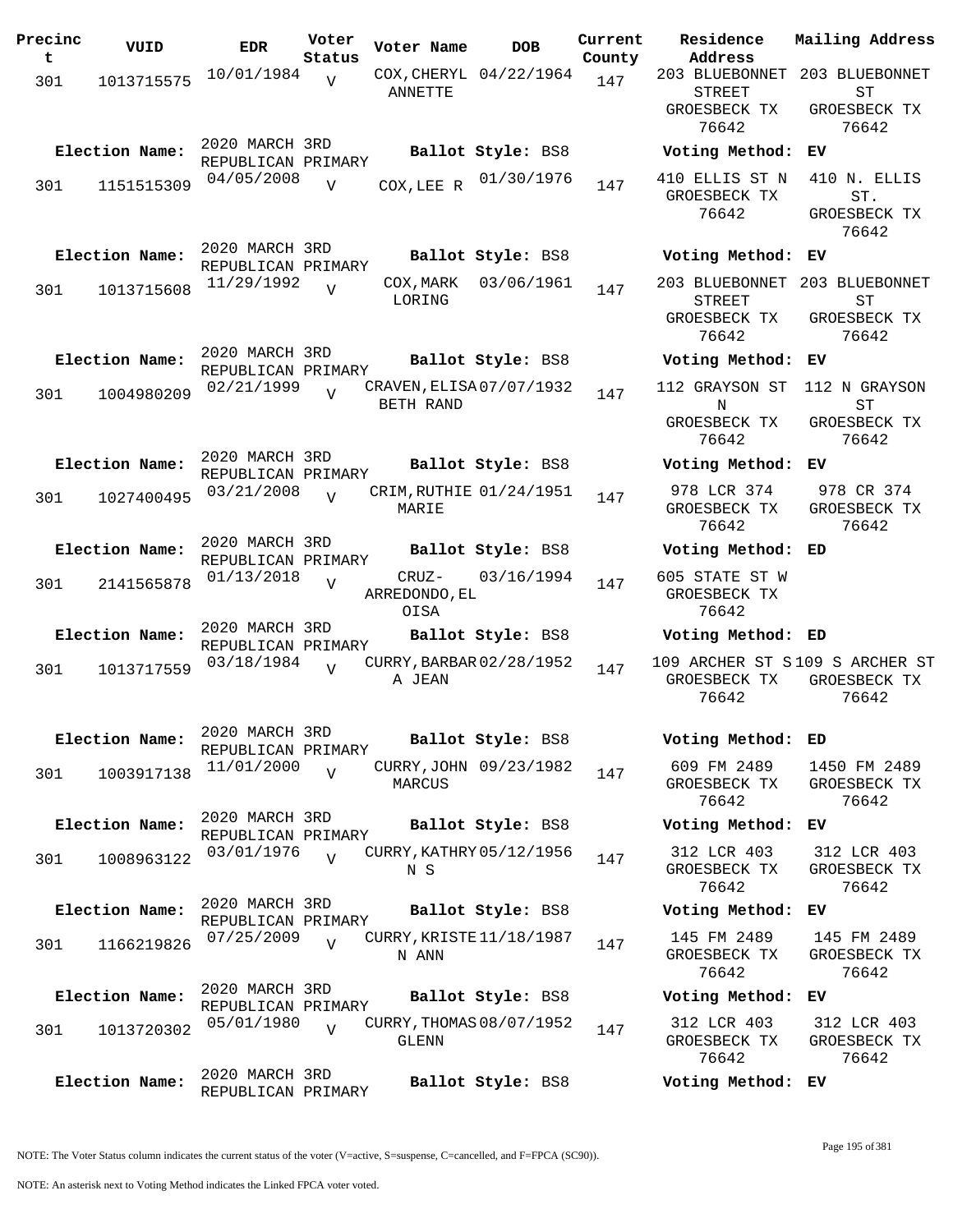| Precinct | VUID | EDR | Voter Status | Voter Name | DOB | Current County | Residence Address | Mailing Address |
|---|---|---|---|---|---|---|---|---|
| 301 | 1013715575 | 10/01/1984 | V | COX,CHERYL ANNETTE | 04/22/1964 | 147 | 203 BLUEBONNET STREET GROESBECK TX 76642 | 203 BLUEBONNET ST GROESBECK TX 76642 |
| **Election Name:** | 2020 MARCH 3RD REPUBLICAN PRIMARY | | | **Ballot Style:** BS8 | | | **Voting Method:** EV | |
| 301 | 1151515309 | 04/05/2008 | V | COX,LEE R | 01/30/1976 | 147 | 410 ELLIS ST N GROESBECK TX 76642 | 410 N. ELLIS ST. GROESBECK TX 76642 |
| **Election Name:** | 2020 MARCH 3RD REPUBLICAN PRIMARY | | | **Ballot Style:** BS8 | | | **Voting Method:** EV | |
| 301 | 1013715608 | 11/29/1992 | V | COX,MARK LORING | 03/06/1961 | 147 | 203 BLUEBONNET STREET GROESBECK TX 76642 | 203 BLUEBONNET ST GROESBECK TX 76642 |
| **Election Name:** | 2020 MARCH 3RD REPUBLICAN PRIMARY | | | **Ballot Style:** BS8 | | | **Voting Method:** EV | |
| 301 | 1004980209 | 02/21/1999 | V | CRAVEN,ELISABETH RAND | 07/07/1932 | 147 | 112 GRAYSON ST N GROESBECK TX 76642 | 112 N GRAYSON ST GROESBECK TX 76642 |
| **Election Name:** | 2020 MARCH 3RD REPUBLICAN PRIMARY | | | **Ballot Style:** BS8 | | | **Voting Method:** EV | |
| 301 | 1027400495 | 03/21/2008 | V | CRIM,RUTHIE MARIE | 01/24/1951 | 147 | 978 LCR 374 GROESBECK TX 76642 | 978 CR 374 GROESBECK TX 76642 |
| **Election Name:** | 2020 MARCH 3RD REPUBLICAN PRIMARY | | | **Ballot Style:** BS8 | | | **Voting Method:** ED | |
| 301 | 2141565878 | 01/13/2018 | V | CRUZ-ARREDONDO,ELOISA | 03/16/1994 | 147 | 605 STATE ST W GROESBECK TX 76642 | |
| **Election Name:** | 2020 MARCH 3RD REPUBLICAN PRIMARY | | | **Ballot Style:** BS8 | | | **Voting Method:** ED | |
| 301 | 1013717559 | 03/18/1984 | V | CURRY,BARBARA JEAN | 02/28/1952 | 147 | 109 ARCHER ST S GROESBECK TX 76642 | 109 S ARCHER ST GROESBECK TX 76642 |
| **Election Name:** | 2020 MARCH 3RD REPUBLICAN PRIMARY | | | **Ballot Style:** BS8 | | | **Voting Method:** ED | |
| 301 | 1003917138 | 11/01/2000 | V | CURRY,JOHN MARCUS | 09/23/1982 | 147 | 609 FM 2489 GROESBECK TX 76642 | 1450 FM 2489 GROESBECK TX 76642 |
| **Election Name:** | 2020 MARCH 3RD REPUBLICAN PRIMARY | | | **Ballot Style:** BS8 | | | **Voting Method:** EV | |
| 301 | 1008963122 | 03/01/1976 | V | CURRY,KATHRYN S | 05/12/1956 | 147 | 312 LCR 403 GROESBECK TX 76642 | 312 LCR 403 GROESBECK TX 76642 |
| **Election Name:** | 2020 MARCH 3RD REPUBLICAN PRIMARY | | | **Ballot Style:** BS8 | | | **Voting Method:** EV | |
| 301 | 1166219826 | 07/25/2009 | V | CURRY,KRISTEN ANN | 11/18/1987 | 147 | 145 FM 2489 GROESBECK TX 76642 | 145 FM 2489 GROESBECK TX 76642 |
| **Election Name:** | 2020 MARCH 3RD REPUBLICAN PRIMARY | | | **Ballot Style:** BS8 | | | **Voting Method:** EV | |
| 301 | 1013720302 | 05/01/1980 | V | CURRY,THOMAS GLENN | 08/07/1952 | 147 | 312 LCR 403 GROESBECK TX 76642 | 312 LCR 403 GROESBECK TX 76642 |
| **Election Name:** | 2020 MARCH 3RD REPUBLICAN PRIMARY | | | **Ballot Style:** BS8 | | | **Voting Method:** EV | |

NOTE: The Voter Status column indicates the current status of the voter (V=active, S=suspense, C=cancelled, and F=FPCA (SC90)).

NOTE: An asterisk next to Voting Method indicates the Linked FPCA voter voted.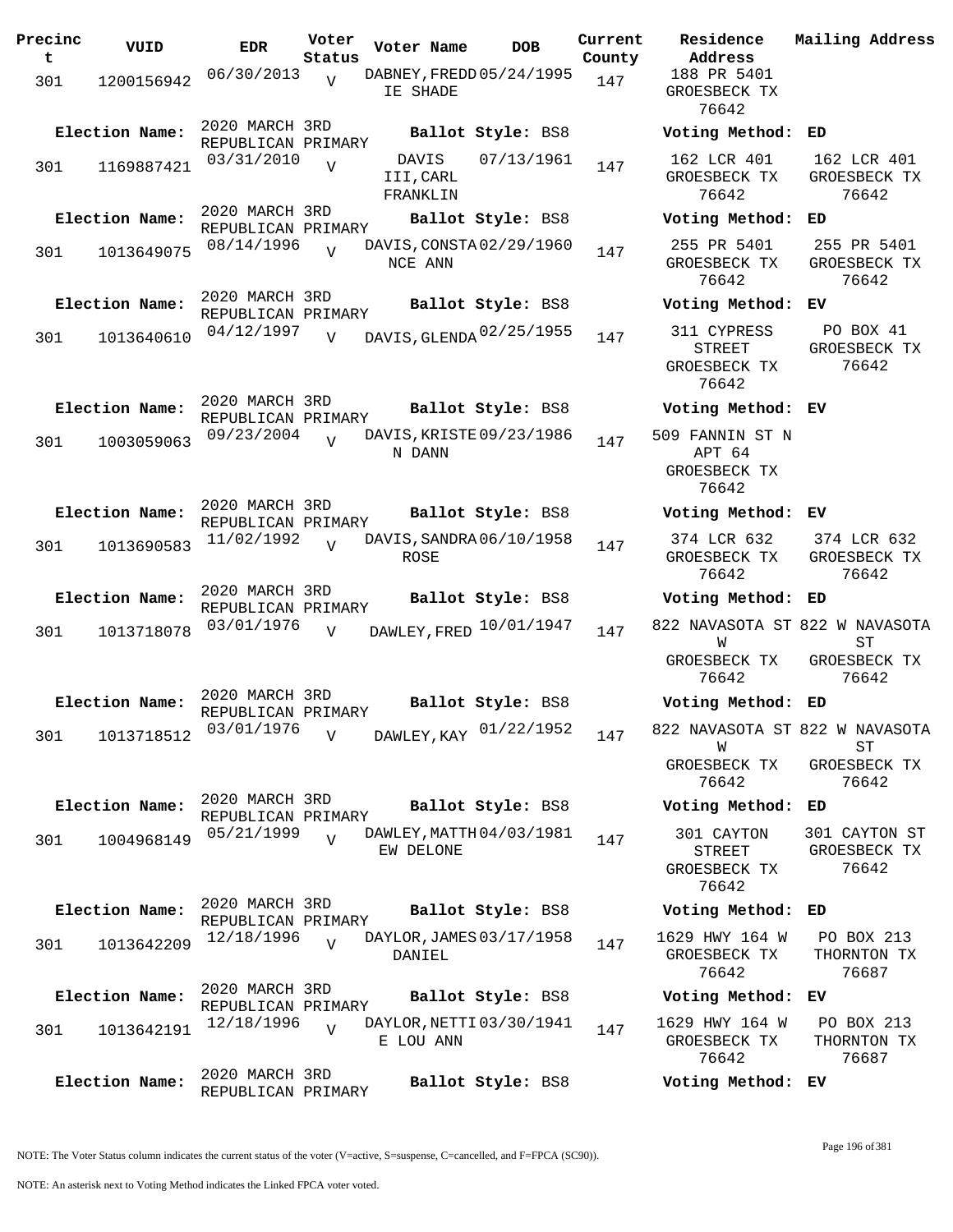| Precinct | VUID | EDR | Voter Status | Voter Name | DOB | Current County | Residence Address | Mailing Address |
|---|---|---|---|---|---|---|---|---|
| 301 | 1200156942 | 06/30/2013 | V | DABNEY,FREDDIE SHADE | 05/24/1995 | 147 | 188 PR 5401 GROESBECK TX 76642 | |
| **Election Name:** | 2020 MARCH 3RD REPUBLICAN PRIMARY | | | **Ballot Style:** BS8 | | | **Voting Method:** ED | |
| 301 | 1169887421 | 03/31/2010 | V | DAVIS III,CARL FRANKLIN | 07/13/1961 | 147 | 162 LCR 401 GROESBECK TX 76642 | 162 LCR 401 GROESBECK TX 76642 |
| **Election Name:** | 2020 MARCH 3RD REPUBLICAN PRIMARY | | | **Ballot Style:** BS8 | | | **Voting Method:** ED | |
| 301 | 1013649075 | 08/14/1996 | V | DAVIS,CONSTANCE ANN | 02/29/1960 | 147 | 255 PR 5401 GROESBECK TX 76642 | 255 PR 5401 GROESBECK TX 76642 |
| **Election Name:** | 2020 MARCH 3RD REPUBLICAN PRIMARY | | | **Ballot Style:** BS8 | | | **Voting Method:** EV | |
| 301 | 1013640610 | 04/12/1997 | V | DAVIS,GLENDA | 02/25/1955 | 147 | 311 CYPRESS STREET GROESBECK TX 76642 | PO BOX 41 GROESBECK TX 76642 |
| **Election Name:** | 2020 MARCH 3RD REPUBLICAN PRIMARY | | | **Ballot Style:** BS8 | | | **Voting Method:** EV | |
| 301 | 1003059063 | 09/23/2004 | V | DAVIS,KRISTEN DANN | 09/23/1986 | 147 | 509 FANNIN ST N APT 64 GROESBECK TX 76642 | |
| **Election Name:** | 2020 MARCH 3RD REPUBLICAN PRIMARY | | | **Ballot Style:** BS8 | | | **Voting Method:** EV | |
| 301 | 1013690583 | 11/02/1992 | V | DAVIS,SANDRA ROSE | 06/10/1958 | 147 | 374 LCR 632 GROESBECK TX 76642 | 374 LCR 632 GROESBECK TX 76642 |
| **Election Name:** | 2020 MARCH 3RD REPUBLICAN PRIMARY | | | **Ballot Style:** BS8 | | | **Voting Method:** ED | |
| 301 | 1013718078 | 03/01/1976 | V | DAWLEY,FRED | 10/01/1947 | 147 | 822 NAVASOTA ST W GROESBECK TX 76642 | 822 W NAVASOTA ST GROESBECK TX 76642 |
| **Election Name:** | 2020 MARCH 3RD REPUBLICAN PRIMARY | | | **Ballot Style:** BS8 | | | **Voting Method:** ED | |
| 301 | 1013718512 | 03/01/1976 | V | DAWLEY,KAY | 01/22/1952 | 147 | 822 NAVASOTA ST W GROESBECK TX 76642 | 822 W NAVASOTA ST GROESBECK TX 76642 |
| **Election Name:** | 2020 MARCH 3RD REPUBLICAN PRIMARY | | | **Ballot Style:** BS8 | | | **Voting Method:** ED | |
| 301 | 1004968149 | 05/21/1999 | V | DAWLEY,MATTHEW DELONE | 04/03/1981 | 147 | 301 CAYTON STREET GROESBECK TX 76642 | 301 CAYTON ST GROESBECK TX 76642 |
| **Election Name:** | 2020 MARCH 3RD REPUBLICAN PRIMARY | | | **Ballot Style:** BS8 | | | **Voting Method:** ED | |
| 301 | 1013642209 | 12/18/1996 | V | DAYLOR,JAMES DANIEL | 03/17/1958 | 147 | 1629 HWY 164 W GROESBECK TX 76642 | PO BOX 213 THORNTON TX 76687 |
| **Election Name:** | 2020 MARCH 3RD REPUBLICAN PRIMARY | | | **Ballot Style:** BS8 | | | **Voting Method:** EV | |
| 301 | 1013642191 | 12/18/1996 | V | DAYLOR,NETTIE LOU ANN | 03/30/1941 | 147 | 1629 HWY 164 W GROESBECK TX 76642 | PO BOX 213 THORNTON TX 76687 |
| **Election Name:** | 2020 MARCH 3RD REPUBLICAN PRIMARY | | | **Ballot Style:** BS8 | | | **Voting Method:** EV | |

NOTE: The Voter Status column indicates the current status of the voter (V=active, S=suspense, C=cancelled, and F=FPCA (SC90)).

NOTE: An asterisk next to Voting Method indicates the Linked FPCA voter voted.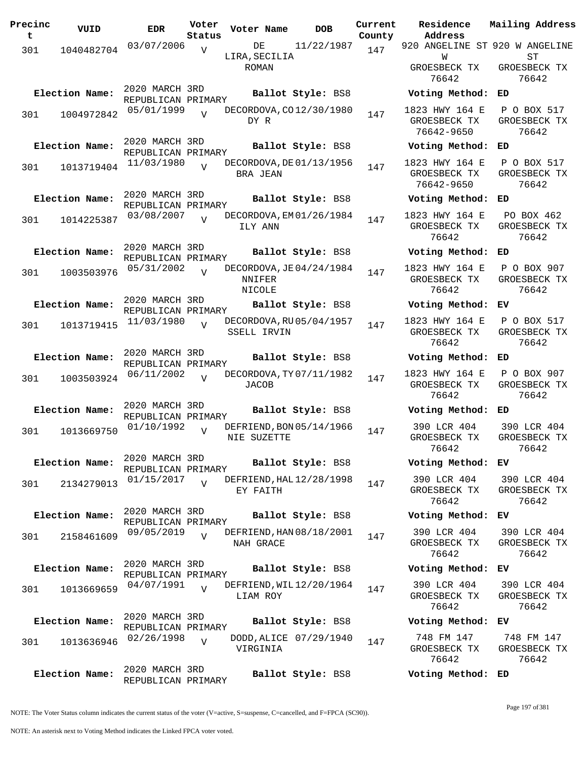| Precinct | VUID | EDR | Voter Status | Voter Name | DOB | Current County | Residence Address | Mailing Address |
|---|---|---|---|---|---|---|---|---|
| 301 | 1040482704 | 03/07/2006 | V | DE LIRA,SECILIA ROMAN | 11/22/1987 | 147 | 920 ANGELINE ST W GROESBECK TX 76642 | 920 W ANGELINE ST GROESBECK TX 76642 |
| Election Name: | 2020 MARCH 3RD REPUBLICAN PRIMARY | | | Ballot Style: BS8 | | | Voting Method: | ED |
| 301 | 1004972842 | 05/01/1999 | V | DECORDOVA,CODY R | 12/30/1980 | 147 | 1823 HWY 164 E GROESBECK TX 76642-9650 | P O BOX 517 GROESBECK TX 76642 |
| Election Name: | 2020 MARCH 3RD REPUBLICAN PRIMARY | | | Ballot Style: BS8 | | | Voting Method: | ED |
| 301 | 1013719404 | 11/03/1980 | V | DECORDOVA,DEBRA JEAN | 01/13/1956 | 147 | 1823 HWY 164 E GROESBECK TX 76642-9650 | P O BOX 517 GROESBECK TX 76642 |
| Election Name: | 2020 MARCH 3RD REPUBLICAN PRIMARY | | | Ballot Style: BS8 | | | Voting Method: | ED |
| 301 | 1014225387 | 03/08/2007 | V | DECORDOVA,EMILY ANN | 01/26/1984 | 147 | 1823 HWY 164 E GROESBECK TX 76642 | PO BOX 462 GROESBECK TX 76642 |
| Election Name: | 2020 MARCH 3RD REPUBLICAN PRIMARY | | | Ballot Style: BS8 | | | Voting Method: | ED |
| 301 | 1003503976 | 05/31/2002 | V | DECORDOVA,JENNIFER NICOLE | 04/24/1984 | 147 | 1823 HWY 164 E GROESBECK TX 76642 | P O BOX 907 GROESBECK TX 76642 |
| Election Name: | 2020 MARCH 3RD REPUBLICAN PRIMARY | | | Ballot Style: BS8 | | | Voting Method: | EV |
| 301 | 1013719415 | 11/03/1980 | V | DECORDOVA,RUSSELL IRVIN | 05/04/1957 | 147 | 1823 HWY 164 E GROESBECK TX 76642 | P O BOX 517 GROESBECK TX 76642 |
| Election Name: | 2020 MARCH 3RD REPUBLICAN PRIMARY | | | Ballot Style: BS8 | | | Voting Method: | ED |
| 301 | 1003503924 | 06/11/2002 | V | DECORDOVA,TY JACOB | 07/11/1982 | 147 | 1823 HWY 164 E GROESBECK TX 76642 | P O BOX 907 GROESBECK TX 76642 |
| Election Name: | 2020 MARCH 3RD REPUBLICAN PRIMARY | | | Ballot Style: BS8 | | | Voting Method: | ED |
| 301 | 1013669750 | 01/10/1992 | V | DEFRIEND,BONNIE SUZETTE | 05/14/1966 | 147 | 390 LCR 404 GROESBECK TX 76642 | 390 LCR 404 GROESBECK TX 76642 |
| Election Name: | 2020 MARCH 3RD REPUBLICAN PRIMARY | | | Ballot Style: BS8 | | | Voting Method: | EV |
| 301 | 2134279013 | 01/15/2017 | V | DEFRIEND,HALEY FAITH | 12/28/1998 | 147 | 390 LCR 404 GROESBECK TX 76642 | 390 LCR 404 GROESBECK TX 76642 |
| Election Name: | 2020 MARCH 3RD REPUBLICAN PRIMARY | | | Ballot Style: BS8 | | | Voting Method: | EV |
| 301 | 2158461609 | 09/05/2019 | V | DEFRIEND,HANNAH GRACE | 08/18/2001 | 147 | 390 LCR 404 GROESBECK TX 76642 | 390 LCR 404 GROESBECK TX 76642 |
| Election Name: | 2020 MARCH 3RD REPUBLICAN PRIMARY | | | Ballot Style: BS8 | | | Voting Method: | EV |
| 301 | 1013669659 | 04/07/1991 | V | DEFRIEND,WILLIAM ROY | 12/20/1964 | 147 | 390 LCR 404 GROESBECK TX 76642 | 390 LCR 404 GROESBECK TX 76642 |
| Election Name: | 2020 MARCH 3RD REPUBLICAN PRIMARY | | | Ballot Style: BS8 | | | Voting Method: | EV |
| 301 | 1013636946 | 02/26/1998 | V | DODD,ALICE VIRGINIA | 07/29/1940 | 147 | 748 FM 147 GROESBECK TX 76642 | 748 FM 147 GROESBECK TX 76642 |
| Election Name: | 2020 MARCH 3RD REPUBLICAN PRIMARY | | | Ballot Style: BS8 | | | Voting Method: | ED |

NOTE: The Voter Status column indicates the current status of the voter (V=active, S=suspense, C=cancelled, and F=FPCA (SC90)).

NOTE: An asterisk next to Voting Method indicates the Linked FPCA voter voted.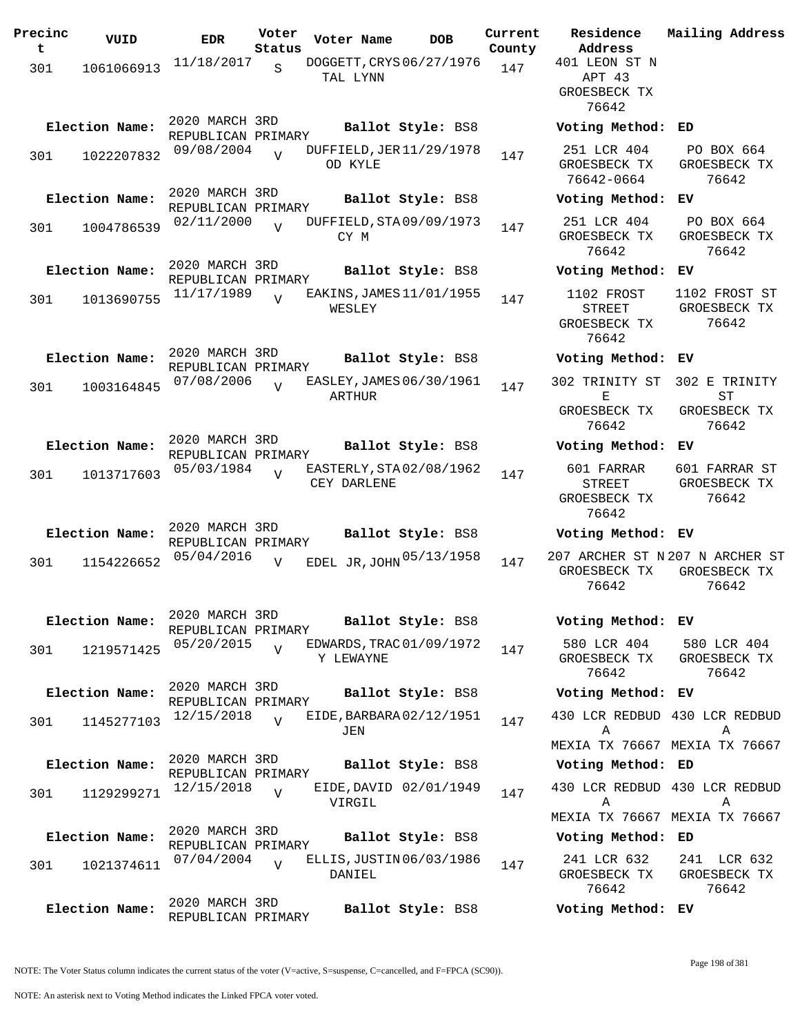| Precinct | VUID | EDR | Voter Status | Voter Name | DOB | Current County | Residence Address | Mailing Address |
|---|---|---|---|---|---|---|---|---|
| 301 | 1061066913 | 11/18/2017 | S | DOGGETT, CRYSTAL LYNN | 06/27/1976 | 147 | 401 LEON ST N APT 43 GROESBECK TX 76642 | |
| **Election Name:** | 2020 MARCH 3RD REPUBLICAN PRIMARY | | | **Ballot Style:** BS8 | | | **Voting Method:** ED | |
| 301 | 1022207832 | 09/08/2004 | V | DUFFIELD, JEROD KYLE | 11/29/1978 | 147 | 251 LCR 404 GROESBECK TX 76642-0664 | PO BOX 664 GROESBECK TX 76642 |
| **Election Name:** | 2020 MARCH 3RD REPUBLICAN PRIMARY | | | **Ballot Style:** BS8 | | | **Voting Method:** EV | |
| 301 | 1004786539 | 02/11/2000 | V | DUFFIELD, STACY M | 09/09/1973 | 147 | 251 LCR 404 GROESBECK TX 76642 | PO BOX 664 GROESBECK TX 76642 |
| **Election Name:** | 2020 MARCH 3RD REPUBLICAN PRIMARY | | | **Ballot Style:** BS8 | | | **Voting Method:** EV | |
| 301 | 1013690755 | 11/17/1989 | V | EAKINS, JAMES WESLEY | 11/01/1955 | 147 | 1102 FROST STREET GROESBECK TX 76642 | 1102 FROST ST GROESBECK TX 76642 |
| **Election Name:** | 2020 MARCH 3RD REPUBLICAN PRIMARY | | | **Ballot Style:** BS8 | | | **Voting Method:** EV | |
| 301 | 1003164845 | 07/08/2006 | V | EASLEY, JAMES ARTHUR | 06/30/1961 | 147 | 302 TRINITY ST E GROESBECK TX 76642 | 302 E TRINITY ST GROESBECK TX 76642 |
| **Election Name:** | 2020 MARCH 3RD REPUBLICAN PRIMARY | | | **Ballot Style:** BS8 | | | **Voting Method:** EV | |
| 301 | 1013717603 | 05/03/1984 | V | EASTERLY, STACEY DARLENE | 02/08/1962 | 147 | 601 FARRAR STREET GROESBECK TX 76642 | 601 FARRAR ST GROESBECK TX 76642 |
| **Election Name:** | 2020 MARCH 3RD REPUBLICAN PRIMARY | | | **Ballot Style:** BS8 | | | **Voting Method:** EV | |
| 301 | 1154226652 | 05/04/2016 | V | EDEL JR, JOHN | 05/13/1958 | 147 | 207 ARCHER ST N GROESBECK TX 76642 | 207 N ARCHER ST GROESBECK TX 76642 |
| **Election Name:** | 2020 MARCH 3RD REPUBLICAN PRIMARY | | | **Ballot Style:** BS8 | | | **Voting Method:** EV | |
| 301 | 1219571425 | 05/20/2015 | V | EDWARDS, TRACY LEWAYNE | 01/09/1972 | 147 | 580 LCR 404 GROESBECK TX 76642 | 580 LCR 404 GROESBECK TX 76642 |
| **Election Name:** | 2020 MARCH 3RD REPUBLICAN PRIMARY | | | **Ballot Style:** BS8 | | | **Voting Method:** EV | |
| 301 | 1145277103 | 12/15/2018 | V | EIDE, BARBARA JEN | 02/12/1951 | 147 | 430 LCR REDBUD A MEXIA TX 76667 | 430 LCR REDBUD A MEXIA TX 76667 |
| **Election Name:** | 2020 MARCH 3RD REPUBLICAN PRIMARY | | | **Ballot Style:** BS8 | | | **Voting Method:** ED | |
| 301 | 1129299271 | 12/15/2018 | V | EIDE, DAVID VIRGIL | 02/01/1949 | 147 | 430 LCR REDBUD A MEXIA TX 76667 | 430 LCR REDBUD A MEXIA TX 76667 |
| **Election Name:** | 2020 MARCH 3RD REPUBLICAN PRIMARY | | | **Ballot Style:** BS8 | | | **Voting Method:** ED | |
| 301 | 1021374611 | 07/04/2004 | V | ELLIS, JUSTIN DANIEL | 06/03/1986 | 147 | 241 LCR 632 GROESBECK TX 76642 | 241 LCR 632 GROESBECK TX 76642 |
| **Election Name:** | 2020 MARCH 3RD REPUBLICAN PRIMARY | | | **Ballot Style:** BS8 | | | **Voting Method:** EV | |

NOTE: The Voter Status column indicates the current status of the voter (V=active, S=suspense, C=cancelled, and F=FPCA (SC90)).

NOTE: An asterisk next to Voting Method indicates the Linked FPCA voter voted.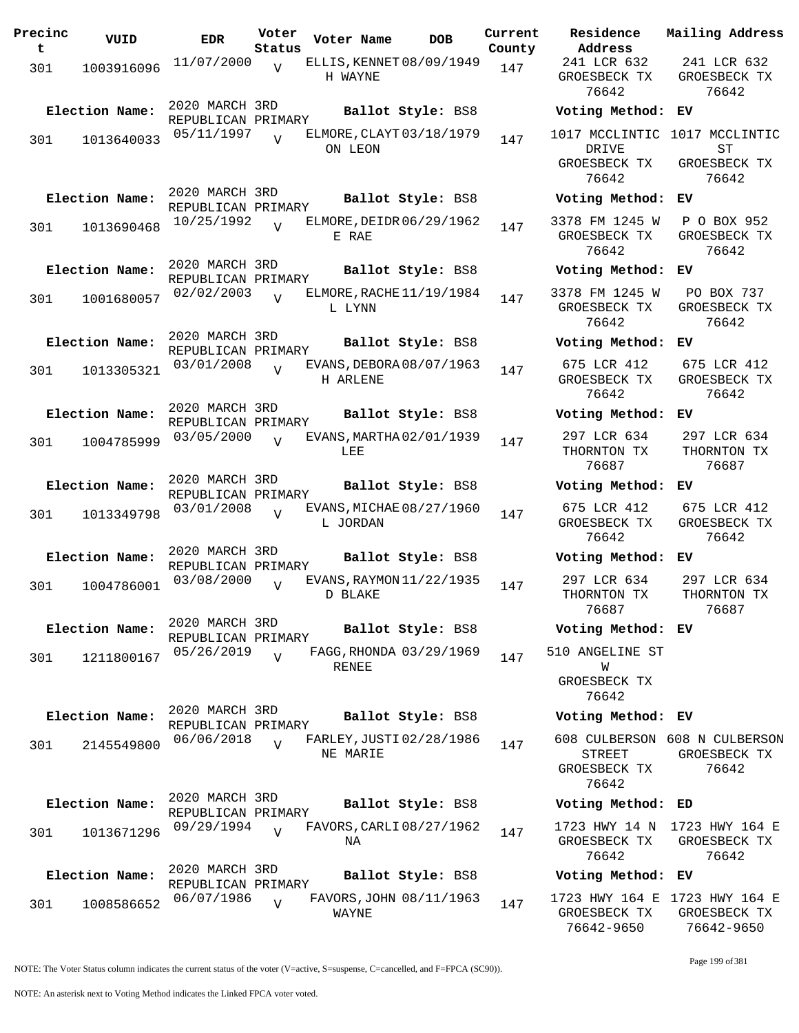| Precinct | VUID | EDR | Voter Status | Voter Name | DOB | Current County | Residence Address | Mailing Address |
|---|---|---|---|---|---|---|---|---|
| 301 | 1003916096 | 11/07/2000 | V | ELLIS, KENNETH WAYNE | 08/09/1949 | 147 | 241 LCR 632 GROESBECK TX 76642 | 241 LCR 632 GROESBECK TX 76642 |
| **Election Name:** | 2020 MARCH 3RD REPUBLICAN PRIMARY | | | **Ballot Style:** BS8 | | | **Voting Method:** EV | |
| 301 | 1013640033 | 05/11/1997 | V | ELMORE, CLAYTON LEON | 03/18/1979 | 147 | 1017 MCCLINTIC DRIVE GROESBECK TX 76642 | 1017 MCCLINTIC ST GROESBECK TX 76642 |
| **Election Name:** | 2020 MARCH 3RD REPUBLICAN PRIMARY | | | **Ballot Style:** BS8 | | | **Voting Method:** EV | |
| 301 | 1013690468 | 10/25/1992 | V | ELMORE, DEIDRE RAE | 06/29/1962 | 147 | 3378 FM 1245 W GROESBECK TX 76642 | P O BOX 952 GROESBECK TX 76642 |
| **Election Name:** | 2020 MARCH 3RD REPUBLICAN PRIMARY | | | **Ballot Style:** BS8 | | | **Voting Method:** EV | |
| 301 | 1001680057 | 02/02/2003 | V | ELMORE, RACHEL LYNN | 11/19/1984 | 147 | 3378 FM 1245 W GROESBECK TX 76642 | PO BOX 737 GROESBECK TX 76642 |
| **Election Name:** | 2020 MARCH 3RD REPUBLICAN PRIMARY | | | **Ballot Style:** BS8 | | | **Voting Method:** EV | |
| 301 | 1013305321 | 03/01/2008 | V | EVANS, DEBORAH ARLENE | 08/07/1963 | 147 | 675 LCR 412 GROESBECK TX 76642 | 675 LCR 412 GROESBECK TX 76642 |
| **Election Name:** | 2020 MARCH 3RD REPUBLICAN PRIMARY | | | **Ballot Style:** BS8 | | | **Voting Method:** EV | |
| 301 | 1004785999 | 03/05/2000 | V | EVANS, MARTHA LEE | 02/01/1939 | 147 | 297 LCR 634 THORNTON TX 76687 | 297 LCR 634 THORNTON TX 76687 |
| **Election Name:** | 2020 MARCH 3RD REPUBLICAN PRIMARY | | | **Ballot Style:** BS8 | | | **Voting Method:** EV | |
| 301 | 1013349798 | 03/01/2008 | V | EVANS, MICHAEL JORDAN | 08/27/1960 | 147 | 675 LCR 412 GROESBECK TX 76642 | 675 LCR 412 GROESBECK TX 76642 |
| **Election Name:** | 2020 MARCH 3RD REPUBLICAN PRIMARY | | | **Ballot Style:** BS8 | | | **Voting Method:** EV | |
| 301 | 1004786001 | 03/08/2000 | V | EVANS, RAYMOND BLAKE | 11/22/1935 | 147 | 297 LCR 634 THORNTON TX 76687 | 297 LCR 634 THORNTON TX 76687 |
| **Election Name:** | 2020 MARCH 3RD REPUBLICAN PRIMARY | | | **Ballot Style:** BS8 | | | **Voting Method:** EV | |
| 301 | 1211800167 | 05/26/2019 | V | FAGG, RHONDA RENEE | 03/29/1969 | 147 | 510 ANGELINE ST W GROESBECK TX 76642 | |
| **Election Name:** | 2020 MARCH 3RD REPUBLICAN PRIMARY | | | **Ballot Style:** BS8 | | | **Voting Method:** EV | |
| 301 | 2145549800 | 06/06/2018 | V | FARLEY, JUSTINE MARIE | 02/28/1986 | 147 | 608 CULBERSON STREET GROESBECK TX 76642 | 608 N CULBERSON GROESBECK TX 76642 |
| **Election Name:** | 2020 MARCH 3RD REPUBLICAN PRIMARY | | | **Ballot Style:** BS8 | | | **Voting Method:** ED | |
| 301 | 1013671296 | 09/29/1994 | V | FAVORS, CARLINA | 08/27/1962 | 147 | 1723 HWY 14 N GROESBECK TX 76642 | 1723 HWY 164 E GROESBECK TX 76642 |
| **Election Name:** | 2020 MARCH 3RD REPUBLICAN PRIMARY | | | **Ballot Style:** BS8 | | | **Voting Method:** EV | |
| 301 | 1008586652 | 06/07/1986 | V | FAVORS, JOHN WAYNE | 08/11/1963 | 147 | 1723 HWY 164 E GROESBECK TX 76642-9650 | 1723 HWY 164 E GROESBECK TX 76642-9650 |

NOTE: The Voter Status column indicates the current status of the voter (V=active, S=suspense, C=cancelled, and F=FPCA (SC90)).

NOTE: An asterisk next to Voting Method indicates the Linked FPCA voter voted.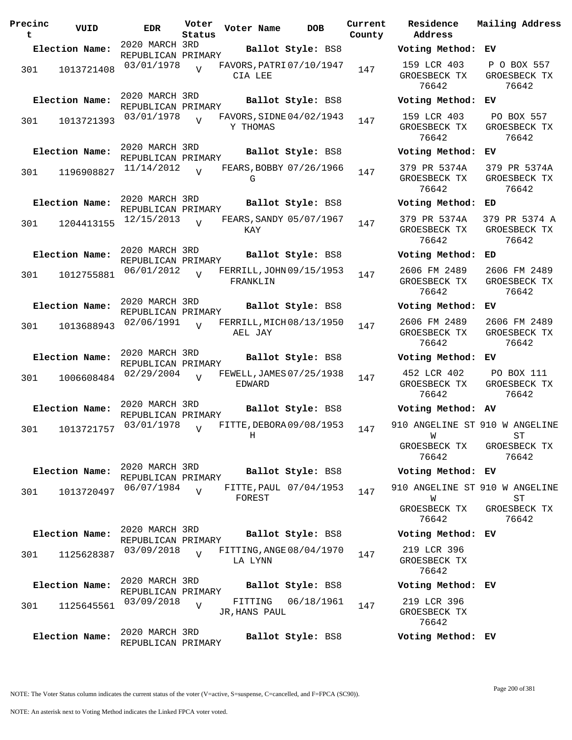| Precinct | VUID | EDR | Voter Status | Voter Name | DOB | Current County | Residence Address | Mailing Address |
|---|---|---|---|---|---|---|---|---|
| **Election Name:** | | 2020 MARCH 3RD REPUBLICAN PRIMARY | | **Ballot Style:** BS8 | | | **Voting Method:** EV | |
| 301 | 1013721408 | 03/01/1978 | V | FAVORS,PATRICIA LEE | 07/10/1947 | 147 | 159 LCR 403 GROESBECK TX 76642 | P O BOX 557 GROESBECK TX 76642 |
| **Election Name:** | | 2020 MARCH 3RD REPUBLICAN PRIMARY | | **Ballot Style:** BS8 | | | **Voting Method:** EV | |
| 301 | 1013721393 | 03/01/1978 | V | FAVORS,SIDNEY THOMAS | 04/02/1943 | 147 | 159 LCR 403 GROESBECK TX 76642 | PO BOX 557 GROESBECK TX 76642 |
| **Election Name:** | | 2020 MARCH 3RD REPUBLICAN PRIMARY | | **Ballot Style:** BS8 | | | **Voting Method:** EV | |
| 301 | 1196908827 | 11/14/2012 | V | FEARS,BOBBY G | 07/26/1966 | 147 | 379 PR 5374A GROESBECK TX 76642 | 379 PR 5374A GROESBECK TX 76642 |
| **Election Name:** | | 2020 MARCH 3RD REPUBLICAN PRIMARY | | **Ballot Style:** BS8 | | | **Voting Method:** ED | |
| 301 | 1204413155 | 12/15/2013 | V | FEARS,SANDY KAY | 05/07/1967 | 147 | 379 PR 5374A GROESBECK TX 76642 | 379 PR 5374 A GROESBECK TX 76642 |
| **Election Name:** | | 2020 MARCH 3RD REPUBLICAN PRIMARY | | **Ballot Style:** BS8 | | | **Voting Method:** ED | |
| 301 | 1012755881 | 06/01/2012 | V | FERRILL,JOHN FRANKLIN | 09/15/1953 | 147 | 2606 FM 2489 GROESBECK TX 76642 | 2606 FM 2489 GROESBECK TX 76642 |
| **Election Name:** | | 2020 MARCH 3RD REPUBLICAN PRIMARY | | **Ballot Style:** BS8 | | | **Voting Method:** EV | |
| 301 | 1013688943 | 02/06/1991 | V | FERRILL,MICHAEL JAY | 08/13/1950 | 147 | 2606 FM 2489 GROESBECK TX 76642 | 2606 FM 2489 GROESBECK TX 76642 |
| **Election Name:** | | 2020 MARCH 3RD REPUBLICAN PRIMARY | | **Ballot Style:** BS8 | | | **Voting Method:** EV | |
| 301 | 1006608484 | 02/29/2004 | V | FEWELL,JAMES EDWARD | 07/25/1938 | 147 | 452 LCR 402 GROESBECK TX 76642 | PO BOX 111 GROESBECK TX 76642 |
| **Election Name:** | | 2020 MARCH 3RD REPUBLICAN PRIMARY | | **Ballot Style:** BS8 | | | **Voting Method:** AV | |
| 301 | 1013721757 | 03/01/1978 | V | FITTE,DEBORA H | 09/08/1953 | 147 | 910 ANGELINE ST W GROESBECK TX 76642 | 910 W ANGELINE ST GROESBECK TX 76642 |
| **Election Name:** | | 2020 MARCH 3RD REPUBLICAN PRIMARY | | **Ballot Style:** BS8 | | | **Voting Method:** EV | |
| 301 | 1013720497 | 06/07/1984 | V | FITTE,PAUL FOREST | 07/04/1953 | 147 | 910 ANGELINE ST W GROESBECK TX 76642 | 910 W ANGELINE ST GROESBECK TX 76642 |
| **Election Name:** | | 2020 MARCH 3RD REPUBLICAN PRIMARY | | **Ballot Style:** BS8 | | | **Voting Method:** EV | |
| 301 | 1125628387 | 03/09/2018 | V | FITTING,ANGELA LYNN | 08/04/1970 | 147 | 219 LCR 396 GROESBECK TX 76642 | |
| **Election Name:** | | 2020 MARCH 3RD REPUBLICAN PRIMARY | | **Ballot Style:** BS8 | | | **Voting Method:** EV | |
| 301 | 1125645561 | 03/09/2018 | V | FITTING JR,HANS PAUL | 06/18/1961 | 147 | 219 LCR 396 GROESBECK TX 76642 | |
| **Election Name:** | | 2020 MARCH 3RD REPUBLICAN PRIMARY | | **Ballot Style:** BS8 | | | **Voting Method:** EV | |

NOTE: The Voter Status column indicates the current status of the voter (V=active, S=suspense, C=cancelled, and F=FPCA (SC90)).

NOTE: An asterisk next to Voting Method indicates the Linked FPCA voter voted.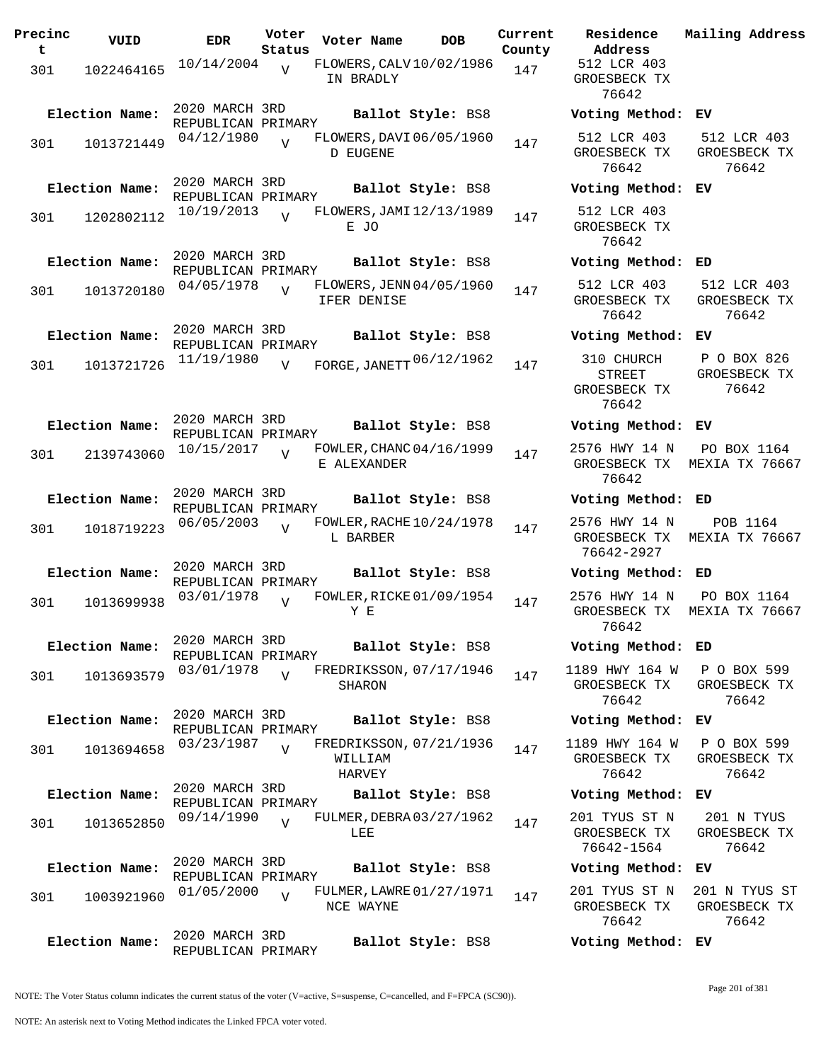| Precinct | VUID | EDR | Voter Status | Voter Name | DOB | Current County | Residence Address | Mailing Address |
|---|---|---|---|---|---|---|---|---|
| 301 | 1022464165 | 10/14/2004 | V | FLOWERS, CALVIN BRADLY | 10/02/1986 | 147 | 512 LCR 403 GROESBECK TX 76642 | |
| **Election Name:** | | 2020 MARCH 3RD REPUBLICAN PRIMARY | | **Ballot Style:** BS8 | | | **Voting Method:** | EV |
| 301 | 1013721449 | 04/12/1980 | V | FLOWERS, DAVID EUGENE | 06/05/1960 | 147 | 512 LCR 403 GROESBECK TX 76642 | 512 LCR 403 GROESBECK TX 76642 |
| **Election Name:** | | 2020 MARCH 3RD REPUBLICAN PRIMARY | | **Ballot Style:** BS8 | | | **Voting Method:** | EV |
| 301 | 1202802112 | 10/19/2013 | V | FLOWERS, JAMIE JO | 12/13/1989 | 147 | 512 LCR 403 GROESBECK TX 76642 | |
| **Election Name:** | | 2020 MARCH 3RD REPUBLICAN PRIMARY | | **Ballot Style:** BS8 | | | **Voting Method:** | ED |
| 301 | 1013720180 | 04/05/1978 | V | FLOWERS, JENNIFER DENISE | 04/05/1960 | 147 | 512 LCR 403 GROESBECK TX 76642 | 512 LCR 403 GROESBECK TX 76642 |
| **Election Name:** | | 2020 MARCH 3RD REPUBLICAN PRIMARY | | **Ballot Style:** BS8 | | | **Voting Method:** | EV |
| 301 | 1013721726 | 11/19/1980 | V | FORGE, JANETT | 06/12/1962 | 147 | 310 CHURCH STREET GROESBECK TX 76642 | P O BOX 826 GROESBECK TX 76642 |
| **Election Name:** | | 2020 MARCH 3RD REPUBLICAN PRIMARY | | **Ballot Style:** BS8 | | | **Voting Method:** | EV |
| 301 | 2139743060 | 10/15/2017 | V | FOWLER, CHANCE ALEXANDER | 04/16/1999 | 147 | 2576 HWY 14 N GROESBECK TX 76642 | PO BOX 1164 MEXIA TX 76667 |
| **Election Name:** | | 2020 MARCH 3RD REPUBLICAN PRIMARY | | **Ballot Style:** BS8 | | | **Voting Method:** | ED |
| 301 | 1018719223 | 06/05/2003 | V | FOWLER, RACHEL BARBER | 10/24/1978 | 147 | 2576 HWY 14 N GROESBECK TX 76642-2927 | POB 1164 MEXIA TX 76667 |
| **Election Name:** | | 2020 MARCH 3RD REPUBLICAN PRIMARY | | **Ballot Style:** BS8 | | | **Voting Method:** | ED |
| 301 | 1013699938 | 03/01/1978 | V | FOWLER, RICKEY E | 01/09/1954 | 147 | 2576 HWY 14 N GROESBECK TX 76642 | PO BOX 1164 MEXIA TX 76667 |
| **Election Name:** | | 2020 MARCH 3RD REPUBLICAN PRIMARY | | **Ballot Style:** BS8 | | | **Voting Method:** | ED |
| 301 | 1013693579 | 03/01/1978 | V | FREDRIKSSON, SHARON | 07/17/1946 | 147 | 1189 HWY 164 W GROESBECK TX 76642 | P O BOX 599 GROESBECK TX 76642 |
| **Election Name:** | | 2020 MARCH 3RD REPUBLICAN PRIMARY | | **Ballot Style:** BS8 | | | **Voting Method:** | EV |
| 301 | 1013694658 | 03/23/1987 | V | FREDRIKSSON, WILLIAM HARVEY | 07/21/1936 | 147 | 1189 HWY 164 W GROESBECK TX 76642 | P O BOX 599 GROESBECK TX 76642 |
| **Election Name:** | | 2020 MARCH 3RD REPUBLICAN PRIMARY | | **Ballot Style:** BS8 | | | **Voting Method:** | EV |
| 301 | 1013652850 | 09/14/1990 | V | FULMER, DEBRA LEE | 03/27/1962 | 147 | 201 TYUS ST N GROESBECK TX 76642-1564 | 201 N TYUS GROESBECK TX 76642 |
| **Election Name:** | | 2020 MARCH 3RD REPUBLICAN PRIMARY | | **Ballot Style:** BS8 | | | **Voting Method:** | EV |
| 301 | 1003921960 | 01/05/2000 | V | FULMER, LAWRENCE WAYNE | 01/27/1971 | 147 | 201 TYUS ST N GROESBECK TX 76642 | 201 N TYUS ST GROESBECK TX 76642 |
| **Election Name:** | | 2020 MARCH 3RD REPUBLICAN PRIMARY | | **Ballot Style:** BS8 | | | **Voting Method:** | EV |

NOTE: The Voter Status column indicates the current status of the voter (V=active, S=suspense, C=cancelled, and F=FPCA (SC90)).

NOTE: An asterisk next to Voting Method indicates the Linked FPCA voter voted.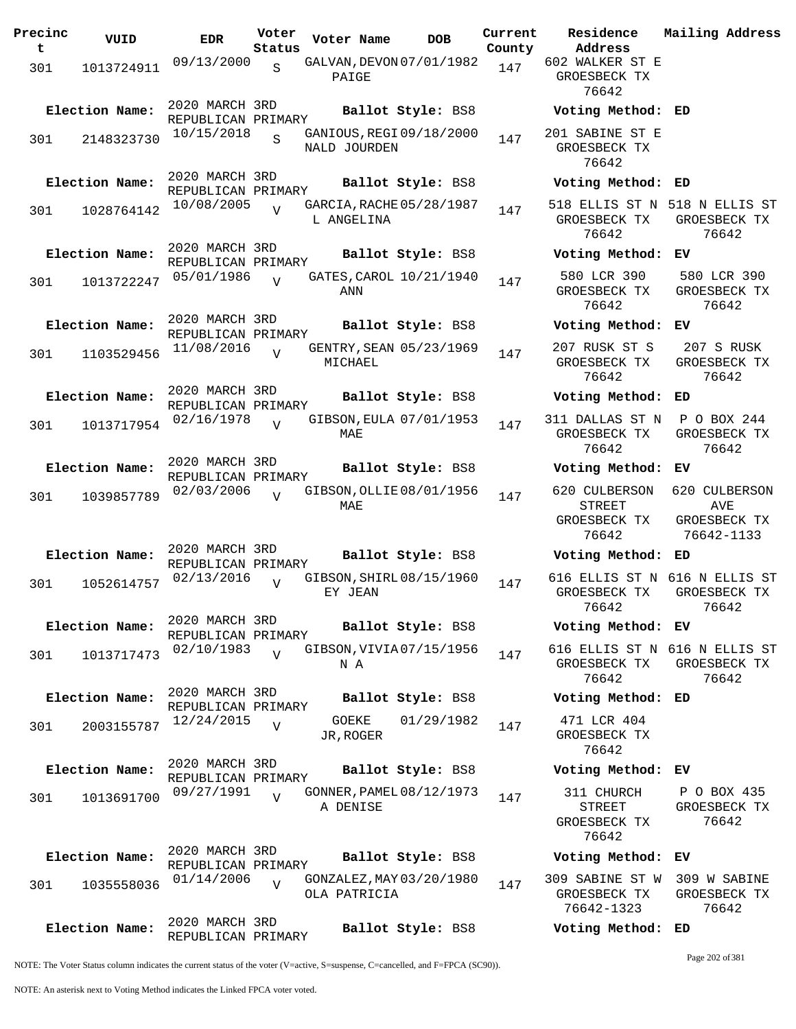| Precinct | VUID | EDR | Voter Status | Voter Name | DOB | Current County | Residence Address | Mailing Address |
|---|---|---|---|---|---|---|---|---|
| 301 | 1013724911 | 09/13/2000 | S | GALVAN, DEVON PAIGE | 07/01/1982 | 147 | 602 WALKER ST E GROESBECK TX 76642 | |
| **Election Name:** | | 2020 MARCH 3RD REPUBLICAN PRIMARY | | **Ballot Style:** BS8 | | | **Voting Method:** ED | |
| 301 | 2148323730 | 10/15/2018 | S | GANIOUS, REGINALD JOURDEN | 09/18/2000 | 147 | 201 SABINE ST E GROESBECK TX 76642 | |
| **Election Name:** | | 2020 MARCH 3RD REPUBLICAN PRIMARY | | **Ballot Style:** BS8 | | | **Voting Method:** ED | |
| 301 | 1028764142 | 10/08/2005 | V | GARCIA, RACHEL ANGELINA | 05/28/1987 | 147 | 518 ELLIS ST N GROESBECK TX 76642 | 518 N ELLIS ST GROESBECK TX 76642 |
| **Election Name:** | | 2020 MARCH 3RD REPUBLICAN PRIMARY | | **Ballot Style:** BS8 | | | **Voting Method:** EV | |
| 301 | 1013722247 | 05/01/1986 | V | GATES, CAROL ANN | 10/21/1940 | 147 | 580 LCR 390 GROESBECK TX 76642 | 580 LCR 390 GROESBECK TX 76642 |
| **Election Name:** | | 2020 MARCH 3RD REPUBLICAN PRIMARY | | **Ballot Style:** BS8 | | | **Voting Method:** EV | |
| 301 | 1103529456 | 11/08/2016 | V | GENTRY, SEAN MICHAEL | 05/23/1969 | 147 | 207 RUSK ST S GROESBECK TX 76642 | 207 S RUSK GROESBECK TX 76642 |
| **Election Name:** | | 2020 MARCH 3RD REPUBLICAN PRIMARY | | **Ballot Style:** BS8 | | | **Voting Method:** ED | |
| 301 | 1013717954 | 02/16/1978 | V | GIBSON, EULA MAE | 07/01/1953 | 147 | 311 DALLAS ST N GROESBECK TX 76642 | P O BOX 244 GROESBECK TX 76642 |
| **Election Name:** | | 2020 MARCH 3RD REPUBLICAN PRIMARY | | **Ballot Style:** BS8 | | | **Voting Method:** EV | |
| 301 | 1039857789 | 02/03/2006 | V | GIBSON, OLLIE MAE | 08/01/1956 | 147 | 620 CULBERSON STREET GROESBECK TX 76642 | 620 CULBERSON AVE GROESBECK TX 76642-1133 |
| **Election Name:** | | 2020 MARCH 3RD REPUBLICAN PRIMARY | | **Ballot Style:** BS8 | | | **Voting Method:** ED | |
| 301 | 1052614757 | 02/13/2016 | V | GIBSON, SHIRLEY JEAN | 08/15/1960 | 147 | 616 ELLIS ST N GROESBECK TX 76642 | 616 N ELLIS ST GROESBECK TX 76642 |
| **Election Name:** | | 2020 MARCH 3RD REPUBLICAN PRIMARY | | **Ballot Style:** BS8 | | | **Voting Method:** EV | |
| 301 | 1013717473 | 02/10/1983 | V | GIBSON, VIVIAN A | 07/15/1956 | 147 | 616 ELLIS ST N GROESBECK TX 76642 | 616 N ELLIS ST GROESBECK TX 76642 |
| **Election Name:** | | 2020 MARCH 3RD REPUBLICAN PRIMARY | | **Ballot Style:** BS8 | | | **Voting Method:** ED | |
| 301 | 2003155787 | 12/24/2015 | V | GOEKE JR, ROGER | 01/29/1982 | 147 | 471 LCR 404 GROESBECK TX 76642 | |
| **Election Name:** | | 2020 MARCH 3RD REPUBLICAN PRIMARY | | **Ballot Style:** BS8 | | | **Voting Method:** EV | |
| 301 | 1013691700 | 09/27/1991 | V | GONNER, PAMELA DENISE | 08/12/1973 | 147 | 311 CHURCH STREET GROESBECK TX 76642 | P O BOX 435 GROESBECK TX 76642 |
| **Election Name:** | | 2020 MARCH 3RD REPUBLICAN PRIMARY | | **Ballot Style:** BS8 | | | **Voting Method:** EV | |
| 301 | 1035558036 | 01/14/2006 | V | GONZALEZ, MAYOLA PATRICIA | 03/20/1980 | 147 | 309 SABINE ST W GROESBECK TX 76642-1323 | 309 W SABINE GROESBECK TX 76642 |
| **Election Name:** | | 2020 MARCH 3RD REPUBLICAN PRIMARY | | **Ballot Style:** BS8 | | | **Voting Method:** ED | |

NOTE: The Voter Status column indicates the current status of the voter (V=active, S=suspense, C=cancelled, and F=FPCA (SC90)).

NOTE: An asterisk next to Voting Method indicates the Linked FPCA voter voted.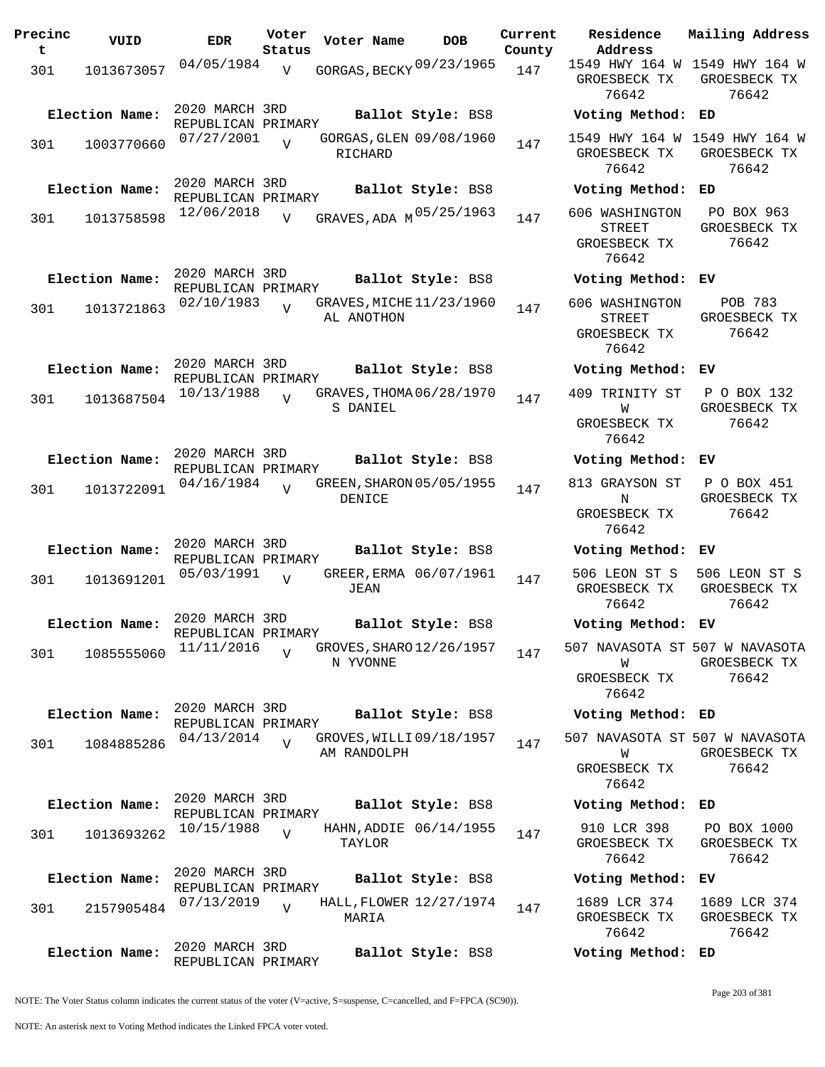| Precinct | VUID | EDR | Voter Status | Voter Name | DOB | Current County | Residence Address | Mailing Address |
|---|---|---|---|---|---|---|---|---|
| 301 | 1013673057 | 04/05/1984 | V | GORGAS, BECKY | 09/23/1965 | 147 | 1549 HWY 164 W GROESBECK TX 76642 | 1549 HWY 164 W GROESBECK TX 76642 |
| **Election Name:** | 2020 MARCH 3RD REPUBLICAN PRIMARY | | | **Ballot Style:** BS8 | | | **Voting Method:** ED | |
| 301 | 1003770660 | 07/27/2001 | V | GORGAS, GLEN RICHARD | 09/08/1960 | 147 | 1549 HWY 164 W GROESBECK TX 76642 | 1549 HWY 164 W GROESBECK TX 76642 |
| **Election Name:** | 2020 MARCH 3RD REPUBLICAN PRIMARY | | | **Ballot Style:** BS8 | | | **Voting Method:** ED | |
| 301 | 1013758598 | 12/06/2018 | V | GRAVES, ADA M | 05/25/1963 | 147 | 606 WASHINGTON STREET GROESBECK TX 76642 | PO BOX 963 GROESBECK TX 76642 |
| **Election Name:** | 2020 MARCH 3RD REPUBLICAN PRIMARY | | | **Ballot Style:** BS8 | | | **Voting Method:** EV | |
| 301 | 1013721863 | 02/10/1983 | V | GRAVES, MICHEAL ANOTHON | 11/23/1960 | 147 | 606 WASHINGTON STREET GROESBECK TX 76642 | POB 783 GROESBECK TX 76642 |
| **Election Name:** | 2020 MARCH 3RD REPUBLICAN PRIMARY | | | **Ballot Style:** BS8 | | | **Voting Method:** EV | |
| 301 | 1013687504 | 10/13/1988 | V | GRAVES, THOMAS DANIEL | 06/28/1970 | 147 | 409 TRINITY ST W GROESBECK TX 76642 | P O BOX 132 GROESBECK TX 76642 |
| **Election Name:** | 2020 MARCH 3RD REPUBLICAN PRIMARY | | | **Ballot Style:** BS8 | | | **Voting Method:** EV | |
| 301 | 1013722091 | 04/16/1984 | V | GREEN, SHARON DENICE | 05/05/1955 | 147 | 813 GRAYSON ST N GROESBECK TX 76642 | P O BOX 451 GROESBECK TX 76642 |
| **Election Name:** | 2020 MARCH 3RD REPUBLICAN PRIMARY | | | **Ballot Style:** BS8 | | | **Voting Method:** EV | |
| 301 | 1013691201 | 05/03/1991 | V | GREER, ERMA JEAN | 06/07/1961 | 147 | 506 LEON ST S GROESBECK TX 76642 | 506 LEON ST S GROESBECK TX 76642 |
| **Election Name:** | 2020 MARCH 3RD REPUBLICAN PRIMARY | | | **Ballot Style:** BS8 | | | **Voting Method:** EV | |
| 301 | 1085555060 | 11/11/2016 | V | GROVES, SHARON YVONNE | 12/26/1957 | 147 | 507 NAVASOTA ST W GROESBECK TX 76642 | 507 W NAVASOTA GROESBECK TX 76642 |
| **Election Name:** | 2020 MARCH 3RD REPUBLICAN PRIMARY | | | **Ballot Style:** BS8 | | | **Voting Method:** ED | |
| 301 | 1084885286 | 04/13/2014 | V | GROVES, WILLIAM RANDOLPH | 09/18/1957 | 147 | 507 NAVASOTA ST W GROESBECK TX 76642 | 507 W NAVASOTA GROESBECK TX 76642 |
| **Election Name:** | 2020 MARCH 3RD REPUBLICAN PRIMARY | | | **Ballot Style:** BS8 | | | **Voting Method:** ED | |
| 301 | 1013693262 | 10/15/1988 | V | HAHN, ADDIE TAYLOR | 06/14/1955 | 147 | 910 LCR 398 GROESBECK TX 76642 | PO BOX 1000 GROESBECK TX 76642 |
| **Election Name:** | 2020 MARCH 3RD REPUBLICAN PRIMARY | | | **Ballot Style:** BS8 | | | **Voting Method:** EV | |
| 301 | 2157905484 | 07/13/2019 | V | HALL, FLOWER MARIA | 12/27/1974 | 147 | 1689 LCR 374 GROESBECK TX 76642 | 1689 LCR 374 GROESBECK TX 76642 |
| **Election Name:** | 2020 MARCH 3RD REPUBLICAN PRIMARY | | | **Ballot Style:** BS8 | | | **Voting Method:** ED | |

NOTE: The Voter Status column indicates the current status of the voter (V=active, S=suspense, C=cancelled, and F=FPCA (SC90)).

NOTE: An asterisk next to Voting Method indicates the Linked FPCA voter voted.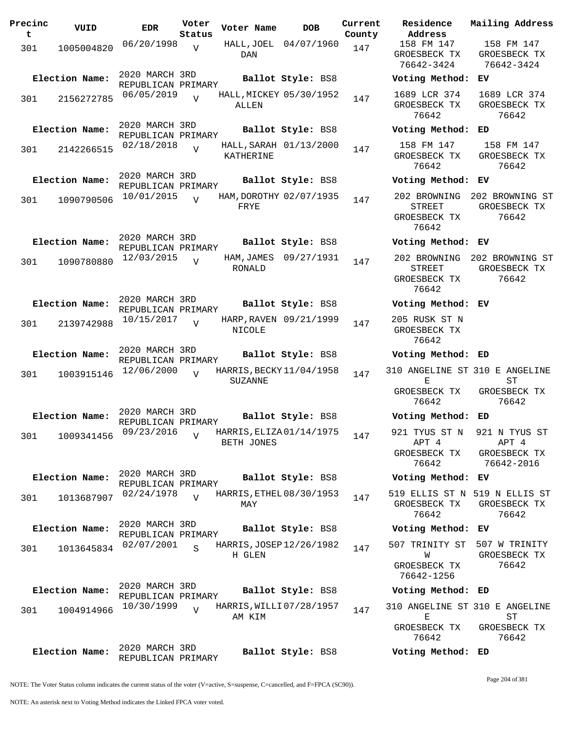| Precinct | VUID | EDR | Voter Status | Voter Name | DOB | Current County | Residence Address | Mailing Address |
|---|---|---|---|---|---|---|---|---|
| 301 | 1005004820 | 06/20/1998 | V | HALL,JOEL DAN | 04/07/1960 | 147 | 158 FM 147 GROESBECK TX 76642-3424 | 158 FM 147 GROESBECK TX 76642-3424 |
| Election Name: | 2020 MARCH 3RD REPUBLICAN PRIMARY | | | Ballot Style: BS8 | | | Voting Method: EV | |
| 301 | 2156272785 | 06/05/2019 | V | HALL,MICKEY ALLEN | 05/30/1952 | 147 | 1689 LCR 374 GROESBECK TX 76642 | 1689 LCR 374 GROESBECK TX 76642 |
| Election Name: | 2020 MARCH 3RD REPUBLICAN PRIMARY | | | Ballot Style: BS8 | | | Voting Method: ED | |
| 301 | 2142266515 | 02/18/2018 | V | HALL,SARAH KATHERINE | 01/13/2000 | 147 | 158 FM 147 GROESBECK TX 76642 | 158 FM 147 GROESBECK TX 76642 |
| Election Name: | 2020 MARCH 3RD REPUBLICAN PRIMARY | | | Ballot Style: BS8 | | | Voting Method: EV | |
| 301 | 1090790506 | 10/01/2015 | V | HAM,DOROTHY FRYE | 02/07/1935 | 147 | 202 BROWNING STREET GROESBECK TX 76642 | 202 BROWNING ST GROESBECK TX 76642 |
| Election Name: | 2020 MARCH 3RD REPUBLICAN PRIMARY | | | Ballot Style: BS8 | | | Voting Method: EV | |
| 301 | 1090780880 | 12/03/2015 | V | HAM,JAMES RONALD | 09/27/1931 | 147 | 202 BROWNING STREET GROESBECK TX 76642 | 202 BROWNING ST GROESBECK TX 76642 |
| Election Name: | 2020 MARCH 3RD REPUBLICAN PRIMARY | | | Ballot Style: BS8 | | | Voting Method: EV | |
| 301 | 2139742988 | 10/15/2017 | V | HARP,RAVEN NICOLE | 09/21/1999 | 147 | 205 RUSK ST N GROESBECK TX 76642 | |
| Election Name: | 2020 MARCH 3RD REPUBLICAN PRIMARY | | | Ballot Style: BS8 | | | Voting Method: ED | |
| 301 | 1003915146 | 12/06/2000 | V | HARRIS,BECKY SUZANNE | 11/04/1958 | 147 | 310 ANGELINE ST E GROESBECK TX 76642 | 310 E ANGELINE ST GROESBECK TX 76642 |
| Election Name: | 2020 MARCH 3RD REPUBLICAN PRIMARY | | | Ballot Style: BS8 | | | Voting Method: ED | |
| 301 | 1009341456 | 09/23/2016 | V | HARRIS,ELIZABETH JONES | 01/14/1975 | 147 | 921 TYUS ST N APT 4 GROESBECK TX 76642 | 921 N TYUS ST APT 4 GROESBECK TX 76642-2016 |
| Election Name: | 2020 MARCH 3RD REPUBLICAN PRIMARY | | | Ballot Style: BS8 | | | Voting Method: EV | |
| 301 | 1013687907 | 02/24/1978 | V | HARRIS,ETHEL MAY | 08/30/1953 | 147 | 519 ELLIS ST N GROESBECK TX 76642 | 519 N ELLIS ST GROESBECK TX 76642 |
| Election Name: | 2020 MARCH 3RD REPUBLICAN PRIMARY | | | Ballot Style: BS8 | | | Voting Method: EV | |
| 301 | 1013645834 | 02/07/2001 | S | HARRIS,JOSEPH GLEN | 12/26/1982 | 147 | 507 TRINITY ST W GROESBECK TX 76642-1256 | 507 W TRINITY GROESBECK TX 76642 |
| Election Name: | 2020 MARCH 3RD REPUBLICAN PRIMARY | | | Ballot Style: BS8 | | | Voting Method: ED | |
| 301 | 1004914966 | 10/30/1999 | V | HARRIS,WILLIAM KIM | 07/28/1957 | 147 | 310 ANGELINE ST E GROESBECK TX 76642 | 310 E ANGELINE ST GROESBECK TX 76642 |
| Election Name: | 2020 MARCH 3RD REPUBLICAN PRIMARY | | | Ballot Style: BS8 | | | Voting Method: ED | |

NOTE: The Voter Status column indicates the current status of the voter (V=active, S=suspense, C=cancelled, and F=FPCA (SC90)).

NOTE: An asterisk next to Voting Method indicates the Linked FPCA voter voted.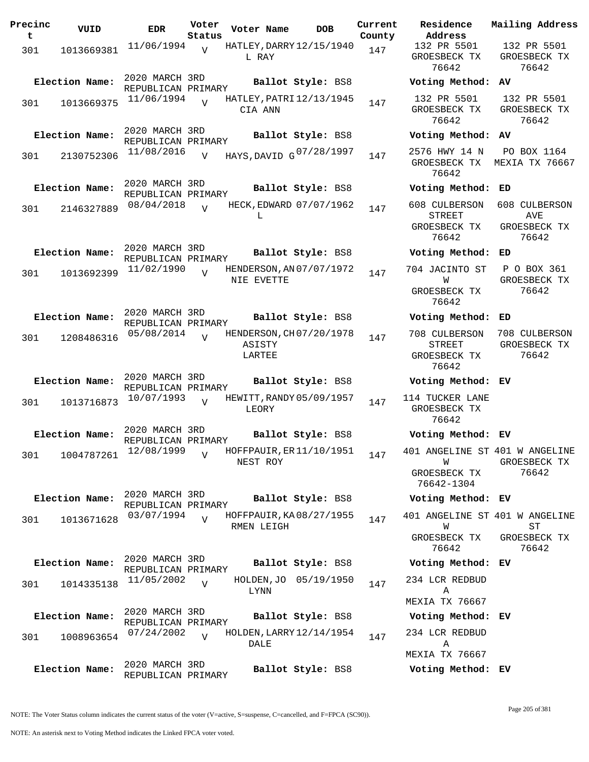| Precinct | VUID | EDR | Voter Status | Voter Name | DOB | Current County | Residence Address | Mailing Address |
|---|---|---|---|---|---|---|---|---|
| 301 | 1013669381 | 11/06/1994 | V | HATLEY, DARRYL RAY | 12/15/1940 | 147 | 132 PR 5501 GROESBECK TX 76642 | 132 PR 5501 GROESBECK TX 76642 |
| Election Name: | 2020 MARCH 3RD REPUBLICAN PRIMARY | | | Ballot Style: BS8 | | | Voting Method: AV | |
| 301 | 1013669375 | 11/06/1994 | V | HATLEY, PATRICIA ANN | 12/13/1945 | 147 | 132 PR 5501 GROESBECK TX 76642 | 132 PR 5501 GROESBECK TX 76642 |
| Election Name: | 2020 MARCH 3RD REPUBLICAN PRIMARY | | | Ballot Style: BS8 | | | Voting Method: AV | |
| 301 | 2130752306 | 11/08/2016 | V | HAYS, DAVID G | 07/28/1997 | 147 | 2576 HWY 14 N GROESBECK TX 76642 | PO BOX 1164 MEXIA TX 76667 |
| Election Name: | 2020 MARCH 3RD REPUBLICAN PRIMARY | | | Ballot Style: BS8 | | | Voting Method: ED | |
| 301 | 2146327889 | 08/04/2018 | V | HECK, EDWARD L | 07/07/1962 | 147 | 608 CULBERSON STREET GROESBECK TX 76642 | 608 CULBERSON AVE GROESBECK TX 76642 |
| Election Name: | 2020 MARCH 3RD REPUBLICAN PRIMARY | | | Ballot Style: BS8 | | | Voting Method: ED | |
| 301 | 1013692399 | 11/02/1990 | V | HENDERSON, ANNIE EVETTE | 07/07/1972 | 147 | 704 JACINTO ST W GROESBECK TX 76642 | P O BOX 361 GROESBECK TX 76642 |
| Election Name: | 2020 MARCH 3RD REPUBLICAN PRIMARY | | | Ballot Style: BS8 | | | Voting Method: ED | |
| 301 | 1208486316 | 05/08/2014 | V | HENDERSON, CHASISTY LARTEE | 07/20/1978 | 147 | 708 CULBERSON STREET GROESBECK TX 76642 | 708 CULBERSON GROESBECK TX 76642 |
| Election Name: | 2020 MARCH 3RD REPUBLICAN PRIMARY | | | Ballot Style: BS8 | | | Voting Method: EV | |
| 301 | 1013716873 | 10/07/1993 | V | HEWITT, RANDY LEORY | 05/09/1957 | 147 | 114 TUCKER LANE GROESBECK TX 76642 | |
| Election Name: | 2020 MARCH 3RD REPUBLICAN PRIMARY | | | Ballot Style: BS8 | | | Voting Method: EV | |
| 301 | 1004787261 | 12/08/1999 | V | HOFFPAUIR, ERNEST ROY | 11/10/1951 | 147 | 401 ANGELINE ST W GROESBECK TX 76642-1304 | 401 W ANGELINE GROESBECK TX 76642 |
| Election Name: | 2020 MARCH 3RD REPUBLICAN PRIMARY | | | Ballot Style: BS8 | | | Voting Method: EV | |
| 301 | 1013671628 | 03/07/1994 | V | HOFFPAUIR, KARMEN LEIGH | 08/27/1955 | 147 | 401 ANGELINE ST W GROESBECK TX 76642 | 401 W ANGELINE ST GROESBECK TX 76642 |
| Election Name: | 2020 MARCH 3RD REPUBLICAN PRIMARY | | | Ballot Style: BS8 | | | Voting Method: EV | |
| 301 | 1014335138 | 11/05/2002 | V | HOLDEN, JO LYNN | 05/19/1950 | 147 | 234 LCR REDBUD A MEXIA TX 76667 | |
| Election Name: | 2020 MARCH 3RD REPUBLICAN PRIMARY | | | Ballot Style: BS8 | | | Voting Method: EV | |
| 301 | 1008963654 | 07/24/2002 | V | HOLDEN, LARRY DALE | 12/14/1954 | 147 | 234 LCR REDBUD A MEXIA TX 76667 | |
| Election Name: | 2020 MARCH 3RD REPUBLICAN PRIMARY | | | Ballot Style: BS8 | | | Voting Method: EV | |

NOTE: The Voter Status column indicates the current status of the voter (V=active, S=suspense, C=cancelled, and F=FPCA (SC90)).

NOTE: An asterisk next to Voting Method indicates the Linked FPCA voter voted.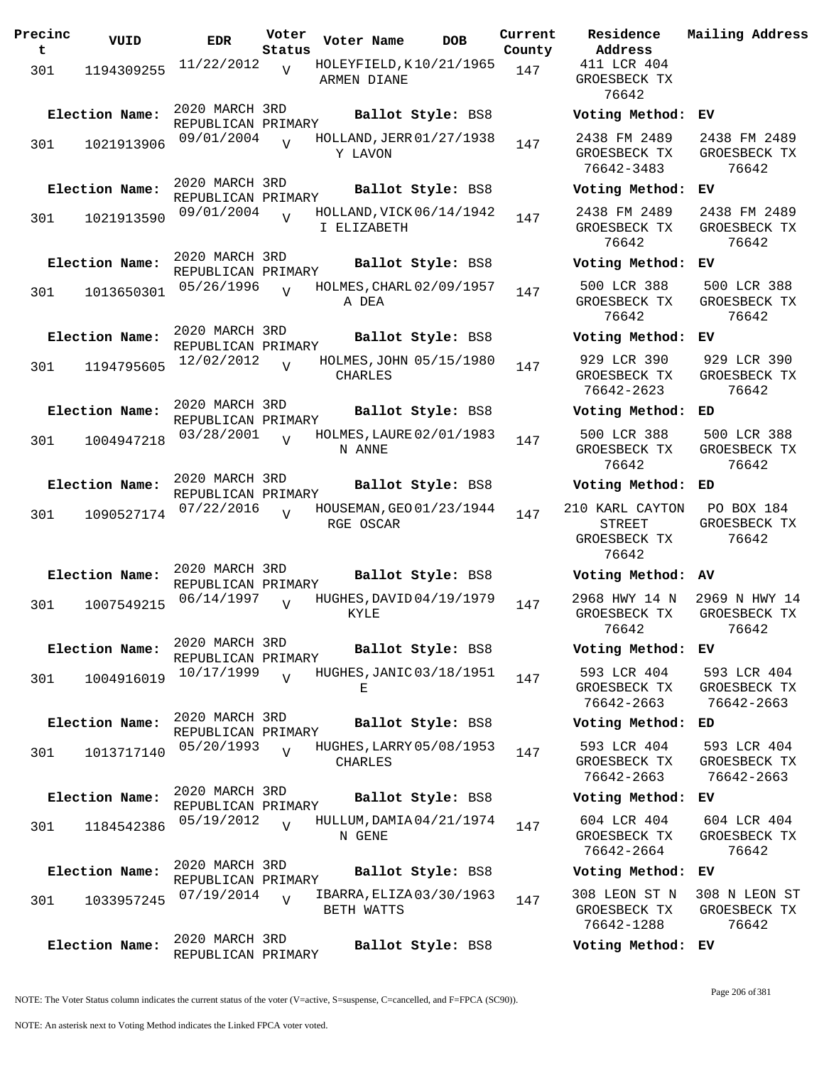| Precinct | VUID | EDR | Voter Status | Voter Name | DOB | Current County | Residence Address | Mailing Address |
|---|---|---|---|---|---|---|---|---|
| 301 | 1194309255 | 11/22/2012 | V | HOLEYFIELD,KARMEN DIANE | 10/21/1965 | 147 | 411 LCR 404 GROESBECK TX 76642 | |
| **Election Name:** | | 2020 MARCH 3RD REPUBLICAN PRIMARY | | **Ballot Style:** BS8 | | | **Voting Method:** | EV |
| 301 | 1021913906 | 09/01/2004 | V | HOLLAND,JERRY LAVON | 01/27/1938 | 147 | 2438 FM 2489 GROESBECK TX 76642-3483 | 2438 FM 2489 GROESBECK TX 76642 |
| **Election Name:** | | 2020 MARCH 3RD REPUBLICAN PRIMARY | | **Ballot Style:** BS8 | | | **Voting Method:** | EV |
| 301 | 1021913590 | 09/01/2004 | V | HOLLAND,VICKI ELIZABETH | 06/14/1942 | 147 | 2438 FM 2489 GROESBECK TX 76642 | 2438 FM 2489 GROESBECK TX 76642 |
| **Election Name:** | | 2020 MARCH 3RD REPUBLICAN PRIMARY | | **Ballot Style:** BS8 | | | **Voting Method:** | EV |
| 301 | 1013650301 | 05/26/1996 | V | HOLMES,CHARLA DEA | 02/09/1957 | 147 | 500 LCR 388 GROESBECK TX 76642 | 500 LCR 388 GROESBECK TX 76642 |
| **Election Name:** | | 2020 MARCH 3RD REPUBLICAN PRIMARY | | **Ballot Style:** BS8 | | | **Voting Method:** | EV |
| 301 | 1194795605 | 12/02/2012 | V | HOLMES,JOHN CHARLES | 05/15/1980 | 147 | 929 LCR 390 GROESBECK TX 76642-2623 | 929 LCR 390 GROESBECK TX 76642 |
| **Election Name:** | | 2020 MARCH 3RD REPUBLICAN PRIMARY | | **Ballot Style:** BS8 | | | **Voting Method:** | ED |
| 301 | 1004947218 | 03/28/2001 | V | HOLMES,LAUREN ANNE | 02/01/1983 | 147 | 500 LCR 388 GROESBECK TX 76642 | 500 LCR 388 GROESBECK TX 76642 |
| **Election Name:** | | 2020 MARCH 3RD REPUBLICAN PRIMARY | | **Ballot Style:** BS8 | | | **Voting Method:** | ED |
| 301 | 1090527174 | 07/22/2016 | V | HOUSEMAN,GEORGE OSCAR | 01/23/1944 | 147 | 210 KARL CAYTON STREET GROESBECK TX 76642 | PO BOX 184 GROESBECK TX 76642 |
| **Election Name:** | | 2020 MARCH 3RD REPUBLICAN PRIMARY | | **Ballot Style:** BS8 | | | **Voting Method:** | AV |
| 301 | 1007549215 | 06/14/1997 | V | HUGHES,DAVID KYLE | 04/19/1979 | 147 | 2968 HWY 14 N GROESBECK TX 76642 | 2969 N HWY 14 GROESBECK TX 76642 |
| **Election Name:** | | 2020 MARCH 3RD REPUBLICAN PRIMARY | | **Ballot Style:** BS8 | | | **Voting Method:** | EV |
| 301 | 1004916019 | 10/17/1999 | V | HUGHES,JANICE | 03/18/1951 | 147 | 593 LCR 404 GROESBECK TX 76642-2663 | 593 LCR 404 GROESBECK TX 76642-2663 |
| **Election Name:** | | 2020 MARCH 3RD REPUBLICAN PRIMARY | | **Ballot Style:** BS8 | | | **Voting Method:** | ED |
| 301 | 1013717140 | 05/20/1993 | V | HUGHES,LARRY CHARLES | 05/08/1953 | 147 | 593 LCR 404 GROESBECK TX 76642-2663 | 593 LCR 404 GROESBECK TX 76642-2663 |
| **Election Name:** | | 2020 MARCH 3RD REPUBLICAN PRIMARY | | **Ballot Style:** BS8 | | | **Voting Method:** | EV |
| 301 | 1184542386 | 05/19/2012 | V | HULLUM,DAMIAN GENE | 04/21/1974 | 147 | 604 LCR 404 GROESBECK TX 76642-2664 | 604 LCR 404 GROESBECK TX 76642 |
| **Election Name:** | | 2020 MARCH 3RD REPUBLICAN PRIMARY | | **Ballot Style:** BS8 | | | **Voting Method:** | EV |
| 301 | 1033957245 | 07/19/2014 | V | IBARRA,ELIZABETH WATTS | 03/30/1963 | 147 | 308 LEON ST N GROESBECK TX 76642-1288 | 308 N LEON ST GROESBECK TX 76642 |
| **Election Name:** | | 2020 MARCH 3RD REPUBLICAN PRIMARY | | **Ballot Style:** BS8 | | | **Voting Method:** | EV |

NOTE: The Voter Status column indicates the current status of the voter (V=active, S=suspense, C=cancelled, and F=FPCA (SC90)).

NOTE: An asterisk next to Voting Method indicates the Linked FPCA voter voted.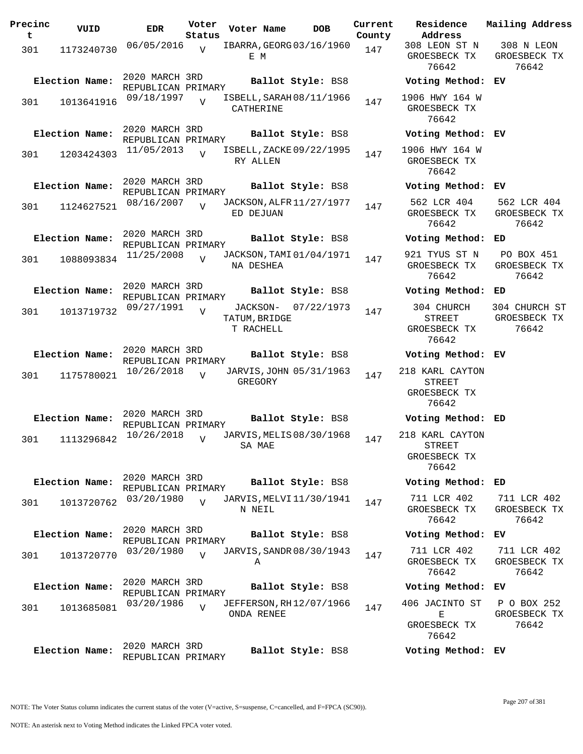| Precinct | VUID | EDR | Voter Status | Voter Name | DOB | Current County | Residence Address | Mailing Address |
|---|---|---|---|---|---|---|---|---|
| 301 | 1173240730 | 06/05/2016 | V | IBARRA,GEORGE M | 03/16/1960 | 147 | 308 LEON ST N GROESBECK TX 76642 | 308 N LEON GROESBECK TX 76642 |
| Election Name: | 2020 MARCH 3RD REPUBLICAN PRIMARY | | | Ballot Style: BS8 | | | Voting Method: EV | |
| 301 | 1013641916 | 09/18/1997 | V | ISBELL,SARAH CATHERINE | 08/11/1966 | 147 | 1906 HWY 164 W GROESBECK TX 76642 | |
| Election Name: | 2020 MARCH 3RD REPUBLICAN PRIMARY | | | Ballot Style: BS8 | | | Voting Method: EV | |
| 301 | 1203424303 | 11/05/2013 | V | ISBELL,ZACKERY ALLEN | 09/22/1995 | 147 | 1906 HWY 164 W GROESBECK TX 76642 | |
| Election Name: | 2020 MARCH 3RD REPUBLICAN PRIMARY | | | Ballot Style: BS8 | | | Voting Method: EV | |
| 301 | 1124627521 | 08/16/2007 | V | JACKSON,ALFRED DEJUAN | 11/27/1977 | 147 | 562 LCR 404 GROESBECK TX 76642 | 562 LCR 404 GROESBECK TX 76642 |
| Election Name: | 2020 MARCH 3RD REPUBLICAN PRIMARY | | | Ballot Style: BS8 | | | Voting Method: ED | |
| 301 | 1088093834 | 11/25/2008 | V | JACKSON,TAMINA DESHEA | 01/04/1971 | 147 | 921 TYUS ST N GROESBECK TX 76642 | PO BOX 451 GROESBECK TX 76642 |
| Election Name: | 2020 MARCH 3RD REPUBLICAN PRIMARY | | | Ballot Style: BS8 | | | Voting Method: ED | |
| 301 | 1013719732 | 09/27/1991 | V | JACKSON-TATUM,BRIDGET RACHELL | 07/22/1973 | 147 | 304 CHURCH STREET GROESBECK TX 76642 | 304 CHURCH ST GROESBECK TX 76642 |
| Election Name: | 2020 MARCH 3RD REPUBLICAN PRIMARY | | | Ballot Style: BS8 | | | Voting Method: EV | |
| 301 | 1175780021 | 10/26/2018 | V | JARVIS,JOHN GREGORY | 05/31/1963 | 147 | 218 KARL CAYTON STREET GROESBECK TX 76642 | |
| Election Name: | 2020 MARCH 3RD REPUBLICAN PRIMARY | | | Ballot Style: BS8 | | | Voting Method: ED | |
| 301 | 1113296842 | 10/26/2018 | V | JARVIS,MELISSA MAE | 08/30/1968 | 147 | 218 KARL CAYTON STREET GROESBECK TX 76642 | |
| Election Name: | 2020 MARCH 3RD REPUBLICAN PRIMARY | | | Ballot Style: BS8 | | | Voting Method: ED | |
| 301 | 1013720762 | 03/20/1980 | V | JARVIS,MELVIN NEIL | 11/30/1941 | 147 | 711 LCR 402 GROESBECK TX 76642 | 711 LCR 402 GROESBECK TX 76642 |
| Election Name: | 2020 MARCH 3RD REPUBLICAN PRIMARY | | | Ballot Style: BS8 | | | Voting Method: EV | |
| 301 | 1013720770 | 03/20/1980 | V | JARVIS,SANDRA | 08/30/1943 | 147 | 711 LCR 402 GROESBECK TX 76642 | 711 LCR 402 GROESBECK TX 76642 |
| Election Name: | 2020 MARCH 3RD REPUBLICAN PRIMARY | | | Ballot Style: BS8 | | | Voting Method: EV | |
| 301 | 1013685081 | 03/20/1986 | V | JEFFERSON,RHONDA RENEE | 12/07/1966 | 147 | 406 JACINTO ST E GROESBECK TX 76642 | P O BOX 252 GROESBECK TX 76642 |
| Election Name: | 2020 MARCH 3RD REPUBLICAN PRIMARY | | | Ballot Style: BS8 | | | Voting Method: EV | |

NOTE: The Voter Status column indicates the current status of the voter (V=active, S=suspense, C=cancelled, and F=FPCA (SC90)).

NOTE: An asterisk next to Voting Method indicates the Linked FPCA voter voted.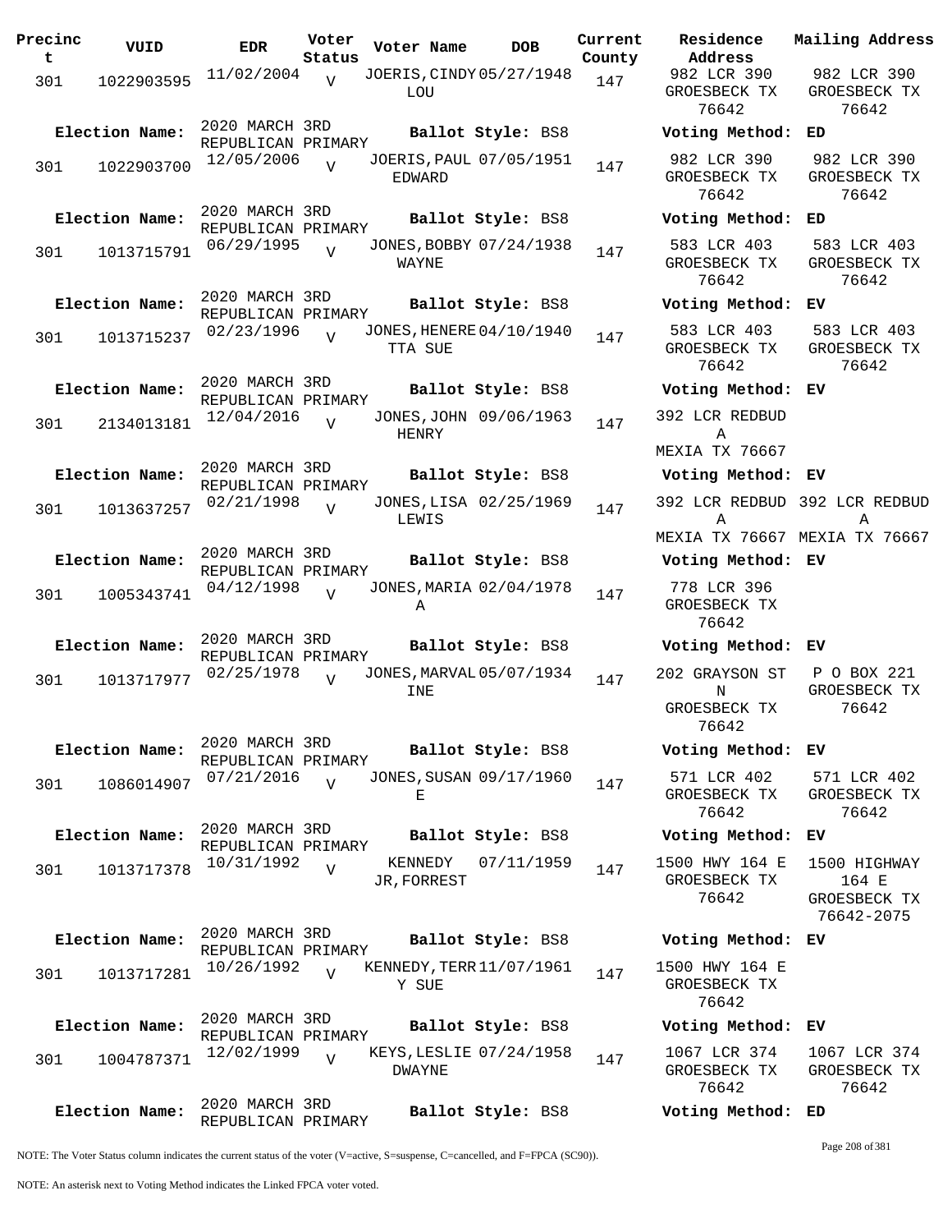| Precinct | VUID | EDR | Voter Status | Voter Name | DOB | Current County | Residence Address | Mailing Address |
|---|---|---|---|---|---|---|---|---|
| 301 | 1022903595 | 11/02/2004 | V | JOERIS,CINDY LOU | 05/27/1948 | 147 | 982 LCR 390 GROESBECK TX 76642 | 982 LCR 390 GROESBECK TX 76642 |
| Election Name: | 2020 MARCH 3RD REPUBLICAN PRIMARY | | | Ballot Style: BS8 | | | Voting Method: ED | |
| 301 | 1022903700 | 12/05/2006 | V | JOERIS,PAUL EDWARD | 07/05/1951 | 147 | 982 LCR 390 GROESBECK TX 76642 | 982 LCR 390 GROESBECK TX 76642 |
| Election Name: | 2020 MARCH 3RD REPUBLICAN PRIMARY | | | Ballot Style: BS8 | | | Voting Method: ED | |
| 301 | 1013715791 | 06/29/1995 | V | JONES,BOBBY WAYNE | 07/24/1938 | 147 | 583 LCR 403 GROESBECK TX 76642 | 583 LCR 403 GROESBECK TX 76642 |
| Election Name: | 2020 MARCH 3RD REPUBLICAN PRIMARY | | | Ballot Style: BS8 | | | Voting Method: EV | |
| 301 | 1013715237 | 02/23/1996 | V | JONES,HENERETTA SUE | 04/10/1940 | 147 | 583 LCR 403 GROESBECK TX 76642 | 583 LCR 403 GROESBECK TX 76642 |
| Election Name: | 2020 MARCH 3RD REPUBLICAN PRIMARY | | | Ballot Style: BS8 | | | Voting Method: EV | |
| 301 | 2134013181 | 12/04/2016 | V | JONES,JOHN HENRY | 09/06/1963 | 147 | 392 LCR REDBUD A MEXIA TX 76667 | |
| Election Name: | 2020 MARCH 3RD REPUBLICAN PRIMARY | | | Ballot Style: BS8 | | | Voting Method: EV | |
| 301 | 1013637257 | 02/21/1998 | V | JONES,LISA LEWIS | 02/25/1969 | 147 | 392 LCR REDBUD A MEXIA TX 76667 | 392 LCR REDBUD A MEXIA TX 76667 |
| Election Name: | 2020 MARCH 3RD REPUBLICAN PRIMARY | | | Ballot Style: BS8 | | | Voting Method: EV | |
| 301 | 1005343741 | 04/12/1998 | V | JONES,MARIA A | 02/04/1978 | 147 | 778 LCR 396 GROESBECK TX 76642 | |
| Election Name: | 2020 MARCH 3RD REPUBLICAN PRIMARY | | | Ballot Style: BS8 | | | Voting Method: EV | |
| 301 | 1013717977 | 02/25/1978 | V | JONES,MARVALINE | 05/07/1934 | 147 | 202 GRAYSON ST N GROESBECK TX 76642 | P O BOX 221 GROESBECK TX 76642 |
| Election Name: | 2020 MARCH 3RD REPUBLICAN PRIMARY | | | Ballot Style: BS8 | | | Voting Method: EV | |
| 301 | 1086014907 | 07/21/2016 | V | JONES,SUSAN E | 09/17/1960 | 147 | 571 LCR 402 GROESBECK TX 76642 | 571 LCR 402 GROESBECK TX 76642 |
| Election Name: | 2020 MARCH 3RD REPUBLICAN PRIMARY | | | Ballot Style: BS8 | | | Voting Method: EV | |
| 301 | 1013717378 | 10/31/1992 | V | KENNEDY JR,FORREST | 07/11/1959 | 147 | 1500 HWY 164 E GROESBECK TX 76642 | 1500 HIGHWAY 164 E GROESBECK TX 76642-2075 |
| Election Name: | 2020 MARCH 3RD REPUBLICAN PRIMARY | | | Ballot Style: BS8 | | | Voting Method: EV | |
| 301 | 1013717281 | 10/26/1992 | V | KENNEDY,TERRY SUE | 11/07/1961 | 147 | 1500 HWY 164 E GROESBECK TX 76642 | |
| Election Name: | 2020 MARCH 3RD REPUBLICAN PRIMARY | | | Ballot Style: BS8 | | | Voting Method: EV | |
| 301 | 1004787371 | 12/02/1999 | V | KEYS,LESLIE DWAYNE | 07/24/1958 | 147 | 1067 LCR 374 GROESBECK TX 76642 | 1067 LCR 374 GROESBECK TX 76642 |
| Election Name: | 2020 MARCH 3RD REPUBLICAN PRIMARY | | | Ballot Style: BS8 | | | Voting Method: ED | |

NOTE: The Voter Status column indicates the current status of the voter (V=active, S=suspense, C=cancelled, and F=FPCA (SC90)).

NOTE: An asterisk next to Voting Method indicates the Linked FPCA voter voted.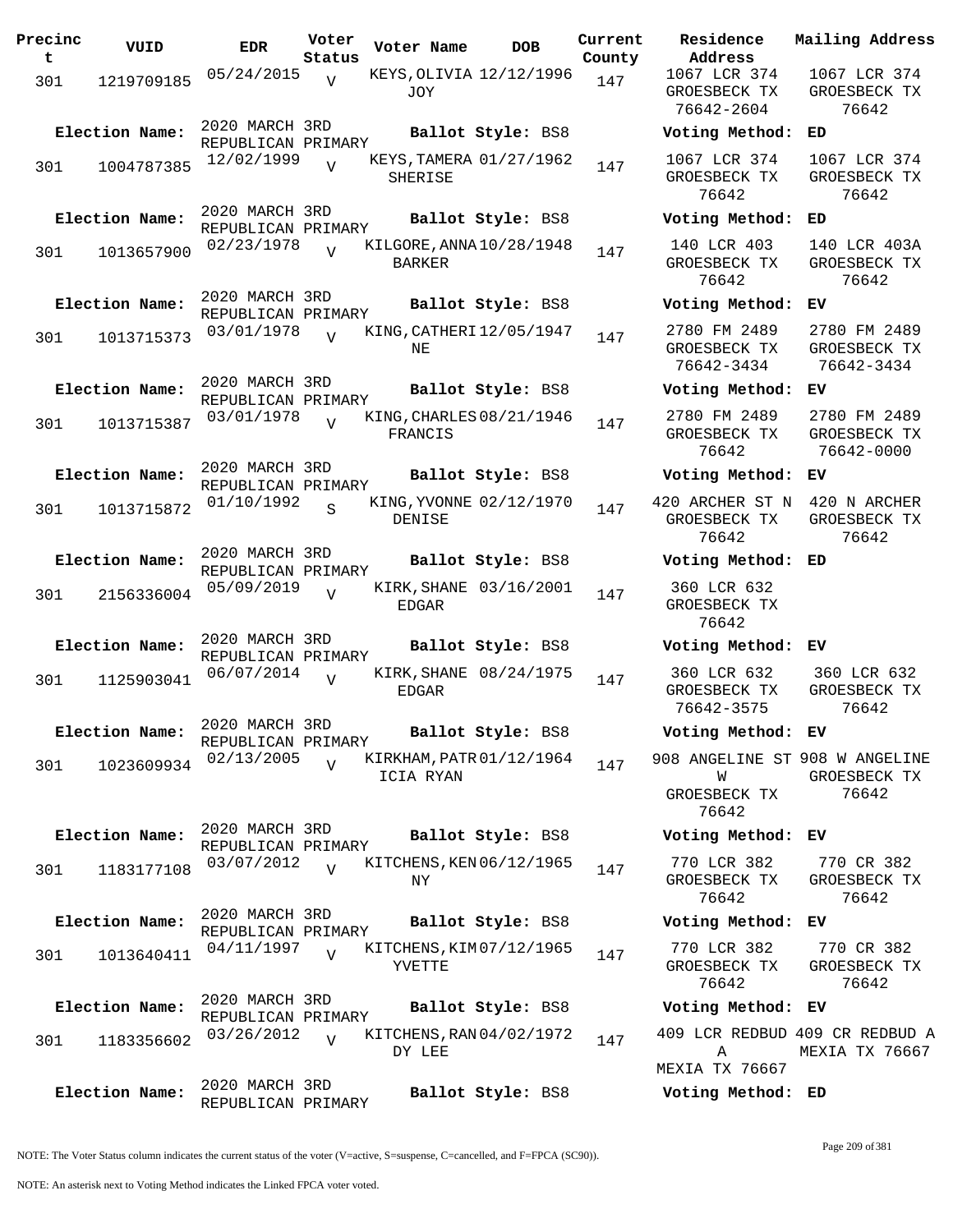| Precinct | VUID | EDR | Voter Status | Voter Name | DOB | Current County | Residence Address | Mailing Address |
|---|---|---|---|---|---|---|---|---|
| 301 | 1219709185 | 05/24/2015 | V | KEYS, OLIVIA JOY | 12/12/1996 | 147 | 1067 LCR 374 GROESBECK TX 76642-2604 | 1067 LCR 374 GROESBECK TX 76642 |
| Election Name: | 2020 MARCH 3RD REPUBLICAN PRIMARY | | | Ballot Style: BS8 | | | Voting Method: ED | |
| 301 | 1004787385 | 12/02/1999 | V | KEYS, TAMERA SHERISE | 01/27/1962 | 147 | 1067 LCR 374 GROESBECK TX 76642 | 1067 LCR 374 GROESBECK TX 76642 |
| Election Name: | 2020 MARCH 3RD REPUBLICAN PRIMARY | | | Ballot Style: BS8 | | | Voting Method: ED | |
| 301 | 1013657900 | 02/23/1978 | V | KILGORE, ANNA BARKER | 10/28/1948 | 147 | 140 LCR 403 GROESBECK TX 76642 | 140 LCR 403A GROESBECK TX 76642 |
| Election Name: | 2020 MARCH 3RD REPUBLICAN PRIMARY | | | Ballot Style: BS8 | | | Voting Method: EV | |
| 301 | 1013715373 | 03/01/1978 | V | KING, CATHERINE | 12/05/1947 | 147 | 2780 FM 2489 GROESBECK TX 76642-3434 | 2780 FM 2489 GROESBECK TX 76642-3434 |
| Election Name: | 2020 MARCH 3RD REPUBLICAN PRIMARY | | | Ballot Style: BS8 | | | Voting Method: EV | |
| 301 | 1013715387 | 03/01/1978 | V | KING, CHARLES FRANCIS | 08/21/1946 | 147 | 2780 FM 2489 GROESBECK TX 76642 | 2780 FM 2489 GROESBECK TX 76642-0000 |
| Election Name: | 2020 MARCH 3RD REPUBLICAN PRIMARY | | | Ballot Style: BS8 | | | Voting Method: EV | |
| 301 | 1013715872 | 01/10/1992 | S | KING, YVONNE DENISE | 02/12/1970 | 147 | 420 ARCHER ST N GROESBECK TX 76642 | 420 N ARCHER GROESBECK TX 76642 |
| Election Name: | 2020 MARCH 3RD REPUBLICAN PRIMARY | | | Ballot Style: BS8 | | | Voting Method: ED | |
| 301 | 2156336004 | 05/09/2019 | V | KIRK, SHANE EDGAR | 03/16/2001 | 147 | 360 LCR 632 GROESBECK TX 76642 | |
| Election Name: | 2020 MARCH 3RD REPUBLICAN PRIMARY | | | Ballot Style: BS8 | | | Voting Method: EV | |
| 301 | 1125903041 | 06/07/2014 | V | KIRK, SHANE EDGAR | 08/24/1975 | 147 | 360 LCR 632 GROESBECK TX 76642-3575 | 360 LCR 632 GROESBECK TX 76642 |
| Election Name: | 2020 MARCH 3RD REPUBLICAN PRIMARY | | | Ballot Style: BS8 | | | Voting Method: EV | |
| 301 | 1023609934 | 02/13/2005 | V | KIRKHAM, PATRICIA RYAN | 01/12/1964 | 147 | 908 ANGELINE ST W GROESBECK TX 76642 | 908 W ANGELINE GROESBECK TX 76642 |
| Election Name: | 2020 MARCH 3RD REPUBLICAN PRIMARY | | | Ballot Style: BS8 | | | Voting Method: EV | |
| 301 | 1183177108 | 03/07/2012 | V | KITCHENS, KENNY | 06/12/1965 | 147 | 770 LCR 382 GROESBECK TX 76642 | 770 CR 382 GROESBECK TX 76642 |
| Election Name: | 2020 MARCH 3RD REPUBLICAN PRIMARY | | | Ballot Style: BS8 | | | Voting Method: EV | |
| 301 | 1013640411 | 04/11/1997 | V | KITCHENS, KIM YVETTE | 07/12/1965 | 147 | 770 LCR 382 GROESBECK TX 76642 | 770 CR 382 GROESBECK TX 76642 |
| Election Name: | 2020 MARCH 3RD REPUBLICAN PRIMARY | | | Ballot Style: BS8 | | | Voting Method: EV | |
| 301 | 1183356602 | 03/26/2012 | V | KITCHENS, RANDY LEE | 04/02/1972 | 147 | 409 LCR REDBUD A MEXIA TX 76667 | 409 CR REDBUD A MEXIA TX 76667 |
| Election Name: | 2020 MARCH 3RD REPUBLICAN PRIMARY | | | Ballot Style: BS8 | | | Voting Method: ED | |

NOTE: The Voter Status column indicates the current status of the voter (V=active, S=suspense, C=cancelled, and F=FPCA (SC90)).

NOTE: An asterisk next to Voting Method indicates the Linked FPCA voter voted.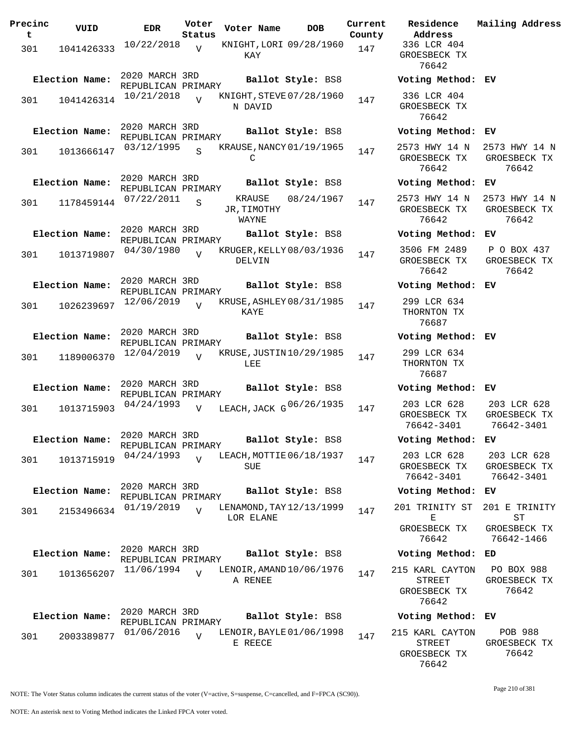| Precinct | VUID | EDR | Voter Status | Voter Name | DOB | Current County | Residence Address | Mailing Address |
|---|---|---|---|---|---|---|---|---|
| 301 | 1041426333 | 10/22/2018 | V | KNIGHT, LORI KAY | 09/28/1960 | 147 | 336 LCR 404 GROESBECK TX 76642 | |
| Election Name: | 2020 MARCH 3RD REPUBLICAN PRIMARY | | | Ballot Style: BS8 | | | Voting Method: EV | |
| 301 | 1041426314 | 10/21/2018 | V | KNIGHT, STEVEN DAVID | 07/28/1960 | 147 | 336 LCR 404 GROESBECK TX 76642 | |
| Election Name: | 2020 MARCH 3RD REPUBLICAN PRIMARY | | | Ballot Style: BS8 | | | Voting Method: EV | |
| 301 | 1013666147 | 03/12/1995 | S | KRAUSE, NANCY C | 01/19/1965 | 147 | 2573 HWY 14 N GROESBECK TX 76642 | 2573 HWY 14 N GROESBECK TX 76642 |
| Election Name: | 2020 MARCH 3RD REPUBLICAN PRIMARY | | | Ballot Style: BS8 | | | Voting Method: EV | |
| 301 | 1178459144 | 07/22/2011 | S | KRAUSE JR, TIMOTHY WAYNE | 08/24/1967 | 147 | 2573 HWY 14 N GROESBECK TX 76642 | 2573 HWY 14 N GROESBECK TX 76642 |
| Election Name: | 2020 MARCH 3RD REPUBLICAN PRIMARY | | | Ballot Style: BS8 | | | Voting Method: EV | |
| 301 | 1013719807 | 04/30/1980 | V | KRUGER, KELLY DELVIN | 08/03/1936 | 147 | 3506 FM 2489 GROESBECK TX 76642 | P O BOX 437 GROESBECK TX 76642 |
| Election Name: | 2020 MARCH 3RD REPUBLICAN PRIMARY | | | Ballot Style: BS8 | | | Voting Method: EV | |
| 301 | 1026239697 | 12/06/2019 | V | KRUSE, ASHLEY KAYE | 08/31/1985 | 147 | 299 LCR 634 THORNTON TX 76687 | |
| Election Name: | 2020 MARCH 3RD REPUBLICAN PRIMARY | | | Ballot Style: BS8 | | | Voting Method: EV | |
| 301 | 1189006370 | 12/04/2019 | V | KRUSE, JUSTIN LEE | 10/29/1985 | 147 | 299 LCR 634 THORNTON TX 76687 | |
| Election Name: | 2020 MARCH 3RD REPUBLICAN PRIMARY | | | Ballot Style: BS8 | | | Voting Method: EV | |
| 301 | 1013715903 | 04/24/1993 | V | LEACH, JACK G | 06/26/1935 | 147 | 203 LCR 628 GROESBECK TX 76642-3401 | 203 LCR 628 GROESBECK TX 76642-3401 |
| Election Name: | 2020 MARCH 3RD REPUBLICAN PRIMARY | | | Ballot Style: BS8 | | | Voting Method: EV | |
| 301 | 1013715919 | 04/24/1993 | V | LEACH, MOTTIE SUE | 06/18/1937 | 147 | 203 LCR 628 GROESBECK TX 76642-3401 | 203 LCR 628 GROESBECK TX 76642-3401 |
| Election Name: | 2020 MARCH 3RD REPUBLICAN PRIMARY | | | Ballot Style: BS8 | | | Voting Method: EV | |
| 301 | 2153496634 | 01/19/2019 | V | LENAMOND, TAYLOR ELANE | 12/13/1999 | 147 | 201 TRINITY ST E GROESBECK TX 76642 | 201 E TRINITY ST GROESBECK TX 76642-1466 |
| Election Name: | 2020 MARCH 3RD REPUBLICAN PRIMARY | | | Ballot Style: BS8 | | | Voting Method: ED | |
| 301 | 1013656207 | 11/06/1994 | V | LENOIR, AMANDA RENEE | 10/06/1976 | 147 | 215 KARL CAYTON STREET GROESBECK TX 76642 | PO BOX 988 GROESBECK TX 76642 |
| Election Name: | 2020 MARCH 3RD REPUBLICAN PRIMARY | | | Ballot Style: BS8 | | | Voting Method: EV | |
| 301 | 2003389877 | 01/06/2016 | V | LENOIR, BAYLEE REECE | 01/06/1998 | 147 | 215 KARL CAYTON STREET GROESBECK TX 76642 | POB 988 GROESBECK TX 76642 |

NOTE: The Voter Status column indicates the current status of the voter (V=active, S=suspense, C=cancelled, and F=FPCA (SC90)).

NOTE: An asterisk next to Voting Method indicates the Linked FPCA voter voted.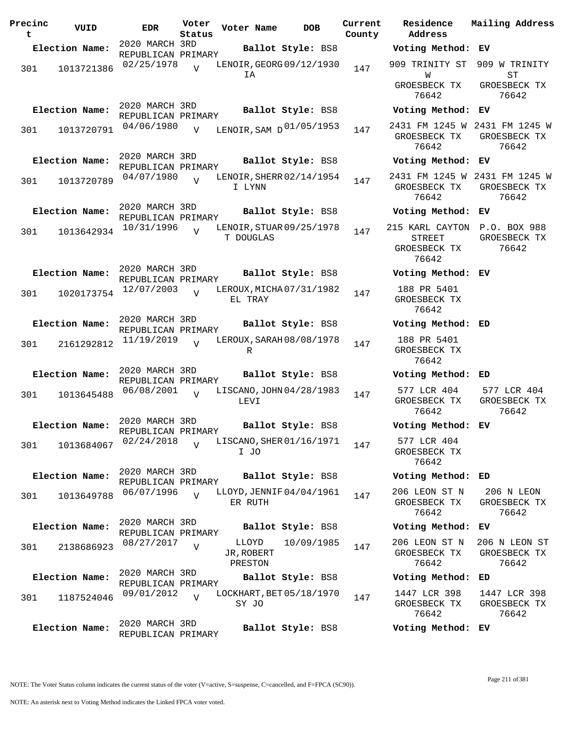| Precinct | VUID | EDR | Voter Status | Voter Name | DOB | Current County | Residence Address | Mailing Address |
|---|---|---|---|---|---|---|---|---|
| **Election Name:** | | 2020 MARCH 3RD REPUBLICAN PRIMARY | | **Ballot Style:** BS8 | | | **Voting Method:** EV | |
| 301 | 1013721386 | 02/25/1978 | V | LENOIR,GEORGIA | 09/12/1930 | 147 | 909 TRINITY ST W GROESBECK TX 76642 | 909 W TRINITY ST GROESBECK TX 76642 |
| **Election Name:** | | 2020 MARCH 3RD REPUBLICAN PRIMARY | | **Ballot Style:** BS8 | | | **Voting Method:** EV | |
| 301 | 1013720791 | 04/06/1980 | V | LENOIR,SAM D | 01/05/1953 | 147 | 2431 FM 1245 W GROESBECK TX 76642 | 2431 FM 1245 W GROESBECK TX 76642 |
| **Election Name:** | | 2020 MARCH 3RD REPUBLICAN PRIMARY | | **Ballot Style:** BS8 | | | **Voting Method:** EV | |
| 301 | 1013720789 | 04/07/1980 | V | LENOIR,SHERRI LYNN | 02/14/1954 | 147 | 2431 FM 1245 W GROESBECK TX 76642 | 2431 FM 1245 W GROESBECK TX 76642 |
| **Election Name:** | | 2020 MARCH 3RD REPUBLICAN PRIMARY | | **Ballot Style:** BS8 | | | **Voting Method:** EV | |
| 301 | 1013642934 | 10/31/1996 | V | LENOIR,STUART DOUGLAS | 09/25/1978 | 147 | 215 KARL CAYTON STREET GROESBECK TX 76642 | P.O. BOX 988 GROESBECK TX 76642 |
| **Election Name:** | | 2020 MARCH 3RD REPUBLICAN PRIMARY | | **Ballot Style:** BS8 | | | **Voting Method:** EV | |
| 301 | 1020173754 | 12/07/2003 | V | LEROUX,MICHAEL TRAY | 07/31/1982 | 147 | 188 PR 5401 GROESBECK TX 76642 | |
| **Election Name:** | | 2020 MARCH 3RD REPUBLICAN PRIMARY | | **Ballot Style:** BS8 | | | **Voting Method:** ED | |
| 301 | 2161292812 | 11/19/2019 | V | LEROUX,SARAH R | 08/08/1978 | 147 | 188 PR 5401 GROESBECK TX 76642 | |
| **Election Name:** | | 2020 MARCH 3RD REPUBLICAN PRIMARY | | **Ballot Style:** BS8 | | | **Voting Method:** ED | |
| 301 | 1013645488 | 06/08/2001 | V | LISCANO,JOHN LEVI | 04/28/1983 | 147 | 577 LCR 404 GROESBECK TX 76642 | 577 LCR 404 GROESBECK TX 76642 |
| **Election Name:** | | 2020 MARCH 3RD REPUBLICAN PRIMARY | | **Ballot Style:** BS8 | | | **Voting Method:** EV | |
| 301 | 1013684067 | 02/24/2018 | V | LISCANO,SHERI JO | 01/16/1971 | 147 | 577 LCR 404 GROESBECK TX 76642 | |
| **Election Name:** | | 2020 MARCH 3RD REPUBLICAN PRIMARY | | **Ballot Style:** BS8 | | | **Voting Method:** ED | |
| 301 | 1013649788 | 06/07/1996 | V | LLOYD,JENNIFER RUTH | 04/04/1961 | 147 | 206 LEON ST N GROESBECK TX 76642 | 206 N LEON GROESBECK TX 76642 |
| **Election Name:** | | 2020 MARCH 3RD REPUBLICAN PRIMARY | | **Ballot Style:** BS8 | | | **Voting Method:** EV | |
| 301 | 2138686923 | 08/27/2017 | V | LLOYD JR,ROBERT PRESTON | 10/09/1985 | 147 | 206 LEON ST N GROESBECK TX 76642 | 206 N LEON ST GROESBECK TX 76642 |
| **Election Name:** | | 2020 MARCH 3RD REPUBLICAN PRIMARY | | **Ballot Style:** BS8 | | | **Voting Method:** ED | |
| 301 | 1187524046 | 09/01/2012 | V | LOCKHART,BETSY JO | 05/18/1970 | 147 | 1447 LCR 398 GROESBECK TX 76642 | 1447 LCR 398 GROESBECK TX 76642 |
| **Election Name:** | | 2020 MARCH 3RD REPUBLICAN PRIMARY | | **Ballot Style:** BS8 | | | **Voting Method:** EV | |

NOTE: The Voter Status column indicates the current status of the voter (V=active, S=suspense, C=cancelled, and F=FPCA (SC90)).

NOTE: An asterisk next to Voting Method indicates the Linked FPCA voter voted.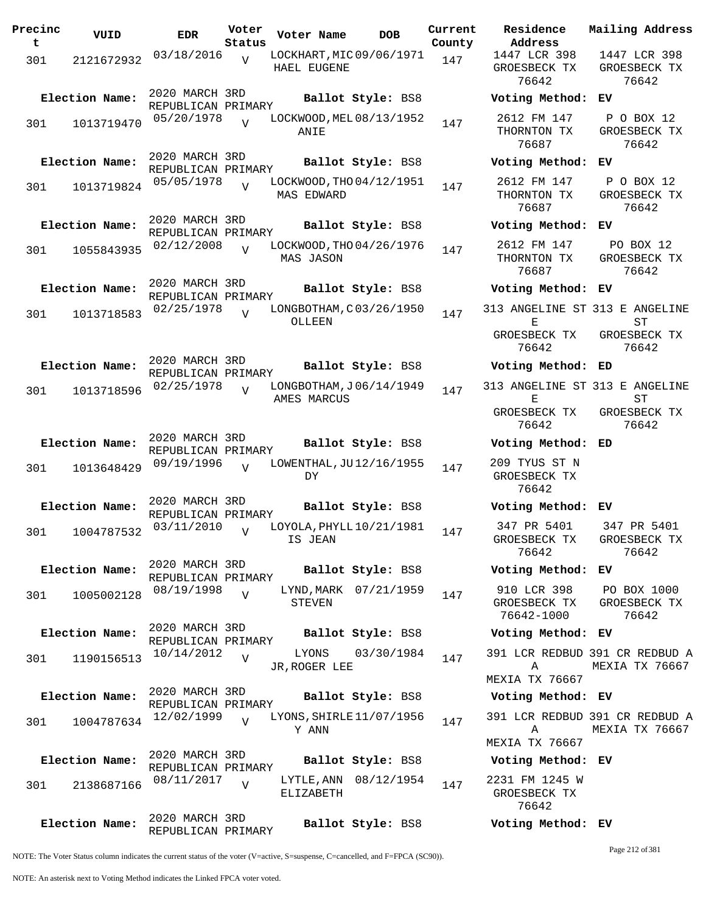| Precinct | VUID | EDR | Voter Status | Voter Name | DOB | Current County | Residence Address | Mailing Address |
|---|---|---|---|---|---|---|---|---|
| 301 | 2121672932 | 03/18/2016 | V | LOCKHART,MICHAEL EUGENE | 09/06/1971 | 147 | 1447 LCR 398 GROESBECK TX 76642 | 1447 LCR 398 GROESBECK TX 76642 |
| Election Name: | 2020 MARCH 3RD REPUBLICAN PRIMARY | | | Ballot Style: BS8 | | | Voting Method: EV | |
| 301 | 1013719470 | 05/20/1978 | V | LOCKWOOD,MELANIE | 08/13/1952 | 147 | 2612 FM 147 THORNTON TX 76687 | P O BOX 12 GROESBECK TX 76642 |
| Election Name: | 2020 MARCH 3RD REPUBLICAN PRIMARY | | | Ballot Style: BS8 | | | Voting Method: EV | |
| 301 | 1013719824 | 05/05/1978 | V | LOCKWOOD,THOMAS EDWARD | 04/12/1951 | 147 | 2612 FM 147 THORNTON TX 76687 | P O BOX 12 GROESBECK TX 76642 |
| Election Name: | 2020 MARCH 3RD REPUBLICAN PRIMARY | | | Ballot Style: BS8 | | | Voting Method: EV | |
| 301 | 1055843935 | 02/12/2008 | V | LOCKWOOD,THOMAS JASON | 04/26/1976 | 147 | 2612 FM 147 THORNTON TX 76687 | PO BOX 12 GROESBECK TX 76642 |
| Election Name: | 2020 MARCH 3RD REPUBLICAN PRIMARY | | | Ballot Style: BS8 | | | Voting Method: EV | |
| 301 | 1013718583 | 02/25/1978 | V | LONGBOTHAM,COLLEEN | 03/26/1950 | 147 | 313 ANGELINE ST E GROESBECK TX 76642 | 313 E ANGELINE ST GROESBECK TX 76642 |
| Election Name: | 2020 MARCH 3RD REPUBLICAN PRIMARY | | | Ballot Style: BS8 | | | Voting Method: ED | |
| 301 | 1013718596 | 02/25/1978 | V | LONGBOTHAM,JAMES MARCUS | 06/14/1949 | 147 | 313 ANGELINE ST E GROESBECK TX 76642 | 313 E ANGELINE ST GROESBECK TX 76642 |
| Election Name: | 2020 MARCH 3RD REPUBLICAN PRIMARY | | | Ballot Style: BS8 | | | Voting Method: ED | |
| 301 | 1013648429 | 09/19/1996 | V | LOWENTHAL,JUDY | 12/16/1955 | 147 | 209 TYUS ST N GROESBECK TX 76642 | |
| Election Name: | 2020 MARCH 3RD REPUBLICAN PRIMARY | | | Ballot Style: BS8 | | | Voting Method: EV | |
| 301 | 1004787532 | 03/11/2010 | V | LOYOLA,PHYLLIS JEAN | 10/21/1981 | 147 | 347 PR 5401 GROESBECK TX 76642 | 347 PR 5401 GROESBECK TX 76642 |
| Election Name: | 2020 MARCH 3RD REPUBLICAN PRIMARY | | | Ballot Style: BS8 | | | Voting Method: EV | |
| 301 | 1005002128 | 08/19/1998 | V | LYND,MARK STEVEN | 07/21/1959 | 147 | 910 LCR 398 GROESBECK TX 76642-1000 | PO BOX 1000 GROESBECK TX 76642 |
| Election Name: | 2020 MARCH 3RD REPUBLICAN PRIMARY | | | Ballot Style: BS8 | | | Voting Method: EV | |
| 301 | 1190156513 | 10/14/2012 | V | LYONS JR,ROGER LEE | 03/30/1984 | 147 | 391 LCR REDBUD A MEXIA TX 76667 | 391 CR REDBUD A MEXIA TX 76667 |
| Election Name: | 2020 MARCH 3RD REPUBLICAN PRIMARY | | | Ballot Style: BS8 | | | Voting Method: EV | |
| 301 | 1004787634 | 12/02/1999 | V | LYONS,SHIRLEY ANN | 11/07/1956 | 147 | 391 LCR REDBUD A MEXIA TX 76667 | 391 CR REDBUD A MEXIA TX 76667 |
| Election Name: | 2020 MARCH 3RD REPUBLICAN PRIMARY | | | Ballot Style: BS8 | | | Voting Method: EV | |
| 301 | 2138687166 | 08/11/2017 | V | LYTLE,ANN ELIZABETH | 08/12/1954 | 147 | 2231 FM 1245 W GROESBECK TX 76642 | |
| Election Name: | 2020 MARCH 3RD REPUBLICAN PRIMARY | | | Ballot Style: BS8 | | | Voting Method: EV | |

NOTE: The Voter Status column indicates the current status of the voter (V=active, S=suspense, C=cancelled, and F=FPCA (SC90)).

NOTE: An asterisk next to Voting Method indicates the Linked FPCA voter voted.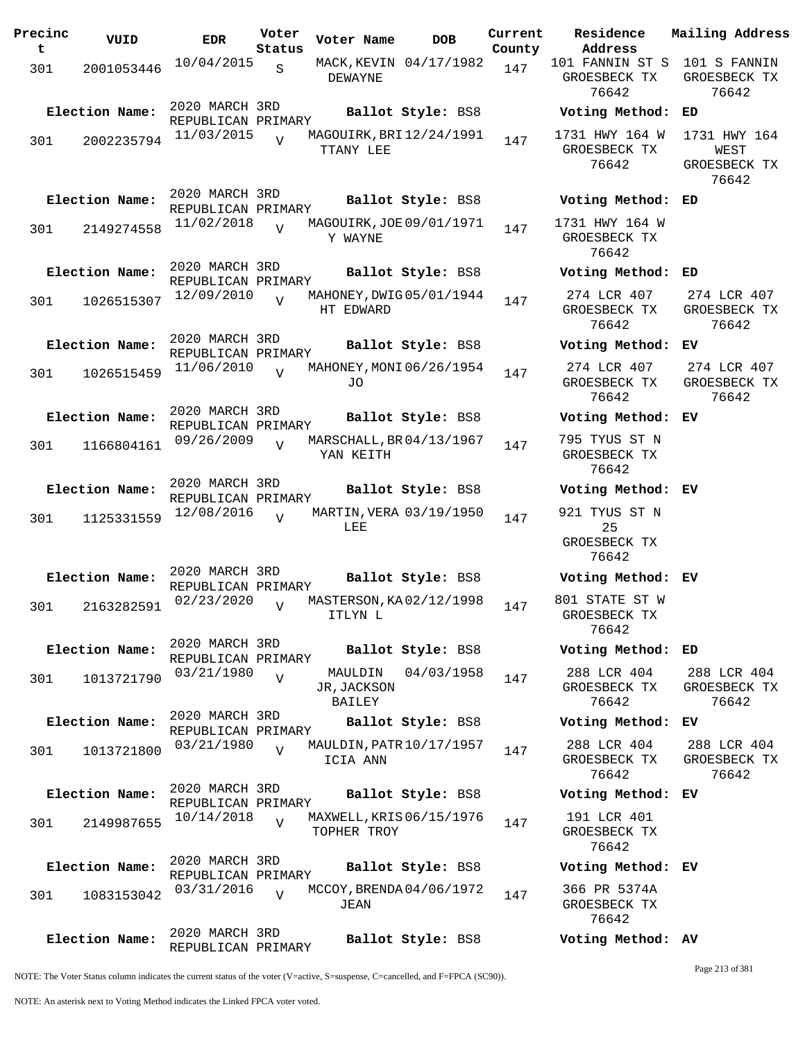| Precinct | VUID | EDR | Voter Status | Voter Name | DOB | Current County | Residence Address | Mailing Address |
|---|---|---|---|---|---|---|---|---|
| 301 | 2001053446 | 10/04/2015 | S | MACK,KEVIN DEWAYNE | 04/17/1982 | 147 | 101 FANNIN ST S GROESBECK TX 76642 | 101 S FANNIN GROESBECK TX 76642 |
| **Election Name:** | 2020 MARCH 3RD REPUBLICAN PRIMARY | | | **Ballot Style:** BS8 | | | **Voting Method:** ED | |
| 301 | 2002235794 | 11/03/2015 | V | MAGOUIRK,BRITTANY LEE | 12/24/1991 | 147 | 1731 HWY 164 W GROESBECK TX 76642 | 1731 HWY 164 WEST GROESBECK TX 76642 |
| **Election Name:** | 2020 MARCH 3RD REPUBLICAN PRIMARY | | | **Ballot Style:** BS8 | | | **Voting Method:** ED | |
| 301 | 2149274558 | 11/02/2018 | V | MAGOUIRK,JOEY WAYNE | 09/01/1971 | 147 | 1731 HWY 164 W GROESBECK TX 76642 | |
| **Election Name:** | 2020 MARCH 3RD REPUBLICAN PRIMARY | | | **Ballot Style:** BS8 | | | **Voting Method:** ED | |
| 301 | 1026515307 | 12/09/2010 | V | MAHONEY,DWIGHT EDWARD | 05/01/1944 | 147 | 274 LCR 407 GROESBECK TX 76642 | 274 LCR 407 GROESBECK TX 76642 |
| **Election Name:** | 2020 MARCH 3RD REPUBLICAN PRIMARY | | | **Ballot Style:** BS8 | | | **Voting Method:** EV | |
| 301 | 1026515459 | 11/06/2010 | V | MAHONEY,MONI JO | 06/26/1954 | 147 | 274 LCR 407 GROESBECK TX 76642 | 274 LCR 407 GROESBECK TX 76642 |
| **Election Name:** | 2020 MARCH 3RD REPUBLICAN PRIMARY | | | **Ballot Style:** BS8 | | | **Voting Method:** EV | |
| 301 | 1166804161 | 09/26/2009 | V | MARSCHALL,BRYAN KEITH | 04/13/1967 | 147 | 795 TYUS ST N GROESBECK TX 76642 | |
| **Election Name:** | 2020 MARCH 3RD REPUBLICAN PRIMARY | | | **Ballot Style:** BS8 | | | **Voting Method:** EV | |
| 301 | 1125331559 | 12/08/2016 | V | MARTIN,VERA LEE | 03/19/1950 | 147 | 921 TYUS ST N 25 GROESBECK TX 76642 | |
| **Election Name:** | 2020 MARCH 3RD REPUBLICAN PRIMARY | | | **Ballot Style:** BS8 | | | **Voting Method:** EV | |
| 301 | 2163282591 | 02/23/2020 | V | MASTERSON,KAITLYN L | 02/12/1998 | 147 | 801 STATE ST W GROESBECK TX 76642 | |
| **Election Name:** | 2020 MARCH 3RD REPUBLICAN PRIMARY | | | **Ballot Style:** BS8 | | | **Voting Method:** ED | |
| 301 | 1013721790 | 03/21/1980 | V | MAULDIN JR,JACKSON BAILEY | 04/03/1958 | 147 | 288 LCR 404 GROESBECK TX 76642 | 288 LCR 404 GROESBECK TX 76642 |
| **Election Name:** | 2020 MARCH 3RD REPUBLICAN PRIMARY | | | **Ballot Style:** BS8 | | | **Voting Method:** EV | |
| 301 | 1013721800 | 03/21/1980 | V | MAULDIN,PATRICIA ANN | 10/17/1957 | 147 | 288 LCR 404 GROESBECK TX 76642 | 288 LCR 404 GROESBECK TX 76642 |
| **Election Name:** | 2020 MARCH 3RD REPUBLICAN PRIMARY | | | **Ballot Style:** BS8 | | | **Voting Method:** EV | |
| 301 | 2149987655 | 10/14/2018 | V | MAXWELL,KRISTOPHER TROY | 06/15/1976 | 147 | 191 LCR 401 GROESBECK TX 76642 | |
| **Election Name:** | 2020 MARCH 3RD REPUBLICAN PRIMARY | | | **Ballot Style:** BS8 | | | **Voting Method:** EV | |
| 301 | 1083153042 | 03/31/2016 | V | MCCOY,BRENDA JEAN | 04/06/1972 | 147 | 366 PR 5374A GROESBECK TX 76642 | |
| **Election Name:** | 2020 MARCH 3RD REPUBLICAN PRIMARY | | | **Ballot Style:** BS8 | | | **Voting Method:** AV | |

NOTE: The Voter Status column indicates the current status of the voter (V=active, S=suspense, C=cancelled, and F=FPCA (SC90)).

NOTE: An asterisk next to Voting Method indicates the Linked FPCA voter voted.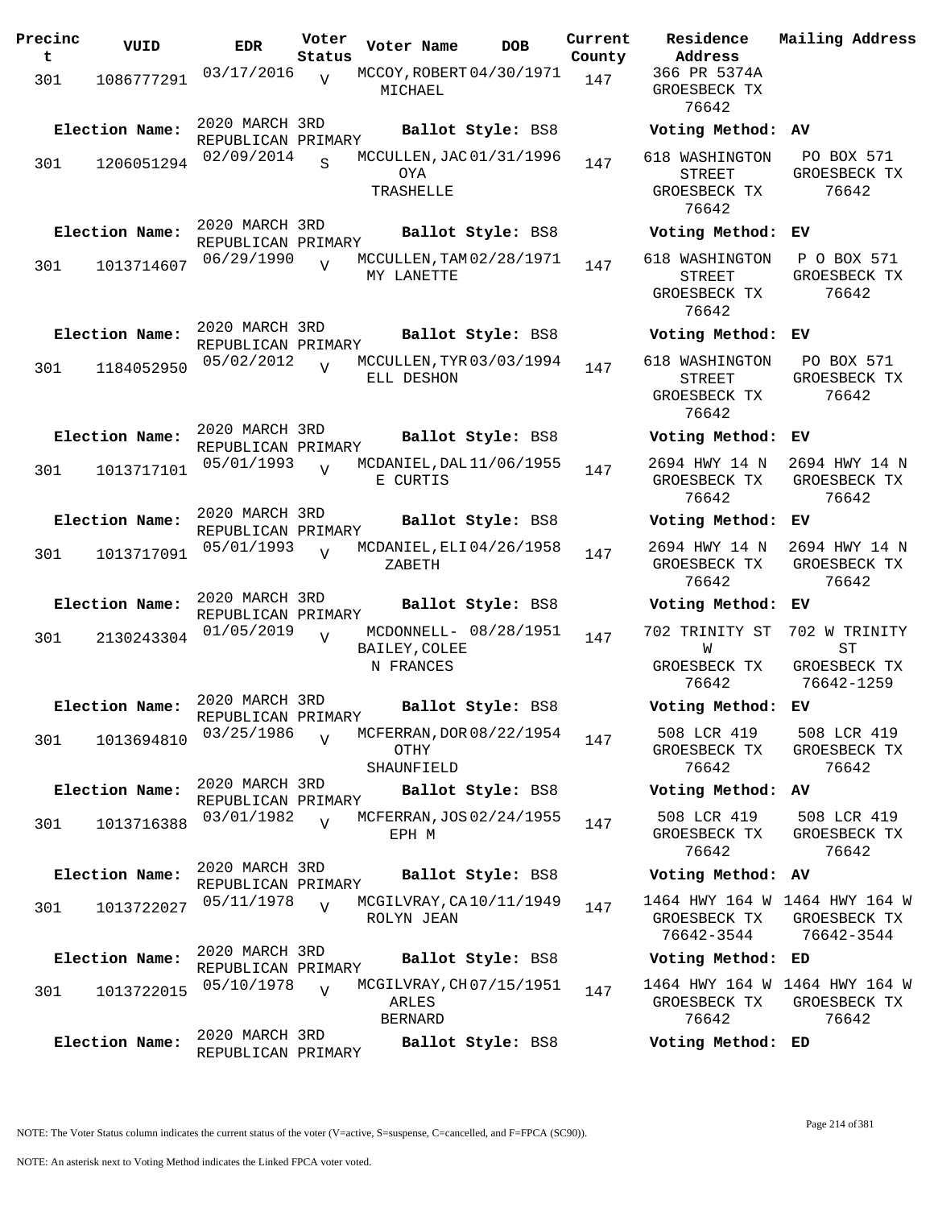| Precinct | VUID | EDR | Voter Status | Voter Name | DOB | Current County | Residence Address | Mailing Address |
|---|---|---|---|---|---|---|---|---|
| 301 | 1086777291 | 03/17/2016 | V | MCCOY, ROBERT MICHAEL | 04/30/1971 | 147 | 366 PR 5374A GROESBECK TX 76642 | |
| **Election Name:** | | 2020 MARCH 3RD REPUBLICAN PRIMARY | | **Ballot Style:** BS8 | | | **Voting Method:** AV | |
| 301 | 1206051294 | 02/09/2014 | S | MCCULLEN, JACOYA TRASHELLE | 01/31/1996 | 147 | 618 WASHINGTON STREET GROESBECK TX 76642 | PO BOX 571 GROESBECK TX 76642 |
| **Election Name:** | | 2020 MARCH 3RD REPUBLICAN PRIMARY | | **Ballot Style:** BS8 | | | **Voting Method:** EV | |
| 301 | 1013714607 | 06/29/1990 | V | MCCULLEN, TAMMY LANETTE | 02/28/1971 | 147 | 618 WASHINGTON STREET GROESBECK TX 76642 | P O BOX 571 GROESBECK TX 76642 |
| **Election Name:** | | 2020 MARCH 3RD REPUBLICAN PRIMARY | | **Ballot Style:** BS8 | | | **Voting Method:** EV | |
| 301 | 1184052950 | 05/02/2012 | V | MCCULLEN, TYRELL DESHON | 03/03/1994 | 147 | 618 WASHINGTON STREET GROESBECK TX 76642 | PO BOX 571 GROESBECK TX 76642 |
| **Election Name:** | | 2020 MARCH 3RD REPUBLICAN PRIMARY | | **Ballot Style:** BS8 | | | **Voting Method:** EV | |
| 301 | 1013717101 | 05/01/1993 | V | MCDANIEL, DALE CURTIS | 11/06/1955 | 147 | 2694 HWY 14 N GROESBECK TX 76642 | 2694 HWY 14 N GROESBECK TX 76642 |
| **Election Name:** | | 2020 MARCH 3RD REPUBLICAN PRIMARY | | **Ballot Style:** BS8 | | | **Voting Method:** EV | |
| 301 | 1013717091 | 05/01/1993 | V | MCDANIEL, ELIZABETH | 04/26/1958 | 147 | 2694 HWY 14 N GROESBECK TX 76642 | 2694 HWY 14 N GROESBECK TX 76642 |
| **Election Name:** | | 2020 MARCH 3RD REPUBLICAN PRIMARY | | **Ballot Style:** BS8 | | | **Voting Method:** EV | |
| 301 | 2130243304 | 01/05/2019 | V | MCDONNELL-BAILEY, COLEEN FRANCES | 08/28/1951 | 147 | 702 TRINITY ST W GROESBECK TX 76642 | 702 W TRINITY ST GROESBECK TX 76642-1259 |
| **Election Name:** | | 2020 MARCH 3RD REPUBLICAN PRIMARY | | **Ballot Style:** BS8 | | | **Voting Method:** EV | |
| 301 | 1013694810 | 03/25/1986 | V | MCFERRAN, DOROTHY SHAUNFIELD | 08/22/1954 | 147 | 508 LCR 419 GROESBECK TX 76642 | 508 LCR 419 GROESBECK TX 76642 |
| **Election Name:** | | 2020 MARCH 3RD REPUBLICAN PRIMARY | | **Ballot Style:** BS8 | | | **Voting Method:** AV | |
| 301 | 1013716388 | 03/01/1982 | V | MCFERRAN, JOSEPH M | 02/24/1955 | 147 | 508 LCR 419 GROESBECK TX 76642 | 508 LCR 419 GROESBECK TX 76642 |
| **Election Name:** | | 2020 MARCH 3RD REPUBLICAN PRIMARY | | **Ballot Style:** BS8 | | | **Voting Method:** AV | |
| 301 | 1013722027 | 05/11/1978 | V | MCGILVRAY, CAROLYN JEAN | 10/11/1949 | 147 | 1464 HWY 164 W GROESBECK TX 76642-3544 | 1464 HWY 164 W GROESBECK TX 76642-3544 |
| **Election Name:** | | 2020 MARCH 3RD REPUBLICAN PRIMARY | | **Ballot Style:** BS8 | | | **Voting Method:** ED | |
| 301 | 1013722015 | 05/10/1978 | V | MCGILVRAY, CHARLES BERNARD | 07/15/1951 | 147 | 1464 HWY 164 W GROESBECK TX 76642 | 1464 HWY 164 W GROESBECK TX 76642 |
| **Election Name:** | | 2020 MARCH 3RD REPUBLICAN PRIMARY | | **Ballot Style:** BS8 | | | **Voting Method:** ED | |

NOTE: The Voter Status column indicates the current status of the voter (V=active, S=suspense, C=cancelled, and F=FPCA (SC90)).

NOTE: An asterisk next to Voting Method indicates the Linked FPCA voter voted.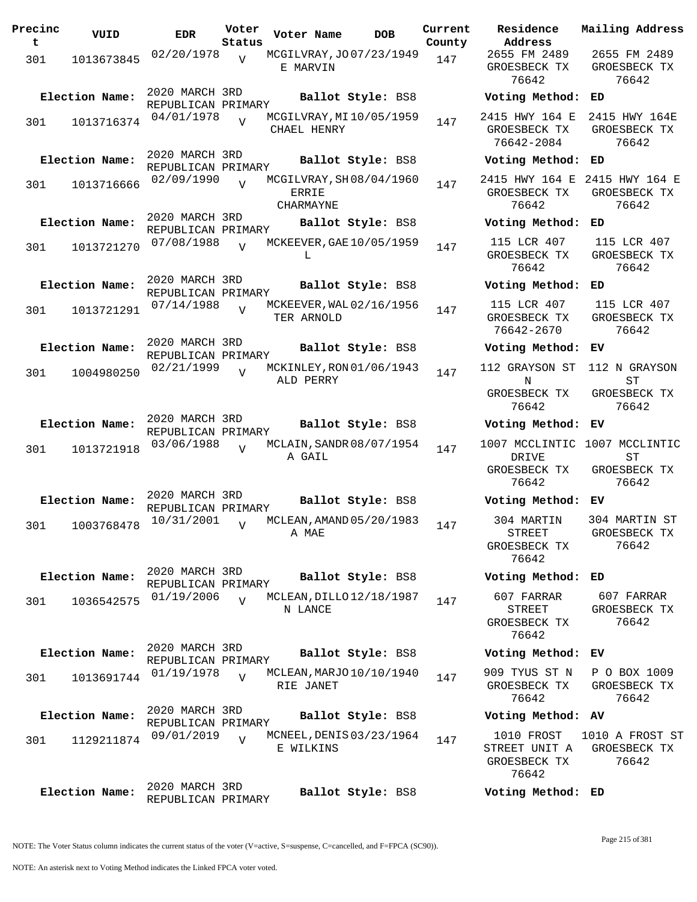| Precinct | VUID | EDR | Voter Status | Voter Name | DOB | Current County | Residence Address | Mailing Address |
|---|---|---|---|---|---|---|---|---|
| 301 | 1013673845 | 02/20/1978 | V | MCGILVRAY,JOE MARVIN | 07/23/1949 | 147 | 2655 FM 2489 GROESBECK TX 76642 | 2655 FM 2489 GROESBECK TX 76642 |
| **Election Name:** | 2020 MARCH 3RD REPUBLICAN PRIMARY | | | **Ballot Style:** BS8 | | | **Voting Method:** ED | |
| 301 | 1013716374 | 04/01/1978 | V | MCGILVRAY,MICHAEL HENRY | 10/05/1959 | 147 | 2415 HWY 164 E GROESBECK TX 76642-2084 | 2415 HWY 164E GROESBECK TX 76642 |
| **Election Name:** | 2020 MARCH 3RD REPUBLICAN PRIMARY | | | **Ballot Style:** BS8 | | | **Voting Method:** ED | |
| 301 | 1013716666 | 02/09/1990 | V | MCGILVRAY,SHERRIE CHARMAYNE | 08/04/1960 | 147 | 2415 HWY 164 E GROESBECK TX 76642 | 2415 HWY 164 E GROESBECK TX 76642 |
| **Election Name:** | 2020 MARCH 3RD REPUBLICAN PRIMARY | | | **Ballot Style:** BS8 | | | **Voting Method:** ED | |
| 301 | 1013721270 | 07/08/1988 | V | MCKEEVER,GAEL | 10/05/1959 | 147 | 115 LCR 407 GROESBECK TX 76642 | 115 LCR 407 GROESBECK TX 76642 |
| **Election Name:** | 2020 MARCH 3RD REPUBLICAN PRIMARY | | | **Ballot Style:** BS8 | | | **Voting Method:** ED | |
| 301 | 1013721291 | 07/14/1988 | V | MCKEEVER,WALTER ARNOLD | 02/16/1956 | 147 | 115 LCR 407 GROESBECK TX 76642-2670 | 115 LCR 407 GROESBECK TX 76642 |
| **Election Name:** | 2020 MARCH 3RD REPUBLICAN PRIMARY | | | **Ballot Style:** BS8 | | | **Voting Method:** EV | |
| 301 | 1004980250 | 02/21/1999 | V | MCKINLEY,RONALD PERRY | 01/06/1943 | 147 | 112 GRAYSON ST N GROESBECK TX 76642 | 112 N GRAYSON ST GROESBECK TX 76642 |
| **Election Name:** | 2020 MARCH 3RD REPUBLICAN PRIMARY | | | **Ballot Style:** BS8 | | | **Voting Method:** EV | |
| 301 | 1013721918 | 03/06/1988 | V | MCLAIN,SANDRA GAIL | 08/07/1954 | 147 | 1007 MCCLINTIC DRIVE GROESBECK TX 76642 | 1007 MCCLINTIC ST GROESBECK TX 76642 |
| **Election Name:** | 2020 MARCH 3RD REPUBLICAN PRIMARY | | | **Ballot Style:** BS8 | | | **Voting Method:** EV | |
| 301 | 1003768478 | 10/31/2001 | V | MCLEAN,AMANDA MAE | 05/20/1983 | 147 | 304 MARTIN STREET GROESBECK TX 76642 | 304 MARTIN ST GROESBECK TX 76642 |
| **Election Name:** | 2020 MARCH 3RD REPUBLICAN PRIMARY | | | **Ballot Style:** BS8 | | | **Voting Method:** ED | |
| 301 | 1036542575 | 01/19/2006 | V | MCLEAN,DILLON LANCE | 12/18/1987 | 147 | 607 FARRAR STREET GROESBECK TX 76642 | 607 FARRAR GROESBECK TX 76642 |
| **Election Name:** | 2020 MARCH 3RD REPUBLICAN PRIMARY | | | **Ballot Style:** BS8 | | | **Voting Method:** EV | |
| 301 | 1013691744 | 01/19/1978 | V | MCLEAN,MARJORIE JANET | 10/10/1940 | 147 | 909 TYUS ST N GROESBECK TX 76642 | P O BOX 1009 GROESBECK TX 76642 |
| **Election Name:** | 2020 MARCH 3RD REPUBLICAN PRIMARY | | | **Ballot Style:** BS8 | | | **Voting Method:** AV | |
| 301 | 1129211874 | 09/01/2019 | V | MCNEEL,DENISE WILKINS | 03/23/1964 | 147 | 1010 FROST STREET UNIT A GROESBECK TX 76642 | 1010 A FROST ST GROESBECK TX 76642 |
| **Election Name:** | 2020 MARCH 3RD REPUBLICAN PRIMARY | | | **Ballot Style:** BS8 | | | **Voting Method:** ED | |

NOTE: The Voter Status column indicates the current status of the voter (V=active, S=suspense, C=cancelled, and F=FPCA (SC90)).

NOTE: An asterisk next to Voting Method indicates the Linked FPCA voter voted.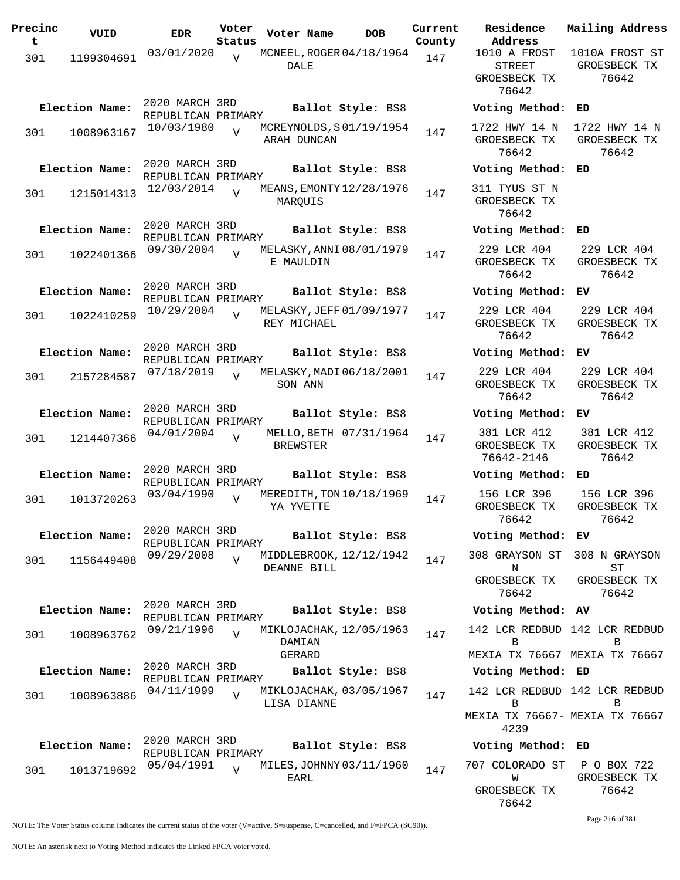| Precinct | VUID | EDR | Voter Status | Voter Name | DOB | Current County | Residence Address | Mailing Address |
|---|---|---|---|---|---|---|---|---|
| 301 | 1199304691 | 03/01/2020 | V | MCNEEL,ROGER DALE | 04/18/1964 | 147 | 1010 A FROST STREET GROESBECK TX 76642 | 1010A FROST ST GROESBECK TX 76642 |
| Election Name: | 2020 MARCH 3RD REPUBLICAN PRIMARY | | | Ballot Style: BS8 | | | Voting Method: ED | |
| 301 | 1008963167 | 10/03/1980 | V | MCREYNOLDS,SARAH DUNCAN | 01/19/1954 | 147 | 1722 HWY 14 N GROESBECK TX 76642 | 1722 HWY 14 N GROESBECK TX 76642 |
| Election Name: | 2020 MARCH 3RD REPUBLICAN PRIMARY | | | Ballot Style: BS8 | | | Voting Method: ED | |
| 301 | 1215014313 | 12/03/2014 | V | MEANS,EMONTY MARQUIS | 12/28/1976 | 147 | 311 TYUS ST N GROESBECK TX 76642 | |
| Election Name: | 2020 MARCH 3RD REPUBLICAN PRIMARY | | | Ballot Style: BS8 | | | Voting Method: ED | |
| 301 | 1022401366 | 09/30/2004 | V | MELASKY,ANNIE MAULDIN | 08/01/1979 | 147 | 229 LCR 404 GROESBECK TX 76642 | 229 LCR 404 GROESBECK TX 76642 |
| Election Name: | 2020 MARCH 3RD REPUBLICAN PRIMARY | | | Ballot Style: BS8 | | | Voting Method: EV | |
| 301 | 1022410259 | 10/29/2004 | V | MELASKY,JEFFREY MICHAEL | 01/09/1977 | 147 | 229 LCR 404 GROESBECK TX 76642 | 229 LCR 404 GROESBECK TX 76642 |
| Election Name: | 2020 MARCH 3RD REPUBLICAN PRIMARY | | | Ballot Style: BS8 | | | Voting Method: EV | |
| 301 | 2157284587 | 07/18/2019 | V | MELASKY,MADISON ANN | 06/18/2001 | 147 | 229 LCR 404 GROESBECK TX 76642 | 229 LCR 404 GROESBECK TX 76642 |
| Election Name: | 2020 MARCH 3RD REPUBLICAN PRIMARY | | | Ballot Style: BS8 | | | Voting Method: EV | |
| 301 | 1214407366 | 04/01/2004 | V | MELLO,BETH BREWSTER | 07/31/1964 | 147 | 381 LCR 412 GROESBECK TX 76642-2146 | 381 LCR 412 GROESBECK TX 76642 |
| Election Name: | 2020 MARCH 3RD REPUBLICAN PRIMARY | | | Ballot Style: BS8 | | | Voting Method: ED | |
| 301 | 1013720263 | 03/04/1990 | V | MEREDITH,TONYA YVETTE | 10/18/1969 | 147 | 156 LCR 396 GROESBECK TX 76642 | 156 LCR 396 GROESBECK TX 76642 |
| Election Name: | 2020 MARCH 3RD REPUBLICAN PRIMARY | | | Ballot Style: BS8 | | | Voting Method: EV | |
| 301 | 1156449408 | 09/29/2008 | V | MIDDLEBROOK,DEANNE BILL | 12/12/1942 | 147 | 308 GRAYSON ST N GROESBECK TX 76642 | 308 N GRAYSON ST GROESBECK TX 76642 |
| Election Name: | 2020 MARCH 3RD REPUBLICAN PRIMARY | | | Ballot Style: BS8 | | | Voting Method: AV | |
| 301 | 1008963762 | 09/21/1996 | V | MIKLOJACHAK,DAMIAN GERARD | 12/05/1963 | 147 | 142 LCR REDBUD B MEXIA TX 76667 | 142 LCR REDBUD B MEXIA TX 76667 |
| Election Name: | 2020 MARCH 3RD REPUBLICAN PRIMARY | | | Ballot Style: BS8 | | | Voting Method: ED | |
| 301 | 1008963886 | 04/11/1999 | V | MIKLOJACHAK,LISA DIANNE | 03/05/1967 | 147 | 142 LCR REDBUD B MEXIA TX 76667-4239 | 142 LCR REDBUD B MEXIA TX 76667 |
| Election Name: | 2020 MARCH 3RD REPUBLICAN PRIMARY | | | Ballot Style: BS8 | | | Voting Method: ED | |
| 301 | 1013719692 | 05/04/1991 | V | MILES,JOHNNY EARL | 03/11/1960 | 147 | 707 COLORADO ST W GROESBECK TX 76642 | P O BOX 722 GROESBECK TX 76642 |

NOTE: The Voter Status column indicates the current status of the voter (V=active, S=suspense, C=cancelled, and F=FPCA (SC90)).

NOTE: An asterisk next to Voting Method indicates the Linked FPCA voter voted.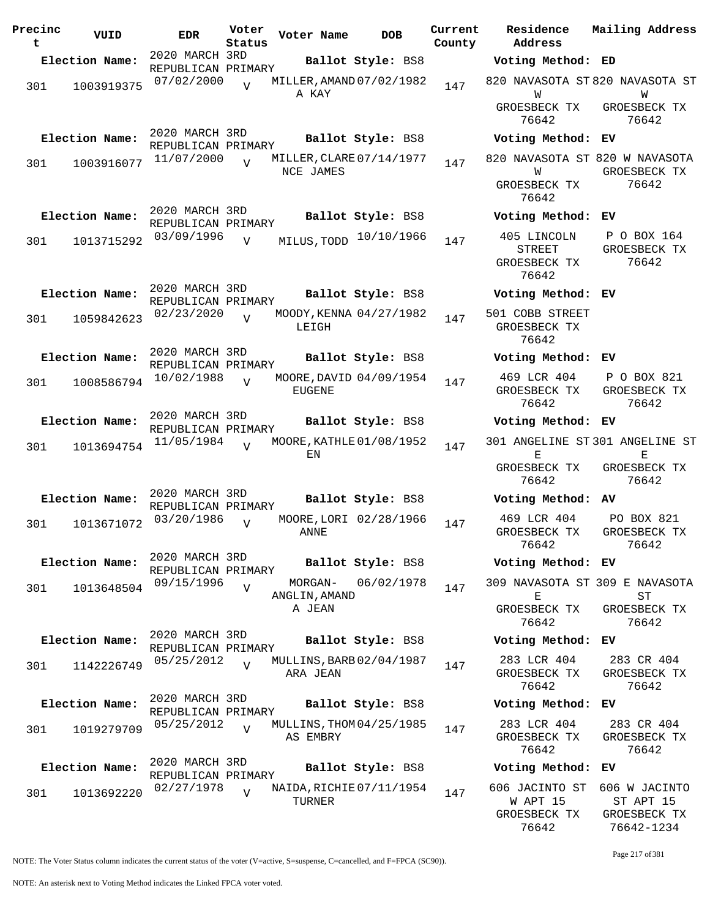| Precinct | VUID | EDR | Voter Status | Voter Name | DOB | Current County | Residence Address | Mailing Address |
|---|---|---|---|---|---|---|---|---|
| **Election Name:** | | 2020 MARCH 3RD REPUBLICAN PRIMARY | | **Ballot Style:** BS8 | | | **Voting Method:** ED | |
| 301 | 1003919375 | 07/02/2000 | V | MILLER,AMANDA KAY | 07/02/1982 | 147 | 820 NAVASOTA ST W GROESBECK TX 76642 | 820 NAVASOTA ST W GROESBECK TX 76642 |
| **Election Name:** | | 2020 MARCH 3RD REPUBLICAN PRIMARY | | **Ballot Style:** BS8 | | | **Voting Method:** EV | |
| 301 | 1003916077 | 11/07/2000 | V | MILLER,CLARENCE JAMES | 07/14/1977 | 147 | 820 NAVASOTA ST W GROESBECK TX 76642 | 820 W NAVASOTA GROESBECK TX 76642 |
| **Election Name:** | | 2020 MARCH 3RD REPUBLICAN PRIMARY | | **Ballot Style:** BS8 | | | **Voting Method:** EV | |
| 301 | 1013715292 | 03/09/1996 | V | MILUS,TODD | 10/10/1966 | 147 | 405 LINCOLN STREET GROESBECK TX 76642 | P O BOX 164 GROESBECK TX 76642 |
| **Election Name:** | | 2020 MARCH 3RD REPUBLICAN PRIMARY | | **Ballot Style:** BS8 | | | **Voting Method:** EV | |
| 301 | 1059842623 | 02/23/2020 | V | MOODY,KENNA LEIGH | 04/27/1982 | 147 | 501 COBB STREET GROESBECK TX 76642 | |
| **Election Name:** | | 2020 MARCH 3RD REPUBLICAN PRIMARY | | **Ballot Style:** BS8 | | | **Voting Method:** EV | |
| 301 | 1008586794 | 10/02/1988 | V | MOORE,DAVID EUGENE | 04/09/1954 | 147 | 469 LCR 404 GROESBECK TX 76642 | P O BOX 821 GROESBECK TX 76642 |
| **Election Name:** | | 2020 MARCH 3RD REPUBLICAN PRIMARY | | **Ballot Style:** BS8 | | | **Voting Method:** EV | |
| 301 | 1013694754 | 11/05/1984 | V | MOORE,KATHLEEN | 01/08/1952 | 147 | 301 ANGELINE ST E GROESBECK TX 76642 | 301 ANGELINE ST E GROESBECK TX 76642 |
| **Election Name:** | | 2020 MARCH 3RD REPUBLICAN PRIMARY | | **Ballot Style:** BS8 | | | **Voting Method:** AV | |
| 301 | 1013671072 | 03/20/1986 | V | MOORE,LORI ANNE | 02/28/1966 | 147 | 469 LCR 404 GROESBECK TX 76642 | PO BOX 821 GROESBECK TX 76642 |
| **Election Name:** | | 2020 MARCH 3RD REPUBLICAN PRIMARY | | **Ballot Style:** BS8 | | | **Voting Method:** EV | |
| 301 | 1013648504 | 09/15/1996 | V | MORGAN-ANGLIN,AMANDA JEAN | 06/02/1978 | 147 | 309 NAVASOTA ST E GROESBECK TX 76642 | 309 E NAVASOTA ST GROESBECK TX 76642 |
| **Election Name:** | | 2020 MARCH 3RD REPUBLICAN PRIMARY | | **Ballot Style:** BS8 | | | **Voting Method:** EV | |
| 301 | 1142226749 | 05/25/2012 | V | MULLINS,BARBARA JEAN | 02/04/1987 | 147 | 283 LCR 404 GROESBECK TX 76642 | 283 CR 404 GROESBECK TX 76642 |
| **Election Name:** | | 2020 MARCH 3RD REPUBLICAN PRIMARY | | **Ballot Style:** BS8 | | | **Voting Method:** EV | |
| 301 | 1019279709 | 05/25/2012 | V | MULLINS,THOMAS EMBRY | 04/25/1985 | 147 | 283 LCR 404 GROESBECK TX 76642 | 283 CR 404 GROESBECK TX 76642 |
| **Election Name:** | | 2020 MARCH 3RD REPUBLICAN PRIMARY | | **Ballot Style:** BS8 | | | **Voting Method:** EV | |
| 301 | 1013692220 | 02/27/1978 | V | NAIDA,RICHIE TURNER | 07/11/1954 | 147 | 606 JACINTO ST W APT 15 GROESBECK TX 76642 | 606 W JACINTO ST APT 15 GROESBECK TX 76642-1234 |

NOTE: The Voter Status column indicates the current status of the voter (V=active, S=suspense, C=cancelled, and F=FPCA (SC90)).

NOTE: An asterisk next to Voting Method indicates the Linked FPCA voter voted.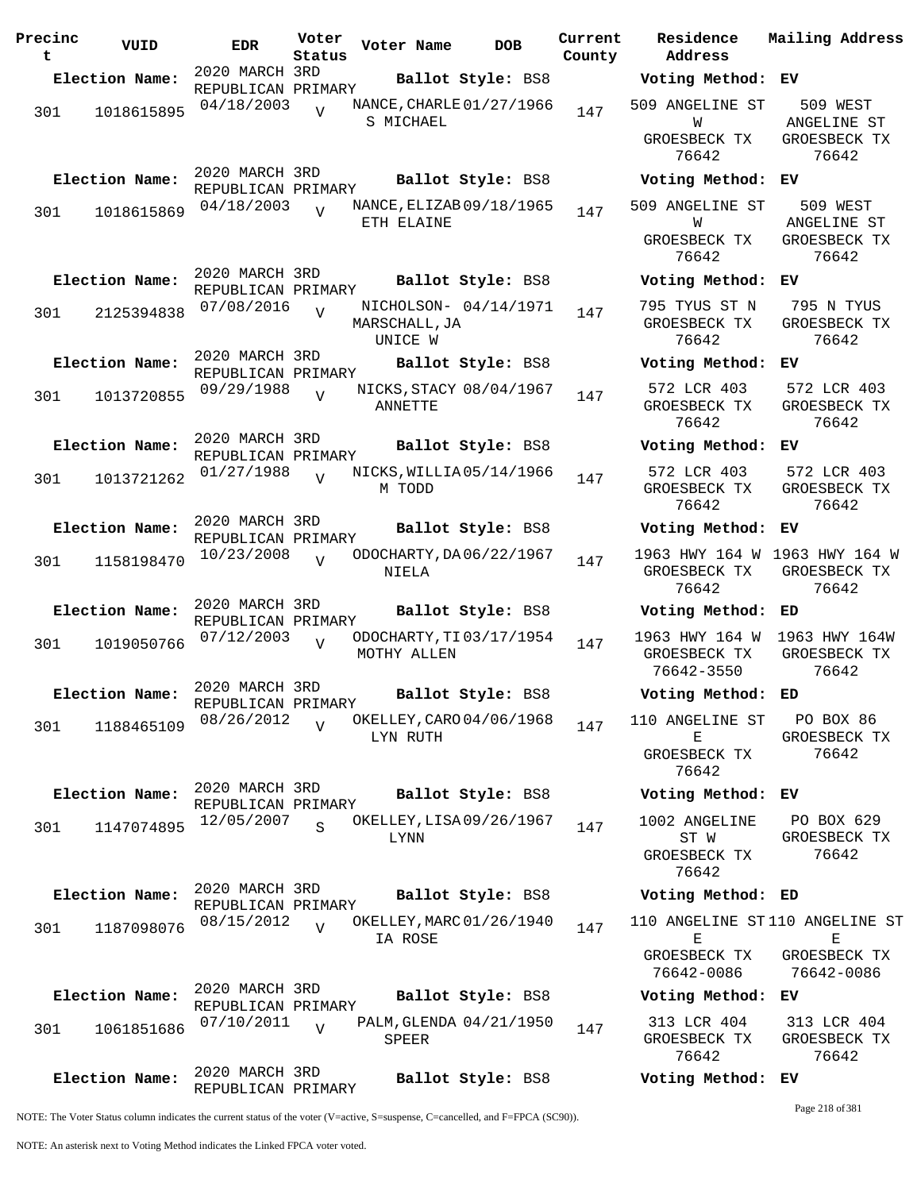| Precinct | VUID | EDR | Voter Status | Voter Name | DOB | Current County | Residence Address | Mailing Address |
|---|---|---|---|---|---|---|---|---|
| **Election Name:** | | 2020 MARCH 3RD REPUBLICAN PRIMARY | | **Ballot Style:** BS8 | | | **Voting Method:** EV | |
| 301 | 1018615895 | 04/18/2003 | V | NANCE, CHARLES MICHAEL | 01/27/1966 | 147 | 509 ANGELINE ST W GROESBECK TX 76642 | 509 WEST ANGELINE ST GROESBECK TX 76642 |
| **Election Name:** | | 2020 MARCH 3RD REPUBLICAN PRIMARY | | **Ballot Style:** BS8 | | | **Voting Method:** EV | |
| 301 | 1018615869 | 04/18/2003 | V | NANCE, ELIZABETH ELAINE | 09/18/1965 | 147 | 509 ANGELINE ST W GROESBECK TX 76642 | 509 WEST ANGELINE ST GROESBECK TX 76642 |
| **Election Name:** | | 2020 MARCH 3RD REPUBLICAN PRIMARY | | **Ballot Style:** BS8 | | | **Voting Method:** EV | |
| 301 | 2125394838 | 07/08/2016 | V | NICHOLSON-MARSCHALL, JAUNICE W | 04/14/1971 | 147 | 795 TYUS ST N GROESBECK TX 76642 | 795 N TYUS GROESBECK TX 76642 |
| **Election Name:** | | 2020 MARCH 3RD REPUBLICAN PRIMARY | | **Ballot Style:** BS8 | | | **Voting Method:** EV | |
| 301 | 1013720855 | 09/29/1988 | V | NICKS, STACY ANNETTE | 08/04/1967 | 147 | 572 LCR 403 GROESBECK TX 76642 | 572 LCR 403 GROESBECK TX 76642 |
| **Election Name:** | | 2020 MARCH 3RD REPUBLICAN PRIMARY | | **Ballot Style:** BS8 | | | **Voting Method:** EV | |
| 301 | 1013721262 | 01/27/1988 | V | NICKS, WILLIAM TODD | 05/14/1966 | 147 | 572 LCR 403 GROESBECK TX 76642 | 572 LCR 403 GROESBECK TX 76642 |
| **Election Name:** | | 2020 MARCH 3RD REPUBLICAN PRIMARY | | **Ballot Style:** BS8 | | | **Voting Method:** EV | |
| 301 | 1158198470 | 10/23/2008 | V | ODOCHARTY, DANIELA | 06/22/1967 | 147 | 1963 HWY 164 W GROESBECK TX 76642 | 1963 HWY 164 W GROESBECK TX 76642 |
| **Election Name:** | | 2020 MARCH 3RD REPUBLICAN PRIMARY | | **Ballot Style:** BS8 | | | **Voting Method:** ED | |
| 301 | 1019050766 | 07/12/2003 | V | ODOCHARTY, TIMOTHY ALLEN | 03/17/1954 | 147 | 1963 HWY 164 W GROESBECK TX 76642-3550 | 1963 HWY 164W GROESBECK TX 76642 |
| **Election Name:** | | 2020 MARCH 3RD REPUBLICAN PRIMARY | | **Ballot Style:** BS8 | | | **Voting Method:** ED | |
| 301 | 1188465109 | 08/26/2012 | V | OKELLEY, CAROLYN RUTH | 04/06/1968 | 147 | 110 ANGELINE ST E GROESBECK TX 76642 | PO BOX 86 GROESBECK TX 76642 |
| **Election Name:** | | 2020 MARCH 3RD REPUBLICAN PRIMARY | | **Ballot Style:** BS8 | | | **Voting Method:** EV | |
| 301 | 1147074895 | 12/05/2007 | S | OKELLEY, LISA LYNN | 09/26/1967 | 147 | 1002 ANGELINE ST W GROESBECK TX 76642 | PO BOX 629 GROESBECK TX 76642 |
| **Election Name:** | | 2020 MARCH 3RD REPUBLICAN PRIMARY | | **Ballot Style:** BS8 | | | **Voting Method:** ED | |
| 301 | 1187098076 | 08/15/2012 | V | OKELLEY, MARCIA ROSE | 01/26/1940 | 147 | 110 ANGELINE ST E GROESBECK TX 76642-0086 | 110 ANGELINE ST E GROESBECK TX 76642-0086 |
| **Election Name:** | | 2020 MARCH 3RD REPUBLICAN PRIMARY | | **Ballot Style:** BS8 | | | **Voting Method:** EV | |
| 301 | 1061851686 | 07/10/2011 | V | PALM, GLENDA SPEER | 04/21/1950 | 147 | 313 LCR 404 GROESBECK TX 76642 | 313 LCR 404 GROESBECK TX 76642 |
| **Election Name:** | | 2020 MARCH 3RD REPUBLICAN PRIMARY | | **Ballot Style:** BS8 | | | **Voting Method:** EV | |

NOTE: The Voter Status column indicates the current status of the voter (V=active, S=suspense, C=cancelled, and F=FPCA (SC90)).

NOTE: An asterisk next to Voting Method indicates the Linked FPCA voter voted.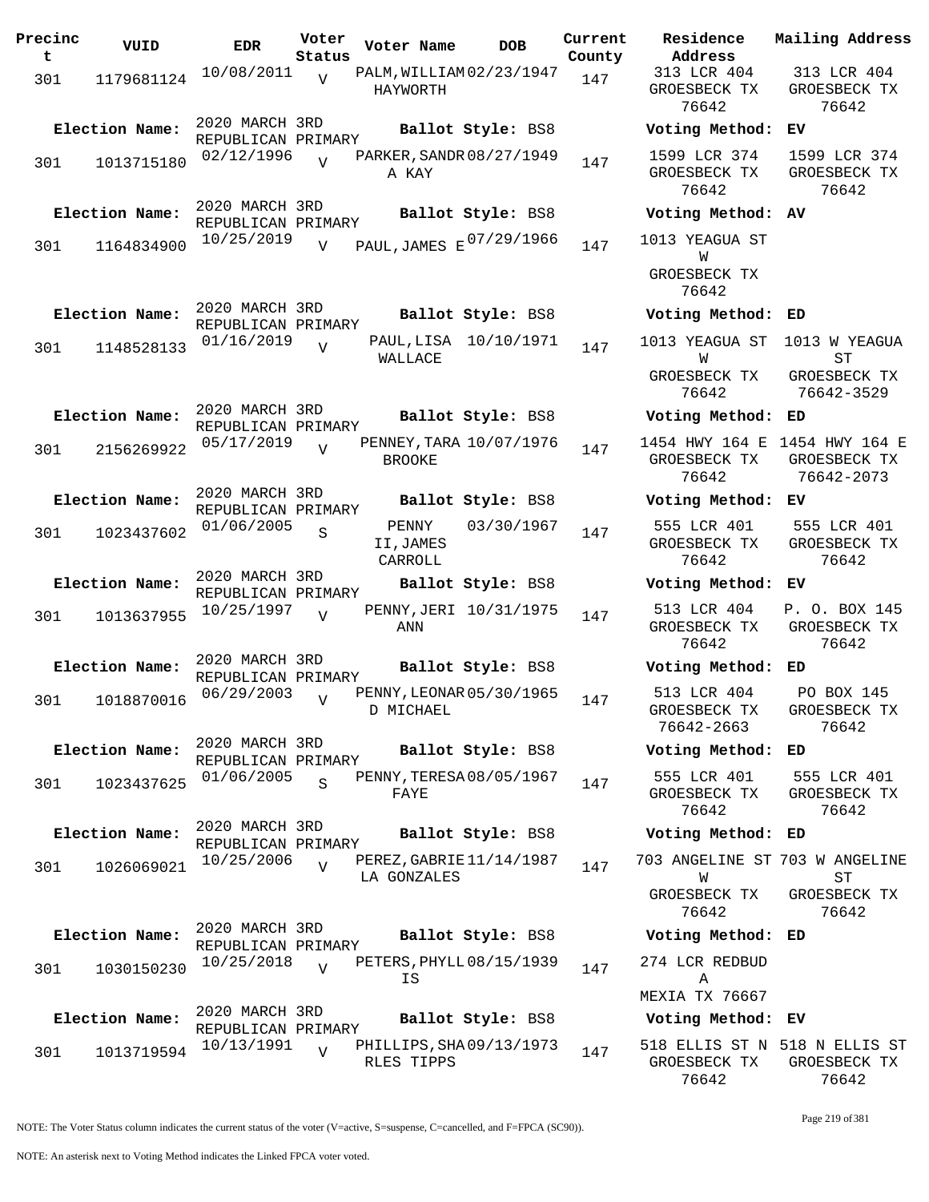| Precinct | VUID | EDR | Voter Status | Voter Name | DOB | Current County | Residence Address | Mailing Address |
|---|---|---|---|---|---|---|---|---|
| 301 | 1179681124 | 10/08/2011 | V | PALM,WILLIAM HAYWORTH | 02/23/1947 | 147 | 313 LCR 404 GROESBECK TX 76642 | 313 LCR 404 GROESBECK TX 76642 |
| Election Name: | 2020 MARCH 3RD REPUBLICAN PRIMARY | | | Ballot Style: BS8 | | | Voting Method: | EV |
| 301 | 1013715180 | 02/12/1996 | V | PARKER,SANDRA KAY | 08/27/1949 | 147 | 1599 LCR 374 GROESBECK TX 76642 | 1599 LCR 374 GROESBECK TX 76642 |
| Election Name: | 2020 MARCH 3RD REPUBLICAN PRIMARY | | | Ballot Style: BS8 | | | Voting Method: | AV |
| 301 | 1164834900 | 10/25/2019 | V | PAUL,JAMES E | 07/29/1966 | 147 | 1013 YEAGUA ST W GROESBECK TX 76642 | |
| Election Name: | 2020 MARCH 3RD REPUBLICAN PRIMARY | | | Ballot Style: BS8 | | | Voting Method: | ED |
| 301 | 1148528133 | 01/16/2019 | V | PAUL,LISA WALLACE | 10/10/1971 | 147 | 1013 YEAGUA ST W GROESBECK TX 76642 | 1013 W YEAGUA ST GROESBECK TX 76642-3529 |
| Election Name: | 2020 MARCH 3RD REPUBLICAN PRIMARY | | | Ballot Style: BS8 | | | Voting Method: | ED |
| 301 | 2156269922 | 05/17/2019 | V | PENNEY,TARA BROOKE | 10/07/1976 | 147 | 1454 HWY 164 E GROESBECK TX 76642 | 1454 HWY 164 E GROESBECK TX 76642-2073 |
| Election Name: | 2020 MARCH 3RD REPUBLICAN PRIMARY | | | Ballot Style: BS8 | | | Voting Method: | EV |
| 301 | 1023437602 | 01/06/2005 | S | PENNY II,JAMES CARROLL | 03/30/1967 | 147 | 555 LCR 401 GROESBECK TX 76642 | 555 LCR 401 GROESBECK TX 76642 |
| Election Name: | 2020 MARCH 3RD REPUBLICAN PRIMARY | | | Ballot Style: BS8 | | | Voting Method: | EV |
| 301 | 1013637955 | 10/25/1997 | V | PENNY,JERI ANN | 10/31/1975 | 147 | 513 LCR 404 GROESBECK TX 76642 | P. O. BOX 145 GROESBECK TX 76642 |
| Election Name: | 2020 MARCH 3RD REPUBLICAN PRIMARY | | | Ballot Style: BS8 | | | Voting Method: | ED |
| 301 | 1018870016 | 06/29/2003 | V | PENNY,LEONARD MICHAEL | 05/30/1965 | 147 | 513 LCR 404 GROESBECK TX 76642-2663 | PO BOX 145 GROESBECK TX 76642 |
| Election Name: | 2020 MARCH 3RD REPUBLICAN PRIMARY | | | Ballot Style: BS8 | | | Voting Method: | ED |
| 301 | 1023437625 | 01/06/2005 | S | PENNY,TERESA FAYE | 08/05/1967 | 147 | 555 LCR 401 GROESBECK TX 76642 | 555 LCR 401 GROESBECK TX 76642 |
| Election Name: | 2020 MARCH 3RD REPUBLICAN PRIMARY | | | Ballot Style: BS8 | | | Voting Method: | ED |
| 301 | 1026069021 | 10/25/2006 | V | PEREZ,GABRIELA GONZALES | 11/14/1987 | 147 | 703 ANGELINE ST W GROESBECK TX 76642 | 703 W ANGELINE ST GROESBECK TX 76642 |
| Election Name: | 2020 MARCH 3RD REPUBLICAN PRIMARY | | | Ballot Style: BS8 | | | Voting Method: | ED |
| 301 | 1030150230 | 10/25/2018 | V | PETERS,PHYLLIS | 08/15/1939 | 147 | 274 LCR REDBUD A MEXIA TX 76667 | |
| Election Name: | 2020 MARCH 3RD REPUBLICAN PRIMARY | | | Ballot Style: BS8 | | | Voting Method: | EV |
| 301 | 1013719594 | 10/13/1991 | V | PHILLIPS,SHARLES TIPPS | 09/13/1973 | 147 | 518 ELLIS ST N GROESBECK TX 76642 | 518 N ELLIS ST GROESBECK TX 76642 |

NOTE: The Voter Status column indicates the current status of the voter (V=active, S=suspense, C=cancelled, and F=FPCA (SC90)).

NOTE: An asterisk next to Voting Method indicates the Linked FPCA voter voted.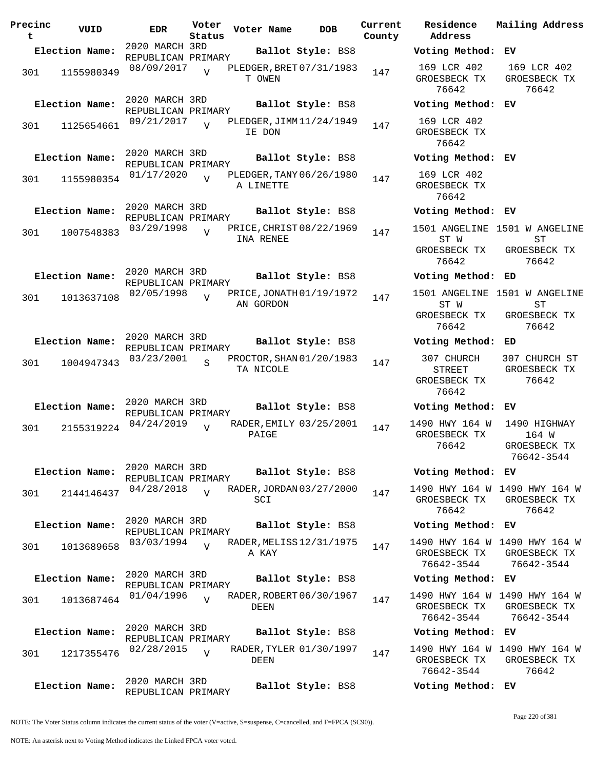| Precinct | VUID | EDR | Voter Status | Voter Name | DOB | Current County | Residence Address | Mailing Address |
|---|---|---|---|---|---|---|---|---|
| **Election Name:** | | 2020 MARCH 3RD REPUBLICAN PRIMARY | | **Ballot Style:** BS8 | | | **Voting Method:** EV | |
| 301 | 1155980349 | 08/09/2017 | V | PLEDGER, BRETT OWEN | 07/31/1983 | 147 | 169 LCR 402 GROESBECK TX 76642 | 169 LCR 402 GROESBECK TX 76642 |
| **Election Name:** | | 2020 MARCH 3RD REPUBLICAN PRIMARY | | **Ballot Style:** BS8 | | | **Voting Method:** EV | |
| 301 | 1125654661 | 09/21/2017 | V | PLEDGER, JIMMIE DON | 11/24/1949 | 147 | 169 LCR 402 GROESBECK TX 76642 | |
| **Election Name:** | | 2020 MARCH 3RD REPUBLICAN PRIMARY | | **Ballot Style:** BS8 | | | **Voting Method:** EV | |
| 301 | 1155980354 | 01/17/2020 | V | PLEDGER, TANYA LINETTE | 06/26/1980 | 147 | 169 LCR 402 GROESBECK TX 76642 | |
| **Election Name:** | | 2020 MARCH 3RD REPUBLICAN PRIMARY | | **Ballot Style:** BS8 | | | **Voting Method:** EV | |
| 301 | 1007548383 | 03/29/1998 | V | PRICE, CHRISTINA RENEE | 08/22/1969 | 147 | 1501 ANGELINE ST W GROESBECK TX 76642 | 1501 W ANGELINE ST GROESBECK TX 76642 |
| **Election Name:** | | 2020 MARCH 3RD REPUBLICAN PRIMARY | | **Ballot Style:** BS8 | | | **Voting Method:** ED | |
| 301 | 1013637108 | 02/05/1998 | V | PRICE, JONATHAN GORDON | 01/19/1972 | 147 | 1501 ANGELINE ST W GROESBECK TX 76642 | 1501 W ANGELINE ST GROESBECK TX 76642 |
| **Election Name:** | | 2020 MARCH 3RD REPUBLICAN PRIMARY | | **Ballot Style:** BS8 | | | **Voting Method:** ED | |
| 301 | 1004947343 | 03/23/2001 | S | PROCTOR, SHANTA NICOLE | 01/20/1983 | 147 | 307 CHURCH STREET GROESBECK TX 76642 | 307 CHURCH ST GROESBECK TX 76642 |
| **Election Name:** | | 2020 MARCH 3RD REPUBLICAN PRIMARY | | **Ballot Style:** BS8 | | | **Voting Method:** EV | |
| 301 | 2155319224 | 04/24/2019 | V | RADER, EMILY PAIGE | 03/25/2001 | 147 | 1490 HWY 164 W GROESBECK TX 76642 | 1490 HIGHWAY 164 W GROESBECK TX 76642-3544 |
| **Election Name:** | | 2020 MARCH 3RD REPUBLICAN PRIMARY | | **Ballot Style:** BS8 | | | **Voting Method:** EV | |
| 301 | 2144146437 | 04/28/2018 | V | RADER, JORDAN SCI | 03/27/2000 | 147 | 1490 HWY 164 W GROESBECK TX 76642 | 1490 HWY 164 W GROESBECK TX 76642 |
| **Election Name:** | | 2020 MARCH 3RD REPUBLICAN PRIMARY | | **Ballot Style:** BS8 | | | **Voting Method:** EV | |
| 301 | 1013689658 | 03/03/1994 | V | RADER, MELISSA KAY | 12/31/1975 | 147 | 1490 HWY 164 W GROESBECK TX 76642-3544 | 1490 HWY 164 W GROESBECK TX 76642-3544 |
| **Election Name:** | | 2020 MARCH 3RD REPUBLICAN PRIMARY | | **Ballot Style:** BS8 | | | **Voting Method:** EV | |
| 301 | 1013687464 | 01/04/1996 | V | RADER, ROBERT DEEN | 06/30/1967 | 147 | 1490 HWY 164 W GROESBECK TX 76642-3544 | 1490 HWY 164 W GROESBECK TX 76642-3544 |
| **Election Name:** | | 2020 MARCH 3RD REPUBLICAN PRIMARY | | **Ballot Style:** BS8 | | | **Voting Method:** EV | |
| 301 | 1217355476 | 02/28/2015 | V | RADER, TYLER DEEN | 01/30/1997 | 147 | 1490 HWY 164 W GROESBECK TX 76642-3544 | 1490 HWY 164 W GROESBECK TX 76642 |
| **Election Name:** | | 2020 MARCH 3RD REPUBLICAN PRIMARY | | **Ballot Style:** BS8 | | | **Voting Method:** EV | |

NOTE: The Voter Status column indicates the current status of the voter (V=active, S=suspense, C=cancelled, and F=FPCA (SC90)).

NOTE: An asterisk next to Voting Method indicates the Linked FPCA voter voted.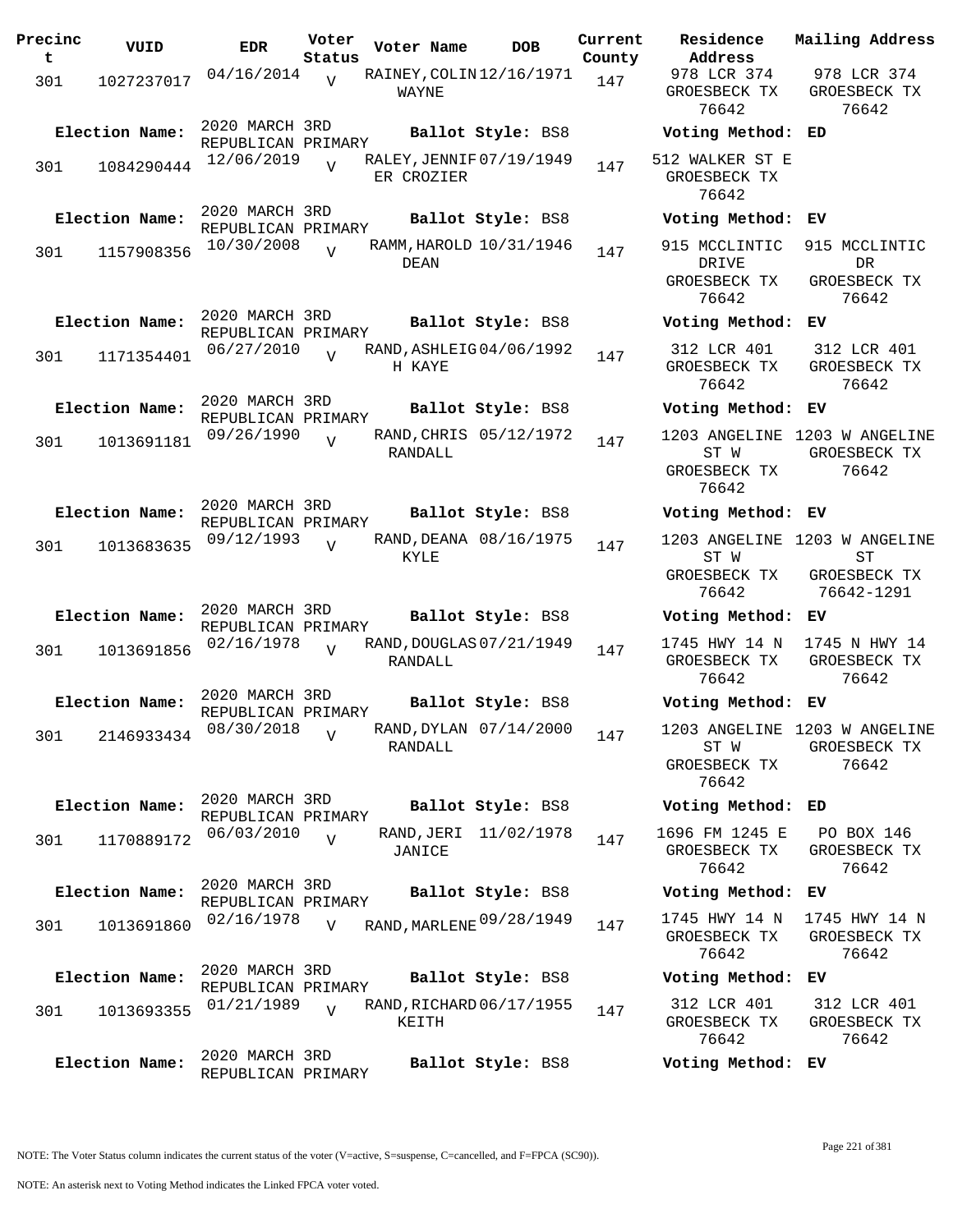| Precinct | VUID | EDR | Voter Status | Voter Name | DOB | Current County | Residence Address | Mailing Address |
|---|---|---|---|---|---|---|---|---|
| 301 | 1027237017 | 04/16/2014 | V | RAINEY,COLIN WAYNE | 12/16/1971 | 147 | 978 LCR 374 GROESBECK TX 76642 | 978 LCR 374 GROESBECK TX 76642 |
| **Election Name:** | 2020 MARCH 3RD REPUBLICAN PRIMARY | | | **Ballot Style:** BS8 | | | **Voting Method:** ED | |
| 301 | 1084290444 | 12/06/2019 | V | RALEY,JENNIFER CROZIER | 07/19/1949 | 147 | 512 WALKER ST E GROESBECK TX 76642 | |
| **Election Name:** | 2020 MARCH 3RD REPUBLICAN PRIMARY | | | **Ballot Style:** BS8 | | | **Voting Method:** EV | |
| 301 | 1157908356 | 10/30/2008 | V | RAMM,HAROLD DEAN | 10/31/1946 | 147 | 915 MCCLINTIC DRIVE GROESBECK TX 76642 | 915 MCCLINTIC DR GROESBECK TX 76642 |
| **Election Name:** | 2020 MARCH 3RD REPUBLICAN PRIMARY | | | **Ballot Style:** BS8 | | | **Voting Method:** EV | |
| 301 | 1171354401 | 06/27/2010 | V | RAND,ASHLEIGH KAYE | 04/06/1992 | 147 | 312 LCR 401 GROESBECK TX 76642 | 312 LCR 401 GROESBECK TX 76642 |
| **Election Name:** | 2020 MARCH 3RD REPUBLICAN PRIMARY | | | **Ballot Style:** BS8 | | | **Voting Method:** EV | |
| 301 | 1013691181 | 09/26/1990 | V | RAND,CHRIS RANDALL | 05/12/1972 | 147 | 1203 ANGELINE ST W GROESBECK TX 76642 | 1203 W ANGELINE GROESBECK TX 76642 |
| **Election Name:** | 2020 MARCH 3RD REPUBLICAN PRIMARY | | | **Ballot Style:** BS8 | | | **Voting Method:** EV | |
| 301 | 1013683635 | 09/12/1993 | V | RAND,DEANA KYLE | 08/16/1975 | 147 | 1203 ANGELINE ST W GROESBECK TX 76642 | 1203 W ANGELINE ST GROESBECK TX 76642-1291 |
| **Election Name:** | 2020 MARCH 3RD REPUBLICAN PRIMARY | | | **Ballot Style:** BS8 | | | **Voting Method:** EV | |
| 301 | 1013691856 | 02/16/1978 | V | RAND,DOUGLAS RANDALL | 07/21/1949 | 147 | 1745 HWY 14 N GROESBECK TX 76642 | 1745 N HWY 14 GROESBECK TX 76642 |
| **Election Name:** | 2020 MARCH 3RD REPUBLICAN PRIMARY | | | **Ballot Style:** BS8 | | | **Voting Method:** EV | |
| 301 | 2146933434 | 08/30/2018 | V | RAND,DYLAN RANDALL | 07/14/2000 | 147 | 1203 ANGELINE ST W GROESBECK TX 76642 | 1203 W ANGELINE GROESBECK TX 76642 |
| **Election Name:** | 2020 MARCH 3RD REPUBLICAN PRIMARY | | | **Ballot Style:** BS8 | | | **Voting Method:** ED | |
| 301 | 1170889172 | 06/03/2010 | V | RAND,JERI JANICE | 11/02/1978 | 147 | 1696 FM 1245 E GROESBECK TX 76642 | PO BOX 146 GROESBECK TX 76642 |
| **Election Name:** | 2020 MARCH 3RD REPUBLICAN PRIMARY | | | **Ballot Style:** BS8 | | | **Voting Method:** EV | |
| 301 | 1013691860 | 02/16/1978 | V | RAND,MARLENE | 09/28/1949 | 147 | 1745 HWY 14 N GROESBECK TX 76642 | 1745 HWY 14 N GROESBECK TX 76642 |
| **Election Name:** | 2020 MARCH 3RD REPUBLICAN PRIMARY | | | **Ballot Style:** BS8 | | | **Voting Method:** EV | |
| 301 | 1013693355 | 01/21/1989 | V | RAND,RICHARD KEITH | 06/17/1955 | 147 | 312 LCR 401 GROESBECK TX 76642 | 312 LCR 401 GROESBECK TX 76642 |
| **Election Name:** | 2020 MARCH 3RD REPUBLICAN PRIMARY | | | **Ballot Style:** BS8 | | | **Voting Method:** EV | |

NOTE: The Voter Status column indicates the current status of the voter (V=active, S=suspense, C=cancelled, and F=FPCA (SC90)).

NOTE: An asterisk next to Voting Method indicates the Linked FPCA voter voted.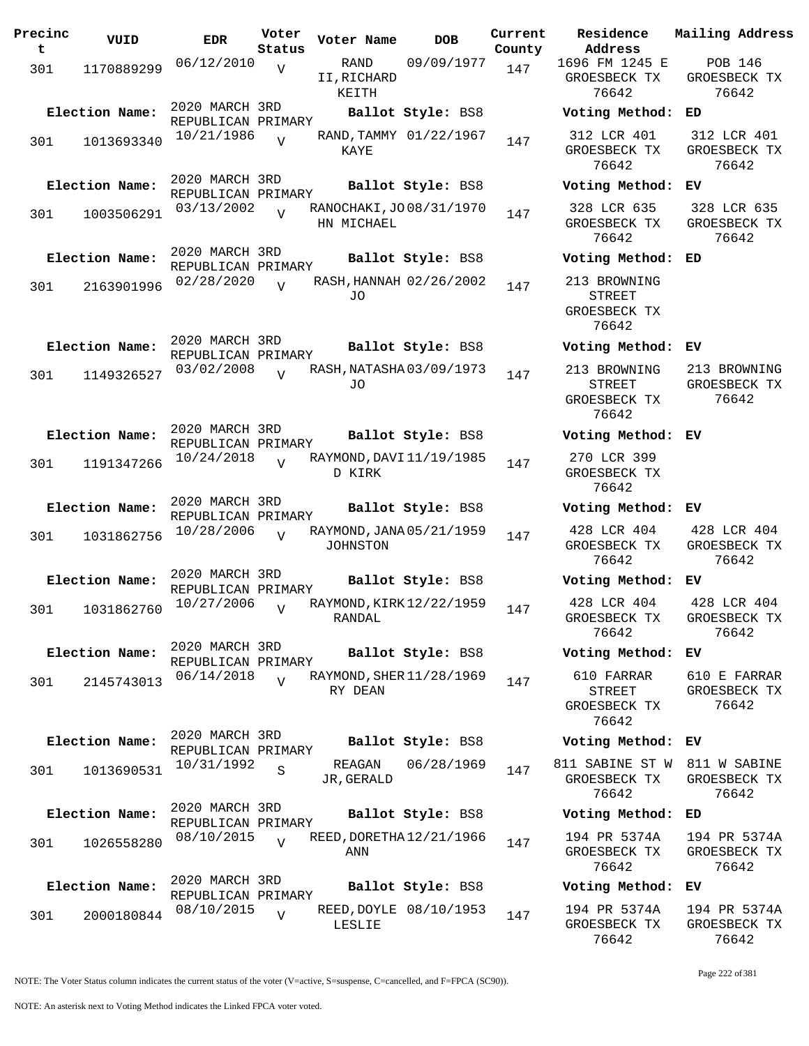| Precinct | VUID | EDR | Voter Status | Voter Name | DOB | Current County | Residence Address | Mailing Address |
|---|---|---|---|---|---|---|---|---|
| 301 | 1170889299 | 06/12/2010 | V | RAND II,RICHARD KEITH | 09/09/1977 | 147 | 1696 FM 1245 E GROESBECK TX 76642 | POB 146 GROESBECK TX 76642 |
| Election Name: | 2020 MARCH 3RD REPUBLICAN PRIMARY | | | Ballot Style: BS8 | | | Voting Method: | ED |
| 301 | 1013693340 | 10/21/1986 | V | RAND,TAMMY KAYE | 01/22/1967 | 147 | 312 LCR 401 GROESBECK TX 76642 | 312 LCR 401 GROESBECK TX 76642 |
| Election Name: | 2020 MARCH 3RD REPUBLICAN PRIMARY | | | Ballot Style: BS8 | | | Voting Method: | EV |
| 301 | 1003506291 | 03/13/2002 | V | RANOCHAKI,JOHN MICHAEL | 08/31/1970 | 147 | 328 LCR 635 GROESBECK TX 76642 | 328 LCR 635 GROESBECK TX 76642 |
| Election Name: | 2020 MARCH 3RD REPUBLICAN PRIMARY | | | Ballot Style: BS8 | | | Voting Method: | ED |
| 301 | 2163901996 | 02/28/2020 | V | RASH,HANNAH JO | 02/26/2002 | 147 | 213 BROWNING STREET GROESBECK TX 76642 | |
| Election Name: | 2020 MARCH 3RD REPUBLICAN PRIMARY | | | Ballot Style: BS8 | | | Voting Method: | EV |
| 301 | 1149326527 | 03/02/2008 | V | RASH,NATASHA JO | 03/09/1973 | 147 | 213 BROWNING STREET GROESBECK TX 76642 | 213 BROWNING GROESBECK TX 76642 |
| Election Name: | 2020 MARCH 3RD REPUBLICAN PRIMARY | | | Ballot Style: BS8 | | | Voting Method: | EV |
| 301 | 1191347266 | 10/24/2018 | V | RAYMOND,DAVID KIRK | 11/19/1985 | 147 | 270 LCR 399 GROESBECK TX 76642 | |
| Election Name: | 2020 MARCH 3RD REPUBLICAN PRIMARY | | | Ballot Style: BS8 | | | Voting Method: | EV |
| 301 | 1031862756 | 10/28/2006 | V | RAYMOND,JANA JOHNSTON | 05/21/1959 | 147 | 428 LCR 404 GROESBECK TX 76642 | 428 LCR 404 GROESBECK TX 76642 |
| Election Name: | 2020 MARCH 3RD REPUBLICAN PRIMARY | | | Ballot Style: BS8 | | | Voting Method: | EV |
| 301 | 1031862760 | 10/27/2006 | V | RAYMOND,KIRK RANDAL | 12/22/1959 | 147 | 428 LCR 404 GROESBECK TX 76642 | 428 LCR 404 GROESBECK TX 76642 |
| Election Name: | 2020 MARCH 3RD REPUBLICAN PRIMARY | | | Ballot Style: BS8 | | | Voting Method: | EV |
| 301 | 2145743013 | 06/14/2018 | V | RAYMOND,SHERRY DEAN | 11/28/1969 | 147 | 610 FARRAR STREET GROESBECK TX 76642 | 610 E FARRAR GROESBECK TX 76642 |
| Election Name: | 2020 MARCH 3RD REPUBLICAN PRIMARY | | | Ballot Style: BS8 | | | Voting Method: | EV |
| 301 | 1013690531 | 10/31/1992 | S | REAGAN JR,GERALD | 06/28/1969 | 147 | 811 SABINE ST W GROESBECK TX 76642 | 811 W SABINE GROESBECK TX 76642 |
| Election Name: | 2020 MARCH 3RD REPUBLICAN PRIMARY | | | Ballot Style: BS8 | | | Voting Method: | ED |
| 301 | 1026558280 | 08/10/2015 | V | REED,DORETHA ANN | 12/21/1966 | 147 | 194 PR 5374A GROESBECK TX 76642 | 194 PR 5374A GROESBECK TX 76642 |
| Election Name: | 2020 MARCH 3RD REPUBLICAN PRIMARY | | | Ballot Style: BS8 | | | Voting Method: | EV |
| 301 | 2000180844 | 08/10/2015 | V | REED,DOYLE LESLIE | 08/10/1953 | 147 | 194 PR 5374A GROESBECK TX 76642 | 194 PR 5374A GROESBECK TX 76642 |

NOTE: The Voter Status column indicates the current status of the voter (V=active, S=suspense, C=cancelled, and F=FPCA (SC90)).

NOTE: An asterisk next to Voting Method indicates the Linked FPCA voter voted.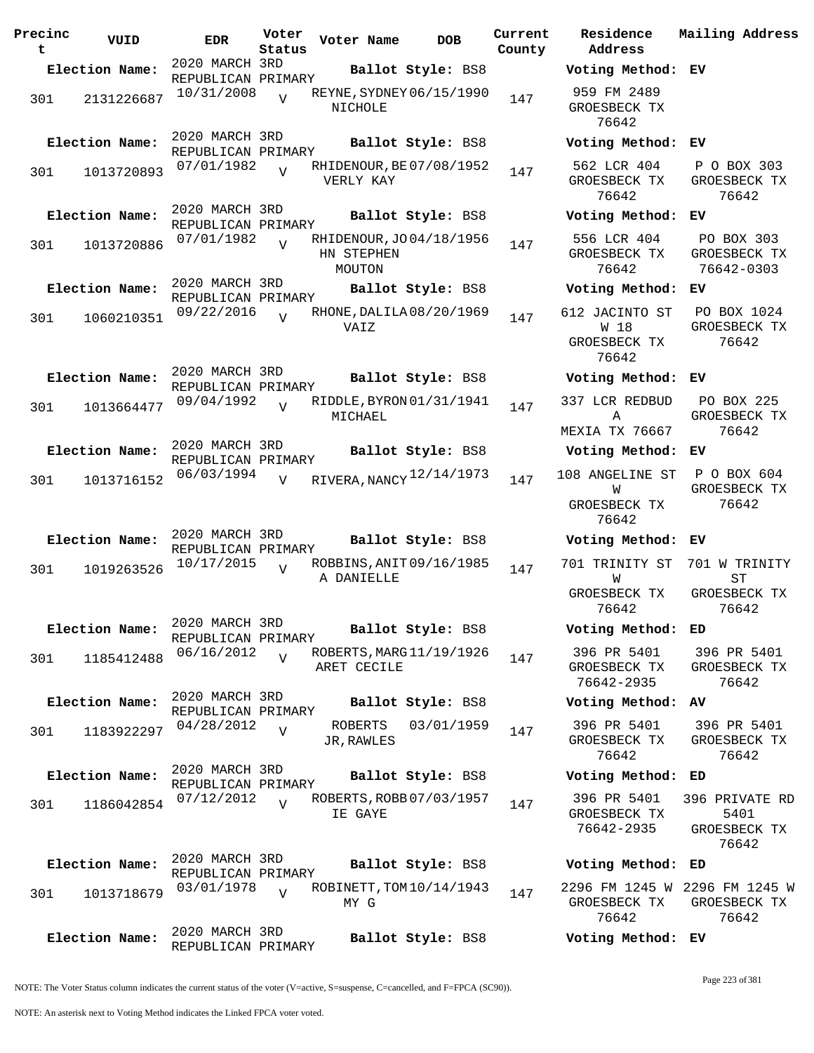| Precinct | VUID | EDR | Voter Status | Voter Name | DOB | Current County | Residence Address | Mailing Address |
|---|---|---|---|---|---|---|---|---|
| **Election Name:** | | 2020 MARCH 3RD REPUBLICAN PRIMARY | | **Ballot Style:** BS8 | | | **Voting Method:** EV | |
| 301 | 2131226687 | 10/31/2008 | V | REYNE, SYDNEY NICHOLE | 06/15/1990 | 147 | 959 FM 2489 GROESBECK TX 76642 | |
| **Election Name:** | | 2020 MARCH 3RD REPUBLICAN PRIMARY | | **Ballot Style:** BS8 | | | **Voting Method:** EV | |
| 301 | 1013720893 | 07/01/1982 | V | RHIDENOUR, BEVERLY KAY | 07/08/1952 | 147 | 562 LCR 404 GROESBECK TX 76642 | P O BOX 303 GROESBECK TX 76642 |
| **Election Name:** | | 2020 MARCH 3RD REPUBLICAN PRIMARY | | **Ballot Style:** BS8 | | | **Voting Method:** EV | |
| 301 | 1013720886 | 07/01/1982 | V | RHIDENOUR, JOHN STEPHEN MOUTON | 04/18/1956 | 147 | 556 LCR 404 GROESBECK TX 76642 | PO BOX 303 GROESBECK TX 76642-0303 |
| **Election Name:** | | 2020 MARCH 3RD REPUBLICAN PRIMARY | | **Ballot Style:** BS8 | | | **Voting Method:** EV | |
| 301 | 1060210351 | 09/22/2016 | V | RHONE, DALILA VAIZ | 08/20/1969 | 147 | 612 JACINTO ST W 18 GROESBECK TX 76642 | PO BOX 1024 GROESBECK TX 76642 |
| **Election Name:** | | 2020 MARCH 3RD REPUBLICAN PRIMARY | | **Ballot Style:** BS8 | | | **Voting Method:** EV | |
| 301 | 1013664477 | 09/04/1992 | V | RIDDLE, BYRON MICHAEL | 01/31/1941 | 147 | 337 LCR REDBUD A MEXIA TX 76667 | PO BOX 225 GROESBECK TX 76642 |
| **Election Name:** | | 2020 MARCH 3RD REPUBLICAN PRIMARY | | **Ballot Style:** BS8 | | | **Voting Method:** EV | |
| 301 | 1013716152 | 06/03/1994 | V | RIVERA, NANCY | 12/14/1973 | 147 | 108 ANGELINE ST W GROESBECK TX 76642 | P O BOX 604 GROESBECK TX 76642 |
| **Election Name:** | | 2020 MARCH 3RD REPUBLICAN PRIMARY | | **Ballot Style:** BS8 | | | **Voting Method:** EV | |
| 301 | 1019263526 | 10/17/2015 | V | ROBBINS, ANITA DANIELLE | 09/16/1985 | 147 | 701 TRINITY ST W GROESBECK TX 76642 | 701 W TRINITY ST GROESBECK TX 76642 |
| **Election Name:** | | 2020 MARCH 3RD REPUBLICAN PRIMARY | | **Ballot Style:** BS8 | | | **Voting Method:** ED | |
| 301 | 1185412488 | 06/16/2012 | V | ROBERTS, MARGARET CECILE | 11/19/1926 | 147 | 396 PR 5401 GROESBECK TX 76642-2935 | 396 PR 5401 GROESBECK TX 76642 |
| **Election Name:** | | 2020 MARCH 3RD REPUBLICAN PRIMARY | | **Ballot Style:** BS8 | | | **Voting Method:** AV | |
| 301 | 1183922297 | 04/28/2012 | V | ROBERTS JR, RAWLES | 03/01/1959 | 147 | 396 PR 5401 GROESBECK TX 76642 | 396 PR 5401 GROESBECK TX 76642 |
| **Election Name:** | | 2020 MARCH 3RD REPUBLICAN PRIMARY | | **Ballot Style:** BS8 | | | **Voting Method:** ED | |
| 301 | 1186042854 | 07/12/2012 | V | ROBERTS, ROBBIE GAYE | 07/03/1957 | 147 | 396 PR 5401 GROESBECK TX 76642-2935 | 396 PRIVATE RD 5401 GROESBECK TX 76642 |
| **Election Name:** | | 2020 MARCH 3RD REPUBLICAN PRIMARY | | **Ballot Style:** BS8 | | | **Voting Method:** ED | |
| 301 | 1013718679 | 03/01/1978 | V | ROBINETT, TOMMY G | 10/14/1943 | 147 | 2296 FM 1245 W GROESBECK TX 76642 | 2296 FM 1245 W GROESBECK TX 76642 |
| **Election Name:** | | 2020 MARCH 3RD REPUBLICAN PRIMARY | | **Ballot Style:** BS8 | | | **Voting Method:** EV | |

NOTE: The Voter Status column indicates the current status of the voter (V=active, S=suspense, C=cancelled, and F=FPCA (SC90)).

NOTE: An asterisk next to Voting Method indicates the Linked FPCA voter voted.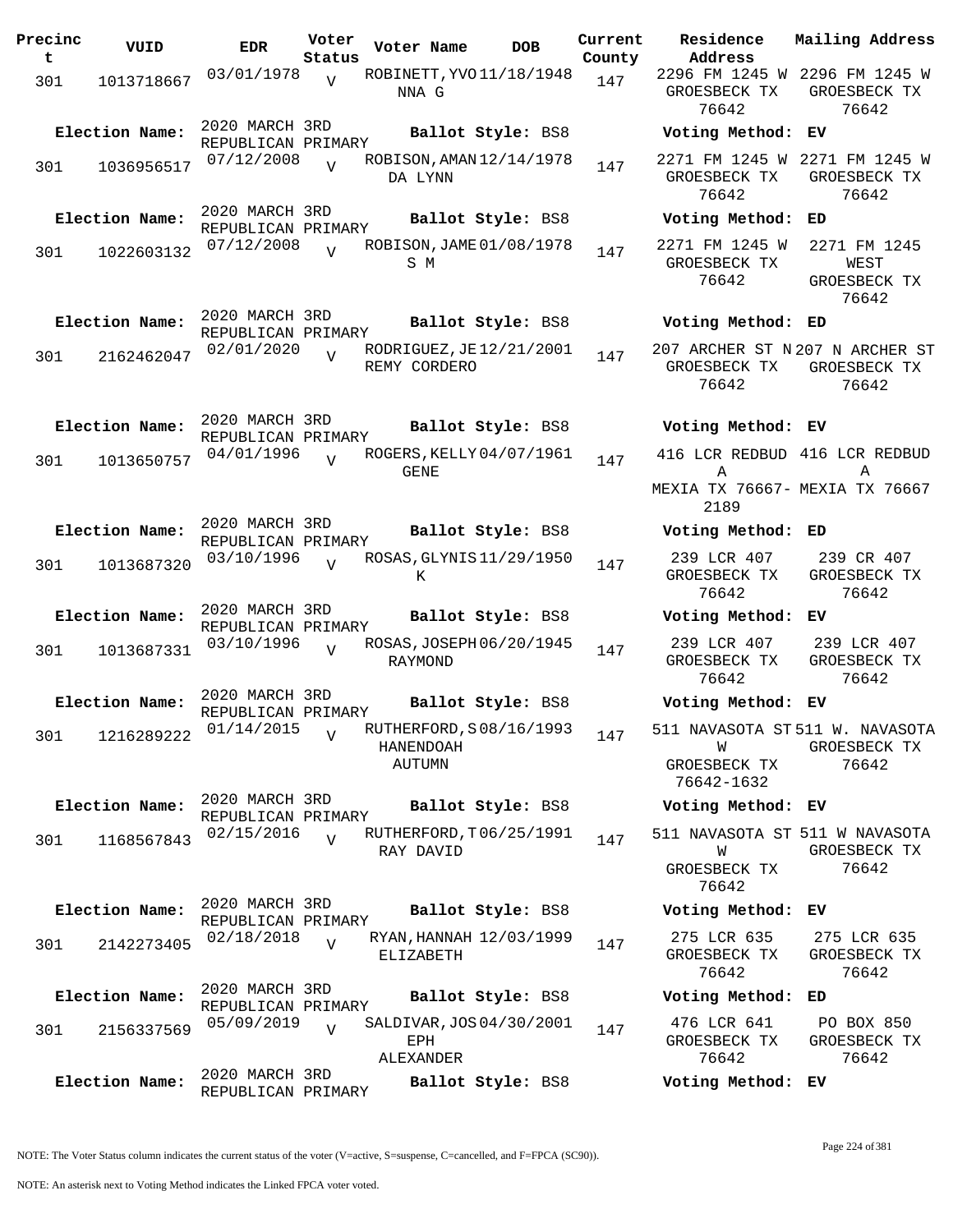| Precinct | VUID | EDR | Voter Status | Voter Name | DOB | Current County | Residence Address | Mailing Address |
|---|---|---|---|---|---|---|---|---|
| 301 | 1013718667 | 03/01/1978 | V | ROBINETT, YVONNA G | 11/18/1948 | 147 | 2296 FM 1245 W GROESBECK TX 76642 | 2296 FM 1245 W GROESBECK TX 76642 |
| Election Name: | 2020 MARCH 3RD REPUBLICAN PRIMARY | | | Ballot Style: BS8 | | | Voting Method: EV | |
| 301 | 1036956517 | 07/12/2008 | V | ROBISON, AMANDA LYNN | 12/14/1978 | 147 | 2271 FM 1245 W GROESBECK TX 76642 | 2271 FM 1245 W GROESBECK TX 76642 |
| Election Name: | 2020 MARCH 3RD REPUBLICAN PRIMARY | | | Ballot Style: BS8 | | | Voting Method: ED | |
| 301 | 1022603132 | 07/12/2008 | V | ROBISON, JAMES M | 01/08/1978 | 147 | 2271 FM 1245 W GROESBECK TX 76642 | 2271 FM 1245 WEST GROESBECK TX 76642 |
| Election Name: | 2020 MARCH 3RD REPUBLICAN PRIMARY | | | Ballot Style: BS8 | | | Voting Method: ED | |
| 301 | 2162462047 | 02/01/2020 | V | RODRIGUEZ, JEREMY CORDERO | 12/21/2001 | 147 | 207 ARCHER ST N GROESBECK TX 76642 | 207 N ARCHER ST GROESBECK TX 76642 |
| Election Name: | 2020 MARCH 3RD REPUBLICAN PRIMARY | | | Ballot Style: BS8 | | | Voting Method: EV | |
| 301 | 1013650757 | 04/01/1996 | V | ROGERS, KELLY GENE | 04/07/1961 | 147 | 416 LCR REDBUD A MEXIA TX 76667-2189 | 416 LCR REDBUD A MEXIA TX 76667 |
| Election Name: | 2020 MARCH 3RD REPUBLICAN PRIMARY | | | Ballot Style: BS8 | | | Voting Method: ED | |
| 301 | 1013687320 | 03/10/1996 | V | ROSAS, GLYNIS K | 11/29/1950 | 147 | 239 LCR 407 GROESBECK TX 76642 | 239 CR 407 GROESBECK TX 76642 |
| Election Name: | 2020 MARCH 3RD REPUBLICAN PRIMARY | | | Ballot Style: BS8 | | | Voting Method: EV | |
| 301 | 1013687331 | 03/10/1996 | V | ROSAS, JOSEPH RAYMOND | 06/20/1945 | 147 | 239 LCR 407 GROESBECK TX 76642 | 239 LCR 407 GROESBECK TX 76642 |
| Election Name: | 2020 MARCH 3RD REPUBLICAN PRIMARY | | | Ballot Style: BS8 | | | Voting Method: EV | |
| 301 | 1216289222 | 01/14/2015 | V | RUTHERFORD, SHANENDOAH AUTUMN | 08/16/1993 | 147 | 511 NAVASOTA ST W GROESBECK TX 76642-1632 | 511 W. NAVASOTA GROESBECK TX 76642 |
| Election Name: | 2020 MARCH 3RD REPUBLICAN PRIMARY | | | Ballot Style: BS8 | | | Voting Method: EV | |
| 301 | 1168567843 | 02/15/2016 | V | RUTHERFORD, TRAY DAVID | 06/25/1991 | 147 | 511 NAVASOTA ST W GROESBECK TX 76642 | 511 W NAVASOTA GROESBECK TX 76642 |
| Election Name: | 2020 MARCH 3RD REPUBLICAN PRIMARY | | | Ballot Style: BS8 | | | Voting Method: EV | |
| 301 | 2142273405 | 02/18/2018 | V | RYAN, HANNAH ELIZABETH | 12/03/1999 | 147 | 275 LCR 635 GROESBECK TX 76642 | 275 LCR 635 GROESBECK TX 76642 |
| Election Name: | 2020 MARCH 3RD REPUBLICAN PRIMARY | | | Ballot Style: BS8 | | | Voting Method: ED | |
| 301 | 2156337569 | 05/09/2019 | V | SALDIVAR, JOSEPH ALEXANDER | 04/30/2001 | 147 | 476 LCR 641 GROESBECK TX 76642 | PO BOX 850 GROESBECK TX 76642 |
| Election Name: | 2020 MARCH 3RD REPUBLICAN PRIMARY | | | Ballot Style: BS8 | | | Voting Method: EV | |

NOTE: The Voter Status column indicates the current status of the voter (V=active, S=suspense, C=cancelled, and F=FPCA (SC90)).

NOTE: An asterisk next to Voting Method indicates the Linked FPCA voter voted.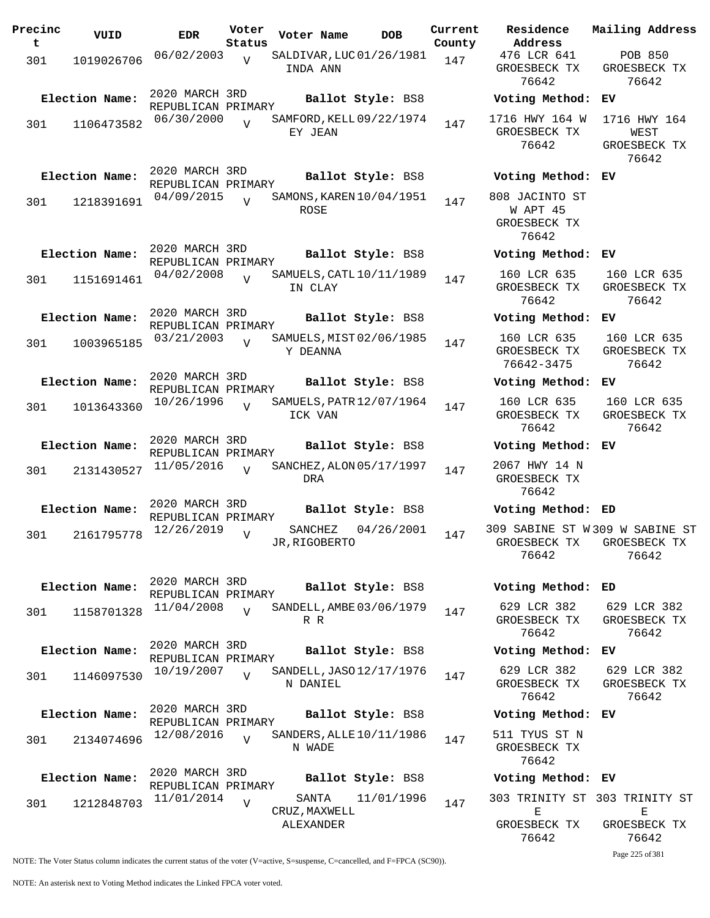| Precinct | VUID | EDR | Voter Status | Voter Name | DOB | Current County | Residence Address | Mailing Address |
|---|---|---|---|---|---|---|---|---|
| 301 | 1019026706 | 06/02/2003 | V | SALDIVAR, LUCINDA ANN | 01/26/1981 | 147 | 476 LCR 641 GROESBECK TX 76642 | POB 850 GROESBECK TX 76642 |
| Election Name: | 2020 MARCH 3RD REPUBLICAN PRIMARY | | | Ballot Style: BS8 | | | Voting Method: EV | |
| 301 | 1106473582 | 06/30/2000 | V | SAMFORD, KELLEY JEAN | 09/22/1974 | 147 | 1716 HWY 164 W GROESBECK TX 76642 | 1716 HWY 164 WEST GROESBECK TX 76642 |
| Election Name: | 2020 MARCH 3RD REPUBLICAN PRIMARY | | | Ballot Style: BS8 | | | Voting Method: EV | |
| 301 | 1218391691 | 04/09/2015 | V | SAMONS, KAREN ROSE | 10/04/1951 | 147 | 808 JACINTO ST W APT 45 GROESBECK TX 76642 | |
| Election Name: | 2020 MARCH 3RD REPUBLICAN PRIMARY | | | Ballot Style: BS8 | | | Voting Method: EV | |
| 301 | 1151691461 | 04/02/2008 | V | SAMUELS, CATLIN CLAY | 10/11/1989 | 147 | 160 LCR 635 GROESBECK TX 76642 | 160 LCR 635 GROESBECK TX 76642 |
| Election Name: | 2020 MARCH 3RD REPUBLICAN PRIMARY | | | Ballot Style: BS8 | | | Voting Method: EV | |
| 301 | 1003965185 | 03/21/2003 | V | SAMUELS, MISTY DEANNA | 02/06/1985 | 147 | 160 LCR 635 GROESBECK TX 76642-3475 | 160 LCR 635 GROESBECK TX 76642 |
| Election Name: | 2020 MARCH 3RD REPUBLICAN PRIMARY | | | Ballot Style: BS8 | | | Voting Method: EV | |
| 301 | 1013643360 | 10/26/1996 | V | SAMUELS, PATRICK VAN | 12/07/1964 | 147 | 160 LCR 635 GROESBECK TX 76642 | 160 LCR 635 GROESBECK TX 76642 |
| Election Name: | 2020 MARCH 3RD REPUBLICAN PRIMARY | | | Ballot Style: BS8 | | | Voting Method: EV | |
| 301 | 2131430527 | 11/05/2016 | V | SANCHEZ, ALONDRA | 05/17/1997 | 147 | 2067 HWY 14 N GROESBECK TX 76642 | |
| Election Name: | 2020 MARCH 3RD REPUBLICAN PRIMARY | | | Ballot Style: BS8 | | | Voting Method: ED | |
| 301 | 2161795778 | 12/26/2019 | V | SANCHEZ JR, RIGOBERTO | 04/26/2001 | 147 | 309 SABINE ST W GROESBECK TX 76642 | 309 W SABINE ST GROESBECK TX 76642 |
| Election Name: | 2020 MARCH 3RD REPUBLICAN PRIMARY | | | Ballot Style: BS8 | | | Voting Method: ED | |
| 301 | 1158701328 | 11/04/2008 | V | SANDELL, AMBER R | 03/06/1979 | 147 | 629 LCR 382 GROESBECK TX 76642 | 629 LCR 382 GROESBECK TX 76642 |
| Election Name: | 2020 MARCH 3RD REPUBLICAN PRIMARY | | | Ballot Style: BS8 | | | Voting Method: EV | |
| 301 | 1146097530 | 10/19/2007 | V | SANDELL, JASON DANIEL | 12/17/1976 | 147 | 629 LCR 382 GROESBECK TX 76642 | 629 LCR 382 GROESBECK TX 76642 |
| Election Name: | 2020 MARCH 3RD REPUBLICAN PRIMARY | | | Ballot Style: BS8 | | | Voting Method: EV | |
| 301 | 2134074696 | 12/08/2016 | V | SANDERS, ALLEN WADE | 10/11/1986 | 147 | 511 TYUS ST N GROESBECK TX 76642 | |
| Election Name: | 2020 MARCH 3RD REPUBLICAN PRIMARY | | | Ballot Style: BS8 | | | Voting Method: EV | |
| 301 | 1212848703 | 11/01/2014 | V | SANTA CRUZ, MAXWELL ALEXANDER | 11/01/1996 | 147 | 303 TRINITY ST E GROESBECK TX 76642 | 303 TRINITY ST E GROESBECK TX 76642 |

NOTE: The Voter Status column indicates the current status of the voter (V=active, S=suspense, C=cancelled, and F=FPCA (SC90)).

NOTE: An asterisk next to Voting Method indicates the Linked FPCA voter voted.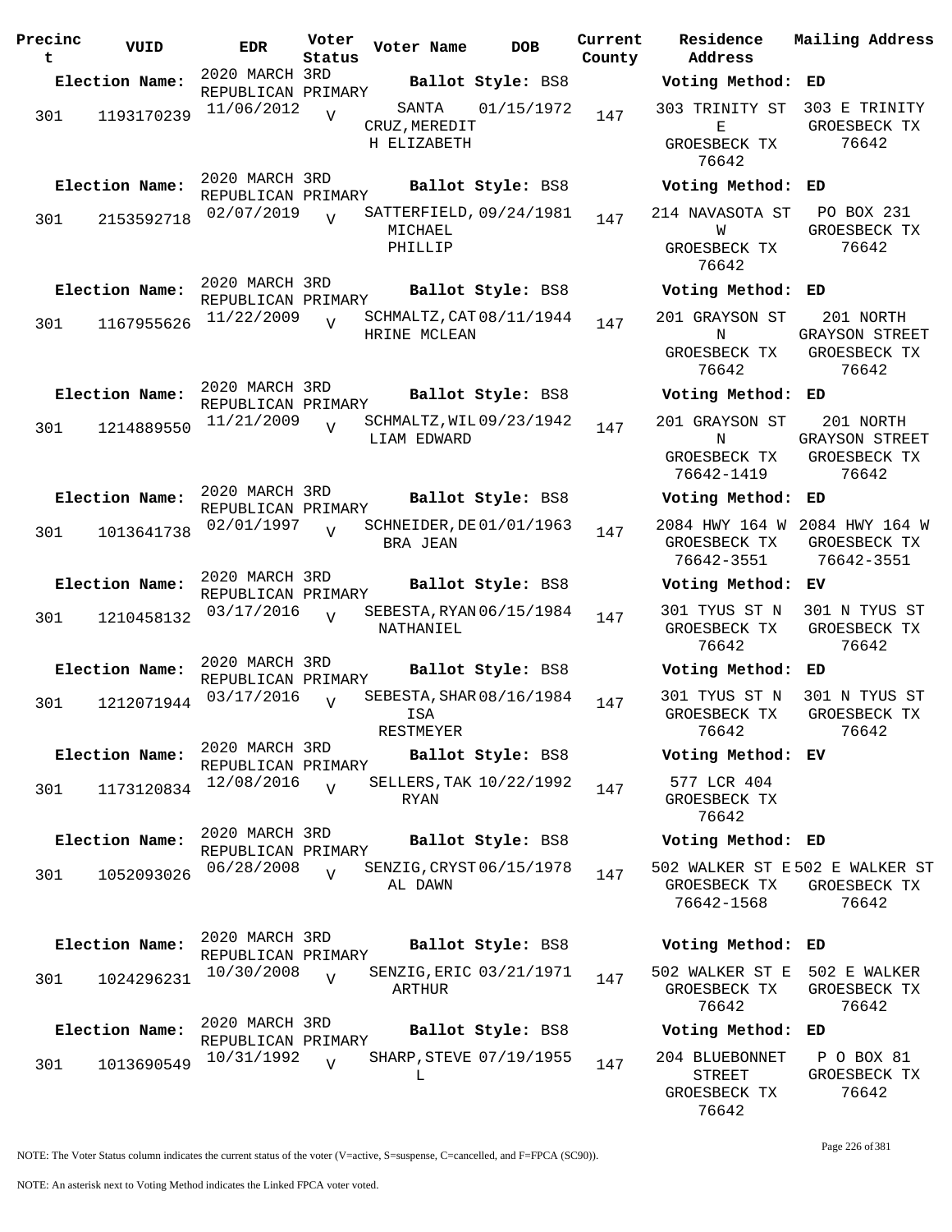| Precinct | VUID | EDR | Voter Status | Voter Name | DOB | Current County | Residence Address | Mailing Address |
|---|---|---|---|---|---|---|---|---|
| **Election Name:** | | 2020 MARCH 3RD REPUBLICAN PRIMARY | | **Ballot Style:** BS8 | | | **Voting Method:** ED | |
| 301 | 1193170239 | 11/06/2012 | V | SANTA CRUZ,MEREDITH ELIZABETH | 01/15/1972 | 147 | 303 TRINITY ST E GROESBECK TX 76642 | 303 E TRINITY GROESBECK TX 76642 |
| **Election Name:** | | 2020 MARCH 3RD REPUBLICAN PRIMARY | | **Ballot Style:** BS8 | | | **Voting Method:** ED | |
| 301 | 2153592718 | 02/07/2019 | V | SATTERFIELD, MICHAEL PHILLIP | 09/24/1981 | 147 | 214 NAVASOTA ST W GROESBECK TX 76642 | PO BOX 231 GROESBECK TX 76642 |
| **Election Name:** | | 2020 MARCH 3RD REPUBLICAN PRIMARY | | **Ballot Style:** BS8 | | | **Voting Method:** ED | |
| 301 | 1167955626 | 11/22/2009 | V | SCHMALTZ,CATHRINE MCLEAN | 08/11/1944 | 147 | 201 GRAYSON ST N GROESBECK TX 76642 | 201 NORTH GRAYSON STREET GROESBECK TX 76642 |
| **Election Name:** | | 2020 MARCH 3RD REPUBLICAN PRIMARY | | **Ballot Style:** BS8 | | | **Voting Method:** ED | |
| 301 | 1214889550 | 11/21/2009 | V | SCHMALTZ,WILLIAM EDWARD | 09/23/1942 | 147 | 201 GRAYSON ST N GROESBECK TX 76642-1419 | 201 NORTH GRAYSON STREET GROESBECK TX 76642 |
| **Election Name:** | | 2020 MARCH 3RD REPUBLICAN PRIMARY | | **Ballot Style:** BS8 | | | **Voting Method:** ED | |
| 301 | 1013641738 | 02/01/1997 | V | SCHNEIDER,DEBRA JEAN | 01/01/1963 | 147 | 2084 HWY 164 W GROESBECK TX 76642-3551 | 2084 HWY 164 W GROESBECK TX 76642-3551 |
| **Election Name:** | | 2020 MARCH 3RD REPUBLICAN PRIMARY | | **Ballot Style:** BS8 | | | **Voting Method:** EV | |
| 301 | 1210458132 | 03/17/2016 | V | SEBESTA,RYAN NATHANIEL | 06/15/1984 | 147 | 301 TYUS ST N GROESBECK TX 76642 | 301 N TYUS ST GROESBECK TX 76642 |
| **Election Name:** | | 2020 MARCH 3RD REPUBLICAN PRIMARY | | **Ballot Style:** BS8 | | | **Voting Method:** ED | |
| 301 | 1212071944 | 03/17/2016 | V | SEBESTA,SHARISA RESTMEYER | 08/16/1984 | 147 | 301 TYUS ST N GROESBECK TX 76642 | 301 N TYUS ST GROESBECK TX 76642 |
| **Election Name:** | | 2020 MARCH 3RD REPUBLICAN PRIMARY | | **Ballot Style:** BS8 | | | **Voting Method:** EV | |
| 301 | 1173120834 | 12/08/2016 | V | SELLERS,TAK RYAN | 10/22/1992 | 147 | 577 LCR 404 GROESBECK TX 76642 | |
| **Election Name:** | | 2020 MARCH 3RD REPUBLICAN PRIMARY | | **Ballot Style:** BS8 | | | **Voting Method:** ED | |
| 301 | 1052093026 | 06/28/2008 | V | SENZIG,CRYSTAL DAWN | 06/15/1978 | 147 | 502 WALKER ST E GROESBECK TX 76642-1568 | 502 E WALKER ST GROESBECK TX 76642 |
| **Election Name:** | | 2020 MARCH 3RD REPUBLICAN PRIMARY | | **Ballot Style:** BS8 | | | **Voting Method:** ED | |
| 301 | 1024296231 | 10/30/2008 | V | SENZIG,ERIC ARTHUR | 03/21/1971 | 147 | 502 WALKER ST E GROESBECK TX 76642 | 502 E WALKER GROESBECK TX 76642 |
| **Election Name:** | | 2020 MARCH 3RD REPUBLICAN PRIMARY | | **Ballot Style:** BS8 | | | **Voting Method:** ED | |
| 301 | 1013690549 | 10/31/1992 | V | SHARP,STEVE L | 07/19/1955 | 147 | 204 BLUEBONNET STREET GROESBECK TX 76642 | P O BOX 81 GROESBECK TX 76642 |

NOTE: The Voter Status column indicates the current status of the voter (V=active, S=suspense, C=cancelled, and F=FPCA (SC90)).

NOTE: An asterisk next to Voting Method indicates the Linked FPCA voter voted.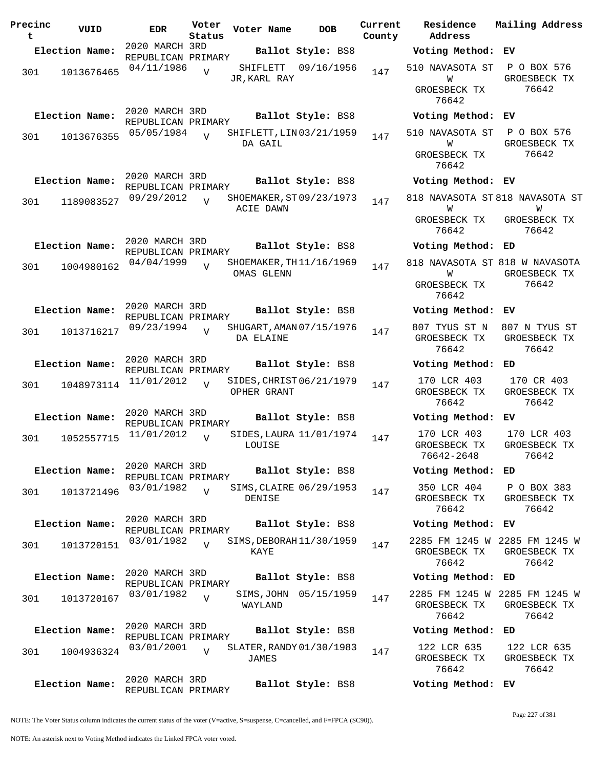| Precinct | VUID | EDR | Voter Status | Voter Name | DOB | Current County | Residence Address | Mailing Address |
|---|---|---|---|---|---|---|---|---|
| **Election Name:** | | 2020 MARCH 3RD REPUBLICAN PRIMARY | | **Ballot Style:** BS8 | | | **Voting Method:** EV | |
| 301 | 1013676465 | 04/11/1986 | V | SHIFLETT JR, KARL RAY | 09/16/1956 | 147 | 510 NAVASOTA ST W GROESBECK TX 76642 | P O BOX 576 GROESBECK TX 76642 |
| **Election Name:** | | 2020 MARCH 3RD REPUBLICAN PRIMARY | | **Ballot Style:** BS8 | | | **Voting Method:** EV | |
| 301 | 1013676355 | 05/05/1984 | V | SHIFLETT, LINDA GAIL | 03/21/1959 | 147 | 510 NAVASOTA ST W GROESBECK TX 76642 | P O BOX 576 GROESBECK TX 76642 |
| **Election Name:** | | 2020 MARCH 3RD REPUBLICAN PRIMARY | | **Ballot Style:** BS8 | | | **Voting Method:** EV | |
| 301 | 1189083527 | 09/29/2012 | V | SHOEMAKER, STACIE DAWN | 09/23/1973 | 147 | 818 NAVASOTA ST W GROESBECK TX 76642 | 818 NAVASOTA ST W GROESBECK TX 76642 |
| **Election Name:** | | 2020 MARCH 3RD REPUBLICAN PRIMARY | | **Ballot Style:** BS8 | | | **Voting Method:** ED | |
| 301 | 1004980162 | 04/04/1999 | V | SHOEMAKER, THOMAS GLENN | 11/16/1969 | 147 | 818 NAVASOTA ST W GROESBECK TX 76642 | 818 W NAVASOTA GROESBECK TX 76642 |
| **Election Name:** | | 2020 MARCH 3RD REPUBLICAN PRIMARY | | **Ballot Style:** BS8 | | | **Voting Method:** EV | |
| 301 | 1013716217 | 09/23/1994 | V | SHUGART, AMANDA ELAINE | 07/15/1976 | 147 | 807 TYUS ST N GROESBECK TX 76642 | 807 N TYUS ST GROESBECK TX 76642 |
| **Election Name:** | | 2020 MARCH 3RD REPUBLICAN PRIMARY | | **Ballot Style:** BS8 | | | **Voting Method:** ED | |
| 301 | 1048973114 | 11/01/2012 | V | SIDES, CHRISTOPHER GRANT | 06/21/1979 | 147 | 170 LCR 403 GROESBECK TX 76642 | 170 CR 403 GROESBECK TX 76642 |
| **Election Name:** | | 2020 MARCH 3RD REPUBLICAN PRIMARY | | **Ballot Style:** BS8 | | | **Voting Method:** EV | |
| 301 | 1052557715 | 11/01/2012 | V | SIDES, LAURA LOUISE | 11/01/1974 | 147 | 170 LCR 403 GROESBECK TX 76642-2648 | 170 LCR 403 GROESBECK TX 76642 |
| **Election Name:** | | 2020 MARCH 3RD REPUBLICAN PRIMARY | | **Ballot Style:** BS8 | | | **Voting Method:** ED | |
| 301 | 1013721496 | 03/01/1982 | V | SIMS, CLAIRE DENISE | 06/29/1953 | 147 | 350 LCR 404 GROESBECK TX 76642 | P O BOX 383 GROESBECK TX 76642 |
| **Election Name:** | | 2020 MARCH 3RD REPUBLICAN PRIMARY | | **Ballot Style:** BS8 | | | **Voting Method:** EV | |
| 301 | 1013720151 | 03/01/1982 | V | SIMS, DEBORAH KAYE | 11/30/1959 | 147 | 2285 FM 1245 W GROESBECK TX 76642 | 2285 FM 1245 W GROESBECK TX 76642 |
| **Election Name:** | | 2020 MARCH 3RD REPUBLICAN PRIMARY | | **Ballot Style:** BS8 | | | **Voting Method:** ED | |
| 301 | 1013720167 | 03/01/1982 | V | SIMS, JOHN WAYLAND | 05/15/1959 | 147 | 2285 FM 1245 W GROESBECK TX 76642 | 2285 FM 1245 W GROESBECK TX 76642 |
| **Election Name:** | | 2020 MARCH 3RD REPUBLICAN PRIMARY | | **Ballot Style:** BS8 | | | **Voting Method:** ED | |
| 301 | 1004936324 | 03/01/2001 | V | SLATER, RANDY JAMES | 01/30/1983 | 147 | 122 LCR 635 GROESBECK TX 76642 | 122 LCR 635 GROESBECK TX 76642 |
| **Election Name:** | | 2020 MARCH 3RD REPUBLICAN PRIMARY | | **Ballot Style:** BS8 | | | **Voting Method:** EV | |

NOTE: The Voter Status column indicates the current status of the voter (V=active, S=suspense, C=cancelled, and F=FPCA (SC90)).

NOTE: An asterisk next to Voting Method indicates the Linked FPCA voter voted.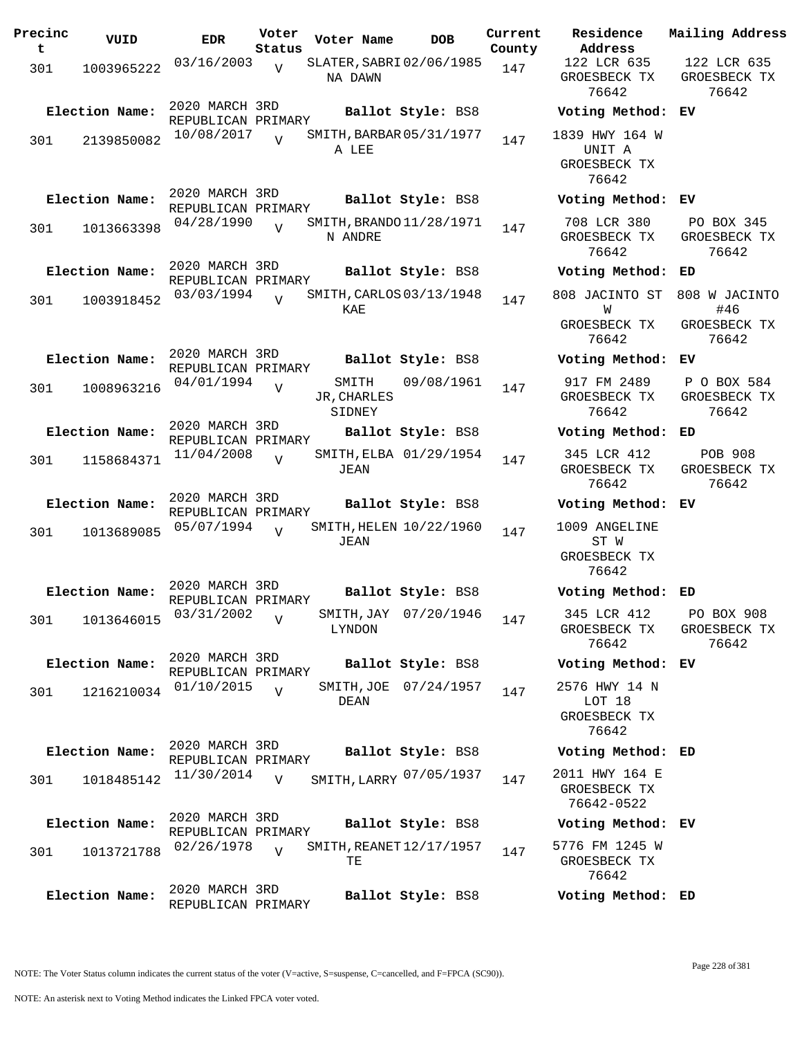| Precinct | VUID | EDR | Voter Status | Voter Name | DOB | Current County | Residence Address | Mailing Address |
|---|---|---|---|---|---|---|---|---|
| 301 | 1003965222 | 03/16/2003 | V | SLATER, SABRINA DAWN | 02/06/1985 | 147 | 122 LCR 635 GROESBECK TX 76642 | 122 LCR 635 GROESBECK TX 76642 |
| Election Name: | 2020 MARCH 3RD REPUBLICAN PRIMARY | | | Ballot Style: BS8 | | | Voting Method: EV | |
| 301 | 2139850082 | 10/08/2017 | V | SMITH, BARBARA LEE | 05/31/1977 | 147 | 1839 HWY 164 W UNIT A GROESBECK TX 76642 | |
| Election Name: | 2020 MARCH 3RD REPUBLICAN PRIMARY | | | Ballot Style: BS8 | | | Voting Method: EV | |
| 301 | 1013663398 | 04/28/1990 | V | SMITH, BRANDON ANDRE | 11/28/1971 | 147 | 708 LCR 380 GROESBECK TX 76642 | PO BOX 345 GROESBECK TX 76642 |
| Election Name: | 2020 MARCH 3RD REPUBLICAN PRIMARY | | | Ballot Style: BS8 | | | Voting Method: ED | |
| 301 | 1003918452 | 03/03/1994 | V | SMITH, CARLOS KAE | 03/13/1948 | 147 | 808 JACINTO ST W GROESBECK TX 76642 | 808 W JACINTO #46 GROESBECK TX 76642 |
| Election Name: | 2020 MARCH 3RD REPUBLICAN PRIMARY | | | Ballot Style: BS8 | | | Voting Method: EV | |
| 301 | 1008963216 | 04/01/1994 | V | SMITH JR, CHARLES SIDNEY | 09/08/1961 | 147 | 917 FM 2489 GROESBECK TX 76642 | P O BOX 584 GROESBECK TX 76642 |
| Election Name: | 2020 MARCH 3RD REPUBLICAN PRIMARY | | | Ballot Style: BS8 | | | Voting Method: ED | |
| 301 | 1158684371 | 11/04/2008 | V | SMITH, ELBA JEAN | 01/29/1954 | 147 | 345 LCR 412 GROESBECK TX 76642 | POB 908 GROESBECK TX 76642 |
| Election Name: | 2020 MARCH 3RD REPUBLICAN PRIMARY | | | Ballot Style: BS8 | | | Voting Method: EV | |
| 301 | 1013689085 | 05/07/1994 | V | SMITH, HELEN JEAN | 10/22/1960 | 147 | 1009 ANGELINE ST W GROESBECK TX 76642 | |
| Election Name: | 2020 MARCH 3RD REPUBLICAN PRIMARY | | | Ballot Style: BS8 | | | Voting Method: ED | |
| 301 | 1013646015 | 03/31/2002 | V | SMITH, JAY LYNDON | 07/20/1946 | 147 | 345 LCR 412 GROESBECK TX 76642 | PO BOX 908 GROESBECK TX 76642 |
| Election Name: | 2020 MARCH 3RD REPUBLICAN PRIMARY | | | Ballot Style: BS8 | | | Voting Method: EV | |
| 301 | 1216210034 | 01/10/2015 | V | SMITH, JOE DEAN | 07/24/1957 | 147 | 2576 HWY 14 N LOT 18 GROESBECK TX 76642 | |
| Election Name: | 2020 MARCH 3RD REPUBLICAN PRIMARY | | | Ballot Style: BS8 | | | Voting Method: ED | |
| 301 | 1018485142 | 11/30/2014 | V | SMITH, LARRY | 07/05/1937 | 147 | 2011 HWY 164 E GROESBECK TX 76642-0522 | |
| Election Name: | 2020 MARCH 3RD REPUBLICAN PRIMARY | | | Ballot Style: BS8 | | | Voting Method: EV | |
| 301 | 1013721788 | 02/26/1978 | V | SMITH, REANETTE | 12/17/1957 | 147 | 5776 FM 1245 W GROESBECK TX 76642 | |
| Election Name: | 2020 MARCH 3RD REPUBLICAN PRIMARY | | | Ballot Style: BS8 | | | Voting Method: ED | |

NOTE: The Voter Status column indicates the current status of the voter (V=active, S=suspense, C=cancelled, and F=FPCA (SC90)).

NOTE: An asterisk next to Voting Method indicates the Linked FPCA voter voted.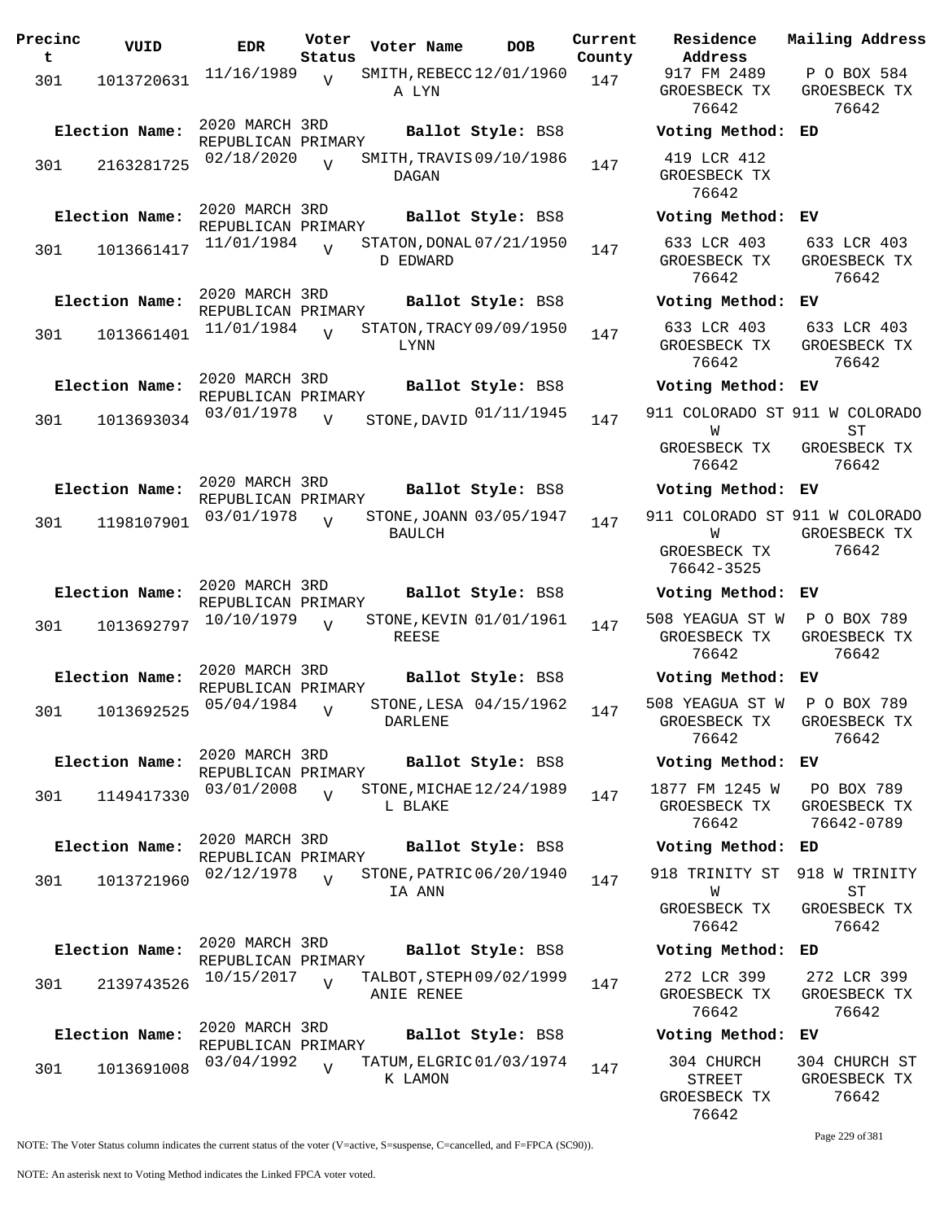| Precinct | VUID | EDR | Voter Status | Voter Name | DOB | Current County | Residence Address | Mailing Address |
|---|---|---|---|---|---|---|---|---|
| 301 | 1013720631 | 11/16/1989 | V | SMITH, REBECCA LYN | 12/01/1960 | 147 | 917 FM 2489 GROESBECK TX 76642 | P O BOX 584 GROESBECK TX 76642 |
| **Election Name:** | | 2020 MARCH 3RD REPUBLICAN PRIMARY | | **Ballot Style:** BS8 | | | **Voting Method:** ED | |
| 301 | 2163281725 | 02/18/2020 | V | SMITH, TRAVIS DAGAN | 09/10/1986 | 147 | 419 LCR 412 GROESBECK TX 76642 | |
| **Election Name:** | | 2020 MARCH 3RD REPUBLICAN PRIMARY | | **Ballot Style:** BS8 | | | **Voting Method:** EV | |
| 301 | 1013661417 | 11/01/1984 | V | STATON, DONALD EDWARD | 07/21/1950 | 147 | 633 LCR 403 GROESBECK TX 76642 | 633 LCR 403 GROESBECK TX 76642 |
| **Election Name:** | | 2020 MARCH 3RD REPUBLICAN PRIMARY | | **Ballot Style:** BS8 | | | **Voting Method:** EV | |
| 301 | 1013661401 | 11/01/1984 | V | STATON, TRACY LYNN | 09/09/1950 | 147 | 633 LCR 403 GROESBECK TX 76642 | 633 LCR 403 GROESBECK TX 76642 |
| **Election Name:** | | 2020 MARCH 3RD REPUBLICAN PRIMARY | | **Ballot Style:** BS8 | | | **Voting Method:** EV | |
| 301 | 1013693034 | 03/01/1978 | V | STONE, DAVID | 01/11/1945 | 147 | 911 COLORADO ST W GROESBECK TX 76642 | 911 W COLORADO ST GROESBECK TX 76642 |
| **Election Name:** | | 2020 MARCH 3RD REPUBLICAN PRIMARY | | **Ballot Style:** BS8 | | | **Voting Method:** EV | |
| 301 | 1198107901 | 03/01/1978 | V | STONE, JOANN BAULCH | 03/05/1947 | 147 | 911 COLORADO ST W GROESBECK TX 76642-3525 | 911 W COLORADO GROESBECK TX 76642 |
| **Election Name:** | | 2020 MARCH 3RD REPUBLICAN PRIMARY | | **Ballot Style:** BS8 | | | **Voting Method:** EV | |
| 301 | 1013692797 | 10/10/1979 | V | STONE, KEVIN REESE | 01/01/1961 | 147 | 508 YEAGUA ST W GROESBECK TX 76642 | P O BOX 789 GROESBECK TX 76642 |
| **Election Name:** | | 2020 MARCH 3RD REPUBLICAN PRIMARY | | **Ballot Style:** BS8 | | | **Voting Method:** EV | |
| 301 | 1013692525 | 05/04/1984 | V | STONE, LESA DARLENE | 04/15/1962 | 147 | 508 YEAGUA ST W GROESBECK TX 76642 | P O BOX 789 GROESBECK TX 76642 |
| **Election Name:** | | 2020 MARCH 3RD REPUBLICAN PRIMARY | | **Ballot Style:** BS8 | | | **Voting Method:** EV | |
| 301 | 1149417330 | 03/01/2008 | V | STONE, MICHAEL BLAKE | 12/24/1989 | 147 | 1877 FM 1245 W GROESBECK TX 76642 | PO BOX 789 GROESBECK TX 76642-0789 |
| **Election Name:** | | 2020 MARCH 3RD REPUBLICAN PRIMARY | | **Ballot Style:** BS8 | | | **Voting Method:** ED | |
| 301 | 1013721960 | 02/12/1978 | V | STONE, PATRICIA ANN | 06/20/1940 | 147 | 918 TRINITY ST W GROESBECK TX 76642 | 918 W TRINITY ST GROESBECK TX 76642 |
| **Election Name:** | | 2020 MARCH 3RD REPUBLICAN PRIMARY | | **Ballot Style:** BS8 | | | **Voting Method:** ED | |
| 301 | 2139743526 | 10/15/2017 | V | TALBOT, STEPHANIE RENEE | 09/02/1999 | 147 | 272 LCR 399 GROESBECK TX 76642 | 272 LCR 399 GROESBECK TX 76642 |
| **Election Name:** | | 2020 MARCH 3RD REPUBLICAN PRIMARY | | **Ballot Style:** BS8 | | | **Voting Method:** EV | |
| 301 | 1013691008 | 03/04/1992 | V | TATUM, ELGRICK LAMON | 01/03/1974 | 147 | 304 CHURCH STREET GROESBECK TX 76642 | 304 CHURCH ST GROESBECK TX 76642 |

NOTE: The Voter Status column indicates the current status of the voter (V=active, S=suspense, C=cancelled, and F=FPCA (SC90)).

NOTE: An asterisk next to Voting Method indicates the Linked FPCA voter voted.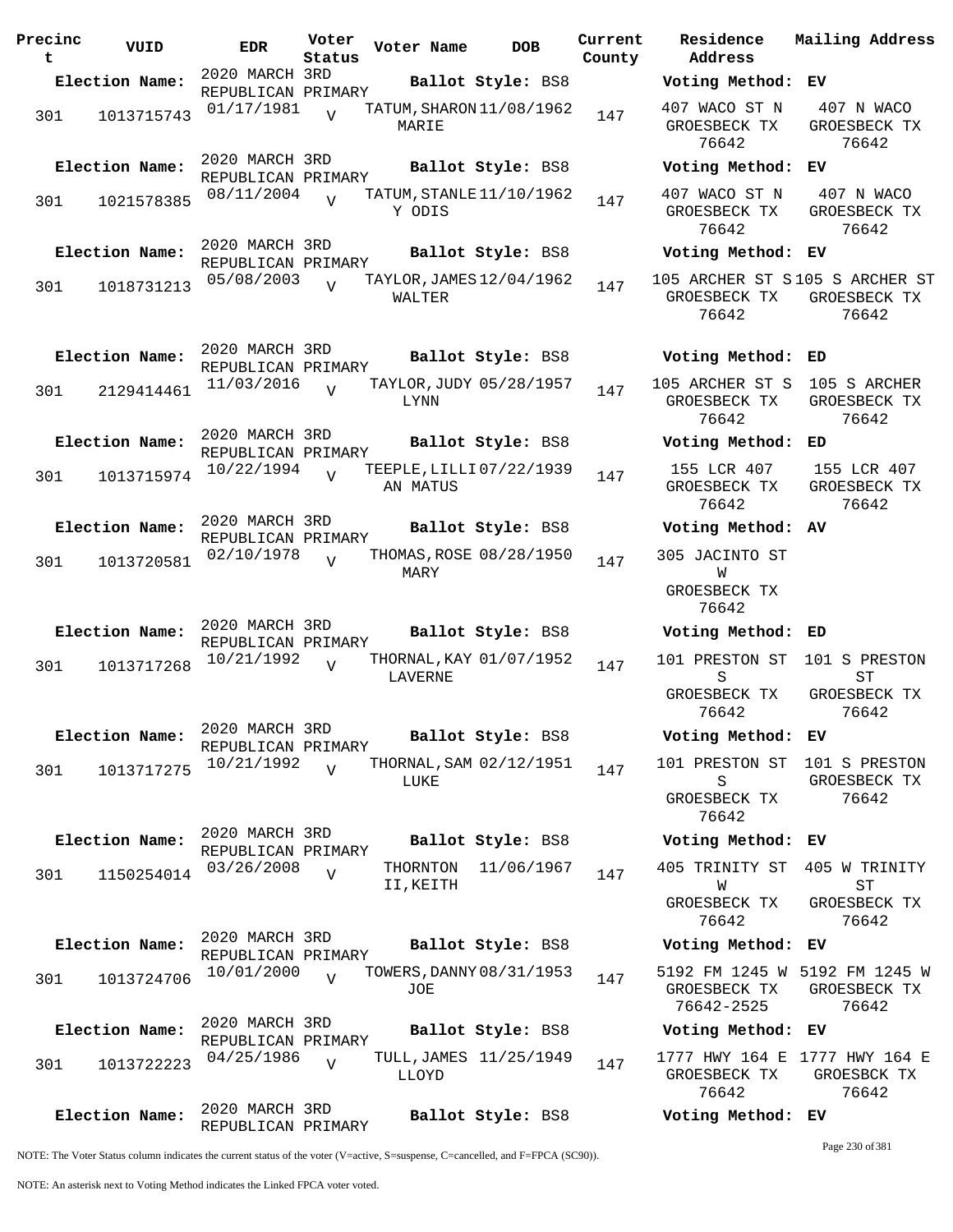| Precinct | VUID | EDR | Voter Status | Voter Name | DOB | Current County | Residence Address | Mailing Address |
|---|---|---|---|---|---|---|---|---|
| **Election Name:** | | 2020 MARCH 3RD REPUBLICAN PRIMARY | | **Ballot Style:** BS8 | | | **Voting Method:** EV | |
| 301 | 1013715743 | 01/17/1981 | V | TATUM, SHARON MARIE | 11/08/1962 | 147 | 407 WACO ST N GROESBECK TX 76642 | 407 N WACO GROESBECK TX 76642 |
| **Election Name:** | | 2020 MARCH 3RD REPUBLICAN PRIMARY | | **Ballot Style:** BS8 | | | **Voting Method:** EV | |
| 301 | 1021578385 | 08/11/2004 | V | TATUM, STANLEY ODIS | 11/10/1962 | 147 | 407 WACO ST N GROESBECK TX 76642 | 407 N WACO GROESBECK TX 76642 |
| **Election Name:** | | 2020 MARCH 3RD REPUBLICAN PRIMARY | | **Ballot Style:** BS8 | | | **Voting Method:** EV | |
| 301 | 1018731213 | 05/08/2003 | V | TAYLOR, JAMES WALTER | 12/04/1962 | 147 | 105 ARCHER ST S GROESBECK TX 76642 | 105 S ARCHER ST GROESBECK TX 76642 |
| **Election Name:** | | 2020 MARCH 3RD REPUBLICAN PRIMARY | | **Ballot Style:** BS8 | | | **Voting Method:** ED | |
| 301 | 2129414461 | 11/03/2016 | V | TAYLOR, JUDY LYNN | 05/28/1957 | 147 | 105 ARCHER ST S GROESBECK TX 76642 | 105 S ARCHER GROESBECK TX 76642 |
| **Election Name:** | | 2020 MARCH 3RD REPUBLICAN PRIMARY | | **Ballot Style:** BS8 | | | **Voting Method:** ED | |
| 301 | 1013715974 | 10/22/1994 | V | TEEPLE, LILLIAN MATUS | 07/22/1939 | 147 | 155 LCR 407 GROESBECK TX 76642 | 155 LCR 407 GROESBECK TX 76642 |
| **Election Name:** | | 2020 MARCH 3RD REPUBLICAN PRIMARY | | **Ballot Style:** BS8 | | | **Voting Method:** AV | |
| 301 | 1013720581 | 02/10/1978 | V | THOMAS, ROSE MARY | 08/28/1950 | 147 | 305 JACINTO ST W GROESBECK TX 76642 | |
| **Election Name:** | | 2020 MARCH 3RD REPUBLICAN PRIMARY | | **Ballot Style:** BS8 | | | **Voting Method:** ED | |
| 301 | 1013717268 | 10/21/1992 | V | THORNAL, KAY LAVERNE | 01/07/1952 | 147 | 101 PRESTON ST S GROESBECK TX 76642 | 101 S PRESTON ST GROESBECK TX 76642 |
| **Election Name:** | | 2020 MARCH 3RD REPUBLICAN PRIMARY | | **Ballot Style:** BS8 | | | **Voting Method:** EV | |
| 301 | 1013717275 | 10/21/1992 | V | THORNAL, SAM LUKE | 02/12/1951 | 147 | 101 PRESTON ST S GROESBECK TX 76642 | 101 S PRESTON GROESBECK TX 76642 |
| **Election Name:** | | 2020 MARCH 3RD REPUBLICAN PRIMARY | | **Ballot Style:** BS8 | | | **Voting Method:** EV | |
| 301 | 1150254014 | 03/26/2008 | V | THORNTON II, KEITH | 11/06/1967 | 147 | 405 TRINITY ST W GROESBECK TX 76642 | 405 W TRINITY ST GROESBECK TX 76642 |
| **Election Name:** | | 2020 MARCH 3RD REPUBLICAN PRIMARY | | **Ballot Style:** BS8 | | | **Voting Method:** EV | |
| 301 | 1013724706 | 10/01/2000 | V | TOWERS, DANNY JOE | 08/31/1953 | 147 | 5192 FM 1245 W GROESBECK TX 76642-2525 | 5192 FM 1245 W GROESBECK TX 76642 |
| **Election Name:** | | 2020 MARCH 3RD REPUBLICAN PRIMARY | | **Ballot Style:** BS8 | | | **Voting Method:** EV | |
| 301 | 1013722223 | 04/25/1986 | V | TULL, JAMES LLOYD | 11/25/1949 | 147 | 1777 HWY 164 E GROESBECK TX 76642 | 1777 HWY 164 E GROESBCK TX 76642 |
| **Election Name:** | | 2020 MARCH 3RD REPUBLICAN PRIMARY | | **Ballot Style:** BS8 | | | **Voting Method:** EV | |

NOTE: The Voter Status column indicates the current status of the voter (V=active, S=suspense, C=cancelled, and F=FPCA (SC90)).

NOTE: An asterisk next to Voting Method indicates the Linked FPCA voter voted.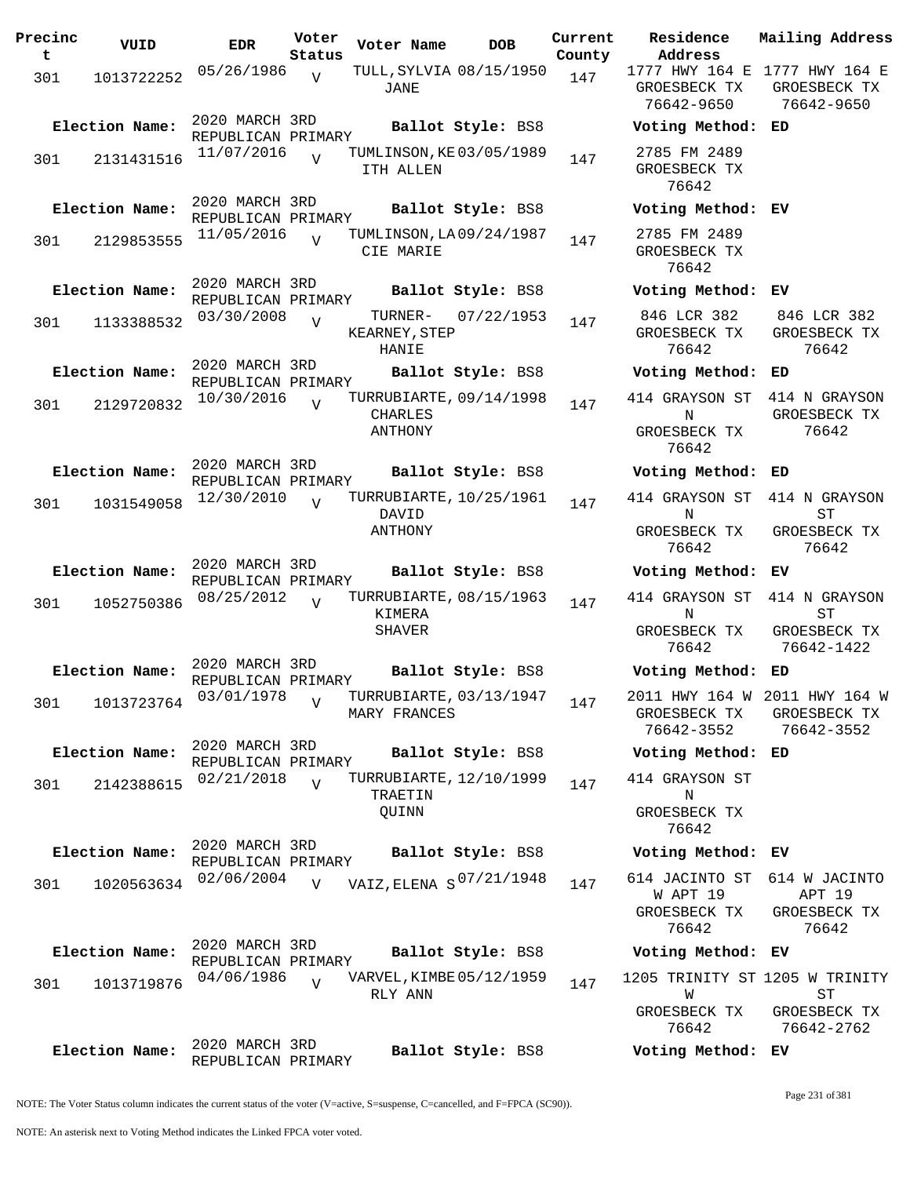| Precinct | VUID | EDR | Voter Status | Voter Name | DOB | Current County | Residence Address | Mailing Address |
|---|---|---|---|---|---|---|---|---|
| 301 | 1013722252 | 05/26/1986 | V | TULL,SYLVIA JANE | 08/15/1950 | 147 | 1777 HWY 164 E GROESBECK TX 76642-9650 | 1777 HWY 164 E GROESBECK TX 76642-9650 |
| Election Name: | 2020 MARCH 3RD REPUBLICAN PRIMARY | | | Ballot Style: BS8 | | | Voting Method: ED | |
| 301 | 2131431516 | 11/07/2016 | V | TUMLINSON,KEITH ALLEN | 03/05/1989 | 147 | 2785 FM 2489 GROESBECK TX 76642 | |
| Election Name: | 2020 MARCH 3RD REPUBLICAN PRIMARY | | | Ballot Style: BS8 | | | Voting Method: EV | |
| 301 | 2129853555 | 11/05/2016 | V | TUMLINSON,LACIE MARIE | 09/24/1987 | 147 | 2785 FM 2489 GROESBECK TX 76642 | |
| Election Name: | 2020 MARCH 3RD REPUBLICAN PRIMARY | | | Ballot Style: BS8 | | | Voting Method: EV | |
| 301 | 1133388532 | 03/30/2008 | V | TURNER-KEARNEY,STEPHANIE | 07/22/1953 | 147 | 846 LCR 382 GROESBECK TX 76642 | 846 LCR 382 GROESBECK TX 76642 |
| Election Name: | 2020 MARCH 3RD REPUBLICAN PRIMARY | | | Ballot Style: BS8 | | | Voting Method: ED | |
| 301 | 2129720832 | 10/30/2016 | V | TURRUBIARTE,CHARLES ANTHONY | 09/14/1998 | 147 | 414 GRAYSON ST N GROESBECK TX 76642 | 414 N GRAYSON GROESBECK TX 76642 |
| Election Name: | 2020 MARCH 3RD REPUBLICAN PRIMARY | | | Ballot Style: BS8 | | | Voting Method: ED | |
| 301 | 1031549058 | 12/30/2010 | V | TURRUBIARTE,DAVID ANTHONY | 10/25/1961 | 147 | 414 GRAYSON ST N GROESBECK TX 76642 | 414 N GRAYSON ST GROESBECK TX 76642 |
| Election Name: | 2020 MARCH 3RD REPUBLICAN PRIMARY | | | Ballot Style: BS8 | | | Voting Method: EV | |
| 301 | 1052750386 | 08/25/2012 | V | TURRUBIARTE,KIMERA SHAVER | 08/15/1963 | 147 | 414 GRAYSON ST N GROESBECK TX 76642 | 414 N GRAYSON ST GROESBECK TX 76642-1422 |
| Election Name: | 2020 MARCH 3RD REPUBLICAN PRIMARY | | | Ballot Style: BS8 | | | Voting Method: ED | |
| 301 | 1013723764 | 03/01/1978 | V | TURRUBIARTE,MARY FRANCES | 03/13/1947 | 147 | 2011 HWY 164 W GROESBECK TX 76642-3552 | 2011 HWY 164 W GROESBECK TX 76642-3552 |
| Election Name: | 2020 MARCH 3RD REPUBLICAN PRIMARY | | | Ballot Style: BS8 | | | Voting Method: ED | |
| 301 | 2142388615 | 02/21/2018 | V | TURRUBIARTE,TRAETIN QUINN | 12/10/1999 | 147 | 414 GRAYSON ST N GROESBECK TX 76642 | |
| Election Name: | 2020 MARCH 3RD REPUBLICAN PRIMARY | | | Ballot Style: BS8 | | | Voting Method: EV | |
| 301 | 1020563634 | 02/06/2004 | V | VAIZ,ELENA S | 07/21/1948 | 147 | 614 JACINTO ST W APT 19 GROESBECK TX 76642 | 614 W JACINTO APT 19 GROESBECK TX 76642 |
| Election Name: | 2020 MARCH 3RD REPUBLICAN PRIMARY | | | Ballot Style: BS8 | | | Voting Method: EV | |
| 301 | 1013719876 | 04/06/1986 | V | VARVEL,KIMBERLY ANN | 05/12/1959 | 147 | 1205 TRINITY ST W GROESBECK TX 76642 | 1205 W TRINITY ST GROESBECK TX 76642-2762 |
| Election Name: | 2020 MARCH 3RD REPUBLICAN PRIMARY | | | Ballot Style: BS8 | | | Voting Method: EV | |

NOTE: The Voter Status column indicates the current status of the voter (V=active, S=suspense, C=cancelled, and F=FPCA (SC90)).

NOTE: An asterisk next to Voting Method indicates the Linked FPCA voter voted.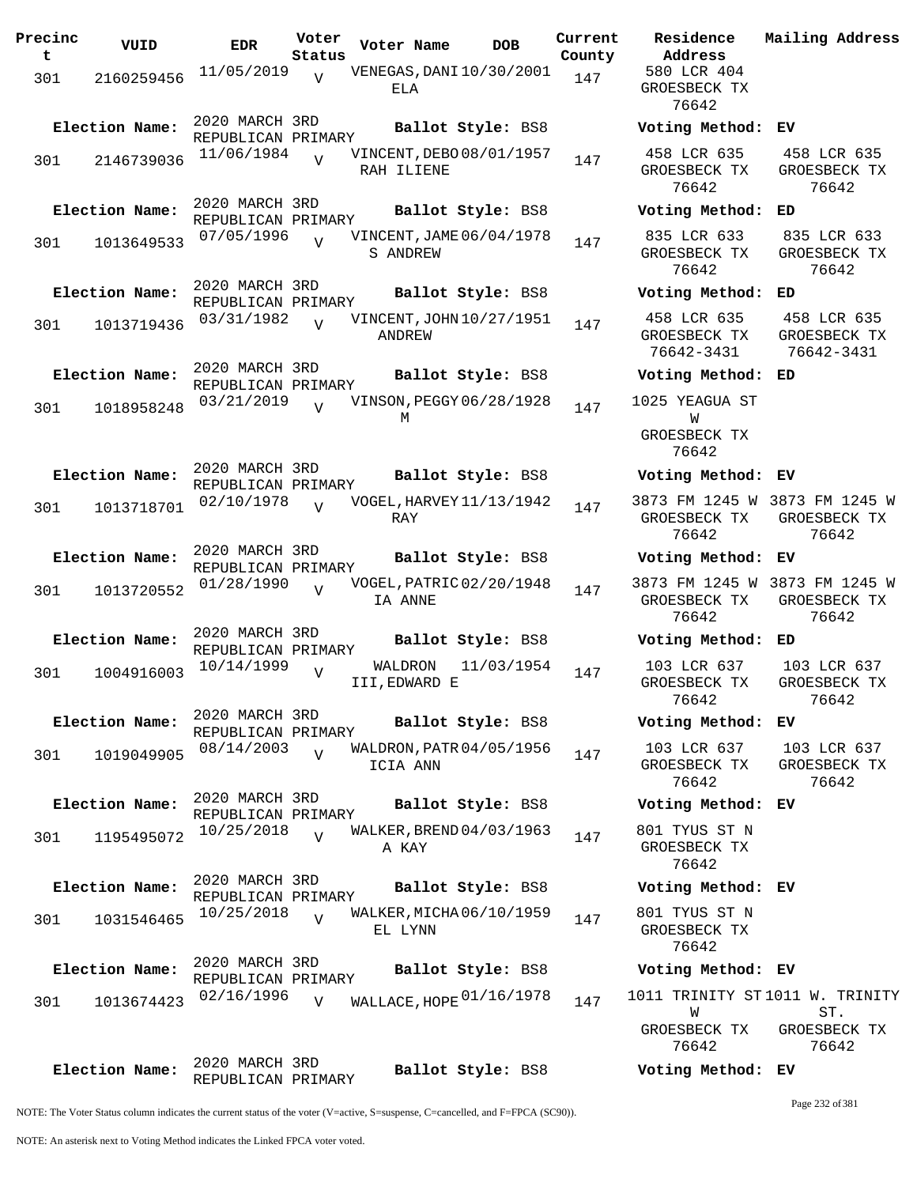| Precinct | VUID | EDR | Voter Status | Voter Name | DOB | Current County | Residence Address | Mailing Address |
|---|---|---|---|---|---|---|---|---|
| 301 | 2160259456 | 11/05/2019 | V | VENEGAS,DANIELA | 10/30/2001 | 147 | 580 LCR 404 GROESBECK TX 76642 | |
| **Election Name:** | 2020 MARCH 3RD REPUBLICAN PRIMARY | | | **Ballot Style:** BS8 | | | **Voting Method:** EV | |
| 301 | 2146739036 | 11/06/1984 | V | VINCENT,DEBORAH ILIENE | 08/01/1957 | 147 | 458 LCR 635 GROESBECK TX 76642 | 458 LCR 635 GROESBECK TX 76642 |
| **Election Name:** | 2020 MARCH 3RD REPUBLICAN PRIMARY | | | **Ballot Style:** BS8 | | | **Voting Method:** ED | |
| 301 | 1013649533 | 07/05/1996 | V | VINCENT,JAMES ANDREW | 06/04/1978 | 147 | 835 LCR 633 GROESBECK TX 76642 | 835 LCR 633 GROESBECK TX 76642 |
| **Election Name:** | 2020 MARCH 3RD REPUBLICAN PRIMARY | | | **Ballot Style:** BS8 | | | **Voting Method:** ED | |
| 301 | 1013719436 | 03/31/1982 | V | VINCENT,JOHN ANDREW | 10/27/1951 | 147 | 458 LCR 635 GROESBECK TX 76642-3431 | 458 LCR 635 GROESBECK TX 76642-3431 |
| **Election Name:** | 2020 MARCH 3RD REPUBLICAN PRIMARY | | | **Ballot Style:** BS8 | | | **Voting Method:** ED | |
| 301 | 1018958248 | 03/21/2019 | V | VINSON,PEGGY M | 06/28/1928 | 147 | 1025 YEAGUA ST W GROESBECK TX 76642 | |
| **Election Name:** | 2020 MARCH 3RD REPUBLICAN PRIMARY | | | **Ballot Style:** BS8 | | | **Voting Method:** EV | |
| 301 | 1013718701 | 02/10/1978 | V | VOGEL,HARVEY RAY | 11/13/1942 | 147 | 3873 FM 1245 W GROESBECK TX 76642 | 3873 FM 1245 W GROESBECK TX 76642 |
| **Election Name:** | 2020 MARCH 3RD REPUBLICAN PRIMARY | | | **Ballot Style:** BS8 | | | **Voting Method:** EV | |
| 301 | 1013720552 | 01/28/1990 | V | VOGEL,PATRICIA ANNE | 02/20/1948 | 147 | 3873 FM 1245 W GROESBECK TX 76642 | 3873 FM 1245 W GROESBECK TX 76642 |
| **Election Name:** | 2020 MARCH 3RD REPUBLICAN PRIMARY | | | **Ballot Style:** BS8 | | | **Voting Method:** ED | |
| 301 | 1004916003 | 10/14/1999 | V | WALDRON III,EDWARD E | 11/03/1954 | 147 | 103 LCR 637 GROESBECK TX 76642 | 103 LCR 637 GROESBECK TX 76642 |
| **Election Name:** | 2020 MARCH 3RD REPUBLICAN PRIMARY | | | **Ballot Style:** BS8 | | | **Voting Method:** EV | |
| 301 | 1019049905 | 08/14/2003 | V | WALDRON,PATRICIA ANN | 04/05/1956 | 147 | 103 LCR 637 GROESBECK TX 76642 | 103 LCR 637 GROESBECK TX 76642 |
| **Election Name:** | 2020 MARCH 3RD REPUBLICAN PRIMARY | | | **Ballot Style:** BS8 | | | **Voting Method:** EV | |
| 301 | 1195495072 | 10/25/2018 | V | WALKER,BRENDA KAY | 04/03/1963 | 147 | 801 TYUS ST N GROESBECK TX 76642 | |
| **Election Name:** | 2020 MARCH 3RD REPUBLICAN PRIMARY | | | **Ballot Style:** BS8 | | | **Voting Method:** EV | |
| 301 | 1031546465 | 10/25/2018 | V | WALKER,MICHAEL LYNN | 06/10/1959 | 147 | 801 TYUS ST N GROESBECK TX 76642 | |
| **Election Name:** | 2020 MARCH 3RD REPUBLICAN PRIMARY | | | **Ballot Style:** BS8 | | | **Voting Method:** EV | |
| 301 | 1013674423 | 02/16/1996 | V | WALLACE,HOPE | 01/16/1978 | 147 | 1011 TRINITY ST W GROESBECK TX 76642 | 1011 W. TRINITY ST. GROESBECK TX 76642 |
| **Election Name:** | 2020 MARCH 3RD REPUBLICAN PRIMARY | | | **Ballot Style:** BS8 | | | **Voting Method:** EV | |

NOTE: The Voter Status column indicates the current status of the voter (V=active, S=suspense, C=cancelled, and F=FPCA (SC90)).

NOTE: An asterisk next to Voting Method indicates the Linked FPCA voter voted.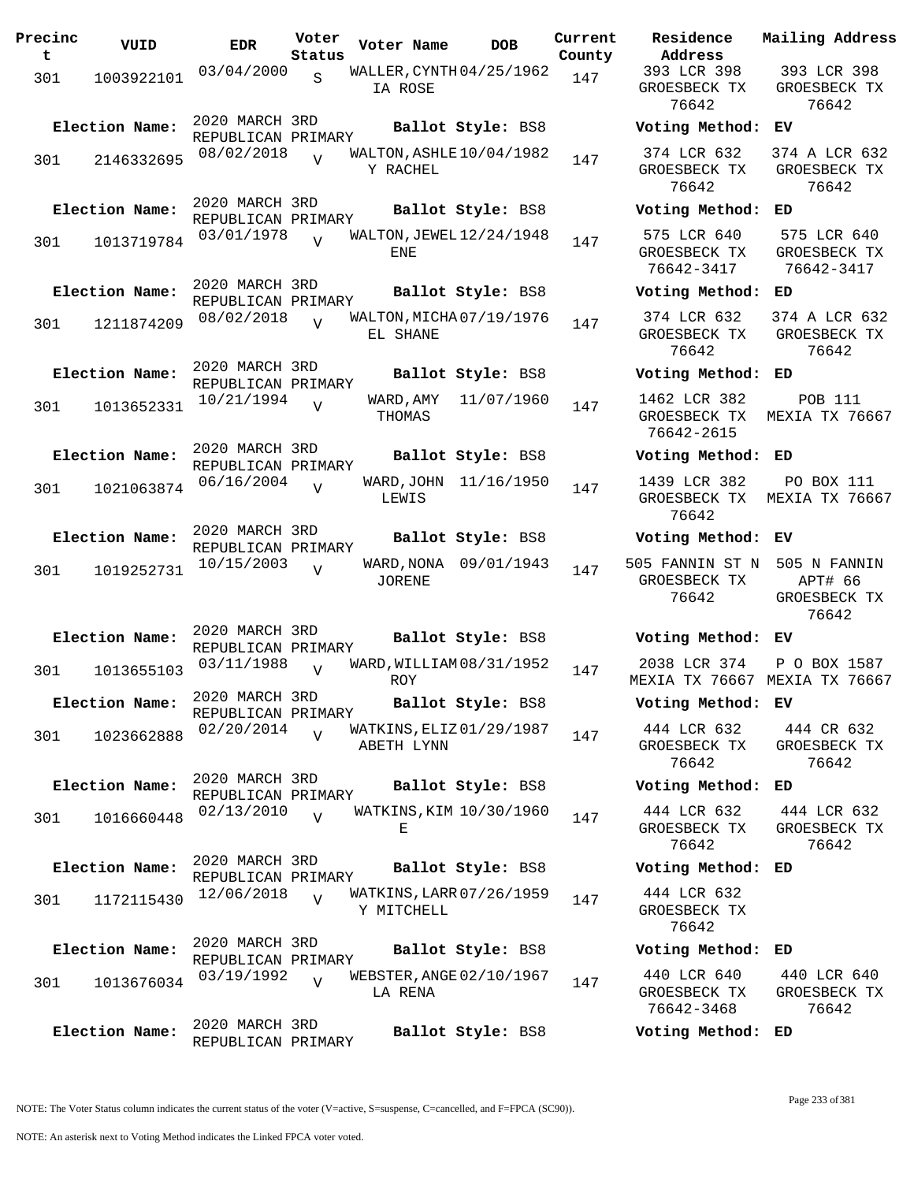| Precinct | VUID | EDR | Voter Status | Voter Name | DOB | Current County | Residence Address | Mailing Address |
|---|---|---|---|---|---|---|---|---|
| 301 | 1003922101 | 03/04/2000 | S | WALLER, CYNTHIA ROSE | 04/25/1962 | 147 | 393 LCR 398 GROESBECK TX 76642 | 393 LCR 398 GROESBECK TX 76642 |
| Election Name: | 2020 MARCH 3RD REPUBLICAN PRIMARY | | | Ballot Style: BS8 | | | Voting Method: EV | |
| 301 | 2146332695 | 08/02/2018 | V | WALTON, ASHLEY RACHEL | 10/04/1982 | 147 | 374 LCR 632 GROESBECK TX 76642 | 374 A LCR 632 GROESBECK TX 76642 |
| Election Name: | 2020 MARCH 3RD REPUBLICAN PRIMARY | | | Ballot Style: BS8 | | | Voting Method: ED | |
| 301 | 1013719784 | 03/01/1978 | V | WALTON, JEWELENE | 12/24/1948 | 147 | 575 LCR 640 GROESBECK TX 76642-3417 | 575 LCR 640 GROESBECK TX 76642-3417 |
| Election Name: | 2020 MARCH 3RD REPUBLICAN PRIMARY | | | Ballot Style: BS8 | | | Voting Method: ED | |
| 301 | 1211874209 | 08/02/2018 | V | WALTON, MICHAEL SHANE | 07/19/1976 | 147 | 374 LCR 632 GROESBECK TX 76642 | 374 A LCR 632 GROESBECK TX 76642 |
| Election Name: | 2020 MARCH 3RD REPUBLICAN PRIMARY | | | Ballot Style: BS8 | | | Voting Method: ED | |
| 301 | 1013652331 | 10/21/1994 | V | WARD, AMY THOMAS | 11/07/1960 | 147 | 1462 LCR 382 GROESBECK TX 76642-2615 | POB 111 MEXIA TX 76667 |
| Election Name: | 2020 MARCH 3RD REPUBLICAN PRIMARY | | | Ballot Style: BS8 | | | Voting Method: ED | |
| 301 | 1021063874 | 06/16/2004 | V | WARD, JOHN LEWIS | 11/16/1950 | 147 | 1439 LCR 382 GROESBECK TX 76642 | PO BOX 111 MEXIA TX 76667 |
| Election Name: | 2020 MARCH 3RD REPUBLICAN PRIMARY | | | Ballot Style: BS8 | | | Voting Method: EV | |
| 301 | 1019252731 | 10/15/2003 | V | WARD, NONA JORENE | 09/01/1943 | 147 | 505 FANNIN ST N GROESBECK TX 76642 | 505 N FANNIN APT# 66 GROESBECK TX 76642 |
| Election Name: | 2020 MARCH 3RD REPUBLICAN PRIMARY | | | Ballot Style: BS8 | | | Voting Method: EV | |
| 301 | 1013655103 | 03/11/1988 | V | WARD, WILLIAM ROY | 08/31/1952 | 147 | 2038 LCR 374 MEXIA TX 76667 | P O BOX 1587 MEXIA TX 76667 |
| Election Name: | 2020 MARCH 3RD REPUBLICAN PRIMARY | | | Ballot Style: BS8 | | | Voting Method: EV | |
| 301 | 1023662888 | 02/20/2014 | V | WATKINS, ELIZABETH LYNN | 01/29/1987 | 147 | 444 LCR 632 GROESBECK TX 76642 | 444 CR 632 GROESBECK TX 76642 |
| Election Name: | 2020 MARCH 3RD REPUBLICAN PRIMARY | | | Ballot Style: BS8 | | | Voting Method: ED | |
| 301 | 1016660448 | 02/13/2010 | V | WATKINS, KIM E | 10/30/1960 | 147 | 444 LCR 632 GROESBECK TX 76642 | 444 LCR 632 GROESBECK TX 76642 |
| Election Name: | 2020 MARCH 3RD REPUBLICAN PRIMARY | | | Ballot Style: BS8 | | | Voting Method: ED | |
| 301 | 1172115430 | 12/06/2018 | V | WATKINS, LARRY MITCHELL | 07/26/1959 | 147 | 444 LCR 632 GROESBECK TX 76642 | |
| Election Name: | 2020 MARCH 3RD REPUBLICAN PRIMARY | | | Ballot Style: BS8 | | | Voting Method: ED | |
| 301 | 1013676034 | 03/19/1992 | V | WEBSTER, ANGELA RENA | 02/10/1967 | 147 | 440 LCR 640 GROESBECK TX 76642-3468 | 440 LCR 640 GROESBECK TX 76642 |
| Election Name: | 2020 MARCH 3RD REPUBLICAN PRIMARY | | | Ballot Style: BS8 | | | Voting Method: ED | |

NOTE: The Voter Status column indicates the current status of the voter (V=active, S=suspense, C=cancelled, and F=FPCA (SC90)).

NOTE: An asterisk next to Voting Method indicates the Linked FPCA voter voted.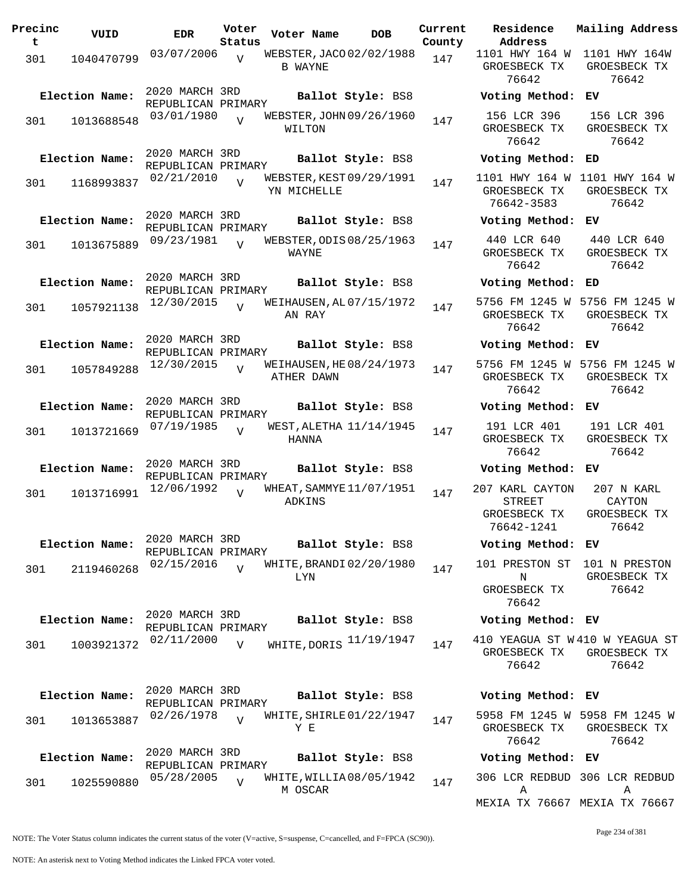| Precinct | VUID | EDR | Voter Status | Voter Name | DOB | Current County | Residence Address | Mailing Address |
|---|---|---|---|---|---|---|---|---|
| 301 | 1040470799 | 03/07/2006 | V | WEBSTER,JACOB WAYNE | 02/02/1988 | 147 | 1101 HWY 164 W GROESBECK TX 76642 | 1101 HWY 164W GROESBECK TX 76642 |
| Election Name: | 2020 MARCH 3RD REPUBLICAN PRIMARY | | | Ballot Style: BS8 | | | Voting Method: EV | |
| 301 | 1013688548 | 03/01/1980 | V | WEBSTER,JOHN WILTON | 09/26/1960 | 147 | 156 LCR 396 GROESBECK TX 76642 | 156 LCR 396 GROESBECK TX 76642 |
| Election Name: | 2020 MARCH 3RD REPUBLICAN PRIMARY | | | Ballot Style: BS8 | | | Voting Method: ED | |
| 301 | 1168993837 | 02/21/2010 | V | WEBSTER,KESTYN MICHELLE | 09/29/1991 | 147 | 1101 HWY 164 W GROESBECK TX 76642-3583 | 1101 HWY 164 W GROESBECK TX 76642 |
| Election Name: | 2020 MARCH 3RD REPUBLICAN PRIMARY | | | Ballot Style: BS8 | | | Voting Method: EV | |
| 301 | 1013675889 | 09/23/1981 | V | WEBSTER,ODIS WAYNE | 08/25/1963 | 147 | 440 LCR 640 GROESBECK TX 76642 | 440 LCR 640 GROESBECK TX 76642 |
| Election Name: | 2020 MARCH 3RD REPUBLICAN PRIMARY | | | Ballot Style: BS8 | | | Voting Method: ED | |
| 301 | 1057921138 | 12/30/2015 | V | WEIHAUSEN,ALAN RAY | 07/15/1972 | 147 | 5756 FM 1245 W GROESBECK TX 76642 | 5756 FM 1245 W GROESBECK TX 76642 |
| Election Name: | 2020 MARCH 3RD REPUBLICAN PRIMARY | | | Ballot Style: BS8 | | | Voting Method: EV | |
| 301 | 1057849288 | 12/30/2015 | V | WEIHAUSEN,HEATHER DAWN | 08/24/1973 | 147 | 5756 FM 1245 W GROESBECK TX 76642 | 5756 FM 1245 W GROESBECK TX 76642 |
| Election Name: | 2020 MARCH 3RD REPUBLICAN PRIMARY | | | Ballot Style: BS8 | | | Voting Method: EV | |
| 301 | 1013721669 | 07/19/1985 | V | WEST,ALETHA HANNA | 11/14/1945 | 147 | 191 LCR 401 GROESBECK TX 76642 | 191 LCR 401 GROESBECK TX 76642 |
| Election Name: | 2020 MARCH 3RD REPUBLICAN PRIMARY | | | Ballot Style: BS8 | | | Voting Method: EV | |
| 301 | 1013716991 | 12/06/1992 | V | WHEAT,SAMMYE ADKINS | 11/07/1951 | 147 | 207 KARL CAYTON STREET GROESBECK TX 76642-1241 | 207 N KARL CAYTON GROESBECK TX 76642 |
| Election Name: | 2020 MARCH 3RD REPUBLICAN PRIMARY | | | Ballot Style: BS8 | | | Voting Method: EV | |
| 301 | 2119460268 | 02/15/2016 | V | WHITE,BRANDILYN | 02/20/1980 | 147 | 101 PRESTON ST N GROESBECK TX 76642 | 101 N PRESTON GROESBECK TX 76642 |
| Election Name: | 2020 MARCH 3RD REPUBLICAN PRIMARY | | | Ballot Style: BS8 | | | Voting Method: EV | |
| 301 | 1003921372 | 02/11/2000 | V | WHITE,DORIS | 11/19/1947 | 147 | 410 YEAGUA ST W GROESBECK TX 76642 | 410 W YEAGUA ST GROESBECK TX 76642 |
| Election Name: | 2020 MARCH 3RD REPUBLICAN PRIMARY | | | Ballot Style: BS8 | | | Voting Method: EV | |
| 301 | 1013653887 | 02/26/1978 | V | WHITE,SHIRLEY E | 01/22/1947 | 147 | 5958 FM 1245 W GROESBECK TX 76642 | 5958 FM 1245 W GROESBECK TX 76642 |
| Election Name: | 2020 MARCH 3RD REPUBLICAN PRIMARY | | | Ballot Style: BS8 | | | Voting Method: EV | |
| 301 | 1025590880 | 05/28/2005 | V | WHITE,WILLIAM OSCAR | 08/05/1942 | 147 | 306 LCR REDBUD A MEXIA TX 76667 | 306 LCR REDBUD A MEXIA TX 76667 |

NOTE: The Voter Status column indicates the current status of the voter (V=active, S=suspense, C=cancelled, and F=FPCA (SC90)).

NOTE: An asterisk next to Voting Method indicates the Linked FPCA voter voted.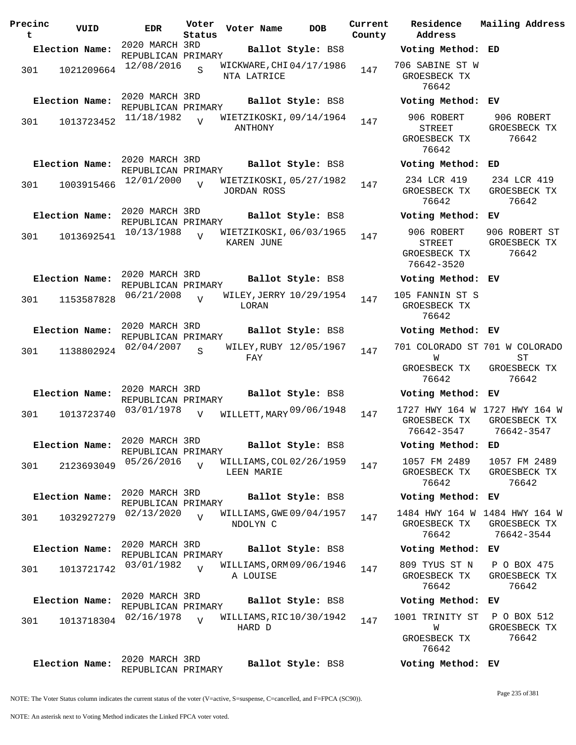| Precinct | VUID | EDR | Voter Status | Voter Name | DOB | Current County | Residence Address | Mailing Address |
|---|---|---|---|---|---|---|---|---|
| **Election Name:** | | 2020 MARCH 3RD REPUBLICAN PRIMARY | | **Ballot Style:** BS8 | | | **Voting Method:** ED | |
| 301 | 1021209664 | 12/08/2016 | S | WICKWARE,CHINTA LATRICE | 04/17/1986 | 147 | 706 SABINE ST W GROESBECK TX 76642 | |
| **Election Name:** | | 2020 MARCH 3RD REPUBLICAN PRIMARY | | **Ballot Style:** BS8 | | | **Voting Method:** EV | |
| 301 | 1013723452 | 11/18/1982 | V | WIETZIKOSKI, ANTHONY | 09/14/1964 | 147 | 906 ROBERT STREET GROESBECK TX 76642 | 906 ROBERT GROESBECK TX 76642 |
| **Election Name:** | | 2020 MARCH 3RD REPUBLICAN PRIMARY | | **Ballot Style:** BS8 | | | **Voting Method:** ED | |
| 301 | 1003915466 | 12/01/2000 | V | WIETZIKOSKI, JORDAN ROSS | 05/27/1982 | 147 | 234 LCR 419 GROESBECK TX 76642 | 234 LCR 419 GROESBECK TX 76642 |
| **Election Name:** | | 2020 MARCH 3RD REPUBLICAN PRIMARY | | **Ballot Style:** BS8 | | | **Voting Method:** EV | |
| 301 | 1013692541 | 10/13/1988 | V | WIETZIKOSKI, KAREN JUNE | 06/03/1965 | 147 | 906 ROBERT STREET GROESBECK TX 76642-3520 | 906 ROBERT ST GROESBECK TX 76642 |
| **Election Name:** | | 2020 MARCH 3RD REPUBLICAN PRIMARY | | **Ballot Style:** BS8 | | | **Voting Method:** EV | |
| 301 | 1153587828 | 06/21/2008 | V | WILEY,JERRY LORAN | 10/29/1954 | 147 | 105 FANNIN ST S GROESBECK TX 76642 | |
| **Election Name:** | | 2020 MARCH 3RD REPUBLICAN PRIMARY | | **Ballot Style:** BS8 | | | **Voting Method:** EV | |
| 301 | 1138802924 | 02/04/2007 | S | WILEY,RUBY FAY | 12/05/1967 | 147 | 701 COLORADO ST W GROESBECK TX 76642 | 701 W COLORADO ST GROESBECK TX 76642 |
| **Election Name:** | | 2020 MARCH 3RD REPUBLICAN PRIMARY | | **Ballot Style:** BS8 | | | **Voting Method:** EV | |
| 301 | 1013723740 | 03/01/1978 | V | WILLETT,MARY | 09/06/1948 | 147 | 1727 HWY 164 W GROESBECK TX 76642-3547 | 1727 HWY 164 W GROESBECK TX 76642-3547 |
| **Election Name:** | | 2020 MARCH 3RD REPUBLICAN PRIMARY | | **Ballot Style:** BS8 | | | **Voting Method:** ED | |
| 301 | 2123693049 | 05/26/2016 | V | WILLIAMS,COLLEEN MARIE | 02/26/1959 | 147 | 1057 FM 2489 GROESBECK TX 76642 | 1057 FM 2489 GROESBECK TX 76642 |
| **Election Name:** | | 2020 MARCH 3RD REPUBLICAN PRIMARY | | **Ballot Style:** BS8 | | | **Voting Method:** EV | |
| 301 | 1032927279 | 02/13/2020 | V | WILLIAMS,GWENDOLYN C | 09/04/1957 | 147 | 1484 HWY 164 W GROESBECK TX 76642 | 1484 HWY 164 W GROESBECK TX 76642-3544 |
| **Election Name:** | | 2020 MARCH 3RD REPUBLICAN PRIMARY | | **Ballot Style:** BS8 | | | **Voting Method:** EV | |
| 301 | 1013721742 | 03/01/1982 | V | WILLIAMS,ORMA LOUISE | 09/06/1946 | 147 | 809 TYUS ST N GROESBECK TX 76642 | P O BOX 475 GROESBECK TX 76642 |
| **Election Name:** | | 2020 MARCH 3RD REPUBLICAN PRIMARY | | **Ballot Style:** BS8 | | | **Voting Method:** EV | |
| 301 | 1013718304 | 02/16/1978 | V | WILLIAMS,RICHARD D | 10/30/1942 | 147 | 1001 TRINITY ST W GROESBECK TX 76642 | P O BOX 512 GROESBECK TX 76642 |
| **Election Name:** | | 2020 MARCH 3RD REPUBLICAN PRIMARY | | **Ballot Style:** BS8 | | | **Voting Method:** EV | |

NOTE: The Voter Status column indicates the current status of the voter (V=active, S=suspense, C=cancelled, and F=FPCA (SC90)).

NOTE: An asterisk next to Voting Method indicates the Linked FPCA voter voted.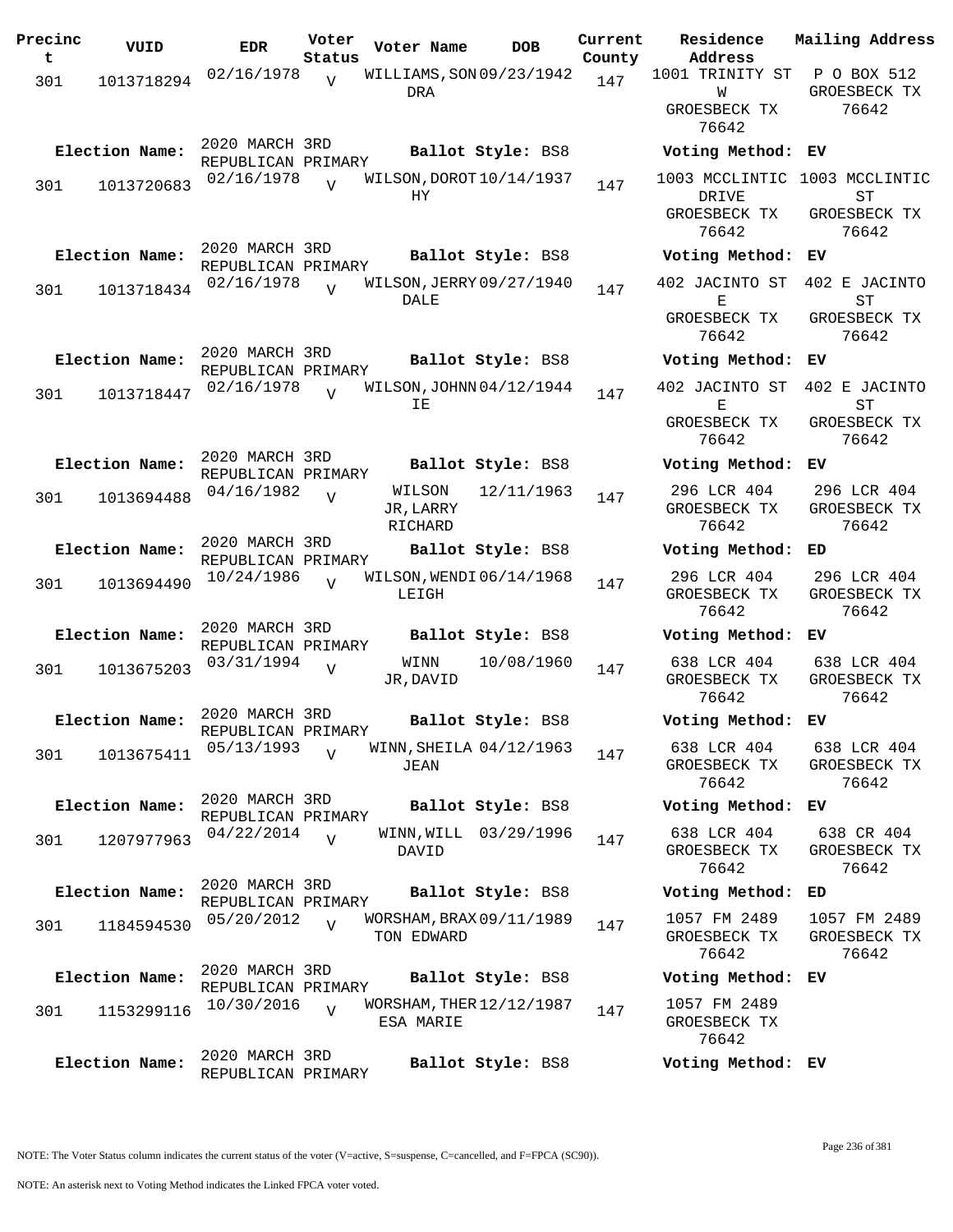| Precinct | VUID | EDR | Voter Status | Voter Name | DOB | Current County | Residence Address | Mailing Address |
|---|---|---|---|---|---|---|---|---|
| 301 | 1013718294 | 02/16/1978 | V | WILLIAMS,SONDRA | 09/23/1942 | 147 | 1001 TRINITY ST W GROESBECK TX 76642 | P O BOX 512 GROESBECK TX 76642 |
| **Election Name:** | 2020 MARCH 3RD REPUBLICAN PRIMARY | | | **Ballot Style:** BS8 | | | **Voting Method:** EV | |
| 301 | 1013720683 | 02/16/1978 | V | WILSON,DOROTHY | 10/14/1937 | 147 | 1003 MCCLINTIC DRIVE GROESBECK TX 76642 | 1003 MCCLINTIC ST GROESBECK TX 76642 |
| **Election Name:** | 2020 MARCH 3RD REPUBLICAN PRIMARY | | | **Ballot Style:** BS8 | | | **Voting Method:** EV | |
| 301 | 1013718434 | 02/16/1978 | V | WILSON,JERRY DALE | 09/27/1940 | 147 | 402 JACINTO ST E GROESBECK TX 76642 | 402 E JACINTO ST GROESBECK TX 76642 |
| **Election Name:** | 2020 MARCH 3RD REPUBLICAN PRIMARY | | | **Ballot Style:** BS8 | | | **Voting Method:** EV | |
| 301 | 1013718447 | 02/16/1978 | V | WILSON,JOHNNIE | 04/12/1944 | 147 | 402 JACINTO ST E GROESBECK TX 76642 | 402 E JACINTO ST GROESBECK TX 76642 |
| **Election Name:** | 2020 MARCH 3RD REPUBLICAN PRIMARY | | | **Ballot Style:** BS8 | | | **Voting Method:** EV | |
| 301 | 1013694488 | 04/16/1982 | V | WILSON JR,LARRY RICHARD | 12/11/1963 | 147 | 296 LCR 404 GROESBECK TX 76642 | 296 LCR 404 GROESBECK TX 76642 |
| **Election Name:** | 2020 MARCH 3RD REPUBLICAN PRIMARY | | | **Ballot Style:** BS8 | | | **Voting Method:** ED | |
| 301 | 1013694490 | 10/24/1986 | V | WILSON,WENDI LEIGH | 06/14/1968 | 147 | 296 LCR 404 GROESBECK TX 76642 | 296 LCR 404 GROESBECK TX 76642 |
| **Election Name:** | 2020 MARCH 3RD REPUBLICAN PRIMARY | | | **Ballot Style:** BS8 | | | **Voting Method:** EV | |
| 301 | 1013675203 | 03/31/1994 | V | WINN JR,DAVID | 10/08/1960 | 147 | 638 LCR 404 GROESBECK TX 76642 | 638 LCR 404 GROESBECK TX 76642 |
| **Election Name:** | 2020 MARCH 3RD REPUBLICAN PRIMARY | | | **Ballot Style:** BS8 | | | **Voting Method:** EV | |
| 301 | 1013675411 | 05/13/1993 | V | WINN,SHEILA JEAN | 04/12/1963 | 147 | 638 LCR 404 GROESBECK TX 76642 | 638 LCR 404 GROESBECK TX 76642 |
| **Election Name:** | 2020 MARCH 3RD REPUBLICAN PRIMARY | | | **Ballot Style:** BS8 | | | **Voting Method:** EV | |
| 301 | 1207977963 | 04/22/2014 | V | WINN,WILL DAVID | 03/29/1996 | 147 | 638 LCR 404 GROESBECK TX 76642 | 638 CR 404 GROESBECK TX 76642 |
| **Election Name:** | 2020 MARCH 3RD REPUBLICAN PRIMARY | | | **Ballot Style:** BS8 | | | **Voting Method:** ED | |
| 301 | 1184594530 | 05/20/2012 | V | WORSHAM,BRAXTON EDWARD | 09/11/1989 | 147 | 1057 FM 2489 GROESBECK TX 76642 | 1057 FM 2489 GROESBECK TX 76642 |
| **Election Name:** | 2020 MARCH 3RD REPUBLICAN PRIMARY | | | **Ballot Style:** BS8 | | | **Voting Method:** EV | |
| 301 | 1153299116 | 10/30/2016 | V | WORSHAM,THERESA MARIE | 12/12/1987 | 147 | 1057 FM 2489 GROESBECK TX 76642 | |
| **Election Name:** | 2020 MARCH 3RD REPUBLICAN PRIMARY | | | **Ballot Style:** BS8 | | | **Voting Method:** EV | |

NOTE: The Voter Status column indicates the current status of the voter (V=active, S=suspense, C=cancelled, and F=FPCA (SC90)).

NOTE: An asterisk next to Voting Method indicates the Linked FPCA voter voted.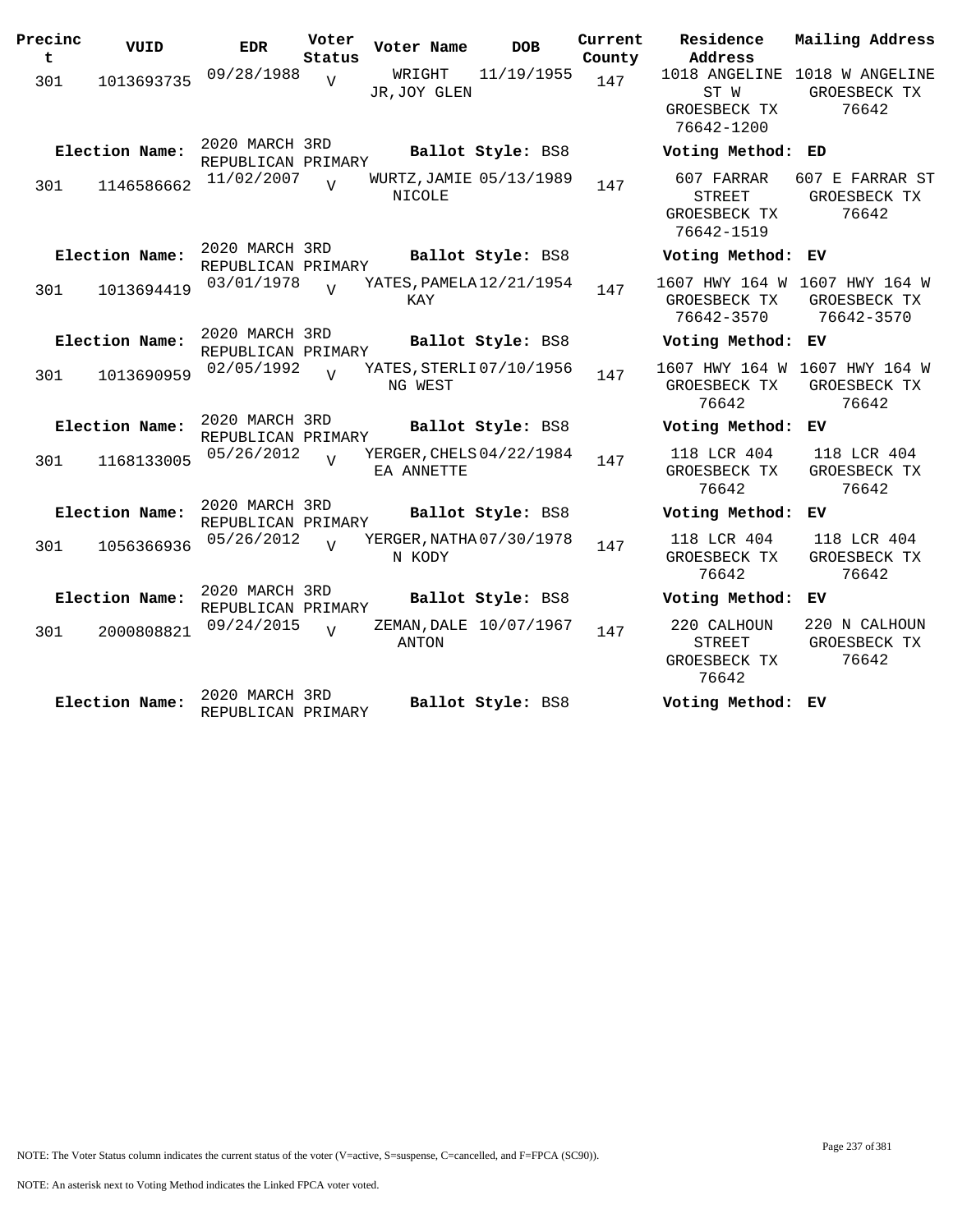| Precinct | VUID | EDR | Voter Status | Voter Name | DOB | Current County | Residence Address | Mailing Address |
|---|---|---|---|---|---|---|---|---|
| 301 | 1013693735 | 09/28/1988 | V | WRIGHT JR,JOY GLEN | 11/19/1955 | 147 | 1018 ANGELINE ST W GROESBECK TX 76642-1200 | 1018 W ANGELINE GROESBECK TX 76642 |
| **Election Name:** | | 2020 MARCH 3RD REPUBLICAN PRIMARY | | **Ballot Style:** BS8 | | | **Voting Method:** ED | |
| 301 | 1146586662 | 11/02/2007 | V | WURTZ,JAMIE NICOLE | 05/13/1989 | 147 | 607 FARRAR STREET GROESBECK TX 76642-1519 | 607 E FARRAR ST GROESBECK TX 76642 |
| **Election Name:** | | 2020 MARCH 3RD REPUBLICAN PRIMARY | | **Ballot Style:** BS8 | | | **Voting Method:** EV | |
| 301 | 1013694419 | 03/01/1978 | V | YATES,PAMELA KAY | 12/21/1954 | 147 | 1607 HWY 164 W GROESBECK TX 76642-3570 | 1607 HWY 164 W GROESBECK TX 76642-3570 |
| **Election Name:** | | 2020 MARCH 3RD REPUBLICAN PRIMARY | | **Ballot Style:** BS8 | | | **Voting Method:** EV | |
| 301 | 1013690959 | 02/05/1992 | V | YATES,STERLING WEST | 07/10/1956 | 147 | 1607 HWY 164 W GROESBECK TX 76642 | 1607 HWY 164 W GROESBECK TX 76642 |
| **Election Name:** | | 2020 MARCH 3RD REPUBLICAN PRIMARY | | **Ballot Style:** BS8 | | | **Voting Method:** EV | |
| 301 | 1168133005 | 05/26/2012 | V | YERGER,CHELSEA ANNETTE | 04/22/1984 | 147 | 118 LCR 404 GROESBECK TX 76642 | 118 LCR 404 GROESBECK TX 76642 |
| **Election Name:** | | 2020 MARCH 3RD REPUBLICAN PRIMARY | | **Ballot Style:** BS8 | | | **Voting Method:** EV | |
| 301 | 1056366936 | 05/26/2012 | V | YERGER,NATHAN KODY | 07/30/1978 | 147 | 118 LCR 404 GROESBECK TX 76642 | 118 LCR 404 GROESBECK TX 76642 |
| **Election Name:** | | 2020 MARCH 3RD REPUBLICAN PRIMARY | | **Ballot Style:** BS8 | | | **Voting Method:** EV | |
| 301 | 2000808821 | 09/24/2015 | V | ZEMAN,DALE ANTON | 10/07/1967 | 147 | 220 CALHOUN STREET GROESBECK TX 76642 | 220 N CALHOUN GROESBECK TX 76642 |
| **Election Name:** | | 2020 MARCH 3RD REPUBLICAN PRIMARY | | **Ballot Style:** BS8 | | | **Voting Method:** EV | |

NOTE: The Voter Status column indicates the current status of the voter (V=active, S=suspense, C=cancelled, and F=FPCA (SC90)).

NOTE: An asterisk next to Voting Method indicates the Linked FPCA voter voted.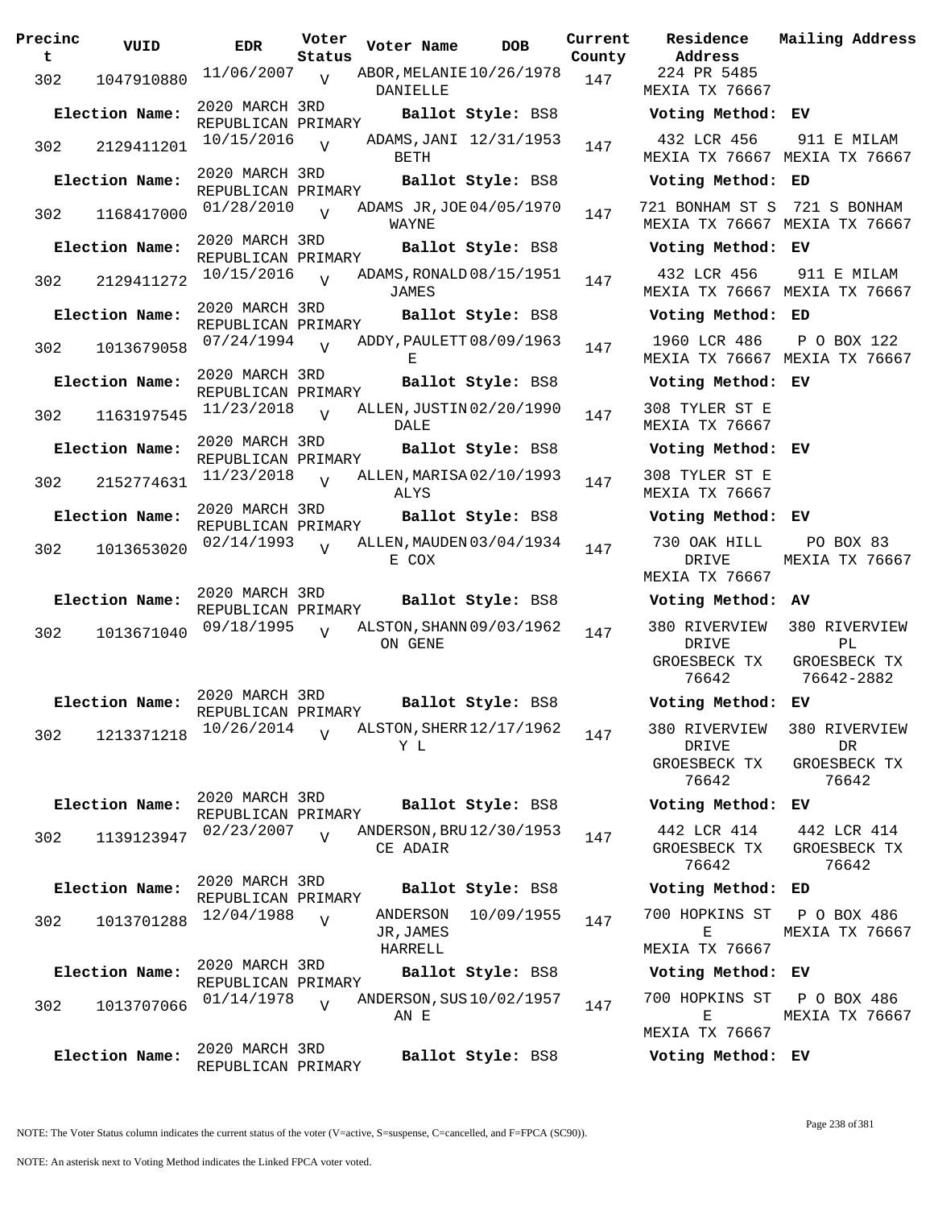| Precinct | VUID | EDR | Voter Status | Voter Name | DOB | Current County | Residence Address | Mailing Address |
|---|---|---|---|---|---|---|---|---|
| 302 | 1047910880 | 11/06/2007 | V | ABOR, MELANIE DANIELLE | 10/26/1978 | 147 | 224 PR 5485 MEXIA TX 76667 | |
| **Election Name:** | | 2020 MARCH 3RD REPUBLICAN PRIMARY | | **Ballot Style:** BS8 | | | **Voting Method:** EV | |
| 302 | 2129411201 | 10/15/2016 | V | ADAMS, JANI BETH | 12/31/1953 | 147 | 432 LCR 456 MEXIA TX 76667 | 911 E MILAM MEXIA TX 76667 |
| **Election Name:** | | 2020 MARCH 3RD REPUBLICAN PRIMARY | | **Ballot Style:** BS8 | | | **Voting Method:** ED | |
| 302 | 1168417000 | 01/28/2010 | V | ADAMS JR, JOE WAYNE | 04/05/1970 | 147 | 721 BONHAM ST S MEXIA TX 76667 | 721 S BONHAM MEXIA TX 76667 |
| **Election Name:** | | 2020 MARCH 3RD REPUBLICAN PRIMARY | | **Ballot Style:** BS8 | | | **Voting Method:** EV | |
| 302 | 2129411272 | 10/15/2016 | V | ADAMS, RONALD JAMES | 08/15/1951 | 147 | 432 LCR 456 MEXIA TX 76667 | 911 E MILAM MEXIA TX 76667 |
| **Election Name:** | | 2020 MARCH 3RD REPUBLICAN PRIMARY | | **Ballot Style:** BS8 | | | **Voting Method:** ED | |
| 302 | 1013679058 | 07/24/1994 | V | ADDY, PAULETTE | 08/09/1963 | 147 | 1960 LCR 486 MEXIA TX 76667 | P O BOX 122 MEXIA TX 76667 |
| **Election Name:** | | 2020 MARCH 3RD REPUBLICAN PRIMARY | | **Ballot Style:** BS8 | | | **Voting Method:** EV | |
| 302 | 1163197545 | 11/23/2018 | V | ALLEN, JUSTIN DALE | 02/20/1990 | 147 | 308 TYLER ST E MEXIA TX 76667 | |
| **Election Name:** | | 2020 MARCH 3RD REPUBLICAN PRIMARY | | **Ballot Style:** BS8 | | | **Voting Method:** EV | |
| 302 | 2152774631 | 11/23/2018 | V | ALLEN, MARISA ALYS | 02/10/1993 | 147 | 308 TYLER ST E MEXIA TX 76667 | |
| **Election Name:** | | 2020 MARCH 3RD REPUBLICAN PRIMARY | | **Ballot Style:** BS8 | | | **Voting Method:** EV | |
| 302 | 1013653020 | 02/14/1993 | V | ALLEN, MAUDENE COX | 03/04/1934 | 147 | 730 OAK HILL DRIVE MEXIA TX 76667 | PO BOX 83 MEXIA TX 76667 |
| **Election Name:** | | 2020 MARCH 3RD REPUBLICAN PRIMARY | | **Ballot Style:** BS8 | | | **Voting Method:** AV | |
| 302 | 1013671040 | 09/18/1995 | V | ALSTON, SHANNON GENE | 09/03/1962 | 147 | 380 RIVERVIEW DRIVE GROESBECK TX 76642 | 380 RIVERVIEW PL GROESBECK TX 76642-2882 |
| **Election Name:** | | 2020 MARCH 3RD REPUBLICAN PRIMARY | | **Ballot Style:** BS8 | | | **Voting Method:** EV | |
| 302 | 1213371218 | 10/26/2014 | V | ALSTON, SHERRY L | 12/17/1962 | 147 | 380 RIVERVIEW DRIVE GROESBECK TX 76642 | 380 RIVERVIEW DR GROESBECK TX 76642 |
| **Election Name:** | | 2020 MARCH 3RD REPUBLICAN PRIMARY | | **Ballot Style:** BS8 | | | **Voting Method:** EV | |
| 302 | 1139123947 | 02/23/2007 | V | ANDERSON, BRUCE ADAIR | 12/30/1953 | 147 | 442 LCR 414 GROESBECK TX 76642 | 442 LCR 414 GROESBECK TX 76642 |
| **Election Name:** | | 2020 MARCH 3RD REPUBLICAN PRIMARY | | **Ballot Style:** BS8 | | | **Voting Method:** ED | |
| 302 | 1013701288 | 12/04/1988 | V | ANDERSON JR, JAMES HARRELL | 10/09/1955 | 147 | 700 HOPKINS ST E MEXIA TX 76667 | P O BOX 486 MEXIA TX 76667 |
| **Election Name:** | | 2020 MARCH 3RD REPUBLICAN PRIMARY | | **Ballot Style:** BS8 | | | **Voting Method:** EV | |
| 302 | 1013707066 | 01/14/1978 | V | ANDERSON, SUSAN E | 10/02/1957 | 147 | 700 HOPKINS ST E MEXIA TX 76667 | P O BOX 486 MEXIA TX 76667 |
| **Election Name:** | | 2020 MARCH 3RD REPUBLICAN PRIMARY | | **Ballot Style:** BS8 | | | **Voting Method:** EV | |

NOTE: The Voter Status column indicates the current status of the voter (V=active, S=suspense, C=cancelled, and F=FPCA (SC90)).

NOTE: An asterisk next to Voting Method indicates the Linked FPCA voter voted.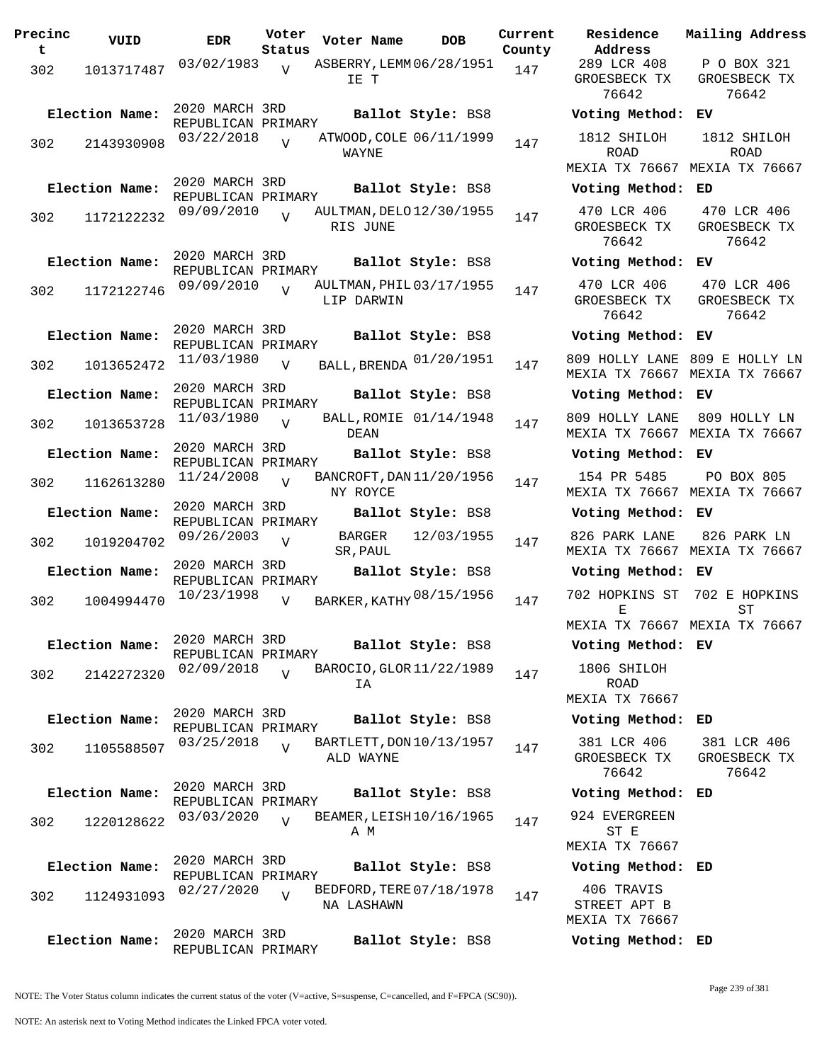| Precinct | VUID | EDR | Voter Status | Voter Name | DOB | Current County | Residence Address | Mailing Address |
|---|---|---|---|---|---|---|---|---|
| 302 | 1013717487 | 03/02/1983 | V | ASBERRY,LEMMIE T | 06/28/1951 | 147 | 289 LCR 408 GROESBECK TX 76642 | P O BOX 321 GROESBECK TX 76642 |
| Election Name: | 2020 MARCH 3RD REPUBLICAN PRIMARY | | | Ballot Style: BS8 | | | Voting Method: EV | |
| 302 | 2143930908 | 03/22/2018 | V | ATWOOD,COLE WAYNE | 06/11/1999 | 147 | 1812 SHILOH ROAD MEXIA TX 76667 | 1812 SHILOH ROAD MEXIA TX 76667 |
| Election Name: | 2020 MARCH 3RD REPUBLICAN PRIMARY | | | Ballot Style: BS8 | | | Voting Method: ED | |
| 302 | 1172122232 | 09/09/2010 | V | AULTMAN,DELORIS JUNE | 12/30/1955 | 147 | 470 LCR 406 GROESBECK TX 76642 | 470 LCR 406 GROESBECK TX 76642 |
| Election Name: | 2020 MARCH 3RD REPUBLICAN PRIMARY | | | Ballot Style: BS8 | | | Voting Method: EV | |
| 302 | 1172122746 | 09/09/2010 | V | AULTMAN,PHILLIP DARWIN | 03/17/1955 | 147 | 470 LCR 406 GROESBECK TX 76642 | 470 LCR 406 GROESBECK TX 76642 |
| Election Name: | 2020 MARCH 3RD REPUBLICAN PRIMARY | | | Ballot Style: BS8 | | | Voting Method: EV | |
| 302 | 1013652472 | 11/03/1980 | V | BALL,BRENDA | 01/20/1951 | 147 | 809 HOLLY LANE MEXIA TX 76667 | 809 E HOLLY LN MEXIA TX 76667 |
| Election Name: | 2020 MARCH 3RD REPUBLICAN PRIMARY | | | Ballot Style: BS8 | | | Voting Method: EV | |
| 302 | 1013653728 | 11/03/1980 | V | BALL,ROMIE DEAN | 01/14/1948 | 147 | 809 HOLLY LANE MEXIA TX 76667 | 809 HOLLY LN MEXIA TX 76667 |
| Election Name: | 2020 MARCH 3RD REPUBLICAN PRIMARY | | | Ballot Style: BS8 | | | Voting Method: EV | |
| 302 | 1162613280 | 11/24/2008 | V | BANCROFT,DANNY ROYCE | 11/20/1956 | 147 | 154 PR 5485 MEXIA TX 76667 | PO BOX 805 MEXIA TX 76667 |
| Election Name: | 2020 MARCH 3RD REPUBLICAN PRIMARY | | | Ballot Style: BS8 | | | Voting Method: EV | |
| 302 | 1019204702 | 09/26/2003 | V | BARGER SR,PAUL | 12/03/1955 | 147 | 826 PARK LANE MEXIA TX 76667 | 826 PARK LN MEXIA TX 76667 |
| Election Name: | 2020 MARCH 3RD REPUBLICAN PRIMARY | | | Ballot Style: BS8 | | | Voting Method: EV | |
| 302 | 1004994470 | 10/23/1998 | V | BARKER,KATHY | 08/15/1956 | 147 | 702 HOPKINS ST E MEXIA TX 76667 | 702 E HOPKINS ST MEXIA TX 76667 |
| Election Name: | 2020 MARCH 3RD REPUBLICAN PRIMARY | | | Ballot Style: BS8 | | | Voting Method: EV | |
| 302 | 2142272320 | 02/09/2018 | V | BAROCIO,GLORIA | 11/22/1989 | 147 | 1806 SHILOH ROAD MEXIA TX 76667 | |
| Election Name: | 2020 MARCH 3RD REPUBLICAN PRIMARY | | | Ballot Style: BS8 | | | Voting Method: ED | |
| 302 | 1105588507 | 03/25/2018 | V | BARTLETT,DONALD WAYNE | 10/13/1957 | 147 | 381 LCR 406 GROESBECK TX 76642 | 381 LCR 406 GROESBECK TX 76642 |
| Election Name: | 2020 MARCH 3RD REPUBLICAN PRIMARY | | | Ballot Style: BS8 | | | Voting Method: ED | |
| 302 | 1220128622 | 03/03/2020 | V | BEAMER,LEISHA M | 10/16/1965 | 147 | 924 EVERGREEN ST E MEXIA TX 76667 | |
| Election Name: | 2020 MARCH 3RD REPUBLICAN PRIMARY | | | Ballot Style: BS8 | | | Voting Method: ED | |
| 302 | 1124931093 | 02/27/2020 | V | BEDFORD,TERENA LASHAWN | 07/18/1978 | 147 | 406 TRAVIS STREET APT B MEXIA TX 76667 | |
| Election Name: | 2020 MARCH 3RD REPUBLICAN PRIMARY | | | Ballot Style: BS8 | | | Voting Method: ED | |

NOTE: The Voter Status column indicates the current status of the voter (V=active, S=suspense, C=cancelled, and F=FPCA (SC90)).

NOTE: An asterisk next to Voting Method indicates the Linked FPCA voter voted.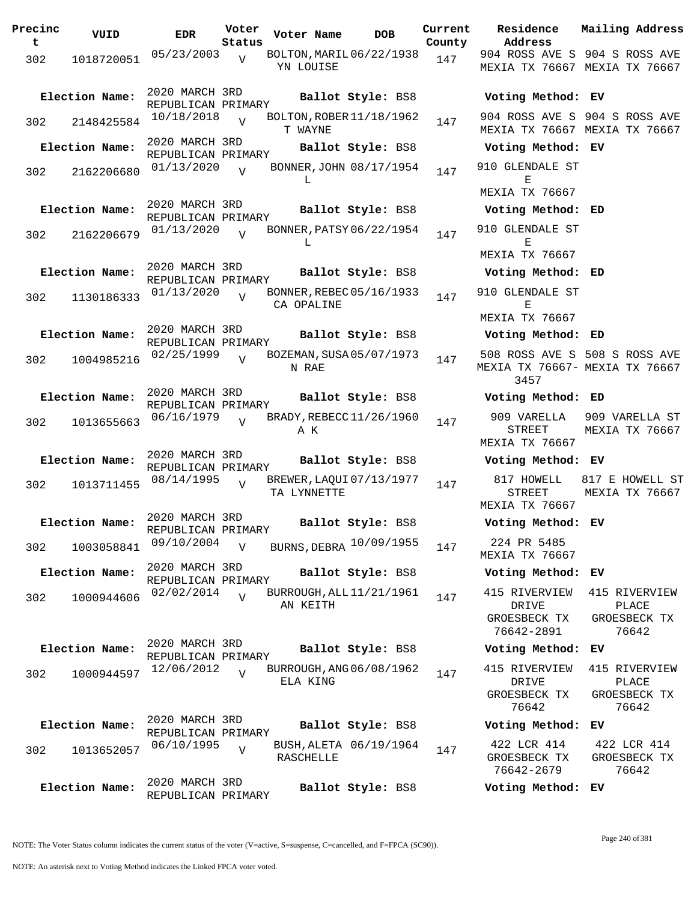| Precinct | VUID | EDR | Voter Status | Voter Name | DOB | Current County | Residence Address | Mailing Address |
|---|---|---|---|---|---|---|---|---|
| 302 | 1018720051 | 05/23/2003 | V | BOLTON, MARILYN LOUISE | 06/22/1938 | 147 | 904 ROSS AVE S MEXIA TX 76667 | 904 S ROSS AVE MEXIA TX 76667 |
| **Election Name:** | | 2020 MARCH 3RD REPUBLICAN PRIMARY | | **Ballot Style:** BS8 | | | **Voting Method:** EV | |
| 302 | 2148425584 | 10/18/2018 | V | BOLTON, ROBERT WAYNE | 11/18/1962 | 147 | 904 ROSS AVE S MEXIA TX 76667 | 904 S ROSS AVE MEXIA TX 76667 |
| **Election Name:** | | 2020 MARCH 3RD REPUBLICAN PRIMARY | | **Ballot Style:** BS8 | | | **Voting Method:** EV | |
| 302 | 2162206680 | 01/13/2020 | V | BONNER, JOHN L | 08/17/1954 | 147 | 910 GLENDALE ST E MEXIA TX 76667 | |
| **Election Name:** | | 2020 MARCH 3RD REPUBLICAN PRIMARY | | **Ballot Style:** BS8 | | | **Voting Method:** ED | |
| 302 | 2162206679 | 01/13/2020 | V | BONNER, PATSY L | 06/22/1954 | 147 | 910 GLENDALE ST E MEXIA TX 76667 | |
| **Election Name:** | | 2020 MARCH 3RD REPUBLICAN PRIMARY | | **Ballot Style:** BS8 | | | **Voting Method:** ED | |
| 302 | 1130186333 | 01/13/2020 | V | BONNER, REBECCA OPALINE | 05/16/1933 | 147 | 910 GLENDALE ST E MEXIA TX 76667 | |
| **Election Name:** | | 2020 MARCH 3RD REPUBLICAN PRIMARY | | **Ballot Style:** BS8 | | | **Voting Method:** ED | |
| 302 | 1004985216 | 02/25/1999 | V | BOZEMAN, SUSAN RAE | 05/07/1973 | 147 | 508 ROSS AVE S MEXIA TX 76667-3457 | 508 S ROSS AVE MEXIA TX 76667 |
| **Election Name:** | | 2020 MARCH 3RD REPUBLICAN PRIMARY | | **Ballot Style:** BS8 | | | **Voting Method:** ED | |
| 302 | 1013655663 | 06/16/1979 | V | BRADY, REBECCA K | 11/26/1960 | 147 | 909 VARELLA STREET MEXIA TX 76667 | 909 VARELLA ST MEXIA TX 76667 |
| **Election Name:** | | 2020 MARCH 3RD REPUBLICAN PRIMARY | | **Ballot Style:** BS8 | | | **Voting Method:** EV | |
| 302 | 1013711455 | 08/14/1995 | V | BREWER, LAQUITA LYNNETTE | 07/13/1977 | 147 | 817 HOWELL STREET MEXIA TX 76667 | 817 E HOWELL ST MEXIA TX 76667 |
| **Election Name:** | | 2020 MARCH 3RD REPUBLICAN PRIMARY | | **Ballot Style:** BS8 | | | **Voting Method:** EV | |
| 302 | 1003058841 | 09/10/2004 | V | BURNS, DEBRA | 10/09/1955 | 147 | 224 PR 5485 MEXIA TX 76667 | |
| **Election Name:** | | 2020 MARCH 3RD REPUBLICAN PRIMARY | | **Ballot Style:** BS8 | | | **Voting Method:** EV | |
| 302 | 1000944606 | 02/02/2014 | V | BURROUGH, ALLAN KEITH | 11/21/1961 | 147 | 415 RIVERVIEW DRIVE GROESBECK TX 76642-2891 | 415 RIVERVIEW PLACE GROESBECK TX 76642 |
| **Election Name:** | | 2020 MARCH 3RD REPUBLICAN PRIMARY | | **Ballot Style:** BS8 | | | **Voting Method:** EV | |
| 302 | 1000944597 | 12/06/2012 | V | BURROUGH, ANGELA KING | 06/08/1962 | 147 | 415 RIVERVIEW DRIVE GROESBECK TX 76642 | 415 RIVERVIEW PLACE GROESBECK TX 76642 |
| **Election Name:** | | 2020 MARCH 3RD REPUBLICAN PRIMARY | | **Ballot Style:** BS8 | | | **Voting Method:** EV | |
| 302 | 1013652057 | 06/10/1995 | V | BUSH, ALETA RASCHELLE | 06/19/1964 | 147 | 422 LCR 414 GROESBECK TX 76642-2679 | 422 LCR 414 GROESBECK TX 76642 |
| **Election Name:** | | 2020 MARCH 3RD REPUBLICAN PRIMARY | | **Ballot Style:** BS8 | | | **Voting Method:** EV | |

NOTE: The Voter Status column indicates the current status of the voter (V=active, S=suspense, C=cancelled, and F=FPCA (SC90)).

NOTE: An asterisk next to Voting Method indicates the Linked FPCA voter voted.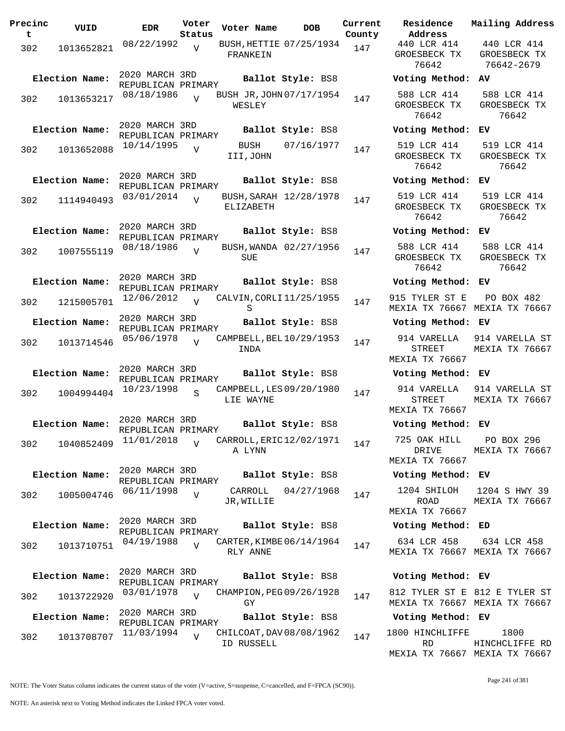| Precinct | VUID | EDR | Voter Status | Voter Name | DOB | Current County | Residence Address | Mailing Address |
|---|---|---|---|---|---|---|---|---|
| 302 | 1013652821 | 08/22/1992 | V | BUSH, HETTIE FRANKEIN | 07/25/1934 | 147 | 440 LCR 414 GROESBECK TX 76642 | 440 LCR 414 GROESBECK TX 76642-2679 |
| Election Name: | | 2020 MARCH 3RD REPUBLICAN PRIMARY | | Ballot Style: BS8 | | | Voting Method: | AV |
| 302 | 1013653217 | 08/18/1986 | V | BUSH JR, JOHN WESLEY | 07/17/1954 | 147 | 588 LCR 414 GROESBECK TX 76642 | 588 LCR 414 GROESBECK TX 76642 |
| Election Name: | | 2020 MARCH 3RD REPUBLICAN PRIMARY | | Ballot Style: BS8 | | | Voting Method: | EV |
| 302 | 1013652088 | 10/14/1995 | V | BUSH III, JOHN | 07/16/1977 | 147 | 519 LCR 414 GROESBECK TX 76642 | 519 LCR 414 GROESBECK TX 76642 |
| Election Name: | | 2020 MARCH 3RD REPUBLICAN PRIMARY | | Ballot Style: BS8 | | | Voting Method: | EV |
| 302 | 1114940493 | 03/01/2014 | V | BUSH, SARAH ELIZABETH | 12/28/1978 | 147 | 519 LCR 414 GROESBECK TX 76642 | 519 LCR 414 GROESBECK TX 76642 |
| Election Name: | | 2020 MARCH 3RD REPUBLICAN PRIMARY | | Ballot Style: BS8 | | | Voting Method: | EV |
| 302 | 1007555119 | 08/18/1986 | V | BUSH, WANDA SUE | 02/27/1956 | 147 | 588 LCR 414 GROESBECK TX 76642 | 588 LCR 414 GROESBECK TX 76642 |
| Election Name: | | 2020 MARCH 3RD REPUBLICAN PRIMARY | | Ballot Style: BS8 | | | Voting Method: | EV |
| 302 | 1215005701 | 12/06/2012 | V | CALVIN, CORLIS | 11/25/1955 | 147 | 915 TYLER ST E MEXIA TX 76667 | PO BOX 482 MEXIA TX 76667 |
| Election Name: | | 2020 MARCH 3RD REPUBLICAN PRIMARY | | Ballot Style: BS8 | | | Voting Method: | EV |
| 302 | 1013714546 | 05/06/1978 | V | CAMPBELL, BELINDA | 10/29/1953 | 147 | 914 VARELLA STREET MEXIA TX 76667 | 914 VARELLA ST MEXIA TX 76667 |
| Election Name: | | 2020 MARCH 3RD REPUBLICAN PRIMARY | | Ballot Style: BS8 | | | Voting Method: | EV |
| 302 | 1004994404 | 10/23/1998 | S | CAMPBELL, LESLIE WAYNE | 09/20/1980 | 147 | 914 VARELLA STREET MEXIA TX 76667 | 914 VARELLA ST MEXIA TX 76667 |
| Election Name: | | 2020 MARCH 3RD REPUBLICAN PRIMARY | | Ballot Style: BS8 | | | Voting Method: | EV |
| 302 | 1040852409 | 11/01/2018 | V | CARROLL, ERICA LYNN | 12/02/1971 | 147 | 725 OAK HILL DRIVE MEXIA TX 76667 | PO BOX 296 MEXIA TX 76667 |
| Election Name: | | 2020 MARCH 3RD REPUBLICAN PRIMARY | | Ballot Style: BS8 | | | Voting Method: | EV |
| 302 | 1005004746 | 06/11/1998 | V | CARROLL JR, WILLIE | 04/27/1968 | 147 | 1204 SHILOH ROAD MEXIA TX 76667 | 1204 S HWY 39 MEXIA TX 76667 |
| Election Name: | | 2020 MARCH 3RD REPUBLICAN PRIMARY | | Ballot Style: BS8 | | | Voting Method: | ED |
| 302 | 1013710751 | 04/19/1988 | V | CARTER, KIMBERLY ANNE | 06/14/1964 | 147 | 634 LCR 458 MEXIA TX 76667 | 634 LCR 458 MEXIA TX 76667 |
| Election Name: | | 2020 MARCH 3RD REPUBLICAN PRIMARY | | Ballot Style: BS8 | | | Voting Method: | EV |
| 302 | 1013722920 | 03/01/1978 | V | CHAMPION, PEGGY | 09/26/1928 | 147 | 812 TYLER ST E MEXIA TX 76667 | 812 E TYLER ST MEXIA TX 76667 |
| Election Name: | | 2020 MARCH 3RD REPUBLICAN PRIMARY | | Ballot Style: BS8 | | | Voting Method: | EV |
| 302 | 1013708707 | 11/03/1994 | V | CHILCOAT, DAVID RUSSELL | 08/08/1962 | 147 | 1800 HINCHLIFFE RD MEXIA TX 76667 | 1800 HINCHCLIFFE RD MEXIA TX 76667 |

NOTE: The Voter Status column indicates the current status of the voter (V=active, S=suspense, C=cancelled, and F=FPCA (SC90)).

NOTE: An asterisk next to Voting Method indicates the Linked FPCA voter voted.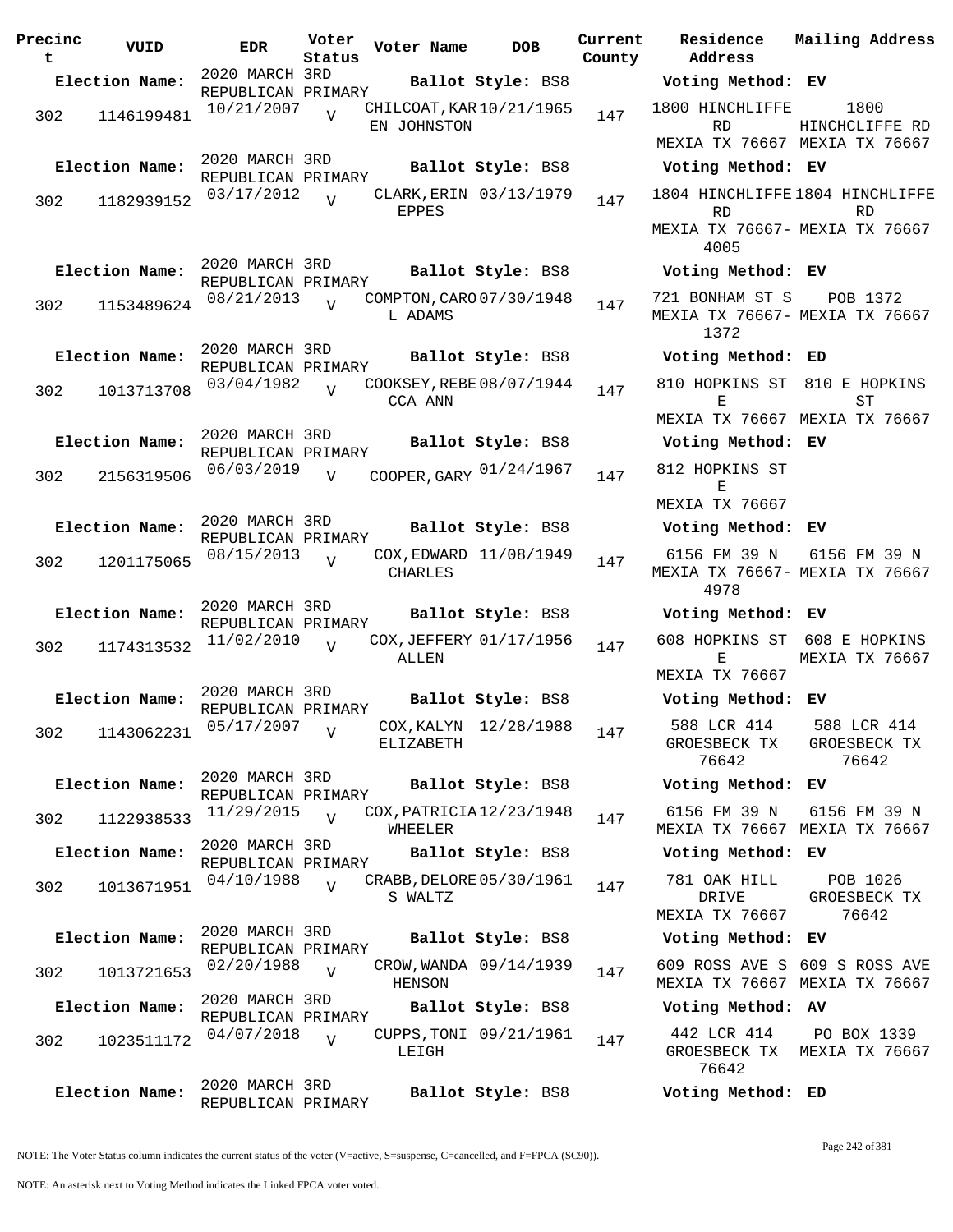| Precinct | VUID | EDR | Voter Status | Voter Name | DOB | Current County | Residence Address | Mailing Address |
|---|---|---|---|---|---|---|---|---|
| **Election Name:** | | 2020 MARCH 3RD REPUBLICAN PRIMARY | | **Ballot Style:** BS8 | | | **Voting Method:** EV | |
| 302 | 1146199481 | 10/21/2007 | V | CHILCOAT,KAREN JOHNSTON | 10/21/1965 | 147 | 1800 HINCHLIFFE RD MEXIA TX 76667 | 1800 HINCHCLIFFE RD MEXIA TX 76667 |
| **Election Name:** | | 2020 MARCH 3RD REPUBLICAN PRIMARY | | **Ballot Style:** BS8 | | | **Voting Method:** EV | |
| 302 | 1182939152 | 03/17/2012 | V | CLARK,ERIN EPPES | 03/13/1979 | 147 | 1804 HINCHLIFFE RD MEXIA TX 76667-4005 | 1804 HINCHLIFFE RD MEXIA TX 76667 |
| **Election Name:** | | 2020 MARCH 3RD REPUBLICAN PRIMARY | | **Ballot Style:** BS8 | | | **Voting Method:** EV | |
| 302 | 1153489624 | 08/21/2013 | V | COMPTON,CAROL ADAMS | 07/30/1948 | 147 | 721 BONHAM ST S MEXIA TX 76667-1372 | POB 1372 MEXIA TX 76667 |
| **Election Name:** | | 2020 MARCH 3RD REPUBLICAN PRIMARY | | **Ballot Style:** BS8 | | | **Voting Method:** ED | |
| 302 | 1013713708 | 03/04/1982 | V | COOKSEY,REBECCA ANN | 08/07/1944 | 147 | 810 HOPKINS ST E MEXIA TX 76667 | 810 E HOPKINS ST MEXIA TX 76667 |
| **Election Name:** | | 2020 MARCH 3RD REPUBLICAN PRIMARY | | **Ballot Style:** BS8 | | | **Voting Method:** EV | |
| 302 | 2156319506 | 06/03/2019 | V | COOPER,GARY | 01/24/1967 | 147 | 812 HOPKINS ST E MEXIA TX 76667 | |
| **Election Name:** | | 2020 MARCH 3RD REPUBLICAN PRIMARY | | **Ballot Style:** BS8 | | | **Voting Method:** EV | |
| 302 | 1201175065 | 08/15/2013 | V | COX,EDWARD CHARLES | 11/08/1949 | 147 | 6156 FM 39 N MEXIA TX 76667-4978 | 6156 FM 39 N MEXIA TX 76667 |
| **Election Name:** | | 2020 MARCH 3RD REPUBLICAN PRIMARY | | **Ballot Style:** BS8 | | | **Voting Method:** EV | |
| 302 | 1174313532 | 11/02/2010 | V | COX,JEFFERY ALLEN | 01/17/1956 | 147 | 608 HOPKINS ST E MEXIA TX 76667 | 608 E HOPKINS MEXIA TX 76667 |
| **Election Name:** | | 2020 MARCH 3RD REPUBLICAN PRIMARY | | **Ballot Style:** BS8 | | | **Voting Method:** EV | |
| 302 | 1143062231 | 05/17/2007 | V | COX,KALYN ELIZABETH | 12/28/1988 | 147 | 588 LCR 414 GROESBECK TX 76642 | 588 LCR 414 GROESBECK TX 76642 |
| **Election Name:** | | 2020 MARCH 3RD REPUBLICAN PRIMARY | | **Ballot Style:** BS8 | | | **Voting Method:** EV | |
| 302 | 1122938533 | 11/29/2015 | V | COX,PATRICIA WHEELER | 12/23/1948 | 147 | 6156 FM 39 N MEXIA TX 76667 | 6156 FM 39 N MEXIA TX 76667 |
| **Election Name:** | | 2020 MARCH 3RD REPUBLICAN PRIMARY | | **Ballot Style:** BS8 | | | **Voting Method:** EV | |
| 302 | 1013671951 | 04/10/1988 | V | CRABB,DELORES WALTZ | 05/30/1961 | 147 | 781 OAK HILL DRIVE MEXIA TX 76667 | POB 1026 GROESBECK TX 76642 |
| **Election Name:** | | 2020 MARCH 3RD REPUBLICAN PRIMARY | | **Ballot Style:** BS8 | | | **Voting Method:** EV | |
| 302 | 1013721653 | 02/20/1988 | V | CROW,WANDA HENSON | 09/14/1939 | 147 | 609 ROSS AVE S MEXIA TX 76667 | 609 S ROSS AVE MEXIA TX 76667 |
| **Election Name:** | | 2020 MARCH 3RD REPUBLICAN PRIMARY | | **Ballot Style:** BS8 | | | **Voting Method:** AV | |
| 302 | 1023511172 | 04/07/2018 | V | CUPPS,TONI LEIGH | 09/21/1961 | 147 | 442 LCR 414 GROESBECK TX 76642 | PO BOX 1339 MEXIA TX 76667 |
| **Election Name:** | | 2020 MARCH 3RD REPUBLICAN PRIMARY | | **Ballot Style:** BS8 | | | **Voting Method:** ED | |

NOTE: The Voter Status column indicates the current status of the voter (V=active, S=suspense, C=cancelled, and F=FPCA (SC90)).

NOTE: An asterisk next to Voting Method indicates the Linked FPCA voter voted.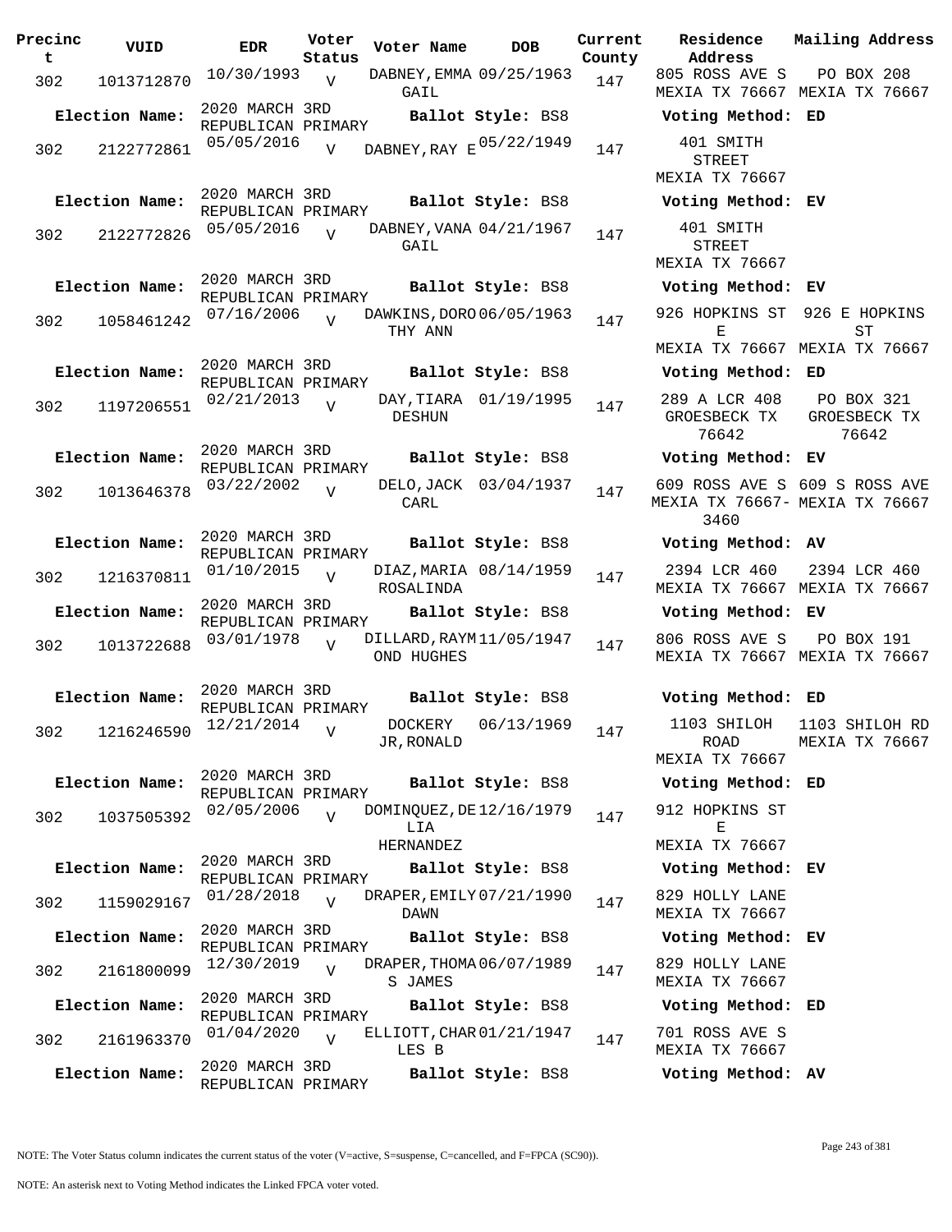| Precinct | VUID | EDR | Voter Status | Voter Name | DOB | Current County | Residence Address | Mailing Address |
|---|---|---|---|---|---|---|---|---|
| 302 | 1013712870 | 10/30/1993 | V | DABNEY,EMMA GAIL | 09/25/1963 | 147 | 805 ROSS AVE S MEXIA TX 76667 | PO BOX 208 MEXIA TX 76667 |
| Election Name: | 2020 MARCH 3RD REPUBLICAN PRIMARY | | | Ballot Style: BS8 | | | Voting Method: ED | |
| 302 | 2122772861 | 05/05/2016 | V | DABNEY,RAY E | 05/22/1949 | 147 | 401 SMITH STREET MEXIA TX 76667 | |
| Election Name: | 2020 MARCH 3RD REPUBLICAN PRIMARY | | | Ballot Style: BS8 | | | Voting Method: EV | |
| 302 | 2122772826 | 05/05/2016 | V | DABNEY,VANA GAIL | 04/21/1967 | 147 | 401 SMITH STREET MEXIA TX 76667 | |
| Election Name: | 2020 MARCH 3RD REPUBLICAN PRIMARY | | | Ballot Style: BS8 | | | Voting Method: EV | |
| 302 | 1058461242 | 07/16/2006 | V | DAWKINS,DOROTHY ANN | 06/05/1963 | 147 | 926 HOPKINS ST E MEXIA TX 76667 | 926 E HOPKINS ST MEXIA TX 76667 |
| Election Name: | 2020 MARCH 3RD REPUBLICAN PRIMARY | | | Ballot Style: BS8 | | | Voting Method: ED | |
| 302 | 1197206551 | 02/21/2013 | V | DAY,TIARA DESHUN | 01/19/1995 | 147 | 289 A LCR 408 GROESBECK TX 76642 | PO BOX 321 GROESBECK TX 76642 |
| Election Name: | 2020 MARCH 3RD REPUBLICAN PRIMARY | | | Ballot Style: BS8 | | | Voting Method: EV | |
| 302 | 1013646378 | 03/22/2002 | V | DELO,JACK CARL | 03/04/1937 | 147 | 609 ROSS AVE S MEXIA TX 76667-3460 | 609 S ROSS AVE MEXIA TX 76667 |
| Election Name: | 2020 MARCH 3RD REPUBLICAN PRIMARY | | | Ballot Style: BS8 | | | Voting Method: AV | |
| 302 | 1216370811 | 01/10/2015 | V | DIAZ,MARIA ROSALINDA | 08/14/1959 | 147 | 2394 LCR 460 MEXIA TX 76667 | 2394 LCR 460 MEXIA TX 76667 |
| Election Name: | 2020 MARCH 3RD REPUBLICAN PRIMARY | | | Ballot Style: BS8 | | | Voting Method: EV | |
| 302 | 1013722688 | 03/01/1978 | V | DILLARD,RAYMOND HUGHES | 11/05/1947 | 147 | 806 ROSS AVE S MEXIA TX 76667 | PO BOX 191 MEXIA TX 76667 |
| Election Name: | 2020 MARCH 3RD REPUBLICAN PRIMARY | | | Ballot Style: BS8 | | | Voting Method: ED | |
| 302 | 1216246590 | 12/21/2014 | V | DOCKERY JR,RONALD | 06/13/1969 | 147 | 1103 SHILOH ROAD MEXIA TX 76667 | 1103 SHILOH RD MEXIA TX 76667 |
| Election Name: | 2020 MARCH 3RD REPUBLICAN PRIMARY | | | Ballot Style: BS8 | | | Voting Method: ED | |
| 302 | 1037505392 | 02/05/2006 | V | DOMINQUEZ,DELIA HERNANDEZ | 12/16/1979 | 147 | 912 HOPKINS ST E MEXIA TX 76667 | |
| Election Name: | 2020 MARCH 3RD REPUBLICAN PRIMARY | | | Ballot Style: BS8 | | | Voting Method: EV | |
| 302 | 1159029167 | 01/28/2018 | V | DRAPER,EMILY DAWN | 07/21/1990 | 147 | 829 HOLLY LANE MEXIA TX 76667 | |
| Election Name: | 2020 MARCH 3RD REPUBLICAN PRIMARY | | | Ballot Style: BS8 | | | Voting Method: EV | |
| 302 | 2161800099 | 12/30/2019 | V | DRAPER,THOMAS JAMES | 06/07/1989 | 147 | 829 HOLLY LANE MEXIA TX 76667 | |
| Election Name: | 2020 MARCH 3RD REPUBLICAN PRIMARY | | | Ballot Style: BS8 | | | Voting Method: ED | |
| 302 | 2161963370 | 01/04/2020 | V | ELLIOTT,CHARLES B | 01/21/1947 | 147 | 701 ROSS AVE S MEXIA TX 76667 | |
| Election Name: | 2020 MARCH 3RD REPUBLICAN PRIMARY | | | Ballot Style: BS8 | | | Voting Method: AV | |

NOTE: The Voter Status column indicates the current status of the voter (V=active, S=suspense, C=cancelled, and F=FPCA (SC90)).

NOTE: An asterisk next to Voting Method indicates the Linked FPCA voter voted.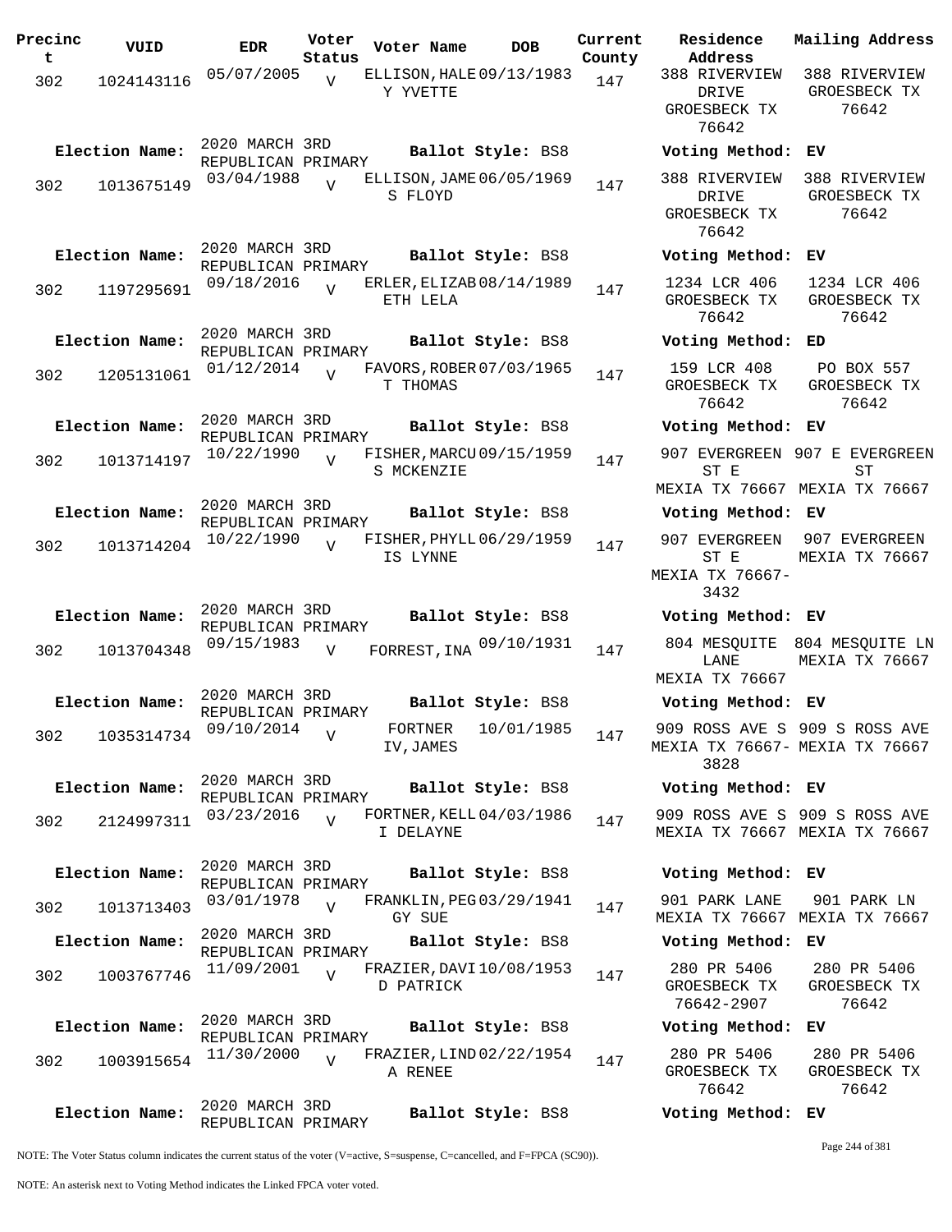| Precinct | VUID | EDR | Voter Status | Voter Name | DOB | Current County | Residence Address | Mailing Address |
|---|---|---|---|---|---|---|---|---|
| 302 | 1024143116 | 05/07/2005 | V | ELLISON, HALEY YVETTE | 09/13/1983 | 147 | 388 RIVERVIEW DRIVE GROESBECK TX 76642 | 388 RIVERVIEW GROESBECK TX 76642 |
| Election Name: | 2020 MARCH 3RD REPUBLICAN PRIMARY | | | Ballot Style: BS8 | | | Voting Method: EV | |
| 302 | 1013675149 | 03/04/1988 | V | ELLISON, JAMES FLOYD | 06/05/1969 | 147 | 388 RIVERVIEW DRIVE GROESBECK TX 76642 | 388 RIVERVIEW GROESBECK TX 76642 |
| Election Name: | 2020 MARCH 3RD REPUBLICAN PRIMARY | | | Ballot Style: BS8 | | | Voting Method: EV | |
| 302 | 1197295691 | 09/18/2016 | V | ERLER, ELIZABETH LELA | 08/14/1989 | 147 | 1234 LCR 406 GROESBECK TX 76642 | 1234 LCR 406 GROESBECK TX 76642 |
| Election Name: | 2020 MARCH 3RD REPUBLICAN PRIMARY | | | Ballot Style: BS8 | | | Voting Method: ED | |
| 302 | 1205131061 | 01/12/2014 | V | FAVORS, ROBERT THOMAS | 07/03/1965 | 147 | 159 LCR 408 GROESBECK TX 76642 | PO BOX 557 GROESBECK TX 76642 |
| Election Name: | 2020 MARCH 3RD REPUBLICAN PRIMARY | | | Ballot Style: BS8 | | | Voting Method: EV | |
| 302 | 1013714197 | 10/22/1990 | V | FISHER, MARCUS MCKENZIE | 09/15/1959 | 147 | 907 EVERGREEN ST E MEXIA TX 76667 | 907 E EVERGREEN ST MEXIA TX 76667 |
| Election Name: | 2020 MARCH 3RD REPUBLICAN PRIMARY | | | Ballot Style: BS8 | | | Voting Method: EV | |
| 302 | 1013714204 | 10/22/1990 | V | FISHER, PHYLLIS LYNNE | 06/29/1959 | 147 | 907 EVERGREEN ST E MEXIA TX 76667-3432 | 907 EVERGREEN MEXIA TX 76667 |
| Election Name: | 2020 MARCH 3RD REPUBLICAN PRIMARY | | | Ballot Style: BS8 | | | Voting Method: EV | |
| 302 | 1013704348 | 09/15/1983 | V | FORREST, INA | 09/10/1931 | 147 | 804 MESQUITE LANE MEXIA TX 76667 | 804 MESQUITE LN MEXIA TX 76667 |
| Election Name: | 2020 MARCH 3RD REPUBLICAN PRIMARY | | | Ballot Style: BS8 | | | Voting Method: EV | |
| 302 | 1035314734 | 09/10/2014 | V | FORTNER IV, JAMES | 10/01/1985 | 147 | 909 ROSS AVE S MEXIA TX 76667-3828 | 909 S ROSS AVE MEXIA TX 76667 |
| Election Name: | 2020 MARCH 3RD REPUBLICAN PRIMARY | | | Ballot Style: BS8 | | | Voting Method: EV | |
| 302 | 2124997311 | 03/23/2016 | V | FORTNER, KELLI DELAYNE | 04/03/1986 | 147 | 909 ROSS AVE S MEXIA TX 76667 | 909 S ROSS AVE MEXIA TX 76667 |
| Election Name: | 2020 MARCH 3RD REPUBLICAN PRIMARY | | | Ballot Style: BS8 | | | Voting Method: EV | |
| 302 | 1013713403 | 03/01/1978 | V | FRANKLIN, PEGGY SUE | 03/29/1941 | 147 | 901 PARK LANE MEXIA TX 76667 | 901 PARK LN MEXIA TX 76667 |
| Election Name: | 2020 MARCH 3RD REPUBLICAN PRIMARY | | | Ballot Style: BS8 | | | Voting Method: EV | |
| 302 | 1003767746 | 11/09/2001 | V | FRAZIER, DAVID PATRICK | 10/08/1953 | 147 | 280 PR 5406 GROESBECK TX 76642-2907 | 280 PR 5406 GROESBECK TX 76642 |
| Election Name: | 2020 MARCH 3RD REPUBLICAN PRIMARY | | | Ballot Style: BS8 | | | Voting Method: EV | |
| 302 | 1003915654 | 11/30/2000 | V | FRAZIER, LINDA RENEE | 02/22/1954 | 147 | 280 PR 5406 GROESBECK TX 76642 | 280 PR 5406 GROESBECK TX 76642 |
| Election Name: | 2020 MARCH 3RD REPUBLICAN PRIMARY | | | Ballot Style: BS8 | | | Voting Method: EV | |

NOTE: The Voter Status column indicates the current status of the voter (V=active, S=suspense, C=cancelled, and F=FPCA (SC90)).

NOTE: An asterisk next to Voting Method indicates the Linked FPCA voter voted.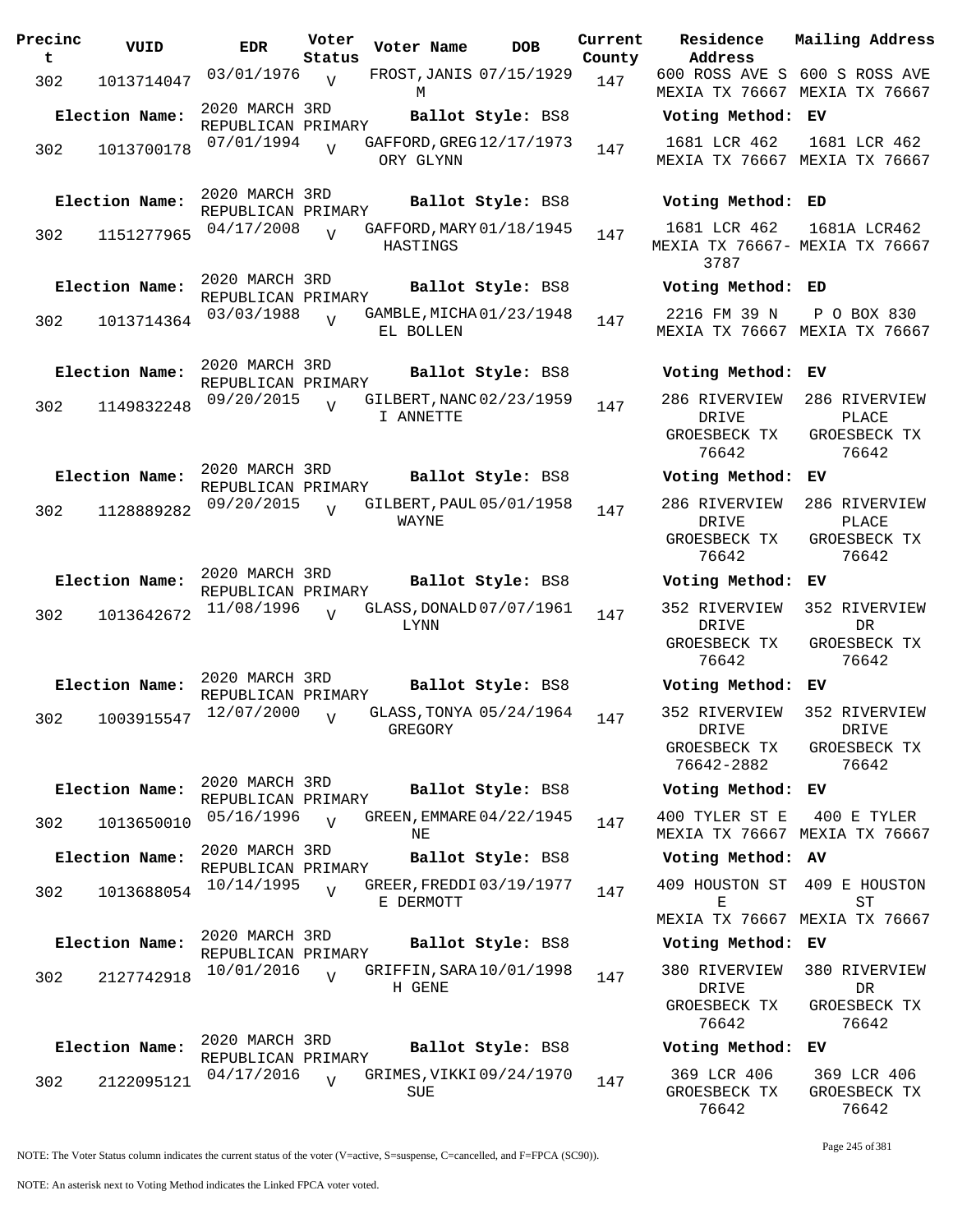| Precinct | VUID | EDR | Voter Status | Voter Name | DOB | Current County | Residence Address | Mailing Address |
|---|---|---|---|---|---|---|---|---|
| 302 | 1013714047 | 03/01/1976 | V | FROST, JANIS M | 07/15/1929 | 147 | 600 ROSS AVE S MEXIA TX 76667 | 600 S ROSS AVE MEXIA TX 76667 |
| Election Name: | 2020 MARCH 3RD REPUBLICAN PRIMARY | | | Ballot Style: BS8 | | | Voting Method: EV | |
| 302 | 1013700178 | 07/01/1994 | V | GAFFORD, GREGORY GLYNN | 12/17/1973 | 147 | 1681 LCR 462 MEXIA TX 76667 | 1681 LCR 462 MEXIA TX 76667 |
| Election Name: | 2020 MARCH 3RD REPUBLICAN PRIMARY | | | Ballot Style: BS8 | | | Voting Method: ED | |
| 302 | 1151277965 | 04/17/2008 | V | GAFFORD, MARY HASTINGS | 01/18/1945 | 147 | 1681 LCR 462 MEXIA TX 76667-3787 | 1681A LCR462 MEXIA TX 76667 |
| Election Name: | 2020 MARCH 3RD REPUBLICAN PRIMARY | | | Ballot Style: BS8 | | | Voting Method: ED | |
| 302 | 1013714364 | 03/03/1988 | V | GAMBLE, MICHAEL BOLLEN | 01/23/1948 | 147 | 2216 FM 39 N MEXIA TX 76667 | P O BOX 830 MEXIA TX 76667 |
| Election Name: | 2020 MARCH 3RD REPUBLICAN PRIMARY | | | Ballot Style: BS8 | | | Voting Method: EV | |
| 302 | 1149832248 | 09/20/2015 | V | GILBERT, NANCI ANNETTE | 02/23/1959 | 147 | 286 RIVERVIEW DRIVE GROESBECK TX 76642 | 286 RIVERVIEW PLACE GROESBECK TX 76642 |
| Election Name: | 2020 MARCH 3RD REPUBLICAN PRIMARY | | | Ballot Style: BS8 | | | Voting Method: EV | |
| 302 | 1128889282 | 09/20/2015 | V | GILBERT, PAUL WAYNE | 05/01/1958 | 147 | 286 RIVERVIEW DRIVE GROESBECK TX 76642 | 286 RIVERVIEW PLACE GROESBECK TX 76642 |
| Election Name: | 2020 MARCH 3RD REPUBLICAN PRIMARY | | | Ballot Style: BS8 | | | Voting Method: EV | |
| 302 | 1013642672 | 11/08/1996 | V | GLASS, DONALD LYNN | 07/07/1961 | 147 | 352 RIVERVIEW DRIVE GROESBECK TX 76642 | 352 RIVERVIEW DR GROESBECK TX 76642 |
| Election Name: | 2020 MARCH 3RD REPUBLICAN PRIMARY | | | Ballot Style: BS8 | | | Voting Method: EV | |
| 302 | 1003915547 | 12/07/2000 | V | GLASS, TONYA GREGORY | 05/24/1964 | 147 | 352 RIVERVIEW DRIVE GROESBECK TX 76642-2882 | 352 RIVERVIEW DRIVE GROESBECK TX 76642 |
| Election Name: | 2020 MARCH 3RD REPUBLICAN PRIMARY | | | Ballot Style: BS8 | | | Voting Method: EV | |
| 302 | 1013650010 | 05/16/1996 | V | GREEN, EMMARENE | 04/22/1945 | 147 | 400 TYLER ST E MEXIA TX 76667 | 400 E TYLER MEXIA TX 76667 |
| Election Name: | 2020 MARCH 3RD REPUBLICAN PRIMARY | | | Ballot Style: BS8 | | | Voting Method: AV | |
| 302 | 1013688054 | 10/14/1995 | V | GREER, FREDDIE DERMOTT | 03/19/1977 | 147 | 409 HOUSTON ST E MEXIA TX 76667 | 409 E HOUSTON ST MEXIA TX 76667 |
| Election Name: | 2020 MARCH 3RD REPUBLICAN PRIMARY | | | Ballot Style: BS8 | | | Voting Method: EV | |
| 302 | 2127742918 | 10/01/2016 | V | GRIFFIN, SARAH GENE | 10/01/1998 | 147 | 380 RIVERVIEW DRIVE GROESBECK TX 76642 | 380 RIVERVIEW DR GROESBECK TX 76642 |
| Election Name: | 2020 MARCH 3RD REPUBLICAN PRIMARY | | | Ballot Style: BS8 | | | Voting Method: EV | |
| 302 | 2122095121 | 04/17/2016 | V | GRIMES, VIKKI SUE | 09/24/1970 | 147 | 369 LCR 406 GROESBECK TX 76642 | 369 LCR 406 GROESBECK TX 76642 |

NOTE: The Voter Status column indicates the current status of the voter (V=active, S=suspense, C=cancelled, and F=FPCA (SC90)).

NOTE: An asterisk next to Voting Method indicates the Linked FPCA voter voted.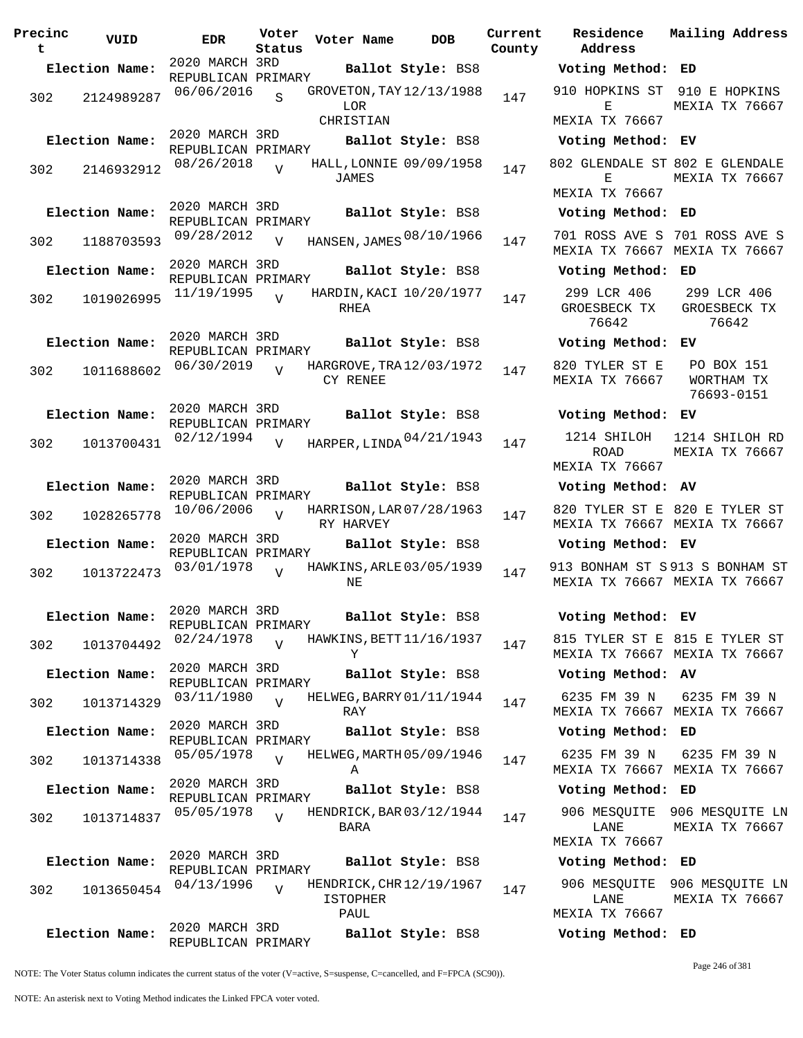| Precinct | VUID | EDR | Voter Status | Voter Name | DOB | Current County | Residence Address | Mailing Address |
|---|---|---|---|---|---|---|---|---|
| **Election Name:** | | 2020 MARCH 3RD REPUBLICAN PRIMARY | | **Ballot Style:** BS8 | | | **Voting Method:** ED | |
| 302 | 2124989287 | 06/06/2016 | S | GROVETON,TAYLOR CHRISTIAN | 12/13/1988 | 147 | 910 HOPKINS ST E MEXIA TX 76667 | 910 E HOPKINS MEXIA TX 76667 |
| **Election Name:** | | 2020 MARCH 3RD REPUBLICAN PRIMARY | | **Ballot Style:** BS8 | | | **Voting Method:** EV | |
| 302 | 2146932912 | 08/26/2018 | V | HALL,LONNIE JAMES | 09/09/1958 | 147 | 802 GLENDALE ST E MEXIA TX 76667 | 802 E GLENDALE MEXIA TX 76667 |
| **Election Name:** | | 2020 MARCH 3RD REPUBLICAN PRIMARY | | **Ballot Style:** BS8 | | | **Voting Method:** ED | |
| 302 | 1188703593 | 09/28/2012 | V | HANSEN,JAMES | 08/10/1966 | 147 | 701 ROSS AVE S MEXIA TX 76667 | 701 ROSS AVE S MEXIA TX 76667 |
| **Election Name:** | | 2020 MARCH 3RD REPUBLICAN PRIMARY | | **Ballot Style:** BS8 | | | **Voting Method:** ED | |
| 302 | 1019026995 | 11/19/1995 | V | HARDIN,KACI RHEA | 10/20/1977 | 147 | 299 LCR 406 GROESBECK TX 76642 | 299 LCR 406 GROESBECK TX 76642 |
| **Election Name:** | | 2020 MARCH 3RD REPUBLICAN PRIMARY | | **Ballot Style:** BS8 | | | **Voting Method:** EV | |
| 302 | 1011688602 | 06/30/2019 | V | HARGROVE,TRACY RENEE | 12/03/1972 | 147 | 820 TYLER ST E MEXIA TX 76667 | PO BOX 151 WORTHAM TX 76693-0151 |
| **Election Name:** | | 2020 MARCH 3RD REPUBLICAN PRIMARY | | **Ballot Style:** BS8 | | | **Voting Method:** EV | |
| 302 | 1013700431 | 02/12/1994 | V | HARPER,LINDA | 04/21/1943 | 147 | 1214 SHILOH ROAD MEXIA TX 76667 | 1214 SHILOH RD MEXIA TX 76667 |
| **Election Name:** | | 2020 MARCH 3RD REPUBLICAN PRIMARY | | **Ballot Style:** BS8 | | | **Voting Method:** AV | |
| 302 | 1028265778 | 10/06/2006 | V | HARRISON,LARRY HARVEY | 07/28/1963 | 147 | 820 TYLER ST E MEXIA TX 76667 | 820 E TYLER ST MEXIA TX 76667 |
| **Election Name:** | | 2020 MARCH 3RD REPUBLICAN PRIMARY | | **Ballot Style:** BS8 | | | **Voting Method:** EV | |
| 302 | 1013722473 | 03/01/1978 | V | HAWKINS,ARLENE | 03/05/1939 | 147 | 913 BONHAM ST S MEXIA TX 76667 | 913 S BONHAM ST MEXIA TX 76667 |
| **Election Name:** | | 2020 MARCH 3RD REPUBLICAN PRIMARY | | **Ballot Style:** BS8 | | | **Voting Method:** EV | |
| 302 | 1013704492 | 02/24/1978 | V | HAWKINS,BETTY | 11/16/1937 | 147 | 815 TYLER ST E MEXIA TX 76667 | 815 E TYLER ST MEXIA TX 76667 |
| **Election Name:** | | 2020 MARCH 3RD REPUBLICAN PRIMARY | | **Ballot Style:** BS8 | | | **Voting Method:** AV | |
| 302 | 1013714329 | 03/11/1980 | V | HELWEG,BARRY RAY | 01/11/1944 | 147 | 6235 FM 39 N MEXIA TX 76667 | 6235 FM 39 N MEXIA TX 76667 |
| **Election Name:** | | 2020 MARCH 3RD REPUBLICAN PRIMARY | | **Ballot Style:** BS8 | | | **Voting Method:** ED | |
| 302 | 1013714338 | 05/05/1978 | V | HELWEG,MARTHA | 05/09/1946 | 147 | 6235 FM 39 N MEXIA TX 76667 | 6235 FM 39 N MEXIA TX 76667 |
| **Election Name:** | | 2020 MARCH 3RD REPUBLICAN PRIMARY | | **Ballot Style:** BS8 | | | **Voting Method:** ED | |
| 302 | 1013714837 | 05/05/1978 | V | HENDRICK,BARBARA | 03/12/1944 | 147 | 906 MESQUITE LANE MEXIA TX 76667 | 906 MESQUITE LN MEXIA TX 76667 |
| **Election Name:** | | 2020 MARCH 3RD REPUBLICAN PRIMARY | | **Ballot Style:** BS8 | | | **Voting Method:** ED | |
| 302 | 1013650454 | 04/13/1996 | V | HENDRICK,CHRISTOPHER PAUL | 12/19/1967 | 147 | 906 MESQUITE LANE MEXIA TX 76667 | 906 MESQUITE LN MEXIA TX 76667 |
| **Election Name:** | | 2020 MARCH 3RD REPUBLICAN PRIMARY | | **Ballot Style:** BS8 | | | **Voting Method:** ED | |

NOTE: The Voter Status column indicates the current status of the voter (V=active, S=suspense, C=cancelled, and F=FPCA (SC90)).

NOTE: An asterisk next to Voting Method indicates the Linked FPCA voter voted.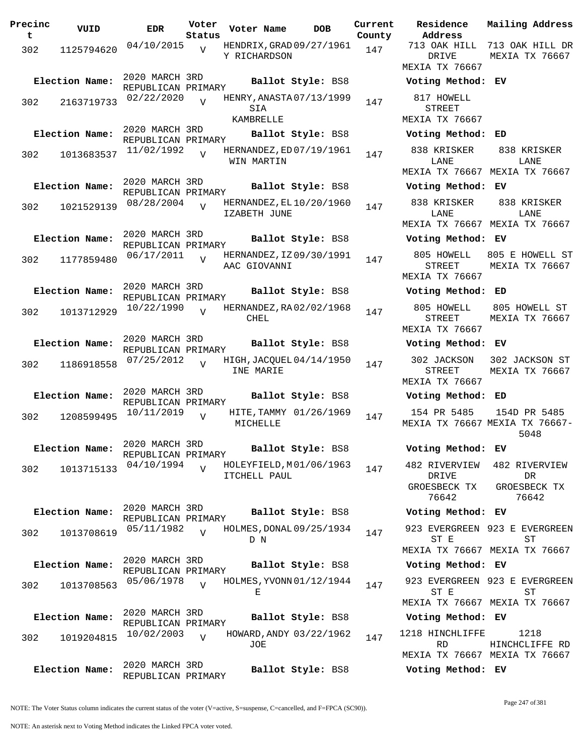| Precinct | VUID | EDR | Voter Status | Voter Name | DOB | Current County | Residence Address | Mailing Address |
|---|---|---|---|---|---|---|---|---|
| 302 | 1125794620 | 04/10/2015 | V | HENDRIX, GRADY RICHARDSON | 09/27/1961 | 147 | 713 OAK HILL DRIVE MEXIA TX 76667 | 713 OAK HILL DR MEXIA TX 76667 |
| **Election Name:** | 2020 MARCH 3RD REPUBLICAN PRIMARY | | | **Ballot Style:** BS8 | | | **Voting Method:** EV | |
| 302 | 2163719733 | 02/22/2020 | V | HENRY, ANASTASIA KAMBRELLE | 07/13/1999 | 147 | 817 HOWELL STREET MEXIA TX 76667 | |
| **Election Name:** | 2020 MARCH 3RD REPUBLICAN PRIMARY | | | **Ballot Style:** BS8 | | | **Voting Method:** ED | |
| 302 | 1013683537 | 11/02/1992 | V | HERNANDEZ, EDWIN MARTIN | 07/19/1961 | 147 | 838 KRISKER LANE MEXIA TX 76667 | 838 KRISKER LANE MEXIA TX 76667 |
| **Election Name:** | 2020 MARCH 3RD REPUBLICAN PRIMARY | | | **Ballot Style:** BS8 | | | **Voting Method:** EV | |
| 302 | 1021529139 | 08/28/2004 | V | HERNANDEZ, ELIZABETH JUNE | 10/20/1960 | 147 | 838 KRISKER LANE MEXIA TX 76667 | 838 KRISKER LANE MEXIA TX 76667 |
| **Election Name:** | 2020 MARCH 3RD REPUBLICAN PRIMARY | | | **Ballot Style:** BS8 | | | **Voting Method:** EV | |
| 302 | 1177859480 | 06/17/2011 | V | HERNANDEZ, IZAAC GIOVANNI | 09/30/1991 | 147 | 805 HOWELL STREET MEXIA TX 76667 | 805 E HOWELL ST MEXIA TX 76667 |
| **Election Name:** | 2020 MARCH 3RD REPUBLICAN PRIMARY | | | **Ballot Style:** BS8 | | | **Voting Method:** ED | |
| 302 | 1013712929 | 10/22/1990 | V | HERNANDEZ, RACHEL | 02/02/1968 | 147 | 805 HOWELL STREET MEXIA TX 76667 | 805 HOWELL ST MEXIA TX 76667 |
| **Election Name:** | 2020 MARCH 3RD REPUBLICAN PRIMARY | | | **Ballot Style:** BS8 | | | **Voting Method:** EV | |
| 302 | 1186918558 | 07/25/2012 | V | HIGH, JACQUELINE MARIE | 04/14/1950 | 147 | 302 JACKSON STREET MEXIA TX 76667 | 302 JACKSON ST MEXIA TX 76667 |
| **Election Name:** | 2020 MARCH 3RD REPUBLICAN PRIMARY | | | **Ballot Style:** BS8 | | | **Voting Method:** ED | |
| 302 | 1208599495 | 10/11/2019 | V | HITE, TAMMY MICHELLE | 01/26/1969 | 147 | 154 PR 5485 MEXIA TX 76667 | 154D PR 5485 MEXIA TX 76667-5048 |
| **Election Name:** | 2020 MARCH 3RD REPUBLICAN PRIMARY | | | **Ballot Style:** BS8 | | | **Voting Method:** EV | |
| 302 | 1013715133 | 04/10/1994 | V | HOLEYFIELD, MITCHELL PAUL | 01/06/1963 | 147 | 482 RIVERVIEW DRIVE GROESBECK TX 76642 | 482 RIVERVIEW DR GROESBECK TX 76642 |
| **Election Name:** | 2020 MARCH 3RD REPUBLICAN PRIMARY | | | **Ballot Style:** BS8 | | | **Voting Method:** EV | |
| 302 | 1013708619 | 05/11/1982 | V | HOLMES, DONALD N | 09/25/1934 | 147 | 923 EVERGREEN ST E MEXIA TX 76667 | 923 E EVERGREEN ST MEXIA TX 76667 |
| **Election Name:** | 2020 MARCH 3RD REPUBLICAN PRIMARY | | | **Ballot Style:** BS8 | | | **Voting Method:** EV | |
| 302 | 1013708563 | 05/06/1978 | V | HOLMES, YVONNE | 01/12/1944 | 147 | 923 EVERGREEN ST E MEXIA TX 76667 | 923 E EVERGREEN ST MEXIA TX 76667 |
| **Election Name:** | 2020 MARCH 3RD REPUBLICAN PRIMARY | | | **Ballot Style:** BS8 | | | **Voting Method:** EV | |
| 302 | 1019204815 | 10/02/2003 | V | HOWARD, ANDY JOE | 03/22/1962 | 147 | 1218 HINCHLIFFE RD MEXIA TX 76667 | 1218 HINCHCLIFFE RD MEXIA TX 76667 |
| **Election Name:** | 2020 MARCH 3RD REPUBLICAN PRIMARY | | | **Ballot Style:** BS8 | | | **Voting Method:** EV | |

NOTE: The Voter Status column indicates the current status of the voter (V=active, S=suspense, C=cancelled, and F=FPCA (SC90)).

NOTE: An asterisk next to Voting Method indicates the Linked FPCA voter voted.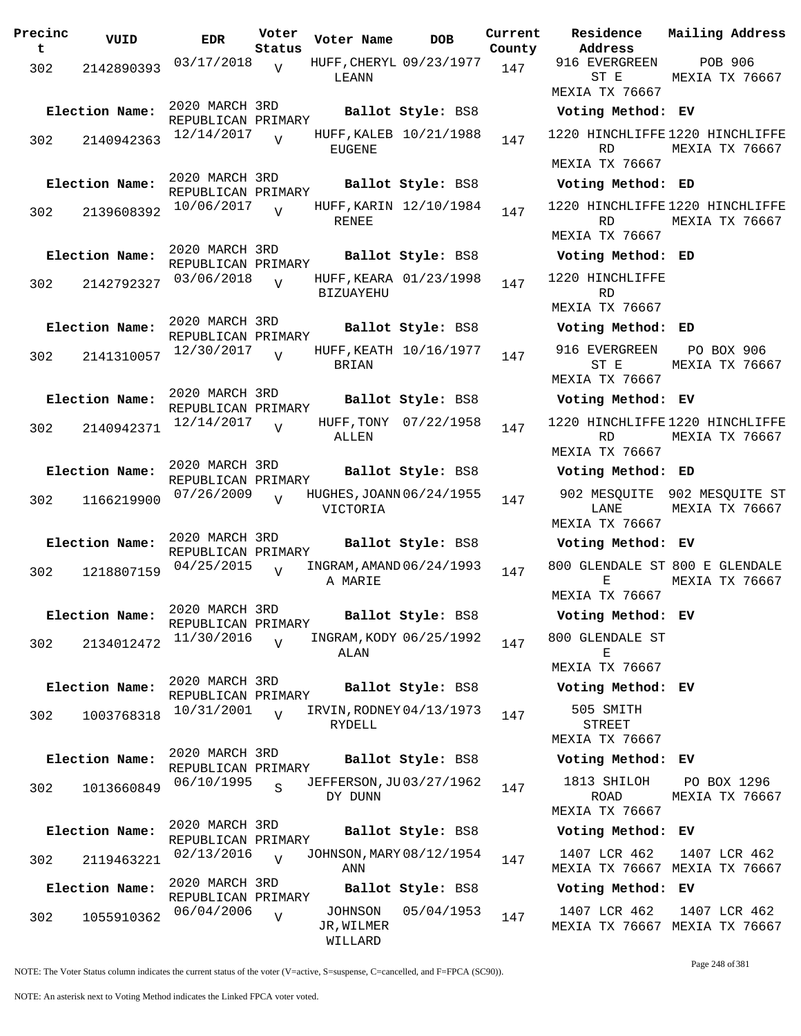| Precinct | VUID | EDR | Voter Status | Voter Name | DOB | Current County | Residence Address | Mailing Address |
|---|---|---|---|---|---|---|---|---|
| 302 | 2142890393 | 03/17/2018 | V | HUFF,CHERYL LEANN | 09/23/1977 | 147 | 916 EVERGREEN ST E MEXIA TX 76667 | POB 906 MEXIA TX 76667 |
| Election Name: | 2020 MARCH 3RD REPUBLICAN PRIMARY | | | Ballot Style: BS8 | | | Voting Method: EV | |
| 302 | 2140942363 | 12/14/2017 | V | HUFF,KALEB EUGENE | 10/21/1988 | 147 | 1220 HINCHLIFFE RD MEXIA TX 76667 | 1220 HINCHLIFFE MEXIA TX 76667 |
| Election Name: | 2020 MARCH 3RD REPUBLICAN PRIMARY | | | Ballot Style: BS8 | | | Voting Method: ED | |
| 302 | 2139608392 | 10/06/2017 | V | HUFF,KARIN RENEE | 12/10/1984 | 147 | 1220 HINCHLIFFE RD MEXIA TX 76667 | 1220 HINCHLIFFE MEXIA TX 76667 |
| Election Name: | 2020 MARCH 3RD REPUBLICAN PRIMARY | | | Ballot Style: BS8 | | | Voting Method: ED | |
| 302 | 2142792327 | 03/06/2018 | V | HUFF,KEARA BIZUAYEHU | 01/23/1998 | 147 | 1220 HINCHLIFFE RD MEXIA TX 76667 | |
| Election Name: | 2020 MARCH 3RD REPUBLICAN PRIMARY | | | Ballot Style: BS8 | | | Voting Method: ED | |
| 302 | 2141310057 | 12/30/2017 | V | HUFF,KEATH BRIAN | 10/16/1977 | 147 | 916 EVERGREEN ST E MEXIA TX 76667 | PO BOX 906 MEXIA TX 76667 |
| Election Name: | 2020 MARCH 3RD REPUBLICAN PRIMARY | | | Ballot Style: BS8 | | | Voting Method: EV | |
| 302 | 2140942371 | 12/14/2017 | V | HUFF,TONY ALLEN | 07/22/1958 | 147 | 1220 HINCHLIFFE RD MEXIA TX 76667 | 1220 HINCHLIFFE MEXIA TX 76667 |
| Election Name: | 2020 MARCH 3RD REPUBLICAN PRIMARY | | | Ballot Style: BS8 | | | Voting Method: ED | |
| 302 | 1166219900 | 07/26/2009 | V | HUGHES,JOANN VICTORIA | 06/24/1955 | 147 | 902 MESQUITE LANE MEXIA TX 76667 | 902 MESQUITE ST MEXIA TX 76667 |
| Election Name: | 2020 MARCH 3RD REPUBLICAN PRIMARY | | | Ballot Style: BS8 | | | Voting Method: EV | |
| 302 | 1218807159 | 04/25/2015 | V | INGRAM,AMANDA MARIE | 06/24/1993 | 147 | 800 GLENDALE ST E MEXIA TX 76667 | 800 E GLENDALE MEXIA TX 76667 |
| Election Name: | 2020 MARCH 3RD REPUBLICAN PRIMARY | | | Ballot Style: BS8 | | | Voting Method: EV | |
| 302 | 2134012472 | 11/30/2016 | V | INGRAM,KODY ALAN | 06/25/1992 | 147 | 800 GLENDALE ST E MEXIA TX 76667 | |
| Election Name: | 2020 MARCH 3RD REPUBLICAN PRIMARY | | | Ballot Style: BS8 | | | Voting Method: EV | |
| 302 | 1003768318 | 10/31/2001 | V | IRVIN,RODNEY RYDELL | 04/13/1973 | 147 | 505 SMITH STREET MEXIA TX 76667 | |
| Election Name: | 2020 MARCH 3RD REPUBLICAN PRIMARY | | | Ballot Style: BS8 | | | Voting Method: EV | |
| 302 | 1013660849 | 06/10/1995 | S | JEFFERSON,JUDY DUNN | 03/27/1962 | 147 | 1813 SHILOH ROAD MEXIA TX 76667 | PO BOX 1296 MEXIA TX 76667 |
| Election Name: | 2020 MARCH 3RD REPUBLICAN PRIMARY | | | Ballot Style: BS8 | | | Voting Method: EV | |
| 302 | 2119463221 | 02/13/2016 | V | JOHNSON,MARY ANN | 08/12/1954 | 147 | 1407 LCR 462 MEXIA TX 76667 | 1407 LCR 462 MEXIA TX 76667 |
| Election Name: | 2020 MARCH 3RD REPUBLICAN PRIMARY | | | Ballot Style: BS8 | | | Voting Method: EV | |
| 302 | 1055910362 | 06/04/2006 | V | JOHNSON JR,WILMER WILLARD | 05/04/1953 | 147 | 1407 LCR 462 MEXIA TX 76667 | 1407 LCR 462 MEXIA TX 76667 |

NOTE: The Voter Status column indicates the current status of the voter (V=active, S=suspense, C=cancelled, and F=FPCA (SC90)).

NOTE: An asterisk next to Voting Method indicates the Linked FPCA voter voted.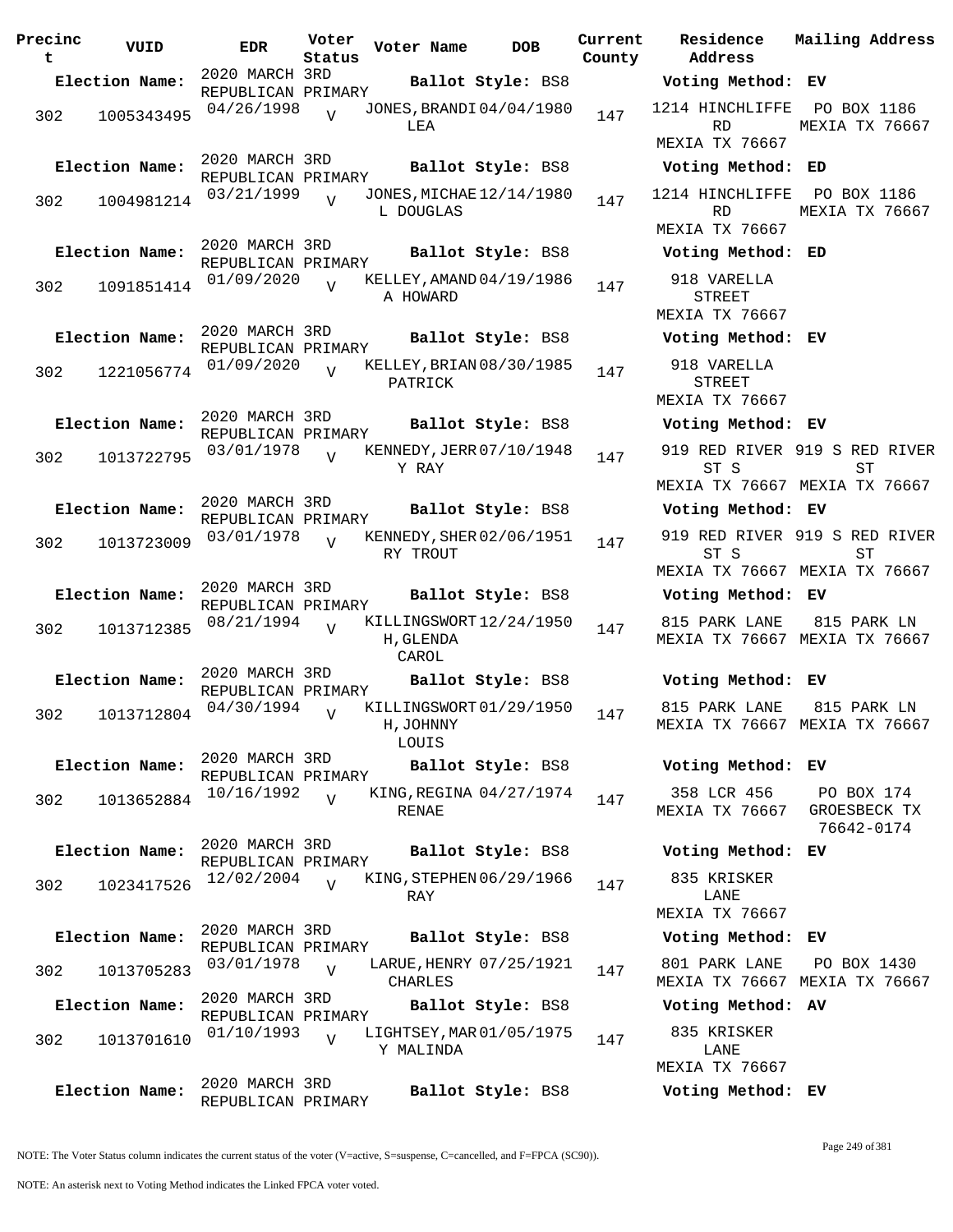| Precinct | VUID | EDR | Voter Status | Voter Name | DOB | Current County | Residence Address | Mailing Address |
|---|---|---|---|---|---|---|---|---|
| **Election Name:** | | 2020 MARCH 3RD REPUBLICAN PRIMARY | | **Ballot Style:** BS8 | | | **Voting Method:** EV | |
| 302 | 1005343495 | 04/26/1998 | V | JONES, BRANDI LEA | 04/04/1980 | 147 | 1214 HINCHLIFFE RD MEXIA TX 76667 | PO BOX 1186 MEXIA TX 76667 |
| **Election Name:** | | 2020 MARCH 3RD REPUBLICAN PRIMARY | | **Ballot Style:** BS8 | | | **Voting Method:** ED | |
| 302 | 1004981214 | 03/21/1999 | V | JONES, MICHAEL DOUGLAS | 12/14/1980 | 147 | 1214 HINCHLIFFE RD MEXIA TX 76667 | PO BOX 1186 MEXIA TX 76667 |
| **Election Name:** | | 2020 MARCH 3RD REPUBLICAN PRIMARY | | **Ballot Style:** BS8 | | | **Voting Method:** ED | |
| 302 | 1091851414 | 01/09/2020 | V | KELLEY, AMANDA HOWARD | 04/19/1986 | 147 | 918 VARELLA STREET MEXIA TX 76667 | |
| **Election Name:** | | 2020 MARCH 3RD REPUBLICAN PRIMARY | | **Ballot Style:** BS8 | | | **Voting Method:** EV | |
| 302 | 1221056774 | 01/09/2020 | V | KELLEY, BRIAN PATRICK | 08/30/1985 | 147 | 918 VARELLA STREET MEXIA TX 76667 | |
| **Election Name:** | | 2020 MARCH 3RD REPUBLICAN PRIMARY | | **Ballot Style:** BS8 | | | **Voting Method:** EV | |
| 302 | 1013722795 | 03/01/1978 | V | KENNEDY, JERRY RAY | 07/10/1948 | 147 | 919 RED RIVER ST S MEXIA TX 76667 | 919 S RED RIVER ST MEXIA TX 76667 |
| **Election Name:** | | 2020 MARCH 3RD REPUBLICAN PRIMARY | | **Ballot Style:** BS8 | | | **Voting Method:** EV | |
| 302 | 1013723009 | 03/01/1978 | V | KENNEDY, SHERRY TROUT | 02/06/1951 | 147 | 919 RED RIVER ST S MEXIA TX 76667 | 919 S RED RIVER ST MEXIA TX 76667 |
| **Election Name:** | | 2020 MARCH 3RD REPUBLICAN PRIMARY | | **Ballot Style:** BS8 | | | **Voting Method:** EV | |
| 302 | 1013712385 | 08/21/1994 | V | KILLINGSWORTH, GLENDA CAROL | 12/24/1950 | 147 | 815 PARK LANE MEXIA TX 76667 | 815 PARK LN MEXIA TX 76667 |
| **Election Name:** | | 2020 MARCH 3RD REPUBLICAN PRIMARY | | **Ballot Style:** BS8 | | | **Voting Method:** EV | |
| 302 | 1013712804 | 04/30/1994 | V | KILLINGSWORTH, JOHNNY LOUIS | 01/29/1950 | 147 | 815 PARK LANE MEXIA TX 76667 | 815 PARK LN MEXIA TX 76667 |
| **Election Name:** | | 2020 MARCH 3RD REPUBLICAN PRIMARY | | **Ballot Style:** BS8 | | | **Voting Method:** EV | |
| 302 | 1013652884 | 10/16/1992 | V | KING, REGINA RENAE | 04/27/1974 | 147 | 358 LCR 456 MEXIA TX 76667 | PO BOX 174 GROESBECK TX 76642-0174 |
| **Election Name:** | | 2020 MARCH 3RD REPUBLICAN PRIMARY | | **Ballot Style:** BS8 | | | **Voting Method:** EV | |
| 302 | 1023417526 | 12/02/2004 | V | KING, STEPHEN RAY | 06/29/1966 | 147 | 835 KRISKER LANE MEXIA TX 76667 | |
| **Election Name:** | | 2020 MARCH 3RD REPUBLICAN PRIMARY | | **Ballot Style:** BS8 | | | **Voting Method:** EV | |
| 302 | 1013705283 | 03/01/1978 | V | LARUE, HENRY CHARLES | 07/25/1921 | 147 | 801 PARK LANE MEXIA TX 76667 | PO BOX 1430 MEXIA TX 76667 |
| **Election Name:** | | 2020 MARCH 3RD REPUBLICAN PRIMARY | | **Ballot Style:** BS8 | | | **Voting Method:** AV | |
| 302 | 1013701610 | 01/10/1993 | V | LIGHTSEY, MARY MALINDA | 01/05/1975 | 147 | 835 KRISKER LANE MEXIA TX 76667 | |
| **Election Name:** | | 2020 MARCH 3RD REPUBLICAN PRIMARY | | **Ballot Style:** BS8 | | | **Voting Method:** EV | |

NOTE: The Voter Status column indicates the current status of the voter (V=active, S=suspense, C=cancelled, and F=FPCA (SC90)).

NOTE: An asterisk next to Voting Method indicates the Linked FPCA voter voted.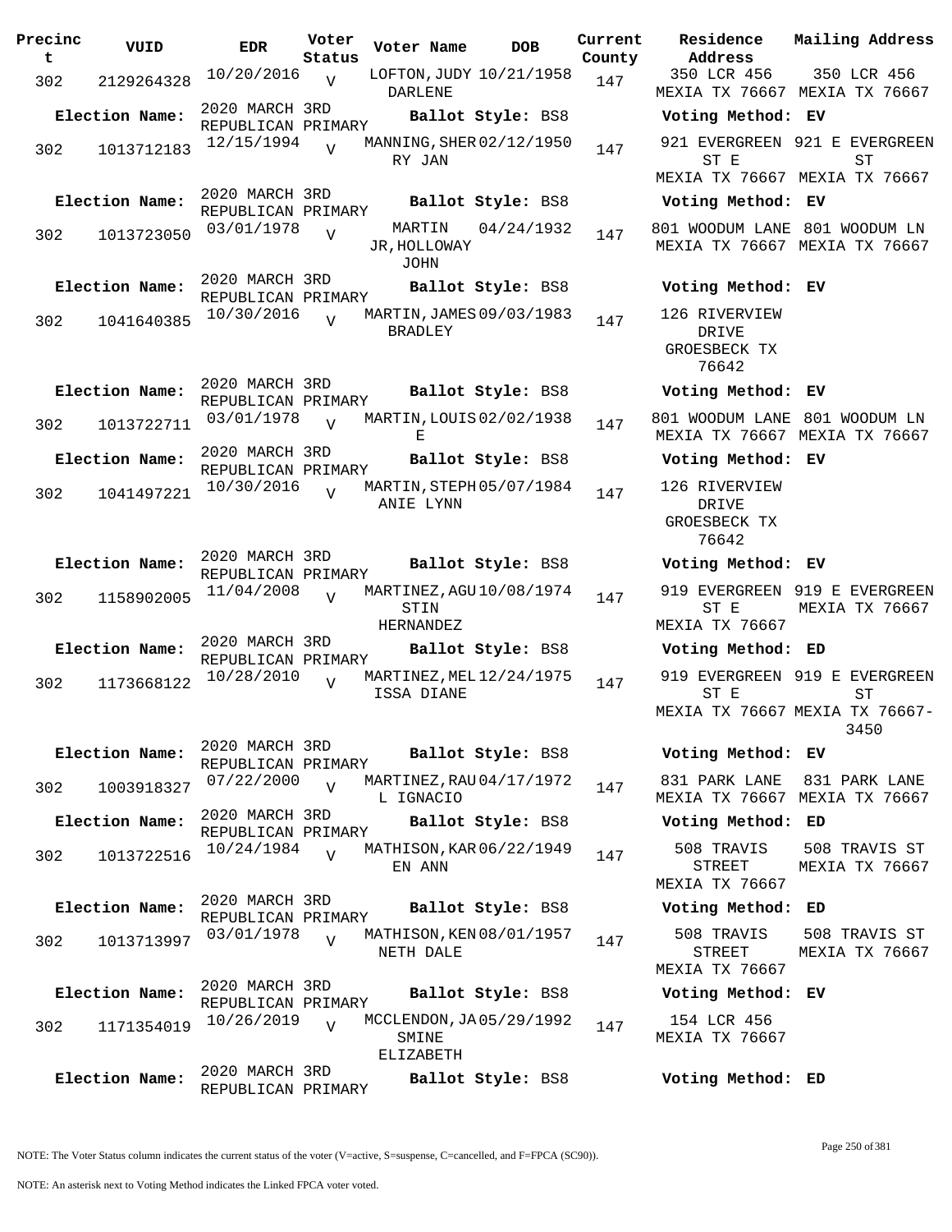| Precinct | VUID | EDR | Voter Status | Voter Name | DOB | Current County | Residence Address | Mailing Address |
|---|---|---|---|---|---|---|---|---|
| 302 | 2129264328 | 10/20/2016 | V | LOFTON, JUDY DARLENE | 10/21/1958 | 147 | 350 LCR 456 MEXIA TX 76667 | 350 LCR 456 MEXIA TX 76667 |
| Election Name: | | 2020 MARCH 3RD REPUBLICAN PRIMARY | | Ballot Style: BS8 | | | Voting Method: EV | |
| 302 | 1013712183 | 12/15/1994 | V | MANNING, SHERRY JAN | 02/12/1950 | 147 | 921 EVERGREEN ST E MEXIA TX 76667 | 921 E EVERGREEN ST MEXIA TX 76667 |
| Election Name: | | 2020 MARCH 3RD REPUBLICAN PRIMARY | | Ballot Style: BS8 | | | Voting Method: EV | |
| 302 | 1013723050 | 03/01/1978 | V | MARTIN JR, HOLLOWAY JOHN | 04/24/1932 | 147 | 801 WOODUM LANE MEXIA TX 76667 | 801 WOODUM LN MEXIA TX 76667 |
| Election Name: | | 2020 MARCH 3RD REPUBLICAN PRIMARY | | Ballot Style: BS8 | | | Voting Method: EV | |
| 302 | 1041640385 | 10/30/2016 | V | MARTIN, JAMES BRADLEY | 09/03/1983 | 147 | 126 RIVERVIEW DRIVE GROESBECK TX 76642 | |
| Election Name: | | 2020 MARCH 3RD REPUBLICAN PRIMARY | | Ballot Style: BS8 | | | Voting Method: EV | |
| 302 | 1013722711 | 03/01/1978 | V | MARTIN, LOUIS E | 02/02/1938 | 147 | 801 WOODUM LANE MEXIA TX 76667 | 801 WOODUM LN MEXIA TX 76667 |
| Election Name: | | 2020 MARCH 3RD REPUBLICAN PRIMARY | | Ballot Style: BS8 | | | Voting Method: EV | |
| 302 | 1041497221 | 10/30/2016 | V | MARTIN, STEPHANIE LYNN | 05/07/1984 | 147 | 126 RIVERVIEW DRIVE GROESBECK TX 76642 | |
| Election Name: | | 2020 MARCH 3RD REPUBLICAN PRIMARY | | Ballot Style: BS8 | | | Voting Method: EV | |
| 302 | 1158902005 | 11/04/2008 | V | MARTINEZ, AGUSTIN HERNANDEZ | 10/08/1974 | 147 | 919 EVERGREEN ST E MEXIA TX 76667 | 919 E EVERGREEN MEXIA TX 76667 |
| Election Name: | | 2020 MARCH 3RD REPUBLICAN PRIMARY | | Ballot Style: BS8 | | | Voting Method: ED | |
| 302 | 1173668122 | 10/28/2010 | V | MARTINEZ, MELISSA DIANE | 12/24/1975 | 147 | 919 EVERGREEN ST E MEXIA TX 76667 | 919 E EVERGREEN ST MEXIA TX 76667-3450 |
| Election Name: | | 2020 MARCH 3RD REPUBLICAN PRIMARY | | Ballot Style: BS8 | | | Voting Method: EV | |
| 302 | 1003918327 | 07/22/2000 | V | MARTINEZ, RAUL IGNACIO | 04/17/1972 | 147 | 831 PARK LANE MEXIA TX 76667 | 831 PARK LANE MEXIA TX 76667 |
| Election Name: | | 2020 MARCH 3RD REPUBLICAN PRIMARY | | Ballot Style: BS8 | | | Voting Method: ED | |
| 302 | 1013722516 | 10/24/1984 | V | MATHISON, KAREN ANN | 06/22/1949 | 147 | 508 TRAVIS STREET MEXIA TX 76667 | 508 TRAVIS ST MEXIA TX 76667 |
| Election Name: | | 2020 MARCH 3RD REPUBLICAN PRIMARY | | Ballot Style: BS8 | | | Voting Method: ED | |
| 302 | 1013713997 | 03/01/1978 | V | MATHISON, KENNETH DALE | 08/01/1957 | 147 | 508 TRAVIS STREET MEXIA TX 76667 | 508 TRAVIS ST MEXIA TX 76667 |
| Election Name: | | 2020 MARCH 3RD REPUBLICAN PRIMARY | | Ballot Style: BS8 | | | Voting Method: EV | |
| 302 | 1171354019 | 10/26/2019 | V | MCCLENDON, JASMINE ELIZABETH | 05/29/1992 | 147 | 154 LCR 456 MEXIA TX 76667 | |
| Election Name: | | 2020 MARCH 3RD REPUBLICAN PRIMARY | | Ballot Style: BS8 | | | Voting Method: ED | |

NOTE: The Voter Status column indicates the current status of the voter (V=active, S=suspense, C=cancelled, and F=FPCA (SC90)).

NOTE: An asterisk next to Voting Method indicates the Linked FPCA voter voted.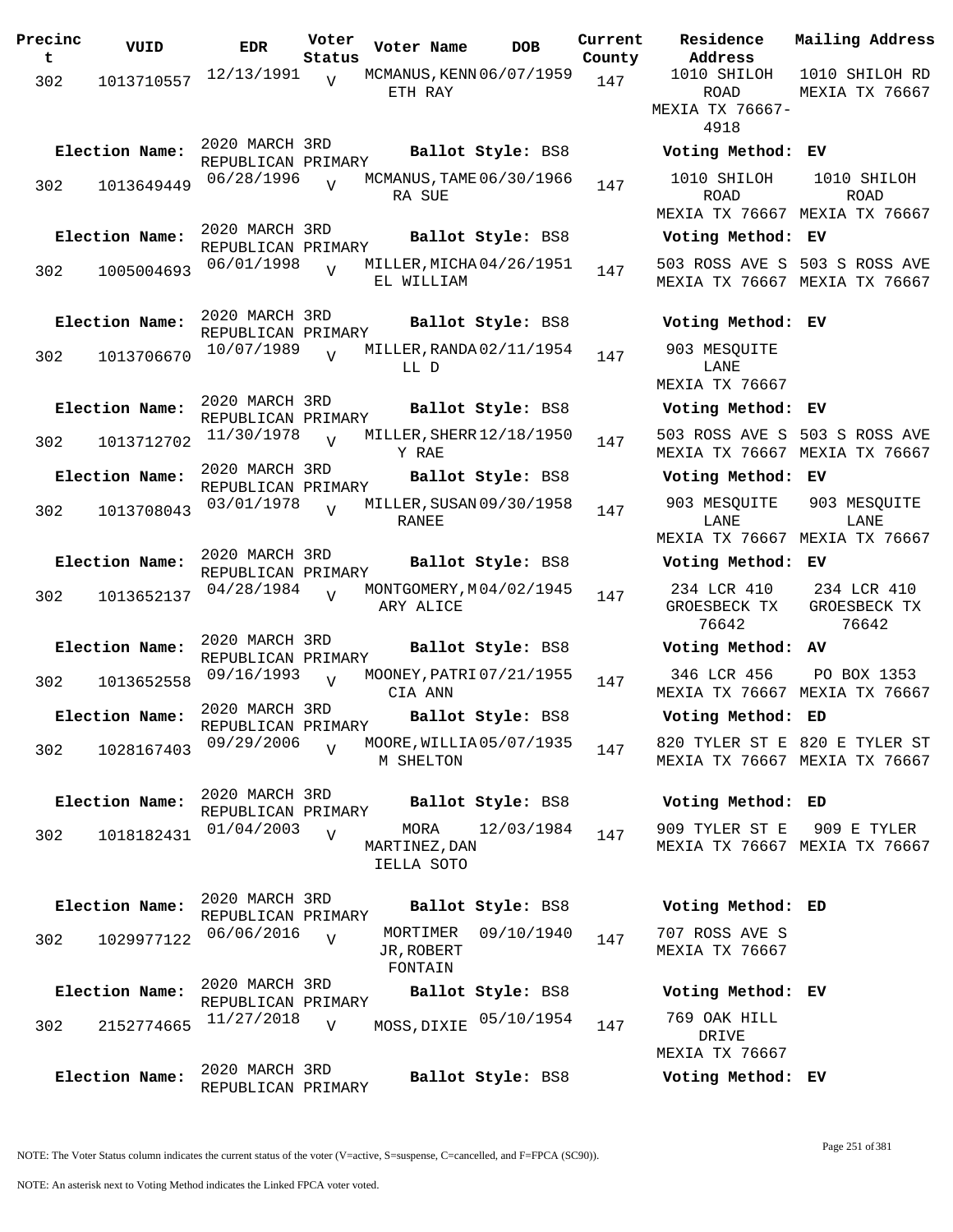| Precinct | VUID | EDR | Voter Status | Voter Name | DOB | Current County | Residence Address | Mailing Address |
|---|---|---|---|---|---|---|---|---|
| 302 | 1013710557 | 12/13/1991 | V | MCMANUS,KENNETH RAY | 06/07/1959 | 147 | 1010 SHILOH ROAD MEXIA TX 76667-4918 | 1010 SHILOH RD MEXIA TX 76667 |
| Election Name: | 2020 MARCH 3RD REPUBLICAN PRIMARY | | | Ballot Style: BS8 | | | Voting Method: EV | |
| 302 | 1013649449 | 06/28/1996 | V | MCMANUS,TAMERA SUE | 06/30/1966 | 147 | 1010 SHILOH ROAD MEXIA TX 76667 | 1010 SHILOH ROAD MEXIA TX 76667 |
| Election Name: | 2020 MARCH 3RD REPUBLICAN PRIMARY | | | Ballot Style: BS8 | | | Voting Method: EV | |
| 302 | 1005004693 | 06/01/1998 | V | MILLER,MICHAEL WILLIAM | 04/26/1951 | 147 | 503 ROSS AVE S MEXIA TX 76667 | 503 S ROSS AVE MEXIA TX 76667 |
| Election Name: | 2020 MARCH 3RD REPUBLICAN PRIMARY | | | Ballot Style: BS8 | | | Voting Method: EV | |
| 302 | 1013706670 | 10/07/1989 | V | MILLER,RANDALL D | 02/11/1954 | 147 | 903 MESQUITE LANE MEXIA TX 76667 | |
| Election Name: | 2020 MARCH 3RD REPUBLICAN PRIMARY | | | Ballot Style: BS8 | | | Voting Method: EV | |
| 302 | 1013712702 | 11/30/1978 | V | MILLER,SHERRY RAE | 12/18/1950 | 147 | 503 ROSS AVE S MEXIA TX 76667 | 503 S ROSS AVE MEXIA TX 76667 |
| Election Name: | 2020 MARCH 3RD REPUBLICAN PRIMARY | | | Ballot Style: BS8 | | | Voting Method: EV | |
| 302 | 1013708043 | 03/01/1978 | V | MILLER,SUSAN RANEE | 09/30/1958 | 147 | 903 MESQUITE LANE MEXIA TX 76667 | 903 MESQUITE LANE MEXIA TX 76667 |
| Election Name: | 2020 MARCH 3RD REPUBLICAN PRIMARY | | | Ballot Style: BS8 | | | Voting Method: EV | |
| 302 | 1013652137 | 04/28/1984 | V | MONTGOMERY,MARY ALICE | 04/02/1945 | 147 | 234 LCR 410 GROESBECK TX 76642 | 234 LCR 410 GROESBECK TX 76642 |
| Election Name: | 2020 MARCH 3RD REPUBLICAN PRIMARY | | | Ballot Style: BS8 | | | Voting Method: AV | |
| 302 | 1013652558 | 09/16/1993 | V | MOONEY,PATRICIA ANN | 07/21/1955 | 147 | 346 LCR 456 MEXIA TX 76667 | PO BOX 1353 MEXIA TX 76667 |
| Election Name: | 2020 MARCH 3RD REPUBLICAN PRIMARY | | | Ballot Style: BS8 | | | Voting Method: ED | |
| 302 | 1028167403 | 09/29/2006 | V | MOORE,WILLIAM SHELTON | 05/07/1935 | 147 | 820 TYLER ST E MEXIA TX 76667 | 820 E TYLER ST MEXIA TX 76667 |
| Election Name: | 2020 MARCH 3RD REPUBLICAN PRIMARY | | | Ballot Style: BS8 | | | Voting Method: ED | |
| 302 | 1018182431 | 01/04/2003 | V | MORA MARTINEZ,DANIELLA SOTO | 12/03/1984 | 147 | 909 TYLER ST E MEXIA TX 76667 | 909 E TYLER MEXIA TX 76667 |
| Election Name: | 2020 MARCH 3RD REPUBLICAN PRIMARY | | | Ballot Style: BS8 | | | Voting Method: ED | |
| 302 | 1029977122 | 06/06/2016 | V | MORTIMER JR,ROBERT FONTAIN | 09/10/1940 | 147 | 707 ROSS AVE S MEXIA TX 76667 | |
| Election Name: | 2020 MARCH 3RD REPUBLICAN PRIMARY | | | Ballot Style: BS8 | | | Voting Method: EV | |
| 302 | 2152774665 | 11/27/2018 | V | MOSS,DIXIE | 05/10/1954 | 147 | 769 OAK HILL DRIVE MEXIA TX 76667 | |
| Election Name: | 2020 MARCH 3RD REPUBLICAN PRIMARY | | | Ballot Style: BS8 | | | Voting Method: EV | |

NOTE: The Voter Status column indicates the current status of the voter (V=active, S=suspense, C=cancelled, and F=FPCA (SC90)).

NOTE: An asterisk next to Voting Method indicates the Linked FPCA voter voted.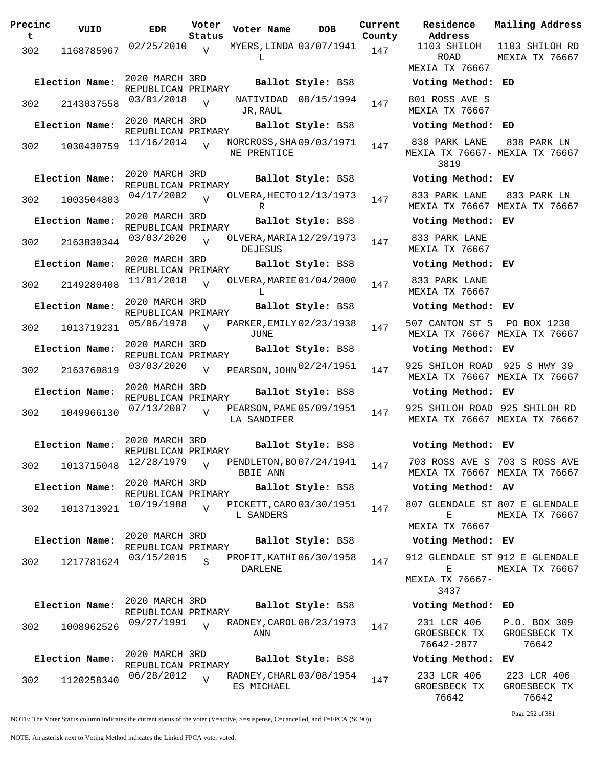| Precinct | VUID | EDR | Voter Status | Voter Name | DOB | Current County | Residence Address | Mailing Address |
|---|---|---|---|---|---|---|---|---|
| 302 | 1168785967 | 02/25/2010 | V | MYERS, LINDA L | 03/07/1941 | 147 | 1103 SHILOH ROAD MEXIA TX 76667 | 1103 SHILOH RD MEXIA TX 76667 |
| **Election Name:** | 2020 MARCH 3RD REPUBLICAN PRIMARY | | | **Ballot Style:** BS8 | | | **Voting Method:** ED | |
| 302 | 2143037558 | 03/01/2018 | V | NATIVIDAD JR, RAUL | 08/15/1994 | 147 | 801 ROSS AVE S MEXIA TX 76667 | |
| **Election Name:** | 2020 MARCH 3RD REPUBLICAN PRIMARY | | | **Ballot Style:** BS8 | | | **Voting Method:** ED | |
| 302 | 1030430759 | 11/16/2014 | V | NORCROSS, SHANE PRENTICE | 09/03/1971 | 147 | 838 PARK LANE MEXIA TX 76667-3819 | 838 PARK LN MEXIA TX 76667 |
| **Election Name:** | 2020 MARCH 3RD REPUBLICAN PRIMARY | | | **Ballot Style:** BS8 | | | **Voting Method:** EV | |
| 302 | 1003504803 | 04/17/2002 | V | OLVERA, HECTOR | 12/13/1973 | 147 | 833 PARK LANE MEXIA TX 76667 | 833 PARK LN MEXIA TX 76667 |
| **Election Name:** | 2020 MARCH 3RD REPUBLICAN PRIMARY | | | **Ballot Style:** BS8 | | | **Voting Method:** EV | |
| 302 | 2163830344 | 03/03/2020 | V | OLVERA, MARIA DEJESUS | 12/29/1973 | 147 | 833 PARK LANE MEXIA TX 76667 | |
| **Election Name:** | 2020 MARCH 3RD REPUBLICAN PRIMARY | | | **Ballot Style:** BS8 | | | **Voting Method:** EV | |
| 302 | 2149280408 | 11/01/2018 | V | OLVERA, MARIE L | 01/04/2000 | 147 | 833 PARK LANE MEXIA TX 76667 | |
| **Election Name:** | 2020 MARCH 3RD REPUBLICAN PRIMARY | | | **Ballot Style:** BS8 | | | **Voting Method:** EV | |
| 302 | 1013719231 | 05/06/1978 | V | PARKER, EMILY JUNE | 02/23/1938 | 147 | 507 CANTON ST S MEXIA TX 76667 | PO BOX 1230 MEXIA TX 76667 |
| **Election Name:** | 2020 MARCH 3RD REPUBLICAN PRIMARY | | | **Ballot Style:** BS8 | | | **Voting Method:** EV | |
| 302 | 2163760819 | 03/03/2020 | V | PEARSON, JOHN | 02/24/1951 | 147 | 925 SHILOH ROAD MEXIA TX 76667 | 925 S HWY 39 MEXIA TX 76667 |
| **Election Name:** | 2020 MARCH 3RD REPUBLICAN PRIMARY | | | **Ballot Style:** BS8 | | | **Voting Method:** EV | |
| 302 | 1049966130 | 07/13/2007 | V | PEARSON, PAMELA SANDIFER | 05/09/1951 | 147 | 925 SHILOH ROAD MEXIA TX 76667 | 925 SHILOH RD MEXIA TX 76667 |
| **Election Name:** | 2020 MARCH 3RD REPUBLICAN PRIMARY | | | **Ballot Style:** BS8 | | | **Voting Method:** EV | |
| 302 | 1013715048 | 12/28/1979 | V | PENDLETON, BOBBIE ANN | 07/24/1941 | 147 | 703 ROSS AVE S MEXIA TX 76667 | 703 S ROSS AVE MEXIA TX 76667 |
| **Election Name:** | 2020 MARCH 3RD REPUBLICAN PRIMARY | | | **Ballot Style:** BS8 | | | **Voting Method:** AV | |
| 302 | 1013713921 | 10/19/1988 | V | PICKETT, CAROL SANDERS | 03/30/1951 | 147 | 807 GLENDALE ST E MEXIA TX 76667 | 807 E GLENDALE MEXIA TX 76667 |
| **Election Name:** | 2020 MARCH 3RD REPUBLICAN PRIMARY | | | **Ballot Style:** BS8 | | | **Voting Method:** EV | |
| 302 | 1217781624 | 03/15/2015 | S | PROFIT, KATHI DARLENE | 06/30/1958 | 147 | 912 GLENDALE ST E MEXIA TX 76667-3437 | 912 E GLENDALE MEXIA TX 76667 |
| **Election Name:** | 2020 MARCH 3RD REPUBLICAN PRIMARY | | | **Ballot Style:** BS8 | | | **Voting Method:** ED | |
| 302 | 1008962526 | 09/27/1991 | V | RADNEY, CAROL ANN | 08/23/1973 | 147 | 231 LCR 406 GROESBECK TX 76642-2877 | P.O. BOX 309 GROESBECK TX 76642 |
| **Election Name:** | 2020 MARCH 3RD REPUBLICAN PRIMARY | | | **Ballot Style:** BS8 | | | **Voting Method:** EV | |
| 302 | 1120258340 | 06/28/2012 | V | RADNEY, CHARLES MICHAEL | 03/08/1954 | 147 | 233 LCR 406 GROESBECK TX 76642 | 223 LCR 406 GROESBECK TX 76642 |

NOTE: The Voter Status column indicates the current status of the voter (V=active, S=suspense, C=cancelled, and F=FPCA (SC90)).

NOTE: An asterisk next to Voting Method indicates the Linked FPCA voter voted.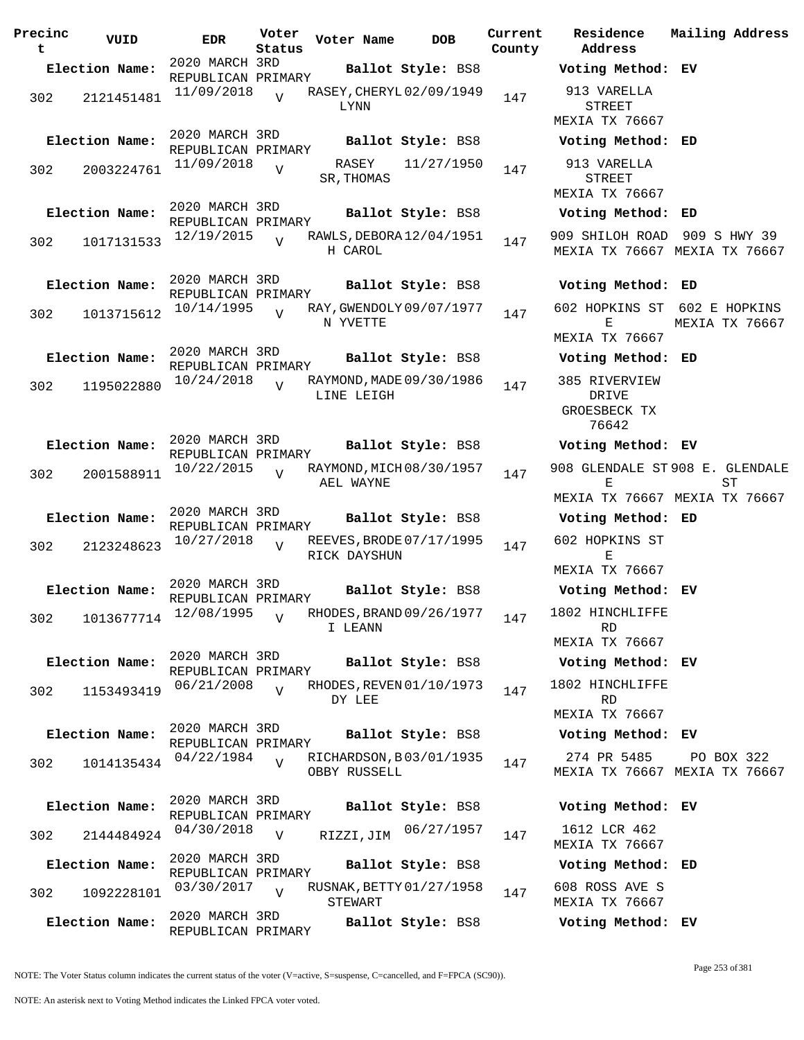| Precinct | VUID | EDR | Voter Status | Voter Name | DOB | Current County | Residence Address | Mailing Address |
|---|---|---|---|---|---|---|---|---|
| **Election Name:** | 2020 MARCH 3RD REPUBLICAN PRIMARY | | | **Ballot Style:** BS8 | | | **Voting Method:** EV | |
| 302 | 2121451481 | 11/09/2018 | V | RASEY, CHERYL LYNN | 02/09/1949 | 147 | 913 VARELLA STREET MEXIA TX 76667 | |
| **Election Name:** | 2020 MARCH 3RD REPUBLICAN PRIMARY | | | **Ballot Style:** BS8 | | | **Voting Method:** ED | |
| 302 | 2003224761 | 11/09/2018 | V | RASEY SR, THOMAS | 11/27/1950 | 147 | 913 VARELLA STREET MEXIA TX 76667 | |
| **Election Name:** | 2020 MARCH 3RD REPUBLICAN PRIMARY | | | **Ballot Style:** BS8 | | | **Voting Method:** ED | |
| 302 | 1017131533 | 12/19/2015 | V | RAWLS, DEBORAH CAROL | 12/04/1951 | 147 | 909 SHILOH ROAD MEXIA TX 76667 | 909 S HWY 39 MEXIA TX 76667 |
| **Election Name:** | 2020 MARCH 3RD REPUBLICAN PRIMARY | | | **Ballot Style:** BS8 | | | **Voting Method:** ED | |
| 302 | 1013715612 | 10/14/1995 | V | RAY, GWENDOLYN YVETTE | 09/07/1977 | 147 | 602 HOPKINS ST E MEXIA TX 76667 | 602 E HOPKINS MEXIA TX 76667 |
| **Election Name:** | 2020 MARCH 3RD REPUBLICAN PRIMARY | | | **Ballot Style:** BS8 | | | **Voting Method:** ED | |
| 302 | 1195022880 | 10/24/2018 | V | RAYMOND, MADELINE LEIGH | 09/30/1986 | 147 | 385 RIVERVIEW DRIVE GROESBECK TX 76642 | |
| **Election Name:** | 2020 MARCH 3RD REPUBLICAN PRIMARY | | | **Ballot Style:** BS8 | | | **Voting Method:** EV | |
| 302 | 2001588911 | 10/22/2015 | V | RAYMOND, MICHAEL WAYNE | 08/30/1957 | 147 | 908 GLENDALE ST E MEXIA TX 76667 | 908 E. GLENDALE ST MEXIA TX 76667 |
| **Election Name:** | 2020 MARCH 3RD REPUBLICAN PRIMARY | | | **Ballot Style:** BS8 | | | **Voting Method:** ED | |
| 302 | 2123248623 | 10/27/2018 | V | REEVES, BRODERICK DAYSHUN | 07/17/1995 | 147 | 602 HOPKINS ST E MEXIA TX 76667 | |
| **Election Name:** | 2020 MARCH 3RD REPUBLICAN PRIMARY | | | **Ballot Style:** BS8 | | | **Voting Method:** EV | |
| 302 | 1013677714 | 12/08/1995 | V | RHODES, BRANDI LEANN | 09/26/1977 | 147 | 1802 HINCHLIFFE RD MEXIA TX 76667 | |
| **Election Name:** | 2020 MARCH 3RD REPUBLICAN PRIMARY | | | **Ballot Style:** BS8 | | | **Voting Method:** EV | |
| 302 | 1153493419 | 06/21/2008 | V | RHODES, REVENDY LEE | 01/10/1973 | 147 | 1802 HINCHLIFFE RD MEXIA TX 76667 | |
| **Election Name:** | 2020 MARCH 3RD REPUBLICAN PRIMARY | | | **Ballot Style:** BS8 | | | **Voting Method:** EV | |
| 302 | 1014135434 | 04/22/1984 | V | RICHARDSON, BOBBY RUSSELL | 03/01/1935 | 147 | 274 PR 5485 MEXIA TX 76667 | PO BOX 322 MEXIA TX 76667 |
| **Election Name:** | 2020 MARCH 3RD REPUBLICAN PRIMARY | | | **Ballot Style:** BS8 | | | **Voting Method:** EV | |
| 302 | 2144484924 | 04/30/2018 | V | RIZZI, JIM | 06/27/1957 | 147 | 1612 LCR 462 MEXIA TX 76667 | |
| **Election Name:** | 2020 MARCH 3RD REPUBLICAN PRIMARY | | | **Ballot Style:** BS8 | | | **Voting Method:** ED | |
| 302 | 1092228101 | 03/30/2017 | V | RUSNAK, BETTY STEWART | 01/27/1958 | 147 | 608 ROSS AVE S MEXIA TX 76667 | |
| **Election Name:** | 2020 MARCH 3RD REPUBLICAN PRIMARY | | | **Ballot Style:** BS8 | | | **Voting Method:** EV | |

NOTE: The Voter Status column indicates the current status of the voter (V=active, S=suspense, C=cancelled, and F=FPCA (SC90)).

NOTE: An asterisk next to Voting Method indicates the Linked FPCA voter voted.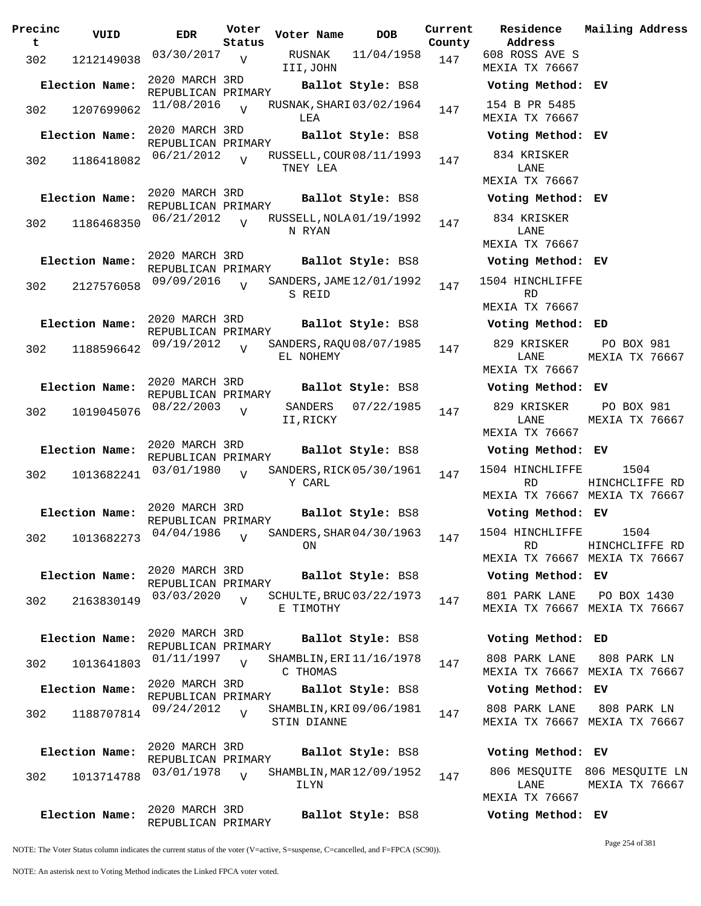| Precinct | VUID | EDR | Voter Status | Voter Name | DOB | Current County | Residence Address | Mailing Address |
|---|---|---|---|---|---|---|---|---|
| 302 | 1212149038 | 03/30/2017 | V | RUSNAK III,JOHN | 11/04/1958 | 147 | 608 ROSS AVE S MEXIA TX 76667 | |
| Election Name: | | 2020 MARCH 3RD REPUBLICAN PRIMARY | | Ballot Style: BS8 | | | Voting Method: EV | |
| 302 | 1207699062 | 11/08/2016 | V | RUSNAK,SHARI LEA | 03/02/1964 | 147 | 154 B PR 5485 MEXIA TX 76667 | |
| Election Name: | | 2020 MARCH 3RD REPUBLICAN PRIMARY | | Ballot Style: BS8 | | | Voting Method: EV | |
| 302 | 1186418082 | 06/21/2012 | V | RUSSELL,COURTNEY LEA | 08/11/1993 | 147 | 834 KRISKER LANE MEXIA TX 76667 | |
| Election Name: | | 2020 MARCH 3RD REPUBLICAN PRIMARY | | Ballot Style: BS8 | | | Voting Method: EV | |
| 302 | 1186468350 | 06/21/2012 | V | RUSSELL,NOLAN RYAN | 01/19/1992 | 147 | 834 KRISKER LANE MEXIA TX 76667 | |
| Election Name: | | 2020 MARCH 3RD REPUBLICAN PRIMARY | | Ballot Style: BS8 | | | Voting Method: EV | |
| 302 | 2127576058 | 09/09/2016 | V | SANDERS,JAMES REID | 12/01/1992 | 147 | 1504 HINCHLIFFE RD MEXIA TX 76667 | |
| Election Name: | | 2020 MARCH 3RD REPUBLICAN PRIMARY | | Ballot Style: BS8 | | | Voting Method: ED | |
| 302 | 1188596642 | 09/19/2012 | V | SANDERS,RAQUEL NOHEMY | 08/07/1985 | 147 | 829 KRISKER LANE MEXIA TX 76667 | PO BOX 981 MEXIA TX 76667 |
| Election Name: | | 2020 MARCH 3RD REPUBLICAN PRIMARY | | Ballot Style: BS8 | | | Voting Method: EV | |
| 302 | 1019045076 | 08/22/2003 | V | SANDERS II,RICKY | 07/22/1985 | 147 | 829 KRISKER LANE MEXIA TX 76667 | PO BOX 981 MEXIA TX 76667 |
| Election Name: | | 2020 MARCH 3RD REPUBLICAN PRIMARY | | Ballot Style: BS8 | | | Voting Method: EV | |
| 302 | 1013682241 | 03/01/1980 | V | SANDERS,RICKY CARL | 05/30/1961 | 147 | 1504 HINCHLIFFE RD MEXIA TX 76667 | 1504 HINCHCLIFFE RD MEXIA TX 76667 |
| Election Name: | | 2020 MARCH 3RD REPUBLICAN PRIMARY | | Ballot Style: BS8 | | | Voting Method: EV | |
| 302 | 1013682273 | 04/04/1986 | V | SANDERS,SHARON | 04/30/1963 | 147 | 1504 HINCHLIFFE RD MEXIA TX 76667 | 1504 HINCHCLIFFE RD MEXIA TX 76667 |
| Election Name: | | 2020 MARCH 3RD REPUBLICAN PRIMARY | | Ballot Style: BS8 | | | Voting Method: EV | |
| 302 | 2163830149 | 03/03/2020 | V | SCHULTE,BRUCE TIMOTHY | 03/22/1973 | 147 | 801 PARK LANE MEXIA TX 76667 | PO BOX 1430 MEXIA TX 76667 |
| Election Name: | | 2020 MARCH 3RD REPUBLICAN PRIMARY | | Ballot Style: BS8 | | | Voting Method: ED | |
| 302 | 1013641803 | 01/11/1997 | V | SHAMBLIN,ERIC THOMAS | 11/16/1978 | 147 | 808 PARK LANE MEXIA TX 76667 | 808 PARK LN MEXIA TX 76667 |
| Election Name: | | 2020 MARCH 3RD REPUBLICAN PRIMARY | | Ballot Style: BS8 | | | Voting Method: EV | |
| 302 | 1188707814 | 09/24/2012 | V | SHAMBLIN,KRISTIN DIANNE | 09/06/1981 | 147 | 808 PARK LANE MEXIA TX 76667 | 808 PARK LN MEXIA TX 76667 |
| Election Name: | | 2020 MARCH 3RD REPUBLICAN PRIMARY | | Ballot Style: BS8 | | | Voting Method: EV | |
| 302 | 1013714788 | 03/01/1978 | V | SHAMBLIN,MARILYN | 12/09/1952 | 147 | 806 MESQUITE LANE MEXIA TX 76667 | 806 MESQUITE LN MEXIA TX 76667 |
| Election Name: | | 2020 MARCH 3RD REPUBLICAN PRIMARY | | Ballot Style: BS8 | | | Voting Method: EV | |

NOTE: The Voter Status column indicates the current status of the voter (V=active, S=suspense, C=cancelled, and F=FPCA (SC90)).

NOTE: An asterisk next to Voting Method indicates the Linked FPCA voter voted.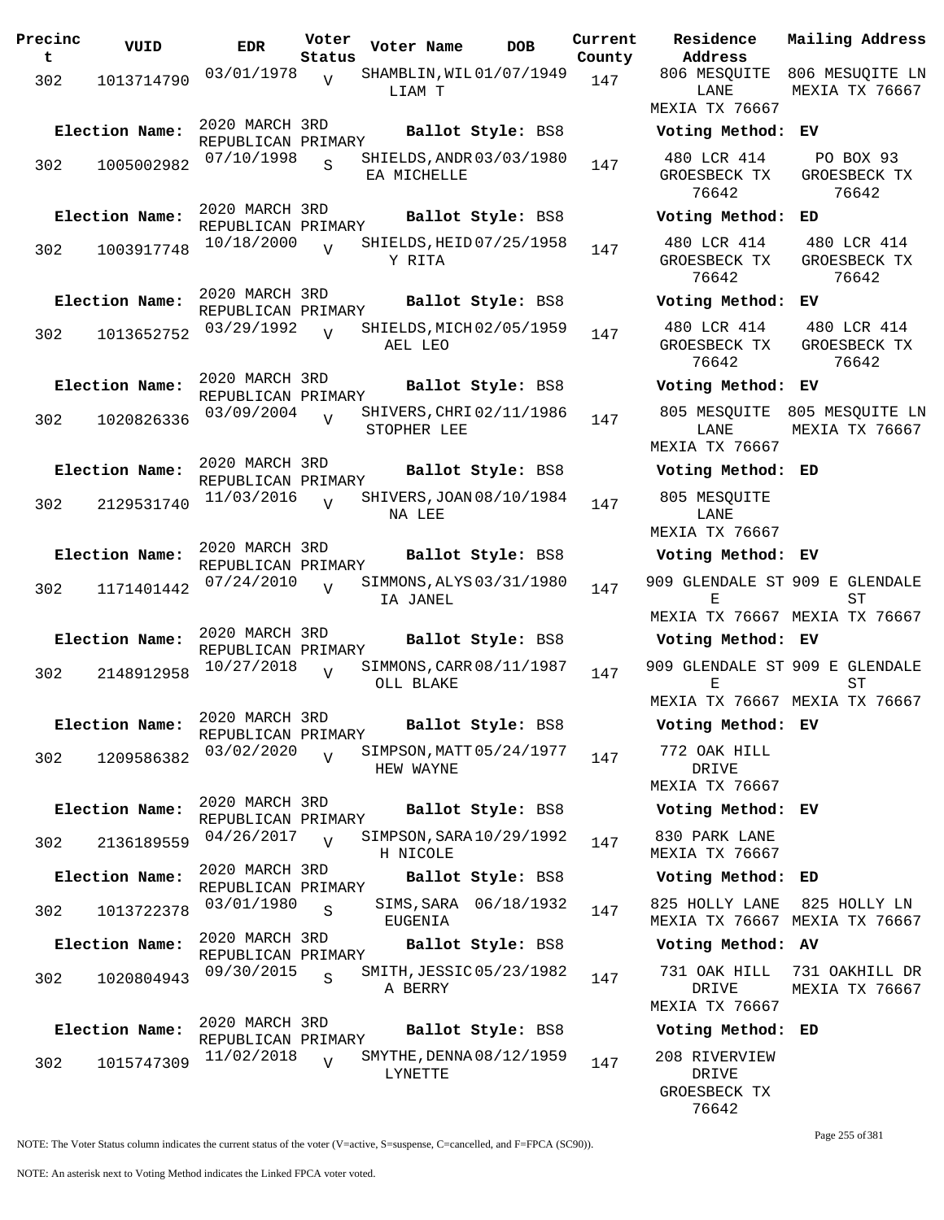| Precinct | VUID | EDR | Voter Status | Voter Name | DOB | Current County | Residence Address | Mailing Address |
|---|---|---|---|---|---|---|---|---|
| 302 | 1013714790 | 03/01/1978 | V | SHAMBLIN,WILLIAM T | 01/07/1949 | 147 | 806 MESQUITE LANE MEXIA TX 76667 | 806 MESQUITE LN MEXIA TX 76667 |
| Election Name: | 2020 MARCH 3RD REPUBLICAN PRIMARY | | | Ballot Style: BS8 | | | Voting Method: EV | |
| 302 | 1005002982 | 07/10/1998 | S | SHIELDS,ANDREA MICHELLE | 03/03/1980 | 147 | 480 LCR 414 GROESBECK TX 76642 | PO BOX 93 GROESBECK TX 76642 |
| Election Name: | 2020 MARCH 3RD REPUBLICAN PRIMARY | | | Ballot Style: BS8 | | | Voting Method: ED | |
| 302 | 1003917748 | 10/18/2000 | V | SHIELDS,HEIDY RITA | 07/25/1958 | 147 | 480 LCR 414 GROESBECK TX 76642 | 480 LCR 414 GROESBECK TX 76642 |
| Election Name: | 2020 MARCH 3RD REPUBLICAN PRIMARY | | | Ballot Style: BS8 | | | Voting Method: EV | |
| 302 | 1013652752 | 03/29/1992 | V | SHIELDS,MICHAEL LEO | 02/05/1959 | 147 | 480 LCR 414 GROESBECK TX 76642 | 480 LCR 414 GROESBECK TX 76642 |
| Election Name: | 2020 MARCH 3RD REPUBLICAN PRIMARY | | | Ballot Style: BS8 | | | Voting Method: EV | |
| 302 | 1020826336 | 03/09/2004 | V | SHIVERS,CHRISTOPHER LEE | 02/11/1986 | 147 | 805 MESQUITE LANE MEXIA TX 76667 | 805 MESQUITE LN MEXIA TX 76667 |
| Election Name: | 2020 MARCH 3RD REPUBLICAN PRIMARY | | | Ballot Style: BS8 | | | Voting Method: ED | |
| 302 | 2129531740 | 11/03/2016 | V | SHIVERS,JOANNA LEE | 08/10/1984 | 147 | 805 MESQUITE LANE MEXIA TX 76667 | |
| Election Name: | 2020 MARCH 3RD REPUBLICAN PRIMARY | | | Ballot Style: BS8 | | | Voting Method: EV | |
| 302 | 1171401442 | 07/24/2010 | V | SIMMONS,ALYSIA JANEL | 03/31/1980 | 147 | 909 GLENDALE ST E MEXIA TX 76667 | 909 E GLENDALE ST MEXIA TX 76667 |
| Election Name: | 2020 MARCH 3RD REPUBLICAN PRIMARY | | | Ballot Style: BS8 | | | Voting Method: EV | |
| 302 | 2148912958 | 10/27/2018 | V | SIMMONS,CARROLL BLAKE | 08/11/1987 | 147 | 909 GLENDALE ST E MEXIA TX 76667 | 909 E GLENDALE ST MEXIA TX 76667 |
| Election Name: | 2020 MARCH 3RD REPUBLICAN PRIMARY | | | Ballot Style: BS8 | | | Voting Method: EV | |
| 302 | 1209586382 | 03/02/2020 | V | SIMPSON,MATTHEW WAYNE | 05/24/1977 | 147 | 772 OAK HILL DRIVE MEXIA TX 76667 | |
| Election Name: | 2020 MARCH 3RD REPUBLICAN PRIMARY | | | Ballot Style: BS8 | | | Voting Method: EV | |
| 302 | 2136189559 | 04/26/2017 | V | SIMPSON,SARAH NICOLE | 10/29/1992 | 147 | 830 PARK LANE MEXIA TX 76667 | |
| Election Name: | 2020 MARCH 3RD REPUBLICAN PRIMARY | | | Ballot Style: BS8 | | | Voting Method: ED | |
| 302 | 1013722378 | 03/01/1980 | S | SIMS,SARA EUGENIA | 06/18/1932 | 147 | 825 HOLLY LANE MEXIA TX 76667 | 825 HOLLY LN MEXIA TX 76667 |
| Election Name: | 2020 MARCH 3RD REPUBLICAN PRIMARY | | | Ballot Style: BS8 | | | Voting Method: AV | |
| 302 | 1020804943 | 09/30/2015 | S | SMITH,JESSICA BERRY | 05/23/1982 | 147 | 731 OAK HILL DRIVE MEXIA TX 76667 | 731 OAKHILL DR MEXIA TX 76667 |
| Election Name: | 2020 MARCH 3RD REPUBLICAN PRIMARY | | | Ballot Style: BS8 | | | Voting Method: ED | |
| 302 | 1015747309 | 11/02/2018 | V | SMYTHE,DENNA LYNETTE | 08/12/1959 | 147 | 208 RIVERVIEW DRIVE GROESBECK TX 76642 | |

NOTE: The Voter Status column indicates the current status of the voter (V=active, S=suspense, C=cancelled, and F=FPCA (SC90)).

NOTE: An asterisk next to Voting Method indicates the Linked FPCA voter voted.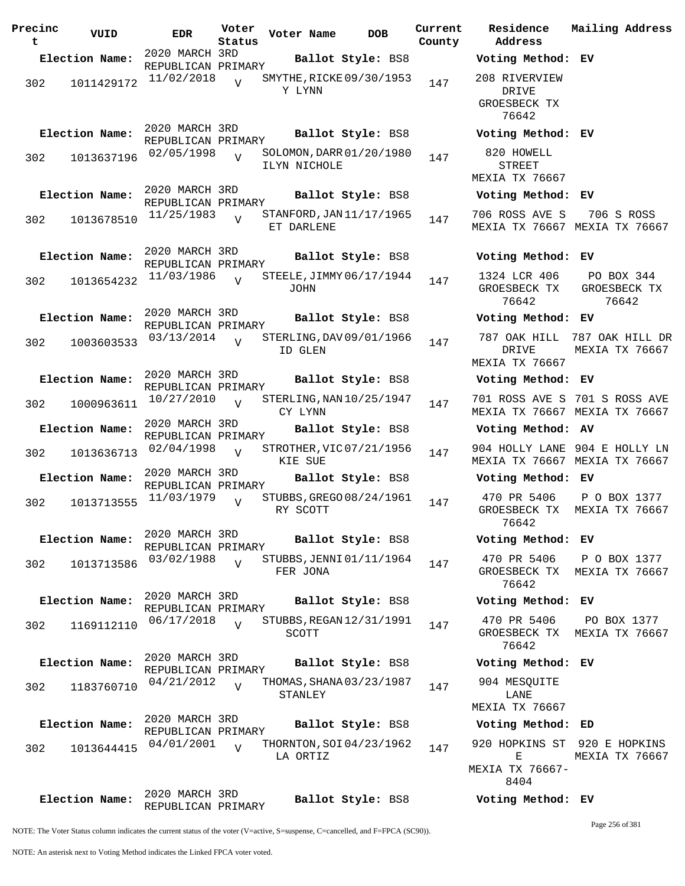| Precinct | VUID | EDR | Voter Status | Voter Name | DOB | Current County | Residence Address | Mailing Address |
|---|---|---|---|---|---|---|---|---|
| **Election Name:** | | 2020 MARCH 3RD REPUBLICAN PRIMARY | | **Ballot Style:** BS8 | | | **Voting Method:** EV | |
| 302 | 1011429172 | 11/02/2018 | V | SMYTHE, RICKEY LYNN | 09/30/1953 | 147 | 208 RIVERVIEW DRIVE GROESBECK TX 76642 | |
| **Election Name:** | | 2020 MARCH 3RD REPUBLICAN PRIMARY | | **Ballot Style:** BS8 | | | **Voting Method:** EV | |
| 302 | 1013637196 | 02/05/1998 | V | SOLOMON, DARRILYN NICHOLE | 01/20/1980 | 147 | 820 HOWELL STREET MEXIA TX 76667 | |
| **Election Name:** | | 2020 MARCH 3RD REPUBLICAN PRIMARY | | **Ballot Style:** BS8 | | | **Voting Method:** EV | |
| 302 | 1013678510 | 11/25/1983 | V | STANFORD, JANET DARLENE | 11/17/1965 | 147 | 706 ROSS AVE S MEXIA TX 76667 | 706 S ROSS MEXIA TX 76667 |
| **Election Name:** | | 2020 MARCH 3RD REPUBLICAN PRIMARY | | **Ballot Style:** BS8 | | | **Voting Method:** EV | |
| 302 | 1013654232 | 11/03/1986 | V | STEELE, JIMMY JOHN | 06/17/1944 | 147 | 1324 LCR 406 GROESBECK TX 76642 | PO BOX 344 GROESBECK TX 76642 |
| **Election Name:** | | 2020 MARCH 3RD REPUBLICAN PRIMARY | | **Ballot Style:** BS8 | | | **Voting Method:** EV | |
| 302 | 1003603533 | 03/13/2014 | V | STERLING, DAVID GLEN | 09/01/1966 | 147 | 787 OAK HILL DRIVE MEXIA TX 76667 | 787 OAK HILL DR MEXIA TX 76667 |
| **Election Name:** | | 2020 MARCH 3RD REPUBLICAN PRIMARY | | **Ballot Style:** BS8 | | | **Voting Method:** EV | |
| 302 | 1000963611 | 10/27/2010 | V | STERLING, NANCY LYNN | 10/25/1947 | 147 | 701 ROSS AVE S MEXIA TX 76667 | 701 S ROSS AVE MEXIA TX 76667 |
| **Election Name:** | | 2020 MARCH 3RD REPUBLICAN PRIMARY | | **Ballot Style:** BS8 | | | **Voting Method:** AV | |
| 302 | 1013636713 | 02/04/1998 | V | STROTHER, VICKIE SUE | 07/21/1956 | 147 | 904 HOLLY LANE MEXIA TX 76667 | 904 E HOLLY LN MEXIA TX 76667 |
| **Election Name:** | | 2020 MARCH 3RD REPUBLICAN PRIMARY | | **Ballot Style:** BS8 | | | **Voting Method:** EV | |
| 302 | 1013713555 | 11/03/1979 | V | STUBBS, GREGORY SCOTT | 08/24/1961 | 147 | 470 PR 5406 GROESBECK TX 76642 | P O BOX 1377 MEXIA TX 76667 |
| **Election Name:** | | 2020 MARCH 3RD REPUBLICAN PRIMARY | | **Ballot Style:** BS8 | | | **Voting Method:** EV | |
| 302 | 1013713586 | 03/02/1988 | V | STUBBS, JENNIFER JONA | 01/11/1964 | 147 | 470 PR 5406 GROESBECK TX 76642 | P O BOX 1377 MEXIA TX 76667 |
| **Election Name:** | | 2020 MARCH 3RD REPUBLICAN PRIMARY | | **Ballot Style:** BS8 | | | **Voting Method:** EV | |
| 302 | 1169112110 | 06/17/2018 | V | STUBBS, REGAN SCOTT | 12/31/1991 | 147 | 470 PR 5406 GROESBECK TX 76642 | PO BOX 1377 MEXIA TX 76667 |
| **Election Name:** | | 2020 MARCH 3RD REPUBLICAN PRIMARY | | **Ballot Style:** BS8 | | | **Voting Method:** EV | |
| 302 | 1183760710 | 04/21/2012 | V | THOMAS, SHANA STANLEY | 03/23/1987 | 147 | 904 MESQUITE LANE MEXIA TX 76667 | |
| **Election Name:** | | 2020 MARCH 3RD REPUBLICAN PRIMARY | | **Ballot Style:** BS8 | | | **Voting Method:** ED | |
| 302 | 1013644415 | 04/01/2001 | V | THORNTON, SOILA ORTIZ | 04/23/1962 | 147 | 920 HOPKINS ST E MEXIA TX 76667-8404 | 920 E HOPKINS MEXIA TX 76667 |
| **Election Name:** | | 2020 MARCH 3RD REPUBLICAN PRIMARY | | **Ballot Style:** BS8 | | | **Voting Method:** EV | |

NOTE: The Voter Status column indicates the current status of the voter (V=active, S=suspense, C=cancelled, and F=FPCA (SC90)).

NOTE: An asterisk next to Voting Method indicates the Linked FPCA voter voted.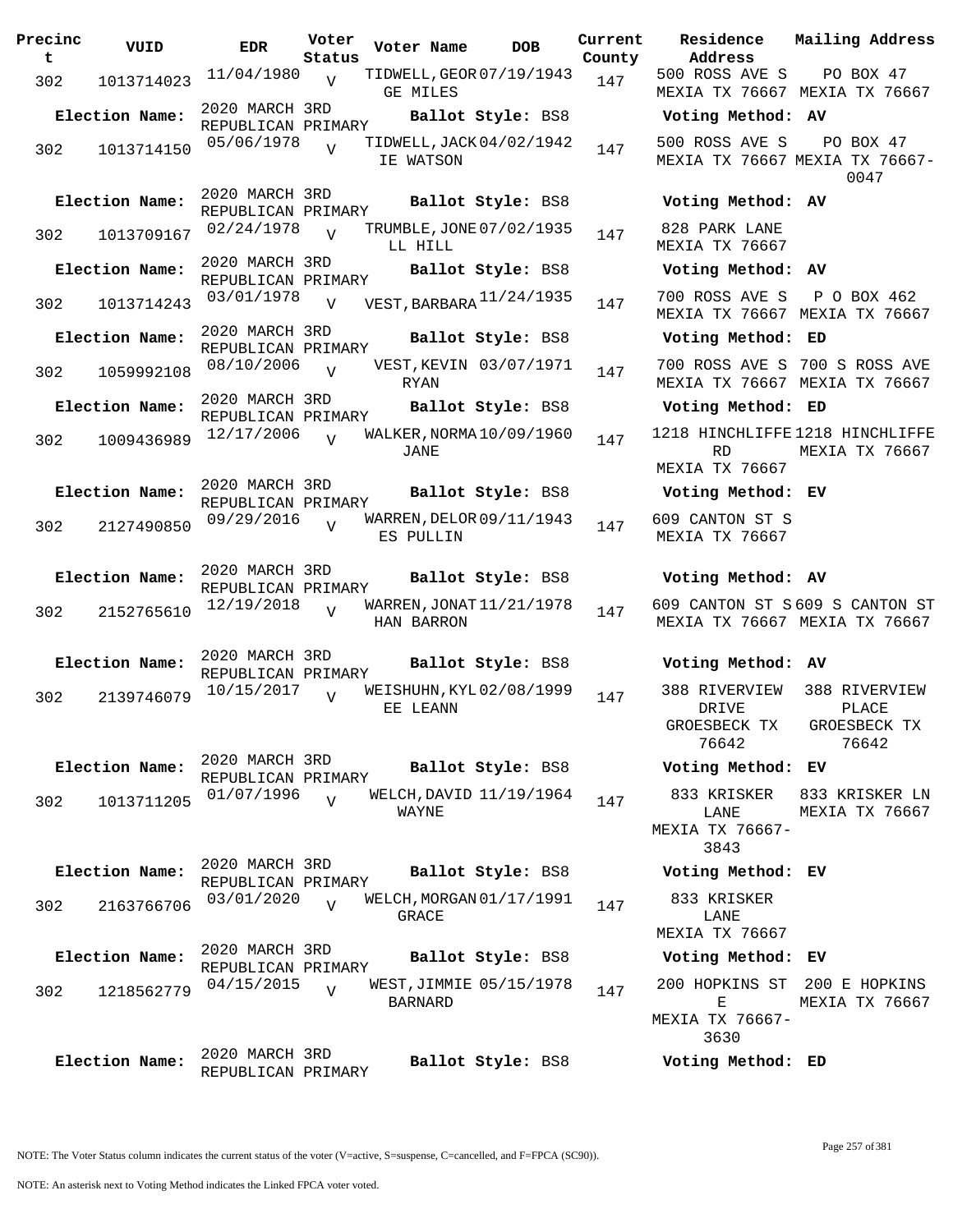| Precinct | VUID | EDR | Voter Status | Voter Name | DOB | Current County | Residence Address | Mailing Address |
|---|---|---|---|---|---|---|---|---|
| 302 | 1013714023 | 11/04/1980 | V | TIDWELL, GEORGE MILES | 07/19/1943 | 147 | 500 ROSS AVE S MEXIA TX 76667 | PO BOX 47 MEXIA TX 76667 |
| **Election Name:** | 2020 MARCH 3RD REPUBLICAN PRIMARY | | | **Ballot Style:** BS8 | | | **Voting Method:** AV | |
| 302 | 1013714150 | 05/06/1978 | V | TIDWELL, JACKIE WATSON | 04/02/1942 | 147 | 500 ROSS AVE S MEXIA TX 76667 | PO BOX 47 MEXIA TX 76667-0047 |
| **Election Name:** | 2020 MARCH 3RD REPUBLICAN PRIMARY | | | **Ballot Style:** BS8 | | | **Voting Method:** AV | |
| 302 | 1013709167 | 02/24/1978 | V | TRUMBLE, JONELL HILL | 07/02/1935 | 147 | 828 PARK LANE MEXIA TX 76667 | |
| **Election Name:** | 2020 MARCH 3RD REPUBLICAN PRIMARY | | | **Ballot Style:** BS8 | | | **Voting Method:** AV | |
| 302 | 1013714243 | 03/01/1978 | V | VEST, BARBARA | 11/24/1935 | 147 | 700 ROSS AVE S MEXIA TX 76667 | P O BOX 462 MEXIA TX 76667 |
| **Election Name:** | 2020 MARCH 3RD REPUBLICAN PRIMARY | | | **Ballot Style:** BS8 | | | **Voting Method:** ED | |
| 302 | 1059992108 | 08/10/2006 | V | VEST, KEVIN RYAN | 03/07/1971 | 147 | 700 ROSS AVE S MEXIA TX 76667 | 700 S ROSS AVE MEXIA TX 76667 |
| **Election Name:** | 2020 MARCH 3RD REPUBLICAN PRIMARY | | | **Ballot Style:** BS8 | | | **Voting Method:** ED | |
| 302 | 1009436989 | 12/17/2006 | V | WALKER, NORMA JANE | 10/09/1960 | 147 | 1218 HINCHLIFFE RD MEXIA TX 76667 | 1218 HINCHLIFFE MEXIA TX 76667 |
| **Election Name:** | 2020 MARCH 3RD REPUBLICAN PRIMARY | | | **Ballot Style:** BS8 | | | **Voting Method:** EV | |
| 302 | 2127490850 | 09/29/2016 | V | WARREN, DELORES PULLIN | 09/11/1943 | 147 | 609 CANTON ST S MEXIA TX 76667 | |
| **Election Name:** | 2020 MARCH 3RD REPUBLICAN PRIMARY | | | **Ballot Style:** BS8 | | | **Voting Method:** AV | |
| 302 | 2152765610 | 12/19/2018 | V | WARREN, JONATHAN BARRON | 11/21/1978 | 147 | 609 CANTON ST S MEXIA TX 76667 | 609 S CANTON ST MEXIA TX 76667 |
| **Election Name:** | 2020 MARCH 3RD REPUBLICAN PRIMARY | | | **Ballot Style:** BS8 | | | **Voting Method:** AV | |
| 302 | 2139746079 | 10/15/2017 | V | WEISHUHN, KYLEE LEANN | 02/08/1999 | 147 | 388 RIVERVIEW DRIVE GROESBECK TX 76642 | 388 RIVERVIEW PLACE GROESBECK TX 76642 |
| **Election Name:** | 2020 MARCH 3RD REPUBLICAN PRIMARY | | | **Ballot Style:** BS8 | | | **Voting Method:** EV | |
| 302 | 1013711205 | 01/07/1996 | V | WELCH, DAVID WAYNE | 11/19/1964 | 147 | 833 KRISKER LANE MEXIA TX 76667-3843 | 833 KRISKER LN MEXIA TX 76667 |
| **Election Name:** | 2020 MARCH 3RD REPUBLICAN PRIMARY | | | **Ballot Style:** BS8 | | | **Voting Method:** EV | |
| 302 | 2163766706 | 03/01/2020 | V | WELCH, MORGAN GRACE | 01/17/1991 | 147 | 833 KRISKER LANE MEXIA TX 76667 | |
| **Election Name:** | 2020 MARCH 3RD REPUBLICAN PRIMARY | | | **Ballot Style:** BS8 | | | **Voting Method:** EV | |
| 302 | 1218562779 | 04/15/2015 | V | WEST, JIMMIE BARNARD | 05/15/1978 | 147 | 200 HOPKINS ST E MEXIA TX 76667-3630 | 200 E HOPKINS MEXIA TX 76667 |
| **Election Name:** | 2020 MARCH 3RD REPUBLICAN PRIMARY | | | **Ballot Style:** BS8 | | | **Voting Method:** ED | |

NOTE: The Voter Status column indicates the current status of the voter (V=active, S=suspense, C=cancelled, and F=FPCA (SC90)).

NOTE: An asterisk next to Voting Method indicates the Linked FPCA voter voted.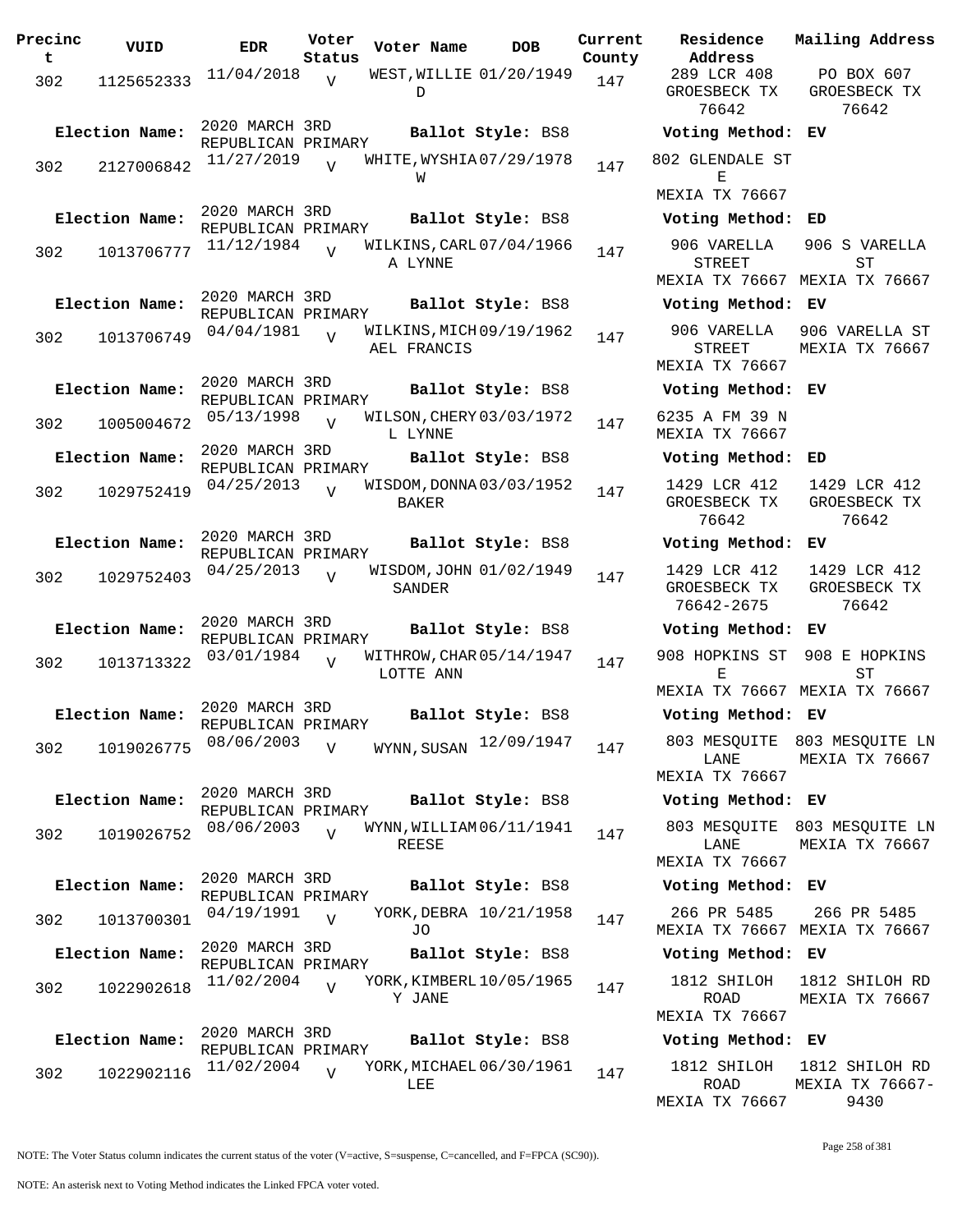| Precinct | VUID | EDR | Voter Status | Voter Name | DOB | Current County | Residence Address | Mailing Address |
|---|---|---|---|---|---|---|---|---|
| 302 | 1125652333 | 11/04/2018 | V | WEST, WILLIE D | 01/20/1949 | 147 | 289 LCR 408 GROESBECK TX 76642 | PO BOX 607 GROESBECK TX 76642 |
| Election Name: | 2020 MARCH 3RD REPUBLICAN PRIMARY | | | Ballot Style: BS8 | | | Voting Method: EV | |
| 302 | 2127006842 | 11/27/2019 | V | WHITE, WYSHIA W | 07/29/1978 | 147 | 802 GLENDALE ST E MEXIA TX 76667 | |
| Election Name: | 2020 MARCH 3RD REPUBLICAN PRIMARY | | | Ballot Style: BS8 | | | Voting Method: ED | |
| 302 | 1013706777 | 11/12/1984 | V | WILKINS, CARLA LYNNE | 07/04/1966 | 147 | 906 VARELLA STREET MEXIA TX 76667 | 906 S VARELLA ST MEXIA TX 76667 |
| Election Name: | 2020 MARCH 3RD REPUBLICAN PRIMARY | | | Ballot Style: BS8 | | | Voting Method: EV | |
| 302 | 1013706749 | 04/04/1981 | V | WILKINS, MICHAEL FRANCIS | 09/19/1962 | 147 | 906 VARELLA STREET MEXIA TX 76667 | 906 VARELLA ST MEXIA TX 76667 |
| Election Name: | 2020 MARCH 3RD REPUBLICAN PRIMARY | | | Ballot Style: BS8 | | | Voting Method: EV | |
| 302 | 1005004672 | 05/13/1998 | V | WILSON, CHERYL LYNNE | 03/03/1972 | 147 | 6235 A FM 39 N MEXIA TX 76667 | |
| Election Name: | 2020 MARCH 3RD REPUBLICAN PRIMARY | | | Ballot Style: BS8 | | | Voting Method: ED | |
| 302 | 1029752419 | 04/25/2013 | V | WISDOM, DONNA BAKER | 03/03/1952 | 147 | 1429 LCR 412 GROESBECK TX 76642 | 1429 LCR 412 GROESBECK TX 76642 |
| Election Name: | 2020 MARCH 3RD REPUBLICAN PRIMARY | | | Ballot Style: BS8 | | | Voting Method: EV | |
| 302 | 1029752403 | 04/25/2013 | V | WISDOM, JOHN SANDER | 01/02/1949 | 147 | 1429 LCR 412 GROESBECK TX 76642-2675 | 1429 LCR 412 GROESBECK TX 76642 |
| Election Name: | 2020 MARCH 3RD REPUBLICAN PRIMARY | | | Ballot Style: BS8 | | | Voting Method: EV | |
| 302 | 1013713322 | 03/01/1984 | V | WITHROW, CHARLOTTE ANN | 05/14/1947 | 147 | 908 HOPKINS ST E MEXIA TX 76667 | 908 E HOPKINS ST MEXIA TX 76667 |
| Election Name: | 2020 MARCH 3RD REPUBLICAN PRIMARY | | | Ballot Style: BS8 | | | Voting Method: EV | |
| 302 | 1019026775 | 08/06/2003 | V | WYNN, SUSAN | 12/09/1947 | 147 | 803 MESQUITE LANE MEXIA TX 76667 | 803 MESQUITE LN MEXIA TX 76667 |
| Election Name: | 2020 MARCH 3RD REPUBLICAN PRIMARY | | | Ballot Style: BS8 | | | Voting Method: EV | |
| 302 | 1019026752 | 08/06/2003 | V | WYNN, WILLIAM REESE | 06/11/1941 | 147 | 803 MESQUITE LANE MEXIA TX 76667 | 803 MESQUITE LN MEXIA TX 76667 |
| Election Name: | 2020 MARCH 3RD REPUBLICAN PRIMARY | | | Ballot Style: BS8 | | | Voting Method: EV | |
| 302 | 1013700301 | 04/19/1991 | V | YORK, DEBRA JO | 10/21/1958 | 147 | 266 PR 5485 MEXIA TX 76667 | 266 PR 5485 MEXIA TX 76667 |
| Election Name: | 2020 MARCH 3RD REPUBLICAN PRIMARY | | | Ballot Style: BS8 | | | Voting Method: EV | |
| 302 | 1022902618 | 11/02/2004 | V | YORK, KIMBERLY JANE | 10/05/1965 | 147 | 1812 SHILOH ROAD MEXIA TX 76667 | 1812 SHILOH RD MEXIA TX 76667 |
| Election Name: | 2020 MARCH 3RD REPUBLICAN PRIMARY | | | Ballot Style: BS8 | | | Voting Method: EV | |
| 302 | 1022902116 | 11/02/2004 | V | YORK, MICHAEL LEE | 06/30/1961 | 147 | 1812 SHILOH ROAD MEXIA TX 76667 | 1812 SHILOH RD MEXIA TX 76667-9430 |

NOTE: The Voter Status column indicates the current status of the voter (V=active, S=suspense, C=cancelled, and F=FPCA (SC90)).

NOTE: An asterisk next to Voting Method indicates the Linked FPCA voter voted.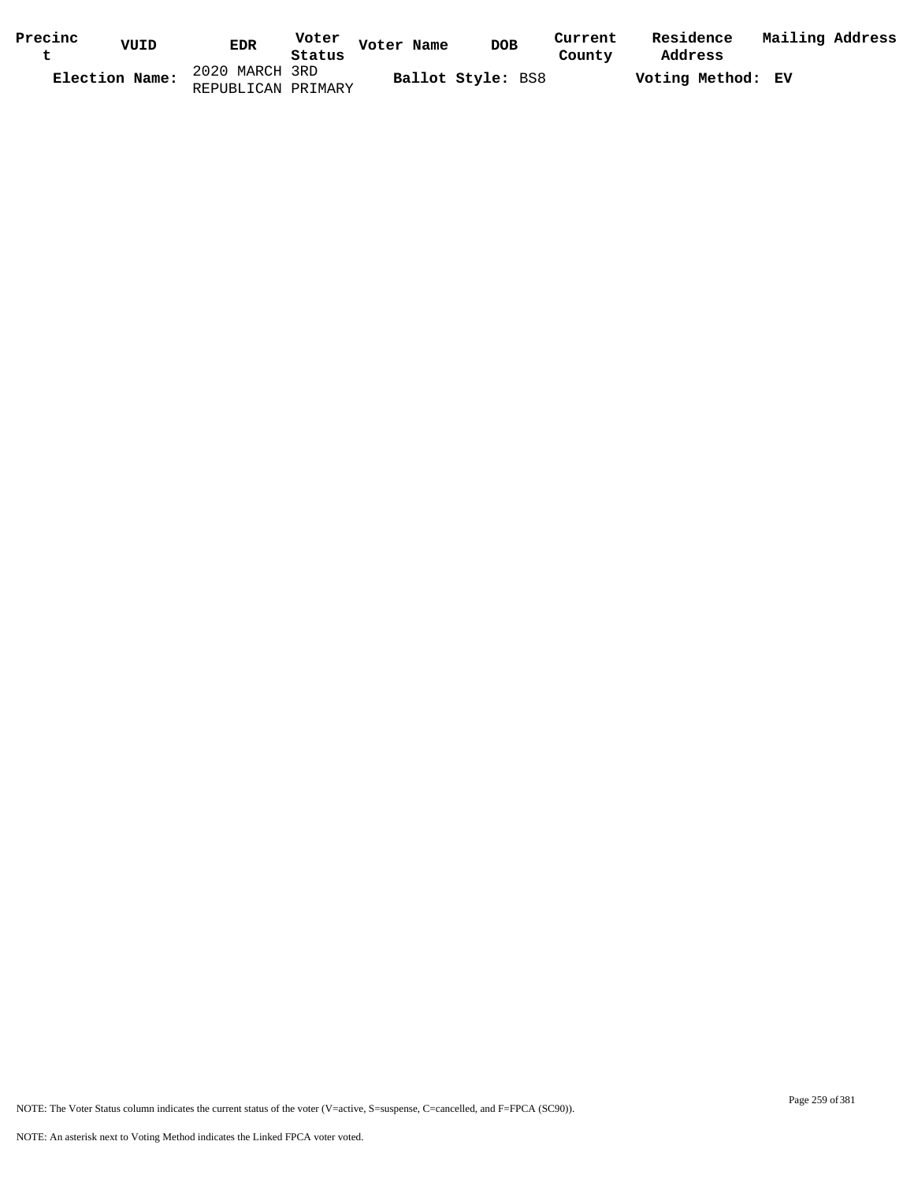| Precinct | VUID | EDR | Voter Status | Voter Name | DOB | Current County | Residence Address | Mailing Address |
|---|---|---|---|---|---|---|---|---|

**Election Name:** 2020 MARCH 3RD REPUBLICAN PRIMARY **Ballot Style:** BS8 **Voting Method: EV**

NOTE: The Voter Status column indicates the current status of the voter (V=active, S=suspense, C=cancelled, and F=FPCA (SC90)).

NOTE: An asterisk next to Voting Method indicates the Linked FPCA voter voted.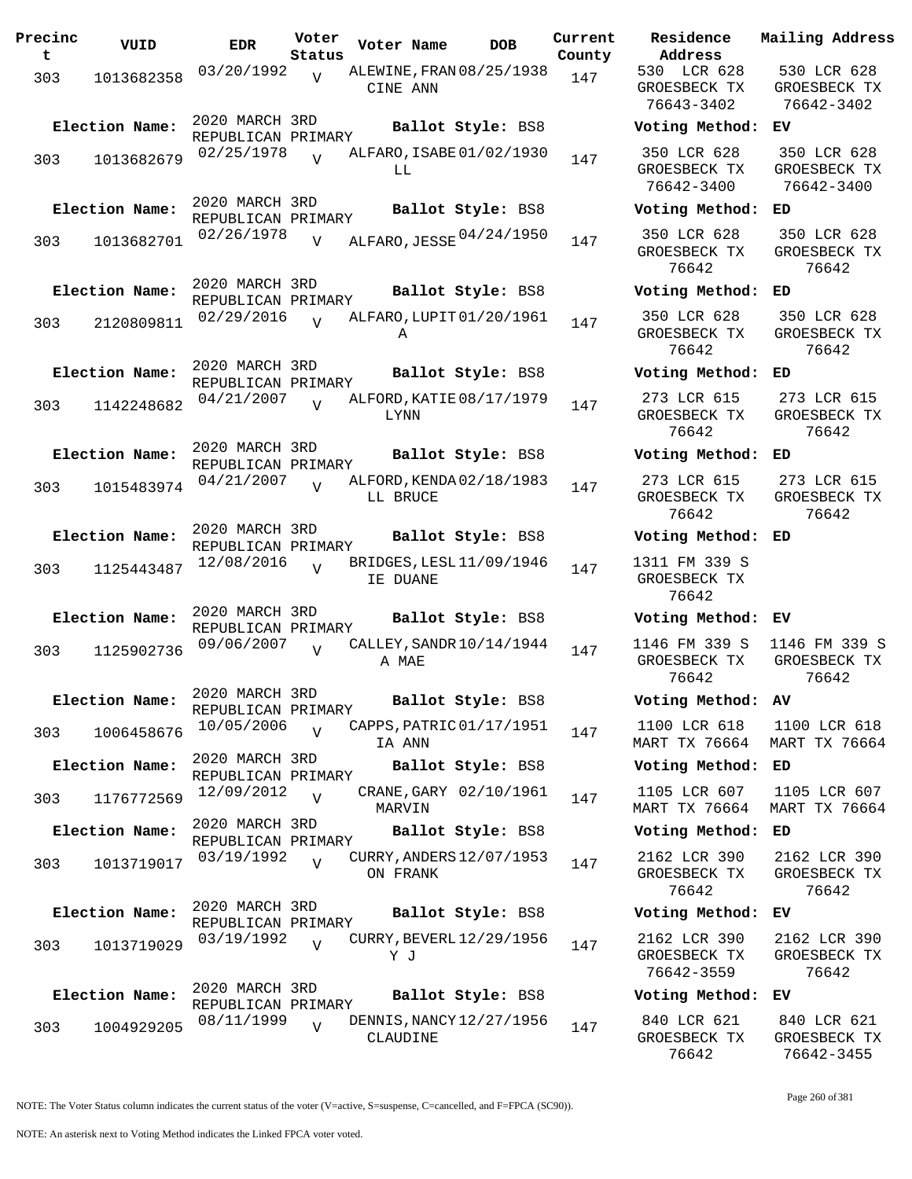| Precinct | VUID | EDR | Voter Status | Voter Name | DOB | Current County | Residence Address | Mailing Address |
|---|---|---|---|---|---|---|---|---|
| 303 | 1013682358 | 03/20/1992 | V | ALEWINE, FRANCINE ANN | 08/25/1938 | 147 | 530 LCR 628 GROESBECK TX 76643-3402 | 530 LCR 628 GROESBECK TX 76642-3402 |
| Election Name: | 2020 MARCH 3RD REPUBLICAN PRIMARY | | | Ballot Style: BS8 | | | Voting Method: | EV |
| 303 | 1013682679 | 02/25/1978 | V | ALFARO, ISABELL | 01/02/1930 | 147 | 350 LCR 628 GROESBECK TX 76642-3400 | 350 LCR 628 GROESBECK TX 76642-3400 |
| Election Name: | 2020 MARCH 3RD REPUBLICAN PRIMARY | | | Ballot Style: BS8 | | | Voting Method: | ED |
| 303 | 1013682701 | 02/26/1978 | V | ALFARO, JESSE | 04/24/1950 | 147 | 350 LCR 628 GROESBECK TX 76642 | 350 LCR 628 GROESBECK TX 76642 |
| Election Name: | 2020 MARCH 3RD REPUBLICAN PRIMARY | | | Ballot Style: BS8 | | | Voting Method: | ED |
| 303 | 2120809811 | 02/29/2016 | V | ALFARO, LUPITA | 01/20/1961 | 147 | 350 LCR 628 GROESBECK TX 76642 | 350 LCR 628 GROESBECK TX 76642 |
| Election Name: | 2020 MARCH 3RD REPUBLICAN PRIMARY | | | Ballot Style: BS8 | | | Voting Method: | ED |
| 303 | 1142248682 | 04/21/2007 | V | ALFORD, KATIE LYNN | 08/17/1979 | 147 | 273 LCR 615 GROESBECK TX 76642 | 273 LCR 615 GROESBECK TX 76642 |
| Election Name: | 2020 MARCH 3RD REPUBLICAN PRIMARY | | | Ballot Style: BS8 | | | Voting Method: | ED |
| 303 | 1015483974 | 04/21/2007 | V | ALFORD, KENDALL BRUCE | 02/18/1983 | 147 | 273 LCR 615 GROESBECK TX 76642 | 273 LCR 615 GROESBECK TX 76642 |
| Election Name: | 2020 MARCH 3RD REPUBLICAN PRIMARY | | | Ballot Style: BS8 | | | Voting Method: | ED |
| 303 | 1125443487 | 12/08/2016 | V | BRIDGES, LESLIE DUANE | 11/09/1946 | 147 | 1311 FM 339 S GROESBECK TX 76642 | |
| Election Name: | 2020 MARCH 3RD REPUBLICAN PRIMARY | | | Ballot Style: BS8 | | | Voting Method: | EV |
| 303 | 1125902736 | 09/06/2007 | V | CALLEY, SANDRA MAE | 10/14/1944 | 147 | 1146 FM 339 S GROESBECK TX 76642 | 1146 FM 339 S GROESBECK TX 76642 |
| Election Name: | 2020 MARCH 3RD REPUBLICAN PRIMARY | | | Ballot Style: BS8 | | | Voting Method: | AV |
| 303 | 1006458676 | 10/05/2006 | V | CAPPS, PATRICIA ANN | 01/17/1951 | 147 | 1100 LCR 618 MART TX 76664 | 1100 LCR 618 MART TX 76664 |
| Election Name: | 2020 MARCH 3RD REPUBLICAN PRIMARY | | | Ballot Style: BS8 | | | Voting Method: | ED |
| 303 | 1176772569 | 12/09/2012 | V | CRANE, GARY MARVIN | 02/10/1961 | 147 | 1105 LCR 607 MART TX 76664 | 1105 LCR 607 MART TX 76664 |
| Election Name: | 2020 MARCH 3RD REPUBLICAN PRIMARY | | | Ballot Style: BS8 | | | Voting Method: | ED |
| 303 | 1013719017 | 03/19/1992 | V | CURRY, ANDERSON FRANK | 12/07/1953 | 147 | 2162 LCR 390 GROESBECK TX 76642 | 2162 LCR 390 GROESBECK TX 76642 |
| Election Name: | 2020 MARCH 3RD REPUBLICAN PRIMARY | | | Ballot Style: BS8 | | | Voting Method: | EV |
| 303 | 1013719029 | 03/19/1992 | V | CURRY, BEVERLY J | 12/29/1956 | 147 | 2162 LCR 390 GROESBECK TX 76642-3559 | 2162 LCR 390 GROESBECK TX 76642 |
| Election Name: | 2020 MARCH 3RD REPUBLICAN PRIMARY | | | Ballot Style: BS8 | | | Voting Method: | EV |
| 303 | 1004929205 | 08/11/1999 | V | DENNIS, NANCY CLAUDINE | 12/27/1956 | 147 | 840 LCR 621 GROESBECK TX 76642 | 840 LCR 621 GROESBECK TX 76642-3455 |

NOTE: The Voter Status column indicates the current status of the voter (V=active, S=suspense, C=cancelled, and F=FPCA (SC90)).

NOTE: An asterisk next to Voting Method indicates the Linked FPCA voter voted.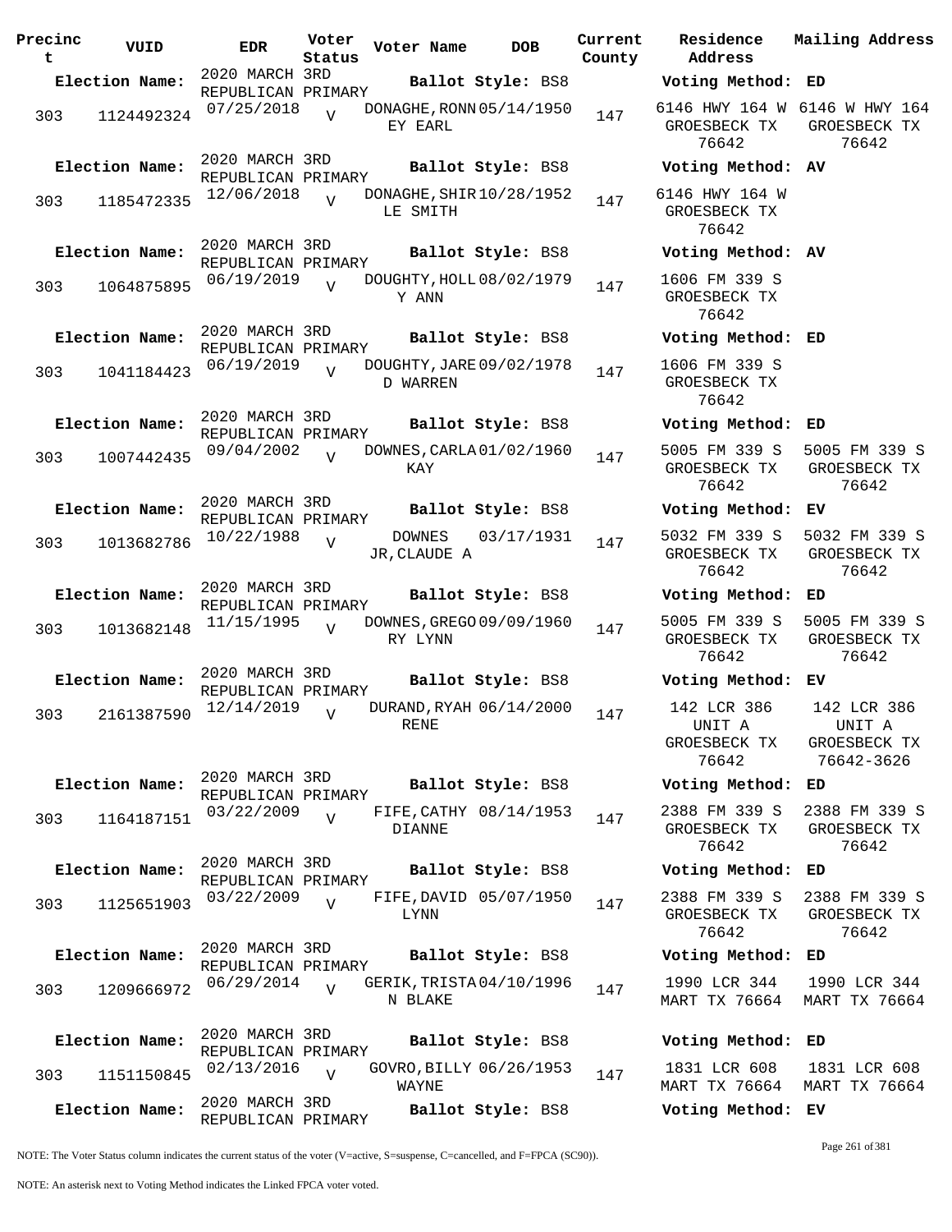| Precinct | VUID | EDR | Voter Status | Voter Name | DOB | Current County | Residence Address | Mailing Address |
|---|---|---|---|---|---|---|---|---|
| **Election Name:** | | 2020 MARCH 3RD REPUBLICAN PRIMARY | | **Ballot Style:** BS8 | | | **Voting Method:** ED | |
| 303 | 1124492324 | 07/25/2018 | V | DONAGHE, RONNEY EARL | 05/14/1950 | 147 | 6146 HWY 164 W GROESBECK TX 76642 | 6146 W HWY 164 GROESBECK TX 76642 |
| **Election Name:** | | 2020 MARCH 3RD REPUBLICAN PRIMARY | | **Ballot Style:** BS8 | | | **Voting Method:** AV | |
| 303 | 1185472335 | 12/06/2018 | V | DONAGHE, SHIRLE SMITH | 10/28/1952 | 147 | 6146 HWY 164 W GROESBECK TX 76642 | |
| **Election Name:** | | 2020 MARCH 3RD REPUBLICAN PRIMARY | | **Ballot Style:** BS8 | | | **Voting Method:** AV | |
| 303 | 1064875895 | 06/19/2019 | V | DOUGHTY, HOLLY ANN | 08/02/1979 | 147 | 1606 FM 339 S GROESBECK TX 76642 | |
| **Election Name:** | | 2020 MARCH 3RD REPUBLICAN PRIMARY | | **Ballot Style:** BS8 | | | **Voting Method:** ED | |
| 303 | 1041184423 | 06/19/2019 | V | DOUGHTY, JARED WARREN | 09/02/1978 | 147 | 1606 FM 339 S GROESBECK TX 76642 | |
| **Election Name:** | | 2020 MARCH 3RD REPUBLICAN PRIMARY | | **Ballot Style:** BS8 | | | **Voting Method:** ED | |
| 303 | 1007442435 | 09/04/2002 | V | DOWNES, CARLA KAY | 01/02/1960 | 147 | 5005 FM 339 S GROESBECK TX 76642 | 5005 FM 339 S GROESBECK TX 76642 |
| **Election Name:** | | 2020 MARCH 3RD REPUBLICAN PRIMARY | | **Ballot Style:** BS8 | | | **Voting Method:** EV | |
| 303 | 1013682786 | 10/22/1988 | V | DOWNES JR, CLAUDE A | 03/17/1931 | 147 | 5032 FM 339 S GROESBECK TX 76642 | 5032 FM 339 S GROESBECK TX 76642 |
| **Election Name:** | | 2020 MARCH 3RD REPUBLICAN PRIMARY | | **Ballot Style:** BS8 | | | **Voting Method:** ED | |
| 303 | 1013682148 | 11/15/1995 | V | DOWNES, GREGORY LYNN | 09/09/1960 | 147 | 5005 FM 339 S GROESBECK TX 76642 | 5005 FM 339 S GROESBECK TX 76642 |
| **Election Name:** | | 2020 MARCH 3RD REPUBLICAN PRIMARY | | **Ballot Style:** BS8 | | | **Voting Method:** EV | |
| 303 | 2161387590 | 12/14/2019 | V | DURAND, RYAH RENE | 06/14/2000 | 147 | 142 LCR 386 UNIT A GROESBECK TX 76642 | 142 LCR 386 UNIT A GROESBECK TX 76642-3626 |
| **Election Name:** | | 2020 MARCH 3RD REPUBLICAN PRIMARY | | **Ballot Style:** BS8 | | | **Voting Method:** ED | |
| 303 | 1164187151 | 03/22/2009 | V | FIFE, CATHY DIANNE | 08/14/1953 | 147 | 2388 FM 339 S GROESBECK TX 76642 | 2388 FM 339 S GROESBECK TX 76642 |
| **Election Name:** | | 2020 MARCH 3RD REPUBLICAN PRIMARY | | **Ballot Style:** BS8 | | | **Voting Method:** ED | |
| 303 | 1125651903 | 03/22/2009 | V | FIFE, DAVID LYNN | 05/07/1950 | 147 | 2388 FM 339 S GROESBECK TX 76642 | 2388 FM 339 S GROESBECK TX 76642 |
| **Election Name:** | | 2020 MARCH 3RD REPUBLICAN PRIMARY | | **Ballot Style:** BS8 | | | **Voting Method:** ED | |
| 303 | 1209666972 | 06/29/2014 | V | GERIK, TRISTAN BLAKE | 04/10/1996 | 147 | 1990 LCR 344 MART TX 76664 | 1990 LCR 344 MART TX 76664 |
| **Election Name:** | | 2020 MARCH 3RD REPUBLICAN PRIMARY | | **Ballot Style:** BS8 | | | **Voting Method:** ED | |
| 303 | 1151150845 | 02/13/2016 | V | GOVRO, BILLY WAYNE | 06/26/1953 | 147 | 1831 LCR 608 MART TX 76664 | 1831 LCR 608 MART TX 76664 |
| **Election Name:** | | 2020 MARCH 3RD REPUBLICAN PRIMARY | | **Ballot Style:** BS8 | | | **Voting Method:** EV | |

NOTE: The Voter Status column indicates the current status of the voter (V=active, S=suspense, C=cancelled, and F=FPCA (SC90)).

NOTE: An asterisk next to Voting Method indicates the Linked FPCA voter voted.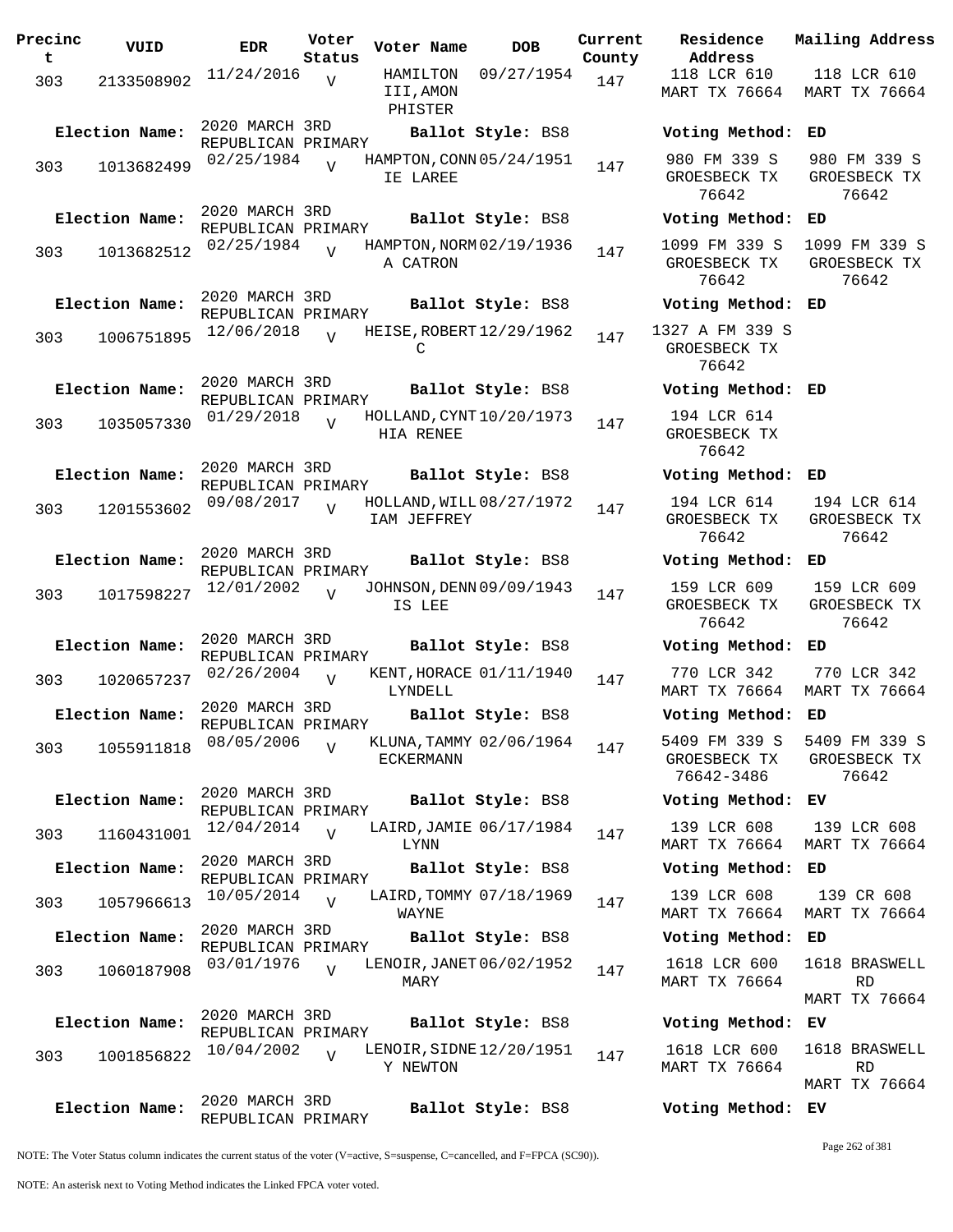| Precinct | VUID | EDR | Voter Status | Voter Name | DOB | Current County | Residence Address | Mailing Address |
|---|---|---|---|---|---|---|---|---|
| 303 | 2133508902 | 11/24/2016 | V | HAMILTON III, AMON PHISTER | 09/27/1954 | 147 | 118 LCR 610 MART TX 76664 | 118 LCR 610 MART TX 76664 |
| **Election Name:** | | 2020 MARCH 3RD REPUBLICAN PRIMARY | | **Ballot Style:** BS8 | | | **Voting Method:** | ED |
| 303 | 1013682499 | 02/25/1984 | V | HAMPTON, CONNIE LAREE | 05/24/1951 | 147 | 980 FM 339 S GROESBECK TX 76642 | 980 FM 339 S GROESBECK TX 76642 |
| **Election Name:** | | 2020 MARCH 3RD REPUBLICAN PRIMARY | | **Ballot Style:** BS8 | | | **Voting Method:** | ED |
| 303 | 1013682512 | 02/25/1984 | V | HAMPTON, NORMA CATRON | 02/19/1936 | 147 | 1099 FM 339 S GROESBECK TX 76642 | 1099 FM 339 S GROESBECK TX 76642 |
| **Election Name:** | | 2020 MARCH 3RD REPUBLICAN PRIMARY | | **Ballot Style:** BS8 | | | **Voting Method:** | ED |
| 303 | 1006751895 | 12/06/2018 | V | HEISE, ROBERT C | 12/29/1962 | 147 | 1327 A FM 339 S GROESBECK TX 76642 | |
| **Election Name:** | | 2020 MARCH 3RD REPUBLICAN PRIMARY | | **Ballot Style:** BS8 | | | **Voting Method:** | ED |
| 303 | 1035057330 | 01/29/2018 | V | HOLLAND, CYNTHIA RENEE | 10/20/1973 | 147 | 194 LCR 614 GROESBECK TX 76642 | |
| **Election Name:** | | 2020 MARCH 3RD REPUBLICAN PRIMARY | | **Ballot Style:** BS8 | | | **Voting Method:** | ED |
| 303 | 1201553602 | 09/08/2017 | V | HOLLAND, WILLIAM JEFFREY | 08/27/1972 | 147 | 194 LCR 614 GROESBECK TX 76642 | 194 LCR 614 GROESBECK TX 76642 |
| **Election Name:** | | 2020 MARCH 3RD REPUBLICAN PRIMARY | | **Ballot Style:** BS8 | | | **Voting Method:** | ED |
| 303 | 1017598227 | 12/01/2002 | V | JOHNSON, DENNIS LEE | 09/09/1943 | 147 | 159 LCR 609 GROESBECK TX 76642 | 159 LCR 609 GROESBECK TX 76642 |
| **Election Name:** | | 2020 MARCH 3RD REPUBLICAN PRIMARY | | **Ballot Style:** BS8 | | | **Voting Method:** | ED |
| 303 | 1020657237 | 02/26/2004 | V | KENT, HORACE LYNDELL | 01/11/1940 | 147 | 770 LCR 342 MART TX 76664 | 770 LCR 342 MART TX 76664 |
| **Election Name:** | | 2020 MARCH 3RD REPUBLICAN PRIMARY | | **Ballot Style:** BS8 | | | **Voting Method:** | ED |
| 303 | 1055911818 | 08/05/2006 | V | KLUNA, TAMMY ECKERMANN | 02/06/1964 | 147 | 5409 FM 339 S GROESBECK TX 76642-3486 | 5409 FM 339 S GROESBECK TX 76642 |
| **Election Name:** | | 2020 MARCH 3RD REPUBLICAN PRIMARY | | **Ballot Style:** BS8 | | | **Voting Method:** | EV |
| 303 | 1160431001 | 12/04/2014 | V | LAIRD, JAMIE LYNN | 06/17/1984 | 147 | 139 LCR 608 MART TX 76664 | 139 LCR 608 MART TX 76664 |
| **Election Name:** | | 2020 MARCH 3RD REPUBLICAN PRIMARY | | **Ballot Style:** BS8 | | | **Voting Method:** | ED |
| 303 | 1057966613 | 10/05/2014 | V | LAIRD, TOMMY WAYNE | 07/18/1969 | 147 | 139 LCR 608 MART TX 76664 | 139 CR 608 MART TX 76664 |
| **Election Name:** | | 2020 MARCH 3RD REPUBLICAN PRIMARY | | **Ballot Style:** BS8 | | | **Voting Method:** | ED |
| 303 | 1060187908 | 03/01/1976 | V | LENOIR, JANET MARY | 06/02/1952 | 147 | 1618 LCR 600 MART TX 76664 | 1618 BRASWELL RD MART TX 76664 |
| **Election Name:** | | 2020 MARCH 3RD REPUBLICAN PRIMARY | | **Ballot Style:** BS8 | | | **Voting Method:** | EV |
| 303 | 1001856822 | 10/04/2002 | V | LENOIR, SIDNEY NEWTON | 12/20/1951 | 147 | 1618 LCR 600 MART TX 76664 | 1618 BRASWELL RD MART TX 76664 |
| **Election Name:** | | 2020 MARCH 3RD REPUBLICAN PRIMARY | | **Ballot Style:** BS8 | | | **Voting Method:** | EV |

NOTE: The Voter Status column indicates the current status of the voter (V=active, S=suspense, C=cancelled, and F=FPCA (SC90)).

NOTE: An asterisk next to Voting Method indicates the Linked FPCA voter voted.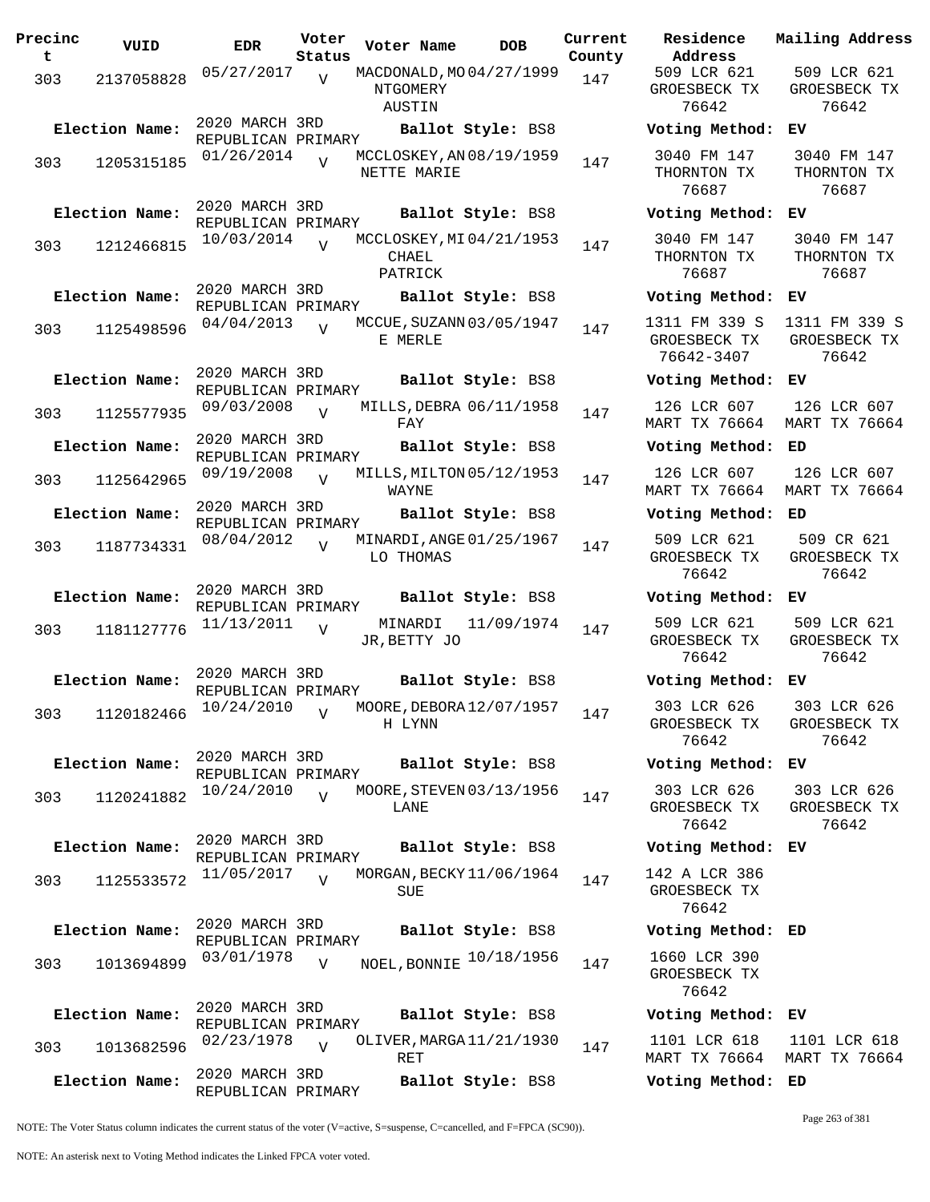| Precinct | VUID | EDR | Voter Status | Voter Name | DOB | Current County | Residence Address | Mailing Address |
|---|---|---|---|---|---|---|---|---|
| 303 | 2137058828 | 05/27/2017 | V | MACDONALD,MONTGOMERY AUSTIN | 04/27/1999 | 147 | 509 LCR 621 GROESBECK TX 76642 | 509 LCR 621 GROESBECK TX 76642 |
| Election Name: | | 2020 MARCH 3RD REPUBLICAN PRIMARY | | Ballot Style: BS8 | | | Voting Method: | EV |
| 303 | 1205315185 | 01/26/2014 | V | MCCLOSKEY,ANNETTE MARIE | 08/19/1959 | 147 | 3040 FM 147 THORNTON TX 76687 | 3040 FM 147 THORNTON TX 76687 |
| Election Name: | | 2020 MARCH 3RD REPUBLICAN PRIMARY | | Ballot Style: BS8 | | | Voting Method: | EV |
| 303 | 1212466815 | 10/03/2014 | V | MCCLOSKEY,MICHAEL PATRICK | 04/21/1953 | 147 | 3040 FM 147 THORNTON TX 76687 | 3040 FM 147 THORNTON TX 76687 |
| Election Name: | | 2020 MARCH 3RD REPUBLICAN PRIMARY | | Ballot Style: BS8 | | | Voting Method: | EV |
| 303 | 1125498596 | 04/04/2013 | V | MCCUE,SUZANNE MERLE | 03/05/1947 | 147 | 1311 FM 339 S GROESBECK TX 76642-3407 | 1311 FM 339 S GROESBECK TX 76642 |
| Election Name: | | 2020 MARCH 3RD REPUBLICAN PRIMARY | | Ballot Style: BS8 | | | Voting Method: | EV |
| 303 | 1125577935 | 09/03/2008 | V | MILLS,DEBRA FAY | 06/11/1958 | 147 | 126 LCR 607 MART TX 76664 | 126 LCR 607 MART TX 76664 |
| Election Name: | | 2020 MARCH 3RD REPUBLICAN PRIMARY | | Ballot Style: BS8 | | | Voting Method: | ED |
| 303 | 1125642965 | 09/19/2008 | V | MILLS,MILTON WAYNE | 05/12/1953 | 147 | 126 LCR 607 MART TX 76664 | 126 LCR 607 MART TX 76664 |
| Election Name: | | 2020 MARCH 3RD REPUBLICAN PRIMARY | | Ballot Style: BS8 | | | Voting Method: | ED |
| 303 | 1187734331 | 08/04/2012 | V | MINARDI,ANGELO THOMAS | 01/25/1967 | 147 | 509 LCR 621 GROESBECK TX 76642 | 509 CR 621 GROESBECK TX 76642 |
| Election Name: | | 2020 MARCH 3RD REPUBLICAN PRIMARY | | Ballot Style: BS8 | | | Voting Method: | EV |
| 303 | 1181127776 | 11/13/2011 | V | MINARDI JR,BETTY JO | 11/09/1974 | 147 | 509 LCR 621 GROESBECK TX 76642 | 509 LCR 621 GROESBECK TX 76642 |
| Election Name: | | 2020 MARCH 3RD REPUBLICAN PRIMARY | | Ballot Style: BS8 | | | Voting Method: | EV |
| 303 | 1120182466 | 10/24/2010 | V | MOORE,DEBORAH LYNN | 12/07/1957 | 147 | 303 LCR 626 GROESBECK TX 76642 | 303 LCR 626 GROESBECK TX 76642 |
| Election Name: | | 2020 MARCH 3RD REPUBLICAN PRIMARY | | Ballot Style: BS8 | | | Voting Method: | EV |
| 303 | 1120241882 | 10/24/2010 | V | MOORE,STEVEN LANE | 03/13/1956 | 147 | 303 LCR 626 GROESBECK TX 76642 | 303 LCR 626 GROESBECK TX 76642 |
| Election Name: | | 2020 MARCH 3RD REPUBLICAN PRIMARY | | Ballot Style: BS8 | | | Voting Method: | EV |
| 303 | 1125533572 | 11/05/2017 | V | MORGAN,BECKY SUE | 11/06/1964 | 147 | 142 A LCR 386 GROESBECK TX 76642 | |
| Election Name: | | 2020 MARCH 3RD REPUBLICAN PRIMARY | | Ballot Style: BS8 | | | Voting Method: | ED |
| 303 | 1013694899 | 03/01/1978 | V | NOEL,BONNIE | 10/18/1956 | 147 | 1660 LCR 390 GROESBECK TX 76642 | |
| Election Name: | | 2020 MARCH 3RD REPUBLICAN PRIMARY | | Ballot Style: BS8 | | | Voting Method: | EV |
| 303 | 1013682596 | 02/23/1978 | V | OLIVER,MARGARET | 11/21/1930 | 147 | 1101 LCR 618 MART TX 76664 | 1101 LCR 618 MART TX 76664 |
| Election Name: | | 2020 MARCH 3RD REPUBLICAN PRIMARY | | Ballot Style: BS8 | | | Voting Method: | ED |

NOTE: The Voter Status column indicates the current status of the voter (V=active, S=suspense, C=cancelled, and F=FPCA (SC90)).

NOTE: An asterisk next to Voting Method indicates the Linked FPCA voter voted.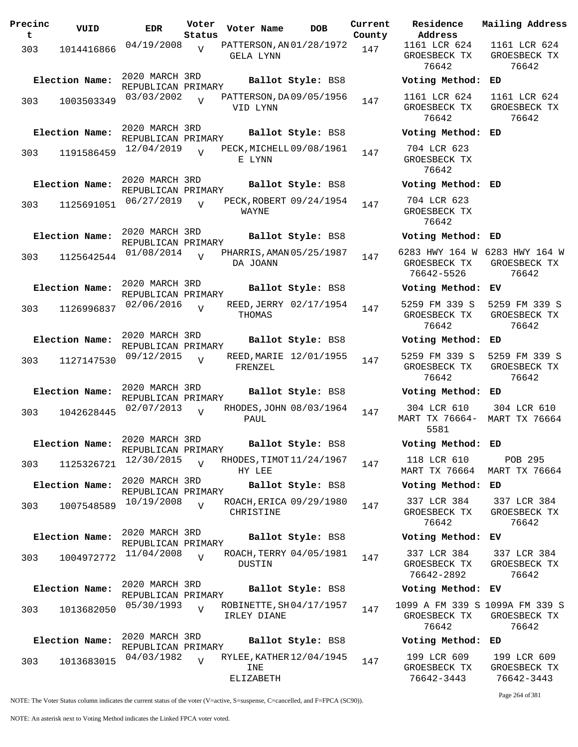| Precinct | VUID | EDR | Voter Status | Voter Name | DOB | Current County | Residence Address | Mailing Address |
|---|---|---|---|---|---|---|---|---|
| 303 | 1014416866 | 04/19/2008 | V | PATTERSON,ANGELA LYNN | 01/28/1972 | 147 | 1161 LCR 624 GROESBECK TX 76642 | 1161 LCR 624 GROESBECK TX 76642 |
| **Election Name:** | 2020 MARCH 3RD REPUBLICAN PRIMARY | | | **Ballot Style:** BS8 | | | **Voting Method:** ED | |
| 303 | 1003503349 | 03/03/2002 | V | PATTERSON,DAVID LYNN | 09/05/1956 | 147 | 1161 LCR 624 GROESBECK TX 76642 | 1161 LCR 624 GROESBECK TX 76642 |
| **Election Name:** | 2020 MARCH 3RD REPUBLICAN PRIMARY | | | **Ballot Style:** BS8 | | | **Voting Method:** ED | |
| 303 | 1191586459 | 12/04/2019 | V | PECK,MICHELLE LYNN | 09/08/1961 | 147 | 704 LCR 623 GROESBECK TX 76642 | |
| **Election Name:** | 2020 MARCH 3RD REPUBLICAN PRIMARY | | | **Ballot Style:** BS8 | | | **Voting Method:** ED | |
| 303 | 1125691051 | 06/27/2019 | V | PECK,ROBERT WAYNE | 09/24/1954 | 147 | 704 LCR 623 GROESBECK TX 76642 | |
| **Election Name:** | 2020 MARCH 3RD REPUBLICAN PRIMARY | | | **Ballot Style:** BS8 | | | **Voting Method:** ED | |
| 303 | 1125642544 | 01/08/2014 | V | PHARRIS,AMANDA JOANN | 05/25/1987 | 147 | 6283 HWY 164 W GROESBECK TX 76642-5526 | 6283 HWY 164 W GROESBECK TX 76642 |
| **Election Name:** | 2020 MARCH 3RD REPUBLICAN PRIMARY | | | **Ballot Style:** BS8 | | | **Voting Method:** EV | |
| 303 | 1126996837 | 02/06/2016 | V | REED,JERRY THOMAS | 02/17/1954 | 147 | 5259 FM 339 S GROESBECK TX 76642 | 5259 FM 339 S GROESBECK TX 76642 |
| **Election Name:** | 2020 MARCH 3RD REPUBLICAN PRIMARY | | | **Ballot Style:** BS8 | | | **Voting Method:** ED | |
| 303 | 1127147530 | 09/12/2015 | V | REED,MARIE FRENZEL | 12/01/1955 | 147 | 5259 FM 339 S GROESBECK TX 76642 | 5259 FM 339 S GROESBECK TX 76642 |
| **Election Name:** | 2020 MARCH 3RD REPUBLICAN PRIMARY | | | **Ballot Style:** BS8 | | | **Voting Method:** ED | |
| 303 | 1042628445 | 02/07/2013 | V | RHODES,JOHN PAUL | 08/03/1964 | 147 | 304 LCR 610 MART TX 76664-5581 | 304 LCR 610 MART TX 76664 |
| **Election Name:** | 2020 MARCH 3RD REPUBLICAN PRIMARY | | | **Ballot Style:** BS8 | | | **Voting Method:** ED | |
| 303 | 1125326721 | 12/30/2015 | V | RHODES,TIMOTHY LEE | 11/24/1967 | 147 | 118 LCR 610 MART TX 76664 | POB 295 MART TX 76664 |
| **Election Name:** | 2020 MARCH 3RD REPUBLICAN PRIMARY | | | **Ballot Style:** BS8 | | | **Voting Method:** ED | |
| 303 | 1007548589 | 10/19/2008 | V | ROACH,ERICA CHRISTINE | 09/29/1980 | 147 | 337 LCR 384 GROESBECK TX 76642 | 337 LCR 384 GROESBECK TX 76642 |
| **Election Name:** | 2020 MARCH 3RD REPUBLICAN PRIMARY | | | **Ballot Style:** BS8 | | | **Voting Method:** EV | |
| 303 | 1004972772 | 11/04/2008 | V | ROACH,TERRY DUSTIN | 04/05/1981 | 147 | 337 LCR 384 GROESBECK TX 76642-2892 | 337 LCR 384 GROESBECK TX 76642 |
| **Election Name:** | 2020 MARCH 3RD REPUBLICAN PRIMARY | | | **Ballot Style:** BS8 | | | **Voting Method:** EV | |
| 303 | 1013682050 | 05/30/1993 | V | ROBINETTE,SHIRLEY DIANE | 04/17/1957 | 147 | 1099 A FM 339 S GROESBECK TX 76642 | 1099A FM 339 S GROESBECK TX 76642 |
| **Election Name:** | 2020 MARCH 3RD REPUBLICAN PRIMARY | | | **Ballot Style:** BS8 | | | **Voting Method:** ED | |
| 303 | 1013683015 | 04/03/1982 | V | RYLEE,KATHERINE ELIZABETH | 12/04/1945 | 147 | 199 LCR 609 GROESBECK TX 76642-3443 | 199 LCR 609 GROESBECK TX 76642-3443 |

NOTE: The Voter Status column indicates the current status of the voter (V=active, S=suspense, C=cancelled, and F=FPCA (SC90)).

NOTE: An asterisk next to Voting Method indicates the Linked FPCA voter voted.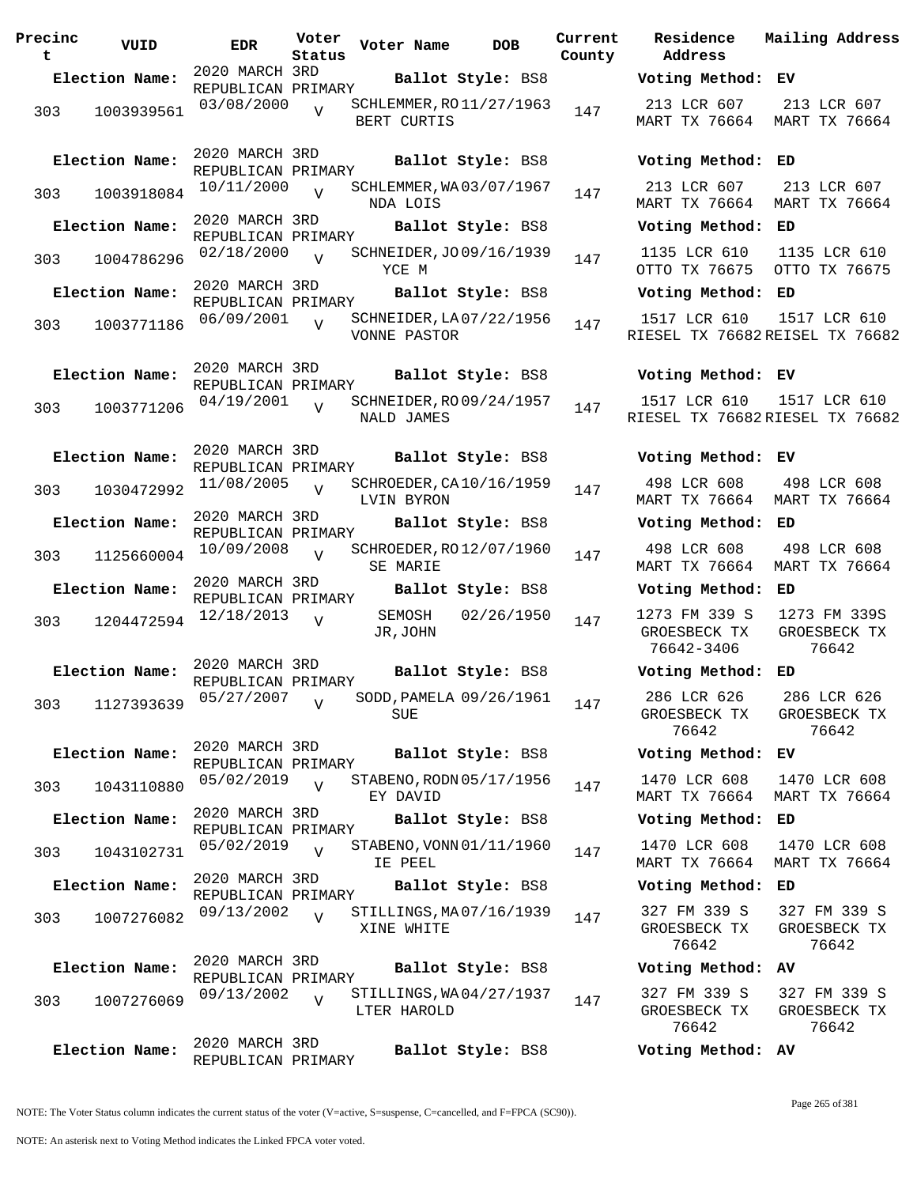| Precinct | VUID | EDR | Voter Status | Voter Name | DOB | Current County | Residence Address | Mailing Address |
|---|---|---|---|---|---|---|---|---|
| **Election Name:** | | 2020 MARCH 3RD REPUBLICAN PRIMARY | | **Ballot Style:** BS8 | | | **Voting Method:** EV | |
| 303 | 1003939561 | 03/08/2000 | V | SCHLEMMER,ROBERT CURTIS | 11/27/1963 | 147 | 213 LCR 607 MART TX 76664 | 213 LCR 607 MART TX 76664 |
| **Election Name:** | | 2020 MARCH 3RD REPUBLICAN PRIMARY | | **Ballot Style:** BS8 | | | **Voting Method:** ED | |
| 303 | 1003918084 | 10/11/2000 | V | SCHLEMMER,WANDA LOIS | 03/07/1967 | 147 | 213 LCR 607 MART TX 76664 | 213 LCR 607 MART TX 76664 |
| **Election Name:** | | 2020 MARCH 3RD REPUBLICAN PRIMARY | | **Ballot Style:** BS8 | | | **Voting Method:** ED | |
| 303 | 1004786296 | 02/18/2000 | V | SCHNEIDER,JOYCE M | 09/16/1939 | 147 | 1135 LCR 610 OTTO TX 76675 | 1135 LCR 610 OTTO TX 76675 |
| **Election Name:** | | 2020 MARCH 3RD REPUBLICAN PRIMARY | | **Ballot Style:** BS8 | | | **Voting Method:** ED | |
| 303 | 1003771186 | 06/09/2001 | V | SCHNEIDER,LAVONNE PASTOR | 07/22/1956 | 147 | 1517 LCR 610 RIESEL TX 76682 | 1517 LCR 610 RIESEL TX 76682 |
| **Election Name:** | | 2020 MARCH 3RD REPUBLICAN PRIMARY | | **Ballot Style:** BS8 | | | **Voting Method:** EV | |
| 303 | 1003771206 | 04/19/2001 | V | SCHNEIDER,RONALD JAMES | 09/24/1957 | 147 | 1517 LCR 610 RIESEL TX 76682 | 1517 LCR 610 RIESEL TX 76682 |
| **Election Name:** | | 2020 MARCH 3RD REPUBLICAN PRIMARY | | **Ballot Style:** BS8 | | | **Voting Method:** EV | |
| 303 | 1030472992 | 11/08/2005 | V | SCHROEDER,CALVIN BYRON | 10/16/1959 | 147 | 498 LCR 608 MART TX 76664 | 498 LCR 608 MART TX 76664 |
| **Election Name:** | | 2020 MARCH 3RD REPUBLICAN PRIMARY | | **Ballot Style:** BS8 | | | **Voting Method:** ED | |
| 303 | 1125660004 | 10/09/2008 | V | SCHROEDER,ROSE MARIE | 12/07/1960 | 147 | 498 LCR 608 MART TX 76664 | 498 LCR 608 MART TX 76664 |
| **Election Name:** | | 2020 MARCH 3RD REPUBLICAN PRIMARY | | **Ballot Style:** BS8 | | | **Voting Method:** ED | |
| 303 | 1204472594 | 12/18/2013 | V | SEMOSH JR,JOHN | 02/26/1950 | 147 | 1273 FM 339 S GROESBECK TX 76642-3406 | 1273 FM 339S GROESBECK TX 76642 |
| **Election Name:** | | 2020 MARCH 3RD REPUBLICAN PRIMARY | | **Ballot Style:** BS8 | | | **Voting Method:** ED | |
| 303 | 1127393639 | 05/27/2007 | V | SODD,PAMELA SUE | 09/26/1961 | 147 | 286 LCR 626 GROESBECK TX 76642 | 286 LCR 626 GROESBECK TX 76642 |
| **Election Name:** | | 2020 MARCH 3RD REPUBLICAN PRIMARY | | **Ballot Style:** BS8 | | | **Voting Method:** EV | |
| 303 | 1043110880 | 05/02/2019 | V | STABENO,RODNEY DAVID | 05/17/1956 | 147 | 1470 LCR 608 MART TX 76664 | 1470 LCR 608 MART TX 76664 |
| **Election Name:** | | 2020 MARCH 3RD REPUBLICAN PRIMARY | | **Ballot Style:** BS8 | | | **Voting Method:** ED | |
| 303 | 1043102731 | 05/02/2019 | V | STABENO,VONNIE PEEL | 01/11/1960 | 147 | 1470 LCR 608 MART TX 76664 | 1470 LCR 608 MART TX 76664 |
| **Election Name:** | | 2020 MARCH 3RD REPUBLICAN PRIMARY | | **Ballot Style:** BS8 | | | **Voting Method:** ED | |
| 303 | 1007276082 | 09/13/2002 | V | STILLINGS,MAXINE WHITE | 07/16/1939 | 147 | 327 FM 339 S GROESBECK TX 76642 | 327 FM 339 S GROESBECK TX 76642 |
| **Election Name:** | | 2020 MARCH 3RD REPUBLICAN PRIMARY | | **Ballot Style:** BS8 | | | **Voting Method:** AV | |
| 303 | 1007276069 | 09/13/2002 | V | STILLINGS,WALTER HAROLD | 04/27/1937 | 147 | 327 FM 339 S GROESBECK TX 76642 | 327 FM 339 S GROESBECK TX 76642 |
| **Election Name:** | | 2020 MARCH 3RD REPUBLICAN PRIMARY | | **Ballot Style:** BS8 | | | **Voting Method:** AV | |

NOTE: The Voter Status column indicates the current status of the voter (V=active, S=suspense, C=cancelled, and F=FPCA (SC90)).

NOTE: An asterisk next to Voting Method indicates the Linked FPCA voter voted.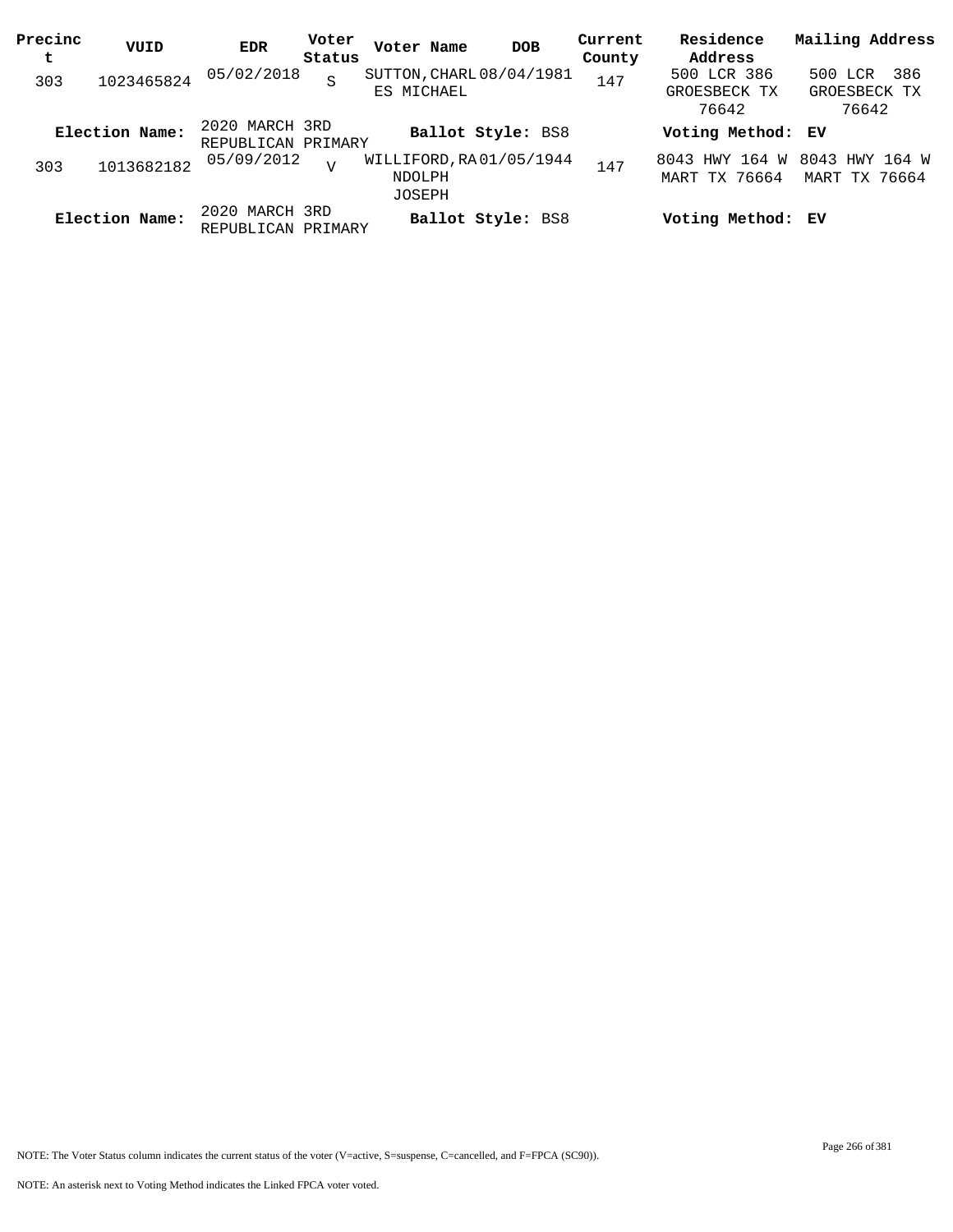| Precinct | VUID | EDR | Voter Status | Voter Name | DOB | Current County | Residence Address | Mailing Address |
|---|---|---|---|---|---|---|---|---|
| 303 | 1023465824 | 05/02/2018 | S | SUTTON, CHARLES MICHAEL | 08/04/1981 | 147 | 500 LCR 386 GROESBECK TX 76642 | 500 LCR 386 GROESBECK TX 76642 |
| **Election Name:** | | 2020 MARCH 3RD REPUBLICAN PRIMARY | | **Ballot Style:** BS8 | | | **Voting Method:** EV | |
| 303 | 1013682182 | 05/09/2012 | V | WILLIFORD, RANDOLPH JOSEPH | 01/05/1944 | 147 | 8043 HWY 164 W MART TX 76664 | 8043 HWY 164 W MART TX 76664 |
| **Election Name:** | | 2020 MARCH 3RD REPUBLICAN PRIMARY | | **Ballot Style:** BS8 | | | **Voting Method:** EV | |

NOTE: The Voter Status column indicates the current status of the voter (V=active, S=suspense, C=cancelled, and F=FPCA (SC90)).

NOTE: An asterisk next to Voting Method indicates the Linked FPCA voter voted.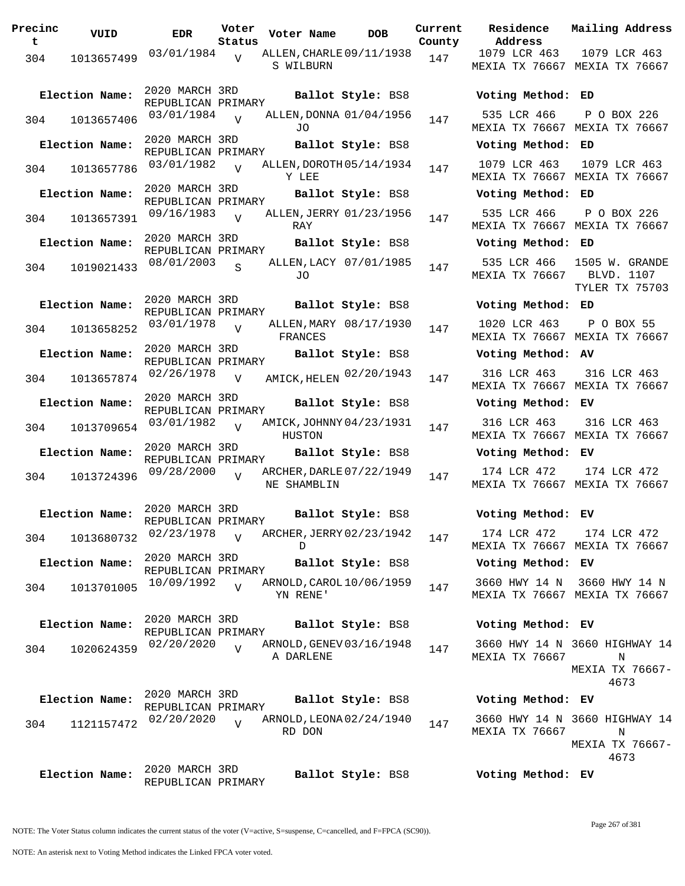| Precinct | VUID | EDR | Voter Status | Voter Name | DOB | Current County | Residence Address | Mailing Address |
|---|---|---|---|---|---|---|---|---|
| 304 | 1013657499 | 03/01/1984 | V | ALLEN,CHARLES WILBURN | 09/11/1938 | 147 | 1079 LCR 463 MEXIA TX 76667 | 1079 LCR 463 MEXIA TX 76667 |
| **Election Name:** | 2020 MARCH 3RD REPUBLICAN PRIMARY | | | **Ballot Style:** BS8 | | | **Voting Method:** ED | |
| 304 | 1013657406 | 03/01/1984 | V | ALLEN,DONNA JO | 01/04/1956 | 147 | 535 LCR 466 MEXIA TX 76667 | P O BOX 226 MEXIA TX 76667 |
| **Election Name:** | 2020 MARCH 3RD REPUBLICAN PRIMARY | | | **Ballot Style:** BS8 | | | **Voting Method:** ED | |
| 304 | 1013657786 | 03/01/1982 | V | ALLEN,DOROTHY LEE | 05/14/1934 | 147 | 1079 LCR 463 MEXIA TX 76667 | 1079 LCR 463 MEXIA TX 76667 |
| **Election Name:** | 2020 MARCH 3RD REPUBLICAN PRIMARY | | | **Ballot Style:** BS8 | | | **Voting Method:** ED | |
| 304 | 1013657391 | 09/16/1983 | V | ALLEN,JERRY RAY | 01/23/1956 | 147 | 535 LCR 466 MEXIA TX 76667 | P O BOX 226 MEXIA TX 76667 |
| **Election Name:** | 2020 MARCH 3RD REPUBLICAN PRIMARY | | | **Ballot Style:** BS8 | | | **Voting Method:** ED | |
| 304 | 1019021433 | 08/01/2003 | S | ALLEN,LACY JO | 07/01/1985 | 147 | 535 LCR 466 MEXIA TX 76667 | 1505 W. GRANDE BLVD. 1107 TYLER TX 75703 |
| **Election Name:** | 2020 MARCH 3RD REPUBLICAN PRIMARY | | | **Ballot Style:** BS8 | | | **Voting Method:** ED | |
| 304 | 1013658252 | 03/01/1978 | V | ALLEN,MARY FRANCES | 08/17/1930 | 147 | 1020 LCR 463 MEXIA TX 76667 | P O BOX 55 MEXIA TX 76667 |
| **Election Name:** | 2020 MARCH 3RD REPUBLICAN PRIMARY | | | **Ballot Style:** BS8 | | | **Voting Method:** AV | |
| 304 | 1013657874 | 02/26/1978 | V | AMICK,HELEN | 02/20/1943 | 147 | 316 LCR 463 MEXIA TX 76667 | 316 LCR 463 MEXIA TX 76667 |
| **Election Name:** | 2020 MARCH 3RD REPUBLICAN PRIMARY | | | **Ballot Style:** BS8 | | | **Voting Method:** EV | |
| 304 | 1013709654 | 03/01/1982 | V | AMICK,JOHNNY HUSTON | 04/23/1931 | 147 | 316 LCR 463 MEXIA TX 76667 | 316 LCR 463 MEXIA TX 76667 |
| **Election Name:** | 2020 MARCH 3RD REPUBLICAN PRIMARY | | | **Ballot Style:** BS8 | | | **Voting Method:** EV | |
| 304 | 1013724396 | 09/28/2000 | V | ARCHER,DARLENE SHAMBLIN | 07/22/1949 | 147 | 174 LCR 472 MEXIA TX 76667 | 174 LCR 472 MEXIA TX 76667 |
| **Election Name:** | 2020 MARCH 3RD REPUBLICAN PRIMARY | | | **Ballot Style:** BS8 | | | **Voting Method:** EV | |
| 304 | 1013680732 | 02/23/1978 | V | ARCHER,JERRY D | 02/23/1942 | 147 | 174 LCR 472 MEXIA TX 76667 | 174 LCR 472 MEXIA TX 76667 |
| **Election Name:** | 2020 MARCH 3RD REPUBLICAN PRIMARY | | | **Ballot Style:** BS8 | | | **Voting Method:** EV | |
| 304 | 1013701005 | 10/09/1992 | V | ARNOLD,CAROLYN RENE' | 10/06/1959 | 147 | 3660 HWY 14 N MEXIA TX 76667 | 3660 HWY 14 N MEXIA TX 76667 |
| **Election Name:** | 2020 MARCH 3RD REPUBLICAN PRIMARY | | | **Ballot Style:** BS8 | | | **Voting Method:** EV | |
| 304 | 1020624359 | 02/20/2020 | V | ARNOLD,GENEVA DARLENE | 03/16/1948 | 147 | 3660 HWY 14 N MEXIA TX 76667 | 3660 HIGHWAY 14 N MEXIA TX 76667-4673 |
| **Election Name:** | 2020 MARCH 3RD REPUBLICAN PRIMARY | | | **Ballot Style:** BS8 | | | **Voting Method:** EV | |
| 304 | 1121157472 | 02/20/2020 | V | ARNOLD,LEONARD DON | 02/24/1940 | 147 | 3660 HWY 14 N MEXIA TX 76667 | 3660 HIGHWAY 14 N MEXIA TX 76667-4673 |
| **Election Name:** | 2020 MARCH 3RD REPUBLICAN PRIMARY | | | **Ballot Style:** BS8 | | | **Voting Method:** EV | |

NOTE: The Voter Status column indicates the current status of the voter (V=active, S=suspense, C=cancelled, and F=FPCA (SC90)).

NOTE: An asterisk next to Voting Method indicates the Linked FPCA voter voted.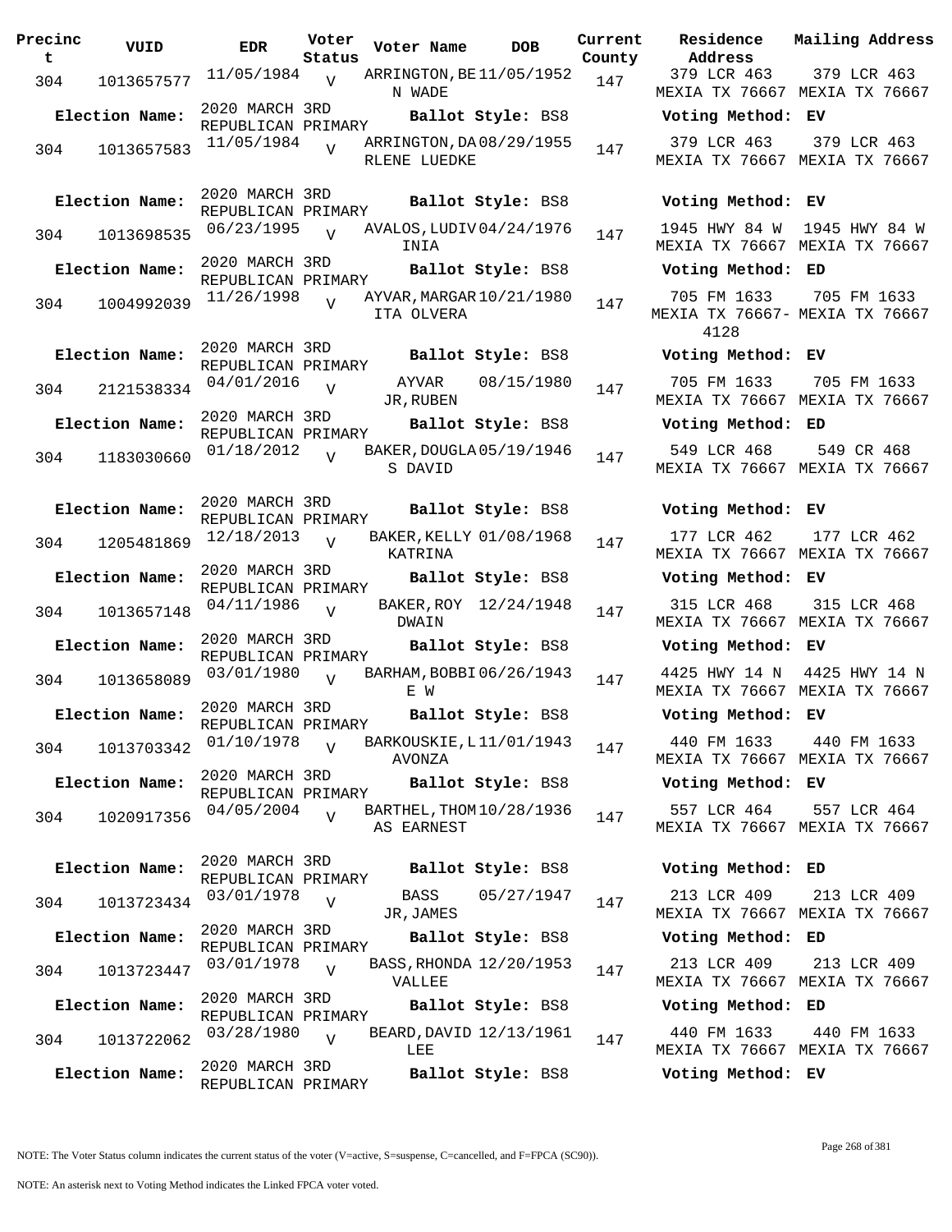| Precinct | VUID | EDR | Voter Status | Voter Name | DOB | Current County | Residence Address | Mailing Address |
|---|---|---|---|---|---|---|---|---|
| 304 | 1013657577 | 11/05/1984 | V | ARRINGTON,BEN WADE | 11/05/1952 | 147 | 379 LCR 463 MEXIA TX 76667 | 379 LCR 463 MEXIA TX 76667 |
| **Election Name:** | 2020 MARCH 3RD REPUBLICAN PRIMARY | | | **Ballot Style:** BS8 | | | **Voting Method:** EV | |
| 304 | 1013657583 | 11/05/1984 | V | ARRINGTON,DARLENE LUEDKE | 08/29/1955 | 147 | 379 LCR 463 MEXIA TX 76667 | 379 LCR 463 MEXIA TX 76667 |
| **Election Name:** | 2020 MARCH 3RD REPUBLICAN PRIMARY | | | **Ballot Style:** BS8 | | | **Voting Method:** EV | |
| 304 | 1013698535 | 06/23/1995 | V | AVALOS,LUDIVINIA | 04/24/1976 | 147 | 1945 HWY 84 W MEXIA TX 76667 | 1945 HWY 84 W MEXIA TX 76667 |
| **Election Name:** | 2020 MARCH 3RD REPUBLICAN PRIMARY | | | **Ballot Style:** BS8 | | | **Voting Method:** ED | |
| 304 | 1004992039 | 11/26/1998 | V | AYVAR,MARGARITA OLVERA | 10/21/1980 | 147 | 705 FM 1633 MEXIA TX 76667-4128 | 705 FM 1633 MEXIA TX 76667 |
| **Election Name:** | 2020 MARCH 3RD REPUBLICAN PRIMARY | | | **Ballot Style:** BS8 | | | **Voting Method:** EV | |
| 304 | 2121538334 | 04/01/2016 | V | AYVAR JR,RUBEN | 08/15/1980 | 147 | 705 FM 1633 MEXIA TX 76667 | 705 FM 1633 MEXIA TX 76667 |
| **Election Name:** | 2020 MARCH 3RD REPUBLICAN PRIMARY | | | **Ballot Style:** BS8 | | | **Voting Method:** ED | |
| 304 | 1183030660 | 01/18/2012 | V | BAKER,DOUGLAS DAVID | 05/19/1946 | 147 | 549 LCR 468 MEXIA TX 76667 | 549 CR 468 MEXIA TX 76667 |
| **Election Name:** | 2020 MARCH 3RD REPUBLICAN PRIMARY | | | **Ballot Style:** BS8 | | | **Voting Method:** EV | |
| 304 | 1205481869 | 12/18/2013 | V | BAKER,KELLY KATRINA | 01/08/1968 | 147 | 177 LCR 462 MEXIA TX 76667 | 177 LCR 462 MEXIA TX 76667 |
| **Election Name:** | 2020 MARCH 3RD REPUBLICAN PRIMARY | | | **Ballot Style:** BS8 | | | **Voting Method:** EV | |
| 304 | 1013657148 | 04/11/1986 | V | BAKER,ROY DWAIN | 12/24/1948 | 147 | 315 LCR 468 MEXIA TX 76667 | 315 LCR 468 MEXIA TX 76667 |
| **Election Name:** | 2020 MARCH 3RD REPUBLICAN PRIMARY | | | **Ballot Style:** BS8 | | | **Voting Method:** EV | |
| 304 | 1013658089 | 03/01/1980 | V | BARHAM,BOBBIE W | 06/26/1943 | 147 | 4425 HWY 14 N MEXIA TX 76667 | 4425 HWY 14 N MEXIA TX 76667 |
| **Election Name:** | 2020 MARCH 3RD REPUBLICAN PRIMARY | | | **Ballot Style:** BS8 | | | **Voting Method:** EV | |
| 304 | 1013703342 | 01/10/1978 | V | BARKOUSKIE,LAVONZA | 11/01/1943 | 147 | 440 FM 1633 MEXIA TX 76667 | 440 FM 1633 MEXIA TX 76667 |
| **Election Name:** | 2020 MARCH 3RD REPUBLICAN PRIMARY | | | **Ballot Style:** BS8 | | | **Voting Method:** EV | |
| 304 | 1020917356 | 04/05/2004 | V | BARTHEL,THOMAS EARNEST | 10/28/1936 | 147 | 557 LCR 464 MEXIA TX 76667 | 557 LCR 464 MEXIA TX 76667 |
| **Election Name:** | 2020 MARCH 3RD REPUBLICAN PRIMARY | | | **Ballot Style:** BS8 | | | **Voting Method:** ED | |
| 304 | 1013723434 | 03/01/1978 | V | BASS JR,JAMES | 05/27/1947 | 147 | 213 LCR 409 MEXIA TX 76667 | 213 LCR 409 MEXIA TX 76667 |
| **Election Name:** | 2020 MARCH 3RD REPUBLICAN PRIMARY | | | **Ballot Style:** BS8 | | | **Voting Method:** ED | |
| 304 | 1013723447 | 03/01/1978 | V | BASS,RHONDA VALLEE | 12/20/1953 | 147 | 213 LCR 409 MEXIA TX 76667 | 213 LCR 409 MEXIA TX 76667 |
| **Election Name:** | 2020 MARCH 3RD REPUBLICAN PRIMARY | | | **Ballot Style:** BS8 | | | **Voting Method:** ED | |
| 304 | 1013722062 | 03/28/1980 | V | BEARD,DAVID LEE | 12/13/1961 | 147 | 440 FM 1633 MEXIA TX 76667 | 440 FM 1633 MEXIA TX 76667 |
| **Election Name:** | 2020 MARCH 3RD REPUBLICAN PRIMARY | | | **Ballot Style:** BS8 | | | **Voting Method:** EV | |

NOTE: The Voter Status column indicates the current status of the voter (V=active, S=suspense, C=cancelled, and F=FPCA (SC90)).

NOTE: An asterisk next to Voting Method indicates the Linked FPCA voter voted.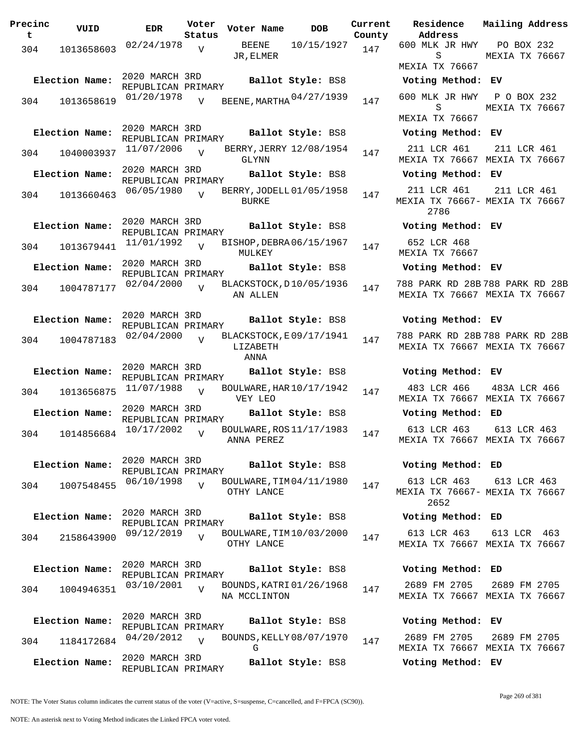| Precinct | VUID | EDR | Voter Status | Voter Name | DOB | Current County | Residence Address | Mailing Address |
|---|---|---|---|---|---|---|---|---|
| 304 | 1013658603 | 02/24/1978 | V | BEENE JR, ELMER | 10/15/1927 | 147 | 600 MLK JR HWY S MEXIA TX 76667 | PO BOX 232 MEXIA TX 76667 |
| Election Name: | 2020 MARCH 3RD REPUBLICAN PRIMARY | | | Ballot Style: BS8 | | | Voting Method: EV | |
| 304 | 1013658619 | 01/20/1978 | V | BEENE, MARTHA | 04/27/1939 | 147 | 600 MLK JR HWY S MEXIA TX 76667 | P O BOX 232 MEXIA TX 76667 |
| Election Name: | 2020 MARCH 3RD REPUBLICAN PRIMARY | | | Ballot Style: BS8 | | | Voting Method: EV | |
| 304 | 1040003937 | 11/07/2006 | V | BERRY, JERRY GLYNN | 12/08/1954 | 147 | 211 LCR 461 MEXIA TX 76667 | 211 LCR 461 MEXIA TX 76667 |
| Election Name: | 2020 MARCH 3RD REPUBLICAN PRIMARY | | | Ballot Style: BS8 | | | Voting Method: EV | |
| 304 | 1013660463 | 06/05/1980 | V | BERRY, JODELL BURKE | 01/05/1958 | 147 | 211 LCR 461 MEXIA TX 76667-2786 | 211 LCR 461 MEXIA TX 76667 |
| Election Name: | 2020 MARCH 3RD REPUBLICAN PRIMARY | | | Ballot Style: BS8 | | | Voting Method: EV | |
| 304 | 1013679441 | 11/01/1992 | V | BISHOP, DEBRA MULKEY | 06/15/1967 | 147 | 652 LCR 468 MEXIA TX 76667 | |
| Election Name: | 2020 MARCH 3RD REPUBLICAN PRIMARY | | | Ballot Style: BS8 | | | Voting Method: EV | |
| 304 | 1004787177 | 02/04/2000 | V | BLACKSTOCK, DAN ALLEN | 10/05/1936 | 147 | 788 PARK RD 28B MEXIA TX 76667 | 788 PARK RD 28B MEXIA TX 76667 |
| Election Name: | 2020 MARCH 3RD REPUBLICAN PRIMARY | | | Ballot Style: BS8 | | | Voting Method: EV | |
| 304 | 1004787183 | 02/04/2000 | V | BLACKSTOCK, ELIZABETH ANNA | 09/17/1941 | 147 | 788 PARK RD 28B MEXIA TX 76667 | 788 PARK RD 28B MEXIA TX 76667 |
| Election Name: | 2020 MARCH 3RD REPUBLICAN PRIMARY | | | Ballot Style: BS8 | | | Voting Method: EV | |
| 304 | 1013656875 | 11/07/1988 | V | BOULWARE, HARVEY LEO | 10/17/1942 | 147 | 483 LCR 466 MEXIA TX 76667 | 483A LCR 466 MEXIA TX 76667 |
| Election Name: | 2020 MARCH 3RD REPUBLICAN PRIMARY | | | Ballot Style: BS8 | | | Voting Method: ED | |
| 304 | 1014856684 | 10/17/2002 | V | BOULWARE, ROSANNA PEREZ | 11/17/1983 | 147 | 613 LCR 463 MEXIA TX 76667 | 613 LCR 463 MEXIA TX 76667 |
| Election Name: | 2020 MARCH 3RD REPUBLICAN PRIMARY | | | Ballot Style: BS8 | | | Voting Method: ED | |
| 304 | 1007548455 | 06/10/1998 | V | BOULWARE, TIMOTHY LANCE | 04/11/1980 | 147 | 613 LCR 463 MEXIA TX 76667-2652 | 613 LCR 463 MEXIA TX 76667 |
| Election Name: | 2020 MARCH 3RD REPUBLICAN PRIMARY | | | Ballot Style: BS8 | | | Voting Method: ED | |
| 304 | 2158643900 | 09/12/2019 | V | BOULWARE, TIMOTHY LANCE | 10/03/2000 | 147 | 613 LCR 463 MEXIA TX 76667 | 613 LCR 463 MEXIA TX 76667 |
| Election Name: | 2020 MARCH 3RD REPUBLICAN PRIMARY | | | Ballot Style: BS8 | | | Voting Method: ED | |
| 304 | 1004946351 | 03/10/2001 | V | BOUNDS, KATRINA MCCLINTON | 01/26/1968 | 147 | 2689 FM 2705 MEXIA TX 76667 | 2689 FM 2705 MEXIA TX 76667 |
| Election Name: | 2020 MARCH 3RD REPUBLICAN PRIMARY | | | Ballot Style: BS8 | | | Voting Method: EV | |
| 304 | 1184172684 | 04/20/2012 | V | BOUNDS, KELLY G | 08/07/1970 | 147 | 2689 FM 2705 MEXIA TX 76667 | 2689 FM 2705 MEXIA TX 76667 |
| Election Name: | 2020 MARCH 3RD REPUBLICAN PRIMARY | | | Ballot Style: BS8 | | | Voting Method: EV | |

NOTE: The Voter Status column indicates the current status of the voter (V=active, S=suspense, C=cancelled, and F=FPCA (SC90)).

NOTE: An asterisk next to Voting Method indicates the Linked FPCA voter voted.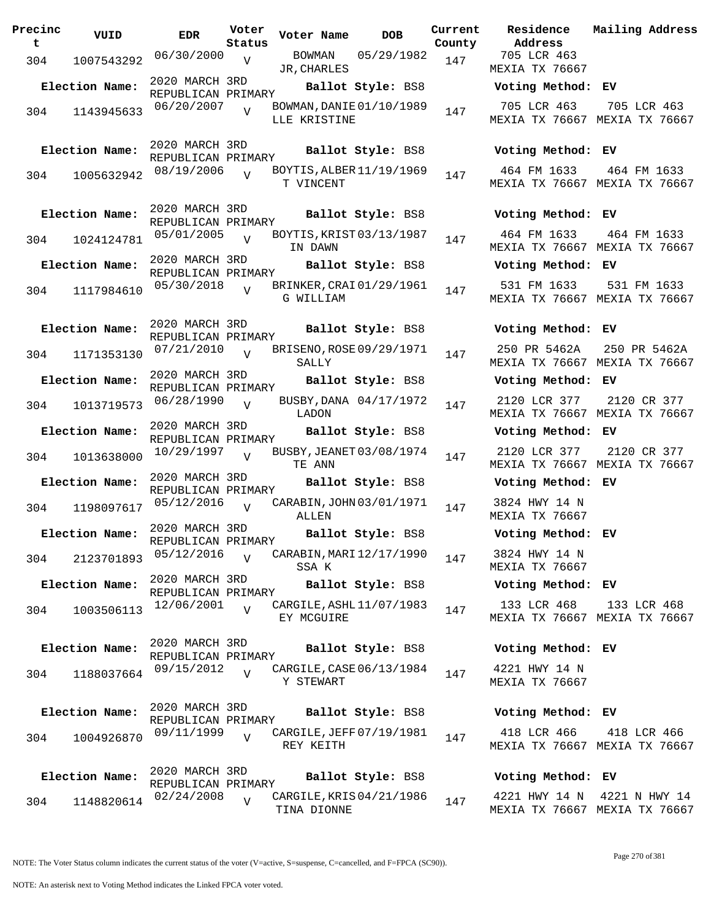| Precinct | VUID | EDR | Voter Status | Voter Name | DOB | Current County | Residence Address | Mailing Address |
|---|---|---|---|---|---|---|---|---|
| 304 | 1007543292 | 06/30/2000 | V | BOWMAN JR,CHARLES | 05/29/1982 | 147 | 705 LCR 463 MEXIA TX 76667 | |
| Election Name: | 2020 MARCH 3RD REPUBLICAN PRIMARY | | | Ballot Style: BS8 | | | Voting Method: EV | |
| 304 | 1143945633 | 06/20/2007 | V | BOWMAN,DANIELLE KRISTINE | 01/10/1989 | 147 | 705 LCR 463 MEXIA TX 76667 | 705 LCR 463 MEXIA TX 76667 |
| Election Name: | 2020 MARCH 3RD REPUBLICAN PRIMARY | | | Ballot Style: BS8 | | | Voting Method: EV | |
| 304 | 1005632942 | 08/19/2006 | V | BOYTIS,ALBERT VINCENT | 11/19/1969 | 147 | 464 FM 1633 MEXIA TX 76667 | 464 FM 1633 MEXIA TX 76667 |
| Election Name: | 2020 MARCH 3RD REPUBLICAN PRIMARY | | | Ballot Style: BS8 | | | Voting Method: EV | |
| 304 | 1024124781 | 05/01/2005 | V | BOYTIS,KRISTIN DAWN | 03/13/1987 | 147 | 464 FM 1633 MEXIA TX 76667 | 464 FM 1633 MEXIA TX 76667 |
| Election Name: | 2020 MARCH 3RD REPUBLICAN PRIMARY | | | Ballot Style: BS8 | | | Voting Method: EV | |
| 304 | 1117984610 | 05/30/2018 | V | BRINKER,CRAIG WILLIAM | 01/29/1961 | 147 | 531 FM 1633 MEXIA TX 76667 | 531 FM 1633 MEXIA TX 76667 |
| Election Name: | 2020 MARCH 3RD REPUBLICAN PRIMARY | | | Ballot Style: BS8 | | | Voting Method: EV | |
| 304 | 1171353130 | 07/21/2010 | V | BRISENO,ROSE SALLY | 09/29/1971 | 147 | 250 PR 5462A MEXIA TX 76667 | 250 PR 5462A MEXIA TX 76667 |
| Election Name: | 2020 MARCH 3RD REPUBLICAN PRIMARY | | | Ballot Style: BS8 | | | Voting Method: EV | |
| 304 | 1013719573 | 06/28/1990 | V | BUSBY,DANA LADON | 04/17/1972 | 147 | 2120 LCR 377 MEXIA TX 76667 | 2120 CR 377 MEXIA TX 76667 |
| Election Name: | 2020 MARCH 3RD REPUBLICAN PRIMARY | | | Ballot Style: BS8 | | | Voting Method: EV | |
| 304 | 1013638000 | 10/29/1997 | V | BUSBY,JEANETTE ANN | 03/08/1974 | 147 | 2120 LCR 377 MEXIA TX 76667 | 2120 CR 377 MEXIA TX 76667 |
| Election Name: | 2020 MARCH 3RD REPUBLICAN PRIMARY | | | Ballot Style: BS8 | | | Voting Method: EV | |
| 304 | 1198097617 | 05/12/2016 | V | CARABIN,JOHN ALLEN | 03/01/1971 | 147 | 3824 HWY 14 N MEXIA TX 76667 | |
| Election Name: | 2020 MARCH 3RD REPUBLICAN PRIMARY | | | Ballot Style: BS8 | | | Voting Method: EV | |
| 304 | 2123701893 | 05/12/2016 | V | CARABIN,MARISSA K | 12/17/1990 | 147 | 3824 HWY 14 N MEXIA TX 76667 | |
| Election Name: | 2020 MARCH 3RD REPUBLICAN PRIMARY | | | Ballot Style: BS8 | | | Voting Method: EV | |
| 304 | 1003506113 | 12/06/2001 | V | CARGILE,ASHLEY MCGUIRE | 11/07/1983 | 147 | 133 LCR 468 MEXIA TX 76667 | 133 LCR 468 MEXIA TX 76667 |
| Election Name: | 2020 MARCH 3RD REPUBLICAN PRIMARY | | | Ballot Style: BS8 | | | Voting Method: EV | |
| 304 | 1188037664 | 09/15/2012 | V | CARGILE,CASEY STEWART | 06/13/1984 | 147 | 4221 HWY 14 N MEXIA TX 76667 | |
| Election Name: | 2020 MARCH 3RD REPUBLICAN PRIMARY | | | Ballot Style: BS8 | | | Voting Method: EV | |
| 304 | 1004926870 | 09/11/1999 | V | CARGILE,JEFFREY KEITH | 07/19/1981 | 147 | 418 LCR 466 MEXIA TX 76667 | 418 LCR 466 MEXIA TX 76667 |
| Election Name: | 2020 MARCH 3RD REPUBLICAN PRIMARY | | | Ballot Style: BS8 | | | Voting Method: EV | |
| 304 | 1148820614 | 02/24/2008 | V | CARGILE,KRISTINA DIONNE | 04/21/1986 | 147 | 4221 HWY 14 N MEXIA TX 76667 | 4221 N HWY 14 MEXIA TX 76667 |

NOTE: The Voter Status column indicates the current status of the voter (V=active, S=suspense, C=cancelled, and F=FPCA (SC90)).

NOTE: An asterisk next to Voting Method indicates the Linked FPCA voter voted.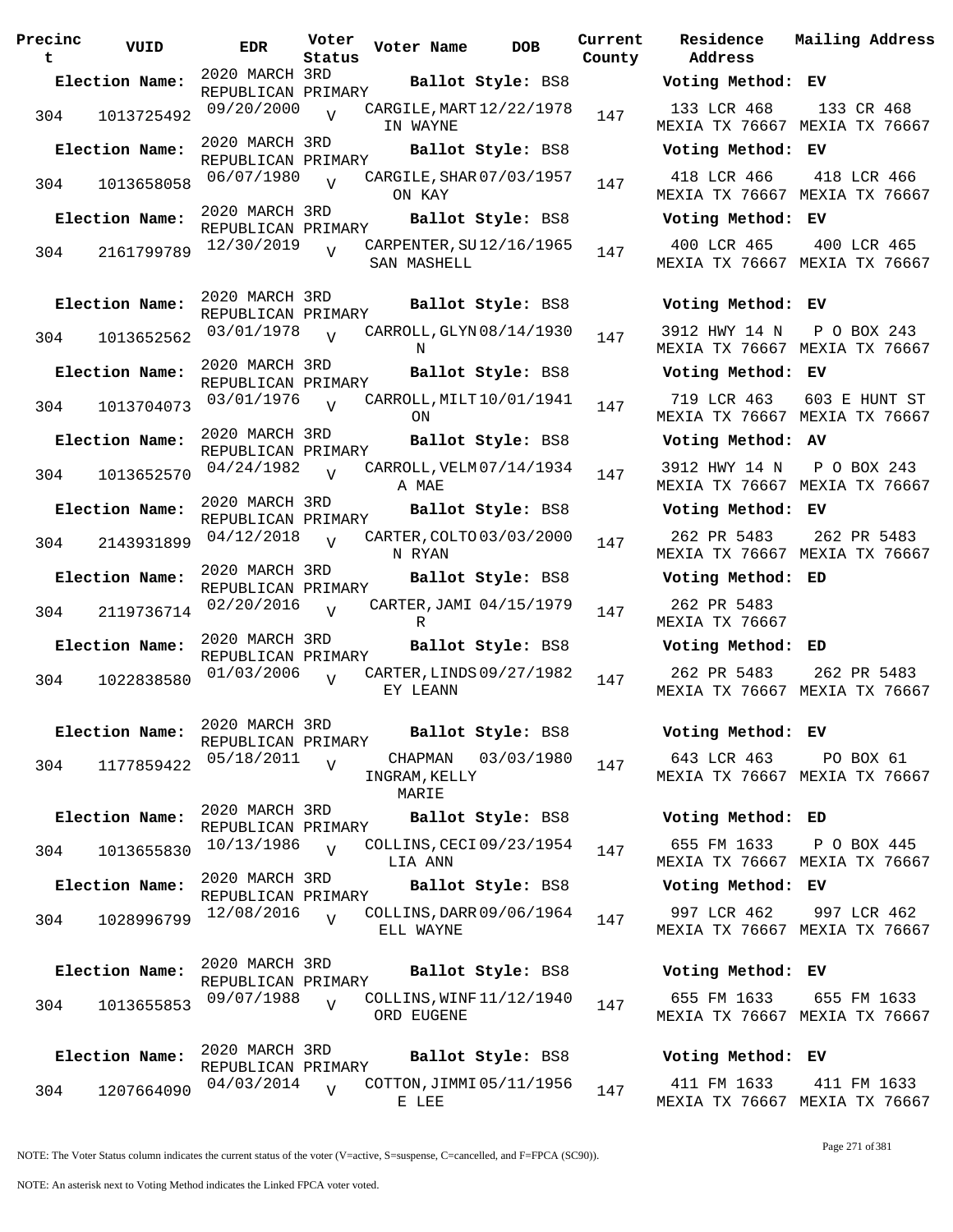| Precinct | VUID | EDR | Voter Status | Voter Name | DOB | Current County | Residence Address | Mailing Address |
|---|---|---|---|---|---|---|---|---|
| **Election Name:** | | 2020 MARCH 3RD REPUBLICAN PRIMARY | | **Ballot Style:** BS8 | | | **Voting Method:** EV | |
| 304 | 1013725492 | 09/20/2000 | V | CARGILE, MARTIN WAYNE | 12/22/1978 | 147 | 133 LCR 468 MEXIA TX 76667 | 133 CR 468 MEXIA TX 76667 |
| **Election Name:** | | 2020 MARCH 3RD REPUBLICAN PRIMARY | | **Ballot Style:** BS8 | | | **Voting Method:** EV | |
| 304 | 1013658058 | 06/07/1980 | V | CARGILE, SHARON KAY | 07/03/1957 | 147 | 418 LCR 466 MEXIA TX 76667 | 418 LCR 466 MEXIA TX 76667 |
| **Election Name:** | | 2020 MARCH 3RD REPUBLICAN PRIMARY | | **Ballot Style:** BS8 | | | **Voting Method:** EV | |
| 304 | 2161799789 | 12/30/2019 | V | CARPENTER, SUSAN MASHELL | 12/16/1965 | 147 | 400 LCR 465 MEXIA TX 76667 | 400 LCR 465 MEXIA TX 76667 |
| **Election Name:** | | 2020 MARCH 3RD REPUBLICAN PRIMARY | | **Ballot Style:** BS8 | | | **Voting Method:** EV | |
| 304 | 1013652562 | 03/01/1978 | V | CARROLL, GLYNN | 08/14/1930 | 147 | 3912 HWY 14 N MEXIA TX 76667 | P O BOX 243 MEXIA TX 76667 |
| **Election Name:** | | 2020 MARCH 3RD REPUBLICAN PRIMARY | | **Ballot Style:** BS8 | | | **Voting Method:** EV | |
| 304 | 1013704073 | 03/01/1976 | V | CARROLL, MILTON | 10/01/1941 | 147 | 719 LCR 463 MEXIA TX 76667 | 603 E HUNT ST MEXIA TX 76667 |
| **Election Name:** | | 2020 MARCH 3RD REPUBLICAN PRIMARY | | **Ballot Style:** BS8 | | | **Voting Method:** AV | |
| 304 | 1013652570 | 04/24/1982 | V | CARROLL, VELMA MAE | 07/14/1934 | 147 | 3912 HWY 14 N MEXIA TX 76667 | P O BOX 243 MEXIA TX 76667 |
| **Election Name:** | | 2020 MARCH 3RD REPUBLICAN PRIMARY | | **Ballot Style:** BS8 | | | **Voting Method:** EV | |
| 304 | 2143931899 | 04/12/2018 | V | CARTER, COLTON RYAN | 03/03/2000 | 147 | 262 PR 5483 MEXIA TX 76667 | 262 PR 5483 MEXIA TX 76667 |
| **Election Name:** | | 2020 MARCH 3RD REPUBLICAN PRIMARY | | **Ballot Style:** BS8 | | | **Voting Method:** ED | |
| 304 | 2119736714 | 02/20/2016 | V | CARTER, JAMIR | 04/15/1979 | 147 | 262 PR 5483 MEXIA TX 76667 | |
| **Election Name:** | | 2020 MARCH 3RD REPUBLICAN PRIMARY | | **Ballot Style:** BS8 | | | **Voting Method:** ED | |
| 304 | 1022838580 | 01/03/2006 | V | CARTER, LINDSEY LEANN | 09/27/1982 | 147 | 262 PR 5483 MEXIA TX 76667 | 262 PR 5483 MEXIA TX 76667 |
| **Election Name:** | | 2020 MARCH 3RD REPUBLICAN PRIMARY | | **Ballot Style:** BS8 | | | **Voting Method:** EV | |
| 304 | 1177859422 | 05/18/2011 | V | CHAPMAN INGRAM, KELLY MARIE | 03/03/1980 | 147 | 643 LCR 463 MEXIA TX 76667 | PO BOX 61 MEXIA TX 76667 |
| **Election Name:** | | 2020 MARCH 3RD REPUBLICAN PRIMARY | | **Ballot Style:** BS8 | | | **Voting Method:** ED | |
| 304 | 1013655830 | 10/13/1986 | V | COLLINS, CECILIA ANN | 09/23/1954 | 147 | 655 FM 1633 MEXIA TX 76667 | P O BOX 445 MEXIA TX 76667 |
| **Election Name:** | | 2020 MARCH 3RD REPUBLICAN PRIMARY | | **Ballot Style:** BS8 | | | **Voting Method:** EV | |
| 304 | 1028996799 | 12/08/2016 | V | COLLINS, DARRELL WAYNE | 09/06/1964 | 147 | 997 LCR 462 MEXIA TX 76667 | 997 LCR 462 MEXIA TX 76667 |
| **Election Name:** | | 2020 MARCH 3RD REPUBLICAN PRIMARY | | **Ballot Style:** BS8 | | | **Voting Method:** EV | |
| 304 | 1013655853 | 09/07/1988 | V | COLLINS, WINFORD EUGENE | 11/12/1940 | 147 | 655 FM 1633 MEXIA TX 76667 | 655 FM 1633 MEXIA TX 76667 |
| **Election Name:** | | 2020 MARCH 3RD REPUBLICAN PRIMARY | | **Ballot Style:** BS8 | | | **Voting Method:** EV | |
| 304 | 1207664090 | 04/03/2014 | V | COTTON, JIMMIE LEE | 05/11/1956 | 147 | 411 FM 1633 MEXIA TX 76667 | 411 FM 1633 MEXIA TX 76667 |

NOTE: The Voter Status column indicates the current status of the voter (V=active, S=suspense, C=cancelled, and F=FPCA (SC90)).

NOTE: An asterisk next to Voting Method indicates the Linked FPCA voter voted.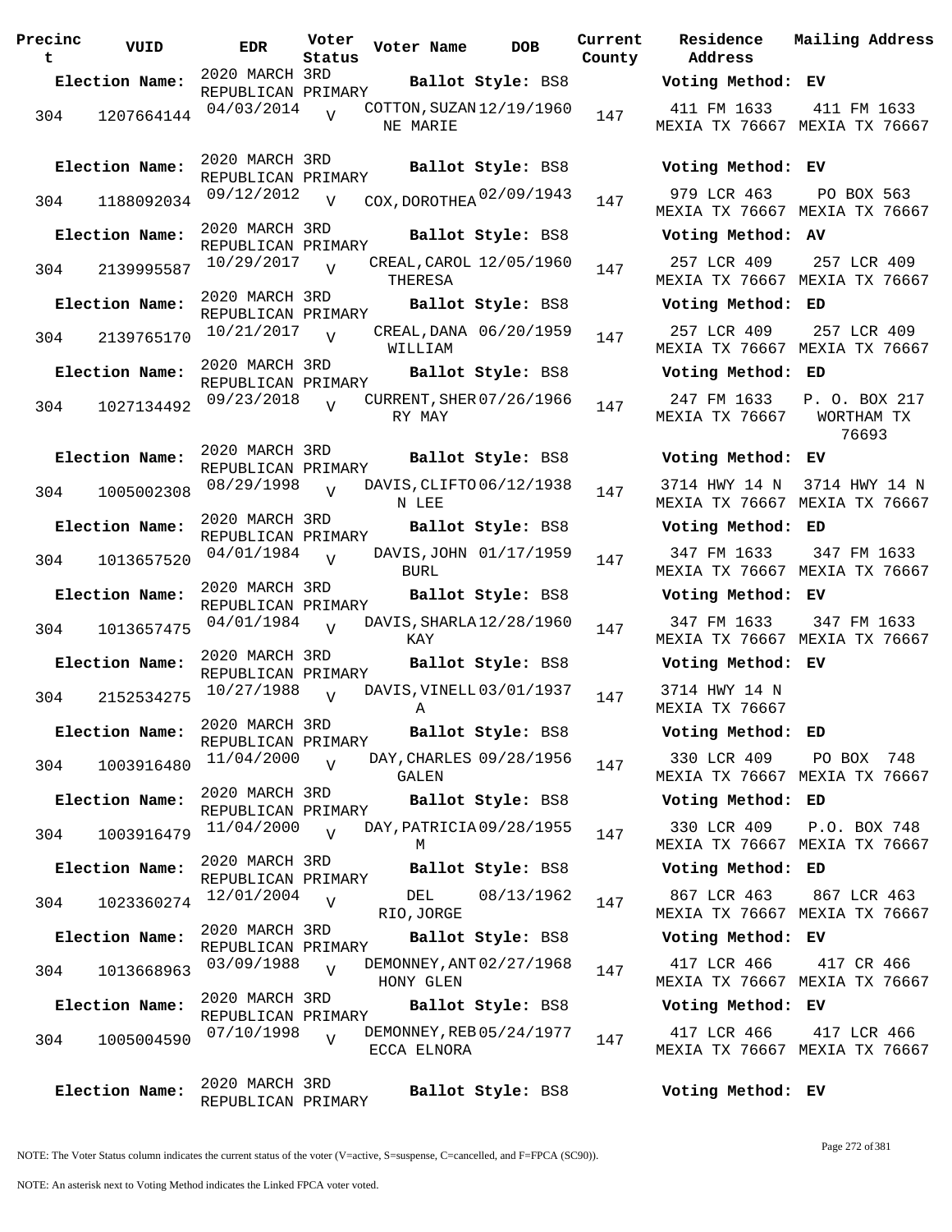| Precinct | VUID | EDR | Voter Status | Voter Name | DOB | Current County | Residence Address | Mailing Address |
|---|---|---|---|---|---|---|---|---|
| **Election Name:** | | 2020 MARCH 3RD REPUBLICAN PRIMARY | | **Ballot Style:** BS8 | | | **Voting Method:** EV | |
| 304 | 1207664144 | 04/03/2014 | V | COTTON,SUZANNE MARIE | 12/19/1960 | 147 | 411 FM 1633 MEXIA TX 76667 | 411 FM 1633 MEXIA TX 76667 |
| **Election Name:** | | 2020 MARCH 3RD REPUBLICAN PRIMARY | | **Ballot Style:** BS8 | | | **Voting Method:** EV | |
| 304 | 1188092034 | 09/12/2012 | V | COX,DOROTHEA | 02/09/1943 | 147 | 979 LCR 463 MEXIA TX 76667 | PO BOX 563 MEXIA TX 76667 |
| **Election Name:** | | 2020 MARCH 3RD REPUBLICAN PRIMARY | | **Ballot Style:** BS8 | | | **Voting Method:** AV | |
| 304 | 2139995587 | 10/29/2017 | V | CREAL,CAROL THERESA | 12/05/1960 | 147 | 257 LCR 409 MEXIA TX 76667 | 257 LCR 409 MEXIA TX 76667 |
| **Election Name:** | | 2020 MARCH 3RD REPUBLICAN PRIMARY | | **Ballot Style:** BS8 | | | **Voting Method:** ED | |
| 304 | 2139765170 | 10/21/2017 | V | CREAL,DANA WILLIAM | 06/20/1959 | 147 | 257 LCR 409 MEXIA TX 76667 | 257 LCR 409 MEXIA TX 76667 |
| **Election Name:** | | 2020 MARCH 3RD REPUBLICAN PRIMARY | | **Ballot Style:** BS8 | | | **Voting Method:** ED | |
| 304 | 1027134492 | 09/23/2018 | V | CURRENT,SHERRY MAY | 07/26/1966 | 147 | 247 FM 1633 MEXIA TX 76667 | P. O. BOX 217 WORTHAM TX 76693 |
| **Election Name:** | | 2020 MARCH 3RD REPUBLICAN PRIMARY | | **Ballot Style:** BS8 | | | **Voting Method:** EV | |
| 304 | 1005002308 | 08/29/1998 | V | DAVIS,CLIFTON LEE | 06/12/1938 | 147 | 3714 HWY 14 N MEXIA TX 76667 | 3714 HWY 14 N MEXIA TX 76667 |
| **Election Name:** | | 2020 MARCH 3RD REPUBLICAN PRIMARY | | **Ballot Style:** BS8 | | | **Voting Method:** ED | |
| 304 | 1013657520 | 04/01/1984 | V | DAVIS,JOHN BURL | 01/17/1959 | 147 | 347 FM 1633 MEXIA TX 76667 | 347 FM 1633 MEXIA TX 76667 |
| **Election Name:** | | 2020 MARCH 3RD REPUBLICAN PRIMARY | | **Ballot Style:** BS8 | | | **Voting Method:** EV | |
| 304 | 1013657475 | 04/01/1984 | V | DAVIS,SHARLA KAY | 12/28/1960 | 147 | 347 FM 1633 MEXIA TX 76667 | 347 FM 1633 MEXIA TX 76667 |
| **Election Name:** | | 2020 MARCH 3RD REPUBLICAN PRIMARY | | **Ballot Style:** BS8 | | | **Voting Method:** EV | |
| 304 | 2152534275 | 10/27/1988 | V | DAVIS,VINELLA | 03/01/1937 | 147 | 3714 HWY 14 N MEXIA TX 76667 | |
| **Election Name:** | | 2020 MARCH 3RD REPUBLICAN PRIMARY | | **Ballot Style:** BS8 | | | **Voting Method:** ED | |
| 304 | 1003916480 | 11/04/2000 | V | DAY,CHARLES GALEN | 09/28/1956 | 147 | 330 LCR 409 MEXIA TX 76667 | PO BOX 748 MEXIA TX 76667 |
| **Election Name:** | | 2020 MARCH 3RD REPUBLICAN PRIMARY | | **Ballot Style:** BS8 | | | **Voting Method:** ED | |
| 304 | 1003916479 | 11/04/2000 | V | DAY,PATRICIA M | 09/28/1955 | 147 | 330 LCR 409 MEXIA TX 76667 | P.O. BOX 748 MEXIA TX 76667 |
| **Election Name:** | | 2020 MARCH 3RD REPUBLICAN PRIMARY | | **Ballot Style:** BS8 | | | **Voting Method:** ED | |
| 304 | 1023360274 | 12/01/2004 | V | DEL RIO,JORGE | 08/13/1962 | 147 | 867 LCR 463 MEXIA TX 76667 | 867 LCR 463 MEXIA TX 76667 |
| **Election Name:** | | 2020 MARCH 3RD REPUBLICAN PRIMARY | | **Ballot Style:** BS8 | | | **Voting Method:** EV | |
| 304 | 1013668963 | 03/09/1988 | V | DEMONNEY,ANTHONY GLEN | 02/27/1968 | 147 | 417 LCR 466 MEXIA TX 76667 | 417 CR 466 MEXIA TX 76667 |
| **Election Name:** | | 2020 MARCH 3RD REPUBLICAN PRIMARY | | **Ballot Style:** BS8 | | | **Voting Method:** EV | |
| 304 | 1005004590 | 07/10/1998 | V | DEMONNEY,REBECCA ELNORA | 05/24/1977 | 147 | 417 LCR 466 MEXIA TX 76667 | 417 LCR 466 MEXIA TX 76667 |
| **Election Name:** | | 2020 MARCH 3RD REPUBLICAN PRIMARY | | **Ballot Style:** BS8 | | | **Voting Method:** EV | |

NOTE: The Voter Status column indicates the current status of the voter (V=active, S=suspense, C=cancelled, and F=FPCA (SC90)).

NOTE: An asterisk next to Voting Method indicates the Linked FPCA voter voted.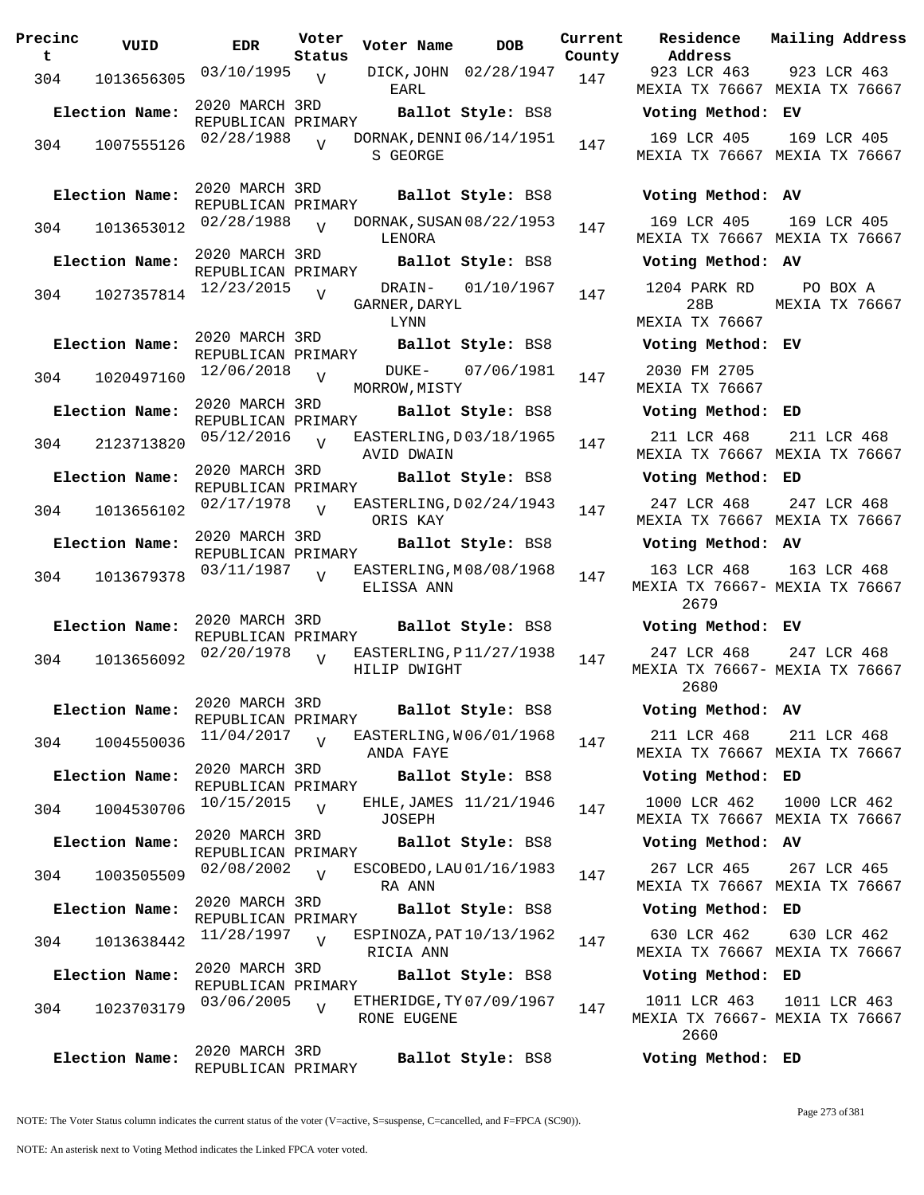| Precinct | VUID | EDR | Voter Status | Voter Name | DOB | Current County | Residence Address | Mailing Address |
|---|---|---|---|---|---|---|---|---|
| 304 | 1013656305 | 03/10/1995 | V | DICK, JOHN EARL | 02/28/1947 | 147 | 923 LCR 463 MEXIA TX 76667 | 923 LCR 463 MEXIA TX 76667 |
| **Election Name:** | | 2020 MARCH 3RD REPUBLICAN PRIMARY | | **Ballot Style:** BS8 | | | **Voting Method:** EV | |
| 304 | 1007555126 | 02/28/1988 | V | DORNAK, DENNIS GEORGE | 06/14/1951 | 147 | 169 LCR 405 MEXIA TX 76667 | 169 LCR 405 MEXIA TX 76667 |
| **Election Name:** | | 2020 MARCH 3RD REPUBLICAN PRIMARY | | **Ballot Style:** BS8 | | | **Voting Method:** AV | |
| 304 | 1013653012 | 02/28/1988 | V | DORNAK, SUSAN LENORA | 08/22/1953 | 147 | 169 LCR 405 MEXIA TX 76667 | 169 LCR 405 MEXIA TX 76667 |
| **Election Name:** | | 2020 MARCH 3RD REPUBLICAN PRIMARY | | **Ballot Style:** BS8 | | | **Voting Method:** AV | |
| 304 | 1027357814 | 12/23/2015 | V | DRAIN-GARNER, DARYL LYNN | 01/10/1967 | 147 | 1204 PARK RD 28B MEXIA TX 76667 | PO BOX A MEXIA TX 76667 |
| **Election Name:** | | 2020 MARCH 3RD REPUBLICAN PRIMARY | | **Ballot Style:** BS8 | | | **Voting Method:** EV | |
| 304 | 1020497160 | 12/06/2018 | V | DUKE-MORROW, MISTY | 07/06/1981 | 147 | 2030 FM 2705 MEXIA TX 76667 | |
| **Election Name:** | | 2020 MARCH 3RD REPUBLICAN PRIMARY | | **Ballot Style:** BS8 | | | **Voting Method:** ED | |
| 304 | 2123713820 | 05/12/2016 | V | EASTERLING, DAVID DWAIN | 03/18/1965 | 147 | 211 LCR 468 MEXIA TX 76667 | 211 LCR 468 MEXIA TX 76667 |
| **Election Name:** | | 2020 MARCH 3RD REPUBLICAN PRIMARY | | **Ballot Style:** BS8 | | | **Voting Method:** ED | |
| 304 | 1013656102 | 02/17/1978 | V | EASTERLING, DORIS KAY | 02/24/1943 | 147 | 247 LCR 468 MEXIA TX 76667 | 247 LCR 468 MEXIA TX 76667 |
| **Election Name:** | | 2020 MARCH 3RD REPUBLICAN PRIMARY | | **Ballot Style:** BS8 | | | **Voting Method:** AV | |
| 304 | 1013679378 | 03/11/1987 | V | EASTERLING, MELISSA ANN | 08/08/1968 | 147 | 163 LCR 468 MEXIA TX 76667-2679 | 163 LCR 468 MEXIA TX 76667 |
| **Election Name:** | | 2020 MARCH 3RD REPUBLICAN PRIMARY | | **Ballot Style:** BS8 | | | **Voting Method:** EV | |
| 304 | 1013656092 | 02/20/1978 | V | EASTERLING, PHILIP DWIGHT | 11/27/1938 | 147 | 247 LCR 468 MEXIA TX 76667-2680 | 247 LCR 468 MEXIA TX 76667 |
| **Election Name:** | | 2020 MARCH 3RD REPUBLICAN PRIMARY | | **Ballot Style:** BS8 | | | **Voting Method:** AV | |
| 304 | 1004550036 | 11/04/2017 | V | EASTERLING, WANDA FAYE | 06/01/1968 | 147 | 211 LCR 468 MEXIA TX 76667 | 211 LCR 468 MEXIA TX 76667 |
| **Election Name:** | | 2020 MARCH 3RD REPUBLICAN PRIMARY | | **Ballot Style:** BS8 | | | **Voting Method:** ED | |
| 304 | 1004530706 | 10/15/2015 | V | EHLE, JAMES JOSEPH | 11/21/1946 | 147 | 1000 LCR 462 MEXIA TX 76667 | 1000 LCR 462 MEXIA TX 76667 |
| **Election Name:** | | 2020 MARCH 3RD REPUBLICAN PRIMARY | | **Ballot Style:** BS8 | | | **Voting Method:** AV | |
| 304 | 1003505509 | 02/08/2002 | V | ESCOBEDO, LAURA ANN | 01/16/1983 | 147 | 267 LCR 465 MEXIA TX 76667 | 267 LCR 465 MEXIA TX 76667 |
| **Election Name:** | | 2020 MARCH 3RD REPUBLICAN PRIMARY | | **Ballot Style:** BS8 | | | **Voting Method:** ED | |
| 304 | 1013638442 | 11/28/1997 | V | ESPINOZA, PATRICIA ANN | 10/13/1962 | 147 | 630 LCR 462 MEXIA TX 76667 | 630 LCR 462 MEXIA TX 76667 |
| **Election Name:** | | 2020 MARCH 3RD REPUBLICAN PRIMARY | | **Ballot Style:** BS8 | | | **Voting Method:** ED | |
| 304 | 1023703179 | 03/06/2005 | V | ETHERIDGE, TYRONE EUGENE | 07/09/1967 | 147 | 1011 LCR 463 MEXIA TX 76667-2660 | 1011 LCR 463 MEXIA TX 76667 |
| **Election Name:** | | 2020 MARCH 3RD REPUBLICAN PRIMARY | | **Ballot Style:** BS8 | | | **Voting Method:** ED | |

NOTE: The Voter Status column indicates the current status of the voter (V=active, S=suspense, C=cancelled, and F=FPCA (SC90)).

NOTE: An asterisk next to Voting Method indicates the Linked FPCA voter voted.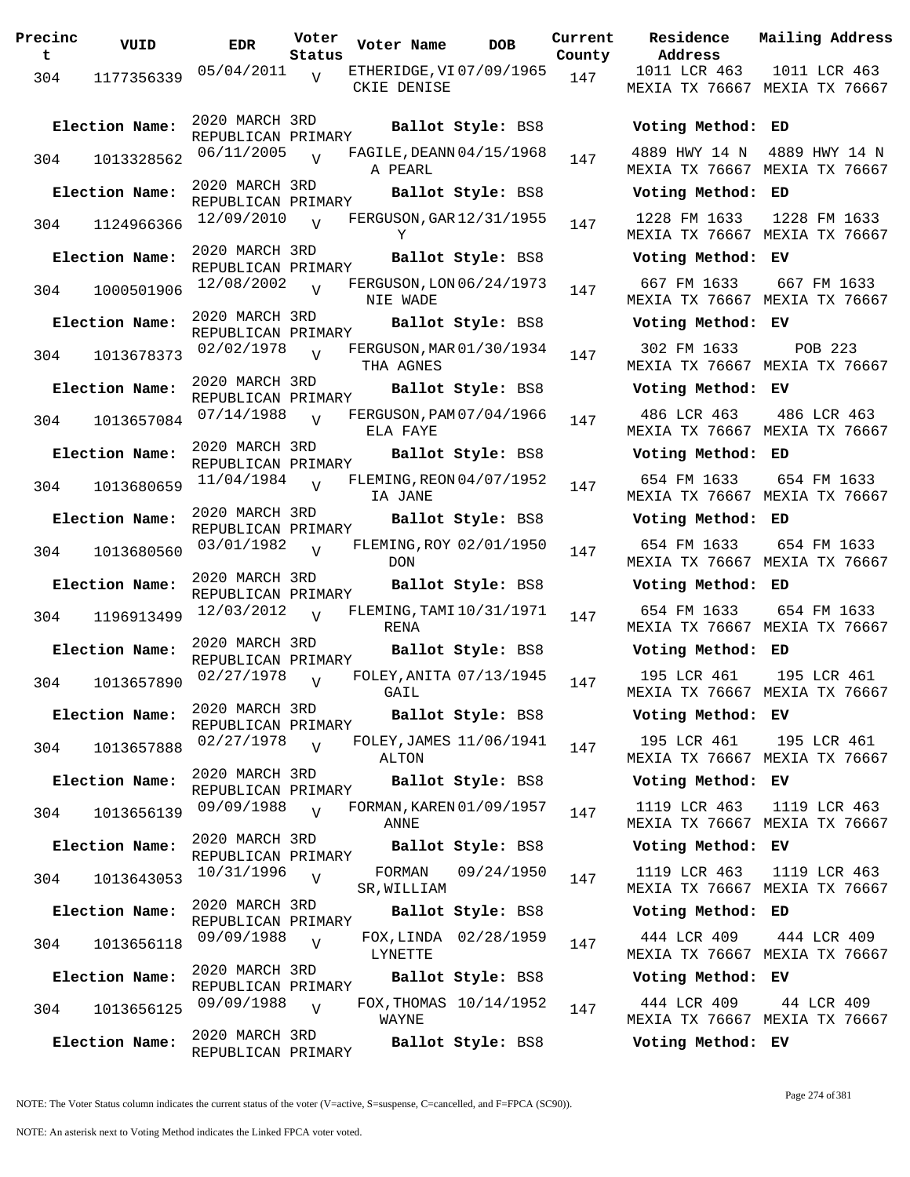| Precinct | VUID | EDR | Voter Status | Voter Name | DOB | Current County | Residence Address | Mailing Address |
|---|---|---|---|---|---|---|---|---|
| 304 | 1177356339 | 05/04/2011 | V | ETHERIDGE, VICKIE DENISE | 07/09/1965 | 147 | 1011 LCR 463 MEXIA TX 76667 | 1011 LCR 463 MEXIA TX 76667 |
| Election Name: | 2020 MARCH 3RD REPUBLICAN PRIMARY | | | Ballot Style: BS8 | | | Voting Method: ED | |
| 304 | 1013328562 | 06/11/2005 | V | FAGILE, DEANNA PEARL | 04/15/1968 | 147 | 4889 HWY 14 N MEXIA TX 76667 | 4889 HWY 14 N MEXIA TX 76667 |
| Election Name: | 2020 MARCH 3RD REPUBLICAN PRIMARY | | | Ballot Style: BS8 | | | Voting Method: ED | |
| 304 | 1124966366 | 12/09/2010 | V | FERGUSON, GARY | 12/31/1955 | 147 | 1228 FM 1633 MEXIA TX 76667 | 1228 FM 1633 MEXIA TX 76667 |
| Election Name: | 2020 MARCH 3RD REPUBLICAN PRIMARY | | | Ballot Style: BS8 | | | Voting Method: EV | |
| 304 | 1000501906 | 12/08/2002 | V | FERGUSON, LONNIE WADE | 06/24/1973 | 147 | 667 FM 1633 MEXIA TX 76667 | 667 FM 1633 MEXIA TX 76667 |
| Election Name: | 2020 MARCH 3RD REPUBLICAN PRIMARY | | | Ballot Style: BS8 | | | Voting Method: EV | |
| 304 | 1013678373 | 02/02/1978 | V | FERGUSON, MARTHA AGNES | 01/30/1934 | 147 | 302 FM 1633 MEXIA TX 76667 | POB 223 MEXIA TX 76667 |
| Election Name: | 2020 MARCH 3RD REPUBLICAN PRIMARY | | | Ballot Style: BS8 | | | Voting Method: EV | |
| 304 | 1013657084 | 07/14/1988 | V | FERGUSON, PAMELA FAYE | 07/04/1966 | 147 | 486 LCR 463 MEXIA TX 76667 | 486 LCR 463 MEXIA TX 76667 |
| Election Name: | 2020 MARCH 3RD REPUBLICAN PRIMARY | | | Ballot Style: BS8 | | | Voting Method: ED | |
| 304 | 1013680659 | 11/04/1984 | V | FLEMING, REONIA JANE | 04/07/1952 | 147 | 654 FM 1633 MEXIA TX 76667 | 654 FM 1633 MEXIA TX 76667 |
| Election Name: | 2020 MARCH 3RD REPUBLICAN PRIMARY | | | Ballot Style: BS8 | | | Voting Method: ED | |
| 304 | 1013680560 | 03/01/1982 | V | FLEMING, ROY DON | 02/01/1950 | 147 | 654 FM 1633 MEXIA TX 76667 | 654 FM 1633 MEXIA TX 76667 |
| Election Name: | 2020 MARCH 3RD REPUBLICAN PRIMARY | | | Ballot Style: BS8 | | | Voting Method: ED | |
| 304 | 1196913499 | 12/03/2012 | V | FLEMING, TAMIRENA | 10/31/1971 | 147 | 654 FM 1633 MEXIA TX 76667 | 654 FM 1633 MEXIA TX 76667 |
| Election Name: | 2020 MARCH 3RD REPUBLICAN PRIMARY | | | Ballot Style: BS8 | | | Voting Method: ED | |
| 304 | 1013657890 | 02/27/1978 | V | FOLEY, ANITA GAIL | 07/13/1945 | 147 | 195 LCR 461 MEXIA TX 76667 | 195 LCR 461 MEXIA TX 76667 |
| Election Name: | 2020 MARCH 3RD REPUBLICAN PRIMARY | | | Ballot Style: BS8 | | | Voting Method: EV | |
| 304 | 1013657888 | 02/27/1978 | V | FOLEY, JAMES ALTON | 11/06/1941 | 147 | 195 LCR 461 MEXIA TX 76667 | 195 LCR 461 MEXIA TX 76667 |
| Election Name: | 2020 MARCH 3RD REPUBLICAN PRIMARY | | | Ballot Style: BS8 | | | Voting Method: EV | |
| 304 | 1013656139 | 09/09/1988 | V | FORMAN, KAREN ANNE | 01/09/1957 | 147 | 1119 LCR 463 MEXIA TX 76667 | 1119 LCR 463 MEXIA TX 76667 |
| Election Name: | 2020 MARCH 3RD REPUBLICAN PRIMARY | | | Ballot Style: BS8 | | | Voting Method: EV | |
| 304 | 1013643053 | 10/31/1996 | V | FORMAN SR, WILLIAM | 09/24/1950 | 147 | 1119 LCR 463 MEXIA TX 76667 | 1119 LCR 463 MEXIA TX 76667 |
| Election Name: | 2020 MARCH 3RD REPUBLICAN PRIMARY | | | Ballot Style: BS8 | | | Voting Method: ED | |
| 304 | 1013656118 | 09/09/1988 | V | FOX, LINDA LYNETTE | 02/28/1959 | 147 | 444 LCR 409 MEXIA TX 76667 | 444 LCR 409 MEXIA TX 76667 |
| Election Name: | 2020 MARCH 3RD REPUBLICAN PRIMARY | | | Ballot Style: BS8 | | | Voting Method: EV | |
| 304 | 1013656125 | 09/09/1988 | V | FOX, THOMAS WAYNE | 10/14/1952 | 147 | 444 LCR 409 MEXIA TX 76667 | 44 LCR 409 MEXIA TX 76667 |
| Election Name: | 2020 MARCH 3RD REPUBLICAN PRIMARY | | | Ballot Style: BS8 | | | Voting Method: EV | |

NOTE: The Voter Status column indicates the current status of the voter (V=active, S=suspense, C=cancelled, and F=FPCA (SC90)).

NOTE: An asterisk next to Voting Method indicates the Linked FPCA voter voted.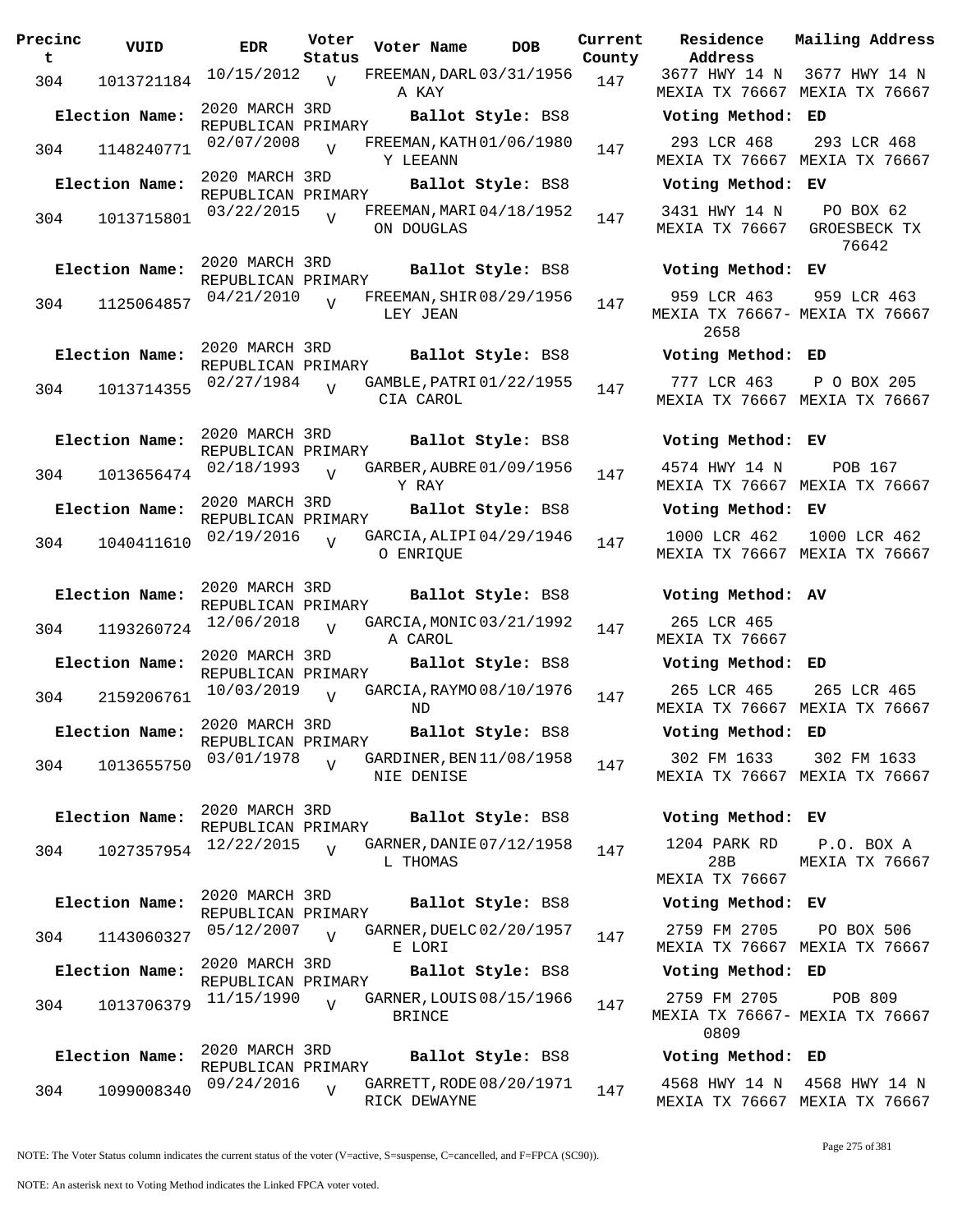| Precinct | VUID | EDR | Voter Status | Voter Name | DOB | Current County | Residence Address | Mailing Address |
|---|---|---|---|---|---|---|---|---|
| 304 | 1013721184 | 10/15/2012 | V | FREEMAN, DARLA KAY | 03/31/1956 | 147 | 3677 HWY 14 N MEXIA TX 76667 | 3677 HWY 14 N MEXIA TX 76667 |
| **Election Name:** | 2020 MARCH 3RD REPUBLICAN PRIMARY | | | **Ballot Style:** BS8 | | | **Voting Method:** ED | |
| 304 | 1148240771 | 02/07/2008 | V | FREEMAN, KATHY LEEANN | 01/06/1980 | 147 | 293 LCR 468 MEXIA TX 76667 | 293 LCR 468 MEXIA TX 76667 |
| **Election Name:** | 2020 MARCH 3RD REPUBLICAN PRIMARY | | | **Ballot Style:** BS8 | | | **Voting Method:** EV | |
| 304 | 1013715801 | 03/22/2015 | V | FREEMAN, MARION DOUGLAS | 04/18/1952 | 147 | 3431 HWY 14 N MEXIA TX 76667 | PO BOX 62 GROESBECK TX 76642 |
| **Election Name:** | 2020 MARCH 3RD REPUBLICAN PRIMARY | | | **Ballot Style:** BS8 | | | **Voting Method:** EV | |
| 304 | 1125064857 | 04/21/2010 | V | FREEMAN, SHIRLEY JEAN | 08/29/1956 | 147 | 959 LCR 463 MEXIA TX 76667-2658 | 959 LCR 463 MEXIA TX 76667 |
| **Election Name:** | 2020 MARCH 3RD REPUBLICAN PRIMARY | | | **Ballot Style:** BS8 | | | **Voting Method:** ED | |
| 304 | 1013714355 | 02/27/1984 | V | GAMBLE, PATRICIA CAROL | 01/22/1955 | 147 | 777 LCR 463 MEXIA TX 76667 | P O BOX 205 MEXIA TX 76667 |
| **Election Name:** | 2020 MARCH 3RD REPUBLICAN PRIMARY | | | **Ballot Style:** BS8 | | | **Voting Method:** EV | |
| 304 | 1013656474 | 02/18/1993 | V | GARBER, AUBREY RAY | 01/09/1956 | 147 | 4574 HWY 14 N MEXIA TX 76667 | POB 167 MEXIA TX 76667 |
| **Election Name:** | 2020 MARCH 3RD REPUBLICAN PRIMARY | | | **Ballot Style:** BS8 | | | **Voting Method:** EV | |
| 304 | 1040411610 | 02/19/2016 | V | GARCIA, ALIPIO ENRIQUE | 04/29/1946 | 147 | 1000 LCR 462 MEXIA TX 76667 | 1000 LCR 462 MEXIA TX 76667 |
| **Election Name:** | 2020 MARCH 3RD REPUBLICAN PRIMARY | | | **Ballot Style:** BS8 | | | **Voting Method:** AV | |
| 304 | 1193260724 | 12/06/2018 | V | GARCIA, MONICA CAROL | 03/21/1992 | 147 | 265 LCR 465 MEXIA TX 76667 | |
| **Election Name:** | 2020 MARCH 3RD REPUBLICAN PRIMARY | | | **Ballot Style:** BS8 | | | **Voting Method:** ED | |
| 304 | 2159206761 | 10/03/2019 | V | GARCIA, RAYMOND | 08/10/1976 | 147 | 265 LCR 465 MEXIA TX 76667 | 265 LCR 465 MEXIA TX 76667 |
| **Election Name:** | 2020 MARCH 3RD REPUBLICAN PRIMARY | | | **Ballot Style:** BS8 | | | **Voting Method:** ED | |
| 304 | 1013655750 | 03/01/1978 | V | GARDINER, BENNIE DENISE | 11/08/1958 | 147 | 302 FM 1633 MEXIA TX 76667 | 302 FM 1633 MEXIA TX 76667 |
| **Election Name:** | 2020 MARCH 3RD REPUBLICAN PRIMARY | | | **Ballot Style:** BS8 | | | **Voting Method:** EV | |
| 304 | 1027357954 | 12/22/2015 | V | GARNER, DANIEL THOMAS | 07/12/1958 | 147 | 1204 PARK RD 28B MEXIA TX 76667 | P.O. BOX A MEXIA TX 76667 |
| **Election Name:** | 2020 MARCH 3RD REPUBLICAN PRIMARY | | | **Ballot Style:** BS8 | | | **Voting Method:** EV | |
| 304 | 1143060327 | 05/12/2007 | V | GARNER, DUELCE LORI | 02/20/1957 | 147 | 2759 FM 2705 MEXIA TX 76667 | PO BOX 506 MEXIA TX 76667 |
| **Election Name:** | 2020 MARCH 3RD REPUBLICAN PRIMARY | | | **Ballot Style:** BS8 | | | **Voting Method:** ED | |
| 304 | 1013706379 | 11/15/1990 | V | GARNER, LOUIS BRINCE | 08/15/1966 | 147 | 2759 FM 2705 MEXIA TX 76667-0809 | POB 809 MEXIA TX 76667 |
| **Election Name:** | 2020 MARCH 3RD REPUBLICAN PRIMARY | | | **Ballot Style:** BS8 | | | **Voting Method:** ED | |
| 304 | 1099008340 | 09/24/2016 | V | GARRETT, RODERICK DEWAYNE | 08/20/1971 | 147 | 4568 HWY 14 N MEXIA TX 76667 | 4568 HWY 14 N MEXIA TX 76667 |

NOTE: The Voter Status column indicates the current status of the voter (V=active, S=suspense, C=cancelled, and F=FPCA (SC90)).

NOTE: An asterisk next to Voting Method indicates the Linked FPCA voter voted.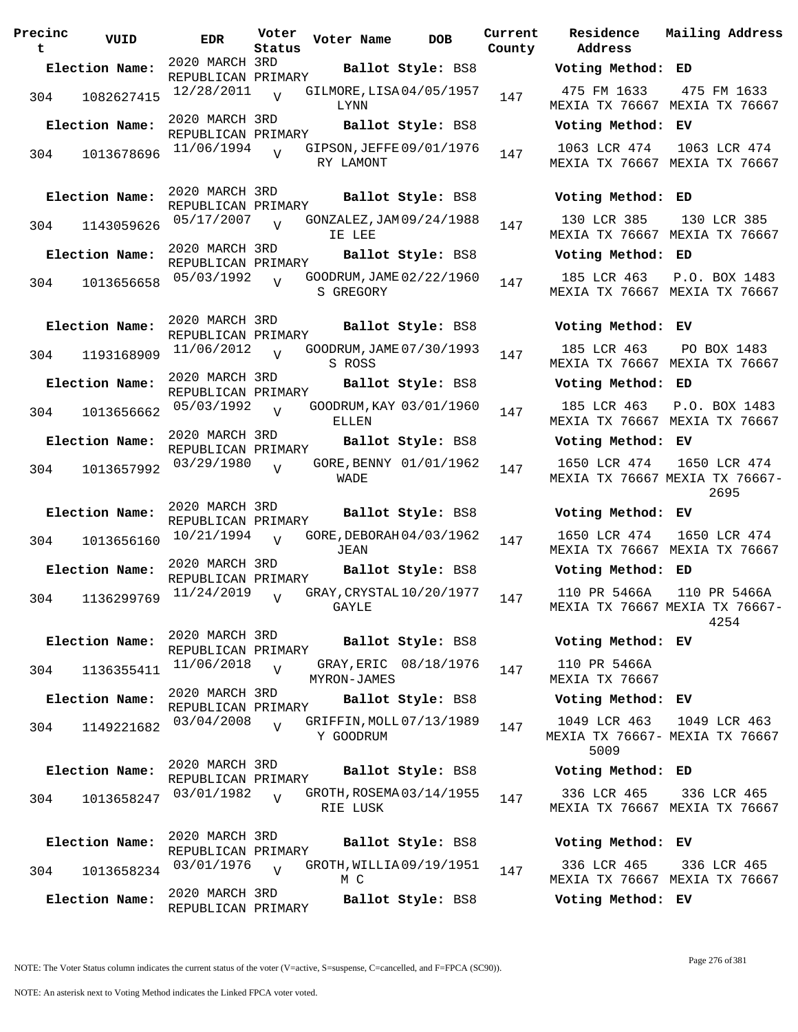| Precinct | VUID | EDR | Voter Status | Voter Name | DOB | Current County | Residence Address | Mailing Address |
|---|---|---|---|---|---|---|---|---|
| **Election Name:** | | 2020 MARCH 3RD REPUBLICAN PRIMARY | | **Ballot Style:** BS8 | | | **Voting Method:** ED | |
| 304 | 1082627415 | 12/28/2011 | V | GILMORE, LISA LYNN | 04/05/1957 | 147 | 475 FM 1633 MEXIA TX 76667 | 475 FM 1633 MEXIA TX 76667 |
| **Election Name:** | | 2020 MARCH 3RD REPUBLICAN PRIMARY | | **Ballot Style:** BS8 | | | **Voting Method:** EV | |
| 304 | 1013678696 | 11/06/1994 | V | GIPSON, JEFFERY LAMONT | 09/01/1976 | 147 | 1063 LCR 474 MEXIA TX 76667 | 1063 LCR 474 MEXIA TX 76667 |
| **Election Name:** | | 2020 MARCH 3RD REPUBLICAN PRIMARY | | **Ballot Style:** BS8 | | | **Voting Method:** ED | |
| 304 | 1143059626 | 05/17/2007 | V | GONZALEZ, JAMIE LEE | 09/24/1988 | 147 | 130 LCR 385 MEXIA TX 76667 | 130 LCR 385 MEXIA TX 76667 |
| **Election Name:** | | 2020 MARCH 3RD REPUBLICAN PRIMARY | | **Ballot Style:** BS8 | | | **Voting Method:** ED | |
| 304 | 1013656658 | 05/03/1992 | V | GOODRUM, JAMES GREGORY | 02/22/1960 | 147 | 185 LCR 463 MEXIA TX 76667 | P.O. BOX 1483 MEXIA TX 76667 |
| **Election Name:** | | 2020 MARCH 3RD REPUBLICAN PRIMARY | | **Ballot Style:** BS8 | | | **Voting Method:** EV | |
| 304 | 1193168909 | 11/06/2012 | V | GOODRUM, JAMES ROSS | 07/30/1993 | 147 | 185 LCR 463 MEXIA TX 76667 | PO BOX 1483 MEXIA TX 76667 |
| **Election Name:** | | 2020 MARCH 3RD REPUBLICAN PRIMARY | | **Ballot Style:** BS8 | | | **Voting Method:** ED | |
| 304 | 1013656662 | 05/03/1992 | V | GOODRUM, KAY ELLEN | 03/01/1960 | 147 | 185 LCR 463 MEXIA TX 76667 | P.O. BOX 1483 MEXIA TX 76667 |
| **Election Name:** | | 2020 MARCH 3RD REPUBLICAN PRIMARY | | **Ballot Style:** BS8 | | | **Voting Method:** EV | |
| 304 | 1013657992 | 03/29/1980 | V | GORE, BENNY WADE | 01/01/1962 | 147 | 1650 LCR 474 MEXIA TX 76667 | 1650 LCR 474 MEXIA TX 76667-2695 |
| **Election Name:** | | 2020 MARCH 3RD REPUBLICAN PRIMARY | | **Ballot Style:** BS8 | | | **Voting Method:** EV | |
| 304 | 1013656160 | 10/21/1994 | V | GORE, DEBORAH JEAN | 04/03/1962 | 147 | 1650 LCR 474 MEXIA TX 76667 | 1650 LCR 474 MEXIA TX 76667 |
| **Election Name:** | | 2020 MARCH 3RD REPUBLICAN PRIMARY | | **Ballot Style:** BS8 | | | **Voting Method:** ED | |
| 304 | 1136299769 | 11/24/2019 | V | GRAY, CRYSTAL GAYLE | 10/20/1977 | 147 | 110 PR 5466A MEXIA TX 76667 | 110 PR 5466A MEXIA TX 76667-4254 |
| **Election Name:** | | 2020 MARCH 3RD REPUBLICAN PRIMARY | | **Ballot Style:** BS8 | | | **Voting Method:** EV | |
| 304 | 1136355411 | 11/06/2018 | V | GRAY, ERIC MYRON-JAMES | 08/18/1976 | 147 | 110 PR 5466A MEXIA TX 76667 | |
| **Election Name:** | | 2020 MARCH 3RD REPUBLICAN PRIMARY | | **Ballot Style:** BS8 | | | **Voting Method:** EV | |
| 304 | 1149221682 | 03/04/2008 | V | GRIFFIN, MOLLY GOODRUM | 07/13/1989 | 147 | 1049 LCR 463 MEXIA TX 76667-5009 | 1049 LCR 463 MEXIA TX 76667 |
| **Election Name:** | | 2020 MARCH 3RD REPUBLICAN PRIMARY | | **Ballot Style:** BS8 | | | **Voting Method:** ED | |
| 304 | 1013658247 | 03/01/1982 | V | GROTH, ROSEMARIE LUSK | 03/14/1955 | 147 | 336 LCR 465 MEXIA TX 76667 | 336 LCR 465 MEXIA TX 76667 |
| **Election Name:** | | 2020 MARCH 3RD REPUBLICAN PRIMARY | | **Ballot Style:** BS8 | | | **Voting Method:** EV | |
| 304 | 1013658234 | 03/01/1976 | V | GROTH, WILLIAM C | 09/19/1951 | 147 | 336 LCR 465 MEXIA TX 76667 | 336 LCR 465 MEXIA TX 76667 |
| **Election Name:** | | 2020 MARCH 3RD REPUBLICAN PRIMARY | | **Ballot Style:** BS8 | | | **Voting Method:** EV | |

NOTE: The Voter Status column indicates the current status of the voter (V=active, S=suspense, C=cancelled, and F=FPCA (SC90)).

NOTE: An asterisk next to Voting Method indicates the Linked FPCA voter voted.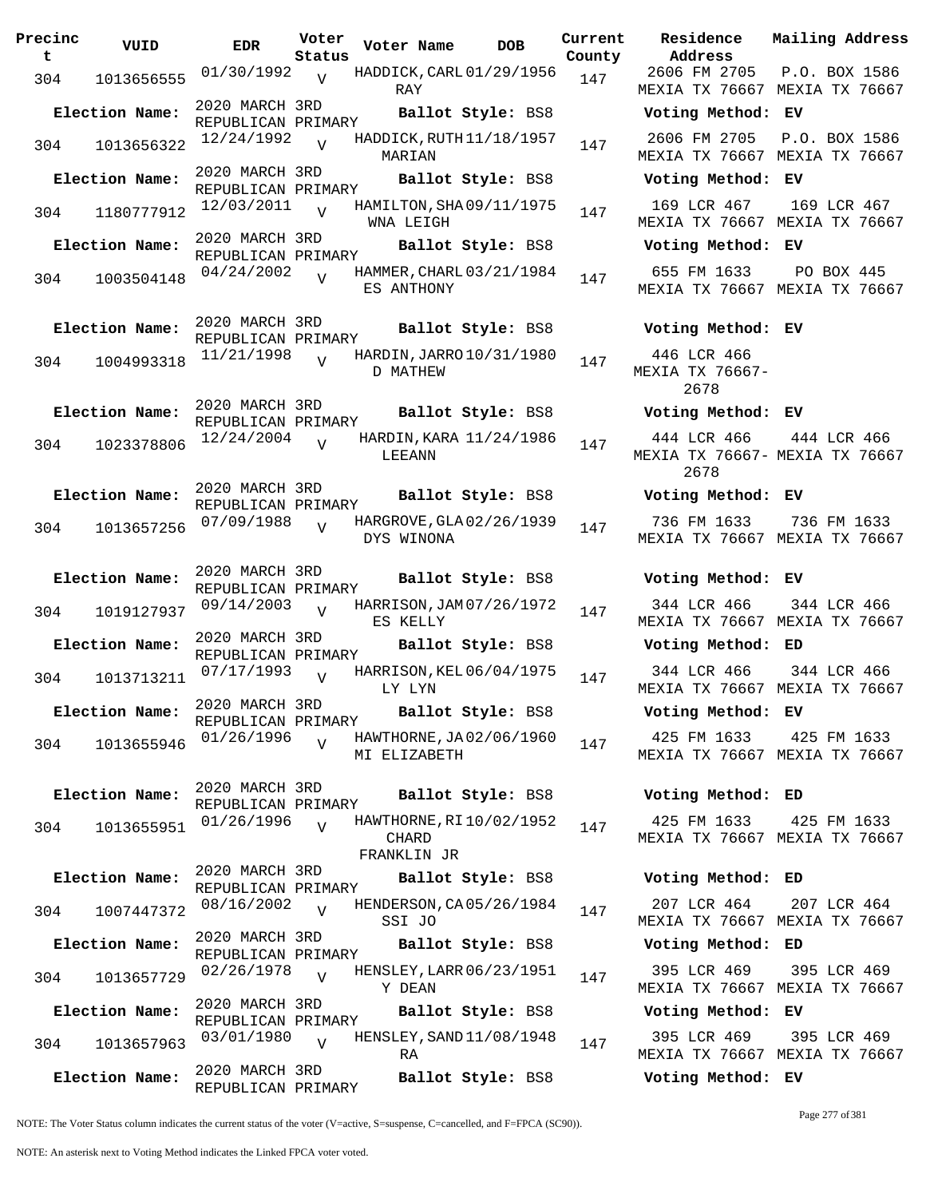| Precinct | VUID | EDR | Voter Status | Voter Name | DOB | Current County | Residence Address | Mailing Address |
|---|---|---|---|---|---|---|---|---|
| 304 | 1013656555 | 01/30/1992 | V | HADDICK, CARL RAY | 01/29/1956 | 147 | 2606 FM 2705 MEXIA TX 76667 | P.O. BOX 1586 MEXIA TX 76667 |
| Election Name: | 2020 MARCH 3RD REPUBLICAN PRIMARY | | | Ballot Style: BS8 | | | Voting Method: EV | |
| 304 | 1013656322 | 12/24/1992 | V | HADDICK, RUTH MARIAN | 11/18/1957 | 147 | 2606 FM 2705 MEXIA TX 76667 | P.O. BOX 1586 MEXIA TX 76667 |
| Election Name: | 2020 MARCH 3RD REPUBLICAN PRIMARY | | | Ballot Style: BS8 | | | Voting Method: EV | |
| 304 | 1180777912 | 12/03/2011 | V | HAMILTON, SHAWNA LEIGH | 09/11/1975 | 147 | 169 LCR 467 MEXIA TX 76667 | 169 LCR 467 MEXIA TX 76667 |
| Election Name: | 2020 MARCH 3RD REPUBLICAN PRIMARY | | | Ballot Style: BS8 | | | Voting Method: EV | |
| 304 | 1003504148 | 04/24/2002 | V | HAMMER, CHARLES ANTHONY | 03/21/1984 | 147 | 655 FM 1633 MEXIA TX 76667 | PO BOX 445 MEXIA TX 76667 |
| Election Name: | 2020 MARCH 3RD REPUBLICAN PRIMARY | | | Ballot Style: BS8 | | | Voting Method: EV | |
| 304 | 1004993318 | 11/21/1998 | V | HARDIN, JARROD MATHEW | 10/31/1980 | 147 | 446 LCR 466 MEXIA TX 76667-2678 | |
| Election Name: | 2020 MARCH 3RD REPUBLICAN PRIMARY | | | Ballot Style: BS8 | | | Voting Method: EV | |
| 304 | 1023378806 | 12/24/2004 | V | HARDIN, KARA LEEANN | 11/24/1986 | 147 | 444 LCR 466 MEXIA TX 76667-2678 | 444 LCR 466 MEXIA TX 76667 |
| Election Name: | 2020 MARCH 3RD REPUBLICAN PRIMARY | | | Ballot Style: BS8 | | | Voting Method: EV | |
| 304 | 1013657256 | 07/09/1988 | V | HARGROVE, GLADYS WINONA | 02/26/1939 | 147 | 736 FM 1633 MEXIA TX 76667 | 736 FM 1633 MEXIA TX 76667 |
| Election Name: | 2020 MARCH 3RD REPUBLICAN PRIMARY | | | Ballot Style: BS8 | | | Voting Method: EV | |
| 304 | 1019127937 | 09/14/2003 | V | HARRISON, JAMES KELLY | 07/26/1972 | 147 | 344 LCR 466 MEXIA TX 76667 | 344 LCR 466 MEXIA TX 76667 |
| Election Name: | 2020 MARCH 3RD REPUBLICAN PRIMARY | | | Ballot Style: BS8 | | | Voting Method: ED | |
| 304 | 1013713211 | 07/17/1993 | V | HARRISON, KELLY LYN | 06/04/1975 | 147 | 344 LCR 466 MEXIA TX 76667 | 344 LCR 466 MEXIA TX 76667 |
| Election Name: | 2020 MARCH 3RD REPUBLICAN PRIMARY | | | Ballot Style: BS8 | | | Voting Method: EV | |
| 304 | 1013655946 | 01/26/1996 | V | HAWTHORNE, JAMI ELIZABETH | 02/06/1960 | 147 | 425 FM 1633 MEXIA TX 76667 | 425 FM 1633 MEXIA TX 76667 |
| Election Name: | 2020 MARCH 3RD REPUBLICAN PRIMARY | | | Ballot Style: BS8 | | | Voting Method: ED | |
| 304 | 1013655951 | 01/26/1996 | V | HAWTHORNE, RICHARD FRANKLIN JR | 10/02/1952 | 147 | 425 FM 1633 MEXIA TX 76667 | 425 FM 1633 MEXIA TX 76667 |
| Election Name: | 2020 MARCH 3RD REPUBLICAN PRIMARY | | | Ballot Style: BS8 | | | Voting Method: ED | |
| 304 | 1007447372 | 08/16/2002 | V | HENDERSON, CASSI JO | 05/26/1984 | 147 | 207 LCR 464 MEXIA TX 76667 | 207 LCR 464 MEXIA TX 76667 |
| Election Name: | 2020 MARCH 3RD REPUBLICAN PRIMARY | | | Ballot Style: BS8 | | | Voting Method: ED | |
| 304 | 1013657729 | 02/26/1978 | V | HENSLEY, LARRY DEAN | 06/23/1951 | 147 | 395 LCR 469 MEXIA TX 76667 | 395 LCR 469 MEXIA TX 76667 |
| Election Name: | 2020 MARCH 3RD REPUBLICAN PRIMARY | | | Ballot Style: BS8 | | | Voting Method: EV | |
| 304 | 1013657963 | 03/01/1980 | V | HENSLEY, SANDRA | 11/08/1948 | 147 | 395 LCR 469 MEXIA TX 76667 | 395 LCR 469 MEXIA TX 76667 |
| Election Name: | 2020 MARCH 3RD REPUBLICAN PRIMARY | | | Ballot Style: BS8 | | | Voting Method: EV | |

NOTE: The Voter Status column indicates the current status of the voter (V=active, S=suspense, C=cancelled, and F=FPCA (SC90)).

NOTE: An asterisk next to Voting Method indicates the Linked FPCA voter voted.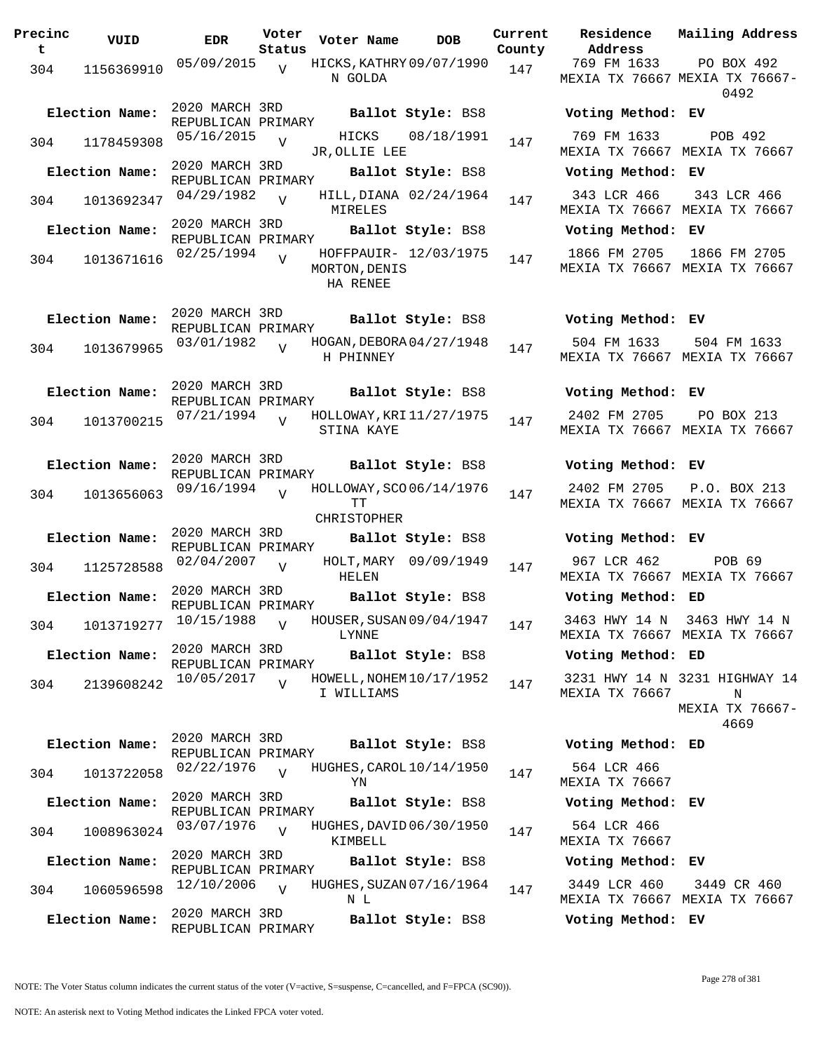| Precinct | VUID | EDR | Voter Status | Voter Name | DOB | Current County | Residence Address | Mailing Address |
|---|---|---|---|---|---|---|---|---|
| 304 | 1156369910 | 05/09/2015 | V | HICKS,KATHRYN GOLDA | 09/07/1990 | 147 | 769 FM 1633 MEXIA TX 76667 | PO BOX 492 MEXIA TX 76667-0492 |
| **Election Name:** | | 2020 MARCH 3RD REPUBLICAN PRIMARY | | **Ballot Style:** BS8 | | | **Voting Method:** EV | |
| 304 | 1178459308 | 05/16/2015 | V | HICKS JR,OLLIE LEE | 08/18/1991 | 147 | 769 FM 1633 MEXIA TX 76667 | POB 492 MEXIA TX 76667 |
| **Election Name:** | | 2020 MARCH 3RD REPUBLICAN PRIMARY | | **Ballot Style:** BS8 | | | **Voting Method:** EV | |
| 304 | 1013692347 | 04/29/1982 | V | HILL,DIANA MIRELES | 02/24/1964 | 147 | 343 LCR 466 MEXIA TX 76667 | 343 LCR 466 MEXIA TX 76667 |
| **Election Name:** | | 2020 MARCH 3RD REPUBLICAN PRIMARY | | **Ballot Style:** BS8 | | | **Voting Method:** EV | |
| 304 | 1013671616 | 02/25/1994 | V | HOFFPAUIR-MORTON,DENISHA RENEE | 12/03/1975 | 147 | 1866 FM 2705 MEXIA TX 76667 | 1866 FM 2705 MEXIA TX 76667 |
| **Election Name:** | | 2020 MARCH 3RD REPUBLICAN PRIMARY | | **Ballot Style:** BS8 | | | **Voting Method:** EV | |
| 304 | 1013679965 | 03/01/1982 | V | HOGAN,DEBORAH PHINNEY | 04/27/1948 | 147 | 504 FM 1633 MEXIA TX 76667 | 504 FM 1633 MEXIA TX 76667 |
| **Election Name:** | | 2020 MARCH 3RD REPUBLICAN PRIMARY | | **Ballot Style:** BS8 | | | **Voting Method:** EV | |
| 304 | 1013700215 | 07/21/1994 | V | HOLLOWAY,KRISTINA KAYE | 11/27/1975 | 147 | 2402 FM 2705 MEXIA TX 76667 | PO BOX 213 MEXIA TX 76667 |
| **Election Name:** | | 2020 MARCH 3RD REPUBLICAN PRIMARY | | **Ballot Style:** BS8 | | | **Voting Method:** EV | |
| 304 | 1013656063 | 09/16/1994 | V | HOLLOWAY,SCOTT CHRISTOPHER | 06/14/1976 | 147 | 2402 FM 2705 MEXIA TX 76667 | P.O. BOX 213 MEXIA TX 76667 |
| **Election Name:** | | 2020 MARCH 3RD REPUBLICAN PRIMARY | | **Ballot Style:** BS8 | | | **Voting Method:** EV | |
| 304 | 1125728588 | 02/04/2007 | V | HOLT,MARY HELEN | 09/09/1949 | 147 | 967 LCR 462 MEXIA TX 76667 | POB 69 MEXIA TX 76667 |
| **Election Name:** | | 2020 MARCH 3RD REPUBLICAN PRIMARY | | **Ballot Style:** BS8 | | | **Voting Method:** ED | |
| 304 | 1013719277 | 10/15/1988 | V | HOUSER,SUSAN LYNNE | 09/04/1947 | 147 | 3463 HWY 14 N MEXIA TX 76667 | 3463 HWY 14 N MEXIA TX 76667 |
| **Election Name:** | | 2020 MARCH 3RD REPUBLICAN PRIMARY | | **Ballot Style:** BS8 | | | **Voting Method:** ED | |
| 304 | 2139608242 | 10/05/2017 | V | HOWELL,NOHEMI WILLIAMS | 10/17/1952 | 147 | 3231 HWY 14 N MEXIA TX 76667 | 3231 HIGHWAY 14 N MEXIA TX 76667-4669 |
| **Election Name:** | | 2020 MARCH 3RD REPUBLICAN PRIMARY | | **Ballot Style:** BS8 | | | **Voting Method:** ED | |
| 304 | 1013722058 | 02/22/1976 | V | HUGHES,CAROLYN | 10/14/1950 | 147 | 564 LCR 466 MEXIA TX 76667 | |
| **Election Name:** | | 2020 MARCH 3RD REPUBLICAN PRIMARY | | **Ballot Style:** BS8 | | | **Voting Method:** EV | |
| 304 | 1008963024 | 03/07/1976 | V | HUGHES,DAVID KIMBELL | 06/30/1950 | 147 | 564 LCR 466 MEXIA TX 76667 | |
| **Election Name:** | | 2020 MARCH 3RD REPUBLICAN PRIMARY | | **Ballot Style:** BS8 | | | **Voting Method:** EV | |
| 304 | 1060596598 | 12/10/2006 | V | HUGHES,SUZAN L | 07/16/1964 | 147 | 3449 LCR 460 MEXIA TX 76667 | 3449 CR 460 MEXIA TX 76667 |
| **Election Name:** | | 2020 MARCH 3RD REPUBLICAN PRIMARY | | **Ballot Style:** BS8 | | | **Voting Method:** EV | |

NOTE: The Voter Status column indicates the current status of the voter (V=active, S=suspense, C=cancelled, and F=FPCA (SC90)).

NOTE: An asterisk next to Voting Method indicates the Linked FPCA voter voted.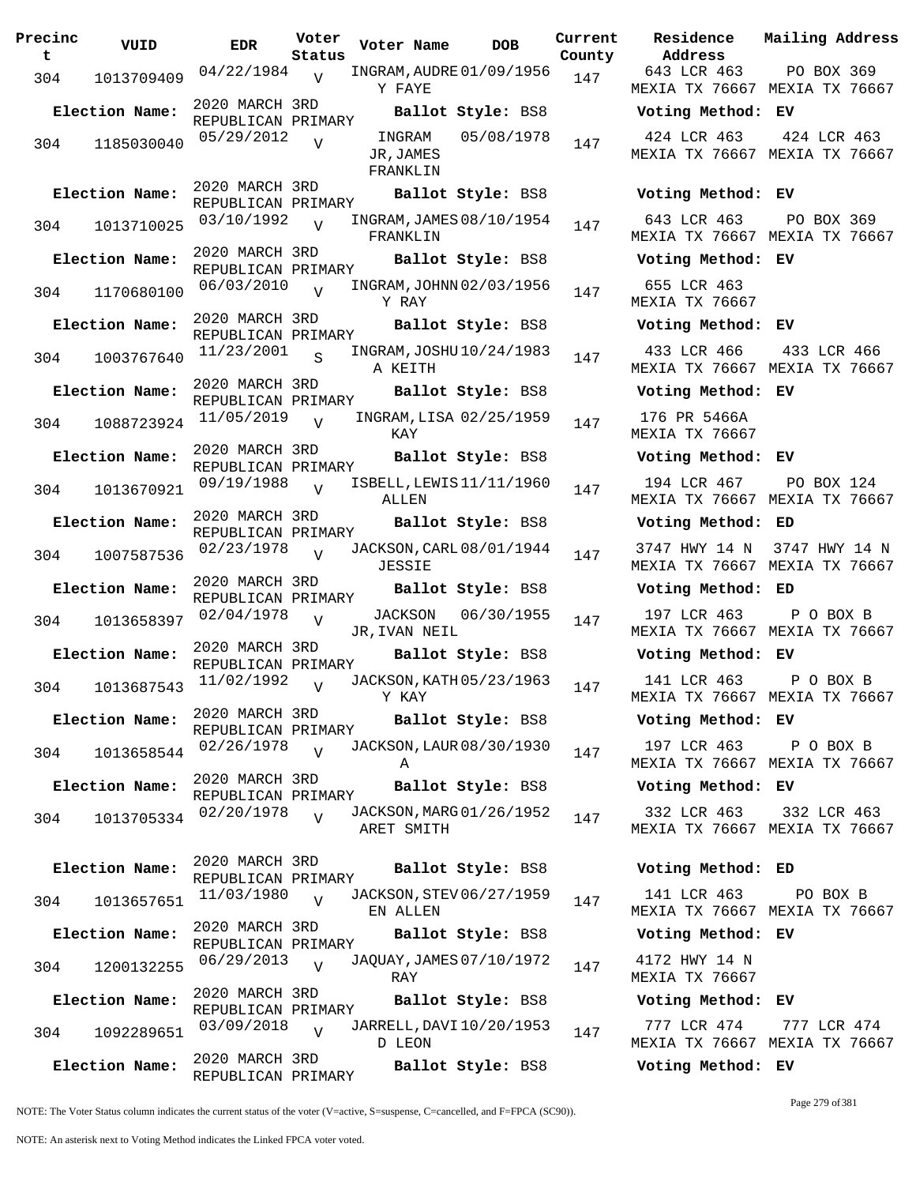| Precinct | VUID | EDR | Voter Status | Voter Name | DOB | Current County | Residence Address | Mailing Address |
|---|---|---|---|---|---|---|---|---|
| 304 | 1013709409 | 04/22/1984 | V | INGRAM,AUDREY FAYE | 01/09/1956 | 147 | 643 LCR 463 MEXIA TX 76667 | PO BOX 369 MEXIA TX 76667 |
| **Election Name:** | | 2020 MARCH 3RD REPUBLICAN PRIMARY | | **Ballot Style:** BS8 | | | **Voting Method: EV** | |
| 304 | 1185030040 | 05/29/2012 | V | INGRAM JR,JAMES FRANKLIN | 05/08/1978 | 147 | 424 LCR 463 MEXIA TX 76667 | 424 LCR 463 MEXIA TX 76667 |
| **Election Name:** | | 2020 MARCH 3RD REPUBLICAN PRIMARY | | **Ballot Style:** BS8 | | | **Voting Method: EV** | |
| 304 | 1013710025 | 03/10/1992 | V | INGRAM,JAMES FRANKLIN | 08/10/1954 | 147 | 643 LCR 463 MEXIA TX 76667 | PO BOX 369 MEXIA TX 76667 |
| **Election Name:** | | 2020 MARCH 3RD REPUBLICAN PRIMARY | | **Ballot Style:** BS8 | | | **Voting Method: EV** | |
| 304 | 1170680100 | 06/03/2010 | V | INGRAM,JOHNNY RAY | 02/03/1956 | 147 | 655 LCR 463 MEXIA TX 76667 | |
| **Election Name:** | | 2020 MARCH 3RD REPUBLICAN PRIMARY | | **Ballot Style:** BS8 | | | **Voting Method: EV** | |
| 304 | 1003767640 | 11/23/2001 | S | INGRAM,JOSHUA KEITH | 10/24/1983 | 147 | 433 LCR 466 MEXIA TX 76667 | 433 LCR 466 MEXIA TX 76667 |
| **Election Name:** | | 2020 MARCH 3RD REPUBLICAN PRIMARY | | **Ballot Style:** BS8 | | | **Voting Method: EV** | |
| 304 | 1088723924 | 11/05/2019 | V | INGRAM,LISA KAY | 02/25/1959 | 147 | 176 PR 5466A MEXIA TX 76667 | |
| **Election Name:** | | 2020 MARCH 3RD REPUBLICAN PRIMARY | | **Ballot Style:** BS8 | | | **Voting Method: EV** | |
| 304 | 1013670921 | 09/19/1988 | V | ISBELL,LEWIS ALLEN | 11/11/1960 | 147 | 194 LCR 467 MEXIA TX 76667 | PO BOX 124 MEXIA TX 76667 |
| **Election Name:** | | 2020 MARCH 3RD REPUBLICAN PRIMARY | | **Ballot Style:** BS8 | | | **Voting Method: ED** | |
| 304 | 1007587536 | 02/23/1978 | V | JACKSON,CARL JESSIE | 08/01/1944 | 147 | 3747 HWY 14 N MEXIA TX 76667 | 3747 HWY 14 N MEXIA TX 76667 |
| **Election Name:** | | 2020 MARCH 3RD REPUBLICAN PRIMARY | | **Ballot Style:** BS8 | | | **Voting Method: ED** | |
| 304 | 1013658397 | 02/04/1978 | V | JACKSON JR,IVAN NEIL | 06/30/1955 | 147 | 197 LCR 463 MEXIA TX 76667 | P O BOX B MEXIA TX 76667 |
| **Election Name:** | | 2020 MARCH 3RD REPUBLICAN PRIMARY | | **Ballot Style:** BS8 | | | **Voting Method: EV** | |
| 304 | 1013687543 | 11/02/1992 | V | JACKSON,KATHY KAY | 05/23/1963 | 147 | 141 LCR 463 MEXIA TX 76667 | P O BOX B MEXIA TX 76667 |
| **Election Name:** | | 2020 MARCH 3RD REPUBLICAN PRIMARY | | **Ballot Style:** BS8 | | | **Voting Method: EV** | |
| 304 | 1013658544 | 02/26/1978 | V | JACKSON,LAURA | 08/30/1930 | 147 | 197 LCR 463 MEXIA TX 76667 | P O BOX B MEXIA TX 76667 |
| **Election Name:** | | 2020 MARCH 3RD REPUBLICAN PRIMARY | | **Ballot Style:** BS8 | | | **Voting Method: EV** | |
| 304 | 1013705334 | 02/20/1978 | V | JACKSON,MARGARET SMITH | 01/26/1952 | 147 | 332 LCR 463 MEXIA TX 76667 | 332 LCR 463 MEXIA TX 76667 |
| **Election Name:** | | 2020 MARCH 3RD REPUBLICAN PRIMARY | | **Ballot Style:** BS8 | | | **Voting Method: ED** | |
| 304 | 1013657651 | 11/03/1980 | V | JACKSON,STEVEN ALLEN | 06/27/1959 | 147 | 141 LCR 463 MEXIA TX 76667 | PO BOX B MEXIA TX 76667 |
| **Election Name:** | | 2020 MARCH 3RD REPUBLICAN PRIMARY | | **Ballot Style:** BS8 | | | **Voting Method: EV** | |
| 304 | 1200132255 | 06/29/2013 | V | JAQUAY,JAMES RAY | 07/10/1972 | 147 | 4172 HWY 14 N MEXIA TX 76667 | |
| **Election Name:** | | 2020 MARCH 3RD REPUBLICAN PRIMARY | | **Ballot Style:** BS8 | | | **Voting Method: EV** | |
| 304 | 1092289651 | 03/09/2018 | V | JARRELL,DAVID LEON | 10/20/1953 | 147 | 777 LCR 474 MEXIA TX 76667 | 777 LCR 474 MEXIA TX 76667 |
| **Election Name:** | | 2020 MARCH 3RD REPUBLICAN PRIMARY | | **Ballot Style:** BS8 | | | **Voting Method: EV** | |

NOTE: The Voter Status column indicates the current status of the voter (V=active, S=suspense, C=cancelled, and F=FPCA (SC90)).

NOTE: An asterisk next to Voting Method indicates the Linked FPCA voter voted.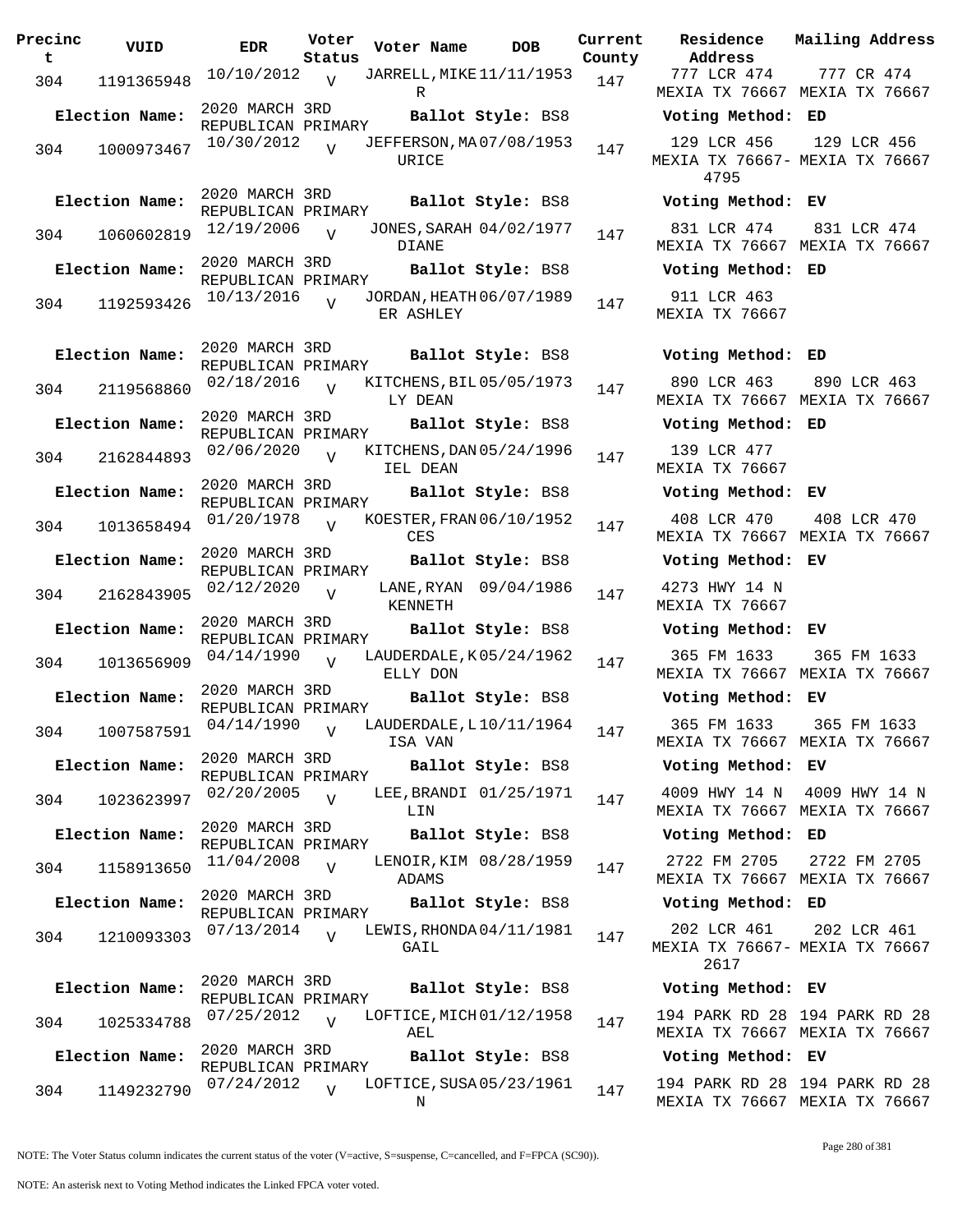| Precinct | VUID | EDR | Voter Status | Voter Name | DOB | Current County | Residence Address | Mailing Address |
|---|---|---|---|---|---|---|---|---|
| 304 | 1191365948 | 10/10/2012 | V | JARRELL, MIKE R | 11/11/1953 | 147 | 777 LCR 474 MEXIA TX 76667 | 777 CR 474 MEXIA TX 76667 |
| Election Name: | 2020 MARCH 3RD REPUBLICAN PRIMARY | | | Ballot Style: BS8 | | | Voting Method: ED | |
| 304 | 1000973467 | 10/30/2012 | V | JEFFERSON, MAURICE | 07/08/1953 | 147 | 129 LCR 456 MEXIA TX 76667-4795 | 129 LCR 456 MEXIA TX 76667 |
| Election Name: | 2020 MARCH 3RD REPUBLICAN PRIMARY | | | Ballot Style: BS8 | | | Voting Method: EV | |
| 304 | 1060602819 | 12/19/2006 | V | JONES, SARAH DIANE | 04/02/1977 | 147 | 831 LCR 474 MEXIA TX 76667 | 831 LCR 474 MEXIA TX 76667 |
| Election Name: | 2020 MARCH 3RD REPUBLICAN PRIMARY | | | Ballot Style: BS8 | | | Voting Method: ED | |
| 304 | 1192593426 | 10/13/2016 | V | JORDAN, HEATHER ASHLEY | 06/07/1989 | 147 | 911 LCR 463 MEXIA TX 76667 | |
| Election Name: | 2020 MARCH 3RD REPUBLICAN PRIMARY | | | Ballot Style: BS8 | | | Voting Method: ED | |
| 304 | 2119568860 | 02/18/2016 | V | KITCHENS, BILLY DEAN | 05/05/1973 | 147 | 890 LCR 463 MEXIA TX 76667 | 890 LCR 463 MEXIA TX 76667 |
| Election Name: | 2020 MARCH 3RD REPUBLICAN PRIMARY | | | Ballot Style: BS8 | | | Voting Method: ED | |
| 304 | 2162844893 | 02/06/2020 | V | KITCHENS, DANIEL DEAN | 05/24/1996 | 147 | 139 LCR 477 MEXIA TX 76667 | |
| Election Name: | 2020 MARCH 3RD REPUBLICAN PRIMARY | | | Ballot Style: BS8 | | | Voting Method: EV | |
| 304 | 1013658494 | 01/20/1978 | V | KOESTER, FRANCES | 06/10/1952 | 147 | 408 LCR 470 MEXIA TX 76667 | 408 LCR 470 MEXIA TX 76667 |
| Election Name: | 2020 MARCH 3RD REPUBLICAN PRIMARY | | | Ballot Style: BS8 | | | Voting Method: EV | |
| 304 | 2162843905 | 02/12/2020 | V | LANE, RYAN KENNETH | 09/04/1986 | 147 | 4273 HWY 14 N MEXIA TX 76667 | |
| Election Name: | 2020 MARCH 3RD REPUBLICAN PRIMARY | | | Ballot Style: BS8 | | | Voting Method: EV | |
| 304 | 1013656909 | 04/14/1990 | V | LAUDERDALE, KELLY DON | 05/24/1962 | 147 | 365 FM 1633 MEXIA TX 76667 | 365 FM 1633 MEXIA TX 76667 |
| Election Name: | 2020 MARCH 3RD REPUBLICAN PRIMARY | | | Ballot Style: BS8 | | | Voting Method: EV | |
| 304 | 1007587591 | 04/14/1990 | V | LAUDERDALE, LISA VAN | 10/11/1964 | 147 | 365 FM 1633 MEXIA TX 76667 | 365 FM 1633 MEXIA TX 76667 |
| Election Name: | 2020 MARCH 3RD REPUBLICAN PRIMARY | | | Ballot Style: BS8 | | | Voting Method: EV | |
| 304 | 1023623997 | 02/20/2005 | V | LEE, BRANDILIN | 01/25/1971 | 147 | 4009 HWY 14 N MEXIA TX 76667 | 4009 HWY 14 N MEXIA TX 76667 |
| Election Name: | 2020 MARCH 3RD REPUBLICAN PRIMARY | | | Ballot Style: BS8 | | | Voting Method: ED | |
| 304 | 1158913650 | 11/04/2008 | V | LENOIR, KIM ADAMS | 08/28/1959 | 147 | 2722 FM 2705 MEXIA TX 76667 | 2722 FM 2705 MEXIA TX 76667 |
| Election Name: | 2020 MARCH 3RD REPUBLICAN PRIMARY | | | Ballot Style: BS8 | | | Voting Method: ED | |
| 304 | 1210093303 | 07/13/2014 | V | LEWIS, RHONDA GAIL | 04/11/1981 | 147 | 202 LCR 461 MEXIA TX 76667-2617 | 202 LCR 461 MEXIA TX 76667 |
| Election Name: | 2020 MARCH 3RD REPUBLICAN PRIMARY | | | Ballot Style: BS8 | | | Voting Method: EV | |
| 304 | 1025334788 | 07/25/2012 | V | LOFTICE, MICHAEL | 01/12/1958 | 147 | 194 PARK RD 28 MEXIA TX 76667 | 194 PARK RD 28 MEXIA TX 76667 |
| Election Name: | 2020 MARCH 3RD REPUBLICAN PRIMARY | | | Ballot Style: BS8 | | | Voting Method: EV | |
| 304 | 1149232790 | 07/24/2012 | V | LOFTICE, SUSAN | 05/23/1961 | 147 | 194 PARK RD 28 MEXIA TX 76667 | 194 PARK RD 28 MEXIA TX 76667 |

NOTE: The Voter Status column indicates the current status of the voter (V=active, S=suspense, C=cancelled, and F=FPCA (SC90)).

NOTE: An asterisk next to Voting Method indicates the Linked FPCA voter voted.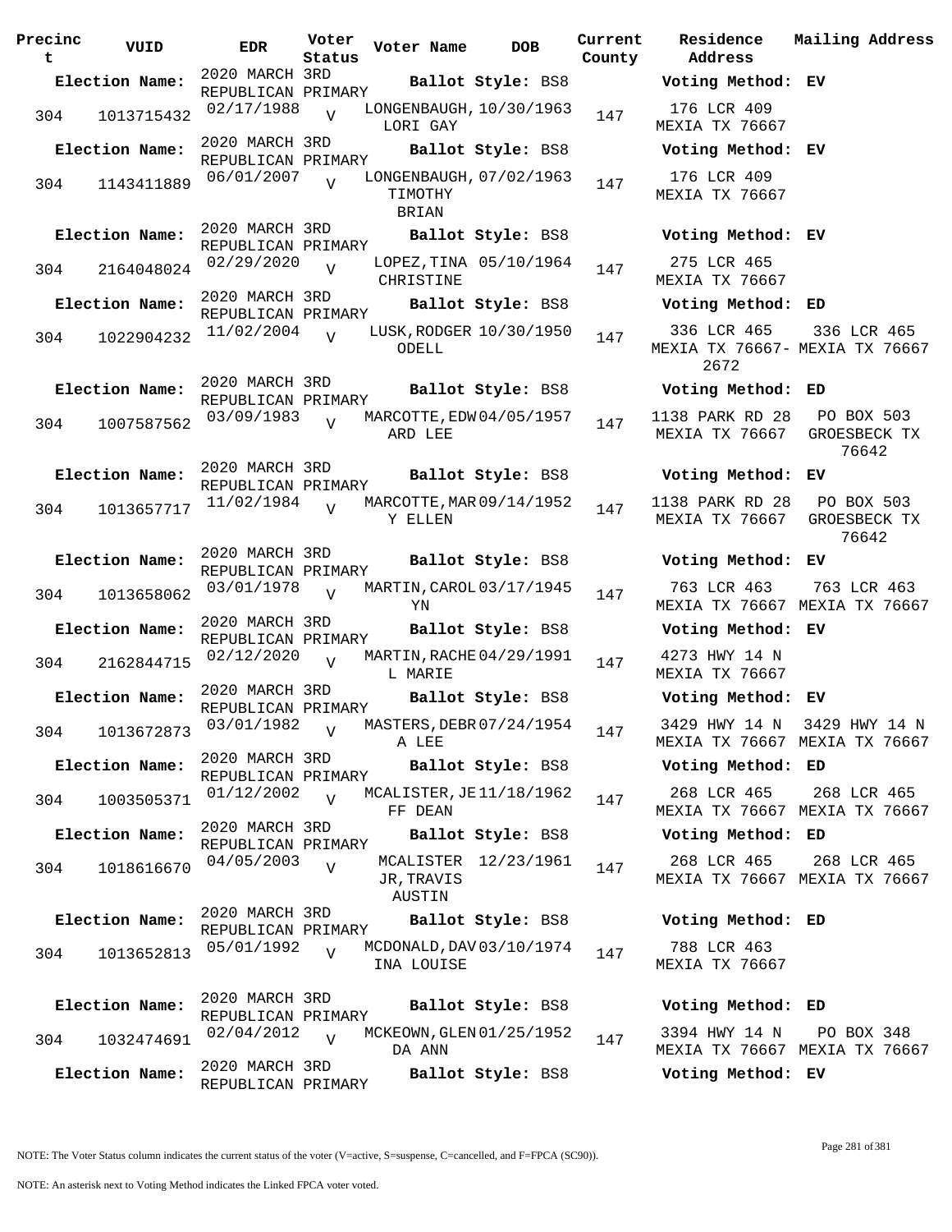| Precinct | VUID | EDR | Voter Status | Voter Name | DOB | Current County | Residence Address | Mailing Address |
|---|---|---|---|---|---|---|---|---|
| **Election Name:** | | 2020 MARCH 3RD REPUBLICAN PRIMARY | | **Ballot Style:** BS8 | | | **Voting Method:** EV | |
| 304 | 1013715432 | 02/17/1988 | V | LONGENBAUGH, LORI GAY | 10/30/1963 | 147 | 176 LCR 409 MEXIA TX 76667 | |
| **Election Name:** | | 2020 MARCH 3RD REPUBLICAN PRIMARY | | **Ballot Style:** BS8 | | | **Voting Method:** EV | |
| 304 | 1143411889 | 06/01/2007 | V | LONGENBAUGH, TIMOTHY BRIAN | 07/02/1963 | 147 | 176 LCR 409 MEXIA TX 76667 | |
| **Election Name:** | | 2020 MARCH 3RD REPUBLICAN PRIMARY | | **Ballot Style:** BS8 | | | **Voting Method:** EV | |
| 304 | 2164048024 | 02/29/2020 | V | LOPEZ,TINA CHRISTINE | 05/10/1964 | 147 | 275 LCR 465 MEXIA TX 76667 | |
| **Election Name:** | | 2020 MARCH 3RD REPUBLICAN PRIMARY | | **Ballot Style:** BS8 | | | **Voting Method:** ED | |
| 304 | 1022904232 | 11/02/2004 | V | LUSK,RODGER ODELL | 10/30/1950 | 147 | 336 LCR 465 MEXIA TX 76667-2672 | 336 LCR 465 MEXIA TX 76667 |
| **Election Name:** | | 2020 MARCH 3RD REPUBLICAN PRIMARY | | **Ballot Style:** BS8 | | | **Voting Method:** ED | |
| 304 | 1007587562 | 03/09/1983 | V | MARCOTTE,EDWARD LEE | 04/05/1957 | 147 | 1138 PARK RD 28 MEXIA TX 76667 | PO BOX 503 GROESBECK TX 76642 |
| **Election Name:** | | 2020 MARCH 3RD REPUBLICAN PRIMARY | | **Ballot Style:** BS8 | | | **Voting Method:** EV | |
| 304 | 1013657717 | 11/02/1984 | V | MARCOTTE,MARY ELLEN | 09/14/1952 | 147 | 1138 PARK RD 28 MEXIA TX 76667 | PO BOX 503 GROESBECK TX 76642 |
| **Election Name:** | | 2020 MARCH 3RD REPUBLICAN PRIMARY | | **Ballot Style:** BS8 | | | **Voting Method:** EV | |
| 304 | 1013658062 | 03/01/1978 | V | MARTIN,CAROLYN | 03/17/1945 | 147 | 763 LCR 463 MEXIA TX 76667 | 763 LCR 463 MEXIA TX 76667 |
| **Election Name:** | | 2020 MARCH 3RD REPUBLICAN PRIMARY | | **Ballot Style:** BS8 | | | **Voting Method:** EV | |
| 304 | 2162844715 | 02/12/2020 | V | MARTIN,RACHEL MARIE | 04/29/1991 | 147 | 4273 HWY 14 N MEXIA TX 76667 | |
| **Election Name:** | | 2020 MARCH 3RD REPUBLICAN PRIMARY | | **Ballot Style:** BS8 | | | **Voting Method:** EV | |
| 304 | 1013672873 | 03/01/1982 | V | MASTERS,DEBRA LEE | 07/24/1954 | 147 | 3429 HWY 14 N MEXIA TX 76667 | 3429 HWY 14 N MEXIA TX 76667 |
| **Election Name:** | | 2020 MARCH 3RD REPUBLICAN PRIMARY | | **Ballot Style:** BS8 | | | **Voting Method:** ED | |
| 304 | 1003505371 | 01/12/2002 | V | MCALISTER,JEFF DEAN | 11/18/1962 | 147 | 268 LCR 465 MEXIA TX 76667 | 268 LCR 465 MEXIA TX 76667 |
| **Election Name:** | | 2020 MARCH 3RD REPUBLICAN PRIMARY | | **Ballot Style:** BS8 | | | **Voting Method:** ED | |
| 304 | 1018616670 | 04/05/2003 | V | MCALISTER JR,TRAVIS AUSTIN | 12/23/1961 | 147 | 268 LCR 465 MEXIA TX 76667 | 268 LCR 465 MEXIA TX 76667 |
| **Election Name:** | | 2020 MARCH 3RD REPUBLICAN PRIMARY | | **Ballot Style:** BS8 | | | **Voting Method:** ED | |
| 304 | 1013652813 | 05/01/1992 | V | MCDONALD,DAVINA LOUISE | 03/10/1974 | 147 | 788 LCR 463 MEXIA TX 76667 | |
| **Election Name:** | | 2020 MARCH 3RD REPUBLICAN PRIMARY | | **Ballot Style:** BS8 | | | **Voting Method:** ED | |
| 304 | 1032474691 | 02/04/2012 | V | MCKEOWN,GLENDA ANN | 01/25/1952 | 147 | 3394 HWY 14 N MEXIA TX 76667 | PO BOX 348 MEXIA TX 76667 |
| **Election Name:** | | 2020 MARCH 3RD REPUBLICAN PRIMARY | | **Ballot Style:** BS8 | | | **Voting Method:** EV | |

NOTE: The Voter Status column indicates the current status of the voter (V=active, S=suspense, C=cancelled, and F=FPCA (SC90)).

NOTE: An asterisk next to Voting Method indicates the Linked FPCA voter voted.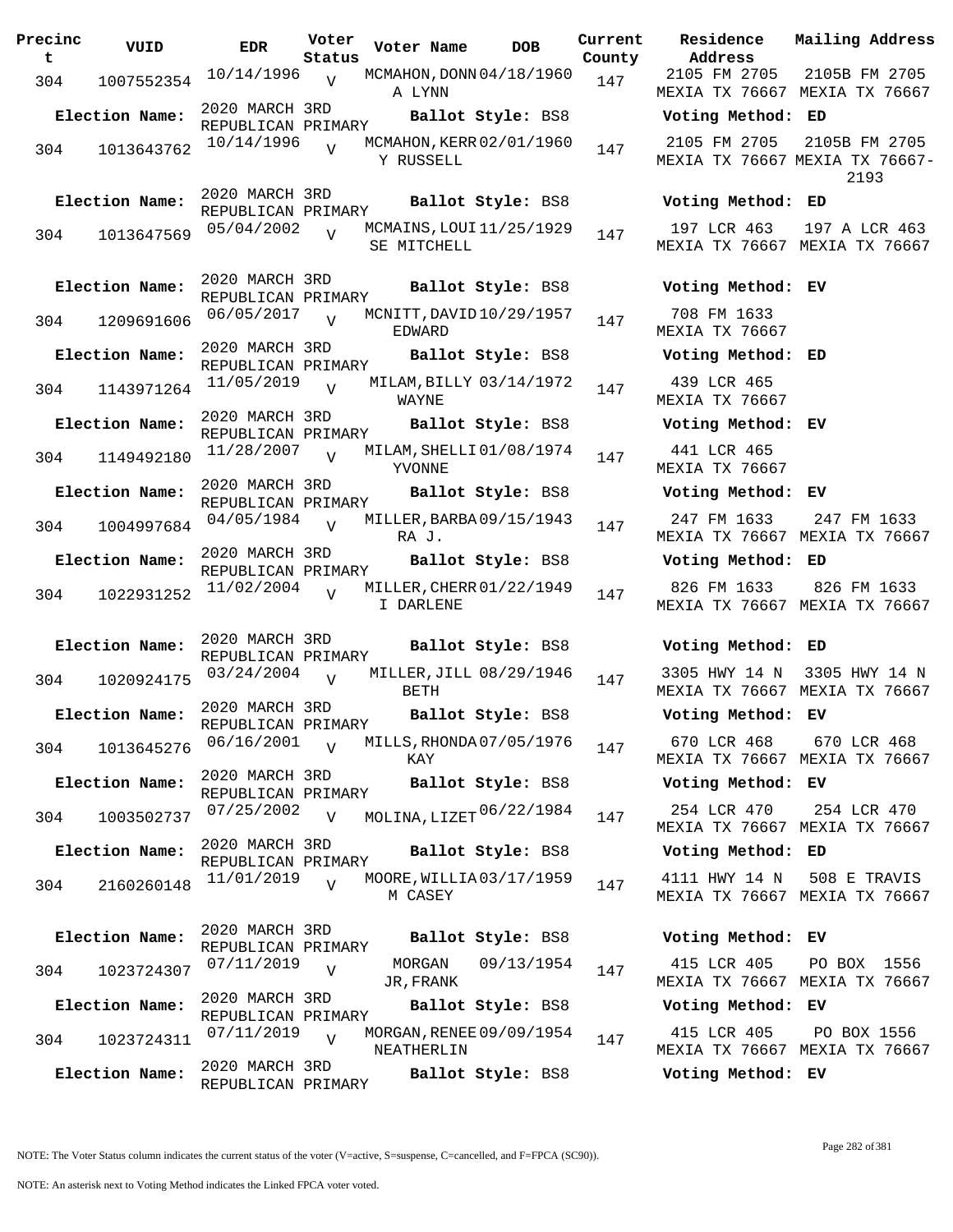| Precinct | VUID | EDR | Voter Status | Voter Name | DOB | Current County | Residence Address | Mailing Address |
|---|---|---|---|---|---|---|---|---|
| 304 | 1007552354 | 10/14/1996 | V | MCMAHON,DONNA LYNN | 04/18/1960 | 147 | 2105 FM 2705 MEXIA TX 76667 | 2105B FM 2705 MEXIA TX 76667 |
| Election Name: | 2020 MARCH 3RD REPUBLICAN PRIMARY | | | Ballot Style: BS8 | | | Voting Method: ED | |
| 304 | 1013643762 | 10/14/1996 | V | MCMAHON,KERRY RUSSELL | 02/01/1960 | 147 | 2105 FM 2705 MEXIA TX 76667 | 2105B FM 2705 MEXIA TX 76667-2193 |
| Election Name: | 2020 MARCH 3RD REPUBLICAN PRIMARY | | | Ballot Style: BS8 | | | Voting Method: ED | |
| 304 | 1013647569 | 05/04/2002 | V | MCMAINS,LOUISE MITCHELL | 11/25/1929 | 147 | 197 LCR 463 MEXIA TX 76667 | 197 A LCR 463 MEXIA TX 76667 |
| Election Name: | 2020 MARCH 3RD REPUBLICAN PRIMARY | | | Ballot Style: BS8 | | | Voting Method: EV | |
| 304 | 1209691606 | 06/05/2017 | V | MCNITT,DAVID EDWARD | 10/29/1957 | 147 | 708 FM 1633 MEXIA TX 76667 | |
| Election Name: | 2020 MARCH 3RD REPUBLICAN PRIMARY | | | Ballot Style: BS8 | | | Voting Method: ED | |
| 304 | 1143971264 | 11/05/2019 | V | MILAM,BILLY WAYNE | 03/14/1972 | 147 | 439 LCR 465 MEXIA TX 76667 | |
| Election Name: | 2020 MARCH 3RD REPUBLICAN PRIMARY | | | Ballot Style: BS8 | | | Voting Method: EV | |
| 304 | 1149492180 | 11/28/2007 | V | MILAM,SHELLI YVONNE | 01/08/1974 | 147 | 441 LCR 465 MEXIA TX 76667 | |
| Election Name: | 2020 MARCH 3RD REPUBLICAN PRIMARY | | | Ballot Style: BS8 | | | Voting Method: EV | |
| 304 | 1004997684 | 04/05/1984 | V | MILLER,BARBARA J. | 09/15/1943 | 147 | 247 FM 1633 MEXIA TX 76667 | 247 FM 1633 MEXIA TX 76667 |
| Election Name: | 2020 MARCH 3RD REPUBLICAN PRIMARY | | | Ballot Style: BS8 | | | Voting Method: ED | |
| 304 | 1022931252 | 11/02/2004 | V | MILLER,CHERRI DARLENE | 01/22/1949 | 147 | 826 FM 1633 MEXIA TX 76667 | 826 FM 1633 MEXIA TX 76667 |
| Election Name: | 2020 MARCH 3RD REPUBLICAN PRIMARY | | | Ballot Style: BS8 | | | Voting Method: ED | |
| 304 | 1020924175 | 03/24/2004 | V | MILLER,JILL BETH | 08/29/1946 | 147 | 3305 HWY 14 N MEXIA TX 76667 | 3305 HWY 14 N MEXIA TX 76667 |
| Election Name: | 2020 MARCH 3RD REPUBLICAN PRIMARY | | | Ballot Style: BS8 | | | Voting Method: EV | |
| 304 | 1013645276 | 06/16/2001 | V | MILLS,RHONDA KAY | 07/05/1976 | 147 | 670 LCR 468 MEXIA TX 76667 | 670 LCR 468 MEXIA TX 76667 |
| Election Name: | 2020 MARCH 3RD REPUBLICAN PRIMARY | | | Ballot Style: BS8 | | | Voting Method: EV | |
| 304 | 1003502737 | 07/25/2002 | V | MOLINA,LIZET | 06/22/1984 | 147 | 254 LCR 470 MEXIA TX 76667 | 254 LCR 470 MEXIA TX 76667 |
| Election Name: | 2020 MARCH 3RD REPUBLICAN PRIMARY | | | Ballot Style: BS8 | | | Voting Method: ED | |
| 304 | 2160260148 | 11/01/2019 | V | MOORE,WILLIAM CASEY | 03/17/1959 | 147 | 4111 HWY 14 N MEXIA TX 76667 | 508 E TRAVIS MEXIA TX 76667 |
| Election Name: | 2020 MARCH 3RD REPUBLICAN PRIMARY | | | Ballot Style: BS8 | | | Voting Method: EV | |
| 304 | 1023724307 | 07/11/2019 | V | MORGAN JR,FRANK | 09/13/1954 | 147 | 415 LCR 405 MEXIA TX 76667 | PO BOX 1556 MEXIA TX 76667 |
| Election Name: | 2020 MARCH 3RD REPUBLICAN PRIMARY | | | Ballot Style: BS8 | | | Voting Method: EV | |
| 304 | 1023724311 | 07/11/2019 | V | MORGAN,RENEE NEATHERLIN | 09/09/1954 | 147 | 415 LCR 405 MEXIA TX 76667 | PO BOX 1556 MEXIA TX 76667 |
| Election Name: | 2020 MARCH 3RD REPUBLICAN PRIMARY | | | Ballot Style: BS8 | | | Voting Method: EV | |

NOTE: The Voter Status column indicates the current status of the voter (V=active, S=suspense, C=cancelled, and F=FPCA (SC90)).

NOTE: An asterisk next to Voting Method indicates the Linked FPCA voter voted.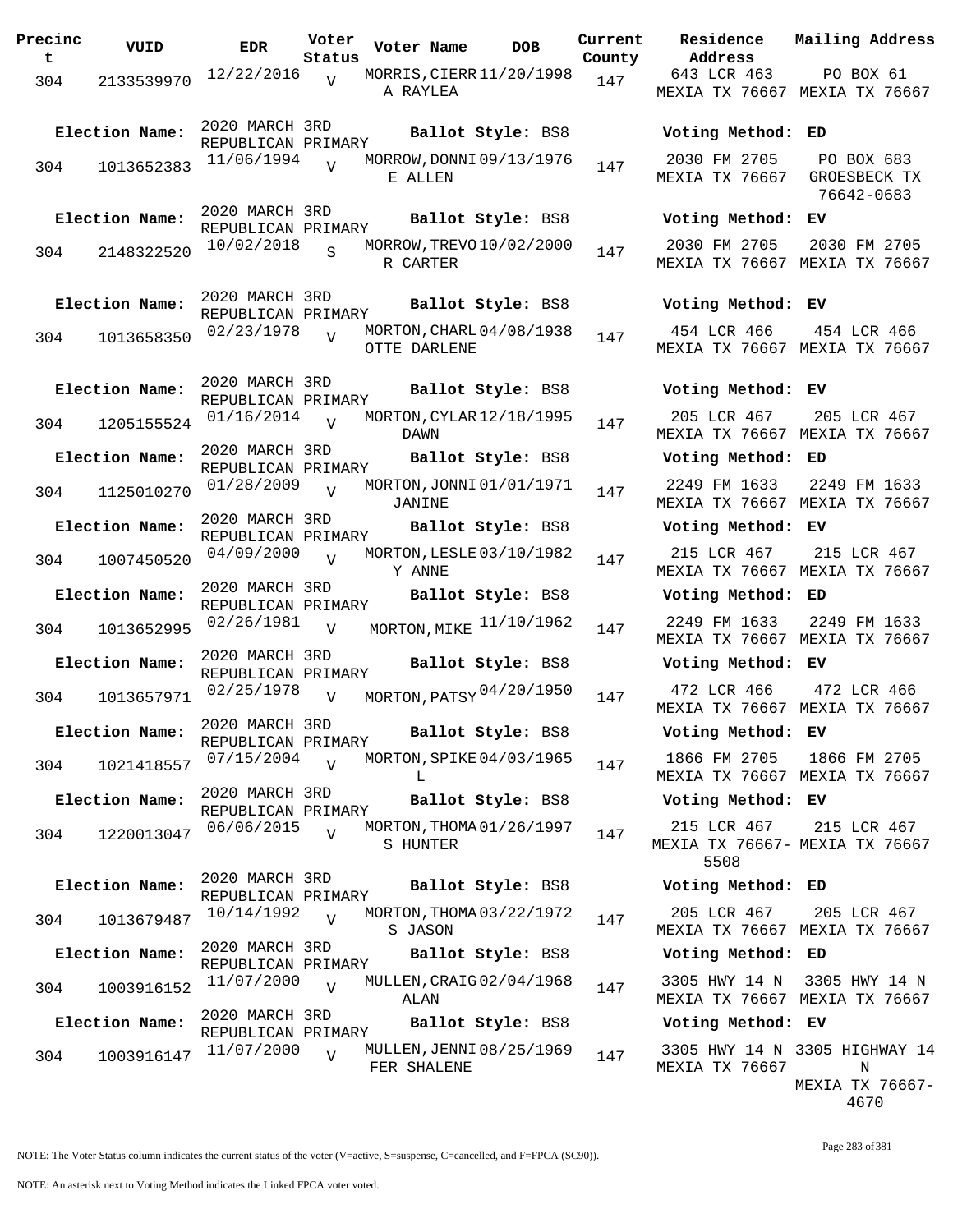| Precinct | VUID | EDR | Voter Status | Voter Name | DOB | Current County | Residence Address | Mailing Address |
|---|---|---|---|---|---|---|---|---|
| 304 | 2133539970 | 12/22/2016 | V | MORRIS,CIERRA RAYLEA | 11/20/1998 | 147 | 643 LCR 463 MEXIA TX 76667 | PO BOX 61 MEXIA TX 76667 |
| **Election Name:** | 2020 MARCH 3RD REPUBLICAN PRIMARY | | | **Ballot Style:** BS8 | | | **Voting Method:** ED | |
| 304 | 1013652383 | 11/06/1994 | V | MORROW,DONNIE ALLEN | 09/13/1976 | 147 | 2030 FM 2705 MEXIA TX 76667 | PO BOX 683 GROESBECK TX 76642-0683 |
| **Election Name:** | 2020 MARCH 3RD REPUBLICAN PRIMARY | | | **Ballot Style:** BS8 | | | **Voting Method:** EV | |
| 304 | 2148322520 | 10/02/2018 | S | MORROW,TREVOR CARTER | 10/02/2000 | 147 | 2030 FM 2705 MEXIA TX 76667 | 2030 FM 2705 MEXIA TX 76667 |
| **Election Name:** | 2020 MARCH 3RD REPUBLICAN PRIMARY | | | **Ballot Style:** BS8 | | | **Voting Method:** EV | |
| 304 | 1013658350 | 02/23/1978 | V | MORTON,CHARLOTTE DARLENE | 04/08/1938 | 147 | 454 LCR 466 MEXIA TX 76667 | 454 LCR 466 MEXIA TX 76667 |
| **Election Name:** | 2020 MARCH 3RD REPUBLICAN PRIMARY | | | **Ballot Style:** BS8 | | | **Voting Method:** EV | |
| 304 | 1205155524 | 01/16/2014 | V | MORTON,CYLAR DAWN | 12/18/1995 | 147 | 205 LCR 467 MEXIA TX 76667 | 205 LCR 467 MEXIA TX 76667 |
| **Election Name:** | 2020 MARCH 3RD REPUBLICAN PRIMARY | | | **Ballot Style:** BS8 | | | **Voting Method:** ED | |
| 304 | 1125010270 | 01/28/2009 | V | MORTON,JONNI JANINE | 01/01/1971 | 147 | 2249 FM 1633 MEXIA TX 76667 | 2249 FM 1633 MEXIA TX 76667 |
| **Election Name:** | 2020 MARCH 3RD REPUBLICAN PRIMARY | | | **Ballot Style:** BS8 | | | **Voting Method:** EV | |
| 304 | 1007450520 | 04/09/2000 | V | MORTON,LESLEY ANNE | 03/10/1982 | 147 | 215 LCR 467 MEXIA TX 76667 | 215 LCR 467 MEXIA TX 76667 |
| **Election Name:** | 2020 MARCH 3RD REPUBLICAN PRIMARY | | | **Ballot Style:** BS8 | | | **Voting Method:** ED | |
| 304 | 1013652995 | 02/26/1981 | V | MORTON,MIKE | 11/10/1962 | 147 | 2249 FM 1633 MEXIA TX 76667 | 2249 FM 1633 MEXIA TX 76667 |
| **Election Name:** | 2020 MARCH 3RD REPUBLICAN PRIMARY | | | **Ballot Style:** BS8 | | | **Voting Method:** EV | |
| 304 | 1013657971 | 02/25/1978 | V | MORTON,PATSY | 04/20/1950 | 147 | 472 LCR 466 MEXIA TX 76667 | 472 LCR 466 MEXIA TX 76667 |
| **Election Name:** | 2020 MARCH 3RD REPUBLICAN PRIMARY | | | **Ballot Style:** BS8 | | | **Voting Method:** EV | |
| 304 | 1021418557 | 07/15/2004 | V | MORTON,SPIKE L | 04/03/1965 | 147 | 1866 FM 2705 MEXIA TX 76667 | 1866 FM 2705 MEXIA TX 76667 |
| **Election Name:** | 2020 MARCH 3RD REPUBLICAN PRIMARY | | | **Ballot Style:** BS8 | | | **Voting Method:** EV | |
| 304 | 1220013047 | 06/06/2015 | V | MORTON,THOMAS HUNTER | 01/26/1997 | 147 | 215 LCR 467 MEXIA TX 76667-5508 | 215 LCR 467 MEXIA TX 76667 |
| **Election Name:** | 2020 MARCH 3RD REPUBLICAN PRIMARY | | | **Ballot Style:** BS8 | | | **Voting Method:** ED | |
| 304 | 1013679487 | 10/14/1992 | V | MORTON,THOMAS JASON | 03/22/1972 | 147 | 205 LCR 467 MEXIA TX 76667 | 205 LCR 467 MEXIA TX 76667 |
| **Election Name:** | 2020 MARCH 3RD REPUBLICAN PRIMARY | | | **Ballot Style:** BS8 | | | **Voting Method:** ED | |
| 304 | 1003916152 | 11/07/2000 | V | MULLEN,CRAIG ALAN | 02/04/1968 | 147 | 3305 HWY 14 N MEXIA TX 76667 | 3305 HWY 14 N MEXIA TX 76667 |
| **Election Name:** | 2020 MARCH 3RD REPUBLICAN PRIMARY | | | **Ballot Style:** BS8 | | | **Voting Method:** EV | |
| 304 | 1003916147 | 11/07/2000 | V | MULLEN,JENNIFER SHALENE | 08/25/1969 | 147 | 3305 HWY 14 N MEXIA TX 76667 | 3305 HIGHWAY 14 N MEXIA TX 76667-4670 |

NOTE: The Voter Status column indicates the current status of the voter (V=active, S=suspense, C=cancelled, and F=FPCA (SC90)).

NOTE: An asterisk next to Voting Method indicates the Linked FPCA voter voted.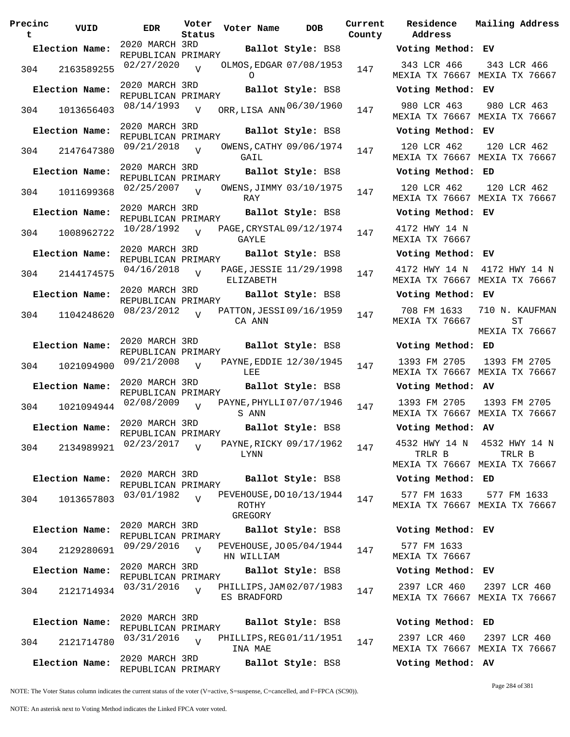| Precinct | VUID | EDR | Voter Status | Voter Name | DOB | Current County | Residence Address | Mailing Address |
|---|---|---|---|---|---|---|---|---|
| **Election Name:** | | 2020 MARCH 3RD REPUBLICAN PRIMARY | | **Ballot Style:** BS8 | | | **Voting Method:** EV | |
| 304 | 2163589255 | 02/27/2020 | V | OLMOS,EDGAR O | 07/08/1953 | 147 | 343 LCR 466 MEXIA TX 76667 | 343 LCR 466 MEXIA TX 76667 |
| **Election Name:** | | 2020 MARCH 3RD REPUBLICAN PRIMARY | | **Ballot Style:** BS8 | | | **Voting Method:** EV | |
| 304 | 1013656403 | 08/14/1993 | V | ORR,LISA ANN | 06/30/1960 | 147 | 980 LCR 463 MEXIA TX 76667 | 980 LCR 463 MEXIA TX 76667 |
| **Election Name:** | | 2020 MARCH 3RD REPUBLICAN PRIMARY | | **Ballot Style:** BS8 | | | **Voting Method:** EV | |
| 304 | 2147647380 | 09/21/2018 | V | OWENS,CATHY GAIL | 09/06/1974 | 147 | 120 LCR 462 MEXIA TX 76667 | 120 LCR 462 MEXIA TX 76667 |
| **Election Name:** | | 2020 MARCH 3RD REPUBLICAN PRIMARY | | **Ballot Style:** BS8 | | | **Voting Method:** ED | |
| 304 | 1011699368 | 02/25/2007 | V | OWENS,JIMMY RAY | 03/10/1975 | 147 | 120 LCR 462 MEXIA TX 76667 | 120 LCR 462 MEXIA TX 76667 |
| **Election Name:** | | 2020 MARCH 3RD REPUBLICAN PRIMARY | | **Ballot Style:** BS8 | | | **Voting Method:** EV | |
| 304 | 1008962722 | 10/28/1992 | V | PAGE,CRYSTAL GAYLE | 09/12/1974 | 147 | 4172 HWY 14 N MEXIA TX 76667 | |
| **Election Name:** | | 2020 MARCH 3RD REPUBLICAN PRIMARY | | **Ballot Style:** BS8 | | | **Voting Method:** EV | |
| 304 | 2144174575 | 04/16/2018 | V | PAGE,JESSIE ELIZABETH | 11/29/1998 | 147 | 4172 HWY 14 N MEXIA TX 76667 | 4172 HWY 14 N MEXIA TX 76667 |
| **Election Name:** | | 2020 MARCH 3RD REPUBLICAN PRIMARY | | **Ballot Style:** BS8 | | | **Voting Method:** EV | |
| 304 | 1104248620 | 08/23/2012 | V | PATTON,JESSICA ANN | 09/16/1959 | 147 | 708 FM 1633 MEXIA TX 76667 | 710 N. KAUFMAN ST MEXIA TX 76667 |
| **Election Name:** | | 2020 MARCH 3RD REPUBLICAN PRIMARY | | **Ballot Style:** BS8 | | | **Voting Method:** ED | |
| 304 | 1021094900 | 09/21/2008 | V | PAYNE,EDDIE LEE | 12/30/1945 | 147 | 1393 FM 2705 MEXIA TX 76667 | 1393 FM 2705 MEXIA TX 76667 |
| **Election Name:** | | 2020 MARCH 3RD REPUBLICAN PRIMARY | | **Ballot Style:** BS8 | | | **Voting Method:** AV | |
| 304 | 1021094944 | 02/08/2009 | V | PAYNE,PHYLLIS ANN | 07/07/1946 | 147 | 1393 FM 2705 MEXIA TX 76667 | 1393 FM 2705 MEXIA TX 76667 |
| **Election Name:** | | 2020 MARCH 3RD REPUBLICAN PRIMARY | | **Ballot Style:** BS8 | | | **Voting Method:** AV | |
| 304 | 2134989921 | 02/23/2017 | V | PAYNE,RICKY LYNN | 09/17/1962 | 147 | 4532 HWY 14 N TRLR B MEXIA TX 76667 | 4532 HWY 14 N TRLR B MEXIA TX 76667 |
| **Election Name:** | | 2020 MARCH 3RD REPUBLICAN PRIMARY | | **Ballot Style:** BS8 | | | **Voting Method:** ED | |
| 304 | 1013657803 | 03/01/1982 | V | PEVEHOUSE,DOROTHY GREGORY | 10/13/1944 | 147 | 577 FM 1633 MEXIA TX 76667 | 577 FM 1633 MEXIA TX 76667 |
| **Election Name:** | | 2020 MARCH 3RD REPUBLICAN PRIMARY | | **Ballot Style:** BS8 | | | **Voting Method:** EV | |
| 304 | 2129280691 | 09/29/2016 | V | PEVEHOUSE,JOHN WILLIAM | 05/04/1944 | 147 | 577 FM 1633 MEXIA TX 76667 | |
| **Election Name:** | | 2020 MARCH 3RD REPUBLICAN PRIMARY | | **Ballot Style:** BS8 | | | **Voting Method:** EV | |
| 304 | 2121714934 | 03/31/2016 | V | PHILLIPS,JAMES BRADFORD | 02/07/1983 | 147 | 2397 LCR 460 MEXIA TX 76667 | 2397 LCR 460 MEXIA TX 76667 |
| **Election Name:** | | 2020 MARCH 3RD REPUBLICAN PRIMARY | | **Ballot Style:** BS8 | | | **Voting Method:** ED | |
| 304 | 2121714780 | 03/31/2016 | V | PHILLIPS,REGINA MAE | 01/11/1951 | 147 | 2397 LCR 460 MEXIA TX 76667 | 2397 LCR 460 MEXIA TX 76667 |
| **Election Name:** | | 2020 MARCH 3RD REPUBLICAN PRIMARY | | **Ballot Style:** BS8 | | | **Voting Method:** AV | |

NOTE: The Voter Status column indicates the current status of the voter (V=active, S=suspense, C=cancelled, and F=FPCA (SC90)).

NOTE: An asterisk next to Voting Method indicates the Linked FPCA voter voted.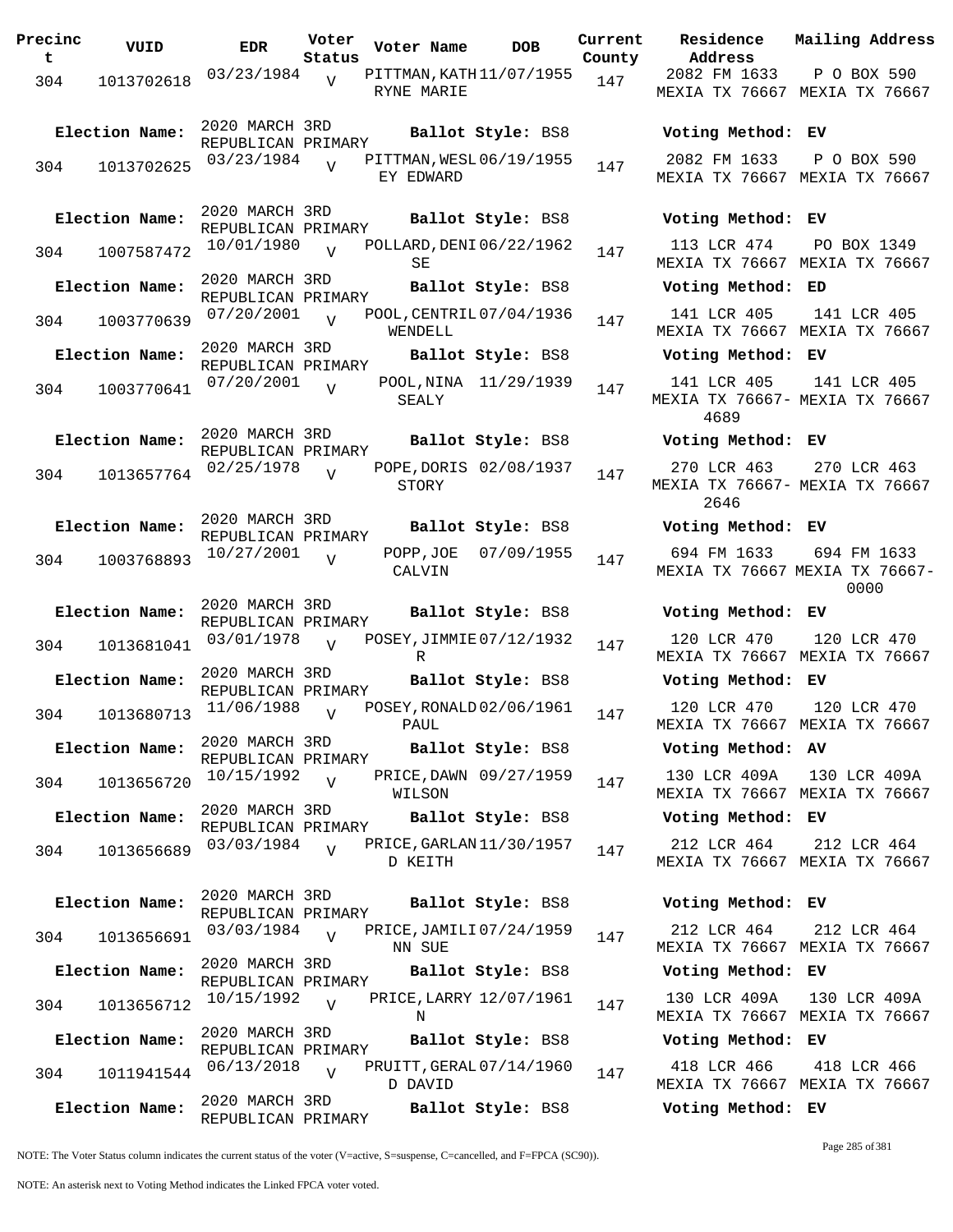| Precinct | VUID | EDR | Voter Status | Voter Name | DOB | Current County | Residence Address | Mailing Address |
|---|---|---|---|---|---|---|---|---|
| 304 | 1013702618 | 03/23/1984 | V | PITTMAN,KATHRYNE MARIE | 11/07/1955 | 147 | 2082 FM 1633 MEXIA TX 76667 | P O BOX 590 MEXIA TX 76667 |
| Election Name: | 2020 MARCH 3RD REPUBLICAN PRIMARY | | | Ballot Style: BS8 | | | Voting Method: EV | |
| 304 | 1013702625 | 03/23/1984 | V | PITTMAN,WESLEY EDWARD | 06/19/1955 | 147 | 2082 FM 1633 MEXIA TX 76667 | P O BOX 590 MEXIA TX 76667 |
| Election Name: | 2020 MARCH 3RD REPUBLICAN PRIMARY | | | Ballot Style: BS8 | | | Voting Method: EV | |
| 304 | 1007587472 | 10/01/1980 | V | POLLARD,DENISE | 06/22/1962 | 147 | 113 LCR 474 MEXIA TX 76667 | PO BOX 1349 MEXIA TX 76667 |
| Election Name: | 2020 MARCH 3RD REPUBLICAN PRIMARY | | | Ballot Style: BS8 | | | Voting Method: ED | |
| 304 | 1003770639 | 07/20/2001 | V | POOL,CENTRIL WENDELL | 07/04/1936 | 147 | 141 LCR 405 MEXIA TX 76667 | 141 LCR 405 MEXIA TX 76667 |
| Election Name: | 2020 MARCH 3RD REPUBLICAN PRIMARY | | | Ballot Style: BS8 | | | Voting Method: EV | |
| 304 | 1003770641 | 07/20/2001 | V | POOL,NINA SEALY | 11/29/1939 | 147 | 141 LCR 405 MEXIA TX 76667-4689 | 141 LCR 405 MEXIA TX 76667 |
| Election Name: | 2020 MARCH 3RD REPUBLICAN PRIMARY | | | Ballot Style: BS8 | | | Voting Method: EV | |
| 304 | 1013657764 | 02/25/1978 | V | POPE,DORIS STORY | 02/08/1937 | 147 | 270 LCR 463 MEXIA TX 76667-2646 | 270 LCR 463 MEXIA TX 76667 |
| Election Name: | 2020 MARCH 3RD REPUBLICAN PRIMARY | | | Ballot Style: BS8 | | | Voting Method: EV | |
| 304 | 1003768893 | 10/27/2001 | V | POPP,JOE CALVIN | 07/09/1955 | 147 | 694 FM 1633 MEXIA TX 76667 | 694 FM 1633 MEXIA TX 76667-0000 |
| Election Name: | 2020 MARCH 3RD REPUBLICAN PRIMARY | | | Ballot Style: BS8 | | | Voting Method: EV | |
| 304 | 1013681041 | 03/01/1978 | V | POSEY,JIMMIE R | 07/12/1932 | 147 | 120 LCR 470 MEXIA TX 76667 | 120 LCR 470 MEXIA TX 76667 |
| Election Name: | 2020 MARCH 3RD REPUBLICAN PRIMARY | | | Ballot Style: BS8 | | | Voting Method: EV | |
| 304 | 1013680713 | 11/06/1988 | V | POSEY,RONALD PAUL | 02/06/1961 | 147 | 120 LCR 470 MEXIA TX 76667 | 120 LCR 470 MEXIA TX 76667 |
| Election Name: | 2020 MARCH 3RD REPUBLICAN PRIMARY | | | Ballot Style: BS8 | | | Voting Method: AV | |
| 304 | 1013656720 | 10/15/1992 | V | PRICE,DAWN WILSON | 09/27/1959 | 147 | 130 LCR 409A MEXIA TX 76667 | 130 LCR 409A MEXIA TX 76667 |
| Election Name: | 2020 MARCH 3RD REPUBLICAN PRIMARY | | | Ballot Style: BS8 | | | Voting Method: EV | |
| 304 | 1013656689 | 03/03/1984 | V | PRICE,GARLAND KEITH | 11/30/1957 | 147 | 212 LCR 464 MEXIA TX 76667 | 212 LCR 464 MEXIA TX 76667 |
| Election Name: | 2020 MARCH 3RD REPUBLICAN PRIMARY | | | Ballot Style: BS8 | | | Voting Method: EV | |
| 304 | 1013656691 | 03/03/1984 | V | PRICE,JAMILINN SUE | 07/24/1959 | 147 | 212 LCR 464 MEXIA TX 76667 | 212 LCR 464 MEXIA TX 76667 |
| Election Name: | 2020 MARCH 3RD REPUBLICAN PRIMARY | | | Ballot Style: BS8 | | | Voting Method: EV | |
| 304 | 1013656712 | 10/15/1992 | V | PRICE,LARRY N | 12/07/1961 | 147 | 130 LCR 409A MEXIA TX 76667 | 130 LCR 409A MEXIA TX 76667 |
| Election Name: | 2020 MARCH 3RD REPUBLICAN PRIMARY | | | Ballot Style: BS8 | | | Voting Method: EV | |
| 304 | 1011941544 | 06/13/2018 | V | PRUITT,GERALD DAVID | 07/14/1960 | 147 | 418 LCR 466 MEXIA TX 76667 | 418 LCR 466 MEXIA TX 76667 |
| Election Name: | 2020 MARCH 3RD REPUBLICAN PRIMARY | | | Ballot Style: BS8 | | | Voting Method: EV | |

NOTE: The Voter Status column indicates the current status of the voter (V=active, S=suspense, C=cancelled, and F=FPCA (SC90)).

NOTE: An asterisk next to Voting Method indicates the Linked FPCA voter voted.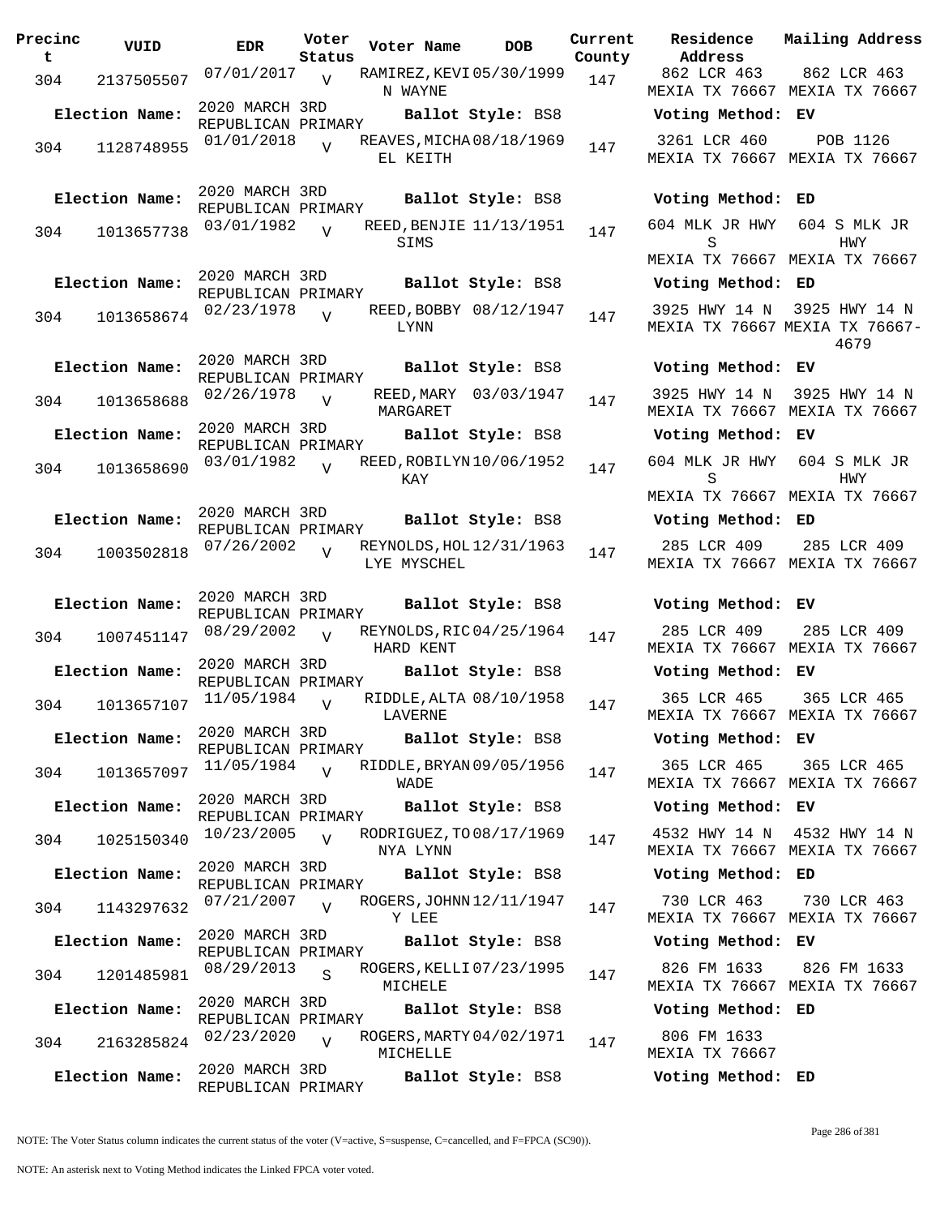| Precinct | VUID | EDR | Voter Status | Voter Name | DOB | Current County | Residence Address | Mailing Address |
|---|---|---|---|---|---|---|---|---|
| 304 | 2137505507 | 07/01/2017 | V | RAMIREZ,KEVIN WAYNE | 05/30/1999 | 147 | 862 LCR 463 MEXIA TX 76667 | 862 LCR 463 MEXIA TX 76667 |
| **Election Name:** | | 2020 MARCH 3RD REPUBLICAN PRIMARY | | **Ballot Style:** BS8 | | | **Voting Method:** EV | |
| 304 | 1128748955 | 01/01/2018 | V | REAVES,MICHAEL KEITH | 08/18/1969 | 147 | 3261 LCR 460 MEXIA TX 76667 | POB 1126 MEXIA TX 76667 |
| **Election Name:** | | 2020 MARCH 3RD REPUBLICAN PRIMARY | | **Ballot Style:** BS8 | | | **Voting Method:** ED | |
| 304 | 1013657738 | 03/01/1982 | V | REED,BENJIE SIMS | 11/13/1951 | 147 | 604 MLK JR HWY S MEXIA TX 76667 | 604 S MLK JR HWY MEXIA TX 76667 |
| **Election Name:** | | 2020 MARCH 3RD REPUBLICAN PRIMARY | | **Ballot Style:** BS8 | | | **Voting Method:** ED | |
| 304 | 1013658674 | 02/23/1978 | V | REED,BOBBY LYNN | 08/12/1947 | 147 | 3925 HWY 14 N MEXIA TX 76667 | 3925 HWY 14 N MEXIA TX 76667-4679 |
| **Election Name:** | | 2020 MARCH 3RD REPUBLICAN PRIMARY | | **Ballot Style:** BS8 | | | **Voting Method:** EV | |
| 304 | 1013658688 | 02/26/1978 | V | REED,MARY MARGARET | 03/03/1947 | 147 | 3925 HWY 14 N MEXIA TX 76667 | 3925 HWY 14 N MEXIA TX 76667 |
| **Election Name:** | | 2020 MARCH 3RD REPUBLICAN PRIMARY | | **Ballot Style:** BS8 | | | **Voting Method:** EV | |
| 304 | 1013658690 | 03/01/1982 | V | REED,ROBILYN KAY | 10/06/1952 | 147 | 604 MLK JR HWY S MEXIA TX 76667 | 604 S MLK JR HWY MEXIA TX 76667 |
| **Election Name:** | | 2020 MARCH 3RD REPUBLICAN PRIMARY | | **Ballot Style:** BS8 | | | **Voting Method:** ED | |
| 304 | 1003502818 | 07/26/2002 | V | REYNOLDS,HOLLYE MYSCHEL | 12/31/1963 | 147 | 285 LCR 409 MEXIA TX 76667 | 285 LCR 409 MEXIA TX 76667 |
| **Election Name:** | | 2020 MARCH 3RD REPUBLICAN PRIMARY | | **Ballot Style:** BS8 | | | **Voting Method:** EV | |
| 304 | 1007451147 | 08/29/2002 | V | REYNOLDS,RICHARD KENT | 04/25/1964 | 147 | 285 LCR 409 MEXIA TX 76667 | 285 LCR 409 MEXIA TX 76667 |
| **Election Name:** | | 2020 MARCH 3RD REPUBLICAN PRIMARY | | **Ballot Style:** BS8 | | | **Voting Method:** EV | |
| 304 | 1013657107 | 11/05/1984 | V | RIDDLE,ALTA LAVERNE | 08/10/1958 | 147 | 365 LCR 465 MEXIA TX 76667 | 365 LCR 465 MEXIA TX 76667 |
| **Election Name:** | | 2020 MARCH 3RD REPUBLICAN PRIMARY | | **Ballot Style:** BS8 | | | **Voting Method:** EV | |
| 304 | 1013657097 | 11/05/1984 | V | RIDDLE,BRYAN WADE | 09/05/1956 | 147 | 365 LCR 465 MEXIA TX 76667 | 365 LCR 465 MEXIA TX 76667 |
| **Election Name:** | | 2020 MARCH 3RD REPUBLICAN PRIMARY | | **Ballot Style:** BS8 | | | **Voting Method:** EV | |
| 304 | 1025150340 | 10/23/2005 | V | RODRIGUEZ,TONYA LYNN | 08/17/1969 | 147 | 4532 HWY 14 N MEXIA TX 76667 | 4532 HWY 14 N MEXIA TX 76667 |
| **Election Name:** | | 2020 MARCH 3RD REPUBLICAN PRIMARY | | **Ballot Style:** BS8 | | | **Voting Method:** ED | |
| 304 | 1143297632 | 07/21/2007 | V | ROGERS,JOHNNY LEE | 12/11/1947 | 147 | 730 LCR 463 MEXIA TX 76667 | 730 LCR 463 MEXIA TX 76667 |
| **Election Name:** | | 2020 MARCH 3RD REPUBLICAN PRIMARY | | **Ballot Style:** BS8 | | | **Voting Method:** EV | |
| 304 | 1201485981 | 08/29/2013 | S | ROGERS,KELLI MICHELE | 07/23/1995 | 147 | 826 FM 1633 MEXIA TX 76667 | 826 FM 1633 MEXIA TX 76667 |
| **Election Name:** | | 2020 MARCH 3RD REPUBLICAN PRIMARY | | **Ballot Style:** BS8 | | | **Voting Method:** ED | |
| 304 | 2163285824 | 02/23/2020 | V | ROGERS,MARTY MICHELLE | 04/02/1971 | 147 | 806 FM 1633 MEXIA TX 76667 | |
| **Election Name:** | | 2020 MARCH 3RD REPUBLICAN PRIMARY | | **Ballot Style:** BS8 | | | **Voting Method:** ED | |

NOTE: The Voter Status column indicates the current status of the voter (V=active, S=suspense, C=cancelled, and F=FPCA (SC90)).

NOTE: An asterisk next to Voting Method indicates the Linked FPCA voter voted.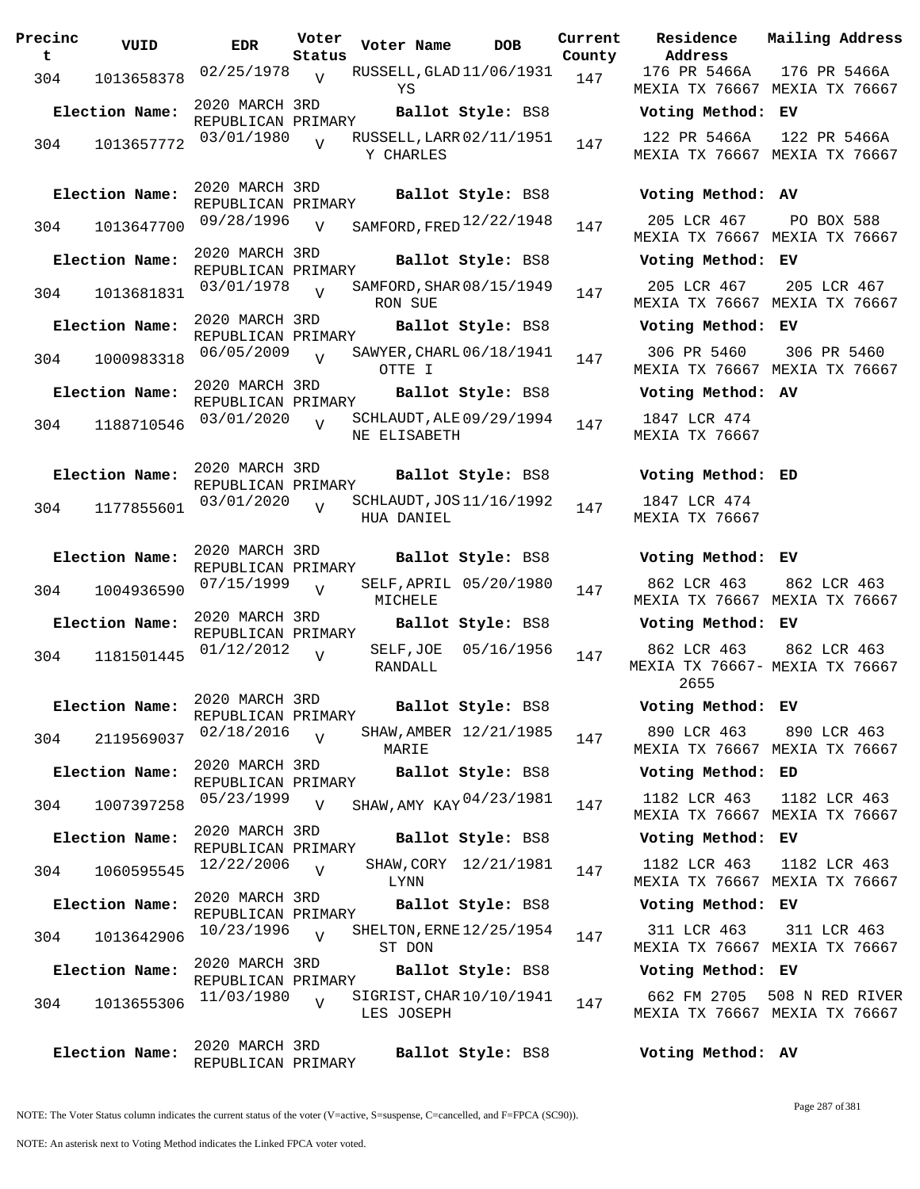| Precinct | VUID | EDR | Voter Status | Voter Name | DOB | Current County | Residence Address | Mailing Address |
|---|---|---|---|---|---|---|---|---|
| 304 | 1013658378 | 02/25/1978 | V | RUSSELL, GLADYS | 11/06/1931 | 147 | 176 PR 5466A MEXIA TX 76667 | 176 PR 5466A MEXIA TX 76667 |
| **Election Name:** | 2020 MARCH 3RD REPUBLICAN PRIMARY | | | **Ballot Style:** BS8 | | | **Voting Method:** EV | |
| 304 | 1013657772 | 03/01/1980 | V | RUSSELL, LARRY CHARLES | 02/11/1951 | 147 | 122 PR 5466A MEXIA TX 76667 | 122 PR 5466A MEXIA TX 76667 |
| **Election Name:** | 2020 MARCH 3RD REPUBLICAN PRIMARY | | | **Ballot Style:** BS8 | | | **Voting Method:** AV | |
| 304 | 1013647700 | 09/28/1996 | V | SAMFORD, FRED | 12/22/1948 | 147 | 205 LCR 467 MEXIA TX 76667 | PO BOX 588 MEXIA TX 76667 |
| **Election Name:** | 2020 MARCH 3RD REPUBLICAN PRIMARY | | | **Ballot Style:** BS8 | | | **Voting Method:** EV | |
| 304 | 1013681831 | 03/01/1978 | V | SAMFORD, SHARRON SUE | 08/15/1949 | 147 | 205 LCR 467 MEXIA TX 76667 | 205 LCR 467 MEXIA TX 76667 |
| **Election Name:** | 2020 MARCH 3RD REPUBLICAN PRIMARY | | | **Ballot Style:** BS8 | | | **Voting Method:** EV | |
| 304 | 1000983318 | 06/05/2009 | V | SAWYER, CHARLOTTE I | 06/18/1941 | 147 | 306 PR 5460 MEXIA TX 76667 | 306 PR 5460 MEXIA TX 76667 |
| **Election Name:** | 2020 MARCH 3RD REPUBLICAN PRIMARY | | | **Ballot Style:** BS8 | | | **Voting Method:** AV | |
| 304 | 1188710546 | 03/01/2020 | V | SCHLAUDT, ALENE ELISABETH | 09/29/1994 | 147 | 1847 LCR 474 MEXIA TX 76667 | |
| **Election Name:** | 2020 MARCH 3RD REPUBLICAN PRIMARY | | | **Ballot Style:** BS8 | | | **Voting Method:** ED | |
| 304 | 1177855601 | 03/01/2020 | V | SCHLAUDT, JOSHUA DANIEL | 11/16/1992 | 147 | 1847 LCR 474 MEXIA TX 76667 | |
| **Election Name:** | 2020 MARCH 3RD REPUBLICAN PRIMARY | | | **Ballot Style:** BS8 | | | **Voting Method:** EV | |
| 304 | 1004936590 | 07/15/1999 | V | SELF, APRIL MICHELE | 05/20/1980 | 147 | 862 LCR 463 MEXIA TX 76667 | 862 LCR 463 MEXIA TX 76667 |
| **Election Name:** | 2020 MARCH 3RD REPUBLICAN PRIMARY | | | **Ballot Style:** BS8 | | | **Voting Method:** EV | |
| 304 | 1181501445 | 01/12/2012 | V | SELF, JOE RANDALL | 05/16/1956 | 147 | 862 LCR 463 MEXIA TX 76667-2655 | 862 LCR 463 MEXIA TX 76667 |
| **Election Name:** | 2020 MARCH 3RD REPUBLICAN PRIMARY | | | **Ballot Style:** BS8 | | | **Voting Method:** EV | |
| 304 | 2119569037 | 02/18/2016 | V | SHAW, AMBER MARIE | 12/21/1985 | 147 | 890 LCR 463 MEXIA TX 76667 | 890 LCR 463 MEXIA TX 76667 |
| **Election Name:** | 2020 MARCH 3RD REPUBLICAN PRIMARY | | | **Ballot Style:** BS8 | | | **Voting Method:** ED | |
| 304 | 1007397258 | 05/23/1999 | V | SHAW, AMY KAY | 04/23/1981 | 147 | 1182 LCR 463 MEXIA TX 76667 | 1182 LCR 463 MEXIA TX 76667 |
| **Election Name:** | 2020 MARCH 3RD REPUBLICAN PRIMARY | | | **Ballot Style:** BS8 | | | **Voting Method:** EV | |
| 304 | 1060595545 | 12/22/2006 | V | SHAW, CORY LYNN | 12/21/1981 | 147 | 1182 LCR 463 MEXIA TX 76667 | 1182 LCR 463 MEXIA TX 76667 |
| **Election Name:** | 2020 MARCH 3RD REPUBLICAN PRIMARY | | | **Ballot Style:** BS8 | | | **Voting Method:** EV | |
| 304 | 1013642906 | 10/23/1996 | V | SHELTON, ERNEST DON | 12/25/1954 | 147 | 311 LCR 463 MEXIA TX 76667 | 311 LCR 463 MEXIA TX 76667 |
| **Election Name:** | 2020 MARCH 3RD REPUBLICAN PRIMARY | | | **Ballot Style:** BS8 | | | **Voting Method:** EV | |
| 304 | 1013655306 | 11/03/1980 | V | SIGRIST, CHARLES JOSEPH | 10/10/1941 | 147 | 662 FM 2705 MEXIA TX 76667 | 508 N RED RIVER MEXIA TX 76667 |
| **Election Name:** | 2020 MARCH 3RD REPUBLICAN PRIMARY | | | **Ballot Style:** BS8 | | | **Voting Method:** AV | |

NOTE: The Voter Status column indicates the current status of the voter (V=active, S=suspense, C=cancelled, and F=FPCA (SC90)).

NOTE: An asterisk next to Voting Method indicates the Linked FPCA voter voted.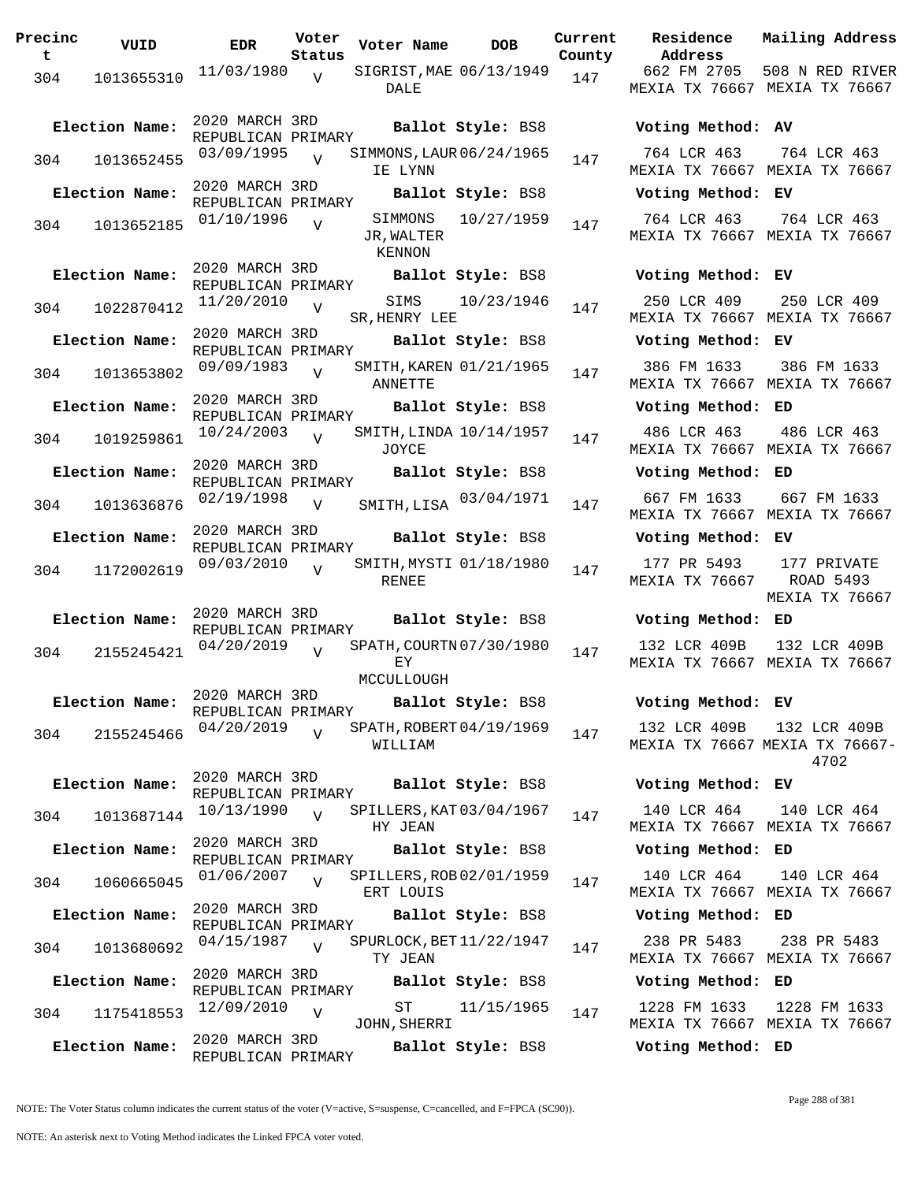| Precinct | VUID | EDR | Voter Status | Voter Name | DOB | Current County | Residence Address | Mailing Address |
|---|---|---|---|---|---|---|---|---|
| 304 | 1013655310 | 11/03/1980 | V | SIGRIST, MAE DALE | 06/13/1949 | 147 | 662 FM 2705 MEXIA TX 76667 | 508 N RED RIVER MEXIA TX 76667 |
| **Election Name:** | 2020 MARCH 3RD REPUBLICAN PRIMARY | | | **Ballot Style:** BS8 | | | **Voting Method:** AV | |
| 304 | 1013652455 | 03/09/1995 | V | SIMMONS, LAURIE LYNN | 06/24/1965 | 147 | 764 LCR 463 MEXIA TX 76667 | 764 LCR 463 MEXIA TX 76667 |
| **Election Name:** | 2020 MARCH 3RD REPUBLICAN PRIMARY | | | **Ballot Style:** BS8 | | | **Voting Method:** EV | |
| 304 | 1013652185 | 01/10/1996 | V | SIMMONS JR, WALTER KENNON | 10/27/1959 | 147 | 764 LCR 463 MEXIA TX 76667 | 764 LCR 463 MEXIA TX 76667 |
| **Election Name:** | 2020 MARCH 3RD REPUBLICAN PRIMARY | | | **Ballot Style:** BS8 | | | **Voting Method:** EV | |
| 304 | 1022870412 | 11/20/2010 | V | SIMS SR, HENRY LEE | 10/23/1946 | 147 | 250 LCR 409 MEXIA TX 76667 | 250 LCR 409 MEXIA TX 76667 |
| **Election Name:** | 2020 MARCH 3RD REPUBLICAN PRIMARY | | | **Ballot Style:** BS8 | | | **Voting Method:** EV | |
| 304 | 1013653802 | 09/09/1983 | V | SMITH, KAREN ANNETTE | 01/21/1965 | 147 | 386 FM 1633 MEXIA TX 76667 | 386 FM 1633 MEXIA TX 76667 |
| **Election Name:** | 2020 MARCH 3RD REPUBLICAN PRIMARY | | | **Ballot Style:** BS8 | | | **Voting Method:** ED | |
| 304 | 1019259861 | 10/24/2003 | V | SMITH, LINDA JOYCE | 10/14/1957 | 147 | 486 LCR 463 MEXIA TX 76667 | 486 LCR 463 MEXIA TX 76667 |
| **Election Name:** | 2020 MARCH 3RD REPUBLICAN PRIMARY | | | **Ballot Style:** BS8 | | | **Voting Method:** ED | |
| 304 | 1013636876 | 02/19/1998 | V | SMITH, LISA | 03/04/1971 | 147 | 667 FM 1633 MEXIA TX 76667 | 667 FM 1633 MEXIA TX 76667 |
| **Election Name:** | 2020 MARCH 3RD REPUBLICAN PRIMARY | | | **Ballot Style:** BS8 | | | **Voting Method:** EV | |
| 304 | 1172002619 | 09/03/2010 | V | SMITH, MYSTI RENEE | 01/18/1980 | 147 | 177 PR 5493 MEXIA TX 76667 | 177 PRIVATE ROAD 5493 MEXIA TX 76667 |
| **Election Name:** | 2020 MARCH 3RD REPUBLICAN PRIMARY | | | **Ballot Style:** BS8 | | | **Voting Method:** ED | |
| 304 | 2155245421 | 04/20/2019 | V | SPATH, COURTNEY MCCULLOUGH | 07/30/1980 | 147 | 132 LCR 409B MEXIA TX 76667 | 132 LCR 409B MEXIA TX 76667 |
| **Election Name:** | 2020 MARCH 3RD REPUBLICAN PRIMARY | | | **Ballot Style:** BS8 | | | **Voting Method:** EV | |
| 304 | 2155245466 | 04/20/2019 | V | SPATH, ROBERT WILLIAM | 04/19/1969 | 147 | 132 LCR 409B MEXIA TX 76667 | 132 LCR 409B MEXIA TX 76667-4702 |
| **Election Name:** | 2020 MARCH 3RD REPUBLICAN PRIMARY | | | **Ballot Style:** BS8 | | | **Voting Method:** EV | |
| 304 | 1013687144 | 10/13/1990 | V | SPILLERS, KATHY JEAN | 03/04/1967 | 147 | 140 LCR 464 MEXIA TX 76667 | 140 LCR 464 MEXIA TX 76667 |
| **Election Name:** | 2020 MARCH 3RD REPUBLICAN PRIMARY | | | **Ballot Style:** BS8 | | | **Voting Method:** ED | |
| 304 | 1060665045 | 01/06/2007 | V | SPILLERS, ROBERT LOUIS | 02/01/1959 | 147 | 140 LCR 464 MEXIA TX 76667 | 140 LCR 464 MEXIA TX 76667 |
| **Election Name:** | 2020 MARCH 3RD REPUBLICAN PRIMARY | | | **Ballot Style:** BS8 | | | **Voting Method:** ED | |
| 304 | 1013680692 | 04/15/1987 | V | SPURLOCK, BETTY JEAN | 11/22/1947 | 147 | 238 PR 5483 MEXIA TX 76667 | 238 PR 5483 MEXIA TX 76667 |
| **Election Name:** | 2020 MARCH 3RD REPUBLICAN PRIMARY | | | **Ballot Style:** BS8 | | | **Voting Method:** ED | |
| 304 | 1175418553 | 12/09/2010 | V | ST JOHN, SHERRI | 11/15/1965 | 147 | 1228 FM 1633 MEXIA TX 76667 | 1228 FM 1633 MEXIA TX 76667 |
| **Election Name:** | 2020 MARCH 3RD REPUBLICAN PRIMARY | | | **Ballot Style:** BS8 | | | **Voting Method:** ED | |

NOTE: The Voter Status column indicates the current status of the voter (V=active, S=suspense, C=cancelled, and F=FPCA (SC90)).

NOTE: An asterisk next to Voting Method indicates the Linked FPCA voter voted.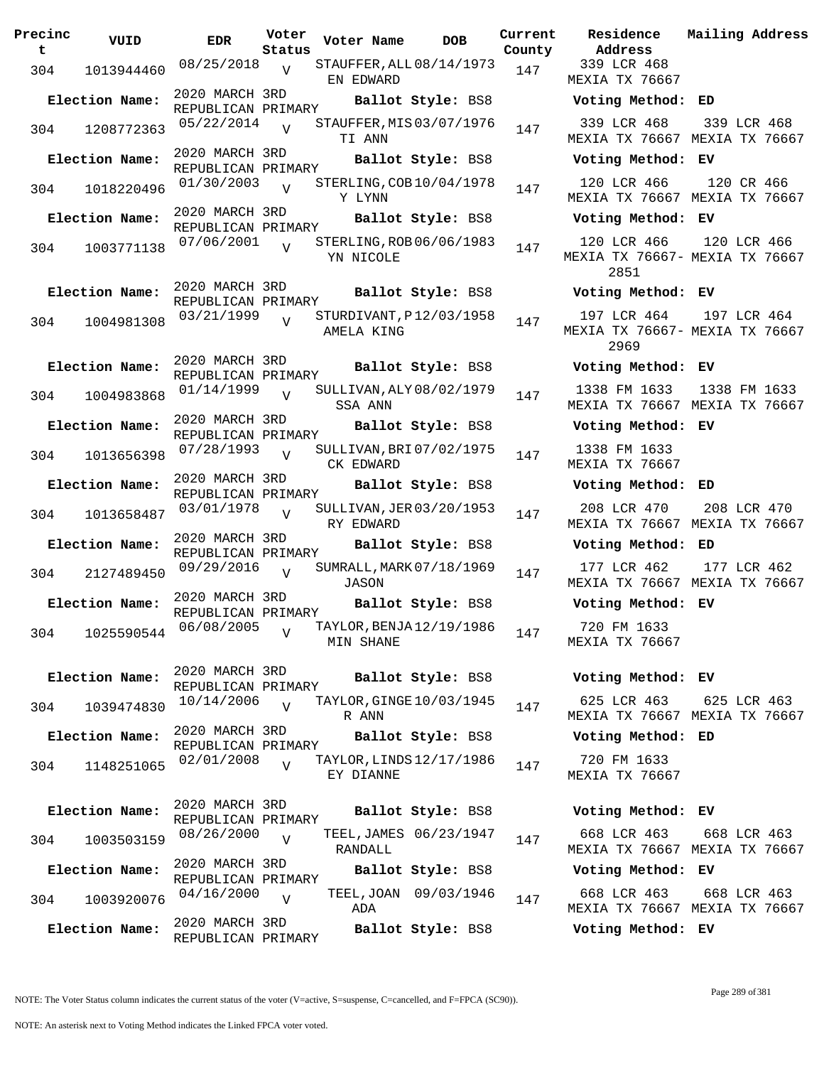| Precinct | VUID | EDR | Voter Status | Voter Name | DOB | Current County | Residence Address | Mailing Address |
|---|---|---|---|---|---|---|---|---|
| 304 | 1013944460 | 08/25/2018 | V | STAUFFER, ALLEN EDWARD | 08/14/1973 | 147 | 339 LCR 468 MEXIA TX 76667 | |
| **Election Name:** | | 2020 MARCH 3RD REPUBLICAN PRIMARY | | **Ballot Style:** BS8 | | | **Voting Method:** ED | |
| 304 | 1208772363 | 05/22/2014 | V | STAUFFER, MISTI ANN | 03/07/1976 | 147 | 339 LCR 468 MEXIA TX 76667 | 339 LCR 468 MEXIA TX 76667 |
| **Election Name:** | | 2020 MARCH 3RD REPUBLICAN PRIMARY | | **Ballot Style:** BS8 | | | **Voting Method:** EV | |
| 304 | 1018220496 | 01/30/2003 | V | STERLING, COBY LYNN | 10/04/1978 | 147 | 120 LCR 466 MEXIA TX 76667 | 120 CR 466 MEXIA TX 76667 |
| **Election Name:** | | 2020 MARCH 3RD REPUBLICAN PRIMARY | | **Ballot Style:** BS8 | | | **Voting Method:** EV | |
| 304 | 1003771138 | 07/06/2001 | V | STERLING, ROBYN NICOLE | 06/06/1983 | 147 | 120 LCR 466 MEXIA TX 76667-2851 | 120 LCR 466 MEXIA TX 76667 |
| **Election Name:** | | 2020 MARCH 3RD REPUBLICAN PRIMARY | | **Ballot Style:** BS8 | | | **Voting Method:** EV | |
| 304 | 1004981308 | 03/21/1999 | V | STURDIVANT, PAMELA KING | 12/03/1958 | 147 | 197 LCR 464 MEXIA TX 76667-2969 | 197 LCR 464 MEXIA TX 76667 |
| **Election Name:** | | 2020 MARCH 3RD REPUBLICAN PRIMARY | | **Ballot Style:** BS8 | | | **Voting Method:** EV | |
| 304 | 1004983868 | 01/14/1999 | V | SULLIVAN, ALYSSA ANN | 08/02/1979 | 147 | 1338 FM 1633 MEXIA TX 76667 | 1338 FM 1633 MEXIA TX 76667 |
| **Election Name:** | | 2020 MARCH 3RD REPUBLICAN PRIMARY | | **Ballot Style:** BS8 | | | **Voting Method:** EV | |
| 304 | 1013656398 | 07/28/1993 | V | SULLIVAN, BRICK EDWARD | 07/02/1975 | 147 | 1338 FM 1633 MEXIA TX 76667 | |
| **Election Name:** | | 2020 MARCH 3RD REPUBLICAN PRIMARY | | **Ballot Style:** BS8 | | | **Voting Method:** ED | |
| 304 | 1013658487 | 03/01/1978 | V | SULLIVAN, JERRY EDWARD | 03/20/1953 | 147 | 208 LCR 470 MEXIA TX 76667 | 208 LCR 470 MEXIA TX 76667 |
| **Election Name:** | | 2020 MARCH 3RD REPUBLICAN PRIMARY | | **Ballot Style:** BS8 | | | **Voting Method:** ED | |
| 304 | 2127489450 | 09/29/2016 | V | SUMRALL, MARK JASON | 07/18/1969 | 147 | 177 LCR 462 MEXIA TX 76667 | 177 LCR 462 MEXIA TX 76667 |
| **Election Name:** | | 2020 MARCH 3RD REPUBLICAN PRIMARY | | **Ballot Style:** BS8 | | | **Voting Method:** EV | |
| 304 | 1025590544 | 06/08/2005 | V | TAYLOR, BENJAMIN SHANE | 12/19/1986 | 147 | 720 FM 1633 MEXIA TX 76667 | |
| **Election Name:** | | 2020 MARCH 3RD REPUBLICAN PRIMARY | | **Ballot Style:** BS8 | | | **Voting Method:** EV | |
| 304 | 1039474830 | 10/14/2006 | V | TAYLOR, GINGER ANN | 10/03/1945 | 147 | 625 LCR 463 MEXIA TX 76667 | 625 LCR 463 MEXIA TX 76667 |
| **Election Name:** | | 2020 MARCH 3RD REPUBLICAN PRIMARY | | **Ballot Style:** BS8 | | | **Voting Method:** ED | |
| 304 | 1148251065 | 02/01/2008 | V | TAYLOR, LINDSEY DIANNE | 12/17/1986 | 147 | 720 FM 1633 MEXIA TX 76667 | |
| **Election Name:** | | 2020 MARCH 3RD REPUBLICAN PRIMARY | | **Ballot Style:** BS8 | | | **Voting Method:** EV | |
| 304 | 1003503159 | 08/26/2000 | V | TEEL, JAMES RANDALL | 06/23/1947 | 147 | 668 LCR 463 MEXIA TX 76667 | 668 LCR 463 MEXIA TX 76667 |
| **Election Name:** | | 2020 MARCH 3RD REPUBLICAN PRIMARY | | **Ballot Style:** BS8 | | | **Voting Method:** EV | |
| 304 | 1003920076 | 04/16/2000 | V | TEEL, JOAN ADA | 09/03/1946 | 147 | 668 LCR 463 MEXIA TX 76667 | 668 LCR 463 MEXIA TX 76667 |
| **Election Name:** | | 2020 MARCH 3RD REPUBLICAN PRIMARY | | **Ballot Style:** BS8 | | | **Voting Method:** EV | |

NOTE: The Voter Status column indicates the current status of the voter (V=active, S=suspense, C=cancelled, and F=FPCA (SC90)).

NOTE: An asterisk next to Voting Method indicates the Linked FPCA voter voted.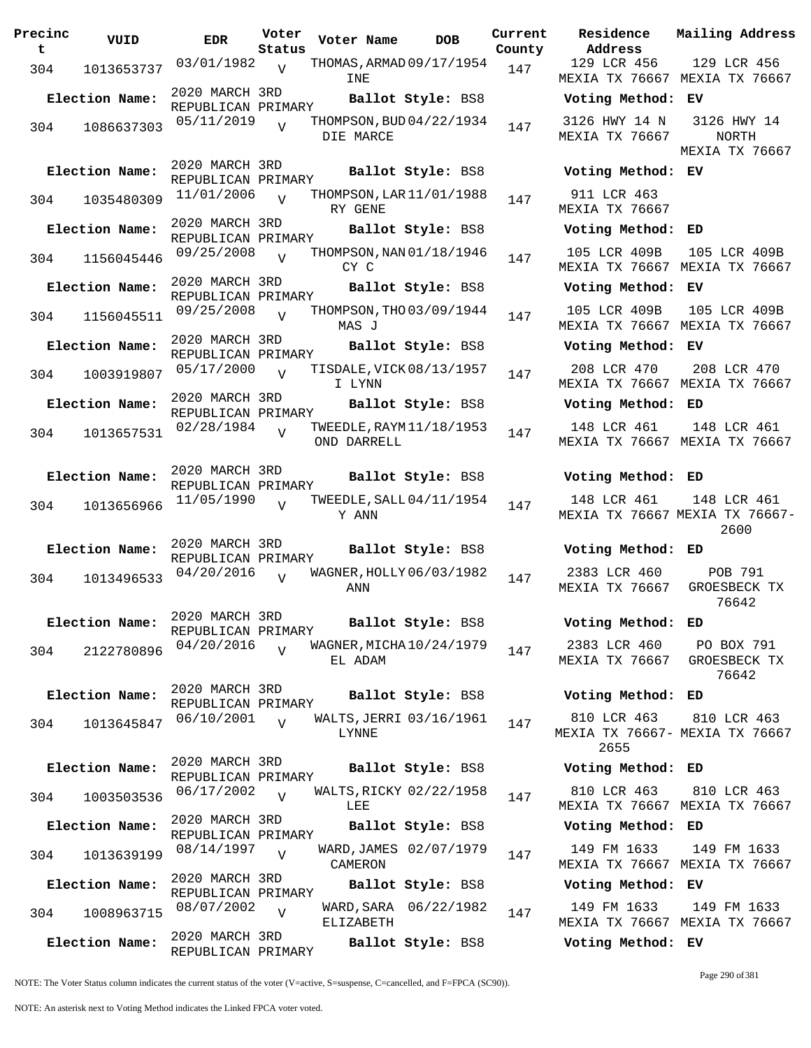| Precinct | VUID | EDR | Voter Status | Voter Name | DOB | Current County | Residence Address | Mailing Address |
|---|---|---|---|---|---|---|---|---|
| 304 | 1013653737 | 03/01/1982 | V | THOMAS,ARMADINE | 09/17/1954 | 147 | 129 LCR 456 MEXIA TX 76667 | 129 LCR 456 MEXIA TX 76667 |
| Election Name: | 2020 MARCH 3RD REPUBLICAN PRIMARY | | | Ballot Style: BS8 | | | Voting Method: EV | |
| 304 | 1086637303 | 05/11/2019 | V | THOMPSON,BUDDIE MARCE | 04/22/1934 | 147 | 3126 HWY 14 N MEXIA TX 76667 | 3126 HWY 14 NORTH MEXIA TX 76667 |
| Election Name: | 2020 MARCH 3RD REPUBLICAN PRIMARY | | | Ballot Style: BS8 | | | Voting Method: EV | |
| 304 | 1035480309 | 11/01/2006 | V | THOMPSON,LARRY GENE | 11/01/1988 | 147 | 911 LCR 463 MEXIA TX 76667 | |
| Election Name: | 2020 MARCH 3RD REPUBLICAN PRIMARY | | | Ballot Style: BS8 | | | Voting Method: ED | |
| 304 | 1156045446 | 09/25/2008 | V | THOMPSON,NANCY C | 01/18/1946 | 147 | 105 LCR 409B MEXIA TX 76667 | 105 LCR 409B MEXIA TX 76667 |
| Election Name: | 2020 MARCH 3RD REPUBLICAN PRIMARY | | | Ballot Style: BS8 | | | Voting Method: EV | |
| 304 | 1156045511 | 09/25/2008 | V | THOMPSON,THOMAS J | 03/09/1944 | 147 | 105 LCR 409B MEXIA TX 76667 | 105 LCR 409B MEXIA TX 76667 |
| Election Name: | 2020 MARCH 3RD REPUBLICAN PRIMARY | | | Ballot Style: BS8 | | | Voting Method: EV | |
| 304 | 1003919807 | 05/17/2000 | V | TISDALE,VICKI LYNN | 08/13/1957 | 147 | 208 LCR 470 MEXIA TX 76667 | 208 LCR 470 MEXIA TX 76667 |
| Election Name: | 2020 MARCH 3RD REPUBLICAN PRIMARY | | | Ballot Style: BS8 | | | Voting Method: ED | |
| 304 | 1013657531 | 02/28/1984 | V | TWEEDLE,RAYMOND DARRELL | 11/18/1953 | 147 | 148 LCR 461 MEXIA TX 76667 | 148 LCR 461 MEXIA TX 76667 |
| Election Name: | 2020 MARCH 3RD REPUBLICAN PRIMARY | | | Ballot Style: BS8 | | | Voting Method: ED | |
| 304 | 1013656966 | 11/05/1990 | V | TWEEDLE,SALLY ANN | 04/11/1954 | 147 | 148 LCR 461 MEXIA TX 76667 | 148 LCR 461 MEXIA TX 76667-2600 |
| Election Name: | 2020 MARCH 3RD REPUBLICAN PRIMARY | | | Ballot Style: BS8 | | | Voting Method: ED | |
| 304 | 1013496533 | 04/20/2016 | V | WAGNER,HOLLY ANN | 06/03/1982 | 147 | 2383 LCR 460 MEXIA TX 76667 | POB 791 GROESBECK TX 76642 |
| Election Name: | 2020 MARCH 3RD REPUBLICAN PRIMARY | | | Ballot Style: BS8 | | | Voting Method: ED | |
| 304 | 2122780896 | 04/20/2016 | V | WAGNER,MICHAEL ADAM | 10/24/1979 | 147 | 2383 LCR 460 MEXIA TX 76667 | PO BOX 791 GROESBECK TX 76642 |
| Election Name: | 2020 MARCH 3RD REPUBLICAN PRIMARY | | | Ballot Style: BS8 | | | Voting Method: ED | |
| 304 | 1013645847 | 06/10/2001 | V | WALTS,JERRI LYNNE | 03/16/1961 | 147 | 810 LCR 463 MEXIA TX 76667-2655 | 810 LCR 463 MEXIA TX 76667 |
| Election Name: | 2020 MARCH 3RD REPUBLICAN PRIMARY | | | Ballot Style: BS8 | | | Voting Method: ED | |
| 304 | 1003503536 | 06/17/2002 | V | WALTS,RICKY LEE | 02/22/1958 | 147 | 810 LCR 463 MEXIA TX 76667 | 810 LCR 463 MEXIA TX 76667 |
| Election Name: | 2020 MARCH 3RD REPUBLICAN PRIMARY | | | Ballot Style: BS8 | | | Voting Method: ED | |
| 304 | 1013639199 | 08/14/1997 | V | WARD,JAMES CAMERON | 02/07/1979 | 147 | 149 FM 1633 MEXIA TX 76667 | 149 FM 1633 MEXIA TX 76667 |
| Election Name: | 2020 MARCH 3RD REPUBLICAN PRIMARY | | | Ballot Style: BS8 | | | Voting Method: EV | |
| 304 | 1008963715 | 08/07/2002 | V | WARD,SARA ELIZABETH | 06/22/1982 | 147 | 149 FM 1633 MEXIA TX 76667 | 149 FM 1633 MEXIA TX 76667 |
| Election Name: | 2020 MARCH 3RD REPUBLICAN PRIMARY | | | Ballot Style: BS8 | | | Voting Method: EV | |

NOTE: The Voter Status column indicates the current status of the voter (V=active, S=suspense, C=cancelled, and F=FPCA (SC90)).

NOTE: An asterisk next to Voting Method indicates the Linked FPCA voter voted.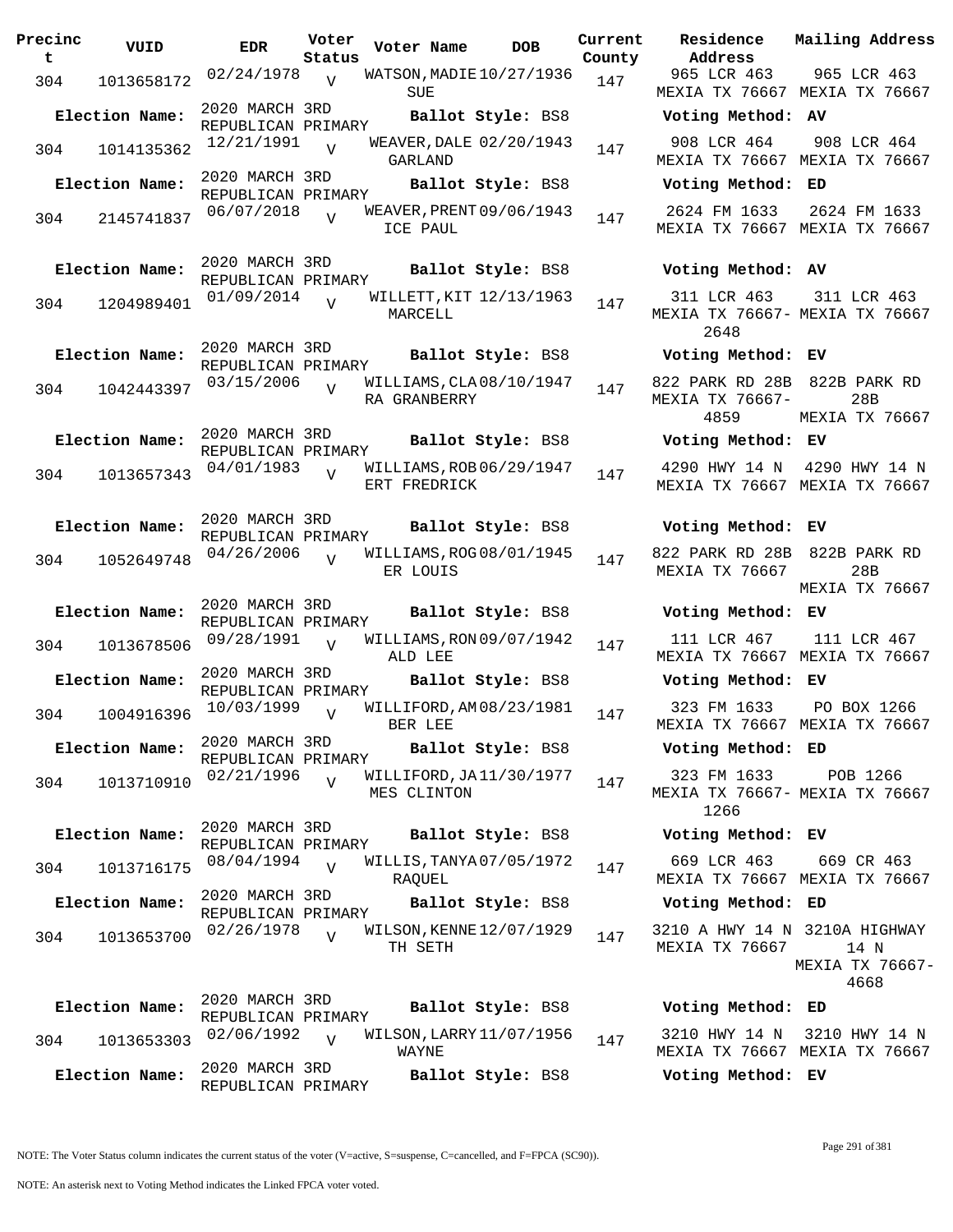| Precinct | VUID | EDR | Voter Status | Voter Name | DOB | Current County | Residence Address | Mailing Address |
|---|---|---|---|---|---|---|---|---|
| 304 | 1013658172 | 02/24/1978 | V | WATSON, MADIE SUE | 10/27/1936 | 147 | 965 LCR 463 MEXIA TX 76667 | 965 LCR 463 MEXIA TX 76667 |
| **Election Name:** | | 2020 MARCH 3RD REPUBLICAN PRIMARY | | **Ballot Style:** BS8 | | | **Voting Method:** AV | |
| 304 | 1014135362 | 12/21/1991 | V | WEAVER, DALE GARLAND | 02/20/1943 | 147 | 908 LCR 464 MEXIA TX 76667 | 908 LCR 464 MEXIA TX 76667 |
| **Election Name:** | | 2020 MARCH 3RD REPUBLICAN PRIMARY | | **Ballot Style:** BS8 | | | **Voting Method:** ED | |
| 304 | 2145741837 | 06/07/2018 | V | WEAVER, PRENTICE PAUL | 09/06/1943 | 147 | 2624 FM 1633 MEXIA TX 76667 | 2624 FM 1633 MEXIA TX 76667 |
| **Election Name:** | | 2020 MARCH 3RD REPUBLICAN PRIMARY | | **Ballot Style:** BS8 | | | **Voting Method:** AV | |
| 304 | 1204989401 | 01/09/2014 | V | WILLETT, KIT MARCELL | 12/13/1963 | 147 | 311 LCR 463 MEXIA TX 76667-2648 | 311 LCR 463 MEXIA TX 76667 |
| **Election Name:** | | 2020 MARCH 3RD REPUBLICAN PRIMARY | | **Ballot Style:** BS8 | | | **Voting Method:** EV | |
| 304 | 1042443397 | 03/15/2006 | V | WILLIAMS, CLARA GRANBERRY | 08/10/1947 | 147 | 822 PARK RD 28B MEXIA TX 76667-4859 | 822B PARK RD 28B MEXIA TX 76667 |
| **Election Name:** | | 2020 MARCH 3RD REPUBLICAN PRIMARY | | **Ballot Style:** BS8 | | | **Voting Method:** EV | |
| 304 | 1013657343 | 04/01/1983 | V | WILLIAMS, ROBERT FREDRICK | 06/29/1947 | 147 | 4290 HWY 14 N MEXIA TX 76667 | 4290 HWY 14 N MEXIA TX 76667 |
| **Election Name:** | | 2020 MARCH 3RD REPUBLICAN PRIMARY | | **Ballot Style:** BS8 | | | **Voting Method:** EV | |
| 304 | 1052649748 | 04/26/2006 | V | WILLIAMS, ROGER LOUIS | 08/01/1945 | 147 | 822 PARK RD 28B MEXIA TX 76667 | 822B PARK RD 28B MEXIA TX 76667 |
| **Election Name:** | | 2020 MARCH 3RD REPUBLICAN PRIMARY | | **Ballot Style:** BS8 | | | **Voting Method:** EV | |
| 304 | 1013678506 | 09/28/1991 | V | WILLIAMS, RONALD LEE | 09/07/1942 | 147 | 111 LCR 467 MEXIA TX 76667 | 111 LCR 467 MEXIA TX 76667 |
| **Election Name:** | | 2020 MARCH 3RD REPUBLICAN PRIMARY | | **Ballot Style:** BS8 | | | **Voting Method:** EV | |
| 304 | 1004916396 | 10/03/1999 | V | WILLIFORD, AMBER LEE | 08/23/1981 | 147 | 323 FM 1633 MEXIA TX 76667 | PO BOX 1266 MEXIA TX 76667 |
| **Election Name:** | | 2020 MARCH 3RD REPUBLICAN PRIMARY | | **Ballot Style:** BS8 | | | **Voting Method:** ED | |
| 304 | 1013710910 | 02/21/1996 | V | WILLIFORD, JAMES CLINTON | 11/30/1977 | 147 | 323 FM 1633 MEXIA TX 76667-1266 | POB 1266 MEXIA TX 76667 |
| **Election Name:** | | 2020 MARCH 3RD REPUBLICAN PRIMARY | | **Ballot Style:** BS8 | | | **Voting Method:** EV | |
| 304 | 1013716175 | 08/04/1994 | V | WILLIS, TANYA RAQUEL | 07/05/1972 | 147 | 669 LCR 463 MEXIA TX 76667 | 669 CR 463 MEXIA TX 76667 |
| **Election Name:** | | 2020 MARCH 3RD REPUBLICAN PRIMARY | | **Ballot Style:** BS8 | | | **Voting Method:** ED | |
| 304 | 1013653700 | 02/26/1978 | V | WILSON, KENNETH SETH | 12/07/1929 | 147 | 3210 A HWY 14 N MEXIA TX 76667 | 3210A HIGHWAY 14 N MEXIA TX 76667-4668 |
| **Election Name:** | | 2020 MARCH 3RD REPUBLICAN PRIMARY | | **Ballot Style:** BS8 | | | **Voting Method:** ED | |
| 304 | 1013653303 | 02/06/1992 | V | WILSON, LARRY WAYNE | 11/07/1956 | 147 | 3210 HWY 14 N MEXIA TX 76667 | 3210 HWY 14 N MEXIA TX 76667 |
| **Election Name:** | | 2020 MARCH 3RD REPUBLICAN PRIMARY | | **Ballot Style:** BS8 | | | **Voting Method:** EV | |

NOTE: The Voter Status column indicates the current status of the voter (V=active, S=suspense, C=cancelled, and F=FPCA (SC90)).

NOTE: An asterisk next to Voting Method indicates the Linked FPCA voter voted.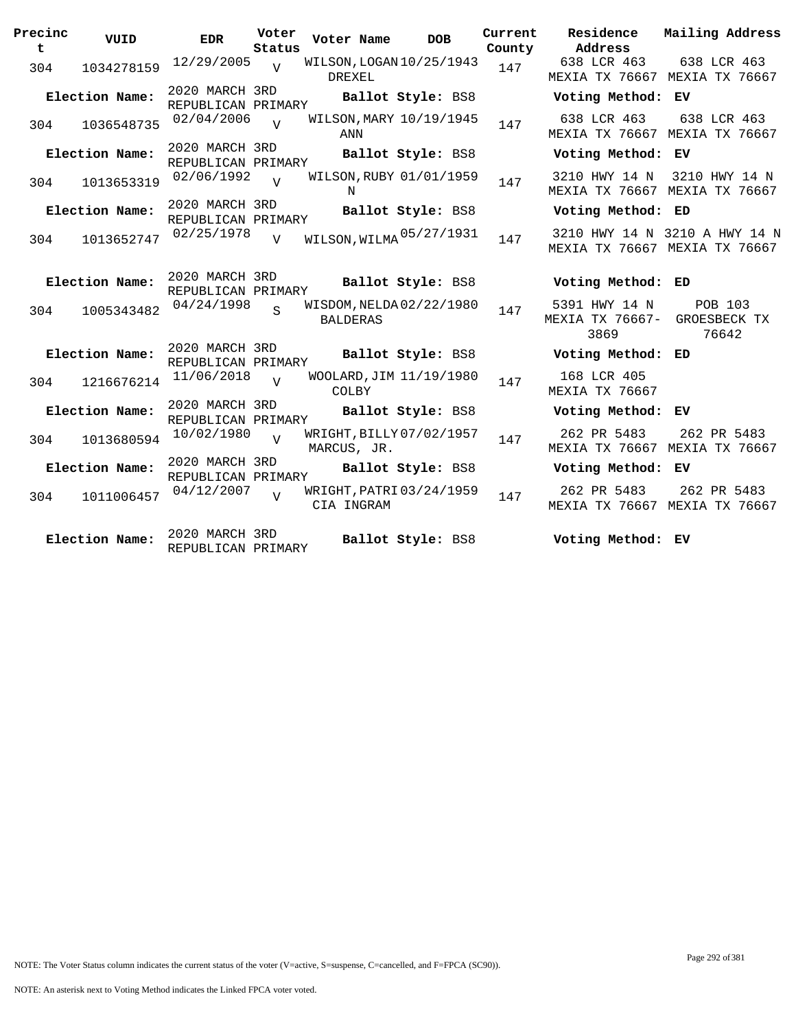| Precinct | VUID | EDR | Voter Status | Voter Name | DOB | Current County | Residence Address | Mailing Address |
|---|---|---|---|---|---|---|---|---|
| 304 | 1034278159 | 12/29/2005 | V | WILSON,LOGAN DREXEL | 10/25/1943 | 147 | 638 LCR 463 MEXIA TX 76667 | 638 LCR 463 MEXIA TX 76667 |
| **Election Name:** | | 2020 MARCH 3RD REPUBLICAN PRIMARY | | **Ballot Style:** BS8 | | | **Voting Method:** EV | |
| 304 | 1036548735 | 02/04/2006 | V | WILSON,MARY ANN | 10/19/1945 | 147 | 638 LCR 463 MEXIA TX 76667 | 638 LCR 463 MEXIA TX 76667 |
| **Election Name:** | | 2020 MARCH 3RD REPUBLICAN PRIMARY | | **Ballot Style:** BS8 | | | **Voting Method:** EV | |
| 304 | 1013653319 | 02/06/1992 | V | WILSON,RUBY N | 01/01/1959 | 147 | 3210 HWY 14 N MEXIA TX 76667 | 3210 HWY 14 N MEXIA TX 76667 |
| **Election Name:** | | 2020 MARCH 3RD REPUBLICAN PRIMARY | | **Ballot Style:** BS8 | | | **Voting Method:** ED | |
| 304 | 1013652747 | 02/25/1978 | V | WILSON,WILMA | 05/27/1931 | 147 | 3210 HWY 14 N MEXIA TX 76667 | 3210 A HWY 14 N MEXIA TX 76667 |
| **Election Name:** | | 2020 MARCH 3RD REPUBLICAN PRIMARY | | **Ballot Style:** BS8 | | | **Voting Method:** ED | |
| 304 | 1005343482 | 04/24/1998 | S | WISDOM,NELDA BALDERAS | 02/22/1980 | 147 | 5391 HWY 14 N MEXIA TX 76667-3869 | POB 103 GROESBECK TX 76642 |
| **Election Name:** | | 2020 MARCH 3RD REPUBLICAN PRIMARY | | **Ballot Style:** BS8 | | | **Voting Method:** ED | |
| 304 | 1216676214 | 11/06/2018 | V | WOOLARD,JIM COLBY | 11/19/1980 | 147 | 168 LCR 405 MEXIA TX 76667 | |
| **Election Name:** | | 2020 MARCH 3RD REPUBLICAN PRIMARY | | **Ballot Style:** BS8 | | | **Voting Method:** EV | |
| 304 | 1013680594 | 10/02/1980 | V | WRIGHT,BILLY MARCUS, JR. | 07/02/1957 | 147 | 262 PR 5483 MEXIA TX 76667 | 262 PR 5483 MEXIA TX 76667 |
| **Election Name:** | | 2020 MARCH 3RD REPUBLICAN PRIMARY | | **Ballot Style:** BS8 | | | **Voting Method:** EV | |
| 304 | 1011006457 | 04/12/2007 | V | WRIGHT,PATRICIA INGRAM | 03/24/1959 | 147 | 262 PR 5483 MEXIA TX 76667 | 262 PR 5483 MEXIA TX 76667 |
| **Election Name:** | | 2020 MARCH 3RD REPUBLICAN PRIMARY | | **Ballot Style:** BS8 | | | **Voting Method:** EV | |

NOTE: The Voter Status column indicates the current status of the voter (V=active, S=suspense, C=cancelled, and F=FPCA (SC90)).

NOTE: An asterisk next to Voting Method indicates the Linked FPCA voter voted.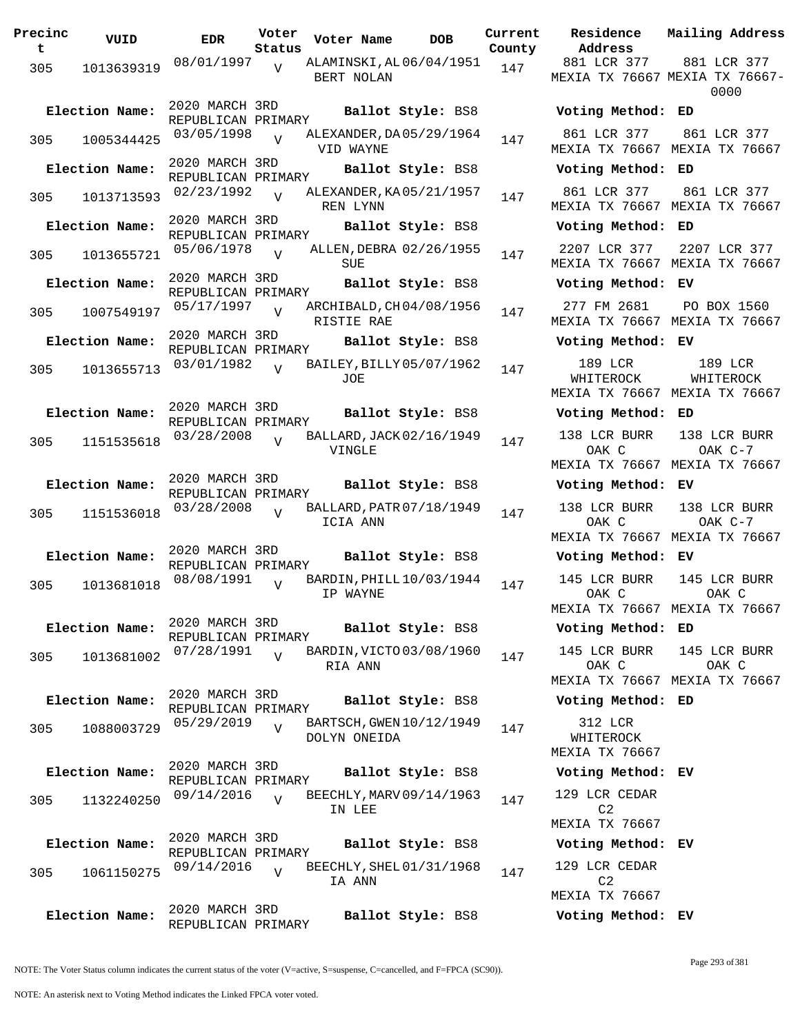| Precinct | VUID | EDR | Voter Status | Voter Name | DOB | Current County | Residence Address | Mailing Address |
|---|---|---|---|---|---|---|---|---|
| 305 | 1013639319 | 08/01/1997 | V | ALAMINSKI, ALBERT NOLAN | 06/04/1951 | 147 | 881 LCR 377 MEXIA TX 76667 | 881 LCR 377 MEXIA TX 76667-0000 |
| **Election Name:** | 2020 MARCH 3RD REPUBLICAN PRIMARY | | | **Ballot Style:** BS8 | | | **Voting Method:** ED | |
| 305 | 1005344425 | 03/05/1998 | V | ALEXANDER, DAVID WAYNE | 05/29/1964 | 147 | 861 LCR 377 MEXIA TX 76667 | 861 LCR 377 MEXIA TX 76667 |
| **Election Name:** | 2020 MARCH 3RD REPUBLICAN PRIMARY | | | **Ballot Style:** BS8 | | | **Voting Method:** ED | |
| 305 | 1013713593 | 02/23/1992 | V | ALEXANDER, KAREN LYNN | 05/21/1957 | 147 | 861 LCR 377 MEXIA TX 76667 | 861 LCR 377 MEXIA TX 76667 |
| **Election Name:** | 2020 MARCH 3RD REPUBLICAN PRIMARY | | | **Ballot Style:** BS8 | | | **Voting Method:** ED | |
| 305 | 1013655721 | 05/06/1978 | V | ALLEN, DEBRA SUE | 02/26/1955 | 147 | 2207 LCR 377 MEXIA TX 76667 | 2207 LCR 377 MEXIA TX 76667 |
| **Election Name:** | 2020 MARCH 3RD REPUBLICAN PRIMARY | | | **Ballot Style:** BS8 | | | **Voting Method:** EV | |
| 305 | 1007549197 | 05/17/1997 | V | ARCHIBALD, CHRISTIE RAE | 04/08/1956 | 147 | 277 FM 2681 MEXIA TX 76667 | PO BOX 1560 MEXIA TX 76667 |
| **Election Name:** | 2020 MARCH 3RD REPUBLICAN PRIMARY | | | **Ballot Style:** BS8 | | | **Voting Method:** EV | |
| 305 | 1013655713 | 03/01/1982 | V | BAILEY, BILLY JOE | 05/07/1962 | 147 | 189 LCR WHITEROCK MEXIA TX 76667 | 189 LCR WHITEROCK MEXIA TX 76667 |
| **Election Name:** | 2020 MARCH 3RD REPUBLICAN PRIMARY | | | **Ballot Style:** BS8 | | | **Voting Method:** ED | |
| 305 | 1151535618 | 03/28/2008 | V | BALLARD, JACK VINGLE | 02/16/1949 | 147 | 138 LCR BURR OAK C MEXIA TX 76667 | 138 LCR BURR OAK C-7 MEXIA TX 76667 |
| **Election Name:** | 2020 MARCH 3RD REPUBLICAN PRIMARY | | | **Ballot Style:** BS8 | | | **Voting Method:** EV | |
| 305 | 1151536018 | 03/28/2008 | V | BALLARD, PATRICIA ANN | 07/18/1949 | 147 | 138 LCR BURR OAK C MEXIA TX 76667 | 138 LCR BURR OAK C-7 MEXIA TX 76667 |
| **Election Name:** | 2020 MARCH 3RD REPUBLICAN PRIMARY | | | **Ballot Style:** BS8 | | | **Voting Method:** EV | |
| 305 | 1013681018 | 08/08/1991 | V | BARDIN, PHILLIP WAYNE | 10/03/1944 | 147 | 145 LCR BURR OAK C MEXIA TX 76667 | 145 LCR BURR OAK C MEXIA TX 76667 |
| **Election Name:** | 2020 MARCH 3RD REPUBLICAN PRIMARY | | | **Ballot Style:** BS8 | | | **Voting Method:** ED | |
| 305 | 1013681002 | 07/28/1991 | V | BARDIN, VICTORIA ANN | 03/08/1960 | 147 | 145 LCR BURR OAK C MEXIA TX 76667 | 145 LCR BURR OAK C MEXIA TX 76667 |
| **Election Name:** | 2020 MARCH 3RD REPUBLICAN PRIMARY | | | **Ballot Style:** BS8 | | | **Voting Method:** ED | |
| 305 | 1088003729 | 05/29/2019 | V | BARTSCH, GWENDOLYN ONEIDA | 10/12/1949 | 147 | 312 LCR WHITEROCK MEXIA TX 76667 | |
| **Election Name:** | 2020 MARCH 3RD REPUBLICAN PRIMARY | | | **Ballot Style:** BS8 | | | **Voting Method:** EV | |
| 305 | 1132240250 | 09/14/2016 | V | BEECHLY, MARVIN LEE | 09/14/1963 | 147 | 129 LCR CEDAR C2 MEXIA TX 76667 | |
| **Election Name:** | 2020 MARCH 3RD REPUBLICAN PRIMARY | | | **Ballot Style:** BS8 | | | **Voting Method:** EV | |
| 305 | 1061150275 | 09/14/2016 | V | BEECHLY, SHELIA ANN | 01/31/1968 | 147 | 129 LCR CEDAR C2 MEXIA TX 76667 | |
| **Election Name:** | 2020 MARCH 3RD REPUBLICAN PRIMARY | | | **Ballot Style:** BS8 | | | **Voting Method:** EV | |

NOTE: The Voter Status column indicates the current status of the voter (V=active, S=suspense, C=cancelled, and F=FPCA (SC90)).

NOTE: An asterisk next to Voting Method indicates the Linked FPCA voter voted.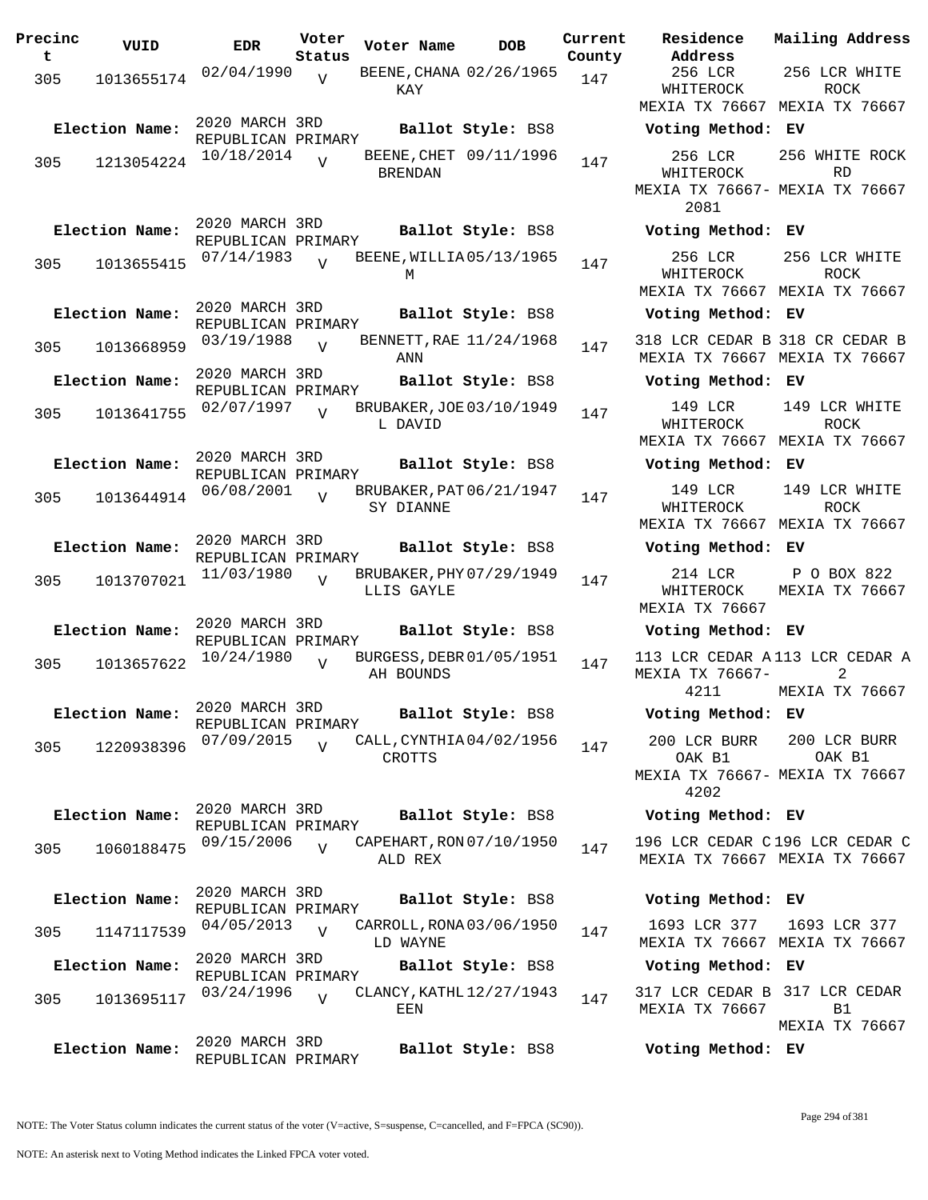| Precinct | VUID | EDR | Voter Status | Voter Name | DOB | Current County | Residence Address | Mailing Address |
|---|---|---|---|---|---|---|---|---|
| 305 | 1013655174 | 02/04/1990 | V | BEENE, CHANA KAY | 02/26/1965 | 147 | 256 LCR WHITEROCK MEXIA TX 76667 | 256 LCR WHITE ROCK MEXIA TX 76667 |
| **Election Name:** | | 2020 MARCH 3RD REPUBLICAN PRIMARY | | **Ballot Style:** BS8 | | | **Voting Method:** EV | |
| 305 | 1213054224 | 10/18/2014 | V | BEENE, CHET BRENDAN | 09/11/1996 | 147 | 256 LCR WHITEROCK MEXIA TX 76667-2081 | 256 WHITE ROCK RD MEXIA TX 76667 |
| **Election Name:** | | 2020 MARCH 3RD REPUBLICAN PRIMARY | | **Ballot Style:** BS8 | | | **Voting Method:** EV | |
| 305 | 1013655415 | 07/14/1983 | V | BEENE, WILLIAM | 05/13/1965 | 147 | 256 LCR WHITEROCK MEXIA TX 76667 | 256 LCR WHITE ROCK MEXIA TX 76667 |
| **Election Name:** | | 2020 MARCH 3RD REPUBLICAN PRIMARY | | **Ballot Style:** BS8 | | | **Voting Method:** EV | |
| 305 | 1013668959 | 03/19/1988 | V | BENNETT, RAE ANN | 11/24/1968 | 147 | 318 LCR CEDAR B MEXIA TX 76667 | 318 CR CEDAR B MEXIA TX 76667 |
| **Election Name:** | | 2020 MARCH 3RD REPUBLICAN PRIMARY | | **Ballot Style:** BS8 | | | **Voting Method:** EV | |
| 305 | 1013641755 | 02/07/1997 | V | BRUBAKER, JOEL DAVID | 03/10/1949 | 147 | 149 LCR WHITEROCK MEXIA TX 76667 | 149 LCR WHITE ROCK MEXIA TX 76667 |
| **Election Name:** | | 2020 MARCH 3RD REPUBLICAN PRIMARY | | **Ballot Style:** BS8 | | | **Voting Method:** EV | |
| 305 | 1013644914 | 06/08/2001 | V | BRUBAKER, PATSY DIANNE | 06/21/1947 | 147 | 149 LCR WHITEROCK MEXIA TX 76667 | 149 LCR WHITE ROCK MEXIA TX 76667 |
| **Election Name:** | | 2020 MARCH 3RD REPUBLICAN PRIMARY | | **Ballot Style:** BS8 | | | **Voting Method:** EV | |
| 305 | 1013707021 | 11/03/1980 | V | BRUBAKER, PHYLLIS GAYLE | 07/29/1949 | 147 | 214 LCR WHITEROCK MEXIA TX 76667 | P O BOX 822 MEXIA TX 76667 |
| **Election Name:** | | 2020 MARCH 3RD REPUBLICAN PRIMARY | | **Ballot Style:** BS8 | | | **Voting Method:** EV | |
| 305 | 1013657622 | 10/24/1980 | V | BURGESS, DEBRAH BOUNDS | 01/05/1951 | 147 | 113 LCR CEDAR A MEXIA TX 76667-4211 | 113 LCR CEDAR A 2 MEXIA TX 76667 |
| **Election Name:** | | 2020 MARCH 3RD REPUBLICAN PRIMARY | | **Ballot Style:** BS8 | | | **Voting Method:** EV | |
| 305 | 1220938396 | 07/09/2015 | V | CALL, CYNTHIA CROTTS | 04/02/1956 | 147 | 200 LCR BURR OAK B1 MEXIA TX 76667-4202 | 200 LCR BURR OAK B1 MEXIA TX 76667 |
| **Election Name:** | | 2020 MARCH 3RD REPUBLICAN PRIMARY | | **Ballot Style:** BS8 | | | **Voting Method:** EV | |
| 305 | 1060188475 | 09/15/2006 | V | CAPEHART, RONALD REX | 07/10/1950 | 147 | 196 LCR CEDAR C MEXIA TX 76667 | 196 LCR CEDAR C MEXIA TX 76667 |
| **Election Name:** | | 2020 MARCH 3RD REPUBLICAN PRIMARY | | **Ballot Style:** BS8 | | | **Voting Method:** EV | |
| 305 | 1147117539 | 04/05/2013 | V | CARROLL, RONALD WAYNE | 03/06/1950 | 147 | 1693 LCR 377 MEXIA TX 76667 | 1693 LCR 377 MEXIA TX 76667 |
| **Election Name:** | | 2020 MARCH 3RD REPUBLICAN PRIMARY | | **Ballot Style:** BS8 | | | **Voting Method:** EV | |
| 305 | 1013695117 | 03/24/1996 | V | CLANCY, KATHLEEN | 12/27/1943 | 147 | 317 LCR CEDAR B MEXIA TX 76667 | 317 LCR CEDAR B1 MEXIA TX 76667 |
| **Election Name:** | | 2020 MARCH 3RD REPUBLICAN PRIMARY | | **Ballot Style:** BS8 | | | **Voting Method:** EV | |

NOTE: The Voter Status column indicates the current status of the voter (V=active, S=suspense, C=cancelled, and F=FPCA (SC90)).

NOTE: An asterisk next to Voting Method indicates the Linked FPCA voter voted.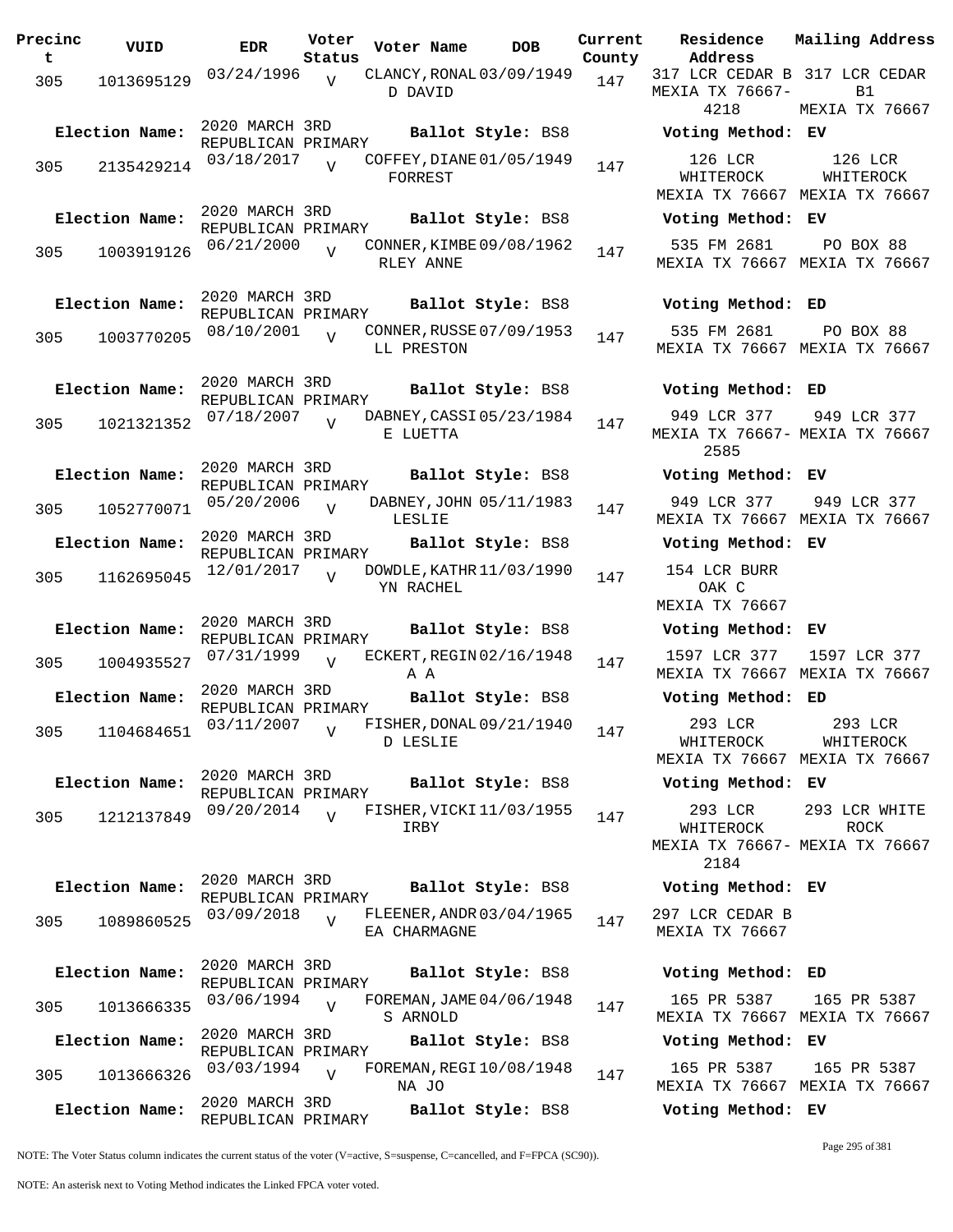| Precinct | VUID | EDR | Voter Status | Voter Name | DOB | Current County | Residence Address | Mailing Address |
|---|---|---|---|---|---|---|---|---|
| 305 | 1013695129 | 03/24/1996 | V | CLANCY, RONALD DAVID | 03/09/1949 | 147 | 317 LCR CEDAR B MEXIA TX 76667-4218 | 317 LCR CEDAR B1 MEXIA TX 76667 |
| Election Name: | 2020 MARCH 3RD REPUBLICAN PRIMARY | | | Ballot Style: BS8 | | | Voting Method: EV | |
| 305 | 2135429214 | 03/18/2017 | V | COFFEY, DIANE FORREST | 01/05/1949 | 147 | 126 LCR WHITEROCK MEXIA TX 76667 | 126 LCR WHITEROCK MEXIA TX 76667 |
| Election Name: | 2020 MARCH 3RD REPUBLICAN PRIMARY | | | Ballot Style: BS8 | | | Voting Method: EV | |
| 305 | 1003919126 | 06/21/2000 | V | CONNER, KIMBERLEY ANNE | 09/08/1962 | 147 | 535 FM 2681 MEXIA TX 76667 | PO BOX 88 MEXIA TX 76667 |
| Election Name: | 2020 MARCH 3RD REPUBLICAN PRIMARY | | | Ballot Style: BS8 | | | Voting Method: ED | |
| 305 | 1003770205 | 08/10/2001 | V | CONNER, RUSSELL PRESTON | 07/09/1953 | 147 | 535 FM 2681 MEXIA TX 76667 | PO BOX 88 MEXIA TX 76667 |
| Election Name: | 2020 MARCH 3RD REPUBLICAN PRIMARY | | | Ballot Style: BS8 | | | Voting Method: ED | |
| 305 | 1021321352 | 07/18/2007 | V | DABNEY, CASSIE LUETTA | 05/23/1984 | 147 | 949 LCR 377 MEXIA TX 76667-2585 | 949 LCR 377 MEXIA TX 76667 |
| Election Name: | 2020 MARCH 3RD REPUBLICAN PRIMARY | | | Ballot Style: BS8 | | | Voting Method: EV | |
| 305 | 1052770071 | 05/20/2006 | V | DABNEY, JOHN LESLIE | 05/11/1983 | 147 | 949 LCR 377 MEXIA TX 76667 | 949 LCR 377 MEXIA TX 76667 |
| Election Name: | 2020 MARCH 3RD REPUBLICAN PRIMARY | | | Ballot Style: BS8 | | | Voting Method: EV | |
| 305 | 1162695045 | 12/01/2017 | V | DOWDLE, KATHRYN RACHEL | 11/03/1990 | 147 | 154 LCR BURR OAK C MEXIA TX 76667 | |
| Election Name: | 2020 MARCH 3RD REPUBLICAN PRIMARY | | | Ballot Style: BS8 | | | Voting Method: EV | |
| 305 | 1004935527 | 07/31/1999 | V | ECKERT, REGINA A | 02/16/1948 | 147 | 1597 LCR 377 MEXIA TX 76667 | 1597 LCR 377 MEXIA TX 76667 |
| Election Name: | 2020 MARCH 3RD REPUBLICAN PRIMARY | | | Ballot Style: BS8 | | | Voting Method: ED | |
| 305 | 1104684651 | 03/11/2007 | V | FISHER, DONALD LESLIE | 09/21/1940 | 147 | 293 LCR WHITEROCK MEXIA TX 76667 | 293 LCR WHITEROCK MEXIA TX 76667 |
| Election Name: | 2020 MARCH 3RD REPUBLICAN PRIMARY | | | Ballot Style: BS8 | | | Voting Method: EV | |
| 305 | 1212137849 | 09/20/2014 | V | FISHER, VICKI IRBY | 11/03/1955 | 147 | 293 LCR WHITEROCK MEXIA TX 76667-2184 | 293 LCR WHITE ROCK MEXIA TX 76667 |
| Election Name: | 2020 MARCH 3RD REPUBLICAN PRIMARY | | | Ballot Style: BS8 | | | Voting Method: EV | |
| 305 | 1089860525 | 03/09/2018 | V | FLEENER, ANDREA CHARMAGNE | 03/04/1965 | 147 | 297 LCR CEDAR B MEXIA TX 76667 | |
| Election Name: | 2020 MARCH 3RD REPUBLICAN PRIMARY | | | Ballot Style: BS8 | | | Voting Method: ED | |
| 305 | 1013666335 | 03/06/1994 | V | FOREMAN, JAMES ARNOLD | 04/06/1948 | 147 | 165 PR 5387 MEXIA TX 76667 | 165 PR 5387 MEXIA TX 76667 |
| Election Name: | 2020 MARCH 3RD REPUBLICAN PRIMARY | | | Ballot Style: BS8 | | | Voting Method: EV | |
| 305 | 1013666326 | 03/03/1994 | V | FOREMAN, REGINA JO | 10/08/1948 | 147 | 165 PR 5387 MEXIA TX 76667 | 165 PR 5387 MEXIA TX 76667 |
| Election Name: | 2020 MARCH 3RD REPUBLICAN PRIMARY | | | Ballot Style: BS8 | | | Voting Method: EV | |

NOTE: The Voter Status column indicates the current status of the voter (V=active, S=suspense, C=cancelled, and F=FPCA (SC90)).

NOTE: An asterisk next to Voting Method indicates the Linked FPCA voter voted.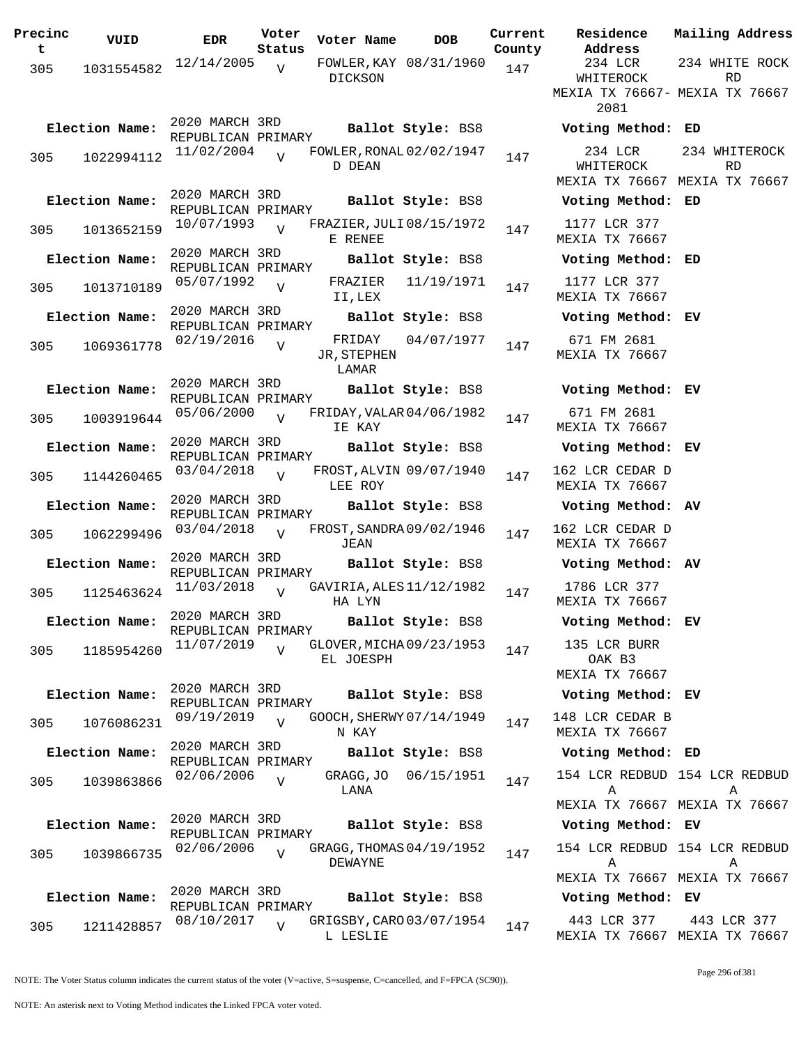| Precinct | VUID | EDR | Voter Status | Voter Name | DOB | Current County | Residence Address | Mailing Address |
|---|---|---|---|---|---|---|---|---|
| 305 | 1031554582 | 12/14/2005 | V | FOWLER,KAY DICKSON | 08/31/1960 | 147 | 234 LCR WHITEROCK MEXIA TX 76667-2081 | 234 WHITE ROCK RD MEXIA TX 76667 |
| Election Name: | 2020 MARCH 3RD REPUBLICAN PRIMARY | | | Ballot Style: BS8 | | | Voting Method: ED | |
| 305 | 1022994112 | 11/02/2004 | V | FOWLER,RONALD DEAN | 02/02/1947 | 147 | 234 LCR WHITEROCK MEXIA TX 76667 | 234 WHITEROCK RD MEXIA TX 76667 |
| Election Name: | 2020 MARCH 3RD REPUBLICAN PRIMARY | | | Ballot Style: BS8 | | | Voting Method: ED | |
| 305 | 1013652159 | 10/07/1993 | V | FRAZIER,JULIE RENEE | 08/15/1972 | 147 | 1177 LCR 377 MEXIA TX 76667 | |
| Election Name: | 2020 MARCH 3RD REPUBLICAN PRIMARY | | | Ballot Style: BS8 | | | Voting Method: ED | |
| 305 | 1013710189 | 05/07/1992 | V | FRAZIER II,LEX | 11/19/1971 | 147 | 1177 LCR 377 MEXIA TX 76667 | |
| Election Name: | 2020 MARCH 3RD REPUBLICAN PRIMARY | | | Ballot Style: BS8 | | | Voting Method: EV | |
| 305 | 1069361778 | 02/19/2016 | V | FRIDAY JR,STEPHEN LAMAR | 04/07/1977 | 147 | 671 FM 2681 MEXIA TX 76667 | |
| Election Name: | 2020 MARCH 3RD REPUBLICAN PRIMARY | | | Ballot Style: BS8 | | | Voting Method: EV | |
| 305 | 1003919644 | 05/06/2000 | V | FRIDAY,VALARIE KAY | 04/06/1982 | 147 | 671 FM 2681 MEXIA TX 76667 | |
| Election Name: | 2020 MARCH 3RD REPUBLICAN PRIMARY | | | Ballot Style: BS8 | | | Voting Method: EV | |
| 305 | 1144260465 | 03/04/2018 | V | FROST,ALVIN LEE ROY | 09/07/1940 | 147 | 162 LCR CEDAR D MEXIA TX 76667 | |
| Election Name: | 2020 MARCH 3RD REPUBLICAN PRIMARY | | | Ballot Style: BS8 | | | Voting Method: AV | |
| 305 | 1062299496 | 03/04/2018 | V | FROST,SANDRA JEAN | 09/02/1946 | 147 | 162 LCR CEDAR D MEXIA TX 76667 | |
| Election Name: | 2020 MARCH 3RD REPUBLICAN PRIMARY | | | Ballot Style: BS8 | | | Voting Method: AV | |
| 305 | 1125463624 | 11/03/2018 | V | GAVIRIA,ALESHA LYN | 11/12/1982 | 147 | 1786 LCR 377 MEXIA TX 76667 | |
| Election Name: | 2020 MARCH 3RD REPUBLICAN PRIMARY | | | Ballot Style: BS8 | | | Voting Method: EV | |
| 305 | 1185954260 | 11/07/2019 | V | GLOVER,MICHAEL JOESPH | 09/23/1953 | 147 | 135 LCR BURR OAK B3 MEXIA TX 76667 | |
| Election Name: | 2020 MARCH 3RD REPUBLICAN PRIMARY | | | Ballot Style: BS8 | | | Voting Method: EV | |
| 305 | 1076086231 | 09/19/2019 | V | GOOCH,SHERWYN KAY | 07/14/1949 | 147 | 148 LCR CEDAR B MEXIA TX 76667 | |
| Election Name: | 2020 MARCH 3RD REPUBLICAN PRIMARY | | | Ballot Style: BS8 | | | Voting Method: ED | |
| 305 | 1039863866 | 02/06/2006 | V | GRAGG,JO LANA | 06/15/1951 | 147 | 154 LCR REDBUD A MEXIA TX 76667 | 154 LCR REDBUD A MEXIA TX 76667 |
| Election Name: | 2020 MARCH 3RD REPUBLICAN PRIMARY | | | Ballot Style: BS8 | | | Voting Method: EV | |
| 305 | 1039866735 | 02/06/2006 | V | GRAGG,THOMAS DEWAYNE | 04/19/1952 | 147 | 154 LCR REDBUD A MEXIA TX 76667 | 154 LCR REDBUD A MEXIA TX 76667 |
| Election Name: | 2020 MARCH 3RD REPUBLICAN PRIMARY | | | Ballot Style: BS8 | | | Voting Method: EV | |
| 305 | 1211428857 | 08/10/2017 | V | GRIGSBY,CAROL LESLIE | 03/07/1954 | 147 | 443 LCR 377 MEXIA TX 76667 | 443 LCR 377 MEXIA TX 76667 |

NOTE: The Voter Status column indicates the current status of the voter (V=active, S=suspense, C=cancelled, and F=FPCA (SC90)).

NOTE: An asterisk next to Voting Method indicates the Linked FPCA voter voted.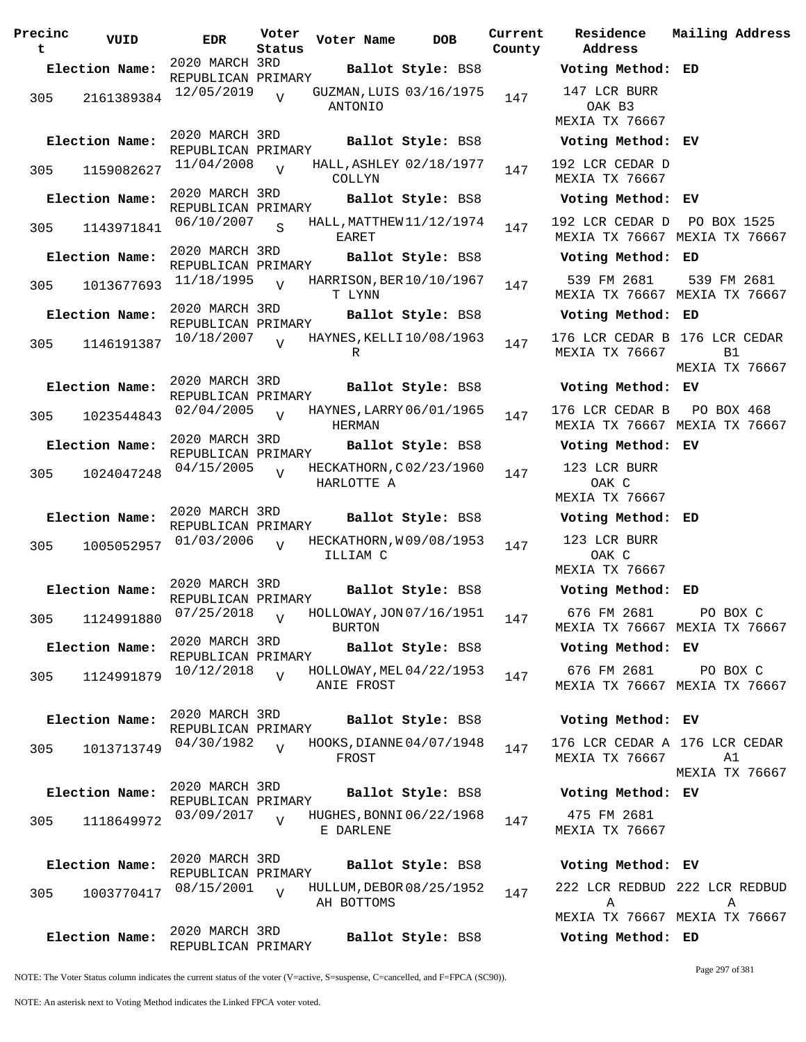| Precinct | VUID | EDR | Voter Status | Voter Name | DOB | Current County | Residence Address | Mailing Address |
|---|---|---|---|---|---|---|---|---|
| **Election Name:** | | 2020 MARCH 3RD REPUBLICAN PRIMARY | | **Ballot Style:** BS8 | | | **Voting Method:** ED | |
| 305 | 2161389384 | 12/05/2019 | V | GUZMAN, LUIS ANTONIO | 03/16/1975 | 147 | 147 LCR BURR OAK B3 MEXIA TX 76667 | |
| **Election Name:** | | 2020 MARCH 3RD REPUBLICAN PRIMARY | | **Ballot Style:** BS8 | | | **Voting Method:** EV | |
| 305 | 1159082627 | 11/04/2008 | V | HALL, ASHLEY COLLYN | 02/18/1977 | 147 | 192 LCR CEDAR D MEXIA TX 76667 | |
| **Election Name:** | | 2020 MARCH 3RD REPUBLICAN PRIMARY | | **Ballot Style:** BS8 | | | **Voting Method:** EV | |
| 305 | 1143971841 | 06/10/2007 | S | HALL, MATTHEW EARET | 11/12/1974 | 147 | 192 LCR CEDAR D MEXIA TX 76667 | PO BOX 1525 MEXIA TX 76667 |
| **Election Name:** | | 2020 MARCH 3RD REPUBLICAN PRIMARY | | **Ballot Style:** BS8 | | | **Voting Method:** ED | |
| 305 | 1013677693 | 11/18/1995 | V | HARRISON, BERT LYNN | 10/10/1967 | 147 | 539 FM 2681 MEXIA TX 76667 | 539 FM 2681 MEXIA TX 76667 |
| **Election Name:** | | 2020 MARCH 3RD REPUBLICAN PRIMARY | | **Ballot Style:** BS8 | | | **Voting Method:** ED | |
| 305 | 1146191387 | 10/18/2007 | V | HAYNES, KELLI R | 10/08/1963 | 147 | 176 LCR CEDAR B MEXIA TX 76667 | 176 LCR CEDAR B1 MEXIA TX 76667 |
| **Election Name:** | | 2020 MARCH 3RD REPUBLICAN PRIMARY | | **Ballot Style:** BS8 | | | **Voting Method:** EV | |
| 305 | 1023544843 | 02/04/2005 | V | HAYNES, LARRY HERMAN | 06/01/1965 | 147 | 176 LCR CEDAR B MEXIA TX 76667 | PO BOX 468 MEXIA TX 76667 |
| **Election Name:** | | 2020 MARCH 3RD REPUBLICAN PRIMARY | | **Ballot Style:** BS8 | | | **Voting Method:** EV | |
| 305 | 1024047248 | 04/15/2005 | V | HECKATHORN, CHARLOTTE A | 02/23/1960 | 147 | 123 LCR BURR OAK C MEXIA TX 76667 | |
| **Election Name:** | | 2020 MARCH 3RD REPUBLICAN PRIMARY | | **Ballot Style:** BS8 | | | **Voting Method:** ED | |
| 305 | 1005052957 | 01/03/2006 | V | HECKATHORN, WILLIAM C | 09/08/1953 | 147 | 123 LCR BURR OAK C MEXIA TX 76667 | |
| **Election Name:** | | 2020 MARCH 3RD REPUBLICAN PRIMARY | | **Ballot Style:** BS8 | | | **Voting Method:** ED | |
| 305 | 1124991880 | 07/25/2018 | V | HOLLOWAY, JON BURTON | 07/16/1951 | 147 | 676 FM 2681 MEXIA TX 76667 | PO BOX C MEXIA TX 76667 |
| **Election Name:** | | 2020 MARCH 3RD REPUBLICAN PRIMARY | | **Ballot Style:** BS8 | | | **Voting Method:** EV | |
| 305 | 1124991879 | 10/12/2018 | V | HOLLOWAY, MELANIE FROST | 04/22/1953 | 147 | 676 FM 2681 MEXIA TX 76667 | PO BOX C MEXIA TX 76667 |
| **Election Name:** | | 2020 MARCH 3RD REPUBLICAN PRIMARY | | **Ballot Style:** BS8 | | | **Voting Method:** EV | |
| 305 | 1013713749 | 04/30/1982 | V | HOOKS, DIANNE FROST | 04/07/1948 | 147 | 176 LCR CEDAR A MEXIA TX 76667 | 176 LCR CEDAR A1 MEXIA TX 76667 |
| **Election Name:** | | 2020 MARCH 3RD REPUBLICAN PRIMARY | | **Ballot Style:** BS8 | | | **Voting Method:** EV | |
| 305 | 1118649972 | 03/09/2017 | V | HUGHES, BONNIE DARLENE | 06/22/1968 | 147 | 475 FM 2681 MEXIA TX 76667 | |
| **Election Name:** | | 2020 MARCH 3RD REPUBLICAN PRIMARY | | **Ballot Style:** BS8 | | | **Voting Method:** EV | |
| 305 | 1003770417 | 08/15/2001 | V | HULLUM, DEBORAH BOTTOMS | 08/25/1952 | 147 | 222 LCR REDBUD A MEXIA TX 76667 | 222 LCR REDBUD A MEXIA TX 76667 |
| **Election Name:** | | 2020 MARCH 3RD REPUBLICAN PRIMARY | | **Ballot Style:** BS8 | | | **Voting Method:** ED | |

NOTE: The Voter Status column indicates the current status of the voter (V=active, S=suspense, C=cancelled, and F=FPCA (SC90)).

NOTE: An asterisk next to Voting Method indicates the Linked FPCA voter voted.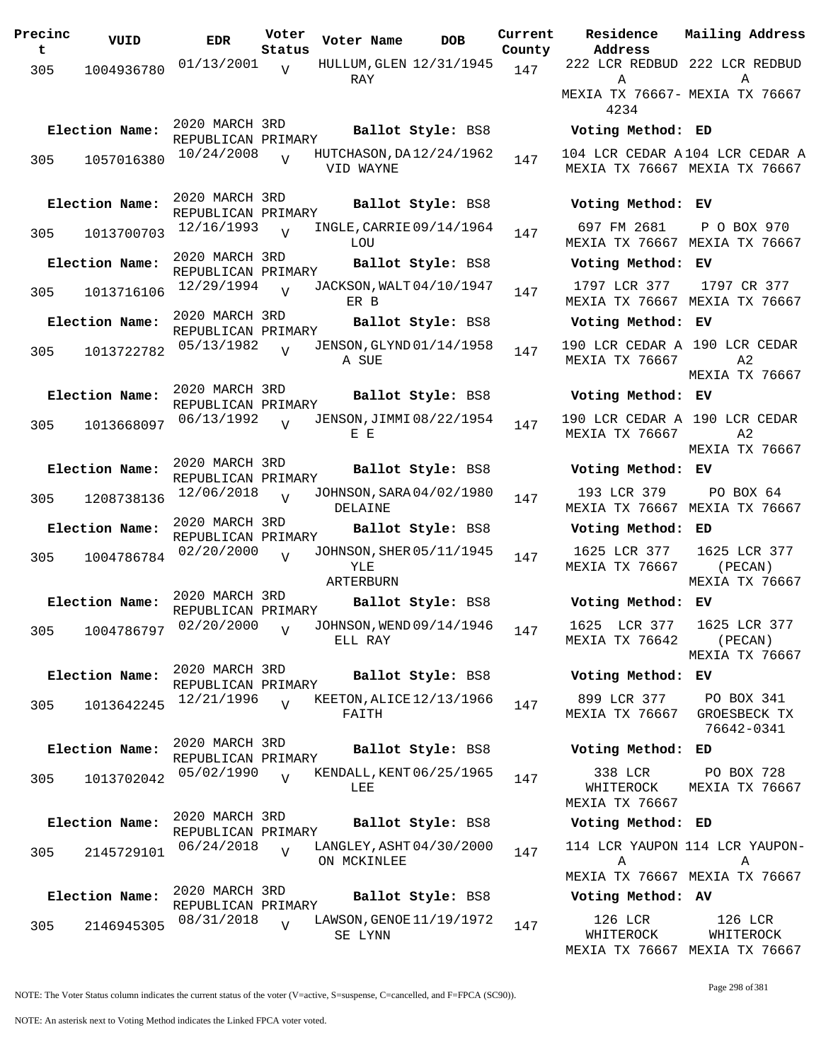| Precinct | VUID | EDR | Voter Status | Voter Name | DOB | Current County | Residence Address | Mailing Address |
|---|---|---|---|---|---|---|---|---|
| 305 | 1004936780 | 01/13/2001 | V | HULLUM, GLEN RAY | 12/31/1945 | 147 | 222 LCR REDBUD A MEXIA TX 76667-4234 | 222 LCR REDBUD A MEXIA TX 76667 |
| Election Name: | 2020 MARCH 3RD REPUBLICAN PRIMARY | | | Ballot Style: BS8 | | | Voting Method: ED | |
| 305 | 1057016380 | 10/24/2008 | V | HUTCHASON, DAVID WAYNE | 12/24/1962 | 147 | 104 LCR CEDAR A MEXIA TX 76667 | 104 LCR CEDAR A MEXIA TX 76667 |
| Election Name: | 2020 MARCH 3RD REPUBLICAN PRIMARY | | | Ballot Style: BS8 | | | Voting Method: EV | |
| 305 | 1013700703 | 12/16/1993 | V | INGLE, CARRIE LOU | 09/14/1964 | 147 | 697 FM 2681 MEXIA TX 76667 | P O BOX 970 MEXIA TX 76667 |
| Election Name: | 2020 MARCH 3RD REPUBLICAN PRIMARY | | | Ballot Style: BS8 | | | Voting Method: EV | |
| 305 | 1013716106 | 12/29/1994 | V | JACKSON, WALTER B | 04/10/1947 | 147 | 1797 LCR 377 MEXIA TX 76667 | 1797 CR 377 MEXIA TX 76667 |
| Election Name: | 2020 MARCH 3RD REPUBLICAN PRIMARY | | | Ballot Style: BS8 | | | Voting Method: EV | |
| 305 | 1013722782 | 05/13/1982 | V | JENSON, GLYNDA SUE | 01/14/1958 | 147 | 190 LCR CEDAR A MEXIA TX 76667 | 190 LCR CEDAR A2 MEXIA TX 76667 |
| Election Name: | 2020 MARCH 3RD REPUBLICAN PRIMARY | | | Ballot Style: BS8 | | | Voting Method: EV | |
| 305 | 1013668097 | 06/13/1992 | V | JENSON, JIMMIE E | 08/22/1954 | 147 | 190 LCR CEDAR A MEXIA TX 76667 | 190 LCR CEDAR A2 MEXIA TX 76667 |
| Election Name: | 2020 MARCH 3RD REPUBLICAN PRIMARY | | | Ballot Style: BS8 | | | Voting Method: EV | |
| 305 | 1208738136 | 12/06/2018 | V | JOHNSON, SARA DELAINE | 04/02/1980 | 147 | 193 LCR 379 MEXIA TX 76667 | PO BOX 64 MEXIA TX 76667 |
| Election Name: | 2020 MARCH 3RD REPUBLICAN PRIMARY | | | Ballot Style: BS8 | | | Voting Method: ED | |
| 305 | 1004786784 | 02/20/2000 | V | JOHNSON, SHERYLE ARTERBURN | 05/11/1945 | 147 | 1625 LCR 377 MEXIA TX 76667 | 1625 LCR 377 (PECAN) MEXIA TX 76667 |
| Election Name: | 2020 MARCH 3RD REPUBLICAN PRIMARY | | | Ballot Style: BS8 | | | Voting Method: EV | |
| 305 | 1004786797 | 02/20/2000 | V | JOHNSON, WENDELL RAY | 09/14/1946 | 147 | 1625 LCR 377 MEXIA TX 76642 | 1625 LCR 377 (PECAN) MEXIA TX 76667 |
| Election Name: | 2020 MARCH 3RD REPUBLICAN PRIMARY | | | Ballot Style: BS8 | | | Voting Method: EV | |
| 305 | 1013642245 | 12/21/1996 | V | KEETON, ALICE FAITH | 12/13/1966 | 147 | 899 LCR 377 MEXIA TX 76667 | PO BOX 341 GROESBECK TX 76642-0341 |
| Election Name: | 2020 MARCH 3RD REPUBLICAN PRIMARY | | | Ballot Style: BS8 | | | Voting Method: ED | |
| 305 | 1013702042 | 05/02/1990 | V | KENDALL, KENT LEE | 06/25/1965 | 147 | 338 LCR WHITEROCK MEXIA TX 76667 | PO BOX 728 MEXIA TX 76667 |
| Election Name: | 2020 MARCH 3RD REPUBLICAN PRIMARY | | | Ballot Style: BS8 | | | Voting Method: ED | |
| 305 | 2145729101 | 06/24/2018 | V | LANGLEY, ASHTON MCKINLEE | 04/30/2000 | 147 | 114 LCR YAUPON A MEXIA TX 76667 | 114 LCR YAUPON-A MEXIA TX 76667 |
| Election Name: | 2020 MARCH 3RD REPUBLICAN PRIMARY | | | Ballot Style: BS8 | | | Voting Method: AV | |
| 305 | 2146945305 | 08/31/2018 | V | LAWSON, GENOESE LYNN | 11/19/1972 | 147 | 126 LCR WHITEROCK MEXIA TX 76667 | 126 LCR WHITEROCK MEXIA TX 76667 |

NOTE: The Voter Status column indicates the current status of the voter (V=active, S=suspense, C=cancelled, and F=FPCA (SC90)).

NOTE: An asterisk next to Voting Method indicates the Linked FPCA voter voted.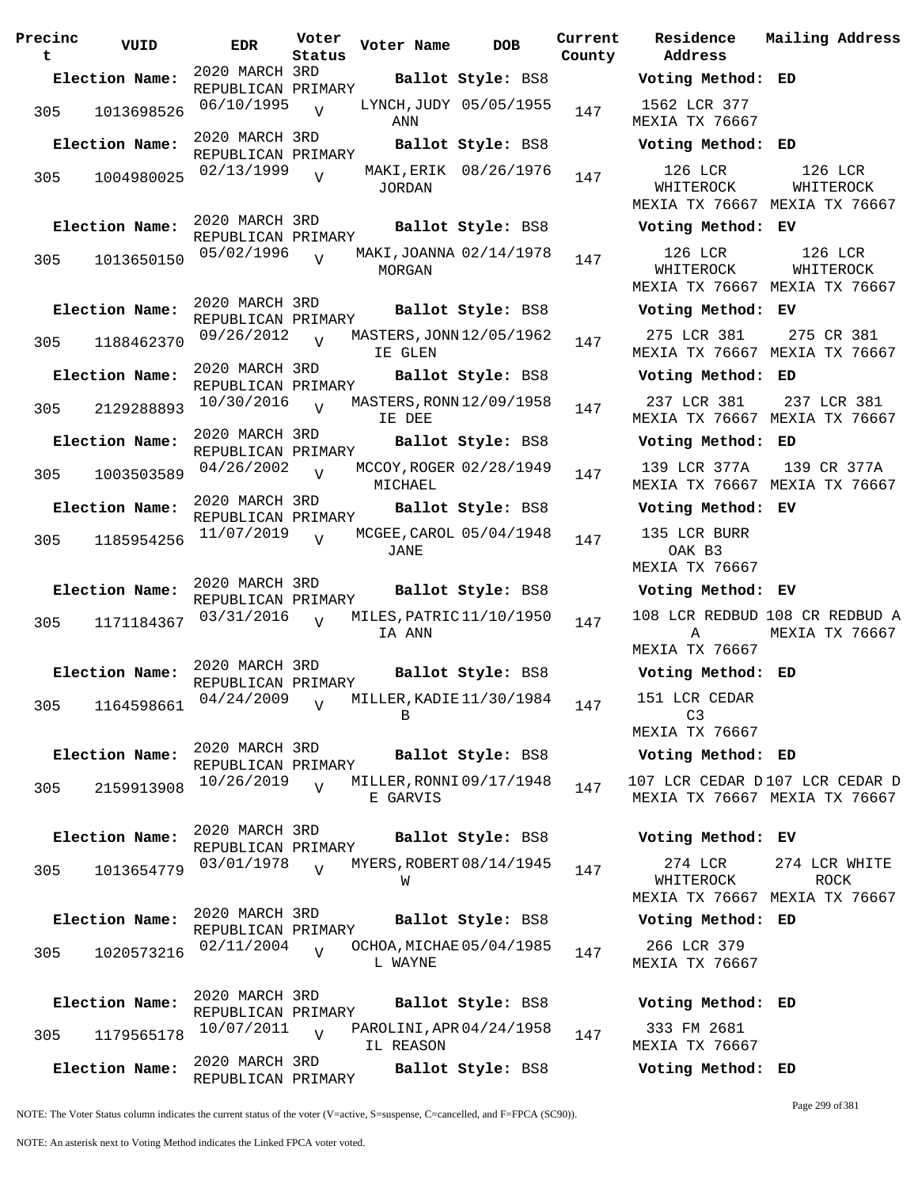| Precinct | VUID | EDR | Voter Status | Voter Name | DOB | Current County | Residence Address | Mailing Address |
|---|---|---|---|---|---|---|---|---|
| **Election Name:** | | 2020 MARCH 3RD REPUBLICAN PRIMARY | | **Ballot Style:** BS8 | | | **Voting Method:** ED | |
| 305 | 1013698526 | 06/10/1995 | V | LYNCH,JUDY ANN | 05/05/1955 | 147 | 1562 LCR 377 MEXIA TX 76667 | |
| **Election Name:** | | 2020 MARCH 3RD REPUBLICAN PRIMARY | | **Ballot Style:** BS8 | | | **Voting Method:** ED | |
| 305 | 1004980025 | 02/13/1999 | V | MAKI,ERIK JORDAN | 08/26/1976 | 147 | 126 LCR WHITEROCK MEXIA TX 76667 | 126 LCR WHITEROCK MEXIA TX 76667 |
| **Election Name:** | | 2020 MARCH 3RD REPUBLICAN PRIMARY | | **Ballot Style:** BS8 | | | **Voting Method:** EV | |
| 305 | 1013650150 | 05/02/1996 | V | MAKI,JOANNA MORGAN | 02/14/1978 | 147 | 126 LCR WHITEROCK MEXIA TX 76667 | 126 LCR WHITEROCK MEXIA TX 76667 |
| **Election Name:** | | 2020 MARCH 3RD REPUBLICAN PRIMARY | | **Ballot Style:** BS8 | | | **Voting Method:** EV | |
| 305 | 1188462370 | 09/26/2012 | V | MASTERS,JONNIE GLEN | 12/05/1962 | 147 | 275 LCR 381 MEXIA TX 76667 | 275 CR 381 MEXIA TX 76667 |
| **Election Name:** | | 2020 MARCH 3RD REPUBLICAN PRIMARY | | **Ballot Style:** BS8 | | | **Voting Method:** ED | |
| 305 | 2129288893 | 10/30/2016 | V | MASTERS,RONNIE DEE | 12/09/1958 | 147 | 237 LCR 381 MEXIA TX 76667 | 237 LCR 381 MEXIA TX 76667 |
| **Election Name:** | | 2020 MARCH 3RD REPUBLICAN PRIMARY | | **Ballot Style:** BS8 | | | **Voting Method:** ED | |
| 305 | 1003503589 | 04/26/2002 | V | MCCOY,ROGER MICHAEL | 02/28/1949 | 147 | 139 LCR 377A MEXIA TX 76667 | 139 CR 377A MEXIA TX 76667 |
| **Election Name:** | | 2020 MARCH 3RD REPUBLICAN PRIMARY | | **Ballot Style:** BS8 | | | **Voting Method:** EV | |
| 305 | 1185954256 | 11/07/2019 | V | MCGEE,CAROL JANE | 05/04/1948 | 147 | 135 LCR BURR OAK B3 MEXIA TX 76667 | |
| **Election Name:** | | 2020 MARCH 3RD REPUBLICAN PRIMARY | | **Ballot Style:** BS8 | | | **Voting Method:** EV | |
| 305 | 1171184367 | 03/31/2016 | V | MILES,PATRICIA ANN | 11/10/1950 | 147 | 108 LCR REDBUD A MEXIA TX 76667 | 108 CR REDBUD A MEXIA TX 76667 |
| **Election Name:** | | 2020 MARCH 3RD REPUBLICAN PRIMARY | | **Ballot Style:** BS8 | | | **Voting Method:** ED | |
| 305 | 1164598661 | 04/24/2009 | V | MILLER,KADIE B | 11/30/1984 | 147 | 151 LCR CEDAR C3 MEXIA TX 76667 | |
| **Election Name:** | | 2020 MARCH 3RD REPUBLICAN PRIMARY | | **Ballot Style:** BS8 | | | **Voting Method:** ED | |
| 305 | 2159913908 | 10/26/2019 | V | MILLER,RONNIE GARVIS | 09/17/1948 | 147 | 107 LCR CEDAR D MEXIA TX 76667 | 107 LCR CEDAR D MEXIA TX 76667 |
| **Election Name:** | | 2020 MARCH 3RD REPUBLICAN PRIMARY | | **Ballot Style:** BS8 | | | **Voting Method:** EV | |
| 305 | 1013654779 | 03/01/1978 | V | MYERS,ROBERT W | 08/14/1945 | 147 | 274 LCR WHITEROCK MEXIA TX 76667 | 274 LCR WHITE ROCK MEXIA TX 76667 |
| **Election Name:** | | 2020 MARCH 3RD REPUBLICAN PRIMARY | | **Ballot Style:** BS8 | | | **Voting Method:** ED | |
| 305 | 1020573216 | 02/11/2004 | V | OCHOA,MICHAEL WAYNE | 05/04/1985 | 147 | 266 LCR 379 MEXIA TX 76667 | |
| **Election Name:** | | 2020 MARCH 3RD REPUBLICAN PRIMARY | | **Ballot Style:** BS8 | | | **Voting Method:** ED | |
| 305 | 1179565178 | 10/07/2011 | V | PAROLINI,APRIL REASON | 04/24/1958 | 147 | 333 FM 2681 MEXIA TX 76667 | |
| **Election Name:** | | 2020 MARCH 3RD REPUBLICAN PRIMARY | | **Ballot Style:** BS8 | | | **Voting Method:** ED | |

NOTE: The Voter Status column indicates the current status of the voter (V=active, S=suspense, C=cancelled, and F=FPCA (SC90)).

NOTE: An asterisk next to Voting Method indicates the Linked FPCA voter voted.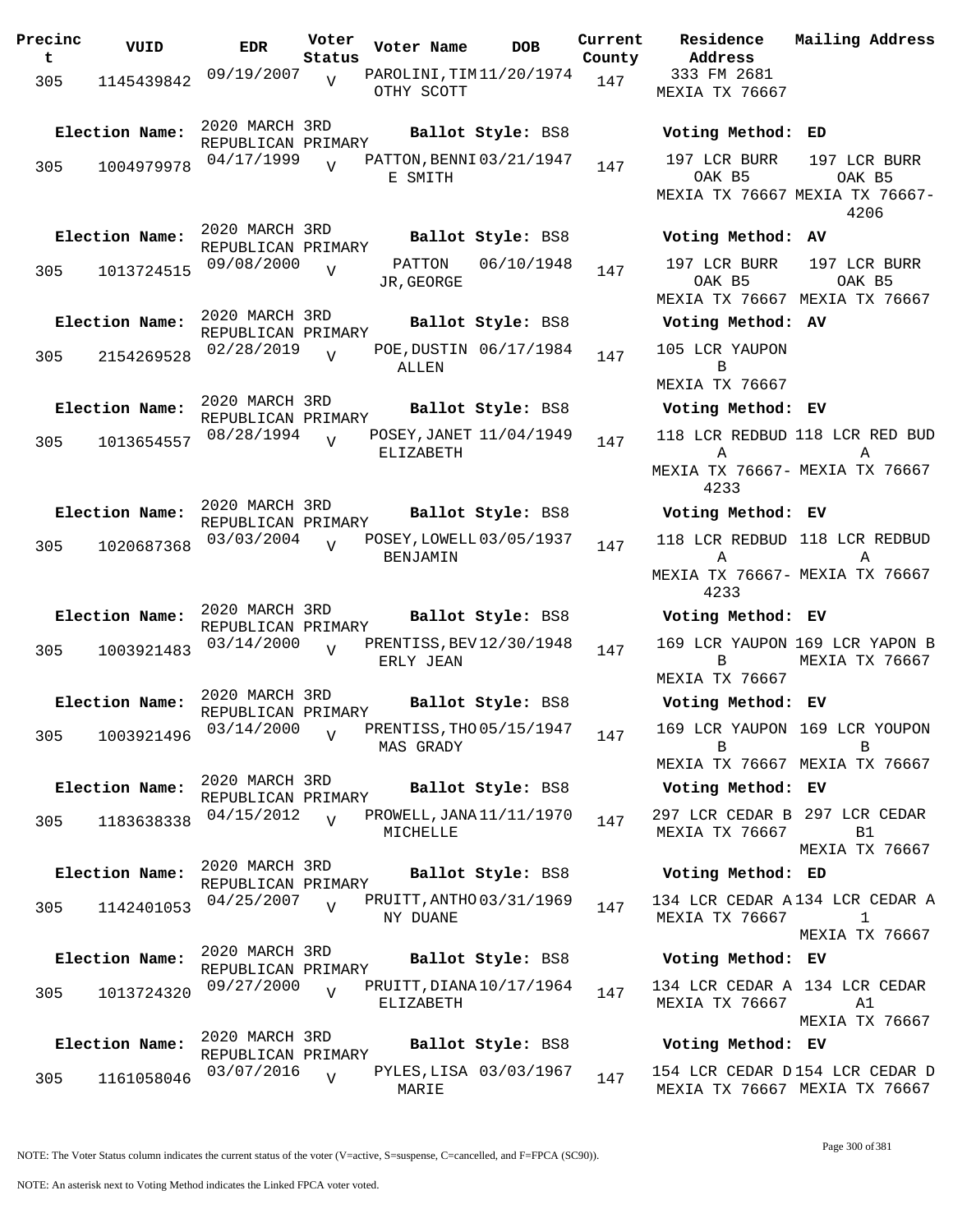| Precinct | VUID | EDR | Voter Status | Voter Name | DOB | Current County | Residence Address | Mailing Address |
|---|---|---|---|---|---|---|---|---|
| 305 | 1145439842 | 09/19/2007 | V | PAROLINI,TIMOTHY SCOTT | 11/20/1974 | 147 | 333 FM 2681 MEXIA TX 76667 | |
| Election Name: | 2020 MARCH 3RD REPUBLICAN PRIMARY | | | Ballot Style: BS8 | | | Voting Method: ED | |
| 305 | 1004979978 | 04/17/1999 | V | PATTON,BENNIE SMITH | 03/21/1947 | 147 | 197 LCR BURR OAK B5 MEXIA TX 76667 | 197 LCR BURR OAK B5 MEXIA TX 76667-4206 |
| Election Name: | 2020 MARCH 3RD REPUBLICAN PRIMARY | | | Ballot Style: BS8 | | | Voting Method: AV | |
| 305 | 1013724515 | 09/08/2000 | V | PATTON JR,GEORGE | 06/10/1948 | 147 | 197 LCR BURR OAK B5 MEXIA TX 76667 | 197 LCR BURR OAK B5 MEXIA TX 76667 |
| Election Name: | 2020 MARCH 3RD REPUBLICAN PRIMARY | | | Ballot Style: BS8 | | | Voting Method: AV | |
| 305 | 2154269528 | 02/28/2019 | V | POE,DUSTIN ALLEN | 06/17/1984 | 147 | 105 LCR YAUPON B MEXIA TX 76667 | |
| Election Name: | 2020 MARCH 3RD REPUBLICAN PRIMARY | | | Ballot Style: BS8 | | | Voting Method: EV | |
| 305 | 1013654557 | 08/28/1994 | V | POSEY,JANET ELIZABETH | 11/04/1949 | 147 | 118 LCR REDBUD A MEXIA TX 76667-4233 | 118 LCR RED BUD A MEXIA TX 76667 |
| Election Name: | 2020 MARCH 3RD REPUBLICAN PRIMARY | | | Ballot Style: BS8 | | | Voting Method: EV | |
| 305 | 1020687368 | 03/03/2004 | V | POSEY,LOWELL BENJAMIN | 03/05/1937 | 147 | 118 LCR REDBUD A MEXIA TX 76667-4233 | 118 LCR REDBUD A MEXIA TX 76667 |
| Election Name: | 2020 MARCH 3RD REPUBLICAN PRIMARY | | | Ballot Style: BS8 | | | Voting Method: EV | |
| 305 | 1003921483 | 03/14/2000 | V | PRENTISS,BEVERLY JEAN | 12/30/1948 | 147 | 169 LCR YAUPON B MEXIA TX 76667 | 169 LCR YAPON B MEXIA TX 76667 |
| Election Name: | 2020 MARCH 3RD REPUBLICAN PRIMARY | | | Ballot Style: BS8 | | | Voting Method: EV | |
| 305 | 1003921496 | 03/14/2000 | V | PRENTISS,THOMAS GRADY | 05/15/1947 | 147 | 169 LCR YAUPON B MEXIA TX 76667 | 169 LCR YOUPON B MEXIA TX 76667 |
| Election Name: | 2020 MARCH 3RD REPUBLICAN PRIMARY | | | Ballot Style: BS8 | | | Voting Method: EV | |
| 305 | 1183638338 | 04/15/2012 | V | PROWELL,JANA MICHELLE | 11/11/1970 | 147 | 297 LCR CEDAR B MEXIA TX 76667 | 297 LCR CEDAR B1 MEXIA TX 76667 |
| Election Name: | 2020 MARCH 3RD REPUBLICAN PRIMARY | | | Ballot Style: BS8 | | | Voting Method: ED | |
| 305 | 1142401053 | 04/25/2007 | V | PRUITT,ANTHONY DUANE | 03/31/1969 | 147 | 134 LCR CEDAR A MEXIA TX 76667 | 134 LCR CEDAR A 1 MEXIA TX 76667 |
| Election Name: | 2020 MARCH 3RD REPUBLICAN PRIMARY | | | Ballot Style: BS8 | | | Voting Method: EV | |
| 305 | 1013724320 | 09/27/2000 | V | PRUITT,DIANA ELIZABETH | 10/17/1964 | 147 | 134 LCR CEDAR A MEXIA TX 76667 | 134 LCR CEDAR A1 MEXIA TX 76667 |
| Election Name: | 2020 MARCH 3RD REPUBLICAN PRIMARY | | | Ballot Style: BS8 | | | Voting Method: EV | |
| 305 | 1161058046 | 03/07/2016 | V | PYLES,LISA MARIE | 03/03/1967 | 147 | 154 LCR CEDAR D MEXIA TX 76667 | 154 LCR CEDAR D MEXIA TX 76667 |

NOTE: The Voter Status column indicates the current status of the voter (V=active, S=suspense, C=cancelled, and F=FPCA (SC90)).

NOTE: An asterisk next to Voting Method indicates the Linked FPCA voter voted.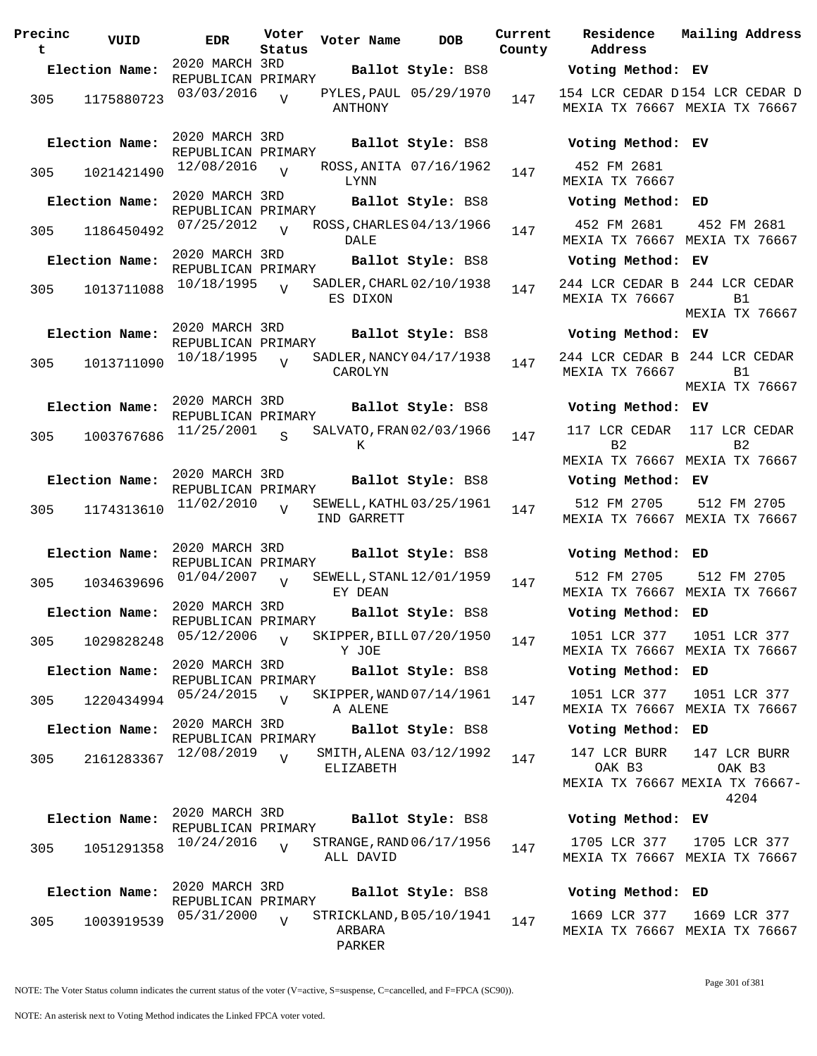| Precinct | VUID | EDR | Voter Status | Voter Name | DOB | Current County | Residence Address | Mailing Address |
|---|---|---|---|---|---|---|---|---|
| **Election Name:** | | 2020 MARCH 3RD REPUBLICAN PRIMARY | | **Ballot Style:** BS8 | | | **Voting Method:** EV | |
| 305 | 1175880723 | 03/03/2016 | V | PYLES,PAUL ANTHONY | 05/29/1970 | 147 | 154 LCR CEDAR D MEXIA TX 76667 | 154 LCR CEDAR D MEXIA TX 76667 |
| **Election Name:** | | 2020 MARCH 3RD REPUBLICAN PRIMARY | | **Ballot Style:** BS8 | | | **Voting Method:** EV | |
| 305 | 1021421490 | 12/08/2016 | V | ROSS,ANITA LYNN | 07/16/1962 | 147 | 452 FM 2681 MEXIA TX 76667 | |
| **Election Name:** | | 2020 MARCH 3RD REPUBLICAN PRIMARY | | **Ballot Style:** BS8 | | | **Voting Method:** ED | |
| 305 | 1186450492 | 07/25/2012 | V | ROSS,CHARLES DALE | 04/13/1966 | 147 | 452 FM 2681 MEXIA TX 76667 | 452 FM 2681 MEXIA TX 76667 |
| **Election Name:** | | 2020 MARCH 3RD REPUBLICAN PRIMARY | | **Ballot Style:** BS8 | | | **Voting Method:** EV | |
| 305 | 1013711088 | 10/18/1995 | V | SADLER,CHARLES DIXON | 02/10/1938 | 147 | 244 LCR CEDAR B MEXIA TX 76667 | 244 LCR CEDAR B1 MEXIA TX 76667 |
| **Election Name:** | | 2020 MARCH 3RD REPUBLICAN PRIMARY | | **Ballot Style:** BS8 | | | **Voting Method:** EV | |
| 305 | 1013711090 | 10/18/1995 | V | SADLER,NANCY CAROLYN | 04/17/1938 | 147 | 244 LCR CEDAR B MEXIA TX 76667 | 244 LCR CEDAR B1 MEXIA TX 76667 |
| **Election Name:** | | 2020 MARCH 3RD REPUBLICAN PRIMARY | | **Ballot Style:** BS8 | | | **Voting Method:** EV | |
| 305 | 1003767686 | 11/25/2001 | S | SALVATO,FRANK | 02/03/1966 | 147 | 117 LCR CEDAR B2 MEXIA TX 76667 | 117 LCR CEDAR B2 MEXIA TX 76667 |
| **Election Name:** | | 2020 MARCH 3RD REPUBLICAN PRIMARY | | **Ballot Style:** BS8 | | | **Voting Method:** EV | |
| 305 | 1174313610 | 11/02/2010 | V | SEWELL,KATHLIND GARRETT | 03/25/1961 | 147 | 512 FM 2705 MEXIA TX 76667 | 512 FM 2705 MEXIA TX 76667 |
| **Election Name:** | | 2020 MARCH 3RD REPUBLICAN PRIMARY | | **Ballot Style:** BS8 | | | **Voting Method:** ED | |
| 305 | 1034639696 | 01/04/2007 | V | SEWELL,STANLEY DEAN | 12/01/1959 | 147 | 512 FM 2705 MEXIA TX 76667 | 512 FM 2705 MEXIA TX 76667 |
| **Election Name:** | | 2020 MARCH 3RD REPUBLICAN PRIMARY | | **Ballot Style:** BS8 | | | **Voting Method:** ED | |
| 305 | 1029828248 | 05/12/2006 | V | SKIPPER,BILLY JOE | 07/20/1950 | 147 | 1051 LCR 377 MEXIA TX 76667 | 1051 LCR 377 MEXIA TX 76667 |
| **Election Name:** | | 2020 MARCH 3RD REPUBLICAN PRIMARY | | **Ballot Style:** BS8 | | | **Voting Method:** ED | |
| 305 | 1220434994 | 05/24/2015 | V | SKIPPER,WANDA ALENE | 07/14/1961 | 147 | 1051 LCR 377 MEXIA TX 76667 | 1051 LCR 377 MEXIA TX 76667 |
| **Election Name:** | | 2020 MARCH 3RD REPUBLICAN PRIMARY | | **Ballot Style:** BS8 | | | **Voting Method:** ED | |
| 305 | 2161283367 | 12/08/2019 | V | SMITH,ALENA ELIZABETH | 03/12/1992 | 147 | 147 LCR BURR OAK B3 MEXIA TX 76667 | 147 LCR BURR OAK B3 MEXIA TX 76667-4204 |
| **Election Name:** | | 2020 MARCH 3RD REPUBLICAN PRIMARY | | **Ballot Style:** BS8 | | | **Voting Method:** EV | |
| 305 | 1051291358 | 10/24/2016 | V | STRANGE,RANDALL DAVID | 06/17/1956 | 147 | 1705 LCR 377 MEXIA TX 76667 | 1705 LCR 377 MEXIA TX 76667 |
| **Election Name:** | | 2020 MARCH 3RD REPUBLICAN PRIMARY | | **Ballot Style:** BS8 | | | **Voting Method:** ED | |
| 305 | 1003919539 | 05/31/2000 | V | STRICKLAND,BARBARA PARKER | 05/10/1941 | 147 | 1669 LCR 377 MEXIA TX 76667 | 1669 LCR 377 MEXIA TX 76667 |

NOTE: The Voter Status column indicates the current status of the voter (V=active, S=suspense, C=cancelled, and F=FPCA (SC90)).

NOTE: An asterisk next to Voting Method indicates the Linked FPCA voter voted.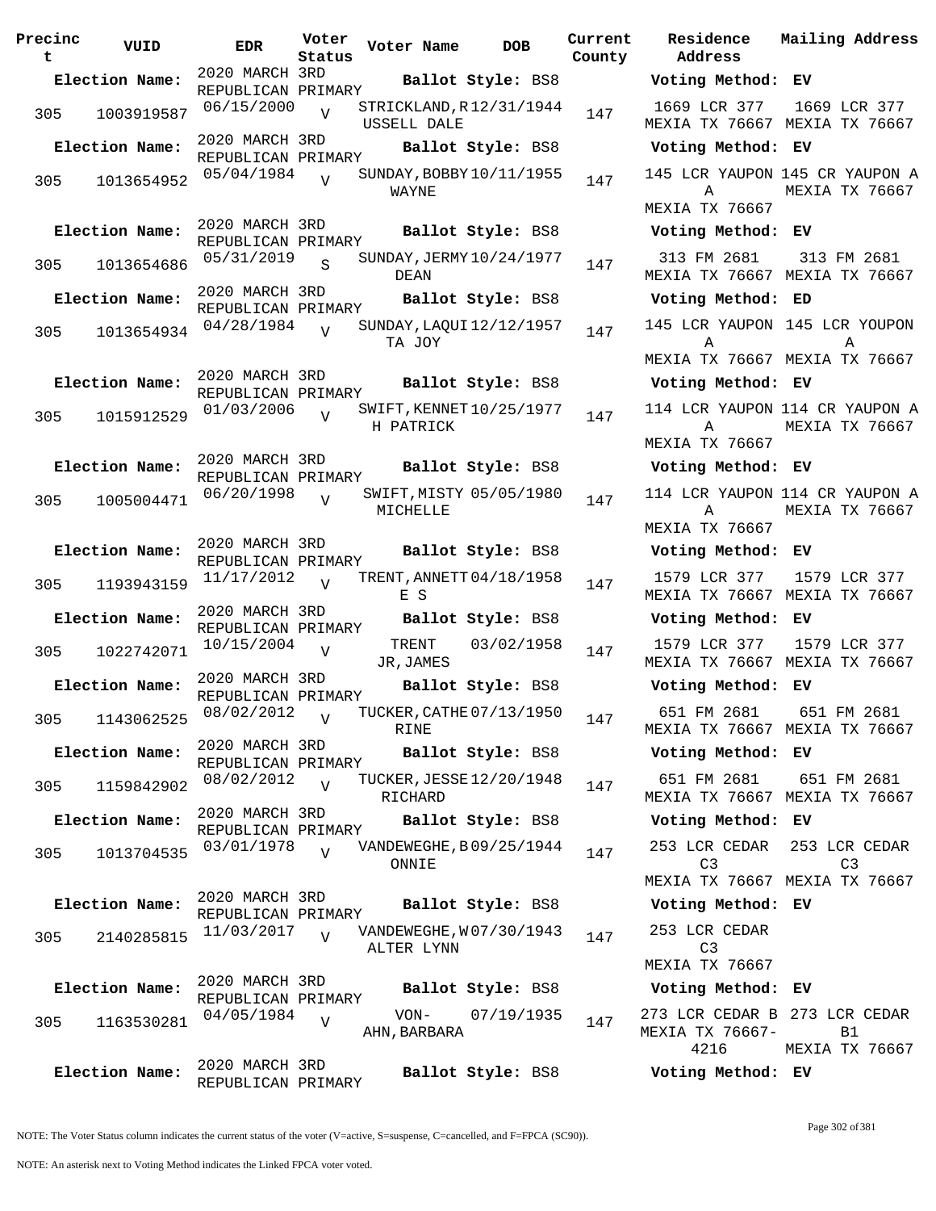| Precinct | VUID | EDR | Voter Status | Voter Name | DOB | Current County | Residence Address | Mailing Address |
|---|---|---|---|---|---|---|---|---|
| **Election Name:** | | 2020 MARCH 3RD REPUBLICAN PRIMARY | | **Ballot Style:** BS8 | | | **Voting Method:** EV | |
| 305 | 1003919587 | 06/15/2000 | V | STRICKLAND,RUSSELL DALE | 12/31/1944 | 147 | 1669 LCR 377 MEXIA TX 76667 | 1669 LCR 377 MEXIA TX 76667 |
| **Election Name:** | | 2020 MARCH 3RD REPUBLICAN PRIMARY | | **Ballot Style:** BS8 | | | **Voting Method:** EV | |
| 305 | 1013654952 | 05/04/1984 | V | SUNDAY,BOBBY WAYNE | 10/11/1955 | 147 | 145 LCR YAUPON A MEXIA TX 76667 | 145 CR YAUPON A MEXIA TX 76667 |
| **Election Name:** | | 2020 MARCH 3RD REPUBLICAN PRIMARY | | **Ballot Style:** BS8 | | | **Voting Method:** EV | |
| 305 | 1013654686 | 05/31/2019 | S | SUNDAY,JERMY DEAN | 10/24/1977 | 147 | 313 FM 2681 MEXIA TX 76667 | 313 FM 2681 MEXIA TX 76667 |
| **Election Name:** | | 2020 MARCH 3RD REPUBLICAN PRIMARY | | **Ballot Style:** BS8 | | | **Voting Method:** ED | |
| 305 | 1013654934 | 04/28/1984 | V | SUNDAY,LAQUITA JOY | 12/12/1957 | 147 | 145 LCR YAUPON A MEXIA TX 76667 | 145 LCR YOUPON A MEXIA TX 76667 |
| **Election Name:** | | 2020 MARCH 3RD REPUBLICAN PRIMARY | | **Ballot Style:** BS8 | | | **Voting Method:** EV | |
| 305 | 1015912529 | 01/03/2006 | V | SWIFT,KENNETH PATRICK | 10/25/1977 | 147 | 114 LCR YAUPON A MEXIA TX 76667 | 114 CR YAUPON A MEXIA TX 76667 |
| **Election Name:** | | 2020 MARCH 3RD REPUBLICAN PRIMARY | | **Ballot Style:** BS8 | | | **Voting Method:** EV | |
| 305 | 1005004471 | 06/20/1998 | V | SWIFT,MISTY MICHELLE | 05/05/1980 | 147 | 114 LCR YAUPON A MEXIA TX 76667 | 114 CR YAUPON A MEXIA TX 76667 |
| **Election Name:** | | 2020 MARCH 3RD REPUBLICAN PRIMARY | | **Ballot Style:** BS8 | | | **Voting Method:** EV | |
| 305 | 1193943159 | 11/17/2012 | V | TRENT,ANNETTE S | 04/18/1958 | 147 | 1579 LCR 377 MEXIA TX 76667 | 1579 LCR 377 MEXIA TX 76667 |
| **Election Name:** | | 2020 MARCH 3RD REPUBLICAN PRIMARY | | **Ballot Style:** BS8 | | | **Voting Method:** EV | |
| 305 | 1022742071 | 10/15/2004 | V | TRENT JR,JAMES | 03/02/1958 | 147 | 1579 LCR 377 MEXIA TX 76667 | 1579 LCR 377 MEXIA TX 76667 |
| **Election Name:** | | 2020 MARCH 3RD REPUBLICAN PRIMARY | | **Ballot Style:** BS8 | | | **Voting Method:** EV | |
| 305 | 1143062525 | 08/02/2012 | V | TUCKER,CATHERINE | 07/13/1950 | 147 | 651 FM 2681 MEXIA TX 76667 | 651 FM 2681 MEXIA TX 76667 |
| **Election Name:** | | 2020 MARCH 3RD REPUBLICAN PRIMARY | | **Ballot Style:** BS8 | | | **Voting Method:** EV | |
| 305 | 1159842902 | 08/02/2012 | V | TUCKER,JESSE RICHARD | 12/20/1948 | 147 | 651 FM 2681 MEXIA TX 76667 | 651 FM 2681 MEXIA TX 76667 |
| **Election Name:** | | 2020 MARCH 3RD REPUBLICAN PRIMARY | | **Ballot Style:** BS8 | | | **Voting Method:** EV | |
| 305 | 1013704535 | 03/01/1978 | V | VANDEWEGHE,BONNIE | 09/25/1944 | 147 | 253 LCR CEDAR C3 MEXIA TX 76667 | 253 LCR CEDAR C3 MEXIA TX 76667 |
| **Election Name:** | | 2020 MARCH 3RD REPUBLICAN PRIMARY | | **Ballot Style:** BS8 | | | **Voting Method:** EV | |
| 305 | 2140285815 | 11/03/2017 | V | VANDEWEGHE,WALTER LYNN | 07/30/1943 | 147 | 253 LCR CEDAR C3 MEXIA TX 76667 | |
| **Election Name:** | | 2020 MARCH 3RD REPUBLICAN PRIMARY | | **Ballot Style:** BS8 | | | **Voting Method:** EV | |
| 305 | 1163530281 | 04/05/1984 | V | VON-AHN,BARBARA | 07/19/1935 | 147 | 273 LCR CEDAR B MEXIA TX 76667-4216 | 273 LCR CEDAR B1 MEXIA TX 76667 |
| **Election Name:** | | 2020 MARCH 3RD REPUBLICAN PRIMARY | | **Ballot Style:** BS8 | | | **Voting Method:** EV | |

NOTE: The Voter Status column indicates the current status of the voter (V=active, S=suspense, C=cancelled, and F=FPCA (SC90)).

NOTE: An asterisk next to Voting Method indicates the Linked FPCA voter voted.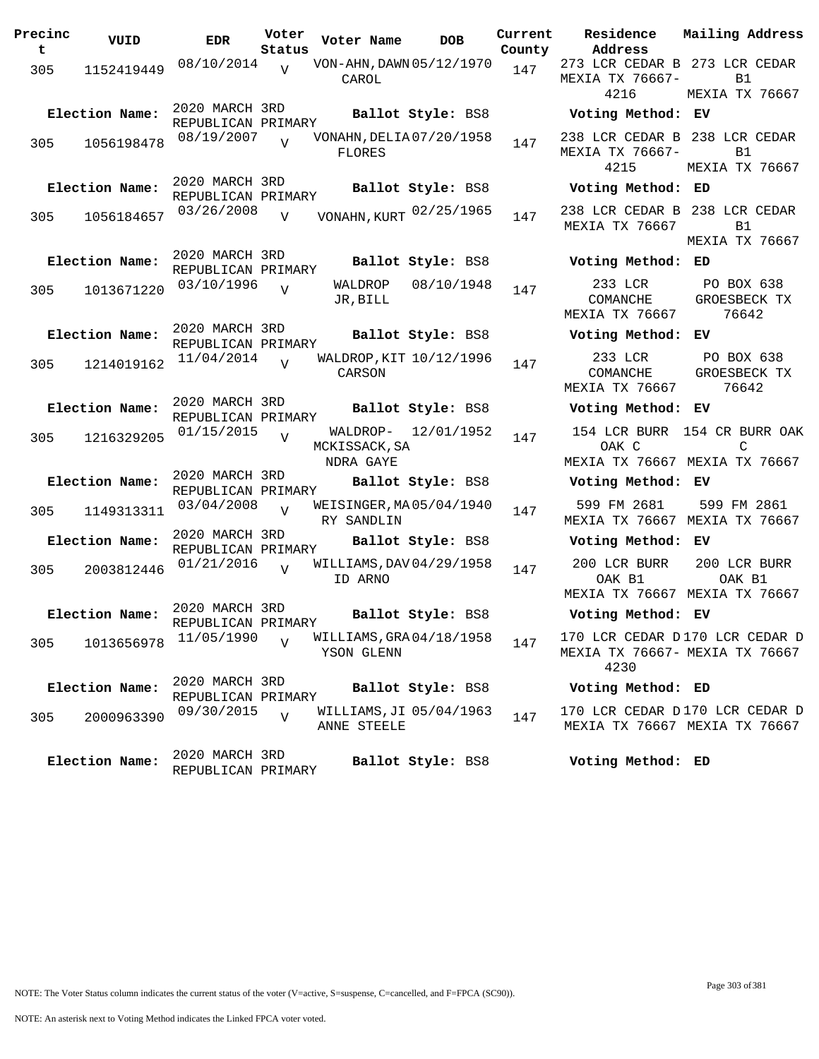| Precinct | VUID | EDR | Voter Status | Voter Name | DOB | Current County | Residence Address | Mailing Address |
|---|---|---|---|---|---|---|---|---|
| 305 | 1152419449 | 08/10/2014 | V | VON-AHN, DAWN CAROL | 05/12/1970 | 147 | 273 LCR CEDAR B MEXIA TX 76667-4216 | 273 LCR CEDAR B1 MEXIA TX 76667 |
| Election Name: | 2020 MARCH 3RD REPUBLICAN PRIMARY | | | Ballot Style: BS8 | | | Voting Method: EV | |
| 305 | 1056198478 | 08/19/2007 | V | VONAHN, DELIA FLORES | 07/20/1958 | 147 | 238 LCR CEDAR B MEXIA TX 76667-4215 | 238 LCR CEDAR B1 MEXIA TX 76667 |
| Election Name: | 2020 MARCH 3RD REPUBLICAN PRIMARY | | | Ballot Style: BS8 | | | Voting Method: ED | |
| 305 | 1056184657 | 03/26/2008 | V | VONAHN, KURT | 02/25/1965 | 147 | 238 LCR CEDAR B MEXIA TX 76667 | 238 LCR CEDAR B1 MEXIA TX 76667 |
| Election Name: | 2020 MARCH 3RD REPUBLICAN PRIMARY | | | Ballot Style: BS8 | | | Voting Method: ED | |
| 305 | 1013671220 | 03/10/1996 | V | WALDROP JR, BILL | 08/10/1948 | 147 | 233 LCR COMANCHE MEXIA TX 76667 | PO BOX 638 GROESBECK TX 76642 |
| Election Name: | 2020 MARCH 3RD REPUBLICAN PRIMARY | | | Ballot Style: BS8 | | | Voting Method: EV | |
| 305 | 1214019162 | 11/04/2014 | V | WALDROP, KIT CARSON | 10/12/1996 | 147 | 233 LCR COMANCHE MEXIA TX 76667 | PO BOX 638 GROESBECK TX 76642 |
| Election Name: | 2020 MARCH 3RD REPUBLICAN PRIMARY | | | Ballot Style: BS8 | | | Voting Method: EV | |
| 305 | 1216329205 | 01/15/2015 | V | WALDROP-MCKISSACK, SANDRA GAYE | 12/01/1952 | 147 | 154 LCR BURR OAK C MEXIA TX 76667 | 154 CR BURR OAK C MEXIA TX 76667 |
| Election Name: | 2020 MARCH 3RD REPUBLICAN PRIMARY | | | Ballot Style: BS8 | | | Voting Method: EV | |
| 305 | 1149313311 | 03/04/2008 | V | WEISINGER, MARY SANDLIN | 05/04/1940 | 147 | 599 FM 2681 MEXIA TX 76667 | 599 FM 2861 MEXIA TX 76667 |
| Election Name: | 2020 MARCH 3RD REPUBLICAN PRIMARY | | | Ballot Style: BS8 | | | Voting Method: EV | |
| 305 | 2003812446 | 01/21/2016 | V | WILLIAMS, DAVID ARNO | 04/29/1958 | 147 | 200 LCR BURR OAK B1 MEXIA TX 76667 | 200 LCR BURR OAK B1 MEXIA TX 76667 |
| Election Name: | 2020 MARCH 3RD REPUBLICAN PRIMARY | | | Ballot Style: BS8 | | | Voting Method: EV | |
| 305 | 1013656978 | 11/05/1990 | V | WILLIAMS, GRAYSON GLENN | 04/18/1958 | 147 | 170 LCR CEDAR D MEXIA TX 76667-4230 | 170 LCR CEDAR D MEXIA TX 76667 |
| Election Name: | 2020 MARCH 3RD REPUBLICAN PRIMARY | | | Ballot Style: BS8 | | | Voting Method: ED | |
| 305 | 2000963390 | 09/30/2015 | V | WILLIAMS, JIANNE STEELE | 05/04/1963 | 147 | 170 LCR CEDAR D MEXIA TX 76667 | 170 LCR CEDAR D MEXIA TX 76667 |
| Election Name: | 2020 MARCH 3RD REPUBLICAN PRIMARY | | | Ballot Style: BS8 | | | Voting Method: ED | |

NOTE: The Voter Status column indicates the current status of the voter (V=active, S=suspense, C=cancelled, and F=FPCA (SC90)).

NOTE: An asterisk next to Voting Method indicates the Linked FPCA voter voted.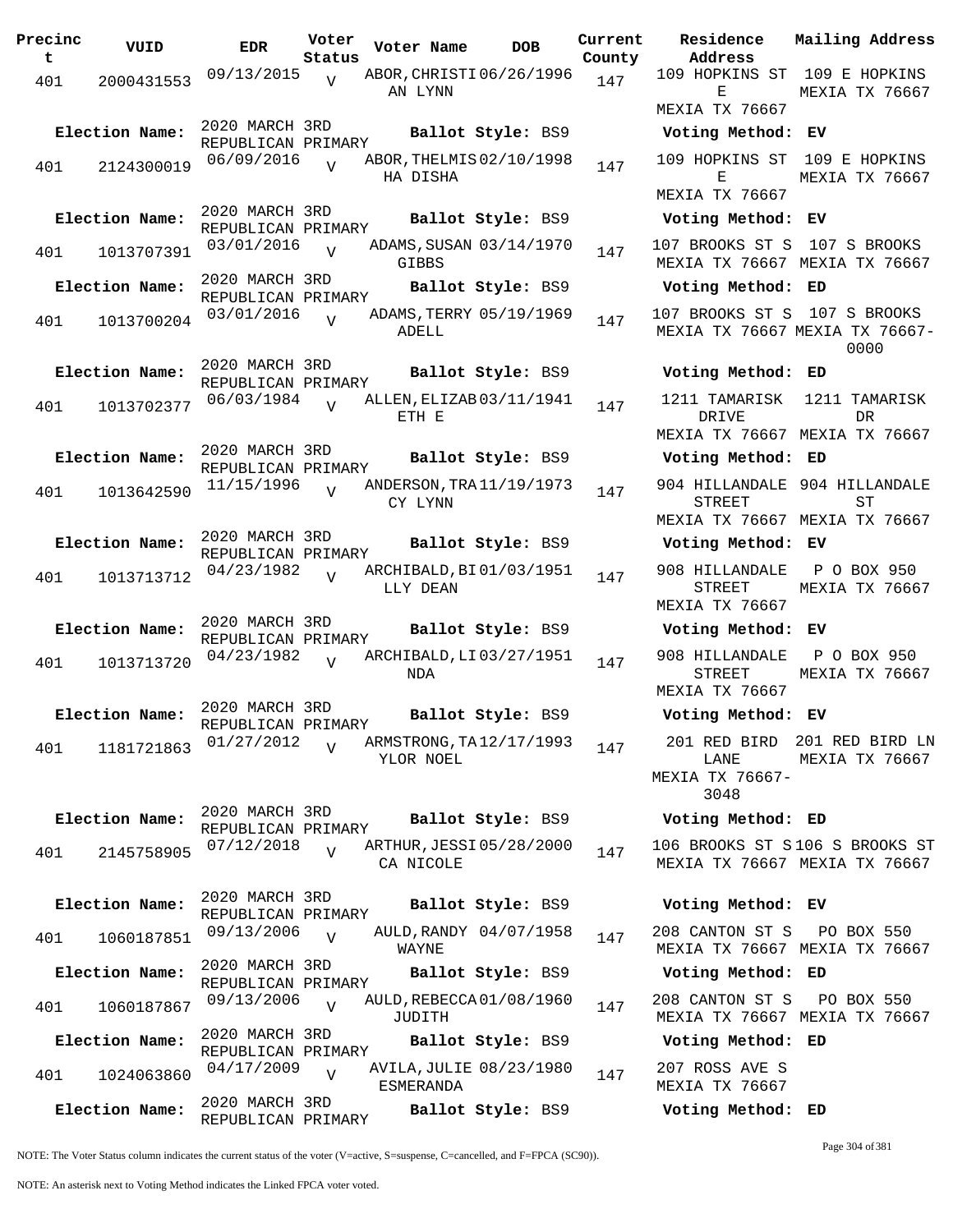| Precinct | VUID | EDR | Voter Status | Voter Name | DOB | Current County | Residence Address | Mailing Address |
|---|---|---|---|---|---|---|---|---|
| 401 | 2000431553 | 09/13/2015 | V | ABOR,CHRISTIAN LYNN | 06/26/1996 | 147 | 109 HOPKINS ST E MEXIA TX 76667 | 109 E HOPKINS MEXIA TX 76667 |
| Election Name: | 2020 MARCH 3RD REPUBLICAN PRIMARY | | | Ballot Style: BS9 | | | Voting Method: EV | |
| 401 | 2124300019 | 06/09/2016 | V | ABOR,THELMISHA DISHA | 02/10/1998 | 147 | 109 HOPKINS ST E MEXIA TX 76667 | 109 E HOPKINS MEXIA TX 76667 |
| Election Name: | 2020 MARCH 3RD REPUBLICAN PRIMARY | | | Ballot Style: BS9 | | | Voting Method: EV | |
| 401 | 1013707391 | 03/01/2016 | V | ADAMS,SUSAN GIBBS | 03/14/1970 | 147 | 107 BROOKS ST S MEXIA TX 76667 | 107 S BROOKS MEXIA TX 76667 |
| Election Name: | 2020 MARCH 3RD REPUBLICAN PRIMARY | | | Ballot Style: BS9 | | | Voting Method: ED | |
| 401 | 1013700204 | 03/01/2016 | V | ADAMS,TERRY ADELL | 05/19/1969 | 147 | 107 BROOKS ST S MEXIA TX 76667 | 107 S BROOKS MEXIA TX 76667-0000 |
| Election Name: | 2020 MARCH 3RD REPUBLICAN PRIMARY | | | Ballot Style: BS9 | | | Voting Method: ED | |
| 401 | 1013702377 | 06/03/1984 | V | ALLEN,ELIZABETH E | 03/11/1941 | 147 | 1211 TAMARISK DRIVE MEXIA TX 76667 | 1211 TAMARISK DR MEXIA TX 76667 |
| Election Name: | 2020 MARCH 3RD REPUBLICAN PRIMARY | | | Ballot Style: BS9 | | | Voting Method: ED | |
| 401 | 1013642590 | 11/15/1996 | V | ANDERSON,TRACY LYNN | 11/19/1973 | 147 | 904 HILLANDALE STREET MEXIA TX 76667 | 904 HILLANDALE ST MEXIA TX 76667 |
| Election Name: | 2020 MARCH 3RD REPUBLICAN PRIMARY | | | Ballot Style: BS9 | | | Voting Method: EV | |
| 401 | 1013713712 | 04/23/1982 | V | ARCHIBALD,BILLY DEAN | 01/03/1951 | 147 | 908 HILLANDALE STREET MEXIA TX 76667 | P O BOX 950 MEXIA TX 76667 |
| Election Name: | 2020 MARCH 3RD REPUBLICAN PRIMARY | | | Ballot Style: BS9 | | | Voting Method: EV | |
| 401 | 1013713720 | 04/23/1982 | V | ARCHIBALD,LINDA | 03/27/1951 | 147 | 908 HILLANDALE STREET MEXIA TX 76667 | P O BOX 950 MEXIA TX 76667 |
| Election Name: | 2020 MARCH 3RD REPUBLICAN PRIMARY | | | Ballot Style: BS9 | | | Voting Method: EV | |
| 401 | 1181721863 | 01/27/2012 | V | ARMSTRONG,TAYLOR NOEL | 12/17/1993 | 147 | 201 RED BIRD LANE MEXIA TX 76667-3048 | 201 RED BIRD LN MEXIA TX 76667 |
| Election Name: | 2020 MARCH 3RD REPUBLICAN PRIMARY | | | Ballot Style: BS9 | | | Voting Method: ED | |
| 401 | 2145758905 | 07/12/2018 | V | ARTHUR,JESSICA NICOLE | 05/28/2000 | 147 | 106 BROOKS ST S MEXIA TX 76667 | 106 S BROOKS ST MEXIA TX 76667 |
| Election Name: | 2020 MARCH 3RD REPUBLICAN PRIMARY | | | Ballot Style: BS9 | | | Voting Method: EV | |
| 401 | 1060187851 | 09/13/2006 | V | AULD,RANDY WAYNE | 04/07/1958 | 147 | 208 CANTON ST S MEXIA TX 76667 | PO BOX 550 MEXIA TX 76667 |
| Election Name: | 2020 MARCH 3RD REPUBLICAN PRIMARY | | | Ballot Style: BS9 | | | Voting Method: ED | |
| 401 | 1060187867 | 09/13/2006 | V | AULD,REBECCA JUDITH | 01/08/1960 | 147 | 208 CANTON ST S MEXIA TX 76667 | PO BOX 550 MEXIA TX 76667 |
| Election Name: | 2020 MARCH 3RD REPUBLICAN PRIMARY | | | Ballot Style: BS9 | | | Voting Method: ED | |
| 401 | 1024063860 | 04/17/2009 | V | AVILA,JULIE ESMERANDA | 08/23/1980 | 147 | 207 ROSS AVE S MEXIA TX 76667 | |
| Election Name: | 2020 MARCH 3RD REPUBLICAN PRIMARY | | | Ballot Style: BS9 | | | Voting Method: ED | |

NOTE: The Voter Status column indicates the current status of the voter (V=active, S=suspense, C=cancelled, and F=FPCA (SC90)).

NOTE: An asterisk next to Voting Method indicates the Linked FPCA voter voted.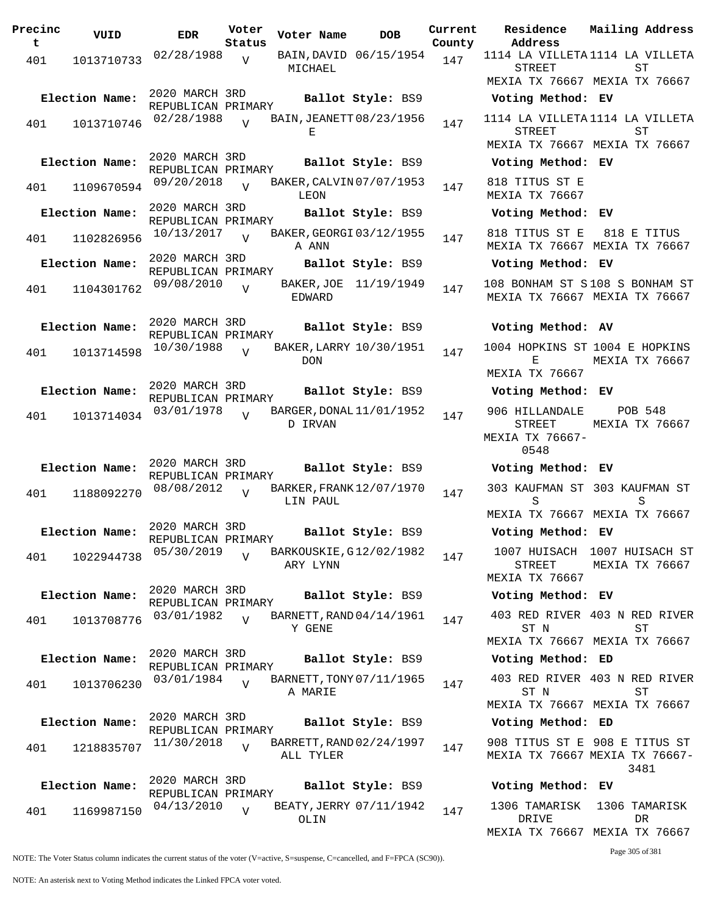| Precinct | VUID | EDR | Voter Status | Voter Name | DOB | Current County | Residence Address | Mailing Address |
|---|---|---|---|---|---|---|---|---|
| 401 | 1013710733 | 02/28/1988 | V | BAIN,DAVID MICHAEL | 06/15/1954 | 147 | 1114 LA VILLETA STREET MEXIA TX 76667 | 1114 LA VILLETA ST MEXIA TX 76667 |
| Election Name: | 2020 MARCH 3RD REPUBLICAN PRIMARY | | | Ballot Style: BS9 | | | Voting Method: EV | |
| 401 | 1013710746 | 02/28/1988 | V | BAIN,JEANETTE | 08/23/1956 | 147 | 1114 LA VILLETA STREET MEXIA TX 76667 | 1114 LA VILLETA ST MEXIA TX 76667 |
| Election Name: | 2020 MARCH 3RD REPUBLICAN PRIMARY | | | Ballot Style: BS9 | | | Voting Method: EV | |
| 401 | 1109670594 | 09/20/2018 | V | BAKER,CALVIN LEON | 07/07/1953 | 147 | 818 TITUS ST E MEXIA TX 76667 | |
| Election Name: | 2020 MARCH 3RD REPUBLICAN PRIMARY | | | Ballot Style: BS9 | | | Voting Method: EV | |
| 401 | 1102826956 | 10/13/2017 | V | BAKER,GEORGIA ANN | 03/12/1955 | 147 | 818 TITUS ST E MEXIA TX 76667 | 818 E TITUS MEXIA TX 76667 |
| Election Name: | 2020 MARCH 3RD REPUBLICAN PRIMARY | | | Ballot Style: BS9 | | | Voting Method: EV | |
| 401 | 1104301762 | 09/08/2010 | V | BAKER,JOE EDWARD | 11/19/1949 | 147 | 108 BONHAM ST S MEXIA TX 76667 | 108 S BONHAM ST MEXIA TX 76667 |
| Election Name: | 2020 MARCH 3RD REPUBLICAN PRIMARY | | | Ballot Style: BS9 | | | Voting Method: AV | |
| 401 | 1013714598 | 10/30/1988 | V | BAKER,LARRY DON | 10/30/1951 | 147 | 1004 HOPKINS ST E MEXIA TX 76667 | 1004 E HOPKINS MEXIA TX 76667 |
| Election Name: | 2020 MARCH 3RD REPUBLICAN PRIMARY | | | Ballot Style: BS9 | | | Voting Method: EV | |
| 401 | 1013714034 | 03/01/1978 | V | BARGER,DONALD IRVAN | 11/01/1952 | 147 | 906 HILLANDALE STREET MEXIA TX 76667-0548 | POB 548 MEXIA TX 76667 |
| Election Name: | 2020 MARCH 3RD REPUBLICAN PRIMARY | | | Ballot Style: BS9 | | | Voting Method: EV | |
| 401 | 1188092270 | 08/08/2012 | V | BARKER,FRANKLIN PAUL | 12/07/1970 | 147 | 303 KAUFMAN ST S MEXIA TX 76667 | 303 KAUFMAN ST S MEXIA TX 76667 |
| Election Name: | 2020 MARCH 3RD REPUBLICAN PRIMARY | | | Ballot Style: BS9 | | | Voting Method: EV | |
| 401 | 1022944738 | 05/30/2019 | V | BARKOUSKIE,GARY LYNN | 12/02/1982 | 147 | 1007 HUISACH STREET MEXIA TX 76667 | 1007 HUISACH ST MEXIA TX 76667 |
| Election Name: | 2020 MARCH 3RD REPUBLICAN PRIMARY | | | Ballot Style: BS9 | | | Voting Method: EV | |
| 401 | 1013708776 | 03/01/1982 | V | BARNETT,RANDY GENE | 04/14/1961 | 147 | 403 RED RIVER ST N MEXIA TX 76667 | 403 N RED RIVER ST MEXIA TX 76667 |
| Election Name: | 2020 MARCH 3RD REPUBLICAN PRIMARY | | | Ballot Style: BS9 | | | Voting Method: ED | |
| 401 | 1013706230 | 03/01/1984 | V | BARNETT,TONYA MARIE | 07/11/1965 | 147 | 403 RED RIVER ST N MEXIA TX 76667 | 403 N RED RIVER ST MEXIA TX 76667 |
| Election Name: | 2020 MARCH 3RD REPUBLICAN PRIMARY | | | Ballot Style: BS9 | | | Voting Method: ED | |
| 401 | 1218835707 | 11/30/2018 | V | BARRETT,RANDALL TYLER | 02/24/1997 | 147 | 908 TITUS ST E MEXIA TX 76667 | 908 E TITUS ST MEXIA TX 76667-3481 |
| Election Name: | 2020 MARCH 3RD REPUBLICAN PRIMARY | | | Ballot Style: BS9 | | | Voting Method: EV | |
| 401 | 1169987150 | 04/13/2010 | V | BEATY,JERRY OLIN | 07/11/1942 | 147 | 1306 TAMARISK DRIVE MEXIA TX 76667 | 1306 TAMARISK DR MEXIA TX 76667 |

NOTE: The Voter Status column indicates the current status of the voter (V=active, S=suspense, C=cancelled, and F=FPCA (SC90)).

NOTE: An asterisk next to Voting Method indicates the Linked FPCA voter voted.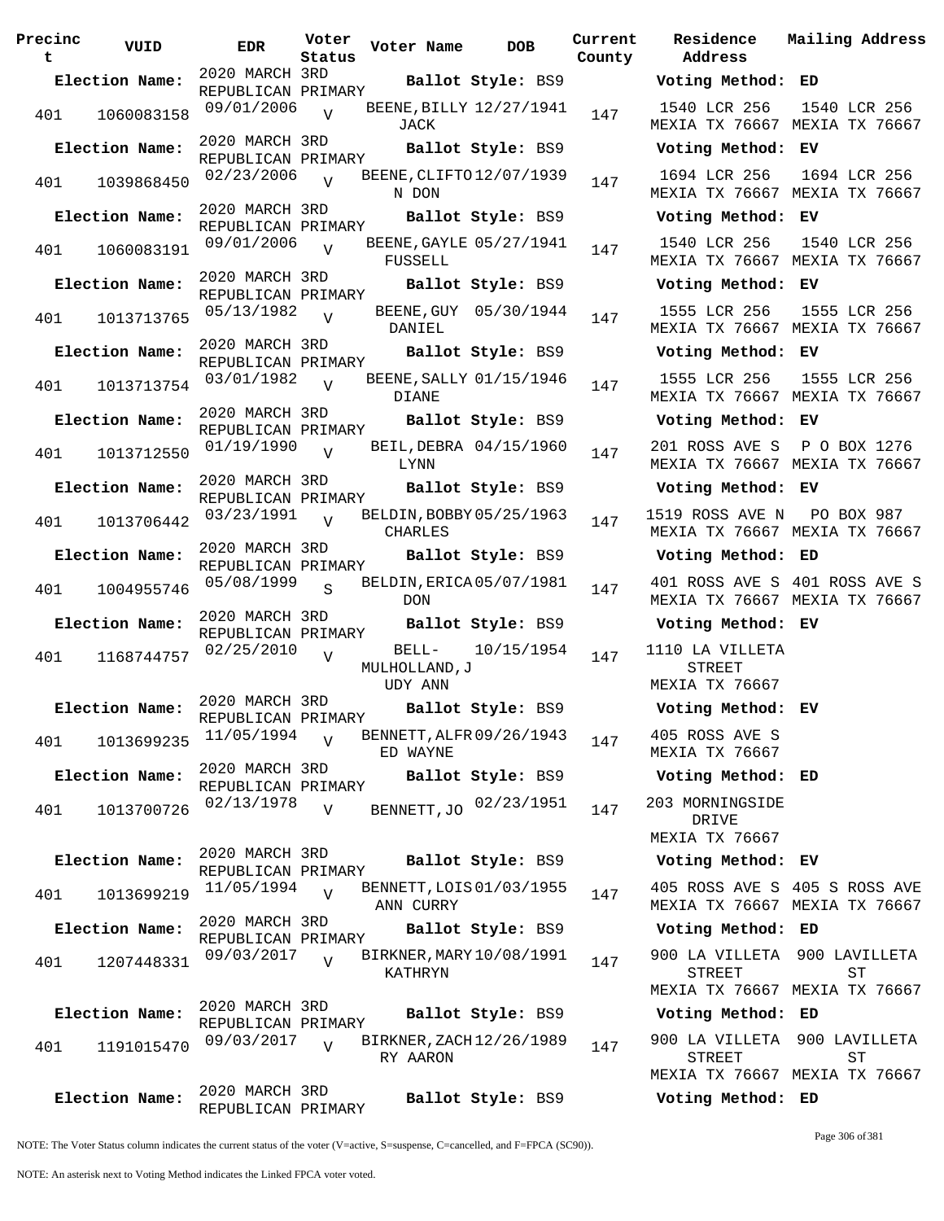| Precinct | VUID | EDR | Voter Status | Voter Name | DOB | Current County | Residence Address | Mailing Address |
|---|---|---|---|---|---|---|---|---|
| **Election Name:** | | 2020 MARCH 3RD REPUBLICAN PRIMARY | | **Ballot Style:** BS9 | | | **Voting Method:** ED | |
| 401 | 1060083158 | 09/01/2006 | V | BEENE,BILLY JACK | 12/27/1941 | 147 | 1540 LCR 256 MEXIA TX 76667 | 1540 LCR 256 MEXIA TX 76667 |
| **Election Name:** | | 2020 MARCH 3RD REPUBLICAN PRIMARY | | **Ballot Style:** BS9 | | | **Voting Method:** EV | |
| 401 | 1039868450 | 02/23/2006 | V | BEENE,CLIFTON DON | 12/07/1939 | 147 | 1694 LCR 256 MEXIA TX 76667 | 1694 LCR 256 MEXIA TX 76667 |
| **Election Name:** | | 2020 MARCH 3RD REPUBLICAN PRIMARY | | **Ballot Style:** BS9 | | | **Voting Method:** EV | |
| 401 | 1060083191 | 09/01/2006 | V | BEENE,GAYLE FUSSELL | 05/27/1941 | 147 | 1540 LCR 256 MEXIA TX 76667 | 1540 LCR 256 MEXIA TX 76667 |
| **Election Name:** | | 2020 MARCH 3RD REPUBLICAN PRIMARY | | **Ballot Style:** BS9 | | | **Voting Method:** EV | |
| 401 | 1013713765 | 05/13/1982 | V | BEENE,GUY DANIEL | 05/30/1944 | 147 | 1555 LCR 256 MEXIA TX 76667 | 1555 LCR 256 MEXIA TX 76667 |
| **Election Name:** | | 2020 MARCH 3RD REPUBLICAN PRIMARY | | **Ballot Style:** BS9 | | | **Voting Method:** EV | |
| 401 | 1013713754 | 03/01/1982 | V | BEENE,SALLY DIANE | 01/15/1946 | 147 | 1555 LCR 256 MEXIA TX 76667 | 1555 LCR 256 MEXIA TX 76667 |
| **Election Name:** | | 2020 MARCH 3RD REPUBLICAN PRIMARY | | **Ballot Style:** BS9 | | | **Voting Method:** EV | |
| 401 | 1013712550 | 01/19/1990 | V | BEIL,DEBRA LYNN | 04/15/1960 | 147 | 201 ROSS AVE S MEXIA TX 76667 | P O BOX 1276 MEXIA TX 76667 |
| **Election Name:** | | 2020 MARCH 3RD REPUBLICAN PRIMARY | | **Ballot Style:** BS9 | | | **Voting Method:** EV | |
| 401 | 1013706442 | 03/23/1991 | V | BELDIN,BOBBY CHARLES | 05/25/1963 | 147 | 1519 ROSS AVE N MEXIA TX 76667 | PO BOX 987 MEXIA TX 76667 |
| **Election Name:** | | 2020 MARCH 3RD REPUBLICAN PRIMARY | | **Ballot Style:** BS9 | | | **Voting Method:** ED | |
| 401 | 1004955746 | 05/08/1999 | S | BELDIN,ERICA DON | 05/07/1981 | 147 | 401 ROSS AVE S MEXIA TX 76667 | 401 ROSS AVE S MEXIA TX 76667 |
| **Election Name:** | | 2020 MARCH 3RD REPUBLICAN PRIMARY | | **Ballot Style:** BS9 | | | **Voting Method:** EV | |
| 401 | 1168744757 | 02/25/2010 | V | BELL-MULHOLLAND,JUDY ANN | 10/15/1954 | 147 | 1110 LA VILLETA STREET MEXIA TX 76667 | |
| **Election Name:** | | 2020 MARCH 3RD REPUBLICAN PRIMARY | | **Ballot Style:** BS9 | | | **Voting Method:** EV | |
| 401 | 1013699235 | 11/05/1994 | V | BENNETT,ALFRED WAYNE | 09/26/1943 | 147 | 405 ROSS AVE S MEXIA TX 76667 | |
| **Election Name:** | | 2020 MARCH 3RD REPUBLICAN PRIMARY | | **Ballot Style:** BS9 | | | **Voting Method:** ED | |
| 401 | 1013700726 | 02/13/1978 | V | BENNETT,JO | 02/23/1951 | 147 | 203 MORNINGSIDE DRIVE MEXIA TX 76667 | |
| **Election Name:** | | 2020 MARCH 3RD REPUBLICAN PRIMARY | | **Ballot Style:** BS9 | | | **Voting Method:** EV | |
| 401 | 1013699219 | 11/05/1994 | V | BENNETT,LOIS ANN CURRY | 01/03/1955 | 147 | 405 ROSS AVE S MEXIA TX 76667 | 405 S ROSS AVE MEXIA TX 76667 |
| **Election Name:** | | 2020 MARCH 3RD REPUBLICAN PRIMARY | | **Ballot Style:** BS9 | | | **Voting Method:** ED | |
| 401 | 1207448331 | 09/03/2017 | V | BIRKNER,MARY KATHRYN | 10/08/1991 | 147 | 900 LA VILLETA STREET MEXIA TX 76667 | 900 LAVILLETA ST MEXIA TX 76667 |
| **Election Name:** | | 2020 MARCH 3RD REPUBLICAN PRIMARY | | **Ballot Style:** BS9 | | | **Voting Method:** ED | |
| 401 | 1191015470 | 09/03/2017 | V | BIRKNER,ZACHRY AARON | 12/26/1989 | 147 | 900 LA VILLETA STREET MEXIA TX 76667 | 900 LAVILLETA ST MEXIA TX 76667 |
| **Election Name:** | | 2020 MARCH 3RD REPUBLICAN PRIMARY | | **Ballot Style:** BS9 | | | **Voting Method:** ED | |

NOTE: The Voter Status column indicates the current status of the voter (V=active, S=suspense, C=cancelled, and F=FPCA (SC90)).

NOTE: An asterisk next to Voting Method indicates the Linked FPCA voter voted.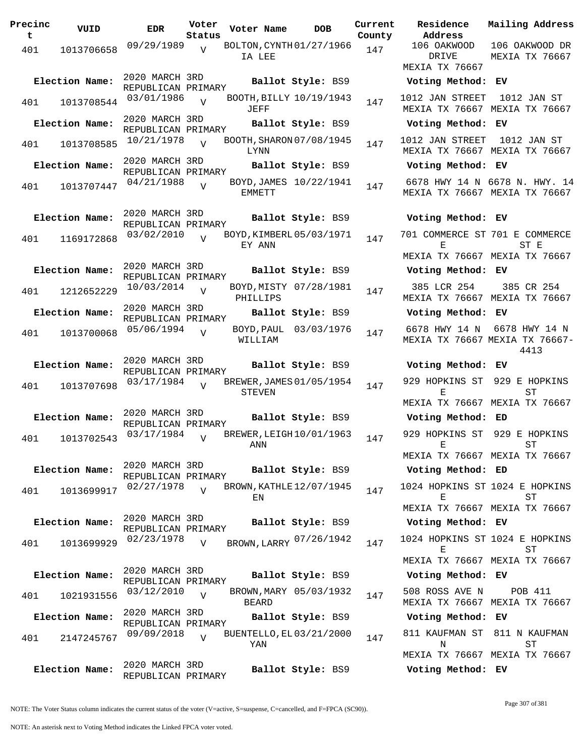| Precinct | VUID | EDR | Voter Status | Voter Name | DOB | Current County | Residence Address | Mailing Address |
|---|---|---|---|---|---|---|---|---|
| 401 | 1013706658 | 09/29/1989 | V | BOLTON,CYNTHIA LEE | 01/27/1966 | 147 | 106 OAKWOOD DRIVE MEXIA TX 76667 | 106 OAKWOOD DR MEXIA TX 76667 |
| **Election Name:** | 2020 MARCH 3RD REPUBLICAN PRIMARY | | | **Ballot Style:** BS9 | | | **Voting Method:** EV | |
| 401 | 1013708544 | 03/01/1986 | V | BOOTH,BILLY JEFF | 10/19/1943 | 147 | 1012 JAN STREET MEXIA TX 76667 | 1012 JAN ST MEXIA TX 76667 |
| **Election Name:** | 2020 MARCH 3RD REPUBLICAN PRIMARY | | | **Ballot Style:** BS9 | | | **Voting Method:** EV | |
| 401 | 1013708585 | 10/21/1978 | V | BOOTH,SHARON LYNN | 07/08/1945 | 147 | 1012 JAN STREET MEXIA TX 76667 | 1012 JAN ST MEXIA TX 76667 |
| **Election Name:** | 2020 MARCH 3RD REPUBLICAN PRIMARY | | | **Ballot Style:** BS9 | | | **Voting Method:** EV | |
| 401 | 1013707447 | 04/21/1988 | V | BOYD,JAMES EMMETT | 10/22/1941 | 147 | 6678 HWY 14 N MEXIA TX 76667 | 6678 N. HWY. 14 MEXIA TX 76667 |
| **Election Name:** | 2020 MARCH 3RD REPUBLICAN PRIMARY | | | **Ballot Style:** BS9 | | | **Voting Method:** EV | |
| 401 | 1169172868 | 03/02/2010 | V | BOYD,KIMBERLEY ANN | 05/03/1971 | 147 | 701 COMMERCE ST E MEXIA TX 76667 | 701 E COMMERCE ST E MEXIA TX 76667 |
| **Election Name:** | 2020 MARCH 3RD REPUBLICAN PRIMARY | | | **Ballot Style:** BS9 | | | **Voting Method:** EV | |
| 401 | 1212652229 | 10/03/2014 | V | BOYD,MISTY PHILLIPS | 07/28/1981 | 147 | 385 LCR 254 MEXIA TX 76667 | 385 CR 254 MEXIA TX 76667 |
| **Election Name:** | 2020 MARCH 3RD REPUBLICAN PRIMARY | | | **Ballot Style:** BS9 | | | **Voting Method:** EV | |
| 401 | 1013700068 | 05/06/1994 | V | BOYD,PAUL WILLIAM | 03/03/1976 | 147 | 6678 HWY 14 N MEXIA TX 76667 | 6678 HWY 14 N MEXIA TX 76667-4413 |
| **Election Name:** | 2020 MARCH 3RD REPUBLICAN PRIMARY | | | **Ballot Style:** BS9 | | | **Voting Method:** EV | |
| 401 | 1013707698 | 03/17/1984 | V | BREWER,JAMES STEVEN | 01/05/1954 | 147 | 929 HOPKINS ST E MEXIA TX 76667 | 929 E HOPKINS ST MEXIA TX 76667 |
| **Election Name:** | 2020 MARCH 3RD REPUBLICAN PRIMARY | | | **Ballot Style:** BS9 | | | **Voting Method:** ED | |
| 401 | 1013702543 | 03/17/1984 | V | BREWER,LEIGH ANN | 10/01/1963 | 147 | 929 HOPKINS ST E MEXIA TX 76667 | 929 E HOPKINS ST MEXIA TX 76667 |
| **Election Name:** | 2020 MARCH 3RD REPUBLICAN PRIMARY | | | **Ballot Style:** BS9 | | | **Voting Method:** ED | |
| 401 | 1013699917 | 02/27/1978 | V | BROWN,KATHLEEN | 12/07/1945 | 147 | 1024 HOPKINS ST E MEXIA TX 76667 | 1024 E HOPKINS ST MEXIA TX 76667 |
| **Election Name:** | 2020 MARCH 3RD REPUBLICAN PRIMARY | | | **Ballot Style:** BS9 | | | **Voting Method:** EV | |
| 401 | 1013699929 | 02/23/1978 | V | BROWN,LARRY | 07/26/1942 | 147 | 1024 HOPKINS ST E MEXIA TX 76667 | 1024 E HOPKINS ST MEXIA TX 76667 |
| **Election Name:** | 2020 MARCH 3RD REPUBLICAN PRIMARY | | | **Ballot Style:** BS9 | | | **Voting Method:** EV | |
| 401 | 1021931556 | 03/12/2010 | V | BROWN,MARY BEARD | 05/03/1932 | 147 | 508 ROSS AVE N MEXIA TX 76667 | POB 411 MEXIA TX 76667 |
| **Election Name:** | 2020 MARCH 3RD REPUBLICAN PRIMARY | | | **Ballot Style:** BS9 | | | **Voting Method:** EV | |
| 401 | 2147245767 | 09/09/2018 | V | BUENTELLO,ELYAN | 03/21/2000 | 147 | 811 KAUFMAN ST N MEXIA TX 76667 | 811 N KAUFMAN ST MEXIA TX 76667 |
| **Election Name:** | 2020 MARCH 3RD REPUBLICAN PRIMARY | | | **Ballot Style:** BS9 | | | **Voting Method:** EV | |

NOTE: The Voter Status column indicates the current status of the voter (V=active, S=suspense, C=cancelled, and F=FPCA (SC90)).

NOTE: An asterisk next to Voting Method indicates the Linked FPCA voter voted.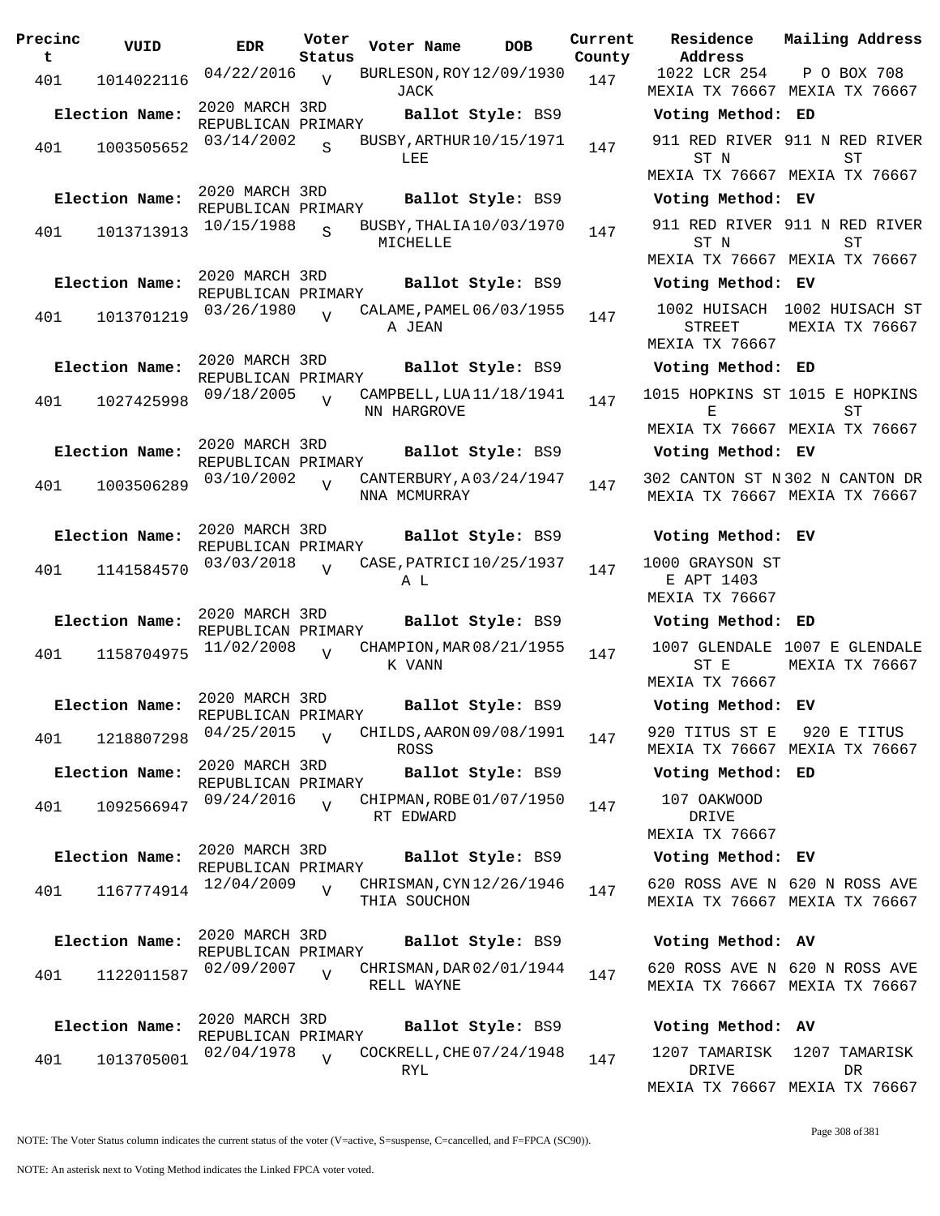| Precinct | VUID | EDR | Voter Status | Voter Name | DOB | Current County | Residence Address | Mailing Address |
|---|---|---|---|---|---|---|---|---|
| 401 | 1014022116 | 04/22/2016 | V | BURLESON, ROY JACK | 12/09/1930 | 147 | 1022 LCR 254 MEXIA TX 76667 | P O BOX 708 MEXIA TX 76667 |
| **Election Name:** | | 2020 MARCH 3RD REPUBLICAN PRIMARY | | **Ballot Style:** BS9 | | | **Voting Method:** ED | |
| 401 | 1003505652 | 03/14/2002 | S | BUSBY, ARTHUR LEE | 10/15/1971 | 147 | 911 RED RIVER ST N MEXIA TX 76667 | 911 N RED RIVER ST MEXIA TX 76667 |
| **Election Name:** | | 2020 MARCH 3RD REPUBLICAN PRIMARY | | **Ballot Style:** BS9 | | | **Voting Method:** EV | |
| 401 | 1013713913 | 10/15/1988 | S | BUSBY, THALIA MICHELLE | 10/03/1970 | 147 | 911 RED RIVER ST N MEXIA TX 76667 | 911 N RED RIVER ST MEXIA TX 76667 |
| **Election Name:** | | 2020 MARCH 3RD REPUBLICAN PRIMARY | | **Ballot Style:** BS9 | | | **Voting Method:** EV | |
| 401 | 1013701219 | 03/26/1980 | V | CALAME, PAMELA JEAN | 06/03/1955 | 147 | 1002 HUISACH STREET MEXIA TX 76667 | 1002 HUISACH ST MEXIA TX 76667 |
| **Election Name:** | | 2020 MARCH 3RD REPUBLICAN PRIMARY | | **Ballot Style:** BS9 | | | **Voting Method:** ED | |
| 401 | 1027425998 | 09/18/2005 | V | CAMPBELL, LUANN HARGROVE | 11/18/1941 | 147 | 1015 HOPKINS ST E MEXIA TX 76667 | 1015 E HOPKINS ST MEXIA TX 76667 |
| **Election Name:** | | 2020 MARCH 3RD REPUBLICAN PRIMARY | | **Ballot Style:** BS9 | | | **Voting Method:** EV | |
| 401 | 1003506289 | 03/10/2002 | V | CANTERBURY, ANNA MCMURRAY | 03/24/1947 | 147 | 302 CANTON ST N MEXIA TX 76667 | 302 N CANTON DR MEXIA TX 76667 |
| **Election Name:** | | 2020 MARCH 3RD REPUBLICAN PRIMARY | | **Ballot Style:** BS9 | | | **Voting Method:** EV | |
| 401 | 1141584570 | 03/03/2018 | V | CASE, PATRICIA L | 10/25/1937 | 147 | 1000 GRAYSON ST E APT 1403 MEXIA TX 76667 | |
| **Election Name:** | | 2020 MARCH 3RD REPUBLICAN PRIMARY | | **Ballot Style:** BS9 | | | **Voting Method:** ED | |
| 401 | 1158704975 | 11/02/2008 | V | CHAMPION, MARK VANN | 08/21/1955 | 147 | 1007 GLENDALE ST E MEXIA TX 76667 | 1007 E GLENDALE MEXIA TX 76667 |
| **Election Name:** | | 2020 MARCH 3RD REPUBLICAN PRIMARY | | **Ballot Style:** BS9 | | | **Voting Method:** EV | |
| 401 | 1218807298 | 04/25/2015 | V | CHILDS, AARON ROSS | 09/08/1991 | 147 | 920 TITUS ST E MEXIA TX 76667 | 920 E TITUS MEXIA TX 76667 |
| **Election Name:** | | 2020 MARCH 3RD REPUBLICAN PRIMARY | | **Ballot Style:** BS9 | | | **Voting Method:** ED | |
| 401 | 1092566947 | 09/24/2016 | V | CHIPMAN, ROBERT EDWARD | 01/07/1950 | 147 | 107 OAKWOOD DRIVE MEXIA TX 76667 | |
| **Election Name:** | | 2020 MARCH 3RD REPUBLICAN PRIMARY | | **Ballot Style:** BS9 | | | **Voting Method:** EV | |
| 401 | 1167774914 | 12/04/2009 | V | CHRISMAN, CYNTHIA SOUCHON | 12/26/1946 | 147 | 620 ROSS AVE N MEXIA TX 76667 | 620 N ROSS AVE MEXIA TX 76667 |
| **Election Name:** | | 2020 MARCH 3RD REPUBLICAN PRIMARY | | **Ballot Style:** BS9 | | | **Voting Method:** AV | |
| 401 | 1122011587 | 02/09/2007 | V | CHRISMAN, DARRELL WAYNE | 02/01/1944 | 147 | 620 ROSS AVE N MEXIA TX 76667 | 620 N ROSS AVE MEXIA TX 76667 |
| **Election Name:** | | 2020 MARCH 3RD REPUBLICAN PRIMARY | | **Ballot Style:** BS9 | | | **Voting Method:** AV | |
| 401 | 1013705001 | 02/04/1978 | V | COCKRELL, CHERYL | 07/24/1948 | 147 | 1207 TAMARISK DRIVE MEXIA TX 76667 | 1207 TAMARISK DR MEXIA TX 76667 |

NOTE: The Voter Status column indicates the current status of the voter (V=active, S=suspense, C=cancelled, and F=FPCA (SC90)).

NOTE: An asterisk next to Voting Method indicates the Linked FPCA voter voted.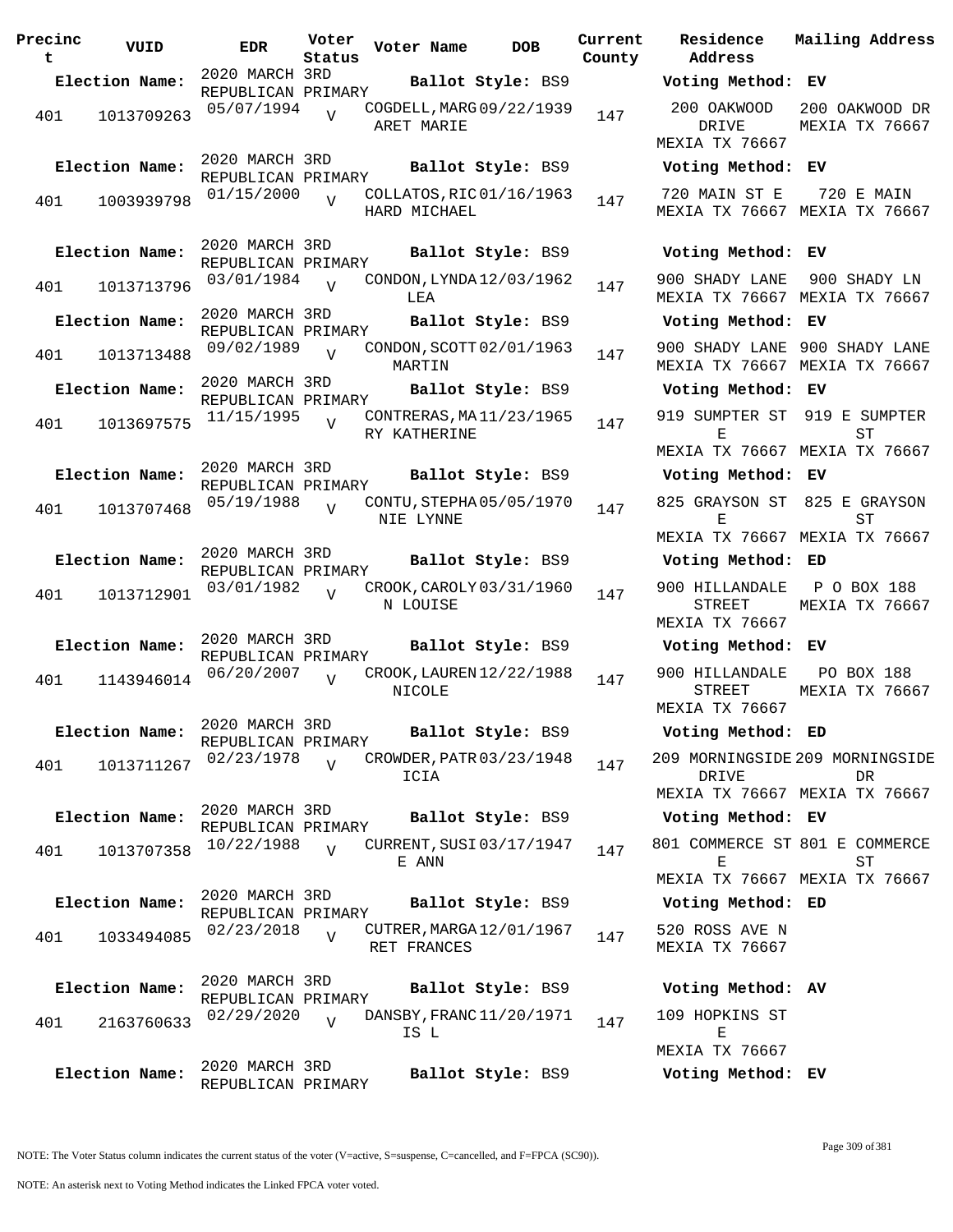| Precinct | VUID | EDR | Voter Status | Voter Name | DOB | Current County | Residence Address | Mailing Address |
|---|---|---|---|---|---|---|---|---|
| **Election Name:** | | 2020 MARCH 3RD REPUBLICAN PRIMARY | | **Ballot Style:** BS9 | | | **Voting Method:** EV | |
| 401 | 1013709263 | 05/07/1994 | V | COGDELL, MARGARET MARIE | 09/22/1939 | 147 | 200 OAKWOOD DRIVE MEXIA TX 76667 | 200 OAKWOOD DR MEXIA TX 76667 |
| **Election Name:** | | 2020 MARCH 3RD REPUBLICAN PRIMARY | | **Ballot Style:** BS9 | | | **Voting Method:** EV | |
| 401 | 1003939798 | 01/15/2000 | V | COLLATOS, RICHARD MICHAEL | 01/16/1963 | 147 | 720 MAIN ST E MEXIA TX 76667 | 720 E MAIN MEXIA TX 76667 |
| **Election Name:** | | 2020 MARCH 3RD REPUBLICAN PRIMARY | | **Ballot Style:** BS9 | | | **Voting Method:** EV | |
| 401 | 1013713796 | 03/01/1984 | V | CONDON, LYNDA LEA | 12/03/1962 | 147 | 900 SHADY LANE MEXIA TX 76667 | 900 SHADY LN MEXIA TX 76667 |
| **Election Name:** | | 2020 MARCH 3RD REPUBLICAN PRIMARY | | **Ballot Style:** BS9 | | | **Voting Method:** EV | |
| 401 | 1013713488 | 09/02/1989 | V | CONDON, SCOTT MARTIN | 02/01/1963 | 147 | 900 SHADY LANE MEXIA TX 76667 | 900 SHADY LANE MEXIA TX 76667 |
| **Election Name:** | | 2020 MARCH 3RD REPUBLICAN PRIMARY | | **Ballot Style:** BS9 | | | **Voting Method:** EV | |
| 401 | 1013697575 | 11/15/1995 | V | CONTRERAS, MARY KATHERINE | 11/23/1965 | 147 | 919 SUMPTER ST E MEXIA TX 76667 | 919 E SUMPTER ST MEXIA TX 76667 |
| **Election Name:** | | 2020 MARCH 3RD REPUBLICAN PRIMARY | | **Ballot Style:** BS9 | | | **Voting Method:** EV | |
| 401 | 1013707468 | 05/19/1988 | V | CONTU, STEPHANIE LYNNE | 05/05/1970 | 147 | 825 GRAYSON ST E MEXIA TX 76667 | 825 E GRAYSON ST MEXIA TX 76667 |
| **Election Name:** | | 2020 MARCH 3RD REPUBLICAN PRIMARY | | **Ballot Style:** BS9 | | | **Voting Method:** ED | |
| 401 | 1013712901 | 03/01/1982 | V | CROOK, CAROLYN LOUISE | 03/31/1960 | 147 | 900 HILLANDALE STREET MEXIA TX 76667 | P O BOX 188 MEXIA TX 76667 |
| **Election Name:** | | 2020 MARCH 3RD REPUBLICAN PRIMARY | | **Ballot Style:** BS9 | | | **Voting Method:** EV | |
| 401 | 1143946014 | 06/20/2007 | V | CROOK, LAUREN NICOLE | 12/22/1988 | 147 | 900 HILLANDALE STREET MEXIA TX 76667 | PO BOX 188 MEXIA TX 76667 |
| **Election Name:** | | 2020 MARCH 3RD REPUBLICAN PRIMARY | | **Ballot Style:** BS9 | | | **Voting Method:** ED | |
| 401 | 1013711267 | 02/23/1978 | V | CROWDER, PATRICIA | 03/23/1948 | 147 | 209 MORNINGSIDE DRIVE MEXIA TX 76667 | 209 MORNINGSIDE DR MEXIA TX 76667 |
| **Election Name:** | | 2020 MARCH 3RD REPUBLICAN PRIMARY | | **Ballot Style:** BS9 | | | **Voting Method:** EV | |
| 401 | 1013707358 | 10/22/1988 | V | CURRENT, SUSIE ANN | 03/17/1947 | 147 | 801 COMMERCE ST E MEXIA TX 76667 | 801 E COMMERCE ST MEXIA TX 76667 |
| **Election Name:** | | 2020 MARCH 3RD REPUBLICAN PRIMARY | | **Ballot Style:** BS9 | | | **Voting Method:** ED | |
| 401 | 1033494085 | 02/23/2018 | V | CUTRER, MARGARET FRANCES | 12/01/1967 | 147 | 520 ROSS AVE N MEXIA TX 76667 | |
| **Election Name:** | | 2020 MARCH 3RD REPUBLICAN PRIMARY | | **Ballot Style:** BS9 | | | **Voting Method:** AV | |
| 401 | 2163760633 | 02/29/2020 | V | DANSBY, FRANCIS L | 11/20/1971 | 147 | 109 HOPKINS ST E MEXIA TX 76667 | |
| **Election Name:** | | 2020 MARCH 3RD REPUBLICAN PRIMARY | | **Ballot Style:** BS9 | | | **Voting Method:** EV | |

NOTE: The Voter Status column indicates the current status of the voter (V=active, S=suspense, C=cancelled, and F=FPCA (SC90)).

NOTE: An asterisk next to Voting Method indicates the Linked FPCA voter voted.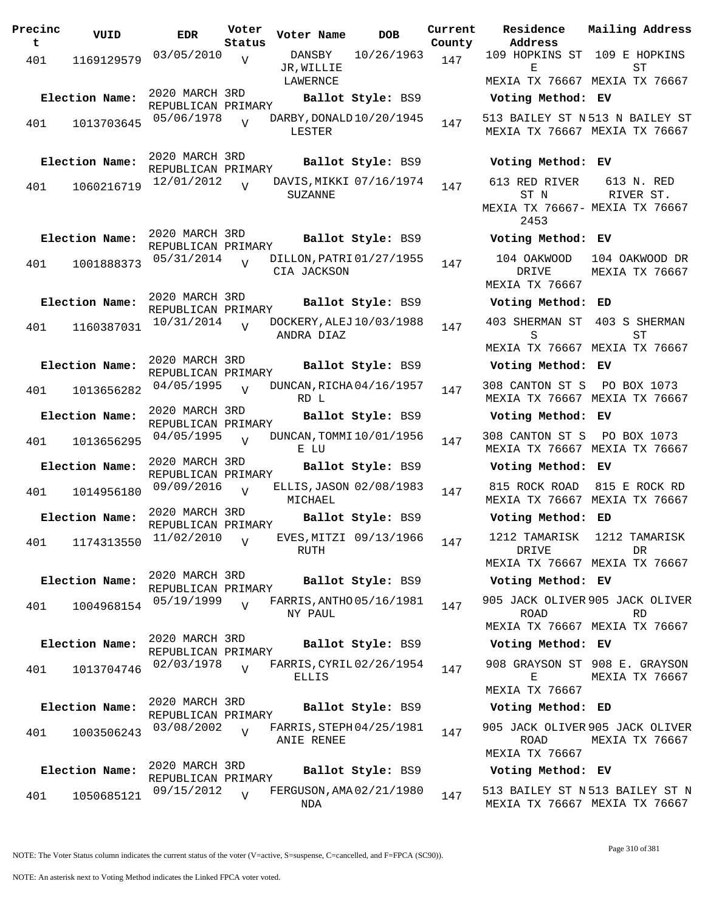| Precinct | VUID | EDR | Voter Status | Voter Name | DOB | Current County | Residence Address | Mailing Address |
|---|---|---|---|---|---|---|---|---|
| 401 | 1169129579 | 03/05/2010 | V | DANSBY JR,WILLIE LAWERNCE | 10/26/1963 | 147 | 109 HOPKINS ST E MEXIA TX 76667 | 109 E HOPKINS ST MEXIA TX 76667 |
| Election Name: | 2020 MARCH 3RD REPUBLICAN PRIMARY | | | Ballot Style: BS9 | | | Voting Method: EV | |
| 401 | 1013703645 | 05/06/1978 | V | DARBY,DONALD LESTER | 10/20/1945 | 147 | 513 BAILEY ST N MEXIA TX 76667 | 513 N BAILEY ST MEXIA TX 76667 |
| Election Name: | 2020 MARCH 3RD REPUBLICAN PRIMARY | | | Ballot Style: BS9 | | | Voting Method: EV | |
| 401 | 1060216719 | 12/01/2012 | V | DAVIS,MIKKI SUZANNE | 07/16/1974 | 147 | 613 RED RIVER ST N MEXIA TX 76667-2453 | 613 N. RED RIVER ST. MEXIA TX 76667 |
| Election Name: | 2020 MARCH 3RD REPUBLICAN PRIMARY | | | Ballot Style: BS9 | | | Voting Method: EV | |
| 401 | 1001888373 | 05/31/2014 | V | DILLON,PATRICIA JACKSON | 01/27/1955 | 147 | 104 OAKWOOD DRIVE MEXIA TX 76667 | 104 OAKWOOD DR MEXIA TX 76667 |
| Election Name: | 2020 MARCH 3RD REPUBLICAN PRIMARY | | | Ballot Style: BS9 | | | Voting Method: ED | |
| 401 | 1160387031 | 10/31/2014 | V | DOCKERY,ALEJANDRA DIAZ | 10/03/1988 | 147 | 403 SHERMAN ST S MEXIA TX 76667 | 403 S SHERMAN ST MEXIA TX 76667 |
| Election Name: | 2020 MARCH 3RD REPUBLICAN PRIMARY | | | Ballot Style: BS9 | | | Voting Method: EV | |
| 401 | 1013656282 | 04/05/1995 | V | DUNCAN,RICHARD L | 04/16/1957 | 147 | 308 CANTON ST S MEXIA TX 76667 | PO BOX 1073 MEXIA TX 76667 |
| Election Name: | 2020 MARCH 3RD REPUBLICAN PRIMARY | | | Ballot Style: BS9 | | | Voting Method: EV | |
| 401 | 1013656295 | 04/05/1995 | V | DUNCAN,TOMMIE LU | 10/01/1956 | 147 | 308 CANTON ST S MEXIA TX 76667 | PO BOX 1073 MEXIA TX 76667 |
| Election Name: | 2020 MARCH 3RD REPUBLICAN PRIMARY | | | Ballot Style: BS9 | | | Voting Method: EV | |
| 401 | 1014956180 | 09/09/2016 | V | ELLIS,JASON MICHAEL | 02/08/1983 | 147 | 815 ROCK ROAD MEXIA TX 76667 | 815 E ROCK RD MEXIA TX 76667 |
| Election Name: | 2020 MARCH 3RD REPUBLICAN PRIMARY | | | Ballot Style: BS9 | | | Voting Method: ED | |
| 401 | 1174313550 | 11/02/2010 | V | EVES,MITZI RUTH | 09/13/1966 | 147 | 1212 TAMARISK DRIVE MEXIA TX 76667 | 1212 TAMARISK DR MEXIA TX 76667 |
| Election Name: | 2020 MARCH 3RD REPUBLICAN PRIMARY | | | Ballot Style: BS9 | | | Voting Method: EV | |
| 401 | 1004968154 | 05/19/1999 | V | FARRIS,ANTHONY PAUL | 05/16/1981 | 147 | 905 JACK OLIVER ROAD MEXIA TX 76667 | 905 JACK OLIVER RD MEXIA TX 76667 |
| Election Name: | 2020 MARCH 3RD REPUBLICAN PRIMARY | | | Ballot Style: BS9 | | | Voting Method: EV | |
| 401 | 1013704746 | 02/03/1978 | V | FARRIS,CYRIL ELLIS | 02/26/1954 | 147 | 908 GRAYSON ST E MEXIA TX 76667 | 908 E. GRAYSON MEXIA TX 76667 |
| Election Name: | 2020 MARCH 3RD REPUBLICAN PRIMARY | | | Ballot Style: BS9 | | | Voting Method: ED | |
| 401 | 1003506243 | 03/08/2002 | V | FARRIS,STEPHANIE RENEE | 04/25/1981 | 147 | 905 JACK OLIVER ROAD MEXIA TX 76667 | 905 JACK OLIVER MEXIA TX 76667 |
| Election Name: | 2020 MARCH 3RD REPUBLICAN PRIMARY | | | Ballot Style: BS9 | | | Voting Method: EV | |
| 401 | 1050685121 | 09/15/2012 | V | FERGUSON,AMANDA | 02/21/1980 | 147 | 513 BAILEY ST N MEXIA TX 76667 | 513 BAILEY ST N MEXIA TX 76667 |

NOTE: The Voter Status column indicates the current status of the voter (V=active, S=suspense, C=cancelled, and F=FPCA (SC90)).

NOTE: An asterisk next to Voting Method indicates the Linked FPCA voter voted.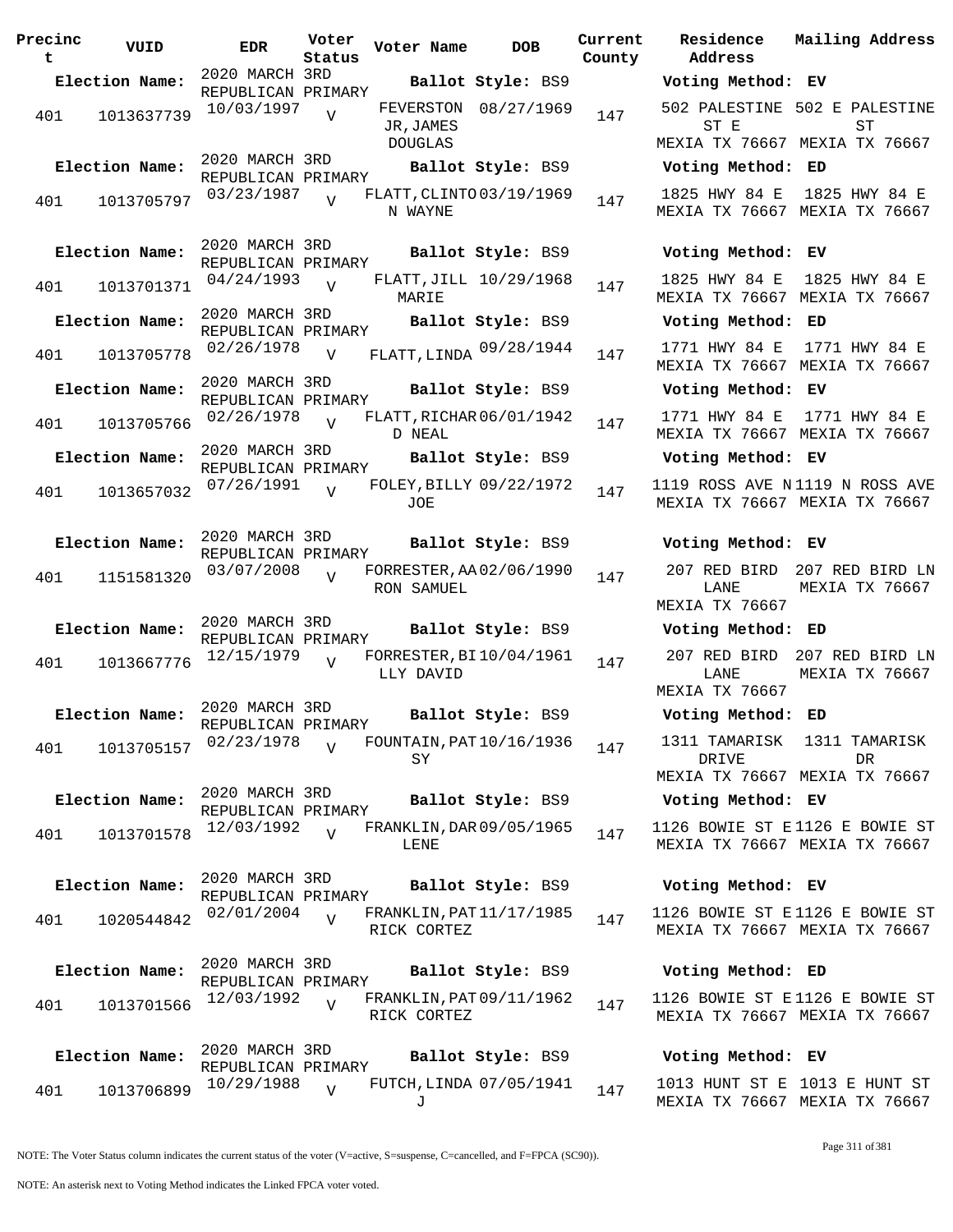| Precinct | VUID | EDR | Voter Status | Voter Name | DOB | Current County | Residence Address | Mailing Address |
|---|---|---|---|---|---|---|---|---|
| **Election Name:** | | 2020 MARCH 3RD REPUBLICAN PRIMARY | | **Ballot Style:** BS9 | | | **Voting Method:** EV | |
| 401 | 1013637739 | 10/03/1997 | V | FEVERSTON JR,JAMES DOUGLAS | 08/27/1969 | 147 | 502 PALESTINE ST E MEXIA TX 76667 | 502 E PALESTINE ST MEXIA TX 76667 |
| **Election Name:** | | 2020 MARCH 3RD REPUBLICAN PRIMARY | | **Ballot Style:** BS9 | | | **Voting Method:** ED | |
| 401 | 1013705797 | 03/23/1987 | V | FLATT,CLINTON WAYNE | 03/19/1969 | 147 | 1825 HWY 84 E MEXIA TX 76667 | 1825 HWY 84 E MEXIA TX 76667 |
| **Election Name:** | | 2020 MARCH 3RD REPUBLICAN PRIMARY | | **Ballot Style:** BS9 | | | **Voting Method:** EV | |
| 401 | 1013701371 | 04/24/1993 | V | FLATT,JILL MARIE | 10/29/1968 | 147 | 1825 HWY 84 E MEXIA TX 76667 | 1825 HWY 84 E MEXIA TX 76667 |
| **Election Name:** | | 2020 MARCH 3RD REPUBLICAN PRIMARY | | **Ballot Style:** BS9 | | | **Voting Method:** ED | |
| 401 | 1013705778 | 02/26/1978 | V | FLATT,LINDA | 09/28/1944 | 147 | 1771 HWY 84 E MEXIA TX 76667 | 1771 HWY 84 E MEXIA TX 76667 |
| **Election Name:** | | 2020 MARCH 3RD REPUBLICAN PRIMARY | | **Ballot Style:** BS9 | | | **Voting Method:** EV | |
| 401 | 1013705766 | 02/26/1978 | V | FLATT,RICHARD NEAL | 06/01/1942 | 147 | 1771 HWY 84 E MEXIA TX 76667 | 1771 HWY 84 E MEXIA TX 76667 |
| **Election Name:** | | 2020 MARCH 3RD REPUBLICAN PRIMARY | | **Ballot Style:** BS9 | | | **Voting Method:** EV | |
| 401 | 1013657032 | 07/26/1991 | V | FOLEY,BILLY JOE | 09/22/1972 | 147 | 1119 ROSS AVE N MEXIA TX 76667 | 1119 N ROSS AVE MEXIA TX 76667 |
| **Election Name:** | | 2020 MARCH 3RD REPUBLICAN PRIMARY | | **Ballot Style:** BS9 | | | **Voting Method:** EV | |
| 401 | 1151581320 | 03/07/2008 | V | FORRESTER,AARON SAMUEL | 02/06/1990 | 147 | 207 RED BIRD LANE MEXIA TX 76667 | 207 RED BIRD LN MEXIA TX 76667 |
| **Election Name:** | | 2020 MARCH 3RD REPUBLICAN PRIMARY | | **Ballot Style:** BS9 | | | **Voting Method:** ED | |
| 401 | 1013667776 | 12/15/1979 | V | FORRESTER,BILLY DAVID | 10/04/1961 | 147 | 207 RED BIRD LANE MEXIA TX 76667 | 207 RED BIRD LN MEXIA TX 76667 |
| **Election Name:** | | 2020 MARCH 3RD REPUBLICAN PRIMARY | | **Ballot Style:** BS9 | | | **Voting Method:** ED | |
| 401 | 1013705157 | 02/23/1978 | V | FOUNTAIN,PATSY | 10/16/1936 | 147 | 1311 TAMARISK DRIVE MEXIA TX 76667 | 1311 TAMARISK DR MEXIA TX 76667 |
| **Election Name:** | | 2020 MARCH 3RD REPUBLICAN PRIMARY | | **Ballot Style:** BS9 | | | **Voting Method:** EV | |
| 401 | 1013701578 | 12/03/1992 | V | FRANKLIN,DARLENE | 09/05/1965 | 147 | 1126 BOWIE ST E MEXIA TX 76667 | 1126 E BOWIE ST MEXIA TX 76667 |
| **Election Name:** | | 2020 MARCH 3RD REPUBLICAN PRIMARY | | **Ballot Style:** BS9 | | | **Voting Method:** EV | |
| 401 | 1020544842 | 02/01/2004 | V | FRANKLIN,PATRICK CORTEZ | 11/17/1985 | 147 | 1126 BOWIE ST E MEXIA TX 76667 | 1126 E BOWIE ST MEXIA TX 76667 |
| **Election Name:** | | 2020 MARCH 3RD REPUBLICAN PRIMARY | | **Ballot Style:** BS9 | | | **Voting Method:** ED | |
| 401 | 1013701566 | 12/03/1992 | V | FRANKLIN,PATRICK CORTEZ | 09/11/1962 | 147 | 1126 BOWIE ST E MEXIA TX 76667 | 1126 E BOWIE ST MEXIA TX 76667 |
| **Election Name:** | | 2020 MARCH 3RD REPUBLICAN PRIMARY | | **Ballot Style:** BS9 | | | **Voting Method:** EV | |
| 401 | 1013706899 | 10/29/1988 | V | FUTCH,LINDA J | 07/05/1941 | 147 | 1013 HUNT ST E MEXIA TX 76667 | 1013 E HUNT ST MEXIA TX 76667 |

NOTE: The Voter Status column indicates the current status of the voter (V=active, S=suspense, C=cancelled, and F=FPCA (SC90)).

NOTE: An asterisk next to Voting Method indicates the Linked FPCA voter voted.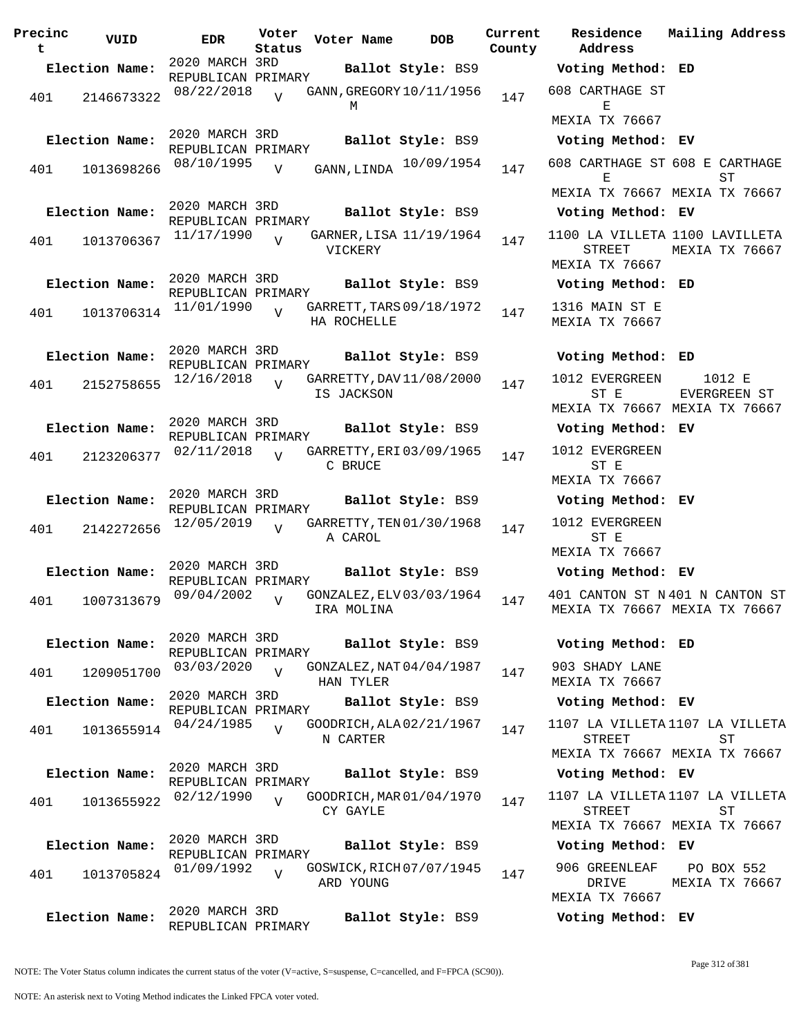| Precinct | VUID | EDR | Voter Status | Voter Name | DOB | Current County | Residence Address | Mailing Address |
|---|---|---|---|---|---|---|---|---|
| **Election Name:** | | 2020 MARCH 3RD REPUBLICAN PRIMARY | | **Ballot Style:** BS9 | | | **Voting Method:** ED | |
| 401 | 2146673322 | 08/22/2018 | V | GANN,GREGORY M | 10/11/1956 | 147 | 608 CARTHAGE ST E MEXIA TX 76667 | |
| **Election Name:** | | 2020 MARCH 3RD REPUBLICAN PRIMARY | | **Ballot Style:** BS9 | | | **Voting Method:** EV | |
| 401 | 1013698266 | 08/10/1995 | V | GANN,LINDA | 10/09/1954 | 147 | 608 CARTHAGE ST E MEXIA TX 76667 | 608 E CARTHAGE ST MEXIA TX 76667 |
| **Election Name:** | | 2020 MARCH 3RD REPUBLICAN PRIMARY | | **Ballot Style:** BS9 | | | **Voting Method:** EV | |
| 401 | 1013706367 | 11/17/1990 | V | GARNER,LISA VICKERY | 11/19/1964 | 147 | 1100 LA VILLETA STREET MEXIA TX 76667 | 1100 LAVILLETA MEXIA TX 76667 |
| **Election Name:** | | 2020 MARCH 3RD REPUBLICAN PRIMARY | | **Ballot Style:** BS9 | | | **Voting Method:** ED | |
| 401 | 1013706314 | 11/01/1990 | V | GARRETT,TARSHA ROCHELLE | 09/18/1972 | 147 | 1316 MAIN ST E MEXIA TX 76667 | |
| **Election Name:** | | 2020 MARCH 3RD REPUBLICAN PRIMARY | | **Ballot Style:** BS9 | | | **Voting Method:** ED | |
| 401 | 2152758655 | 12/16/2018 | V | GARRETTY,DAVIS JACKSON | 11/08/2000 | 147 | 1012 EVERGREEN ST E MEXIA TX 76667 | 1012 E EVERGREEN ST MEXIA TX 76667 |
| **Election Name:** | | 2020 MARCH 3RD REPUBLICAN PRIMARY | | **Ballot Style:** BS9 | | | **Voting Method:** EV | |
| 401 | 2123206377 | 02/11/2018 | V | GARRETTY,ERIC BRUCE | 03/09/1965 | 147 | 1012 EVERGREEN ST E MEXIA TX 76667 | |
| **Election Name:** | | 2020 MARCH 3RD REPUBLICAN PRIMARY | | **Ballot Style:** BS9 | | | **Voting Method:** EV | |
| 401 | 2142272656 | 12/05/2019 | V | GARRETTY,TENA CAROL | 01/30/1968 | 147 | 1012 EVERGREEN ST E MEXIA TX 76667 | |
| **Election Name:** | | 2020 MARCH 3RD REPUBLICAN PRIMARY | | **Ballot Style:** BS9 | | | **Voting Method:** EV | |
| 401 | 1007313679 | 09/04/2002 | V | GONZALEZ,ELVIRA MOLINA | 03/03/1964 | 147 | 401 CANTON ST N MEXIA TX 76667 | 401 N CANTON ST MEXIA TX 76667 |
| **Election Name:** | | 2020 MARCH 3RD REPUBLICAN PRIMARY | | **Ballot Style:** BS9 | | | **Voting Method:** ED | |
| 401 | 1209051700 | 03/03/2020 | V | GONZALEZ,NATHAN TYLER | 04/04/1987 | 147 | 903 SHADY LANE MEXIA TX 76667 | |
| **Election Name:** | | 2020 MARCH 3RD REPUBLICAN PRIMARY | | **Ballot Style:** BS9 | | | **Voting Method:** EV | |
| 401 | 1013655914 | 04/24/1985 | V | GOODRICH,ALAN CARTER | 02/21/1967 | 147 | 1107 LA VILLETA STREET MEXIA TX 76667 | 1107 LA VILLETA ST MEXIA TX 76667 |
| **Election Name:** | | 2020 MARCH 3RD REPUBLICAN PRIMARY | | **Ballot Style:** BS9 | | | **Voting Method:** EV | |
| 401 | 1013655922 | 02/12/1990 | V | GOODRICH,MARCY GAYLE | 01/04/1970 | 147 | 1107 LA VILLETA STREET MEXIA TX 76667 | 1107 LA VILLETA ST MEXIA TX 76667 |
| **Election Name:** | | 2020 MARCH 3RD REPUBLICAN PRIMARY | | **Ballot Style:** BS9 | | | **Voting Method:** EV | |
| 401 | 1013705824 | 01/09/1992 | V | GOSWICK,RICHARD YOUNG | 07/07/1945 | 147 | 906 GREENLEAF DRIVE MEXIA TX 76667 | PO BOX 552 MEXIA TX 76667 |
| **Election Name:** | | 2020 MARCH 3RD REPUBLICAN PRIMARY | | **Ballot Style:** BS9 | | | **Voting Method:** EV | |

NOTE: The Voter Status column indicates the current status of the voter (V=active, S=suspense, C=cancelled, and F=FPCA (SC90)).

NOTE: An asterisk next to Voting Method indicates the Linked FPCA voter voted.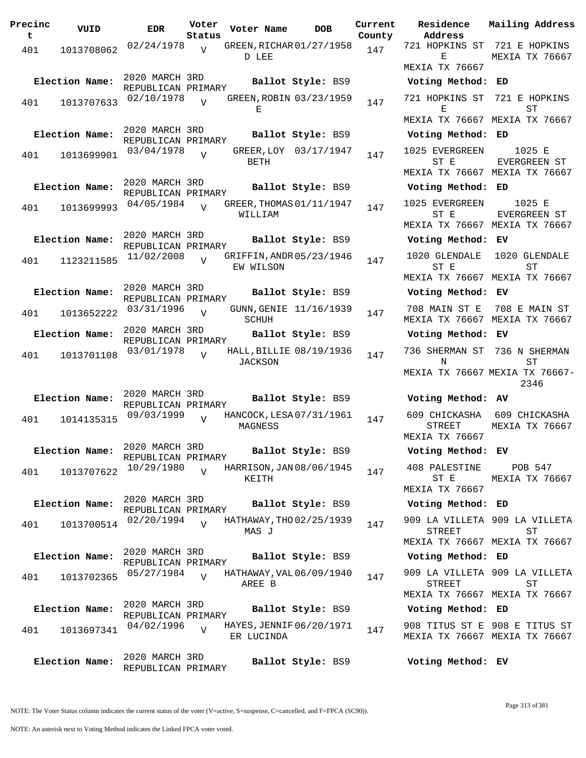| Precinct | VUID | EDR | Voter Status | Voter Name | DOB | Current County | Residence Address | Mailing Address |
|---|---|---|---|---|---|---|---|---|
| 401 | 1013708062 | 02/24/1978 | V | GREEN,RICHARD LEE | 01/27/1958 | 147 | 721 HOPKINS ST E MEXIA TX 76667 | 721 E HOPKINS MEXIA TX 76667 |
| Election Name: | 2020 MARCH 3RD REPUBLICAN PRIMARY | | | Ballot Style: BS9 | | | Voting Method: ED | |
| 401 | 1013707633 | 02/10/1978 | V | GREEN,ROBIN E | 03/23/1959 | 147 | 721 HOPKINS ST E MEXIA TX 76667 | 721 E HOPKINS ST MEXIA TX 76667 |
| Election Name: | 2020 MARCH 3RD REPUBLICAN PRIMARY | | | Ballot Style: BS9 | | | Voting Method: ED | |
| 401 | 1013699901 | 03/04/1978 | V | GREER,LOY BETH | 03/17/1947 | 147 | 1025 EVERGREEN ST E MEXIA TX 76667 | 1025 E EVERGREEN ST MEXIA TX 76667 |
| Election Name: | 2020 MARCH 3RD REPUBLICAN PRIMARY | | | Ballot Style: BS9 | | | Voting Method: ED | |
| 401 | 1013699993 | 04/05/1984 | V | GREER,THOMAS WILLIAM | 01/11/1947 | 147 | 1025 EVERGREEN ST E MEXIA TX 76667 | 1025 E EVERGREEN ST MEXIA TX 76667 |
| Election Name: | 2020 MARCH 3RD REPUBLICAN PRIMARY | | | Ballot Style: BS9 | | | Voting Method: EV | |
| 401 | 1123211585 | 11/02/2008 | V | GRIFFIN,ANDREW WILSON | 05/23/1946 | 147 | 1020 GLENDALE ST E MEXIA TX 76667 | 1020 GLENDALE ST MEXIA TX 76667 |
| Election Name: | 2020 MARCH 3RD REPUBLICAN PRIMARY | | | Ballot Style: BS9 | | | Voting Method: EV | |
| 401 | 1013652222 | 03/31/1996 | V | GUNN,GENIE SCHUH | 11/16/1939 | 147 | 708 MAIN ST E MEXIA TX 76667 | 708 E MAIN ST MEXIA TX 76667 |
| Election Name: | 2020 MARCH 3RD REPUBLICAN PRIMARY | | | Ballot Style: BS9 | | | Voting Method: EV | |
| 401 | 1013701108 | 03/01/1978 | V | HALL,BILLIE JACKSON | 08/19/1936 | 147 | 736 SHERMAN ST N MEXIA TX 76667 | 736 N SHERMAN ST MEXIA TX 76667-2346 |
| Election Name: | 2020 MARCH 3RD REPUBLICAN PRIMARY | | | Ballot Style: BS9 | | | Voting Method: AV | |
| 401 | 1014135315 | 09/03/1999 | V | HANCOCK,LESA MAGNESS | 07/31/1961 | 147 | 609 CHICKASHA STREET MEXIA TX 76667 | 609 CHICKASHA MEXIA TX 76667 |
| Election Name: | 2020 MARCH 3RD REPUBLICAN PRIMARY | | | Ballot Style: BS9 | | | Voting Method: EV | |
| 401 | 1013707622 | 10/29/1980 | V | HARRISON,JAN KEITH | 08/06/1945 | 147 | 408 PALESTINE ST E MEXIA TX 76667 | POB 547 MEXIA TX 76667 |
| Election Name: | 2020 MARCH 3RD REPUBLICAN PRIMARY | | | Ballot Style: BS9 | | | Voting Method: ED | |
| 401 | 1013700514 | 02/20/1994 | V | HATHAWAY,THOMAS J | 02/25/1939 | 147 | 909 LA VILLETA STREET MEXIA TX 76667 | 909 LA VILLETA ST MEXIA TX 76667 |
| Election Name: | 2020 MARCH 3RD REPUBLICAN PRIMARY | | | Ballot Style: BS9 | | | Voting Method: ED | |
| 401 | 1013702365 | 05/27/1984 | V | HATHAWAY,VALAREE B | 06/09/1940 | 147 | 909 LA VILLETA STREET MEXIA TX 76667 | 909 LA VILLETA ST MEXIA TX 76667 |
| Election Name: | 2020 MARCH 3RD REPUBLICAN PRIMARY | | | Ballot Style: BS9 | | | Voting Method: ED | |
| 401 | 1013697341 | 04/02/1996 | V | HAYES,JENNIFER LUCINDA | 06/20/1971 | 147 | 908 TITUS ST E MEXIA TX 76667 | 908 E TITUS ST MEXIA TX 76667 |
| Election Name: | 2020 MARCH 3RD REPUBLICAN PRIMARY | | | Ballot Style: BS9 | | | Voting Method: EV | |

NOTE: The Voter Status column indicates the current status of the voter (V=active, S=suspense, C=cancelled, and F=FPCA (SC90)).

NOTE: An asterisk next to Voting Method indicates the Linked FPCA voter voted.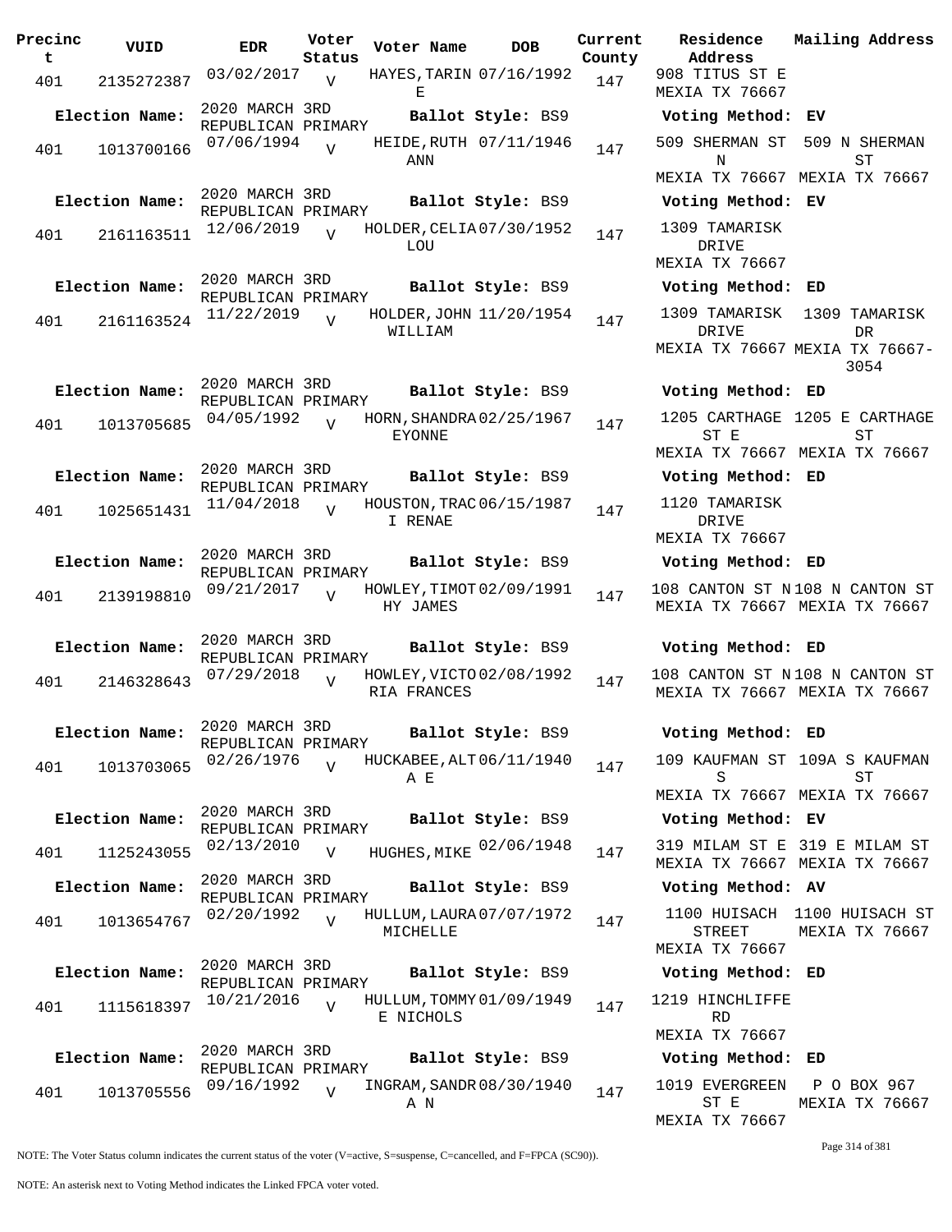| Precinct | VUID | EDR | Voter Status | Voter Name | DOB | Current County | Residence Address | Mailing Address |
|---|---|---|---|---|---|---|---|---|
| 401 | 2135272387 | 03/02/2017 | V | HAYES,TARIN E | 07/16/1992 | 147 | 908 TITUS ST E MEXIA TX 76667 | |
| Election Name: | | 2020 MARCH 3RD REPUBLICAN PRIMARY | | Ballot Style: BS9 | | | Voting Method: EV | |
| 401 | 1013700166 | 07/06/1994 | V | HEIDE,RUTH ANN | 07/11/1946 | 147 | 509 SHERMAN ST N MEXIA TX 76667 | 509 N SHERMAN ST MEXIA TX 76667 |
| Election Name: | | 2020 MARCH 3RD REPUBLICAN PRIMARY | | Ballot Style: BS9 | | | Voting Method: EV | |
| 401 | 2161163511 | 12/06/2019 | V | HOLDER,CELIA LOU | 07/30/1952 | 147 | 1309 TAMARISK DRIVE MEXIA TX 76667 | |
| Election Name: | | 2020 MARCH 3RD REPUBLICAN PRIMARY | | Ballot Style: BS9 | | | Voting Method: ED | |
| 401 | 2161163524 | 11/22/2019 | V | HOLDER,JOHN WILLIAM | 11/20/1954 | 147 | 1309 TAMARISK DRIVE MEXIA TX 76667 | 1309 TAMARISK DR MEXIA TX 76667-3054 |
| Election Name: | | 2020 MARCH 3RD REPUBLICAN PRIMARY | | Ballot Style: BS9 | | | Voting Method: ED | |
| 401 | 1013705685 | 04/05/1992 | V | HORN,SHANDRA EYONNE | 02/25/1967 | 147 | 1205 CARTHAGE ST E MEXIA TX 76667 | 1205 E CARTHAGE ST MEXIA TX 76667 |
| Election Name: | | 2020 MARCH 3RD REPUBLICAN PRIMARY | | Ballot Style: BS9 | | | Voting Method: ED | |
| 401 | 1025651431 | 11/04/2018 | V | HOUSTON,TRACI RENAE | 06/15/1987 | 147 | 1120 TAMARISK DRIVE MEXIA TX 76667 | |
| Election Name: | | 2020 MARCH 3RD REPUBLICAN PRIMARY | | Ballot Style: BS9 | | | Voting Method: ED | |
| 401 | 2139198810 | 09/21/2017 | V | HOWLEY,TIMOTHY JAMES | 02/09/1991 | 147 | 108 CANTON ST N MEXIA TX 76667 | 108 N CANTON ST MEXIA TX 76667 |
| Election Name: | | 2020 MARCH 3RD REPUBLICAN PRIMARY | | Ballot Style: BS9 | | | Voting Method: ED | |
| 401 | 2146328643 | 07/29/2018 | V | HOWLEY,VICTORIA FRANCES | 02/08/1992 | 147 | 108 CANTON ST N MEXIA TX 76667 | 108 N CANTON ST MEXIA TX 76667 |
| Election Name: | | 2020 MARCH 3RD REPUBLICAN PRIMARY | | Ballot Style: BS9 | | | Voting Method: ED | |
| 401 | 1013703065 | 02/26/1976 | V | HUCKABEE,ALTA E | 06/11/1940 | 147 | 109 KAUFMAN ST S MEXIA TX 76667 | 109A S KAUFMAN ST MEXIA TX 76667 |
| Election Name: | | 2020 MARCH 3RD REPUBLICAN PRIMARY | | Ballot Style: BS9 | | | Voting Method: EV | |
| 401 | 1125243055 | 02/13/2010 | V | HUGHES,MIKE | 02/06/1948 | 147 | 319 MILAM ST E MEXIA TX 76667 | 319 E MILAM ST MEXIA TX 76667 |
| Election Name: | | 2020 MARCH 3RD REPUBLICAN PRIMARY | | Ballot Style: BS9 | | | Voting Method: AV | |
| 401 | 1013654767 | 02/20/1992 | V | HULLUM,LAURA MICHELLE | 07/07/1972 | 147 | 1100 HUISACH STREET MEXIA TX 76667 | 1100 HUISACH ST MEXIA TX 76667 |
| Election Name: | | 2020 MARCH 3RD REPUBLICAN PRIMARY | | Ballot Style: BS9 | | | Voting Method: ED | |
| 401 | 1115618397 | 10/21/2016 | V | HULLUM,TOMMYE NICHOLS | 01/09/1949 | 147 | 1219 HINCHLIFFE RD MEXIA TX 76667 | |
| Election Name: | | 2020 MARCH 3RD REPUBLICAN PRIMARY | | Ballot Style: BS9 | | | Voting Method: ED | |
| 401 | 1013705556 | 09/16/1992 | V | INGRAM,SANDRA N | 08/30/1940 | 147 | 1019 EVERGREEN ST E MEXIA TX 76667 | P O BOX 967 MEXIA TX 76667 |

NOTE: The Voter Status column indicates the current status of the voter (V=active, S=suspense, C=cancelled, and F=FPCA (SC90)).

NOTE: An asterisk next to Voting Method indicates the Linked FPCA voter voted.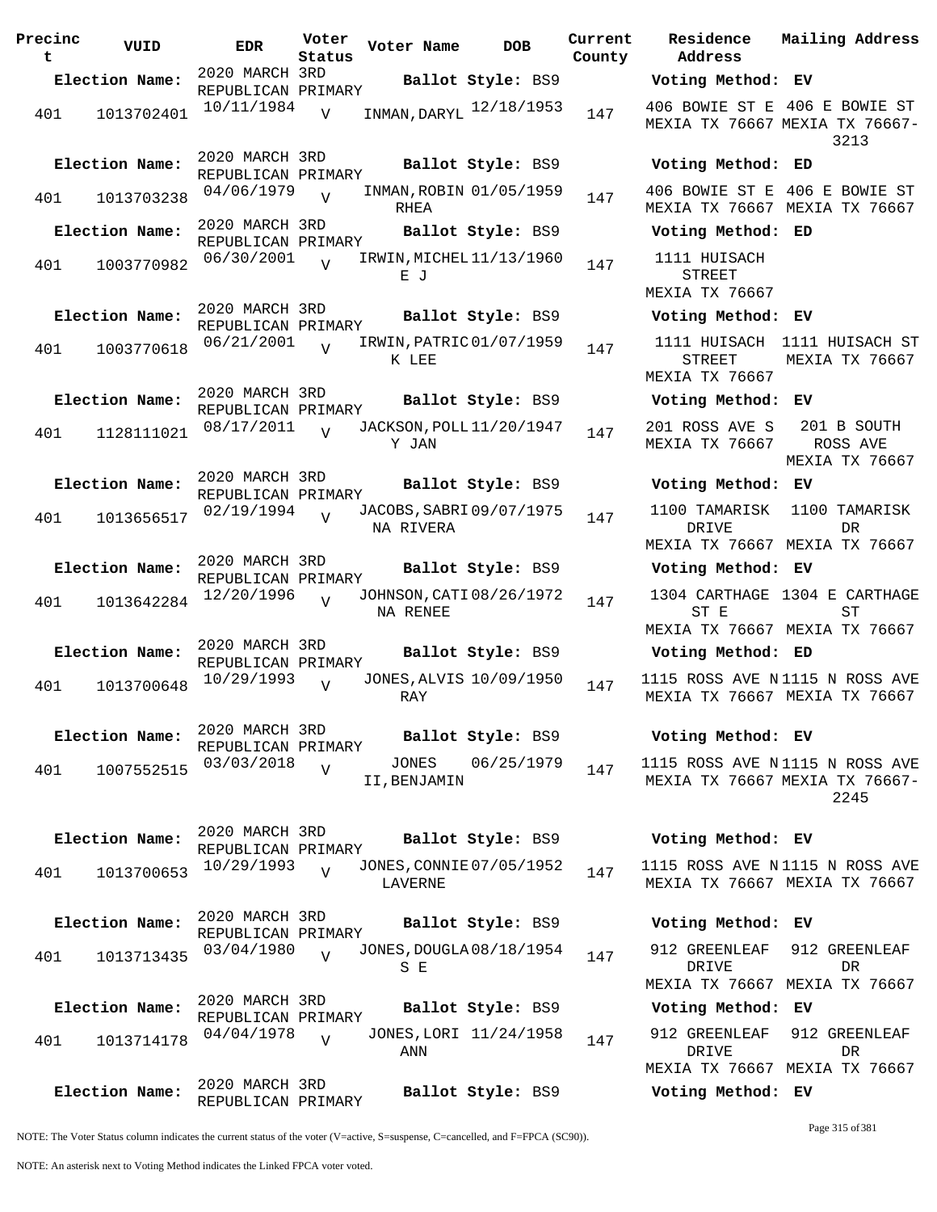| Precinct | VUID | EDR | Voter Status | Voter Name | DOB | Current County | Residence Address | Mailing Address |
|---|---|---|---|---|---|---|---|---|
| **Election Name:** | | 2020 MARCH 3RD REPUBLICAN PRIMARY | | **Ballot Style:** BS9 | | | **Voting Method:** EV | |
| 401 | 1013702401 | 10/11/1984 | V | INMAN,DARYL | 12/18/1953 | 147 | 406 BOWIE ST E MEXIA TX 76667 | 406 E BOWIE ST MEXIA TX 76667-3213 |
| **Election Name:** | | 2020 MARCH 3RD REPUBLICAN PRIMARY | | **Ballot Style:** BS9 | | | **Voting Method:** ED | |
| 401 | 1013703238 | 04/06/1979 | V | INMAN,ROBIN RHEA | 01/05/1959 | 147 | 406 BOWIE ST E MEXIA TX 76667 | 406 E BOWIE ST MEXIA TX 76667 |
| **Election Name:** | | 2020 MARCH 3RD REPUBLICAN PRIMARY | | **Ballot Style:** BS9 | | | **Voting Method:** ED | |
| 401 | 1003770982 | 06/30/2001 | V | IRWIN,MICHELE J | 11/13/1960 | 147 | 1111 HUISACH STREET MEXIA TX 76667 | |
| **Election Name:** | | 2020 MARCH 3RD REPUBLICAN PRIMARY | | **Ballot Style:** BS9 | | | **Voting Method:** EV | |
| 401 | 1003770618 | 06/21/2001 | V | IRWIN,PATRICK LEE | 01/07/1959 | 147 | 1111 HUISACH STREET MEXIA TX 76667 | 1111 HUISACH ST MEXIA TX 76667 |
| **Election Name:** | | 2020 MARCH 3RD REPUBLICAN PRIMARY | | **Ballot Style:** BS9 | | | **Voting Method:** EV | |
| 401 | 1128111021 | 08/17/2011 | V | JACKSON,POLLY JAN | 11/20/1947 | 147 | 201 ROSS AVE S MEXIA TX 76667 | 201 B SOUTH ROSS AVE MEXIA TX 76667 |
| **Election Name:** | | 2020 MARCH 3RD REPUBLICAN PRIMARY | | **Ballot Style:** BS9 | | | **Voting Method:** EV | |
| 401 | 1013656517 | 02/19/1994 | V | JACOBS,SABRINA RIVERA | 09/07/1975 | 147 | 1100 TAMARISK DRIVE MEXIA TX 76667 | 1100 TAMARISK DR MEXIA TX 76667 |
| **Election Name:** | | 2020 MARCH 3RD REPUBLICAN PRIMARY | | **Ballot Style:** BS9 | | | **Voting Method:** EV | |
| 401 | 1013642284 | 12/20/1996 | V | JOHNSON,CATINA RENEE | 08/26/1972 | 147 | 1304 CARTHAGE ST E MEXIA TX 76667 | 1304 E CARTHAGE ST MEXIA TX 76667 |
| **Election Name:** | | 2020 MARCH 3RD REPUBLICAN PRIMARY | | **Ballot Style:** BS9 | | | **Voting Method:** ED | |
| 401 | 1013700648 | 10/29/1993 | V | JONES,ALVIS RAY | 10/09/1950 | 147 | 1115 ROSS AVE N MEXIA TX 76667 | 1115 N ROSS AVE MEXIA TX 76667 |
| **Election Name:** | | 2020 MARCH 3RD REPUBLICAN PRIMARY | | **Ballot Style:** BS9 | | | **Voting Method:** EV | |
| 401 | 1007552515 | 03/03/2018 | V | JONES II,BENJAMIN | 06/25/1979 | 147 | 1115 ROSS AVE N MEXIA TX 76667 | 1115 N ROSS AVE MEXIA TX 76667-2245 |
| **Election Name:** | | 2020 MARCH 3RD REPUBLICAN PRIMARY | | **Ballot Style:** BS9 | | | **Voting Method:** EV | |
| 401 | 1013700653 | 10/29/1993 | V | JONES,CONNIE LAVERNE | 07/05/1952 | 147 | 1115 ROSS AVE N MEXIA TX 76667 | 1115 N ROSS AVE MEXIA TX 76667 |
| **Election Name:** | | 2020 MARCH 3RD REPUBLICAN PRIMARY | | **Ballot Style:** BS9 | | | **Voting Method:** EV | |
| 401 | 1013713435 | 03/04/1980 | V | JONES,DOUGLAS E | 08/18/1954 | 147 | 912 GREENLEAF DRIVE MEXIA TX 76667 | 912 GREENLEAF DR MEXIA TX 76667 |
| **Election Name:** | | 2020 MARCH 3RD REPUBLICAN PRIMARY | | **Ballot Style:** BS9 | | | **Voting Method:** EV | |
| 401 | 1013714178 | 04/04/1978 | V | JONES,LORI ANN | 11/24/1958 | 147 | 912 GREENLEAF DRIVE MEXIA TX 76667 | 912 GREENLEAF DR MEXIA TX 76667 |
| **Election Name:** | | 2020 MARCH 3RD REPUBLICAN PRIMARY | | **Ballot Style:** BS9 | | | **Voting Method:** EV | |

NOTE: The Voter Status column indicates the current status of the voter (V=active, S=suspense, C=cancelled, and F=FPCA (SC90)).

NOTE: An asterisk next to Voting Method indicates the Linked FPCA voter voted.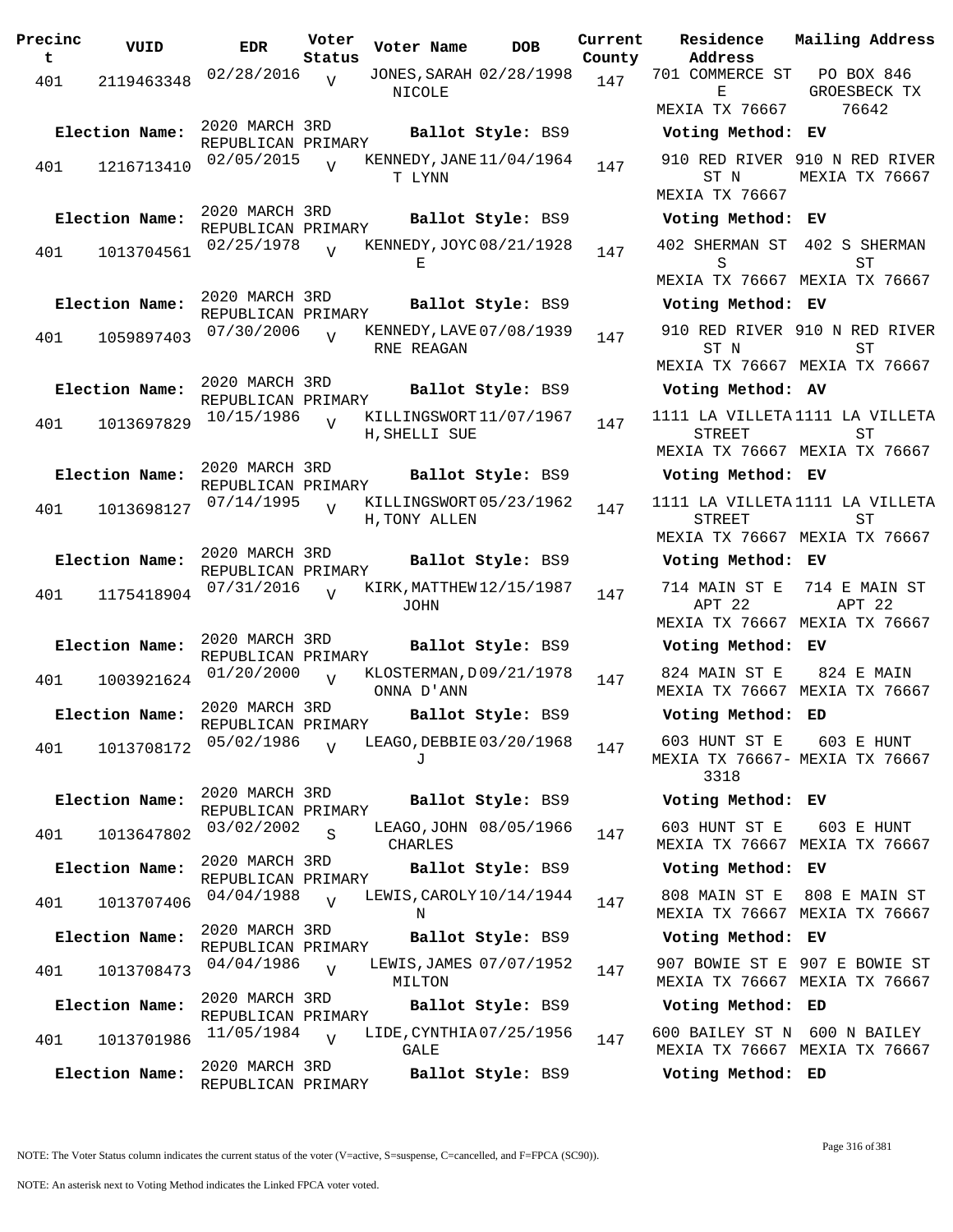| Precinct | VUID | EDR | Voter Status | Voter Name | DOB | Current County | Residence Address | Mailing Address |
|---|---|---|---|---|---|---|---|---|
| 401 | 2119463348 | 02/28/2016 | V | JONES,SARAH NICOLE | 02/28/1998 | 147 | 701 COMMERCE ST E MEXIA TX 76667 | PO BOX 846 GROESBECK TX 76642 |
| Election Name: | 2020 MARCH 3RD REPUBLICAN PRIMARY | | | Ballot Style: BS9 | | | Voting Method: EV | |
| 401 | 1216713410 | 02/05/2015 | V | KENNEDY,JANET LYNN | 11/04/1964 | 147 | 910 RED RIVER ST N MEXIA TX 76667 | 910 N RED RIVER MEXIA TX 76667 |
| Election Name: | 2020 MARCH 3RD REPUBLICAN PRIMARY | | | Ballot Style: BS9 | | | Voting Method: EV | |
| 401 | 1013704561 | 02/25/1978 | V | KENNEDY,JOYCE | 08/21/1928 | 147 | 402 SHERMAN ST S MEXIA TX 76667 | 402 S SHERMAN ST MEXIA TX 76667 |
| Election Name: | 2020 MARCH 3RD REPUBLICAN PRIMARY | | | Ballot Style: BS9 | | | Voting Method: EV | |
| 401 | 1059897403 | 07/30/2006 | V | KENNEDY,LAVERNE REAGAN | 07/08/1939 | 147 | 910 RED RIVER ST N MEXIA TX 76667 | 910 N RED RIVER ST MEXIA TX 76667 |
| Election Name: | 2020 MARCH 3RD REPUBLICAN PRIMARY | | | Ballot Style: BS9 | | | Voting Method: AV | |
| 401 | 1013697829 | 10/15/1986 | V | KILLINGSWORTH,SHELLI SUE | 11/07/1967 | 147 | 1111 LA VILLETA STREET MEXIA TX 76667 | 1111 LA VILLETA ST MEXIA TX 76667 |
| Election Name: | 2020 MARCH 3RD REPUBLICAN PRIMARY | | | Ballot Style: BS9 | | | Voting Method: EV | |
| 401 | 1013698127 | 07/14/1995 | V | KILLINGSWORTH,TONY ALLEN | 05/23/1962 | 147 | 1111 LA VILLETA STREET MEXIA TX 76667 | 1111 LA VILLETA ST MEXIA TX 76667 |
| Election Name: | 2020 MARCH 3RD REPUBLICAN PRIMARY | | | Ballot Style: BS9 | | | Voting Method: EV | |
| 401 | 1175418904 | 07/31/2016 | V | KIRK,MATTHEW JOHN | 12/15/1987 | 147 | 714 MAIN ST E APT 22 MEXIA TX 76667 | 714 E MAIN ST APT 22 MEXIA TX 76667 |
| Election Name: | 2020 MARCH 3RD REPUBLICAN PRIMARY | | | Ballot Style: BS9 | | | Voting Method: EV | |
| 401 | 1003921624 | 01/20/2000 | V | KLOSTERMAN,DONNA D'ANN | 09/21/1978 | 147 | 824 MAIN ST E MEXIA TX 76667 | 824 E MAIN MEXIA TX 76667 |
| Election Name: | 2020 MARCH 3RD REPUBLICAN PRIMARY | | | Ballot Style: BS9 | | | Voting Method: ED | |
| 401 | 1013708172 | 05/02/1986 | V | LEAGO,DEBBIE J | 03/20/1968 | 147 | 603 HUNT ST E MEXIA TX 76667-3318 | 603 E HUNT MEXIA TX 76667 |
| Election Name: | 2020 MARCH 3RD REPUBLICAN PRIMARY | | | Ballot Style: BS9 | | | Voting Method: EV | |
| 401 | 1013647802 | 03/02/2002 | S | LEAGO,JOHN CHARLES | 08/05/1966 | 147 | 603 HUNT ST E MEXIA TX 76667 | 603 E HUNT MEXIA TX 76667 |
| Election Name: | 2020 MARCH 3RD REPUBLICAN PRIMARY | | | Ballot Style: BS9 | | | Voting Method: EV | |
| 401 | 1013707406 | 04/04/1988 | V | LEWIS,CAROLYN | 10/14/1944 | 147 | 808 MAIN ST E MEXIA TX 76667 | 808 E MAIN ST MEXIA TX 76667 |
| Election Name: | 2020 MARCH 3RD REPUBLICAN PRIMARY | | | Ballot Style: BS9 | | | Voting Method: EV | |
| 401 | 1013708473 | 04/04/1986 | V | LEWIS,JAMES MILTON | 07/07/1952 | 147 | 907 BOWIE ST E MEXIA TX 76667 | 907 E BOWIE ST MEXIA TX 76667 |
| Election Name: | 2020 MARCH 3RD REPUBLICAN PRIMARY | | | Ballot Style: BS9 | | | Voting Method: ED | |
| 401 | 1013701986 | 11/05/1984 | V | LIDE,CYNTHIA GALE | 07/25/1956 | 147 | 600 BAILEY ST N MEXIA TX 76667 | 600 N BAILEY MEXIA TX 76667 |
| Election Name: | 2020 MARCH 3RD REPUBLICAN PRIMARY | | | Ballot Style: BS9 | | | Voting Method: ED | |

NOTE: The Voter Status column indicates the current status of the voter (V=active, S=suspense, C=cancelled, and F=FPCA (SC90)).

NOTE: An asterisk next to Voting Method indicates the Linked FPCA voter voted.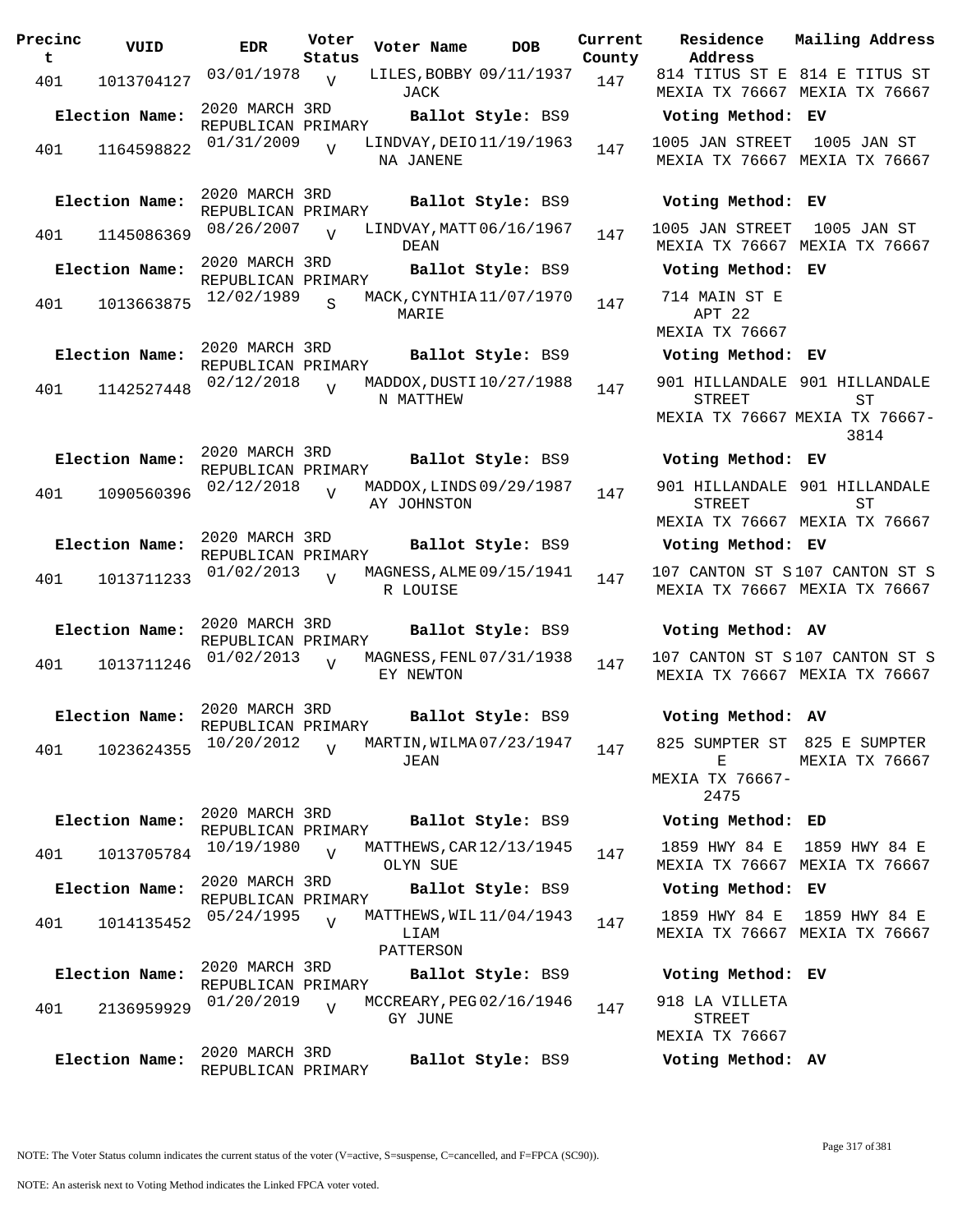| Precinct | VUID | EDR | Voter Status | Voter Name | DOB | Current County | Residence Address | Mailing Address |
|---|---|---|---|---|---|---|---|---|
| 401 | 1013704127 | 03/01/1978 | V | LILES,BOBBY JACK | 09/11/1937 | 147 | 814 TITUS ST E MEXIA TX 76667 | 814 E TITUS ST MEXIA TX 76667 |
| **Election Name:** | 2020 MARCH 3RD REPUBLICAN PRIMARY | | | **Ballot Style:** BS9 | | | **Voting Method:** EV | |
| 401 | 1164598822 | 01/31/2009 | V | LINDVAY,DEIONA JANENE | 11/19/1963 | 147 | 1005 JAN STREET MEXIA TX 76667 | 1005 JAN ST MEXIA TX 76667 |
| **Election Name:** | 2020 MARCH 3RD REPUBLICAN PRIMARY | | | **Ballot Style:** BS9 | | | **Voting Method:** EV | |
| 401 | 1145086369 | 08/26/2007 | V | LINDVAY,MATT DEAN | 06/16/1967 | 147 | 1005 JAN STREET MEXIA TX 76667 | 1005 JAN ST MEXIA TX 76667 |
| **Election Name:** | 2020 MARCH 3RD REPUBLICAN PRIMARY | | | **Ballot Style:** BS9 | | | **Voting Method:** EV | |
| 401 | 1013663875 | 12/02/1989 | S | MACK,CYNTHIA MARIE | 11/07/1970 | 147 | 714 MAIN ST E APT 22 MEXIA TX 76667 | |
| **Election Name:** | 2020 MARCH 3RD REPUBLICAN PRIMARY | | | **Ballot Style:** BS9 | | | **Voting Method:** EV | |
| 401 | 1142527448 | 02/12/2018 | V | MADDOX,DUSTIN MATTHEW | 10/27/1988 | 147 | 901 HILLANDALE STREET MEXIA TX 76667 | 901 HILLANDALE ST MEXIA TX 76667-3814 |
| **Election Name:** | 2020 MARCH 3RD REPUBLICAN PRIMARY | | | **Ballot Style:** BS9 | | | **Voting Method:** EV | |
| 401 | 1090560396 | 02/12/2018 | V | MADDOX,LINDSAY JOHNSTON | 09/29/1987 | 147 | 901 HILLANDALE STREET MEXIA TX 76667 | 901 HILLANDALE ST MEXIA TX 76667 |
| **Election Name:** | 2020 MARCH 3RD REPUBLICAN PRIMARY | | | **Ballot Style:** BS9 | | | **Voting Method:** EV | |
| 401 | 1013711233 | 01/02/2013 | V | MAGNESS,ALMER LOUISE | 09/15/1941 | 147 | 107 CANTON ST S MEXIA TX 76667 | 107 CANTON ST S MEXIA TX 76667 |
| **Election Name:** | 2020 MARCH 3RD REPUBLICAN PRIMARY | | | **Ballot Style:** BS9 | | | **Voting Method:** AV | |
| 401 | 1013711246 | 01/02/2013 | V | MAGNESS,FENLEY NEWTON | 07/31/1938 | 147 | 107 CANTON ST S MEXIA TX 76667 | 107 CANTON ST S MEXIA TX 76667 |
| **Election Name:** | 2020 MARCH 3RD REPUBLICAN PRIMARY | | | **Ballot Style:** BS9 | | | **Voting Method:** AV | |
| 401 | 1023624355 | 10/20/2012 | V | MARTIN,WILMA JEAN | 07/23/1947 | 147 | 825 SUMPTER ST E MEXIA TX 76667-2475 | 825 E SUMPTER MEXIA TX 76667 |
| **Election Name:** | 2020 MARCH 3RD REPUBLICAN PRIMARY | | | **Ballot Style:** BS9 | | | **Voting Method:** ED | |
| 401 | 1013705784 | 10/19/1980 | V | MATTHEWS,CAROLYN SUE | 12/13/1945 | 147 | 1859 HWY 84 E MEXIA TX 76667 | 1859 HWY 84 E MEXIA TX 76667 |
| **Election Name:** | 2020 MARCH 3RD REPUBLICAN PRIMARY | | | **Ballot Style:** BS9 | | | **Voting Method:** EV | |
| 401 | 1014135452 | 05/24/1995 | V | MATTHEWS,WILLIAM PATTERSON | 11/04/1943 | 147 | 1859 HWY 84 E MEXIA TX 76667 | 1859 HWY 84 E MEXIA TX 76667 |
| **Election Name:** | 2020 MARCH 3RD REPUBLICAN PRIMARY | | | **Ballot Style:** BS9 | | | **Voting Method:** EV | |
| 401 | 2136959929 | 01/20/2019 | V | MCCREARY,PEGGY JUNE | 02/16/1946 | 147 | 918 LA VILLETA STREET MEXIA TX 76667 | |
| **Election Name:** | 2020 MARCH 3RD REPUBLICAN PRIMARY | | | **Ballot Style:** BS9 | | | **Voting Method:** AV | |

NOTE: The Voter Status column indicates the current status of the voter (V=active, S=suspense, C=cancelled, and F=FPCA (SC90)).

NOTE: An asterisk next to Voting Method indicates the Linked FPCA voter voted.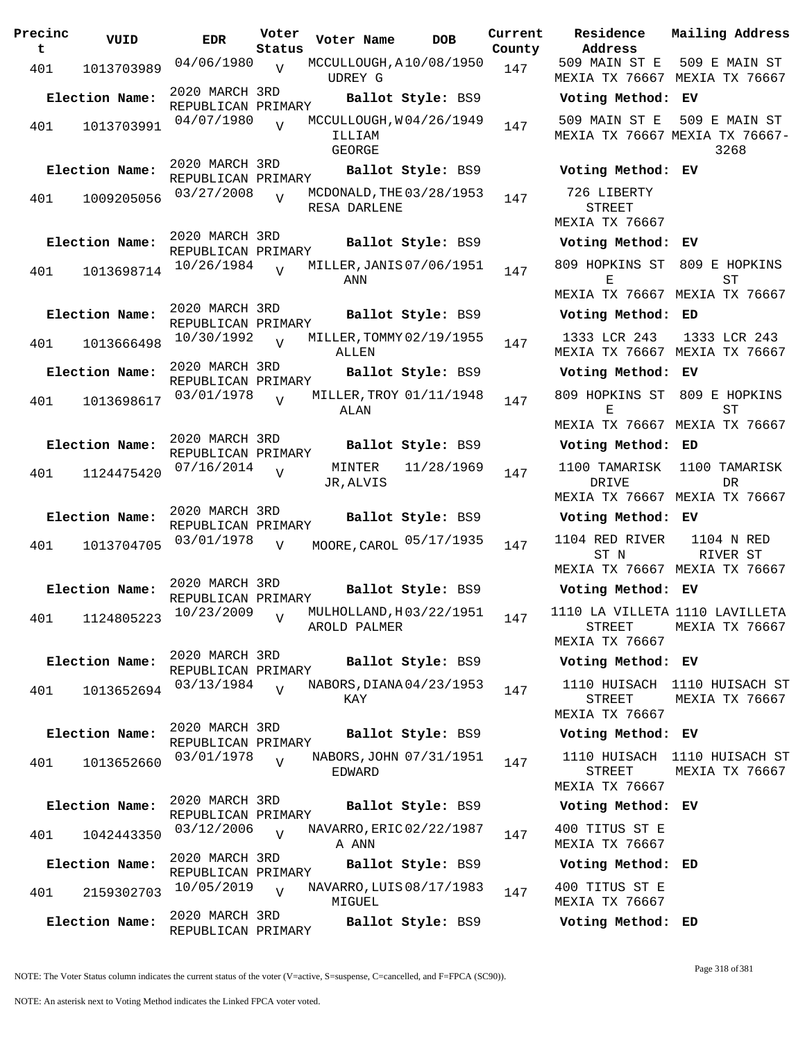| Precinct | VUID | EDR | Voter Status | Voter Name | DOB | Current County | Residence Address | Mailing Address |
|---|---|---|---|---|---|---|---|---|
| 401 | 1013703989 | 04/06/1980 | V | MCCULLOUGH,AUDREY G | 10/08/1950 | 147 | 509 MAIN ST E MEXIA TX 76667 | 509 E MAIN ST MEXIA TX 76667 |
| Election Name: | 2020 MARCH 3RD REPUBLICAN PRIMARY | | | Ballot Style: BS9 | | | Voting Method: EV | |
| 401 | 1013703991 | 04/07/1980 | V | MCCULLOUGH,WILLIAM GEORGE | 04/26/1949 | 147 | 509 MAIN ST E MEXIA TX 76667 | 509 E MAIN ST MEXIA TX 76667-3268 |
| Election Name: | 2020 MARCH 3RD REPUBLICAN PRIMARY | | | Ballot Style: BS9 | | | Voting Method: EV | |
| 401 | 1009205056 | 03/27/2008 | V | MCDONALD,THERESA DARLENE | 03/28/1953 | 147 | 726 LIBERTY STREET MEXIA TX 76667 | |
| Election Name: | 2020 MARCH 3RD REPUBLICAN PRIMARY | | | Ballot Style: BS9 | | | Voting Method: EV | |
| 401 | 1013698714 | 10/26/1984 | V | MILLER,JANIS ANN | 07/06/1951 | 147 | 809 HOPKINS ST E MEXIA TX 76667 | 809 E HOPKINS ST MEXIA TX 76667 |
| Election Name: | 2020 MARCH 3RD REPUBLICAN PRIMARY | | | Ballot Style: BS9 | | | Voting Method: ED | |
| 401 | 1013666498 | 10/30/1992 | V | MILLER,TOMMY ALLEN | 02/19/1955 | 147 | 1333 LCR 243 MEXIA TX 76667 | 1333 LCR 243 MEXIA TX 76667 |
| Election Name: | 2020 MARCH 3RD REPUBLICAN PRIMARY | | | Ballot Style: BS9 | | | Voting Method: EV | |
| 401 | 1013698617 | 03/01/1978 | V | MILLER,TROY ALAN | 01/11/1948 | 147 | 809 HOPKINS ST E MEXIA TX 76667 | 809 E HOPKINS ST MEXIA TX 76667 |
| Election Name: | 2020 MARCH 3RD REPUBLICAN PRIMARY | | | Ballot Style: BS9 | | | Voting Method: ED | |
| 401 | 1124475420 | 07/16/2014 | V | MINTER JR,ALVIS | 11/28/1969 | 147 | 1100 TAMARISK DRIVE MEXIA TX 76667 | 1100 TAMARISK DR MEXIA TX 76667 |
| Election Name: | 2020 MARCH 3RD REPUBLICAN PRIMARY | | | Ballot Style: BS9 | | | Voting Method: EV | |
| 401 | 1013704705 | 03/01/1978 | V | MOORE,CAROL | 05/17/1935 | 147 | 1104 RED RIVER ST N MEXIA TX 76667 | 1104 N RED RIVER ST MEXIA TX 76667 |
| Election Name: | 2020 MARCH 3RD REPUBLICAN PRIMARY | | | Ballot Style: BS9 | | | Voting Method: EV | |
| 401 | 1124805223 | 10/23/2009 | V | MULHOLLAND,HAROLD PALMER | 03/22/1951 | 147 | 1110 LA VILLETA STREET MEXIA TX 76667 | 1110 LAVILLETA MEXIA TX 76667 |
| Election Name: | 2020 MARCH 3RD REPUBLICAN PRIMARY | | | Ballot Style: BS9 | | | Voting Method: EV | |
| 401 | 1013652694 | 03/13/1984 | V | NABORS,DIANA KAY | 04/23/1953 | 147 | 1110 HUISACH STREET MEXIA TX 76667 | 1110 HUISACH ST MEXIA TX 76667 |
| Election Name: | 2020 MARCH 3RD REPUBLICAN PRIMARY | | | Ballot Style: BS9 | | | Voting Method: EV | |
| 401 | 1013652660 | 03/01/1978 | V | NABORS,JOHN EDWARD | 07/31/1951 | 147 | 1110 HUISACH STREET MEXIA TX 76667 | 1110 HUISACH ST MEXIA TX 76667 |
| Election Name: | 2020 MARCH 3RD REPUBLICAN PRIMARY | | | Ballot Style: BS9 | | | Voting Method: EV | |
| 401 | 1042443350 | 03/12/2006 | V | NAVARRO,ERICA ANN | 02/22/1987 | 147 | 400 TITUS ST E MEXIA TX 76667 | |
| Election Name: | 2020 MARCH 3RD REPUBLICAN PRIMARY | | | Ballot Style: BS9 | | | Voting Method: ED | |
| 401 | 2159302703 | 10/05/2019 | V | NAVARRO,LUIS MIGUEL | 08/17/1983 | 147 | 400 TITUS ST E MEXIA TX 76667 | |
| Election Name: | 2020 MARCH 3RD REPUBLICAN PRIMARY | | | Ballot Style: BS9 | | | Voting Method: ED | |

NOTE: The Voter Status column indicates the current status of the voter (V=active, S=suspense, C=cancelled, and F=FPCA (SC90)).

NOTE: An asterisk next to Voting Method indicates the Linked FPCA voter voted.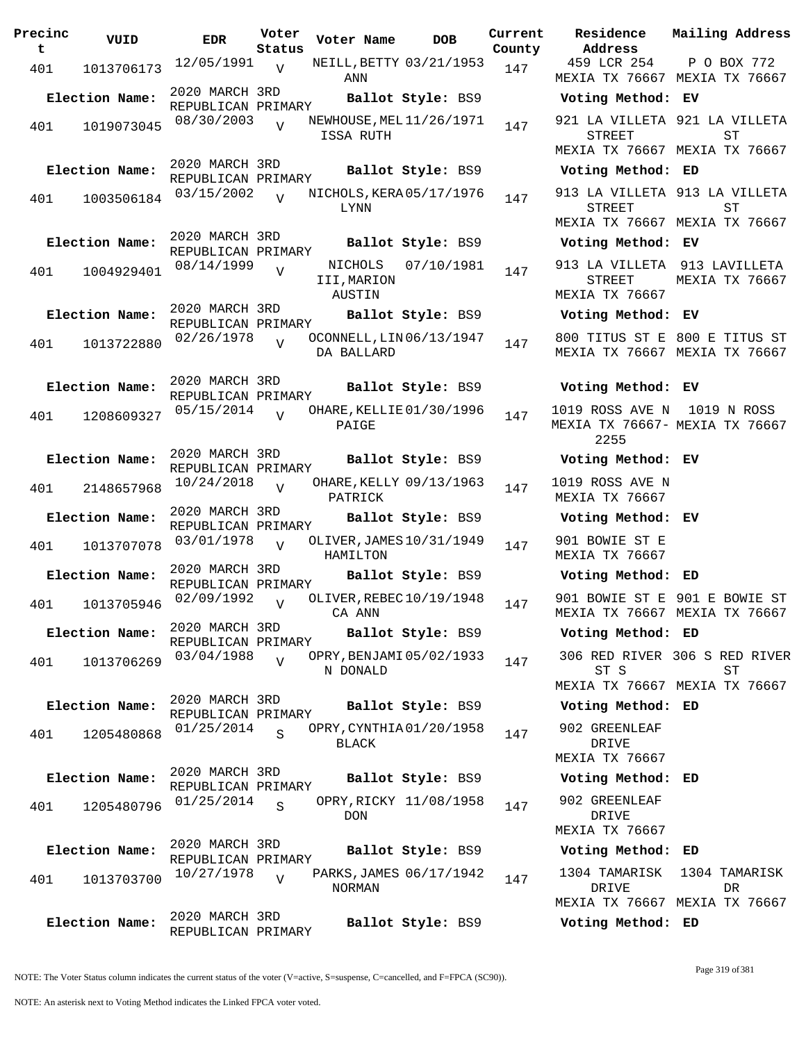| Precinct | VUID | EDR | Voter Status | Voter Name | DOB | Current County | Residence Address | Mailing Address |
|---|---|---|---|---|---|---|---|---|
| 401 | 1013706173 | 12/05/1991 | V | NEILL,BETTY ANN | 03/21/1953 | 147 | 459 LCR 254 MEXIA TX 76667 | P O BOX 772 MEXIA TX 76667 |
| Election Name: | | 2020 MARCH 3RD REPUBLICAN PRIMARY | | Ballot Style: BS9 | | | Voting Method: EV | |
| 401 | 1019073045 | 08/30/2003 | V | NEWHOUSE,MELISSA RUTH | 11/26/1971 | 147 | 921 LA VILLETA STREET MEXIA TX 76667 | 921 LA VILLETA ST MEXIA TX 76667 |
| Election Name: | | 2020 MARCH 3RD REPUBLICAN PRIMARY | | Ballot Style: BS9 | | | Voting Method: ED | |
| 401 | 1003506184 | 03/15/2002 | V | NICHOLS,KERA LYNN | 05/17/1976 | 147 | 913 LA VILLETA STREET MEXIA TX 76667 | 913 LA VILLETA ST MEXIA TX 76667 |
| Election Name: | | 2020 MARCH 3RD REPUBLICAN PRIMARY | | Ballot Style: BS9 | | | Voting Method: EV | |
| 401 | 1004929401 | 08/14/1999 | V | NICHOLS III,MARION AUSTIN | 07/10/1981 | 147 | 913 LA VILLETA STREET MEXIA TX 76667 | 913 LAVILLETA MEXIA TX 76667 |
| Election Name: | | 2020 MARCH 3RD REPUBLICAN PRIMARY | | Ballot Style: BS9 | | | Voting Method: EV | |
| 401 | 1013722880 | 02/26/1978 | V | OCONNELL,LINDA BALLARD | 06/13/1947 | 147 | 800 TITUS ST E MEXIA TX 76667 | 800 E TITUS ST MEXIA TX 76667 |
| Election Name: | | 2020 MARCH 3RD REPUBLICAN PRIMARY | | Ballot Style: BS9 | | | Voting Method: EV | |
| 401 | 1208609327 | 05/15/2014 | V | OHARE,KELLIE PAIGE | 01/30/1996 | 147 | 1019 ROSS AVE N MEXIA TX 76667-2255 | 1019 N ROSS MEXIA TX 76667 |
| Election Name: | | 2020 MARCH 3RD REPUBLICAN PRIMARY | | Ballot Style: BS9 | | | Voting Method: EV | |
| 401 | 2148657968 | 10/24/2018 | V | OHARE,KELLY PATRICK | 09/13/1963 | 147 | 1019 ROSS AVE N MEXIA TX 76667 | |
| Election Name: | | 2020 MARCH 3RD REPUBLICAN PRIMARY | | Ballot Style: BS9 | | | Voting Method: EV | |
| 401 | 1013707078 | 03/01/1978 | V | OLIVER,JAMES HAMILTON | 10/31/1949 | 147 | 901 BOWIE ST E MEXIA TX 76667 | |
| Election Name: | | 2020 MARCH 3RD REPUBLICAN PRIMARY | | Ballot Style: BS9 | | | Voting Method: ED | |
| 401 | 1013705946 | 02/09/1992 | V | OLIVER,REBECCA ANN | 10/19/1948 | 147 | 901 BOWIE ST E MEXIA TX 76667 | 901 E BOWIE ST MEXIA TX 76667 |
| Election Name: | | 2020 MARCH 3RD REPUBLICAN PRIMARY | | Ballot Style: BS9 | | | Voting Method: ED | |
| 401 | 1013706269 | 03/04/1988 | V | OPRY,BENJAMIN DONALD | 05/02/1933 | 147 | 306 RED RIVER ST S MEXIA TX 76667 | 306 S RED RIVER ST MEXIA TX 76667 |
| Election Name: | | 2020 MARCH 3RD REPUBLICAN PRIMARY | | Ballot Style: BS9 | | | Voting Method: ED | |
| 401 | 1205480868 | 01/25/2014 | S | OPRY,CYNTHIA BLACK | 01/20/1958 | 147 | 902 GREENLEAF DRIVE MEXIA TX 76667 | |
| Election Name: | | 2020 MARCH 3RD REPUBLICAN PRIMARY | | Ballot Style: BS9 | | | Voting Method: ED | |
| 401 | 1205480796 | 01/25/2014 | S | OPRY,RICKY DON | 11/08/1958 | 147 | 902 GREENLEAF DRIVE MEXIA TX 76667 | |
| Election Name: | | 2020 MARCH 3RD REPUBLICAN PRIMARY | | Ballot Style: BS9 | | | Voting Method: ED | |
| 401 | 1013703700 | 10/27/1978 | V | PARKS,JAMES NORMAN | 06/17/1942 | 147 | 1304 TAMARISK DRIVE MEXIA TX 76667 | 1304 TAMARISK DR MEXIA TX 76667 |
| Election Name: | | 2020 MARCH 3RD REPUBLICAN PRIMARY | | Ballot Style: BS9 | | | Voting Method: ED | |

NOTE: The Voter Status column indicates the current status of the voter (V=active, S=suspense, C=cancelled, and F=FPCA (SC90)).

NOTE: An asterisk next to Voting Method indicates the Linked FPCA voter voted.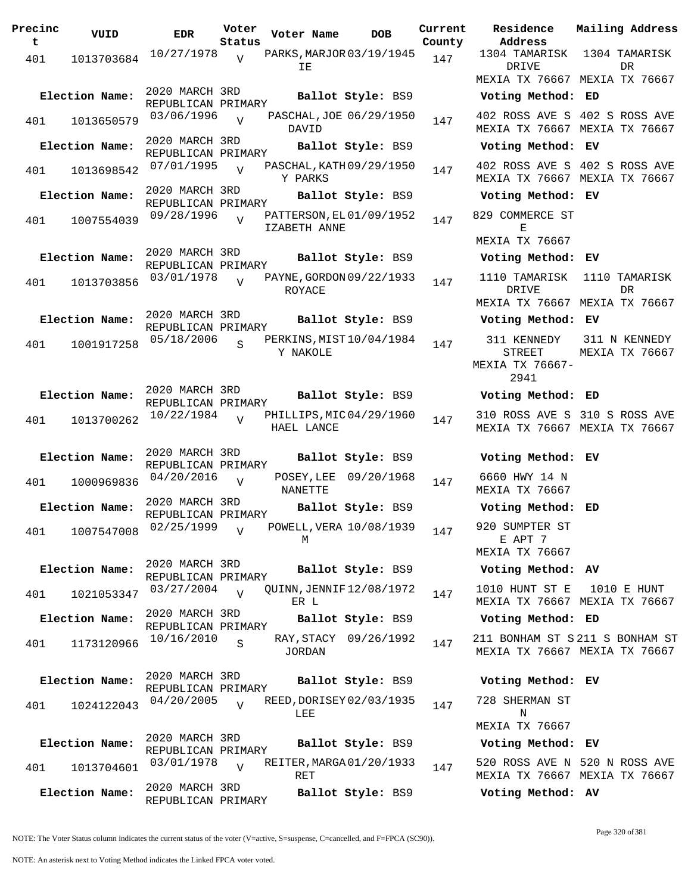| Precinct | VUID | EDR | Voter Status | Voter Name | DOB | Current County | Residence Address | Mailing Address |
|---|---|---|---|---|---|---|---|---|
| 401 | 1013703684 | 10/27/1978 | V | PARKS, MARJORIE | 03/19/1945 | 147 | 1304 TAMARISK DRIVE MEXIA TX 76667 | 1304 TAMARISK DR MEXIA TX 76667 |
| Election Name: | 2020 MARCH 3RD REPUBLICAN PRIMARY | | | Ballot Style: BS9 | | | Voting Method: ED | |
| 401 | 1013650579 | 03/06/1996 | V | PASCHAL, JOE DAVID | 06/29/1950 | 147 | 402 ROSS AVE S MEXIA TX 76667 | 402 S ROSS AVE MEXIA TX 76667 |
| Election Name: | 2020 MARCH 3RD REPUBLICAN PRIMARY | | | Ballot Style: BS9 | | | Voting Method: EV | |
| 401 | 1013698542 | 07/01/1995 | V | PASCHAL, KATHY PARKS | 09/29/1950 | 147 | 402 ROSS AVE S MEXIA TX 76667 | 402 S ROSS AVE MEXIA TX 76667 |
| Election Name: | 2020 MARCH 3RD REPUBLICAN PRIMARY | | | Ballot Style: BS9 | | | Voting Method: EV | |
| 401 | 1007554039 | 09/28/1996 | V | PATTERSON, ELIZABETH ANNE | 01/09/1952 | 147 | 829 COMMERCE ST E MEXIA TX 76667 | |
| Election Name: | 2020 MARCH 3RD REPUBLICAN PRIMARY | | | Ballot Style: BS9 | | | Voting Method: EV | |
| 401 | 1013703856 | 03/01/1978 | V | PAYNE, GORDON ROYACE | 09/22/1933 | 147 | 1110 TAMARISK DRIVE MEXIA TX 76667 | 1110 TAMARISK DR MEXIA TX 76667 |
| Election Name: | 2020 MARCH 3RD REPUBLICAN PRIMARY | | | Ballot Style: BS9 | | | Voting Method: EV | |
| 401 | 1001917258 | 05/18/2006 | S | PERKINS, MISTY NAKOLE | 10/04/1984 | 147 | 311 KENNEDY STREET MEXIA TX 76667-2941 | 311 N KENNEDY MEXIA TX 76667 |
| Election Name: | 2020 MARCH 3RD REPUBLICAN PRIMARY | | | Ballot Style: BS9 | | | Voting Method: ED | |
| 401 | 1013700262 | 10/22/1984 | V | PHILLIPS, MICHAEL LANCE | 04/29/1960 | 147 | 310 ROSS AVE S MEXIA TX 76667 | 310 S ROSS AVE MEXIA TX 76667 |
| Election Name: | 2020 MARCH 3RD REPUBLICAN PRIMARY | | | Ballot Style: BS9 | | | Voting Method: EV | |
| 401 | 1000969836 | 04/20/2016 | V | POSEY, LEE NANETTE | 09/20/1968 | 147 | 6660 HWY 14 N MEXIA TX 76667 | |
| Election Name: | 2020 MARCH 3RD REPUBLICAN PRIMARY | | | Ballot Style: BS9 | | | Voting Method: ED | |
| 401 | 1007547008 | 02/25/1999 | V | POWELL, VERA M | 10/08/1939 | 147 | 920 SUMPTER ST E APT 7 MEXIA TX 76667 | |
| Election Name: | 2020 MARCH 3RD REPUBLICAN PRIMARY | | | Ballot Style: BS9 | | | Voting Method: AV | |
| 401 | 1021053347 | 03/27/2004 | V | QUINN, JENNIFER L | 12/08/1972 | 147 | 1010 HUNT ST E MEXIA TX 76667 | 1010 E HUNT MEXIA TX 76667 |
| Election Name: | 2020 MARCH 3RD REPUBLICAN PRIMARY | | | Ballot Style: BS9 | | | Voting Method: ED | |
| 401 | 1173120966 | 10/16/2010 | S | RAY, STACY JORDAN | 09/26/1992 | 147 | 211 BONHAM ST S MEXIA TX 76667 | 211 S BONHAM ST MEXIA TX 76667 |
| Election Name: | 2020 MARCH 3RD REPUBLICAN PRIMARY | | | Ballot Style: BS9 | | | Voting Method: EV | |
| 401 | 1024122043 | 04/20/2005 | V | REED, DORISEY LEE | 02/03/1935 | 147 | 728 SHERMAN ST N MEXIA TX 76667 | |
| Election Name: | 2020 MARCH 3RD REPUBLICAN PRIMARY | | | Ballot Style: BS9 | | | Voting Method: EV | |
| 401 | 1013704601 | 03/01/1978 | V | REITER, MARGARET | 01/20/1933 | 147 | 520 ROSS AVE N MEXIA TX 76667 | 520 N ROSS AVE MEXIA TX 76667 |
| Election Name: | 2020 MARCH 3RD REPUBLICAN PRIMARY | | | Ballot Style: BS9 | | | Voting Method: AV | |

NOTE: The Voter Status column indicates the current status of the voter (V=active, S=suspense, C=cancelled, and F=FPCA (SC90)).

NOTE: An asterisk next to Voting Method indicates the Linked FPCA voter voted.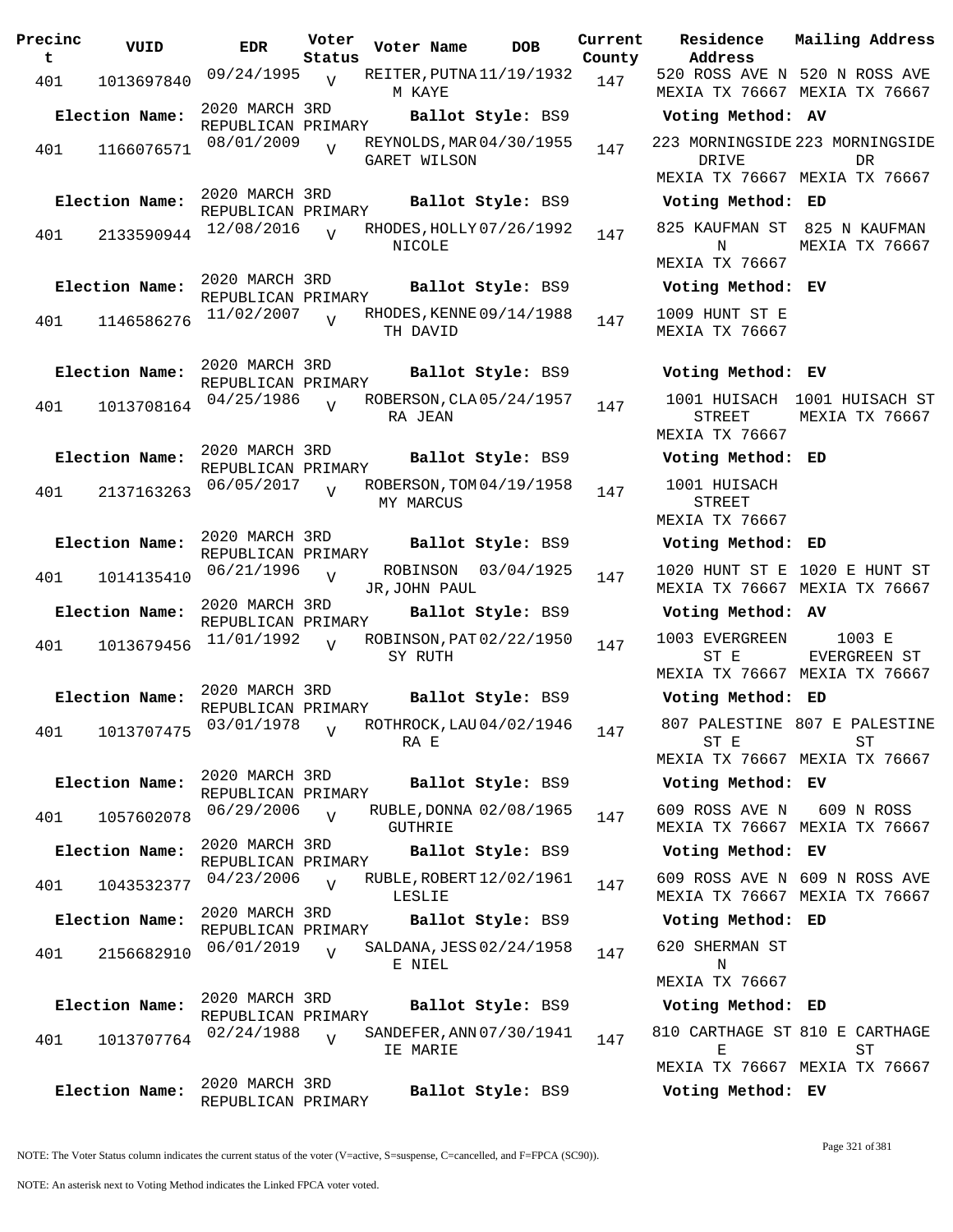| Precinct | VUID | EDR | Voter Status | Voter Name | DOB | Current County | Residence Address | Mailing Address |
|---|---|---|---|---|---|---|---|---|
| 401 | 1013697840 | 09/24/1995 | V | REITER,PUTNAM KAYE | 11/19/1932 | 147 | 520 ROSS AVE N MEXIA TX 76667 | 520 N ROSS AVE MEXIA TX 76667 |
| **Election Name:** | | 2020 MARCH 3RD REPUBLICAN PRIMARY | | **Ballot Style:** BS9 | | | **Voting Method:** AV | |
| 401 | 1166076571 | 08/01/2009 | V | REYNOLDS,MARGARET WILSON | 04/30/1955 | 147 | 223 MORNINGSIDE DRIVE MEXIA TX 76667 | 223 MORNINGSIDE DR MEXIA TX 76667 |
| **Election Name:** | | 2020 MARCH 3RD REPUBLICAN PRIMARY | | **Ballot Style:** BS9 | | | **Voting Method:** ED | |
| 401 | 2133590944 | 12/08/2016 | V | RHODES,HOLLY NICOLE | 07/26/1992 | 147 | 825 KAUFMAN ST N MEXIA TX 76667 | 825 N KAUFMAN MEXIA TX 76667 |
| **Election Name:** | | 2020 MARCH 3RD REPUBLICAN PRIMARY | | **Ballot Style:** BS9 | | | **Voting Method:** EV | |
| 401 | 1146586276 | 11/02/2007 | V | RHODES,KENNETH DAVID | 09/14/1988 | 147 | 1009 HUNT ST E MEXIA TX 76667 | |
| **Election Name:** | | 2020 MARCH 3RD REPUBLICAN PRIMARY | | **Ballot Style:** BS9 | | | **Voting Method:** EV | |
| 401 | 1013708164 | 04/25/1986 | V | ROBERSON,CLARA JEAN | 05/24/1957 | 147 | 1001 HUISACH STREET MEXIA TX 76667 | 1001 HUISACH ST MEXIA TX 76667 |
| **Election Name:** | | 2020 MARCH 3RD REPUBLICAN PRIMARY | | **Ballot Style:** BS9 | | | **Voting Method:** ED | |
| 401 | 2137163263 | 06/05/2017 | V | ROBERSON,TOMMY MARCUS | 04/19/1958 | 147 | 1001 HUISACH STREET MEXIA TX 76667 | |
| **Election Name:** | | 2020 MARCH 3RD REPUBLICAN PRIMARY | | **Ballot Style:** BS9 | | | **Voting Method:** ED | |
| 401 | 1014135410 | 06/21/1996 | V | ROBINSON JR,JOHN PAUL | 03/04/1925 | 147 | 1020 HUNT ST E MEXIA TX 76667 | 1020 E HUNT ST MEXIA TX 76667 |
| **Election Name:** | | 2020 MARCH 3RD REPUBLICAN PRIMARY | | **Ballot Style:** BS9 | | | **Voting Method:** AV | |
| 401 | 1013679456 | 11/01/1992 | V | ROBINSON,PATSY RUTH | 02/22/1950 | 147 | 1003 EVERGREEN ST E MEXIA TX 76667 | 1003 E EVERGREEN ST MEXIA TX 76667 |
| **Election Name:** | | 2020 MARCH 3RD REPUBLICAN PRIMARY | | **Ballot Style:** BS9 | | | **Voting Method:** ED | |
| 401 | 1013707475 | 03/01/1978 | V | ROTHROCK,LAURA E | 04/02/1946 | 147 | 807 PALESTINE ST E MEXIA TX 76667 | 807 E PALESTINE ST MEXIA TX 76667 |
| **Election Name:** | | 2020 MARCH 3RD REPUBLICAN PRIMARY | | **Ballot Style:** BS9 | | | **Voting Method:** EV | |
| 401 | 1057602078 | 06/29/2006 | V | RUBLE,DONNA GUTHRIE | 02/08/1965 | 147 | 609 ROSS AVE N MEXIA TX 76667 | 609 N ROSS MEXIA TX 76667 |
| **Election Name:** | | 2020 MARCH 3RD REPUBLICAN PRIMARY | | **Ballot Style:** BS9 | | | **Voting Method:** EV | |
| 401 | 1043532377 | 04/23/2006 | V | RUBLE,ROBERT LESLIE | 12/02/1961 | 147 | 609 ROSS AVE N MEXIA TX 76667 | 609 N ROSS AVE MEXIA TX 76667 |
| **Election Name:** | | 2020 MARCH 3RD REPUBLICAN PRIMARY | | **Ballot Style:** BS9 | | | **Voting Method:** ED | |
| 401 | 2156682910 | 06/01/2019 | V | SALDANA,JESSE NIEL | 02/24/1958 | 147 | 620 SHERMAN ST N MEXIA TX 76667 | |
| **Election Name:** | | 2020 MARCH 3RD REPUBLICAN PRIMARY | | **Ballot Style:** BS9 | | | **Voting Method:** ED | |
| 401 | 1013707764 | 02/24/1988 | V | SANDEFER,ANNIE MARIE | 07/30/1941 | 147 | 810 CARTHAGE ST E MEXIA TX 76667 | 810 E CARTHAGE ST MEXIA TX 76667 |
| **Election Name:** | | 2020 MARCH 3RD REPUBLICAN PRIMARY | | **Ballot Style:** BS9 | | | **Voting Method:** EV | |

NOTE: The Voter Status column indicates the current status of the voter (V=active, S=suspense, C=cancelled, and F=FPCA (SC90)).

NOTE: An asterisk next to Voting Method indicates the Linked FPCA voter voted.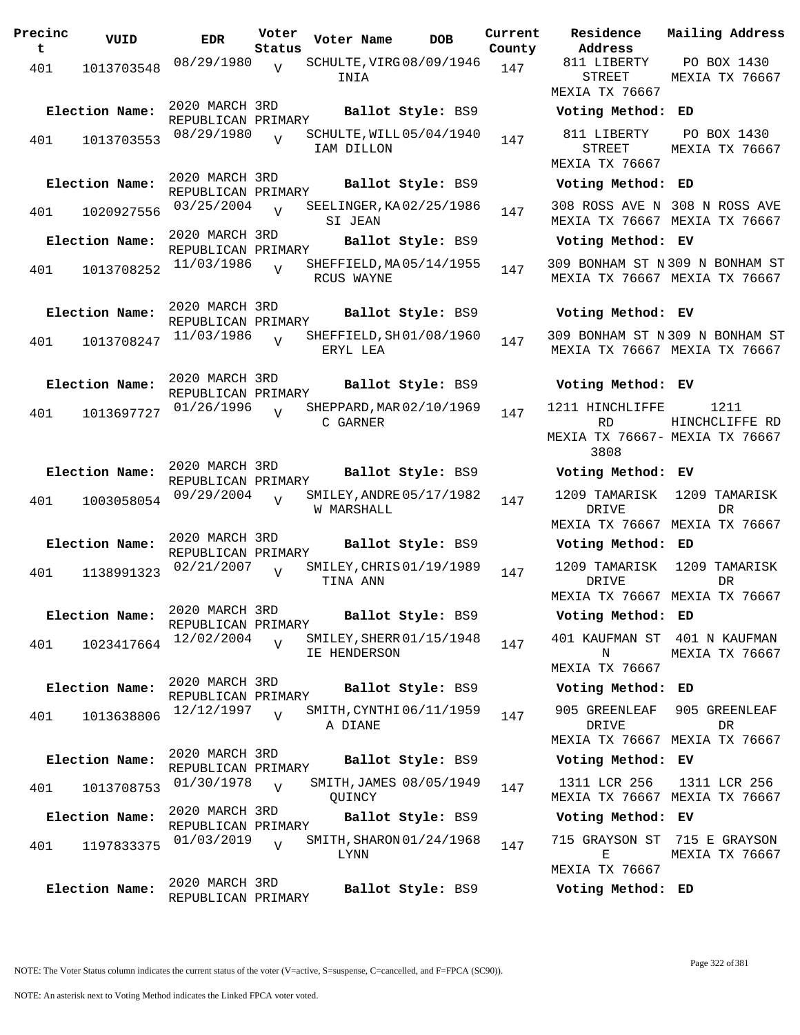| Precinct | VUID | EDR | Voter Status | Voter Name | DOB | Current County | Residence Address | Mailing Address |
|---|---|---|---|---|---|---|---|---|
| 401 | 1013703548 | 08/29/1980 | V | SCHULTE, VIRGINIA | 08/09/1946 | 147 | 811 LIBERTY STREET MEXIA TX 76667 | PO BOX 1430 MEXIA TX 76667 |
| Election Name: | 2020 MARCH 3RD REPUBLICAN PRIMARY | | | Ballot Style: BS9 | | | Voting Method: ED | |
| 401 | 1013703553 | 08/29/1980 | V | SCHULTE, WILLIAM DILLON | 05/04/1940 | 147 | 811 LIBERTY STREET MEXIA TX 76667 | PO BOX 1430 MEXIA TX 76667 |
| Election Name: | 2020 MARCH 3RD REPUBLICAN PRIMARY | | | Ballot Style: BS9 | | | Voting Method: ED | |
| 401 | 1020927556 | 03/25/2004 | V | SEELINGER, KASI JEAN | 02/25/1986 | 147 | 308 ROSS AVE N MEXIA TX 76667 | 308 N ROSS AVE MEXIA TX 76667 |
| Election Name: | 2020 MARCH 3RD REPUBLICAN PRIMARY | | | Ballot Style: BS9 | | | Voting Method: EV | |
| 401 | 1013708252 | 11/03/1986 | V | SHEFFIELD, MARCUS WAYNE | 05/14/1955 | 147 | 309 BONHAM ST N MEXIA TX 76667 | 309 N BONHAM ST MEXIA TX 76667 |
| Election Name: | 2020 MARCH 3RD REPUBLICAN PRIMARY | | | Ballot Style: BS9 | | | Voting Method: EV | |
| 401 | 1013708247 | 11/03/1986 | V | SHEFFIELD, SHERYL LEA | 01/08/1960 | 147 | 309 BONHAM ST N MEXIA TX 76667 | 309 N BONHAM ST MEXIA TX 76667 |
| Election Name: | 2020 MARCH 3RD REPUBLICAN PRIMARY | | | Ballot Style: BS9 | | | Voting Method: EV | |
| 401 | 1013697727 | 01/26/1996 | V | SHEPPARD, MARC GARNER | 02/10/1969 | 147 | 1211 HINCHLIFFE RD MEXIA TX 76667-3808 | 1211 HINCHCLIFFE RD MEXIA TX 76667 |
| Election Name: | 2020 MARCH 3RD REPUBLICAN PRIMARY | | | Ballot Style: BS9 | | | Voting Method: EV | |
| 401 | 1003058054 | 09/29/2004 | V | SMILEY, ANDREW MARSHALL | 05/17/1982 | 147 | 1209 TAMARISK DRIVE MEXIA TX 76667 | 1209 TAMARISK DR MEXIA TX 76667 |
| Election Name: | 2020 MARCH 3RD REPUBLICAN PRIMARY | | | Ballot Style: BS9 | | | Voting Method: ED | |
| 401 | 1138991323 | 02/21/2007 | V | SMILEY, CHRISTINA ANN | 01/19/1989 | 147 | 1209 TAMARISK DRIVE MEXIA TX 76667 | 1209 TAMARISK DR MEXIA TX 76667 |
| Election Name: | 2020 MARCH 3RD REPUBLICAN PRIMARY | | | Ballot Style: BS9 | | | Voting Method: ED | |
| 401 | 1023417664 | 12/02/2004 | V | SMILEY, SHERRIE HENDERSON | 01/15/1948 | 147 | 401 KAUFMAN ST N MEXIA TX 76667 | 401 N KAUFMAN MEXIA TX 76667 |
| Election Name: | 2020 MARCH 3RD REPUBLICAN PRIMARY | | | Ballot Style: BS9 | | | Voting Method: ED | |
| 401 | 1013638806 | 12/12/1997 | V | SMITH, CYNTHIA DIANE | 06/11/1959 | 147 | 905 GREENLEAF DRIVE MEXIA TX 76667 | 905 GREENLEAF DR MEXIA TX 76667 |
| Election Name: | 2020 MARCH 3RD REPUBLICAN PRIMARY | | | Ballot Style: BS9 | | | Voting Method: EV | |
| 401 | 1013708753 | 01/30/1978 | V | SMITH, JAMES QUINCY | 08/05/1949 | 147 | 1311 LCR 256 MEXIA TX 76667 | 1311 LCR 256 MEXIA TX 76667 |
| Election Name: | 2020 MARCH 3RD REPUBLICAN PRIMARY | | | Ballot Style: BS9 | | | Voting Method: EV | |
| 401 | 1197833375 | 01/03/2019 | V | SMITH, SHARON LYNN | 01/24/1968 | 147 | 715 GRAYSON ST E MEXIA TX 76667 | 715 E GRAYSON MEXIA TX 76667 |
| Election Name: | 2020 MARCH 3RD REPUBLICAN PRIMARY | | | Ballot Style: BS9 | | | Voting Method: ED | |

NOTE: The Voter Status column indicates the current status of the voter (V=active, S=suspense, C=cancelled, and F=FPCA (SC90)).

NOTE: An asterisk next to Voting Method indicates the Linked FPCA voter voted.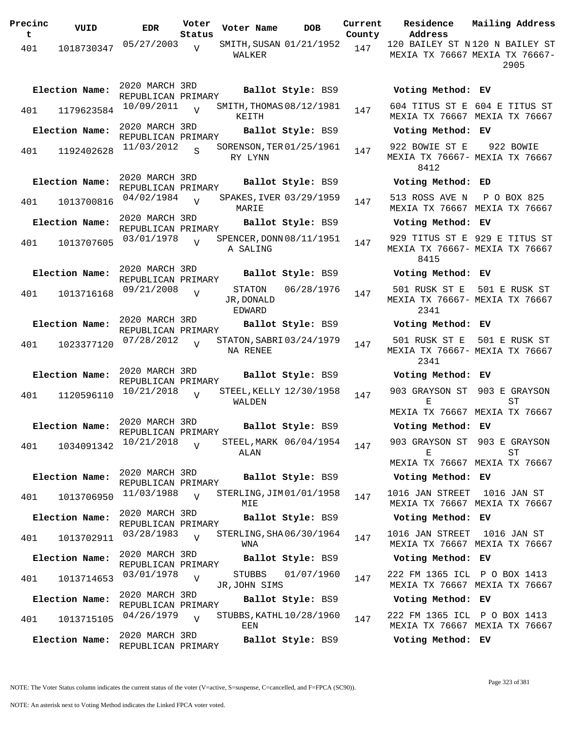| Precinct | VUID | EDR | Voter Status | Voter Name | DOB | Current County | Residence Address | Mailing Address |
|---|---|---|---|---|---|---|---|---|
| 401 | 1018730347 | 05/27/2003 | V | SMITH, SUSAN WALKER | 01/21/1952 | 147 | 120 BAILEY ST N MEXIA TX 76667 | 120 N BAILEY ST MEXIA TX 76667-2905 |
| Election Name: | 2020 MARCH 3RD REPUBLICAN PRIMARY | | | Ballot Style: BS9 | | | Voting Method: EV | |
| 401 | 1179623584 | 10/09/2011 | V | SMITH, THOMAS KEITH | 08/12/1981 | 147 | 604 TITUS ST E MEXIA TX 76667 | 604 E TITUS ST MEXIA TX 76667 |
| Election Name: | 2020 MARCH 3RD REPUBLICAN PRIMARY | | | Ballot Style: BS9 | | | Voting Method: EV | |
| 401 | 1192402628 | 11/03/2012 | S | SORENSON, TERRY LYNN | 01/25/1961 | 147 | 922 BOWIE ST E MEXIA TX 76667-8412 | 922 BOWIE MEXIA TX 76667 |
| Election Name: | 2020 MARCH 3RD REPUBLICAN PRIMARY | | | Ballot Style: BS9 | | | Voting Method: ED | |
| 401 | 1013700816 | 04/02/1984 | V | SPAKES, IVER MARIE | 03/29/1959 | 147 | 513 ROSS AVE N MEXIA TX 76667 | P O BOX 825 MEXIA TX 76667 |
| Election Name: | 2020 MARCH 3RD REPUBLICAN PRIMARY | | | Ballot Style: BS9 | | | Voting Method: EV | |
| 401 | 1013707605 | 03/01/1978 | V | SPENCER, DONNA SALING | 08/11/1951 | 147 | 929 TITUS ST E MEXIA TX 76667-8415 | 929 E TITUS ST MEXIA TX 76667 |
| Election Name: | 2020 MARCH 3RD REPUBLICAN PRIMARY | | | Ballot Style: BS9 | | | Voting Method: EV | |
| 401 | 1013716168 | 09/21/2008 | V | STATON JR, DONALD EDWARD | 06/28/1976 | 147 | 501 RUSK ST E MEXIA TX 76667-2341 | 501 E RUSK ST MEXIA TX 76667 |
| Election Name: | 2020 MARCH 3RD REPUBLICAN PRIMARY | | | Ballot Style: BS9 | | | Voting Method: EV | |
| 401 | 1023377120 | 07/28/2012 | V | STATON, SABRINA RENEE | 03/24/1979 | 147 | 501 RUSK ST E MEXIA TX 76667-2341 | 501 E RUSK ST MEXIA TX 76667 |
| Election Name: | 2020 MARCH 3RD REPUBLICAN PRIMARY | | | Ballot Style: BS9 | | | Voting Method: EV | |
| 401 | 1120596110 | 10/21/2018 | V | STEEL, KELLY WALDEN | 12/30/1958 | 147 | 903 GRAYSON ST E MEXIA TX 76667 | 903 E GRAYSON ST MEXIA TX 76667 |
| Election Name: | 2020 MARCH 3RD REPUBLICAN PRIMARY | | | Ballot Style: BS9 | | | Voting Method: EV | |
| 401 | 1034091342 | 10/21/2018 | V | STEEL, MARK ALAN | 06/04/1954 | 147 | 903 GRAYSON ST E MEXIA TX 76667 | 903 E GRAYSON ST MEXIA TX 76667 |
| Election Name: | 2020 MARCH 3RD REPUBLICAN PRIMARY | | | Ballot Style: BS9 | | | Voting Method: EV | |
| 401 | 1013706950 | 11/03/1988 | V | STERLING, JIMMIE | 01/01/1958 | 147 | 1016 JAN STREET MEXIA TX 76667 | 1016 JAN ST MEXIA TX 76667 |
| Election Name: | 2020 MARCH 3RD REPUBLICAN PRIMARY | | | Ballot Style: BS9 | | | Voting Method: EV | |
| 401 | 1013702911 | 03/28/1983 | V | STERLING, SHAWNA | 06/30/1964 | 147 | 1016 JAN STREET MEXIA TX 76667 | 1016 JAN ST MEXIA TX 76667 |
| Election Name: | 2020 MARCH 3RD REPUBLICAN PRIMARY | | | Ballot Style: BS9 | | | Voting Method: EV | |
| 401 | 1013714653 | 03/01/1978 | V | STUBBS JR, JOHN SIMS | 01/07/1960 | 147 | 222 FM 1365 ICL MEXIA TX 76667 | P O BOX 1413 MEXIA TX 76667 |
| Election Name: | 2020 MARCH 3RD REPUBLICAN PRIMARY | | | Ballot Style: BS9 | | | Voting Method: EV | |
| 401 | 1013715105 | 04/26/1979 | V | STUBBS, KATHLEEN | 10/28/1960 | 147 | 222 FM 1365 ICL MEXIA TX 76667 | P O BOX 1413 MEXIA TX 76667 |
| Election Name: | 2020 MARCH 3RD REPUBLICAN PRIMARY | | | Ballot Style: BS9 | | | Voting Method: EV | |

NOTE: The Voter Status column indicates the current status of the voter (V=active, S=suspense, C=cancelled, and F=FPCA (SC90)).

NOTE: An asterisk next to Voting Method indicates the Linked FPCA voter voted.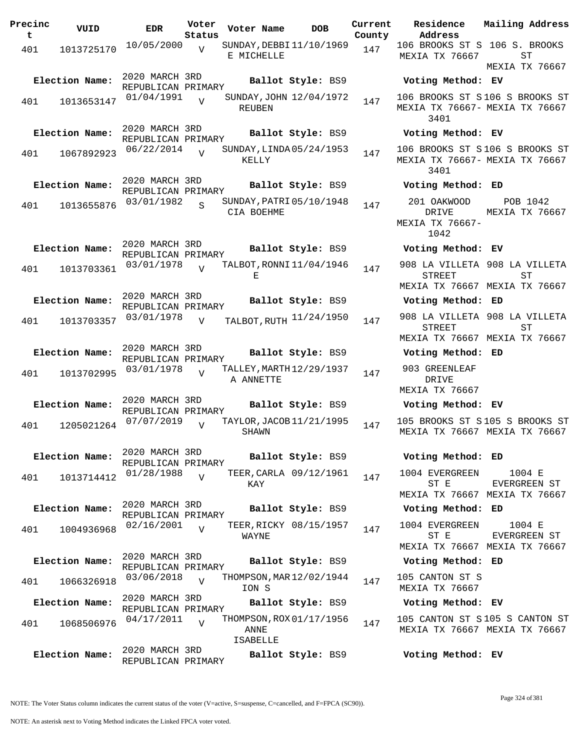| Precinct | VUID | EDR | Voter Status | Voter Name | DOB | Current County | Residence Address | Mailing Address |
|---|---|---|---|---|---|---|---|---|
| 401 | 1013725170 | 10/05/2000 | V | SUNDAY,DEBBIE MICHELLE | 11/10/1969 | 147 | 106 BROOKS ST S MEXIA TX 76667 | 106 S. BROOKS ST MEXIA TX 76667 |
| **Election Name:** | | 2020 MARCH 3RD REPUBLICAN PRIMARY | | **Ballot Style:** BS9 | | | **Voting Method:** EV | |
| 401 | 1013653147 | 01/04/1991 | V | SUNDAY,JOHN REUBEN | 12/04/1972 | 147 | 106 BROOKS ST S MEXIA TX 76667-3401 | 106 S BROOKS ST MEXIA TX 76667 |
| **Election Name:** | | 2020 MARCH 3RD REPUBLICAN PRIMARY | | **Ballot Style:** BS9 | | | **Voting Method:** EV | |
| 401 | 1067892923 | 06/22/2014 | V | SUNDAY,LINDA KELLY | 05/24/1953 | 147 | 106 BROOKS ST S MEXIA TX 76667-3401 | 106 S BROOKS ST MEXIA TX 76667 |
| **Election Name:** | | 2020 MARCH 3RD REPUBLICAN PRIMARY | | **Ballot Style:** BS9 | | | **Voting Method:** ED | |
| 401 | 1013655876 | 03/01/1982 | S | SUNDAY,PATRICIA BOEHME | 05/10/1948 | 147 | 201 OAKWOOD DRIVE MEXIA TX 76667-1042 | POB 1042 MEXIA TX 76667 |
| **Election Name:** | | 2020 MARCH 3RD REPUBLICAN PRIMARY | | **Ballot Style:** BS9 | | | **Voting Method:** EV | |
| 401 | 1013703361 | 03/01/1978 | V | TALBOT,RONNIE | 11/04/1946 | 147 | 908 LA VILLETA STREET MEXIA TX 76667 | 908 LA VILLETA ST MEXIA TX 76667 |
| **Election Name:** | | 2020 MARCH 3RD REPUBLICAN PRIMARY | | **Ballot Style:** BS9 | | | **Voting Method:** ED | |
| 401 | 1013703357 | 03/01/1978 | V | TALBOT,RUTH | 11/24/1950 | 147 | 908 LA VILLETA STREET MEXIA TX 76667 | 908 LA VILLETA ST MEXIA TX 76667 |
| **Election Name:** | | 2020 MARCH 3RD REPUBLICAN PRIMARY | | **Ballot Style:** BS9 | | | **Voting Method:** ED | |
| 401 | 1013702995 | 03/01/1978 | V | TALLEY,MARTHA ANNETTE | 12/29/1937 | 147 | 903 GREENLEAF DRIVE MEXIA TX 76667 | |
| **Election Name:** | | 2020 MARCH 3RD REPUBLICAN PRIMARY | | **Ballot Style:** BS9 | | | **Voting Method:** EV | |
| 401 | 1205021264 | 07/07/2019 | V | TAYLOR,JACOB SHAWN | 11/21/1995 | 147 | 105 BROOKS ST S MEXIA TX 76667 | 105 S BROOKS ST MEXIA TX 76667 |
| **Election Name:** | | 2020 MARCH 3RD REPUBLICAN PRIMARY | | **Ballot Style:** BS9 | | | **Voting Method:** ED | |
| 401 | 1013714412 | 01/28/1988 | V | TEER,CARLA KAY | 09/12/1961 | 147 | 1004 EVERGREEN ST E MEXIA TX 76667 | 1004 E EVERGREEN ST MEXIA TX 76667 |
| **Election Name:** | | 2020 MARCH 3RD REPUBLICAN PRIMARY | | **Ballot Style:** BS9 | | | **Voting Method:** ED | |
| 401 | 1004936968 | 02/16/2001 | V | TEER,RICKY WAYNE | 08/15/1957 | 147 | 1004 EVERGREEN ST E MEXIA TX 76667 | 1004 E EVERGREEN ST MEXIA TX 76667 |
| **Election Name:** | | 2020 MARCH 3RD REPUBLICAN PRIMARY | | **Ballot Style:** BS9 | | | **Voting Method:** ED | |
| 401 | 1066326918 | 03/06/2018 | V | THOMPSON,MARION S | 12/02/1944 | 147 | 105 CANTON ST S MEXIA TX 76667 | |
| **Election Name:** | | 2020 MARCH 3RD REPUBLICAN PRIMARY | | **Ballot Style:** BS9 | | | **Voting Method:** EV | |
| 401 | 1068506976 | 04/17/2011 | V | THOMPSON,ROXANNE ISABELLE | 01/17/1956 | 147 | 105 CANTON ST S MEXIA TX 76667 | 105 S CANTON ST MEXIA TX 76667 |
| **Election Name:** | | 2020 MARCH 3RD REPUBLICAN PRIMARY | | **Ballot Style:** BS9 | | | **Voting Method:** EV | |

NOTE: The Voter Status column indicates the current status of the voter (V=active, S=suspense, C=cancelled, and F=FPCA (SC90)).

NOTE: An asterisk next to Voting Method indicates the Linked FPCA voter voted.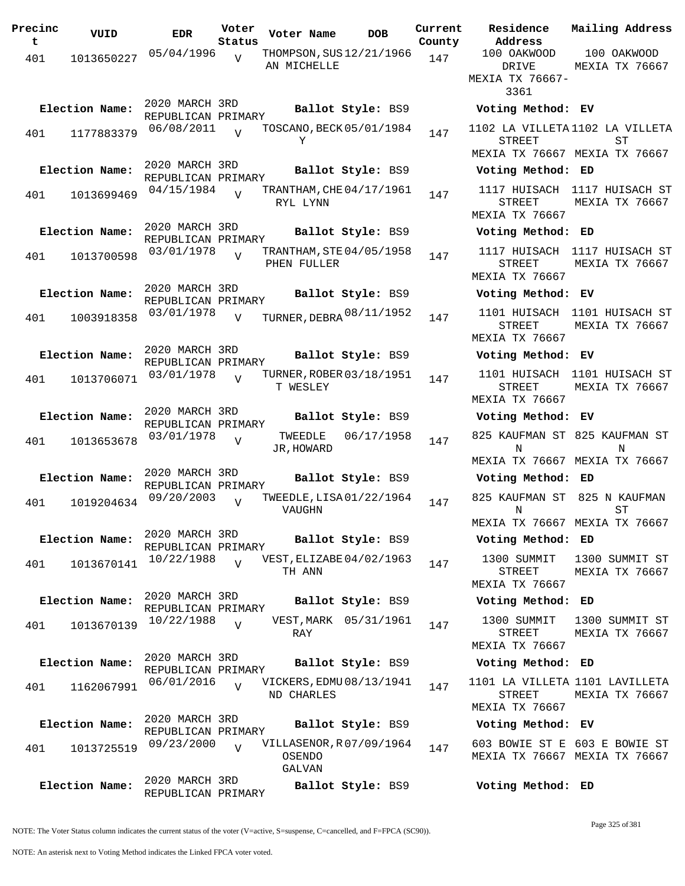| Precinct | VUID | EDR | Voter Status | Voter Name | DOB | Current County | Residence Address | Mailing Address |
|---|---|---|---|---|---|---|---|---|
| 401 | 1013650227 | 05/04/1996 | V | THOMPSON,SUSAN MICHELLE | 12/21/1966 | 147 | 100 OAKWOOD DRIVE MEXIA TX 76667-3361 | 100 OAKWOOD MEXIA TX 76667 |
| Election Name: | 2020 MARCH 3RD REPUBLICAN PRIMARY | | | Ballot Style: BS9 | | | Voting Method: EV | |
| 401 | 1177883379 | 06/08/2011 | V | TOSCANO,BECKY | 05/01/1984 | 147 | 1102 LA VILLETA STREET MEXIA TX 76667 | 1102 LA VILLETA ST MEXIA TX 76667 |
| Election Name: | 2020 MARCH 3RD REPUBLICAN PRIMARY | | | Ballot Style: BS9 | | | Voting Method: ED | |
| 401 | 1013699469 | 04/15/1984 | V | TRANTHAM,CHERYL LYNN | 04/17/1961 | 147 | 1117 HUISACH STREET MEXIA TX 76667 | 1117 HUISACH ST MEXIA TX 76667 |
| Election Name: | 2020 MARCH 3RD REPUBLICAN PRIMARY | | | Ballot Style: BS9 | | | Voting Method: ED | |
| 401 | 1013700598 | 03/01/1978 | V | TRANTHAM,STEPHEN FULLER | 04/05/1958 | 147 | 1117 HUISACH STREET MEXIA TX 76667 | 1117 HUISACH ST MEXIA TX 76667 |
| Election Name: | 2020 MARCH 3RD REPUBLICAN PRIMARY | | | Ballot Style: BS9 | | | Voting Method: EV | |
| 401 | 1003918358 | 03/01/1978 | V | TURNER,DEBRA | 08/11/1952 | 147 | 1101 HUISACH STREET MEXIA TX 76667 | 1101 HUISACH ST MEXIA TX 76667 |
| Election Name: | 2020 MARCH 3RD REPUBLICAN PRIMARY | | | Ballot Style: BS9 | | | Voting Method: EV | |
| 401 | 1013706071 | 03/01/1978 | V | TURNER,ROBERT WESLEY | 03/18/1951 | 147 | 1101 HUISACH STREET MEXIA TX 76667 | 1101 HUISACH ST MEXIA TX 76667 |
| Election Name: | 2020 MARCH 3RD REPUBLICAN PRIMARY | | | Ballot Style: BS9 | | | Voting Method: EV | |
| 401 | 1013653678 | 03/01/1978 | V | TWEEDLE JR,HOWARD | 06/17/1958 | 147 | 825 KAUFMAN ST N MEXIA TX 76667 | 825 KAUFMAN ST N MEXIA TX 76667 |
| Election Name: | 2020 MARCH 3RD REPUBLICAN PRIMARY | | | Ballot Style: BS9 | | | Voting Method: ED | |
| 401 | 1019204634 | 09/20/2003 | V | TWEEDLE,LISA VAUGHN | 01/22/1964 | 147 | 825 KAUFMAN ST N MEXIA TX 76667 | 825 N KAUFMAN ST MEXIA TX 76667 |
| Election Name: | 2020 MARCH 3RD REPUBLICAN PRIMARY | | | Ballot Style: BS9 | | | Voting Method: ED | |
| 401 | 1013670141 | 10/22/1988 | V | VEST,ELIZABETH ANN | 04/02/1963 | 147 | 1300 SUMMIT STREET MEXIA TX 76667 | 1300 SUMMIT ST MEXIA TX 76667 |
| Election Name: | 2020 MARCH 3RD REPUBLICAN PRIMARY | | | Ballot Style: BS9 | | | Voting Method: ED | |
| 401 | 1013670139 | 10/22/1988 | V | VEST,MARK RAY | 05/31/1961 | 147 | 1300 SUMMIT STREET MEXIA TX 76667 | 1300 SUMMIT ST MEXIA TX 76667 |
| Election Name: | 2020 MARCH 3RD REPUBLICAN PRIMARY | | | Ballot Style: BS9 | | | Voting Method: ED | |
| 401 | 1162067991 | 06/01/2016 | V | VICKERS,EDMUND CHARLES | 08/13/1941 | 147 | 1101 LA VILLETA STREET MEXIA TX 76667 | 1101 LAVILLETA MEXIA TX 76667 |
| Election Name: | 2020 MARCH 3RD REPUBLICAN PRIMARY | | | Ballot Style: BS9 | | | Voting Method: EV | |
| 401 | 1013725519 | 09/23/2000 | V | VILLASENOR,ROSENDO GALVAN | 07/09/1964 | 147 | 603 BOWIE ST E MEXIA TX 76667 | 603 E BOWIE ST MEXIA TX 76667 |
| Election Name: | 2020 MARCH 3RD REPUBLICAN PRIMARY | | | Ballot Style: BS9 | | | Voting Method: ED | |

NOTE: The Voter Status column indicates the current status of the voter (V=active, S=suspense, C=cancelled, and F=FPCA (SC90)).

NOTE: An asterisk next to Voting Method indicates the Linked FPCA voter voted.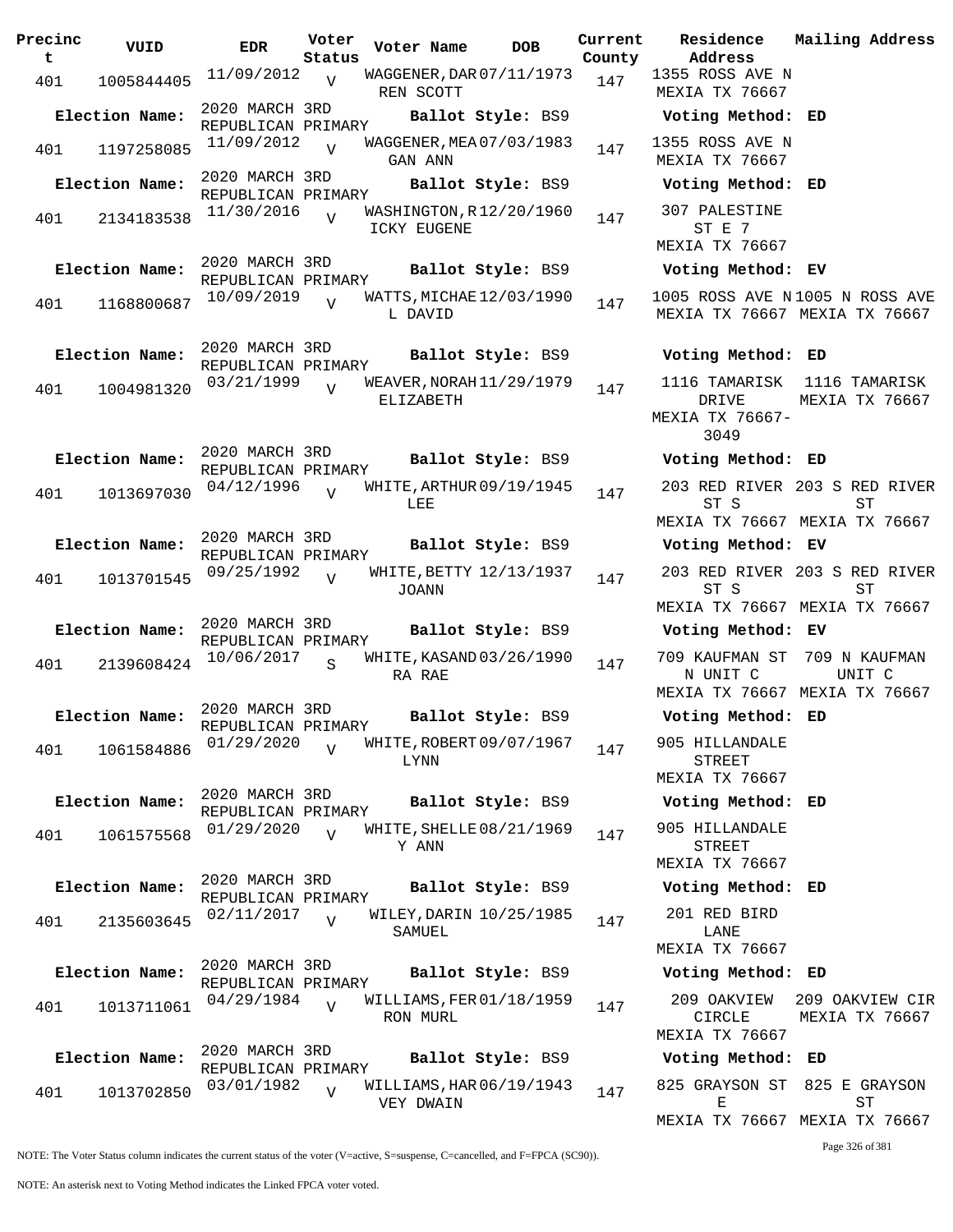| Precinct | VUID | EDR | Voter Status | Voter Name | DOB | Current County | Residence Address | Mailing Address |
|---|---|---|---|---|---|---|---|---|
| 401 | 1005844405 | 11/09/2012 | V | WAGGENER,DARREN SCOTT | 07/11/1973 | 147 | 1355 ROSS AVE N MEXIA TX 76667 | |
| Election Name: | 2020 MARCH 3RD REPUBLICAN PRIMARY | | | Ballot Style: BS9 | | | Voting Method: ED | |
| 401 | 1197258085 | 11/09/2012 | V | WAGGENER,MEAGAN ANN | 07/03/1983 | 147 | 1355 ROSS AVE N MEXIA TX 76667 | |
| Election Name: | 2020 MARCH 3RD REPUBLICAN PRIMARY | | | Ballot Style: BS9 | | | Voting Method: ED | |
| 401 | 2134183538 | 11/30/2016 | V | WASHINGTON,RICKY EUGENE | 12/20/1960 | 147 | 307 PALESTINE ST E 7 MEXIA TX 76667 | |
| Election Name: | 2020 MARCH 3RD REPUBLICAN PRIMARY | | | Ballot Style: BS9 | | | Voting Method: EV | |
| 401 | 1168800687 | 10/09/2019 | V | WATTS,MICHAEL DAVID | 12/03/1990 | 147 | 1005 ROSS AVE N MEXIA TX 76667 | 1005 N ROSS AVE MEXIA TX 76667 |
| Election Name: | 2020 MARCH 3RD REPUBLICAN PRIMARY | | | Ballot Style: BS9 | | | Voting Method: ED | |
| 401 | 1004981320 | 03/21/1999 | V | WEAVER,NORAH ELIZABETH | 11/29/1979 | 147 | 1116 TAMARISK DRIVE MEXIA TX 76667-3049 | 1116 TAMARISK MEXIA TX 76667 |
| Election Name: | 2020 MARCH 3RD REPUBLICAN PRIMARY | | | Ballot Style: BS9 | | | Voting Method: ED | |
| 401 | 1013697030 | 04/12/1996 | V | WHITE,ARTHUR LEE | 09/19/1945 | 147 | 203 RED RIVER ST S MEXIA TX 76667 | 203 S RED RIVER ST MEXIA TX 76667 |
| Election Name: | 2020 MARCH 3RD REPUBLICAN PRIMARY | | | Ballot Style: BS9 | | | Voting Method: EV | |
| 401 | 1013701545 | 09/25/1992 | V | WHITE,BETTY JOANN | 12/13/1937 | 147 | 203 RED RIVER ST S MEXIA TX 76667 | 203 S RED RIVER ST MEXIA TX 76667 |
| Election Name: | 2020 MARCH 3RD REPUBLICAN PRIMARY | | | Ballot Style: BS9 | | | Voting Method: EV | |
| 401 | 2139608424 | 10/06/2017 | S | WHITE,KASANDRA RAE | 03/26/1990 | 147 | 709 KAUFMAN ST N UNIT C MEXIA TX 76667 | 709 N KAUFMAN UNIT C MEXIA TX 76667 |
| Election Name: | 2020 MARCH 3RD REPUBLICAN PRIMARY | | | Ballot Style: BS9 | | | Voting Method: ED | |
| 401 | 1061584886 | 01/29/2020 | V | WHITE,ROBERT LYNN | 09/07/1967 | 147 | 905 HILLANDALE STREET MEXIA TX 76667 | |
| Election Name: | 2020 MARCH 3RD REPUBLICAN PRIMARY | | | Ballot Style: BS9 | | | Voting Method: ED | |
| 401 | 1061575568 | 01/29/2020 | V | WHITE,SHELLEY ANN | 08/21/1969 | 147 | 905 HILLANDALE STREET MEXIA TX 76667 | |
| Election Name: | 2020 MARCH 3RD REPUBLICAN PRIMARY | | | Ballot Style: BS9 | | | Voting Method: ED | |
| 401 | 2135603645 | 02/11/2017 | V | WILEY,DARIN SAMUEL | 10/25/1985 | 147 | 201 RED BIRD LANE MEXIA TX 76667 | |
| Election Name: | 2020 MARCH 3RD REPUBLICAN PRIMARY | | | Ballot Style: BS9 | | | Voting Method: ED | |
| 401 | 1013711061 | 04/29/1984 | V | WILLIAMS,FERRON MURL | 01/18/1959 | 147 | 209 OAKVIEW CIRCLE MEXIA TX 76667 | 209 OAKVIEW CIR MEXIA TX 76667 |
| Election Name: | 2020 MARCH 3RD REPUBLICAN PRIMARY | | | Ballot Style: BS9 | | | Voting Method: ED | |
| 401 | 1013702850 | 03/01/1982 | V | WILLIAMS,HARVEY DWAIN | 06/19/1943 | 147 | 825 GRAYSON ST E MEXIA TX 76667 | 825 E GRAYSON ST MEXIA TX 76667 |

NOTE: The Voter Status column indicates the current status of the voter (V=active, S=suspense, C=cancelled, and F=FPCA (SC90)).

NOTE: An asterisk next to Voting Method indicates the Linked FPCA voter voted.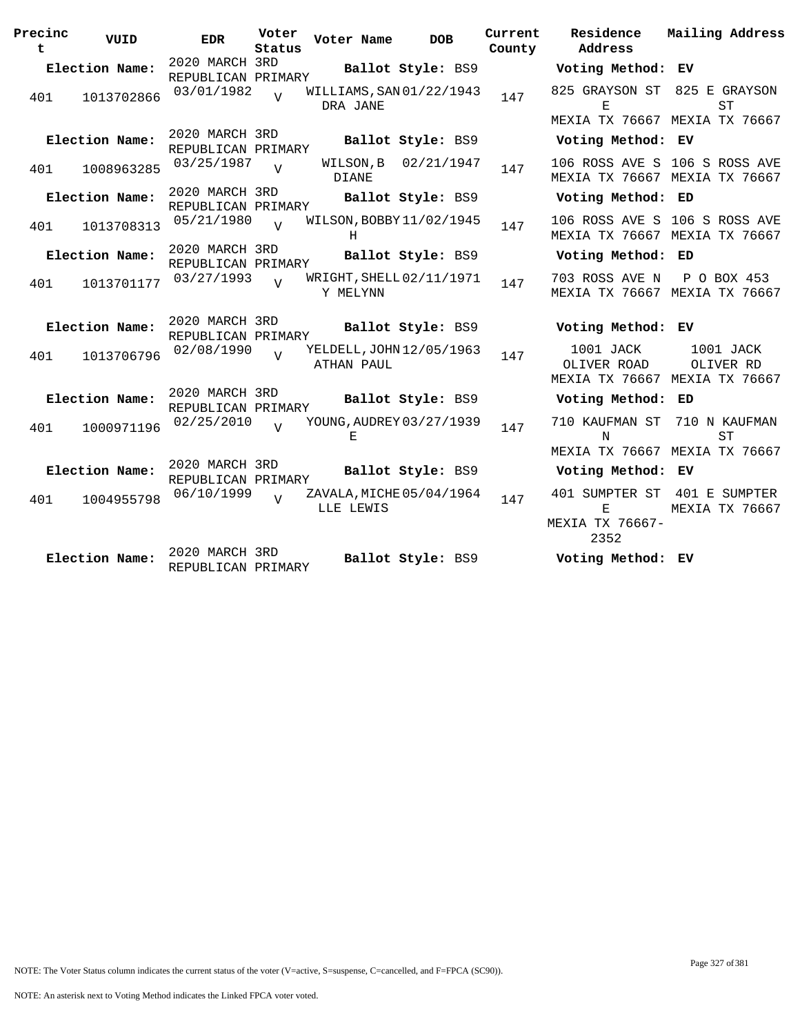| Precinct | VUID | EDR | Voter Status | Voter Name | DOB | Current County | Residence Address | Mailing Address |
|---|---|---|---|---|---|---|---|---|
| **Election Name:** | | 2020 MARCH 3RD REPUBLICAN PRIMARY | | **Ballot Style:** BS9 | | | **Voting Method:** EV | |
| 401 | 1013702866 | 03/01/1982 | V | WILLIAMS,SANDRA JANE | 01/22/1943 | 147 | 825 GRAYSON ST E MEXIA TX 76667 | 825 E GRAYSON ST MEXIA TX 76667 |
| **Election Name:** | | 2020 MARCH 3RD REPUBLICAN PRIMARY | | **Ballot Style:** BS9 | | | **Voting Method:** EV | |
| 401 | 1008963285 | 03/25/1987 | V | WILSON,B DIANE | 02/21/1947 | 147 | 106 ROSS AVE S MEXIA TX 76667 | 106 S ROSS AVE MEXIA TX 76667 |
| **Election Name:** | | 2020 MARCH 3RD REPUBLICAN PRIMARY | | **Ballot Style:** BS9 | | | **Voting Method:** ED | |
| 401 | 1013708313 | 05/21/1980 | V | WILSON,BOBBY H | 11/02/1945 | 147 | 106 ROSS AVE S MEXIA TX 76667 | 106 S ROSS AVE MEXIA TX 76667 |
| **Election Name:** | | 2020 MARCH 3RD REPUBLICAN PRIMARY | | **Ballot Style:** BS9 | | | **Voting Method:** ED | |
| 401 | 1013701177 | 03/27/1993 | V | WRIGHT,SHELLY MELYNN | 02/11/1971 | 147 | 703 ROSS AVE N MEXIA TX 76667 | P O BOX 453 MEXIA TX 76667 |
| **Election Name:** | | 2020 MARCH 3RD REPUBLICAN PRIMARY | | **Ballot Style:** BS9 | | | **Voting Method:** EV | |
| 401 | 1013706796 | 02/08/1990 | V | YELDELL,JOHNATHAN PAUL | 12/05/1963 | 147 | 1001 JACK OLIVER ROAD MEXIA TX 76667 | 1001 JACK OLIVER RD MEXIA TX 76667 |
| **Election Name:** | | 2020 MARCH 3RD REPUBLICAN PRIMARY | | **Ballot Style:** BS9 | | | **Voting Method:** ED | |
| 401 | 1000971196 | 02/25/2010 | V | YOUNG,AUDREY E | 03/27/1939 | 147 | 710 KAUFMAN ST N MEXIA TX 76667 | 710 N KAUFMAN ST MEXIA TX 76667 |
| **Election Name:** | | 2020 MARCH 3RD REPUBLICAN PRIMARY | | **Ballot Style:** BS9 | | | **Voting Method:** EV | |
| 401 | 1004955798 | 06/10/1999 | V | ZAVALA,MICHELLE LEWIS | 05/04/1964 | 147 | 401 SUMPTER ST E MEXIA TX 76667-2352 | 401 E SUMPTER MEXIA TX 76667 |
| **Election Name:** | | 2020 MARCH 3RD REPUBLICAN PRIMARY | | **Ballot Style:** BS9 | | | **Voting Method:** EV | |

NOTE: The Voter Status column indicates the current status of the voter (V=active, S=suspense, C=cancelled, and F=FPCA (SC90)).

NOTE: An asterisk next to Voting Method indicates the Linked FPCA voter voted.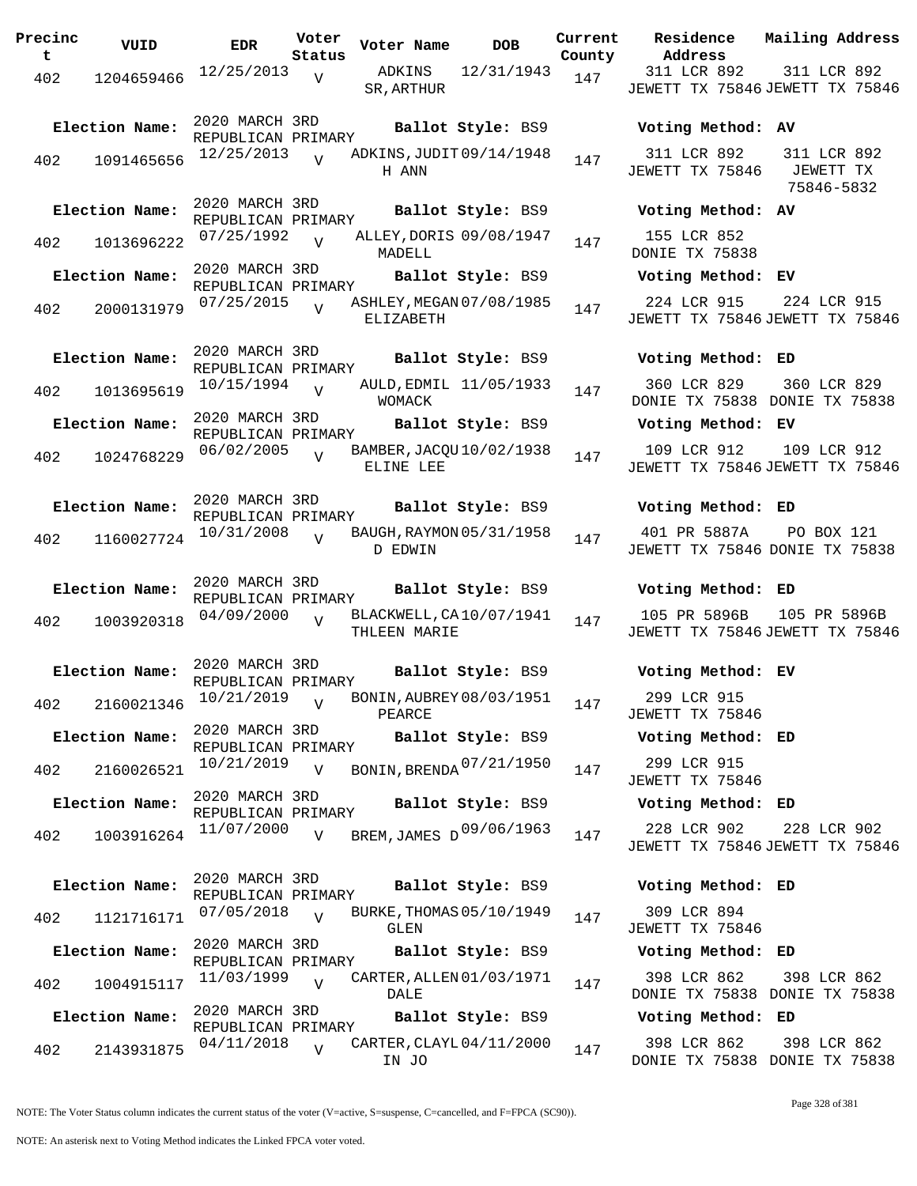| Precinct | VUID | EDR | Voter Status | Voter Name | DOB | Current County | Residence Address | Mailing Address |
|---|---|---|---|---|---|---|---|---|
| 402 | 1204659466 | 12/25/2013 | V | ADKINS SR, ARTHUR | 12/31/1943 | 147 | 311 LCR 892 JEWETT TX 75846 | 311 LCR 892 JEWETT TX 75846 |
| **Election Name:** | 2020 MARCH 3RD REPUBLICAN PRIMARY | | | **Ballot Style:** BS9 | | | **Voting Method:** AV | |
| 402 | 1091465656 | 12/25/2013 | V | ADKINS, JUDITH ANN | 09/14/1948 | 147 | 311 LCR 892 JEWETT TX 75846 | 311 LCR 892 JEWETT TX 75846-5832 |
| **Election Name:** | 2020 MARCH 3RD REPUBLICAN PRIMARY | | | **Ballot Style:** BS9 | | | **Voting Method:** AV | |
| 402 | 1013696222 | 07/25/1992 | V | ALLEY, DORIS MADELL | 09/08/1947 | 147 | 155 LCR 852 DONIE TX 75838 | |
| **Election Name:** | 2020 MARCH 3RD REPUBLICAN PRIMARY | | | **Ballot Style:** BS9 | | | **Voting Method:** EV | |
| 402 | 2000131979 | 07/25/2015 | V | ASHLEY, MEGAN ELIZABETH | 07/08/1985 | 147 | 224 LCR 915 JEWETT TX 75846 | 224 LCR 915 JEWETT TX 75846 |
| **Election Name:** | 2020 MARCH 3RD REPUBLICAN PRIMARY | | | **Ballot Style:** BS9 | | | **Voting Method:** ED | |
| 402 | 1013695619 | 10/15/1994 | V | AULD, EDMIL WOMACK | 11/05/1933 | 147 | 360 LCR 829 DONIE TX 75838 | 360 LCR 829 DONIE TX 75838 |
| **Election Name:** | 2020 MARCH 3RD REPUBLICAN PRIMARY | | | **Ballot Style:** BS9 | | | **Voting Method:** EV | |
| 402 | 1024768229 | 06/02/2005 | V | BAMBER, JACQUELINE LEE | 10/02/1938 | 147 | 109 LCR 912 JEWETT TX 75846 | 109 LCR 912 JEWETT TX 75846 |
| **Election Name:** | 2020 MARCH 3RD REPUBLICAN PRIMARY | | | **Ballot Style:** BS9 | | | **Voting Method:** ED | |
| 402 | 1160027724 | 10/31/2008 | V | BAUGH, RAYMOND EDWIN | 05/31/1958 | 147 | 401 PR 5887A JEWETT TX 75846 | PO BOX 121 DONIE TX 75838 |
| **Election Name:** | 2020 MARCH 3RD REPUBLICAN PRIMARY | | | **Ballot Style:** BS9 | | | **Voting Method:** ED | |
| 402 | 1003920318 | 04/09/2000 | V | BLACKWELL, CATHLEEN MARIE | 10/07/1941 | 147 | 105 PR 5896B JEWETT TX 75846 | 105 PR 5896B JEWETT TX 75846 |
| **Election Name:** | 2020 MARCH 3RD REPUBLICAN PRIMARY | | | **Ballot Style:** BS9 | | | **Voting Method:** EV | |
| 402 | 2160021346 | 10/21/2019 | V | BONIN, AUBREY PEARCE | 08/03/1951 | 147 | 299 LCR 915 JEWETT TX 75846 | |
| **Election Name:** | 2020 MARCH 3RD REPUBLICAN PRIMARY | | | **Ballot Style:** BS9 | | | **Voting Method:** ED | |
| 402 | 2160026521 | 10/21/2019 | V | BONIN, BRENDA | 07/21/1950 | 147 | 299 LCR 915 JEWETT TX 75846 | |
| **Election Name:** | 2020 MARCH 3RD REPUBLICAN PRIMARY | | | **Ballot Style:** BS9 | | | **Voting Method:** ED | |
| 402 | 1003916264 | 11/07/2000 | V | BREM, JAMES D | 09/06/1963 | 147 | 228 LCR 902 JEWETT TX 75846 | 228 LCR 902 JEWETT TX 75846 |
| **Election Name:** | 2020 MARCH 3RD REPUBLICAN PRIMARY | | | **Ballot Style:** BS9 | | | **Voting Method:** ED | |
| 402 | 1121716171 | 07/05/2018 | V | BURKE, THOMAS GLEN | 05/10/1949 | 147 | 309 LCR 894 JEWETT TX 75846 | |
| **Election Name:** | 2020 MARCH 3RD REPUBLICAN PRIMARY | | | **Ballot Style:** BS9 | | | **Voting Method:** ED | |
| 402 | 1004915117 | 11/03/1999 | V | CARTER, ALLEN DALE | 01/03/1971 | 147 | 398 LCR 862 DONIE TX 75838 | 398 LCR 862 DONIE TX 75838 |
| **Election Name:** | 2020 MARCH 3RD REPUBLICAN PRIMARY | | | **Ballot Style:** BS9 | | | **Voting Method:** ED | |
| 402 | 2143931875 | 04/11/2018 | V | CARTER, CLAYLIN JO | 04/11/2000 | 147 | 398 LCR 862 DONIE TX 75838 | 398 LCR 862 DONIE TX 75838 |

NOTE: The Voter Status column indicates the current status of the voter (V=active, S=suspense, C=cancelled, and F=FPCA (SC90)).

NOTE: An asterisk next to Voting Method indicates the Linked FPCA voter voted.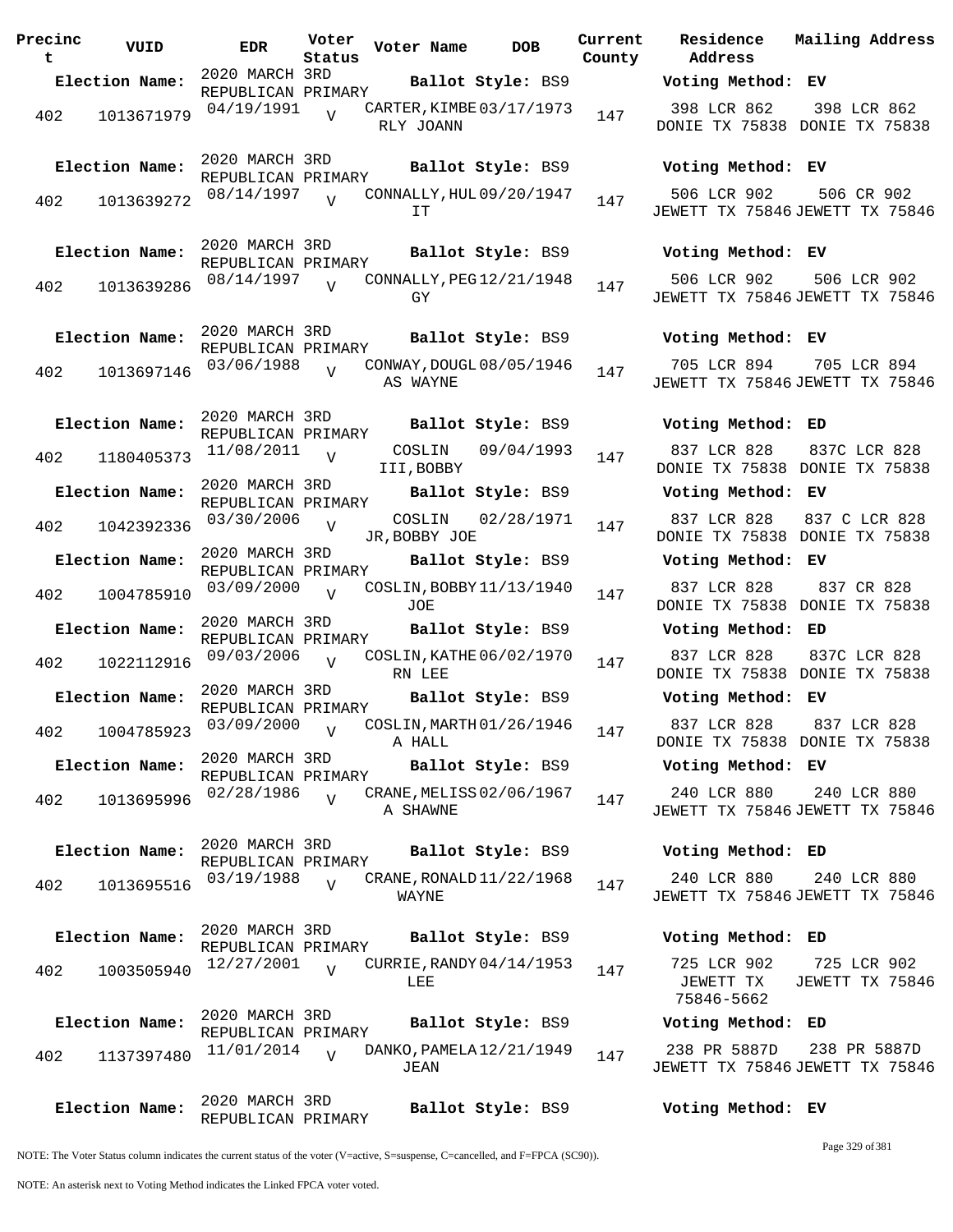| Precinct | VUID | EDR | Voter Status | Voter Name | DOB | Current County | Residence Address | Mailing Address |
|---|---|---|---|---|---|---|---|---|
| **Election Name:** | | 2020 MARCH 3RD REPUBLICAN PRIMARY | | **Ballot Style:** BS9 | | | **Voting Method:** EV | |
| 402 | 1013671979 | 04/19/1991 | V | CARTER, KIMBERLY JOANN | 03/17/1973 | 147 | 398 LCR 862 DONIE TX 75838 | 398 LCR 862 DONIE TX 75838 |
| **Election Name:** | | 2020 MARCH 3RD REPUBLICAN PRIMARY | | **Ballot Style:** BS9 | | | **Voting Method:** EV | |
| 402 | 1013639272 | 08/14/1997 | V | CONNALLY, HULIT | 09/20/1947 | 147 | 506 LCR 902 JEWETT TX 75846 | 506 CR 902 JEWETT TX 75846 |
| **Election Name:** | | 2020 MARCH 3RD REPUBLICAN PRIMARY | | **Ballot Style:** BS9 | | | **Voting Method:** EV | |
| 402 | 1013639286 | 08/14/1997 | V | CONNALLY, PEGGY | 12/21/1948 | 147 | 506 LCR 902 JEWETT TX 75846 | 506 LCR 902 JEWETT TX 75846 |
| **Election Name:** | | 2020 MARCH 3RD REPUBLICAN PRIMARY | | **Ballot Style:** BS9 | | | **Voting Method:** EV | |
| 402 | 1013697146 | 03/06/1988 | V | CONWAY, DOUGLAS WAYNE | 08/05/1946 | 147 | 705 LCR 894 JEWETT TX 75846 | 705 LCR 894 JEWETT TX 75846 |
| **Election Name:** | | 2020 MARCH 3RD REPUBLICAN PRIMARY | | **Ballot Style:** BS9 | | | **Voting Method:** ED | |
| 402 | 1180405373 | 11/08/2011 | V | COSLIN III, BOBBY | 09/04/1993 | 147 | 837 LCR 828 DONIE TX 75838 | 837C LCR 828 DONIE TX 75838 |
| **Election Name:** | | 2020 MARCH 3RD REPUBLICAN PRIMARY | | **Ballot Style:** BS9 | | | **Voting Method:** EV | |
| 402 | 1042392336 | 03/30/2006 | V | COSLIN JR, BOBBY JOE | 02/28/1971 | 147 | 837 LCR 828 DONIE TX 75838 | 837 C LCR 828 DONIE TX 75838 |
| **Election Name:** | | 2020 MARCH 3RD REPUBLICAN PRIMARY | | **Ballot Style:** BS9 | | | **Voting Method:** EV | |
| 402 | 1004785910 | 03/09/2000 | V | COSLIN, BOBBY JOE | 11/13/1940 | 147 | 837 LCR 828 DONIE TX 75838 | 837 CR 828 DONIE TX 75838 |
| **Election Name:** | | 2020 MARCH 3RD REPUBLICAN PRIMARY | | **Ballot Style:** BS9 | | | **Voting Method:** ED | |
| 402 | 1022112916 | 09/03/2006 | V | COSLIN, KATHERN LEE | 06/02/1970 | 147 | 837 LCR 828 DONIE TX 75838 | 837C LCR 828 DONIE TX 75838 |
| **Election Name:** | | 2020 MARCH 3RD REPUBLICAN PRIMARY | | **Ballot Style:** BS9 | | | **Voting Method:** EV | |
| 402 | 1004785923 | 03/09/2000 | V | COSLIN, MARTHA HALL | 01/26/1946 | 147 | 837 LCR 828 DONIE TX 75838 | 837 LCR 828 DONIE TX 75838 |
| **Election Name:** | | 2020 MARCH 3RD REPUBLICAN PRIMARY | | **Ballot Style:** BS9 | | | **Voting Method:** EV | |
| 402 | 1013695996 | 02/28/1986 | V | CRANE, MELISSA SHAWNE | 02/06/1967 | 147 | 240 LCR 880 JEWETT TX 75846 | 240 LCR 880 JEWETT TX 75846 |
| **Election Name:** | | 2020 MARCH 3RD REPUBLICAN PRIMARY | | **Ballot Style:** BS9 | | | **Voting Method:** ED | |
| 402 | 1013695516 | 03/19/1988 | V | CRANE, RONALD WAYNE | 11/22/1968 | 147 | 240 LCR 880 JEWETT TX 75846 | 240 LCR 880 JEWETT TX 75846 |
| **Election Name:** | | 2020 MARCH 3RD REPUBLICAN PRIMARY | | **Ballot Style:** BS9 | | | **Voting Method:** ED | |
| 402 | 1003505940 | 12/27/2001 | V | CURRIE, RANDY LEE | 04/14/1953 | 147 | 725 LCR 902 JEWETT TX 75846-5662 | 725 LCR 902 JEWETT TX 75846 |
| **Election Name:** | | 2020 MARCH 3RD REPUBLICAN PRIMARY | | **Ballot Style:** BS9 | | | **Voting Method:** ED | |
| 402 | 1137397480 | 11/01/2014 | V | DANKO, PAMELA JEAN | 12/21/1949 | 147 | 238 PR 5887D JEWETT TX 75846 | 238 PR 5887D JEWETT TX 75846 |
| **Election Name:** | | 2020 MARCH 3RD REPUBLICAN PRIMARY | | **Ballot Style:** BS9 | | | **Voting Method:** EV | |

NOTE: The Voter Status column indicates the current status of the voter (V=active, S=suspense, C=cancelled, and F=FPCA (SC90)).

NOTE: An asterisk next to Voting Method indicates the Linked FPCA voter voted.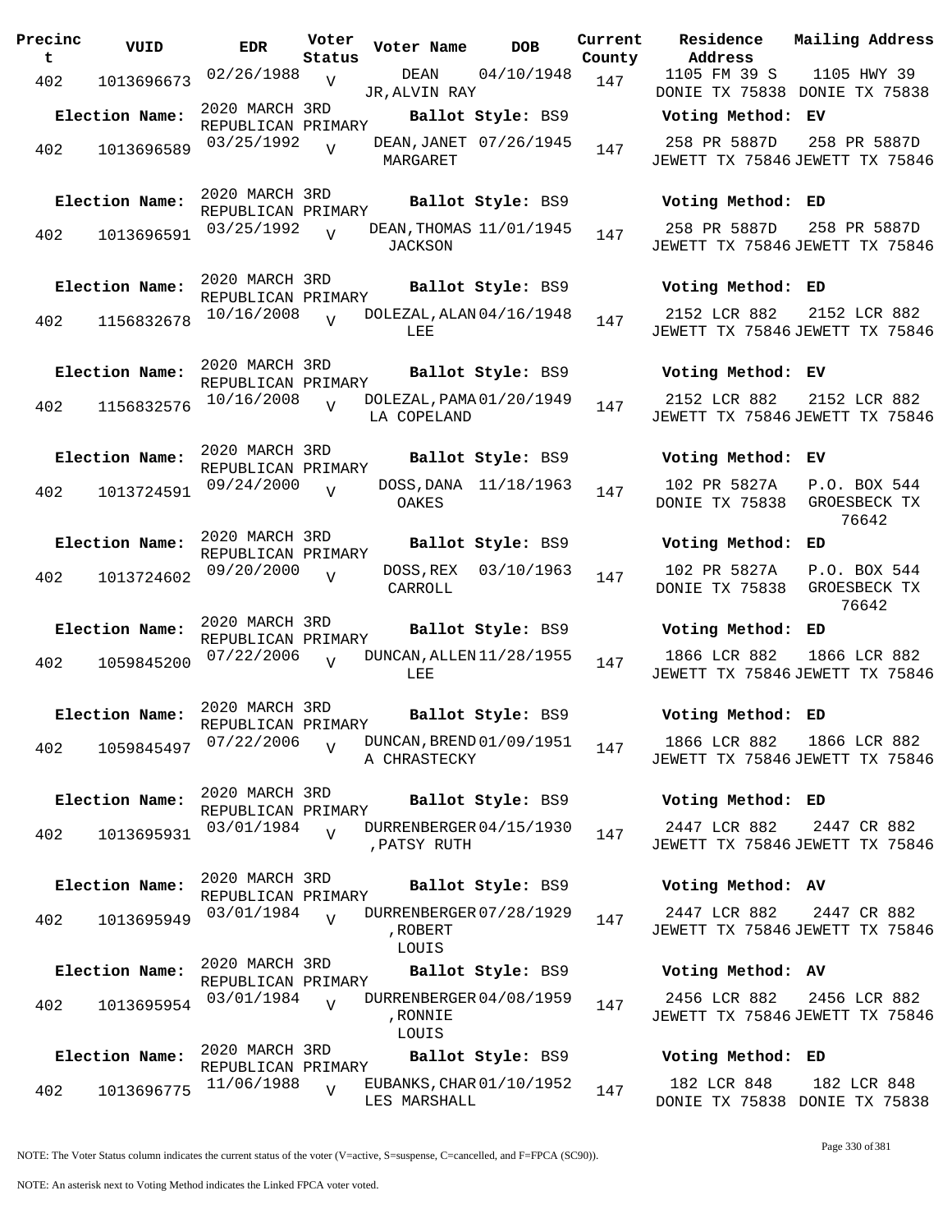| Precinct | VUID | EDR | Voter Status | Voter Name | DOB | Current County | Residence Address | Mailing Address |
|---|---|---|---|---|---|---|---|---|
| 402 | 1013696673 | 02/26/1988 | V | DEAN JR,ALVIN RAY | 04/10/1948 | 147 | 1105 FM 39 S DONIE TX 75838 | 1105 HWY 39 DONIE TX 75838 |
| **Election Name:** | 2020 MARCH 3RD REPUBLICAN PRIMARY | | | **Ballot Style:** BS9 | | | **Voting Method:** EV | |
| 402 | 1013696589 | 03/25/1992 | V | DEAN,JANET MARGARET | 07/26/1945 | 147 | 258 PR 5887D JEWETT TX 75846 | 258 PR 5887D JEWETT TX 75846 |
| **Election Name:** | 2020 MARCH 3RD REPUBLICAN PRIMARY | | | **Ballot Style:** BS9 | | | **Voting Method:** ED | |
| 402 | 1013696591 | 03/25/1992 | V | DEAN,THOMAS JACKSON | 11/01/1945 | 147 | 258 PR 5887D JEWETT TX 75846 | 258 PR 5887D JEWETT TX 75846 |
| **Election Name:** | 2020 MARCH 3RD REPUBLICAN PRIMARY | | | **Ballot Style:** BS9 | | | **Voting Method:** ED | |
| 402 | 1156832678 | 10/16/2008 | V | DOLEZAL,ALAN LEE | 04/16/1948 | 147 | 2152 LCR 882 JEWETT TX 75846 | 2152 LCR 882 JEWETT TX 75846 |
| **Election Name:** | 2020 MARCH 3RD REPUBLICAN PRIMARY | | | **Ballot Style:** BS9 | | | **Voting Method:** EV | |
| 402 | 1156832576 | 10/16/2008 | V | DOLEZAL,PAMALA COPELAND | 01/20/1949 | 147 | 2152 LCR 882 JEWETT TX 75846 | 2152 LCR 882 JEWETT TX 75846 |
| **Election Name:** | 2020 MARCH 3RD REPUBLICAN PRIMARY | | | **Ballot Style:** BS9 | | | **Voting Method:** EV | |
| 402 | 1013724591 | 09/24/2000 | V | DOSS,DANA OAKES | 11/18/1963 | 147 | 102 PR 5827A DONIE TX 75838 | P.O. BOX 544 GROESBECK TX 76642 |
| **Election Name:** | 2020 MARCH 3RD REPUBLICAN PRIMARY | | | **Ballot Style:** BS9 | | | **Voting Method:** ED | |
| 402 | 1013724602 | 09/20/2000 | V | DOSS,REX CARROLL | 03/10/1963 | 147 | 102 PR 5827A DONIE TX 75838 | P.O. BOX 544 GROESBECK TX 76642 |
| **Election Name:** | 2020 MARCH 3RD REPUBLICAN PRIMARY | | | **Ballot Style:** BS9 | | | **Voting Method:** ED | |
| 402 | 1059845200 | 07/22/2006 | V | DUNCAN,ALLEN LEE | 11/28/1955 | 147 | 1866 LCR 882 JEWETT TX 75846 | 1866 LCR 882 JEWETT TX 75846 |
| **Election Name:** | 2020 MARCH 3RD REPUBLICAN PRIMARY | | | **Ballot Style:** BS9 | | | **Voting Method:** ED | |
| 402 | 1059845497 | 07/22/2006 | V | DUNCAN,BRENDA CHRASTECKY | 01/09/1951 | 147 | 1866 LCR 882 JEWETT TX 75846 | 1866 LCR 882 JEWETT TX 75846 |
| **Election Name:** | 2020 MARCH 3RD REPUBLICAN PRIMARY | | | **Ballot Style:** BS9 | | | **Voting Method:** ED | |
| 402 | 1013695931 | 03/01/1984 | V | DURRENBERGER,PATSY RUTH | 04/15/1930 | 147 | 2447 LCR 882 JEWETT TX 75846 | 2447 CR 882 JEWETT TX 75846 |
| **Election Name:** | 2020 MARCH 3RD REPUBLICAN PRIMARY | | | **Ballot Style:** BS9 | | | **Voting Method:** AV | |
| 402 | 1013695949 | 03/01/1984 | V | DURRENBERGER,ROBERT LOUIS | 07/28/1929 | 147 | 2447 LCR 882 JEWETT TX 75846 | 2447 CR 882 JEWETT TX 75846 |
| **Election Name:** | 2020 MARCH 3RD REPUBLICAN PRIMARY | | | **Ballot Style:** BS9 | | | **Voting Method:** AV | |
| 402 | 1013695954 | 03/01/1984 | V | DURRENBERGER,RONNIE LOUIS | 04/08/1959 | 147 | 2456 LCR 882 JEWETT TX 75846 | 2456 LCR 882 JEWETT TX 75846 |
| **Election Name:** | 2020 MARCH 3RD REPUBLICAN PRIMARY | | | **Ballot Style:** BS9 | | | **Voting Method:** ED | |
| 402 | 1013696775 | 11/06/1988 | V | EUBANKS,CHARLES MARSHALL | 01/10/1952 | 147 | 182 LCR 848 DONIE TX 75838 | 182 LCR 848 DONIE TX 75838 |

NOTE: The Voter Status column indicates the current status of the voter (V=active, S=suspense, C=cancelled, and F=FPCA (SC90)).

NOTE: An asterisk next to Voting Method indicates the Linked FPCA voter voted.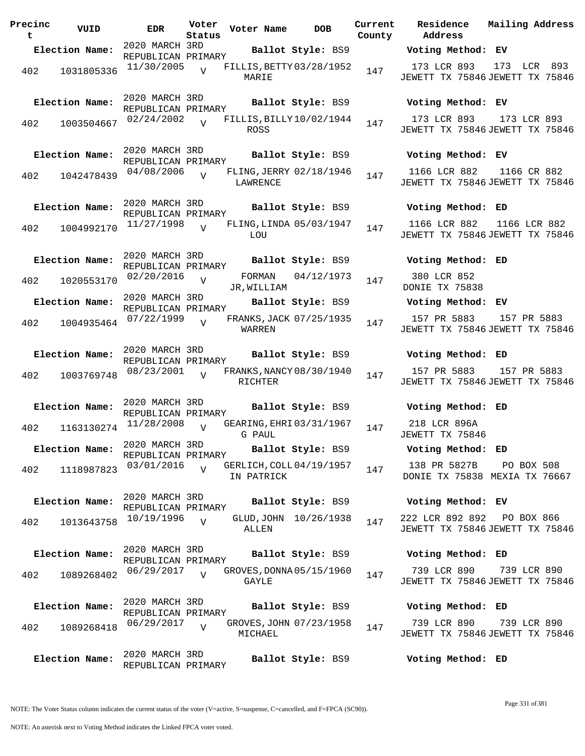| Precinct | VUID | EDR | Voter Status | Voter Name | DOB | Current County | Residence Address | Mailing Address |
|---|---|---|---|---|---|---|---|---|
| **Election Name:** | | 2020 MARCH 3RD REPUBLICAN PRIMARY | | **Ballot Style:** BS9 | | | **Voting Method:** EV | |
| 402 | 1031805336 | 11/30/2005 | V | FILLIS,BETTY MARIE | 03/28/1952 | 147 | 173 LCR 893 JEWETT TX 75846 | 173 LCR 893 JEWETT TX 75846 |
| **Election Name:** | | 2020 MARCH 3RD REPUBLICAN PRIMARY | | **Ballot Style:** BS9 | | | **Voting Method:** EV | |
| 402 | 1003504667 | 02/24/2002 | V | FILLIS,BILLY ROSS | 10/02/1944 | 147 | 173 LCR 893 JEWETT TX 75846 | 173 LCR 893 JEWETT TX 75846 |
| **Election Name:** | | 2020 MARCH 3RD REPUBLICAN PRIMARY | | **Ballot Style:** BS9 | | | **Voting Method:** EV | |
| 402 | 1042478439 | 04/08/2006 | V | FLING,JERRY LAWRENCE | 02/18/1946 | 147 | 1166 LCR 882 JEWETT TX 75846 | 1166 CR 882 JEWETT TX 75846 |
| **Election Name:** | | 2020 MARCH 3RD REPUBLICAN PRIMARY | | **Ballot Style:** BS9 | | | **Voting Method:** ED | |
| 402 | 1004992170 | 11/27/1998 | V | FLING,LINDA LOU | 05/03/1947 | 147 | 1166 LCR 882 JEWETT TX 75846 | 1166 LCR 882 JEWETT TX 75846 |
| **Election Name:** | | 2020 MARCH 3RD REPUBLICAN PRIMARY | | **Ballot Style:** BS9 | | | **Voting Method:** ED | |
| 402 | 1020553170 | 02/20/2016 | V | FORMAN JR,WILLIAM | 04/12/1973 | 147 | 380 LCR 852 DONIE TX 75838 | |
| **Election Name:** | | 2020 MARCH 3RD REPUBLICAN PRIMARY | | **Ballot Style:** BS9 | | | **Voting Method:** EV | |
| 402 | 1004935464 | 07/22/1999 | V | FRANKS,JACK WARREN | 07/25/1935 | 147 | 157 PR 5883 JEWETT TX 75846 | 157 PR 5883 JEWETT TX 75846 |
| **Election Name:** | | 2020 MARCH 3RD REPUBLICAN PRIMARY | | **Ballot Style:** BS9 | | | **Voting Method:** ED | |
| 402 | 1003769748 | 08/23/2001 | V | FRANKS,NANCY RICHTER | 08/30/1940 | 147 | 157 PR 5883 JEWETT TX 75846 | 157 PR 5883 JEWETT TX 75846 |
| **Election Name:** | | 2020 MARCH 3RD REPUBLICAN PRIMARY | | **Ballot Style:** BS9 | | | **Voting Method:** ED | |
| 402 | 1163130274 | 11/28/2008 | V | GEARING,EHRIG PAUL | 03/31/1967 | 147 | 218 LCR 896A JEWETT TX 75846 | |
| **Election Name:** | | 2020 MARCH 3RD REPUBLICAN PRIMARY | | **Ballot Style:** BS9 | | | **Voting Method:** ED | |
| 402 | 1118987823 | 03/01/2016 | V | GERLICH,COLLIN PATRICK | 04/19/1957 | 147 | 138 PR 5827B DONIE TX 75838 | PO BOX 508 MEXIA TX 76667 |
| **Election Name:** | | 2020 MARCH 3RD REPUBLICAN PRIMARY | | **Ballot Style:** BS9 | | | **Voting Method:** EV | |
| 402 | 1013643758 | 10/19/1996 | V | GLUD,JOHN ALLEN | 10/26/1938 | 147 | 222 LCR 892 892 JEWETT TX 75846 | PO BOX 866 JEWETT TX 75846 |
| **Election Name:** | | 2020 MARCH 3RD REPUBLICAN PRIMARY | | **Ballot Style:** BS9 | | | **Voting Method:** ED | |
| 402 | 1089268402 | 06/29/2017 | V | GROVES,DONNA GAYLE | 05/15/1960 | 147 | 739 LCR 890 JEWETT TX 75846 | 739 LCR 890 JEWETT TX 75846 |
| **Election Name:** | | 2020 MARCH 3RD REPUBLICAN PRIMARY | | **Ballot Style:** BS9 | | | **Voting Method:** ED | |
| 402 | 1089268418 | 06/29/2017 | V | GROVES,JOHN MICHAEL | 07/23/1958 | 147 | 739 LCR 890 JEWETT TX 75846 | 739 LCR 890 JEWETT TX 75846 |
| **Election Name:** | | 2020 MARCH 3RD REPUBLICAN PRIMARY | | **Ballot Style:** BS9 | | | **Voting Method:** ED | |

NOTE: The Voter Status column indicates the current status of the voter (V=active, S=suspense, C=cancelled, and F=FPCA (SC90)).

NOTE: An asterisk next to Voting Method indicates the Linked FPCA voter voted.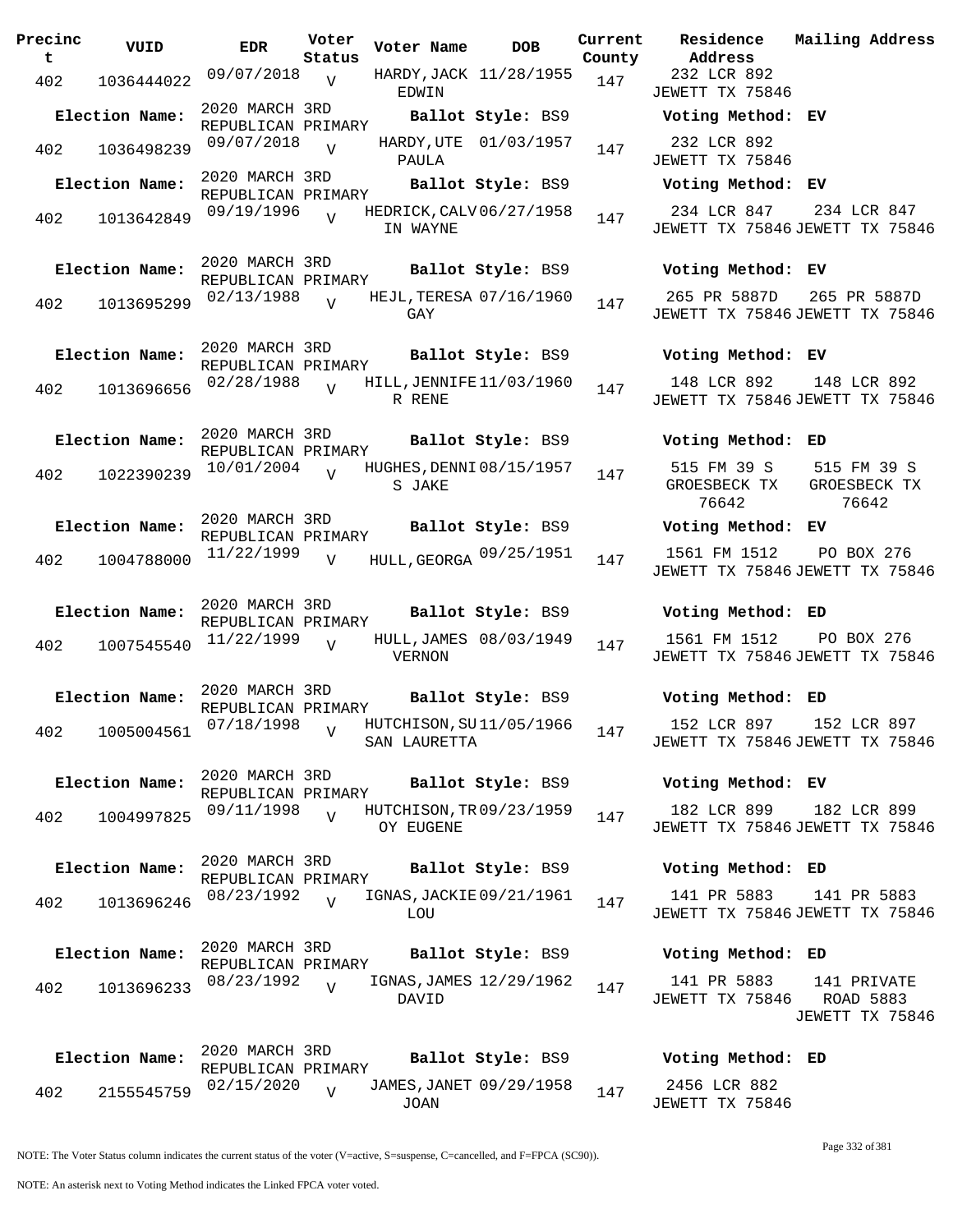| Precinct | VUID | EDR | Voter Status | Voter Name | DOB | Current County | Residence Address | Mailing Address |
|---|---|---|---|---|---|---|---|---|
| 402 | 1036444022 | 09/07/2018 | V | HARDY,JACK EDWIN | 11/28/1955 | 147 | 232 LCR 892 JEWETT TX 75846 | |
| Election Name: | | 2020 MARCH 3RD REPUBLICAN PRIMARY | | Ballot Style: BS9 | | | Voting Method: EV | |
| 402 | 1036498239 | 09/07/2018 | V | HARDY,UTE PAULA | 01/03/1957 | 147 | 232 LCR 892 JEWETT TX 75846 | |
| Election Name: | | 2020 MARCH 3RD REPUBLICAN PRIMARY | | Ballot Style: BS9 | | | Voting Method: EV | |
| 402 | 1013642849 | 09/19/1996 | V | HEDRICK,CALVIN WAYNE | 06/27/1958 | 147 | 234 LCR 847 JEWETT TX 75846 | 234 LCR 847 JEWETT TX 75846 |
| Election Name: | | 2020 MARCH 3RD REPUBLICAN PRIMARY | | Ballot Style: BS9 | | | Voting Method: EV | |
| 402 | 1013695299 | 02/13/1988 | V | HEJL,TERESA GAY | 07/16/1960 | 147 | 265 PR 5887D JEWETT TX 75846 | 265 PR 5887D JEWETT TX 75846 |
| Election Name: | | 2020 MARCH 3RD REPUBLICAN PRIMARY | | Ballot Style: BS9 | | | Voting Method: EV | |
| 402 | 1013696656 | 02/28/1988 | V | HILL,JENNIFER RENE | 11/03/1960 | 147 | 148 LCR 892 JEWETT TX 75846 | 148 LCR 892 JEWETT TX 75846 |
| Election Name: | | 2020 MARCH 3RD REPUBLICAN PRIMARY | | Ballot Style: BS9 | | | Voting Method: ED | |
| 402 | 1022390239 | 10/01/2004 | V | HUGHES,DENNIS JAKE | 08/15/1957 | 147 | 515 FM 39 S GROESBECK TX 76642 | 515 FM 39 S GROESBECK TX 76642 |
| Election Name: | | 2020 MARCH 3RD REPUBLICAN PRIMARY | | Ballot Style: BS9 | | | Voting Method: EV | |
| 402 | 1004788000 | 11/22/1999 | V | HULL,GEORGA | 09/25/1951 | 147 | 1561 FM 1512 JEWETT TX 75846 | PO BOX 276 JEWETT TX 75846 |
| Election Name: | | 2020 MARCH 3RD REPUBLICAN PRIMARY | | Ballot Style: BS9 | | | Voting Method: ED | |
| 402 | 1007545540 | 11/22/1999 | V | HULL,JAMES VERNON | 08/03/1949 | 147 | 1561 FM 1512 JEWETT TX 75846 | PO BOX 276 JEWETT TX 75846 |
| Election Name: | | 2020 MARCH 3RD REPUBLICAN PRIMARY | | Ballot Style: BS9 | | | Voting Method: ED | |
| 402 | 1005004561 | 07/18/1998 | V | HUTCHISON,SUSAN LAURETTA | 11/05/1966 | 147 | 152 LCR 897 JEWETT TX 75846 | 152 LCR 897 JEWETT TX 75846 |
| Election Name: | | 2020 MARCH 3RD REPUBLICAN PRIMARY | | Ballot Style: BS9 | | | Voting Method: EV | |
| 402 | 1004997825 | 09/11/1998 | V | HUTCHISON,TROY EUGENE | 09/23/1959 | 147 | 182 LCR 899 JEWETT TX 75846 | 182 LCR 899 JEWETT TX 75846 |
| Election Name: | | 2020 MARCH 3RD REPUBLICAN PRIMARY | | Ballot Style: BS9 | | | Voting Method: ED | |
| 402 | 1013696246 | 08/23/1992 | V | IGNAS,JACKIE LOU | 09/21/1961 | 147 | 141 PR 5883 JEWETT TX 75846 | 141 PR 5883 JEWETT TX 75846 |
| Election Name: | | 2020 MARCH 3RD REPUBLICAN PRIMARY | | Ballot Style: BS9 | | | Voting Method: ED | |
| 402 | 1013696233 | 08/23/1992 | V | IGNAS,JAMES DAVID | 12/29/1962 | 147 | 141 PR 5883 JEWETT TX 75846 | 141 PRIVATE ROAD 5883 JEWETT TX 75846 |
| Election Name: | | 2020 MARCH 3RD REPUBLICAN PRIMARY | | Ballot Style: BS9 | | | Voting Method: ED | |
| 402 | 2155545759 | 02/15/2020 | V | JAMES,JANET JOAN | 09/29/1958 | 147 | 2456 LCR 882 JEWETT TX 75846 | |

NOTE: The Voter Status column indicates the current status of the voter (V=active, S=suspense, C=cancelled, and F=FPCA (SC90)).

NOTE: An asterisk next to Voting Method indicates the Linked FPCA voter voted.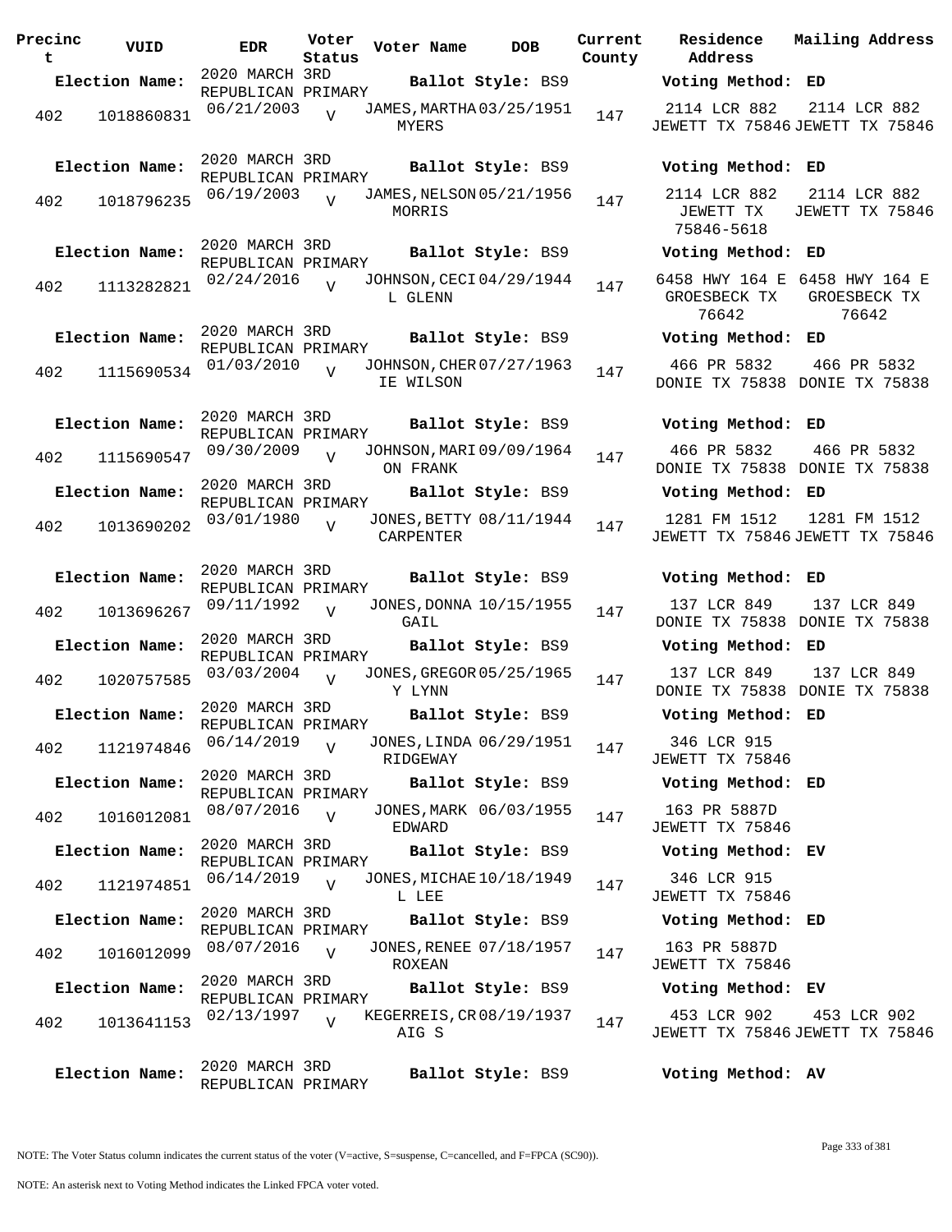| Precinct | VUID | EDR | Voter Status | Voter Name | DOB | Current County | Residence Address | Mailing Address |
|---|---|---|---|---|---|---|---|---|
| **Election Name:** | | 2020 MARCH 3RD REPUBLICAN PRIMARY | | **Ballot Style:** BS9 | | | **Voting Method: ED** | |
| 402 | 1018860831 | 06/21/2003 | V | JAMES, MARTHA MYERS | 03/25/1951 | 147 | 2114 LCR 882 JEWETT TX 75846 | 2114 LCR 882 JEWETT TX 75846 |
| **Election Name:** | | 2020 MARCH 3RD REPUBLICAN PRIMARY | | **Ballot Style:** BS9 | | | **Voting Method: ED** | |
| 402 | 1018796235 | 06/19/2003 | V | JAMES, NELSON MORRIS | 05/21/1956 | 147 | 2114 LCR 882 JEWETT TX 75846-5618 | 2114 LCR 882 JEWETT TX 75846 |
| **Election Name:** | | 2020 MARCH 3RD REPUBLICAN PRIMARY | | **Ballot Style:** BS9 | | | **Voting Method: ED** | |
| 402 | 1113282821 | 02/24/2016 | V | JOHNSON, CECIL GLENN | 04/29/1944 | 147 | 6458 HWY 164 E GROESBECK TX 76642 | 6458 HWY 164 E GROESBECK TX 76642 |
| **Election Name:** | | 2020 MARCH 3RD REPUBLICAN PRIMARY | | **Ballot Style:** BS9 | | | **Voting Method: ED** | |
| 402 | 1115690534 | 01/03/2010 | V | JOHNSON, CHERIE WILSON | 07/27/1963 | 147 | 466 PR 5832 DONIE TX 75838 | 466 PR 5832 DONIE TX 75838 |
| **Election Name:** | | 2020 MARCH 3RD REPUBLICAN PRIMARY | | **Ballot Style:** BS9 | | | **Voting Method: ED** | |
| 402 | 1115690547 | 09/30/2009 | V | JOHNSON, MARION FRANK | 09/09/1964 | 147 | 466 PR 5832 DONIE TX 75838 | 466 PR 5832 DONIE TX 75838 |
| **Election Name:** | | 2020 MARCH 3RD REPUBLICAN PRIMARY | | **Ballot Style:** BS9 | | | **Voting Method: ED** | |
| 402 | 1013690202 | 03/01/1980 | V | JONES, BETTY CARPENTER | 08/11/1944 | 147 | 1281 FM 1512 JEWETT TX 75846 | 1281 FM 1512 JEWETT TX 75846 |
| **Election Name:** | | 2020 MARCH 3RD REPUBLICAN PRIMARY | | **Ballot Style:** BS9 | | | **Voting Method: ED** | |
| 402 | 1013696267 | 09/11/1992 | V | JONES, DONNA GAIL | 10/15/1955 | 147 | 137 LCR 849 DONIE TX 75838 | 137 LCR 849 DONIE TX 75838 |
| **Election Name:** | | 2020 MARCH 3RD REPUBLICAN PRIMARY | | **Ballot Style:** BS9 | | | **Voting Method: ED** | |
| 402 | 1020757585 | 03/03/2004 | V | JONES, GREGORY LYNN | 05/25/1965 | 147 | 137 LCR 849 DONIE TX 75838 | 137 LCR 849 DONIE TX 75838 |
| **Election Name:** | | 2020 MARCH 3RD REPUBLICAN PRIMARY | | **Ballot Style:** BS9 | | | **Voting Method: ED** | |
| 402 | 1121974846 | 06/14/2019 | V | JONES, LINDA RIDGEWAY | 06/29/1951 | 147 | 346 LCR 915 JEWETT TX 75846 | |
| **Election Name:** | | 2020 MARCH 3RD REPUBLICAN PRIMARY | | **Ballot Style:** BS9 | | | **Voting Method: ED** | |
| 402 | 1016012081 | 08/07/2016 | V | JONES, MARK EDWARD | 06/03/1955 | 147 | 163 PR 5887D JEWETT TX 75846 | |
| **Election Name:** | | 2020 MARCH 3RD REPUBLICAN PRIMARY | | **Ballot Style:** BS9 | | | **Voting Method: EV** | |
| 402 | 1121974851 | 06/14/2019 | V | JONES, MICHAEL LEE | 10/18/1949 | 147 | 346 LCR 915 JEWETT TX 75846 | |
| **Election Name:** | | 2020 MARCH 3RD REPUBLICAN PRIMARY | | **Ballot Style:** BS9 | | | **Voting Method: ED** | |
| 402 | 1016012099 | 08/07/2016 | V | JONES, RENEE ROXEAN | 07/18/1957 | 147 | 163 PR 5887D JEWETT TX 75846 | |
| **Election Name:** | | 2020 MARCH 3RD REPUBLICAN PRIMARY | | **Ballot Style:** BS9 | | | **Voting Method: EV** | |
| 402 | 1013641153 | 02/13/1997 | V | KEGERREIS, CRAIG S | 08/19/1937 | 147 | 453 LCR 902 JEWETT TX 75846 | 453 LCR 902 JEWETT TX 75846 |
| **Election Name:** | | 2020 MARCH 3RD REPUBLICAN PRIMARY | | **Ballot Style:** BS9 | | | **Voting Method: AV** | |

NOTE: The Voter Status column indicates the current status of the voter (V=active, S=suspense, C=cancelled, and F=FPCA (SC90)).

NOTE: An asterisk next to Voting Method indicates the Linked FPCA voter voted.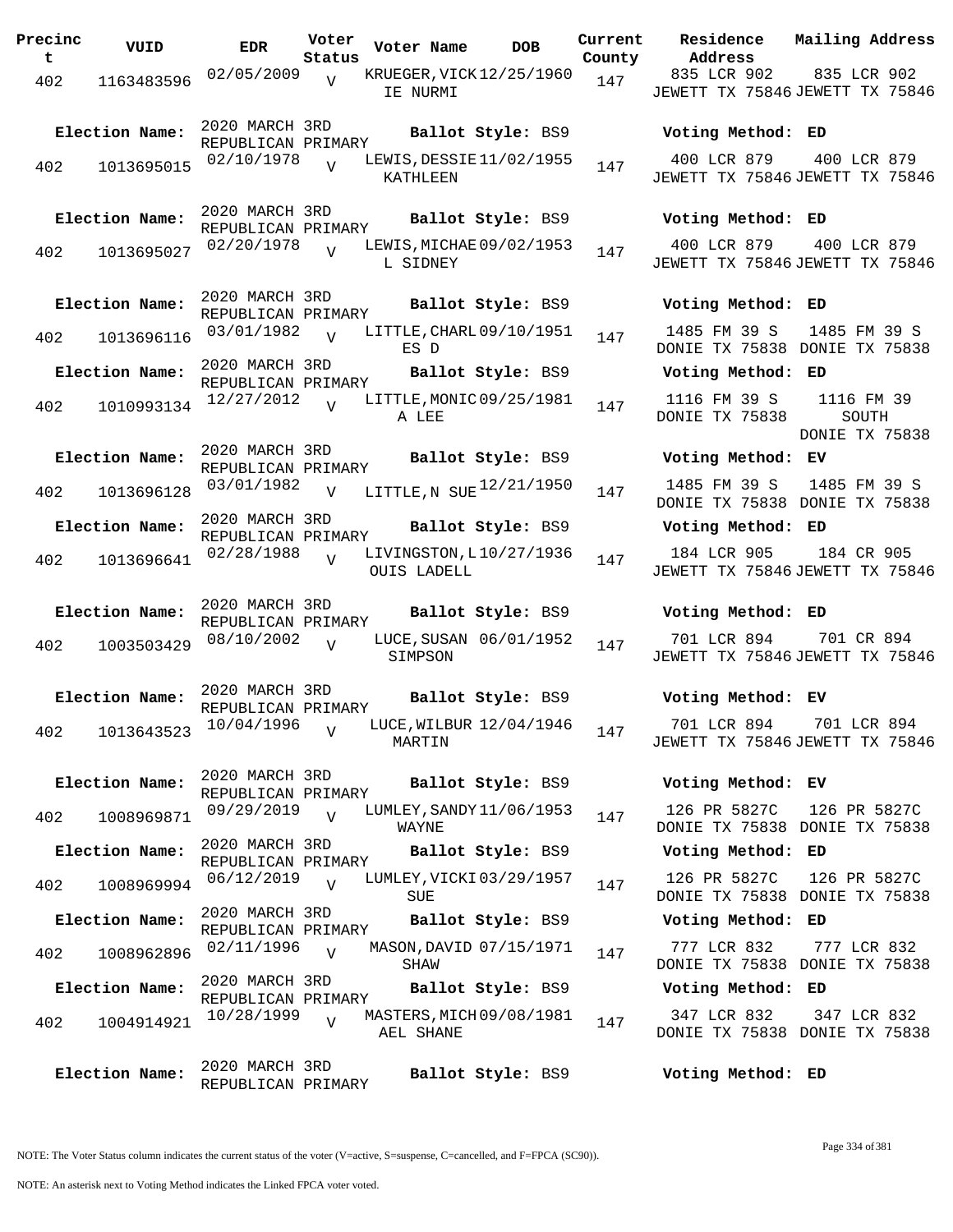| Precinct | VUID | EDR | Voter Status | Voter Name | DOB | Current County | Residence Address | Mailing Address |
|---|---|---|---|---|---|---|---|---|
| 402 | 1163483596 | 02/05/2009 | V | KRUEGER, VICKIE NURMI | 12/25/1960 | 147 | 835 LCR 902 JEWETT TX 75846 | 835 LCR 902 JEWETT TX 75846 |
| Election Name: | 2020 MARCH 3RD REPUBLICAN PRIMARY | | | Ballot Style: BS9 | | | Voting Method: ED | |
| 402 | 1013695015 | 02/10/1978 | V | LEWIS, DESSIE KATHLEEN | 11/02/1955 | 147 | 400 LCR 879 JEWETT TX 75846 | 400 LCR 879 JEWETT TX 75846 |
| Election Name: | 2020 MARCH 3RD REPUBLICAN PRIMARY | | | Ballot Style: BS9 | | | Voting Method: ED | |
| 402 | 1013695027 | 02/20/1978 | V | LEWIS, MICHAEL SIDNEY | 09/02/1953 | 147 | 400 LCR 879 JEWETT TX 75846 | 400 LCR 879 JEWETT TX 75846 |
| Election Name: | 2020 MARCH 3RD REPUBLICAN PRIMARY | | | Ballot Style: BS9 | | | Voting Method: ED | |
| 402 | 1013696116 | 03/01/1982 | V | LITTLE, CHARLES D | 09/10/1951 | 147 | 1485 FM 39 S DONIE TX 75838 | 1485 FM 39 S DONIE TX 75838 |
| Election Name: | 2020 MARCH 3RD REPUBLICAN PRIMARY | | | Ballot Style: BS9 | | | Voting Method: ED | |
| 402 | 1010993134 | 12/27/2012 | V | LITTLE, MONICA LEE | 09/25/1981 | 147 | 1116 FM 39 S DONIE TX 75838 | 1116 FM 39 SOUTH DONIE TX 75838 |
| Election Name: | 2020 MARCH 3RD REPUBLICAN PRIMARY | | | Ballot Style: BS9 | | | Voting Method: EV | |
| 402 | 1013696128 | 03/01/1982 | V | LITTLE, N SUE | 12/21/1950 | 147 | 1485 FM 39 S DONIE TX 75838 | 1485 FM 39 S DONIE TX 75838 |
| Election Name: | 2020 MARCH 3RD REPUBLICAN PRIMARY | | | Ballot Style: BS9 | | | Voting Method: ED | |
| 402 | 1013696641 | 02/28/1988 | V | LIVINGSTON, LOUIS LADELL | 10/27/1936 | 147 | 184 LCR 905 JEWETT TX 75846 | 184 CR 905 JEWETT TX 75846 |
| Election Name: | 2020 MARCH 3RD REPUBLICAN PRIMARY | | | Ballot Style: BS9 | | | Voting Method: ED | |
| 402 | 1003503429 | 08/10/2002 | V | LUCE, SUSAN SIMPSON | 06/01/1952 | 147 | 701 LCR 894 JEWETT TX 75846 | 701 CR 894 JEWETT TX 75846 |
| Election Name: | 2020 MARCH 3RD REPUBLICAN PRIMARY | | | Ballot Style: BS9 | | | Voting Method: EV | |
| 402 | 1013643523 | 10/04/1996 | V | LUCE, WILBUR MARTIN | 12/04/1946 | 147 | 701 LCR 894 JEWETT TX 75846 | 701 LCR 894 JEWETT TX 75846 |
| Election Name: | 2020 MARCH 3RD REPUBLICAN PRIMARY | | | Ballot Style: BS9 | | | Voting Method: EV | |
| 402 | 1008969871 | 09/29/2019 | V | LUMLEY, SANDY WAYNE | 11/06/1953 | 147 | 126 PR 5827C DONIE TX 75838 | 126 PR 5827C DONIE TX 75838 |
| Election Name: | 2020 MARCH 3RD REPUBLICAN PRIMARY | | | Ballot Style: BS9 | | | Voting Method: ED | |
| 402 | 1008969994 | 06/12/2019 | V | LUMLEY, VICKI SUE | 03/29/1957 | 147 | 126 PR 5827C DONIE TX 75838 | 126 PR 5827C DONIE TX 75838 |
| Election Name: | 2020 MARCH 3RD REPUBLICAN PRIMARY | | | Ballot Style: BS9 | | | Voting Method: ED | |
| 402 | 1008962896 | 02/11/1996 | V | MASON, DAVID SHAW | 07/15/1971 | 147 | 777 LCR 832 DONIE TX 75838 | 777 LCR 832 DONIE TX 75838 |
| Election Name: | 2020 MARCH 3RD REPUBLICAN PRIMARY | | | Ballot Style: BS9 | | | Voting Method: ED | |
| 402 | 1004914921 | 10/28/1999 | V | MASTERS, MICHAEL SHANE | 09/08/1981 | 147 | 347 LCR 832 DONIE TX 75838 | 347 LCR 832 DONIE TX 75838 |
| Election Name: | 2020 MARCH 3RD REPUBLICAN PRIMARY | | | Ballot Style: BS9 | | | Voting Method: ED | |

NOTE: The Voter Status column indicates the current status of the voter (V=active, S=suspense, C=cancelled, and F=FPCA (SC90)).

NOTE: An asterisk next to Voting Method indicates the Linked FPCA voter voted.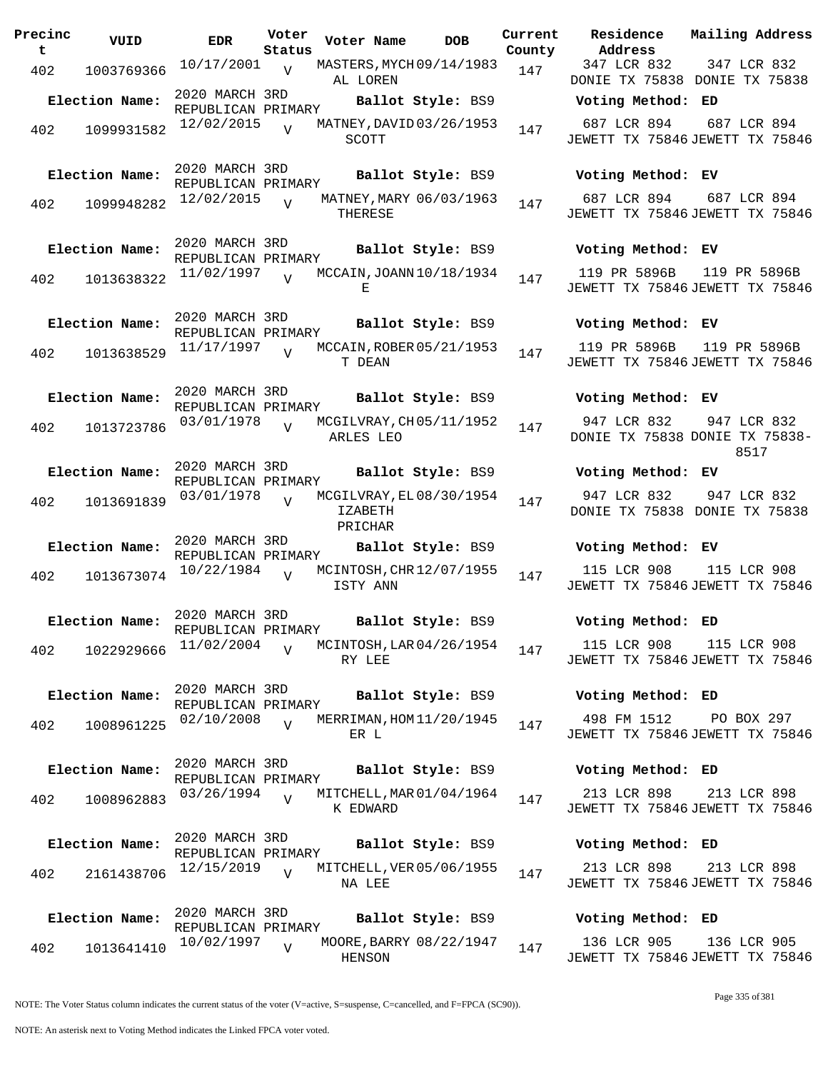| Precinct | VUID | EDR | Voter Status | Voter Name | DOB | Current County | Residence Address | Mailing Address |
|---|---|---|---|---|---|---|---|---|
| 402 | 1003769366 | 10/17/2001 | V | MASTERS, MYCHAL LOREN | 09/14/1983 | 147 | 347 LCR 832 DONIE TX 75838 | 347 LCR 832 DONIE TX 75838 |
| Election Name: | 2020 MARCH 3RD REPUBLICAN PRIMARY | | | Ballot Style: BS9 | | | Voting Method: ED | |
| 402 | 1099931582 | 12/02/2015 | V | MATNEY, DAVID SCOTT | 03/26/1953 | 147 | 687 LCR 894 JEWETT TX 75846 | 687 LCR 894 JEWETT TX 75846 |
| Election Name: | 2020 MARCH 3RD REPUBLICAN PRIMARY | | | Ballot Style: BS9 | | | Voting Method: EV | |
| 402 | 1099948282 | 12/02/2015 | V | MATNEY, MARY THERESE | 06/03/1963 | 147 | 687 LCR 894 JEWETT TX 75846 | 687 LCR 894 JEWETT TX 75846 |
| Election Name: | 2020 MARCH 3RD REPUBLICAN PRIMARY | | | Ballot Style: BS9 | | | Voting Method: EV | |
| 402 | 1013638322 | 11/02/1997 | V | MCCAIN, JOANNE | 10/18/1934 | 147 | 119 PR 5896B JEWETT TX 75846 | 119 PR 5896B JEWETT TX 75846 |
| Election Name: | 2020 MARCH 3RD REPUBLICAN PRIMARY | | | Ballot Style: BS9 | | | Voting Method: EV | |
| 402 | 1013638529 | 11/17/1997 | V | MCCAIN, ROBERT DEAN | 05/21/1953 | 147 | 119 PR 5896B JEWETT TX 75846 | 119 PR 5896B JEWETT TX 75846 |
| Election Name: | 2020 MARCH 3RD REPUBLICAN PRIMARY | | | Ballot Style: BS9 | | | Voting Method: EV | |
| 402 | 1013723786 | 03/01/1978 | V | MCGILVRAY, CHARLES LEO | 05/11/1952 | 147 | 947 LCR 832 DONIE TX 75838 | 947 LCR 832 DONIE TX 75838-8517 |
| Election Name: | 2020 MARCH 3RD REPUBLICAN PRIMARY | | | Ballot Style: BS9 | | | Voting Method: EV | |
| 402 | 1013691839 | 03/01/1978 | V | MCGILVRAY, ELIZABETH PRICHAR | 08/30/1954 | 147 | 947 LCR 832 DONIE TX 75838 | 947 LCR 832 DONIE TX 75838 |
| Election Name: | 2020 MARCH 3RD REPUBLICAN PRIMARY | | | Ballot Style: BS9 | | | Voting Method: EV | |
| 402 | 1013673074 | 10/22/1984 | V | MCINTOSH, CHRISTY ANN | 12/07/1955 | 147 | 115 LCR 908 JEWETT TX 75846 | 115 LCR 908 JEWETT TX 75846 |
| Election Name: | 2020 MARCH 3RD REPUBLICAN PRIMARY | | | Ballot Style: BS9 | | | Voting Method: ED | |
| 402 | 1022929666 | 11/02/2004 | V | MCINTOSH, LARRY LEE | 04/26/1954 | 147 | 115 LCR 908 JEWETT TX 75846 | 115 LCR 908 JEWETT TX 75846 |
| Election Name: | 2020 MARCH 3RD REPUBLICAN PRIMARY | | | Ballot Style: BS9 | | | Voting Method: ED | |
| 402 | 1008961225 | 02/10/2008 | V | MERRIMAN, HOMER L | 11/20/1945 | 147 | 498 FM 1512 JEWETT TX 75846 | PO BOX 297 JEWETT TX 75846 |
| Election Name: | 2020 MARCH 3RD REPUBLICAN PRIMARY | | | Ballot Style: BS9 | | | Voting Method: ED | |
| 402 | 1008962883 | 03/26/1994 | V | MITCHELL, MARK EDWARD | 01/04/1964 | 147 | 213 LCR 898 JEWETT TX 75846 | 213 LCR 898 JEWETT TX 75846 |
| Election Name: | 2020 MARCH 3RD REPUBLICAN PRIMARY | | | Ballot Style: BS9 | | | Voting Method: ED | |
| 402 | 2161438706 | 12/15/2019 | V | MITCHELL, VERNA LEE | 05/06/1955 | 147 | 213 LCR 898 JEWETT TX 75846 | 213 LCR 898 JEWETT TX 75846 |
| Election Name: | 2020 MARCH 3RD REPUBLICAN PRIMARY | | | Ballot Style: BS9 | | | Voting Method: ED | |
| 402 | 1013641410 | 10/02/1997 | V | MOORE, BARRY HENSON | 08/22/1947 | 147 | 136 LCR 905 JEWETT TX 75846 | 136 LCR 905 JEWETT TX 75846 |

NOTE: The Voter Status column indicates the current status of the voter (V=active, S=suspense, C=cancelled, and F=FPCA (SC90)).

NOTE: An asterisk next to Voting Method indicates the Linked FPCA voter voted.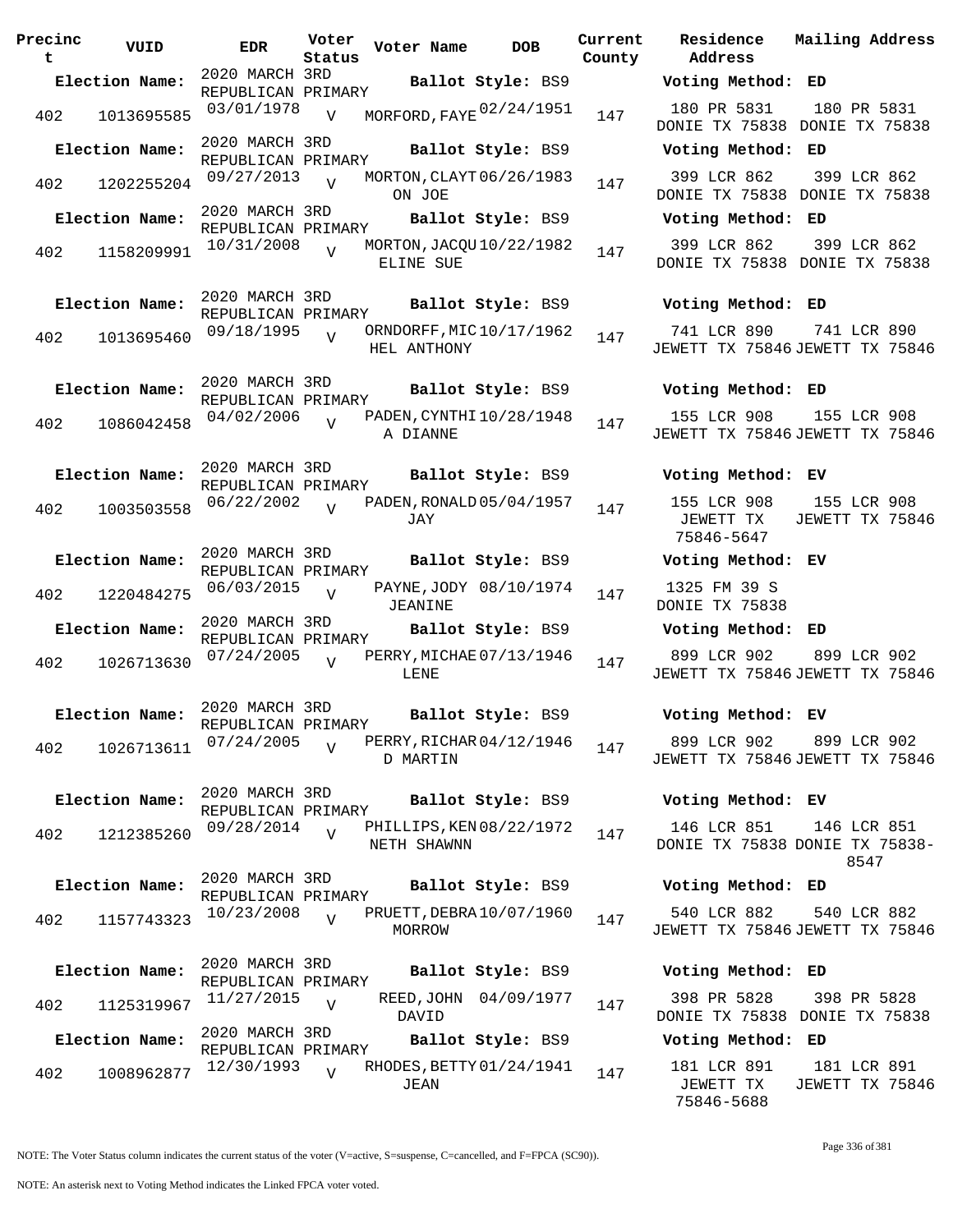| Precinct | VUID | EDR | Voter Status | Voter Name | DOB | Current County | Residence Address | Mailing Address |
|---|---|---|---|---|---|---|---|---|
| **Election Name:** | | 2020 MARCH 3RD REPUBLICAN PRIMARY | | **Ballot Style:** BS9 | | | **Voting Method:** ED | |
| 402 | 1013695585 | 03/01/1978 | V | MORFORD, FAYE | 02/24/1951 | 147 | 180 PR 5831 DONIE TX 75838 | 180 PR 5831 DONIE TX 75838 |
| **Election Name:** | | 2020 MARCH 3RD REPUBLICAN PRIMARY | | **Ballot Style:** BS9 | | | **Voting Method:** ED | |
| 402 | 1202255204 | 09/27/2013 | V | MORTON, CLAYTON JOE | 06/26/1983 | 147 | 399 LCR 862 DONIE TX 75838 | 399 LCR 862 DONIE TX 75838 |
| **Election Name:** | | 2020 MARCH 3RD REPUBLICAN PRIMARY | | **Ballot Style:** BS9 | | | **Voting Method:** ED | |
| 402 | 1158209991 | 10/31/2008 | V | MORTON, JACQUELINE SUE | 10/22/1982 | 147 | 399 LCR 862 DONIE TX 75838 | 399 LCR 862 DONIE TX 75838 |
| **Election Name:** | | 2020 MARCH 3RD REPUBLICAN PRIMARY | | **Ballot Style:** BS9 | | | **Voting Method:** ED | |
| 402 | 1013695460 | 09/18/1995 | V | ORNDORFF, MICHEL ANTHONY | 10/17/1962 | 147 | 741 LCR 890 JEWETT TX 75846 | 741 LCR 890 JEWETT TX 75846 |
| **Election Name:** | | 2020 MARCH 3RD REPUBLICAN PRIMARY | | **Ballot Style:** BS9 | | | **Voting Method:** ED | |
| 402 | 1086042458 | 04/02/2006 | V | PADEN, CYNTHIA DIANNE | 10/28/1948 | 147 | 155 LCR 908 JEWETT TX 75846 | 155 LCR 908 JEWETT TX 75846 |
| **Election Name:** | | 2020 MARCH 3RD REPUBLICAN PRIMARY | | **Ballot Style:** BS9 | | | **Voting Method:** EV | |
| 402 | 1003503558 | 06/22/2002 | V | PADEN, RONALD JAY | 05/04/1957 | 147 | 155 LCR 908 JEWETT TX 75846-5647 | 155 LCR 908 JEWETT TX 75846 |
| **Election Name:** | | 2020 MARCH 3RD REPUBLICAN PRIMARY | | **Ballot Style:** BS9 | | | **Voting Method:** EV | |
| 402 | 1220484275 | 06/03/2015 | V | PAYNE, JODY JEANINE | 08/10/1974 | 147 | 1325 FM 39 S DONIE TX 75838 | |
| **Election Name:** | | 2020 MARCH 3RD REPUBLICAN PRIMARY | | **Ballot Style:** BS9 | | | **Voting Method:** ED | |
| 402 | 1026713630 | 07/24/2005 | V | PERRY, MICHAELENE | 07/13/1946 | 147 | 899 LCR 902 JEWETT TX 75846 | 899 LCR 902 JEWETT TX 75846 |
| **Election Name:** | | 2020 MARCH 3RD REPUBLICAN PRIMARY | | **Ballot Style:** BS9 | | | **Voting Method:** EV | |
| 402 | 1026713611 | 07/24/2005 | V | PERRY, RICHARD MARTIN | 04/12/1946 | 147 | 899 LCR 902 JEWETT TX 75846 | 899 LCR 902 JEWETT TX 75846 |
| **Election Name:** | | 2020 MARCH 3RD REPUBLICAN PRIMARY | | **Ballot Style:** BS9 | | | **Voting Method:** EV | |
| 402 | 1212385260 | 09/28/2014 | V | PHILLIPS, KENNETH SHAWNN | 08/22/1972 | 147 | 146 LCR 851 DONIE TX 75838 | 146 LCR 851 DONIE TX 75838-8547 |
| **Election Name:** | | 2020 MARCH 3RD REPUBLICAN PRIMARY | | **Ballot Style:** BS9 | | | **Voting Method:** ED | |
| 402 | 1157743323 | 10/23/2008 | V | PRUETT, DEBRA MORROW | 10/07/1960 | 147 | 540 LCR 882 JEWETT TX 75846 | 540 LCR 882 JEWETT TX 75846 |
| **Election Name:** | | 2020 MARCH 3RD REPUBLICAN PRIMARY | | **Ballot Style:** BS9 | | | **Voting Method:** ED | |
| 402 | 1125319967 | 11/27/2015 | V | REED, JOHN DAVID | 04/09/1977 | 147 | 398 PR 5828 DONIE TX 75838 | 398 PR 5828 DONIE TX 75838 |
| **Election Name:** | | 2020 MARCH 3RD REPUBLICAN PRIMARY | | **Ballot Style:** BS9 | | | **Voting Method:** ED | |
| 402 | 1008962877 | 12/30/1993 | V | RHODES, BETTY JEAN | 01/24/1941 | 147 | 181 LCR 891 JEWETT TX 75846-5688 | 181 LCR 891 JEWETT TX 75846 |

NOTE: The Voter Status column indicates the current status of the voter (V=active, S=suspense, C=cancelled, and F=FPCA (SC90)).

NOTE: An asterisk next to Voting Method indicates the Linked FPCA voter voted.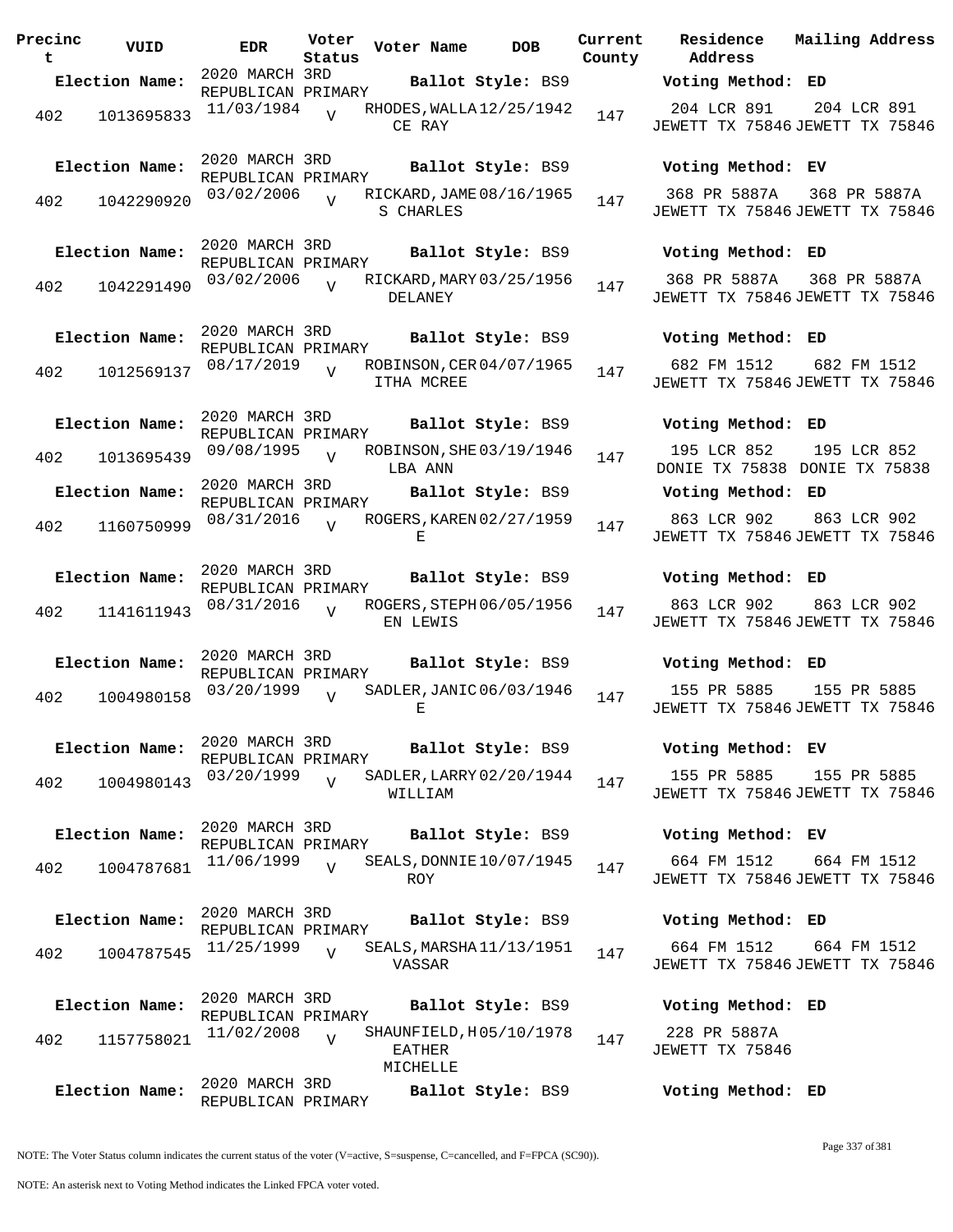| Precinct | VUID | EDR | Voter Status | Voter Name | DOB | Current County | Residence Address | Mailing Address |
|---|---|---|---|---|---|---|---|---|
| **Election Name:** | | 2020 MARCH 3RD REPUBLICAN PRIMARY | | **Ballot Style:** BS9 | | | **Voting Method:** ED | |
| 402 | 1013695833 | 11/03/1984 | V | RHODES, WALLACE RAY | 12/25/1942 | 147 | 204 LCR 891 JEWETT TX 75846 | 204 LCR 891 JEWETT TX 75846 |
| **Election Name:** | | 2020 MARCH 3RD REPUBLICAN PRIMARY | | **Ballot Style:** BS9 | | | **Voting Method:** EV | |
| 402 | 1042290920 | 03/02/2006 | V | RICKARD, JAMES CHARLES | 08/16/1965 | 147 | 368 PR 5887A JEWETT TX 75846 | 368 PR 5887A JEWETT TX 75846 |
| **Election Name:** | | 2020 MARCH 3RD REPUBLICAN PRIMARY | | **Ballot Style:** BS9 | | | **Voting Method:** ED | |
| 402 | 1042291490 | 03/02/2006 | V | RICKARD, MARY DELANEY | 03/25/1956 | 147 | 368 PR 5887A JEWETT TX 75846 | 368 PR 5887A JEWETT TX 75846 |
| **Election Name:** | | 2020 MARCH 3RD REPUBLICAN PRIMARY | | **Ballot Style:** BS9 | | | **Voting Method:** ED | |
| 402 | 1012569137 | 08/17/2019 | V | ROBINSON, CERITHA MCREE | 04/07/1965 | 147 | 682 FM 1512 JEWETT TX 75846 | 682 FM 1512 JEWETT TX 75846 |
| **Election Name:** | | 2020 MARCH 3RD REPUBLICAN PRIMARY | | **Ballot Style:** BS9 | | | **Voting Method:** ED | |
| 402 | 1013695439 | 09/08/1995 | V | ROBINSON, SHELBA ANN | 03/19/1946 | 147 | 195 LCR 852 DONIE TX 75838 | 195 LCR 852 DONIE TX 75838 |
| **Election Name:** | | 2020 MARCH 3RD REPUBLICAN PRIMARY | | **Ballot Style:** BS9 | | | **Voting Method:** ED | |
| 402 | 1160750999 | 08/31/2016 | V | ROGERS, KARENE | 02/27/1959 | 147 | 863 LCR 902 JEWETT TX 75846 | 863 LCR 902 JEWETT TX 75846 |
| **Election Name:** | | 2020 MARCH 3RD REPUBLICAN PRIMARY | | **Ballot Style:** BS9 | | | **Voting Method:** ED | |
| 402 | 1141611943 | 08/31/2016 | V | ROGERS, STEPHEN LEWIS | 06/05/1956 | 147 | 863 LCR 902 JEWETT TX 75846 | 863 LCR 902 JEWETT TX 75846 |
| **Election Name:** | | 2020 MARCH 3RD REPUBLICAN PRIMARY | | **Ballot Style:** BS9 | | | **Voting Method:** ED | |
| 402 | 1004980158 | 03/20/1999 | V | SADLER, JANICE | 06/03/1946 | 147 | 155 PR 5885 JEWETT TX 75846 | 155 PR 5885 JEWETT TX 75846 |
| **Election Name:** | | 2020 MARCH 3RD REPUBLICAN PRIMARY | | **Ballot Style:** BS9 | | | **Voting Method:** EV | |
| 402 | 1004980143 | 03/20/1999 | V | SADLER, LARRY WILLIAM | 02/20/1944 | 147 | 155 PR 5885 JEWETT TX 75846 | 155 PR 5885 JEWETT TX 75846 |
| **Election Name:** | | 2020 MARCH 3RD REPUBLICAN PRIMARY | | **Ballot Style:** BS9 | | | **Voting Method:** EV | |
| 402 | 1004787681 | 11/06/1999 | V | SEALS, DONNIE ROY | 10/07/1945 | 147 | 664 FM 1512 JEWETT TX 75846 | 664 FM 1512 JEWETT TX 75846 |
| **Election Name:** | | 2020 MARCH 3RD REPUBLICAN PRIMARY | | **Ballot Style:** BS9 | | | **Voting Method:** ED | |
| 402 | 1004787545 | 11/25/1999 | V | SEALS, MARSHA VASSAR | 11/13/1951 | 147 | 664 FM 1512 JEWETT TX 75846 | 664 FM 1512 JEWETT TX 75846 |
| **Election Name:** | | 2020 MARCH 3RD REPUBLICAN PRIMARY | | **Ballot Style:** BS9 | | | **Voting Method:** ED | |
| 402 | 1157758021 | 11/02/2008 | V | SHAUNFIELD, HEATHER MICHELLE | 05/10/1978 | 147 | 228 PR 5887A JEWETT TX 75846 | |
| **Election Name:** | | 2020 MARCH 3RD REPUBLICAN PRIMARY | | **Ballot Style:** BS9 | | | **Voting Method:** ED | |

NOTE: The Voter Status column indicates the current status of the voter (V=active, S=suspense, C=cancelled, and F=FPCA (SC90)).

NOTE: An asterisk next to Voting Method indicates the Linked FPCA voter voted.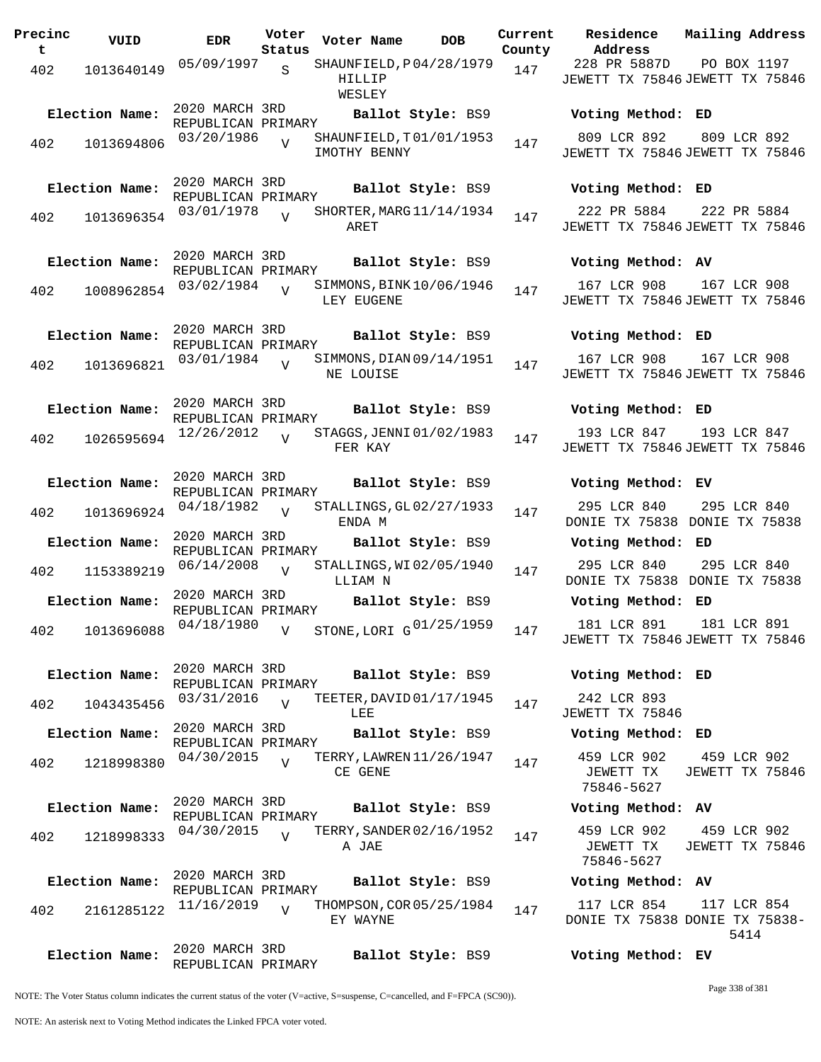| Precinct | VUID | EDR | Voter Status | Voter Name | DOB | Current County | Residence Address | Mailing Address |
|---|---|---|---|---|---|---|---|---|
| 402 | 1013640149 | 05/09/1997 | S | SHAUNFIELD,PHILLIP WESLEY | 04/28/1979 | 147 | 228 PR 5887D JEWETT TX 75846 | PO BOX 1197 JEWETT TX 75846 |
| **Election Name:** | 2020 MARCH 3RD REPUBLICAN PRIMARY | | | **Ballot Style:** BS9 | | | **Voting Method:** ED | |
| 402 | 1013694806 | 03/20/1986 | V | SHAUNFIELD,TIMOTHY BENNY | 01/01/1953 | 147 | 809 LCR 892 JEWETT TX 75846 | 809 LCR 892 JEWETT TX 75846 |
| **Election Name:** | 2020 MARCH 3RD REPUBLICAN PRIMARY | | | **Ballot Style:** BS9 | | | **Voting Method:** ED | |
| 402 | 1013696354 | 03/01/1978 | V | SHORTER,MARGARET | 11/14/1934 | 147 | 222 PR 5884 JEWETT TX 75846 | 222 PR 5884 JEWETT TX 75846 |
| **Election Name:** | 2020 MARCH 3RD REPUBLICAN PRIMARY | | | **Ballot Style:** BS9 | | | **Voting Method:** AV | |
| 402 | 1008962854 | 03/02/1984 | V | SIMMONS,BINKLEY EUGENE | 10/06/1946 | 147 | 167 LCR 908 JEWETT TX 75846 | 167 LCR 908 JEWETT TX 75846 |
| **Election Name:** | 2020 MARCH 3RD REPUBLICAN PRIMARY | | | **Ballot Style:** BS9 | | | **Voting Method:** ED | |
| 402 | 1013696821 | 03/01/1984 | V | SIMMONS,DIANNE LOUISE | 09/14/1951 | 147 | 167 LCR 908 JEWETT TX 75846 | 167 LCR 908 JEWETT TX 75846 |
| **Election Name:** | 2020 MARCH 3RD REPUBLICAN PRIMARY | | | **Ballot Style:** BS9 | | | **Voting Method:** ED | |
| 402 | 1026595694 | 12/26/2012 | V | STAGGS,JENNIFER KAY | 01/02/1983 | 147 | 193 LCR 847 JEWETT TX 75846 | 193 LCR 847 JEWETT TX 75846 |
| **Election Name:** | 2020 MARCH 3RD REPUBLICAN PRIMARY | | | **Ballot Style:** BS9 | | | **Voting Method:** EV | |
| 402 | 1013696924 | 04/18/1982 | V | STALLINGS,GLENDA M | 02/27/1933 | 147 | 295 LCR 840 DONIE TX 75838 | 295 LCR 840 DONIE TX 75838 |
| **Election Name:** | 2020 MARCH 3RD REPUBLICAN PRIMARY | | | **Ballot Style:** BS9 | | | **Voting Method:** ED | |
| 402 | 1153389219 | 06/14/2008 | V | STALLINGS,WILLIAM N | 02/05/1940 | 147 | 295 LCR 840 DONIE TX 75838 | 295 LCR 840 DONIE TX 75838 |
| **Election Name:** | 2020 MARCH 3RD REPUBLICAN PRIMARY | | | **Ballot Style:** BS9 | | | **Voting Method:** ED | |
| 402 | 1013696088 | 04/18/1980 | V | STONE,LORI G | 01/25/1959 | 147 | 181 LCR 891 JEWETT TX 75846 | 181 LCR 891 JEWETT TX 75846 |
| **Election Name:** | 2020 MARCH 3RD REPUBLICAN PRIMARY | | | **Ballot Style:** BS9 | | | **Voting Method:** ED | |
| 402 | 1043435456 | 03/31/2016 | V | TEETER,DAVID LEE | 01/17/1945 | 147 | 242 LCR 893 JEWETT TX 75846 | |
| **Election Name:** | 2020 MARCH 3RD REPUBLICAN PRIMARY | | | **Ballot Style:** BS9 | | | **Voting Method:** ED | |
| 402 | 1218998380 | 04/30/2015 | V | TERRY,LAWRENCE GENE | 11/26/1947 | 147 | 459 LCR 902 JEWETT TX 75846-5627 | 459 LCR 902 JEWETT TX 75846 |
| **Election Name:** | 2020 MARCH 3RD REPUBLICAN PRIMARY | | | **Ballot Style:** BS9 | | | **Voting Method:** AV | |
| 402 | 1218998333 | 04/30/2015 | V | TERRY,SANDERA JAE | 02/16/1952 | 147 | 459 LCR 902 JEWETT TX 75846-5627 | 459 LCR 902 JEWETT TX 75846 |
| **Election Name:** | 2020 MARCH 3RD REPUBLICAN PRIMARY | | | **Ballot Style:** BS9 | | | **Voting Method:** AV | |
| 402 | 2161285122 | 11/16/2019 | V | THOMPSON,COREY WAYNE | 05/25/1984 | 147 | 117 LCR 854 DONIE TX 75838 | 117 LCR 854 DONIE TX 75838-5414 |
| **Election Name:** | 2020 MARCH 3RD REPUBLICAN PRIMARY | | | **Ballot Style:** BS9 | | | **Voting Method:** EV | |

NOTE: The Voter Status column indicates the current status of the voter (V=active, S=suspense, C=cancelled, and F=FPCA (SC90)).

NOTE: An asterisk next to Voting Method indicates the Linked FPCA voter voted.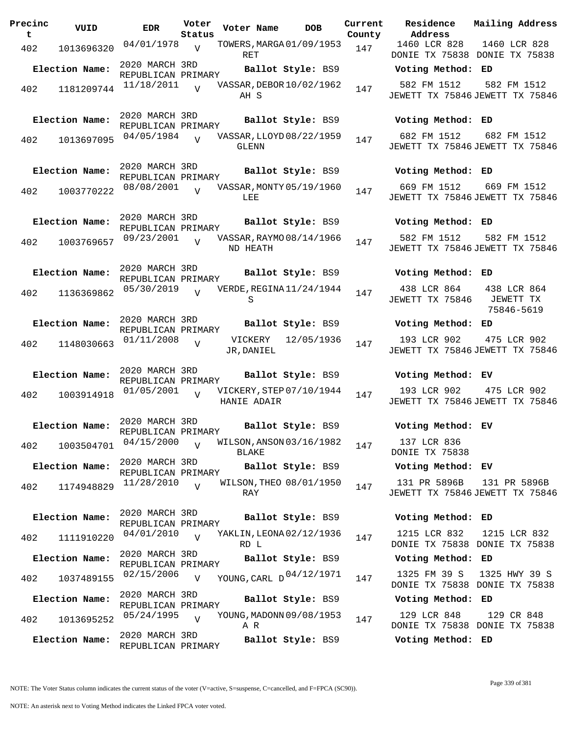| Precinct | VUID | EDR | Voter Status | Voter Name | DOB | Current County | Residence Address | Mailing Address |
|---|---|---|---|---|---|---|---|---|
| 402 | 1013696320 | 04/01/1978 | V | TOWERS, MARGARET | 01/09/1953 | 147 | 1460 LCR 828 DONIE TX 75838 | 1460 LCR 828 DONIE TX 75838 |
| Election Name: | 2020 MARCH 3RD REPUBLICAN PRIMARY | | | Ballot Style: BS9 | | | Voting Method: ED | |
| 402 | 1181209744 | 11/18/2011 | V | VASSAR, DEBORAH S | 10/02/1962 | 147 | 582 FM 1512 JEWETT TX 75846 | 582 FM 1512 JEWETT TX 75846 |
| Election Name: | 2020 MARCH 3RD REPUBLICAN PRIMARY | | | Ballot Style: BS9 | | | Voting Method: ED | |
| 402 | 1013697095 | 04/05/1984 | V | VASSAR, LLOYD GLENN | 08/22/1959 | 147 | 682 FM 1512 JEWETT TX 75846 | 682 FM 1512 JEWETT TX 75846 |
| Election Name: | 2020 MARCH 3RD REPUBLICAN PRIMARY | | | Ballot Style: BS9 | | | Voting Method: ED | |
| 402 | 1003770222 | 08/08/2001 | V | VASSAR, MONTY LEE | 05/19/1960 | 147 | 669 FM 1512 JEWETT TX 75846 | 669 FM 1512 JEWETT TX 75846 |
| Election Name: | 2020 MARCH 3RD REPUBLICAN PRIMARY | | | Ballot Style: BS9 | | | Voting Method: ED | |
| 402 | 1003769657 | 09/23/2001 | V | VASSAR, RAYMOND HEATH | 08/14/1966 | 147 | 582 FM 1512 JEWETT TX 75846 | 582 FM 1512 JEWETT TX 75846 |
| Election Name: | 2020 MARCH 3RD REPUBLICAN PRIMARY | | | Ballot Style: BS9 | | | Voting Method: ED | |
| 402 | 1136369862 | 05/30/2019 | V | VERDE, REGINA S | 11/24/1944 | 147 | 438 LCR 864 JEWETT TX 75846 | 438 LCR 864 JEWETT TX 75846-5619 |
| Election Name: | 2020 MARCH 3RD REPUBLICAN PRIMARY | | | Ballot Style: BS9 | | | Voting Method: ED | |
| 402 | 1148030663 | 01/11/2008 | V | VICKERY JR, DANIEL | 12/05/1936 | 147 | 193 LCR 902 JEWETT TX 75846 | 475 LCR 902 JEWETT TX 75846 |
| Election Name: | 2020 MARCH 3RD REPUBLICAN PRIMARY | | | Ballot Style: BS9 | | | Voting Method: EV | |
| 402 | 1003914918 | 01/05/2001 | V | VICKERY, STEPHANIE ADAIR | 07/10/1944 | 147 | 193 LCR 902 JEWETT TX 75846 | 475 LCR 902 JEWETT TX 75846 |
| Election Name: | 2020 MARCH 3RD REPUBLICAN PRIMARY | | | Ballot Style: BS9 | | | Voting Method: EV | |
| 402 | 1003504701 | 04/15/2000 | V | WILSON, ANSON BLAKE | 03/16/1982 | 147 | 137 LCR 836 DONIE TX 75838 | |
| Election Name: | 2020 MARCH 3RD REPUBLICAN PRIMARY | | | Ballot Style: BS9 | | | Voting Method: EV | |
| 402 | 1174948829 | 11/28/2010 | V | WILSON, THEO RAY | 08/01/1950 | 147 | 131 PR 5896B JEWETT TX 75846 | 131 PR 5896B JEWETT TX 75846 |
| Election Name: | 2020 MARCH 3RD REPUBLICAN PRIMARY | | | Ballot Style: BS9 | | | Voting Method: ED | |
| 402 | 1111910220 | 04/01/2010 | V | YAKLIN, LEONARD L | 02/12/1936 | 147 | 1215 LCR 832 DONIE TX 75838 | 1215 LCR 832 DONIE TX 75838 |
| Election Name: | 2020 MARCH 3RD REPUBLICAN PRIMARY | | | Ballot Style: BS9 | | | Voting Method: ED | |
| 402 | 1037489155 | 02/15/2006 | V | YOUNG, CARL D | 04/12/1971 | 147 | 1325 FM 39 S DONIE TX 75838 | 1325 HWY 39 S DONIE TX 75838 |
| Election Name: | 2020 MARCH 3RD REPUBLICAN PRIMARY | | | Ballot Style: BS9 | | | Voting Method: ED | |
| 402 | 1013695252 | 05/24/1995 | V | YOUNG, MADONNA R | 09/08/1953 | 147 | 129 LCR 848 DONIE TX 75838 | 129 CR 848 DONIE TX 75838 |
| Election Name: | 2020 MARCH 3RD REPUBLICAN PRIMARY | | | Ballot Style: BS9 | | | Voting Method: ED | |

NOTE: The Voter Status column indicates the current status of the voter (V=active, S=suspense, C=cancelled, and F=FPCA (SC90)).

NOTE: An asterisk next to Voting Method indicates the Linked FPCA voter voted.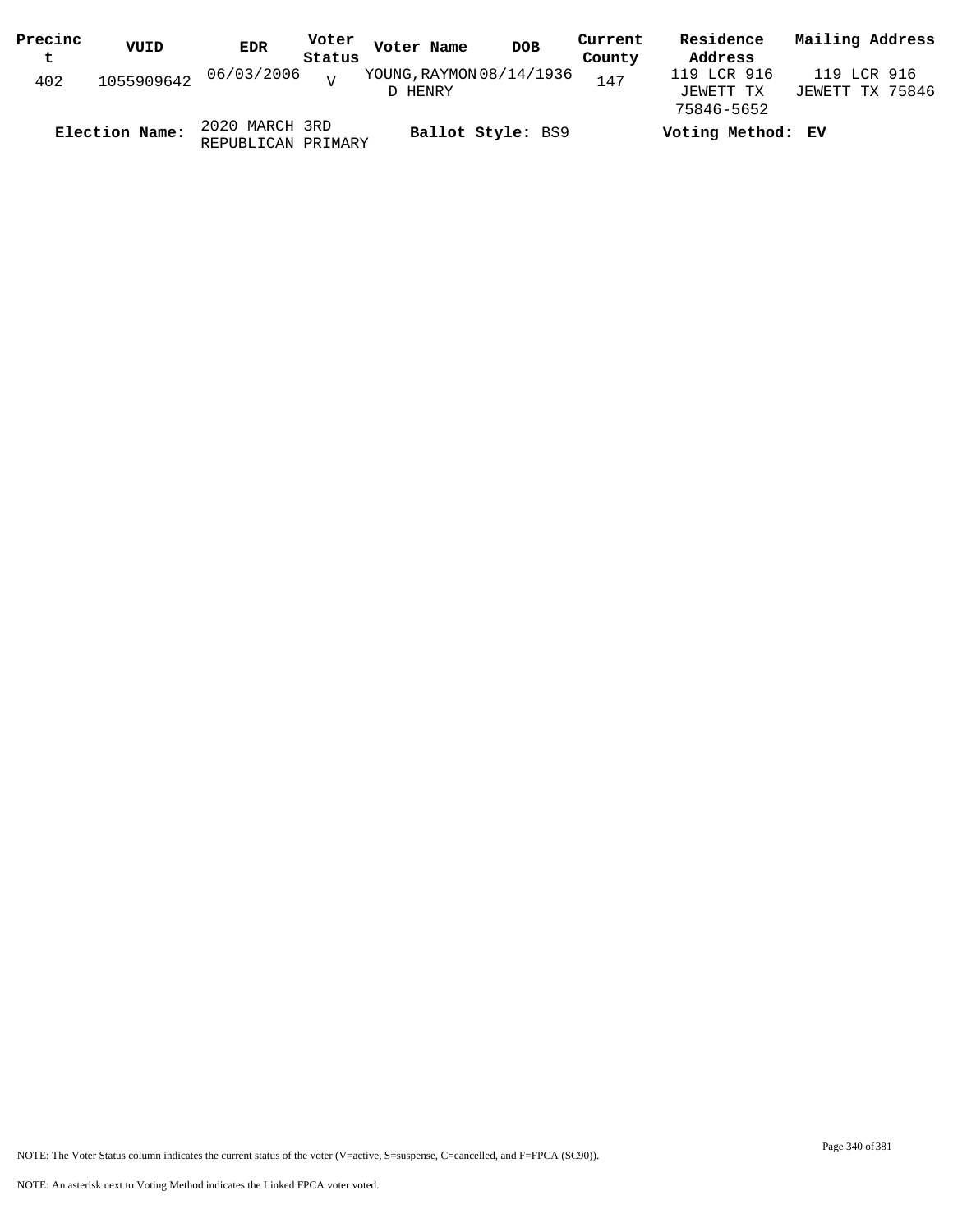| Precinct | VUID | EDR | Voter Status | Voter Name | DOB | Current County | Residence Address | Mailing Address |
|---|---|---|---|---|---|---|---|---|
| 402 | 1055909642 | 06/03/2006 | V | YOUNG,RAYMOND HENRY | 08/14/1936 | 147 | 119 LCR 916 JEWETT TX 75846-5652 | 119 LCR 916 JEWETT TX 75846 |

**Election Name:** 2020 MARCH 3RD REPUBLICAN PRIMARY **Ballot Style:** BS9 **Voting Method:** EV

NOTE: The Voter Status column indicates the current status of the voter (V=active, S=suspense, C=cancelled, and F=FPCA (SC90)).

NOTE: An asterisk next to Voting Method indicates the Linked FPCA voter voted.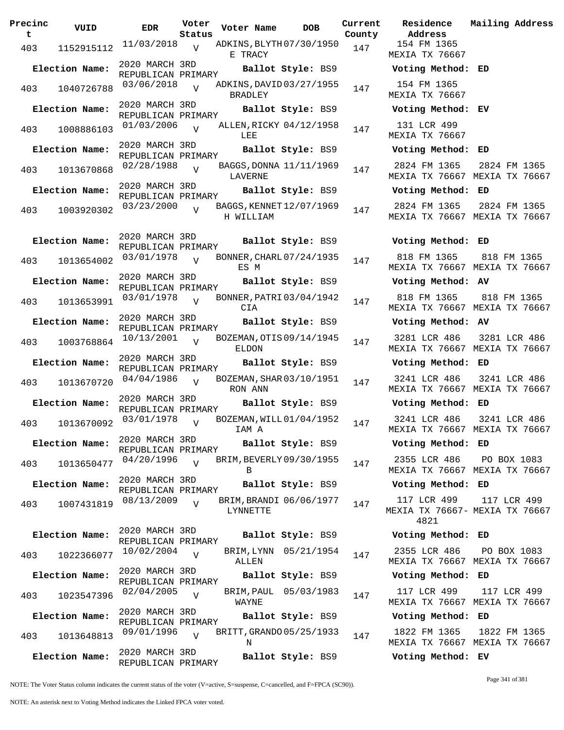| Precinct | VUID | EDR | Voter Status | Voter Name | DOB | Current County | Residence Address | Mailing Address |
|---|---|---|---|---|---|---|---|---|
| 403 | 1152915112 | 11/03/2018 | V | ADKINS,BLYTHE TRACY | 07/30/1950 | 147 | 154 FM 1365 MEXIA TX 76667 | |
| **Election Name:** | | 2020 MARCH 3RD REPUBLICAN PRIMARY | | **Ballot Style:** BS9 | | | **Voting Method:** ED | |
| 403 | 1040726788 | 03/06/2018 | V | ADKINS,DAVID BRADLEY | 03/27/1955 | 147 | 154 FM 1365 MEXIA TX 76667 | |
| **Election Name:** | | 2020 MARCH 3RD REPUBLICAN PRIMARY | | **Ballot Style:** BS9 | | | **Voting Method:** EV | |
| 403 | 1008886103 | 01/03/2006 | V | ALLEN,RICKY LEE | 04/12/1958 | 147 | 131 LCR 499 MEXIA TX 76667 | |
| **Election Name:** | | 2020 MARCH 3RD REPUBLICAN PRIMARY | | **Ballot Style:** BS9 | | | **Voting Method:** ED | |
| 403 | 1013670868 | 02/28/1988 | V | BAGGS,DONNA LAVERNE | 11/11/1969 | 147 | 2824 FM 1365 MEXIA TX 76667 | 2824 FM 1365 MEXIA TX 76667 |
| **Election Name:** | | 2020 MARCH 3RD REPUBLICAN PRIMARY | | **Ballot Style:** BS9 | | | **Voting Method:** ED | |
| 403 | 1003920302 | 03/23/2000 | V | BAGGS,KENNETH WILLIAM | 12/07/1969 | 147 | 2824 FM 1365 MEXIA TX 76667 | 2824 FM 1365 MEXIA TX 76667 |
| **Election Name:** | | 2020 MARCH 3RD REPUBLICAN PRIMARY | | **Ballot Style:** BS9 | | | **Voting Method:** ED | |
| 403 | 1013654002 | 03/01/1978 | V | BONNER,CHARLES M | 07/24/1935 | 147 | 818 FM 1365 MEXIA TX 76667 | 818 FM 1365 MEXIA TX 76667 |
| **Election Name:** | | 2020 MARCH 3RD REPUBLICAN PRIMARY | | **Ballot Style:** BS9 | | | **Voting Method:** AV | |
| 403 | 1013653991 | 03/01/1978 | V | BONNER,PATRICIA | 03/04/1942 | 147 | 818 FM 1365 MEXIA TX 76667 | 818 FM 1365 MEXIA TX 76667 |
| **Election Name:** | | 2020 MARCH 3RD REPUBLICAN PRIMARY | | **Ballot Style:** BS9 | | | **Voting Method:** AV | |
| 403 | 1003768864 | 10/13/2001 | V | BOZEMAN,OTIS ELDON | 09/14/1945 | 147 | 3281 LCR 486 MEXIA TX 76667 | 3281 LCR 486 MEXIA TX 76667 |
| **Election Name:** | | 2020 MARCH 3RD REPUBLICAN PRIMARY | | **Ballot Style:** BS9 | | | **Voting Method:** ED | |
| 403 | 1013670720 | 04/04/1986 | V | BOZEMAN,SHARRON ANN | 03/10/1951 | 147 | 3241 LCR 486 MEXIA TX 76667 | 3241 LCR 486 MEXIA TX 76667 |
| **Election Name:** | | 2020 MARCH 3RD REPUBLICAN PRIMARY | | **Ballot Style:** BS9 | | | **Voting Method:** ED | |
| 403 | 1013670092 | 03/01/1978 | V | BOZEMAN,WILLIAM A | 01/04/1952 | 147 | 3241 LCR 486 MEXIA TX 76667 | 3241 LCR 486 MEXIA TX 76667 |
| **Election Name:** | | 2020 MARCH 3RD REPUBLICAN PRIMARY | | **Ballot Style:** BS9 | | | **Voting Method:** ED | |
| 403 | 1013650477 | 04/20/1996 | V | BRIM,BEVERLY B | 09/30/1955 | 147 | 2355 LCR 486 MEXIA TX 76667 | PO BOX 1083 MEXIA TX 76667 |
| **Election Name:** | | 2020 MARCH 3RD REPUBLICAN PRIMARY | | **Ballot Style:** BS9 | | | **Voting Method:** ED | |
| 403 | 1007431819 | 08/13/2009 | V | BRIM,BRANDI LYNNETTE | 06/06/1977 | 147 | 117 LCR 499 MEXIA TX 76667-4821 | 117 LCR 499 MEXIA TX 76667 |
| **Election Name:** | | 2020 MARCH 3RD REPUBLICAN PRIMARY | | **Ballot Style:** BS9 | | | **Voting Method:** ED | |
| 403 | 1022366077 | 10/02/2004 | V | BRIM,LYNN ALLEN | 05/21/1954 | 147 | 2355 LCR 486 MEXIA TX 76667 | PO BOX 1083 MEXIA TX 76667 |
| **Election Name:** | | 2020 MARCH 3RD REPUBLICAN PRIMARY | | **Ballot Style:** BS9 | | | **Voting Method:** ED | |
| 403 | 1023547396 | 02/04/2005 | V | BRIM,PAUL WAYNE | 05/03/1983 | 147 | 117 LCR 499 MEXIA TX 76667 | 117 LCR 499 MEXIA TX 76667 |
| **Election Name:** | | 2020 MARCH 3RD REPUBLICAN PRIMARY | | **Ballot Style:** BS9 | | | **Voting Method:** ED | |
| 403 | 1013648813 | 09/01/1996 | V | BRITT,GRANDON | 05/25/1933 | 147 | 1822 FM 1365 MEXIA TX 76667 | 1822 FM 1365 MEXIA TX 76667 |
| **Election Name:** | | 2020 MARCH 3RD REPUBLICAN PRIMARY | | **Ballot Style:** BS9 | | | **Voting Method:** EV | |

NOTE: The Voter Status column indicates the current status of the voter (V=active, S=suspense, C=cancelled, and F=FPCA (SC90)).

NOTE: An asterisk next to Voting Method indicates the Linked FPCA voter voted.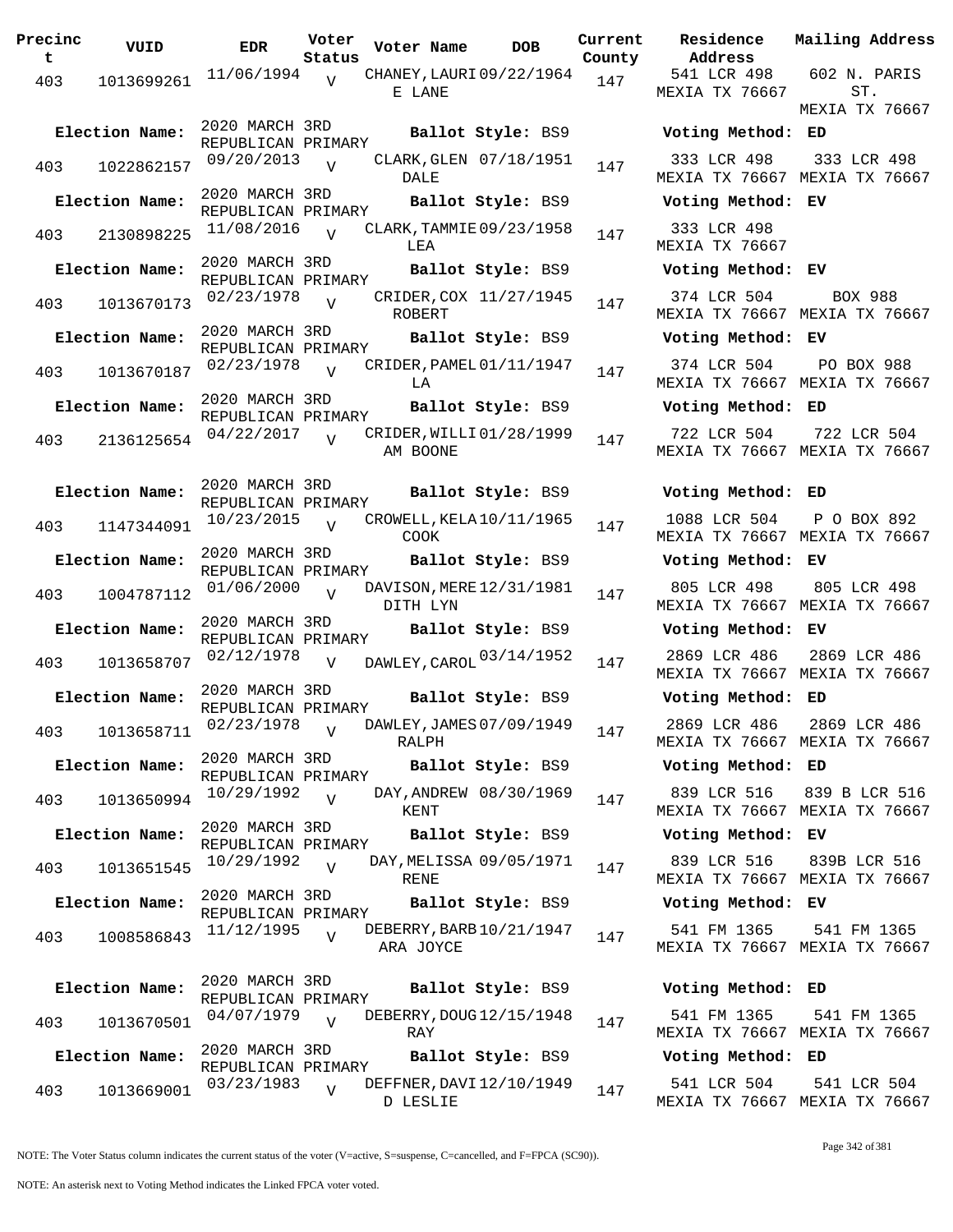| Precinct | VUID | EDR | Voter Status | Voter Name | DOB | Current County | Residence Address | Mailing Address |
|---|---|---|---|---|---|---|---|---|
| 403 | 1013699261 | 11/06/1994 | V | CHANEY, LAURIE LANE | 09/22/1964 | 147 | 541 LCR 498 MEXIA TX 76667 | 602 N. PARIS ST. MEXIA TX 76667 |
| **Election Name:** | 2020 MARCH 3RD REPUBLICAN PRIMARY | | | **Ballot Style:** BS9 | | | **Voting Method:** ED | |
| 403 | 1022862157 | 09/20/2013 | V | CLARK, GLEN DALE | 07/18/1951 | 147 | 333 LCR 498 MEXIA TX 76667 | 333 LCR 498 MEXIA TX 76667 |
| **Election Name:** | 2020 MARCH 3RD REPUBLICAN PRIMARY | | | **Ballot Style:** BS9 | | | **Voting Method:** EV | |
| 403 | 2130898225 | 11/08/2016 | V | CLARK, TAMMIE LEA | 09/23/1958 | 147 | 333 LCR 498 MEXIA TX 76667 | |
| **Election Name:** | 2020 MARCH 3RD REPUBLICAN PRIMARY | | | **Ballot Style:** BS9 | | | **Voting Method:** EV | |
| 403 | 1013670173 | 02/23/1978 | V | CRIDER, COX ROBERT | 11/27/1945 | 147 | 374 LCR 504 MEXIA TX 76667 | BOX 988 MEXIA TX 76667 |
| **Election Name:** | 2020 MARCH 3RD REPUBLICAN PRIMARY | | | **Ballot Style:** BS9 | | | **Voting Method:** EV | |
| 403 | 1013670187 | 02/23/1978 | V | CRIDER, PAMELLA | 01/11/1947 | 147 | 374 LCR 504 MEXIA TX 76667 | PO BOX 988 MEXIA TX 76667 |
| **Election Name:** | 2020 MARCH 3RD REPUBLICAN PRIMARY | | | **Ballot Style:** BS9 | | | **Voting Method:** ED | |
| 403 | 2136125654 | 04/22/2017 | V | CRIDER, WILLIAM BOONE | 01/28/1999 | 147 | 722 LCR 504 MEXIA TX 76667 | 722 LCR 504 MEXIA TX 76667 |
| **Election Name:** | 2020 MARCH 3RD REPUBLICAN PRIMARY | | | **Ballot Style:** BS9 | | | **Voting Method:** ED | |
| 403 | 1147344091 | 10/23/2015 | V | CROWELL, KELA COOK | 10/11/1965 | 147 | 1088 LCR 504 MEXIA TX 76667 | P O BOX 892 MEXIA TX 76667 |
| **Election Name:** | 2020 MARCH 3RD REPUBLICAN PRIMARY | | | **Ballot Style:** BS9 | | | **Voting Method:** EV | |
| 403 | 1004787112 | 01/06/2000 | V | DAVISON, MEREDITH LYN | 12/31/1981 | 147 | 805 LCR 498 MEXIA TX 76667 | 805 LCR 498 MEXIA TX 76667 |
| **Election Name:** | 2020 MARCH 3RD REPUBLICAN PRIMARY | | | **Ballot Style:** BS9 | | | **Voting Method:** EV | |
| 403 | 1013658707 | 02/12/1978 | V | DAWLEY, CAROL | 03/14/1952 | 147 | 2869 LCR 486 MEXIA TX 76667 | 2869 LCR 486 MEXIA TX 76667 |
| **Election Name:** | 2020 MARCH 3RD REPUBLICAN PRIMARY | | | **Ballot Style:** BS9 | | | **Voting Method:** ED | |
| 403 | 1013658711 | 02/23/1978 | V | DAWLEY, JAMES RALPH | 07/09/1949 | 147 | 2869 LCR 486 MEXIA TX 76667 | 2869 LCR 486 MEXIA TX 76667 |
| **Election Name:** | 2020 MARCH 3RD REPUBLICAN PRIMARY | | | **Ballot Style:** BS9 | | | **Voting Method:** ED | |
| 403 | 1013650994 | 10/29/1992 | V | DAY, ANDREW KENT | 08/30/1969 | 147 | 839 LCR 516 MEXIA TX 76667 | 839 B LCR 516 MEXIA TX 76667 |
| **Election Name:** | 2020 MARCH 3RD REPUBLICAN PRIMARY | | | **Ballot Style:** BS9 | | | **Voting Method:** EV | |
| 403 | 1013651545 | 10/29/1992 | V | DAY, MELISSA RENE | 09/05/1971 | 147 | 839 LCR 516 MEXIA TX 76667 | 839B LCR 516 MEXIA TX 76667 |
| **Election Name:** | 2020 MARCH 3RD REPUBLICAN PRIMARY | | | **Ballot Style:** BS9 | | | **Voting Method:** EV | |
| 403 | 1008586843 | 11/12/1995 | V | DEBERRY, BARBARA JOYCE | 10/21/1947 | 147 | 541 FM 1365 MEXIA TX 76667 | 541 FM 1365 MEXIA TX 76667 |
| **Election Name:** | 2020 MARCH 3RD REPUBLICAN PRIMARY | | | **Ballot Style:** BS9 | | | **Voting Method:** ED | |
| 403 | 1013670501 | 04/07/1979 | V | DEBERRY, DOUG RAY | 12/15/1948 | 147 | 541 FM 1365 MEXIA TX 76667 | 541 FM 1365 MEXIA TX 76667 |
| **Election Name:** | 2020 MARCH 3RD REPUBLICAN PRIMARY | | | **Ballot Style:** BS9 | | | **Voting Method:** ED | |
| 403 | 1013669001 | 03/23/1983 | V | DEFFNER, DAVID LESLIE | 12/10/1949 | 147 | 541 LCR 504 MEXIA TX 76667 | 541 LCR 504 MEXIA TX 76667 |

NOTE: The Voter Status column indicates the current status of the voter (V=active, S=suspense, C=cancelled, and F=FPCA (SC90)).

NOTE: An asterisk next to Voting Method indicates the Linked FPCA voter voted.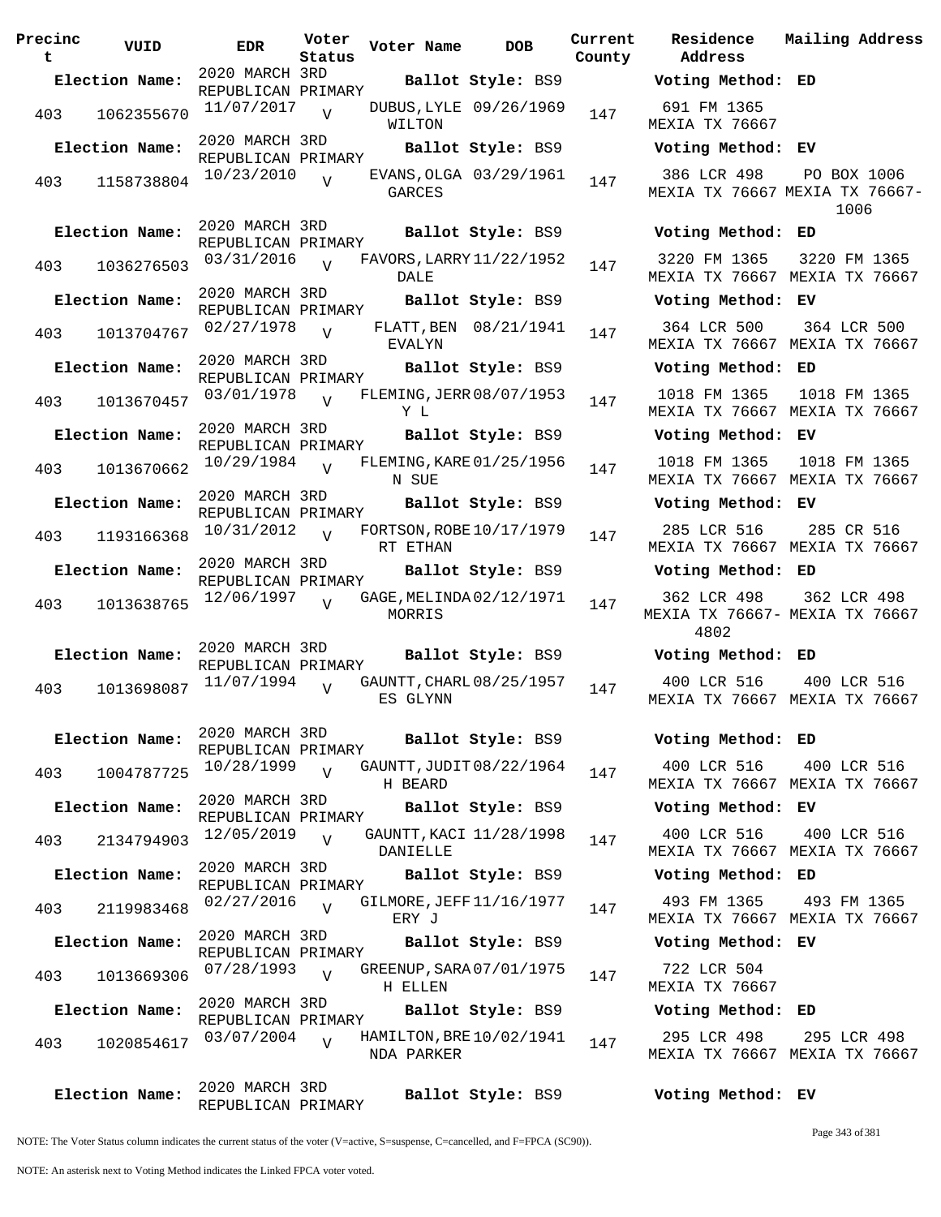| Precinct | VUID | EDR | Voter Status | Voter Name | DOB | Current County | Residence Address | Mailing Address |
|---|---|---|---|---|---|---|---|---|
| **Election Name:** | | 2020 MARCH 3RD REPUBLICAN PRIMARY | | **Ballot Style:** BS9 | | | **Voting Method:** ED | |
| 403 | 1062355670 | 11/07/2017 | V | DUBUS,LYLE WILTON | 09/26/1969 | 147 | 691 FM 1365 MEXIA TX 76667 | |
| **Election Name:** | | 2020 MARCH 3RD REPUBLICAN PRIMARY | | **Ballot Style:** BS9 | | | **Voting Method:** EV | |
| 403 | 1158738804 | 10/23/2010 | V | EVANS,OLGA GARCES | 03/29/1961 | 147 | 386 LCR 498 MEXIA TX 76667 | PO BOX 1006 MEXIA TX 76667-1006 |
| **Election Name:** | | 2020 MARCH 3RD REPUBLICAN PRIMARY | | **Ballot Style:** BS9 | | | **Voting Method:** ED | |
| 403 | 1036276503 | 03/31/2016 | V | FAVORS,LARRY DALE | 11/22/1952 | 147 | 3220 FM 1365 MEXIA TX 76667 | 3220 FM 1365 MEXIA TX 76667 |
| **Election Name:** | | 2020 MARCH 3RD REPUBLICAN PRIMARY | | **Ballot Style:** BS9 | | | **Voting Method:** EV | |
| 403 | 1013704767 | 02/27/1978 | V | FLATT,BEN EVALYN | 08/21/1941 | 147 | 364 LCR 500 MEXIA TX 76667 | 364 LCR 500 MEXIA TX 76667 |
| **Election Name:** | | 2020 MARCH 3RD REPUBLICAN PRIMARY | | **Ballot Style:** BS9 | | | **Voting Method:** ED | |
| 403 | 1013670457 | 03/01/1978 | V | FLEMING,JERRY L | 08/07/1953 | 147 | 1018 FM 1365 MEXIA TX 76667 | 1018 FM 1365 MEXIA TX 76667 |
| **Election Name:** | | 2020 MARCH 3RD REPUBLICAN PRIMARY | | **Ballot Style:** BS9 | | | **Voting Method:** EV | |
| 403 | 1013670662 | 10/29/1984 | V | FLEMING,KAREN SUE | 01/25/1956 | 147 | 1018 FM 1365 MEXIA TX 76667 | 1018 FM 1365 MEXIA TX 76667 |
| **Election Name:** | | 2020 MARCH 3RD REPUBLICAN PRIMARY | | **Ballot Style:** BS9 | | | **Voting Method:** EV | |
| 403 | 1193166368 | 10/31/2012 | V | FORTSON,ROBERT ETHAN | 10/17/1979 | 147 | 285 LCR 516 MEXIA TX 76667 | 285 CR 516 MEXIA TX 76667 |
| **Election Name:** | | 2020 MARCH 3RD REPUBLICAN PRIMARY | | **Ballot Style:** BS9 | | | **Voting Method:** ED | |
| 403 | 1013638765 | 12/06/1997 | V | GAGE,MELINDA MORRIS | 02/12/1971 | 147 | 362 LCR 498 MEXIA TX 76667-4802 | 362 LCR 498 MEXIA TX 76667 |
| **Election Name:** | | 2020 MARCH 3RD REPUBLICAN PRIMARY | | **Ballot Style:** BS9 | | | **Voting Method:** ED | |
| 403 | 1013698087 | 11/07/1994 | V | GAUNTT,CHARLES GLYNN | 08/25/1957 | 147 | 400 LCR 516 MEXIA TX 76667 | 400 LCR 516 MEXIA TX 76667 |
| **Election Name:** | | 2020 MARCH 3RD REPUBLICAN PRIMARY | | **Ballot Style:** BS9 | | | **Voting Method:** ED | |
| 403 | 1004787725 | 10/28/1999 | V | GAUNTT,JUDITH BEARD | 08/22/1964 | 147 | 400 LCR 516 MEXIA TX 76667 | 400 LCR 516 MEXIA TX 76667 |
| **Election Name:** | | 2020 MARCH 3RD REPUBLICAN PRIMARY | | **Ballot Style:** BS9 | | | **Voting Method:** EV | |
| 403 | 2134794903 | 12/05/2019 | V | GAUNTT,KACI DANIELLE | 11/28/1998 | 147 | 400 LCR 516 MEXIA TX 76667 | 400 LCR 516 MEXIA TX 76667 |
| **Election Name:** | | 2020 MARCH 3RD REPUBLICAN PRIMARY | | **Ballot Style:** BS9 | | | **Voting Method:** ED | |
| 403 | 2119983468 | 02/27/2016 | V | GILMORE,JEFFERY J | 11/16/1977 | 147 | 493 FM 1365 MEXIA TX 76667 | 493 FM 1365 MEXIA TX 76667 |
| **Election Name:** | | 2020 MARCH 3RD REPUBLICAN PRIMARY | | **Ballot Style:** BS9 | | | **Voting Method:** EV | |
| 403 | 1013669306 | 07/28/1993 | V | GREENUP,SARAH ELLEN | 07/01/1975 | 147 | 722 LCR 504 MEXIA TX 76667 | |
| **Election Name:** | | 2020 MARCH 3RD REPUBLICAN PRIMARY | | **Ballot Style:** BS9 | | | **Voting Method:** ED | |
| 403 | 1020854617 | 03/07/2004 | V | HAMILTON,BRENDA PARKER | 10/02/1941 | 147 | 295 LCR 498 MEXIA TX 76667 | 295 LCR 498 MEXIA TX 76667 |
| **Election Name:** | | 2020 MARCH 3RD REPUBLICAN PRIMARY | | **Ballot Style:** BS9 | | | **Voting Method:** EV | |

NOTE: The Voter Status column indicates the current status of the voter (V=active, S=suspense, C=cancelled, and F=FPCA (SC90)).

NOTE: An asterisk next to Voting Method indicates the Linked FPCA voter voted.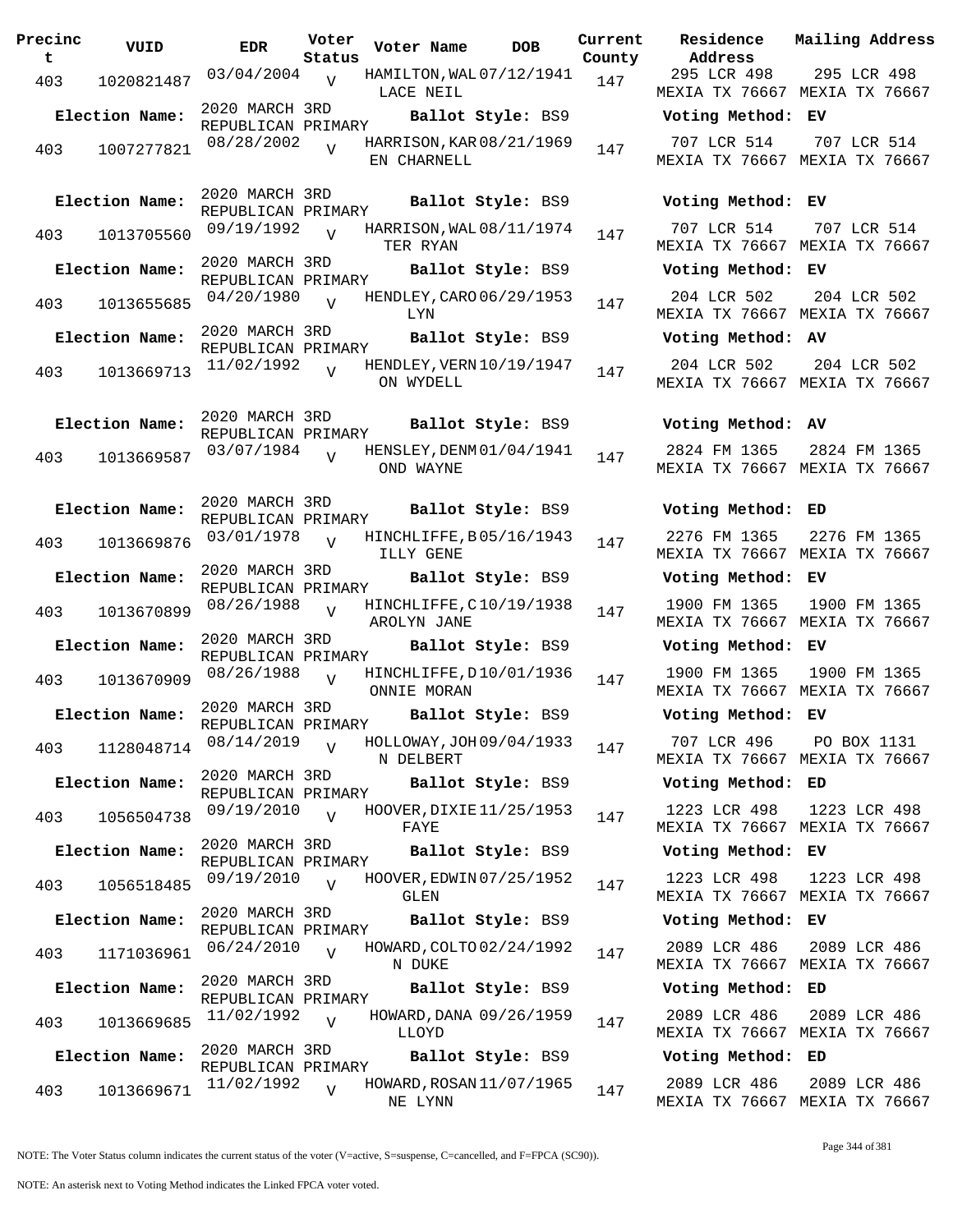| Precinct | VUID | EDR | Voter Status | Voter Name | DOB | Current County | Residence Address | Mailing Address |
|---|---|---|---|---|---|---|---|---|
| 403 | 1020821487 | 03/04/2004 | V | HAMILTON, WALLACE NEIL | 07/12/1941 | 147 | 295 LCR 498 MEXIA TX 76667 | 295 LCR 498 MEXIA TX 76667 |
| **Election Name:** | 2020 MARCH 3RD REPUBLICAN PRIMARY | | | **Ballot Style:** BS9 | | | **Voting Method:** EV | |
| 403 | 1007277821 | 08/28/2002 | V | HARRISON, KAREN CHARNELL | 08/21/1969 | 147 | 707 LCR 514 MEXIA TX 76667 | 707 LCR 514 MEXIA TX 76667 |
| **Election Name:** | 2020 MARCH 3RD REPUBLICAN PRIMARY | | | **Ballot Style:** BS9 | | | **Voting Method:** EV | |
| 403 | 1013705560 | 09/19/1992 | V | HARRISON, WALTER RYAN | 08/11/1974 | 147 | 707 LCR 514 MEXIA TX 76667 | 707 LCR 514 MEXIA TX 76667 |
| **Election Name:** | 2020 MARCH 3RD REPUBLICAN PRIMARY | | | **Ballot Style:** BS9 | | | **Voting Method:** EV | |
| 403 | 1013655685 | 04/20/1980 | V | HENDLEY, CAROLYN | 06/29/1953 | 147 | 204 LCR 502 MEXIA TX 76667 | 204 LCR 502 MEXIA TX 76667 |
| **Election Name:** | 2020 MARCH 3RD REPUBLICAN PRIMARY | | | **Ballot Style:** BS9 | | | **Voting Method:** AV | |
| 403 | 1013669713 | 11/02/1992 | V | HENDLEY, VERNON WYDELL | 10/19/1947 | 147 | 204 LCR 502 MEXIA TX 76667 | 204 LCR 502 MEXIA TX 76667 |
| **Election Name:** | 2020 MARCH 3RD REPUBLICAN PRIMARY | | | **Ballot Style:** BS9 | | | **Voting Method:** AV | |
| 403 | 1013669587 | 03/07/1984 | V | HENSLEY, DENMOND WAYNE | 01/04/1941 | 147 | 2824 FM 1365 MEXIA TX 76667 | 2824 FM 1365 MEXIA TX 76667 |
| **Election Name:** | 2020 MARCH 3RD REPUBLICAN PRIMARY | | | **Ballot Style:** BS9 | | | **Voting Method:** ED | |
| 403 | 1013669876 | 03/01/1978 | V | HINCHLIFFE, BILLY GENE | 05/16/1943 | 147 | 2276 FM 1365 MEXIA TX 76667 | 2276 FM 1365 MEXIA TX 76667 |
| **Election Name:** | 2020 MARCH 3RD REPUBLICAN PRIMARY | | | **Ballot Style:** BS9 | | | **Voting Method:** EV | |
| 403 | 1013670899 | 08/26/1988 | V | HINCHLIFFE, CAROLYN JANE | 10/19/1938 | 147 | 1900 FM 1365 MEXIA TX 76667 | 1900 FM 1365 MEXIA TX 76667 |
| **Election Name:** | 2020 MARCH 3RD REPUBLICAN PRIMARY | | | **Ballot Style:** BS9 | | | **Voting Method:** EV | |
| 403 | 1013670909 | 08/26/1988 | V | HINCHLIFFE, DONNIE MORAN | 10/01/1936 | 147 | 1900 FM 1365 MEXIA TX 76667 | 1900 FM 1365 MEXIA TX 76667 |
| **Election Name:** | 2020 MARCH 3RD REPUBLICAN PRIMARY | | | **Ballot Style:** BS9 | | | **Voting Method:** EV | |
| 403 | 1128048714 | 08/14/2019 | V | HOLLOWAY, JOHN DELBERT | 09/04/1933 | 147 | 707 LCR 496 MEXIA TX 76667 | PO BOX 1131 MEXIA TX 76667 |
| **Election Name:** | 2020 MARCH 3RD REPUBLICAN PRIMARY | | | **Ballot Style:** BS9 | | | **Voting Method:** ED | |
| 403 | 1056504738 | 09/19/2010 | V | HOOVER, DIXIE FAYE | 11/25/1953 | 147 | 1223 LCR 498 MEXIA TX 76667 | 1223 LCR 498 MEXIA TX 76667 |
| **Election Name:** | 2020 MARCH 3RD REPUBLICAN PRIMARY | | | **Ballot Style:** BS9 | | | **Voting Method:** EV | |
| 403 | 1056518485 | 09/19/2010 | V | HOOVER, EDWIN GLEN | 07/25/1952 | 147 | 1223 LCR 498 MEXIA TX 76667 | 1223 LCR 498 MEXIA TX 76667 |
| **Election Name:** | 2020 MARCH 3RD REPUBLICAN PRIMARY | | | **Ballot Style:** BS9 | | | **Voting Method:** EV | |
| 403 | 1171036961 | 06/24/2010 | V | HOWARD, COLTON DUKE | 02/24/1992 | 147 | 2089 LCR 486 MEXIA TX 76667 | 2089 LCR 486 MEXIA TX 76667 |
| **Election Name:** | 2020 MARCH 3RD REPUBLICAN PRIMARY | | | **Ballot Style:** BS9 | | | **Voting Method:** ED | |
| 403 | 1013669685 | 11/02/1992 | V | HOWARD, DANA LLOYD | 09/26/1959 | 147 | 2089 LCR 486 MEXIA TX 76667 | 2089 LCR 486 MEXIA TX 76667 |
| **Election Name:** | 2020 MARCH 3RD REPUBLICAN PRIMARY | | | **Ballot Style:** BS9 | | | **Voting Method:** ED | |
| 403 | 1013669671 | 11/02/1992 | V | HOWARD, ROSANNE LYNN | 11/07/1965 | 147 | 2089 LCR 486 MEXIA TX 76667 | 2089 LCR 486 MEXIA TX 76667 |

NOTE: The Voter Status column indicates the current status of the voter (V=active, S=suspense, C=cancelled, and F=FPCA (SC90)).

NOTE: An asterisk next to Voting Method indicates the Linked FPCA voter voted.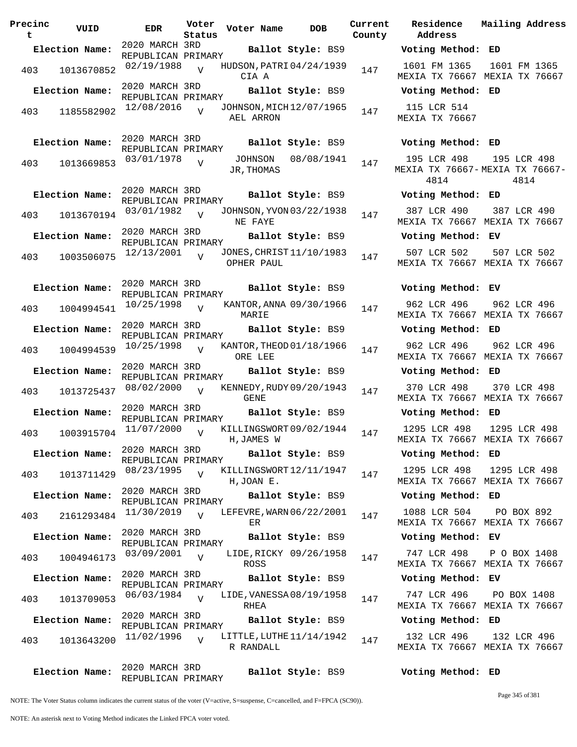| Precinct | VUID | EDR | Voter Status | Voter Name | DOB | Current County | Residence Address | Mailing Address |
|---|---|---|---|---|---|---|---|---|
| **Election Name:** | | 2020 MARCH 3RD REPUBLICAN PRIMARY | | **Ballot Style:** BS9 | | | **Voting Method:** ED | |
| 403 | 1013670852 | 02/19/1988 | V | HUDSON,PATRICIA A | 04/24/1939 | 147 | 1601 FM 1365 MEXIA TX 76667 | 1601 FM 1365 MEXIA TX 76667 |
| **Election Name:** | | 2020 MARCH 3RD REPUBLICAN PRIMARY | | **Ballot Style:** BS9 | | | **Voting Method:** ED | |
| 403 | 1185582902 | 12/08/2016 | V | JOHNSON,MICHAEL ARRON | 12/07/1965 | 147 | 115 LCR 514 MEXIA TX 76667 | |
| **Election Name:** | | 2020 MARCH 3RD REPUBLICAN PRIMARY | | **Ballot Style:** BS9 | | | **Voting Method:** ED | |
| 403 | 1013669853 | 03/01/1978 | V | JOHNSON JR,THOMAS | 08/08/1941 | 147 | 195 LCR 498 MEXIA TX 76667-4814 | 195 LCR 498 MEXIA TX 76667-4814 |
| **Election Name:** | | 2020 MARCH 3RD REPUBLICAN PRIMARY | | **Ballot Style:** BS9 | | | **Voting Method:** ED | |
| 403 | 1013670194 | 03/01/1982 | V | JOHNSON,YVONNE FAYE | 03/22/1938 | 147 | 387 LCR 490 MEXIA TX 76667 | 387 LCR 490 MEXIA TX 76667 |
| **Election Name:** | | 2020 MARCH 3RD REPUBLICAN PRIMARY | | **Ballot Style:** BS9 | | | **Voting Method:** EV | |
| 403 | 1003506075 | 12/13/2001 | V | JONES,CHRISTOPHER PAUL | 11/10/1983 | 147 | 507 LCR 502 MEXIA TX 76667 | 507 LCR 502 MEXIA TX 76667 |
| **Election Name:** | | 2020 MARCH 3RD REPUBLICAN PRIMARY | | **Ballot Style:** BS9 | | | **Voting Method:** EV | |
| 403 | 1004994541 | 10/25/1998 | V | KANTOR,ANNA MARIE | 09/30/1966 | 147 | 962 LCR 496 MEXIA TX 76667 | 962 LCR 496 MEXIA TX 76667 |
| **Election Name:** | | 2020 MARCH 3RD REPUBLICAN PRIMARY | | **Ballot Style:** BS9 | | | **Voting Method:** ED | |
| 403 | 1004994539 | 10/25/1998 | V | KANTOR,THEODORE LEE | 01/18/1966 | 147 | 962 LCR 496 MEXIA TX 76667 | 962 LCR 496 MEXIA TX 76667 |
| **Election Name:** | | 2020 MARCH 3RD REPUBLICAN PRIMARY | | **Ballot Style:** BS9 | | | **Voting Method:** ED | |
| 403 | 1013725437 | 08/02/2000 | V | KENNEDY,RUDY GENE | 09/20/1943 | 147 | 370 LCR 498 MEXIA TX 76667 | 370 LCR 498 MEXIA TX 76667 |
| **Election Name:** | | 2020 MARCH 3RD REPUBLICAN PRIMARY | | **Ballot Style:** BS9 | | | **Voting Method:** ED | |
| 403 | 1003915704 | 11/07/2000 | V | KILLINGSWORTH,JAMES W | 09/02/1944 | 147 | 1295 LCR 498 MEXIA TX 76667 | 1295 LCR 498 MEXIA TX 76667 |
| **Election Name:** | | 2020 MARCH 3RD REPUBLICAN PRIMARY | | **Ballot Style:** BS9 | | | **Voting Method:** ED | |
| 403 | 1013711429 | 08/23/1995 | V | KILLINGSWORTH,JOAN E. | 12/11/1947 | 147 | 1295 LCR 498 MEXIA TX 76667 | 1295 LCR 498 MEXIA TX 76667 |
| **Election Name:** | | 2020 MARCH 3RD REPUBLICAN PRIMARY | | **Ballot Style:** BS9 | | | **Voting Method:** ED | |
| 403 | 2161293484 | 11/30/2019 | V | LEFEVRE,WARNER | 06/22/2001 | 147 | 1088 LCR 504 MEXIA TX 76667 | PO BOX 892 MEXIA TX 76667 |
| **Election Name:** | | 2020 MARCH 3RD REPUBLICAN PRIMARY | | **Ballot Style:** BS9 | | | **Voting Method:** EV | |
| 403 | 1004946173 | 03/09/2001 | V | LIDE,RICKY ROSS | 09/26/1958 | 147 | 747 LCR 498 MEXIA TX 76667 | P O BOX 1408 MEXIA TX 76667 |
| **Election Name:** | | 2020 MARCH 3RD REPUBLICAN PRIMARY | | **Ballot Style:** BS9 | | | **Voting Method:** EV | |
| 403 | 1013709053 | 06/03/1984 | V | LIDE,VANESSA RHEA | 08/19/1958 | 147 | 747 LCR 496 MEXIA TX 76667 | PO BOX 1408 MEXIA TX 76667 |
| **Election Name:** | | 2020 MARCH 3RD REPUBLICAN PRIMARY | | **Ballot Style:** BS9 | | | **Voting Method:** ED | |
| 403 | 1013643200 | 11/02/1996 | V | LITTLE,LUTHER RANDALL | 11/14/1942 | 147 | 132 LCR 496 MEXIA TX 76667 | 132 LCR 496 MEXIA TX 76667 |
| **Election Name:** | | 2020 MARCH 3RD REPUBLICAN PRIMARY | | **Ballot Style:** BS9 | | | **Voting Method:** ED | |

NOTE: The Voter Status column indicates the current status of the voter (V=active, S=suspense, C=cancelled, and F=FPCA (SC90)).

NOTE: An asterisk next to Voting Method indicates the Linked FPCA voter voted.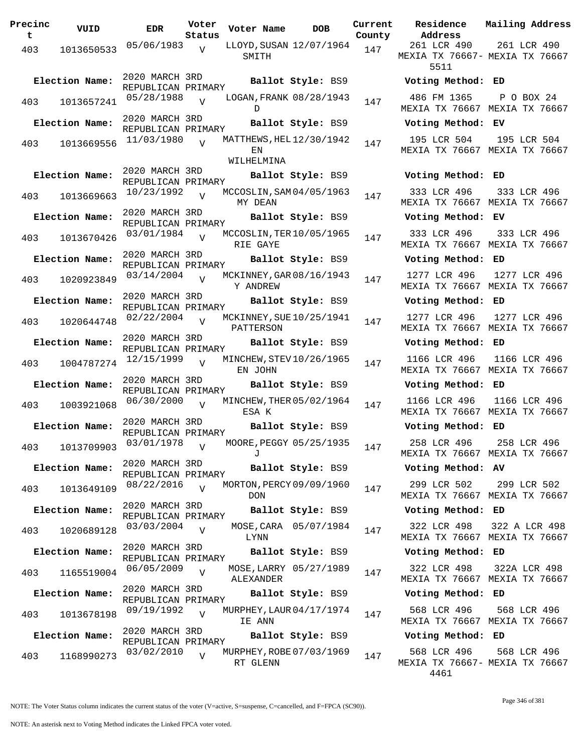| Precinct | VUID | EDR | Voter Status | Voter Name | DOB | Current County | Residence Address | Mailing Address |
|---|---|---|---|---|---|---|---|---|
| 403 | 1013650533 | 05/06/1983 | V | LLOYD, SUSAN SMITH | 12/07/1964 | 147 | 261 LCR 490 MEXIA TX 76667-5511 | 261 LCR 490 MEXIA TX 76667 |
| Election Name: | 2020 MARCH 3RD REPUBLICAN PRIMARY | | | Ballot Style: BS9 | | | Voting Method: ED | |
| 403 | 1013657241 | 05/28/1988 | V | LOGAN, FRANK D | 08/28/1943 | 147 | 486 FM 1365 MEXIA TX 76667 | P O BOX 24 MEXIA TX 76667 |
| Election Name: | 2020 MARCH 3RD REPUBLICAN PRIMARY | | | Ballot Style: BS9 | | | Voting Method: EV | |
| 403 | 1013669556 | 11/03/1980 | V | MATTHEWS, HELEN WILHELMINA | 12/30/1942 | 147 | 195 LCR 504 MEXIA TX 76667 | 195 LCR 504 MEXIA TX 76667 |
| Election Name: | 2020 MARCH 3RD REPUBLICAN PRIMARY | | | Ballot Style: BS9 | | | Voting Method: ED | |
| 403 | 1013669663 | 10/23/1992 | V | MCCOSLIN, SAMMY DEAN | 04/05/1963 | 147 | 333 LCR 496 MEXIA TX 76667 | 333 LCR 496 MEXIA TX 76667 |
| Election Name: | 2020 MARCH 3RD REPUBLICAN PRIMARY | | | Ballot Style: BS9 | | | Voting Method: EV | |
| 403 | 1013670426 | 03/01/1984 | V | MCCOSLIN, TERRIE GAYE | 10/05/1965 | 147 | 333 LCR 496 MEXIA TX 76667 | 333 LCR 496 MEXIA TX 76667 |
| Election Name: | 2020 MARCH 3RD REPUBLICAN PRIMARY | | | Ballot Style: BS9 | | | Voting Method: ED | |
| 403 | 1020923849 | 03/14/2004 | V | MCKINNEY, GARY ANDREW | 08/16/1943 | 147 | 1277 LCR 496 MEXIA TX 76667 | 1277 LCR 496 MEXIA TX 76667 |
| Election Name: | 2020 MARCH 3RD REPUBLICAN PRIMARY | | | Ballot Style: BS9 | | | Voting Method: ED | |
| 403 | 1020644748 | 02/22/2004 | V | MCKINNEY, SUE PATTERSON | 10/25/1941 | 147 | 1277 LCR 496 MEXIA TX 76667 | 1277 LCR 496 MEXIA TX 76667 |
| Election Name: | 2020 MARCH 3RD REPUBLICAN PRIMARY | | | Ballot Style: BS9 | | | Voting Method: ED | |
| 403 | 1004787274 | 12/15/1999 | V | MINCHEW, STEVEN JOHN | 10/26/1965 | 147 | 1166 LCR 496 MEXIA TX 76667 | 1166 LCR 496 MEXIA TX 76667 |
| Election Name: | 2020 MARCH 3RD REPUBLICAN PRIMARY | | | Ballot Style: BS9 | | | Voting Method: ED | |
| 403 | 1003921068 | 06/30/2000 | V | MINCHEW, THERESA K | 05/02/1964 | 147 | 1166 LCR 496 MEXIA TX 76667 | 1166 LCR 496 MEXIA TX 76667 |
| Election Name: | 2020 MARCH 3RD REPUBLICAN PRIMARY | | | Ballot Style: BS9 | | | Voting Method: ED | |
| 403 | 1013709903 | 03/01/1978 | V | MOORE, PEGGY J | 05/25/1935 | 147 | 258 LCR 496 MEXIA TX 76667 | 258 LCR 496 MEXIA TX 76667 |
| Election Name: | 2020 MARCH 3RD REPUBLICAN PRIMARY | | | Ballot Style: BS9 | | | Voting Method: AV | |
| 403 | 1013649109 | 08/22/2016 | V | MORTON, PERCY DON | 09/09/1960 | 147 | 299 LCR 502 MEXIA TX 76667 | 299 LCR 502 MEXIA TX 76667 |
| Election Name: | 2020 MARCH 3RD REPUBLICAN PRIMARY | | | Ballot Style: BS9 | | | Voting Method: ED | |
| 403 | 1020689128 | 03/03/2004 | V | MOSE, CARA LYNN | 05/07/1984 | 147 | 322 LCR 498 MEXIA TX 76667 | 322 A LCR 498 MEXIA TX 76667 |
| Election Name: | 2020 MARCH 3RD REPUBLICAN PRIMARY | | | Ballot Style: BS9 | | | Voting Method: ED | |
| 403 | 1165519004 | 06/05/2009 | V | MOSE, LARRY ALEXANDER | 05/27/1989 | 147 | 322 LCR 498 MEXIA TX 76667 | 322A LCR 498 MEXIA TX 76667 |
| Election Name: | 2020 MARCH 3RD REPUBLICAN PRIMARY | | | Ballot Style: BS9 | | | Voting Method: ED | |
| 403 | 1013678198 | 09/19/1992 | V | MURPHEY, LAURIE ANN | 04/17/1974 | 147 | 568 LCR 496 MEXIA TX 76667 | 568 LCR 496 MEXIA TX 76667 |
| Election Name: | 2020 MARCH 3RD REPUBLICAN PRIMARY | | | Ballot Style: BS9 | | | Voting Method: ED | |
| 403 | 1168990273 | 03/02/2010 | V | MURPHEY, ROBERT GLENN | 07/03/1969 | 147 | 568 LCR 496 MEXIA TX 76667-4461 | 568 LCR 496 MEXIA TX 76667 |

NOTE: The Voter Status column indicates the current status of the voter (V=active, S=suspense, C=cancelled, and F=FPCA (SC90)).

NOTE: An asterisk next to Voting Method indicates the Linked FPCA voter voted.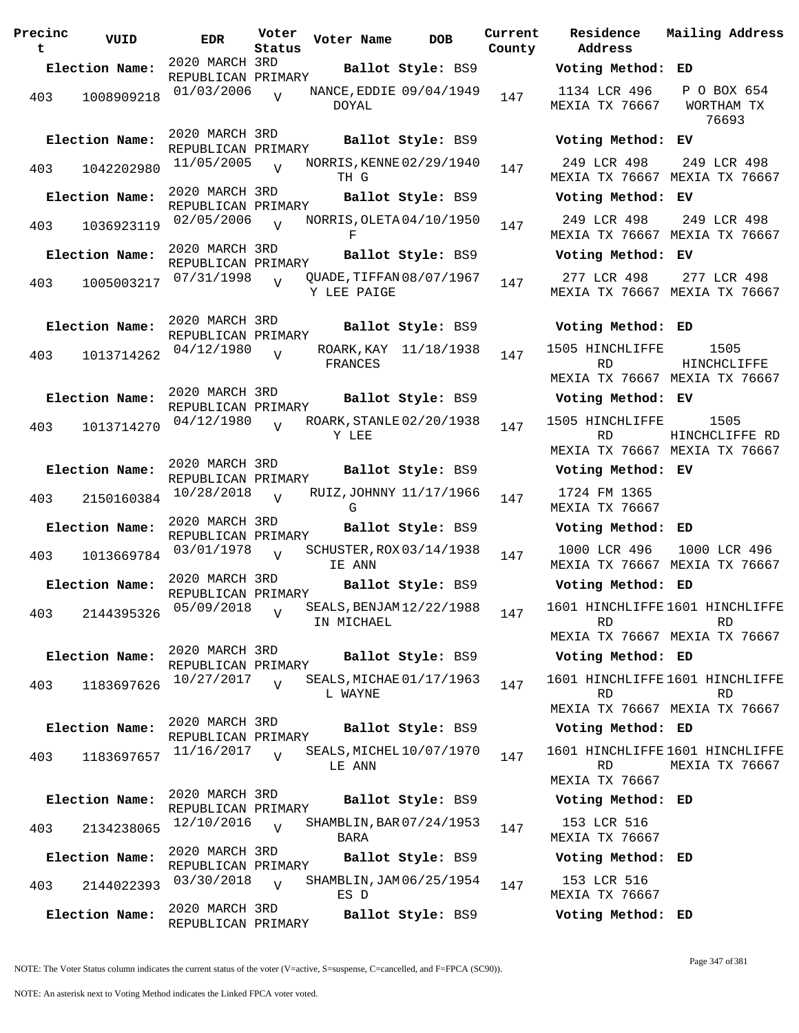| Precinct | VUID | EDR | Voter Status | Voter Name | DOB | Current County | Residence Address | Mailing Address |
|---|---|---|---|---|---|---|---|---|
| **Election Name:** | | 2020 MARCH 3RD REPUBLICAN PRIMARY | | **Ballot Style:** BS9 | | | **Voting Method:** ED | |
| 403 | 1008909218 | 01/03/2006 | V | NANCE,EDDIE DOYAL | 09/04/1949 | 147 | 1134 LCR 496 MEXIA TX 76667 | P O BOX 654 WORTHAM TX 76693 |
| **Election Name:** | | 2020 MARCH 3RD REPUBLICAN PRIMARY | | **Ballot Style:** BS9 | | | **Voting Method:** EV | |
| 403 | 1042202980 | 11/05/2005 | V | NORRIS,KENNETH G | 02/29/1940 | 147 | 249 LCR 498 MEXIA TX 76667 | 249 LCR 498 MEXIA TX 76667 |
| **Election Name:** | | 2020 MARCH 3RD REPUBLICAN PRIMARY | | **Ballot Style:** BS9 | | | **Voting Method:** EV | |
| 403 | 1036923119 | 02/05/2006 | V | NORRIS,OLETA F | 04/10/1950 | 147 | 249 LCR 498 MEXIA TX 76667 | 249 LCR 498 MEXIA TX 76667 |
| **Election Name:** | | 2020 MARCH 3RD REPUBLICAN PRIMARY | | **Ballot Style:** BS9 | | | **Voting Method:** EV | |
| 403 | 1005003217 | 07/31/1998 | V | QUADE,TIFFANY LEE PAIGE | 08/07/1967 | 147 | 277 LCR 498 MEXIA TX 76667 | 277 LCR 498 MEXIA TX 76667 |
| **Election Name:** | | 2020 MARCH 3RD REPUBLICAN PRIMARY | | **Ballot Style:** BS9 | | | **Voting Method:** ED | |
| 403 | 1013714262 | 04/12/1980 | V | ROARK,KAY FRANCES | 11/18/1938 | 147 | 1505 HINCHLIFFE RD MEXIA TX 76667 | 1505 HINCHCLIFFE MEXIA TX 76667 |
| **Election Name:** | | 2020 MARCH 3RD REPUBLICAN PRIMARY | | **Ballot Style:** BS9 | | | **Voting Method:** EV | |
| 403 | 1013714270 | 04/12/1980 | V | ROARK,STANLEY LEE | 02/20/1938 | 147 | 1505 HINCHLIFFE RD MEXIA TX 76667 | 1505 HINCHCLIFFE RD MEXIA TX 76667 |
| **Election Name:** | | 2020 MARCH 3RD REPUBLICAN PRIMARY | | **Ballot Style:** BS9 | | | **Voting Method:** EV | |
| 403 | 2150160384 | 10/28/2018 | V | RUIZ,JOHNNY G | 11/17/1966 | 147 | 1724 FM 1365 MEXIA TX 76667 | |
| **Election Name:** | | 2020 MARCH 3RD REPUBLICAN PRIMARY | | **Ballot Style:** BS9 | | | **Voting Method:** ED | |
| 403 | 1013669784 | 03/01/1978 | V | SCHUSTER,ROXIE ANN | 03/14/1938 | 147 | 1000 LCR 496 MEXIA TX 76667 | 1000 LCR 496 MEXIA TX 76667 |
| **Election Name:** | | 2020 MARCH 3RD REPUBLICAN PRIMARY | | **Ballot Style:** BS9 | | | **Voting Method:** ED | |
| 403 | 2144395326 | 05/09/2018 | V | SEALS,BENJAMIN MICHAEL | 12/22/1988 | 147 | 1601 HINCHLIFFE RD MEXIA TX 76667 | 1601 HINCHLIFFE RD MEXIA TX 76667 |
| **Election Name:** | | 2020 MARCH 3RD REPUBLICAN PRIMARY | | **Ballot Style:** BS9 | | | **Voting Method:** ED | |
| 403 | 1183697626 | 10/27/2017 | V | SEALS,MICHAEL WAYNE | 01/17/1963 | 147 | 1601 HINCHLIFFE RD MEXIA TX 76667 | 1601 HINCHLIFFE RD MEXIA TX 76667 |
| **Election Name:** | | 2020 MARCH 3RD REPUBLICAN PRIMARY | | **Ballot Style:** BS9 | | | **Voting Method:** ED | |
| 403 | 1183697657 | 11/16/2017 | V | SEALS,MICHELLE ANN | 10/07/1970 | 147 | 1601 HINCHLIFFE RD MEXIA TX 76667 | 1601 HINCHLIFFE MEXIA TX 76667 |
| **Election Name:** | | 2020 MARCH 3RD REPUBLICAN PRIMARY | | **Ballot Style:** BS9 | | | **Voting Method:** ED | |
| 403 | 2134238065 | 12/10/2016 | V | SHAMBLIN,BARBARA | 07/24/1953 | 147 | 153 LCR 516 MEXIA TX 76667 | |
| **Election Name:** | | 2020 MARCH 3RD REPUBLICAN PRIMARY | | **Ballot Style:** BS9 | | | **Voting Method:** ED | |
| 403 | 2144022393 | 03/30/2018 | V | SHAMBLIN,JAMES D | 06/25/1954 | 147 | 153 LCR 516 MEXIA TX 76667 | |
| **Election Name:** | | 2020 MARCH 3RD REPUBLICAN PRIMARY | | **Ballot Style:** BS9 | | | **Voting Method:** ED | |

NOTE: The Voter Status column indicates the current status of the voter (V=active, S=suspense, C=cancelled, and F=FPCA (SC90)).

NOTE: An asterisk next to Voting Method indicates the Linked FPCA voter voted.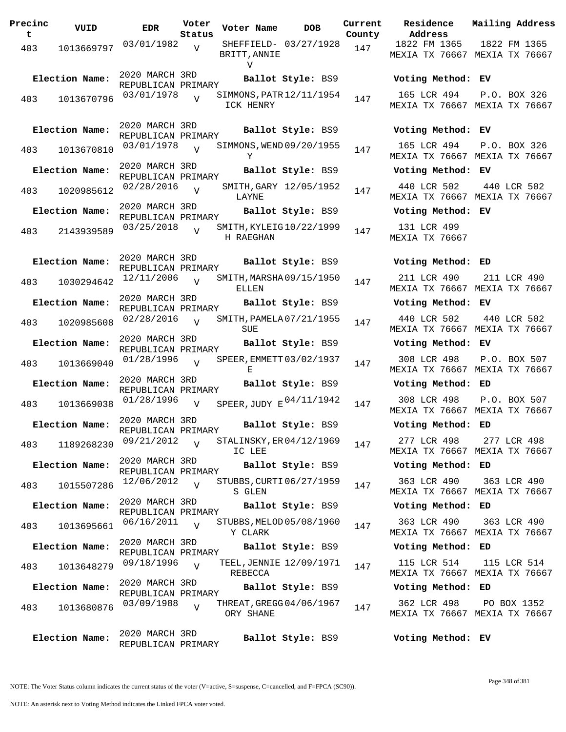| Precinct | VUID | EDR | Voter Status | Voter Name | DOB | Current County | Residence Address | Mailing Address |
|---|---|---|---|---|---|---|---|---|
| 403 | 1013669797 | 03/01/1982 | V | SHEFFIELD-BRITT,ANNIE V | 03/27/1928 | 147 | 1822 FM 1365 MEXIA TX 76667 | 1822 FM 1365 MEXIA TX 76667 |
| **Election Name:** | 2020 MARCH 3RD REPUBLICAN PRIMARY | | | **Ballot Style:** BS9 | | | **Voting Method:** EV | |
| 403 | 1013670796 | 03/01/1978 | V | SIMMONS,PATRICK HENRY | 12/11/1954 | 147 | 165 LCR 494 MEXIA TX 76667 | P.O. BOX 326 MEXIA TX 76667 |
| **Election Name:** | 2020 MARCH 3RD REPUBLICAN PRIMARY | | | **Ballot Style:** BS9 | | | **Voting Method:** EV | |
| 403 | 1013670810 | 03/01/1978 | V | SIMMONS,WENDY | 09/20/1955 | 147 | 165 LCR 494 MEXIA TX 76667 | P.O. BOX 326 MEXIA TX 76667 |
| **Election Name:** | 2020 MARCH 3RD REPUBLICAN PRIMARY | | | **Ballot Style:** BS9 | | | **Voting Method:** EV | |
| 403 | 1020985612 | 02/28/2016 | V | SMITH,GARY LAYNE | 12/05/1952 | 147 | 440 LCR 502 MEXIA TX 76667 | 440 LCR 502 MEXIA TX 76667 |
| **Election Name:** | 2020 MARCH 3RD REPUBLICAN PRIMARY | | | **Ballot Style:** BS9 | | | **Voting Method:** EV | |
| 403 | 2143939589 | 03/25/2018 | V | SMITH,KYLEIGH RAEGHAN | 10/22/1999 | 147 | 131 LCR 499 MEXIA TX 76667 | |
| **Election Name:** | 2020 MARCH 3RD REPUBLICAN PRIMARY | | | **Ballot Style:** BS9 | | | **Voting Method:** ED | |
| 403 | 1030294642 | 12/11/2006 | V | SMITH,MARSHA ELLEN | 09/15/1950 | 147 | 211 LCR 490 MEXIA TX 76667 | 211 LCR 490 MEXIA TX 76667 |
| **Election Name:** | 2020 MARCH 3RD REPUBLICAN PRIMARY | | | **Ballot Style:** BS9 | | | **Voting Method:** EV | |
| 403 | 1020985608 | 02/28/2016 | V | SMITH,PAMELA SUE | 07/21/1955 | 147 | 440 LCR 502 MEXIA TX 76667 | 440 LCR 502 MEXIA TX 76667 |
| **Election Name:** | 2020 MARCH 3RD REPUBLICAN PRIMARY | | | **Ballot Style:** BS9 | | | **Voting Method:** EV | |
| 403 | 1013669040 | 01/28/1996 | V | SPEER,EMMETT E | 03/02/1937 | 147 | 308 LCR 498 MEXIA TX 76667 | P.O. BOX 507 MEXIA TX 76667 |
| **Election Name:** | 2020 MARCH 3RD REPUBLICAN PRIMARY | | | **Ballot Style:** BS9 | | | **Voting Method:** ED | |
| 403 | 1013669038 | 01/28/1996 | V | SPEER,JUDY E | 04/11/1942 | 147 | 308 LCR 498 MEXIA TX 76667 | P.O. BOX 507 MEXIA TX 76667 |
| **Election Name:** | 2020 MARCH 3RD REPUBLICAN PRIMARY | | | **Ballot Style:** BS9 | | | **Voting Method:** ED | |
| 403 | 1189268230 | 09/21/2012 | V | STALINSKY,ERIC LEE | 04/12/1969 | 147 | 277 LCR 498 MEXIA TX 76667 | 277 LCR 498 MEXIA TX 76667 |
| **Election Name:** | 2020 MARCH 3RD REPUBLICAN PRIMARY | | | **Ballot Style:** BS9 | | | **Voting Method:** ED | |
| 403 | 1015507286 | 12/06/2012 | V | STUBBS,CURTIS GLEN | 06/27/1959 | 147 | 363 LCR 490 MEXIA TX 76667 | 363 LCR 490 MEXIA TX 76667 |
| **Election Name:** | 2020 MARCH 3RD REPUBLICAN PRIMARY | | | **Ballot Style:** BS9 | | | **Voting Method:** ED | |
| 403 | 1013695661 | 06/16/2011 | V | STUBBS,MELODY CLARK | 05/08/1960 | 147 | 363 LCR 490 MEXIA TX 76667 | 363 LCR 490 MEXIA TX 76667 |
| **Election Name:** | 2020 MARCH 3RD REPUBLICAN PRIMARY | | | **Ballot Style:** BS9 | | | **Voting Method:** ED | |
| 403 | 1013648279 | 09/18/1996 | V | TEEL,JENNIE REBECCA | 12/09/1971 | 147 | 115 LCR 514 MEXIA TX 76667 | 115 LCR 514 MEXIA TX 76667 |
| **Election Name:** | 2020 MARCH 3RD REPUBLICAN PRIMARY | | | **Ballot Style:** BS9 | | | **Voting Method:** ED | |
| 403 | 1013680876 | 03/09/1988 | V | THREAT,GREGGORY SHANE | 04/06/1967 | 147 | 362 LCR 498 MEXIA TX 76667 | PO BOX 1352 MEXIA TX 76667 |
| **Election Name:** | 2020 MARCH 3RD REPUBLICAN PRIMARY | | | **Ballot Style:** BS9 | | | **Voting Method:** EV | |

NOTE: The Voter Status column indicates the current status of the voter (V=active, S=suspense, C=cancelled, and F=FPCA (SC90)).

NOTE: An asterisk next to Voting Method indicates the Linked FPCA voter voted.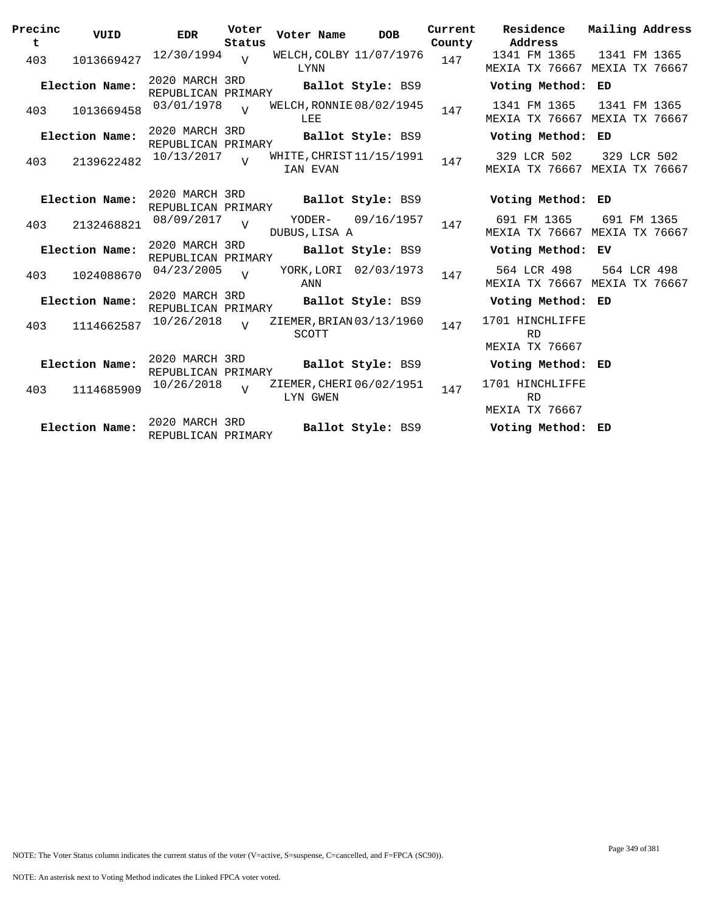| Precinct | VUID | EDR | Voter Status | Voter Name | DOB | Current County | Residence Address | Mailing Address |
|---|---|---|---|---|---|---|---|---|
| 403 | 1013669427 | 12/30/1994 | V | WELCH, COLBY LYNN | 11/07/1976 | 147 | 1341 FM 1365 MEXIA TX 76667 | 1341 FM 1365 MEXIA TX 76667 |
| **Election Name:** | 2020 MARCH 3RD REPUBLICAN PRIMARY | | | **Ballot Style:** BS9 | | | **Voting Method:** ED | |
| 403 | 1013669458 | 03/01/1978 | V | WELCH, RONNIE LEE | 08/02/1945 | 147 | 1341 FM 1365 MEXIA TX 76667 | 1341 FM 1365 MEXIA TX 76667 |
| **Election Name:** | 2020 MARCH 3RD REPUBLICAN PRIMARY | | | **Ballot Style:** BS9 | | | **Voting Method:** ED | |
| 403 | 2139622482 | 10/13/2017 | V | WHITE, CHRISTIAN EVAN | 11/15/1991 | 147 | 329 LCR 502 MEXIA TX 76667 | 329 LCR 502 MEXIA TX 76667 |
| **Election Name:** | 2020 MARCH 3RD REPUBLICAN PRIMARY | | | **Ballot Style:** BS9 | | | **Voting Method:** ED | |
| 403 | 2132468821 | 08/09/2017 | V | YODER-DUBUS, LISA A | 09/16/1957 | 147 | 691 FM 1365 MEXIA TX 76667 | 691 FM 1365 MEXIA TX 76667 |
| **Election Name:** | 2020 MARCH 3RD REPUBLICAN PRIMARY | | | **Ballot Style:** BS9 | | | **Voting Method:** EV | |
| 403 | 1024088670 | 04/23/2005 | V | YORK, LORI ANN | 02/03/1973 | 147 | 564 LCR 498 MEXIA TX 76667 | 564 LCR 498 MEXIA TX 76667 |
| **Election Name:** | 2020 MARCH 3RD REPUBLICAN PRIMARY | | | **Ballot Style:** BS9 | | | **Voting Method:** ED | |
| 403 | 1114662587 | 10/26/2018 | V | ZIEMER, BRIAN SCOTT | 03/13/1960 | 147 | 1701 HINCHLIFFE RD MEXIA TX 76667 | |
| **Election Name:** | 2020 MARCH 3RD REPUBLICAN PRIMARY | | | **Ballot Style:** BS9 | | | **Voting Method:** ED | |
| 403 | 1114685909 | 10/26/2018 | V | ZIEMER, CHERILYN GWEN | 06/02/1951 | 147 | 1701 HINCHLIFFE RD MEXIA TX 76667 | |
| **Election Name:** | 2020 MARCH 3RD REPUBLICAN PRIMARY | | | **Ballot Style:** BS9 | | | **Voting Method:** ED | |

NOTE: The Voter Status column indicates the current status of the voter (V=active, S=suspense, C=cancelled, and F=FPCA (SC90)).

NOTE: An asterisk next to Voting Method indicates the Linked FPCA voter voted.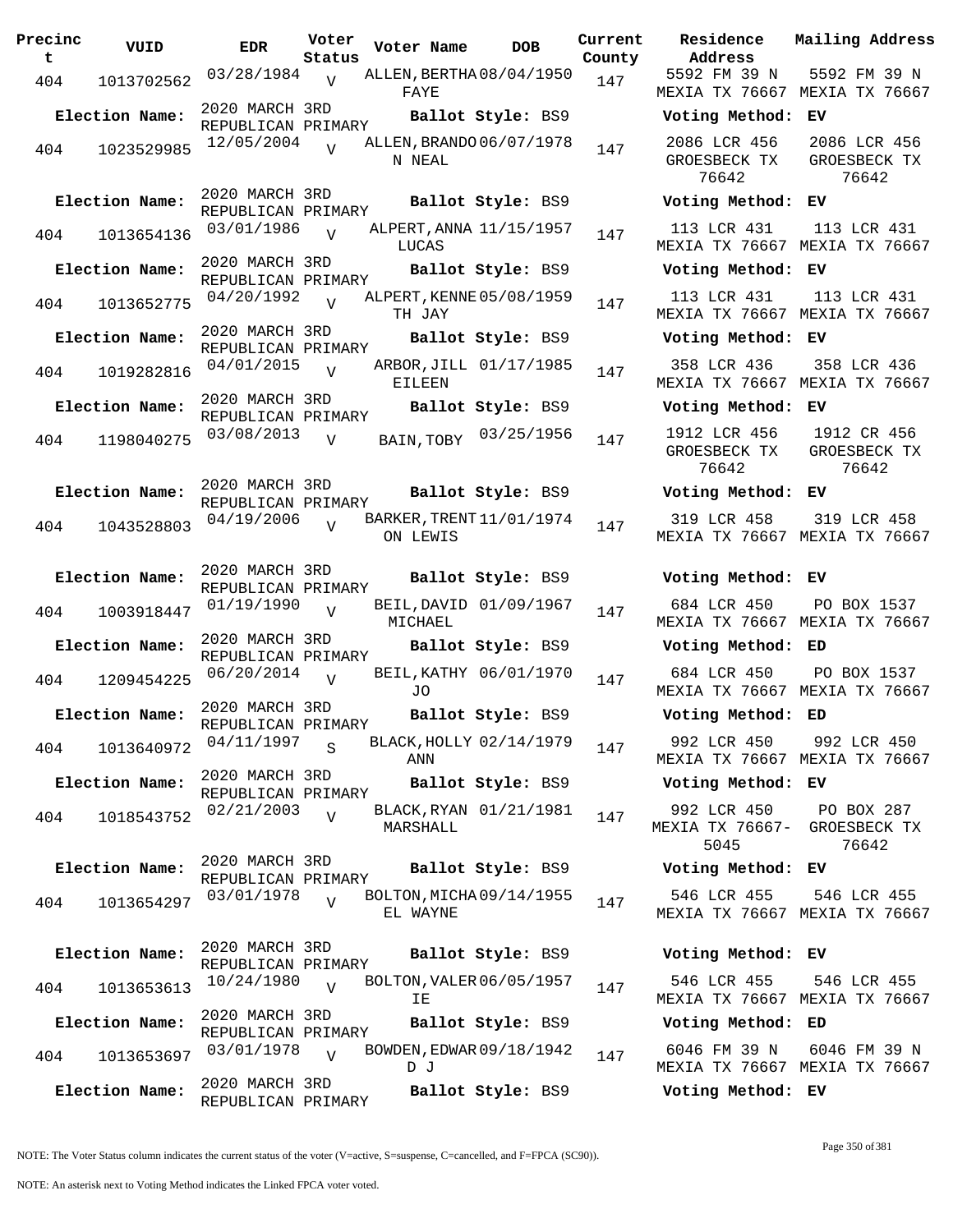| Precinct | VUID | EDR | Voter Status | Voter Name | DOB | Current County | Residence Address | Mailing Address |
|---|---|---|---|---|---|---|---|---|
| 404 | 1013702562 | 03/28/1984 | V | ALLEN, BERTHA FAYE | 08/04/1950 | 147 | 5592 FM 39 N MEXIA TX 76667 | 5592 FM 39 N MEXIA TX 76667 |
| **Election Name:** | 2020 MARCH 3RD REPUBLICAN PRIMARY | | | **Ballot Style:** BS9 | | | **Voting Method:** EV | |
| 404 | 1023529985 | 12/05/2004 | V | ALLEN, BRANDON NEAL | 06/07/1978 | 147 | 2086 LCR 456 GROESBECK TX 76642 | 2086 LCR 456 GROESBECK TX 76642 |
| **Election Name:** | 2020 MARCH 3RD REPUBLICAN PRIMARY | | | **Ballot Style:** BS9 | | | **Voting Method:** EV | |
| 404 | 1013654136 | 03/01/1986 | V | ALPERT, ANNA LUCAS | 11/15/1957 | 147 | 113 LCR 431 MEXIA TX 76667 | 113 LCR 431 MEXIA TX 76667 |
| **Election Name:** | 2020 MARCH 3RD REPUBLICAN PRIMARY | | | **Ballot Style:** BS9 | | | **Voting Method:** EV | |
| 404 | 1013652775 | 04/20/1992 | V | ALPERT, KENNETH JAY | 05/08/1959 | 147 | 113 LCR 431 MEXIA TX 76667 | 113 LCR 431 MEXIA TX 76667 |
| **Election Name:** | 2020 MARCH 3RD REPUBLICAN PRIMARY | | | **Ballot Style:** BS9 | | | **Voting Method:** EV | |
| 404 | 1019282816 | 04/01/2015 | V | ARBOR, JILL EILEEN | 01/17/1985 | 147 | 358 LCR 436 MEXIA TX 76667 | 358 LCR 436 MEXIA TX 76667 |
| **Election Name:** | 2020 MARCH 3RD REPUBLICAN PRIMARY | | | **Ballot Style:** BS9 | | | **Voting Method:** EV | |
| 404 | 1198040275 | 03/08/2013 | V | BAIN, TOBY | 03/25/1956 | 147 | 1912 LCR 456 GROESBECK TX 76642 | 1912 CR 456 GROESBECK TX 76642 |
| **Election Name:** | 2020 MARCH 3RD REPUBLICAN PRIMARY | | | **Ballot Style:** BS9 | | | **Voting Method:** EV | |
| 404 | 1043528803 | 04/19/2006 | V | BARKER, TRENTON LEWIS | 11/01/1974 | 147 | 319 LCR 458 MEXIA TX 76667 | 319 LCR 458 MEXIA TX 76667 |
| **Election Name:** | 2020 MARCH 3RD REPUBLICAN PRIMARY | | | **Ballot Style:** BS9 | | | **Voting Method:** EV | |
| 404 | 1003918447 | 01/19/1990 | V | BEIL, DAVID MICHAEL | 01/09/1967 | 147 | 684 LCR 450 MEXIA TX 76667 | PO BOX 1537 MEXIA TX 76667 |
| **Election Name:** | 2020 MARCH 3RD REPUBLICAN PRIMARY | | | **Ballot Style:** BS9 | | | **Voting Method:** ED | |
| 404 | 1209454225 | 06/20/2014 | V | BEIL, KATHY JO | 06/01/1970 | 147 | 684 LCR 450 MEXIA TX 76667 | PO BOX 1537 MEXIA TX 76667 |
| **Election Name:** | 2020 MARCH 3RD REPUBLICAN PRIMARY | | | **Ballot Style:** BS9 | | | **Voting Method:** ED | |
| 404 | 1013640972 | 04/11/1997 | S | BLACK, HOLLY ANN | 02/14/1979 | 147 | 992 LCR 450 MEXIA TX 76667 | 992 LCR 450 MEXIA TX 76667 |
| **Election Name:** | 2020 MARCH 3RD REPUBLICAN PRIMARY | | | **Ballot Style:** BS9 | | | **Voting Method:** EV | |
| 404 | 1018543752 | 02/21/2003 | V | BLACK, RYAN MARSHALL | 01/21/1981 | 147 | 992 LCR 450 MEXIA TX 76667-5045 | PO BOX 287 GROESBECK TX 76642 |
| **Election Name:** | 2020 MARCH 3RD REPUBLICAN PRIMARY | | | **Ballot Style:** BS9 | | | **Voting Method:** EV | |
| 404 | 1013654297 | 03/01/1978 | V | BOLTON, MICHAEL WAYNE | 09/14/1955 | 147 | 546 LCR 455 MEXIA TX 76667 | 546 LCR 455 MEXIA TX 76667 |
| **Election Name:** | 2020 MARCH 3RD REPUBLICAN PRIMARY | | | **Ballot Style:** BS9 | | | **Voting Method:** EV | |
| 404 | 1013653613 | 10/24/1980 | V | BOLTON, VALERIE | 06/05/1957 | 147 | 546 LCR 455 MEXIA TX 76667 | 546 LCR 455 MEXIA TX 76667 |
| **Election Name:** | 2020 MARCH 3RD REPUBLICAN PRIMARY | | | **Ballot Style:** BS9 | | | **Voting Method:** ED | |
| 404 | 1013653697 | 03/01/1978 | V | BOWDEN, EDWARD J | 09/18/1942 | 147 | 6046 FM 39 N MEXIA TX 76667 | 6046 FM 39 N MEXIA TX 76667 |
| **Election Name:** | 2020 MARCH 3RD REPUBLICAN PRIMARY | | | **Ballot Style:** BS9 | | | **Voting Method:** EV | |

NOTE: The Voter Status column indicates the current status of the voter (V=active, S=suspense, C=cancelled, and F=FPCA (SC90)).

NOTE: An asterisk next to Voting Method indicates the Linked FPCA voter voted.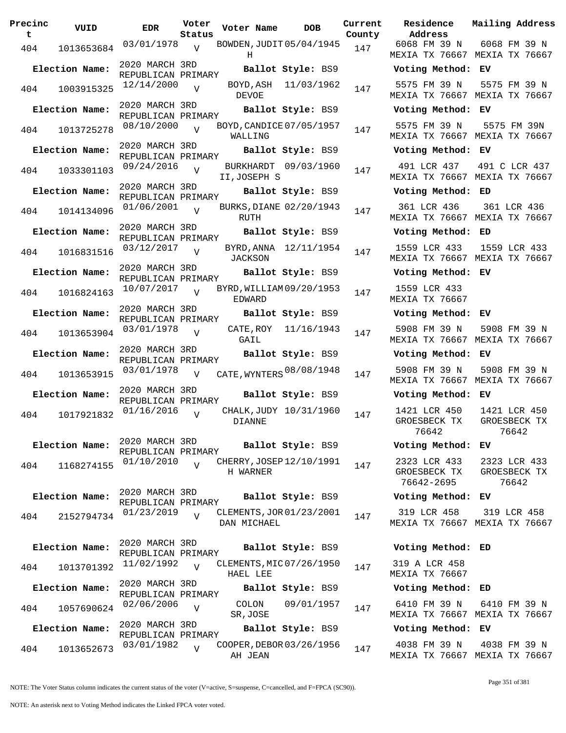| Precinct | VUID | EDR | Voter Status | Voter Name | DOB | Current County | Residence Address | Mailing Address |
|---|---|---|---|---|---|---|---|---|
| 404 | 1013653684 | 03/01/1978 | V | BOWDEN, JUDITH | 05/04/1945 | 147 | 6068 FM 39 N MEXIA TX 76667 | 6068 FM 39 N MEXIA TX 76667 |
| **Election Name:** | | 2020 MARCH 3RD REPUBLICAN PRIMARY | | **Ballot Style:** BS9 | | | **Voting Method:** EV | |
| 404 | 1003915325 | 12/14/2000 | V | BOYD, ASH DEVOE | 11/03/1962 | 147 | 5575 FM 39 N MEXIA TX 76667 | 5575 FM 39 N MEXIA TX 76667 |
| **Election Name:** | | 2020 MARCH 3RD REPUBLICAN PRIMARY | | **Ballot Style:** BS9 | | | **Voting Method:** EV | |
| 404 | 1013725278 | 08/10/2000 | V | BOYD, CANDICE WALLING | 07/05/1957 | 147 | 5575 FM 39 N MEXIA TX 76667 | 5575 FM 39N MEXIA TX 76667 |
| **Election Name:** | | 2020 MARCH 3RD REPUBLICAN PRIMARY | | **Ballot Style:** BS9 | | | **Voting Method:** EV | |
| 404 | 1033301103 | 09/24/2016 | V | BURKHARDT II, JOSEPH S | 09/03/1960 | 147 | 491 LCR 437 MEXIA TX 76667 | 491 C LCR 437 MEXIA TX 76667 |
| **Election Name:** | | 2020 MARCH 3RD REPUBLICAN PRIMARY | | **Ballot Style:** BS9 | | | **Voting Method:** ED | |
| 404 | 1014134096 | 01/06/2001 | V | BURKS, DIANE RUTH | 02/20/1943 | 147 | 361 LCR 436 MEXIA TX 76667 | 361 LCR 436 MEXIA TX 76667 |
| **Election Name:** | | 2020 MARCH 3RD REPUBLICAN PRIMARY | | **Ballot Style:** BS9 | | | **Voting Method:** ED | |
| 404 | 1016831516 | 03/12/2017 | V | BYRD, ANNA JACKSON | 12/11/1954 | 147 | 1559 LCR 433 MEXIA TX 76667 | 1559 LCR 433 MEXIA TX 76667 |
| **Election Name:** | | 2020 MARCH 3RD REPUBLICAN PRIMARY | | **Ballot Style:** BS9 | | | **Voting Method:** EV | |
| 404 | 1016824163 | 10/07/2017 | V | BYRD, WILLIAM EDWARD | 09/20/1953 | 147 | 1559 LCR 433 MEXIA TX 76667 | |
| **Election Name:** | | 2020 MARCH 3RD REPUBLICAN PRIMARY | | **Ballot Style:** BS9 | | | **Voting Method:** EV | |
| 404 | 1013653904 | 03/01/1978 | V | CATE, ROY GAIL | 11/16/1943 | 147 | 5908 FM 39 N MEXIA TX 76667 | 5908 FM 39 N MEXIA TX 76667 |
| **Election Name:** | | 2020 MARCH 3RD REPUBLICAN PRIMARY | | **Ballot Style:** BS9 | | | **Voting Method:** EV | |
| 404 | 1013653915 | 03/01/1978 | V | CATE, WYNTERS | 08/08/1948 | 147 | 5908 FM 39 N MEXIA TX 76667 | 5908 FM 39 N MEXIA TX 76667 |
| **Election Name:** | | 2020 MARCH 3RD REPUBLICAN PRIMARY | | **Ballot Style:** BS9 | | | **Voting Method:** EV | |
| 404 | 1017921832 | 01/16/2016 | V | CHALK, JUDY DIANNE | 10/31/1960 | 147 | 1421 LCR 450 GROESBECK TX 76642 | 1421 LCR 450 GROESBECK TX 76642 |
| **Election Name:** | | 2020 MARCH 3RD REPUBLICAN PRIMARY | | **Ballot Style:** BS9 | | | **Voting Method:** EV | |
| 404 | 1168274155 | 01/10/2010 | V | CHERRY, JOSEPH WARNER | 12/10/1991 | 147 | 2323 LCR 433 GROESBECK TX 76642-2695 | 2323 LCR 433 GROESBECK TX 76642 |
| **Election Name:** | | 2020 MARCH 3RD REPUBLICAN PRIMARY | | **Ballot Style:** BS9 | | | **Voting Method:** EV | |
| 404 | 2152794734 | 01/23/2019 | V | CLEMENTS, JORDAN MICHAEL | 01/23/2001 | 147 | 319 LCR 458 MEXIA TX 76667 | 319 LCR 458 MEXIA TX 76667 |
| **Election Name:** | | 2020 MARCH 3RD REPUBLICAN PRIMARY | | **Ballot Style:** BS9 | | | **Voting Method:** ED | |
| 404 | 1013701392 | 11/02/1992 | V | CLEMENTS, MICHAEL LEE | 07/26/1950 | 147 | 319 A LCR 458 MEXIA TX 76667 | |
| **Election Name:** | | 2020 MARCH 3RD REPUBLICAN PRIMARY | | **Ballot Style:** BS9 | | | **Voting Method:** ED | |
| 404 | 1057690624 | 02/06/2006 | V | COLON SR, JOSE | 09/01/1957 | 147 | 6410 FM 39 N MEXIA TX 76667 | 6410 FM 39 N MEXIA TX 76667 |
| **Election Name:** | | 2020 MARCH 3RD REPUBLICAN PRIMARY | | **Ballot Style:** BS9 | | | **Voting Method:** EV | |
| 404 | 1013652673 | 03/01/1982 | V | COOPER, DEBORAH JEAN | 03/26/1956 | 147 | 4038 FM 39 N MEXIA TX 76667 | 4038 FM 39 N MEXIA TX 76667 |

NOTE: The Voter Status column indicates the current status of the voter (V=active, S=suspense, C=cancelled, and F=FPCA (SC90)).

NOTE: An asterisk next to Voting Method indicates the Linked FPCA voter voted.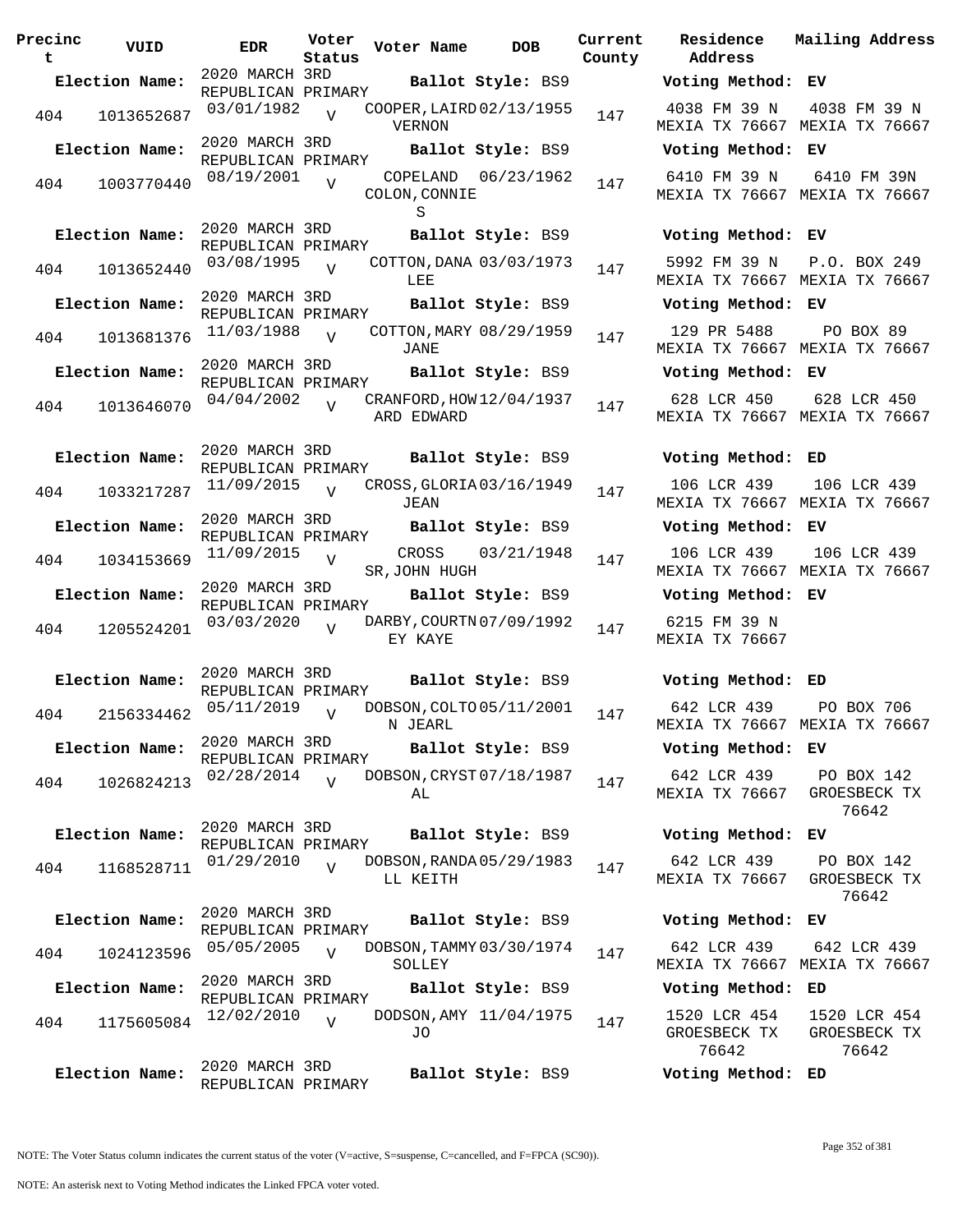| Precinct | VUID | EDR | Voter Status | Voter Name | DOB | Current County | Residence Address | Mailing Address |
|---|---|---|---|---|---|---|---|---|
| **Election Name:** | | 2020 MARCH 3RD REPUBLICAN PRIMARY | | **Ballot Style:** BS9 | | | **Voting Method:** EV | |
| 404 | 1013652687 | 03/01/1982 | V | COOPER,LAIRD VERNON | 02/13/1955 | 147 | 4038 FM 39 N MEXIA TX 76667 | 4038 FM 39 N MEXIA TX 76667 |
| **Election Name:** | | 2020 MARCH 3RD REPUBLICAN PRIMARY | | **Ballot Style:** BS9 | | | **Voting Method:** EV | |
| 404 | 1003770440 | 08/19/2001 | V | COPELAND COLON,CONNIE S | 06/23/1962 | 147 | 6410 FM 39 N MEXIA TX 76667 | 6410 FM 39N MEXIA TX 76667 |
| **Election Name:** | | 2020 MARCH 3RD REPUBLICAN PRIMARY | | **Ballot Style:** BS9 | | | **Voting Method:** EV | |
| 404 | 1013652440 | 03/08/1995 | V | COTTON,DANA LEE | 03/03/1973 | 147 | 5992 FM 39 N MEXIA TX 76667 | P.O. BOX 249 MEXIA TX 76667 |
| **Election Name:** | | 2020 MARCH 3RD REPUBLICAN PRIMARY | | **Ballot Style:** BS9 | | | **Voting Method:** EV | |
| 404 | 1013681376 | 11/03/1988 | V | COTTON,MARY JANE | 08/29/1959 | 147 | 129 PR 5488 MEXIA TX 76667 | PO BOX 89 MEXIA TX 76667 |
| **Election Name:** | | 2020 MARCH 3RD REPUBLICAN PRIMARY | | **Ballot Style:** BS9 | | | **Voting Method:** EV | |
| 404 | 1013646070 | 04/04/2002 | V | CRANFORD,HOWARD EDWARD | 12/04/1937 | 147 | 628 LCR 450 MEXIA TX 76667 | 628 LCR 450 MEXIA TX 76667 |
| **Election Name:** | | 2020 MARCH 3RD REPUBLICAN PRIMARY | | **Ballot Style:** BS9 | | | **Voting Method:** ED | |
| 404 | 1033217287 | 11/09/2015 | V | CROSS,GLORIA JEAN | 03/16/1949 | 147 | 106 LCR 439 MEXIA TX 76667 | 106 LCR 439 MEXIA TX 76667 |
| **Election Name:** | | 2020 MARCH 3RD REPUBLICAN PRIMARY | | **Ballot Style:** BS9 | | | **Voting Method:** EV | |
| 404 | 1034153669 | 11/09/2015 | V | CROSS SR,JOHN HUGH | 03/21/1948 | 147 | 106 LCR 439 MEXIA TX 76667 | 106 LCR 439 MEXIA TX 76667 |
| **Election Name:** | | 2020 MARCH 3RD REPUBLICAN PRIMARY | | **Ballot Style:** BS9 | | | **Voting Method:** EV | |
| 404 | 1205524201 | 03/03/2020 | V | DARBY,COURTNEY KAYE | 07/09/1992 | 147 | 6215 FM 39 N MEXIA TX 76667 | |
| **Election Name:** | | 2020 MARCH 3RD REPUBLICAN PRIMARY | | **Ballot Style:** BS9 | | | **Voting Method:** ED | |
| 404 | 2156334462 | 05/11/2019 | V | DOBSON,COLTON JEARL | 05/11/2001 | 147 | 642 LCR 439 MEXIA TX 76667 | PO BOX 706 MEXIA TX 76667 |
| **Election Name:** | | 2020 MARCH 3RD REPUBLICAN PRIMARY | | **Ballot Style:** BS9 | | | **Voting Method:** EV | |
| 404 | 1026824213 | 02/28/2014 | V | DOBSON,CRYSTAL | 07/18/1987 | 147 | 642 LCR 439 MEXIA TX 76667 | PO BOX 142 GROESBECK TX 76642 |
| **Election Name:** | | 2020 MARCH 3RD REPUBLICAN PRIMARY | | **Ballot Style:** BS9 | | | **Voting Method:** EV | |
| 404 | 1168528711 | 01/29/2010 | V | DOBSON,RANDALL KEITH | 05/29/1983 | 147 | 642 LCR 439 MEXIA TX 76667 | PO BOX 142 GROESBECK TX 76642 |
| **Election Name:** | | 2020 MARCH 3RD REPUBLICAN PRIMARY | | **Ballot Style:** BS9 | | | **Voting Method:** EV | |
| 404 | 1024123596 | 05/05/2005 | V | DOBSON,TAMMY SOLLEY | 03/30/1974 | 147 | 642 LCR 439 MEXIA TX 76667 | 642 LCR 439 MEXIA TX 76667 |
| **Election Name:** | | 2020 MARCH 3RD REPUBLICAN PRIMARY | | **Ballot Style:** BS9 | | | **Voting Method:** ED | |
| 404 | 1175605084 | 12/02/2010 | V | DODSON,AMY JO | 11/04/1975 | 147 | 1520 LCR 454 GROESBECK TX 76642 | 1520 LCR 454 GROESBECK TX 76642 |
| **Election Name:** | | 2020 MARCH 3RD REPUBLICAN PRIMARY | | **Ballot Style:** BS9 | | | **Voting Method:** ED | |

NOTE: The Voter Status column indicates the current status of the voter (V=active, S=suspense, C=cancelled, and F=FPCA (SC90)).

NOTE: An asterisk next to Voting Method indicates the Linked FPCA voter voted.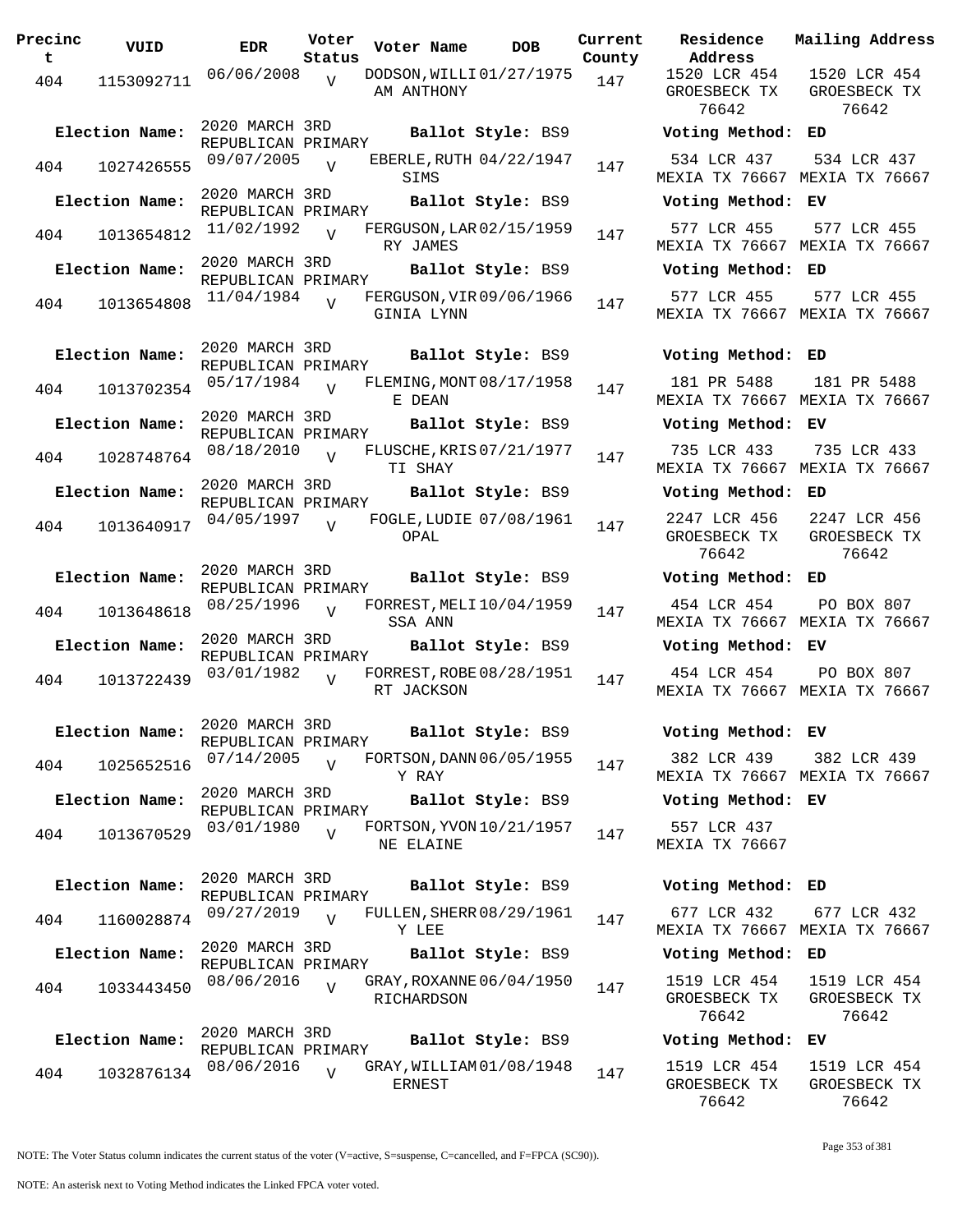| Precinct | VUID | EDR | Voter Status | Voter Name | DOB | Current County | Residence Address | Mailing Address |
|---|---|---|---|---|---|---|---|---|
| 404 | 1153092711 | 06/06/2008 | V | DODSON,WILLIAM ANTHONY | 01/27/1975 | 147 | 1520 LCR 454 GROESBECK TX 76642 | 1520 LCR 454 GROESBECK TX 76642 |
| **Election Name:** | 2020 MARCH 3RD REPUBLICAN PRIMARY | | | **Ballot Style:** BS9 | | | **Voting Method:** ED | |
| 404 | 1027426555 | 09/07/2005 | V | EBERLE,RUTH SIMS | 04/22/1947 | 147 | 534 LCR 437 MEXIA TX 76667 | 534 LCR 437 MEXIA TX 76667 |
| **Election Name:** | 2020 MARCH 3RD REPUBLICAN PRIMARY | | | **Ballot Style:** BS9 | | | **Voting Method:** EV | |
| 404 | 1013654812 | 11/02/1992 | V | FERGUSON,LARRY JAMES | 02/15/1959 | 147 | 577 LCR 455 MEXIA TX 76667 | 577 LCR 455 MEXIA TX 76667 |
| **Election Name:** | 2020 MARCH 3RD REPUBLICAN PRIMARY | | | **Ballot Style:** BS9 | | | **Voting Method:** ED | |
| 404 | 1013654808 | 11/04/1984 | V | FERGUSON,VIRGINIA LYNN | 09/06/1966 | 147 | 577 LCR 455 MEXIA TX 76667 | 577 LCR 455 MEXIA TX 76667 |
| **Election Name:** | 2020 MARCH 3RD REPUBLICAN PRIMARY | | | **Ballot Style:** BS9 | | | **Voting Method:** ED | |
| 404 | 1013702354 | 05/17/1984 | V | FLEMING,MONTE DEAN | 08/17/1958 | 147 | 181 PR 5488 MEXIA TX 76667 | 181 PR 5488 MEXIA TX 76667 |
| **Election Name:** | 2020 MARCH 3RD REPUBLICAN PRIMARY | | | **Ballot Style:** BS9 | | | **Voting Method:** EV | |
| 404 | 1028748764 | 08/18/2010 | V | FLUSCHE,KRISTI SHAY | 07/21/1977 | 147 | 735 LCR 433 MEXIA TX 76667 | 735 LCR 433 MEXIA TX 76667 |
| **Election Name:** | 2020 MARCH 3RD REPUBLICAN PRIMARY | | | **Ballot Style:** BS9 | | | **Voting Method:** ED | |
| 404 | 1013640917 | 04/05/1997 | V | FOGLE,LUDIE OPAL | 07/08/1961 | 147 | 2247 LCR 456 GROESBECK TX 76642 | 2247 LCR 456 GROESBECK TX 76642 |
| **Election Name:** | 2020 MARCH 3RD REPUBLICAN PRIMARY | | | **Ballot Style:** BS9 | | | **Voting Method:** ED | |
| 404 | 1013648618 | 08/25/1996 | V | FORREST,MELISSA ANN | 10/04/1959 | 147 | 454 LCR 454 MEXIA TX 76667 | PO BOX 807 MEXIA TX 76667 |
| **Election Name:** | 2020 MARCH 3RD REPUBLICAN PRIMARY | | | **Ballot Style:** BS9 | | | **Voting Method:** EV | |
| 404 | 1013722439 | 03/01/1982 | V | FORREST,ROBERT JACKSON | 08/28/1951 | 147 | 454 LCR 454 MEXIA TX 76667 | PO BOX 807 MEXIA TX 76667 |
| **Election Name:** | 2020 MARCH 3RD REPUBLICAN PRIMARY | | | **Ballot Style:** BS9 | | | **Voting Method:** EV | |
| 404 | 1025652516 | 07/14/2005 | V | FORTSON,DANNY RAY | 06/05/1955 | 147 | 382 LCR 439 MEXIA TX 76667 | 382 LCR 439 MEXIA TX 76667 |
| **Election Name:** | 2020 MARCH 3RD REPUBLICAN PRIMARY | | | **Ballot Style:** BS9 | | | **Voting Method:** EV | |
| 404 | 1013670529 | 03/01/1980 | V | FORTSON,YVONNE ELAINE | 10/21/1957 | 147 | 557 LCR 437 MEXIA TX 76667 | |
| **Election Name:** | 2020 MARCH 3RD REPUBLICAN PRIMARY | | | **Ballot Style:** BS9 | | | **Voting Method:** ED | |
| 404 | 1160028874 | 09/27/2019 | V | FULLEN,SHERRY LEE | 08/29/1961 | 147 | 677 LCR 432 MEXIA TX 76667 | 677 LCR 432 MEXIA TX 76667 |
| **Election Name:** | 2020 MARCH 3RD REPUBLICAN PRIMARY | | | **Ballot Style:** BS9 | | | **Voting Method:** ED | |
| 404 | 1033443450 | 08/06/2016 | V | GRAY,ROXANNE RICHARDSON | 06/04/1950 | 147 | 1519 LCR 454 GROESBECK TX 76642 | 1519 LCR 454 GROESBECK TX 76642 |
| **Election Name:** | 2020 MARCH 3RD REPUBLICAN PRIMARY | | | **Ballot Style:** BS9 | | | **Voting Method:** EV | |
| 404 | 1032876134 | 08/06/2016 | V | GRAY,WILLIAM ERNEST | 01/08/1948 | 147 | 1519 LCR 454 GROESBECK TX 76642 | 1519 LCR 454 GROESBECK TX 76642 |

NOTE: The Voter Status column indicates the current status of the voter (V=active, S=suspense, C=cancelled, and F=FPCA (SC90)).

NOTE: An asterisk next to Voting Method indicates the Linked FPCA voter voted.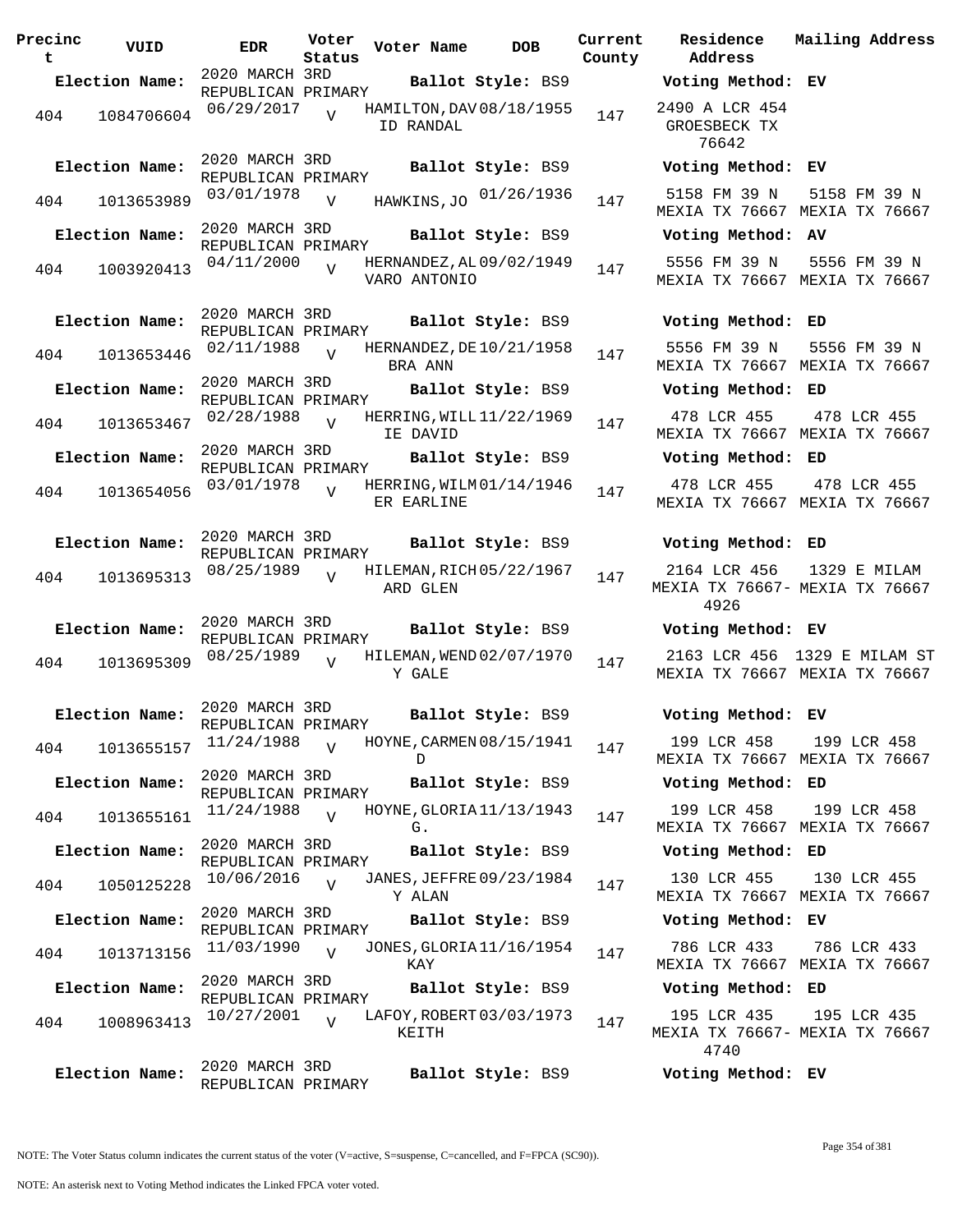| Precinct | VUID | EDR | Voter Status | Voter Name | DOB | Current County | Residence Address | Mailing Address |
|---|---|---|---|---|---|---|---|---|
| **Election Name:** | | 2020 MARCH 3RD REPUBLICAN PRIMARY | | **Ballot Style:** BS9 | | | **Voting Method:** EV | |
| 404 | 1084706604 | 06/29/2017 | V | HAMILTON,DAVID RANDAL | 08/18/1955 | 147 | 2490 A LCR 454 GROESBECK TX 76642 | |
| **Election Name:** | | 2020 MARCH 3RD REPUBLICAN PRIMARY | | **Ballot Style:** BS9 | | | **Voting Method:** EV | |
| 404 | 1013653989 | 03/01/1978 | V | HAWKINS,JO | 01/26/1936 | 147 | 5158 FM 39 N MEXIA TX 76667 | 5158 FM 39 N MEXIA TX 76667 |
| **Election Name:** | | 2020 MARCH 3RD REPUBLICAN PRIMARY | | **Ballot Style:** BS9 | | | **Voting Method:** AV | |
| 404 | 1003920413 | 04/11/2000 | V | HERNANDEZ,ALVARO ANTONIO | 09/02/1949 | 147 | 5556 FM 39 N MEXIA TX 76667 | 5556 FM 39 N MEXIA TX 76667 |
| **Election Name:** | | 2020 MARCH 3RD REPUBLICAN PRIMARY | | **Ballot Style:** BS9 | | | **Voting Method:** ED | |
| 404 | 1013653446 | 02/11/1988 | V | HERNANDEZ,DEBRA ANN | 10/21/1958 | 147 | 5556 FM 39 N MEXIA TX 76667 | 5556 FM 39 N MEXIA TX 76667 |
| **Election Name:** | | 2020 MARCH 3RD REPUBLICAN PRIMARY | | **Ballot Style:** BS9 | | | **Voting Method:** ED | |
| 404 | 1013653467 | 02/28/1988 | V | HERRING,WILLIE DAVID | 11/22/1969 | 147 | 478 LCR 455 MEXIA TX 76667 | 478 LCR 455 MEXIA TX 76667 |
| **Election Name:** | | 2020 MARCH 3RD REPUBLICAN PRIMARY | | **Ballot Style:** BS9 | | | **Voting Method:** ED | |
| 404 | 1013654056 | 03/01/1978 | V | HERRING,WILMER EARLINE | 01/14/1946 | 147 | 478 LCR 455 MEXIA TX 76667 | 478 LCR 455 MEXIA TX 76667 |
| **Election Name:** | | 2020 MARCH 3RD REPUBLICAN PRIMARY | | **Ballot Style:** BS9 | | | **Voting Method:** ED | |
| 404 | 1013695313 | 08/25/1989 | V | HILEMAN,RICHARD GLEN | 05/22/1967 | 147 | 2164 LCR 456 MEXIA TX 76667-4926 | 1329 E MILAM MEXIA TX 76667 |
| **Election Name:** | | 2020 MARCH 3RD REPUBLICAN PRIMARY | | **Ballot Style:** BS9 | | | **Voting Method:** EV | |
| 404 | 1013695309 | 08/25/1989 | V | HILEMAN,WENDY GALE | 02/07/1970 | 147 | 2163 LCR 456 MEXIA TX 76667 | 1329 E MILAM ST MEXIA TX 76667 |
| **Election Name:** | | 2020 MARCH 3RD REPUBLICAN PRIMARY | | **Ballot Style:** BS9 | | | **Voting Method:** EV | |
| 404 | 1013655157 | 11/24/1988 | V | HOYNE,CARMEN D | 08/15/1941 | 147 | 199 LCR 458 MEXIA TX 76667 | 199 LCR 458 MEXIA TX 76667 |
| **Election Name:** | | 2020 MARCH 3RD REPUBLICAN PRIMARY | | **Ballot Style:** BS9 | | | **Voting Method:** ED | |
| 404 | 1013655161 | 11/24/1988 | V | HOYNE,GLORIA G. | 11/13/1943 | 147 | 199 LCR 458 MEXIA TX 76667 | 199 LCR 458 MEXIA TX 76667 |
| **Election Name:** | | 2020 MARCH 3RD REPUBLICAN PRIMARY | | **Ballot Style:** BS9 | | | **Voting Method:** ED | |
| 404 | 1050125228 | 10/06/2016 | V | JANES,JEFFREY ALAN | 09/23/1984 | 147 | 130 LCR 455 MEXIA TX 76667 | 130 LCR 455 MEXIA TX 76667 |
| **Election Name:** | | 2020 MARCH 3RD REPUBLICAN PRIMARY | | **Ballot Style:** BS9 | | | **Voting Method:** EV | |
| 404 | 1013713156 | 11/03/1990 | V | JONES,GLORIA KAY | 11/16/1954 | 147 | 786 LCR 433 MEXIA TX 76667 | 786 LCR 433 MEXIA TX 76667 |
| **Election Name:** | | 2020 MARCH 3RD REPUBLICAN PRIMARY | | **Ballot Style:** BS9 | | | **Voting Method:** ED | |
| 404 | 1008963413 | 10/27/2001 | V | LAFOY,ROBERT KEITH | 03/03/1973 | 147 | 195 LCR 435 MEXIA TX 76667-4740 | 195 LCR 435 MEXIA TX 76667 |
| **Election Name:** | | 2020 MARCH 3RD REPUBLICAN PRIMARY | | **Ballot Style:** BS9 | | | **Voting Method:** EV | |

NOTE: The Voter Status column indicates the current status of the voter (V=active, S=suspense, C=cancelled, and F=FPCA (SC90)).

NOTE: An asterisk next to Voting Method indicates the Linked FPCA voter voted.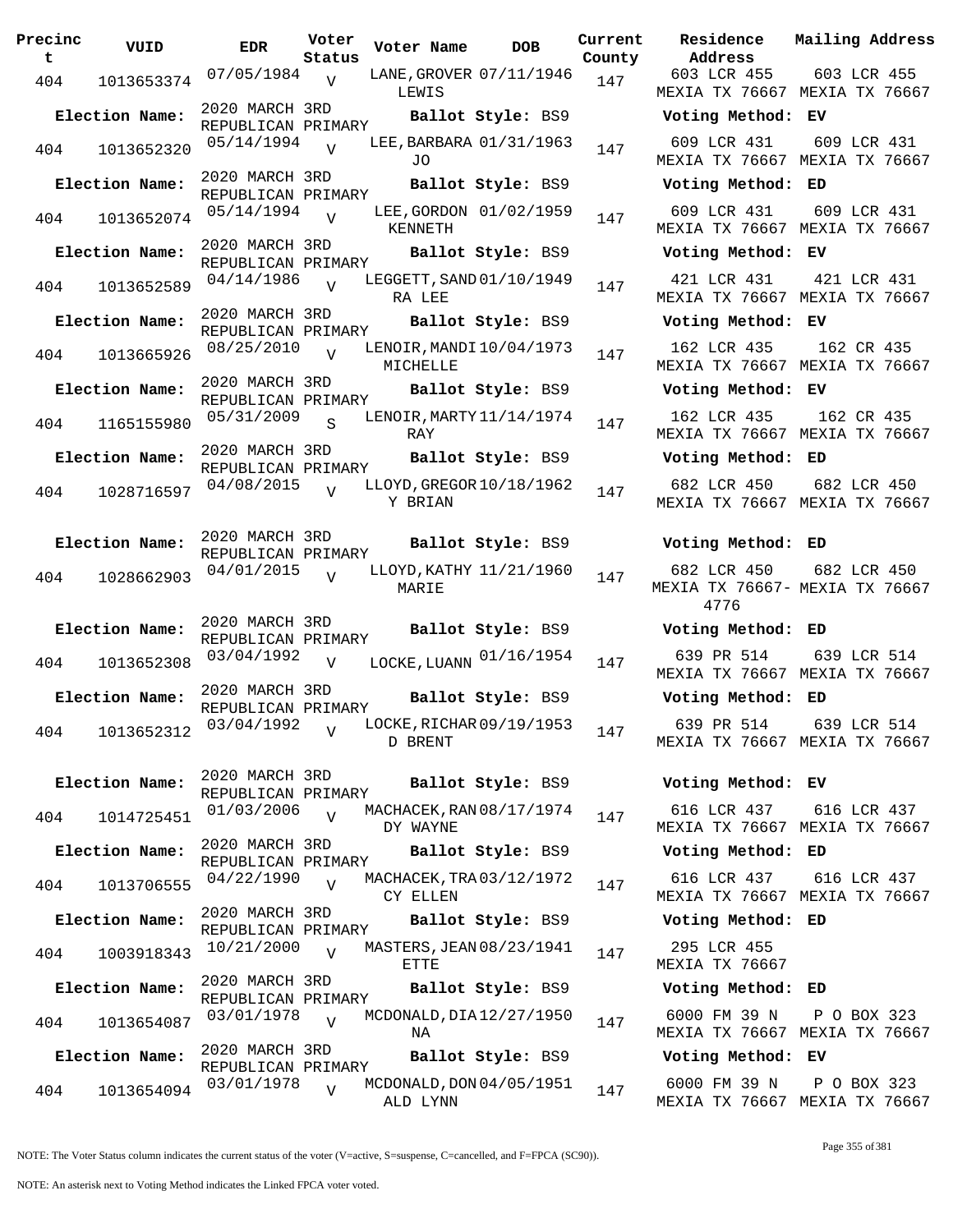| Precinct | VUID | EDR | Voter Status | Voter Name | DOB | Current County | Residence Address | Mailing Address |
|---|---|---|---|---|---|---|---|---|
| 404 | 1013653374 | 07/05/1984 | V | LANE, GROVER LEWIS | 07/11/1946 | 147 | 603 LCR 455 MEXIA TX 76667 | 603 LCR 455 MEXIA TX 76667 |
| **Election Name:** | | 2020 MARCH 3RD REPUBLICAN PRIMARY | | **Ballot Style:** BS9 | | | **Voting Method:** EV | |
| 404 | 1013652320 | 05/14/1994 | V | LEE, BARBARA JO | 01/31/1963 | 147 | 609 LCR 431 MEXIA TX 76667 | 609 LCR 431 MEXIA TX 76667 |
| **Election Name:** | | 2020 MARCH 3RD REPUBLICAN PRIMARY | | **Ballot Style:** BS9 | | | **Voting Method:** ED | |
| 404 | 1013652074 | 05/14/1994 | V | LEE, GORDON KENNETH | 01/02/1959 | 147 | 609 LCR 431 MEXIA TX 76667 | 609 LCR 431 MEXIA TX 76667 |
| **Election Name:** | | 2020 MARCH 3RD REPUBLICAN PRIMARY | | **Ballot Style:** BS9 | | | **Voting Method:** EV | |
| 404 | 1013652589 | 04/14/1986 | V | LEGGETT, SANDRA LEE | 01/10/1949 | 147 | 421 LCR 431 MEXIA TX 76667 | 421 LCR 431 MEXIA TX 76667 |
| **Election Name:** | | 2020 MARCH 3RD REPUBLICAN PRIMARY | | **Ballot Style:** BS9 | | | **Voting Method:** EV | |
| 404 | 1013665926 | 08/25/2010 | V | LENOIR, MANDI MICHELLE | 10/04/1973 | 147 | 162 LCR 435 MEXIA TX 76667 | 162 CR 435 MEXIA TX 76667 |
| **Election Name:** | | 2020 MARCH 3RD REPUBLICAN PRIMARY | | **Ballot Style:** BS9 | | | **Voting Method:** EV | |
| 404 | 1165155980 | 05/31/2009 | S | LENOIR, MARTY RAY | 11/14/1974 | 147 | 162 LCR 435 MEXIA TX 76667 | 162 CR 435 MEXIA TX 76667 |
| **Election Name:** | | 2020 MARCH 3RD REPUBLICAN PRIMARY | | **Ballot Style:** BS9 | | | **Voting Method:** ED | |
| 404 | 1028716597 | 04/08/2015 | V | LLOYD, GREGORY BRIAN | 10/18/1962 | 147 | 682 LCR 450 MEXIA TX 76667 | 682 LCR 450 MEXIA TX 76667 |
| **Election Name:** | | 2020 MARCH 3RD REPUBLICAN PRIMARY | | **Ballot Style:** BS9 | | | **Voting Method:** ED | |
| 404 | 1028662903 | 04/01/2015 | V | LLOYD, KATHY MARIE | 11/21/1960 | 147 | 682 LCR 450 MEXIA TX 76667-4776 | 682 LCR 450 MEXIA TX 76667 |
| **Election Name:** | | 2020 MARCH 3RD REPUBLICAN PRIMARY | | **Ballot Style:** BS9 | | | **Voting Method:** ED | |
| 404 | 1013652308 | 03/04/1992 | V | LOCKE, LUANN | 01/16/1954 | 147 | 639 PR 514 MEXIA TX 76667 | 639 LCR 514 MEXIA TX 76667 |
| **Election Name:** | | 2020 MARCH 3RD REPUBLICAN PRIMARY | | **Ballot Style:** BS9 | | | **Voting Method:** ED | |
| 404 | 1013652312 | 03/04/1992 | V | LOCKE, RICHARD BRENT | 09/19/1953 | 147 | 639 PR 514 MEXIA TX 76667 | 639 LCR 514 MEXIA TX 76667 |
| **Election Name:** | | 2020 MARCH 3RD REPUBLICAN PRIMARY | | **Ballot Style:** BS9 | | | **Voting Method:** EV | |
| 404 | 1014725451 | 01/03/2006 | V | MACHACEK, RANDY WAYNE | 08/17/1974 | 147 | 616 LCR 437 MEXIA TX 76667 | 616 LCR 437 MEXIA TX 76667 |
| **Election Name:** | | 2020 MARCH 3RD REPUBLICAN PRIMARY | | **Ballot Style:** BS9 | | | **Voting Method:** ED | |
| 404 | 1013706555 | 04/22/1990 | V | MACHACEK, TRACY ELLEN | 03/12/1972 | 147 | 616 LCR 437 MEXIA TX 76667 | 616 LCR 437 MEXIA TX 76667 |
| **Election Name:** | | 2020 MARCH 3RD REPUBLICAN PRIMARY | | **Ballot Style:** BS9 | | | **Voting Method:** ED | |
| 404 | 1003918343 | 10/21/2000 | V | MASTERS, JEANETTE | 08/23/1941 | 147 | 295 LCR 455 MEXIA TX 76667 | |
| **Election Name:** | | 2020 MARCH 3RD REPUBLICAN PRIMARY | | **Ballot Style:** BS9 | | | **Voting Method:** ED | |
| 404 | 1013654087 | 03/01/1978 | V | MCDONALD, DIANA | 12/27/1950 | 147 | 6000 FM 39 N MEXIA TX 76667 | P O BOX 323 MEXIA TX 76667 |
| **Election Name:** | | 2020 MARCH 3RD REPUBLICAN PRIMARY | | **Ballot Style:** BS9 | | | **Voting Method:** EV | |
| 404 | 1013654094 | 03/01/1978 | V | MCDONALD, DONALD LYNN | 04/05/1951 | 147 | 6000 FM 39 N MEXIA TX 76667 | P O BOX 323 MEXIA TX 76667 |

NOTE: The Voter Status column indicates the current status of the voter (V=active, S=suspense, C=cancelled, and F=FPCA (SC90)).

NOTE: An asterisk next to Voting Method indicates the Linked FPCA voter voted.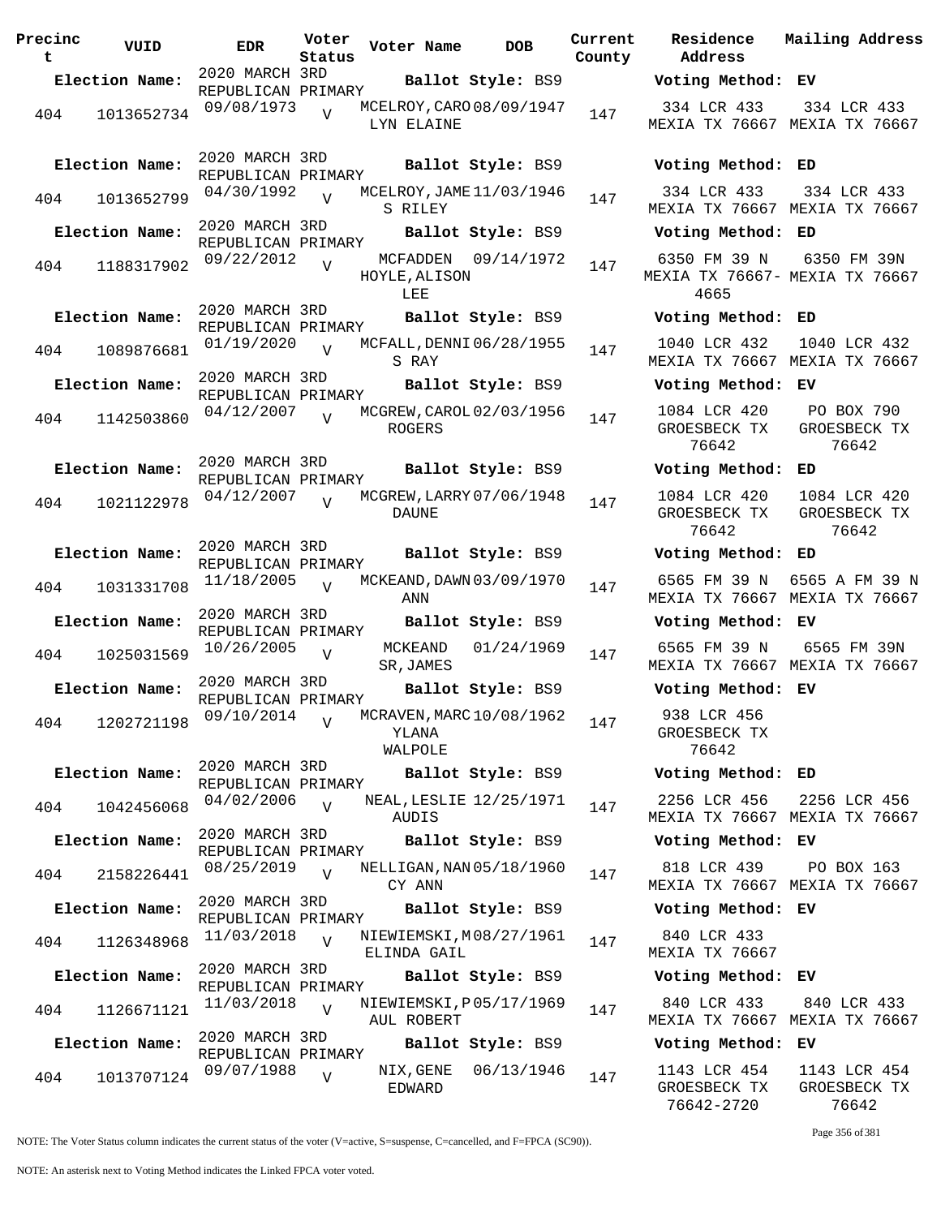| Precinct | VUID | EDR | Voter Status | Voter Name | DOB | Current County | Residence Address | Mailing Address |
|---|---|---|---|---|---|---|---|---|
| **Election Name:** | | 2020 MARCH 3RD REPUBLICAN PRIMARY | | **Ballot Style:** BS9 | | | **Voting Method:** EV | |
| 404 | 1013652734 | 09/08/1973 | V | MCELROY,CAROLYN ELAINE | 08/09/1947 | 147 | 334 LCR 433 MEXIA TX 76667 | 334 LCR 433 MEXIA TX 76667 |
| **Election Name:** | | 2020 MARCH 3RD REPUBLICAN PRIMARY | | **Ballot Style:** BS9 | | | **Voting Method:** ED | |
| 404 | 1013652799 | 04/30/1992 | V | MCELROY,JAMES RILEY | 11/03/1946 | 147 | 334 LCR 433 MEXIA TX 76667 | 334 LCR 433 MEXIA TX 76667 |
| **Election Name:** | | 2020 MARCH 3RD REPUBLICAN PRIMARY | | **Ballot Style:** BS9 | | | **Voting Method:** ED | |
| 404 | 1188317902 | 09/22/2012 | V | MCFADDEN HOYLE,ALISON LEE | 09/14/1972 | 147 | 6350 FM 39 N MEXIA TX 76667-4665 | 6350 FM 39N MEXIA TX 76667 |
| **Election Name:** | | 2020 MARCH 3RD REPUBLICAN PRIMARY | | **Ballot Style:** BS9 | | | **Voting Method:** ED | |
| 404 | 1089876681 | 01/19/2020 | V | MCFALL,DENNIS RAY | 06/28/1955 | 147 | 1040 LCR 432 MEXIA TX 76667 | 1040 LCR 432 MEXIA TX 76667 |
| **Election Name:** | | 2020 MARCH 3RD REPUBLICAN PRIMARY | | **Ballot Style:** BS9 | | | **Voting Method:** EV | |
| 404 | 1142503860 | 04/12/2007 | V | MCGREW,CAROL ROGERS | 02/03/1956 | 147 | 1084 LCR 420 GROESBECK TX 76642 | PO BOX 790 GROESBECK TX 76642 |
| **Election Name:** | | 2020 MARCH 3RD REPUBLICAN PRIMARY | | **Ballot Style:** BS9 | | | **Voting Method:** ED | |
| 404 | 1021122978 | 04/12/2007 | V | MCGREW,LARRY DAUNE | 07/06/1948 | 147 | 1084 LCR 420 GROESBECK TX 76642 | 1084 LCR 420 GROESBECK TX 76642 |
| **Election Name:** | | 2020 MARCH 3RD REPUBLICAN PRIMARY | | **Ballot Style:** BS9 | | | **Voting Method:** ED | |
| 404 | 1031331708 | 11/18/2005 | V | MCKEAND,DAWN ANN | 03/09/1970 | 147 | 6565 FM 39 N MEXIA TX 76667 | 6565 A FM 39 N MEXIA TX 76667 |
| **Election Name:** | | 2020 MARCH 3RD REPUBLICAN PRIMARY | | **Ballot Style:** BS9 | | | **Voting Method:** EV | |
| 404 | 1025031569 | 10/26/2005 | V | MCKEAND SR,JAMES | 01/24/1969 | 147 | 6565 FM 39 N MEXIA TX 76667 | 6565 FM 39N MEXIA TX 76667 |
| **Election Name:** | | 2020 MARCH 3RD REPUBLICAN PRIMARY | | **Ballot Style:** BS9 | | | **Voting Method:** EV | |
| 404 | 1202721198 | 09/10/2014 | V | MCRAVEN,MARCYLANA WALPOLE | 10/08/1962 | 147 | 938 LCR 456 GROESBECK TX 76642 | |
| **Election Name:** | | 2020 MARCH 3RD REPUBLICAN PRIMARY | | **Ballot Style:** BS9 | | | **Voting Method:** ED | |
| 404 | 1042456068 | 04/02/2006 | V | NEAL,LESLIE AUDIS | 12/25/1971 | 147 | 2256 LCR 456 MEXIA TX 76667 | 2256 LCR 456 MEXIA TX 76667 |
| **Election Name:** | | 2020 MARCH 3RD REPUBLICAN PRIMARY | | **Ballot Style:** BS9 | | | **Voting Method:** EV | |
| 404 | 2158226441 | 08/25/2019 | V | NELLIGAN,NANCY ANN | 05/18/1960 | 147 | 818 LCR 439 MEXIA TX 76667 | PO BOX 163 MEXIA TX 76667 |
| **Election Name:** | | 2020 MARCH 3RD REPUBLICAN PRIMARY | | **Ballot Style:** BS9 | | | **Voting Method:** EV | |
| 404 | 1126348968 | 11/03/2018 | V | NIEWIEMSKI,MELINDA GAIL | 08/27/1961 | 147 | 840 LCR 433 MEXIA TX 76667 | |
| **Election Name:** | | 2020 MARCH 3RD REPUBLICAN PRIMARY | | **Ballot Style:** BS9 | | | **Voting Method:** EV | |
| 404 | 1126671121 | 11/03/2018 | V | NIEWIEMSKI,PAUL ROBERT | 05/17/1969 | 147 | 840 LCR 433 MEXIA TX 76667 | 840 LCR 433 MEXIA TX 76667 |
| **Election Name:** | | 2020 MARCH 3RD REPUBLICAN PRIMARY | | **Ballot Style:** BS9 | | | **Voting Method:** EV | |
| 404 | 1013707124 | 09/07/1988 | V | NIX,GENE EDWARD | 06/13/1946 | 147 | 1143 LCR 454 GROESBECK TX 76642-2720 | 1143 LCR 454 GROESBECK TX 76642 |

NOTE: The Voter Status column indicates the current status of the voter (V=active, S=suspense, C=cancelled, and F=FPCA (SC90)).

NOTE: An asterisk next to Voting Method indicates the Linked FPCA voter voted.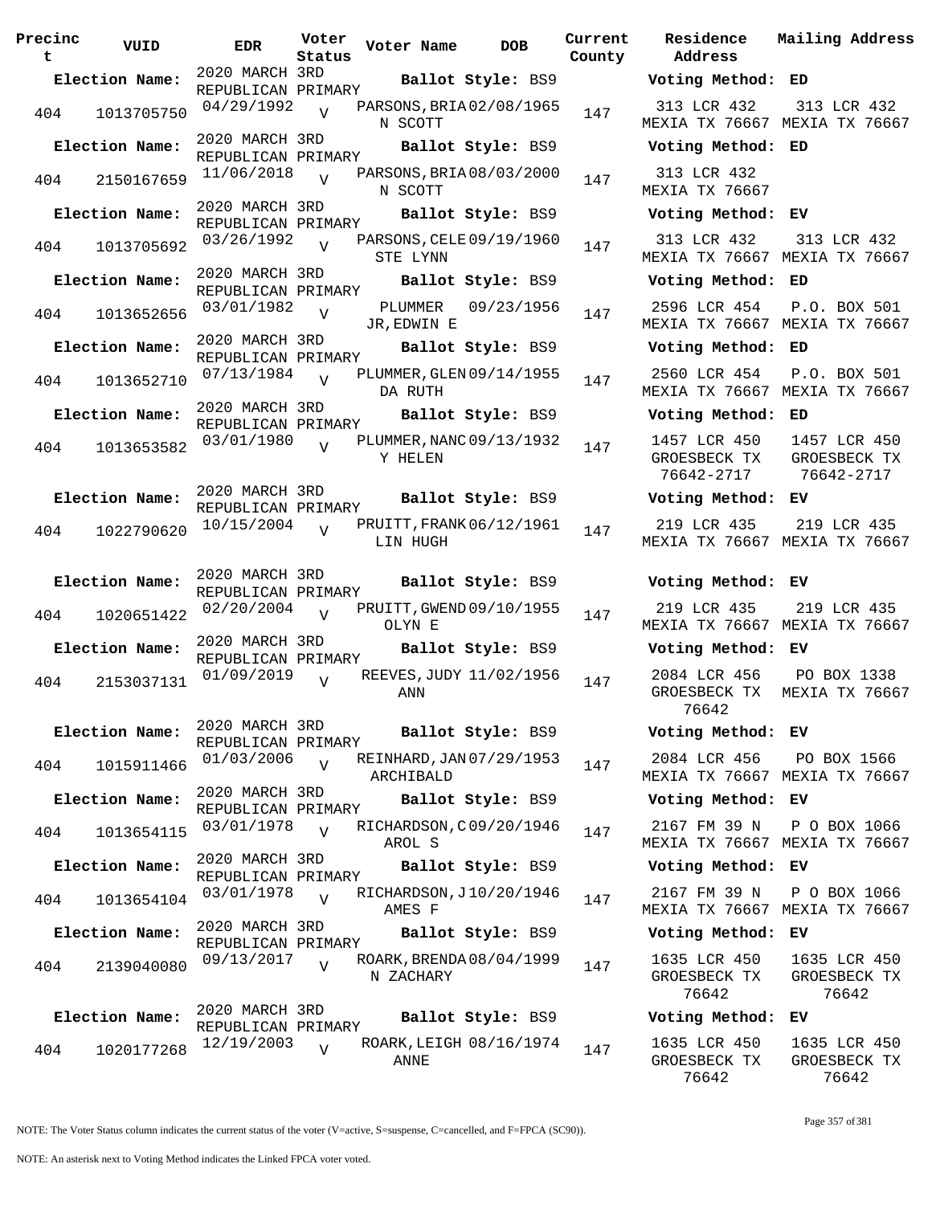| Precinct | VUID | EDR | Voter Status | Voter Name | DOB | Current County | Residence Address | Mailing Address |
|---|---|---|---|---|---|---|---|---|
| **Election Name:** | | 2020 MARCH 3RD REPUBLICAN PRIMARY | | **Ballot Style:** BS9 | | | **Voting Method:** ED | |
| 404 | 1013705750 | 04/29/1992 | V | PARSONS, BRIAN SCOTT | 02/08/1965 | 147 | 313 LCR 432 MEXIA TX 76667 | 313 LCR 432 MEXIA TX 76667 |
| **Election Name:** | | 2020 MARCH 3RD REPUBLICAN PRIMARY | | **Ballot Style:** BS9 | | | **Voting Method:** ED | |
| 404 | 2150167659 | 11/06/2018 | V | PARSONS, BRIAN SCOTT | 08/03/2000 | 147 | 313 LCR 432 MEXIA TX 76667 | |
| **Election Name:** | | 2020 MARCH 3RD REPUBLICAN PRIMARY | | **Ballot Style:** BS9 | | | **Voting Method:** EV | |
| 404 | 1013705692 | 03/26/1992 | V | PARSONS, CELESTE LYNN | 09/19/1960 | 147 | 313 LCR 432 MEXIA TX 76667 | 313 LCR 432 MEXIA TX 76667 |
| **Election Name:** | | 2020 MARCH 3RD REPUBLICAN PRIMARY | | **Ballot Style:** BS9 | | | **Voting Method:** ED | |
| 404 | 1013652656 | 03/01/1982 | V | PLUMMER JR, EDWIN E | 09/23/1956 | 147 | 2596 LCR 454 MEXIA TX 76667 | P.O. BOX 501 MEXIA TX 76667 |
| **Election Name:** | | 2020 MARCH 3RD REPUBLICAN PRIMARY | | **Ballot Style:** BS9 | | | **Voting Method:** ED | |
| 404 | 1013652710 | 07/13/1984 | V | PLUMMER, GLENDA RUTH | 09/14/1955 | 147 | 2560 LCR 454 MEXIA TX 76667 | P.O. BOX 501 MEXIA TX 76667 |
| **Election Name:** | | 2020 MARCH 3RD REPUBLICAN PRIMARY | | **Ballot Style:** BS9 | | | **Voting Method:** ED | |
| 404 | 1013653582 | 03/01/1980 | V | PLUMMER, NANCY HELEN | 09/13/1932 | 147 | 1457 LCR 450 GROESBECK TX 76642-2717 | 1457 LCR 450 GROESBECK TX 76642-2717 |
| **Election Name:** | | 2020 MARCH 3RD REPUBLICAN PRIMARY | | **Ballot Style:** BS9 | | | **Voting Method:** EV | |
| 404 | 1022790620 | 10/15/2004 | V | PRUITT, FRANKLIN HUGH | 06/12/1961 | 147 | 219 LCR 435 MEXIA TX 76667 | 219 LCR 435 MEXIA TX 76667 |
| **Election Name:** | | 2020 MARCH 3RD REPUBLICAN PRIMARY | | **Ballot Style:** BS9 | | | **Voting Method:** EV | |
| 404 | 1020651422 | 02/20/2004 | V | PRUITT, GWENDOLYN E | 09/10/1955 | 147 | 219 LCR 435 MEXIA TX 76667 | 219 LCR 435 MEXIA TX 76667 |
| **Election Name:** | | 2020 MARCH 3RD REPUBLICAN PRIMARY | | **Ballot Style:** BS9 | | | **Voting Method:** EV | |
| 404 | 2153037131 | 01/09/2019 | V | REEVES, JUDY ANN | 11/02/1956 | 147 | 2084 LCR 456 GROESBECK TX 76642 | PO BOX 1338 MEXIA TX 76667 |
| **Election Name:** | | 2020 MARCH 3RD REPUBLICAN PRIMARY | | **Ballot Style:** BS9 | | | **Voting Method:** EV | |
| 404 | 1015911466 | 01/03/2006 | V | REINHARD, JAN ARCHIBALD | 07/29/1953 | 147 | 2084 LCR 456 MEXIA TX 76667 | PO BOX 1566 MEXIA TX 76667 |
| **Election Name:** | | 2020 MARCH 3RD REPUBLICAN PRIMARY | | **Ballot Style:** BS9 | | | **Voting Method:** EV | |
| 404 | 1013654115 | 03/01/1978 | V | RICHARDSON, CAROL S | 09/20/1946 | 147 | 2167 FM 39 N MEXIA TX 76667 | P O BOX 1066 MEXIA TX 76667 |
| **Election Name:** | | 2020 MARCH 3RD REPUBLICAN PRIMARY | | **Ballot Style:** BS9 | | | **Voting Method:** EV | |
| 404 | 1013654104 | 03/01/1978 | V | RICHARDSON, JAMES F | 10/20/1946 | 147 | 2167 FM 39 N MEXIA TX 76667 | P O BOX 1066 MEXIA TX 76667 |
| **Election Name:** | | 2020 MARCH 3RD REPUBLICAN PRIMARY | | **Ballot Style:** BS9 | | | **Voting Method:** EV | |
| 404 | 2139040080 | 09/13/2017 | V | ROARK, BRENDAN ZACHARY | 08/04/1999 | 147 | 1635 LCR 450 GROESBECK TX 76642 | 1635 LCR 450 GROESBECK TX 76642 |
| **Election Name:** | | 2020 MARCH 3RD REPUBLICAN PRIMARY | | **Ballot Style:** BS9 | | | **Voting Method:** EV | |
| 404 | 1020177268 | 12/19/2003 | V | ROARK, LEIGH ANNE | 08/16/1974 | 147 | 1635 LCR 450 GROESBECK TX 76642 | 1635 LCR 450 GROESBECK TX 76642 |

NOTE: The Voter Status column indicates the current status of the voter (V=active, S=suspense, C=cancelled, and F=FPCA (SC90)).

NOTE: An asterisk next to Voting Method indicates the Linked FPCA voter voted.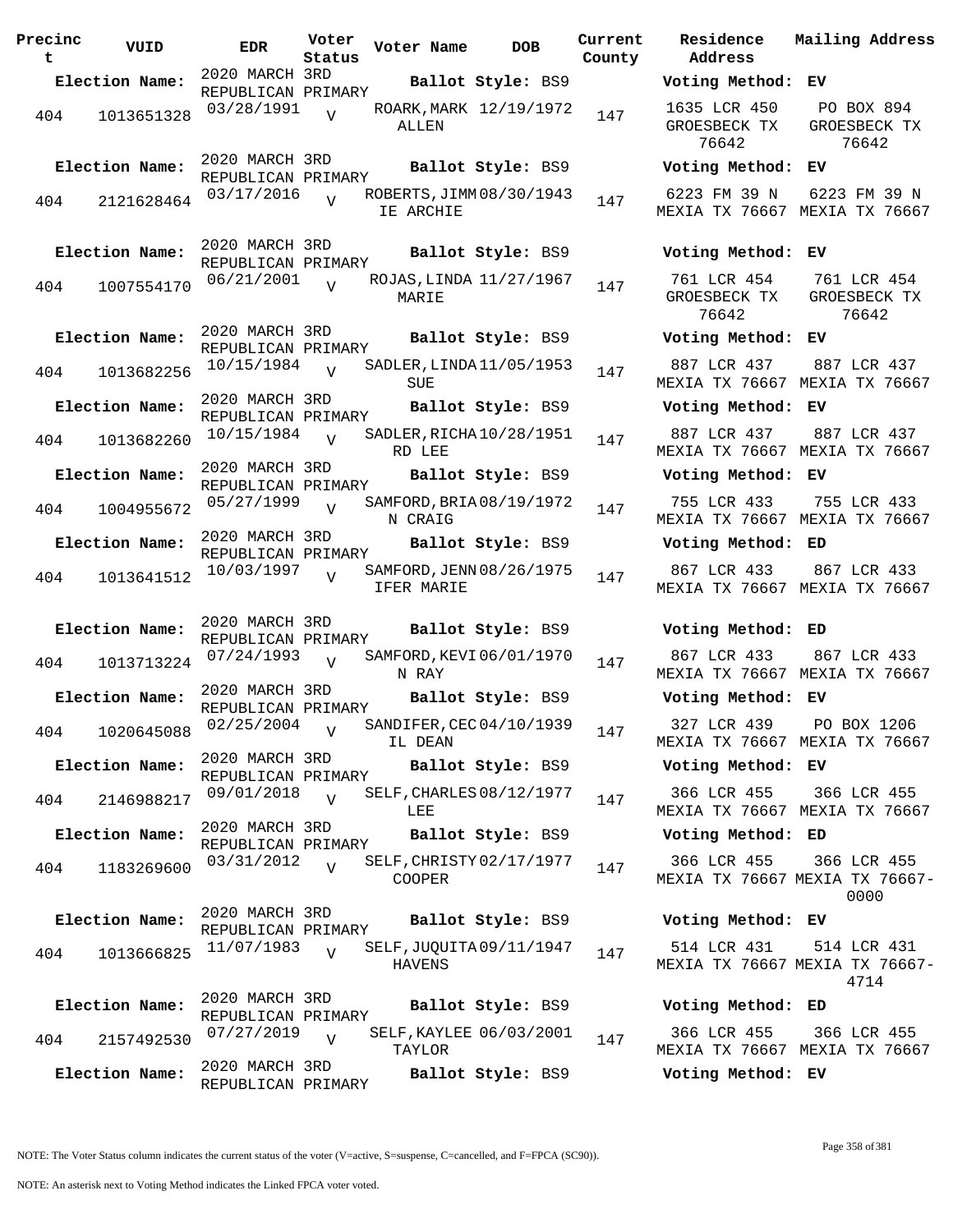| Precinct | VUID | EDR | Voter Status | Voter Name | DOB | Current County | Residence Address | Mailing Address |
|---|---|---|---|---|---|---|---|---|
| **Election Name:** | | 2020 MARCH 3RD REPUBLICAN PRIMARY | | **Ballot Style:** BS9 | | | **Voting Method:** EV | |
| 404 | 1013651328 | 03/28/1991 | V | ROARK, MARK ALLEN | 12/19/1972 | 147 | 1635 LCR 450 GROESBECK TX 76642 | PO BOX 894 GROESBECK TX 76642 |
| **Election Name:** | | 2020 MARCH 3RD REPUBLICAN PRIMARY | | **Ballot Style:** BS9 | | | **Voting Method:** EV | |
| 404 | 2121628464 | 03/17/2016 | V | ROBERTS, JIMMIE ARCHIE | 08/30/1943 | 147 | 6223 FM 39 N MEXIA TX 76667 | 6223 FM 39 N MEXIA TX 76667 |
| **Election Name:** | | 2020 MARCH 3RD REPUBLICAN PRIMARY | | **Ballot Style:** BS9 | | | **Voting Method:** EV | |
| 404 | 1007554170 | 06/21/2001 | V | ROJAS, LINDA MARIE | 11/27/1967 | 147 | 761 LCR 454 GROESBECK TX 76642 | 761 LCR 454 GROESBECK TX 76642 |
| **Election Name:** | | 2020 MARCH 3RD REPUBLICAN PRIMARY | | **Ballot Style:** BS9 | | | **Voting Method:** EV | |
| 404 | 1013682256 | 10/15/1984 | V | SADLER, LINDA SUE | 11/05/1953 | 147 | 887 LCR 437 MEXIA TX 76667 | 887 LCR 437 MEXIA TX 76667 |
| **Election Name:** | | 2020 MARCH 3RD REPUBLICAN PRIMARY | | **Ballot Style:** BS9 | | | **Voting Method:** EV | |
| 404 | 1013682260 | 10/15/1984 | V | SADLER, RICHARD LEE | 10/28/1951 | 147 | 887 LCR 437 MEXIA TX 76667 | 887 LCR 437 MEXIA TX 76667 |
| **Election Name:** | | 2020 MARCH 3RD REPUBLICAN PRIMARY | | **Ballot Style:** BS9 | | | **Voting Method:** EV | |
| 404 | 1004955672 | 05/27/1999 | V | SAMFORD, BRIAN CRAIG | 08/19/1972 | 147 | 755 LCR 433 MEXIA TX 76667 | 755 LCR 433 MEXIA TX 76667 |
| **Election Name:** | | 2020 MARCH 3RD REPUBLICAN PRIMARY | | **Ballot Style:** BS9 | | | **Voting Method:** ED | |
| 404 | 1013641512 | 10/03/1997 | V | SAMFORD, JENNIFER MARIE | 08/26/1975 | 147 | 867 LCR 433 MEXIA TX 76667 | 867 LCR 433 MEXIA TX 76667 |
| **Election Name:** | | 2020 MARCH 3RD REPUBLICAN PRIMARY | | **Ballot Style:** BS9 | | | **Voting Method:** ED | |
| 404 | 1013713224 | 07/24/1993 | V | SAMFORD, KEVIN RAY | 06/01/1970 | 147 | 867 LCR 433 MEXIA TX 76667 | 867 LCR 433 MEXIA TX 76667 |
| **Election Name:** | | 2020 MARCH 3RD REPUBLICAN PRIMARY | | **Ballot Style:** BS9 | | | **Voting Method:** EV | |
| 404 | 1020645088 | 02/25/2004 | V | SANDIFER, CECIL DEAN | 04/10/1939 | 147 | 327 LCR 439 MEXIA TX 76667 | PO BOX 1206 MEXIA TX 76667 |
| **Election Name:** | | 2020 MARCH 3RD REPUBLICAN PRIMARY | | **Ballot Style:** BS9 | | | **Voting Method:** EV | |
| 404 | 2146988217 | 09/01/2018 | V | SELF, CHARLES LEE | 08/12/1977 | 147 | 366 LCR 455 MEXIA TX 76667 | 366 LCR 455 MEXIA TX 76667 |
| **Election Name:** | | 2020 MARCH 3RD REPUBLICAN PRIMARY | | **Ballot Style:** BS9 | | | **Voting Method:** ED | |
| 404 | 1183269600 | 03/31/2012 | V | SELF, CHRISTY COOPER | 02/17/1977 | 147 | 366 LCR 455 MEXIA TX 76667 | 366 LCR 455 MEXIA TX 76667-0000 |
| **Election Name:** | | 2020 MARCH 3RD REPUBLICAN PRIMARY | | **Ballot Style:** BS9 | | | **Voting Method:** EV | |
| 404 | 1013666825 | 11/07/1983 | V | SELF, JUQUITA HAVENS | 09/11/1947 | 147 | 514 LCR 431 MEXIA TX 76667 | 514 LCR 431 MEXIA TX 76667-4714 |
| **Election Name:** | | 2020 MARCH 3RD REPUBLICAN PRIMARY | | **Ballot Style:** BS9 | | | **Voting Method:** ED | |
| 404 | 2157492530 | 07/27/2019 | V | SELF, KAYLEE TAYLOR | 06/03/2001 | 147 | 366 LCR 455 MEXIA TX 76667 | 366 LCR 455 MEXIA TX 76667 |
| **Election Name:** | | 2020 MARCH 3RD REPUBLICAN PRIMARY | | **Ballot Style:** BS9 | | | **Voting Method:** EV | |

NOTE: The Voter Status column indicates the current status of the voter (V=active, S=suspense, C=cancelled, and F=FPCA (SC90)).

NOTE: An asterisk next to Voting Method indicates the Linked FPCA voter voted.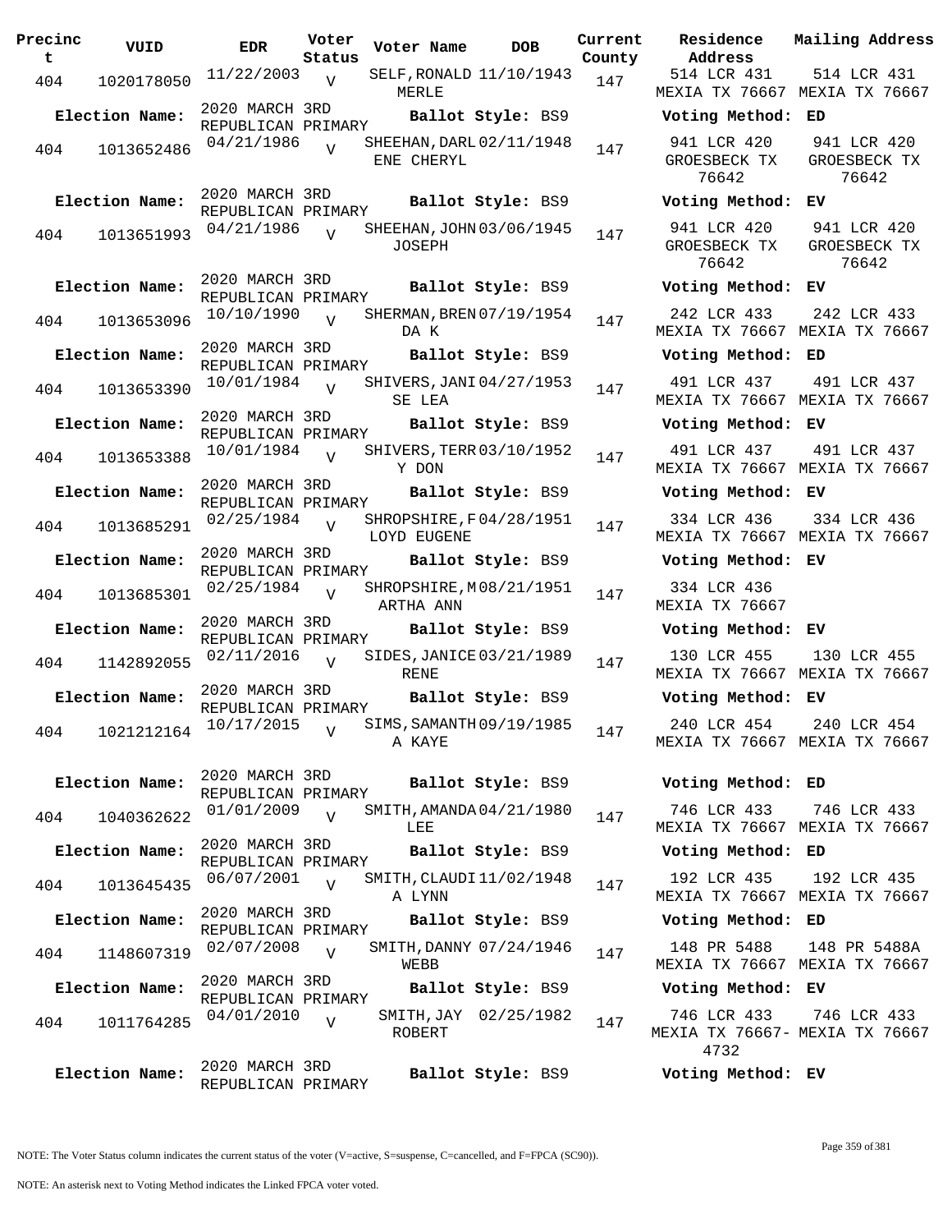| Precinct | VUID | EDR | Voter Status | Voter Name | DOB | Current County | Residence Address | Mailing Address |
|---|---|---|---|---|---|---|---|---|
| 404 | 1020178050 | 11/22/2003 | V | SELF, RONALD MERLE | 11/10/1943 | 147 | 514 LCR 431 MEXIA TX 76667 | 514 LCR 431 MEXIA TX 76667 |
| **Election Name:** | | 2020 MARCH 3RD REPUBLICAN PRIMARY | | **Ballot Style:** BS9 | | | **Voting Method:** ED | |
| 404 | 1013652486 | 04/21/1986 | V | SHEEHAN, DARLENE CHERYL | 02/11/1948 | 147 | 941 LCR 420 GROESBECK TX 76642 | 941 LCR 420 GROESBECK TX 76642 |
| **Election Name:** | | 2020 MARCH 3RD REPUBLICAN PRIMARY | | **Ballot Style:** BS9 | | | **Voting Method:** EV | |
| 404 | 1013651993 | 04/21/1986 | V | SHEEHAN, JOHN JOSEPH | 03/06/1945 | 147 | 941 LCR 420 GROESBECK TX 76642 | 941 LCR 420 GROESBECK TX 76642 |
| **Election Name:** | | 2020 MARCH 3RD REPUBLICAN PRIMARY | | **Ballot Style:** BS9 | | | **Voting Method:** EV | |
| 404 | 1013653096 | 10/10/1990 | V | SHERMAN, BRENDA K | 07/19/1954 | 147 | 242 LCR 433 MEXIA TX 76667 | 242 LCR 433 MEXIA TX 76667 |
| **Election Name:** | | 2020 MARCH 3RD REPUBLICAN PRIMARY | | **Ballot Style:** BS9 | | | **Voting Method:** ED | |
| 404 | 1013653390 | 10/01/1984 | V | SHIVERS, JANISE LEA | 04/27/1953 | 147 | 491 LCR 437 MEXIA TX 76667 | 491 LCR 437 MEXIA TX 76667 |
| **Election Name:** | | 2020 MARCH 3RD REPUBLICAN PRIMARY | | **Ballot Style:** BS9 | | | **Voting Method:** EV | |
| 404 | 1013653388 | 10/01/1984 | V | SHIVERS, TERRY DON | 03/10/1952 | 147 | 491 LCR 437 MEXIA TX 76667 | 491 LCR 437 MEXIA TX 76667 |
| **Election Name:** | | 2020 MARCH 3RD REPUBLICAN PRIMARY | | **Ballot Style:** BS9 | | | **Voting Method:** EV | |
| 404 | 1013685291 | 02/25/1984 | V | SHROPSHIRE, FLOYD EUGENE | 04/28/1951 | 147 | 334 LCR 436 MEXIA TX 76667 | 334 LCR 436 MEXIA TX 76667 |
| **Election Name:** | | 2020 MARCH 3RD REPUBLICAN PRIMARY | | **Ballot Style:** BS9 | | | **Voting Method:** EV | |
| 404 | 1013685301 | 02/25/1984 | V | SHROPSHIRE, MARTHA ANN | 08/21/1951 | 147 | 334 LCR 436 MEXIA TX 76667 | |
| **Election Name:** | | 2020 MARCH 3RD REPUBLICAN PRIMARY | | **Ballot Style:** BS9 | | | **Voting Method:** EV | |
| 404 | 1142892055 | 02/11/2016 | V | SIDES, JANICE RENE | 03/21/1989 | 147 | 130 LCR 455 MEXIA TX 76667 | 130 LCR 455 MEXIA TX 76667 |
| **Election Name:** | | 2020 MARCH 3RD REPUBLICAN PRIMARY | | **Ballot Style:** BS9 | | | **Voting Method:** EV | |
| 404 | 1021212164 | 10/17/2015 | V | SIMS, SAMANTHA KAYE | 09/19/1985 | 147 | 240 LCR 454 MEXIA TX 76667 | 240 LCR 454 MEXIA TX 76667 |
| **Election Name:** | | 2020 MARCH 3RD REPUBLICAN PRIMARY | | **Ballot Style:** BS9 | | | **Voting Method:** ED | |
| 404 | 1040362622 | 01/01/2009 | V | SMITH, AMANDA LEE | 04/21/1980 | 147 | 746 LCR 433 MEXIA TX 76667 | 746 LCR 433 MEXIA TX 76667 |
| **Election Name:** | | 2020 MARCH 3RD REPUBLICAN PRIMARY | | **Ballot Style:** BS9 | | | **Voting Method:** ED | |
| 404 | 1013645435 | 06/07/2001 | V | SMITH, CLAUDIA LYNN | 11/02/1948 | 147 | 192 LCR 435 MEXIA TX 76667 | 192 LCR 435 MEXIA TX 76667 |
| **Election Name:** | | 2020 MARCH 3RD REPUBLICAN PRIMARY | | **Ballot Style:** BS9 | | | **Voting Method:** ED | |
| 404 | 1148607319 | 02/07/2008 | V | SMITH, DANNY WEBB | 07/24/1946 | 147 | 148 PR 5488 MEXIA TX 76667 | 148 PR 5488A MEXIA TX 76667 |
| **Election Name:** | | 2020 MARCH 3RD REPUBLICAN PRIMARY | | **Ballot Style:** BS9 | | | **Voting Method:** EV | |
| 404 | 1011764285 | 04/01/2010 | V | SMITH, JAY ROBERT | 02/25/1982 | 147 | 746 LCR 433 MEXIA TX 76667-4732 | 746 LCR 433 MEXIA TX 76667 |
| **Election Name:** | | 2020 MARCH 3RD REPUBLICAN PRIMARY | | **Ballot Style:** BS9 | | | **Voting Method:** EV | |

NOTE: The Voter Status column indicates the current status of the voter (V=active, S=suspense, C=cancelled, and F=FPCA (SC90)).

NOTE: An asterisk next to Voting Method indicates the Linked FPCA voter voted.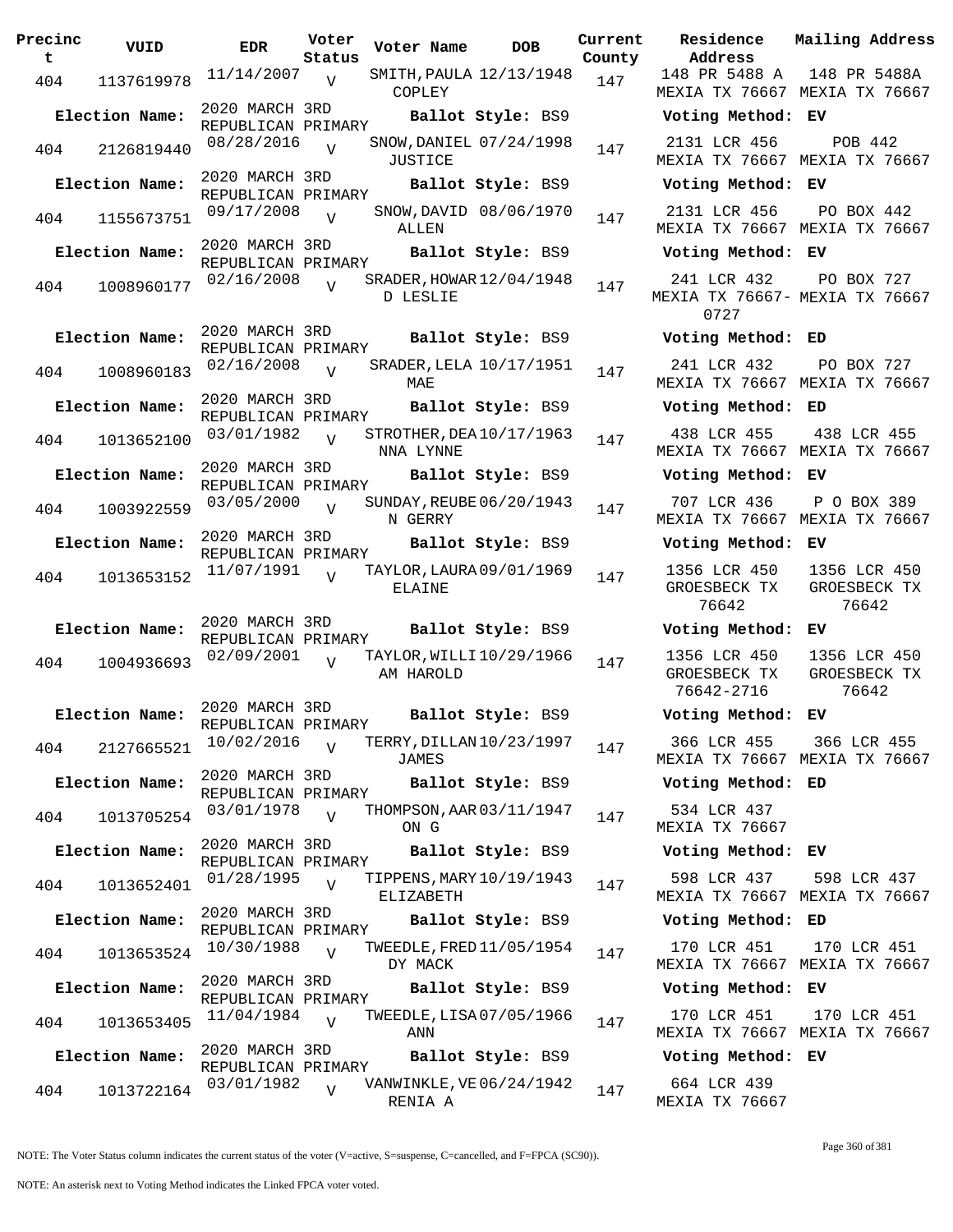| Precinct | VUID | EDR | Voter Status | Voter Name | DOB | Current County | Residence Address | Mailing Address |
|---|---|---|---|---|---|---|---|---|
| 404 | 1137619978 | 11/14/2007 | V | SMITH, PAULA COPLEY | 12/13/1948 | 147 | 148 PR 5488 A MEXIA TX 76667 | 148 PR 5488A MEXIA TX 76667 |
| **Election Name:** | 2020 MARCH 3RD REPUBLICAN PRIMARY | | | **Ballot Style:** BS9 | | | **Voting Method:** EV | |
| 404 | 2126819440 | 08/28/2016 | V | SNOW, DANIEL JUSTICE | 07/24/1998 | 147 | 2131 LCR 456 MEXIA TX 76667 | POB 442 MEXIA TX 76667 |
| **Election Name:** | 2020 MARCH 3RD REPUBLICAN PRIMARY | | | **Ballot Style:** BS9 | | | **Voting Method:** EV | |
| 404 | 1155673751 | 09/17/2008 | V | SNOW, DAVID ALLEN | 08/06/1970 | 147 | 2131 LCR 456 MEXIA TX 76667 | PO BOX 442 MEXIA TX 76667 |
| **Election Name:** | 2020 MARCH 3RD REPUBLICAN PRIMARY | | | **Ballot Style:** BS9 | | | **Voting Method:** EV | |
| 404 | 1008960177 | 02/16/2008 | V | SRADER, HOWARD LESLIE | 12/04/1948 | 147 | 241 LCR 432 MEXIA TX 76667-0727 | PO BOX 727 MEXIA TX 76667 |
| **Election Name:** | 2020 MARCH 3RD REPUBLICAN PRIMARY | | | **Ballot Style:** BS9 | | | **Voting Method:** ED | |
| 404 | 1008960183 | 02/16/2008 | V | SRADER, LELA MAE | 10/17/1951 | 147 | 241 LCR 432 MEXIA TX 76667 | PO BOX 727 MEXIA TX 76667 |
| **Election Name:** | 2020 MARCH 3RD REPUBLICAN PRIMARY | | | **Ballot Style:** BS9 | | | **Voting Method:** ED | |
| 404 | 1013652100 | 03/01/1982 | V | STROTHER, DEANNA LYNNE | 10/17/1963 | 147 | 438 LCR 455 MEXIA TX 76667 | 438 LCR 455 MEXIA TX 76667 |
| **Election Name:** | 2020 MARCH 3RD REPUBLICAN PRIMARY | | | **Ballot Style:** BS9 | | | **Voting Method:** EV | |
| 404 | 1003922559 | 03/05/2000 | V | SUNDAY, REUBEN GERRY | 06/20/1943 | 147 | 707 LCR 436 MEXIA TX 76667 | P O BOX 389 MEXIA TX 76667 |
| **Election Name:** | 2020 MARCH 3RD REPUBLICAN PRIMARY | | | **Ballot Style:** BS9 | | | **Voting Method:** EV | |
| 404 | 1013653152 | 11/07/1991 | V | TAYLOR, LAURA ELAINE | 09/01/1969 | 147 | 1356 LCR 450 GROESBECK TX 76642 | 1356 LCR 450 GROESBECK TX 76642 |
| **Election Name:** | 2020 MARCH 3RD REPUBLICAN PRIMARY | | | **Ballot Style:** BS9 | | | **Voting Method:** EV | |
| 404 | 1004936693 | 02/09/2001 | V | TAYLOR, WILLIAM HAROLD | 10/29/1966 | 147 | 1356 LCR 450 GROESBECK TX 76642-2716 | 1356 LCR 450 GROESBECK TX 76642 |
| **Election Name:** | 2020 MARCH 3RD REPUBLICAN PRIMARY | | | **Ballot Style:** BS9 | | | **Voting Method:** EV | |
| 404 | 2127665521 | 10/02/2016 | V | TERRY, DILLAN JAMES | 10/23/1997 | 147 | 366 LCR 455 MEXIA TX 76667 | 366 LCR 455 MEXIA TX 76667 |
| **Election Name:** | 2020 MARCH 3RD REPUBLICAN PRIMARY | | | **Ballot Style:** BS9 | | | **Voting Method:** ED | |
| 404 | 1013705254 | 03/01/1978 | V | THOMPSON, AARON G | 03/11/1947 | 147 | 534 LCR 437 MEXIA TX 76667 | |
| **Election Name:** | 2020 MARCH 3RD REPUBLICAN PRIMARY | | | **Ballot Style:** BS9 | | | **Voting Method:** EV | |
| 404 | 1013652401 | 01/28/1995 | V | TIPPENS, MARY ELIZABETH | 10/19/1943 | 147 | 598 LCR 437 MEXIA TX 76667 | 598 LCR 437 MEXIA TX 76667 |
| **Election Name:** | 2020 MARCH 3RD REPUBLICAN PRIMARY | | | **Ballot Style:** BS9 | | | **Voting Method:** ED | |
| 404 | 1013653524 | 10/30/1988 | V | TWEEDLE, FREDDY MACK | 11/05/1954 | 147 | 170 LCR 451 MEXIA TX 76667 | 170 LCR 451 MEXIA TX 76667 |
| **Election Name:** | 2020 MARCH 3RD REPUBLICAN PRIMARY | | | **Ballot Style:** BS9 | | | **Voting Method:** EV | |
| 404 | 1013653405 | 11/04/1984 | V | TWEEDLE, LISA ANN | 07/05/1966 | 147 | 170 LCR 451 MEXIA TX 76667 | 170 LCR 451 MEXIA TX 76667 |
| **Election Name:** | 2020 MARCH 3RD REPUBLICAN PRIMARY | | | **Ballot Style:** BS9 | | | **Voting Method:** EV | |
| 404 | 1013722164 | 03/01/1982 | V | VANWINKLE, VERENIA A | 06/24/1942 | 147 | 664 LCR 439 MEXIA TX 76667 | |

NOTE: The Voter Status column indicates the current status of the voter (V=active, S=suspense, C=cancelled, and F=FPCA (SC90)).

NOTE: An asterisk next to Voting Method indicates the Linked FPCA voter voted.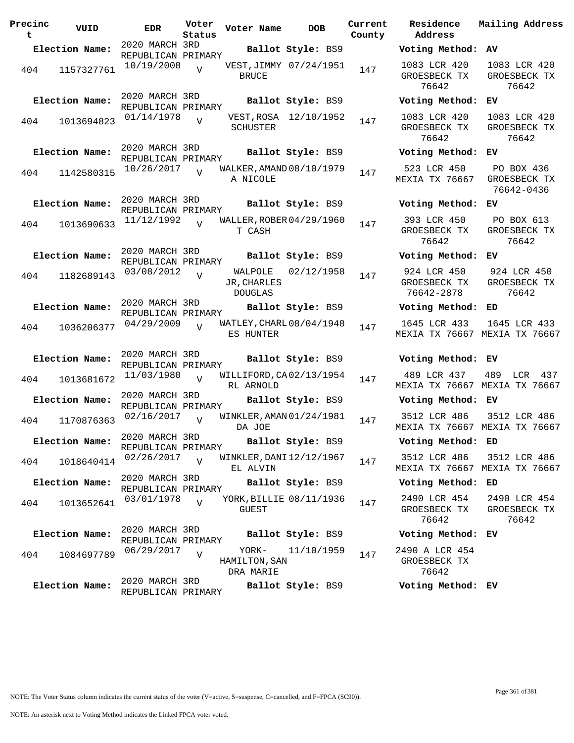| Precinct | VUID | EDR | Voter Status | Voter Name | DOB | Current County | Residence Address | Mailing Address |
|---|---|---|---|---|---|---|---|---|
| **Election Name:** | | 2020 MARCH 3RD REPUBLICAN PRIMARY | | **Ballot Style:** BS9 | | | **Voting Method:** AV | |
| 404 | 1157327761 | 10/19/2008 | V | VEST, JIMMY BRUCE | 07/24/1951 | 147 | 1083 LCR 420 GROESBECK TX 76642 | 1083 LCR 420 GROESBECK TX 76642 |
| **Election Name:** | | 2020 MARCH 3RD REPUBLICAN PRIMARY | | **Ballot Style:** BS9 | | | **Voting Method:** EV | |
| 404 | 1013694823 | 01/14/1978 | V | VEST, ROSA SCHUSTER | 12/10/1952 | 147 | 1083 LCR 420 GROESBECK TX 76642 | 1083 LCR 420 GROESBECK TX 76642 |
| **Election Name:** | | 2020 MARCH 3RD REPUBLICAN PRIMARY | | **Ballot Style:** BS9 | | | **Voting Method:** EV | |
| 404 | 1142580315 | 10/26/2017 | V | WALKER, AMANDA NICOLE | 08/10/1979 | 147 | 523 LCR 450 MEXIA TX 76667 | PO BOX 436 GROESBECK TX 76642-0436 |
| **Election Name:** | | 2020 MARCH 3RD REPUBLICAN PRIMARY | | **Ballot Style:** BS9 | | | **Voting Method:** EV | |
| 404 | 1013690633 | 11/12/1992 | V | WALLER, ROBERT CASH | 04/29/1960 | 147 | 393 LCR 450 GROESBECK TX 76642 | PO BOX 613 GROESBECK TX 76642 |
| **Election Name:** | | 2020 MARCH 3RD REPUBLICAN PRIMARY | | **Ballot Style:** BS9 | | | **Voting Method:** EV | |
| 404 | 1182689143 | 03/08/2012 | V | WALPOLE JR, CHARLES DOUGLAS | 02/12/1958 | 147 | 924 LCR 450 GROESBECK TX 76642-2878 | 924 LCR 450 GROESBECK TX 76642 |
| **Election Name:** | | 2020 MARCH 3RD REPUBLICAN PRIMARY | | **Ballot Style:** BS9 | | | **Voting Method:** ED | |
| 404 | 1036206377 | 04/29/2009 | V | WATLEY, CHARLES HUNTER | 08/04/1948 | 147 | 1645 LCR 433 MEXIA TX 76667 | 1645 LCR 433 MEXIA TX 76667 |
| **Election Name:** | | 2020 MARCH 3RD REPUBLICAN PRIMARY | | **Ballot Style:** BS9 | | | **Voting Method:** EV | |
| 404 | 1013681672 | 11/03/1980 | V | WILLIFORD, CARL ARNOLD | 02/13/1954 | 147 | 489 LCR 437 MEXIA TX 76667 | 489 LCR 437 MEXIA TX 76667 |
| **Election Name:** | | 2020 MARCH 3RD REPUBLICAN PRIMARY | | **Ballot Style:** BS9 | | | **Voting Method:** EV | |
| 404 | 1170876363 | 02/16/2017 | V | WINKLER, AMANDA JOE | 01/24/1981 | 147 | 3512 LCR 486 MEXIA TX 76667 | 3512 LCR 486 MEXIA TX 76667 |
| **Election Name:** | | 2020 MARCH 3RD REPUBLICAN PRIMARY | | **Ballot Style:** BS9 | | | **Voting Method:** ED | |
| 404 | 1018640414 | 02/26/2017 | V | WINKLER, DANIEL ALVIN | 12/12/1967 | 147 | 3512 LCR 486 MEXIA TX 76667 | 3512 LCR 486 MEXIA TX 76667 |
| **Election Name:** | | 2020 MARCH 3RD REPUBLICAN PRIMARY | | **Ballot Style:** BS9 | | | **Voting Method:** ED | |
| 404 | 1013652641 | 03/01/1978 | V | YORK, BILLIE GUEST | 08/11/1936 | 147 | 2490 LCR 454 GROESBECK TX 76642 | 2490 LCR 454 GROESBECK TX 76642 |
| **Election Name:** | | 2020 MARCH 3RD REPUBLICAN PRIMARY | | **Ballot Style:** BS9 | | | **Voting Method:** EV | |
| 404 | 1084697789 | 06/29/2017 | V | YORK-HAMILTON, SANDRA MARIE | 11/10/1959 | 147 | 2490 A LCR 454 GROESBECK TX 76642 | |
| **Election Name:** | | 2020 MARCH 3RD REPUBLICAN PRIMARY | | **Ballot Style:** BS9 | | | **Voting Method:** EV | |

NOTE: The Voter Status column indicates the current status of the voter (V=active, S=suspense, C=cancelled, and F=FPCA (SC90)).

NOTE: An asterisk next to Voting Method indicates the Linked FPCA voter voted.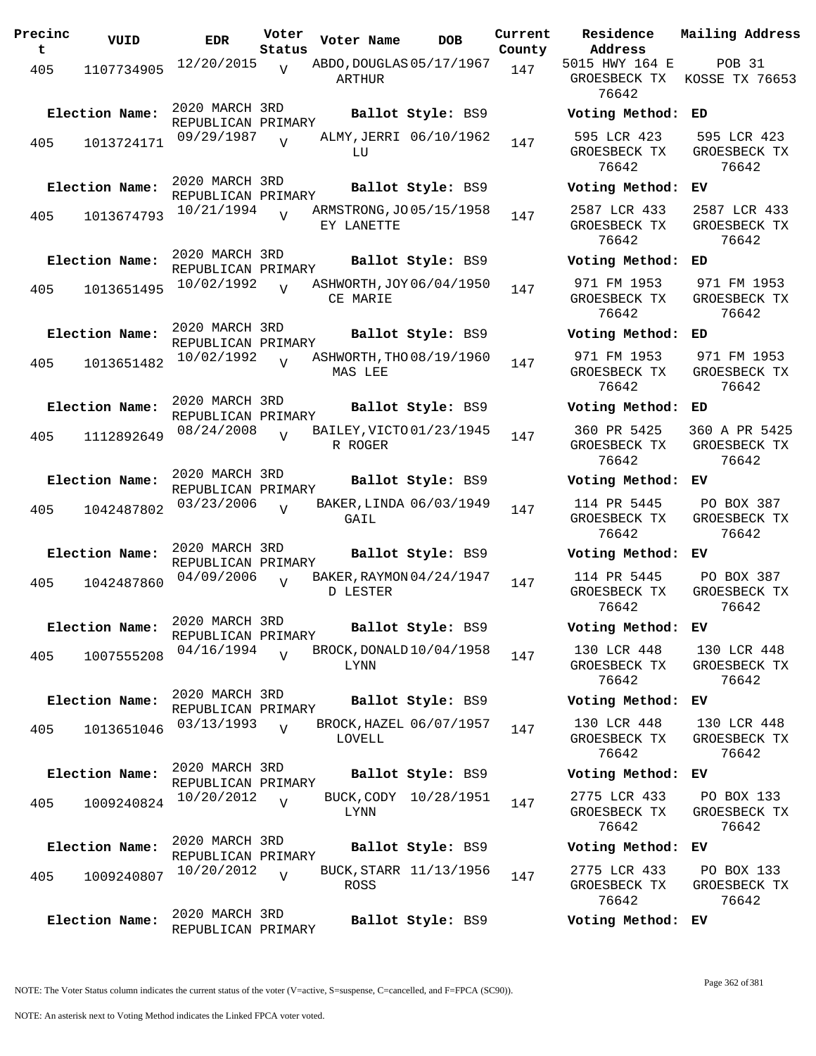| Precinct | VUID | EDR | Voter Status | Voter Name | DOB | Current County | Residence Address | Mailing Address |
|---|---|---|---|---|---|---|---|---|
| 405 | 1107734905 | 12/20/2015 | V | ABDO,DOUGLAS ARTHUR | 05/17/1967 | 147 | 5015 HWY 164 E GROESBECK TX 76642 | POB 31 KOSSE TX 76653 |
| Election Name: | 2020 MARCH 3RD REPUBLICAN PRIMARY | | | Ballot Style: BS9 | | | Voting Method: | ED |
| 405 | 1013724171 | 09/29/1987 | V | ALMY,JERRI LU | 06/10/1962 | 147 | 595 LCR 423 GROESBECK TX 76642 | 595 LCR 423 GROESBECK TX 76642 |
| Election Name: | 2020 MARCH 3RD REPUBLICAN PRIMARY | | | Ballot Style: BS9 | | | Voting Method: | EV |
| 405 | 1013674793 | 10/21/1994 | V | ARMSTRONG,JOEY LANETTE | 05/15/1958 | 147 | 2587 LCR 433 GROESBECK TX 76642 | 2587 LCR 433 GROESBECK TX 76642 |
| Election Name: | 2020 MARCH 3RD REPUBLICAN PRIMARY | | | Ballot Style: BS9 | | | Voting Method: | ED |
| 405 | 1013651495 | 10/02/1992 | V | ASHWORTH,JOYCE MARIE | 06/04/1950 | 147 | 971 FM 1953 GROESBECK TX 76642 | 971 FM 1953 GROESBECK TX 76642 |
| Election Name: | 2020 MARCH 3RD REPUBLICAN PRIMARY | | | Ballot Style: BS9 | | | Voting Method: | ED |
| 405 | 1013651482 | 10/02/1992 | V | ASHWORTH,THOMAS LEE | 08/19/1960 | 147 | 971 FM 1953 GROESBECK TX 76642 | 971 FM 1953 GROESBECK TX 76642 |
| Election Name: | 2020 MARCH 3RD REPUBLICAN PRIMARY | | | Ballot Style: BS9 | | | Voting Method: | ED |
| 405 | 1112892649 | 08/24/2008 | V | BAILEY,VICTOR ROGER | 01/23/1945 | 147 | 360 PR 5425 GROESBECK TX 76642 | 360 A PR 5425 GROESBECK TX 76642 |
| Election Name: | 2020 MARCH 3RD REPUBLICAN PRIMARY | | | Ballot Style: BS9 | | | Voting Method: | EV |
| 405 | 1042487802 | 03/23/2006 | V | BAKER,LINDA GAIL | 06/03/1949 | 147 | 114 PR 5445 GROESBECK TX 76642 | PO BOX 387 GROESBECK TX 76642 |
| Election Name: | 2020 MARCH 3RD REPUBLICAN PRIMARY | | | Ballot Style: BS9 | | | Voting Method: | EV |
| 405 | 1042487860 | 04/09/2006 | V | BAKER,RAYMOND LESTER | 04/24/1947 | 147 | 114 PR 5445 GROESBECK TX 76642 | PO BOX 387 GROESBECK TX 76642 |
| Election Name: | 2020 MARCH 3RD REPUBLICAN PRIMARY | | | Ballot Style: BS9 | | | Voting Method: | EV |
| 405 | 1007555208 | 04/16/1994 | V | BROCK,DONALD LYNN | 10/04/1958 | 147 | 130 LCR 448 GROESBECK TX 76642 | 130 LCR 448 GROESBECK TX 76642 |
| Election Name: | 2020 MARCH 3RD REPUBLICAN PRIMARY | | | Ballot Style: BS9 | | | Voting Method: | EV |
| 405 | 1013651046 | 03/13/1993 | V | BROCK,HAZEL LOVELL | 06/07/1957 | 147 | 130 LCR 448 GROESBECK TX 76642 | 130 LCR 448 GROESBECK TX 76642 |
| Election Name: | 2020 MARCH 3RD REPUBLICAN PRIMARY | | | Ballot Style: BS9 | | | Voting Method: | EV |
| 405 | 1009240824 | 10/20/2012 | V | BUCK,CODY LYNN | 10/28/1951 | 147 | 2775 LCR 433 GROESBECK TX 76642 | PO BOX 133 GROESBECK TX 76642 |
| Election Name: | 2020 MARCH 3RD REPUBLICAN PRIMARY | | | Ballot Style: BS9 | | | Voting Method: | EV |
| 405 | 1009240807 | 10/20/2012 | V | BUCK,STARR ROSS | 11/13/1956 | 147 | 2775 LCR 433 GROESBECK TX 76642 | PO BOX 133 GROESBECK TX 76642 |
| Election Name: | 2020 MARCH 3RD REPUBLICAN PRIMARY | | | Ballot Style: BS9 | | | Voting Method: | EV |

NOTE: The Voter Status column indicates the current status of the voter (V=active, S=suspense, C=cancelled, and F=FPCA (SC90)).

NOTE: An asterisk next to Voting Method indicates the Linked FPCA voter voted.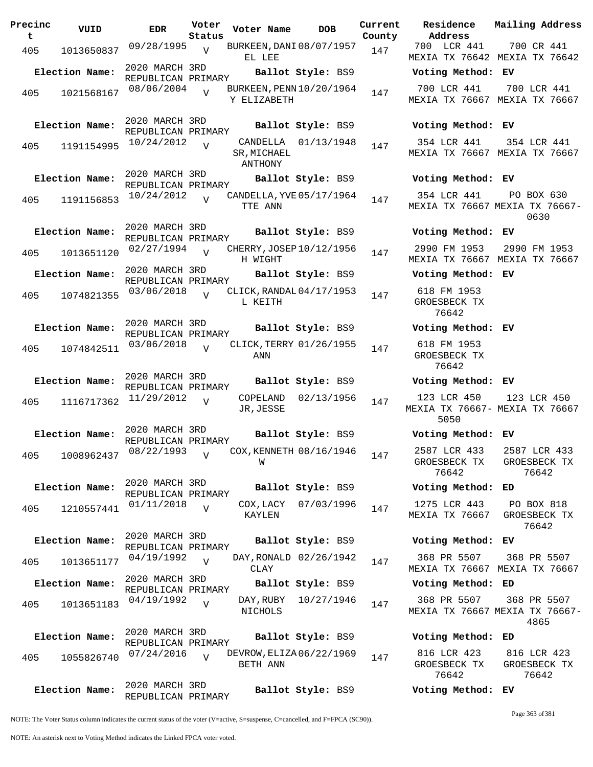| Precinct | VUID | EDR | Voter Status | Voter Name | DOB | Current County | Residence Address | Mailing Address |
|---|---|---|---|---|---|---|---|---|
| 405 | 1013650837 | 09/28/1995 | V | BURKEEN, DANIEL LEE | 08/07/1957 | 147 | 700 LCR 441 MEXIA TX 76642 | 700 CR 441 MEXIA TX 76642 |
| Election Name: | 2020 MARCH 3RD REPUBLICAN PRIMARY | | | Ballot Style: BS9 | | | Voting Method: EV | |
| 405 | 1021568167 | 08/06/2004 | V | BURKEEN, PENNY ELIZABETH | 10/20/1964 | 147 | 700 LCR 441 MEXIA TX 76667 | 700 LCR 441 MEXIA TX 76667 |
| Election Name: | 2020 MARCH 3RD REPUBLICAN PRIMARY | | | Ballot Style: BS9 | | | Voting Method: EV | |
| 405 | 1191154995 | 10/24/2012 | V | CANDELLA SR, MICHAEL ANTHONY | 01/13/1948 | 147 | 354 LCR 441 MEXIA TX 76667 | 354 LCR 441 MEXIA TX 76667 |
| Election Name: | 2020 MARCH 3RD REPUBLICAN PRIMARY | | | Ballot Style: BS9 | | | Voting Method: EV | |
| 405 | 1191156853 | 10/24/2012 | V | CANDELLA, YVETTE ANN | 05/17/1964 | 147 | 354 LCR 441 MEXIA TX 76667 | PO BOX 630 MEXIA TX 76667-0630 |
| Election Name: | 2020 MARCH 3RD REPUBLICAN PRIMARY | | | Ballot Style: BS9 | | | Voting Method: EV | |
| 405 | 1013651120 | 02/27/1994 | V | CHERRY, JOSEPH WIGHT | 10/12/1956 | 147 | 2990 FM 1953 MEXIA TX 76667 | 2990 FM 1953 MEXIA TX 76667 |
| Election Name: | 2020 MARCH 3RD REPUBLICAN PRIMARY | | | Ballot Style: BS9 | | | Voting Method: EV | |
| 405 | 1074821355 | 03/06/2018 | V | CLICK, RANDALL KEITH | 04/17/1953 | 147 | 618 FM 1953 GROESBECK TX 76642 | |
| Election Name: | 2020 MARCH 3RD REPUBLICAN PRIMARY | | | Ballot Style: BS9 | | | Voting Method: EV | |
| 405 | 1074842511 | 03/06/2018 | V | CLICK, TERRY ANN | 01/26/1955 | 147 | 618 FM 1953 GROESBECK TX 76642 | |
| Election Name: | 2020 MARCH 3RD REPUBLICAN PRIMARY | | | Ballot Style: BS9 | | | Voting Method: EV | |
| 405 | 1116717362 | 11/29/2012 | V | COPELAND JR, JESSE | 02/13/1956 | 147 | 123 LCR 450 MEXIA TX 76667-5050 | 123 LCR 450 MEXIA TX 76667 |
| Election Name: | 2020 MARCH 3RD REPUBLICAN PRIMARY | | | Ballot Style: BS9 | | | Voting Method: EV | |
| 405 | 1008962437 | 08/22/1993 | V | COX, KENNETH W | 08/16/1946 | 147 | 2587 LCR 433 GROESBECK TX 76642 | 2587 LCR 433 GROESBECK TX 76642 |
| Election Name: | 2020 MARCH 3RD REPUBLICAN PRIMARY | | | Ballot Style: BS9 | | | Voting Method: ED | |
| 405 | 1210557441 | 01/11/2018 | V | COX, LACY KAYLEN | 07/03/1996 | 147 | 1275 LCR 443 MEXIA TX 76667 | PO BOX 818 GROESBECK TX 76642 |
| Election Name: | 2020 MARCH 3RD REPUBLICAN PRIMARY | | | Ballot Style: BS9 | | | Voting Method: EV | |
| 405 | 1013651177 | 04/19/1992 | V | DAY, RONALD CLAY | 02/26/1942 | 147 | 368 PR 5507 MEXIA TX 76667 | 368 PR 5507 MEXIA TX 76667 |
| Election Name: | 2020 MARCH 3RD REPUBLICAN PRIMARY | | | Ballot Style: BS9 | | | Voting Method: ED | |
| 405 | 1013651183 | 04/19/1992 | V | DAY, RUBY NICHOLS | 10/27/1946 | 147 | 368 PR 5507 MEXIA TX 76667 | 368 PR 5507 MEXIA TX 76667-4865 |
| Election Name: | 2020 MARCH 3RD REPUBLICAN PRIMARY | | | Ballot Style: BS9 | | | Voting Method: ED | |
| 405 | 1055826740 | 07/24/2016 | V | DEVROW, ELIZABETH ANN | 06/22/1969 | 147 | 816 LCR 423 GROESBECK TX 76642 | 816 LCR 423 GROESBECK TX 76642 |
| Election Name: | 2020 MARCH 3RD REPUBLICAN PRIMARY | | | Ballot Style: BS9 | | | Voting Method: EV | |

NOTE: The Voter Status column indicates the current status of the voter (V=active, S=suspense, C=cancelled, and F=FPCA (SC90)).

NOTE: An asterisk next to Voting Method indicates the Linked FPCA voter voted.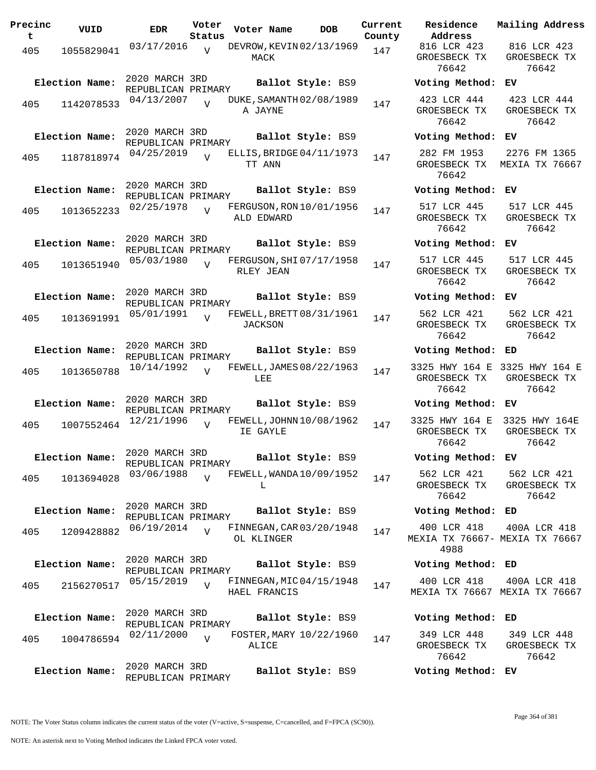| Precinct | VUID | EDR | Voter Status | Voter Name | DOB | Current County | Residence Address | Mailing Address |
|---|---|---|---|---|---|---|---|---|
| 405 | 1055829041 | 03/17/2016 | V | DEVROW,KEVIN MACK | 02/13/1969 | 147 | 816 LCR 423 GROESBECK TX 76642 | 816 LCR 423 GROESBECK TX 76642 |
| Election Name: | 2020 MARCH 3RD REPUBLICAN PRIMARY | | | Ballot Style: BS9 | | | Voting Method: EV | |
| 405 | 1142078533 | 04/13/2007 | V | DUKE,SAMANTHA JAYNE | 02/08/1989 | 147 | 423 LCR 444 GROESBECK TX 76642 | 423 LCR 444 GROESBECK TX 76642 |
| Election Name: | 2020 MARCH 3RD REPUBLICAN PRIMARY | | | Ballot Style: BS9 | | | Voting Method: EV | |
| 405 | 1187818974 | 04/25/2019 | V | ELLIS,BRIDGETT ANN | 04/11/1973 | 147 | 282 FM 1953 GROESBECK TX 76642 | 2276 FM 1365 MEXIA TX 76667 |
| Election Name: | 2020 MARCH 3RD REPUBLICAN PRIMARY | | | Ballot Style: BS9 | | | Voting Method: EV | |
| 405 | 1013652233 | 02/25/1978 | V | FERGUSON,RONALD EDWARD | 10/01/1956 | 147 | 517 LCR 445 GROESBECK TX 76642 | 517 LCR 445 GROESBECK TX 76642 |
| Election Name: | 2020 MARCH 3RD REPUBLICAN PRIMARY | | | Ballot Style: BS9 | | | Voting Method: EV | |
| 405 | 1013651940 | 05/03/1980 | V | FERGUSON,SHIRLEY JEAN | 07/17/1958 | 147 | 517 LCR 445 GROESBECK TX 76642 | 517 LCR 445 GROESBECK TX 76642 |
| Election Name: | 2020 MARCH 3RD REPUBLICAN PRIMARY | | | Ballot Style: BS9 | | | Voting Method: EV | |
| 405 | 1013691991 | 05/01/1991 | V | FEWELL,BRETT JACKSON | 08/31/1961 | 147 | 562 LCR 421 GROESBECK TX 76642 | 562 LCR 421 GROESBECK TX 76642 |
| Election Name: | 2020 MARCH 3RD REPUBLICAN PRIMARY | | | Ballot Style: BS9 | | | Voting Method: ED | |
| 405 | 1013650788 | 10/14/1992 | V | FEWELL,JAMES LEE | 08/22/1963 | 147 | 3325 HWY 164 E GROESBECK TX 76642 | 3325 HWY 164 E GROESBECK TX 76642 |
| Election Name: | 2020 MARCH 3RD REPUBLICAN PRIMARY | | | Ballot Style: BS9 | | | Voting Method: EV | |
| 405 | 1007552464 | 12/21/1996 | V | FEWELL,JOHNNIE GAYLE | 10/08/1962 | 147 | 3325 HWY 164 E GROESBECK TX 76642 | 3325 HWY 164E GROESBECK TX 76642 |
| Election Name: | 2020 MARCH 3RD REPUBLICAN PRIMARY | | | Ballot Style: BS9 | | | Voting Method: EV | |
| 405 | 1013694028 | 03/06/1988 | V | FEWELL,WANDA L | 10/09/1952 | 147 | 562 LCR 421 GROESBECK TX 76642 | 562 LCR 421 GROESBECK TX 76642 |
| Election Name: | 2020 MARCH 3RD REPUBLICAN PRIMARY | | | Ballot Style: BS9 | | | Voting Method: ED | |
| 405 | 1209428882 | 06/19/2014 | V | FINNEGAN,CAROL KLINGER | 03/20/1948 | 147 | 400 LCR 418 MEXIA TX 76667-4988 | 400A LCR 418 MEXIA TX 76667 |
| Election Name: | 2020 MARCH 3RD REPUBLICAN PRIMARY | | | Ballot Style: BS9 | | | Voting Method: ED | |
| 405 | 2156270517 | 05/15/2019 | V | FINNEGAN,MICHAEL FRANCIS | 04/15/1948 | 147 | 400 LCR 418 MEXIA TX 76667 | 400A LCR 418 MEXIA TX 76667 |
| Election Name: | 2020 MARCH 3RD REPUBLICAN PRIMARY | | | Ballot Style: BS9 | | | Voting Method: ED | |
| 405 | 1004786594 | 02/11/2000 | V | FOSTER,MARY ALICE | 10/22/1960 | 147 | 349 LCR 448 GROESBECK TX 76642 | 349 LCR 448 GROESBECK TX 76642 |
| Election Name: | 2020 MARCH 3RD REPUBLICAN PRIMARY | | | Ballot Style: BS9 | | | Voting Method: EV | |

NOTE: The Voter Status column indicates the current status of the voter (V=active, S=suspense, C=cancelled, and F=FPCA (SC90)).

NOTE: An asterisk next to Voting Method indicates the Linked FPCA voter voted.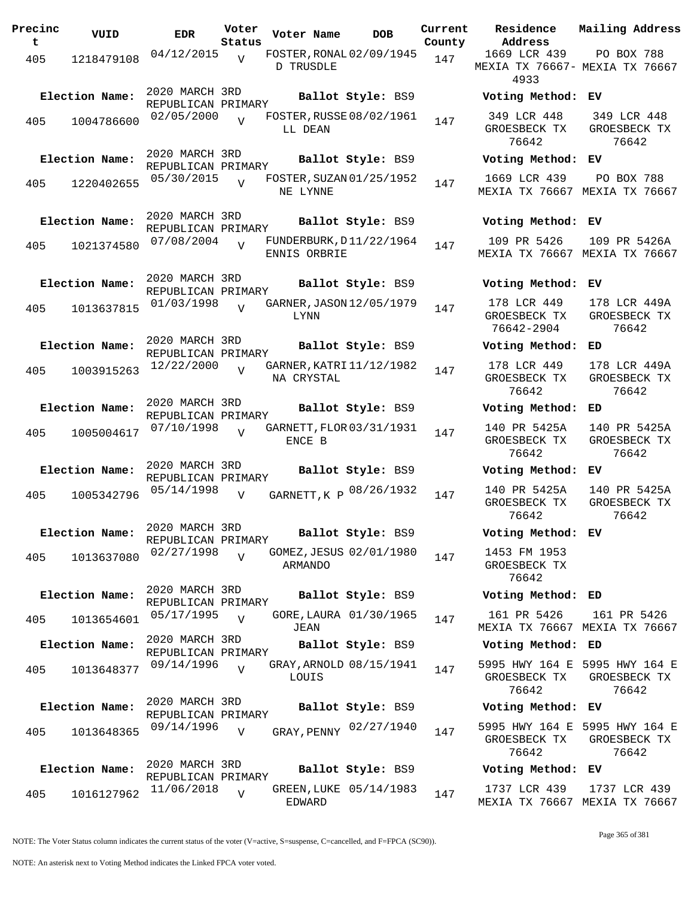| Precinct | VUID | EDR | Voter Status | Voter Name | DOB | Current County | Residence Address | Mailing Address |
|---|---|---|---|---|---|---|---|---|
| 405 | 1218479108 | 04/12/2015 | V | FOSTER, RONALD TRUSDLE | 02/09/1945 | 147 | 1669 LCR 439 MEXIA TX 76667-4933 | PO BOX 788 MEXIA TX 76667 |
| Election Name: | 2020 MARCH 3RD REPUBLICAN PRIMARY | | | Ballot Style: BS9 | | | Voting Method: EV | |
| 405 | 1004786600 | 02/05/2000 | V | FOSTER, RUSSELL DEAN | 08/02/1961 | 147 | 349 LCR 448 GROESBECK TX 76642 | 349 LCR 448 GROESBECK TX 76642 |
| Election Name: | 2020 MARCH 3RD REPUBLICAN PRIMARY | | | Ballot Style: BS9 | | | Voting Method: EV | |
| 405 | 1220402655 | 05/30/2015 | V | FOSTER, SUZANNE LYNNE | 01/25/1952 | 147 | 1669 LCR 439 MEXIA TX 76667 | PO BOX 788 MEXIA TX 76667 |
| Election Name: | 2020 MARCH 3RD REPUBLICAN PRIMARY | | | Ballot Style: BS9 | | | Voting Method: EV | |
| 405 | 1021374580 | 07/08/2004 | V | FUNDERBURK, DENNIS ORBRIE | 11/22/1964 | 147 | 109 PR 5426 MEXIA TX 76667 | 109 PR 5426A MEXIA TX 76667 |
| Election Name: | 2020 MARCH 3RD REPUBLICAN PRIMARY | | | Ballot Style: BS9 | | | Voting Method: EV | |
| 405 | 1013637815 | 01/03/1998 | V | GARNER, JASON LYNN | 12/05/1979 | 147 | 178 LCR 449 GROESBECK TX 76642-2904 | 178 LCR 449A GROESBECK TX 76642 |
| Election Name: | 2020 MARCH 3RD REPUBLICAN PRIMARY | | | Ballot Style: BS9 | | | Voting Method: ED | |
| 405 | 1003915263 | 12/22/2000 | V | GARNER, KATRINA CRYSTAL | 11/12/1982 | 147 | 178 LCR 449 GROESBECK TX 76642 | 178 LCR 449A GROESBECK TX 76642 |
| Election Name: | 2020 MARCH 3RD REPUBLICAN PRIMARY | | | Ballot Style: BS9 | | | Voting Method: ED | |
| 405 | 1005004617 | 07/10/1998 | V | GARNETT, FLORENCE B | 03/31/1931 | 147 | 140 PR 5425A GROESBECK TX 76642 | 140 PR 5425A GROESBECK TX 76642 |
| Election Name: | 2020 MARCH 3RD REPUBLICAN PRIMARY | | | Ballot Style: BS9 | | | Voting Method: EV | |
| 405 | 1005342796 | 05/14/1998 | V | GARNETT, K P | 08/26/1932 | 147 | 140 PR 5425A GROESBECK TX 76642 | 140 PR 5425A GROESBECK TX 76642 |
| Election Name: | 2020 MARCH 3RD REPUBLICAN PRIMARY | | | Ballot Style: BS9 | | | Voting Method: EV | |
| 405 | 1013637080 | 02/27/1998 | V | GOMEZ, JESUS ARMANDO | 02/01/1980 | 147 | 1453 FM 1953 GROESBECK TX 76642 | |
| Election Name: | 2020 MARCH 3RD REPUBLICAN PRIMARY | | | Ballot Style: BS9 | | | Voting Method: ED | |
| 405 | 1013654601 | 05/17/1995 | V | GORE, LAURA JEAN | 01/30/1965 | 147 | 161 PR 5426 MEXIA TX 76667 | 161 PR 5426 MEXIA TX 76667 |
| Election Name: | 2020 MARCH 3RD REPUBLICAN PRIMARY | | | Ballot Style: BS9 | | | Voting Method: ED | |
| 405 | 1013648377 | 09/14/1996 | V | GRAY, ARNOLD LOUIS | 08/15/1941 | 147 | 5995 HWY 164 E GROESBECK TX 76642 | 5995 HWY 164 E GROESBECK TX 76642 |
| Election Name: | 2020 MARCH 3RD REPUBLICAN PRIMARY | | | Ballot Style: BS9 | | | Voting Method: EV | |
| 405 | 1013648365 | 09/14/1996 | V | GRAY, PENNY | 02/27/1940 | 147 | 5995 HWY 164 E GROESBECK TX 76642 | 5995 HWY 164 E GROESBECK TX 76642 |
| Election Name: | 2020 MARCH 3RD REPUBLICAN PRIMARY | | | Ballot Style: BS9 | | | Voting Method: EV | |
| 405 | 1016127962 | 11/06/2018 | V | GREEN, LUKE EDWARD | 05/14/1983 | 147 | 1737 LCR 439 MEXIA TX 76667 | 1737 LCR 439 MEXIA TX 76667 |

NOTE: The Voter Status column indicates the current status of the voter (V=active, S=suspense, C=cancelled, and F=FPCA (SC90)).

NOTE: An asterisk next to Voting Method indicates the Linked FPCA voter voted.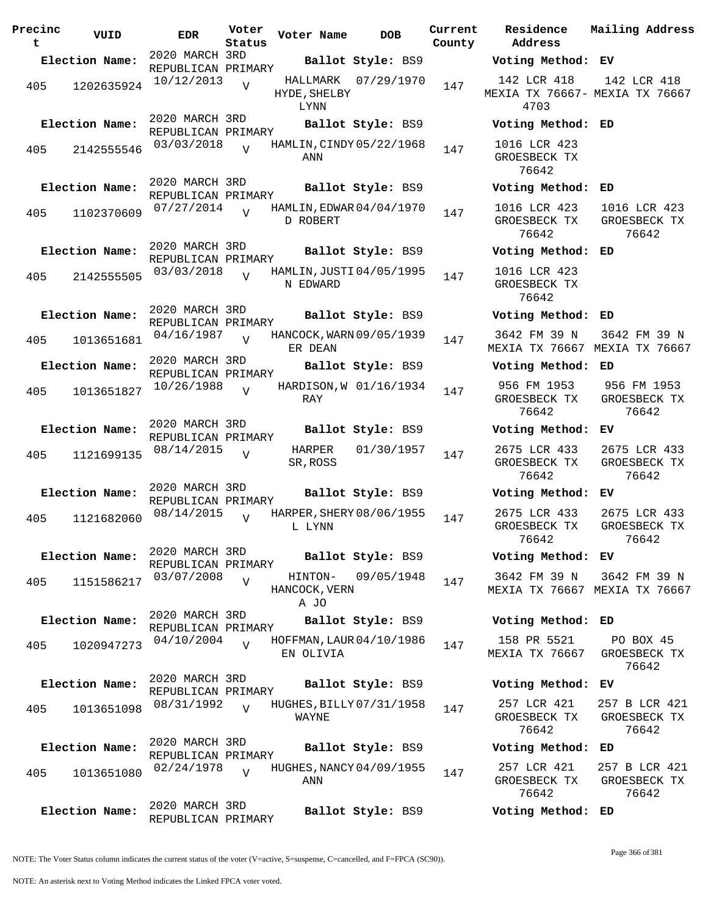| Precinct | VUID | EDR | Voter Status | Voter Name | DOB | Current County | Residence Address | Mailing Address |
|---|---|---|---|---|---|---|---|---|
| **Election Name:** | | 2020 MARCH 3RD REPUBLICAN PRIMARY | | **Ballot Style:** BS9 | | | **Voting Method:** EV | |
| 405 | 1202635924 | 10/12/2013 | V | HALLMARK HYDE,SHELBY LYNN | 07/29/1970 | 147 | 142 LCR 418 MEXIA TX 76667-4703 | 142 LCR 418 MEXIA TX 76667 |
| **Election Name:** | | 2020 MARCH 3RD REPUBLICAN PRIMARY | | **Ballot Style:** BS9 | | | **Voting Method:** ED | |
| 405 | 2142555546 | 03/03/2018 | V | HAMLIN,CINDY ANN | 05/22/1968 | 147 | 1016 LCR 423 GROESBECK TX 76642 | |
| **Election Name:** | | 2020 MARCH 3RD REPUBLICAN PRIMARY | | **Ballot Style:** BS9 | | | **Voting Method:** ED | |
| 405 | 1102370609 | 07/27/2014 | V | HAMLIN,EDWARD ROBERT | 04/04/1970 | 147 | 1016 LCR 423 GROESBECK TX 76642 | 1016 LCR 423 GROESBECK TX 76642 |
| **Election Name:** | | 2020 MARCH 3RD REPUBLICAN PRIMARY | | **Ballot Style:** BS9 | | | **Voting Method:** ED | |
| 405 | 2142555505 | 03/03/2018 | V | HAMLIN,JUSTIN EDWARD | 04/05/1995 | 147 | 1016 LCR 423 GROESBECK TX 76642 | |
| **Election Name:** | | 2020 MARCH 3RD REPUBLICAN PRIMARY | | **Ballot Style:** BS9 | | | **Voting Method:** ED | |
| 405 | 1013651681 | 04/16/1987 | V | HANCOCK,WARNER DEAN | 09/05/1939 | 147 | 3642 FM 39 N MEXIA TX 76667 | 3642 FM 39 N MEXIA TX 76667 |
| **Election Name:** | | 2020 MARCH 3RD REPUBLICAN PRIMARY | | **Ballot Style:** BS9 | | | **Voting Method:** ED | |
| 405 | 1013651827 | 10/26/1988 | V | HARDISON,W RAY | 01/16/1934 | 147 | 956 FM 1953 GROESBECK TX 76642 | 956 FM 1953 GROESBECK TX 76642 |
| **Election Name:** | | 2020 MARCH 3RD REPUBLICAN PRIMARY | | **Ballot Style:** BS9 | | | **Voting Method:** EV | |
| 405 | 1121699135 | 08/14/2015 | V | HARPER SR,ROSS | 01/30/1957 | 147 | 2675 LCR 433 GROESBECK TX 76642 | 2675 LCR 433 GROESBECK TX 76642 |
| **Election Name:** | | 2020 MARCH 3RD REPUBLICAN PRIMARY | | **Ballot Style:** BS9 | | | **Voting Method:** EV | |
| 405 | 1121682060 | 08/14/2015 | V | HARPER,SHERYL LYNN | 08/06/1955 | 147 | 2675 LCR 433 GROESBECK TX 76642 | 2675 LCR 433 GROESBECK TX 76642 |
| **Election Name:** | | 2020 MARCH 3RD REPUBLICAN PRIMARY | | **Ballot Style:** BS9 | | | **Voting Method:** EV | |
| 405 | 1151586217 | 03/07/2008 | V | HINTON-HANCOCK,VERNA JO | 09/05/1948 | 147 | 3642 FM 39 N MEXIA TX 76667 | 3642 FM 39 N MEXIA TX 76667 |
| **Election Name:** | | 2020 MARCH 3RD REPUBLICAN PRIMARY | | **Ballot Style:** BS9 | | | **Voting Method:** ED | |
| 405 | 1020947273 | 04/10/2004 | V | HOFFMAN,LAUREN OLIVIA | 04/10/1986 | 147 | 158 PR 5521 MEXIA TX 76667 | PO BOX 45 GROESBECK TX 76642 |
| **Election Name:** | | 2020 MARCH 3RD REPUBLICAN PRIMARY | | **Ballot Style:** BS9 | | | **Voting Method:** EV | |
| 405 | 1013651098 | 08/31/1992 | V | HUGHES,BILLY WAYNE | 07/31/1958 | 147 | 257 LCR 421 GROESBECK TX 76642 | 257 B LCR 421 GROESBECK TX 76642 |
| **Election Name:** | | 2020 MARCH 3RD REPUBLICAN PRIMARY | | **Ballot Style:** BS9 | | | **Voting Method:** ED | |
| 405 | 1013651080 | 02/24/1978 | V | HUGHES,NANCY ANN | 04/09/1955 | 147 | 257 LCR 421 GROESBECK TX 76642 | 257 B LCR 421 GROESBECK TX 76642 |
| **Election Name:** | | 2020 MARCH 3RD REPUBLICAN PRIMARY | | **Ballot Style:** BS9 | | | **Voting Method:** ED | |

NOTE: The Voter Status column indicates the current status of the voter (V=active, S=suspense, C=cancelled, and F=FPCA (SC90)).

NOTE: An asterisk next to Voting Method indicates the Linked FPCA voter voted.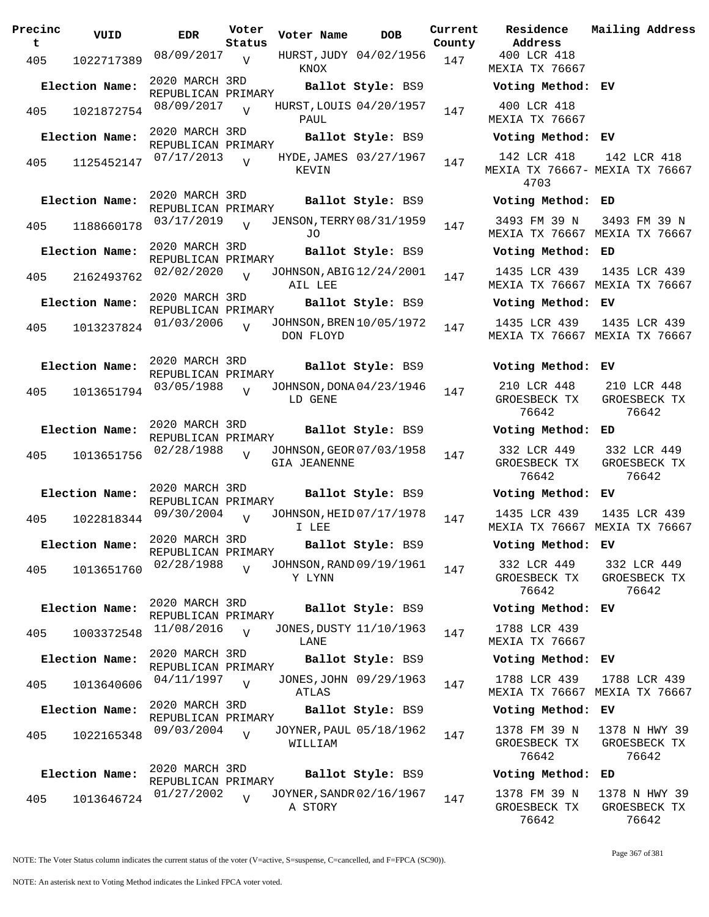| Precinct | VUID | EDR | Voter Status | Voter Name | DOB | Current County | Residence Address | Mailing Address |
|---|---|---|---|---|---|---|---|---|
| 405 | 1022717389 | 08/09/2017 | V | HURST, JUDY KNOX | 04/02/1956 | 147 | 400 LCR 418 MEXIA TX 76667 | |
| Election Name: | 2020 MARCH 3RD REPUBLICAN PRIMARY | | | Ballot Style: BS9 | | | Voting Method: EV | |
| 405 | 1021872754 | 08/09/2017 | V | HURST, LOUIS PAUL | 04/20/1957 | 147 | 400 LCR 418 MEXIA TX 76667 | |
| Election Name: | 2020 MARCH 3RD REPUBLICAN PRIMARY | | | Ballot Style: BS9 | | | Voting Method: EV | |
| 405 | 1125452147 | 07/17/2013 | V | HYDE, JAMES KEVIN | 03/27/1967 | 147 | 142 LCR 418 MEXIA TX 76667-4703 | 142 LCR 418 MEXIA TX 76667 |
| Election Name: | 2020 MARCH 3RD REPUBLICAN PRIMARY | | | Ballot Style: BS9 | | | Voting Method: ED | |
| 405 | 1188660178 | 03/17/2019 | V | JENSON, TERRY JO | 08/31/1959 | 147 | 3493 FM 39 N MEXIA TX 76667 | 3493 FM 39 N MEXIA TX 76667 |
| Election Name: | 2020 MARCH 3RD REPUBLICAN PRIMARY | | | Ballot Style: BS9 | | | Voting Method: ED | |
| 405 | 2162493762 | 02/02/2020 | V | JOHNSON, ABIGAIL LEE | 12/24/2001 | 147 | 1435 LCR 439 MEXIA TX 76667 | 1435 LCR 439 MEXIA TX 76667 |
| Election Name: | 2020 MARCH 3RD REPUBLICAN PRIMARY | | | Ballot Style: BS9 | | | Voting Method: EV | |
| 405 | 1013237824 | 01/03/2006 | V | JOHNSON, BRENDON FLOYD | 10/05/1972 | 147 | 1435 LCR 439 MEXIA TX 76667 | 1435 LCR 439 MEXIA TX 76667 |
| Election Name: | 2020 MARCH 3RD REPUBLICAN PRIMARY | | | Ballot Style: BS9 | | | Voting Method: EV | |
| 405 | 1013651794 | 03/05/1988 | V | JOHNSON, DONALD GENE | 04/23/1946 | 147 | 210 LCR 448 GROESBECK TX 76642 | 210 LCR 448 GROESBECK TX 76642 |
| Election Name: | 2020 MARCH 3RD REPUBLICAN PRIMARY | | | Ballot Style: BS9 | | | Voting Method: ED | |
| 405 | 1013651756 | 02/28/1988 | V | JOHNSON, GEORGIA JEANENNE | 07/03/1958 | 147 | 332 LCR 449 GROESBECK TX 76642 | 332 LCR 449 GROESBECK TX 76642 |
| Election Name: | 2020 MARCH 3RD REPUBLICAN PRIMARY | | | Ballot Style: BS9 | | | Voting Method: EV | |
| 405 | 1022818344 | 09/30/2004 | V | JOHNSON, HEIDI LEE | 07/17/1978 | 147 | 1435 LCR 439 MEXIA TX 76667 | 1435 LCR 439 MEXIA TX 76667 |
| Election Name: | 2020 MARCH 3RD REPUBLICAN PRIMARY | | | Ballot Style: BS9 | | | Voting Method: EV | |
| 405 | 1013651760 | 02/28/1988 | V | JOHNSON, RANDY LYNN | 09/19/1961 | 147 | 332 LCR 449 GROESBECK TX 76642 | 332 LCR 449 GROESBECK TX 76642 |
| Election Name: | 2020 MARCH 3RD REPUBLICAN PRIMARY | | | Ballot Style: BS9 | | | Voting Method: EV | |
| 405 | 1003372548 | 11/08/2016 | V | JONES, DUSTY LANE | 11/10/1963 | 147 | 1788 LCR 439 MEXIA TX 76667 | |
| Election Name: | 2020 MARCH 3RD REPUBLICAN PRIMARY | | | Ballot Style: BS9 | | | Voting Method: EV | |
| 405 | 1013640606 | 04/11/1997 | V | JONES, JOHN ATLAS | 09/29/1963 | 147 | 1788 LCR 439 MEXIA TX 76667 | 1788 LCR 439 MEXIA TX 76667 |
| Election Name: | 2020 MARCH 3RD REPUBLICAN PRIMARY | | | Ballot Style: BS9 | | | Voting Method: EV | |
| 405 | 1022165348 | 09/03/2004 | V | JOYNER, PAUL WILLIAM | 05/18/1962 | 147 | 1378 FM 39 N GROESBECK TX 76642 | 1378 N HWY 39 GROESBECK TX 76642 |
| Election Name: | 2020 MARCH 3RD REPUBLICAN PRIMARY | | | Ballot Style: BS9 | | | Voting Method: ED | |
| 405 | 1013646724 | 01/27/2002 | V | JOYNER, SANDRA STORY | 02/16/1967 | 147 | 1378 FM 39 N GROESBECK TX 76642 | 1378 N HWY 39 GROESBECK TX 76642 |

NOTE: The Voter Status column indicates the current status of the voter (V=active, S=suspense, C=cancelled, and F=FPCA (SC90)).

NOTE: An asterisk next to Voting Method indicates the Linked FPCA voter voted.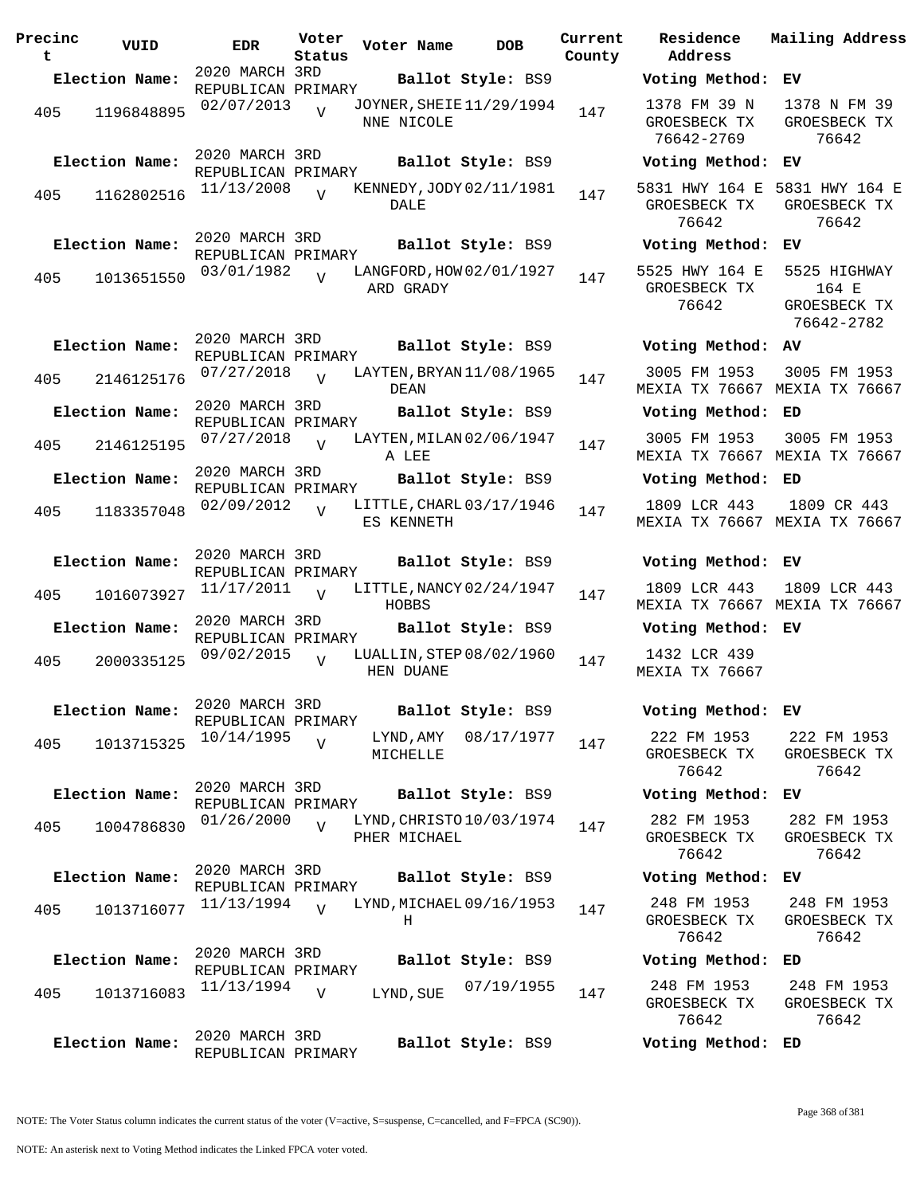| Precinct | VUID | EDR | Voter Status | Voter Name | DOB | Current County | Residence Address | Mailing Address |
|---|---|---|---|---|---|---|---|---|
| **Election Name:** | | 2020 MARCH 3RD REPUBLICAN PRIMARY | | **Ballot Style:** BS9 | | | **Voting Method:** EV | |
| 405 | 1196848895 | 02/07/2013 | V | JOYNER, SHEIENNE NICOLE | 11/29/1994 | 147 | 1378 FM 39 N GROESBECK TX 76642-2769 | 1378 N FM 39 GROESBECK TX 76642 |
| **Election Name:** | | 2020 MARCH 3RD REPUBLICAN PRIMARY | | **Ballot Style:** BS9 | | | **Voting Method:** EV | |
| 405 | 1162802516 | 11/13/2008 | V | KENNEDY, JODY DALE | 02/11/1981 | 147 | 5831 HWY 164 E GROESBECK TX 76642 | 5831 HWY 164 E GROESBECK TX 76642 |
| **Election Name:** | | 2020 MARCH 3RD REPUBLICAN PRIMARY | | **Ballot Style:** BS9 | | | **Voting Method:** EV | |
| 405 | 1013651550 | 03/01/1982 | V | LANGFORD, HOWARD GRADY | 02/01/1927 | 147 | 5525 HWY 164 E GROESBECK TX 76642 | 5525 HIGHWAY 164 E GROESBECK TX 76642-2782 |
| **Election Name:** | | 2020 MARCH 3RD REPUBLICAN PRIMARY | | **Ballot Style:** BS9 | | | **Voting Method:** AV | |
| 405 | 2146125176 | 07/27/2018 | V | LAYTEN, BRYAN DEAN | 11/08/1965 | 147 | 3005 FM 1953 MEXIA TX 76667 | 3005 FM 1953 MEXIA TX 76667 |
| **Election Name:** | | 2020 MARCH 3RD REPUBLICAN PRIMARY | | **Ballot Style:** BS9 | | | **Voting Method:** ED | |
| 405 | 2146125195 | 07/27/2018 | V | LAYTEN, MILANA LEE | 02/06/1947 | 147 | 3005 FM 1953 MEXIA TX 76667 | 3005 FM 1953 MEXIA TX 76667 |
| **Election Name:** | | 2020 MARCH 3RD REPUBLICAN PRIMARY | | **Ballot Style:** BS9 | | | **Voting Method:** ED | |
| 405 | 1183357048 | 02/09/2012 | V | LITTLE, CHARLES KENNETH | 03/17/1946 | 147 | 1809 LCR 443 MEXIA TX 76667 | 1809 CR 443 MEXIA TX 76667 |
| **Election Name:** | | 2020 MARCH 3RD REPUBLICAN PRIMARY | | **Ballot Style:** BS9 | | | **Voting Method:** EV | |
| 405 | 1016073927 | 11/17/2011 | V | LITTLE, NANCY HOBBS | 02/24/1947 | 147 | 1809 LCR 443 MEXIA TX 76667 | 1809 LCR 443 MEXIA TX 76667 |
| **Election Name:** | | 2020 MARCH 3RD REPUBLICAN PRIMARY | | **Ballot Style:** BS9 | | | **Voting Method:** EV | |
| 405 | 2000335125 | 09/02/2015 | V | LUALLIN, STEPHEN DUANE | 08/02/1960 | 147 | 1432 LCR 439 MEXIA TX 76667 | |
| **Election Name:** | | 2020 MARCH 3RD REPUBLICAN PRIMARY | | **Ballot Style:** BS9 | | | **Voting Method:** EV | |
| 405 | 1013715325 | 10/14/1995 | V | LYND, AMY MICHELLE | 08/17/1977 | 147 | 222 FM 1953 GROESBECK TX 76642 | 222 FM 1953 GROESBECK TX 76642 |
| **Election Name:** | | 2020 MARCH 3RD REPUBLICAN PRIMARY | | **Ballot Style:** BS9 | | | **Voting Method:** EV | |
| 405 | 1004786830 | 01/26/2000 | V | LYND, CHRISTOPHER MICHAEL | 10/03/1974 | 147 | 282 FM 1953 GROESBECK TX 76642 | 282 FM 1953 GROESBECK TX 76642 |
| **Election Name:** | | 2020 MARCH 3RD REPUBLICAN PRIMARY | | **Ballot Style:** BS9 | | | **Voting Method:** EV | |
| 405 | 1013716077 | 11/13/1994 | V | LYND, MICHAEL H | 09/16/1953 | 147 | 248 FM 1953 GROESBECK TX 76642 | 248 FM 1953 GROESBECK TX 76642 |
| **Election Name:** | | 2020 MARCH 3RD REPUBLICAN PRIMARY | | **Ballot Style:** BS9 | | | **Voting Method:** ED | |
| 405 | 1013716083 | 11/13/1994 | V | LYND, SUE | 07/19/1955 | 147 | 248 FM 1953 GROESBECK TX 76642 | 248 FM 1953 GROESBECK TX 76642 |
| **Election Name:** | | 2020 MARCH 3RD REPUBLICAN PRIMARY | | **Ballot Style:** BS9 | | | **Voting Method:** ED | |

NOTE: The Voter Status column indicates the current status of the voter (V=active, S=suspense, C=cancelled, and F=FPCA (SC90)).

NOTE: An asterisk next to Voting Method indicates the Linked FPCA voter voted.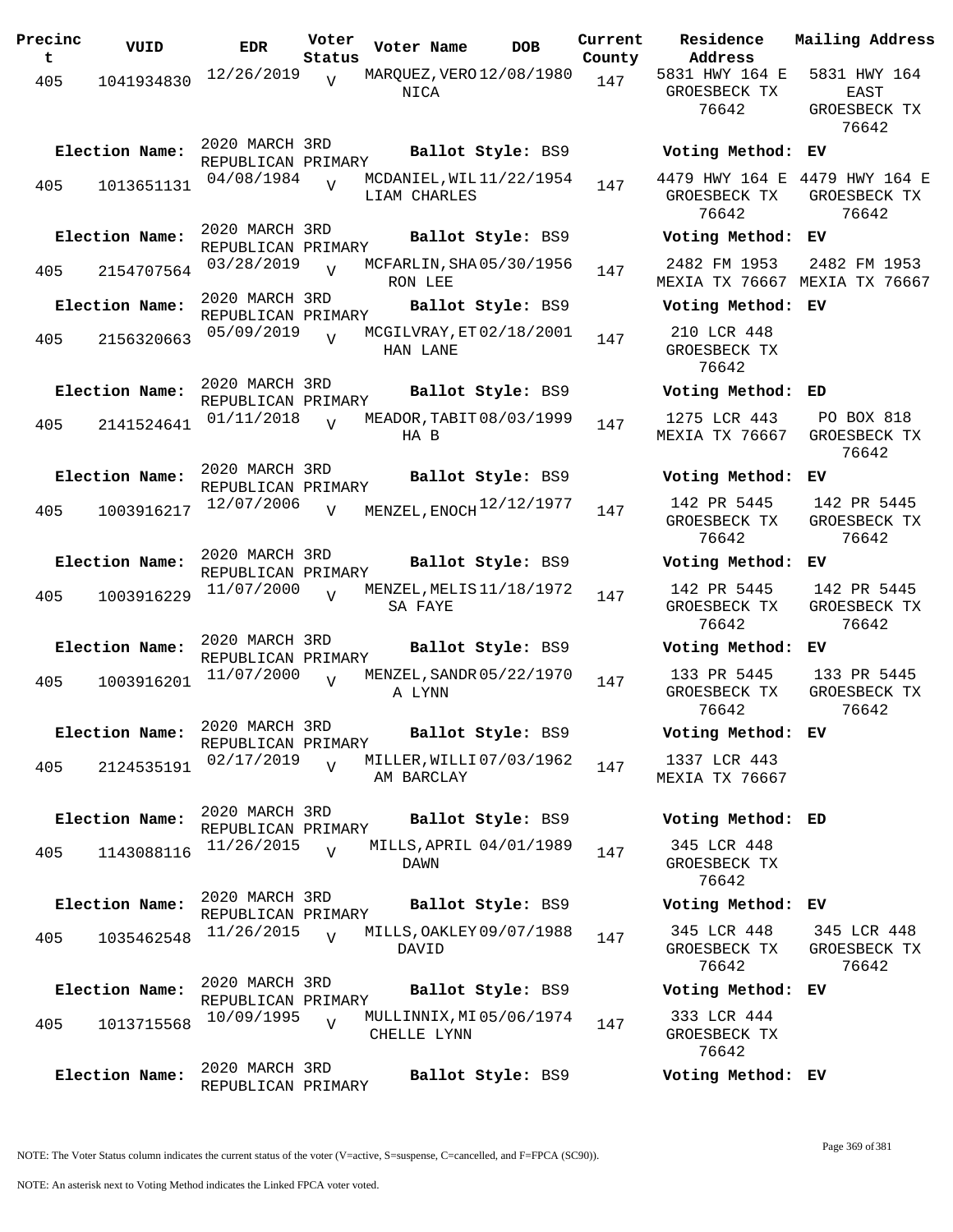| Precinct | VUID | EDR | Voter Status | Voter Name | DOB | Current County | Residence Address | Mailing Address |
|---|---|---|---|---|---|---|---|---|
| 405 | 1041934830 | 12/26/2019 | V | MARQUEZ,VERONICA | 12/08/1980 | 147 | 5831 HWY 164 E GROESBECK TX 76642 | 5831 HWY 164 EAST GROESBECK TX 76642 |
| Election Name: | 2020 MARCH 3RD REPUBLICAN PRIMARY | | | Ballot Style: BS9 | | | Voting Method: EV | |
| 405 | 1013651131 | 04/08/1984 | V | MCDANIEL,WILLIAM CHARLES | 11/22/1954 | 147 | 4479 HWY 164 E GROESBECK TX 76642 | 4479 HWY 164 E GROESBECK TX 76642 |
| Election Name: | 2020 MARCH 3RD REPUBLICAN PRIMARY | | | Ballot Style: BS9 | | | Voting Method: EV | |
| 405 | 2154707564 | 03/28/2019 | V | MCFARLIN,SHARON LEE | 05/30/1956 | 147 | 2482 FM 1953 MEXIA TX 76667 | 2482 FM 1953 MEXIA TX 76667 |
| Election Name: | 2020 MARCH 3RD REPUBLICAN PRIMARY | | | Ballot Style: BS9 | | | Voting Method: EV | |
| 405 | 2156320663 | 05/09/2019 | V | MCGILVRAY,ETHAN LANE | 02/18/2001 | 147 | 210 LCR 448 GROESBECK TX 76642 | |
| Election Name: | 2020 MARCH 3RD REPUBLICAN PRIMARY | | | Ballot Style: BS9 | | | Voting Method: ED | |
| 405 | 2141524641 | 01/11/2018 | V | MEADOR,TABITHA B | 08/03/1999 | 147 | 1275 LCR 443 MEXIA TX 76667 | PO BOX 818 GROESBECK TX 76642 |
| Election Name: | 2020 MARCH 3RD REPUBLICAN PRIMARY | | | Ballot Style: BS9 | | | Voting Method: EV | |
| 405 | 1003916217 | 12/07/2006 | V | MENZEL,ENOCH | 12/12/1977 | 147 | 142 PR 5445 GROESBECK TX 76642 | 142 PR 5445 GROESBECK TX 76642 |
| Election Name: | 2020 MARCH 3RD REPUBLICAN PRIMARY | | | Ballot Style: BS9 | | | Voting Method: EV | |
| 405 | 1003916229 | 11/07/2000 | V | MENZEL,MELISSA FAYE | 11/18/1972 | 147 | 142 PR 5445 GROESBECK TX 76642 | 142 PR 5445 GROESBECK TX 76642 |
| Election Name: | 2020 MARCH 3RD REPUBLICAN PRIMARY | | | Ballot Style: BS9 | | | Voting Method: EV | |
| 405 | 1003916201 | 11/07/2000 | V | MENZEL,SANDRA LYNN | 05/22/1970 | 147 | 133 PR 5445 GROESBECK TX 76642 | 133 PR 5445 GROESBECK TX 76642 |
| Election Name: | 2020 MARCH 3RD REPUBLICAN PRIMARY | | | Ballot Style: BS9 | | | Voting Method: EV | |
| 405 | 2124535191 | 02/17/2019 | V | MILLER,WILLIAM BARCLAY | 07/03/1962 | 147 | 1337 LCR 443 MEXIA TX 76667 | |
| Election Name: | 2020 MARCH 3RD REPUBLICAN PRIMARY | | | Ballot Style: BS9 | | | Voting Method: ED | |
| 405 | 1143088116 | 11/26/2015 | V | MILLS,APRIL DAWN | 04/01/1989 | 147 | 345 LCR 448 GROESBECK TX 76642 | |
| Election Name: | 2020 MARCH 3RD REPUBLICAN PRIMARY | | | Ballot Style: BS9 | | | Voting Method: EV | |
| 405 | 1035462548 | 11/26/2015 | V | MILLS,OAKLEY DAVID | 09/07/1988 | 147 | 345 LCR 448 GROESBECK TX 76642 | 345 LCR 448 GROESBECK TX 76642 |
| Election Name: | 2020 MARCH 3RD REPUBLICAN PRIMARY | | | Ballot Style: BS9 | | | Voting Method: EV | |
| 405 | 1013715568 | 10/09/1995 | V | MULLINNIX,MICHELLE LYNN | 05/06/1974 | 147 | 333 LCR 444 GROESBECK TX 76642 | |
| Election Name: | 2020 MARCH 3RD REPUBLICAN PRIMARY | | | Ballot Style: BS9 | | | Voting Method: EV | |

NOTE: The Voter Status column indicates the current status of the voter (V=active, S=suspense, C=cancelled, and F=FPCA (SC90)).

NOTE: An asterisk next to Voting Method indicates the Linked FPCA voter voted.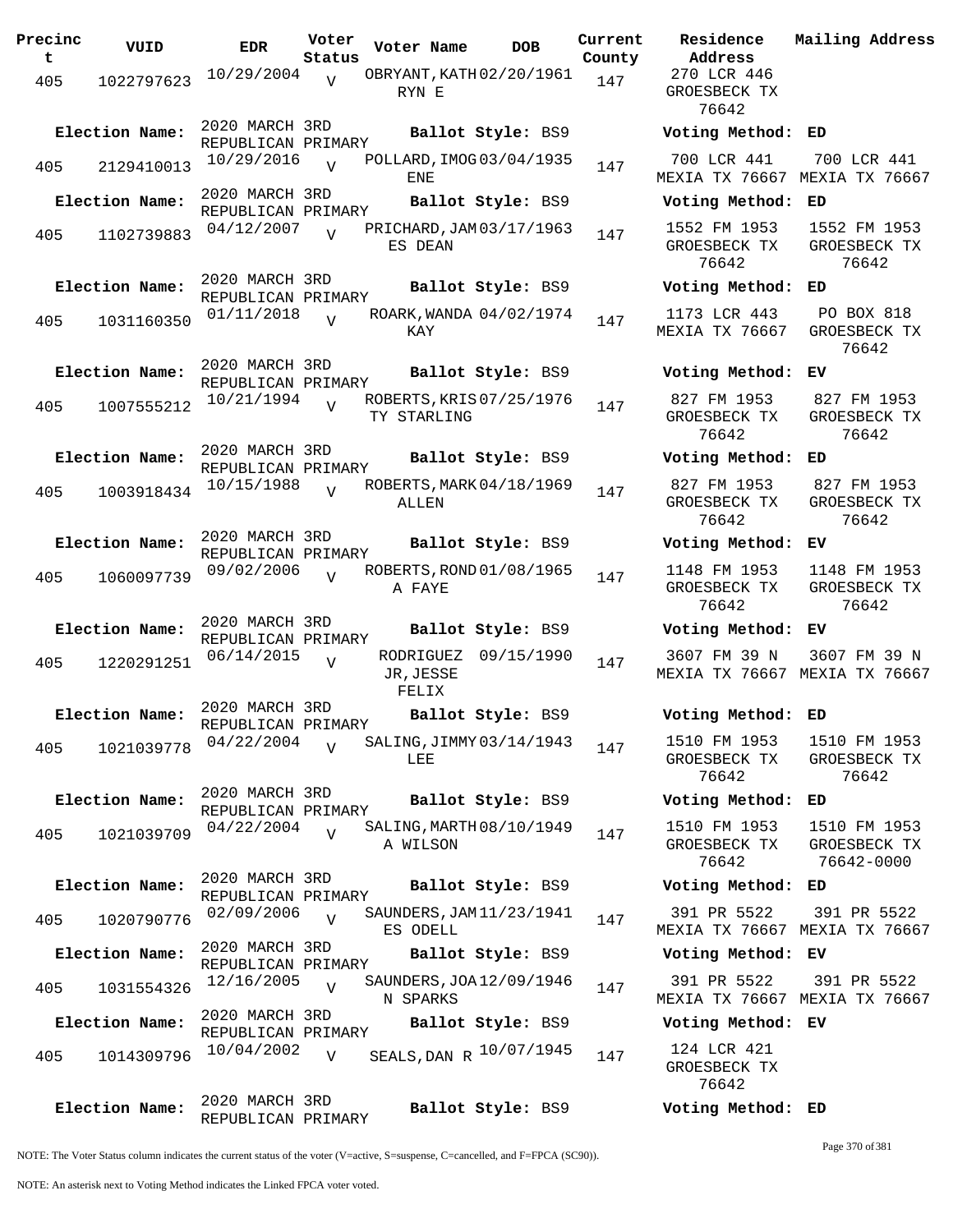| Precinct | VUID | EDR | Voter Status | Voter Name | DOB | Current County | Residence Address | Mailing Address |
|---|---|---|---|---|---|---|---|---|
| 405 | 1022797623 | 10/29/2004 | V | OBRYANT,KATHRYN E | 02/20/1961 | 147 | 270 LCR 446 GROESBECK TX 76642 | |
| **Election Name:** | | 2020 MARCH 3RD REPUBLICAN PRIMARY | | **Ballot Style:** BS9 | | | **Voting Method:** ED | |
| 405 | 2129410013 | 10/29/2016 | V | POLLARD,IMOGENE | 03/04/1935 | 147 | 700 LCR 441 MEXIA TX 76667 | 700 LCR 441 MEXIA TX 76667 |
| **Election Name:** | | 2020 MARCH 3RD REPUBLICAN PRIMARY | | **Ballot Style:** BS9 | | | **Voting Method:** ED | |
| 405 | 1102739883 | 04/12/2007 | V | PRICHARD,JAMES DEAN | 03/17/1963 | 147 | 1552 FM 1953 GROESBECK TX 76642 | 1552 FM 1953 GROESBECK TX 76642 |
| **Election Name:** | | 2020 MARCH 3RD REPUBLICAN PRIMARY | | **Ballot Style:** BS9 | | | **Voting Method:** ED | |
| 405 | 1031160350 | 01/11/2018 | V | ROARK,WANDA KAY | 04/02/1974 | 147 | 1173 LCR 443 MEXIA TX 76667 | PO BOX 818 GROESBECK TX 76642 |
| **Election Name:** | | 2020 MARCH 3RD REPUBLICAN PRIMARY | | **Ballot Style:** BS9 | | | **Voting Method:** EV | |
| 405 | 1007555212 | 10/21/1994 | V | ROBERTS,KRISTY STARLING | 07/25/1976 | 147 | 827 FM 1953 GROESBECK TX 76642 | 827 FM 1953 GROESBECK TX 76642 |
| **Election Name:** | | 2020 MARCH 3RD REPUBLICAN PRIMARY | | **Ballot Style:** BS9 | | | **Voting Method:** ED | |
| 405 | 1003918434 | 10/15/1988 | V | ROBERTS,MARK ALLEN | 04/18/1969 | 147 | 827 FM 1953 GROESBECK TX 76642 | 827 FM 1953 GROESBECK TX 76642 |
| **Election Name:** | | 2020 MARCH 3RD REPUBLICAN PRIMARY | | **Ballot Style:** BS9 | | | **Voting Method:** EV | |
| 405 | 1060097739 | 09/02/2006 | V | ROBERTS,RONDA FAYE | 01/08/1965 | 147 | 1148 FM 1953 GROESBECK TX 76642 | 1148 FM 1953 GROESBECK TX 76642 |
| **Election Name:** | | 2020 MARCH 3RD REPUBLICAN PRIMARY | | **Ballot Style:** BS9 | | | **Voting Method:** EV | |
| 405 | 1220291251 | 06/14/2015 | V | RODRIGUEZ JR,JESSE FELIX | 09/15/1990 | 147 | 3607 FM 39 N MEXIA TX 76667 | 3607 FM 39 N MEXIA TX 76667 |
| **Election Name:** | | 2020 MARCH 3RD REPUBLICAN PRIMARY | | **Ballot Style:** BS9 | | | **Voting Method:** ED | |
| 405 | 1021039778 | 04/22/2004 | V | SALING,JIMMY LEE | 03/14/1943 | 147 | 1510 FM 1953 GROESBECK TX 76642 | 1510 FM 1953 GROESBECK TX 76642 |
| **Election Name:** | | 2020 MARCH 3RD REPUBLICAN PRIMARY | | **Ballot Style:** BS9 | | | **Voting Method:** ED | |
| 405 | 1021039709 | 04/22/2004 | V | SALING,MARTHA WILSON | 08/10/1949 | 147 | 1510 FM 1953 GROESBECK TX 76642 | 1510 FM 1953 GROESBECK TX 76642-0000 |
| **Election Name:** | | 2020 MARCH 3RD REPUBLICAN PRIMARY | | **Ballot Style:** BS9 | | | **Voting Method:** ED | |
| 405 | 1020790776 | 02/09/2006 | V | SAUNDERS,JAMES ODELL | 11/23/1941 | 147 | 391 PR 5522 MEXIA TX 76667 | 391 PR 5522 MEXIA TX 76667 |
| **Election Name:** | | 2020 MARCH 3RD REPUBLICAN PRIMARY | | **Ballot Style:** BS9 | | | **Voting Method:** EV | |
| 405 | 1031554326 | 12/16/2005 | V | SAUNDERS,JOAN SPARKS | 12/09/1946 | 147 | 391 PR 5522 MEXIA TX 76667 | 391 PR 5522 MEXIA TX 76667 |
| **Election Name:** | | 2020 MARCH 3RD REPUBLICAN PRIMARY | | **Ballot Style:** BS9 | | | **Voting Method:** EV | |
| 405 | 1014309796 | 10/04/2002 | V | SEALS,DAN R | 10/07/1945 | 147 | 124 LCR 421 GROESBECK TX 76642 | |
| **Election Name:** | | 2020 MARCH 3RD REPUBLICAN PRIMARY | | **Ballot Style:** BS9 | | | **Voting Method:** ED | |

NOTE: The Voter Status column indicates the current status of the voter (V=active, S=suspense, C=cancelled, and F=FPCA (SC90)).

NOTE: An asterisk next to Voting Method indicates the Linked FPCA voter voted.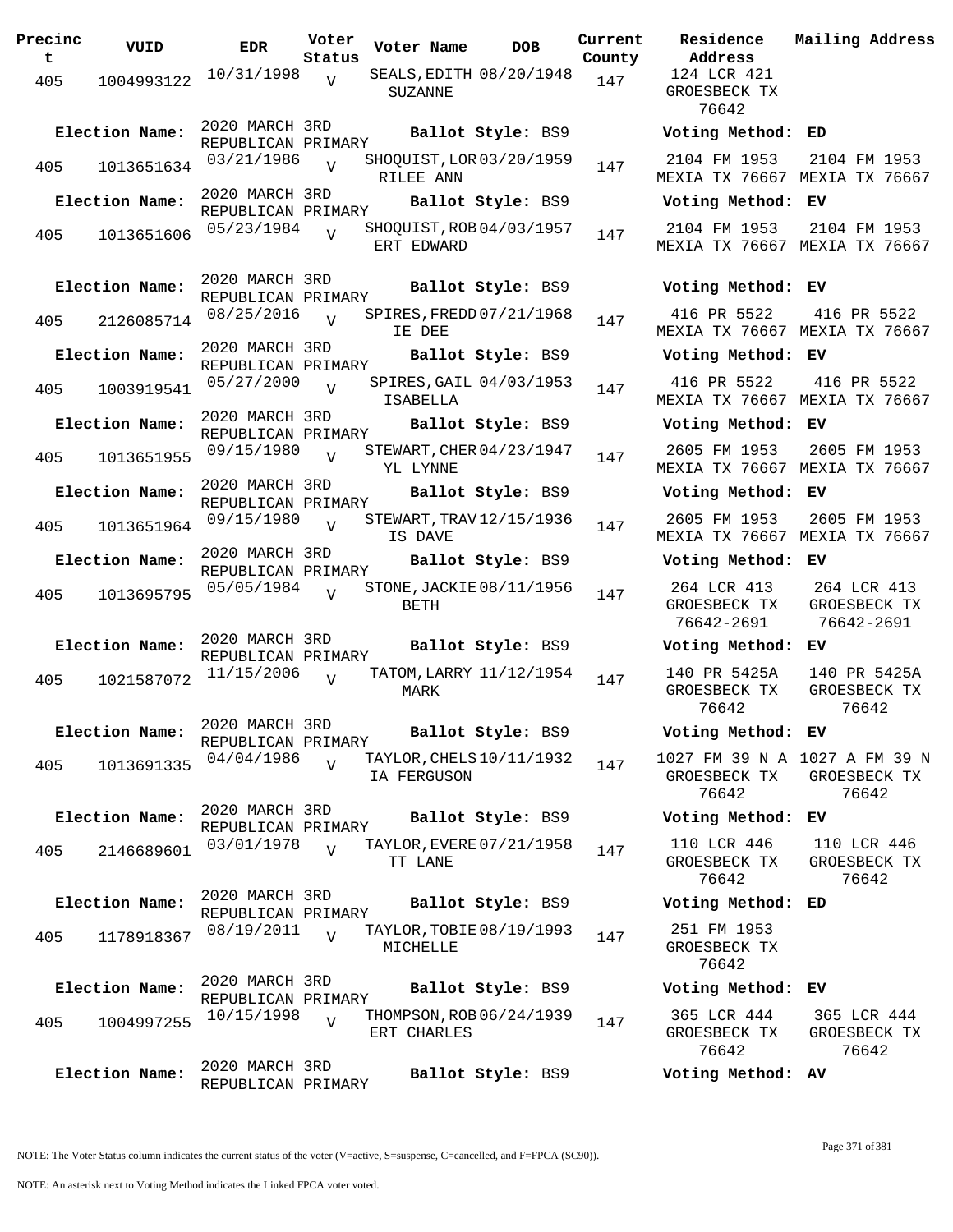| Precinct | VUID | EDR | Voter Status | Voter Name | DOB | Current County | Residence Address | Mailing Address |
|---|---|---|---|---|---|---|---|---|
| 405 | 1004993122 | 10/31/1998 | V | SEALS,EDITH SUZANNE | 08/20/1948 | 147 | 124 LCR 421 GROESBECK TX 76642 | |
| **Election Name:** | 2020 MARCH 3RD REPUBLICAN PRIMARY | | | **Ballot Style:** BS9 | | | **Voting Method:** ED | |
| 405 | 1013651634 | 03/21/1986 | V | SHOQUIST,LORRILEE ANN | 03/20/1959 | 147 | 2104 FM 1953 MEXIA TX 76667 | 2104 FM 1953 MEXIA TX 76667 |
| **Election Name:** | 2020 MARCH 3RD REPUBLICAN PRIMARY | | | **Ballot Style:** BS9 | | | **Voting Method:** EV | |
| 405 | 1013651606 | 05/23/1984 | V | SHOQUIST,ROBERT EDWARD | 04/03/1957 | 147 | 2104 FM 1953 MEXIA TX 76667 | 2104 FM 1953 MEXIA TX 76667 |
| **Election Name:** | 2020 MARCH 3RD REPUBLICAN PRIMARY | | | **Ballot Style:** BS9 | | | **Voting Method:** EV | |
| 405 | 2126085714 | 08/25/2016 | V | SPIRES,FREDDIE DEE | 07/21/1968 | 147 | 416 PR 5522 MEXIA TX 76667 | 416 PR 5522 MEXIA TX 76667 |
| **Election Name:** | 2020 MARCH 3RD REPUBLICAN PRIMARY | | | **Ballot Style:** BS9 | | | **Voting Method:** EV | |
| 405 | 1003919541 | 05/27/2000 | V | SPIRES,GAIL ISABELLA | 04/03/1953 | 147 | 416 PR 5522 MEXIA TX 76667 | 416 PR 5522 MEXIA TX 76667 |
| **Election Name:** | 2020 MARCH 3RD REPUBLICAN PRIMARY | | | **Ballot Style:** BS9 | | | **Voting Method:** EV | |
| 405 | 1013651955 | 09/15/1980 | V | STEWART,CHERYL LYNNE | 04/23/1947 | 147 | 2605 FM 1953 MEXIA TX 76667 | 2605 FM 1953 MEXIA TX 76667 |
| **Election Name:** | 2020 MARCH 3RD REPUBLICAN PRIMARY | | | **Ballot Style:** BS9 | | | **Voting Method:** EV | |
| 405 | 1013651964 | 09/15/1980 | V | STEWART,TRAVIS DAVE | 12/15/1936 | 147 | 2605 FM 1953 MEXIA TX 76667 | 2605 FM 1953 MEXIA TX 76667 |
| **Election Name:** | 2020 MARCH 3RD REPUBLICAN PRIMARY | | | **Ballot Style:** BS9 | | | **Voting Method:** EV | |
| 405 | 1013695795 | 05/05/1984 | V | STONE,JACKIE BETH | 08/11/1956 | 147 | 264 LCR 413 GROESBECK TX 76642-2691 | 264 LCR 413 GROESBECK TX 76642-2691 |
| **Election Name:** | 2020 MARCH 3RD REPUBLICAN PRIMARY | | | **Ballot Style:** BS9 | | | **Voting Method:** EV | |
| 405 | 1021587072 | 11/15/2006 | V | TATOM,LARRY MARK | 11/12/1954 | 147 | 140 PR 5425A GROESBECK TX 76642 | 140 PR 5425A GROESBECK TX 76642 |
| **Election Name:** | 2020 MARCH 3RD REPUBLICAN PRIMARY | | | **Ballot Style:** BS9 | | | **Voting Method:** EV | |
| 405 | 1013691335 | 04/04/1986 | V | TAYLOR,CHELSIA FERGUSON | 10/11/1932 | 147 | 1027 FM 39 N A GROESBECK TX 76642 | 1027 A FM 39 N GROESBECK TX 76642 |
| **Election Name:** | 2020 MARCH 3RD REPUBLICAN PRIMARY | | | **Ballot Style:** BS9 | | | **Voting Method:** EV | |
| 405 | 2146689601 | 03/01/1978 | V | TAYLOR,EVERETT LANE | 07/21/1958 | 147 | 110 LCR 446 GROESBECK TX 76642 | 110 LCR 446 GROESBECK TX 76642 |
| **Election Name:** | 2020 MARCH 3RD REPUBLICAN PRIMARY | | | **Ballot Style:** BS9 | | | **Voting Method:** ED | |
| 405 | 1178918367 | 08/19/2011 | V | TAYLOR,TOBIE MICHELLE | 08/19/1993 | 147 | 251 FM 1953 GROESBECK TX 76642 | |
| **Election Name:** | 2020 MARCH 3RD REPUBLICAN PRIMARY | | | **Ballot Style:** BS9 | | | **Voting Method:** EV | |
| 405 | 1004997255 | 10/15/1998 | V | THOMPSON,ROBERT CHARLES | 06/24/1939 | 147 | 365 LCR 444 GROESBECK TX 76642 | 365 LCR 444 GROESBECK TX 76642 |
| **Election Name:** | 2020 MARCH 3RD REPUBLICAN PRIMARY | | | **Ballot Style:** BS9 | | | **Voting Method:** AV | |

NOTE: The Voter Status column indicates the current status of the voter (V=active, S=suspense, C=cancelled, and F=FPCA (SC90)).

NOTE: An asterisk next to Voting Method indicates the Linked FPCA voter voted.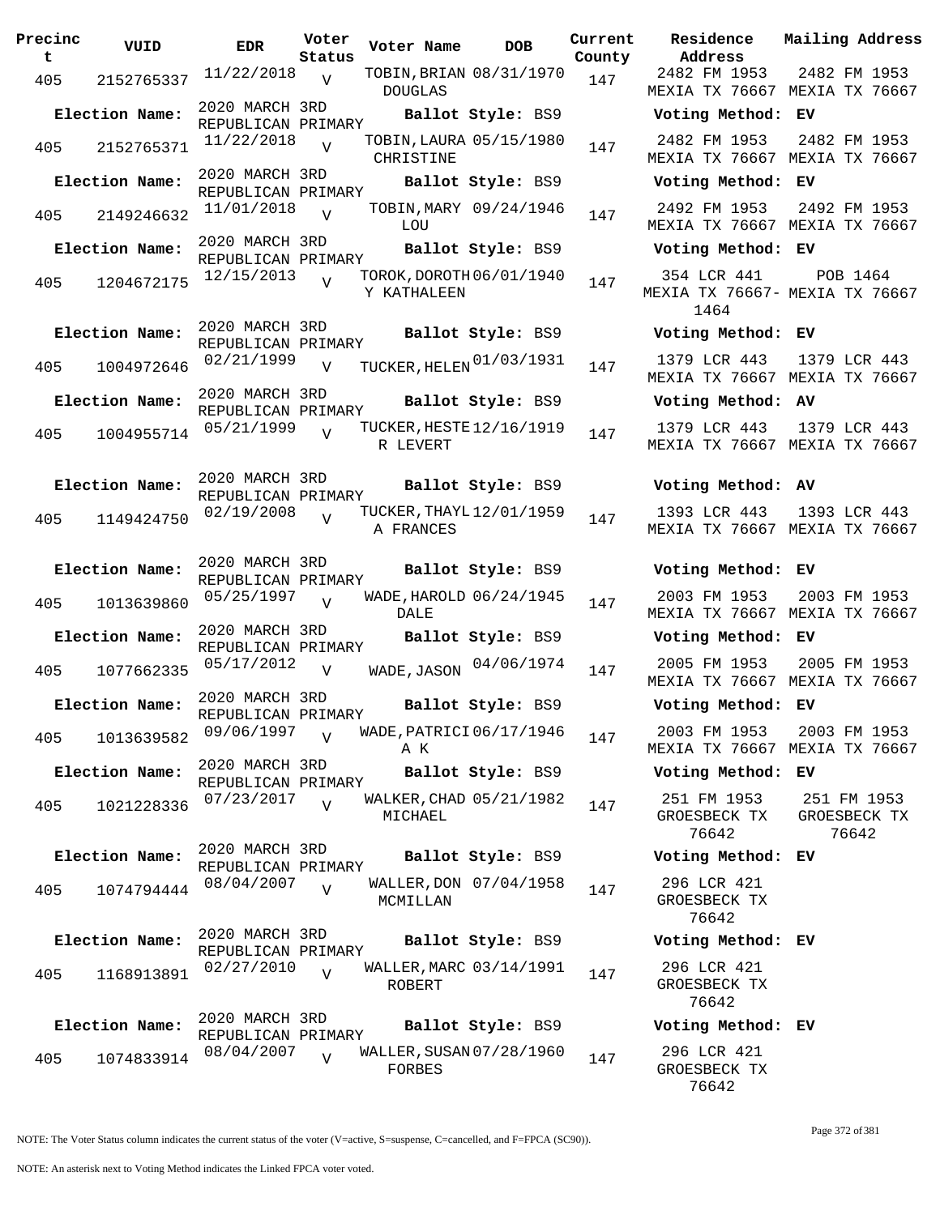| Precinct | VUID | EDR | Voter Status | Voter Name | DOB | Current County | Residence Address | Mailing Address |
|---|---|---|---|---|---|---|---|---|
| 405 | 2152765337 | 11/22/2018 | V | TOBIN, BRIAN DOUGLAS | 08/31/1970 | 147 | 2482 FM 1953 MEXIA TX 76667 | 2482 FM 1953 MEXIA TX 76667 |
| **Election Name:** | | 2020 MARCH 3RD REPUBLICAN PRIMARY | | **Ballot Style:** BS9 | | | **Voting Method:** EV | |
| 405 | 2152765371 | 11/22/2018 | V | TOBIN, LAURA CHRISTINE | 05/15/1980 | 147 | 2482 FM 1953 MEXIA TX 76667 | 2482 FM 1953 MEXIA TX 76667 |
| **Election Name:** | | 2020 MARCH 3RD REPUBLICAN PRIMARY | | **Ballot Style:** BS9 | | | **Voting Method:** EV | |
| 405 | 2149246632 | 11/01/2018 | V | TOBIN, MARY LOU | 09/24/1946 | 147 | 2492 FM 1953 MEXIA TX 76667 | 2492 FM 1953 MEXIA TX 76667 |
| **Election Name:** | | 2020 MARCH 3RD REPUBLICAN PRIMARY | | **Ballot Style:** BS9 | | | **Voting Method:** EV | |
| 405 | 1204672175 | 12/15/2013 | V | TOROK, DOROTHY KATHALEEN | 06/01/1940 | 147 | 354 LCR 441 MEXIA TX 76667-1464 | POB 1464 MEXIA TX 76667 |
| **Election Name:** | | 2020 MARCH 3RD REPUBLICAN PRIMARY | | **Ballot Style:** BS9 | | | **Voting Method:** EV | |
| 405 | 1004972646 | 02/21/1999 | V | TUCKER, HELEN | 01/03/1931 | 147 | 1379 LCR 443 MEXIA TX 76667 | 1379 LCR 443 MEXIA TX 76667 |
| **Election Name:** | | 2020 MARCH 3RD REPUBLICAN PRIMARY | | **Ballot Style:** BS9 | | | **Voting Method:** AV | |
| 405 | 1004955714 | 05/21/1999 | V | TUCKER, HESTER LEVERT | 12/16/1919 | 147 | 1379 LCR 443 MEXIA TX 76667 | 1379 LCR 443 MEXIA TX 76667 |
| **Election Name:** | | 2020 MARCH 3RD REPUBLICAN PRIMARY | | **Ballot Style:** BS9 | | | **Voting Method:** AV | |
| 405 | 1149424750 | 02/19/2008 | V | TUCKER, THAYLA FRANCES | 12/01/1959 | 147 | 1393 LCR 443 MEXIA TX 76667 | 1393 LCR 443 MEXIA TX 76667 |
| **Election Name:** | | 2020 MARCH 3RD REPUBLICAN PRIMARY | | **Ballot Style:** BS9 | | | **Voting Method:** EV | |
| 405 | 1013639860 | 05/25/1997 | V | WADE, HAROLD DALE | 06/24/1945 | 147 | 2003 FM 1953 MEXIA TX 76667 | 2003 FM 1953 MEXIA TX 76667 |
| **Election Name:** | | 2020 MARCH 3RD REPUBLICAN PRIMARY | | **Ballot Style:** BS9 | | | **Voting Method:** EV | |
| 405 | 1077662335 | 05/17/2012 | V | WADE, JASON | 04/06/1974 | 147 | 2005 FM 1953 MEXIA TX 76667 | 2005 FM 1953 MEXIA TX 76667 |
| **Election Name:** | | 2020 MARCH 3RD REPUBLICAN PRIMARY | | **Ballot Style:** BS9 | | | **Voting Method:** EV | |
| 405 | 1013639582 | 09/06/1997 | V | WADE, PATRICIA K | 06/17/1946 | 147 | 2003 FM 1953 MEXIA TX 76667 | 2003 FM 1953 MEXIA TX 76667 |
| **Election Name:** | | 2020 MARCH 3RD REPUBLICAN PRIMARY | | **Ballot Style:** BS9 | | | **Voting Method:** EV | |
| 405 | 1021228336 | 07/23/2017 | V | WALKER, CHAD MICHAEL | 05/21/1982 | 147 | 251 FM 1953 GROESBECK TX 76642 | 251 FM 1953 GROESBECK TX 76642 |
| **Election Name:** | | 2020 MARCH 3RD REPUBLICAN PRIMARY | | **Ballot Style:** BS9 | | | **Voting Method:** EV | |
| 405 | 1074794444 | 08/04/2007 | V | WALLER, DON MCMILLAN | 07/04/1958 | 147 | 296 LCR 421 GROESBECK TX 76642 | |
| **Election Name:** | | 2020 MARCH 3RD REPUBLICAN PRIMARY | | **Ballot Style:** BS9 | | | **Voting Method:** EV | |
| 405 | 1168913891 | 02/27/2010 | V | WALLER, MARC ROBERT | 03/14/1991 | 147 | 296 LCR 421 GROESBECK TX 76642 | |
| **Election Name:** | | 2020 MARCH 3RD REPUBLICAN PRIMARY | | **Ballot Style:** BS9 | | | **Voting Method:** EV | |
| 405 | 1074833914 | 08/04/2007 | V | WALLER, SUSAN FORBES | 07/28/1960 | 147 | 296 LCR 421 GROESBECK TX 76642 | |

NOTE: The Voter Status column indicates the current status of the voter (V=active, S=suspense, C=cancelled, and F=FPCA (SC90)).

NOTE: An asterisk next to Voting Method indicates the Linked FPCA voter voted.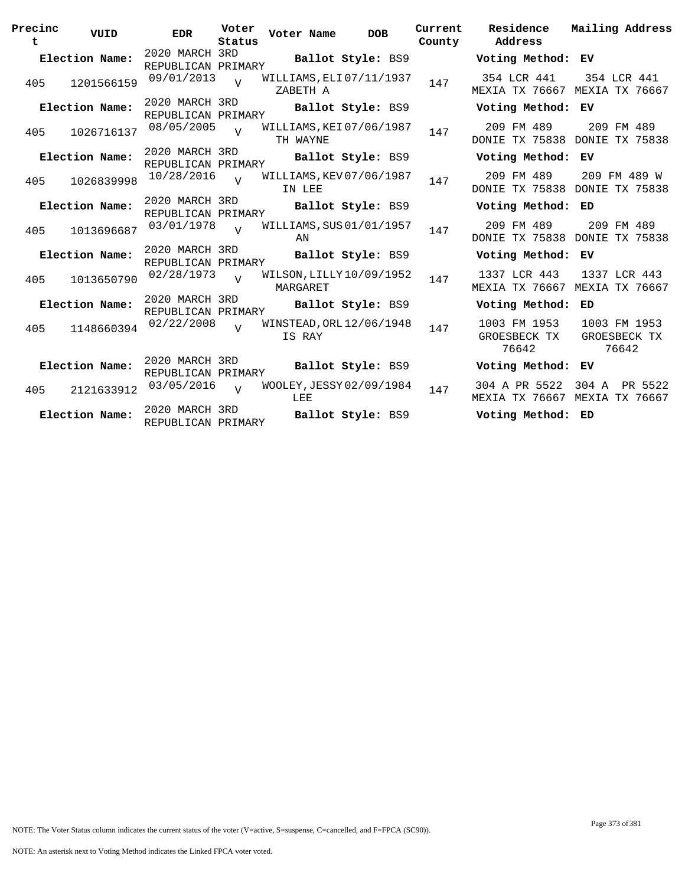| Precinct | VUID | EDR | Voter Status | Voter Name | DOB | Current County | Residence Address | Mailing Address |
|---|---|---|---|---|---|---|---|---|
| **Election Name:** | | 2020 MARCH 3RD REPUBLICAN PRIMARY | | **Ballot Style:** BS9 | | | **Voting Method:** EV | |
| 405 | 1201566159 | 09/01/2013 | V | WILLIAMS,ELIZABETH A | 07/11/1937 | 147 | 354 LCR 441 MEXIA TX 76667 | 354 LCR 441 MEXIA TX 76667 |
| **Election Name:** | | 2020 MARCH 3RD REPUBLICAN PRIMARY | | **Ballot Style:** BS9 | | | **Voting Method:** EV | |
| 405 | 1026716137 | 08/05/2005 | V | WILLIAMS,KEITH WAYNE | 07/06/1987 | 147 | 209 FM 489 DONIE TX 75838 | 209 FM 489 DONIE TX 75838 |
| **Election Name:** | | 2020 MARCH 3RD REPUBLICAN PRIMARY | | **Ballot Style:** BS9 | | | **Voting Method:** EV | |
| 405 | 1026839998 | 10/28/2016 | V | WILLIAMS,KEVIN LEE | 07/06/1987 | 147 | 209 FM 489 DONIE TX 75838 | 209 FM 489 W DONIE TX 75838 |
| **Election Name:** | | 2020 MARCH 3RD REPUBLICAN PRIMARY | | **Ballot Style:** BS9 | | | **Voting Method:** ED | |
| 405 | 1013696687 | 03/01/1978 | V | WILLIAMS,SUSAN | 01/01/1957 | 147 | 209 FM 489 DONIE TX 75838 | 209 FM 489 DONIE TX 75838 |
| **Election Name:** | | 2020 MARCH 3RD REPUBLICAN PRIMARY | | **Ballot Style:** BS9 | | | **Voting Method:** EV | |
| 405 | 1013650790 | 02/28/1973 | V | WILSON,LILLY MARGARET | 10/09/1952 | 147 | 1337 LCR 443 MEXIA TX 76667 | 1337 LCR 443 MEXIA TX 76667 |
| **Election Name:** | | 2020 MARCH 3RD REPUBLICAN PRIMARY | | **Ballot Style:** BS9 | | | **Voting Method:** ED | |
| 405 | 1148660394 | 02/22/2008 | V | WINSTEAD,ORLIS RAY | 12/06/1948 | 147 | 1003 FM 1953 GROESBECK TX 76642 | 1003 FM 1953 GROESBECK TX 76642 |
| **Election Name:** | | 2020 MARCH 3RD REPUBLICAN PRIMARY | | **Ballot Style:** BS9 | | | **Voting Method:** EV | |
| 405 | 2121633912 | 03/05/2016 | V | WOOLEY,JESSY LEE | 02/09/1984 | 147 | 304 A PR 5522 MEXIA TX 76667 | 304 A PR 5522 MEXIA TX 76667 |
| **Election Name:** | | 2020 MARCH 3RD REPUBLICAN PRIMARY | | **Ballot Style:** BS9 | | | **Voting Method:** ED | |

NOTE: The Voter Status column indicates the current status of the voter (V=active, S=suspense, C=cancelled, and F=FPCA (SC90)).

NOTE: An asterisk next to Voting Method indicates the Linked FPCA voter voted.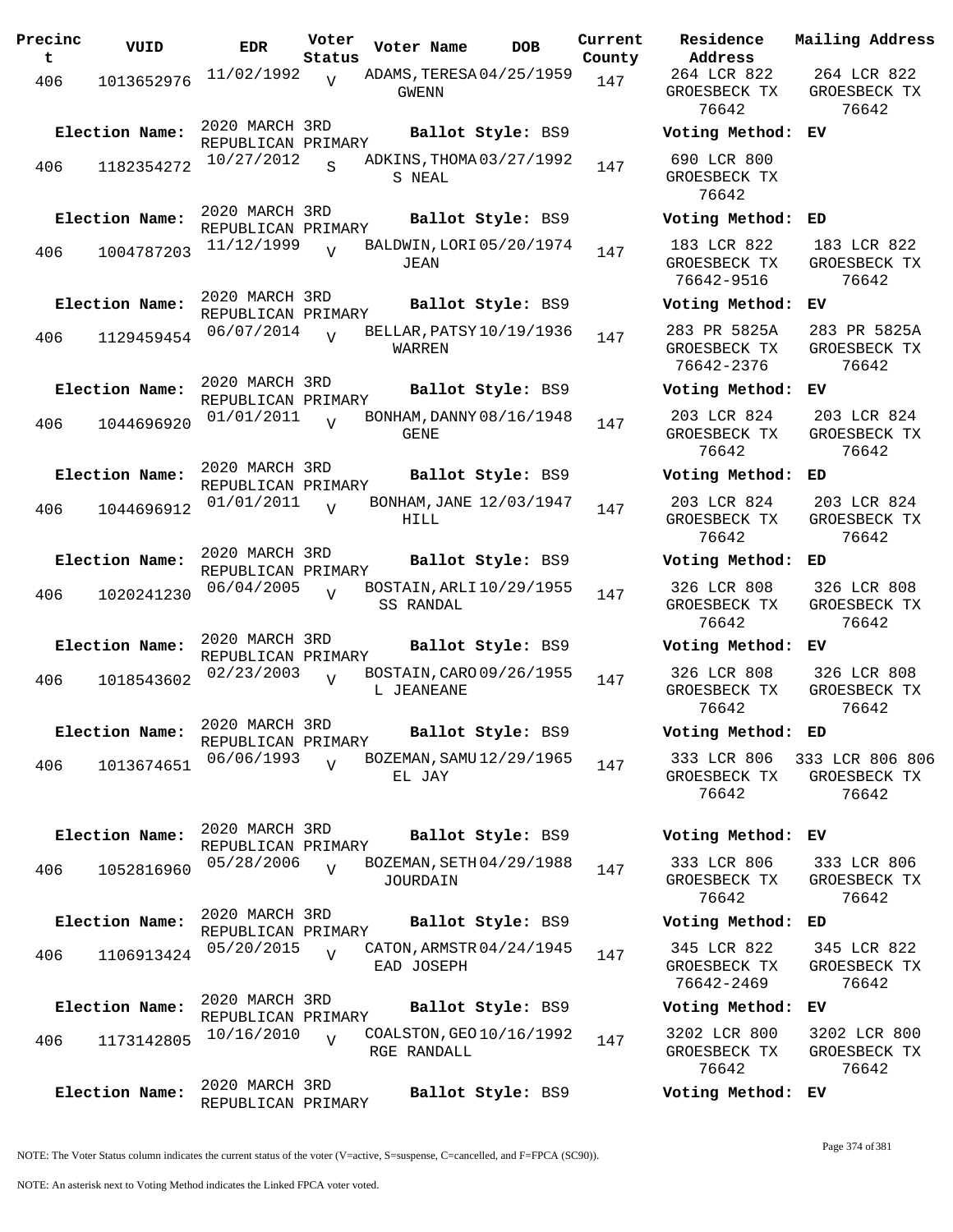| Precinct | VUID | EDR | Voter Status | Voter Name | DOB | Current County | Residence Address | Mailing Address |
|---|---|---|---|---|---|---|---|---|
| 406 | 1013652976 | 11/02/1992 | V | ADAMS, TERESA GWENN | 04/25/1959 | 147 | 264 LCR 822 GROESBECK TX 76642 | 264 LCR 822 GROESBECK TX 76642 |
| **Election Name:** | 2020 MARCH 3RD REPUBLICAN PRIMARY | | | **Ballot Style:** BS9 | | | **Voting Method:** | EV |
| 406 | 1182354272 | 10/27/2012 | S | ADKINS, THOMAS NEAL | 03/27/1992 | 147 | 690 LCR 800 GROESBECK TX 76642 | |
| **Election Name:** | 2020 MARCH 3RD REPUBLICAN PRIMARY | | | **Ballot Style:** BS9 | | | **Voting Method:** | ED |
| 406 | 1004787203 | 11/12/1999 | V | BALDWIN, LORI JEAN | 05/20/1974 | 147 | 183 LCR 822 GROESBECK TX 76642-9516 | 183 LCR 822 GROESBECK TX 76642 |
| **Election Name:** | 2020 MARCH 3RD REPUBLICAN PRIMARY | | | **Ballot Style:** BS9 | | | **Voting Method:** | EV |
| 406 | 1129459454 | 06/07/2014 | V | BELLAR, PATSY WARREN | 10/19/1936 | 147 | 283 PR 5825A GROESBECK TX 76642-2376 | 283 PR 5825A GROESBECK TX 76642 |
| **Election Name:** | 2020 MARCH 3RD REPUBLICAN PRIMARY | | | **Ballot Style:** BS9 | | | **Voting Method:** | EV |
| 406 | 1044696920 | 01/01/2011 | V | BONHAM, DANNY GENE | 08/16/1948 | 147 | 203 LCR 824 GROESBECK TX 76642 | 203 LCR 824 GROESBECK TX 76642 |
| **Election Name:** | 2020 MARCH 3RD REPUBLICAN PRIMARY | | | **Ballot Style:** BS9 | | | **Voting Method:** | ED |
| 406 | 1044696912 | 01/01/2011 | V | BONHAM, JANE HILL | 12/03/1947 | 147 | 203 LCR 824 GROESBECK TX 76642 | 203 LCR 824 GROESBECK TX 76642 |
| **Election Name:** | 2020 MARCH 3RD REPUBLICAN PRIMARY | | | **Ballot Style:** BS9 | | | **Voting Method:** | ED |
| 406 | 1020241230 | 06/04/2005 | V | BOSTAIN, ARLISS RANDAL | 10/29/1955 | 147 | 326 LCR 808 GROESBECK TX 76642 | 326 LCR 808 GROESBECK TX 76642 |
| **Election Name:** | 2020 MARCH 3RD REPUBLICAN PRIMARY | | | **Ballot Style:** BS9 | | | **Voting Method:** | EV |
| 406 | 1018543602 | 02/23/2003 | V | BOSTAIN, CAROL JEANEANE | 09/26/1955 | 147 | 326 LCR 808 GROESBECK TX 76642 | 326 LCR 808 GROESBECK TX 76642 |
| **Election Name:** | 2020 MARCH 3RD REPUBLICAN PRIMARY | | | **Ballot Style:** BS9 | | | **Voting Method:** | ED |
| 406 | 1013674651 | 06/06/1993 | V | BOZEMAN, SAMUEL JAY | 12/29/1965 | 147 | 333 LCR 806 GROESBECK TX 76642 | 333 LCR 806 806 GROESBECK TX 76642 |
| **Election Name:** | 2020 MARCH 3RD REPUBLICAN PRIMARY | | | **Ballot Style:** BS9 | | | **Voting Method:** | EV |
| 406 | 1052816960 | 05/28/2006 | V | BOZEMAN, SETH JOURDAIN | 04/29/1988 | 147 | 333 LCR 806 GROESBECK TX 76642 | 333 LCR 806 GROESBECK TX 76642 |
| **Election Name:** | 2020 MARCH 3RD REPUBLICAN PRIMARY | | | **Ballot Style:** BS9 | | | **Voting Method:** | ED |
| 406 | 1106913424 | 05/20/2015 | V | CATON, ARMSTREAD JOSEPH | 04/24/1945 | 147 | 345 LCR 822 GROESBECK TX 76642-2469 | 345 LCR 822 GROESBECK TX 76642 |
| **Election Name:** | 2020 MARCH 3RD REPUBLICAN PRIMARY | | | **Ballot Style:** BS9 | | | **Voting Method:** | EV |
| 406 | 1173142805 | 10/16/2010 | V | COALSTON, GEORGE RANDALL | 10/16/1992 | 147 | 3202 LCR 800 GROESBECK TX 76642 | 3202 LCR 800 GROESBECK TX 76642 |
| **Election Name:** | 2020 MARCH 3RD REPUBLICAN PRIMARY | | | **Ballot Style:** BS9 | | | **Voting Method:** | EV |

NOTE: The Voter Status column indicates the current status of the voter (V=active, S=suspense, C=cancelled, and F=FPCA (SC90)).

NOTE: An asterisk next to Voting Method indicates the Linked FPCA voter voted.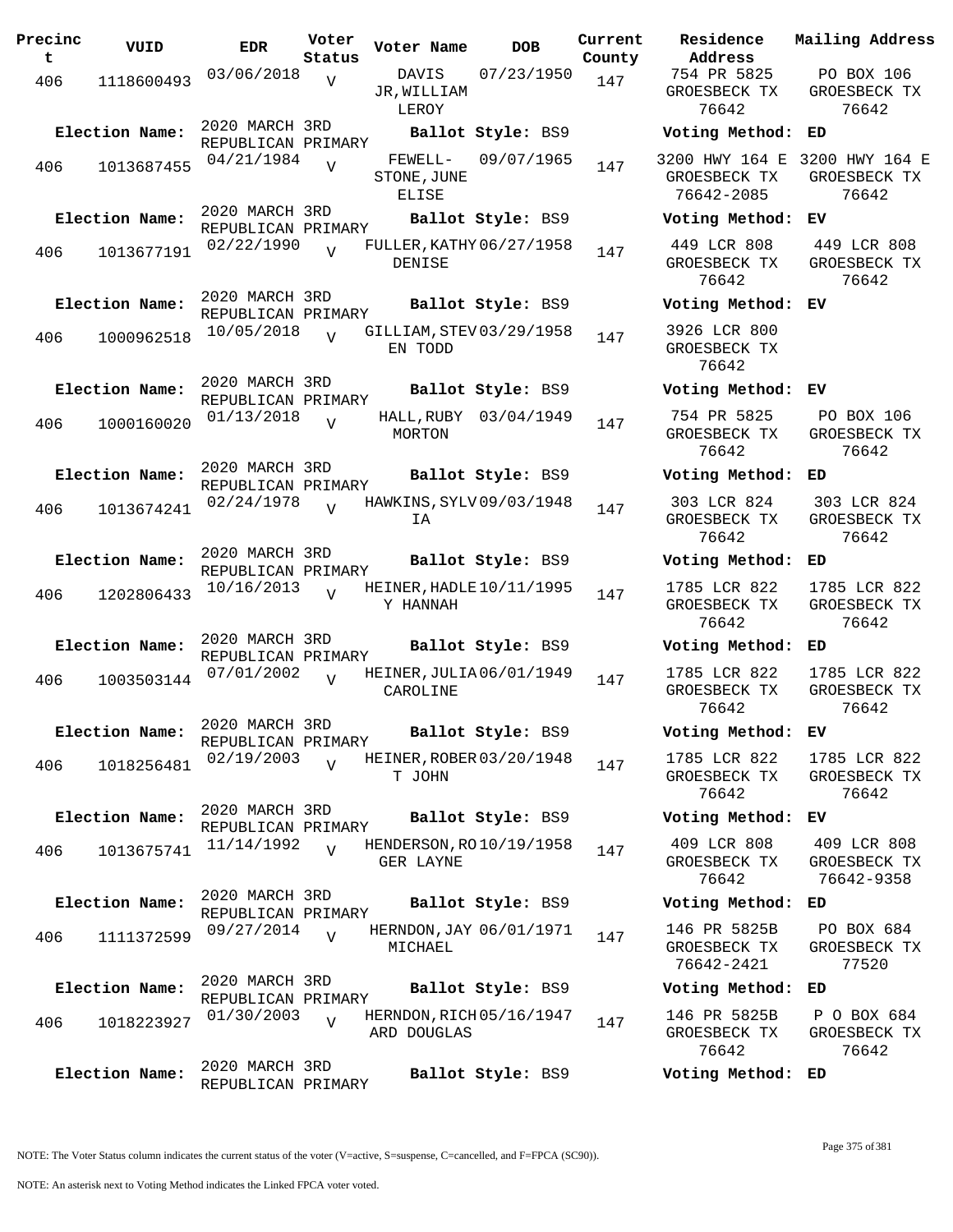| Precinct | VUID | EDR | Voter Status | Voter Name | DOB | Current County | Residence Address | Mailing Address |
|---|---|---|---|---|---|---|---|---|
| 406 | 1118600493 | 03/06/2018 | V | DAVIS JR,WILLIAM LEROY | 07/23/1950 | 147 | 754 PR 5825 GROESBECK TX 76642 | PO BOX 106 GROESBECK TX 76642 |
| **Election Name:** | 2020 MARCH 3RD REPUBLICAN PRIMARY | | | **Ballot Style:** BS9 | | | **Voting Method:** ED | |
| 406 | 1013687455 | 04/21/1984 | V | FEWELL-STONE,JUNE ELISE | 09/07/1965 | 147 | 3200 HWY 164 E GROESBECK TX 76642-2085 | 3200 HWY 164 E GROESBECK TX 76642 |
| **Election Name:** | 2020 MARCH 3RD REPUBLICAN PRIMARY | | | **Ballot Style:** BS9 | | | **Voting Method:** EV | |
| 406 | 1013677191 | 02/22/1990 | V | FULLER,KATHY DENISE | 06/27/1958 | 147 | 449 LCR 808 GROESBECK TX 76642 | 449 LCR 808 GROESBECK TX 76642 |
| **Election Name:** | 2020 MARCH 3RD REPUBLICAN PRIMARY | | | **Ballot Style:** BS9 | | | **Voting Method:** EV | |
| 406 | 1000962518 | 10/05/2018 | V | GILLIAM,STEVEN TODD | 03/29/1958 | 147 | 3926 LCR 800 GROESBECK TX 76642 | |
| **Election Name:** | 2020 MARCH 3RD REPUBLICAN PRIMARY | | | **Ballot Style:** BS9 | | | **Voting Method:** EV | |
| 406 | 1000160020 | 01/13/2018 | V | HALL,RUBY MORTON | 03/04/1949 | 147 | 754 PR 5825 GROESBECK TX 76642 | PO BOX 106 GROESBECK TX 76642 |
| **Election Name:** | 2020 MARCH 3RD REPUBLICAN PRIMARY | | | **Ballot Style:** BS9 | | | **Voting Method:** ED | |
| 406 | 1013674241 | 02/24/1978 | V | HAWKINS,SYLVIA | 09/03/1948 | 147 | 303 LCR 824 GROESBECK TX 76642 | 303 LCR 824 GROESBECK TX 76642 |
| **Election Name:** | 2020 MARCH 3RD REPUBLICAN PRIMARY | | | **Ballot Style:** BS9 | | | **Voting Method:** ED | |
| 406 | 1202806433 | 10/16/2013 | V | HEINER,HADLEY HANNAH | 10/11/1995 | 147 | 1785 LCR 822 GROESBECK TX 76642 | 1785 LCR 822 GROESBECK TX 76642 |
| **Election Name:** | 2020 MARCH 3RD REPUBLICAN PRIMARY | | | **Ballot Style:** BS9 | | | **Voting Method:** ED | |
| 406 | 1003503144 | 07/01/2002 | V | HEINER,JULIA CAROLINE | 06/01/1949 | 147 | 1785 LCR 822 GROESBECK TX 76642 | 1785 LCR 822 GROESBECK TX 76642 |
| **Election Name:** | 2020 MARCH 3RD REPUBLICAN PRIMARY | | | **Ballot Style:** BS9 | | | **Voting Method:** EV | |
| 406 | 1018256481 | 02/19/2003 | V | HEINER,ROBERT JOHN | 03/20/1948 | 147 | 1785 LCR 822 GROESBECK TX 76642 | 1785 LCR 822 GROESBECK TX 76642 |
| **Election Name:** | 2020 MARCH 3RD REPUBLICAN PRIMARY | | | **Ballot Style:** BS9 | | | **Voting Method:** EV | |
| 406 | 1013675741 | 11/14/1992 | V | HENDERSON,ROGER LAYNE | 10/19/1958 | 147 | 409 LCR 808 GROESBECK TX 76642 | 409 LCR 808 GROESBECK TX 76642-9358 |
| **Election Name:** | 2020 MARCH 3RD REPUBLICAN PRIMARY | | | **Ballot Style:** BS9 | | | **Voting Method:** ED | |
| 406 | 1111372599 | 09/27/2014 | V | HERNDON,JAY MICHAEL | 06/01/1971 | 147 | 146 PR 5825B GROESBECK TX 76642-2421 | PO BOX 684 GROESBECK TX 77520 |
| **Election Name:** | 2020 MARCH 3RD REPUBLICAN PRIMARY | | | **Ballot Style:** BS9 | | | **Voting Method:** ED | |
| 406 | 1018223927 | 01/30/2003 | V | HERNDON,RICHARD DOUGLAS | 05/16/1947 | 147 | 146 PR 5825B GROESBECK TX 76642 | P O BOX 684 GROESBECK TX 76642 |
| **Election Name:** | 2020 MARCH 3RD REPUBLICAN PRIMARY | | | **Ballot Style:** BS9 | | | **Voting Method:** ED | |

NOTE: The Voter Status column indicates the current status of the voter (V=active, S=suspense, C=cancelled, and F=FPCA (SC90)).

NOTE: An asterisk next to Voting Method indicates the Linked FPCA voter voted.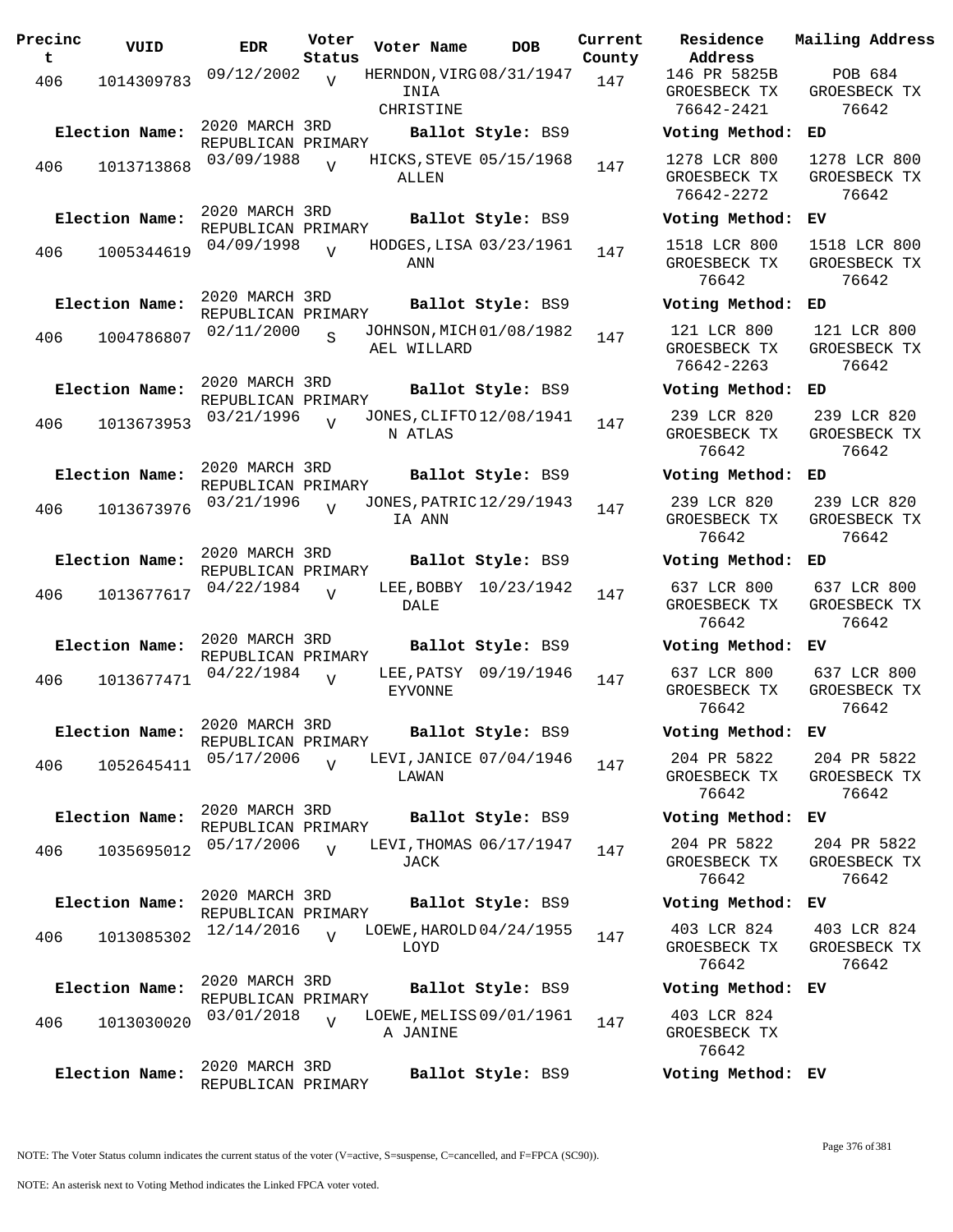| Precinct | VUID | EDR | Voter Status | Voter Name | DOB | Current County | Residence Address | Mailing Address |
|---|---|---|---|---|---|---|---|---|
| 406 | 1014309783 | 09/12/2002 | V | HERNDON, VIRGINIA CHRISTINE | 08/31/1947 | 147 | 146 PR 5825B GROESBECK TX 76642-2421 | POB 684 GROESBECK TX 76642 |
| **Election Name:** | 2020 MARCH 3RD REPUBLICAN PRIMARY | | | **Ballot Style:** BS9 | | | **Voting Method:** | ED |
| 406 | 1013713868 | 03/09/1988 | V | HICKS, STEVE ALLEN | 05/15/1968 | 147 | 1278 LCR 800 GROESBECK TX 76642-2272 | 1278 LCR 800 GROESBECK TX 76642 |
| **Election Name:** | 2020 MARCH 3RD REPUBLICAN PRIMARY | | | **Ballot Style:** BS9 | | | **Voting Method:** | EV |
| 406 | 1005344619 | 04/09/1998 | V | HODGES, LISA ANN | 03/23/1961 | 147 | 1518 LCR 800 GROESBECK TX 76642 | 1518 LCR 800 GROESBECK TX 76642 |
| **Election Name:** | 2020 MARCH 3RD REPUBLICAN PRIMARY | | | **Ballot Style:** BS9 | | | **Voting Method:** | ED |
| 406 | 1004786807 | 02/11/2000 | S | JOHNSON, MICHAEL WILLARD | 01/08/1982 | 147 | 121 LCR 800 GROESBECK TX 76642-2263 | 121 LCR 800 GROESBECK TX 76642 |
| **Election Name:** | 2020 MARCH 3RD REPUBLICAN PRIMARY | | | **Ballot Style:** BS9 | | | **Voting Method:** | ED |
| 406 | 1013673953 | 03/21/1996 | V | JONES, CLIFTON ATLAS | 12/08/1941 | 147 | 239 LCR 820 GROESBECK TX 76642 | 239 LCR 820 GROESBECK TX 76642 |
| **Election Name:** | 2020 MARCH 3RD REPUBLICAN PRIMARY | | | **Ballot Style:** BS9 | | | **Voting Method:** | ED |
| 406 | 1013673976 | 03/21/1996 | V | JONES, PATRICIA ANN | 12/29/1943 | 147 | 239 LCR 820 GROESBECK TX 76642 | 239 LCR 820 GROESBECK TX 76642 |
| **Election Name:** | 2020 MARCH 3RD REPUBLICAN PRIMARY | | | **Ballot Style:** BS9 | | | **Voting Method:** | ED |
| 406 | 1013677617 | 04/22/1984 | V | LEE, BOBBY DALE | 10/23/1942 | 147 | 637 LCR 800 GROESBECK TX 76642 | 637 LCR 800 GROESBECK TX 76642 |
| **Election Name:** | 2020 MARCH 3RD REPUBLICAN PRIMARY | | | **Ballot Style:** BS9 | | | **Voting Method:** | EV |
| 406 | 1013677471 | 04/22/1984 | V | LEE, PATSY EYVONNE | 09/19/1946 | 147 | 637 LCR 800 GROESBECK TX 76642 | 637 LCR 800 GROESBECK TX 76642 |
| **Election Name:** | 2020 MARCH 3RD REPUBLICAN PRIMARY | | | **Ballot Style:** BS9 | | | **Voting Method:** | EV |
| 406 | 1052645411 | 05/17/2006 | V | LEVI, JANICE LAWAN | 07/04/1946 | 147 | 204 PR 5822 GROESBECK TX 76642 | 204 PR 5822 GROESBECK TX 76642 |
| **Election Name:** | 2020 MARCH 3RD REPUBLICAN PRIMARY | | | **Ballot Style:** BS9 | | | **Voting Method:** | EV |
| 406 | 1035695012 | 05/17/2006 | V | LEVI, THOMAS JACK | 06/17/1947 | 147 | 204 PR 5822 GROESBECK TX 76642 | 204 PR 5822 GROESBECK TX 76642 |
| **Election Name:** | 2020 MARCH 3RD REPUBLICAN PRIMARY | | | **Ballot Style:** BS9 | | | **Voting Method:** | EV |
| 406 | 1013085302 | 12/14/2016 | V | LOEWE, HAROLD LOYD | 04/24/1955 | 147 | 403 LCR 824 GROESBECK TX 76642 | 403 LCR 824 GROESBECK TX 76642 |
| **Election Name:** | 2020 MARCH 3RD REPUBLICAN PRIMARY | | | **Ballot Style:** BS9 | | | **Voting Method:** | EV |
| 406 | 1013030020 | 03/01/2018 | V | LOEWE, MELISSA JANINE | 09/01/1961 | 147 | 403 LCR 824 GROESBECK TX 76642 | |
| **Election Name:** | 2020 MARCH 3RD REPUBLICAN PRIMARY | | | **Ballot Style:** BS9 | | | **Voting Method:** | EV |

NOTE: The Voter Status column indicates the current status of the voter (V=active, S=suspense, C=cancelled, and F=FPCA (SC90)).

NOTE: An asterisk next to Voting Method indicates the Linked FPCA voter voted.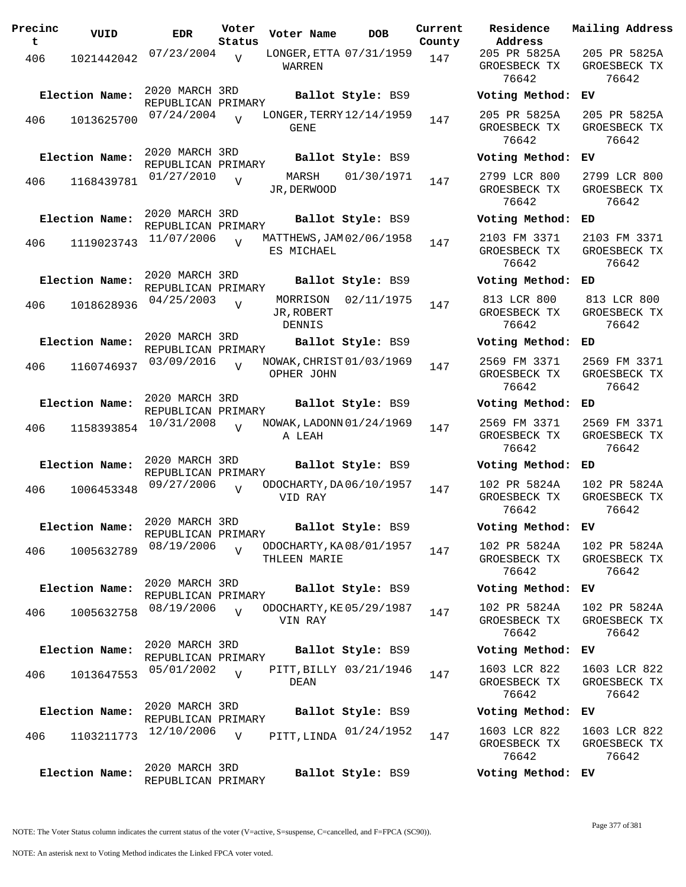| Precinct | VUID | EDR | Voter Status | Voter Name | DOB | Current County | Residence Address | Mailing Address |
|---|---|---|---|---|---|---|---|---|
| 406 | 1021442042 | 07/23/2004 | V | LONGER,ETTA WARREN | 07/31/1959 | 147 | 205 PR 5825A GROESBECK TX 76642 | 205 PR 5825A GROESBECK TX 76642 |
| **Election Name:** | | 2020 MARCH 3RD REPUBLICAN PRIMARY | | **Ballot Style:** BS9 | | | **Voting Method:** | EV |
| 406 | 1013625700 | 07/24/2004 | V | LONGER,TERRY GENE | 12/14/1959 | 147 | 205 PR 5825A GROESBECK TX 76642 | 205 PR 5825A GROESBECK TX 76642 |
| **Election Name:** | | 2020 MARCH 3RD REPUBLICAN PRIMARY | | **Ballot Style:** BS9 | | | **Voting Method:** | EV |
| 406 | 1168439781 | 01/27/2010 | V | MARSH JR,DERWOOD | 01/30/1971 | 147 | 2799 LCR 800 GROESBECK TX 76642 | 2799 LCR 800 GROESBECK TX 76642 |
| **Election Name:** | | 2020 MARCH 3RD REPUBLICAN PRIMARY | | **Ballot Style:** BS9 | | | **Voting Method:** | ED |
| 406 | 1119023743 | 11/07/2006 | V | MATTHEWS,JAMES MICHAEL | 02/06/1958 | 147 | 2103 FM 3371 GROESBECK TX 76642 | 2103 FM 3371 GROESBECK TX 76642 |
| **Election Name:** | | 2020 MARCH 3RD REPUBLICAN PRIMARY | | **Ballot Style:** BS9 | | | **Voting Method:** | ED |
| 406 | 1018628936 | 04/25/2003 | V | MORRISON JR,ROBERT DENNIS | 02/11/1975 | 147 | 813 LCR 800 GROESBECK TX 76642 | 813 LCR 800 GROESBECK TX 76642 |
| **Election Name:** | | 2020 MARCH 3RD REPUBLICAN PRIMARY | | **Ballot Style:** BS9 | | | **Voting Method:** | ED |
| 406 | 1160746937 | 03/09/2016 | V | NOWAK,CHRISTOPHER JOHN | 01/03/1969 | 147 | 2569 FM 3371 GROESBECK TX 76642 | 2569 FM 3371 GROESBECK TX 76642 |
| **Election Name:** | | 2020 MARCH 3RD REPUBLICAN PRIMARY | | **Ballot Style:** BS9 | | | **Voting Method:** | ED |
| 406 | 1158393854 | 10/31/2008 | V | NOWAK,LADONNA LEAH | 01/24/1969 | 147 | 2569 FM 3371 GROESBECK TX 76642 | 2569 FM 3371 GROESBECK TX 76642 |
| **Election Name:** | | 2020 MARCH 3RD REPUBLICAN PRIMARY | | **Ballot Style:** BS9 | | | **Voting Method:** | ED |
| 406 | 1006453348 | 09/27/2006 | V | ODOCHARTY,DAVID RAY | 06/10/1957 | 147 | 102 PR 5824A GROESBECK TX 76642 | 102 PR 5824A GROESBECK TX 76642 |
| **Election Name:** | | 2020 MARCH 3RD REPUBLICAN PRIMARY | | **Ballot Style:** BS9 | | | **Voting Method:** | EV |
| 406 | 1005632789 | 08/19/2006 | V | ODOCHARTY,KATHLEEN MARIE | 08/01/1957 | 147 | 102 PR 5824A GROESBECK TX 76642 | 102 PR 5824A GROESBECK TX 76642 |
| **Election Name:** | | 2020 MARCH 3RD REPUBLICAN PRIMARY | | **Ballot Style:** BS9 | | | **Voting Method:** | EV |
| 406 | 1005632758 | 08/19/2006 | V | ODOCHARTY,KEVIN RAY | 05/29/1987 | 147 | 102 PR 5824A GROESBECK TX 76642 | 102 PR 5824A GROESBECK TX 76642 |
| **Election Name:** | | 2020 MARCH 3RD REPUBLICAN PRIMARY | | **Ballot Style:** BS9 | | | **Voting Method:** | EV |
| 406 | 1013647553 | 05/01/2002 | V | PITT,BILLY DEAN | 03/21/1946 | 147 | 1603 LCR 822 GROESBECK TX 76642 | 1603 LCR 822 GROESBECK TX 76642 |
| **Election Name:** | | 2020 MARCH 3RD REPUBLICAN PRIMARY | | **Ballot Style:** BS9 | | | **Voting Method:** | EV |
| 406 | 1103211773 | 12/10/2006 | V | PITT,LINDA | 01/24/1952 | 147 | 1603 LCR 822 GROESBECK TX 76642 | 1603 LCR 822 GROESBECK TX 76642 |
| **Election Name:** | | 2020 MARCH 3RD REPUBLICAN PRIMARY | | **Ballot Style:** BS9 | | | **Voting Method:** | EV |

NOTE: The Voter Status column indicates the current status of the voter (V=active, S=suspense, C=cancelled, and F=FPCA (SC90)).

NOTE: An asterisk next to Voting Method indicates the Linked FPCA voter voted.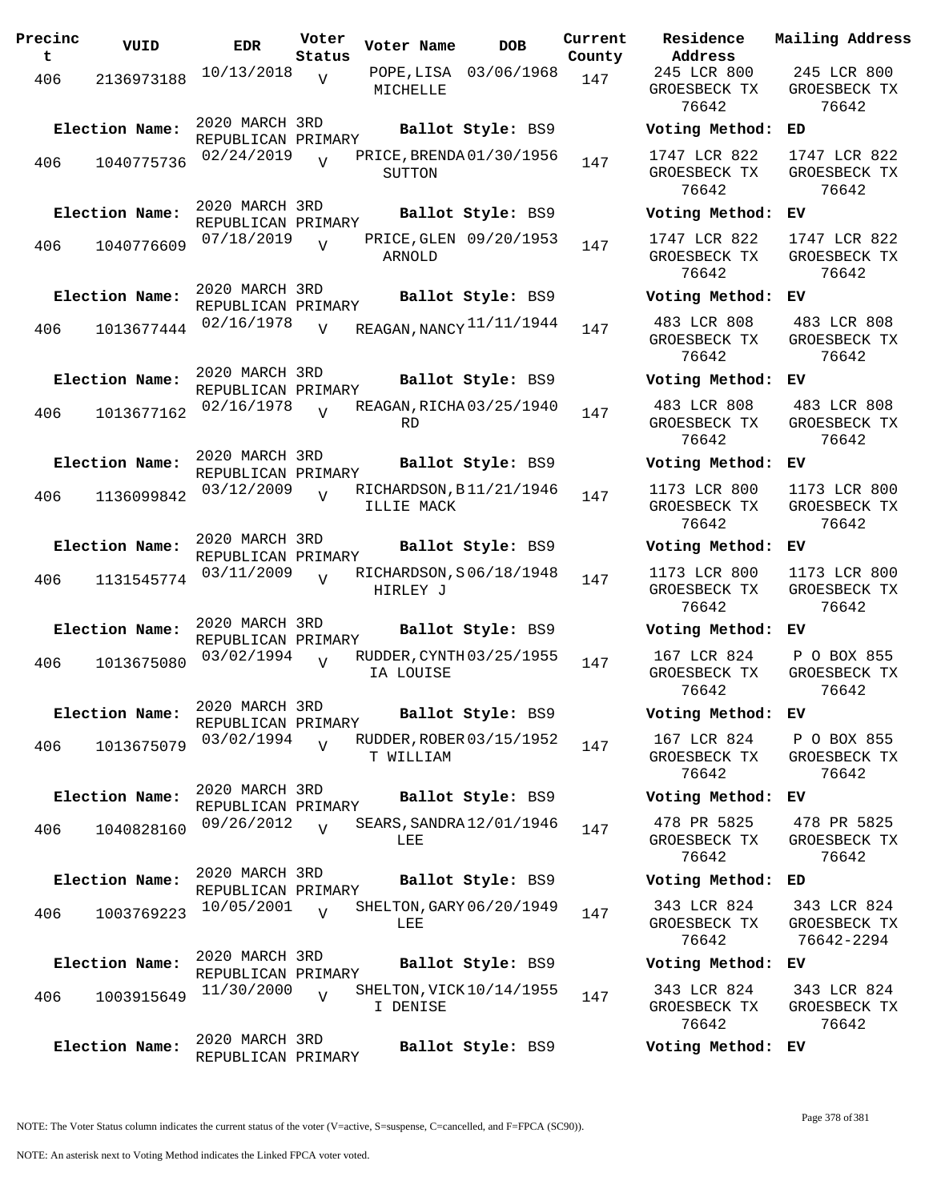| Precinct | VUID | EDR | Voter Status | Voter Name | DOB | Current County | Residence Address | Mailing Address |
|---|---|---|---|---|---|---|---|---|
| 406 | 2136973188 | 10/13/2018 | V | POPE, LISA MICHELLE | 03/06/1968 | 147 | 245 LCR 800 GROESBECK TX 76642 | 245 LCR 800 GROESBECK TX 76642 |
| **Election Name:** | 2020 MARCH 3RD REPUBLICAN PRIMARY | | | **Ballot Style:** BS9 | | | **Voting Method:** | ED |
| 406 | 1040775736 | 02/24/2019 | V | PRICE, BRENDA SUTTON | 01/30/1956 | 147 | 1747 LCR 822 GROESBECK TX 76642 | 1747 LCR 822 GROESBECK TX 76642 |
| **Election Name:** | 2020 MARCH 3RD REPUBLICAN PRIMARY | | | **Ballot Style:** BS9 | | | **Voting Method:** | EV |
| 406 | 1040776609 | 07/18/2019 | V | PRICE, GLEN ARNOLD | 09/20/1953 | 147 | 1747 LCR 822 GROESBECK TX 76642 | 1747 LCR 822 GROESBECK TX 76642 |
| **Election Name:** | 2020 MARCH 3RD REPUBLICAN PRIMARY | | | **Ballot Style:** BS9 | | | **Voting Method:** | EV |
| 406 | 1013677444 | 02/16/1978 | V | REAGAN, NANCY | 11/11/1944 | 147 | 483 LCR 808 GROESBECK TX 76642 | 483 LCR 808 GROESBECK TX 76642 |
| **Election Name:** | 2020 MARCH 3RD REPUBLICAN PRIMARY | | | **Ballot Style:** BS9 | | | **Voting Method:** | EV |
| 406 | 1013677162 | 02/16/1978 | V | REAGAN, RICHARD | 03/25/1940 | 147 | 483 LCR 808 GROESBECK TX 76642 | 483 LCR 808 GROESBECK TX 76642 |
| **Election Name:** | 2020 MARCH 3RD REPUBLICAN PRIMARY | | | **Ballot Style:** BS9 | | | **Voting Method:** | EV |
| 406 | 1136099842 | 03/12/2009 | V | RICHARDSON, BILLIE MACK | 11/21/1946 | 147 | 1173 LCR 800 GROESBECK TX 76642 | 1173 LCR 800 GROESBECK TX 76642 |
| **Election Name:** | 2020 MARCH 3RD REPUBLICAN PRIMARY | | | **Ballot Style:** BS9 | | | **Voting Method:** | EV |
| 406 | 1131545774 | 03/11/2009 | V | RICHARDSON, SHIRLEY J | 06/18/1948 | 147 | 1173 LCR 800 GROESBECK TX 76642 | 1173 LCR 800 GROESBECK TX 76642 |
| **Election Name:** | 2020 MARCH 3RD REPUBLICAN PRIMARY | | | **Ballot Style:** BS9 | | | **Voting Method:** | EV |
| 406 | 1013675080 | 03/02/1994 | V | RUDDER, CYNTHIA LOUISE | 03/25/1955 | 147 | 167 LCR 824 GROESBECK TX 76642 | P O BOX 855 GROESBECK TX 76642 |
| **Election Name:** | 2020 MARCH 3RD REPUBLICAN PRIMARY | | | **Ballot Style:** BS9 | | | **Voting Method:** | EV |
| 406 | 1013675079 | 03/02/1994 | V | RUDDER, ROBERT WILLIAM | 03/15/1952 | 147 | 167 LCR 824 GROESBECK TX 76642 | P O BOX 855 GROESBECK TX 76642 |
| **Election Name:** | 2020 MARCH 3RD REPUBLICAN PRIMARY | | | **Ballot Style:** BS9 | | | **Voting Method:** | EV |
| 406 | 1040828160 | 09/26/2012 | V | SEARS, SANDRA LEE | 12/01/1946 | 147 | 478 PR 5825 GROESBECK TX 76642 | 478 PR 5825 GROESBECK TX 76642 |
| **Election Name:** | 2020 MARCH 3RD REPUBLICAN PRIMARY | | | **Ballot Style:** BS9 | | | **Voting Method:** | ED |
| 406 | 1003769223 | 10/05/2001 | V | SHELTON, GARY LEE | 06/20/1949 | 147 | 343 LCR 824 GROESBECK TX 76642 | 343 LCR 824 GROESBECK TX 76642-2294 |
| **Election Name:** | 2020 MARCH 3RD REPUBLICAN PRIMARY | | | **Ballot Style:** BS9 | | | **Voting Method:** | EV |
| 406 | 1003915649 | 11/30/2000 | V | SHELTON, VICKI DENISE | 10/14/1955 | 147 | 343 LCR 824 GROESBECK TX 76642 | 343 LCR 824 GROESBECK TX 76642 |
| **Election Name:** | 2020 MARCH 3RD REPUBLICAN PRIMARY | | | **Ballot Style:** BS9 | | | **Voting Method:** | EV |

NOTE: The Voter Status column indicates the current status of the voter (V=active, S=suspense, C=cancelled, and F=FPCA (SC90)).

NOTE: An asterisk next to Voting Method indicates the Linked FPCA voter voted.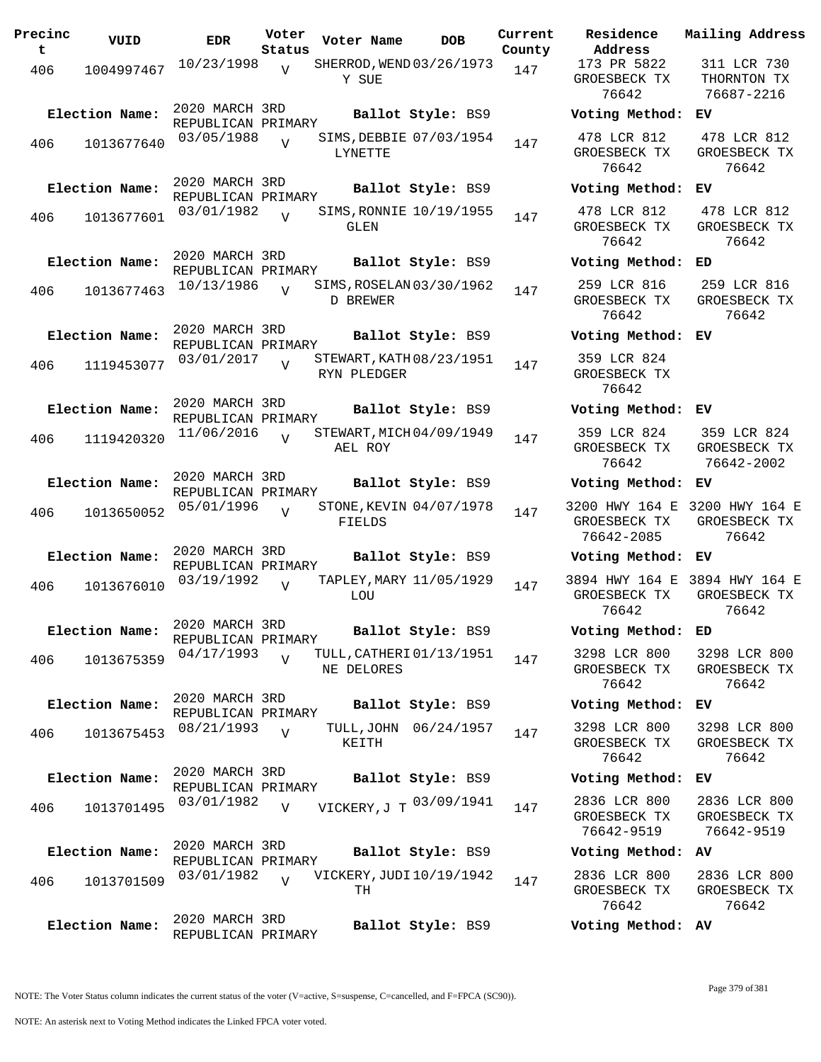| Precinct | VUID | EDR | Voter Status | Voter Name | DOB | Current County | Residence Address | Mailing Address |
|---|---|---|---|---|---|---|---|---|
| 406 | 1004997467 | 10/23/1998 | V | SHERROD, WENDY SUE | 03/26/1973 | 147 | 173 PR 5822 GROESBECK TX 76642 | 311 LCR 730 THORNTON TX 76687-2216 |
| Election Name: | 2020 MARCH 3RD REPUBLICAN PRIMARY | | | Ballot Style: BS9 | | | Voting Method: | EV |
| 406 | 1013677640 | 03/05/1988 | V | SIMS, DEBBIE LYNETTE | 07/03/1954 | 147 | 478 LCR 812 GROESBECK TX 76642 | 478 LCR 812 GROESBECK TX 76642 |
| Election Name: | 2020 MARCH 3RD REPUBLICAN PRIMARY | | | Ballot Style: BS9 | | | Voting Method: | EV |
| 406 | 1013677601 | 03/01/1982 | V | SIMS, RONNIE GLEN | 10/19/1955 | 147 | 478 LCR 812 GROESBECK TX 76642 | 478 LCR 812 GROESBECK TX 76642 |
| Election Name: | 2020 MARCH 3RD REPUBLICAN PRIMARY | | | Ballot Style: BS9 | | | Voting Method: | ED |
| 406 | 1013677463 | 10/13/1986 | V | SIMS, ROSELAND BREWER | 03/30/1962 | 147 | 259 LCR 816 GROESBECK TX 76642 | 259 LCR 816 GROESBECK TX 76642 |
| Election Name: | 2020 MARCH 3RD REPUBLICAN PRIMARY | | | Ballot Style: BS9 | | | Voting Method: | EV |
| 406 | 1119453077 | 03/01/2017 | V | STEWART, KATHRYN PLEDGER | 08/23/1951 | 147 | 359 LCR 824 GROESBECK TX 76642 | |
| Election Name: | 2020 MARCH 3RD REPUBLICAN PRIMARY | | | Ballot Style: BS9 | | | Voting Method: | EV |
| 406 | 1119420320 | 11/06/2016 | V | STEWART, MICHAEL ROY | 04/09/1949 | 147 | 359 LCR 824 GROESBECK TX 76642 | 359 LCR 824 GROESBECK TX 76642-2002 |
| Election Name: | 2020 MARCH 3RD REPUBLICAN PRIMARY | | | Ballot Style: BS9 | | | Voting Method: | EV |
| 406 | 1013650052 | 05/01/1996 | V | STONE, KEVIN FIELDS | 04/07/1978 | 147 | 3200 HWY 164 E GROESBECK TX 76642-2085 | 3200 HWY 164 E GROESBECK TX 76642 |
| Election Name: | 2020 MARCH 3RD REPUBLICAN PRIMARY | | | Ballot Style: BS9 | | | Voting Method: | EV |
| 406 | 1013676010 | 03/19/1992 | V | TAPLEY, MARY LOU | 11/05/1929 | 147 | 3894 HWY 164 E GROESBECK TX 76642 | 3894 HWY 164 E GROESBECK TX 76642 |
| Election Name: | 2020 MARCH 3RD REPUBLICAN PRIMARY | | | Ballot Style: BS9 | | | Voting Method: | ED |
| 406 | 1013675359 | 04/17/1993 | V | TULL, CATHERINE DELORES | 01/13/1951 | 147 | 3298 LCR 800 GROESBECK TX 76642 | 3298 LCR 800 GROESBECK TX 76642 |
| Election Name: | 2020 MARCH 3RD REPUBLICAN PRIMARY | | | Ballot Style: BS9 | | | Voting Method: | EV |
| 406 | 1013675453 | 08/21/1993 | V | TULL, JOHN KEITH | 06/24/1957 | 147 | 3298 LCR 800 GROESBECK TX 76642 | 3298 LCR 800 GROESBECK TX 76642 |
| Election Name: | 2020 MARCH 3RD REPUBLICAN PRIMARY | | | Ballot Style: BS9 | | | Voting Method: | EV |
| 406 | 1013701495 | 03/01/1982 | V | VICKERY, J T | 03/09/1941 | 147 | 2836 LCR 800 GROESBECK TX 76642-9519 | 2836 LCR 800 GROESBECK TX 76642-9519 |
| Election Name: | 2020 MARCH 3RD REPUBLICAN PRIMARY | | | Ballot Style: BS9 | | | Voting Method: | AV |
| 406 | 1013701509 | 03/01/1982 | V | VICKERY, JUDITH | 10/19/1942 | 147 | 2836 LCR 800 GROESBECK TX 76642 | 2836 LCR 800 GROESBECK TX 76642 |
| Election Name: | 2020 MARCH 3RD REPUBLICAN PRIMARY | | | Ballot Style: BS9 | | | Voting Method: | AV |

NOTE: The Voter Status column indicates the current status of the voter (V=active, S=suspense, C=cancelled, and F=FPCA (SC90)).

NOTE: An asterisk next to Voting Method indicates the Linked FPCA voter voted.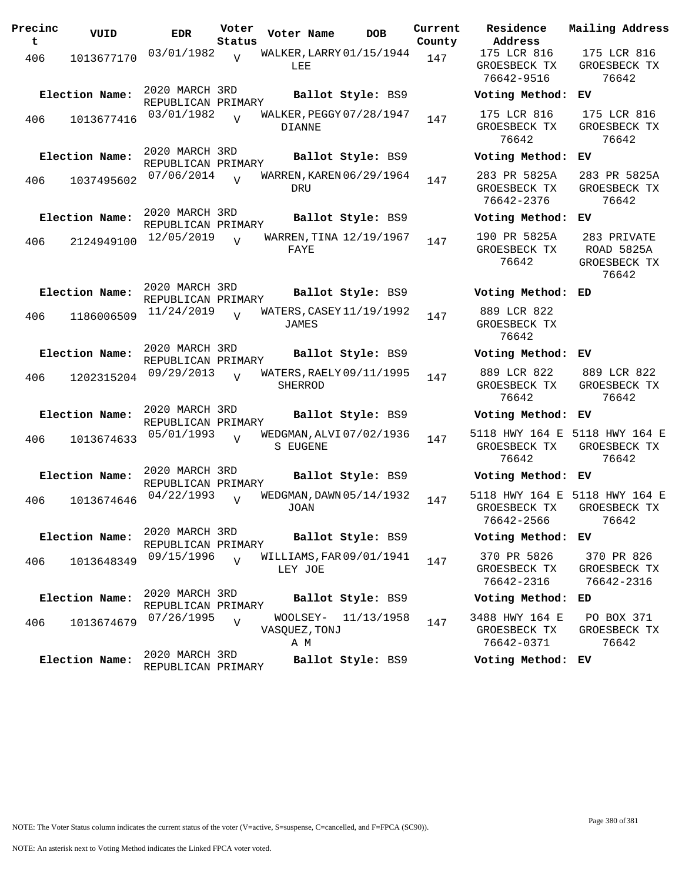| Precinct | VUID | EDR | Voter Status | Voter Name | DOB | Current County | Residence Address | Mailing Address |
|---|---|---|---|---|---|---|---|---|
| 406 | 1013677170 | 03/01/1982 | V | WALKER, LARRY LEE | 01/15/1944 | 147 | 175 LCR 816 GROESBECK TX 76642-9516 | 175 LCR 816 GROESBECK TX 76642 |
| **Election Name:** | | 2020 MARCH 3RD REPUBLICAN PRIMARY | | **Ballot Style:** BS9 | | | **Voting Method:** | EV |
| 406 | 1013677416 | 03/01/1982 | V | WALKER, PEGGY DIANNE | 07/28/1947 | 147 | 175 LCR 816 GROESBECK TX 76642 | 175 LCR 816 GROESBECK TX 76642 |
| **Election Name:** | | 2020 MARCH 3RD REPUBLICAN PRIMARY | | **Ballot Style:** BS9 | | | **Voting Method:** | EV |
| 406 | 1037495602 | 07/06/2014 | V | WARREN, KAREN DRU | 06/29/1964 | 147 | 283 PR 5825A GROESBECK TX 76642-2376 | 283 PR 5825A GROESBECK TX 76642 |
| **Election Name:** | | 2020 MARCH 3RD REPUBLICAN PRIMARY | | **Ballot Style:** BS9 | | | **Voting Method:** | EV |
| 406 | 2124949100 | 12/05/2019 | V | WARREN, TINA FAYE | 12/19/1967 | 147 | 190 PR 5825A GROESBECK TX 76642 | 283 PRIVATE ROAD 5825A GROESBECK TX 76642 |
| **Election Name:** | | 2020 MARCH 3RD REPUBLICAN PRIMARY | | **Ballot Style:** BS9 | | | **Voting Method:** | ED |
| 406 | 1186006509 | 11/24/2019 | V | WATERS, CASEY JAMES | 11/19/1992 | 147 | 889 LCR 822 GROESBECK TX 76642 | |
| **Election Name:** | | 2020 MARCH 3RD REPUBLICAN PRIMARY | | **Ballot Style:** BS9 | | | **Voting Method:** | EV |
| 406 | 1202315204 | 09/29/2013 | V | WATERS, RAELY SHERROD | 09/11/1995 | 147 | 889 LCR 822 GROESBECK TX 76642 | 889 LCR 822 GROESBECK TX 76642 |
| **Election Name:** | | 2020 MARCH 3RD REPUBLICAN PRIMARY | | **Ballot Style:** BS9 | | | **Voting Method:** | EV |
| 406 | 1013674633 | 05/01/1993 | V | WEDGMAN, ALVIS EUGENE | 07/02/1936 | 147 | 5118 HWY 164 E GROESBECK TX 76642 | 5118 HWY 164 E GROESBECK TX 76642 |
| **Election Name:** | | 2020 MARCH 3RD REPUBLICAN PRIMARY | | **Ballot Style:** BS9 | | | **Voting Method:** | EV |
| 406 | 1013674646 | 04/22/1993 | V | WEDGMAN, DAWN JOAN | 05/14/1932 | 147 | 5118 HWY 164 E GROESBECK TX 76642-2566 | 5118 HWY 164 E GROESBECK TX 76642 |
| **Election Name:** | | 2020 MARCH 3RD REPUBLICAN PRIMARY | | **Ballot Style:** BS9 | | | **Voting Method:** | EV |
| 406 | 1013648349 | 09/15/1996 | V | WILLIAMS, FARLEY JOE | 09/01/1941 | 147 | 370 PR 5826 GROESBECK TX 76642-2316 | 370 PR 826 GROESBECK TX 76642-2316 |
| **Election Name:** | | 2020 MARCH 3RD REPUBLICAN PRIMARY | | **Ballot Style:** BS9 | | | **Voting Method:** | ED |
| 406 | 1013674679 | 07/26/1995 | V | WOOLSEY-VASQUEZ, TONJA M | 11/13/1958 | 147 | 3488 HWY 164 E GROESBECK TX 76642-0371 | PO BOX 371 GROESBECK TX 76642 |
| **Election Name:** | | 2020 MARCH 3RD REPUBLICAN PRIMARY | | **Ballot Style:** BS9 | | | **Voting Method:** | EV |

NOTE: The Voter Status column indicates the current status of the voter (V=active, S=suspense, C=cancelled, and F=FPCA (SC90)).

NOTE: An asterisk next to Voting Method indicates the Linked FPCA voter voted.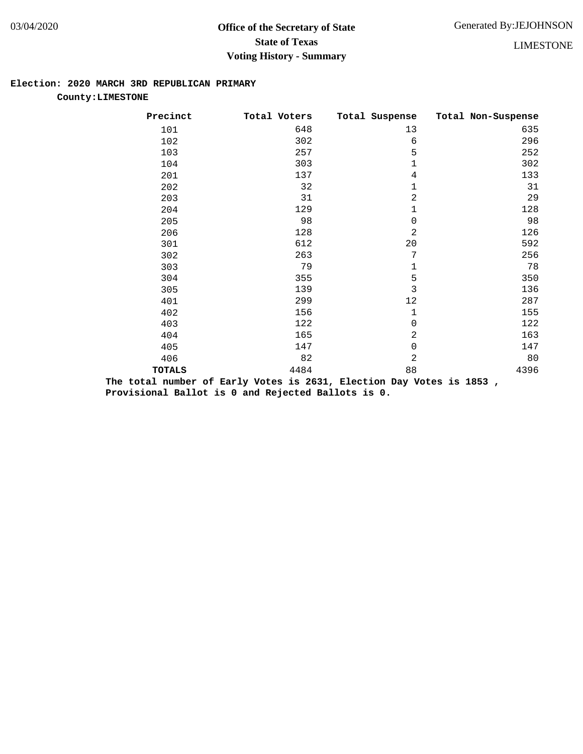03/04/2020

**Office of the Secretary of State**
**State of Texas**
**Voting History - Summary**

Generated By:JEJOHNSON

LIMESTONE

**Election: 2020 MARCH 3RD REPUBLICAN PRIMARY**

**County:LIMESTONE**

| Precinct | Total Voters | Total Suspense | Total Non-Suspense |
|---|---|---|---|
| 101 | 648 | 13 | 635 |
| 102 | 302 | 6 | 296 |
| 103 | 257 | 5 | 252 |
| 104 | 303 | 1 | 302 |
| 201 | 137 | 4 | 133 |
| 202 | 32 | 1 | 31 |
| 203 | 31 | 2 | 29 |
| 204 | 129 | 1 | 128 |
| 205 | 98 | 0 | 98 |
| 206 | 128 | 2 | 126 |
| 301 | 612 | 20 | 592 |
| 302 | 263 | 7 | 256 |
| 303 | 79 | 1 | 78 |
| 304 | 355 | 5 | 350 |
| 305 | 139 | 3 | 136 |
| 401 | 299 | 12 | 287 |
| 402 | 156 | 1 | 155 |
| 403 | 122 | 0 | 122 |
| 404 | 165 | 2 | 163 |
| 405 | 147 | 0 | 147 |
| 406 | 82 | 2 | 80 |
| **TOTALS** | 4484 | 88 | 4396 |

**The total number of Early Votes is 2631, Election Day Votes is 1853 , Provisional Ballot is 0 and Rejected Ballots is 0.**